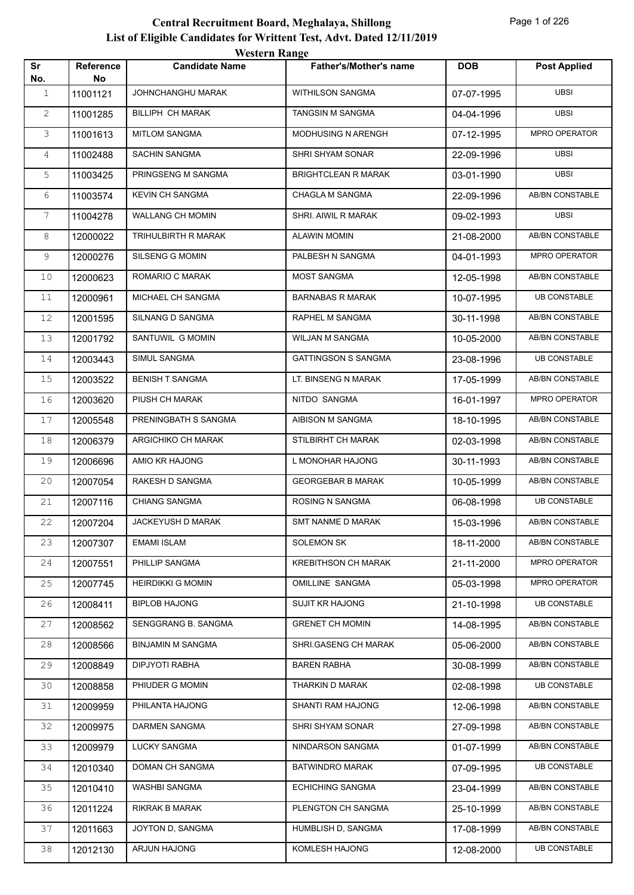# Central Recruitment Board, Meghalaya, Shillong

## List of Eligible Candidates for Writtent Test, Advt. Dated 12/11/2019

### Western Range

| Sr No. | Reference No | Candidate Name | Father's/Mother's name | DOB | Post Applied |
|---|---|---|---|---|---|
| 1 | 11001121 | JOHNCHANGHU MARAK | WITHILSON SANGMA | 07-07-1995 | UBSI |
| 2 | 11001285 | BILLIPH CH MARAK | TANGSIN M SANGMA | 04-04-1996 | UBSI |
| 3 | 11001613 | MITLOM SANGMA | MODHUSING N ARENGH | 07-12-1995 | MPRO OPERATOR |
| 4 | 11002488 | SACHIN SANGMA | SHRI SHYAM SONAR | 22-09-1996 | UBSI |
| 5 | 11003425 | PRINGSENG M SANGMA | BRIGHTCLEAN R MARAK | 03-01-1990 | UBSI |
| 6 | 11003574 | KEVIN CH SANGMA | CHAGLA M SANGMA | 22-09-1996 | AB/BN CONSTABLE |
| 7 | 11004278 | WALLANG CH MOMIN | SHRI. AIWIL R MARAK | 09-02-1993 | UBSI |
| 8 | 12000022 | TRIHULBIRTH R MARAK | ALAWIN MOMIN | 21-08-2000 | AB/BN CONSTABLE |
| 9 | 12000276 | SILSENG G MOMIN | PALBESH N SANGMA | 04-01-1993 | MPRO OPERATOR |
| 10 | 12000623 | ROMARIO C MARAK | MOST SANGMA | 12-05-1998 | AB/BN CONSTABLE |
| 11 | 12000961 | MICHAEL CH SANGMA | BARNABAS R MARAK | 10-07-1995 | UB CONSTABLE |
| 12 | 12001595 | SILNANG D SANGMA | RAPHEL M SANGMA | 30-11-1998 | AB/BN CONSTABLE |
| 13 | 12001792 | SANTUWIL G MOMIN | WILJAN M SANGMA | 10-05-2000 | AB/BN CONSTABLE |
| 14 | 12003443 | SIMUL SANGMA | GATTINGSON S SANGMA | 23-08-1996 | UB CONSTABLE |
| 15 | 12003522 | BENISH T SANGMA | LT. BINSENG N MARAK | 17-05-1999 | AB/BN CONSTABLE |
| 16 | 12003620 | PIUSH CH MARAK | NITDO SANGMA | 16-01-1997 | MPRO OPERATOR |
| 17 | 12005548 | PRENINGBATH S SANGMA | AIBISON M SANGMA | 18-10-1995 | AB/BN CONSTABLE |
| 18 | 12006379 | ARGICHIKO CH MARAK | STILBIRHT CH MARAK | 02-03-1998 | AB/BN CONSTABLE |
| 19 | 12006696 | AMIO KR HAJONG | L MONOHAR HAJONG | 30-11-1993 | AB/BN CONSTABLE |
| 20 | 12007054 | RAKESH D SANGMA | GEORGEBAR B MARAK | 10-05-1999 | AB/BN CONSTABLE |
| 21 | 12007116 | CHIANG SANGMA | ROSING N SANGMA | 06-08-1998 | UB CONSTABLE |
| 22 | 12007204 | JACKEYUSH D MARAK | SMT NANME D MARAK | 15-03-1996 | AB/BN CONSTABLE |
| 23 | 12007307 | EMAMI ISLAM | SOLEMON SK | 18-11-2000 | AB/BN CONSTABLE |
| 24 | 12007551 | PHILLIP SANGMA | KREBITHSON CH MARAK | 21-11-2000 | MPRO OPERATOR |
| 25 | 12007745 | HEIRDIKKI G MOMIN | OMILLINE SANGMA | 05-03-1998 | MPRO OPERATOR |
| 26 | 12008411 | BIPLOB HAJONG | SUJIT KR HAJONG | 21-10-1998 | UB CONSTABLE |
| 27 | 12008562 | SENGGRANG B. SANGMA | GRENET CH MOMIN | 14-08-1995 | AB/BN CONSTABLE |
| 28 | 12008566 | BINJAMIN M SANGMA | SHRI.GASENG CH MARAK | 05-06-2000 | AB/BN CONSTABLE |
| 29 | 12008849 | DIPJYOTI RABHA | BAREN RABHA | 30-08-1999 | AB/BN CONSTABLE |
| 30 | 12008858 | PHIUDER G MOMIN | THARKIN D MARAK | 02-08-1998 | UB CONSTABLE |
| 31 | 12009959 | PHILANTA HAJONG | SHANTI RAM HAJONG | 12-06-1998 | AB/BN CONSTABLE |
| 32 | 12009975 | DARMEN SANGMA | SHRI SHYAM SONAR | 27-09-1998 | AB/BN CONSTABLE |
| 33 | 12009979 | LUCKY SANGMA | NINDARSON SANGMA | 01-07-1999 | AB/BN CONSTABLE |
| 34 | 12010340 | DOMAN CH SANGMA | BATWINDRO MARAK | 07-09-1995 | UB CONSTABLE |
| 35 | 12010410 | WASHBI SANGMA | ECHICHING SANGMA | 23-04-1999 | AB/BN CONSTABLE |
| 36 | 12011224 | RIKRAK B MARAK | PLENGTON CH SANGMA | 25-10-1999 | AB/BN CONSTABLE |
| 37 | 12011663 | JOYTON D, SANGMA | HUMBLISH D, SANGMA | 17-08-1999 | AB/BN CONSTABLE |
| 38 | 12012130 | ARJUN HAJONG | KOMLESH HAJONG | 12-08-2000 | UB CONSTABLE |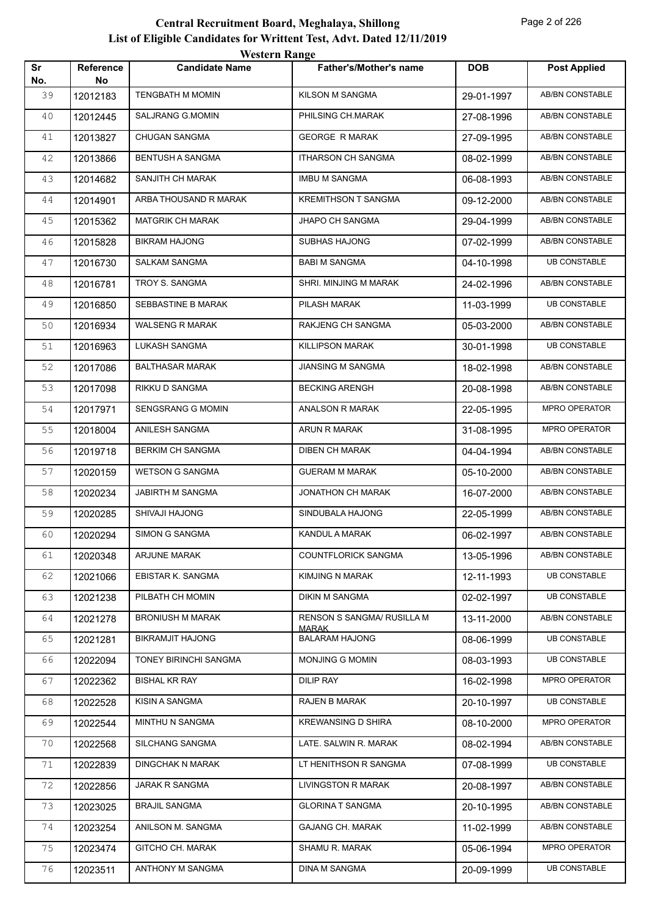# Central Recruitment Board, Meghalaya, Shillong
## List of Eligible Candidates for Writtent Test, Advt. Dated 12/11/2019
### Western Range

| Sr No. | Reference No | Candidate Name | Father's/Mother's name | DOB | Post Applied |
|---|---|---|---|---|---|
| 39 | 12012183 | TENGBATH M MOMIN | KILSON M SANGMA | 29-01-1997 | AB/BN CONSTABLE |
| 40 | 12012445 | SALJRANG G.MOMIN | PHILSING CH.MARAK | 27-08-1996 | AB/BN CONSTABLE |
| 41 | 12013827 | CHUGAN SANGMA | GEORGE R MARAK | 27-09-1995 | AB/BN CONSTABLE |
| 42 | 12013866 | BENTUSH A SANGMA | ITHARSON CH SANGMA | 08-02-1999 | AB/BN CONSTABLE |
| 43 | 12014682 | SANJITH CH MARAK | IMBU M SANGMA | 06-08-1993 | AB/BN CONSTABLE |
| 44 | 12014901 | ARBA THOUSAND R MARAK | KREMITHSON T SANGMA | 09-12-2000 | AB/BN CONSTABLE |
| 45 | 12015362 | MATGRIK CH MARAK | JHAPO CH SANGMA | 29-04-1999 | AB/BN CONSTABLE |
| 46 | 12015828 | BIKRAM HAJONG | SUBHAS HAJONG | 07-02-1999 | AB/BN CONSTABLE |
| 47 | 12016730 | SALKAM SANGMA | BABI M SANGMA | 04-10-1998 | UB CONSTABLE |
| 48 | 12016781 | TROY S. SANGMA | SHRI. MINJING M MARAK | 24-02-1996 | AB/BN CONSTABLE |
| 49 | 12016850 | SEBBASTINE B MARAK | PILASH MARAK | 11-03-1999 | UB CONSTABLE |
| 50 | 12016934 | WALSENG R MARAK | RAKJENG CH SANGMA | 05-03-2000 | AB/BN CONSTABLE |
| 51 | 12016963 | LUKASH SANGMA | KILLIPSON MARAK | 30-01-1998 | UB CONSTABLE |
| 52 | 12017086 | BALTHASAR MARAK | JIANSING M SANGMA | 18-02-1998 | AB/BN CONSTABLE |
| 53 | 12017098 | RIKKU D SANGMA | BECKING ARENGH | 20-08-1998 | AB/BN CONSTABLE |
| 54 | 12017971 | SENGSRANG G MOMIN | ANALSON R MARAK | 22-05-1995 | MPRO OPERATOR |
| 55 | 12018004 | ANILESH SANGMA | ARUN R MARAK | 31-08-1995 | MPRO OPERATOR |
| 56 | 12019718 | BERKIM CH SANGMA | DIBEN CH MARAK | 04-04-1994 | AB/BN CONSTABLE |
| 57 | 12020159 | WETSON G SANGMA | GUERAM M MARAK | 05-10-2000 | AB/BN CONSTABLE |
| 58 | 12020234 | JABIRTH M SANGMA | JONATHON CH MARAK | 16-07-2000 | AB/BN CONSTABLE |
| 59 | 12020285 | SHIVAJI HAJONG | SINDUBALA HAJONG | 22-05-1999 | AB/BN CONSTABLE |
| 60 | 12020294 | SIMON G SANGMA | KANDUL A MARAK | 06-02-1997 | AB/BN CONSTABLE |
| 61 | 12020348 | ARJUNE MARAK | COUNTFLORICK SANGMA | 13-05-1996 | AB/BN CONSTABLE |
| 62 | 12021066 | EBISTAR K. SANGMA | KIMJING N MARAK | 12-11-1993 | UB CONSTABLE |
| 63 | 12021238 | PILBATH CH MOMIN | DIKIN M SANGMA | 02-02-1997 | UB CONSTABLE |
| 64 | 12021278 | BRONIUSH M MARAK | RENSON S SANGMA/ RUSILLA M MARAK | 13-11-2000 | AB/BN CONSTABLE |
| 65 | 12021281 | BIKRAMJIT HAJONG | BALARAM HAJONG | 08-06-1999 | UB CONSTABLE |
| 66 | 12022094 | TONEY BIRINCHI SANGMA | MONJING G MOMIN | 08-03-1993 | UB CONSTABLE |
| 67 | 12022362 | BISHAL KR RAY | DILIP RAY | 16-02-1998 | MPRO OPERATOR |
| 68 | 12022528 | KISIN A SANGMA | RAJEN B MARAK | 20-10-1997 | UB CONSTABLE |
| 69 | 12022544 | MINTHU N SANGMA | KREWANSING D SHIRA | 08-10-2000 | MPRO OPERATOR |
| 70 | 12022568 | SILCHANG SANGMA | LATE. SALWIN R. MARAK | 08-02-1994 | AB/BN CONSTABLE |
| 71 | 12022839 | DINGCHAK N MARAK | LT HENITHSON R SANGMA | 07-08-1999 | UB CONSTABLE |
| 72 | 12022856 | JARAK R SANGMA | LIVINGSTON R MARAK | 20-08-1997 | AB/BN CONSTABLE |
| 73 | 12023025 | BRAJIL SANGMA | GLORINA T SANGMA | 20-10-1995 | AB/BN CONSTABLE |
| 74 | 12023254 | ANILSON M. SANGMA | GAJANG CH. MARAK | 11-02-1999 | AB/BN CONSTABLE |
| 75 | 12023474 | GITCHO CH. MARAK | SHAMU R. MARAK | 05-06-1994 | MPRO OPERATOR |
| 76 | 12023511 | ANTHONY M SANGMA | DINA M SANGMA | 20-09-1999 | UB CONSTABLE |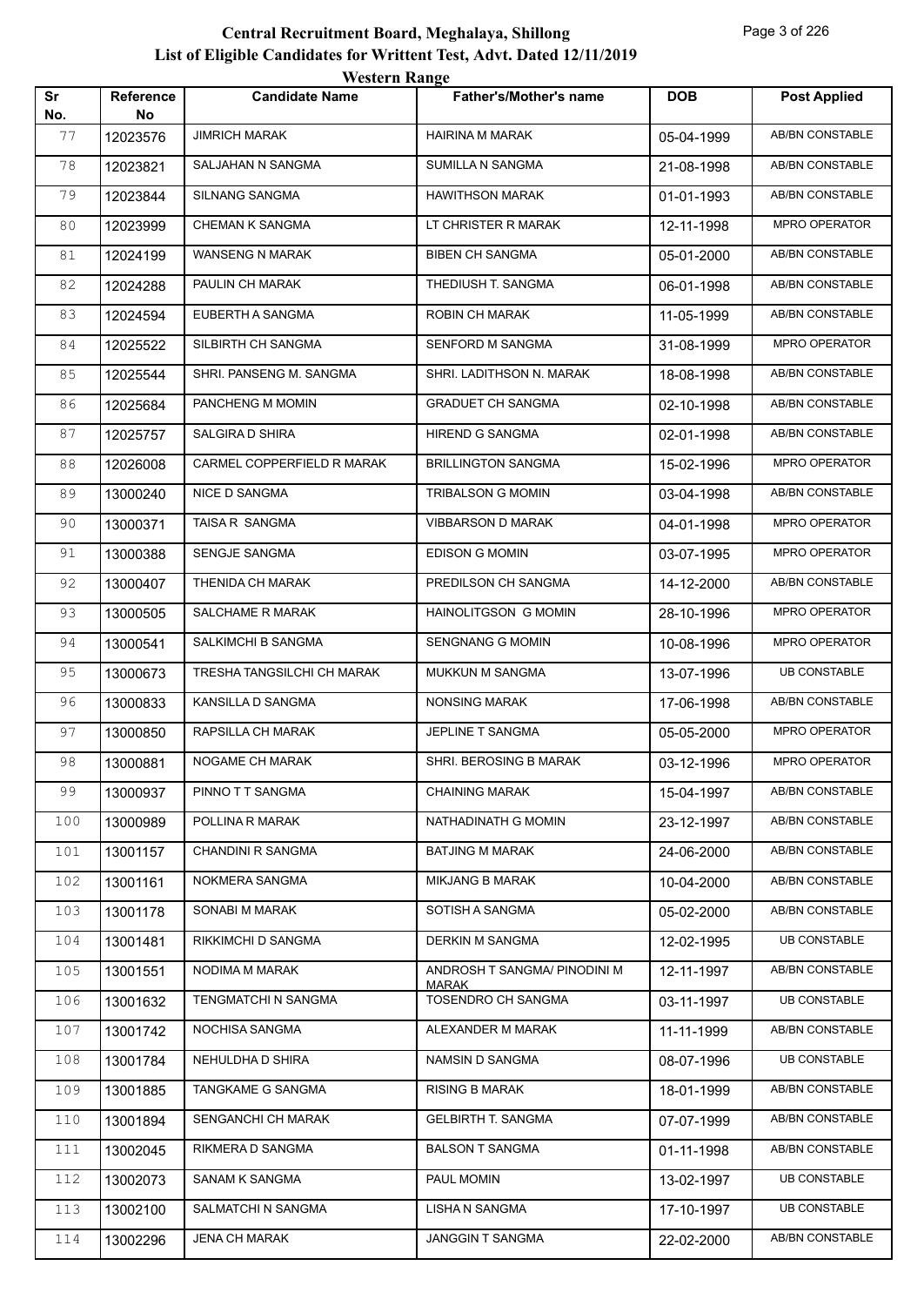# Central Recruitment Board, Meghalaya, Shillong

## List of Eligible Candidates for Writtent Test, Advt. Dated 12/11/2019

### Western Range

| Sr No. | Reference No | Candidate Name | Father's/Mother's name | DOB | Post Applied |
|---|---|---|---|---|---|
| 77 | 12023576 | JIMRICH MARAK | HAIRINA M MARAK | 05-04-1999 | AB/BN CONSTABLE |
| 78 | 12023821 | SALJAHAN N SANGMA | SUMILLA N SANGMA | 21-08-1998 | AB/BN CONSTABLE |
| 79 | 12023844 | SILNANG SANGMA | HAWITHSON MARAK | 01-01-1993 | AB/BN CONSTABLE |
| 80 | 12023999 | CHEMAN K SANGMA | LT CHRISTER R MARAK | 12-11-1998 | MPRO OPERATOR |
| 81 | 12024199 | WANSENG N MARAK | BIBEN CH SANGMA | 05-01-2000 | AB/BN CONSTABLE |
| 82 | 12024288 | PAULIN CH MARAK | THEDIUSH T. SANGMA | 06-01-1998 | AB/BN CONSTABLE |
| 83 | 12024594 | EUBERTH A SANGMA | ROBIN CH MARAK | 11-05-1999 | AB/BN CONSTABLE |
| 84 | 12025522 | SILBIRTH CH SANGMA | SENFORD M SANGMA | 31-08-1999 | MPRO OPERATOR |
| 85 | 12025544 | SHRI. PANSENG M. SANGMA | SHRI. LADITHSON N. MARAK | 18-08-1998 | AB/BN CONSTABLE |
| 86 | 12025684 | PANCHENG M MOMIN | GRADUET CH SANGMA | 02-10-1998 | AB/BN CONSTABLE |
| 87 | 12025757 | SALGIRA D SHIRA | HIREND G SANGMA | 02-01-1998 | AB/BN CONSTABLE |
| 88 | 12026008 | CARMEL COPPERFIELD R MARAK | BRILLINGTON SANGMA | 15-02-1996 | MPRO OPERATOR |
| 89 | 13000240 | NICE D SANGMA | TRIBALSON G MOMIN | 03-04-1998 | AB/BN CONSTABLE |
| 90 | 13000371 | TAISA R SANGMA | VIBBARSON D MARAK | 04-01-1998 | MPRO OPERATOR |
| 91 | 13000388 | SENGJE SANGMA | EDISON G MOMIN | 03-07-1995 | MPRO OPERATOR |
| 92 | 13000407 | THENIDA CH MARAK | PREDILSON CH SANGMA | 14-12-2000 | AB/BN CONSTABLE |
| 93 | 13000505 | SALCHAME R MARAK | HAINOLITGSON G MOMIN | 28-10-1996 | MPRO OPERATOR |
| 94 | 13000541 | SALKIMCHI B SANGMA | SENGNANG G MOMIN | 10-08-1996 | MPRO OPERATOR |
| 95 | 13000673 | TRESHA TANGSILCHI CH MARAK | MUKKUN M SANGMA | 13-07-1996 | UB CONSTABLE |
| 96 | 13000833 | KANSILLA D SANGMA | NONSING MARAK | 17-06-1998 | AB/BN CONSTABLE |
| 97 | 13000850 | RAPSILLA CH MARAK | JEPLINE T SANGMA | 05-05-2000 | MPRO OPERATOR |
| 98 | 13000881 | NOGAME CH MARAK | SHRI. BEROSING B MARAK | 03-12-1996 | MPRO OPERATOR |
| 99 | 13000937 | PINNO T T SANGMA | CHAINING MARAK | 15-04-1997 | AB/BN CONSTABLE |
| 100 | 13000989 | POLLINA R MARAK | NATHADINATH G MOMIN | 23-12-1997 | AB/BN CONSTABLE |
| 101 | 13001157 | CHANDINI R SANGMA | BATJING M MARAK | 24-06-2000 | AB/BN CONSTABLE |
| 102 | 13001161 | NOKMERA SANGMA | MIKJANG B MARAK | 10-04-2000 | AB/BN CONSTABLE |
| 103 | 13001178 | SONABI M MARAK | SOTISH A SANGMA | 05-02-2000 | AB/BN CONSTABLE |
| 104 | 13001481 | RIKKIMCHI D SANGMA | DERKIN M SANGMA | 12-02-1995 | UB CONSTABLE |
| 105 | 13001551 | NODIMA M MARAK | ANDROSH T SANGMA/ PINODINI M MARAK | 12-11-1997 | AB/BN CONSTABLE |
| 106 | 13001632 | TENGMATCHI N SANGMA | TOSENDRO CH SANGMA | 03-11-1997 | UB CONSTABLE |
| 107 | 13001742 | NOCHISA SANGMA | ALEXANDER M MARAK | 11-11-1999 | AB/BN CONSTABLE |
| 108 | 13001784 | NEHULDHA D SHIRA | NAMSIN D SANGMA | 08-07-1996 | UB CONSTABLE |
| 109 | 13001885 | TANGKAME G SANGMA | RISING B MARAK | 18-01-1999 | AB/BN CONSTABLE |
| 110 | 13001894 | SENGANCHI CH MARAK | GELBIRTH T. SANGMA | 07-07-1999 | AB/BN CONSTABLE |
| 111 | 13002045 | RIKMERA D SANGMA | BALSON T SANGMA | 01-11-1998 | AB/BN CONSTABLE |
| 112 | 13002073 | SANAM K SANGMA | PAUL MOMIN | 13-02-1997 | UB CONSTABLE |
| 113 | 13002100 | SALMATCHI N SANGMA | LISHA N SANGMA | 17-10-1997 | UB CONSTABLE |
| 114 | 13002296 | JENA CH MARAK | JANGGIN T SANGMA | 22-02-2000 | AB/BN CONSTABLE |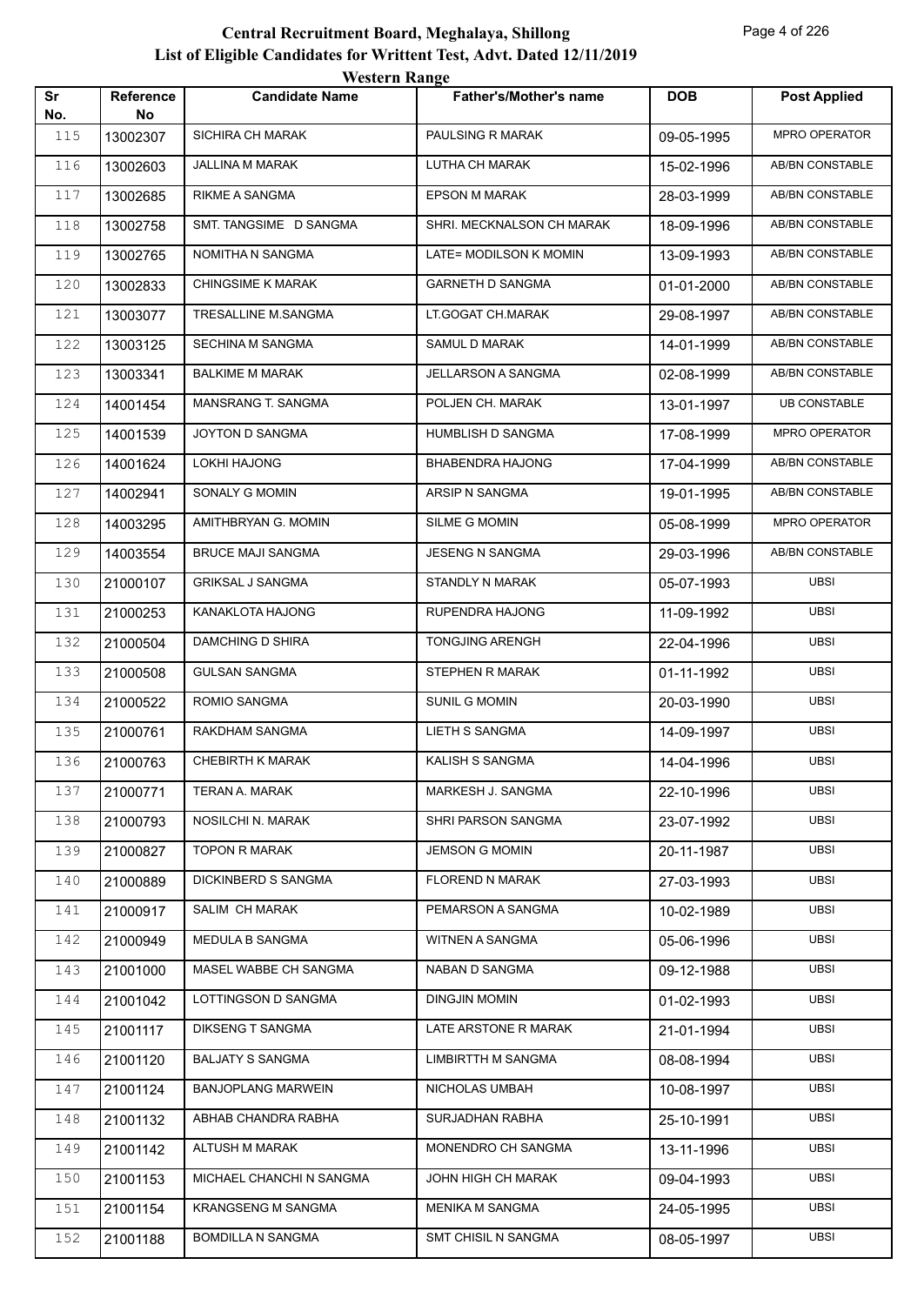# Central Recruitment Board, Meghalaya, Shillong
## List of Eligible Candidates for Writtent Test, Advt. Dated 12/11/2019
### Western Range

| Sr No. | Reference No | Candidate Name | Father's/Mother's name | DOB | Post Applied |
|---|---|---|---|---|---|
| 115 | 13002307 | SICHIRA CH MARAK | PAULSING R MARAK | 09-05-1995 | MPRO OPERATOR |
| 116 | 13002603 | JALLINA M MARAK | LUTHA CH MARAK | 15-02-1996 | AB/BN CONSTABLE |
| 117 | 13002685 | RIKME A SANGMA | EPSON M MARAK | 28-03-1999 | AB/BN CONSTABLE |
| 118 | 13002758 | SMT. TANGSIME D SANGMA | SHRI. MECKNALSON CH MARAK | 18-09-1996 | AB/BN CONSTABLE |
| 119 | 13002765 | NOMITHA N SANGMA | LATE= MODILSON K MOMIN | 13-09-1993 | AB/BN CONSTABLE |
| 120 | 13002833 | CHINGSIME K MARAK | GARNETH D SANGMA | 01-01-2000 | AB/BN CONSTABLE |
| 121 | 13003077 | TRESALLINE M.SANGMA | LT.GOGAT CH.MARAK | 29-08-1997 | AB/BN CONSTABLE |
| 122 | 13003125 | SECHINA M SANGMA | SAMUL D MARAK | 14-01-1999 | AB/BN CONSTABLE |
| 123 | 13003341 | BALKIME M MARAK | JELLARSON A SANGMA | 02-08-1999 | AB/BN CONSTABLE |
| 124 | 14001454 | MANSRANG T. SANGMA | POLJEN CH. MARAK | 13-01-1997 | UB CONSTABLE |
| 125 | 14001539 | JOYTON D SANGMA | HUMBLISH D SANGMA | 17-08-1999 | MPRO OPERATOR |
| 126 | 14001624 | LOKHI HAJONG | BHABENDRA HAJONG | 17-04-1999 | AB/BN CONSTABLE |
| 127 | 14002941 | SONALY G MOMIN | ARSIP N SANGMA | 19-01-1995 | AB/BN CONSTABLE |
| 128 | 14003295 | AMITHBRYAN G. MOMIN | SILME G MOMIN | 05-08-1999 | MPRO OPERATOR |
| 129 | 14003554 | BRUCE MAJI SANGMA | JESENG N SANGMA | 29-03-1996 | AB/BN CONSTABLE |
| 130 | 21000107 | GRIKSAL J SANGMA | STANDLY N MARAK | 05-07-1993 | UBSI |
| 131 | 21000253 | KANAKLOTA HAJONG | RUPENDRA HAJONG | 11-09-1992 | UBSI |
| 132 | 21000504 | DAMCHING D SHIRA | TONGJING ARENGH | 22-04-1996 | UBSI |
| 133 | 21000508 | GULSAN SANGMA | STEPHEN R MARAK | 01-11-1992 | UBSI |
| 134 | 21000522 | ROMIO SANGMA | SUNIL G MOMIN | 20-03-1990 | UBSI |
| 135 | 21000761 | RAKDHAM SANGMA | LIETH S SANGMA | 14-09-1997 | UBSI |
| 136 | 21000763 | CHEBIRTH K MARAK | KALISH S SANGMA | 14-04-1996 | UBSI |
| 137 | 21000771 | TERAN A. MARAK | MARKESH J. SANGMA | 22-10-1996 | UBSI |
| 138 | 21000793 | NOSILCHI N. MARAK | SHRI PARSON SANGMA | 23-07-1992 | UBSI |
| 139 | 21000827 | TOPON R MARAK | JEMSON G MOMIN | 20-11-1987 | UBSI |
| 140 | 21000889 | DICKINBERD S SANGMA | FLOREND N MARAK | 27-03-1993 | UBSI |
| 141 | 21000917 | SALIM CH MARAK | PEMARSON A SANGMA | 10-02-1989 | UBSI |
| 142 | 21000949 | MEDULA B SANGMA | WITNEN A SANGMA | 05-06-1996 | UBSI |
| 143 | 21001000 | MASEL WABBE CH SANGMA | NABAN D SANGMA | 09-12-1988 | UBSI |
| 144 | 21001042 | LOTTINGSON D SANGMA | DINGJIN MOMIN | 01-02-1993 | UBSI |
| 145 | 21001117 | DIKSENG T SANGMA | LATE ARSTONE R MARAK | 21-01-1994 | UBSI |
| 146 | 21001120 | BALJATY S SANGMA | LIMBIRTTH M SANGMA | 08-08-1994 | UBSI |
| 147 | 21001124 | BANJOPLANG MARWEIN | NICHOLAS UMBAH | 10-08-1997 | UBSI |
| 148 | 21001132 | ABHAB CHANDRA RABHA | SURJADHAN RABHA | 25-10-1991 | UBSI |
| 149 | 21001142 | ALTUSH M MARAK | MONENDRO CH SANGMA | 13-11-1996 | UBSI |
| 150 | 21001153 | MICHAEL CHANCHI N SANGMA | JOHN HIGH CH MARAK | 09-04-1993 | UBSI |
| 151 | 21001154 | KRANGSENG M SANGMA | MENIKA M SANGMA | 24-05-1995 | UBSI |
| 152 | 21001188 | BOMDILLA N SANGMA | SMT CHISIL N SANGMA | 08-05-1997 | UBSI |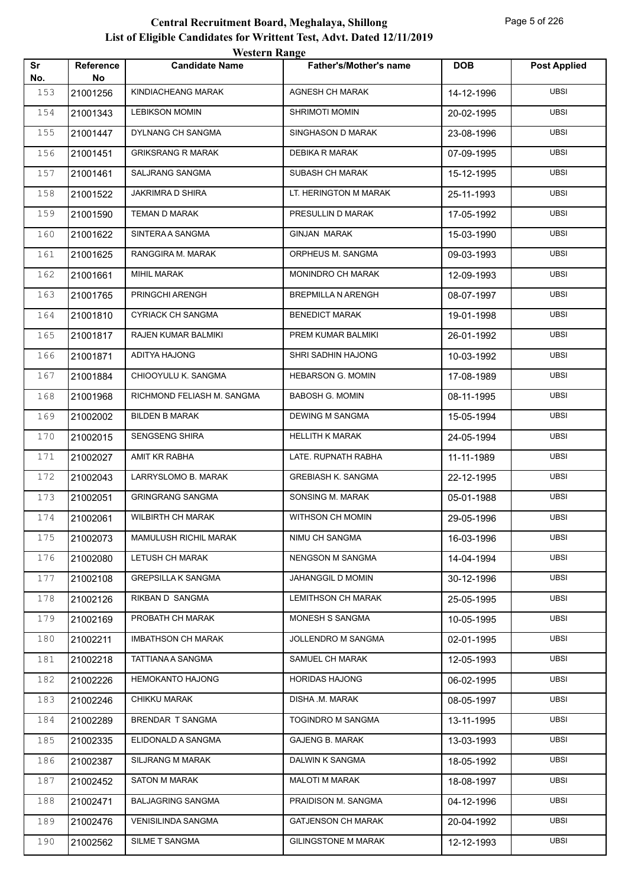# Central Recruitment Board, Meghalaya, Shillong

## List of Eligible Candidates for Writtent Test, Advt. Dated 12/11/2019

### Western Range

| Sr No. | Reference No | Candidate Name | Father's/Mother's name | DOB | Post Applied |
|---|---|---|---|---|---|
| 153 | 21001256 | KINDIACHEANG MARAK | AGNESH CH MARAK | 14-12-1996 | UBSI |
| 154 | 21001343 | LEBIKSON MOMIN | SHRIMOTI MOMIN | 20-02-1995 | UBSI |
| 155 | 21001447 | DYLNANG CH SANGMA | SINGHASON D MARAK | 23-08-1996 | UBSI |
| 156 | 21001451 | GRIKSRANG R MARAK | DEBIKA R MARAK | 07-09-1995 | UBSI |
| 157 | 21001461 | SALJRANG SANGMA | SUBASH CH MARAK | 15-12-1995 | UBSI |
| 158 | 21001522 | JAKRIMRA D SHIRA | LT. HERINGTON M MARAK | 25-11-1993 | UBSI |
| 159 | 21001590 | TEMAN D MARAK | PRESULLIN D MARAK | 17-05-1992 | UBSI |
| 160 | 21001622 | SINTERA A SANGMA | GINJAN MARAK | 15-03-1990 | UBSI |
| 161 | 21001625 | RANGGIRA M. MARAK | ORPHEUS M. SANGMA | 09-03-1993 | UBSI |
| 162 | 21001661 | MIHIL MARAK | MONINDRO CH MARAK | 12-09-1993 | UBSI |
| 163 | 21001765 | PRINGCHI ARENGH | BREPMILLA N ARENGH | 08-07-1997 | UBSI |
| 164 | 21001810 | CYRIACK CH SANGMA | BENEDICT MARAK | 19-01-1998 | UBSI |
| 165 | 21001817 | RAJEN KUMAR BALMIKI | PREM KUMAR BALMIKI | 26-01-1992 | UBSI |
| 166 | 21001871 | ADITYA HAJONG | SHRI SADHIN HAJONG | 10-03-1992 | UBSI |
| 167 | 21001884 | CHIOOYULU K. SANGMA | HEBARSON G. MOMIN | 17-08-1989 | UBSI |
| 168 | 21001968 | RICHMOND FELIASH M. SANGMA | BABOSH G. MOMIN | 08-11-1995 | UBSI |
| 169 | 21002002 | BILDEN B MARAK | DEWING M SANGMA | 15-05-1994 | UBSI |
| 170 | 21002015 | SENGSENG SHIRA | HELLITH K MARAK | 24-05-1994 | UBSI |
| 171 | 21002027 | AMIT KR RABHA | LATE. RUPNATH RABHA | 11-11-1989 | UBSI |
| 172 | 21002043 | LARRYSLOMO B. MARAK | GREBIASH K. SANGMA | 22-12-1995 | UBSI |
| 173 | 21002051 | GRINGRANG SANGMA | SONSING M. MARAK | 05-01-1988 | UBSI |
| 174 | 21002061 | WILBIRTH CH MARAK | WITHSON CH MOMIN | 29-05-1996 | UBSI |
| 175 | 21002073 | MAMULUSH RICHIL MARAK | NIMU CH SANGMA | 16-03-1996 | UBSI |
| 176 | 21002080 | LETUSH CH MARAK | NENGSON M SANGMA | 14-04-1994 | UBSI |
| 177 | 21002108 | GREPSILLA K SANGMA | JAHANGGIL D MOMIN | 30-12-1996 | UBSI |
| 178 | 21002126 | RIKBAN D SANGMA | LEMITHSON CH MARAK | 25-05-1995 | UBSI |
| 179 | 21002169 | PROBATH CH MARAK | MONESH S SANGMA | 10-05-1995 | UBSI |
| 180 | 21002211 | IMBATHSON CH MARAK | JOLLENDRO M SANGMA | 02-01-1995 | UBSI |
| 181 | 21002218 | TATTIANA A SANGMA | SAMUEL CH MARAK | 12-05-1993 | UBSI |
| 182 | 21002226 | HEMOKANTO HAJONG | HORIDAS HAJONG | 06-02-1995 | UBSI |
| 183 | 21002246 | CHIKKU MARAK | DISHA .M. MARAK | 08-05-1997 | UBSI |
| 184 | 21002289 | BRENDAR T SANGMA | TOGINDRO M SANGMA | 13-11-1995 | UBSI |
| 185 | 21002335 | ELIDONALD A SANGMA | GAJENG B. MARAK | 13-03-1993 | UBSI |
| 186 | 21002387 | SILJRANG M MARAK | DALWIN K SANGMA | 18-05-1992 | UBSI |
| 187 | 21002452 | SATON M MARAK | MALOTI M MARAK | 18-08-1997 | UBSI |
| 188 | 21002471 | BALJAGRING SANGMA | PRAIDISON M. SANGMA | 04-12-1996 | UBSI |
| 189 | 21002476 | VENISILINDA SANGMA | GATJENSON CH MARAK | 20-04-1992 | UBSI |
| 190 | 21002562 | SILME T SANGMA | GILINGSTONE M MARAK | 12-12-1993 | UBSI |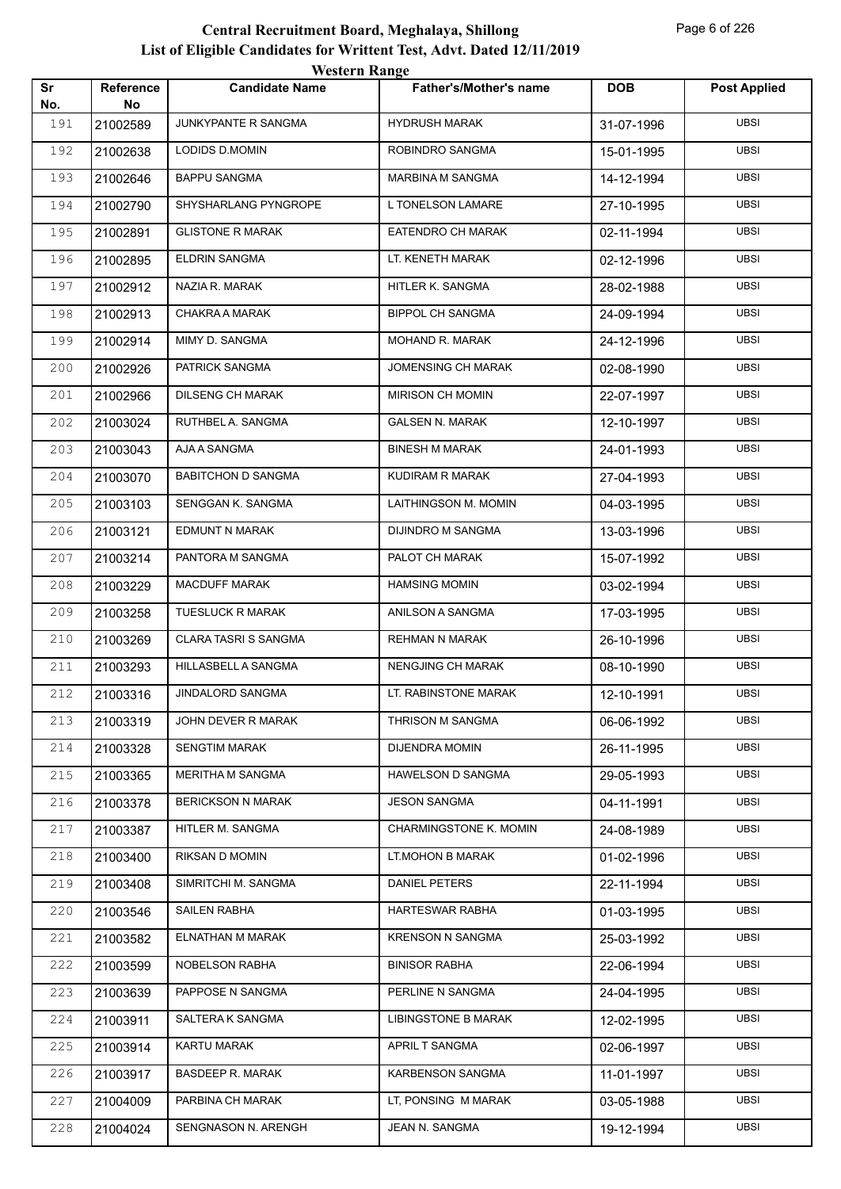# Central Recruitment Board, Meghalaya, Shillong

## List of Eligible Candidates for Writtent Test, Advt. Dated 12/11/2019

### Western Range

| Sr No. | Reference No | Candidate Name | Father's/Mother's name | DOB | Post Applied |
|---|---|---|---|---|---|
| 191 | 21002589 | JUNKYPANTE R SANGMA | HYDRUSH MARAK | 31-07-1996 | UBSI |
| 192 | 21002638 | LODIDS D.MOMIN | ROBINDRO SANGMA | 15-01-1995 | UBSI |
| 193 | 21002646 | BAPPU SANGMA | MARBINA M SANGMA | 14-12-1994 | UBSI |
| 194 | 21002790 | SHYSHARLANG PYNGROPE | L TONELSON LAMARE | 27-10-1995 | UBSI |
| 195 | 21002891 | GLISTONE R MARAK | EATENDRO CH MARAK | 02-11-1994 | UBSI |
| 196 | 21002895 | ELDRIN SANGMA | LT. KENETH MARAK | 02-12-1996 | UBSI |
| 197 | 21002912 | NAZIA R. MARAK | HITLER K. SANGMA | 28-02-1988 | UBSI |
| 198 | 21002913 | CHAKRA A MARAK | BIPPOL CH SANGMA | 24-09-1994 | UBSI |
| 199 | 21002914 | MIMY D. SANGMA | MOHAND R. MARAK | 24-12-1996 | UBSI |
| 200 | 21002926 | PATRICK SANGMA | JOMENSING CH MARAK | 02-08-1990 | UBSI |
| 201 | 21002966 | DILSENG CH MARAK | MIRISON CH MOMIN | 22-07-1997 | UBSI |
| 202 | 21003024 | RUTHBEL A. SANGMA | GALSEN N. MARAK | 12-10-1997 | UBSI |
| 203 | 21003043 | AJA A SANGMA | BINESH M MARAK | 24-01-1993 | UBSI |
| 204 | 21003070 | BABITCHON D SANGMA | KUDIRAM R MARAK | 27-04-1993 | UBSI |
| 205 | 21003103 | SENGGAN K. SANGMA | LAITHINGSON M. MOMIN | 04-03-1995 | UBSI |
| 206 | 21003121 | EDMUNT N MARAK | DIJINDRO M SANGMA | 13-03-1996 | UBSI |
| 207 | 21003214 | PANTORA M SANGMA | PALOT CH MARAK | 15-07-1992 | UBSI |
| 208 | 21003229 | MACDUFF MARAK | HAMSING MOMIN | 03-02-1994 | UBSI |
| 209 | 21003258 | TUESLUCK R MARAK | ANILSON A SANGMA | 17-03-1995 | UBSI |
| 210 | 21003269 | CLARA TASRI S SANGMA | REHMAN N MARAK | 26-10-1996 | UBSI |
| 211 | 21003293 | HILLASBELL A SANGMA | NENGJING CH MARAK | 08-10-1990 | UBSI |
| 212 | 21003316 | JINDALORD SANGMA | LT. RABINSTONE MARAK | 12-10-1991 | UBSI |
| 213 | 21003319 | JOHN DEVER R MARAK | THRISON M SANGMA | 06-06-1992 | UBSI |
| 214 | 21003328 | SENGTIM MARAK | DIJENDRA MOMIN | 26-11-1995 | UBSI |
| 215 | 21003365 | MERITHA M SANGMA | HAWELSON D SANGMA | 29-05-1993 | UBSI |
| 216 | 21003378 | BERICKSON N MARAK | JESON SANGMA | 04-11-1991 | UBSI |
| 217 | 21003387 | HITLER M. SANGMA | CHARMINGSTONE K. MOMIN | 24-08-1989 | UBSI |
| 218 | 21003400 | RIKSAN D MOMIN | LT.MOHON B MARAK | 01-02-1996 | UBSI |
| 219 | 21003408 | SIMRITCHI M. SANGMA | DANIEL PETERS | 22-11-1994 | UBSI |
| 220 | 21003546 | SAILEN RABHA | HARTESWAR RABHA | 01-03-1995 | UBSI |
| 221 | 21003582 | ELNATHAN M MARAK | KRENSON N SANGMA | 25-03-1992 | UBSI |
| 222 | 21003599 | NOBELSON RABHA | BINISOR RABHA | 22-06-1994 | UBSI |
| 223 | 21003639 | PAPPOSE N SANGMA | PERLINE N SANGMA | 24-04-1995 | UBSI |
| 224 | 21003911 | SALTERA K SANGMA | LIBINGSTONE B MARAK | 12-02-1995 | UBSI |
| 225 | 21003914 | KARTU MARAK | APRIL T SANGMA | 02-06-1997 | UBSI |
| 226 | 21003917 | BASDEEP R. MARAK | KARBENSON SANGMA | 11-01-1997 | UBSI |
| 227 | 21004009 | PARBINA CH MARAK | LT, PONSING M MARAK | 03-05-1988 | UBSI |
| 228 | 21004024 | SENGNASON N. ARENGH | JEAN N. SANGMA | 19-12-1994 | UBSI |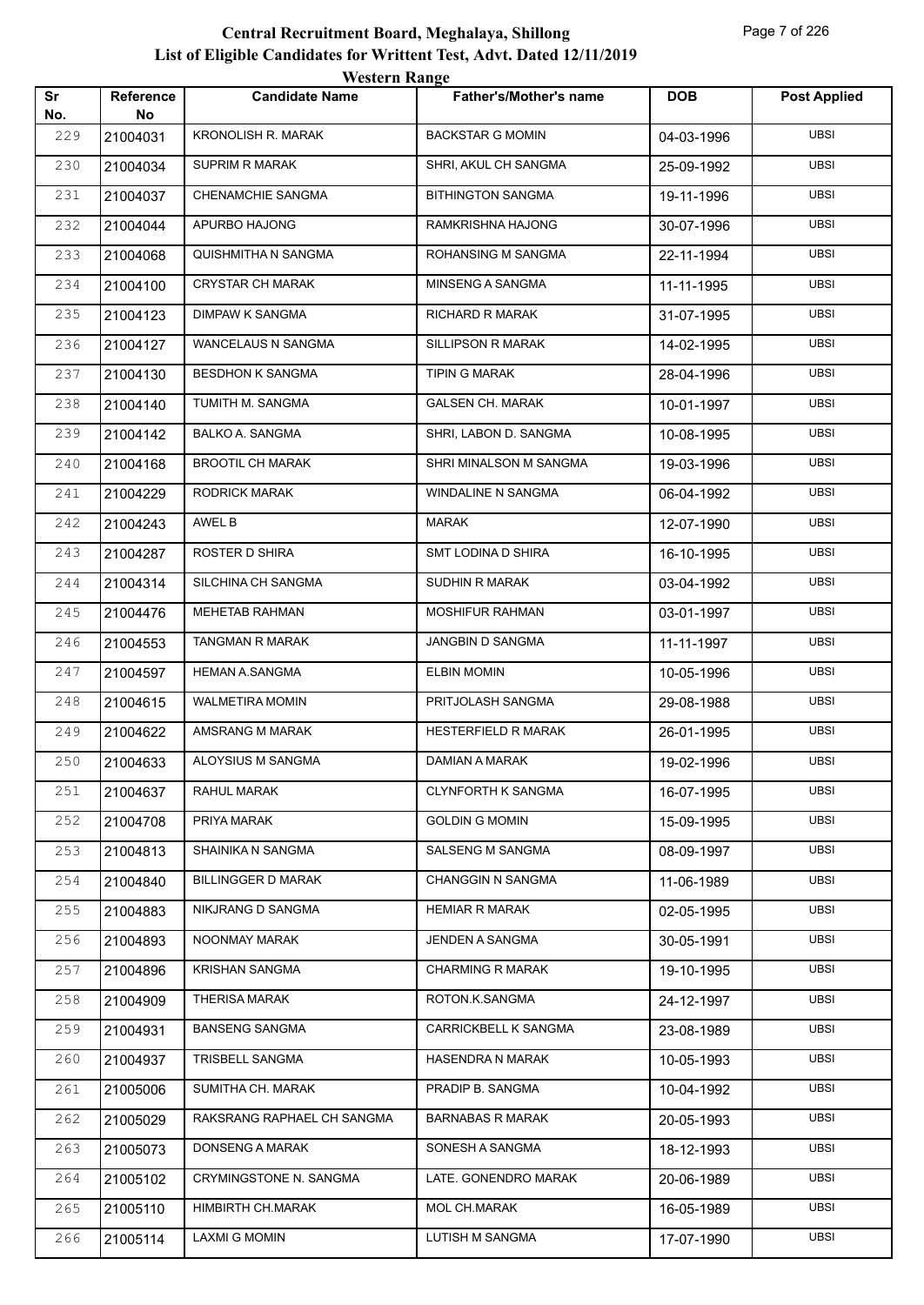# Central Recruitment Board, Meghalaya, Shillong
## List of Eligible Candidates for Writtent Test, Advt. Dated 12/11/2019
### Western Range

| Sr No. | Reference No | Candidate Name | Father's/Mother's name | DOB | Post Applied |
|---|---|---|---|---|---|
| 229 | 21004031 | KRONOLISH R. MARAK | BACKSTAR G MOMIN | 04-03-1996 | UBSI |
| 230 | 21004034 | SUPRIM R MARAK | SHRI, AKUL CH SANGMA | 25-09-1992 | UBSI |
| 231 | 21004037 | CHENAMCHIE SANGMA | BITHINGTON SANGMA | 19-11-1996 | UBSI |
| 232 | 21004044 | APURBO HAJONG | RAMKRISHNA HAJONG | 30-07-1996 | UBSI |
| 233 | 21004068 | QUISHMITHA N SANGMA | ROHANSING M SANGMA | 22-11-1994 | UBSI |
| 234 | 21004100 | CRYSTAR CH MARAK | MINSENG A SANGMA | 11-11-1995 | UBSI |
| 235 | 21004123 | DIMPAW K SANGMA | RICHARD R MARAK | 31-07-1995 | UBSI |
| 236 | 21004127 | WANCELAUS N SANGMA | SILLIPSON R MARAK | 14-02-1995 | UBSI |
| 237 | 21004130 | BESDHON K SANGMA | TIPIN G MARAK | 28-04-1996 | UBSI |
| 238 | 21004140 | TUMITH M. SANGMA | GALSEN CH. MARAK | 10-01-1997 | UBSI |
| 239 | 21004142 | BALKO A. SANGMA | SHRI, LABON D. SANGMA | 10-08-1995 | UBSI |
| 240 | 21004168 | BROOTIL CH MARAK | SHRI MINALSON M SANGMA | 19-03-1996 | UBSI |
| 241 | 21004229 | RODRICK MARAK | WINDALINE N SANGMA | 06-04-1992 | UBSI |
| 242 | 21004243 | AWEL B | MARAK | 12-07-1990 | UBSI |
| 243 | 21004287 | ROSTER D SHIRA | SMT LODINA D SHIRA | 16-10-1995 | UBSI |
| 244 | 21004314 | SILCHINA CH SANGMA | SUDHIN R MARAK | 03-04-1992 | UBSI |
| 245 | 21004476 | MEHETAB RAHMAN | MOSHIFUR RAHMAN | 03-01-1997 | UBSI |
| 246 | 21004553 | TANGMAN R MARAK | JANGBIN D SANGMA | 11-11-1997 | UBSI |
| 247 | 21004597 | HEMAN A.SANGMA | ELBIN MOMIN | 10-05-1996 | UBSI |
| 248 | 21004615 | WALMETIRA MOMIN | PRITJOLASH SANGMA | 29-08-1988 | UBSI |
| 249 | 21004622 | AMSRANG M MARAK | HESTERFIELD R MARAK | 26-01-1995 | UBSI |
| 250 | 21004633 | ALOYSIUS M SANGMA | DAMIAN A MARAK | 19-02-1996 | UBSI |
| 251 | 21004637 | RAHUL MARAK | CLYNFORTH K SANGMA | 16-07-1995 | UBSI |
| 252 | 21004708 | PRIYA MARAK | GOLDIN G MOMIN | 15-09-1995 | UBSI |
| 253 | 21004813 | SHAINIKA N SANGMA | SALSENG M SANGMA | 08-09-1997 | UBSI |
| 254 | 21004840 | BILLINGGER D MARAK | CHANGGIN N SANGMA | 11-06-1989 | UBSI |
| 255 | 21004883 | NIKJRANG D SANGMA | HEMIAR R MARAK | 02-05-1995 | UBSI |
| 256 | 21004893 | NOONMAY MARAK | JENDEN A SANGMA | 30-05-1991 | UBSI |
| 257 | 21004896 | KRISHAN SANGMA | CHARMING R MARAK | 19-10-1995 | UBSI |
| 258 | 21004909 | THERISA MARAK | ROTON.K.SANGMA | 24-12-1997 | UBSI |
| 259 | 21004931 | BANSENG SANGMA | CARRICKBELL K SANGMA | 23-08-1989 | UBSI |
| 260 | 21004937 | TRISBELL SANGMA | HASENDRA N MARAK | 10-05-1993 | UBSI |
| 261 | 21005006 | SUMITHA CH. MARAK | PRADIP B. SANGMA | 10-04-1992 | UBSI |
| 262 | 21005029 | RAKSRANG RAPHAEL CH SANGMA | BARNABAS R MARAK | 20-05-1993 | UBSI |
| 263 | 21005073 | DONSENG A MARAK | SONESH A SANGMA | 18-12-1993 | UBSI |
| 264 | 21005102 | CRYMINGSTONE N. SANGMA | LATE. GONENDRO MARAK | 20-06-1989 | UBSI |
| 265 | 21005110 | HIMBIRTH CH.MARAK | MOL CH.MARAK | 16-05-1989 | UBSI |
| 266 | 21005114 | LAXMI G MOMIN | LUTISH M SANGMA | 17-07-1990 | UBSI |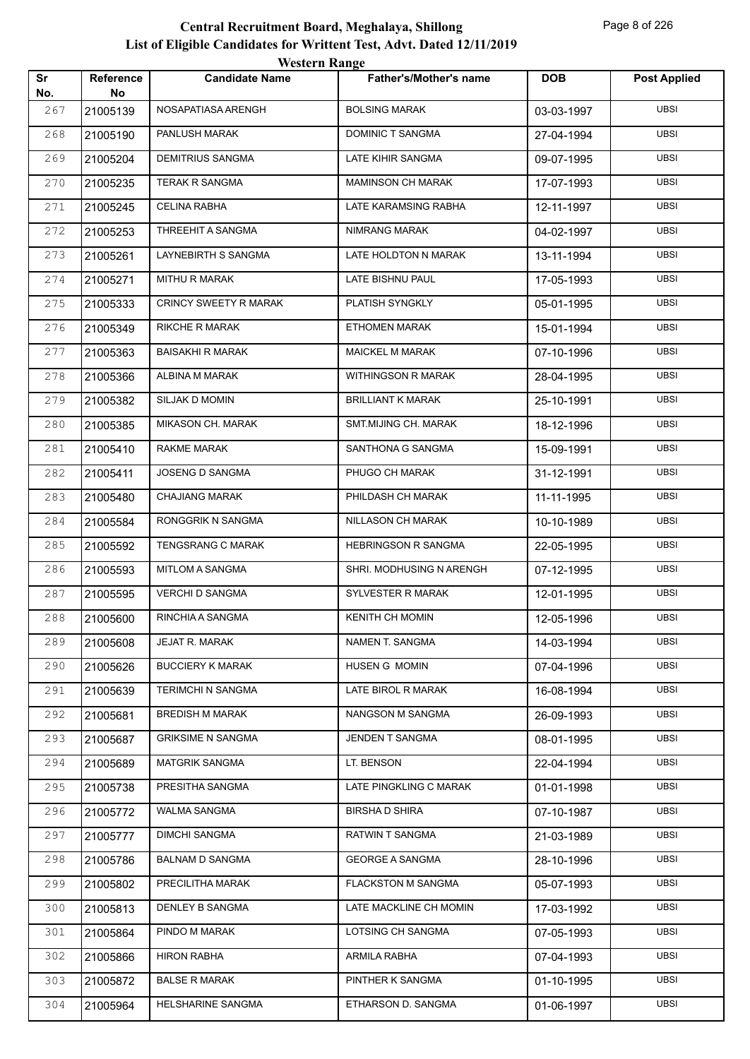# Central Recruitment Board, Meghalaya, Shillong

## List of Eligible Candidates for Writtent Test, Advt. Dated 12/11/2019

### Western Range

| Sr No. | Reference No | Candidate Name | Father's/Mother's name | DOB | Post Applied |
|---|---|---|---|---|---|
| 267 | 21005139 | NOSAPATIASA ARENGH | BOLSING MARAK | 03-03-1997 | UBSI |
| 268 | 21005190 | PANLUSH MARAK | DOMINIC T SANGMA | 27-04-1994 | UBSI |
| 269 | 21005204 | DEMITRIUS SANGMA | LATE KIHIR SANGMA | 09-07-1995 | UBSI |
| 270 | 21005235 | TERAK R SANGMA | MAMINSON CH MARAK | 17-07-1993 | UBSI |
| 271 | 21005245 | CELINA RABHA | LATE KARAMSING RABHA | 12-11-1997 | UBSI |
| 272 | 21005253 | THREEHIT A SANGMA | NIMRANG MARAK | 04-02-1997 | UBSI |
| 273 | 21005261 | LAYNEBIRTH S SANGMA | LATE HOLDTON N MARAK | 13-11-1994 | UBSI |
| 274 | 21005271 | MITHU R MARAK | LATE BISHNU PAUL | 17-05-1993 | UBSI |
| 275 | 21005333 | CRINCY SWEETY R MARAK | PLATISH SYNGKLY | 05-01-1995 | UBSI |
| 276 | 21005349 | RIKCHE R MARAK | ETHOMEN MARAK | 15-01-1994 | UBSI |
| 277 | 21005363 | BAISAKHI R MARAK | MAICKEL M MARAK | 07-10-1996 | UBSI |
| 278 | 21005366 | ALBINA M MARAK | WITHINGSON R MARAK | 28-04-1995 | UBSI |
| 279 | 21005382 | SILJAK D MOMIN | BRILLIANT K MARAK | 25-10-1991 | UBSI |
| 280 | 21005385 | MIKASON CH. MARAK | SMT.MIJING CH. MARAK | 18-12-1996 | UBSI |
| 281 | 21005410 | RAKME MARAK | SANTHONA G SANGMA | 15-09-1991 | UBSI |
| 282 | 21005411 | JOSENG D SANGMA | PHUGO CH MARAK | 31-12-1991 | UBSI |
| 283 | 21005480 | CHAJIANG MARAK | PHILDASH CH MARAK | 11-11-1995 | UBSI |
| 284 | 21005584 | RONGGRIK N SANGMA | NILLASON CH MARAK | 10-10-1989 | UBSI |
| 285 | 21005592 | TENGSRANG C MARAK | HEBRINGSON R SANGMA | 22-05-1995 | UBSI |
| 286 | 21005593 | MITLOM A SANGMA | SHRI. MODHUSING N ARENGH | 07-12-1995 | UBSI |
| 287 | 21005595 | VERCHI D SANGMA | SYLVESTER R MARAK | 12-01-1995 | UBSI |
| 288 | 21005600 | RINCHIA A SANGMA | KENITH CH MOMIN | 12-05-1996 | UBSI |
| 289 | 21005608 | JEJAT R. MARAK | NAMEN T. SANGMA | 14-03-1994 | UBSI |
| 290 | 21005626 | BUCCIERY K MARAK | HUSEN G MOMIN | 07-04-1996 | UBSI |
| 291 | 21005639 | TERIMCHI N SANGMA | LATE BIROL R MARAK | 16-08-1994 | UBSI |
| 292 | 21005681 | BREDISH M MARAK | NANGSON M SANGMA | 26-09-1993 | UBSI |
| 293 | 21005687 | GRIKSIME N SANGMA | JENDEN T SANGMA | 08-01-1995 | UBSI |
| 294 | 21005689 | MATGRIK SANGMA | LT. BENSON | 22-04-1994 | UBSI |
| 295 | 21005738 | PRESITHA SANGMA | LATE PINGKLING C MARAK | 01-01-1998 | UBSI |
| 296 | 21005772 | WALMA SANGMA | BIRSHA D SHIRA | 07-10-1987 | UBSI |
| 297 | 21005777 | DIMCHI SANGMA | RATWIN T SANGMA | 21-03-1989 | UBSI |
| 298 | 21005786 | BALNAM D SANGMA | GEORGE A SANGMA | 28-10-1996 | UBSI |
| 299 | 21005802 | PRECILITHA MARAK | FLACKSTON M SANGMA | 05-07-1993 | UBSI |
| 300 | 21005813 | DENLEY B SANGMA | LATE MACKLINE CH MOMIN | 17-03-1992 | UBSI |
| 301 | 21005864 | PINDO M MARAK | LOTSING CH SANGMA | 07-05-1993 | UBSI |
| 302 | 21005866 | HIRON RABHA | ARMILA RABHA | 07-04-1993 | UBSI |
| 303 | 21005872 | BALSE R MARAK | PINTHER K SANGMA | 01-10-1995 | UBSI |
| 304 | 21005964 | HELSHARINE SANGMA | ETHARSON D. SANGMA | 01-06-1997 | UBSI |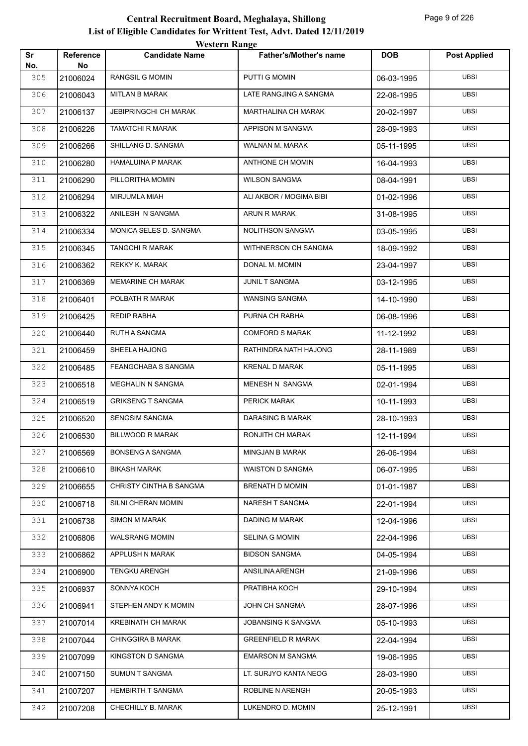# Central Recruitment Board, Meghalaya, Shillong

## List of Eligible Candidates for Writtent Test, Advt. Dated 12/11/2019

### Western Range

| Sr No. | Reference No | Candidate Name | Father's/Mother's name | DOB | Post Applied |
|---|---|---|---|---|---|
| 305 | 21006024 | RANGSIL G MOMIN | PUTTI G MOMIN | 06-03-1995 | UBSI |
| 306 | 21006043 | MITLAN B MARAK | LATE RANGJING A SANGMA | 22-06-1995 | UBSI |
| 307 | 21006137 | JEBIPRINGCHI CH MARAK | MARTHALINA CH MARAK | 20-02-1997 | UBSI |
| 308 | 21006226 | TAMATCHI R MARAK | APPISON M SANGMA | 28-09-1993 | UBSI |
| 309 | 21006266 | SHILLANG D. SANGMA | WALNAN M. MARAK | 05-11-1995 | UBSI |
| 310 | 21006280 | HAMALUINA P MARAK | ANTHONE CH MOMIN | 16-04-1993 | UBSI |
| 311 | 21006290 | PILLORITHA MOMIN | WILSON SANGMA | 08-04-1991 | UBSI |
| 312 | 21006294 | MIRJUMLA MIAH | ALI AKBOR / MOGIMA BIBI | 01-02-1996 | UBSI |
| 313 | 21006322 | ANILESH N SANGMA | ARUN R MARAK | 31-08-1995 | UBSI |
| 314 | 21006334 | MONICA SELES D. SANGMA | NOLITHSON SANGMA | 03-05-1995 | UBSI |
| 315 | 21006345 | TANGCHI R MARAK | WITHNERSON CH SANGMA | 18-09-1992 | UBSI |
| 316 | 21006362 | REKKY K. MARAK | DONAL M. MOMIN | 23-04-1997 | UBSI |
| 317 | 21006369 | MEMARINE CH MARAK | JUNIL T SANGMA | 03-12-1995 | UBSI |
| 318 | 21006401 | POLBATH R MARAK | WANSING SANGMA | 14-10-1990 | UBSI |
| 319 | 21006425 | REDIP RABHA | PURNA CH RABHA | 06-08-1996 | UBSI |
| 320 | 21006440 | RUTH A SANGMA | COMFORD S MARAK | 11-12-1992 | UBSI |
| 321 | 21006459 | SHEELA HAJONG | RATHINDRA NATH HAJONG | 28-11-1989 | UBSI |
| 322 | 21006485 | FEANGCHABA S SANGMA | KRENAL D MARAK | 05-11-1995 | UBSI |
| 323 | 21006518 | MEGHALIN N SANGMA | MENESH N SANGMA | 02-01-1994 | UBSI |
| 324 | 21006519 | GRIKSENG T SANGMA | PERICK MARAK | 10-11-1993 | UBSI |
| 325 | 21006520 | SENGSIM SANGMA | DARASING B MARAK | 28-10-1993 | UBSI |
| 326 | 21006530 | BILLWOOD R MARAK | RONJITH CH MARAK | 12-11-1994 | UBSI |
| 327 | 21006569 | BONSENG A SANGMA | MINGJAN B MARAK | 26-06-1994 | UBSI |
| 328 | 21006610 | BIKASH MARAK | WAISTON D SANGMA | 06-07-1995 | UBSI |
| 329 | 21006655 | CHRISTY CINTHA B SANGMA | BRENATH D MOMIN | 01-01-1987 | UBSI |
| 330 | 21006718 | SILNI CHERAN MOMIN | NARESH T SANGMA | 22-01-1994 | UBSI |
| 331 | 21006738 | SIMON M MARAK | DADING M MARAK | 12-04-1996 | UBSI |
| 332 | 21006806 | WALSRANG MOMIN | SELINA G MOMIN | 22-04-1996 | UBSI |
| 333 | 21006862 | APPLUSH N MARAK | BIDSON SANGMA | 04-05-1994 | UBSI |
| 334 | 21006900 | TENGKU ARENGH | ANSILINA ARENGH | 21-09-1996 | UBSI |
| 335 | 21006937 | SONNYA KOCH | PRATIBHA KOCH | 29-10-1994 | UBSI |
| 336 | 21006941 | STEPHEN ANDY K MOMIN | JOHN CH SANGMA | 28-07-1996 | UBSI |
| 337 | 21007014 | KREBINATH CH MARAK | JOBANSING K SANGMA | 05-10-1993 | UBSI |
| 338 | 21007044 | CHINGGIRA B MARAK | GREENFIELD R MARAK | 22-04-1994 | UBSI |
| 339 | 21007099 | KINGSTON D SANGMA | EMARSON M SANGMA | 19-06-1995 | UBSI |
| 340 | 21007150 | SUMUN T SANGMA | LT. SURJYO KANTA NEOG | 28-03-1990 | UBSI |
| 341 | 21007207 | HEMBIRTH T SANGMA | ROBLINE N ARENGH | 20-05-1993 | UBSI |
| 342 | 21007208 | CHECHILLY B. MARAK | LUKENDRO D. MOMIN | 25-12-1991 | UBSI |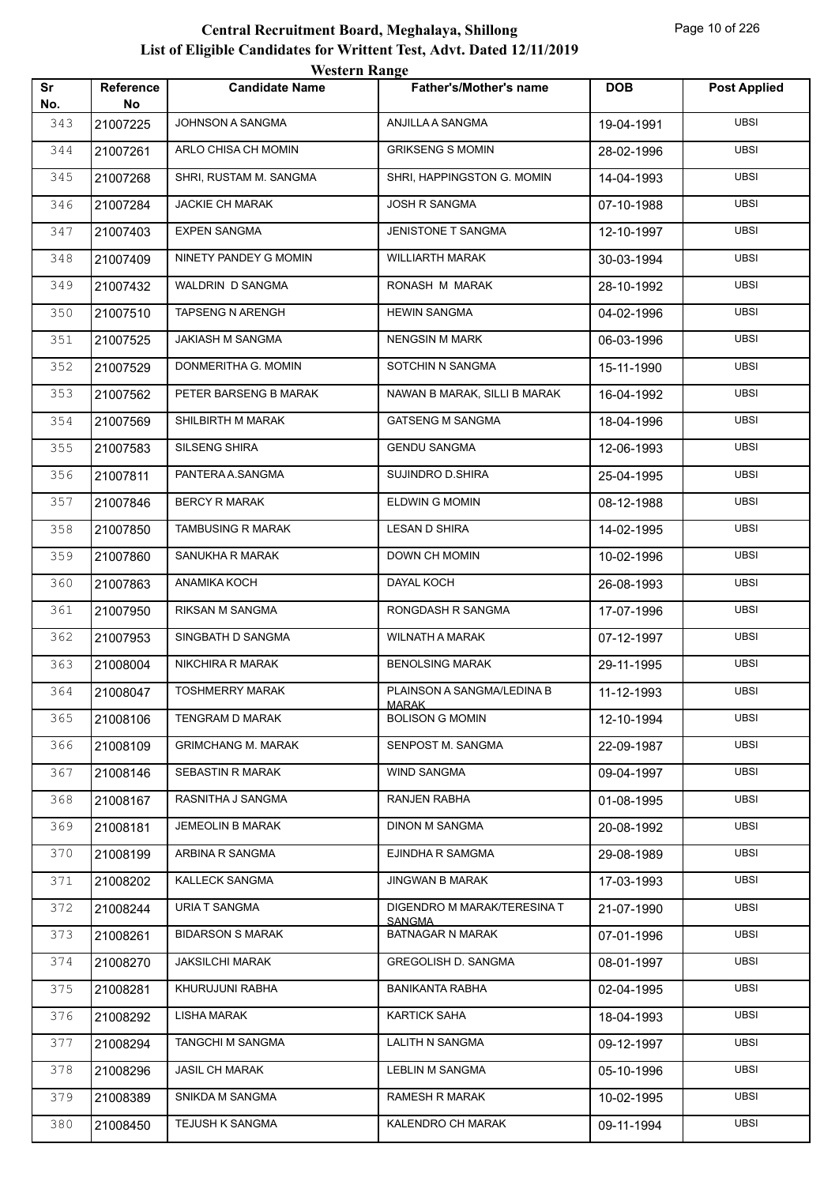# Central Recruitment Board, Meghalaya, Shillong

## List of Eligible Candidates for Writtent Test, Advt. Dated 12/11/2019

### Western Range

| Sr No. | Reference No | Candidate Name | Father's/Mother's name | DOB | Post Applied |
|---|---|---|---|---|---|
| 343 | 21007225 | JOHNSON A SANGMA | ANJILLA A SANGMA | 19-04-1991 | UBSI |
| 344 | 21007261 | ARLO CHISA CH MOMIN | GRIKSENG S MOMIN | 28-02-1996 | UBSI |
| 345 | 21007268 | SHRI, RUSTAM M. SANGMA | SHRI, HAPPINGSTON G. MOMIN | 14-04-1993 | UBSI |
| 346 | 21007284 | JACKIE CH MARAK | JOSH R SANGMA | 07-10-1988 | UBSI |
| 347 | 21007403 | EXPEN SANGMA | JENISTONE T SANGMA | 12-10-1997 | UBSI |
| 348 | 21007409 | NINETY PANDEY G MOMIN | WILLIARTH MARAK | 30-03-1994 | UBSI |
| 349 | 21007432 | WALDRIN D SANGMA | RONASH M MARAK | 28-10-1992 | UBSI |
| 350 | 21007510 | TAPSENG N ARENGH | HEWIN SANGMA | 04-02-1996 | UBSI |
| 351 | 21007525 | JAKIASH M SANGMA | NENGSIN M MARK | 06-03-1996 | UBSI |
| 352 | 21007529 | DONMERITHA G. MOMIN | SOTCHIN N SANGMA | 15-11-1990 | UBSI |
| 353 | 21007562 | PETER BARSENG B MARAK | NAWAN B MARAK, SILLI B MARAK | 16-04-1992 | UBSI |
| 354 | 21007569 | SHILBIRTH M MARAK | GATSENG M SANGMA | 18-04-1996 | UBSI |
| 355 | 21007583 | SILSENG SHIRA | GENDU SANGMA | 12-06-1993 | UBSI |
| 356 | 21007811 | PANTERA A.SANGMA | SUJINDRO D.SHIRA | 25-04-1995 | UBSI |
| 357 | 21007846 | BERCY R MARAK | ELDWIN G MOMIN | 08-12-1988 | UBSI |
| 358 | 21007850 | TAMBUSING R MARAK | LESAN D SHIRA | 14-02-1995 | UBSI |
| 359 | 21007860 | SANUKHA R MARAK | DOWN CH MOMIN | 10-02-1996 | UBSI |
| 360 | 21007863 | ANAMIKA KOCH | DAYAL KOCH | 26-08-1993 | UBSI |
| 361 | 21007950 | RIKSAN M SANGMA | RONGDASH R SANGMA | 17-07-1996 | UBSI |
| 362 | 21007953 | SINGBATH D SANGMA | WILNATH A MARAK | 07-12-1997 | UBSI |
| 363 | 21008004 | NIKCHIRA R MARAK | BENOLSING MARAK | 29-11-1995 | UBSI |
| 364 | 21008047 | TOSHMERRY MARAK | PLAINSON A SANGMA/LEDINA B MARAK | 11-12-1993 | UBSI |
| 365 | 21008106 | TENGRAM D MARAK | BOLISON G MOMIN | 12-10-1994 | UBSI |
| 366 | 21008109 | GRIMCHANG M. MARAK | SENPOST M. SANGMA | 22-09-1987 | UBSI |
| 367 | 21008146 | SEBASTIN R MARAK | WIND SANGMA | 09-04-1997 | UBSI |
| 368 | 21008167 | RASNITHA J SANGMA | RANJEN RABHA | 01-08-1995 | UBSI |
| 369 | 21008181 | JEMEOLIN B MARAK | DINON M SANGMA | 20-08-1992 | UBSI |
| 370 | 21008199 | ARBINA R SANGMA | EJINDHA R SAMGMA | 29-08-1989 | UBSI |
| 371 | 21008202 | KALLECK SANGMA | JINGWAN B MARAK | 17-03-1993 | UBSI |
| 372 | 21008244 | URIA T SANGMA | DIGENDRO M MARAK/TERESINA T SANGMA | 21-07-1990 | UBSI |
| 373 | 21008261 | BIDARSON S MARAK | BATNAGAR N MARAK | 07-01-1996 | UBSI |
| 374 | 21008270 | JAKSILCHI MARAK | GREGOLISH D. SANGMA | 08-01-1997 | UBSI |
| 375 | 21008281 | KHURUJUNI RABHA | BANIKANTA RABHA | 02-04-1995 | UBSI |
| 376 | 21008292 | LISHA MARAK | KARTICK SAHA | 18-04-1993 | UBSI |
| 377 | 21008294 | TANGCHI M SANGMA | LALITH N SANGMA | 09-12-1997 | UBSI |
| 378 | 21008296 | JASIL CH MARAK | LEBLIN M SANGMA | 05-10-1996 | UBSI |
| 379 | 21008389 | SNIKDA M SANGMA | RAMESH R MARAK | 10-02-1995 | UBSI |
| 380 | 21008450 | TEJUSH K SANGMA | KALENDRO CH MARAK | 09-11-1994 | UBSI |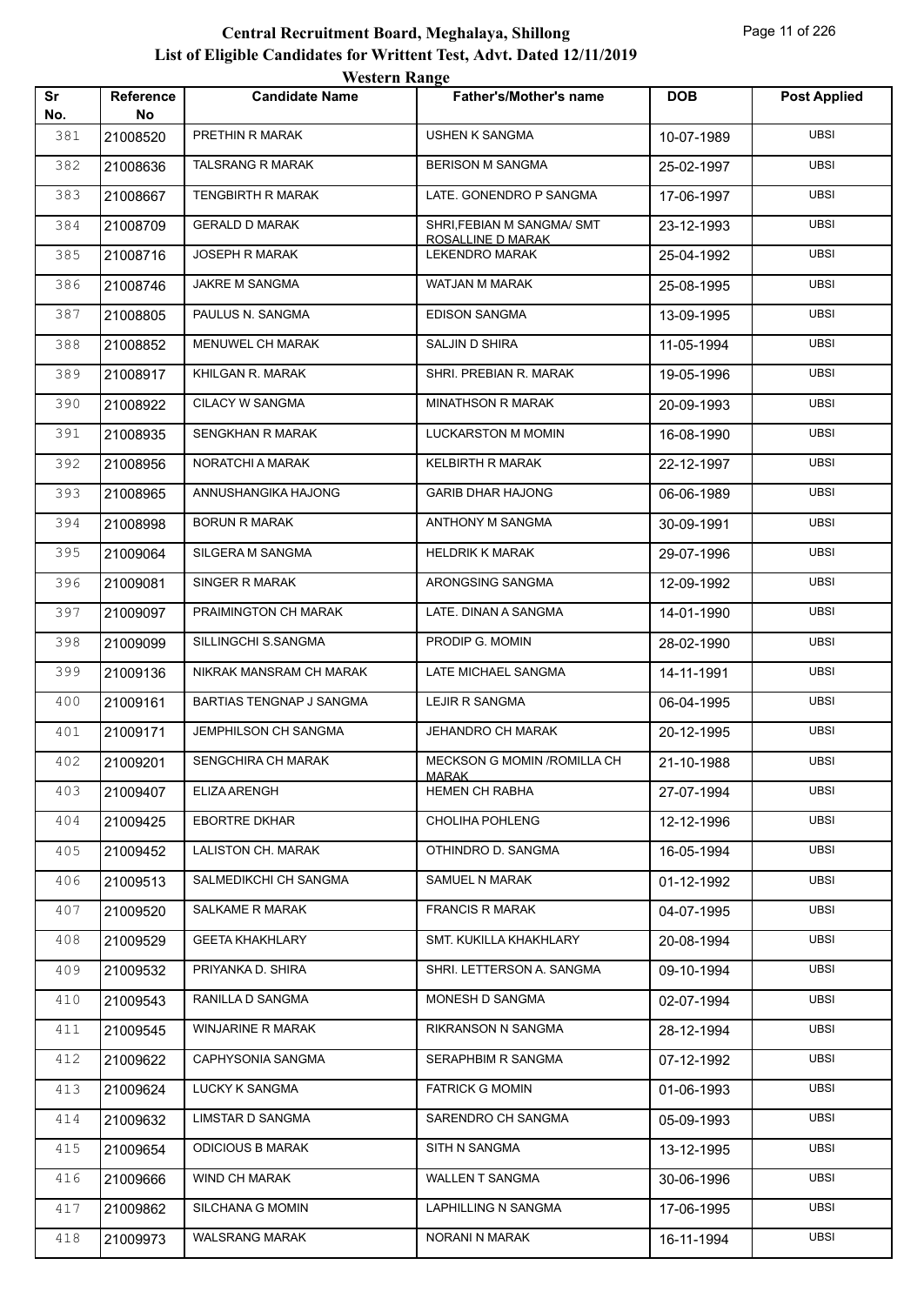# Central Recruitment Board, Meghalaya, Shillong

## List of Eligible Candidates for Writtent Test, Advt. Dated 12/11/2019

### Western Range

| Sr No. | Reference No | Candidate Name | Father's/Mother's name | DOB | Post Applied |
|---|---|---|---|---|---|
| 381 | 21008520 | PRETHIN R MARAK | USHEN K SANGMA | 10-07-1989 | UBSI |
| 382 | 21008636 | TALSRANG R MARAK | BERISON M SANGMA | 25-02-1997 | UBSI |
| 383 | 21008667 | TENGBIRTH R MARAK | LATE. GONENDRO P SANGMA | 17-06-1997 | UBSI |
| 384 | 21008709 | GERALD D MARAK | SHRI,FEBIAN M SANGMA/ SMT ROSALLINE D MARAK | 23-12-1993 | UBSI |
| 385 | 21008716 | JOSEPH R MARAK | LEKENDRO MARAK | 25-04-1992 | UBSI |
| 386 | 21008746 | JAKRE M SANGMA | WATJAN M MARAK | 25-08-1995 | UBSI |
| 387 | 21008805 | PAULUS N. SANGMA | EDISON SANGMA | 13-09-1995 | UBSI |
| 388 | 21008852 | MENUWEL CH MARAK | SALJIN D SHIRA | 11-05-1994 | UBSI |
| 389 | 21008917 | KHILGAN R. MARAK | SHRI. PREBIAN R. MARAK | 19-05-1996 | UBSI |
| 390 | 21008922 | CILACY W SANGMA | MINATHSON R MARAK | 20-09-1993 | UBSI |
| 391 | 21008935 | SENGKHAN R MARAK | LUCKARSTON M MOMIN | 16-08-1990 | UBSI |
| 392 | 21008956 | NORATCHI A MARAK | KELBIRTH R MARAK | 22-12-1997 | UBSI |
| 393 | 21008965 | ANNUSHANGIKA HAJONG | GARIB DHAR HAJONG | 06-06-1989 | UBSI |
| 394 | 21008998 | BORUN R MARAK | ANTHONY M SANGMA | 30-09-1991 | UBSI |
| 395 | 21009064 | SILGERA M SANGMA | HELDRIK K MARAK | 29-07-1996 | UBSI |
| 396 | 21009081 | SINGER R MARAK | ARONGSING SANGMA | 12-09-1992 | UBSI |
| 397 | 21009097 | PRAIMINGTON CH MARAK | LATE. DINAN A SANGMA | 14-01-1990 | UBSI |
| 398 | 21009099 | SILLINGCHI S.SANGMA | PRODIP G. MOMIN | 28-02-1990 | UBSI |
| 399 | 21009136 | NIKRAK MANSRAM CH MARAK | LATE MICHAEL SANGMA | 14-11-1991 | UBSI |
| 400 | 21009161 | BARTIAS TENGNAP J SANGMA | LEJIR R SANGMA | 06-04-1995 | UBSI |
| 401 | 21009171 | JEMPHILSON CH SANGMA | JEHANDRO CH MARAK | 20-12-1995 | UBSI |
| 402 | 21009201 | SENGCHIRA CH MARAK | MECKSON G MOMIN /ROMILLA CH MARAK | 21-10-1988 | UBSI |
| 403 | 21009407 | ELIZA ARENGH | HEMEN CH RABHA | 27-07-1994 | UBSI |
| 404 | 21009425 | EBORTRE DKHAR | CHOLIHA POHLENG | 12-12-1996 | UBSI |
| 405 | 21009452 | LALISTON CH. MARAK | OTHINDRO D. SANGMA | 16-05-1994 | UBSI |
| 406 | 21009513 | SALMEDIKCHI CH SANGMA | SAMUEL N MARAK | 01-12-1992 | UBSI |
| 407 | 21009520 | SALKAME R MARAK | FRANCIS R MARAK | 04-07-1995 | UBSI |
| 408 | 21009529 | GEETA KHAKHLARY | SMT. KUKILLA KHAKHLARY | 20-08-1994 | UBSI |
| 409 | 21009532 | PRIYANKA D. SHIRA | SHRI. LETTERSON A. SANGMA | 09-10-1994 | UBSI |
| 410 | 21009543 | RANILLA D SANGMA | MONESH D SANGMA | 02-07-1994 | UBSI |
| 411 | 21009545 | WINJARINE R MARAK | RIKRANSON N SANGMA | 28-12-1994 | UBSI |
| 412 | 21009622 | CAPHYSONIA SANGMA | SERAPHBIM R SANGMA | 07-12-1992 | UBSI |
| 413 | 21009624 | LUCKY K SANGMA | FATRICK G MOMIN | 01-06-1993 | UBSI |
| 414 | 21009632 | LIMSTAR D SANGMA | SARENDRO CH SANGMA | 05-09-1993 | UBSI |
| 415 | 21009654 | ODICIOUS B MARAK | SITH N SANGMA | 13-12-1995 | UBSI |
| 416 | 21009666 | WIND CH MARAK | WALLEN T SANGMA | 30-06-1996 | UBSI |
| 417 | 21009862 | SILCHANA G MOMIN | LAPHILLING N SANGMA | 17-06-1995 | UBSI |
| 418 | 21009973 | WALSRANG MARAK | NORANI N MARAK | 16-11-1994 | UBSI |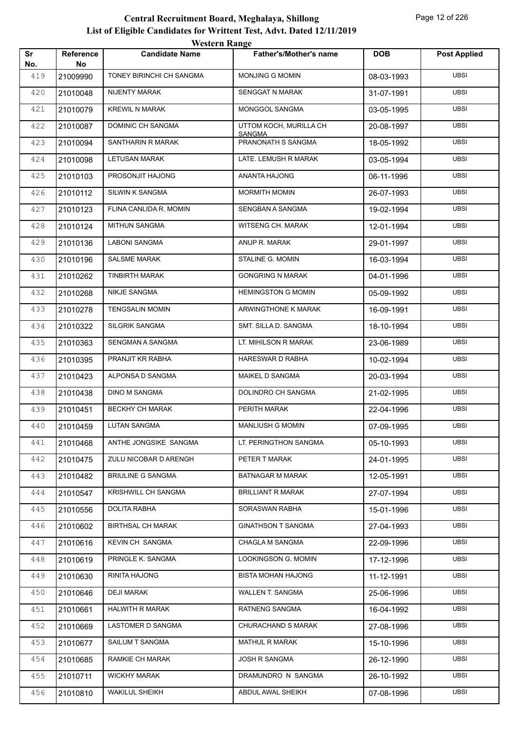# Central Recruitment Board, Meghalaya, Shillong
## List of Eligible Candidates for Writtent Test, Advt. Dated 12/11/2019
### Western Range

| Sr No. | Reference No | Candidate Name | Father's/Mother's name | DOB | Post Applied |
|---|---|---|---|---|---|
| 419 | 21009990 | TONEY BIRINCHI CH SANGMA | MONJING G MOMIN | 08-03-1993 | UBSI |
| 420 | 21010048 | NIJENTY MARAK | SENGGAT N MARAK | 31-07-1991 | UBSI |
| 421 | 21010079 | KREWIL N MARAK | MONGGOL SANGMA | 03-05-1995 | UBSI |
| 422 | 21010087 | DOMINIC CH SANGMA | UTTOM KOCH, MURILLA CH SANGMA | 20-08-1997 | UBSI |
| 423 | 21010094 | SANTHARIN R MARAK | PRANONATH S SANGMA | 18-05-1992 | UBSI |
| 424 | 21010098 | LETUSAN MARAK | LATE. LEMUSH R MARAK | 03-05-1994 | UBSI |
| 425 | 21010103 | PROSONJIT HAJONG | ANANTA HAJONG | 06-11-1996 | UBSI |
| 426 | 21010112 | SILWIN K SANGMA | MORMITH MOMIN | 26-07-1993 | UBSI |
| 427 | 21010123 | FLINA CANLIDA R. MOMIN | SENGBAN A SANGMA | 19-02-1994 | UBSI |
| 428 | 21010124 | MITHUN SANGMA | WITSENG CH. MARAK | 12-01-1994 | UBSI |
| 429 | 21010136 | LABONI SANGMA | ANUP R. MARAK | 29-01-1997 | UBSI |
| 430 | 21010196 | SALSME MARAK | STALINE G. MOMIN | 16-03-1994 | UBSI |
| 431 | 21010262 | TINBIRTH MARAK | GONGRING N MARAK | 04-01-1996 | UBSI |
| 432 | 21010268 | NIKJE SANGMA | HEMINGSTON G MOMIN | 05-09-1992 | UBSI |
| 433 | 21010278 | TENGSALIN MOMIN | ARWINGTHONE K MARAK | 16-09-1991 | UBSI |
| 434 | 21010322 | SILGRIK SANGMA | SMT. SILLA D. SANGMA | 18-10-1994 | UBSI |
| 435 | 21010363 | SENGMAN A SANGMA | LT. MIHILSON R MARAK | 23-06-1989 | UBSI |
| 436 | 21010395 | PRANJIT KR RABHA | HARESWAR D RABHA | 10-02-1994 | UBSI |
| 437 | 21010423 | ALPONSA D SANGMA | MAIKEL D SANGMA | 20-03-1994 | UBSI |
| 438 | 21010438 | DINO M SANGMA | DOLINDRO CH SANGMA | 21-02-1995 | UBSI |
| 439 | 21010451 | BECKHY CH MARAK | PERITH MARAK | 22-04-1996 | UBSI |
| 440 | 21010459 | LUTAN SANGMA | MANLIUSH G MOMIN | 07-09-1995 | UBSI |
| 441 | 21010468 | ANTHE JONGSIKE SANGMA | LT. PERINGTHON SANGMA | 05-10-1993 | UBSI |
| 442 | 21010475 | ZULU NICOBAR D ARENGH | PETER T MARAK | 24-01-1995 | UBSI |
| 443 | 21010482 | BRIULINE G SANGMA | BATNAGAR M MARAK | 12-05-1991 | UBSI |
| 444 | 21010547 | KRISHWILL CH SANGMA | BRILLIANT R MARAK | 27-07-1994 | UBSI |
| 445 | 21010556 | DOLITA RABHA | SORASWAN RABHA | 15-01-1996 | UBSI |
| 446 | 21010602 | BIRTHSAL CH MARAK | GINATHSON T SANGMA | 27-04-1993 | UBSI |
| 447 | 21010616 | KEVIN CH SANGMA | CHAGLA M SANGMA | 22-09-1996 | UBSI |
| 448 | 21010619 | PRINGLE K. SANGMA | LOOKINGSON G. MOMIN | 17-12-1996 | UBSI |
| 449 | 21010630 | RINITA HAJONG | BISTA MOHAN HAJONG | 11-12-1991 | UBSI |
| 450 | 21010646 | DEJI MARAK | WALLEN T. SANGMA | 25-06-1996 | UBSI |
| 451 | 21010661 | HALWITH R MARAK | RATNENG SANGMA | 16-04-1992 | UBSI |
| 452 | 21010669 | LASTOMER D SANGMA | CHURACHAND S MARAK | 27-08-1996 | UBSI |
| 453 | 21010677 | SAILUM T SANGMA | MATHUL R MARAK | 15-10-1996 | UBSI |
| 454 | 21010685 | RAMKIE CH MARAK | JOSH R SANGMA | 26-12-1990 | UBSI |
| 455 | 21010711 | WICKHY MARAK | DRAMUNDRO N SANGMA | 26-10-1992 | UBSI |
| 456 | 21010810 | WAKILUL SHEIKH | ABDUL AWAL SHEIKH | 07-08-1996 | UBSI |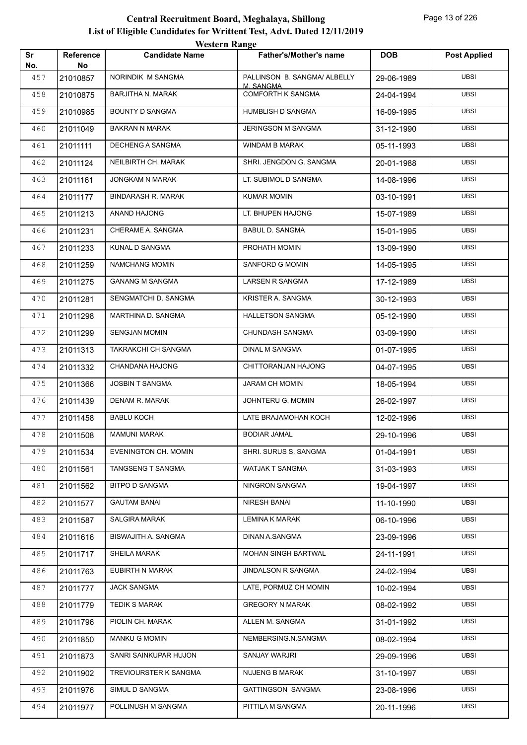# Central Recruitment Board, Meghalaya, Shillong

## List of Eligible Candidates for Writtent Test, Advt. Dated 12/11/2019

### Western Range

| Sr No. | Reference No | Candidate Name | Father's/Mother's name | DOB | Post Applied |
|---|---|---|---|---|---|
| 457 | 21010857 | NORINDIK M SANGMA | PALLINSON B. SANGMA/ ALBELLY M. SANGMA | 29-06-1989 | UBSI |
| 458 | 21010875 | BARJITHA N. MARAK | COMFORTH K SANGMA | 24-04-1994 | UBSI |
| 459 | 21010985 | BOUNTY D SANGMA | HUMBLISH D SANGMA | 16-09-1995 | UBSI |
| 460 | 21011049 | BAKRAN N MARAK | JERINGSON M SANGMA | 31-12-1990 | UBSI |
| 461 | 21011111 | DECHENG A SANGMA | WINDAM B MARAK | 05-11-1993 | UBSI |
| 462 | 21011124 | NEILBIRTH CH. MARAK | SHRI. JENGDON G. SANGMA | 20-01-1988 | UBSI |
| 463 | 21011161 | JONGKAM N MARAK | LT. SUBIMOL D SANGMA | 14-08-1996 | UBSI |
| 464 | 21011177 | BINDARASH R. MARAK | KUMAR MOMIN | 03-10-1991 | UBSI |
| 465 | 21011213 | ANAND HAJONG | LT. BHUPEN HAJONG | 15-07-1989 | UBSI |
| 466 | 21011231 | CHERAME A. SANGMA | BABUL D. SANGMA | 15-01-1995 | UBSI |
| 467 | 21011233 | KUNAL D SANGMA | PROHATH MOMIN | 13-09-1990 | UBSI |
| 468 | 21011259 | NAMCHANG MOMIN | SANFORD G MOMIN | 14-05-1995 | UBSI |
| 469 | 21011275 | GANANG M SANGMA | LARSEN R SANGMA | 17-12-1989 | UBSI |
| 470 | 21011281 | SENGMATCHI D. SANGMA | KRISTER A. SANGMA | 30-12-1993 | UBSI |
| 471 | 21011298 | MARTHINA D. SANGMA | HALLETSON SANGMA | 05-12-1990 | UBSI |
| 472 | 21011299 | SENGJAN MOMIN | CHUNDASH SANGMA | 03-09-1990 | UBSI |
| 473 | 21011313 | TAKRAKCHI CH SANGMA | DINAL M SANGMA | 01-07-1995 | UBSI |
| 474 | 21011332 | CHANDANA HAJONG | CHITTORANJAN HAJONG | 04-07-1995 | UBSI |
| 475 | 21011366 | JOSBIN T SANGMA | JARAM CH MOMIN | 18-05-1994 | UBSI |
| 476 | 21011439 | DENAM R. MARAK | JOHNTERU G. MOMIN | 26-02-1997 | UBSI |
| 477 | 21011458 | BABLU KOCH | LATE BRAJAMOHAN KOCH | 12-02-1996 | UBSI |
| 478 | 21011508 | MAMUNI MARAK | BODIAR JAMAL | 29-10-1996 | UBSI |
| 479 | 21011534 | EVENINGTON CH. MOMIN | SHRI. SURUS S. SANGMA | 01-04-1991 | UBSI |
| 480 | 21011561 | TANGSENG T SANGMA | WATJAK T SANGMA | 31-03-1993 | UBSI |
| 481 | 21011562 | BITPO D SANGMA | NINGRON SANGMA | 19-04-1997 | UBSI |
| 482 | 21011577 | GAUTAM BANAI | NIRESH BANAI | 11-10-1990 | UBSI |
| 483 | 21011587 | SALGIRA MARAK | LEMINA K MARAK | 06-10-1996 | UBSI |
| 484 | 21011616 | BISWAJITH A. SANGMA | DINAN A.SANGMA | 23-09-1996 | UBSI |
| 485 | 21011717 | SHEILA MARAK | MOHAN SINGH BARTWAL | 24-11-1991 | UBSI |
| 486 | 21011763 | EUBIRTH N MARAK | JINDALSON R SANGMA | 24-02-1994 | UBSI |
| 487 | 21011777 | JACK SANGMA | LATE, PORMUZ CH MOMIN | 10-02-1994 | UBSI |
| 488 | 21011779 | TEDIK S MARAK | GREGORY N MARAK | 08-02-1992 | UBSI |
| 489 | 21011796 | PIOLIN CH. MARAK | ALLEN M. SANGMA | 31-01-1992 | UBSI |
| 490 | 21011850 | MANKU G MOMIN | NEMBERSING.N.SANGMA | 08-02-1994 | UBSI |
| 491 | 21011873 | SANRI SAINKUPAR HUJON | SANJAY WARJRI | 29-09-1996 | UBSI |
| 492 | 21011902 | TREVIOURSTER K SANGMA | NUJENG B MARAK | 31-10-1997 | UBSI |
| 493 | 21011976 | SIMUL D SANGMA | GATTINGSON SANGMA | 23-08-1996 | UBSI |
| 494 | 21011977 | POLLINUSH M SANGMA | PITTILA M SANGMA | 20-11-1996 | UBSI |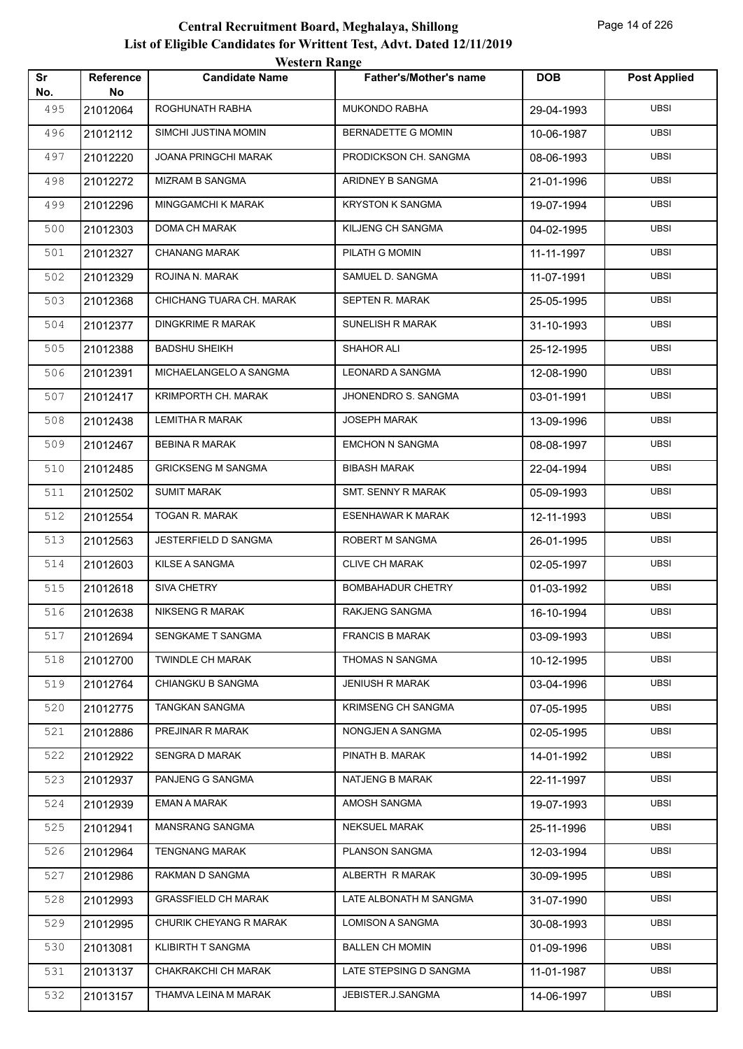# Central Recruitment Board, Meghalaya, Shillong

## List of Eligible Candidates for Writtent Test, Advt. Dated 12/11/2019

### Western Range

| Sr No. | Reference No | Candidate Name | Father's/Mother's name | DOB | Post Applied |
|---|---|---|---|---|---|
| 495 | 21012064 | ROGHUNATH RABHA | MUKONDO RABHA | 29-04-1993 | UBSI |
| 496 | 21012112 | SIMCHI JUSTINA MOMIN | BERNADETTE G MOMIN | 10-06-1987 | UBSI |
| 497 | 21012220 | JOANA PRINGCHI MARAK | PRODICKSON CH. SANGMA | 08-06-1993 | UBSI |
| 498 | 21012272 | MIZRAM B SANGMA | ARIDNEY B SANGMA | 21-01-1996 | UBSI |
| 499 | 21012296 | MINGGAMCHI K MARAK | KRYSTON K SANGMA | 19-07-1994 | UBSI |
| 500 | 21012303 | DOMA CH MARAK | KILJENG CH SANGMA | 04-02-1995 | UBSI |
| 501 | 21012327 | CHANANG MARAK | PILATH G MOMIN | 11-11-1997 | UBSI |
| 502 | 21012329 | ROJINA N. MARAK | SAMUEL D. SANGMA | 11-07-1991 | UBSI |
| 503 | 21012368 | CHICHANG TUARA CH. MARAK | SEPTEN R. MARAK | 25-05-1995 | UBSI |
| 504 | 21012377 | DINGKRIME R MARAK | SUNELISH R MARAK | 31-10-1993 | UBSI |
| 505 | 21012388 | BADSHU SHEIKH | SHAHOR ALI | 25-12-1995 | UBSI |
| 506 | 21012391 | MICHAELANGELO A SANGMA | LEONARD A SANGMA | 12-08-1990 | UBSI |
| 507 | 21012417 | KRIMPORTH CH. MARAK | JHONENDRO S. SANGMA | 03-01-1991 | UBSI |
| 508 | 21012438 | LEMITHA R MARAK | JOSEPH MARAK | 13-09-1996 | UBSI |
| 509 | 21012467 | BEBINA R MARAK | EMCHON N SANGMA | 08-08-1997 | UBSI |
| 510 | 21012485 | GRICKSENG M SANGMA | BIBASH MARAK | 22-04-1994 | UBSI |
| 511 | 21012502 | SUMIT MARAK | SMT. SENNY R MARAK | 05-09-1993 | UBSI |
| 512 | 21012554 | TOGAN R. MARAK | ESENHAWAR K MARAK | 12-11-1993 | UBSI |
| 513 | 21012563 | JESTERFIELD D SANGMA | ROBERT M SANGMA | 26-01-1995 | UBSI |
| 514 | 21012603 | KILSE A SANGMA | CLIVE CH MARAK | 02-05-1997 | UBSI |
| 515 | 21012618 | SIVA CHETRY | BOMBAHADUR CHETRY | 01-03-1992 | UBSI |
| 516 | 21012638 | NIKSENG R MARAK | RAKJENG SANGMA | 16-10-1994 | UBSI |
| 517 | 21012694 | SENGKAME T SANGMA | FRANCIS B MARAK | 03-09-1993 | UBSI |
| 518 | 21012700 | TWINDLE CH MARAK | THOMAS N SANGMA | 10-12-1995 | UBSI |
| 519 | 21012764 | CHIANGKU B SANGMA | JENIUSH R MARAK | 03-04-1996 | UBSI |
| 520 | 21012775 | TANGKAN SANGMA | KRIMSENG CH SANGMA | 07-05-1995 | UBSI |
| 521 | 21012886 | PREJINAR R MARAK | NONGJEN A SANGMA | 02-05-1995 | UBSI |
| 522 | 21012922 | SENGRA D MARAK | PINATH B. MARAK | 14-01-1992 | UBSI |
| 523 | 21012937 | PANJENG G SANGMA | NATJENG B MARAK | 22-11-1997 | UBSI |
| 524 | 21012939 | EMAN A MARAK | AMOSH SANGMA | 19-07-1993 | UBSI |
| 525 | 21012941 | MANSRANG SANGMA | NEKSUEL MARAK | 25-11-1996 | UBSI |
| 526 | 21012964 | TENGNANG MARAK | PLANSON SANGMA | 12-03-1994 | UBSI |
| 527 | 21012986 | RAKMAN D SANGMA | ALBERTH R MARAK | 30-09-1995 | UBSI |
| 528 | 21012993 | GRASSFIELD CH MARAK | LATE ALBONATH M SANGMA | 31-07-1990 | UBSI |
| 529 | 21012995 | CHURIK CHEYANG R MARAK | LOMISON A SANGMA | 30-08-1993 | UBSI |
| 530 | 21013081 | KLIBIRTH T SANGMA | BALLEN CH MOMIN | 01-09-1996 | UBSI |
| 531 | 21013137 | CHAKRAKCHI CH MARAK | LATE STEPSING D SANGMA | 11-01-1987 | UBSI |
| 532 | 21013157 | THAMVA LEINA M MARAK | JEBISTER.J.SANGMA | 14-06-1997 | UBSI |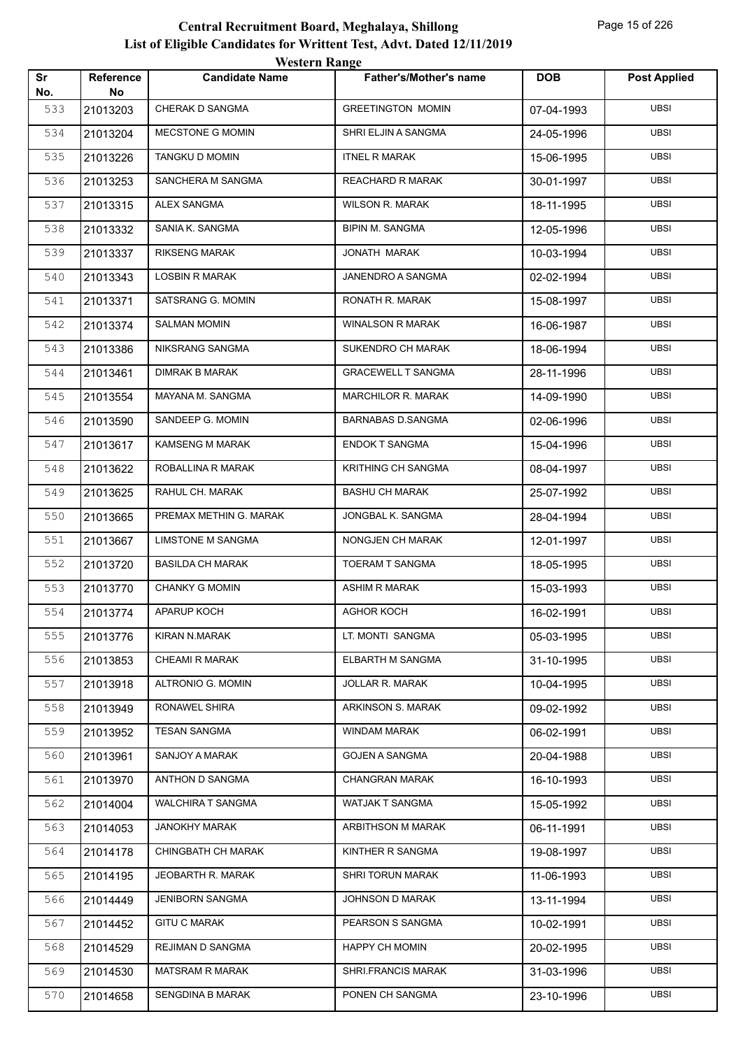# Central Recruitment Board, Meghalaya, Shillong
## List of Eligible Candidates for Writtent Test, Advt. Dated 12/11/2019
### Western Range

| Sr No. | Reference No | Candidate Name | Father's/Mother's name | DOB | Post Applied |
|---|---|---|---|---|---|
| 533 | 21013203 | CHERAK D SANGMA | GREETINGTON MOMIN | 07-04-1993 | UBSI |
| 534 | 21013204 | MECSTONE G MOMIN | SHRI ELJIN A SANGMA | 24-05-1996 | UBSI |
| 535 | 21013226 | TANGKU D MOMIN | ITNEL R MARAK | 15-06-1995 | UBSI |
| 536 | 21013253 | SANCHERA M SANGMA | REACHARD R MARAK | 30-01-1997 | UBSI |
| 537 | 21013315 | ALEX SANGMA | WILSON R. MARAK | 18-11-1995 | UBSI |
| 538 | 21013332 | SANIA K. SANGMA | BIPIN M. SANGMA | 12-05-1996 | UBSI |
| 539 | 21013337 | RIKSENG MARAK | JONATH MARAK | 10-03-1994 | UBSI |
| 540 | 21013343 | LOSBIN R MARAK | JANENDRO A SANGMA | 02-02-1994 | UBSI |
| 541 | 21013371 | SATSRANG G. MOMIN | RONATH R. MARAK | 15-08-1997 | UBSI |
| 542 | 21013374 | SALMAN MOMIN | WINALSON R MARAK | 16-06-1987 | UBSI |
| 543 | 21013386 | NIKSRANG SANGMA | SUKENDRO CH MARAK | 18-06-1994 | UBSI |
| 544 | 21013461 | DIMRAK B MARAK | GRACEWELL T SANGMA | 28-11-1996 | UBSI |
| 545 | 21013554 | MAYANA M. SANGMA | MARCHILOR R. MARAK | 14-09-1990 | UBSI |
| 546 | 21013590 | SANDEEP G. MOMIN | BARNABAS D.SANGMA | 02-06-1996 | UBSI |
| 547 | 21013617 | KAMSENG M MARAK | ENDOK T SANGMA | 15-04-1996 | UBSI |
| 548 | 21013622 | ROBALLINA R MARAK | KRITHING CH SANGMA | 08-04-1997 | UBSI |
| 549 | 21013625 | RAHUL CH. MARAK | BASHU CH MARAK | 25-07-1992 | UBSI |
| 550 | 21013665 | PREMAX METHIN G. MARAK | JONGBAL K. SANGMA | 28-04-1994 | UBSI |
| 551 | 21013667 | LIMSTONE M SANGMA | NONGJEN CH MARAK | 12-01-1997 | UBSI |
| 552 | 21013720 | BASILDA CH MARAK | TOERAM T SANGMA | 18-05-1995 | UBSI |
| 553 | 21013770 | CHANKY G MOMIN | ASHIM R MARAK | 15-03-1993 | UBSI |
| 554 | 21013774 | APARUP KOCH | AGHOR KOCH | 16-02-1991 | UBSI |
| 555 | 21013776 | KIRAN N.MARAK | LT. MONTI SANGMA | 05-03-1995 | UBSI |
| 556 | 21013853 | CHEAMI R MARAK | ELBARTH M SANGMA | 31-10-1995 | UBSI |
| 557 | 21013918 | ALTRONIO G. MOMIN | JOLLAR R. MARAK | 10-04-1995 | UBSI |
| 558 | 21013949 | RONAWEL SHIRA | ARKINSON S. MARAK | 09-02-1992 | UBSI |
| 559 | 21013952 | TESAN SANGMA | WINDAM MARAK | 06-02-1991 | UBSI |
| 560 | 21013961 | SANJOY A MARAK | GOJEN A SANGMA | 20-04-1988 | UBSI |
| 561 | 21013970 | ANTHON D SANGMA | CHANGRAN MARAK | 16-10-1993 | UBSI |
| 562 | 21014004 | WALCHIRA T SANGMA | WATJAK T SANGMA | 15-05-1992 | UBSI |
| 563 | 21014053 | JANOKHY MARAK | ARBITHSON M MARAK | 06-11-1991 | UBSI |
| 564 | 21014178 | CHINGBATH CH MARAK | KINTHER R SANGMA | 19-08-1997 | UBSI |
| 565 | 21014195 | JEOBARTH R. MARAK | SHRI TORUN MARAK | 11-06-1993 | UBSI |
| 566 | 21014449 | JENIBORN SANGMA | JOHNSON D MARAK | 13-11-1994 | UBSI |
| 567 | 21014452 | GITU C MARAK | PEARSON S SANGMA | 10-02-1991 | UBSI |
| 568 | 21014529 | REJIMAN D SANGMA | HAPPY CH MOMIN | 20-02-1995 | UBSI |
| 569 | 21014530 | MATSRAM R MARAK | SHRI.FRANCIS MARAK | 31-03-1996 | UBSI |
| 570 | 21014658 | SENGDINA B MARAK | PONEN CH SANGMA | 23-10-1996 | UBSI |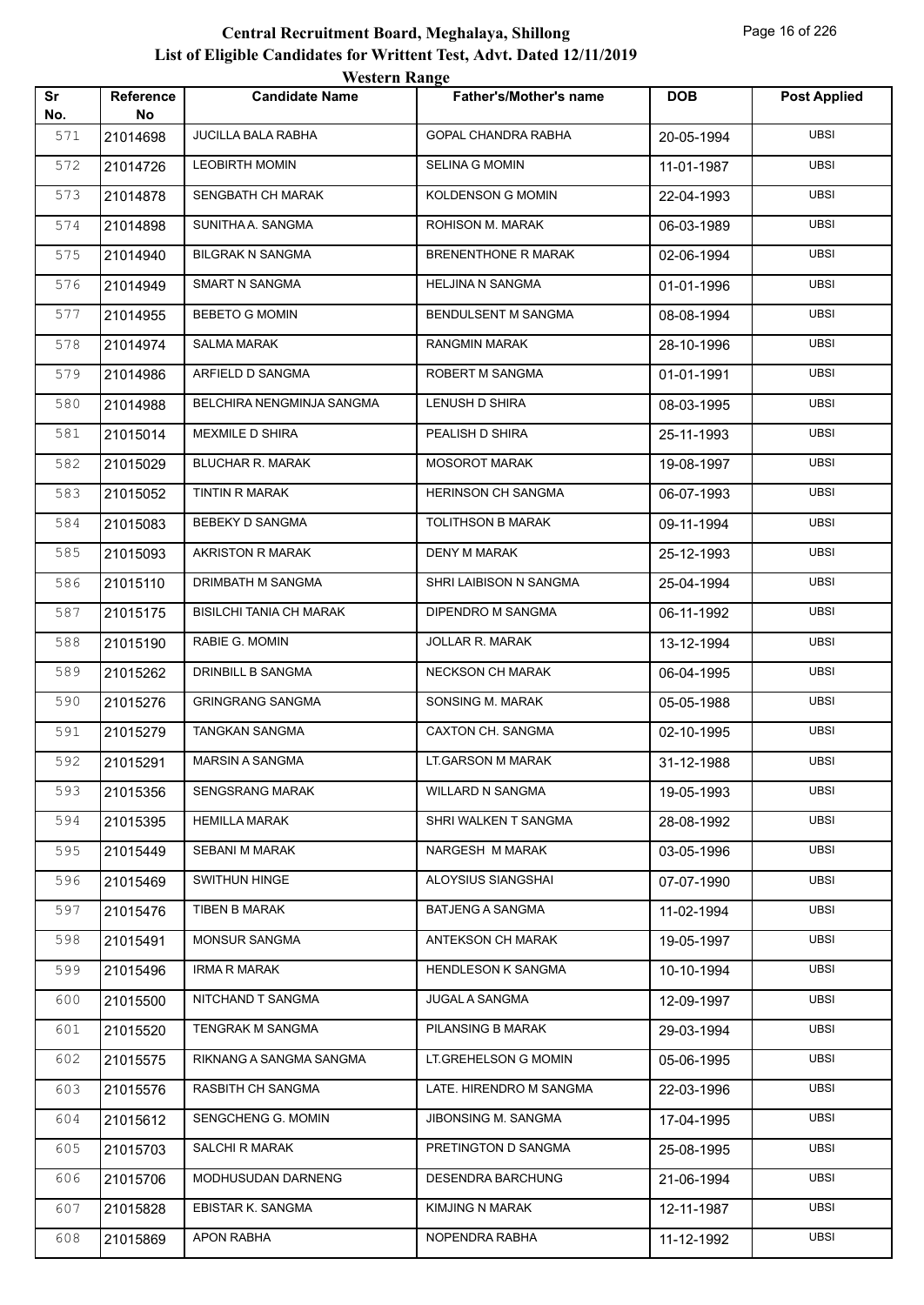# Central Recruitment Board, Meghalaya, Shillong

## List of Eligible Candidates for Writtent Test, Advt. Dated 12/11/2019

### Western Range

| Sr No. | Reference No | Candidate Name | Father's/Mother's name | DOB | Post Applied |
|---|---|---|---|---|---|
| 571 | 21014698 | JUCILLA BALA RABHA | GOPAL CHANDRA RABHA | 20-05-1994 | UBSI |
| 572 | 21014726 | LEOBIRTH MOMIN | SELINA G MOMIN | 11-01-1987 | UBSI |
| 573 | 21014878 | SENGBATH CH MARAK | KOLDENSON G MOMIN | 22-04-1993 | UBSI |
| 574 | 21014898 | SUNITHA A. SANGMA | ROHISON M. MARAK | 06-03-1989 | UBSI |
| 575 | 21014940 | BILGRAK N SANGMA | BRENENTHONE R MARAK | 02-06-1994 | UBSI |
| 576 | 21014949 | SMART N SANGMA | HELJINA N SANGMA | 01-01-1996 | UBSI |
| 577 | 21014955 | BEBETO G MOMIN | BENDULSENT M SANGMA | 08-08-1994 | UBSI |
| 578 | 21014974 | SALMA MARAK | RANGMIN MARAK | 28-10-1996 | UBSI |
| 579 | 21014986 | ARFIELD D SANGMA | ROBERT M SANGMA | 01-01-1991 | UBSI |
| 580 | 21014988 | BELCHIRA NENGMINJA SANGMA | LENUSH D SHIRA | 08-03-1995 | UBSI |
| 581 | 21015014 | MEXMILE D SHIRA | PEALISH D SHIRA | 25-11-1993 | UBSI |
| 582 | 21015029 | BLUCHAR R. MARAK | MOSOROT MARAK | 19-08-1997 | UBSI |
| 583 | 21015052 | TINTIN R MARAK | HERINSON CH SANGMA | 06-07-1993 | UBSI |
| 584 | 21015083 | BEBEKY D SANGMA | TOLITHSON B MARAK | 09-11-1994 | UBSI |
| 585 | 21015093 | AKRISTON R MARAK | DENY M MARAK | 25-12-1993 | UBSI |
| 586 | 21015110 | DRIMBATH M SANGMA | SHRI LAIBISON N SANGMA | 25-04-1994 | UBSI |
| 587 | 21015175 | BISILCHI TANIA CH MARAK | DIPENDRO M SANGMA | 06-11-1992 | UBSI |
| 588 | 21015190 | RABIE G. MOMIN | JOLLAR R. MARAK | 13-12-1994 | UBSI |
| 589 | 21015262 | DRINBILL B SANGMA | NECKSON CH MARAK | 06-04-1995 | UBSI |
| 590 | 21015276 | GRINGRANG SANGMA | SONSING M. MARAK | 05-05-1988 | UBSI |
| 591 | 21015279 | TANGKAN SANGMA | CAXTON CH. SANGMA | 02-10-1995 | UBSI |
| 592 | 21015291 | MARSIN A SANGMA | LT.GARSON M MARAK | 31-12-1988 | UBSI |
| 593 | 21015356 | SENGSRANG MARAK | WILLARD N SANGMA | 19-05-1993 | UBSI |
| 594 | 21015395 | HEMILLA MARAK | SHRI WALKEN T SANGMA | 28-08-1992 | UBSI |
| 595 | 21015449 | SEBANI M MARAK | NARGESH M MARAK | 03-05-1996 | UBSI |
| 596 | 21015469 | SWITHUN HINGE | ALOYSIUS SIANGSHAI | 07-07-1990 | UBSI |
| 597 | 21015476 | TIBEN B MARAK | BATJENG A SANGMA | 11-02-1994 | UBSI |
| 598 | 21015491 | MONSUR SANGMA | ANTEKSON CH MARAK | 19-05-1997 | UBSI |
| 599 | 21015496 | IRMA R MARAK | HENDLESON K SANGMA | 10-10-1994 | UBSI |
| 600 | 21015500 | NITCHAND T SANGMA | JUGAL A SANGMA | 12-09-1997 | UBSI |
| 601 | 21015520 | TENGRAK M SANGMA | PILANSING B MARAK | 29-03-1994 | UBSI |
| 602 | 21015575 | RIKNANG A SANGMA SANGMA | LT.GREHELSON G MOMIN | 05-06-1995 | UBSI |
| 603 | 21015576 | RASBITH CH SANGMA | LATE. HIRENDRO M SANGMA | 22-03-1996 | UBSI |
| 604 | 21015612 | SENGCHENG G. MOMIN | JIBONSING M. SANGMA | 17-04-1995 | UBSI |
| 605 | 21015703 | SALCHI R MARAK | PRETINGTON D SANGMA | 25-08-1995 | UBSI |
| 606 | 21015706 | MODHUSUDAN DARNENG | DESENDRA BARCHUNG | 21-06-1994 | UBSI |
| 607 | 21015828 | EBISTAR K. SANGMA | KIMJING N MARAK | 12-11-1987 | UBSI |
| 608 | 21015869 | APON RABHA | NOPENDRA RABHA | 11-12-1992 | UBSI |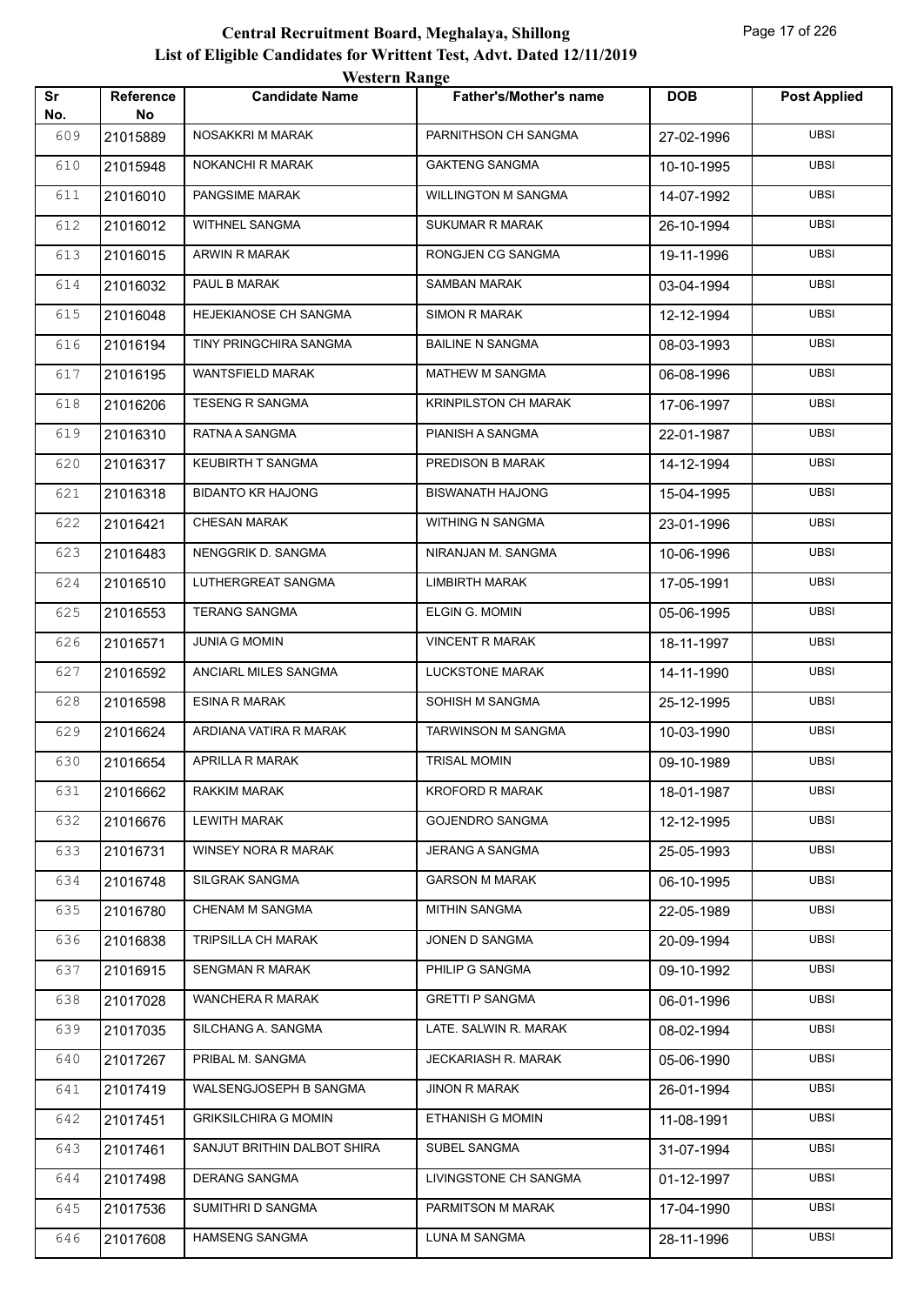# Central Recruitment Board, Meghalaya, Shillong

## List of Eligible Candidates for Writtent Test, Advt. Dated 12/11/2019

### Western Range

| Sr No. | Reference No | Candidate Name | Father's/Mother's name | DOB | Post Applied |
|---|---|---|---|---|---|
| 609 | 21015889 | NOSAKKRI M MARAK | PARNITHSON CH SANGMA | 27-02-1996 | UBSI |
| 610 | 21015948 | NOKANCHI R MARAK | GAKTENG SANGMA | 10-10-1995 | UBSI |
| 611 | 21016010 | PANGSIME MARAK | WILLINGTON M SANGMA | 14-07-1992 | UBSI |
| 612 | 21016012 | WITHNEL SANGMA | SUKUMAR R MARAK | 26-10-1994 | UBSI |
| 613 | 21016015 | ARWIN R MARAK | RONGJEN CG SANGMA | 19-11-1996 | UBSI |
| 614 | 21016032 | PAUL B MARAK | SAMBAN MARAK | 03-04-1994 | UBSI |
| 615 | 21016048 | HEJEKIANOSE CH SANGMA | SIMON R MARAK | 12-12-1994 | UBSI |
| 616 | 21016194 | TINY PRINGCHIRA SANGMA | BAILINE N SANGMA | 08-03-1993 | UBSI |
| 617 | 21016195 | WANTSFIELD MARAK | MATHEW M SANGMA | 06-08-1996 | UBSI |
| 618 | 21016206 | TESENG R SANGMA | KRINPILSTON CH MARAK | 17-06-1997 | UBSI |
| 619 | 21016310 | RATNA A SANGMA | PIANISH A SANGMA | 22-01-1987 | UBSI |
| 620 | 21016317 | KEUBIRTH T SANGMA | PREDISON B MARAK | 14-12-1994 | UBSI |
| 621 | 21016318 | BIDANTO KR HAJONG | BISWANATH HAJONG | 15-04-1995 | UBSI |
| 622 | 21016421 | CHESAN MARAK | WITHING N SANGMA | 23-01-1996 | UBSI |
| 623 | 21016483 | NENGGRIK D. SANGMA | NIRANJAN M. SANGMA | 10-06-1996 | UBSI |
| 624 | 21016510 | LUTHERGREAT SANGMA | LIMBIRTH MARAK | 17-05-1991 | UBSI |
| 625 | 21016553 | TERANG SANGMA | ELGIN G. MOMIN | 05-06-1995 | UBSI |
| 626 | 21016571 | JUNIA G MOMIN | VINCENT R MARAK | 18-11-1997 | UBSI |
| 627 | 21016592 | ANCIARL MILES SANGMA | LUCKSTONE MARAK | 14-11-1990 | UBSI |
| 628 | 21016598 | ESINA R MARAK | SOHISH M SANGMA | 25-12-1995 | UBSI |
| 629 | 21016624 | ARDIANA VATIRA R MARAK | TARWINSON M SANGMA | 10-03-1990 | UBSI |
| 630 | 21016654 | APRILLA R MARAK | TRISAL MOMIN | 09-10-1989 | UBSI |
| 631 | 21016662 | RAKKIM MARAK | KROFORD R MARAK | 18-01-1987 | UBSI |
| 632 | 21016676 | LEWITH MARAK | GOJENDRO SANGMA | 12-12-1995 | UBSI |
| 633 | 21016731 | WINSEY NORA R MARAK | JERANG A SANGMA | 25-05-1993 | UBSI |
| 634 | 21016748 | SILGRAK SANGMA | GARSON M MARAK | 06-10-1995 | UBSI |
| 635 | 21016780 | CHENAM M SANGMA | MITHIN SANGMA | 22-05-1989 | UBSI |
| 636 | 21016838 | TRIPSILLA CH MARAK | JONEN D SANGMA | 20-09-1994 | UBSI |
| 637 | 21016915 | SENGMAN R MARAK | PHILIP G SANGMA | 09-10-1992 | UBSI |
| 638 | 21017028 | WANCHERA R MARAK | GRETTI P SANGMA | 06-01-1996 | UBSI |
| 639 | 21017035 | SILCHANG A. SANGMA | LATE. SALWIN R. MARAK | 08-02-1994 | UBSI |
| 640 | 21017267 | PRIBAL M. SANGMA | JECKARIASH R. MARAK | 05-06-1990 | UBSI |
| 641 | 21017419 | WALSENGJOSEPH B SANGMA | JINON R MARAK | 26-01-1994 | UBSI |
| 642 | 21017451 | GRIKSILCHIRA G MOMIN | ETHANISH G MOMIN | 11-08-1991 | UBSI |
| 643 | 21017461 | SANJUT BRITHIN DALBOT SHIRA | SUBEL SANGMA | 31-07-1994 | UBSI |
| 644 | 21017498 | DERANG SANGMA | LIVINGSTONE CH SANGMA | 01-12-1997 | UBSI |
| 645 | 21017536 | SUMITHRI D SANGMA | PARMITSON M MARAK | 17-04-1990 | UBSI |
| 646 | 21017608 | HAMSENG SANGMA | LUNA M SANGMA | 28-11-1996 | UBSI |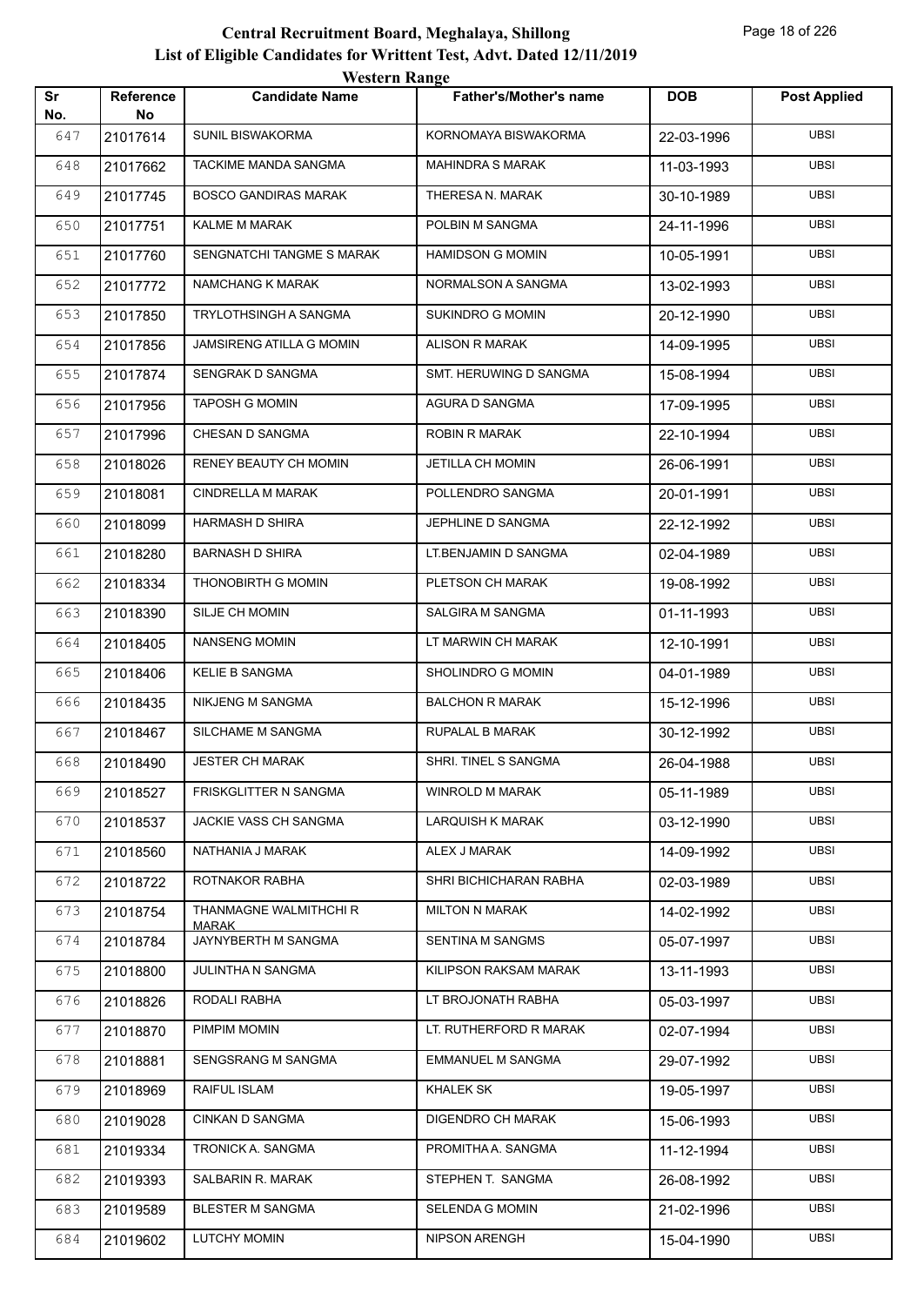# Central Recruitment Board, Meghalaya, Shillong

## List of Eligible Candidates for Writtent Test, Advt. Dated 12/11/2019

### Western Range

| Sr No. | Reference No | Candidate Name | Father's/Mother's name | DOB | Post Applied |
|---|---|---|---|---|---|
| 647 | 21017614 | SUNIL BISWAKORMA | KORNOMAYA BISWAKORMA | 22-03-1996 | UBSI |
| 648 | 21017662 | TACKIME MANDA SANGMA | MAHINDRA S MARAK | 11-03-1993 | UBSI |
| 649 | 21017745 | BOSCO GANDIRAS MARAK | THERESA N. MARAK | 30-10-1989 | UBSI |
| 650 | 21017751 | KALME M MARAK | POLBIN M SANGMA | 24-11-1996 | UBSI |
| 651 | 21017760 | SENGNATCHI TANGME S MARAK | HAMIDSON G MOMIN | 10-05-1991 | UBSI |
| 652 | 21017772 | NAMCHANG K MARAK | NORMALSON A SANGMA | 13-02-1993 | UBSI |
| 653 | 21017850 | TRYLOTHSINGH A SANGMA | SUKINDRO G MOMIN | 20-12-1990 | UBSI |
| 654 | 21017856 | JAMSIRENG ATILLA G MOMIN | ALISON R MARAK | 14-09-1995 | UBSI |
| 655 | 21017874 | SENGRAK D SANGMA | SMT. HERUWING D SANGMA | 15-08-1994 | UBSI |
| 656 | 21017956 | TAPOSH G MOMIN | AGURA D SANGMA | 17-09-1995 | UBSI |
| 657 | 21017996 | CHESAN D SANGMA | ROBIN R MARAK | 22-10-1994 | UBSI |
| 658 | 21018026 | RENEY BEAUTY CH MOMIN | JETILLA CH MOMIN | 26-06-1991 | UBSI |
| 659 | 21018081 | CINDRELLA M MARAK | POLLENDRO SANGMA | 20-01-1991 | UBSI |
| 660 | 21018099 | HARMASH D SHIRA | JEPHLINE D SANGMA | 22-12-1992 | UBSI |
| 661 | 21018280 | BARNASH D SHIRA | LT.BENJAMIN D SANGMA | 02-04-1989 | UBSI |
| 662 | 21018334 | THONOBIRTH G MOMIN | PLETSON CH MARAK | 19-08-1992 | UBSI |
| 663 | 21018390 | SILJE CH MOMIN | SALGIRA M SANGMA | 01-11-1993 | UBSI |
| 664 | 21018405 | NANSENG MOMIN | LT MARWIN CH MARAK | 12-10-1991 | UBSI |
| 665 | 21018406 | KELIE B SANGMA | SHOLINDRO G MOMIN | 04-01-1989 | UBSI |
| 666 | 21018435 | NIKJENG M SANGMA | BALCHON R MARAK | 15-12-1996 | UBSI |
| 667 | 21018467 | SILCHAME M SANGMA | RUPALAL B MARAK | 30-12-1992 | UBSI |
| 668 | 21018490 | JESTER CH MARAK | SHRI. TINEL S SANGMA | 26-04-1988 | UBSI |
| 669 | 21018527 | FRISKGLITTER N SANGMA | WINROLD M MARAK | 05-11-1989 | UBSI |
| 670 | 21018537 | JACKIE VASS CH SANGMA | LARQUISH K MARAK | 03-12-1990 | UBSI |
| 671 | 21018560 | NATHANIA J MARAK | ALEX J MARAK | 14-09-1992 | UBSI |
| 672 | 21018722 | ROTNAKOR RABHA | SHRI BICHICHARAN RABHA | 02-03-1989 | UBSI |
| 673 | 21018754 | THANMAGNE WALMITHCHI R MARAK | MILTON N MARAK | 14-02-1992 | UBSI |
| 674 | 21018784 | JAYNYBERTH M SANGMA | SENTINA M SANGMS | 05-07-1997 | UBSI |
| 675 | 21018800 | JULINTHA N SANGMA | KILIPSON RAKSAM MARAK | 13-11-1993 | UBSI |
| 676 | 21018826 | RODALI RABHA | LT BROJONATH RABHA | 05-03-1997 | UBSI |
| 677 | 21018870 | PIMPIM MOMIN | LT. RUTHERFORD R MARAK | 02-07-1994 | UBSI |
| 678 | 21018881 | SENGSRANG M SANGMA | EMMANUEL M SANGMA | 29-07-1992 | UBSI |
| 679 | 21018969 | RAIFUL ISLAM | KHALEK SK | 19-05-1997 | UBSI |
| 680 | 21019028 | CINKAN D SANGMA | DIGENDRO CH MARAK | 15-06-1993 | UBSI |
| 681 | 21019334 | TRONICK A. SANGMA | PROMITHA A. SANGMA | 11-12-1994 | UBSI |
| 682 | 21019393 | SALBARIN R. MARAK | STEPHEN T. SANGMA | 26-08-1992 | UBSI |
| 683 | 21019589 | BLESTER M SANGMA | SELENDA G MOMIN | 21-02-1996 | UBSI |
| 684 | 21019602 | LUTCHY MOMIN | NIPSON ARENGH | 15-04-1990 | UBSI |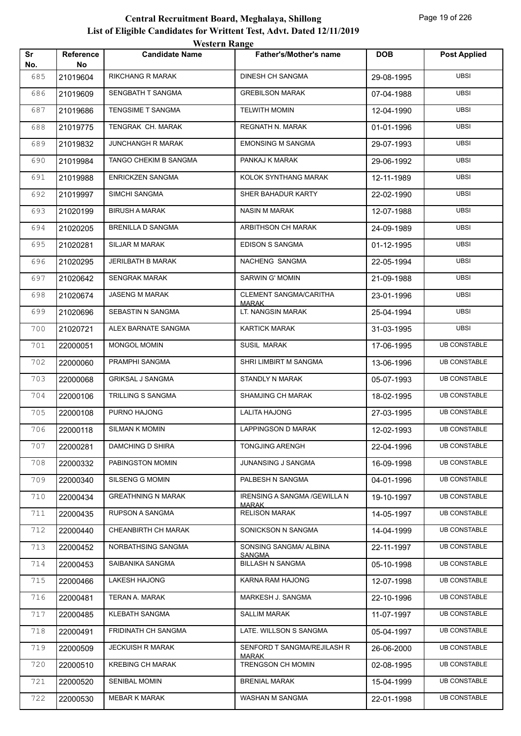# Central Recruitment Board, Meghalaya, Shillong

## List of Eligible Candidates for Writtent Test, Advt. Dated 12/11/2019

### Western Range

| Sr No. | Reference No | Candidate Name | Father's/Mother's name | DOB | Post Applied |
|---|---|---|---|---|---|
| 685 | 21019604 | RIKCHANG R MARAK | DINESH CH SANGMA | 29-08-1995 | UBSI |
| 686 | 21019609 | SENGBATH T SANGMA | GREBILSON MARAK | 07-04-1988 | UBSI |
| 687 | 21019686 | TENGSIME T SANGMA | TELWITH MOMIN | 12-04-1990 | UBSI |
| 688 | 21019775 | TENGRAK CH. MARAK | REGNATH N. MARAK | 01-01-1996 | UBSI |
| 689 | 21019832 | JUNCHANGH R MARAK | EMONSING M SANGMA | 29-07-1993 | UBSI |
| 690 | 21019984 | TANGO CHEKIM B SANGMA | PANKAJ K MARAK | 29-06-1992 | UBSI |
| 691 | 21019988 | ENRICKZEN SANGMA | KOLOK SYNTHANG MARAK | 12-11-1989 | UBSI |
| 692 | 21019997 | SIMCHI SANGMA | SHER BAHADUR KARTY | 22-02-1990 | UBSI |
| 693 | 21020199 | BIRUSH A MARAK | NASIN M MARAK | 12-07-1988 | UBSI |
| 694 | 21020205 | BRENILLA D SANGMA | ARBITHSON CH MARAK | 24-09-1989 | UBSI |
| 695 | 21020281 | SILJAR M MARAK | EDISON S SANGMA | 01-12-1995 | UBSI |
| 696 | 21020295 | JERILBATH B MARAK | NACHENG SANGMA | 22-05-1994 | UBSI |
| 697 | 21020642 | SENGRAK MARAK | SARWIN G' MOMIN | 21-09-1988 | UBSI |
| 698 | 21020674 | JASENG M MARAK | CLEMENT SANGMA/CARITHA MARAK | 23-01-1996 | UBSI |
| 699 | 21020696 | SEBASTIN N SANGMA | LT. NANGSIN MARAK | 25-04-1994 | UBSI |
| 700 | 21020721 | ALEX BARNATE SANGMA | KARTICK MARAK | 31-03-1995 | UBSI |
| 701 | 22000051 | MONGOL MOMIN | SUSIL MARAK | 17-06-1995 | UB CONSTABLE |
| 702 | 22000060 | PRAMPHI SANGMA | SHRI LIMBIRT M SANGMA | 13-06-1996 | UB CONSTABLE |
| 703 | 22000068 | GRIKSAL J SANGMA | STANDLY N MARAK | 05-07-1993 | UB CONSTABLE |
| 704 | 22000106 | TRILLING S SANGMA | SHAMJING CH MARAK | 18-02-1995 | UB CONSTABLE |
| 705 | 22000108 | PURNO HAJONG | LALITA HAJONG | 27-03-1995 | UB CONSTABLE |
| 706 | 22000118 | SILMAN K MOMIN | LAPPINGSON D MARAK | 12-02-1993 | UB CONSTABLE |
| 707 | 22000281 | DAMCHING D SHIRA | TONGJING ARENGH | 22-04-1996 | UB CONSTABLE |
| 708 | 22000332 | PABINGSTON MOMIN | JUNANSING J SANGMA | 16-09-1998 | UB CONSTABLE |
| 709 | 22000340 | SILSENG G MOMIN | PALBESH N SANGMA | 04-01-1996 | UB CONSTABLE |
| 710 | 22000434 | GREATHNING N MARAK | IRENSING A SANGMA /GEWILLA N MARAK | 19-10-1997 | UB CONSTABLE |
| 711 | 22000435 | RUPSON A SANGMA | RELISON MARAK | 14-05-1997 | UB CONSTABLE |
| 712 | 22000440 | CHEANBIRTH CH MARAK | SONICKSON N SANGMA | 14-04-1999 | UB CONSTABLE |
| 713 | 22000452 | NORBATHSING SANGMA | SONSING SANGMA/ ALBINA SANGMA | 22-11-1997 | UB CONSTABLE |
| 714 | 22000453 | SAIBANIKA SANGMA | BILLASH N SANGMA | 05-10-1998 | UB CONSTABLE |
| 715 | 22000466 | LAKESH HAJONG | KARNA RAM HAJONG | 12-07-1998 | UB CONSTABLE |
| 716 | 22000481 | TERAN A. MARAK | MARKESH J. SANGMA | 22-10-1996 | UB CONSTABLE |
| 717 | 22000485 | KLEBATH SANGMA | SALLIM MARAK | 11-07-1997 | UB CONSTABLE |
| 718 | 22000491 | FRIDINATH CH SANGMA | LATE. WILLSON S SANGMA | 05-04-1997 | UB CONSTABLE |
| 719 | 22000509 | JECKUISH R MARAK | SENFORD T SANGMA/REJILASH R MARAK | 26-06-2000 | UB CONSTABLE |
| 720 | 22000510 | KREBING CH MARAK | TRENGSON CH MOMIN | 02-08-1995 | UB CONSTABLE |
| 721 | 22000520 | SENIBAL MOMIN | BRENIAL MARAK | 15-04-1999 | UB CONSTABLE |
| 722 | 22000530 | MEBAR K MARAK | WASHAN M SANGMA | 22-01-1998 | UB CONSTABLE |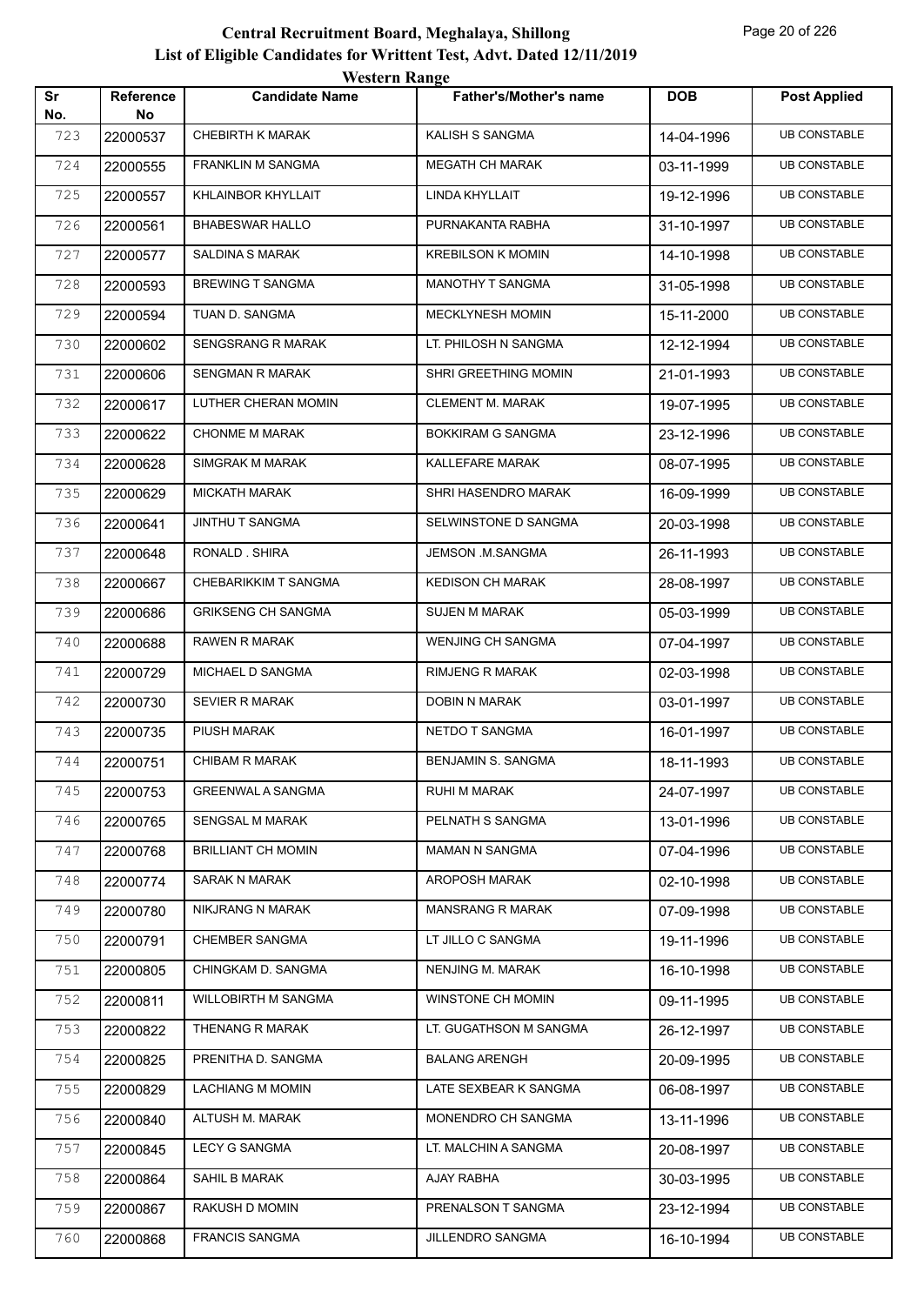# Central Recruitment Board, Meghalaya, Shillong

## List of Eligible Candidates for Writtent Test, Advt. Dated 12/11/2019

### Western Range

| Sr No. | Reference No | Candidate Name | Father's/Mother's name | DOB | Post Applied |
|---|---|---|---|---|---|
| 723 | 22000537 | CHEBIRTH K MARAK | KALISH S SANGMA | 14-04-1996 | UB CONSTABLE |
| 724 | 22000555 | FRANKLIN M SANGMA | MEGATH CH MARAK | 03-11-1999 | UB CONSTABLE |
| 725 | 22000557 | KHLAINBOR KHYLLAIT | LINDA KHYLLAIT | 19-12-1996 | UB CONSTABLE |
| 726 | 22000561 | BHABESWAR HALLO | PURNAKANTA RABHA | 31-10-1997 | UB CONSTABLE |
| 727 | 22000577 | SALDINA S MARAK | KREBILSON K MOMIN | 14-10-1998 | UB CONSTABLE |
| 728 | 22000593 | BREWING T SANGMA | MANOTHY T SANGMA | 31-05-1998 | UB CONSTABLE |
| 729 | 22000594 | TUAN D. SANGMA | MECKLYNESH MOMIN | 15-11-2000 | UB CONSTABLE |
| 730 | 22000602 | SENGSRANG R MARAK | LT. PHILOSH N SANGMA | 12-12-1994 | UB CONSTABLE |
| 731 | 22000606 | SENGMAN R MARAK | SHRI GREETHING MOMIN | 21-01-1993 | UB CONSTABLE |
| 732 | 22000617 | LUTHER CHERAN MOMIN | CLEMENT M. MARAK | 19-07-1995 | UB CONSTABLE |
| 733 | 22000622 | CHONME M MARAK | BOKKIRAM G SANGMA | 23-12-1996 | UB CONSTABLE |
| 734 | 22000628 | SIMGRAK M MARAK | KALLEFARE MARAK | 08-07-1995 | UB CONSTABLE |
| 735 | 22000629 | MICKATH MARAK | SHRI HASENDRO MARAK | 16-09-1999 | UB CONSTABLE |
| 736 | 22000641 | JINTHU T SANGMA | SELWINSTONE D SANGMA | 20-03-1998 | UB CONSTABLE |
| 737 | 22000648 | RONALD . SHIRA | JEMSON .M.SANGMA | 26-11-1993 | UB CONSTABLE |
| 738 | 22000667 | CHEBARIKKIM T SANGMA | KEDISON CH MARAK | 28-08-1997 | UB CONSTABLE |
| 739 | 22000686 | GRIKSENG CH SANGMA | SUJEN M MARAK | 05-03-1999 | UB CONSTABLE |
| 740 | 22000688 | RAWEN R MARAK | WENJING CH SANGMA | 07-04-1997 | UB CONSTABLE |
| 741 | 22000729 | MICHAEL D SANGMA | RIMJENG R MARAK | 02-03-1998 | UB CONSTABLE |
| 742 | 22000730 | SEVIER R MARAK | DOBIN N MARAK | 03-01-1997 | UB CONSTABLE |
| 743 | 22000735 | PIUSH MARAK | NETDO T SANGMA | 16-01-1997 | UB CONSTABLE |
| 744 | 22000751 | CHIBAM R MARAK | BENJAMIN S. SANGMA | 18-11-1993 | UB CONSTABLE |
| 745 | 22000753 | GREENWAL A SANGMA | RUHI M MARAK | 24-07-1997 | UB CONSTABLE |
| 746 | 22000765 | SENGSAL M MARAK | PELNATH S SANGMA | 13-01-1996 | UB CONSTABLE |
| 747 | 22000768 | BRILLIANT CH MOMIN | MAMAN N SANGMA | 07-04-1996 | UB CONSTABLE |
| 748 | 22000774 | SARAK N MARAK | AROPOSH MARAK | 02-10-1998 | UB CONSTABLE |
| 749 | 22000780 | NIKJRANG N MARAK | MANSRANG R MARAK | 07-09-1998 | UB CONSTABLE |
| 750 | 22000791 | CHEMBER SANGMA | LT JILLO C SANGMA | 19-11-1996 | UB CONSTABLE |
| 751 | 22000805 | CHINGKAM D. SANGMA | NENJING M. MARAK | 16-10-1998 | UB CONSTABLE |
| 752 | 22000811 | WILLOBIRTH M SANGMA | WINSTONE CH MOMIN | 09-11-1995 | UB CONSTABLE |
| 753 | 22000822 | THENANG R MARAK | LT. GUGATHSON M SANGMA | 26-12-1997 | UB CONSTABLE |
| 754 | 22000825 | PRENITHA D. SANGMA | BALANG ARENGH | 20-09-1995 | UB CONSTABLE |
| 755 | 22000829 | LACHIANG M MOMIN | LATE SEXBEAR K SANGMA | 06-08-1997 | UB CONSTABLE |
| 756 | 22000840 | ALTUSH M. MARAK | MONENDRO CH SANGMA | 13-11-1996 | UB CONSTABLE |
| 757 | 22000845 | LECY G SANGMA | LT. MALCHIN A SANGMA | 20-08-1997 | UB CONSTABLE |
| 758 | 22000864 | SAHIL B MARAK | AJAY RABHA | 30-03-1995 | UB CONSTABLE |
| 759 | 22000867 | RAKUSH D MOMIN | PRENALSON T SANGMA | 23-12-1994 | UB CONSTABLE |
| 760 | 22000868 | FRANCIS SANGMA | JILLENDRO SANGMA | 16-10-1994 | UB CONSTABLE |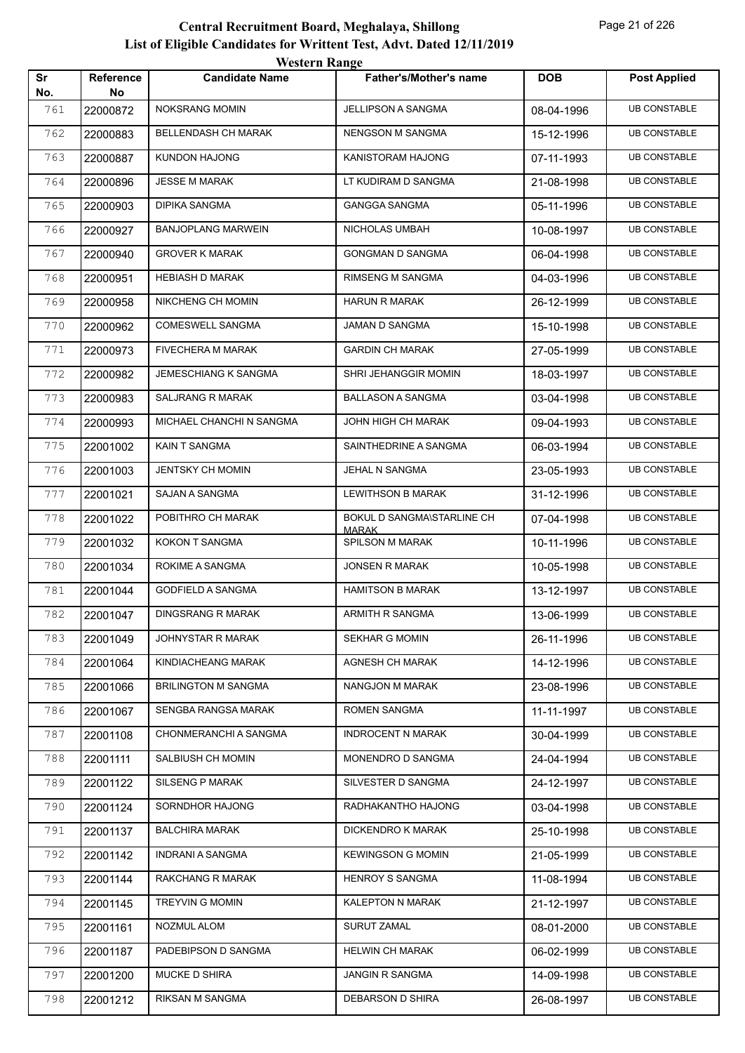# Central Recruitment Board, Meghalaya, Shillong

## List of Eligible Candidates for Writtent Test, Advt. Dated 12/11/2019

### Western Range

| Sr No. | Reference No | Candidate Name | Father's/Mother's name | DOB | Post Applied |
|---|---|---|---|---|---|
| 761 | 22000872 | NOKSRANG MOMIN | JELLIPSON A SANGMA | 08-04-1996 | UB CONSTABLE |
| 762 | 22000883 | BELLENDASH CH MARAK | NENGSON M SANGMA | 15-12-1996 | UB CONSTABLE |
| 763 | 22000887 | KUNDON HAJONG | KANISTORAM HAJONG | 07-11-1993 | UB CONSTABLE |
| 764 | 22000896 | JESSE M MARAK | LT KUDIRAM D SANGMA | 21-08-1998 | UB CONSTABLE |
| 765 | 22000903 | DIPIKA SANGMA | GANGGA SANGMA | 05-11-1996 | UB CONSTABLE |
| 766 | 22000927 | BANJOPLANG MARWEIN | NICHOLAS UMBAH | 10-08-1997 | UB CONSTABLE |
| 767 | 22000940 | GROVER K MARAK | GONGMAN D SANGMA | 06-04-1998 | UB CONSTABLE |
| 768 | 22000951 | HEBIASH D MARAK | RIMSENG M SANGMA | 04-03-1996 | UB CONSTABLE |
| 769 | 22000958 | NIKCHENG CH MOMIN | HARUN R MARAK | 26-12-1999 | UB CONSTABLE |
| 770 | 22000962 | COMESWELL SANGMA | JAMAN D SANGMA | 15-10-1998 | UB CONSTABLE |
| 771 | 22000973 | FIVECHERA M MARAK | GARDIN CH MARAK | 27-05-1999 | UB CONSTABLE |
| 772 | 22000982 | JEMESCHIANG K SANGMA | SHRI JEHANGGIR MOMIN | 18-03-1997 | UB CONSTABLE |
| 773 | 22000983 | SALJRANG R MARAK | BALLASON A SANGMA | 03-04-1998 | UB CONSTABLE |
| 774 | 22000993 | MICHAEL CHANCHI N SANGMA | JOHN HIGH CH MARAK | 09-04-1993 | UB CONSTABLE |
| 775 | 22001002 | KAIN T SANGMA | SAINTHEDRINE A SANGMA | 06-03-1994 | UB CONSTABLE |
| 776 | 22001003 | JENTSKY CH MOMIN | JEHAL N SANGMA | 23-05-1993 | UB CONSTABLE |
| 777 | 22001021 | SAJAN A SANGMA | LEWITHSON B MARAK | 31-12-1996 | UB CONSTABLE |
| 778 | 22001022 | POBITHRO CH MARAK | BOKUL D SANGMA\STARLINE CH MARAK | 07-04-1998 | UB CONSTABLE |
| 779 | 22001032 | KOKON T SANGMA | SPILSON M MARAK | 10-11-1996 | UB CONSTABLE |
| 780 | 22001034 | ROKIME A SANGMA | JONSEN R MARAK | 10-05-1998 | UB CONSTABLE |
| 781 | 22001044 | GODFIELD A SANGMA | HAMITSON B MARAK | 13-12-1997 | UB CONSTABLE |
| 782 | 22001047 | DINGSRANG R MARAK | ARMITH R SANGMA | 13-06-1999 | UB CONSTABLE |
| 783 | 22001049 | JOHNYSTAR R MARAK | SEKHAR G MOMIN | 26-11-1996 | UB CONSTABLE |
| 784 | 22001064 | KINDIACHEANG MARAK | AGNESH CH MARAK | 14-12-1996 | UB CONSTABLE |
| 785 | 22001066 | BRILINGTON M SANGMA | NANGJON M MARAK | 23-08-1996 | UB CONSTABLE |
| 786 | 22001067 | SENGBA RANGSA MARAK | ROMEN SANGMA | 11-11-1997 | UB CONSTABLE |
| 787 | 22001108 | CHONMERANCHI A SANGMA | INDROCENT N MARAK | 30-04-1999 | UB CONSTABLE |
| 788 | 22001111 | SALBIUSH CH MOMIN | MONENDRO D SANGMA | 24-04-1994 | UB CONSTABLE |
| 789 | 22001122 | SILSENG P MARAK | SILVESTER D SANGMA | 24-12-1997 | UB CONSTABLE |
| 790 | 22001124 | SORNDHOR HAJONG | RADHAKANTHO HAJONG | 03-04-1998 | UB CONSTABLE |
| 791 | 22001137 | BALCHIRA MARAK | DICKENDRO K MARAK | 25-10-1998 | UB CONSTABLE |
| 792 | 22001142 | INDRANI A SANGMA | KEWINGSON G MOMIN | 21-05-1999 | UB CONSTABLE |
| 793 | 22001144 | RAKCHANG R MARAK | HENROY S SANGMA | 11-08-1994 | UB CONSTABLE |
| 794 | 22001145 | TREYVIN G MOMIN | KALEPTON N MARAK | 21-12-1997 | UB CONSTABLE |
| 795 | 22001161 | NOZMUL ALOM | SURUT ZAMAL | 08-01-2000 | UB CONSTABLE |
| 796 | 22001187 | PADEBIPSON D SANGMA | HELWIN CH MARAK | 06-02-1999 | UB CONSTABLE |
| 797 | 22001200 | MUCKE D SHIRA | JANGIN R SANGMA | 14-09-1998 | UB CONSTABLE |
| 798 | 22001212 | RIKSAN M SANGMA | DEBARSON D SHIRA | 26-08-1997 | UB CONSTABLE |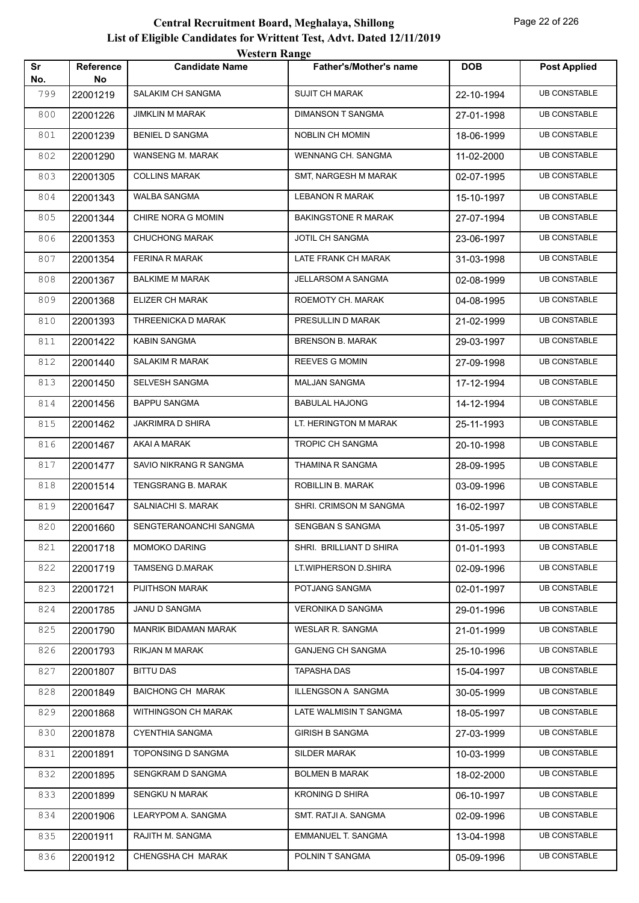# Central Recruitment Board, Meghalaya, Shillong
## List of Eligible Candidates for Writtent Test, Advt. Dated 12/11/2019
### Western Range

| Sr No. | Reference No | Candidate Name | Father's/Mother's name | DOB | Post Applied |
|---|---|---|---|---|---|
| 799 | 22001219 | SALAKIM CH SANGMA | SUJIT CH MARAK | 22-10-1994 | UB CONSTABLE |
| 800 | 22001226 | JIMKLIN M MARAK | DIMANSON T SANGMA | 27-01-1998 | UB CONSTABLE |
| 801 | 22001239 | BENIEL D SANGMA | NOBLIN CH MOMIN | 18-06-1999 | UB CONSTABLE |
| 802 | 22001290 | WANSENG M. MARAK | WENNANG CH. SANGMA | 11-02-2000 | UB CONSTABLE |
| 803 | 22001305 | COLLINS MARAK | SMT, NARGESH M MARAK | 02-07-1995 | UB CONSTABLE |
| 804 | 22001343 | WALBA SANGMA | LEBANON R MARAK | 15-10-1997 | UB CONSTABLE |
| 805 | 22001344 | CHIRE NORA G MOMIN | BAKINGSTONE R MARAK | 27-07-1994 | UB CONSTABLE |
| 806 | 22001353 | CHUCHONG MARAK | JOTIL CH SANGMA | 23-06-1997 | UB CONSTABLE |
| 807 | 22001354 | FERINA R MARAK | LATE FRANK CH MARAK | 31-03-1998 | UB CONSTABLE |
| 808 | 22001367 | BALKIME M MARAK | JELLARSOM A SANGMA | 02-08-1999 | UB CONSTABLE |
| 809 | 22001368 | ELIZER CH MARAK | ROEMOTY CH. MARAK | 04-08-1995 | UB CONSTABLE |
| 810 | 22001393 | THREENICKA D MARAK | PRESULLIN D MARAK | 21-02-1999 | UB CONSTABLE |
| 811 | 22001422 | KABIN SANGMA | BRENSON B. MARAK | 29-03-1997 | UB CONSTABLE |
| 812 | 22001440 | SALAKIM R MARAK | REEVES G MOMIN | 27-09-1998 | UB CONSTABLE |
| 813 | 22001450 | SELVESH SANGMA | MALJAN SANGMA | 17-12-1994 | UB CONSTABLE |
| 814 | 22001456 | BAPPU SANGMA | BABULAL HAJONG | 14-12-1994 | UB CONSTABLE |
| 815 | 22001462 | JAKRIMRA D SHIRA | LT. HERINGTON M MARAK | 25-11-1993 | UB CONSTABLE |
| 816 | 22001467 | AKAI A MARAK | TROPIC CH SANGMA | 20-10-1998 | UB CONSTABLE |
| 817 | 22001477 | SAVIO NIKRANG R SANGMA | THAMINA R SANGMA | 28-09-1995 | UB CONSTABLE |
| 818 | 22001514 | TENGSRANG B. MARAK | ROBILLIN B. MARAK | 03-09-1996 | UB CONSTABLE |
| 819 | 22001647 | SALNIACHI S. MARAK | SHRI. CRIMSON M SANGMA | 16-02-1997 | UB CONSTABLE |
| 820 | 22001660 | SENGTERANOANCHI SANGMA | SENGBAN S SANGMA | 31-05-1997 | UB CONSTABLE |
| 821 | 22001718 | MOMOKO DARING | SHRI. BRILLIANT D SHIRA | 01-01-1993 | UB CONSTABLE |
| 822 | 22001719 | TAMSENG D.MARAK | LT.WIPHERSON D.SHIRA | 02-09-1996 | UB CONSTABLE |
| 823 | 22001721 | PIJITHSON MARAK | POTJANG SANGMA | 02-01-1997 | UB CONSTABLE |
| 824 | 22001785 | JANU D SANGMA | VERONIKA D SANGMA | 29-01-1996 | UB CONSTABLE |
| 825 | 22001790 | MANRIK BIDAMAN MARAK | WESLAR R. SANGMA | 21-01-1999 | UB CONSTABLE |
| 826 | 22001793 | RIKJAN M MARAK | GANJENG CH SANGMA | 25-10-1996 | UB CONSTABLE |
| 827 | 22001807 | BITTU DAS | TAPASHA DAS | 15-04-1997 | UB CONSTABLE |
| 828 | 22001849 | BAICHONG CH MARAK | ILLENGSON A SANGMA | 30-05-1999 | UB CONSTABLE |
| 829 | 22001868 | WITHINGSON CH MARAK | LATE WALMISIN T SANGMA | 18-05-1997 | UB CONSTABLE |
| 830 | 22001878 | CYENTHIA SANGMA | GIRISH B SANGMA | 27-03-1999 | UB CONSTABLE |
| 831 | 22001891 | TOPONSING D SANGMA | SILDER MARAK | 10-03-1999 | UB CONSTABLE |
| 832 | 22001895 | SENGKRAM D SANGMA | BOLMEN B MARAK | 18-02-2000 | UB CONSTABLE |
| 833 | 22001899 | SENGKU N MARAK | KRONING D SHIRA | 06-10-1997 | UB CONSTABLE |
| 834 | 22001906 | LEARYPOM A. SANGMA | SMT. RATJI A. SANGMA | 02-09-1996 | UB CONSTABLE |
| 835 | 22001911 | RAJITH M. SANGMA | EMMANUEL T. SANGMA | 13-04-1998 | UB CONSTABLE |
| 836 | 22001912 | CHENGSHA CH MARAK | POLNIN T SANGMA | 05-09-1996 | UB CONSTABLE |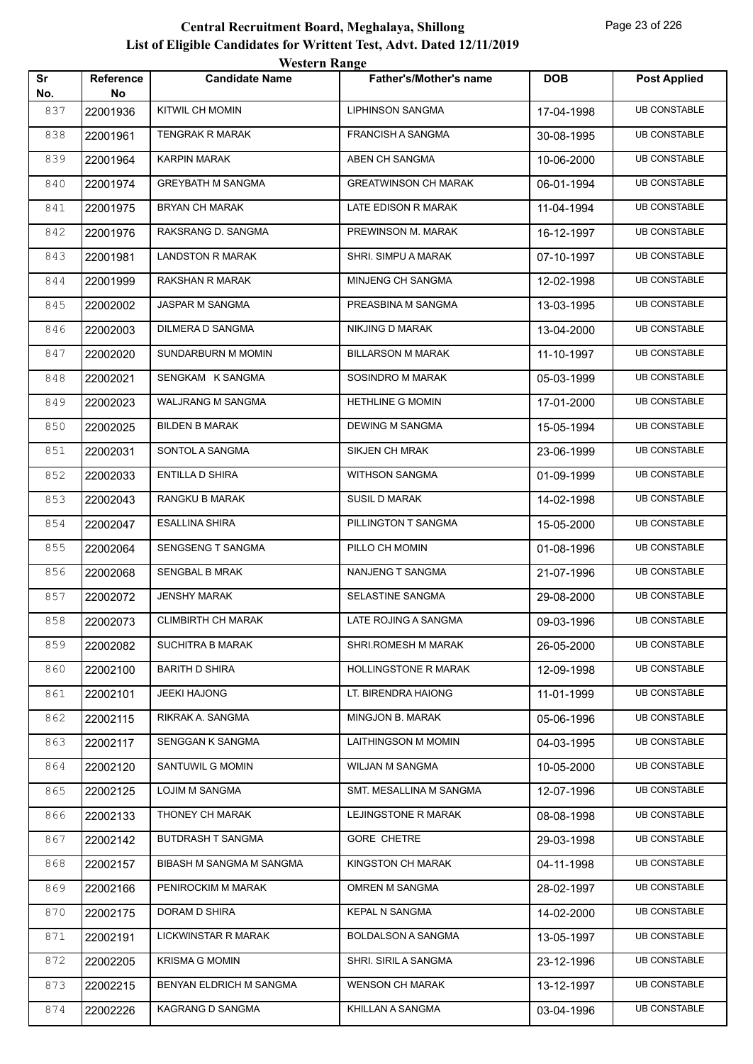# Central Recruitment Board, Meghalaya, Shillong

## List of Eligible Candidates for Writtent Test, Advt. Dated 12/11/2019

### Western Range

| Sr No. | Reference No | Candidate Name | Father's/Mother's name | DOB | Post Applied |
|---|---|---|---|---|---|
| 837 | 22001936 | KITWIL CH MOMIN | LIPHINSON SANGMA | 17-04-1998 | UB CONSTABLE |
| 838 | 22001961 | TENGRAK R MARAK | FRANCISH A SANGMA | 30-08-1995 | UB CONSTABLE |
| 839 | 22001964 | KARPIN MARAK | ABEN CH SANGMA | 10-06-2000 | UB CONSTABLE |
| 840 | 22001974 | GREYBATH M SANGMA | GREATWINSON CH MARAK | 06-01-1994 | UB CONSTABLE |
| 841 | 22001975 | BRYAN CH MARAK | LATE EDISON R MARAK | 11-04-1994 | UB CONSTABLE |
| 842 | 22001976 | RAKSRANG D. SANGMA | PREWINSON M. MARAK | 16-12-1997 | UB CONSTABLE |
| 843 | 22001981 | LANDSTON R MARAK | SHRI. SIMPU A MARAK | 07-10-1997 | UB CONSTABLE |
| 844 | 22001999 | RAKSHAN R MARAK | MINJENG CH SANGMA | 12-02-1998 | UB CONSTABLE |
| 845 | 22002002 | JASPAR M SANGMA | PREASBINA M SANGMA | 13-03-1995 | UB CONSTABLE |
| 846 | 22002003 | DILMERA D SANGMA | NIKJING D MARAK | 13-04-2000 | UB CONSTABLE |
| 847 | 22002020 | SUNDARBURN M MOMIN | BILLARSON M MARAK | 11-10-1997 | UB CONSTABLE |
| 848 | 22002021 | SENGKAM K SANGMA | SOSINDRO M MARAK | 05-03-1999 | UB CONSTABLE |
| 849 | 22002023 | WALJRANG M SANGMA | HETHLINE G MOMIN | 17-01-2000 | UB CONSTABLE |
| 850 | 22002025 | BILDEN B MARAK | DEWING M SANGMA | 15-05-1994 | UB CONSTABLE |
| 851 | 22002031 | SONTOL A SANGMA | SIKJEN CH MRAK | 23-06-1999 | UB CONSTABLE |
| 852 | 22002033 | ENTILLA D SHIRA | WITHSON SANGMA | 01-09-1999 | UB CONSTABLE |
| 853 | 22002043 | RANGKU B MARAK | SUSIL D MARAK | 14-02-1998 | UB CONSTABLE |
| 854 | 22002047 | ESALLINA SHIRA | PILLINGTON T SANGMA | 15-05-2000 | UB CONSTABLE |
| 855 | 22002064 | SENGSENG T SANGMA | PILLO CH MOMIN | 01-08-1996 | UB CONSTABLE |
| 856 | 22002068 | SENGBAL B MRAK | NANJENG T SANGMA | 21-07-1996 | UB CONSTABLE |
| 857 | 22002072 | JENSHY MARAK | SELASTINE SANGMA | 29-08-2000 | UB CONSTABLE |
| 858 | 22002073 | CLIMBIRTH CH MARAK | LATE ROJING A SANGMA | 09-03-1996 | UB CONSTABLE |
| 859 | 22002082 | SUCHITRA B MARAK | SHRI.ROMESH M MARAK | 26-05-2000 | UB CONSTABLE |
| 860 | 22002100 | BARITH D SHIRA | HOLLINGSTONE R MARAK | 12-09-1998 | UB CONSTABLE |
| 861 | 22002101 | JEEKI HAJONG | LT. BIRENDRA HAIONG | 11-01-1999 | UB CONSTABLE |
| 862 | 22002115 | RIKRAK A. SANGMA | MINGJON B. MARAK | 05-06-1996 | UB CONSTABLE |
| 863 | 22002117 | SENGGAN K SANGMA | LAITHINGSON M MOMIN | 04-03-1995 | UB CONSTABLE |
| 864 | 22002120 | SANTUWIL G MOMIN | WILJAN M SANGMA | 10-05-2000 | UB CONSTABLE |
| 865 | 22002125 | LOJIM M SANGMA | SMT. MESALLINA M SANGMA | 12-07-1996 | UB CONSTABLE |
| 866 | 22002133 | THONEY CH MARAK | LEJINGSTONE R MARAK | 08-08-1998 | UB CONSTABLE |
| 867 | 22002142 | BUTDRASH T SANGMA | GORE CHETRE | 29-03-1998 | UB CONSTABLE |
| 868 | 22002157 | BIBASH M SANGMA M SANGMA | KINGSTON CH MARAK | 04-11-1998 | UB CONSTABLE |
| 869 | 22002166 | PENIROCKIM M MARAK | OMREN M SANGMA | 28-02-1997 | UB CONSTABLE |
| 870 | 22002175 | DORAM D SHIRA | KEPAL N SANGMA | 14-02-2000 | UB CONSTABLE |
| 871 | 22002191 | LICKWINSTAR R MARAK | BOLDALSON A SANGMA | 13-05-1997 | UB CONSTABLE |
| 872 | 22002205 | KRISMA G MOMIN | SHRI. SIRIL A SANGMA | 23-12-1996 | UB CONSTABLE |
| 873 | 22002215 | BENYAN ELDRICH M SANGMA | WENSON CH MARAK | 13-12-1997 | UB CONSTABLE |
| 874 | 22002226 | KAGRANG D SANGMA | KHILLAN A SANGMA | 03-04-1996 | UB CONSTABLE |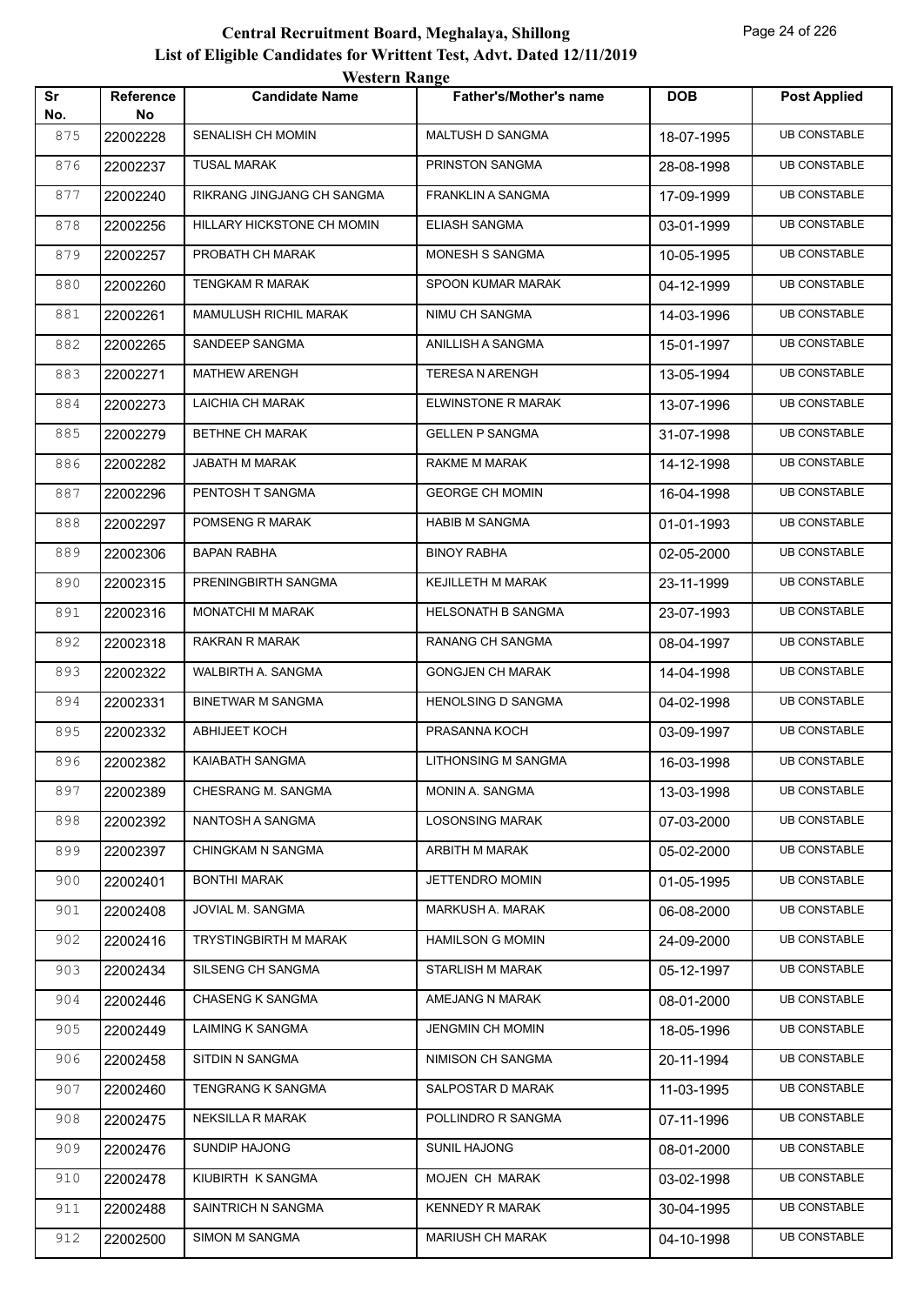# Central Recruitment Board, Meghalaya, Shillong
## List of Eligible Candidates for Writtent Test, Advt. Dated 12/11/2019
### Western Range

| Sr No. | Reference No | Candidate Name | Father's/Mother's name | DOB | Post Applied |
|---|---|---|---|---|---|
| 875 | 22002228 | SENALISH CH MOMIN | MALTUSH D SANGMA | 18-07-1995 | UB CONSTABLE |
| 876 | 22002237 | TUSAL MARAK | PRINSTON SANGMA | 28-08-1998 | UB CONSTABLE |
| 877 | 22002240 | RIKRANG JINGJANG CH SANGMA | FRANKLIN A SANGMA | 17-09-1999 | UB CONSTABLE |
| 878 | 22002256 | HILLARY HICKSTONE CH MOMIN | ELIASH SANGMA | 03-01-1999 | UB CONSTABLE |
| 879 | 22002257 | PROBATH CH MARAK | MONESH S SANGMA | 10-05-1995 | UB CONSTABLE |
| 880 | 22002260 | TENGKAM R MARAK | SPOON KUMAR MARAK | 04-12-1999 | UB CONSTABLE |
| 881 | 22002261 | MAMULUSH RICHIL MARAK | NIMU CH SANGMA | 14-03-1996 | UB CONSTABLE |
| 882 | 22002265 | SANDEEP SANGMA | ANILLISH A SANGMA | 15-01-1997 | UB CONSTABLE |
| 883 | 22002271 | MATHEW ARENGH | TERESA N ARENGH | 13-05-1994 | UB CONSTABLE |
| 884 | 22002273 | LAICHIA CH MARAK | ELWINSTONE R MARAK | 13-07-1996 | UB CONSTABLE |
| 885 | 22002279 | BETHNE CH MARAK | GELLEN P SANGMA | 31-07-1998 | UB CONSTABLE |
| 886 | 22002282 | JABATH M MARAK | RAKME M MARAK | 14-12-1998 | UB CONSTABLE |
| 887 | 22002296 | PENTOSH T SANGMA | GEORGE CH MOMIN | 16-04-1998 | UB CONSTABLE |
| 888 | 22002297 | POMSENG R MARAK | HABIB M SANGMA | 01-01-1993 | UB CONSTABLE |
| 889 | 22002306 | BAPAN RABHA | BINOY RABHA | 02-05-2000 | UB CONSTABLE |
| 890 | 22002315 | PRENINGBIRTH SANGMA | KEJILLETH M MARAK | 23-11-1999 | UB CONSTABLE |
| 891 | 22002316 | MONATCHI M MARAK | HELSONATH B SANGMA | 23-07-1993 | UB CONSTABLE |
| 892 | 22002318 | RAKRAN R MARAK | RANANG CH SANGMA | 08-04-1997 | UB CONSTABLE |
| 893 | 22002322 | WALBIRTH A. SANGMA | GONGJEN CH MARAK | 14-04-1998 | UB CONSTABLE |
| 894 | 22002331 | BINETWAR M SANGMA | HENOLSING D SANGMA | 04-02-1998 | UB CONSTABLE |
| 895 | 22002332 | ABHIJEET KOCH | PRASANNA KOCH | 03-09-1997 | UB CONSTABLE |
| 896 | 22002382 | KAIABATH SANGMA | LITHONSING M SANGMA | 16-03-1998 | UB CONSTABLE |
| 897 | 22002389 | CHESRANG M. SANGMA | MONIN A. SANGMA | 13-03-1998 | UB CONSTABLE |
| 898 | 22002392 | NANTOSH A SANGMA | LOSONSING MARAK | 07-03-2000 | UB CONSTABLE |
| 899 | 22002397 | CHINGKAM N SANGMA | ARBITH M MARAK | 05-02-2000 | UB CONSTABLE |
| 900 | 22002401 | BONTHI MARAK | JETTENDRO MOMIN | 01-05-1995 | UB CONSTABLE |
| 901 | 22002408 | JOVIAL M. SANGMA | MARKUSH A. MARAK | 06-08-2000 | UB CONSTABLE |
| 902 | 22002416 | TRYSTINGBIRTH M MARAK | HAMILSON G MOMIN | 24-09-2000 | UB CONSTABLE |
| 903 | 22002434 | SILSENG CH SANGMA | STARLISH M MARAK | 05-12-1997 | UB CONSTABLE |
| 904 | 22002446 | CHASENG K SANGMA | AMEJANG N MARAK | 08-01-2000 | UB CONSTABLE |
| 905 | 22002449 | LAIMING K SANGMA | JENGMIN CH MOMIN | 18-05-1996 | UB CONSTABLE |
| 906 | 22002458 | SITDIN N SANGMA | NIMISON CH SANGMA | 20-11-1994 | UB CONSTABLE |
| 907 | 22002460 | TENGRANG K SANGMA | SALPOSTAR D MARAK | 11-03-1995 | UB CONSTABLE |
| 908 | 22002475 | NEKSILLA R MARAK | POLLINDRO R SANGMA | 07-11-1996 | UB CONSTABLE |
| 909 | 22002476 | SUNDIP HAJONG | SUNIL HAJONG | 08-01-2000 | UB CONSTABLE |
| 910 | 22002478 | KIUBIRTH K SANGMA | MOJEN CH MARAK | 03-02-1998 | UB CONSTABLE |
| 911 | 22002488 | SAINTRICH N SANGMA | KENNEDY R MARAK | 30-04-1995 | UB CONSTABLE |
| 912 | 22002500 | SIMON M SANGMA | MARIUSH CH MARAK | 04-10-1998 | UB CONSTABLE |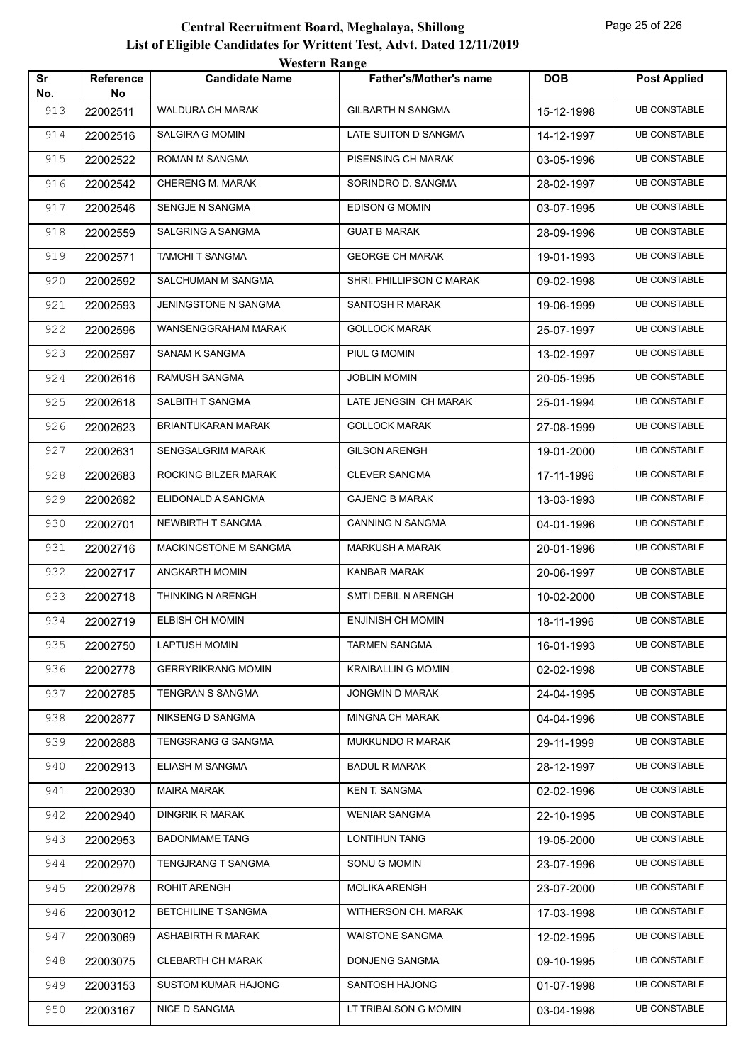# Central Recruitment Board, Meghalaya, Shillong

## List of Eligible Candidates for Writtent Test, Advt. Dated 12/11/2019

### Western Range

| Sr No. | Reference No | Candidate Name | Father's/Mother's name | DOB | Post Applied |
|---|---|---|---|---|---|
| 913 | 22002511 | WALDURA CH MARAK | GILBARTH N SANGMA | 15-12-1998 | UB CONSTABLE |
| 914 | 22002516 | SALGIRA G MOMIN | LATE SUITON D SANGMA | 14-12-1997 | UB CONSTABLE |
| 915 | 22002522 | ROMAN M SANGMA | PISENSING CH MARAK | 03-05-1996 | UB CONSTABLE |
| 916 | 22002542 | CHERENG M. MARAK | SORINDRO D. SANGMA | 28-02-1997 | UB CONSTABLE |
| 917 | 22002546 | SENGJE N SANGMA | EDISON G MOMIN | 03-07-1995 | UB CONSTABLE |
| 918 | 22002559 | SALGRING A SANGMA | GUAT B MARAK | 28-09-1996 | UB CONSTABLE |
| 919 | 22002571 | TAMCHI T SANGMA | GEORGE CH MARAK | 19-01-1993 | UB CONSTABLE |
| 920 | 22002592 | SALCHUMAN M SANGMA | SHRI. PHILLIPSON C MARAK | 09-02-1998 | UB CONSTABLE |
| 921 | 22002593 | JENINGSTONE N SANGMA | SANTOSH R MARAK | 19-06-1999 | UB CONSTABLE |
| 922 | 22002596 | WANSENGGRAHAM MARAK | GOLLOCK MARAK | 25-07-1997 | UB CONSTABLE |
| 923 | 22002597 | SANAM K SANGMA | PIUL G MOMIN | 13-02-1997 | UB CONSTABLE |
| 924 | 22002616 | RAMUSH SANGMA | JOBLIN MOMIN | 20-05-1995 | UB CONSTABLE |
| 925 | 22002618 | SALBITH T SANGMA | LATE JENGSIN CH MARAK | 25-01-1994 | UB CONSTABLE |
| 926 | 22002623 | BRIANTUKARAN MARAK | GOLLOCK MARAK | 27-08-1999 | UB CONSTABLE |
| 927 | 22002631 | SENGSALGRIM MARAK | GILSON ARENGH | 19-01-2000 | UB CONSTABLE |
| 928 | 22002683 | ROCKING BILZER MARAK | CLEVER SANGMA | 17-11-1996 | UB CONSTABLE |
| 929 | 22002692 | ELIDONALD A SANGMA | GAJENG B MARAK | 13-03-1993 | UB CONSTABLE |
| 930 | 22002701 | NEWBIRTH T SANGMA | CANNING N SANGMA | 04-01-1996 | UB CONSTABLE |
| 931 | 22002716 | MACKINGSTONE M SANGMA | MARKUSH A MARAK | 20-01-1996 | UB CONSTABLE |
| 932 | 22002717 | ANGKARTH MOMIN | KANBAR MARAK | 20-06-1997 | UB CONSTABLE |
| 933 | 22002718 | THINKING N ARENGH | SMTI DEBIL N ARENGH | 10-02-2000 | UB CONSTABLE |
| 934 | 22002719 | ELBISH CH MOMIN | ENJINISH CH MOMIN | 18-11-1996 | UB CONSTABLE |
| 935 | 22002750 | LAPTUSH MOMIN | TARMEN SANGMA | 16-01-1993 | UB CONSTABLE |
| 936 | 22002778 | GERRYRIKRANG MOMIN | KRAIBALLIN G MOMIN | 02-02-1998 | UB CONSTABLE |
| 937 | 22002785 | TENGRAN S SANGMA | JONGMIN D MARAK | 24-04-1995 | UB CONSTABLE |
| 938 | 22002877 | NIKSENG D SANGMA | MINGNA CH MARAK | 04-04-1996 | UB CONSTABLE |
| 939 | 22002888 | TENGSRANG G SANGMA | MUKKUNDO R MARAK | 29-11-1999 | UB CONSTABLE |
| 940 | 22002913 | ELIASH M SANGMA | BADUL R MARAK | 28-12-1997 | UB CONSTABLE |
| 941 | 22002930 | MAIRA MARAK | KEN T. SANGMA | 02-02-1996 | UB CONSTABLE |
| 942 | 22002940 | DINGRIK R MARAK | WENIAR SANGMA | 22-10-1995 | UB CONSTABLE |
| 943 | 22002953 | BADONMAME TANG | LONTIHUN TANG | 19-05-2000 | UB CONSTABLE |
| 944 | 22002970 | TENGJRANG T SANGMA | SONU G MOMIN | 23-07-1996 | UB CONSTABLE |
| 945 | 22002978 | ROHIT ARENGH | MOLIKA ARENGH | 23-07-2000 | UB CONSTABLE |
| 946 | 22003012 | BETCHILINE T SANGMA | WITHERSON CH. MARAK | 17-03-1998 | UB CONSTABLE |
| 947 | 22003069 | ASHABIRTH R MARAK | WAISTONE SANGMA | 12-02-1995 | UB CONSTABLE |
| 948 | 22003075 | CLEBARTH CH MARAK | DONJENG SANGMA | 09-10-1995 | UB CONSTABLE |
| 949 | 22003153 | SUSTOM KUMAR HAJONG | SANTOSH HAJONG | 01-07-1998 | UB CONSTABLE |
| 950 | 22003167 | NICE D SANGMA | LT TRIBALSON G MOMIN | 03-04-1998 | UB CONSTABLE |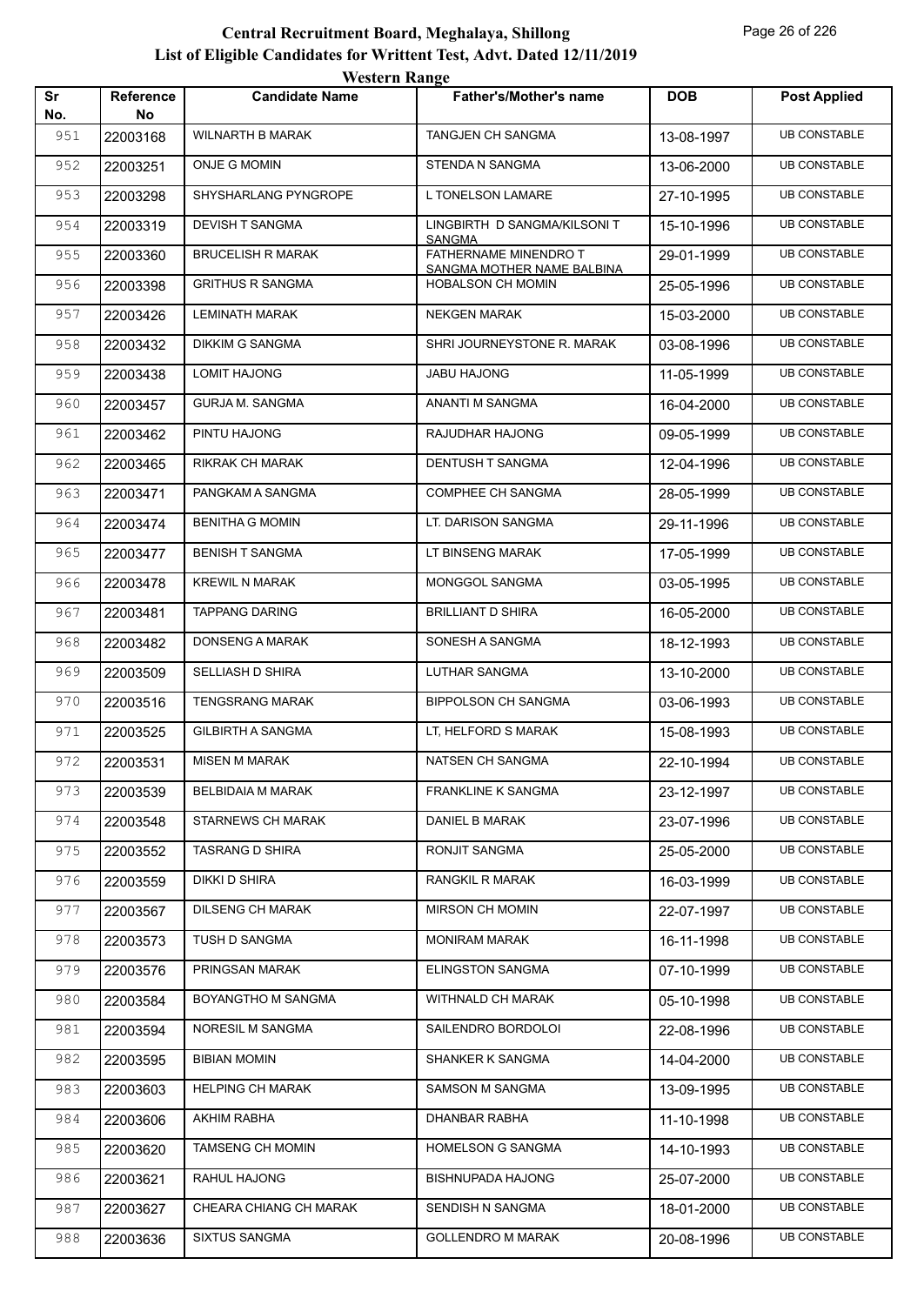# Central Recruitment Board, Meghalaya, Shillong

## List of Eligible Candidates for Writtent Test, Advt. Dated 12/11/2019

### Western Range

| Sr No. | Reference No | Candidate Name | Father's/Mother's name | DOB | Post Applied |
|---|---|---|---|---|---|
| 951 | 22003168 | WILNARTH B MARAK | TANGJEN CH SANGMA | 13-08-1997 | UB CONSTABLE |
| 952 | 22003251 | ONJE G MOMIN | STENDA N SANGMA | 13-06-2000 | UB CONSTABLE |
| 953 | 22003298 | SHYSHARLANG PYNGROPE | L TONELSON LAMARE | 27-10-1995 | UB CONSTABLE |
| 954 | 22003319 | DEVISH T SANGMA | LINGBIRTH D SANGMA/KILSONI T SANGMA | 15-10-1996 | UB CONSTABLE |
| 955 | 22003360 | BRUCELISH R MARAK | FATHERNAME MINENDRO T SANGMA MOTHER NAME BALBINA | 29-01-1999 | UB CONSTABLE |
| 956 | 22003398 | GRITHUS R SANGMA | HOBALSON CH MOMIN | 25-05-1996 | UB CONSTABLE |
| 957 | 22003426 | LEMINATH MARAK | NEKGEN MARAK | 15-03-2000 | UB CONSTABLE |
| 958 | 22003432 | DIKKIM G SANGMA | SHRI JOURNEYSTONE R. MARAK | 03-08-1996 | UB CONSTABLE |
| 959 | 22003438 | LOMIT HAJONG | JABU HAJONG | 11-05-1999 | UB CONSTABLE |
| 960 | 22003457 | GURJA M. SANGMA | ANANTI M SANGMA | 16-04-2000 | UB CONSTABLE |
| 961 | 22003462 | PINTU HAJONG | RAJUDHAR HAJONG | 09-05-1999 | UB CONSTABLE |
| 962 | 22003465 | RIKRAK CH MARAK | DENTUSH T SANGMA | 12-04-1996 | UB CONSTABLE |
| 963 | 22003471 | PANGKAM A SANGMA | COMPHEE CH SANGMA | 28-05-1999 | UB CONSTABLE |
| 964 | 22003474 | BENITHA G MOMIN | LT. DARISON SANGMA | 29-11-1996 | UB CONSTABLE |
| 965 | 22003477 | BENISH T SANGMA | LT BINSENG MARAK | 17-05-1999 | UB CONSTABLE |
| 966 | 22003478 | KREWIL N MARAK | MONGGOL SANGMA | 03-05-1995 | UB CONSTABLE |
| 967 | 22003481 | TAPPANG DARING | BRILLIANT D SHIRA | 16-05-2000 | UB CONSTABLE |
| 968 | 22003482 | DONSENG A MARAK | SONESH A SANGMA | 18-12-1993 | UB CONSTABLE |
| 969 | 22003509 | SELLIASH D SHIRA | LUTHAR SANGMA | 13-10-2000 | UB CONSTABLE |
| 970 | 22003516 | TENGSRANG MARAK | BIPPOLSON CH SANGMA | 03-06-1993 | UB CONSTABLE |
| 971 | 22003525 | GILBIRTH A SANGMA | LT, HELFORD S MARAK | 15-08-1993 | UB CONSTABLE |
| 972 | 22003531 | MISEN M MARAK | NATSEN CH SANGMA | 22-10-1994 | UB CONSTABLE |
| 973 | 22003539 | BELBIDAIA M MARAK | FRANKLINE K SANGMA | 23-12-1997 | UB CONSTABLE |
| 974 | 22003548 | STARNEWS CH MARAK | DANIEL B MARAK | 23-07-1996 | UB CONSTABLE |
| 975 | 22003552 | TASRANG D SHIRA | RONJIT SANGMA | 25-05-2000 | UB CONSTABLE |
| 976 | 22003559 | DIKKI D SHIRA | RANGKIL R MARAK | 16-03-1999 | UB CONSTABLE |
| 977 | 22003567 | DILSENG CH MARAK | MIRSON CH MOMIN | 22-07-1997 | UB CONSTABLE |
| 978 | 22003573 | TUSH D SANGMA | MONIRAM MARAK | 16-11-1998 | UB CONSTABLE |
| 979 | 22003576 | PRINGSAN MARAK | ELINGSTON SANGMA | 07-10-1999 | UB CONSTABLE |
| 980 | 22003584 | BOYANGTHO M SANGMA | WITHNALD CH MARAK | 05-10-1998 | UB CONSTABLE |
| 981 | 22003594 | NORESIL M SANGMA | SAILENDRO BORDOLOI | 22-08-1996 | UB CONSTABLE |
| 982 | 22003595 | BIBIAN MOMIN | SHANKER K SANGMA | 14-04-2000 | UB CONSTABLE |
| 983 | 22003603 | HELPING CH MARAK | SAMSON M SANGMA | 13-09-1995 | UB CONSTABLE |
| 984 | 22003606 | AKHIM RABHA | DHANBAR RABHA | 11-10-1998 | UB CONSTABLE |
| 985 | 22003620 | TAMSENG CH MOMIN | HOMELSON G SANGMA | 14-10-1993 | UB CONSTABLE |
| 986 | 22003621 | RAHUL HAJONG | BISHNUPADA HAJONG | 25-07-2000 | UB CONSTABLE |
| 987 | 22003627 | CHEARA CHIANG CH MARAK | SENDISH N SANGMA | 18-01-2000 | UB CONSTABLE |
| 988 | 22003636 | SIXTUS SANGMA | GOLLENDRO M MARAK | 20-08-1996 | UB CONSTABLE |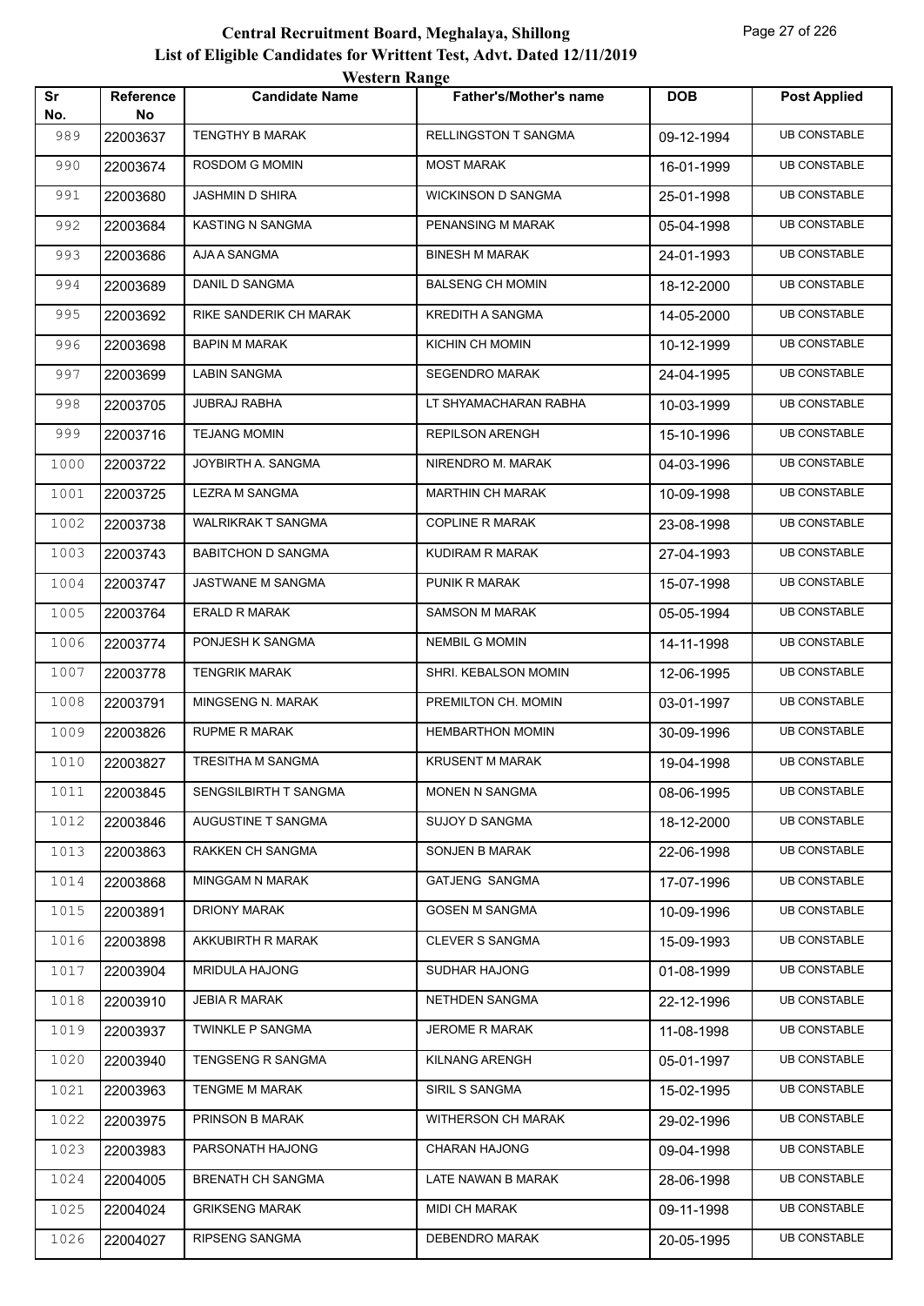# Central Recruitment Board, Meghalaya, Shillong

## List of Eligible Candidates for Writtent Test, Advt. Dated 12/11/2019

### Western Range

| Sr No. | Reference No | Candidate Name | Father's/Mother's name | DOB | Post Applied |
|---|---|---|---|---|---|
| 989 | 22003637 | TENGTHY B MARAK | RELLINGSTON T SANGMA | 09-12-1994 | UB CONSTABLE |
| 990 | 22003674 | ROSDOM G MOMIN | MOST MARAK | 16-01-1999 | UB CONSTABLE |
| 991 | 22003680 | JASHMIN D SHIRA | WICKINSON D SANGMA | 25-01-1998 | UB CONSTABLE |
| 992 | 22003684 | KASTING N SANGMA | PENANSING M MARAK | 05-04-1998 | UB CONSTABLE |
| 993 | 22003686 | AJA A SANGMA | BINESH M MARAK | 24-01-1993 | UB CONSTABLE |
| 994 | 22003689 | DANIL D SANGMA | BALSENG CH MOMIN | 18-12-2000 | UB CONSTABLE |
| 995 | 22003692 | RIKE SANDERIK CH MARAK | KREDITH A SANGMA | 14-05-2000 | UB CONSTABLE |
| 996 | 22003698 | BAPIN M MARAK | KICHIN CH MOMIN | 10-12-1999 | UB CONSTABLE |
| 997 | 22003699 | LABIN SANGMA | SEGENDRO MARAK | 24-04-1995 | UB CONSTABLE |
| 998 | 22003705 | JUBRAJ RABHA | LT SHYAMACHARAN RABHA | 10-03-1999 | UB CONSTABLE |
| 999 | 22003716 | TEJANG MOMIN | REPILSON ARENGH | 15-10-1996 | UB CONSTABLE |
| 1000 | 22003722 | JOYBIRTH A. SANGMA | NIRENDRO M. MARAK | 04-03-1996 | UB CONSTABLE |
| 1001 | 22003725 | LEZRA M SANGMA | MARTHIN CH MARAK | 10-09-1998 | UB CONSTABLE |
| 1002 | 22003738 | WALRIKRAK T SANGMA | COPLINE R MARAK | 23-08-1998 | UB CONSTABLE |
| 1003 | 22003743 | BABITCHON D SANGMA | KUDIRAM R MARAK | 27-04-1993 | UB CONSTABLE |
| 1004 | 22003747 | JASTWANE M SANGMA | PUNIK R MARAK | 15-07-1998 | UB CONSTABLE |
| 1005 | 22003764 | ERALD R MARAK | SAMSON M MARAK | 05-05-1994 | UB CONSTABLE |
| 1006 | 22003774 | PONJESH K SANGMA | NEMBIL G MOMIN | 14-11-1998 | UB CONSTABLE |
| 1007 | 22003778 | TENGRIK MARAK | SHRI. KEBALSON MOMIN | 12-06-1995 | UB CONSTABLE |
| 1008 | 22003791 | MINGSENG N. MARAK | PREMILTON CH. MOMIN | 03-01-1997 | UB CONSTABLE |
| 1009 | 22003826 | RUPME R MARAK | HEMBARTHON MOMIN | 30-09-1996 | UB CONSTABLE |
| 1010 | 22003827 | TRESITHA M SANGMA | KRUSENT M MARAK | 19-04-1998 | UB CONSTABLE |
| 1011 | 22003845 | SENGSILBIRTH T SANGMA | MONEN N SANGMA | 08-06-1995 | UB CONSTABLE |
| 1012 | 22003846 | AUGUSTINE T SANGMA | SUJOY D SANGMA | 18-12-2000 | UB CONSTABLE |
| 1013 | 22003863 | RAKKEN CH SANGMA | SONJEN B MARAK | 22-06-1998 | UB CONSTABLE |
| 1014 | 22003868 | MINGGAM N MARAK | GATJENG SANGMA | 17-07-1996 | UB CONSTABLE |
| 1015 | 22003891 | DRIONY MARAK | GOSEN M SANGMA | 10-09-1996 | UB CONSTABLE |
| 1016 | 22003898 | AKKUBIRTH R MARAK | CLEVER S SANGMA | 15-09-1993 | UB CONSTABLE |
| 1017 | 22003904 | MRIDULA HAJONG | SUDHAR HAJONG | 01-08-1999 | UB CONSTABLE |
| 1018 | 22003910 | JEBIA R MARAK | NETHDEN SANGMA | 22-12-1996 | UB CONSTABLE |
| 1019 | 22003937 | TWINKLE P SANGMA | JEROME R MARAK | 11-08-1998 | UB CONSTABLE |
| 1020 | 22003940 | TENGSENG R SANGMA | KILNANG ARENGH | 05-01-1997 | UB CONSTABLE |
| 1021 | 22003963 | TENGME M MARAK | SIRIL S SANGMA | 15-02-1995 | UB CONSTABLE |
| 1022 | 22003975 | PRINSON B MARAK | WITHERSON CH MARAK | 29-02-1996 | UB CONSTABLE |
| 1023 | 22003983 | PARSONATH HAJONG | CHARAN HAJONG | 09-04-1998 | UB CONSTABLE |
| 1024 | 22004005 | BRENATH CH SANGMA | LATE NAWAN B MARAK | 28-06-1998 | UB CONSTABLE |
| 1025 | 22004024 | GRIKSENG MARAK | MIDI CH MARAK | 09-11-1998 | UB CONSTABLE |
| 1026 | 22004027 | RIPSENG SANGMA | DEBENDRO MARAK | 20-05-1995 | UB CONSTABLE |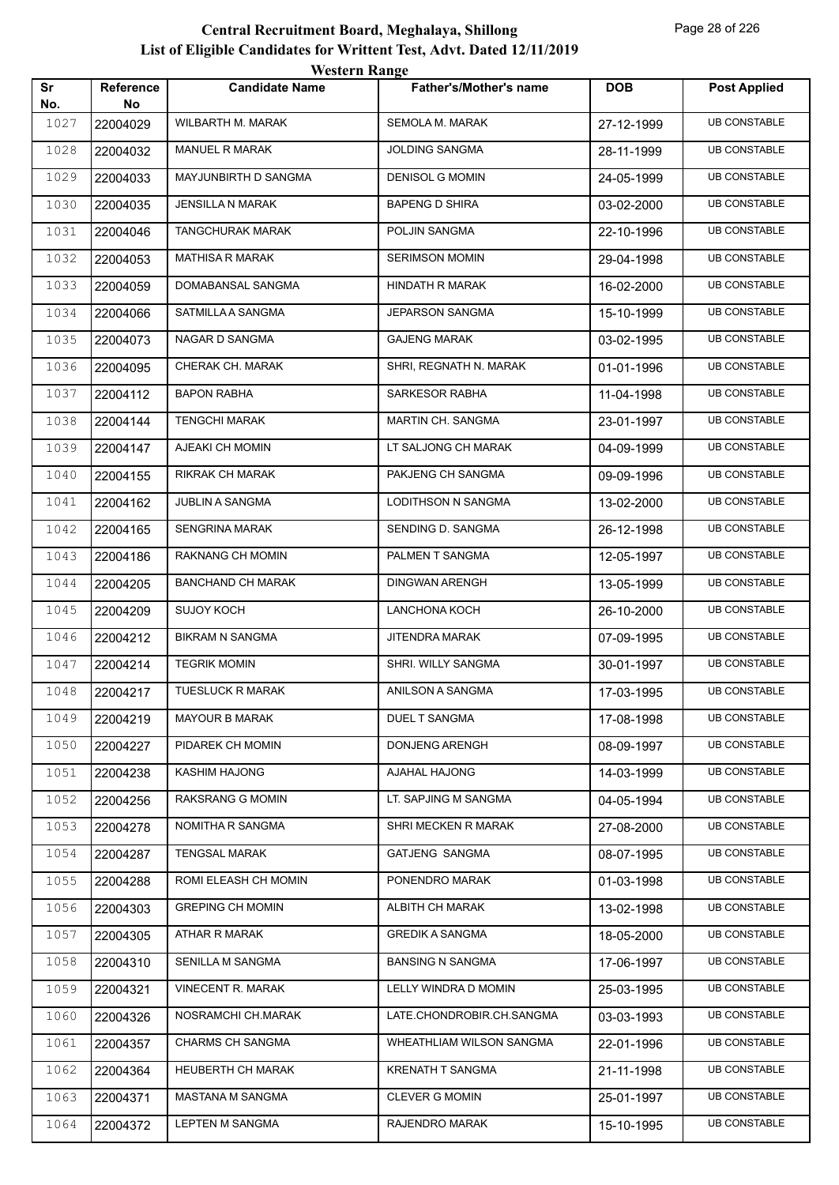# Central Recruitment Board, Meghalaya, Shillong

## List of Eligible Candidates for Writtent Test, Advt. Dated 12/11/2019

### Western Range

| Sr No. | Reference No | Candidate Name | Father's/Mother's name | DOB | Post Applied |
|---|---|---|---|---|---|
| 1027 | 22004029 | WILBARTH M. MARAK | SEMOLA M. MARAK | 27-12-1999 | UB CONSTABLE |
| 1028 | 22004032 | MANUEL R MARAK | JOLDING SANGMA | 28-11-1999 | UB CONSTABLE |
| 1029 | 22004033 | MAYJUNBIRTH D SANGMA | DENISOL G MOMIN | 24-05-1999 | UB CONSTABLE |
| 1030 | 22004035 | JENSILLA N MARAK | BAPENG D SHIRA | 03-02-2000 | UB CONSTABLE |
| 1031 | 22004046 | TANGCHURAK MARAK | POLJIN SANGMA | 22-10-1996 | UB CONSTABLE |
| 1032 | 22004053 | MATHISA R MARAK | SERIMSON MOMIN | 29-04-1998 | UB CONSTABLE |
| 1033 | 22004059 | DOMABANSAL SANGMA | HINDATH R MARAK | 16-02-2000 | UB CONSTABLE |
| 1034 | 22004066 | SATMILLA A SANGMA | JEPARSON SANGMA | 15-10-1999 | UB CONSTABLE |
| 1035 | 22004073 | NAGAR D SANGMA | GAJENG MARAK | 03-02-1995 | UB CONSTABLE |
| 1036 | 22004095 | CHERAK CH. MARAK | SHRI, REGNATH N. MARAK | 01-01-1996 | UB CONSTABLE |
| 1037 | 22004112 | BAPON RABHA | SARKESOR RABHA | 11-04-1998 | UB CONSTABLE |
| 1038 | 22004144 | TENGCHI MARAK | MARTIN CH. SANGMA | 23-01-1997 | UB CONSTABLE |
| 1039 | 22004147 | AJEAKI CH MOMIN | LT SALJONG CH MARAK | 04-09-1999 | UB CONSTABLE |
| 1040 | 22004155 | RIKRAK CH MARAK | PAKJENG CH SANGMA | 09-09-1996 | UB CONSTABLE |
| 1041 | 22004162 | JUBLIN A SANGMA | LODITHSON N SANGMA | 13-02-2000 | UB CONSTABLE |
| 1042 | 22004165 | SENGRINA MARAK | SENDING D. SANGMA | 26-12-1998 | UB CONSTABLE |
| 1043 | 22004186 | RAKNANG CH MOMIN | PALMEN T SANGMA | 12-05-1997 | UB CONSTABLE |
| 1044 | 22004205 | BANCHAND CH MARAK | DINGWAN ARENGH | 13-05-1999 | UB CONSTABLE |
| 1045 | 22004209 | SUJOY KOCH | LANCHONA KOCH | 26-10-2000 | UB CONSTABLE |
| 1046 | 22004212 | BIKRAM N SANGMA | JITENDRA MARAK | 07-09-1995 | UB CONSTABLE |
| 1047 | 22004214 | TEGRIK MOMIN | SHRI. WILLY SANGMA | 30-01-1997 | UB CONSTABLE |
| 1048 | 22004217 | TUESLUCK R MARAK | ANILSON A SANGMA | 17-03-1995 | UB CONSTABLE |
| 1049 | 22004219 | MAYOUR B MARAK | DUEL T SANGMA | 17-08-1998 | UB CONSTABLE |
| 1050 | 22004227 | PIDAREK CH MOMIN | DONJENG ARENGH | 08-09-1997 | UB CONSTABLE |
| 1051 | 22004238 | KASHIM HAJONG | AJAHAL HAJONG | 14-03-1999 | UB CONSTABLE |
| 1052 | 22004256 | RAKSRANG G MOMIN | LT. SAPJING M SANGMA | 04-05-1994 | UB CONSTABLE |
| 1053 | 22004278 | NOMITHA R SANGMA | SHRI MECKEN R MARAK | 27-08-2000 | UB CONSTABLE |
| 1054 | 22004287 | TENGSAL MARAK | GATJENG SANGMA | 08-07-1995 | UB CONSTABLE |
| 1055 | 22004288 | ROMI ELEASH CH MOMIN | PONENDRO MARAK | 01-03-1998 | UB CONSTABLE |
| 1056 | 22004303 | GREPING CH MOMIN | ALBITH CH MARAK | 13-02-1998 | UB CONSTABLE |
| 1057 | 22004305 | ATHAR R MARAK | GREDIK A SANGMA | 18-05-2000 | UB CONSTABLE |
| 1058 | 22004310 | SENILLA M SANGMA | BANSING N SANGMA | 17-06-1997 | UB CONSTABLE |
| 1059 | 22004321 | VINECENT R. MARAK | LELLY WINDRA D MOMIN | 25-03-1995 | UB CONSTABLE |
| 1060 | 22004326 | NOSRAMCHI CH.MARAK | LATE.CHONDROBIR.CH.SANGMA | 03-03-1993 | UB CONSTABLE |
| 1061 | 22004357 | CHARMS CH SANGMA | WHEATHLIAM WILSON SANGMA | 22-01-1996 | UB CONSTABLE |
| 1062 | 22004364 | HEUBERTH CH MARAK | KRENATH T SANGMA | 21-11-1998 | UB CONSTABLE |
| 1063 | 22004371 | MASTANA M SANGMA | CLEVER G MOMIN | 25-01-1997 | UB CONSTABLE |
| 1064 | 22004372 | LEPTEN M SANGMA | RAJENDRO MARAK | 15-10-1995 | UB CONSTABLE |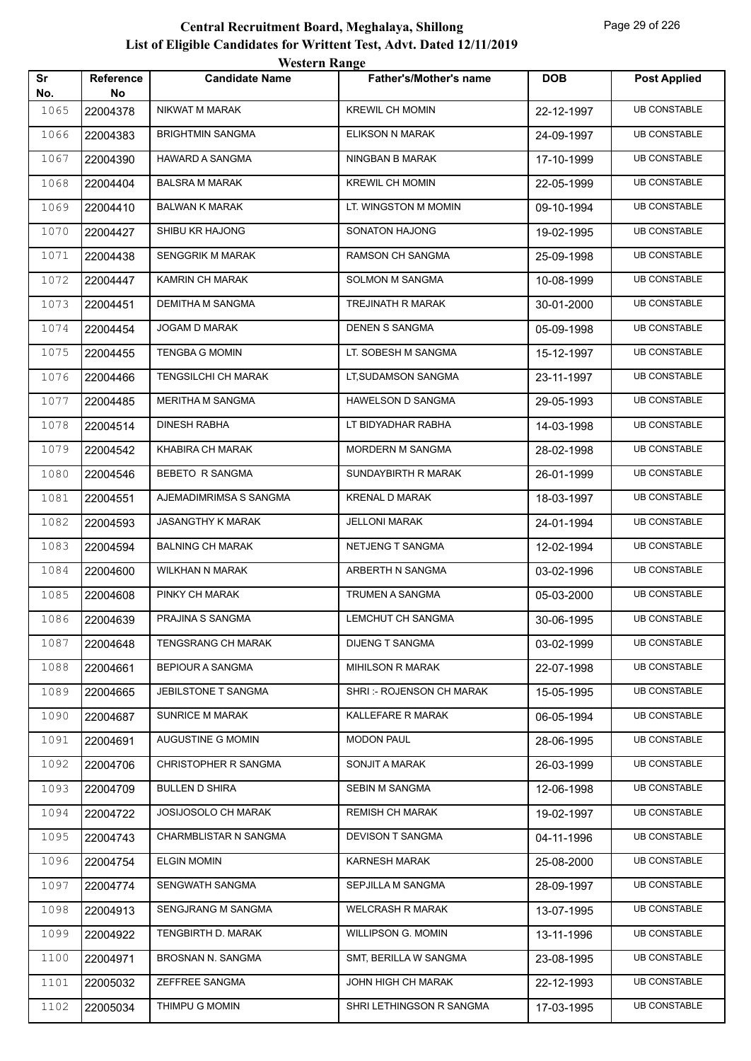# Central Recruitment Board, Meghalaya, Shillong

## List of Eligible Candidates for Writtent Test, Advt. Dated 12/11/2019

### Western Range

| Sr No. | Reference No | Candidate Name | Father's/Mother's name | DOB | Post Applied |
|---|---|---|---|---|---|
| 1065 | 22004378 | NIKWAT M MARAK | KREWIL CH MOMIN | 22-12-1997 | UB CONSTABLE |
| 1066 | 22004383 | BRIGHTMIN SANGMA | ELIKSON N MARAK | 24-09-1997 | UB CONSTABLE |
| 1067 | 22004390 | HAWARD A SANGMA | NINGBAN B MARAK | 17-10-1999 | UB CONSTABLE |
| 1068 | 22004404 | BALSRA M MARAK | KREWIL CH MOMIN | 22-05-1999 | UB CONSTABLE |
| 1069 | 22004410 | BALWAN K MARAK | LT. WINGSTON M MOMIN | 09-10-1994 | UB CONSTABLE |
| 1070 | 22004427 | SHIBU KR HAJONG | SONATON HAJONG | 19-02-1995 | UB CONSTABLE |
| 1071 | 22004438 | SENGGRIK M MARAK | RAMSON CH SANGMA | 25-09-1998 | UB CONSTABLE |
| 1072 | 22004447 | KAMRIN CH MARAK | SOLMON M SANGMA | 10-08-1999 | UB CONSTABLE |
| 1073 | 22004451 | DEMITHA M SANGMA | TREJINATH R MARAK | 30-01-2000 | UB CONSTABLE |
| 1074 | 22004454 | JOGAM D MARAK | DENEN S SANGMA | 05-09-1998 | UB CONSTABLE |
| 1075 | 22004455 | TENGBA G MOMIN | LT. SOBESH M SANGMA | 15-12-1997 | UB CONSTABLE |
| 1076 | 22004466 | TENGSILCHI CH MARAK | LT,SUDAMSON SANGMA | 23-11-1997 | UB CONSTABLE |
| 1077 | 22004485 | MERITHA M SANGMA | HAWELSON D SANGMA | 29-05-1993 | UB CONSTABLE |
| 1078 | 22004514 | DINESH RABHA | LT BIDYADHAR RABHA | 14-03-1998 | UB CONSTABLE |
| 1079 | 22004542 | KHABIRA CH MARAK | MORDERN M SANGMA | 28-02-1998 | UB CONSTABLE |
| 1080 | 22004546 | BEBETO R SANGMA | SUNDAYBIRTH R MARAK | 26-01-1999 | UB CONSTABLE |
| 1081 | 22004551 | AJEMADIMRIMSA S SANGMA | KRENAL D MARAK | 18-03-1997 | UB CONSTABLE |
| 1082 | 22004593 | JASANGTHY K MARAK | JELLONI MARAK | 24-01-1994 | UB CONSTABLE |
| 1083 | 22004594 | BALNING CH MARAK | NETJENG T SANGMA | 12-02-1994 | UB CONSTABLE |
| 1084 | 22004600 | WILKHAN N MARAK | ARBERTH N SANGMA | 03-02-1996 | UB CONSTABLE |
| 1085 | 22004608 | PINKY CH MARAK | TRUMEN A SANGMA | 05-03-2000 | UB CONSTABLE |
| 1086 | 22004639 | PRAJINA S SANGMA | LEMCHUT CH SANGMA | 30-06-1995 | UB CONSTABLE |
| 1087 | 22004648 | TENGSRANG CH MARAK | DIJENG T SANGMA | 03-02-1999 | UB CONSTABLE |
| 1088 | 22004661 | BEPIOUR A SANGMA | MIHILSON R MARAK | 22-07-1998 | UB CONSTABLE |
| 1089 | 22004665 | JEBILSTONE T SANGMA | SHRI :- ROJENSON CH MARAK | 15-05-1995 | UB CONSTABLE |
| 1090 | 22004687 | SUNRICE M MARAK | KALLEFARE R MARAK | 06-05-1994 | UB CONSTABLE |
| 1091 | 22004691 | AUGUSTINE G MOMIN | MODON PAUL | 28-06-1995 | UB CONSTABLE |
| 1092 | 22004706 | CHRISTOPHER R SANGMA | SONJIT A MARAK | 26-03-1999 | UB CONSTABLE |
| 1093 | 22004709 | BULLEN D SHIRA | SEBIN M SANGMA | 12-06-1998 | UB CONSTABLE |
| 1094 | 22004722 | JOSIJOSOLO CH MARAK | REMISH CH MARAK | 19-02-1997 | UB CONSTABLE |
| 1095 | 22004743 | CHARMBLISTAR N SANGMA | DEVISON T SANGMA | 04-11-1996 | UB CONSTABLE |
| 1096 | 22004754 | ELGIN MOMIN | KARNESH MARAK | 25-08-2000 | UB CONSTABLE |
| 1097 | 22004774 | SENGWATH SANGMA | SEPJILLA M SANGMA | 28-09-1997 | UB CONSTABLE |
| 1098 | 22004913 | SENGJRANG M SANGMA | WELCRASH R MARAK | 13-07-1995 | UB CONSTABLE |
| 1099 | 22004922 | TENGBIRTH D. MARAK | WILLIPSON G. MOMIN | 13-11-1996 | UB CONSTABLE |
| 1100 | 22004971 | BROSNAN N. SANGMA | SMT, BERILLA W SANGMA | 23-08-1995 | UB CONSTABLE |
| 1101 | 22005032 | ZEFFREE SANGMA | JOHN HIGH CH MARAK | 22-12-1993 | UB CONSTABLE |
| 1102 | 22005034 | THIMPU G MOMIN | SHRI LETHINGSON R SANGMA | 17-03-1995 | UB CONSTABLE |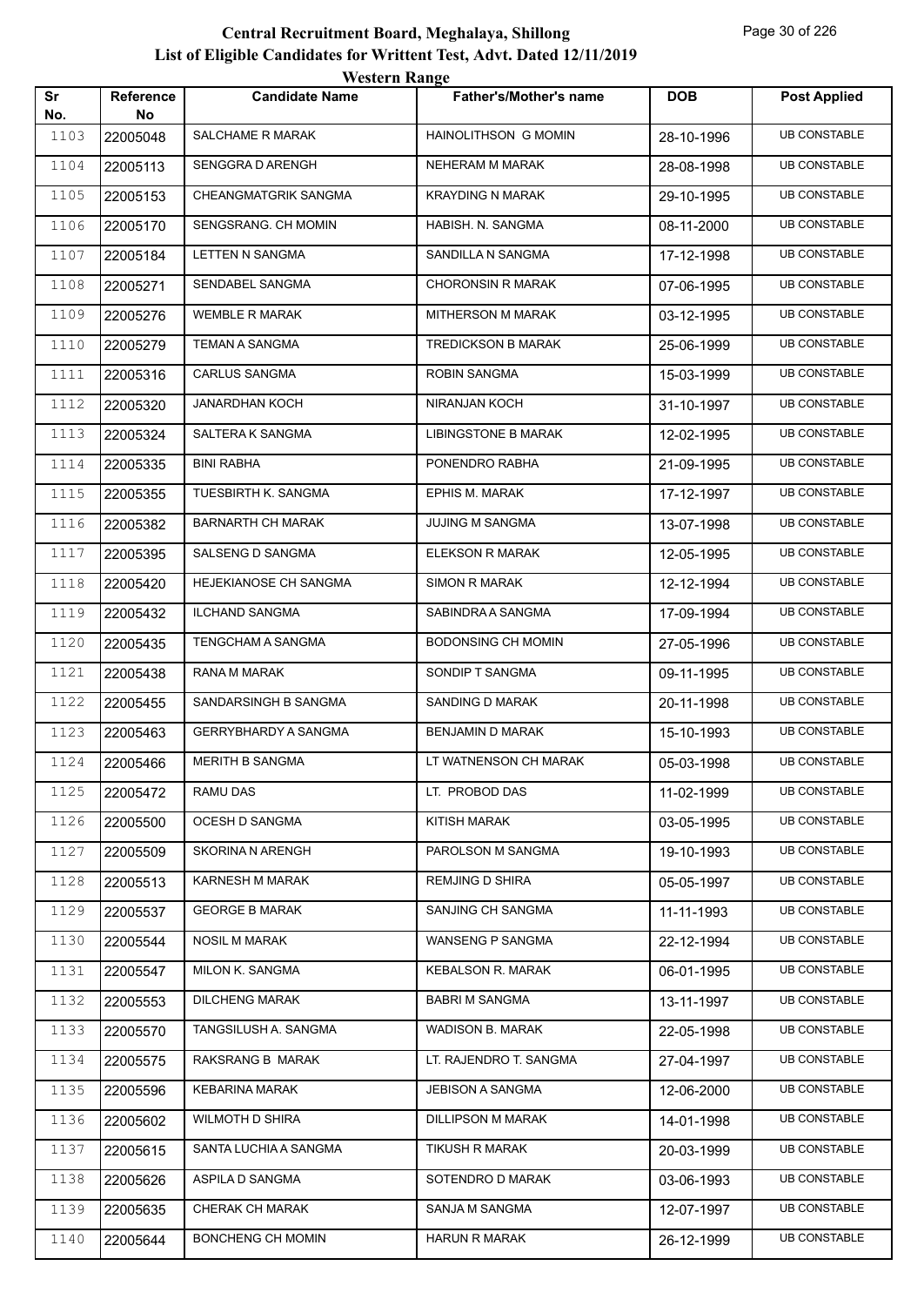# Central Recruitment Board, Meghalaya, Shillong

## List of Eligible Candidates for Writtent Test, Advt. Dated 12/11/2019

### Western Range

| Sr No. | Reference No | Candidate Name | Father's/Mother's name | DOB | Post Applied |
|---|---|---|---|---|---|
| 1103 | 22005048 | SALCHAME R MARAK | HAINOLITHSON G MOMIN | 28-10-1996 | UB CONSTABLE |
| 1104 | 22005113 | SENGGRA D ARENGH | NEHERAM M MARAK | 28-08-1998 | UB CONSTABLE |
| 1105 | 22005153 | CHEANGMATGRIK SANGMA | KRAYDING N MARAK | 29-10-1995 | UB CONSTABLE |
| 1106 | 22005170 | SENGSRANG. CH MOMIN | HABISH. N. SANGMA | 08-11-2000 | UB CONSTABLE |
| 1107 | 22005184 | LETTEN N SANGMA | SANDILLA N SANGMA | 17-12-1998 | UB CONSTABLE |
| 1108 | 22005271 | SENDABEL SANGMA | CHORONSIN R MARAK | 07-06-1995 | UB CONSTABLE |
| 1109 | 22005276 | WEMBLE R MARAK | MITHERSON M MARAK | 03-12-1995 | UB CONSTABLE |
| 1110 | 22005279 | TEMAN A SANGMA | TREDICKSON B MARAK | 25-06-1999 | UB CONSTABLE |
| 1111 | 22005316 | CARLUS SANGMA | ROBIN SANGMA | 15-03-1999 | UB CONSTABLE |
| 1112 | 22005320 | JANARDHAN KOCH | NIRANJAN KOCH | 31-10-1997 | UB CONSTABLE |
| 1113 | 22005324 | SALTERA K SANGMA | LIBINGSTONE B MARAK | 12-02-1995 | UB CONSTABLE |
| 1114 | 22005335 | BINI RABHA | PONENDRO RABHA | 21-09-1995 | UB CONSTABLE |
| 1115 | 22005355 | TUESBIRTH K. SANGMA | EPHIS M. MARAK | 17-12-1997 | UB CONSTABLE |
| 1116 | 22005382 | BARNARTH CH MARAK | JUJING M SANGMA | 13-07-1998 | UB CONSTABLE |
| 1117 | 22005395 | SALSENG D SANGMA | ELEKSON R MARAK | 12-05-1995 | UB CONSTABLE |
| 1118 | 22005420 | HEJEKIANOSE CH SANGMA | SIMON R MARAK | 12-12-1994 | UB CONSTABLE |
| 1119 | 22005432 | ILCHAND SANGMA | SABINDRA A SANGMA | 17-09-1994 | UB CONSTABLE |
| 1120 | 22005435 | TENGCHAM A SANGMA | BODONSING CH MOMIN | 27-05-1996 | UB CONSTABLE |
| 1121 | 22005438 | RANA M MARAK | SONDIP T SANGMA | 09-11-1995 | UB CONSTABLE |
| 1122 | 22005455 | SANDARSINGH B SANGMA | SANDING D MARAK | 20-11-1998 | UB CONSTABLE |
| 1123 | 22005463 | GERRYBHARDY A SANGMA | BENJAMIN D MARAK | 15-10-1993 | UB CONSTABLE |
| 1124 | 22005466 | MERITH B SANGMA | LT WATNENSON CH MARAK | 05-03-1998 | UB CONSTABLE |
| 1125 | 22005472 | RAMU DAS | LT. PROBOD DAS | 11-02-1999 | UB CONSTABLE |
| 1126 | 22005500 | OCESH D SANGMA | KITISH MARAK | 03-05-1995 | UB CONSTABLE |
| 1127 | 22005509 | SKORINA N ARENGH | PAROLSON M SANGMA | 19-10-1993 | UB CONSTABLE |
| 1128 | 22005513 | KARNESH M MARAK | REMJING D SHIRA | 05-05-1997 | UB CONSTABLE |
| 1129 | 22005537 | GEORGE B MARAK | SANJING CH SANGMA | 11-11-1993 | UB CONSTABLE |
| 1130 | 22005544 | NOSIL M MARAK | WANSENG P SANGMA | 22-12-1994 | UB CONSTABLE |
| 1131 | 22005547 | MILON K. SANGMA | KEBALSON R. MARAK | 06-01-1995 | UB CONSTABLE |
| 1132 | 22005553 | DILCHENG MARAK | BABRI M SANGMA | 13-11-1997 | UB CONSTABLE |
| 1133 | 22005570 | TANGSILUSH A. SANGMA | WADISON B. MARAK | 22-05-1998 | UB CONSTABLE |
| 1134 | 22005575 | RAKSRANG B MARAK | LT. RAJENDRO T. SANGMA | 27-04-1997 | UB CONSTABLE |
| 1135 | 22005596 | KEBARINA MARAK | JEBISON A SANGMA | 12-06-2000 | UB CONSTABLE |
| 1136 | 22005602 | WILMOTH D SHIRA | DILLIPSON M MARAK | 14-01-1998 | UB CONSTABLE |
| 1137 | 22005615 | SANTA LUCHIA A SANGMA | TIKUSH R MARAK | 20-03-1999 | UB CONSTABLE |
| 1138 | 22005626 | ASPILA D SANGMA | SOTENDRO D MARAK | 03-06-1993 | UB CONSTABLE |
| 1139 | 22005635 | CHERAK CH MARAK | SANJA M SANGMA | 12-07-1997 | UB CONSTABLE |
| 1140 | 22005644 | BONCHENG CH MOMIN | HARUN R MARAK | 26-12-1999 | UB CONSTABLE |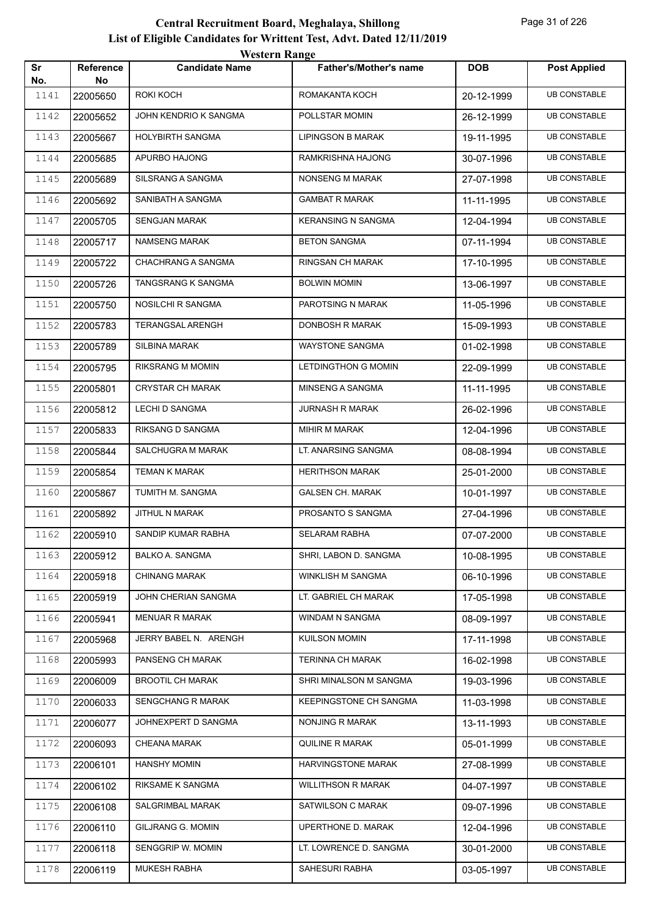# Central Recruitment Board, Meghalaya, Shillong

## List of Eligible Candidates for Writtent Test, Advt. Dated 12/11/2019

### Western Range

| Sr No. | Reference No | Candidate Name | Father's/Mother's name | DOB | Post Applied |
|---|---|---|---|---|---|
| 1141 | 22005650 | ROKI KOCH | ROMAKANTA KOCH | 20-12-1999 | UB CONSTABLE |
| 1142 | 22005652 | JOHN KENDRIO K SANGMA | POLLSTAR MOMIN | 26-12-1999 | UB CONSTABLE |
| 1143 | 22005667 | HOLYBIRTH SANGMA | LIPINGSON B MARAK | 19-11-1995 | UB CONSTABLE |
| 1144 | 22005685 | APURBO HAJONG | RAMKRISHNA HAJONG | 30-07-1996 | UB CONSTABLE |
| 1145 | 22005689 | SILSRANG A SANGMA | NONSENG M MARAK | 27-07-1998 | UB CONSTABLE |
| 1146 | 22005692 | SANIBATH A SANGMA | GAMBAT R MARAK | 11-11-1995 | UB CONSTABLE |
| 1147 | 22005705 | SENGJAN MARAK | KERANSING N SANGMA | 12-04-1994 | UB CONSTABLE |
| 1148 | 22005717 | NAMSENG MARAK | BETON SANGMA | 07-11-1994 | UB CONSTABLE |
| 1149 | 22005722 | CHACHRANG A SANGMA | RINGSAN CH MARAK | 17-10-1995 | UB CONSTABLE |
| 1150 | 22005726 | TANGSRANG K SANGMA | BOLWIN MOMIN | 13-06-1997 | UB CONSTABLE |
| 1151 | 22005750 | NOSILCHI R SANGMA | PAROTSING N MARAK | 11-05-1996 | UB CONSTABLE |
| 1152 | 22005783 | TERANGSAL ARENGH | DONBOSH R MARAK | 15-09-1993 | UB CONSTABLE |
| 1153 | 22005789 | SILBINA MARAK | WAYSTONE SANGMA | 01-02-1998 | UB CONSTABLE |
| 1154 | 22005795 | RIKSRANG M MOMIN | LETDINGTHON G MOMIN | 22-09-1999 | UB CONSTABLE |
| 1155 | 22005801 | CRYSTAR CH MARAK | MINSENG A SANGMA | 11-11-1995 | UB CONSTABLE |
| 1156 | 22005812 | LECHI D SANGMA | JURNASH R MARAK | 26-02-1996 | UB CONSTABLE |
| 1157 | 22005833 | RIKSANG D SANGMA | MIHIR M MARAK | 12-04-1996 | UB CONSTABLE |
| 1158 | 22005844 | SALCHUGRA M MARAK | LT. ANARSING SANGMA | 08-08-1994 | UB CONSTABLE |
| 1159 | 22005854 | TEMAN K MARAK | HERITHSON MARAK | 25-01-2000 | UB CONSTABLE |
| 1160 | 22005867 | TUMITH M. SANGMA | GALSEN CH. MARAK | 10-01-1997 | UB CONSTABLE |
| 1161 | 22005892 | JITHUL N MARAK | PROSANTO S SANGMA | 27-04-1996 | UB CONSTABLE |
| 1162 | 22005910 | SANDIP KUMAR RABHA | SELARAM RABHA | 07-07-2000 | UB CONSTABLE |
| 1163 | 22005912 | BALKO A. SANGMA | SHRI, LABON D. SANGMA | 10-08-1995 | UB CONSTABLE |
| 1164 | 22005918 | CHINANG MARAK | WINKLISH M SANGMA | 06-10-1996 | UB CONSTABLE |
| 1165 | 22005919 | JOHN CHERIAN SANGMA | LT. GABRIEL CH MARAK | 17-05-1998 | UB CONSTABLE |
| 1166 | 22005941 | MENUAR R MARAK | WINDAM N SANGMA | 08-09-1997 | UB CONSTABLE |
| 1167 | 22005968 | JERRY BABEL N. ARENGH | KUILSON MOMIN | 17-11-1998 | UB CONSTABLE |
| 1168 | 22005993 | PANSENG CH MARAK | TERINNA CH MARAK | 16-02-1998 | UB CONSTABLE |
| 1169 | 22006009 | BROOTIL CH MARAK | SHRI MINALSON M SANGMA | 19-03-1996 | UB CONSTABLE |
| 1170 | 22006033 | SENGCHANG R MARAK | KEEPINGSTONE CH SANGMA | 11-03-1998 | UB CONSTABLE |
| 1171 | 22006077 | JOHNEXPERT D SANGMA | NONJING R MARAK | 13-11-1993 | UB CONSTABLE |
| 1172 | 22006093 | CHEANA MARAK | QUILINE R MARAK | 05-01-1999 | UB CONSTABLE |
| 1173 | 22006101 | HANSHY MOMIN | HARVINGSTONE MARAK | 27-08-1999 | UB CONSTABLE |
| 1174 | 22006102 | RIKSAME K SANGMA | WILLITHSON R MARAK | 04-07-1997 | UB CONSTABLE |
| 1175 | 22006108 | SALGRIMBAL MARAK | SATWILSON C MARAK | 09-07-1996 | UB CONSTABLE |
| 1176 | 22006110 | GILJRANG G. MOMIN | UPERTHONE D. MARAK | 12-04-1996 | UB CONSTABLE |
| 1177 | 22006118 | SENGGRIP W. MOMIN | LT. LOWRENCE D. SANGMA | 30-01-2000 | UB CONSTABLE |
| 1178 | 22006119 | MUKESH RABHA | SAHESURI RABHA | 03-05-1997 | UB CONSTABLE |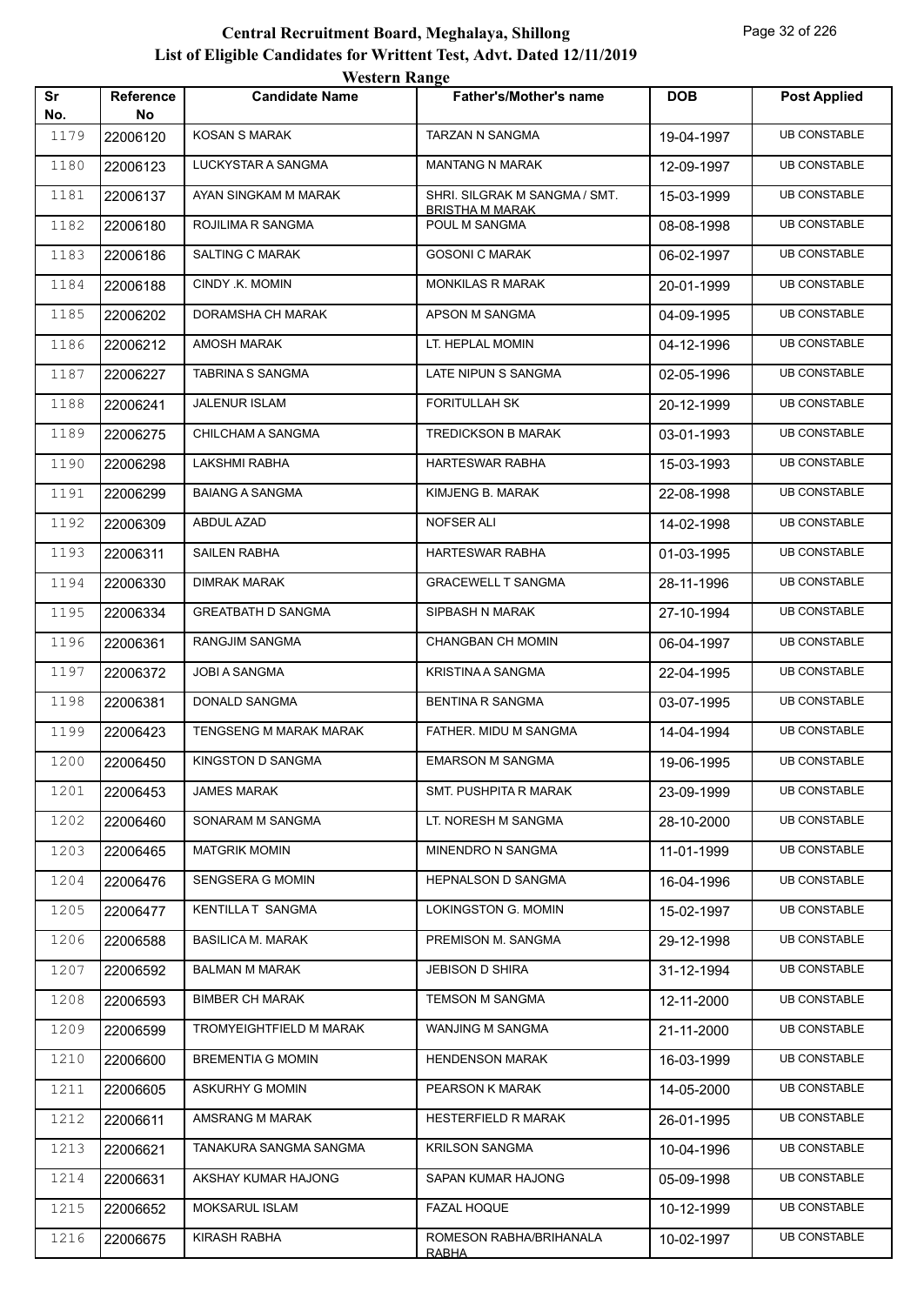# Central Recruitment Board, Meghalaya, Shillong

## List of Eligible Candidates for Writtent Test, Advt. Dated 12/11/2019

### Western Range

| Sr No. | Reference No | Candidate Name | Father's/Mother's name | DOB | Post Applied |
|---|---|---|---|---|---|
| 1179 | 22006120 | KOSAN S MARAK | TARZAN N SANGMA | 19-04-1997 | UB CONSTABLE |
| 1180 | 22006123 | LUCKYSTAR A SANGMA | MANTANG N MARAK | 12-09-1997 | UB CONSTABLE |
| 1181 | 22006137 | AYAN SINGKAM M MARAK | SHRI. SILGRAK M SANGMA / SMT. BRISTHA M MARAK | 15-03-1999 | UB CONSTABLE |
| 1182 | 22006180 | ROJILIMA R SANGMA | POUL M SANGMA | 08-08-1998 | UB CONSTABLE |
| 1183 | 22006186 | SALTING C MARAK | GOSONI C MARAK | 06-02-1997 | UB CONSTABLE |
| 1184 | 22006188 | CINDY .K. MOMIN | MONKILAS R MARAK | 20-01-1999 | UB CONSTABLE |
| 1185 | 22006202 | DORAMSHA CH MARAK | APSON M SANGMA | 04-09-1995 | UB CONSTABLE |
| 1186 | 22006212 | AMOSH MARAK | LT. HEPLAL MOMIN | 04-12-1996 | UB CONSTABLE |
| 1187 | 22006227 | TABRINA S SANGMA | LATE NIPUN S SANGMA | 02-05-1996 | UB CONSTABLE |
| 1188 | 22006241 | JALENUR ISLAM | FORITULLAH SK | 20-12-1999 | UB CONSTABLE |
| 1189 | 22006275 | CHILCHAM A SANGMA | TREDICKSON B MARAK | 03-01-1993 | UB CONSTABLE |
| 1190 | 22006298 | LAKSHMI RABHA | HARTESWAR RABHA | 15-03-1993 | UB CONSTABLE |
| 1191 | 22006299 | BAIANG A SANGMA | KIMJENG B. MARAK | 22-08-1998 | UB CONSTABLE |
| 1192 | 22006309 | ABDUL AZAD | NOFSER ALI | 14-02-1998 | UB CONSTABLE |
| 1193 | 22006311 | SAILEN RABHA | HARTESWAR RABHA | 01-03-1995 | UB CONSTABLE |
| 1194 | 22006330 | DIMRAK MARAK | GRACEWELL T SANGMA | 28-11-1996 | UB CONSTABLE |
| 1195 | 22006334 | GREATBATH D SANGMA | SIPBASH N MARAK | 27-10-1994 | UB CONSTABLE |
| 1196 | 22006361 | RANGJIM SANGMA | CHANGBAN CH MOMIN | 06-04-1997 | UB CONSTABLE |
| 1197 | 22006372 | JOBI A SANGMA | KRISTINA A SANGMA | 22-04-1995 | UB CONSTABLE |
| 1198 | 22006381 | DONALD SANGMA | BENTINA R SANGMA | 03-07-1995 | UB CONSTABLE |
| 1199 | 22006423 | TENGSENG M MARAK MARAK | FATHER. MIDU M SANGMA | 14-04-1994 | UB CONSTABLE |
| 1200 | 22006450 | KINGSTON D SANGMA | EMARSON M SANGMA | 19-06-1995 | UB CONSTABLE |
| 1201 | 22006453 | JAMES MARAK | SMT. PUSHPITA R MARAK | 23-09-1999 | UB CONSTABLE |
| 1202 | 22006460 | SONARAM M SANGMA | LT. NORESH M SANGMA | 28-10-2000 | UB CONSTABLE |
| 1203 | 22006465 | MATGRIK MOMIN | MINENDRO N SANGMA | 11-01-1999 | UB CONSTABLE |
| 1204 | 22006476 | SENGSERA G MOMIN | HEPNALSON D SANGMA | 16-04-1996 | UB CONSTABLE |
| 1205 | 22006477 | KENTILLA T SANGMA | LOKINGSTON G. MOMIN | 15-02-1997 | UB CONSTABLE |
| 1206 | 22006588 | BASILICA M. MARAK | PREMISON M. SANGMA | 29-12-1998 | UB CONSTABLE |
| 1207 | 22006592 | BALMAN M MARAK | JEBISON D SHIRA | 31-12-1994 | UB CONSTABLE |
| 1208 | 22006593 | BIMBER CH MARAK | TEMSON M SANGMA | 12-11-2000 | UB CONSTABLE |
| 1209 | 22006599 | TROMYEIGHTFIELD M MARAK | WANJING M SANGMA | 21-11-2000 | UB CONSTABLE |
| 1210 | 22006600 | BREMENTIA G MOMIN | HENDENSON MARAK | 16-03-1999 | UB CONSTABLE |
| 1211 | 22006605 | ASKURHY G MOMIN | PEARSON K MARAK | 14-05-2000 | UB CONSTABLE |
| 1212 | 22006611 | AMSRANG M MARAK | HESTERFIELD R MARAK | 26-01-1995 | UB CONSTABLE |
| 1213 | 22006621 | TANAKURA SANGMA SANGMA | KRILSON SANGMA | 10-04-1996 | UB CONSTABLE |
| 1214 | 22006631 | AKSHAY KUMAR HAJONG | SAPAN KUMAR HAJONG | 05-09-1998 | UB CONSTABLE |
| 1215 | 22006652 | MOKSARUL ISLAM | FAZAL HOQUE | 10-12-1999 | UB CONSTABLE |
| 1216 | 22006675 | KIRASH RABHA | ROMESON RABHA/BRIHANALA RABHA | 10-02-1997 | UB CONSTABLE |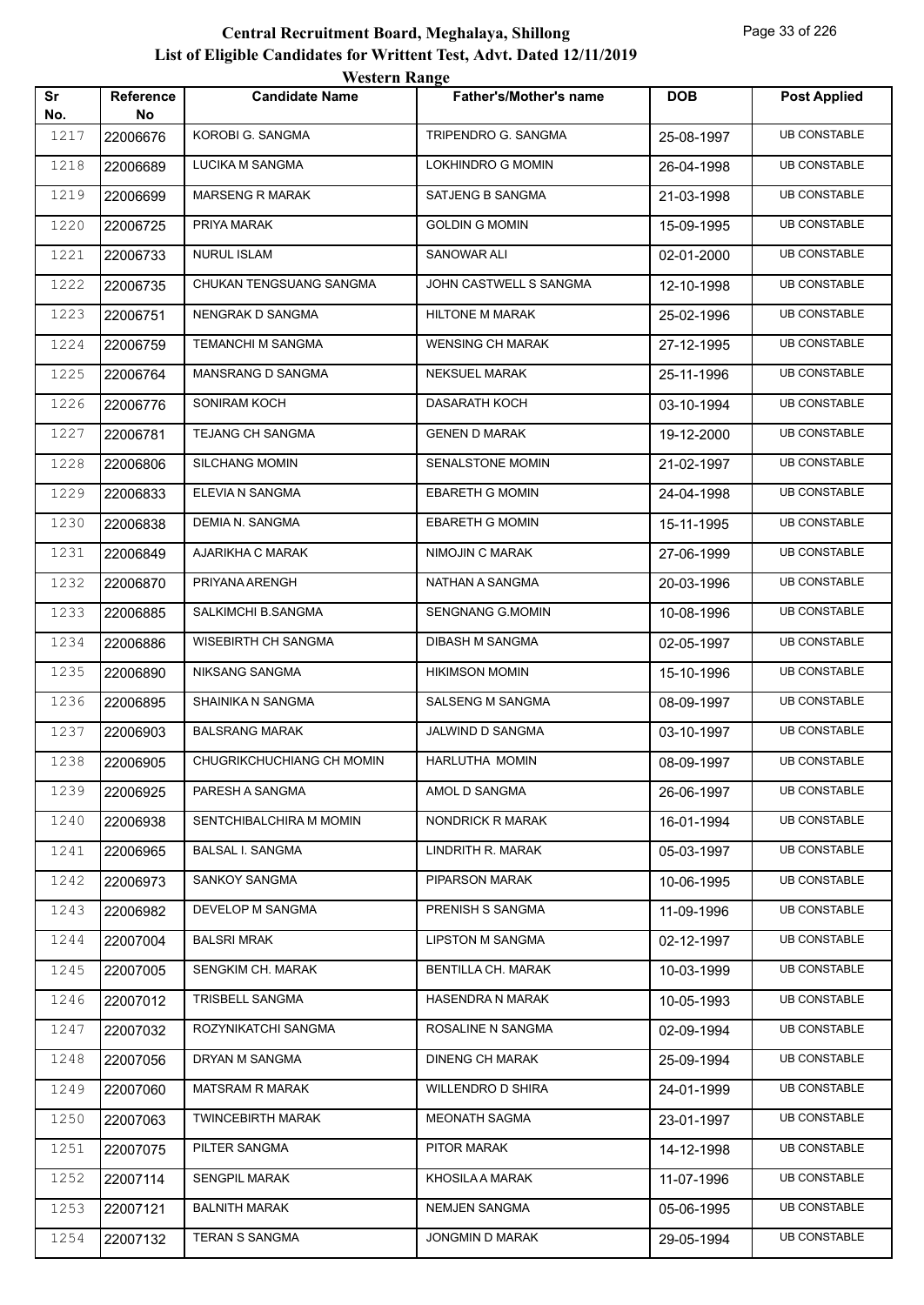# Central Recruitment Board, Meghalaya, Shillong
## List of Eligible Candidates for Writtent Test, Advt. Dated 12/11/2019
### Western Range

| Sr No. | Reference No | Candidate Name | Father's/Mother's name | DOB | Post Applied |
|---|---|---|---|---|---|
| 1217 | 22006676 | KOROBI G. SANGMA | TRIPENDRO G. SANGMA | 25-08-1997 | UB CONSTABLE |
| 1218 | 22006689 | LUCIKA M SANGMA | LOKHINDRO G MOMIN | 26-04-1998 | UB CONSTABLE |
| 1219 | 22006699 | MARSENG R MARAK | SATJENG B SANGMA | 21-03-1998 | UB CONSTABLE |
| 1220 | 22006725 | PRIYA MARAK | GOLDIN G MOMIN | 15-09-1995 | UB CONSTABLE |
| 1221 | 22006733 | NURUL ISLAM | SANOWAR ALI | 02-01-2000 | UB CONSTABLE |
| 1222 | 22006735 | CHUKAN TENGSUANG SANGMA | JOHN CASTWELL S SANGMA | 12-10-1998 | UB CONSTABLE |
| 1223 | 22006751 | NENGRAK D SANGMA | HILTONE M MARAK | 25-02-1996 | UB CONSTABLE |
| 1224 | 22006759 | TEMANCHI M SANGMA | WENSING CH MARAK | 27-12-1995 | UB CONSTABLE |
| 1225 | 22006764 | MANSRANG D SANGMA | NEKSUEL MARAK | 25-11-1996 | UB CONSTABLE |
| 1226 | 22006776 | SONIRAM KOCH | DASARATH KOCH | 03-10-1994 | UB CONSTABLE |
| 1227 | 22006781 | TEJANG CH SANGMA | GENEN D MARAK | 19-12-2000 | UB CONSTABLE |
| 1228 | 22006806 | SILCHANG MOMIN | SENALSTONE MOMIN | 21-02-1997 | UB CONSTABLE |
| 1229 | 22006833 | ELEVIA N SANGMA | EBARETH G MOMIN | 24-04-1998 | UB CONSTABLE |
| 1230 | 22006838 | DEMIA N. SANGMA | EBARETH G MOMIN | 15-11-1995 | UB CONSTABLE |
| 1231 | 22006849 | AJARIKHA C MARAK | NIMOJIN C MARAK | 27-06-1999 | UB CONSTABLE |
| 1232 | 22006870 | PRIYANA ARENGH | NATHAN A SANGMA | 20-03-1996 | UB CONSTABLE |
| 1233 | 22006885 | SALKIMCHI B.SANGMA | SENGNANG G.MOMIN | 10-08-1996 | UB CONSTABLE |
| 1234 | 22006886 | WISEBIRTH CH SANGMA | DIBASH M SANGMA | 02-05-1997 | UB CONSTABLE |
| 1235 | 22006890 | NIKSANG SANGMA | HIKIMSON MOMIN | 15-10-1996 | UB CONSTABLE |
| 1236 | 22006895 | SHAINIKA N SANGMA | SALSENG M SANGMA | 08-09-1997 | UB CONSTABLE |
| 1237 | 22006903 | BALSRANG MARAK | JALWIND D SANGMA | 03-10-1997 | UB CONSTABLE |
| 1238 | 22006905 | CHUGRIKCHUCHIANG CH MOMIN | HARLUTHA MOMIN | 08-09-1997 | UB CONSTABLE |
| 1239 | 22006925 | PARESH A SANGMA | AMOL D SANGMA | 26-06-1997 | UB CONSTABLE |
| 1240 | 22006938 | SENTCHIBALCHIRA M MOMIN | NONDRICK R MARAK | 16-01-1994 | UB CONSTABLE |
| 1241 | 22006965 | BALSAL I. SANGMA | LINDRITH R. MARAK | 05-03-1997 | UB CONSTABLE |
| 1242 | 22006973 | SANKOY SANGMA | PIPARSON MARAK | 10-06-1995 | UB CONSTABLE |
| 1243 | 22006982 | DEVELOP M SANGMA | PRENISH S SANGMA | 11-09-1996 | UB CONSTABLE |
| 1244 | 22007004 | BALSRI MRAK | LIPSTON M SANGMA | 02-12-1997 | UB CONSTABLE |
| 1245 | 22007005 | SENGKIM CH. MARAK | BENTILLA CH. MARAK | 10-03-1999 | UB CONSTABLE |
| 1246 | 22007012 | TRISBELL SANGMA | HASENDRA N MARAK | 10-05-1993 | UB CONSTABLE |
| 1247 | 22007032 | ROZYNIKATCHI SANGMA | ROSALINE N SANGMA | 02-09-1994 | UB CONSTABLE |
| 1248 | 22007056 | DRYAN M SANGMA | DINENG CH MARAK | 25-09-1994 | UB CONSTABLE |
| 1249 | 22007060 | MATSRAM R MARAK | WILLENDRO D SHIRA | 24-01-1999 | UB CONSTABLE |
| 1250 | 22007063 | TWINCEBIRTH MARAK | MEONATH SAGMA | 23-01-1997 | UB CONSTABLE |
| 1251 | 22007075 | PILTER SANGMA | PITOR MARAK | 14-12-1998 | UB CONSTABLE |
| 1252 | 22007114 | SENGPIL MARAK | KHOSILA A MARAK | 11-07-1996 | UB CONSTABLE |
| 1253 | 22007121 | BALNITH MARAK | NEMJEN SANGMA | 05-06-1995 | UB CONSTABLE |
| 1254 | 22007132 | TERAN S SANGMA | JONGMIN D MARAK | 29-05-1994 | UB CONSTABLE |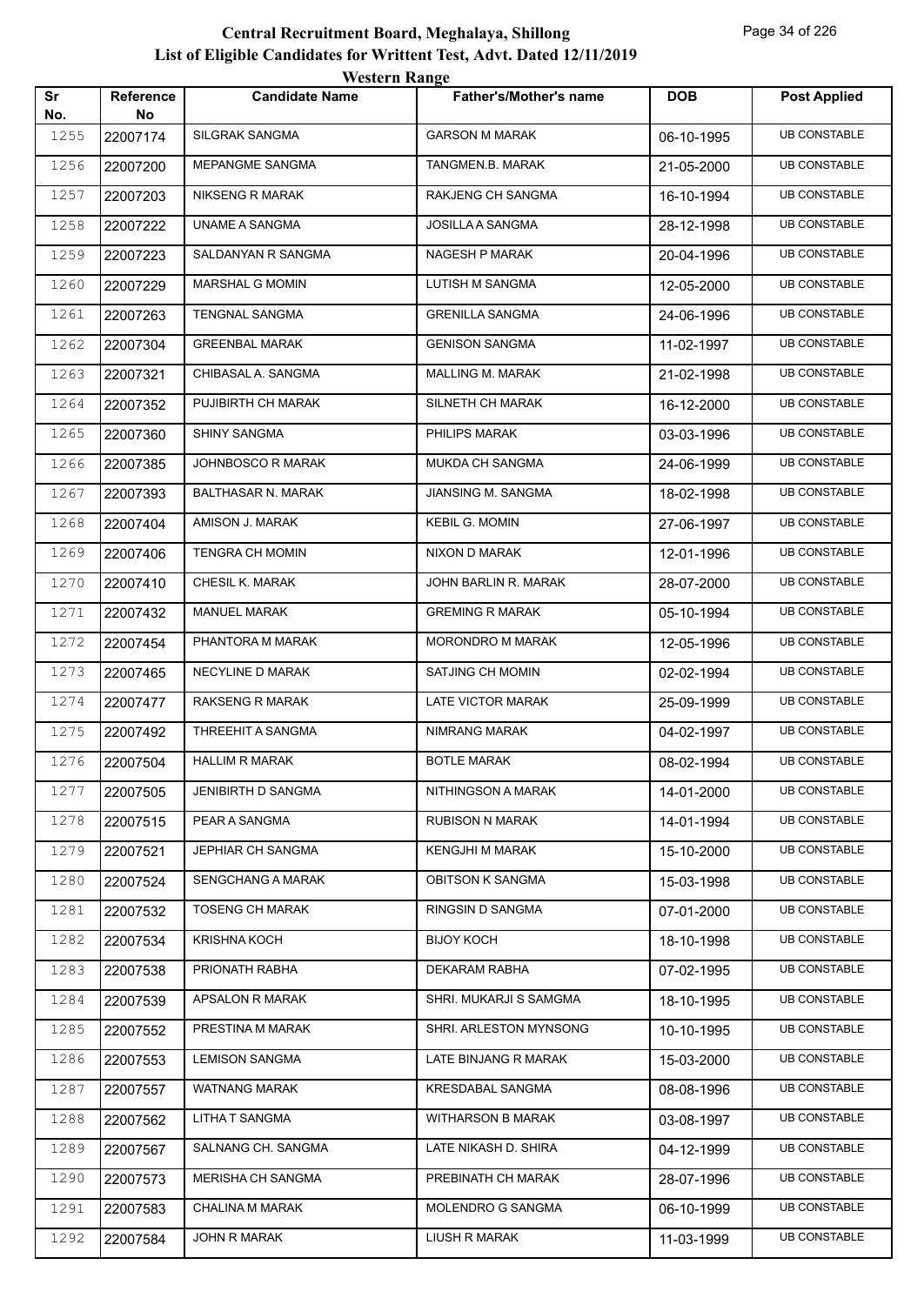# Central Recruitment Board, Meghalaya, Shillong

## List of Eligible Candidates for Writtent Test, Advt. Dated 12/11/2019

### Western Range

| Sr No. | Reference No | Candidate Name | Father's/Mother's name | DOB | Post Applied |
|---|---|---|---|---|---|
| 1255 | 22007174 | SILGRAK SANGMA | GARSON M MARAK | 06-10-1995 | UB CONSTABLE |
| 1256 | 22007200 | MEPANGME SANGMA | TANGMEN.B. MARAK | 21-05-2000 | UB CONSTABLE |
| 1257 | 22007203 | NIKSENG R MARAK | RAKJENG CH SANGMA | 16-10-1994 | UB CONSTABLE |
| 1258 | 22007222 | UNAME A SANGMA | JOSILLA A SANGMA | 28-12-1998 | UB CONSTABLE |
| 1259 | 22007223 | SALDANYAN R SANGMA | NAGESH P MARAK | 20-04-1996 | UB CONSTABLE |
| 1260 | 22007229 | MARSHAL G MOMIN | LUTISH M SANGMA | 12-05-2000 | UB CONSTABLE |
| 1261 | 22007263 | TENGNAL SANGMA | GRENILLA SANGMA | 24-06-1996 | UB CONSTABLE |
| 1262 | 22007304 | GREENBAL MARAK | GENISON SANGMA | 11-02-1997 | UB CONSTABLE |
| 1263 | 22007321 | CHIBASAL A. SANGMA | MALLING M. MARAK | 21-02-1998 | UB CONSTABLE |
| 1264 | 22007352 | PUJIBIRTH CH MARAK | SILNETH CH MARAK | 16-12-2000 | UB CONSTABLE |
| 1265 | 22007360 | SHINY SANGMA | PHILIPS MARAK | 03-03-1996 | UB CONSTABLE |
| 1266 | 22007385 | JOHNBOSCO R MARAK | MUKDA CH SANGMA | 24-06-1999 | UB CONSTABLE |
| 1267 | 22007393 | BALTHASAR N. MARAK | JIANSING M. SANGMA | 18-02-1998 | UB CONSTABLE |
| 1268 | 22007404 | AMISON J. MARAK | KEBIL G. MOMIN | 27-06-1997 | UB CONSTABLE |
| 1269 | 22007406 | TENGRA CH MOMIN | NIXON D MARAK | 12-01-1996 | UB CONSTABLE |
| 1270 | 22007410 | CHESIL K. MARAK | JOHN BARLIN R. MARAK | 28-07-2000 | UB CONSTABLE |
| 1271 | 22007432 | MANUEL MARAK | GREMING R MARAK | 05-10-1994 | UB CONSTABLE |
| 1272 | 22007454 | PHANTORA M MARAK | MORONDRO M MARAK | 12-05-1996 | UB CONSTABLE |
| 1273 | 22007465 | NECYLINE D MARAK | SATJING CH MOMIN | 02-02-1994 | UB CONSTABLE |
| 1274 | 22007477 | RAKSENG R MARAK | LATE VICTOR MARAK | 25-09-1999 | UB CONSTABLE |
| 1275 | 22007492 | THREEHIT A SANGMA | NIMRANG MARAK | 04-02-1997 | UB CONSTABLE |
| 1276 | 22007504 | HALLIM R MARAK | BOTLE MARAK | 08-02-1994 | UB CONSTABLE |
| 1277 | 22007505 | JENIBIRTH D SANGMA | NITHINGSON A MARAK | 14-01-2000 | UB CONSTABLE |
| 1278 | 22007515 | PEAR A SANGMA | RUBISON N MARAK | 14-01-1994 | UB CONSTABLE |
| 1279 | 22007521 | JEPHIAR CH SANGMA | KENGJHI M MARAK | 15-10-2000 | UB CONSTABLE |
| 1280 | 22007524 | SENGCHANG A MARAK | OBITSON K SANGMA | 15-03-1998 | UB CONSTABLE |
| 1281 | 22007532 | TOSENG CH MARAK | RINGSIN D SANGMA | 07-01-2000 | UB CONSTABLE |
| 1282 | 22007534 | KRISHNA KOCH | BIJOY KOCH | 18-10-1998 | UB CONSTABLE |
| 1283 | 22007538 | PRIONATH RABHA | DEKARAM RABHA | 07-02-1995 | UB CONSTABLE |
| 1284 | 22007539 | APSALON R MARAK | SHRI. MUKARJI S SAMGMA | 18-10-1995 | UB CONSTABLE |
| 1285 | 22007552 | PRESTINA M MARAK | SHRI. ARLESTON MYNSONG | 10-10-1995 | UB CONSTABLE |
| 1286 | 22007553 | LEMISON SANGMA | LATE BINJANG R MARAK | 15-03-2000 | UB CONSTABLE |
| 1287 | 22007557 | WATNANG MARAK | KRESDABAL SANGMA | 08-08-1996 | UB CONSTABLE |
| 1288 | 22007562 | LITHA T SANGMA | WITHARSON B MARAK | 03-08-1997 | UB CONSTABLE |
| 1289 | 22007567 | SALNANG CH. SANGMA | LATE NIKASH D. SHIRA | 04-12-1999 | UB CONSTABLE |
| 1290 | 22007573 | MERISHA CH SANGMA | PREBINATH CH MARAK | 28-07-1996 | UB CONSTABLE |
| 1291 | 22007583 | CHALINA M MARAK | MOLENDRO G SANGMA | 06-10-1999 | UB CONSTABLE |
| 1292 | 22007584 | JOHN R MARAK | LIUSH R MARAK | 11-03-1999 | UB CONSTABLE |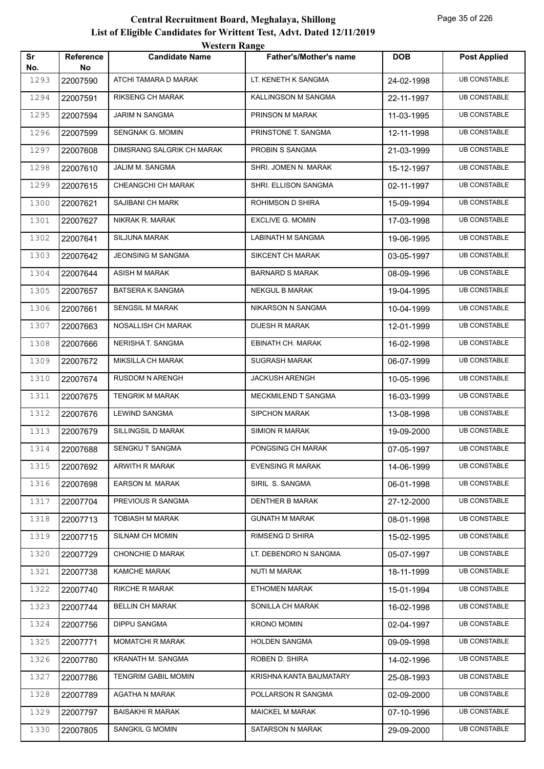# Central Recruitment Board, Meghalaya, Shillong

## List of Eligible Candidates for Writtent Test, Advt. Dated 12/11/2019

### Western Range

| Sr No. | Reference No | Candidate Name | Father's/Mother's name | DOB | Post Applied |
|---|---|---|---|---|---|
| 1293 | 22007590 | ATCHI TAMARA D MARAK | LT. KENETH K SANGMA | 24-02-1998 | UB CONSTABLE |
| 1294 | 22007591 | RIKSENG CH MARAK | KALLINGSON M SANGMA | 22-11-1997 | UB CONSTABLE |
| 1295 | 22007594 | JARIM N SANGMA | PRINSON M MARAK | 11-03-1995 | UB CONSTABLE |
| 1296 | 22007599 | SENGNAK G. MOMIN | PRINSTONE T. SANGMA | 12-11-1998 | UB CONSTABLE |
| 1297 | 22007608 | DIMSRANG SALGRIK CH MARAK | PROBIN S SANGMA | 21-03-1999 | UB CONSTABLE |
| 1298 | 22007610 | JALIM M. SANGMA | SHRI. JOMEN N. MARAK | 15-12-1997 | UB CONSTABLE |
| 1299 | 22007615 | CHEANGCHI CH MARAK | SHRI. ELLISON SANGMA | 02-11-1997 | UB CONSTABLE |
| 1300 | 22007621 | SAJIBANI CH MARK | ROHIMSON D SHIRA | 15-09-1994 | UB CONSTABLE |
| 1301 | 22007627 | NIKRAK R. MARAK | EXCLIVE G. MOMIN | 17-03-1998 | UB CONSTABLE |
| 1302 | 22007641 | SILJUNA MARAK | LABINATH M SANGMA | 19-06-1995 | UB CONSTABLE |
| 1303 | 22007642 | JEONSING M SANGMA | SIKCENT CH MARAK | 03-05-1997 | UB CONSTABLE |
| 1304 | 22007644 | ASISH M MARAK | BARNARD S MARAK | 08-09-1996 | UB CONSTABLE |
| 1305 | 22007657 | BATSERA K SANGMA | NEKGUL B MARAK | 19-04-1995 | UB CONSTABLE |
| 1306 | 22007661 | SENGSIL M MARAK | NIKARSON N SANGMA | 10-04-1999 | UB CONSTABLE |
| 1307 | 22007663 | NOSALLISH CH MARAK | DIJESH R MARAK | 12-01-1999 | UB CONSTABLE |
| 1308 | 22007666 | NERISHA T. SANGMA | EBINATH CH. MARAK | 16-02-1998 | UB CONSTABLE |
| 1309 | 22007672 | MIKSILLA CH MARAK | SUGRASH MARAK | 06-07-1999 | UB CONSTABLE |
| 1310 | 22007674 | RUSDOM N ARENGH | JACKUSH ARENGH | 10-05-1996 | UB CONSTABLE |
| 1311 | 22007675 | TENGRIK M MARAK | MECKMILEND T SANGMA | 16-03-1999 | UB CONSTABLE |
| 1312 | 22007676 | LEWIND SANGMA | SIPCHON MARAK | 13-08-1998 | UB CONSTABLE |
| 1313 | 22007679 | SILLINGSIL D MARAK | SIMION R MARAK | 19-09-2000 | UB CONSTABLE |
| 1314 | 22007688 | SENGKU T SANGMA | PONGSING CH MARAK | 07-05-1997 | UB CONSTABLE |
| 1315 | 22007692 | ARWITH R MARAK | EVENSING R MARAK | 14-06-1999 | UB CONSTABLE |
| 1316 | 22007698 | EARSON M. MARAK | SIRIL S. SANGMA | 06-01-1998 | UB CONSTABLE |
| 1317 | 22007704 | PREVIOUS R SANGMA | DENTHER B MARAK | 27-12-2000 | UB CONSTABLE |
| 1318 | 22007713 | TOBIASH M MARAK | GUNATH M MARAK | 08-01-1998 | UB CONSTABLE |
| 1319 | 22007715 | SILNAM CH MOMIN | RIMSENG D SHIRA | 15-02-1995 | UB CONSTABLE |
| 1320 | 22007729 | CHONCHIE D MARAK | LT. DEBENDRO N SANGMA | 05-07-1997 | UB CONSTABLE |
| 1321 | 22007738 | KAMCHE MARAK | NUTI M MARAK | 18-11-1999 | UB CONSTABLE |
| 1322 | 22007740 | RIKCHE R MARAK | ETHOMEN MARAK | 15-01-1994 | UB CONSTABLE |
| 1323 | 22007744 | BELLIN CH MARAK | SONILLA CH MARAK | 16-02-1998 | UB CONSTABLE |
| 1324 | 22007756 | DIPPU SANGMA | KRONO MOMIN | 02-04-1997 | UB CONSTABLE |
| 1325 | 22007771 | MOMATCHI R MARAK | HOLDEN SANGMA | 09-09-1998 | UB CONSTABLE |
| 1326 | 22007780 | KRANATH M. SANGMA | ROBEN D. SHIRA | 14-02-1996 | UB CONSTABLE |
| 1327 | 22007786 | TENGRIM GABIL MOMIN | KRISHNA KANTA BAUMATARY | 25-08-1993 | UB CONSTABLE |
| 1328 | 22007789 | AGATHA N MARAK | POLLARSON R SANGMA | 02-09-2000 | UB CONSTABLE |
| 1329 | 22007797 | BAISAKHI R MARAK | MAICKEL M MARAK | 07-10-1996 | UB CONSTABLE |
| 1330 | 22007805 | SANGKIL G MOMIN | SATARSON N MARAK | 29-09-2000 | UB CONSTABLE |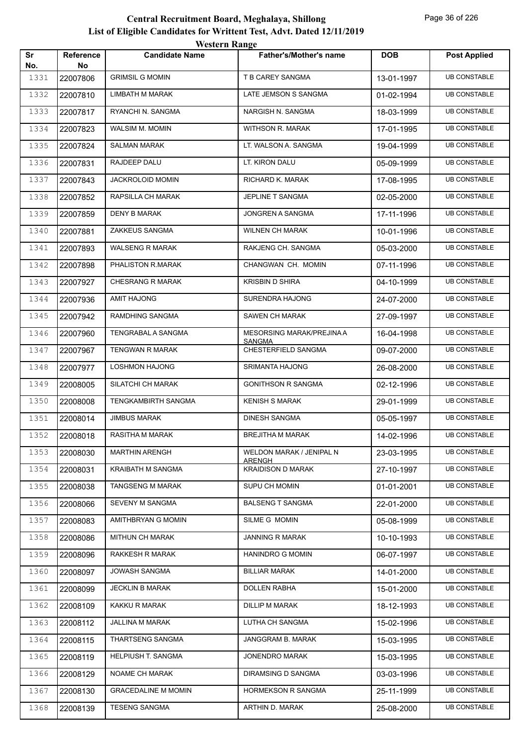# Central Recruitment Board, Meghalaya, Shillong

## List of Eligible Candidates for Writtent Test, Advt. Dated 12/11/2019

### Western Range

| Sr No. | Reference No | Candidate Name | Father's/Mother's name | DOB | Post Applied |
|---|---|---|---|---|---|
| 1331 | 22007806 | GRIMSIL G MOMIN | T B CAREY SANGMA | 13-01-1997 | UB CONSTABLE |
| 1332 | 22007810 | LIMBATH M MARAK | LATE JEMSON S SANGMA | 01-02-1994 | UB CONSTABLE |
| 1333 | 22007817 | RYANCHI N. SANGMA | NARGISH N. SANGMA | 18-03-1999 | UB CONSTABLE |
| 1334 | 22007823 | WALSIM M. MOMIN | WITHSON R. MARAK | 17-01-1995 | UB CONSTABLE |
| 1335 | 22007824 | SALMAN MARAK | LT. WALSON A. SANGMA | 19-04-1999 | UB CONSTABLE |
| 1336 | 22007831 | RAJDEEP DALU | LT. KIRON DALU | 05-09-1999 | UB CONSTABLE |
| 1337 | 22007843 | JACKROLOID MOMIN | RICHARD K. MARAK | 17-08-1995 | UB CONSTABLE |
| 1338 | 22007852 | RAPSILLA CH MARAK | JEPLINE T SANGMA | 02-05-2000 | UB CONSTABLE |
| 1339 | 22007859 | DENY B MARAK | JONGREN A SANGMA | 17-11-1996 | UB CONSTABLE |
| 1340 | 22007881 | ZAKKEUS SANGMA | WILNEN CH MARAK | 10-01-1996 | UB CONSTABLE |
| 1341 | 22007893 | WALSENG R MARAK | RAKJENG CH. SANGMA | 05-03-2000 | UB CONSTABLE |
| 1342 | 22007898 | PHALISTON R.MARAK | CHANGWAN CH. MOMIN | 07-11-1996 | UB CONSTABLE |
| 1343 | 22007927 | CHESRANG R MARAK | KRISBIN D SHIRA | 04-10-1999 | UB CONSTABLE |
| 1344 | 22007936 | AMIT HAJONG | SURENDRA HAJONG | 24-07-2000 | UB CONSTABLE |
| 1345 | 22007942 | RAMDHING SANGMA | SAWEN CH MARAK | 27-09-1997 | UB CONSTABLE |
| 1346 | 22007960 | TENGRABAL A SANGMA | MESORSING MARAK/PREJINA A SANGMA | 16-04-1998 | UB CONSTABLE |
| 1347 | 22007967 | TENGWAN R MARAK | CHESTERFIELD SANGMA | 09-07-2000 | UB CONSTABLE |
| 1348 | 22007977 | LOSHMON HAJONG | SRIMANTA HAJONG | 26-08-2000 | UB CONSTABLE |
| 1349 | 22008005 | SILATCHI CH MARAK | GONITHSON R SANGMA | 02-12-1996 | UB CONSTABLE |
| 1350 | 22008008 | TENGKAMBIRTH SANGMA | KENISH S MARAK | 29-01-1999 | UB CONSTABLE |
| 1351 | 22008014 | JIMBUS MARAK | DINESH SANGMA | 05-05-1997 | UB CONSTABLE |
| 1352 | 22008018 | RASITHA M MARAK | BREJITHA M MARAK | 14-02-1996 | UB CONSTABLE |
| 1353 | 22008030 | MARTHIN ARENGH | WELDON MARAK / JENIPAL N ARENGH | 23-03-1995 | UB CONSTABLE |
| 1354 | 22008031 | KRAIBATH M SANGMA | KRAIDISON D MARAK | 27-10-1997 | UB CONSTABLE |
| 1355 | 22008038 | TANGSENG M MARAK | SUPU CH MOMIN | 01-01-2001 | UB CONSTABLE |
| 1356 | 22008066 | SEVENY M SANGMA | BALSENG T SANGMA | 22-01-2000 | UB CONSTABLE |
| 1357 | 22008083 | AMITHBRYAN G MOMIN | SILME G MOMIN | 05-08-1999 | UB CONSTABLE |
| 1358 | 22008086 | MITHUN CH MARAK | JANNING R MARAK | 10-10-1993 | UB CONSTABLE |
| 1359 | 22008096 | RAKKESH R MARAK | HANINDRO G MOMIN | 06-07-1997 | UB CONSTABLE |
| 1360 | 22008097 | JOWASH SANGMA | BILLIAR MARAK | 14-01-2000 | UB CONSTABLE |
| 1361 | 22008099 | JECKLIN B MARAK | DOLLEN RABHA | 15-01-2000 | UB CONSTABLE |
| 1362 | 22008109 | KAKKU R MARAK | DILLIP M MARAK | 18-12-1993 | UB CONSTABLE |
| 1363 | 22008112 | JALLINA M MARAK | LUTHA CH SANGMA | 15-02-1996 | UB CONSTABLE |
| 1364 | 22008115 | THARTSENG SANGMA | JANGGRAM B. MARAK | 15-03-1995 | UB CONSTABLE |
| 1365 | 22008119 | HELPIUSH T. SANGMA | JONENDRO MARAK | 15-03-1995 | UB CONSTABLE |
| 1366 | 22008129 | NOAME CH MARAK | DIRAMSING D SANGMA | 03-03-1996 | UB CONSTABLE |
| 1367 | 22008130 | GRACEDALINE M MOMIN | HORMEKSON R SANGMA | 25-11-1999 | UB CONSTABLE |
| 1368 | 22008139 | TESENG SANGMA | ARTHIN D. MARAK | 25-08-2000 | UB CONSTABLE |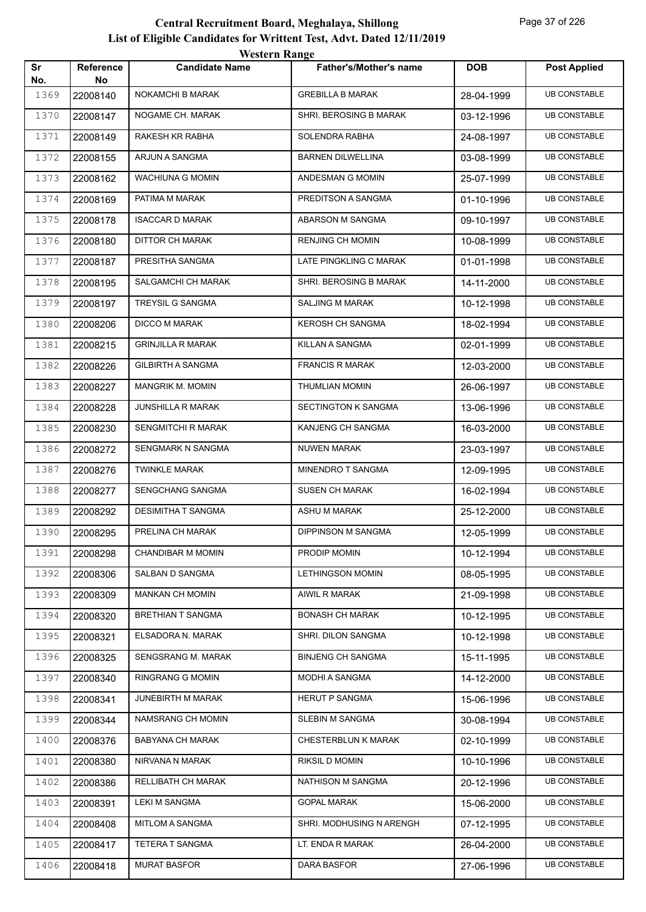# Central Recruitment Board, Meghalaya, Shillong

## List of Eligible Candidates for Writtent Test, Advt. Dated 12/11/2019

### Western Range

| Sr No. | Reference No | Candidate Name | Father's/Mother's name | DOB | Post Applied |
|---|---|---|---|---|---|
| 1369 | 22008140 | NOKAMCHI B MARAK | GREBILLA B MARAK | 28-04-1999 | UB CONSTABLE |
| 1370 | 22008147 | NOGAME CH. MARAK | SHRI. BEROSING B MARAK | 03-12-1996 | UB CONSTABLE |
| 1371 | 22008149 | RAKESH KR RABHA | SOLENDRA RABHA | 24-08-1997 | UB CONSTABLE |
| 1372 | 22008155 | ARJUN A SANGMA | BARNEN DILWELLINA | 03-08-1999 | UB CONSTABLE |
| 1373 | 22008162 | WACHIUNA G MOMIN | ANDESMAN G MOMIN | 25-07-1999 | UB CONSTABLE |
| 1374 | 22008169 | PATIMA M MARAK | PREDITSON A SANGMA | 01-10-1996 | UB CONSTABLE |
| 1375 | 22008178 | ISACCAR D MARAK | ABARSON M SANGMA | 09-10-1997 | UB CONSTABLE |
| 1376 | 22008180 | DITTOR CH MARAK | RENJING CH MOMIN | 10-08-1999 | UB CONSTABLE |
| 1377 | 22008187 | PRESITHA SANGMA | LATE PINGKLING C MARAK | 01-01-1998 | UB CONSTABLE |
| 1378 | 22008195 | SALGAMCHI CH MARAK | SHRI. BEROSING B MARAK | 14-11-2000 | UB CONSTABLE |
| 1379 | 22008197 | TREYSIL G SANGMA | SALJING M MARAK | 10-12-1998 | UB CONSTABLE |
| 1380 | 22008206 | DICCO M MARAK | KEROSH CH SANGMA | 18-02-1994 | UB CONSTABLE |
| 1381 | 22008215 | GRINJILLA R MARAK | KILLAN A SANGMA | 02-01-1999 | UB CONSTABLE |
| 1382 | 22008226 | GILBIRTH A SANGMA | FRANCIS R MARAK | 12-03-2000 | UB CONSTABLE |
| 1383 | 22008227 | MANGRIK M. MOMIN | THUMLIAN MOMIN | 26-06-1997 | UB CONSTABLE |
| 1384 | 22008228 | JUNSHILLA R MARAK | SECTINGTON K SANGMA | 13-06-1996 | UB CONSTABLE |
| 1385 | 22008230 | SENGMITCHI R MARAK | KANJENG CH SANGMA | 16-03-2000 | UB CONSTABLE |
| 1386 | 22008272 | SENGMARK N SANGMA | NUWEN MARAK | 23-03-1997 | UB CONSTABLE |
| 1387 | 22008276 | TWINKLE MARAK | MINENDRO T SANGMA | 12-09-1995 | UB CONSTABLE |
| 1388 | 22008277 | SENGCHANG SANGMA | SUSEN CH MARAK | 16-02-1994 | UB CONSTABLE |
| 1389 | 22008292 | DESIMITHA T SANGMA | ASHU M MARAK | 25-12-2000 | UB CONSTABLE |
| 1390 | 22008295 | PRELINA CH MARAK | DIPPINSON M SANGMA | 12-05-1999 | UB CONSTABLE |
| 1391 | 22008298 | CHANDIBAR M MOMIN | PRODIP MOMIN | 10-12-1994 | UB CONSTABLE |
| 1392 | 22008306 | SALBAN D SANGMA | LETHINGSON MOMIN | 08-05-1995 | UB CONSTABLE |
| 1393 | 22008309 | MANKAN CH MOMIN | AIWIL R MARAK | 21-09-1998 | UB CONSTABLE |
| 1394 | 22008320 | BRETHIAN T SANGMA | BONASH CH MARAK | 10-12-1995 | UB CONSTABLE |
| 1395 | 22008321 | ELSADORA N. MARAK | SHRI. DILON SANGMA | 10-12-1998 | UB CONSTABLE |
| 1396 | 22008325 | SENGSRANG M. MARAK | BINJENG CH SANGMA | 15-11-1995 | UB CONSTABLE |
| 1397 | 22008340 | RINGRANG G MOMIN | MODHI A SANGMA | 14-12-2000 | UB CONSTABLE |
| 1398 | 22008341 | JUNEBIRTH M MARAK | HERUT P SANGMA | 15-06-1996 | UB CONSTABLE |
| 1399 | 22008344 | NAMSRANG CH MOMIN | SLEBIN M SANGMA | 30-08-1994 | UB CONSTABLE |
| 1400 | 22008376 | BABYANA CH MARAK | CHESTERBLUN K MARAK | 02-10-1999 | UB CONSTABLE |
| 1401 | 22008380 | NIRVANA N MARAK | RIKSIL D MOMIN | 10-10-1996 | UB CONSTABLE |
| 1402 | 22008386 | RELLIBATH CH MARAK | NATHISON M SANGMA | 20-12-1996 | UB CONSTABLE |
| 1403 | 22008391 | LEKI M SANGMA | GOPAL MARAK | 15-06-2000 | UB CONSTABLE |
| 1404 | 22008408 | MITLOM A SANGMA | SHRI. MODHUSING N ARENGH | 07-12-1995 | UB CONSTABLE |
| 1405 | 22008417 | TETERA T SANGMA | LT. ENDA R MARAK | 26-04-2000 | UB CONSTABLE |
| 1406 | 22008418 | MURAT BASFOR | DARA BASFOR | 27-06-1996 | UB CONSTABLE |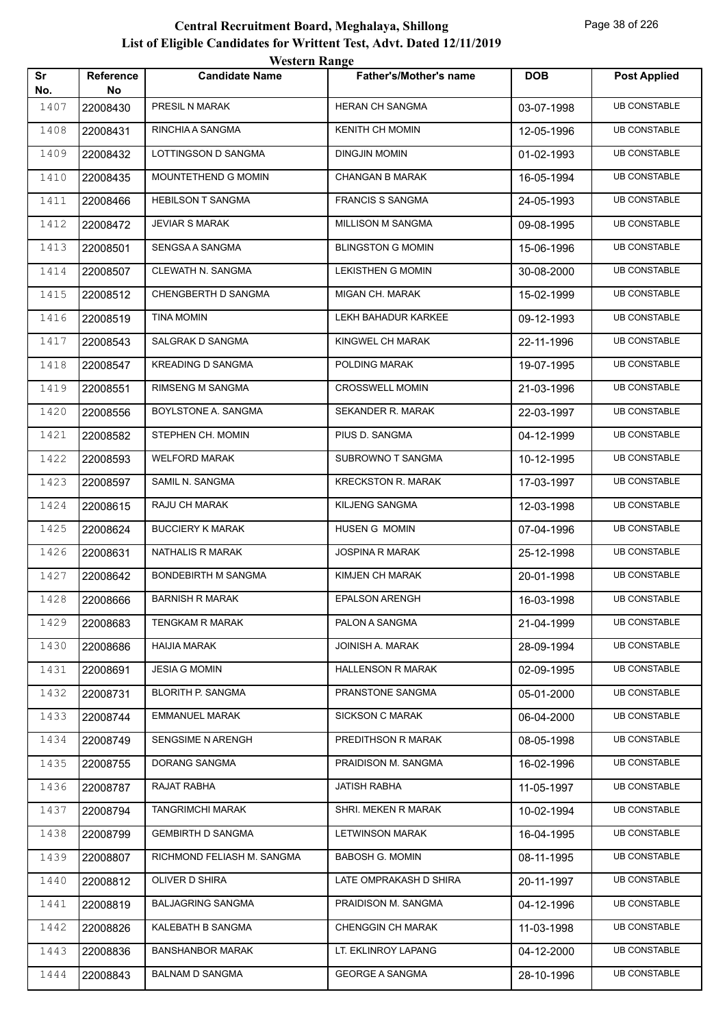# Central Recruitment Board, Meghalaya, Shillong

## List of Eligible Candidates for Writtent Test, Advt. Dated 12/11/2019

### Western Range

| Sr No. | Reference No | Candidate Name | Father's/Mother's name | DOB | Post Applied |
|---|---|---|---|---|---|
| 1407 | 22008430 | PRESIL N MARAK | HERAN CH SANGMA | 03-07-1998 | UB CONSTABLE |
| 1408 | 22008431 | RINCHIA A SANGMA | KENITH CH MOMIN | 12-05-1996 | UB CONSTABLE |
| 1409 | 22008432 | LOTTINGSON D SANGMA | DINGJIN MOMIN | 01-02-1993 | UB CONSTABLE |
| 1410 | 22008435 | MOUNTETHEND G MOMIN | CHANGAN B MARAK | 16-05-1994 | UB CONSTABLE |
| 1411 | 22008466 | HEBILSON T SANGMA | FRANCIS S SANGMA | 24-05-1993 | UB CONSTABLE |
| 1412 | 22008472 | JEVIAR S MARAK | MILLISON M SANGMA | 09-08-1995 | UB CONSTABLE |
| 1413 | 22008501 | SENGSA A SANGMA | BLINGSTON G MOMIN | 15-06-1996 | UB CONSTABLE |
| 1414 | 22008507 | CLEWATH N. SANGMA | LEKISTHEN G MOMIN | 30-08-2000 | UB CONSTABLE |
| 1415 | 22008512 | CHENGBERTH D SANGMA | MIGAN CH. MARAK | 15-02-1999 | UB CONSTABLE |
| 1416 | 22008519 | TINA MOMIN | LEKH BAHADUR KARKEE | 09-12-1993 | UB CONSTABLE |
| 1417 | 22008543 | SALGRAK D SANGMA | KINGWEL CH MARAK | 22-11-1996 | UB CONSTABLE |
| 1418 | 22008547 | KREADING D SANGMA | POLDING MARAK | 19-07-1995 | UB CONSTABLE |
| 1419 | 22008551 | RIMSENG M SANGMA | CROSSWELL MOMIN | 21-03-1996 | UB CONSTABLE |
| 1420 | 22008556 | BOYLSTONE A. SANGMA | SEKANDER R. MARAK | 22-03-1997 | UB CONSTABLE |
| 1421 | 22008582 | STEPHEN CH. MOMIN | PIUS D. SANGMA | 04-12-1999 | UB CONSTABLE |
| 1422 | 22008593 | WELFORD MARAK | SUBROWNO T SANGMA | 10-12-1995 | UB CONSTABLE |
| 1423 | 22008597 | SAMIL N. SANGMA | KRECKSTON R. MARAK | 17-03-1997 | UB CONSTABLE |
| 1424 | 22008615 | RAJU CH MARAK | KILJENG SANGMA | 12-03-1998 | UB CONSTABLE |
| 1425 | 22008624 | BUCCIERY K MARAK | HUSEN G MOMIN | 07-04-1996 | UB CONSTABLE |
| 1426 | 22008631 | NATHALIS R MARAK | JOSPINA R MARAK | 25-12-1998 | UB CONSTABLE |
| 1427 | 22008642 | BONDEBIRTH M SANGMA | KIMJEN CH MARAK | 20-01-1998 | UB CONSTABLE |
| 1428 | 22008666 | BARNISH R MARAK | EPALSON ARENGH | 16-03-1998 | UB CONSTABLE |
| 1429 | 22008683 | TENGKAM R MARAK | PALON A SANGMA | 21-04-1999 | UB CONSTABLE |
| 1430 | 22008686 | HAIJIA MARAK | JOINISH A. MARAK | 28-09-1994 | UB CONSTABLE |
| 1431 | 22008691 | JESIA G MOMIN | HALLENSON R MARAK | 02-09-1995 | UB CONSTABLE |
| 1432 | 22008731 | BLORITH P. SANGMA | PRANSTONE SANGMA | 05-01-2000 | UB CONSTABLE |
| 1433 | 22008744 | EMMANUEL MARAK | SICKSON C MARAK | 06-04-2000 | UB CONSTABLE |
| 1434 | 22008749 | SENGSIME N ARENGH | PREDITHSON R MARAK | 08-05-1998 | UB CONSTABLE |
| 1435 | 22008755 | DORANG SANGMA | PRAIDISON M. SANGMA | 16-02-1996 | UB CONSTABLE |
| 1436 | 22008787 | RAJAT RABHA | JATISH RABHA | 11-05-1997 | UB CONSTABLE |
| 1437 | 22008794 | TANGRIMCHI MARAK | SHRI. MEKEN R MARAK | 10-02-1994 | UB CONSTABLE |
| 1438 | 22008799 | GEMBIRTH D SANGMA | LETWINSON MARAK | 16-04-1995 | UB CONSTABLE |
| 1439 | 22008807 | RICHMOND FELIASH M. SANGMA | BABOSH G. MOMIN | 08-11-1995 | UB CONSTABLE |
| 1440 | 22008812 | OLIVER D SHIRA | LATE OMPRAKASH D SHIRA | 20-11-1997 | UB CONSTABLE |
| 1441 | 22008819 | BALJAGRING SANGMA | PRAIDISON M. SANGMA | 04-12-1996 | UB CONSTABLE |
| 1442 | 22008826 | KALEBATH B SANGMA | CHENGGIN CH MARAK | 11-03-1998 | UB CONSTABLE |
| 1443 | 22008836 | BANSHANBOR MARAK | LT. EKLINROY LAPANG | 04-12-2000 | UB CONSTABLE |
| 1444 | 22008843 | BALNAM D SANGMA | GEORGE A SANGMA | 28-10-1996 | UB CONSTABLE |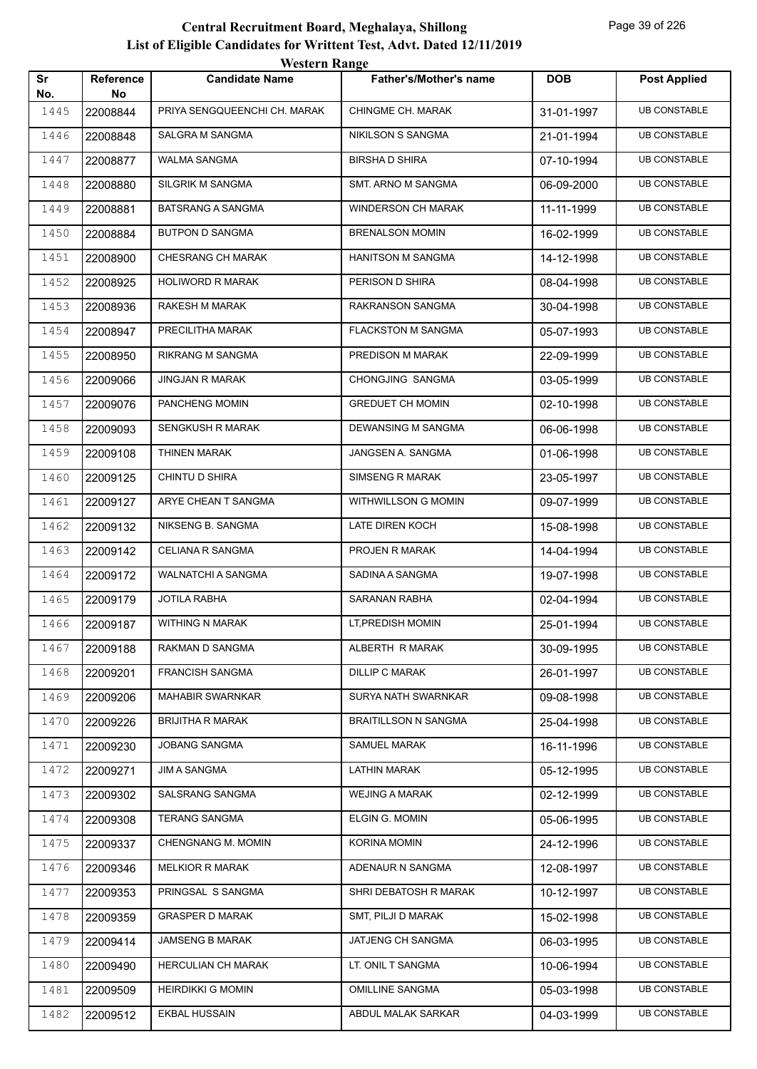# Central Recruitment Board, Meghalaya, Shillong

## List of Eligible Candidates for Writtent Test, Advt. Dated 12/11/2019

### Western Range

| Sr No. | Reference No | Candidate Name | Father's/Mother's name | DOB | Post Applied |
|---|---|---|---|---|---|
| 1445 | 22008844 | PRIYA SENGQUEENCHI CH. MARAK | CHINGME CH. MARAK | 31-01-1997 | UB CONSTABLE |
| 1446 | 22008848 | SALGRA M SANGMA | NIKILSON S SANGMA | 21-01-1994 | UB CONSTABLE |
| 1447 | 22008877 | WALMA SANGMA | BIRSHA D SHIRA | 07-10-1994 | UB CONSTABLE |
| 1448 | 22008880 | SILGRIK M SANGMA | SMT. ARNO M SANGMA | 06-09-2000 | UB CONSTABLE |
| 1449 | 22008881 | BATSRANG A SANGMA | WINDERSON CH MARAK | 11-11-1999 | UB CONSTABLE |
| 1450 | 22008884 | BUTPON D SANGMA | BRENALSON MOMIN | 16-02-1999 | UB CONSTABLE |
| 1451 | 22008900 | CHESRANG CH MARAK | HANITSON M SANGMA | 14-12-1998 | UB CONSTABLE |
| 1452 | 22008925 | HOLIWORD R MARAK | PERISON D SHIRA | 08-04-1998 | UB CONSTABLE |
| 1453 | 22008936 | RAKESH M MARAK | RAKRANSON SANGMA | 30-04-1998 | UB CONSTABLE |
| 1454 | 22008947 | PRECILITHA MARAK | FLACKSTON M SANGMA | 05-07-1993 | UB CONSTABLE |
| 1455 | 22008950 | RIKRANG M SANGMA | PREDISON M MARAK | 22-09-1999 | UB CONSTABLE |
| 1456 | 22009066 | JINGJAN R MARAK | CHONGJING SANGMA | 03-05-1999 | UB CONSTABLE |
| 1457 | 22009076 | PANCHENG MOMIN | GREDUET CH MOMIN | 02-10-1998 | UB CONSTABLE |
| 1458 | 22009093 | SENGKUSH R MARAK | DEWANSING M SANGMA | 06-06-1998 | UB CONSTABLE |
| 1459 | 22009108 | THINEN MARAK | JANGSEN A. SANGMA | 01-06-1998 | UB CONSTABLE |
| 1460 | 22009125 | CHINTU D SHIRA | SIMSENG R MARAK | 23-05-1997 | UB CONSTABLE |
| 1461 | 22009127 | ARYE CHEAN T SANGMA | WITHWILLSON G MOMIN | 09-07-1999 | UB CONSTABLE |
| 1462 | 22009132 | NIKSENG B. SANGMA | LATE DIREN KOCH | 15-08-1998 | UB CONSTABLE |
| 1463 | 22009142 | CELIANA R SANGMA | PROJEN R MARAK | 14-04-1994 | UB CONSTABLE |
| 1464 | 22009172 | WALNATCHI A SANGMA | SADINA A SANGMA | 19-07-1998 | UB CONSTABLE |
| 1465 | 22009179 | JOTILA RABHA | SARANAN RABHA | 02-04-1994 | UB CONSTABLE |
| 1466 | 22009187 | WITHING N MARAK | LT,PREDISH MOMIN | 25-01-1994 | UB CONSTABLE |
| 1467 | 22009188 | RAKMAN D SANGMA | ALBERTH R MARAK | 30-09-1995 | UB CONSTABLE |
| 1468 | 22009201 | FRANCISH SANGMA | DILLIP C MARAK | 26-01-1997 | UB CONSTABLE |
| 1469 | 22009206 | MAHABIR SWARNKAR | SURYA NATH SWARNKAR | 09-08-1998 | UB CONSTABLE |
| 1470 | 22009226 | BRIJITHA R MARAK | BRAITILLSON N SANGMA | 25-04-1998 | UB CONSTABLE |
| 1471 | 22009230 | JOBANG SANGMA | SAMUEL MARAK | 16-11-1996 | UB CONSTABLE |
| 1472 | 22009271 | JIM A SANGMA | LATHIN MARAK | 05-12-1995 | UB CONSTABLE |
| 1473 | 22009302 | SALSRANG SANGMA | WEJING A MARAK | 02-12-1999 | UB CONSTABLE |
| 1474 | 22009308 | TERANG SANGMA | ELGIN G. MOMIN | 05-06-1995 | UB CONSTABLE |
| 1475 | 22009337 | CHENGNANG M. MOMIN | KORINA MOMIN | 24-12-1996 | UB CONSTABLE |
| 1476 | 22009346 | MELKIOR R MARAK | ADENAUR N SANGMA | 12-08-1997 | UB CONSTABLE |
| 1477 | 22009353 | PRINGSAL S SANGMA | SHRI DEBATOSH R MARAK | 10-12-1997 | UB CONSTABLE |
| 1478 | 22009359 | GRASPER D MARAK | SMT, PILJI D MARAK | 15-02-1998 | UB CONSTABLE |
| 1479 | 22009414 | JAMSENG B MARAK | JATJENG CH SANGMA | 06-03-1995 | UB CONSTABLE |
| 1480 | 22009490 | HERCULIAN CH MARAK | LT. ONIL T SANGMA | 10-06-1994 | UB CONSTABLE |
| 1481 | 22009509 | HEIRDIKKI G MOMIN | OMILLINE SANGMA | 05-03-1998 | UB CONSTABLE |
| 1482 | 22009512 | EKBAL HUSSAIN | ABDUL MALAK SARKAR | 04-03-1999 | UB CONSTABLE |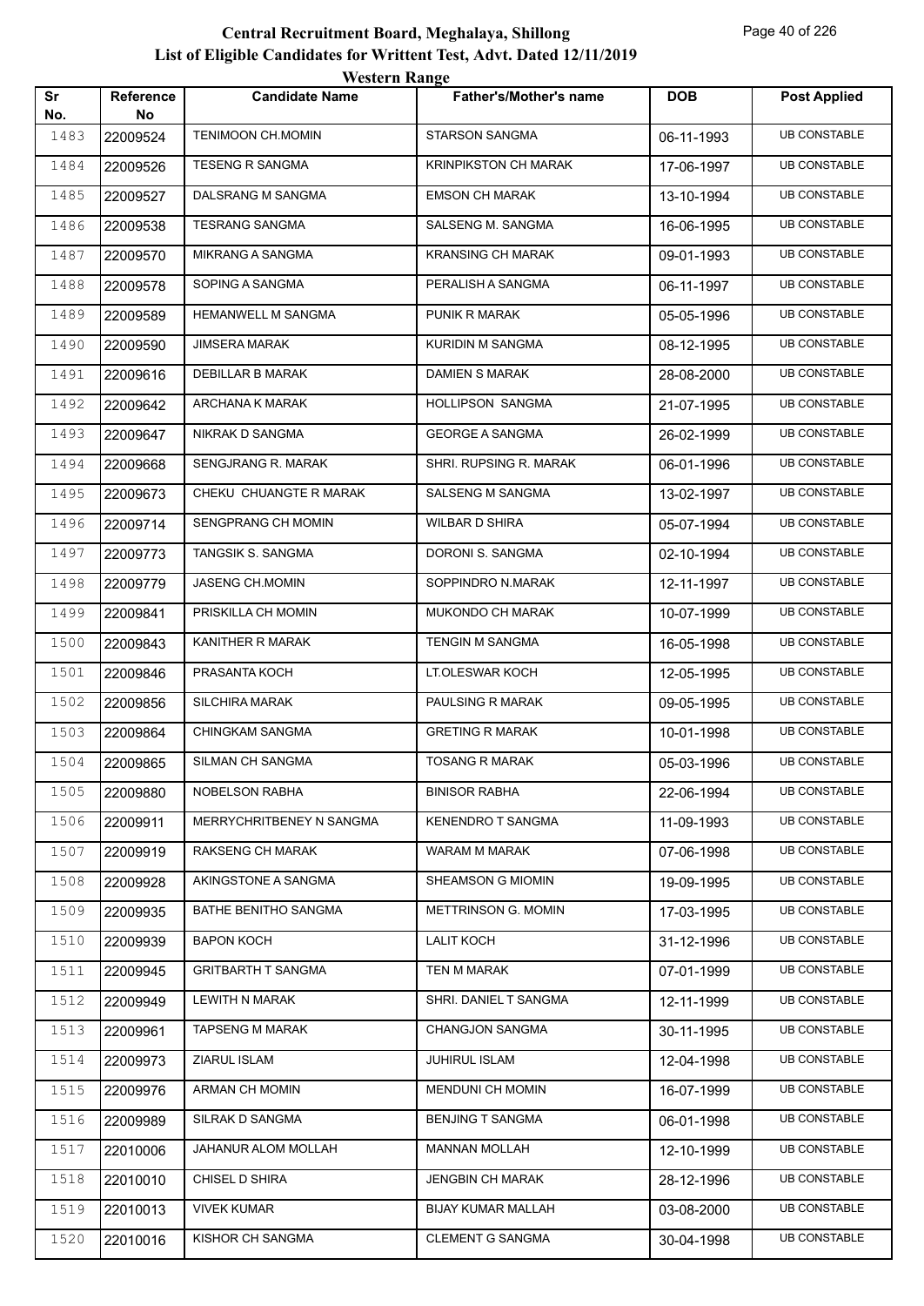# Central Recruitment Board, Meghalaya, Shillong

## List of Eligible Candidates for Writtent Test, Advt. Dated 12/11/2019

### Western Range

| Sr No. | Reference No | Candidate Name | Father's/Mother's name | DOB | Post Applied |
|---|---|---|---|---|---|
| 1483 | 22009524 | TENIMOON CH.MOMIN | STARSON SANGMA | 06-11-1993 | UB CONSTABLE |
| 1484 | 22009526 | TESENG R SANGMA | KRINPIKSTON CH MARAK | 17-06-1997 | UB CONSTABLE |
| 1485 | 22009527 | DALSRANG M SANGMA | EMSON CH MARAK | 13-10-1994 | UB CONSTABLE |
| 1486 | 22009538 | TESRANG SANGMA | SALSENG M. SANGMA | 16-06-1995 | UB CONSTABLE |
| 1487 | 22009570 | MIKRANG A SANGMA | KRANSING CH MARAK | 09-01-1993 | UB CONSTABLE |
| 1488 | 22009578 | SOPING A SANGMA | PERALISH A SANGMA | 06-11-1997 | UB CONSTABLE |
| 1489 | 22009589 | HEMANWELL M SANGMA | PUNIK R MARAK | 05-05-1996 | UB CONSTABLE |
| 1490 | 22009590 | JIMSERA MARAK | KURIDIN M SANGMA | 08-12-1995 | UB CONSTABLE |
| 1491 | 22009616 | DEBILLAR B MARAK | DAMIEN S MARAK | 28-08-2000 | UB CONSTABLE |
| 1492 | 22009642 | ARCHANA K MARAK | HOLLIPSON SANGMA | 21-07-1995 | UB CONSTABLE |
| 1493 | 22009647 | NIKRAK D SANGMA | GEORGE A SANGMA | 26-02-1999 | UB CONSTABLE |
| 1494 | 22009668 | SENGJRANG R. MARAK | SHRI. RUPSING R. MARAK | 06-01-1996 | UB CONSTABLE |
| 1495 | 22009673 | CHEKU CHUANGTE R MARAK | SALSENG M SANGMA | 13-02-1997 | UB CONSTABLE |
| 1496 | 22009714 | SENGPRANG CH MOMIN | WILBAR D SHIRA | 05-07-1994 | UB CONSTABLE |
| 1497 | 22009773 | TANGSIK S. SANGMA | DORONI S. SANGMA | 02-10-1994 | UB CONSTABLE |
| 1498 | 22009779 | JASENG CH.MOMIN | SOPPINDRO N.MARAK | 12-11-1997 | UB CONSTABLE |
| 1499 | 22009841 | PRISKILLA CH MOMIN | MUKONDO CH MARAK | 10-07-1999 | UB CONSTABLE |
| 1500 | 22009843 | KANITHER R MARAK | TENGIN M SANGMA | 16-05-1998 | UB CONSTABLE |
| 1501 | 22009846 | PRASANTA KOCH | LT.OLESWAR KOCH | 12-05-1995 | UB CONSTABLE |
| 1502 | 22009856 | SILCHIRA MARAK | PAULSING R MARAK | 09-05-1995 | UB CONSTABLE |
| 1503 | 22009864 | CHINGKAM SANGMA | GRETING R MARAK | 10-01-1998 | UB CONSTABLE |
| 1504 | 22009865 | SILMAN CH SANGMA | TOSANG R MARAK | 05-03-1996 | UB CONSTABLE |
| 1505 | 22009880 | NOBELSON RABHA | BINISOR RABHA | 22-06-1994 | UB CONSTABLE |
| 1506 | 22009911 | MERRYCHRITBENEY N SANGMA | KENENDRO T SANGMA | 11-09-1993 | UB CONSTABLE |
| 1507 | 22009919 | RAKSENG CH MARAK | WARAM M MARAK | 07-06-1998 | UB CONSTABLE |
| 1508 | 22009928 | AKINGSTONE A SANGMA | SHEAMSON G MIOMIN | 19-09-1995 | UB CONSTABLE |
| 1509 | 22009935 | BATHE BENITHO SANGMA | METTRINSON G. MOMIN | 17-03-1995 | UB CONSTABLE |
| 1510 | 22009939 | BAPON KOCH | LALIT KOCH | 31-12-1996 | UB CONSTABLE |
| 1511 | 22009945 | GRITBARTH T SANGMA | TEN M MARAK | 07-01-1999 | UB CONSTABLE |
| 1512 | 22009949 | LEWITH N MARAK | SHRI. DANIEL T SANGMA | 12-11-1999 | UB CONSTABLE |
| 1513 | 22009961 | TAPSENG M MARAK | CHANGJON SANGMA | 30-11-1995 | UB CONSTABLE |
| 1514 | 22009973 | ZIARUL ISLAM | JUHIRUL ISLAM | 12-04-1998 | UB CONSTABLE |
| 1515 | 22009976 | ARMAN CH MOMIN | MENDUNI CH MOMIN | 16-07-1999 | UB CONSTABLE |
| 1516 | 22009989 | SILRAK D SANGMA | BENJING T SANGMA | 06-01-1998 | UB CONSTABLE |
| 1517 | 22010006 | JAHANUR ALOM MOLLAH | MANNAN MOLLAH | 12-10-1999 | UB CONSTABLE |
| 1518 | 22010010 | CHISEL D SHIRA | JENGBIN CH MARAK | 28-12-1996 | UB CONSTABLE |
| 1519 | 22010013 | VIVEK KUMAR | BIJAY KUMAR MALLAH | 03-08-2000 | UB CONSTABLE |
| 1520 | 22010016 | KISHOR CH SANGMA | CLEMENT G SANGMA | 30-04-1998 | UB CONSTABLE |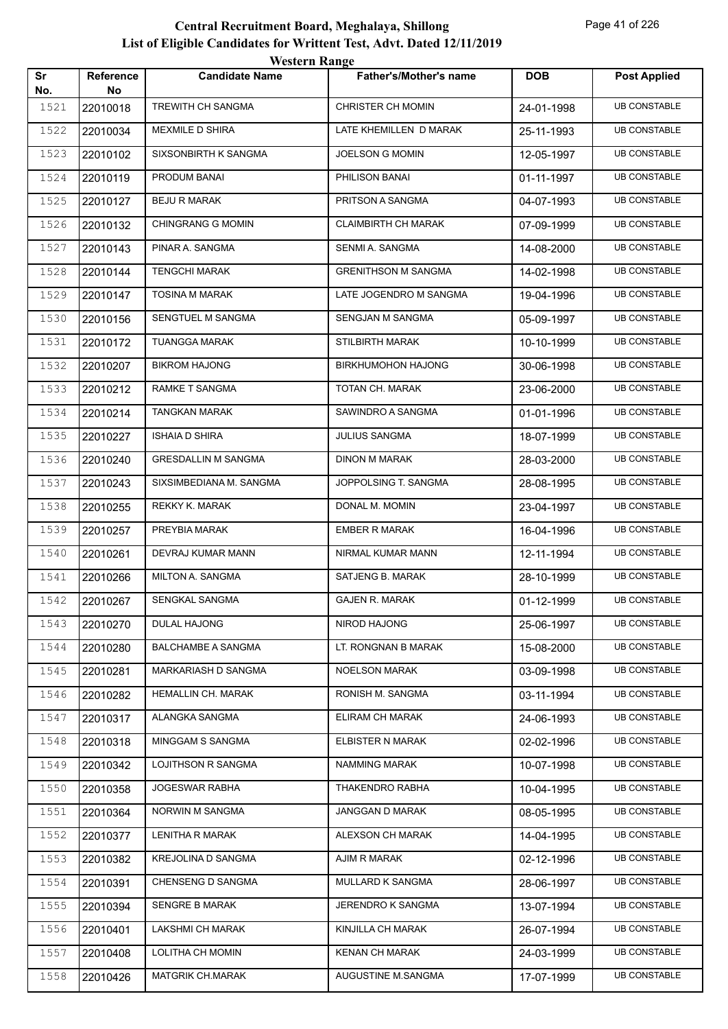# Central Recruitment Board, Meghalaya, Shillong
## List of Eligible Candidates for Writtent Test, Advt. Dated 12/11/2019
### Western Range

| Sr No. | Reference No | Candidate Name | Father's/Mother's name | DOB | Post Applied |
|---|---|---|---|---|---|
| 1521 | 22010018 | TREWITH CH SANGMA | CHRISTER CH MOMIN | 24-01-1998 | UB CONSTABLE |
| 1522 | 22010034 | MEXMILE D SHIRA | LATE KHEMILLEN D MARAK | 25-11-1993 | UB CONSTABLE |
| 1523 | 22010102 | SIXSONBIRTH K SANGMA | JOELSON G MOMIN | 12-05-1997 | UB CONSTABLE |
| 1524 | 22010119 | PRODUM BANAI | PHILISON BANAI | 01-11-1997 | UB CONSTABLE |
| 1525 | 22010127 | BEJU R MARAK | PRITSON A SANGMA | 04-07-1993 | UB CONSTABLE |
| 1526 | 22010132 | CHINGRANG G MOMIN | CLAIMBIRTH CH MARAK | 07-09-1999 | UB CONSTABLE |
| 1527 | 22010143 | PINAR A. SANGMA | SENMI A. SANGMA | 14-08-2000 | UB CONSTABLE |
| 1528 | 22010144 | TENGCHI MARAK | GRENITHSON M SANGMA | 14-02-1998 | UB CONSTABLE |
| 1529 | 22010147 | TOSINA M MARAK | LATE JOGENDRO M SANGMA | 19-04-1996 | UB CONSTABLE |
| 1530 | 22010156 | SENGTUEL M SANGMA | SENGJAN M SANGMA | 05-09-1997 | UB CONSTABLE |
| 1531 | 22010172 | TUANGGA MARAK | STILBIRTH MARAK | 10-10-1999 | UB CONSTABLE |
| 1532 | 22010207 | BIKROM HAJONG | BIRKHUMOHON HAJONG | 30-06-1998 | UB CONSTABLE |
| 1533 | 22010212 | RAMKE T SANGMA | TOTAN CH. MARAK | 23-06-2000 | UB CONSTABLE |
| 1534 | 22010214 | TANGKAN MARAK | SAWINDRO A SANGMA | 01-01-1996 | UB CONSTABLE |
| 1535 | 22010227 | ISHAIA D SHIRA | JULIUS SANGMA | 18-07-1999 | UB CONSTABLE |
| 1536 | 22010240 | GRESDALLIN M SANGMA | DINON M MARAK | 28-03-2000 | UB CONSTABLE |
| 1537 | 22010243 | SIXSIMBEDIANA M. SANGMA | JOPPOLSING T. SANGMA | 28-08-1995 | UB CONSTABLE |
| 1538 | 22010255 | REKKY K. MARAK | DONAL M. MOMIN | 23-04-1997 | UB CONSTABLE |
| 1539 | 22010257 | PREYBIA MARAK | EMBER R MARAK | 16-04-1996 | UB CONSTABLE |
| 1540 | 22010261 | DEVRAJ KUMAR MANN | NIRMAL KUMAR MANN | 12-11-1994 | UB CONSTABLE |
| 1541 | 22010266 | MILTON A. SANGMA | SATJENG B. MARAK | 28-10-1999 | UB CONSTABLE |
| 1542 | 22010267 | SENGKAL SANGMA | GAJEN R. MARAK | 01-12-1999 | UB CONSTABLE |
| 1543 | 22010270 | DULAL HAJONG | NIROD HAJONG | 25-06-1997 | UB CONSTABLE |
| 1544 | 22010280 | BALCHAMBE A SANGMA | LT. RONGNAN B MARAK | 15-08-2000 | UB CONSTABLE |
| 1545 | 22010281 | MARKARIASH D SANGMA | NOELSON MARAK | 03-09-1998 | UB CONSTABLE |
| 1546 | 22010282 | HEMALLIN CH. MARAK | RONISH M. SANGMA | 03-11-1994 | UB CONSTABLE |
| 1547 | 22010317 | ALANGKA SANGMA | ELIRAM CH MARAK | 24-06-1993 | UB CONSTABLE |
| 1548 | 22010318 | MINGGAM S SANGMA | ELBISTER N MARAK | 02-02-1996 | UB CONSTABLE |
| 1549 | 22010342 | LOJITHSON R SANGMA | NAMMING MARAK | 10-07-1998 | UB CONSTABLE |
| 1550 | 22010358 | JOGESWAR RABHA | THAKENDRO RABHA | 10-04-1995 | UB CONSTABLE |
| 1551 | 22010364 | NORWIN M SANGMA | JANGGAN D MARAK | 08-05-1995 | UB CONSTABLE |
| 1552 | 22010377 | LENITHA R MARAK | ALEXSON CH MARAK | 14-04-1995 | UB CONSTABLE |
| 1553 | 22010382 | KREJOLINA D SANGMA | AJIM R MARAK | 02-12-1996 | UB CONSTABLE |
| 1554 | 22010391 | CHENSENG D SANGMA | MULLARD K SANGMA | 28-06-1997 | UB CONSTABLE |
| 1555 | 22010394 | SENGRE B MARAK | JERENDRO K SANGMA | 13-07-1994 | UB CONSTABLE |
| 1556 | 22010401 | LAKSHMI CH MARAK | KINJILLA CH MARAK | 26-07-1994 | UB CONSTABLE |
| 1557 | 22010408 | LOLITHA CH MOMIN | KENAN CH MARAK | 24-03-1999 | UB CONSTABLE |
| 1558 | 22010426 | MATGRIK CH.MARAK | AUGUSTINE M.SANGMA | 17-07-1999 | UB CONSTABLE |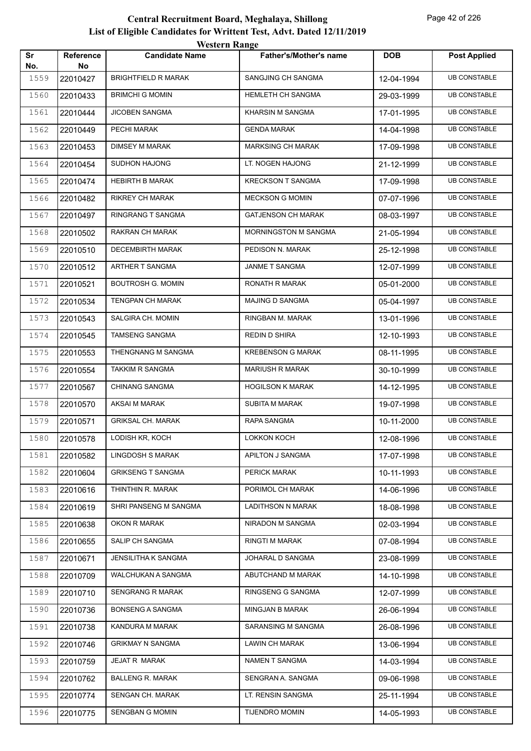# Central Recruitment Board, Meghalaya, Shillong

## List of Eligible Candidates for Writtent Test, Advt. Dated 12/11/2019

### Western Range

| Sr No. | Reference No | Candidate Name | Father's/Mother's name | DOB | Post Applied |
|---|---|---|---|---|---|
| 1559 | 22010427 | BRIGHTFIELD R MARAK | SANGJING CH SANGMA | 12-04-1994 | UB CONSTABLE |
| 1560 | 22010433 | BRIMCHI G MOMIN | HEMLETH CH SANGMA | 29-03-1999 | UB CONSTABLE |
| 1561 | 22010444 | JICOBEN SANGMA | KHARSIN M SANGMA | 17-01-1995 | UB CONSTABLE |
| 1562 | 22010449 | PECHI MARAK | GENDA MARAK | 14-04-1998 | UB CONSTABLE |
| 1563 | 22010453 | DIMSEY M MARAK | MARKSING CH MARAK | 17-09-1998 | UB CONSTABLE |
| 1564 | 22010454 | SUDHON HAJONG | LT. NOGEN HAJONG | 21-12-1999 | UB CONSTABLE |
| 1565 | 22010474 | HEBIRTH B MARAK | KRECKSON T SANGMA | 17-09-1998 | UB CONSTABLE |
| 1566 | 22010482 | RIKREY CH MARAK | MECKSON G MOMIN | 07-07-1996 | UB CONSTABLE |
| 1567 | 22010497 | RINGRANG T SANGMA | GATJENSON CH MARAK | 08-03-1997 | UB CONSTABLE |
| 1568 | 22010502 | RAKRAN CH MARAK | MORNINGSTON M SANGMA | 21-05-1994 | UB CONSTABLE |
| 1569 | 22010510 | DECEMBIRTH MARAK | PEDISON N. MARAK | 25-12-1998 | UB CONSTABLE |
| 1570 | 22010512 | ARTHER T SANGMA | JANME T SANGMA | 12-07-1999 | UB CONSTABLE |
| 1571 | 22010521 | BOUTROSH G. MOMIN | RONATH R MARAK | 05-01-2000 | UB CONSTABLE |
| 1572 | 22010534 | TENGPAN CH MARAK | MAJING D SANGMA | 05-04-1997 | UB CONSTABLE |
| 1573 | 22010543 | SALGIRA CH. MOMIN | RINGBAN M. MARAK | 13-01-1996 | UB CONSTABLE |
| 1574 | 22010545 | TAMSENG SANGMA | REDIN D SHIRA | 12-10-1993 | UB CONSTABLE |
| 1575 | 22010553 | THENGNANG M SANGMA | KREBENSON G MARAK | 08-11-1995 | UB CONSTABLE |
| 1576 | 22010554 | TAKKIM R SANGMA | MARIUSH R MARAK | 30-10-1999 | UB CONSTABLE |
| 1577 | 22010567 | CHINANG SANGMA | HOGILSON K MARAK | 14-12-1995 | UB CONSTABLE |
| 1578 | 22010570 | AKSAI M MARAK | SUBITA M MARAK | 19-07-1998 | UB CONSTABLE |
| 1579 | 22010571 | GRIKSAL CH. MARAK | RAPA SANGMA | 10-11-2000 | UB CONSTABLE |
| 1580 | 22010578 | LODISH KR, KOCH | LOKKON KOCH | 12-08-1996 | UB CONSTABLE |
| 1581 | 22010582 | LINGDOSH S MARAK | APILTON J SANGMA | 17-07-1998 | UB CONSTABLE |
| 1582 | 22010604 | GRIKSENG T SANGMA | PERICK MARAK | 10-11-1993 | UB CONSTABLE |
| 1583 | 22010616 | THINTHIN R. MARAK | PORIMOL CH MARAK | 14-06-1996 | UB CONSTABLE |
| 1584 | 22010619 | SHRI PANSENG M SANGMA | LADITHSON N MARAK | 18-08-1998 | UB CONSTABLE |
| 1585 | 22010638 | OKON R MARAK | NIRADON M SANGMA | 02-03-1994 | UB CONSTABLE |
| 1586 | 22010655 | SALIP CH SANGMA | RINGTI M MARAK | 07-08-1994 | UB CONSTABLE |
| 1587 | 22010671 | JENSILITHA K SANGMA | JOHARAL D SANGMA | 23-08-1999 | UB CONSTABLE |
| 1588 | 22010709 | WALCHUKAN A SANGMA | ABUTCHAND M MARAK | 14-10-1998 | UB CONSTABLE |
| 1589 | 22010710 | SENGRANG R MARAK | RINGSENG G SANGMA | 12-07-1999 | UB CONSTABLE |
| 1590 | 22010736 | BONSENG A SANGMA | MINGJAN B MARAK | 26-06-1994 | UB CONSTABLE |
| 1591 | 22010738 | KANDURA M MARAK | SARANSING M SANGMA | 26-08-1996 | UB CONSTABLE |
| 1592 | 22010746 | GRIKMAY N SANGMA | LAWIN CH MARAK | 13-06-1994 | UB CONSTABLE |
| 1593 | 22010759 | JEJAT R MARAK | NAMEN T SANGMA | 14-03-1994 | UB CONSTABLE |
| 1594 | 22010762 | BALLENG R. MARAK | SENGRAN A. SANGMA | 09-06-1998 | UB CONSTABLE |
| 1595 | 22010774 | SENGAN CH. MARAK | LT. RENSIN SANGMA | 25-11-1994 | UB CONSTABLE |
| 1596 | 22010775 | SENGBAN G MOMIN | TIJENDRO MOMIN | 14-05-1993 | UB CONSTABLE |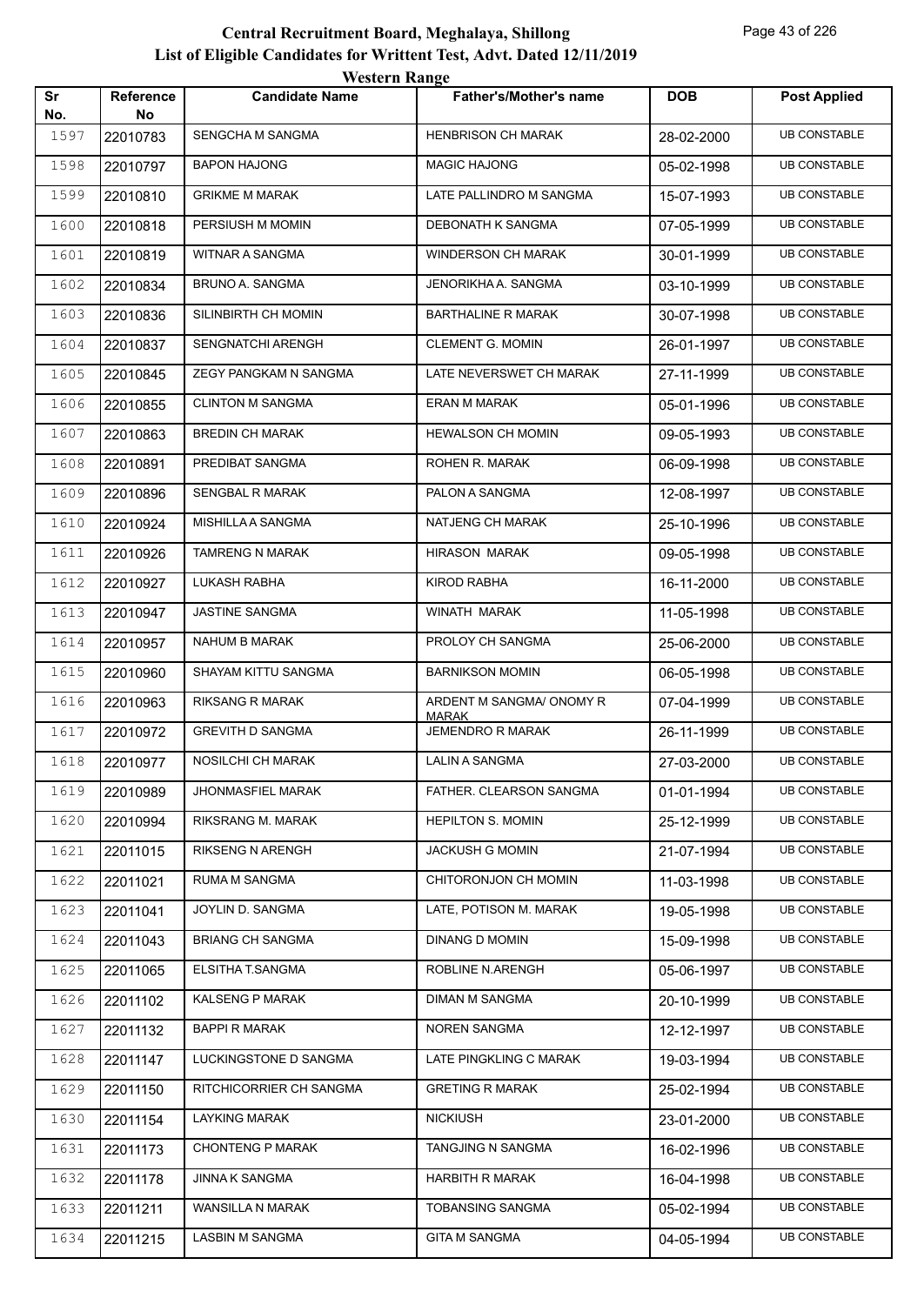# Central Recruitment Board, Meghalaya, Shillong

## List of Eligible Candidates for Writtent Test, Advt. Dated 12/11/2019

### Western Range

| Sr No. | Reference No | Candidate Name | Father's/Mother's name | DOB | Post Applied |
|---|---|---|---|---|---|
| 1597 | 22010783 | SENGCHA M SANGMA | HENBRISON CH MARAK | 28-02-2000 | UB CONSTABLE |
| 1598 | 22010797 | BAPON HAJONG | MAGIC HAJONG | 05-02-1998 | UB CONSTABLE |
| 1599 | 22010810 | GRIKME M MARAK | LATE PALLINDRO M SANGMA | 15-07-1993 | UB CONSTABLE |
| 1600 | 22010818 | PERSIUSH M MOMIN | DEBONATH K SANGMA | 07-05-1999 | UB CONSTABLE |
| 1601 | 22010819 | WITNAR A SANGMA | WINDERSON CH MARAK | 30-01-1999 | UB CONSTABLE |
| 1602 | 22010834 | BRUNO A. SANGMA | JENORIKHA A. SANGMA | 03-10-1999 | UB CONSTABLE |
| 1603 | 22010836 | SILINBIRTH CH MOMIN | BARTHALINE R MARAK | 30-07-1998 | UB CONSTABLE |
| 1604 | 22010837 | SENGNATCHI ARENGH | CLEMENT G. MOMIN | 26-01-1997 | UB CONSTABLE |
| 1605 | 22010845 | ZEGY PANGKAM N SANGMA | LATE NEVERSWET CH MARAK | 27-11-1999 | UB CONSTABLE |
| 1606 | 22010855 | CLINTON M SANGMA | ERAN M MARAK | 05-01-1996 | UB CONSTABLE |
| 1607 | 22010863 | BREDIN CH MARAK | HEWALSON CH MOMIN | 09-05-1993 | UB CONSTABLE |
| 1608 | 22010891 | PREDIBAT SANGMA | ROHEN R. MARAK | 06-09-1998 | UB CONSTABLE |
| 1609 | 22010896 | SENGBAL R MARAK | PALON A SANGMA | 12-08-1997 | UB CONSTABLE |
| 1610 | 22010924 | MISHILLA A SANGMA | NATJENG CH MARAK | 25-10-1996 | UB CONSTABLE |
| 1611 | 22010926 | TAMRENG N MARAK | HIRASON MARAK | 09-05-1998 | UB CONSTABLE |
| 1612 | 22010927 | LUKASH RABHA | KIROD RABHA | 16-11-2000 | UB CONSTABLE |
| 1613 | 22010947 | JASTINE SANGMA | WINATH MARAK | 11-05-1998 | UB CONSTABLE |
| 1614 | 22010957 | NAHUM B MARAK | PROLOY CH SANGMA | 25-06-2000 | UB CONSTABLE |
| 1615 | 22010960 | SHAYAM KITTU SANGMA | BARNIKSON MOMIN | 06-05-1998 | UB CONSTABLE |
| 1616 | 22010963 | RIKSANG R MARAK | ARDENT M SANGMA/ ONOMY R MARAK | 07-04-1999 | UB CONSTABLE |
| 1617 | 22010972 | GREVITH D SANGMA | JEMENDRO R MARAK | 26-11-1999 | UB CONSTABLE |
| 1618 | 22010977 | NOSILCHI CH MARAK | LALIN A SANGMA | 27-03-2000 | UB CONSTABLE |
| 1619 | 22010989 | JHONMASFIEL MARAK | FATHER. CLEARSON SANGMA | 01-01-1994 | UB CONSTABLE |
| 1620 | 22010994 | RIKSRANG M. MARAK | HEPILTON S. MOMIN | 25-12-1999 | UB CONSTABLE |
| 1621 | 22011015 | RIKSENG N ARENGH | JACKUSH G MOMIN | 21-07-1994 | UB CONSTABLE |
| 1622 | 22011021 | RUMA M SANGMA | CHITORONJON CH MOMIN | 11-03-1998 | UB CONSTABLE |
| 1623 | 22011041 | JOYLIN D. SANGMA | LATE, POTISON M. MARAK | 19-05-1998 | UB CONSTABLE |
| 1624 | 22011043 | BRIANG CH SANGMA | DINANG D MOMIN | 15-09-1998 | UB CONSTABLE |
| 1625 | 22011065 | ELSITHA T.SANGMA | ROBLINE N.ARENGH | 05-06-1997 | UB CONSTABLE |
| 1626 | 22011102 | KALSENG P MARAK | DIMAN M SANGMA | 20-10-1999 | UB CONSTABLE |
| 1627 | 22011132 | BAPPI R MARAK | NOREN SANGMA | 12-12-1997 | UB CONSTABLE |
| 1628 | 22011147 | LUCKINGSTONE D SANGMA | LATE PINGKLING C MARAK | 19-03-1994 | UB CONSTABLE |
| 1629 | 22011150 | RITCHICORRIER CH SANGMA | GRETING R MARAK | 25-02-1994 | UB CONSTABLE |
| 1630 | 22011154 | LAYKING MARAK | NICKIUSH | 23-01-2000 | UB CONSTABLE |
| 1631 | 22011173 | CHONTENG P MARAK | TANGJING N SANGMA | 16-02-1996 | UB CONSTABLE |
| 1632 | 22011178 | JINNA K SANGMA | HARBITH R MARAK | 16-04-1998 | UB CONSTABLE |
| 1633 | 22011211 | WANSILLA N MARAK | TOBANSING SANGMA | 05-02-1994 | UB CONSTABLE |
| 1634 | 22011215 | LASBIN M SANGMA | GITA M SANGMA | 04-05-1994 | UB CONSTABLE |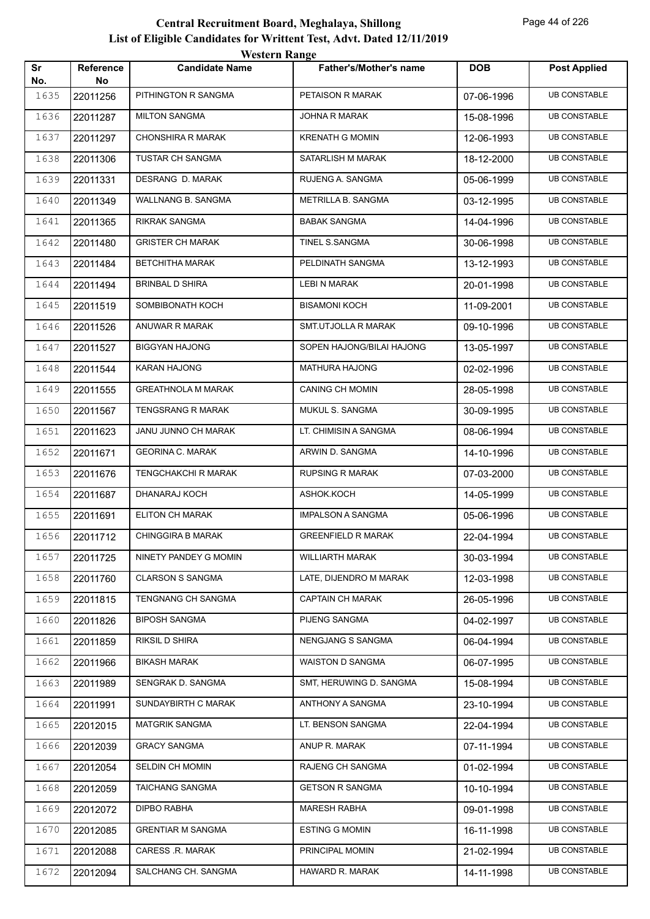# Central Recruitment Board, Meghalaya, Shillong
## List of Eligible Candidates for Writtent Test, Advt. Dated 12/11/2019
### Western Range

| Sr No. | Reference No | Candidate Name | Father's/Mother's name | DOB | Post Applied |
|---|---|---|---|---|---|
| 1635 | 22011256 | PITHINGTON R SANGMA | PETAISON R MARAK | 07-06-1996 | UB CONSTABLE |
| 1636 | 22011287 | MILTON SANGMA | JOHNA R MARAK | 15-08-1996 | UB CONSTABLE |
| 1637 | 22011297 | CHONSHIRA R MARAK | KRENATH G MOMIN | 12-06-1993 | UB CONSTABLE |
| 1638 | 22011306 | TUSTAR CH SANGMA | SATARLISH M MARAK | 18-12-2000 | UB CONSTABLE |
| 1639 | 22011331 | DESRANG D. MARAK | RUJENG A. SANGMA | 05-06-1999 | UB CONSTABLE |
| 1640 | 22011349 | WALLNANG B. SANGMA | METRILLA B. SANGMA | 03-12-1995 | UB CONSTABLE |
| 1641 | 22011365 | RIKRAK SANGMA | BABAK SANGMA | 14-04-1996 | UB CONSTABLE |
| 1642 | 22011480 | GRISTER CH MARAK | TINEL S.SANGMA | 30-06-1998 | UB CONSTABLE |
| 1643 | 22011484 | BETCHITHA MARAK | PELDINATH SANGMA | 13-12-1993 | UB CONSTABLE |
| 1644 | 22011494 | BRINBAL D SHIRA | LEBI N MARAK | 20-01-1998 | UB CONSTABLE |
| 1645 | 22011519 | SOMBIBONATH KOCH | BISAMONI KOCH | 11-09-2001 | UB CONSTABLE |
| 1646 | 22011526 | ANUWAR R MARAK | SMT.UTJOLLA R MARAK | 09-10-1996 | UB CONSTABLE |
| 1647 | 22011527 | BIGGYAN HAJONG | SOPEN HAJONG/BILAI HAJONG | 13-05-1997 | UB CONSTABLE |
| 1648 | 22011544 | KARAN HAJONG | MATHURA HAJONG | 02-02-1996 | UB CONSTABLE |
| 1649 | 22011555 | GREATHNOLA M MARAK | CANING CH MOMIN | 28-05-1998 | UB CONSTABLE |
| 1650 | 22011567 | TENGSRANG R MARAK | MUKUL S. SANGMA | 30-09-1995 | UB CONSTABLE |
| 1651 | 22011623 | JANU JUNNO CH MARAK | LT. CHIMISIN A SANGMA | 08-06-1994 | UB CONSTABLE |
| 1652 | 22011671 | GEORINA C. MARAK | ARWIN D. SANGMA | 14-10-1996 | UB CONSTABLE |
| 1653 | 22011676 | TENGCHAKCHI R MARAK | RUPSING R MARAK | 07-03-2000 | UB CONSTABLE |
| 1654 | 22011687 | DHANARAJ KOCH | ASHOK.KOCH | 14-05-1999 | UB CONSTABLE |
| 1655 | 22011691 | ELITON CH MARAK | IMPALSON A SANGMA | 05-06-1996 | UB CONSTABLE |
| 1656 | 22011712 | CHINGGIRA B MARAK | GREENFIELD R MARAK | 22-04-1994 | UB CONSTABLE |
| 1657 | 22011725 | NINETY PANDEY G MOMIN | WILLIARTH MARAK | 30-03-1994 | UB CONSTABLE |
| 1658 | 22011760 | CLARSON S SANGMA | LATE, DIJENDRO M MARAK | 12-03-1998 | UB CONSTABLE |
| 1659 | 22011815 | TENGNANG CH SANGMA | CAPTAIN CH MARAK | 26-05-1996 | UB CONSTABLE |
| 1660 | 22011826 | BIPOSH SANGMA | PIJENG SANGMA | 04-02-1997 | UB CONSTABLE |
| 1661 | 22011859 | RIKSIL D SHIRA | NENGJANG S SANGMA | 06-04-1994 | UB CONSTABLE |
| 1662 | 22011966 | BIKASH MARAK | WAISTON D SANGMA | 06-07-1995 | UB CONSTABLE |
| 1663 | 22011989 | SENGRAK D. SANGMA | SMT, HERUWING D. SANGMA | 15-08-1994 | UB CONSTABLE |
| 1664 | 22011991 | SUNDAYBIRTH C MARAK | ANTHONY A SANGMA | 23-10-1994 | UB CONSTABLE |
| 1665 | 22012015 | MATGRIK SANGMA | LT. BENSON SANGMA | 22-04-1994 | UB CONSTABLE |
| 1666 | 22012039 | GRACY SANGMA | ANUP R. MARAK | 07-11-1994 | UB CONSTABLE |
| 1667 | 22012054 | SELDIN CH MOMIN | RAJENG CH SANGMA | 01-02-1994 | UB CONSTABLE |
| 1668 | 22012059 | TAICHANG SANGMA | GETSON R SANGMA | 10-10-1994 | UB CONSTABLE |
| 1669 | 22012072 | DIPBO RABHA | MARESH RABHA | 09-01-1998 | UB CONSTABLE |
| 1670 | 22012085 | GRENTIAR M SANGMA | ESTING G MOMIN | 16-11-1998 | UB CONSTABLE |
| 1671 | 22012088 | CARESS .R. MARAK | PRINCIPAL MOMIN | 21-02-1994 | UB CONSTABLE |
| 1672 | 22012094 | SALCHANG CH. SANGMA | HAWARD R. MARAK | 14-11-1998 | UB CONSTABLE |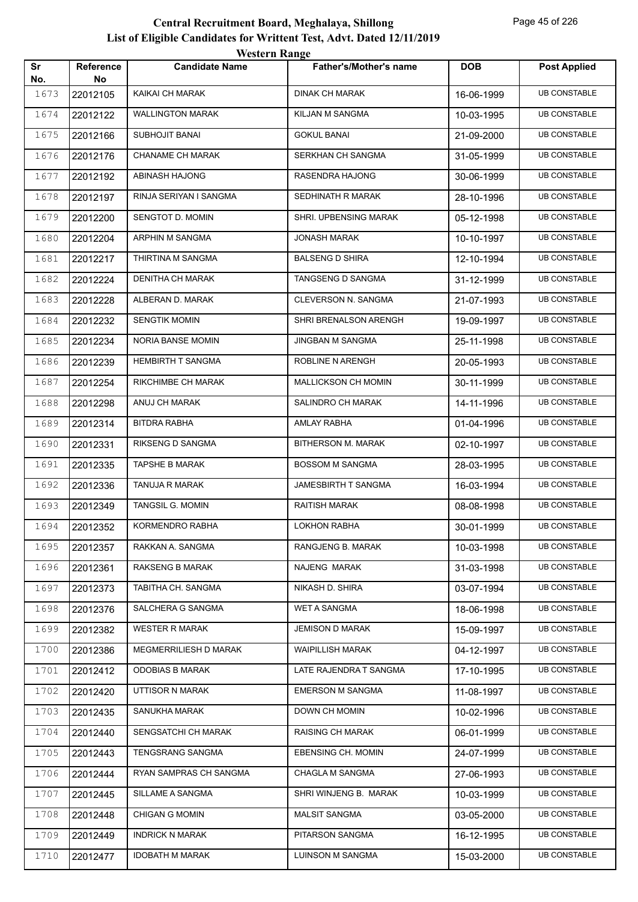# Central Recruitment Board, Meghalaya, Shillong

## List of Eligible Candidates for Writtent Test, Advt. Dated 12/11/2019

### Western Range

| Sr No. | Reference No | Candidate Name | Father's/Mother's name | DOB | Post Applied |
|---|---|---|---|---|---|
| 1673 | 22012105 | KAIKAI CH MARAK | DINAK CH MARAK | 16-06-1999 | UB CONSTABLE |
| 1674 | 22012122 | WALLINGTON MARAK | KILJAN M SANGMA | 10-03-1995 | UB CONSTABLE |
| 1675 | 22012166 | SUBHOJIT BANAI | GOKUL BANAI | 21-09-2000 | UB CONSTABLE |
| 1676 | 22012176 | CHANAME CH MARAK | SERKHAN CH SANGMA | 31-05-1999 | UB CONSTABLE |
| 1677 | 22012192 | ABINASH HAJONG | RASENDRA HAJONG | 30-06-1999 | UB CONSTABLE |
| 1678 | 22012197 | RINJA SERIYAN I SANGMA | SEDHINATH R MARAK | 28-10-1996 | UB CONSTABLE |
| 1679 | 22012200 | SENGTOT D. MOMIN | SHRI. UPBENSING MARAK | 05-12-1998 | UB CONSTABLE |
| 1680 | 22012204 | ARPHIN M SANGMA | JONASH MARAK | 10-10-1997 | UB CONSTABLE |
| 1681 | 22012217 | THIRTINA M SANGMA | BALSENG D SHIRA | 12-10-1994 | UB CONSTABLE |
| 1682 | 22012224 | DENITHA CH MARAK | TANGSENG D SANGMA | 31-12-1999 | UB CONSTABLE |
| 1683 | 22012228 | ALBERAN D. MARAK | CLEVERSON N. SANGMA | 21-07-1993 | UB CONSTABLE |
| 1684 | 22012232 | SENGTIK MOMIN | SHRI BRENALSON ARENGH | 19-09-1997 | UB CONSTABLE |
| 1685 | 22012234 | NORIA BANSE MOMIN | JINGBAN M SANGMA | 25-11-1998 | UB CONSTABLE |
| 1686 | 22012239 | HEMBIRTH T SANGMA | ROBLINE N ARENGH | 20-05-1993 | UB CONSTABLE |
| 1687 | 22012254 | RIKCHIMBE CH MARAK | MALLICKSON CH MOMIN | 30-11-1999 | UB CONSTABLE |
| 1688 | 22012298 | ANUJ CH MARAK | SALINDRO CH MARAK | 14-11-1996 | UB CONSTABLE |
| 1689 | 22012314 | BITDRA RABHA | AMLAY RABHA | 01-04-1996 | UB CONSTABLE |
| 1690 | 22012331 | RIKSENG D SANGMA | BITHERSON M. MARAK | 02-10-1997 | UB CONSTABLE |
| 1691 | 22012335 | TAPSHE B MARAK | BOSSOM M SANGMA | 28-03-1995 | UB CONSTABLE |
| 1692 | 22012336 | TANUJA R MARAK | JAMESBIRTH T SANGMA | 16-03-1994 | UB CONSTABLE |
| 1693 | 22012349 | TANGSIL G. MOMIN | RAITISH MARAK | 08-08-1998 | UB CONSTABLE |
| 1694 | 22012352 | KORMENDRO RABHA | LOKHON RABHA | 30-01-1999 | UB CONSTABLE |
| 1695 | 22012357 | RAKKAN A. SANGMA | RANGJENG B. MARAK | 10-03-1998 | UB CONSTABLE |
| 1696 | 22012361 | RAKSENG B MARAK | NAJENG MARAK | 31-03-1998 | UB CONSTABLE |
| 1697 | 22012373 | TABITHA CH. SANGMA | NIKASH D. SHIRA | 03-07-1994 | UB CONSTABLE |
| 1698 | 22012376 | SALCHERA G SANGMA | WET A SANGMA | 18-06-1998 | UB CONSTABLE |
| 1699 | 22012382 | WESTER R MARAK | JEMISON D MARAK | 15-09-1997 | UB CONSTABLE |
| 1700 | 22012386 | MEGMERRILIESH D MARAK | WAIPILLISH MARAK | 04-12-1997 | UB CONSTABLE |
| 1701 | 22012412 | ODOBIAS B MARAK | LATE RAJENDRA T SANGMA | 17-10-1995 | UB CONSTABLE |
| 1702 | 22012420 | UTTISOR N MARAK | EMERSON M SANGMA | 11-08-1997 | UB CONSTABLE |
| 1703 | 22012435 | SANUKHA MARAK | DOWN CH MOMIN | 10-02-1996 | UB CONSTABLE |
| 1704 | 22012440 | SENGSATCHI CH MARAK | RAISING CH MARAK | 06-01-1999 | UB CONSTABLE |
| 1705 | 22012443 | TENGSRANG SANGMA | EBENSING CH. MOMIN | 24-07-1999 | UB CONSTABLE |
| 1706 | 22012444 | RYAN SAMPRAS CH SANGMA | CHAGLA M SANGMA | 27-06-1993 | UB CONSTABLE |
| 1707 | 22012445 | SILLAME A SANGMA | SHRI WINJENG B. MARAK | 10-03-1999 | UB CONSTABLE |
| 1708 | 22012448 | CHIGAN G MOMIN | MALSIT SANGMA | 03-05-2000 | UB CONSTABLE |
| 1709 | 22012449 | INDRICK N MARAK | PITARSON SANGMA | 16-12-1995 | UB CONSTABLE |
| 1710 | 22012477 | IDOBATH M MARAK | LUINSON M SANGMA | 15-03-2000 | UB CONSTABLE |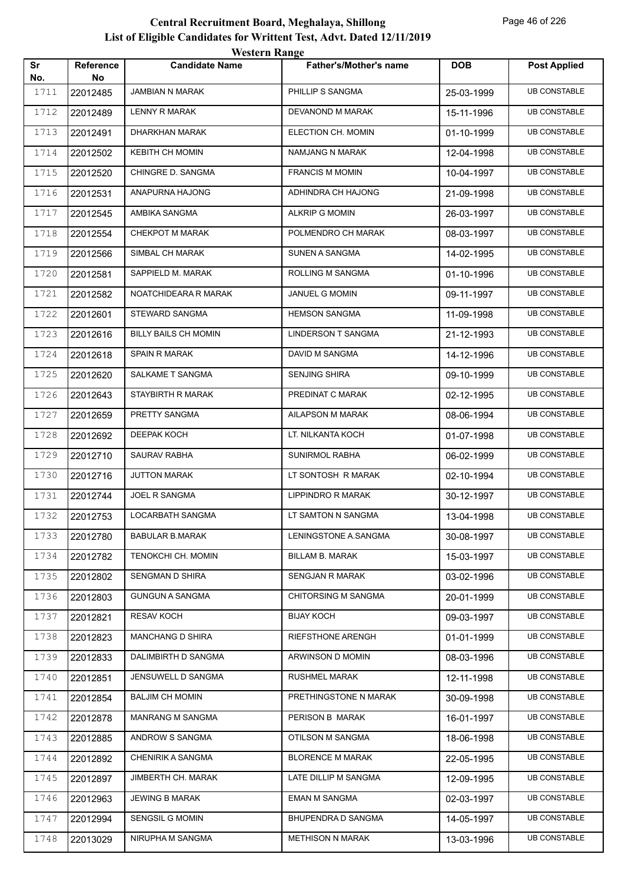# Central Recruitment Board, Meghalaya, Shillong

## List of Eligible Candidates for Writtent Test, Advt. Dated 12/11/2019

### Western Range

| Sr No. | Reference No | Candidate Name | Father's/Mother's name | DOB | Post Applied |
|---|---|---|---|---|---|
| 1711 | 22012485 | JAMBIAN N MARAK | PHILLIP S SANGMA | 25-03-1999 | UB CONSTABLE |
| 1712 | 22012489 | LENNY R MARAK | DEVANOND M MARAK | 15-11-1996 | UB CONSTABLE |
| 1713 | 22012491 | DHARKHAN MARAK | ELECTION CH. MOMIN | 01-10-1999 | UB CONSTABLE |
| 1714 | 22012502 | KEBITH CH MOMIN | NAMJANG N MARAK | 12-04-1998 | UB CONSTABLE |
| 1715 | 22012520 | CHINGRE D. SANGMA | FRANCIS M MOMIN | 10-04-1997 | UB CONSTABLE |
| 1716 | 22012531 | ANAPURNA HAJONG | ADHINDRA CH HAJONG | 21-09-1998 | UB CONSTABLE |
| 1717 | 22012545 | AMBIKA SANGMA | ALKRIP G MOMIN | 26-03-1997 | UB CONSTABLE |
| 1718 | 22012554 | CHEKPOT M MARAK | POLMENDRO CH MARAK | 08-03-1997 | UB CONSTABLE |
| 1719 | 22012566 | SIMBAL CH MARAK | SUNEN A SANGMA | 14-02-1995 | UB CONSTABLE |
| 1720 | 22012581 | SAPPIELD M. MARAK | ROLLING M SANGMA | 01-10-1996 | UB CONSTABLE |
| 1721 | 22012582 | NOATCHIDEARA R MARAK | JANUEL G MOMIN | 09-11-1997 | UB CONSTABLE |
| 1722 | 22012601 | STEWARD SANGMA | HEMSON SANGMA | 11-09-1998 | UB CONSTABLE |
| 1723 | 22012616 | BILLY BAILS CH MOMIN | LINDERSON T SANGMA | 21-12-1993 | UB CONSTABLE |
| 1724 | 22012618 | SPAIN R MARAK | DAVID M SANGMA | 14-12-1996 | UB CONSTABLE |
| 1725 | 22012620 | SALKAME T SANGMA | SENJING SHIRA | 09-10-1999 | UB CONSTABLE |
| 1726 | 22012643 | STAYBIRTH R MARAK | PREDINAT C MARAK | 02-12-1995 | UB CONSTABLE |
| 1727 | 22012659 | PRETTY SANGMA | AILAPSON M MARAK | 08-06-1994 | UB CONSTABLE |
| 1728 | 22012692 | DEEPAK KOCH | LT. NILKANTA KOCH | 01-07-1998 | UB CONSTABLE |
| 1729 | 22012710 | SAURAV RABHA | SUNIRMOL RABHA | 06-02-1999 | UB CONSTABLE |
| 1730 | 22012716 | JUTTON MARAK | LT SONTOSH R MARAK | 02-10-1994 | UB CONSTABLE |
| 1731 | 22012744 | JOEL R SANGMA | LIPPINDRO R MARAK | 30-12-1997 | UB CONSTABLE |
| 1732 | 22012753 | LOCARBATH SANGMA | LT SAMTON N SANGMA | 13-04-1998 | UB CONSTABLE |
| 1733 | 22012780 | BABULAR B.MARAK | LENINGSTONE A.SANGMA | 30-08-1997 | UB CONSTABLE |
| 1734 | 22012782 | TENOKCHI CH. MOMIN | BILLAM B. MARAK | 15-03-1997 | UB CONSTABLE |
| 1735 | 22012802 | SENGMAN D SHIRA | SENGJAN R MARAK | 03-02-1996 | UB CONSTABLE |
| 1736 | 22012803 | GUNGUN A SANGMA | CHITORSING M SANGMA | 20-01-1999 | UB CONSTABLE |
| 1737 | 22012821 | RESAV KOCH | BIJAY KOCH | 09-03-1997 | UB CONSTABLE |
| 1738 | 22012823 | MANCHANG D SHIRA | RIEFSTHONE ARENGH | 01-01-1999 | UB CONSTABLE |
| 1739 | 22012833 | DALIMBIRTH D SANGMA | ARWINSON D MOMIN | 08-03-1996 | UB CONSTABLE |
| 1740 | 22012851 | JENSUWELL D SANGMA | RUSHMEL MARAK | 12-11-1998 | UB CONSTABLE |
| 1741 | 22012854 | BALJIM CH MOMIN | PRETHINGSTONE N MARAK | 30-09-1998 | UB CONSTABLE |
| 1742 | 22012878 | MANRANG M SANGMA | PERISON B MARAK | 16-01-1997 | UB CONSTABLE |
| 1743 | 22012885 | ANDROW S SANGMA | OTILSON M SANGMA | 18-06-1998 | UB CONSTABLE |
| 1744 | 22012892 | CHENIRIK A SANGMA | BLORENCE M MARAK | 22-05-1995 | UB CONSTABLE |
| 1745 | 22012897 | JIMBERTH CH. MARAK | LATE DILLIP M SANGMA | 12-09-1995 | UB CONSTABLE |
| 1746 | 22012963 | JEWING B MARAK | EMAN M SANGMA | 02-03-1997 | UB CONSTABLE |
| 1747 | 22012994 | SENGSIL G MOMIN | BHUPENDRA D SANGMA | 14-05-1997 | UB CONSTABLE |
| 1748 | 22013029 | NIRUPHA M SANGMA | METHISON N MARAK | 13-03-1996 | UB CONSTABLE |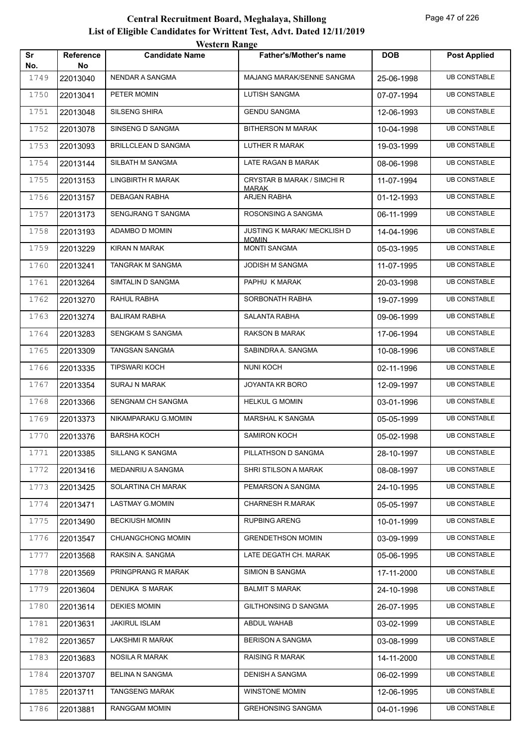# Central Recruitment Board, Meghalaya, Shillong
## List of Eligible Candidates for Writtent Test, Advt. Dated 12/11/2019
### Western Range

| Sr No. | Reference No | Candidate Name | Father's/Mother's name | DOB | Post Applied |
|---|---|---|---|---|---|
| 1749 | 22013040 | NENDAR A SANGMA | MAJANG MARAK/SENNE SANGMA | 25-06-1998 | UB CONSTABLE |
| 1750 | 22013041 | PETER MOMIN | LUTISH SANGMA | 07-07-1994 | UB CONSTABLE |
| 1751 | 22013048 | SILSENG SHIRA | GENDU SANGMA | 12-06-1993 | UB CONSTABLE |
| 1752 | 22013078 | SINSENG D SANGMA | BITHERSON M MARAK | 10-04-1998 | UB CONSTABLE |
| 1753 | 22013093 | BRILLCLEAN D SANGMA | LUTHER R MARAK | 19-03-1999 | UB CONSTABLE |
| 1754 | 22013144 | SILBATH M SANGMA | LATE RAGAN B MARAK | 08-06-1998 | UB CONSTABLE |
| 1755 | 22013153 | LINGBIRTH R MARAK | CRYSTAR B MARAK / SIMCHI R MARAK | 11-07-1994 | UB CONSTABLE |
| 1756 | 22013157 | DEBAGAN RABHA | ARJEN RABHA | 01-12-1993 | UB CONSTABLE |
| 1757 | 22013173 | SENGJRANG T SANGMA | ROSONSING A SANGMA | 06-11-1999 | UB CONSTABLE |
| 1758 | 22013193 | ADAMBO D MOMIN | JUSTING K MARAK/ MECKLISH D MOMIN | 14-04-1996 | UB CONSTABLE |
| 1759 | 22013229 | KIRAN N MARAK | MONTI SANGMA | 05-03-1995 | UB CONSTABLE |
| 1760 | 22013241 | TANGRAK M SANGMA | JODISH M SANGMA | 11-07-1995 | UB CONSTABLE |
| 1761 | 22013264 | SIMTALIN D SANGMA | PAPHU K MARAK | 20-03-1998 | UB CONSTABLE |
| 1762 | 22013270 | RAHUL RABHA | SORBONATH RABHA | 19-07-1999 | UB CONSTABLE |
| 1763 | 22013274 | BALIRAM RABHA | SALANTA RABHA | 09-06-1999 | UB CONSTABLE |
| 1764 | 22013283 | SENGKAM S SANGMA | RAKSON B MARAK | 17-06-1994 | UB CONSTABLE |
| 1765 | 22013309 | TANGSAN SANGMA | SABINDRA A. SANGMA | 10-08-1996 | UB CONSTABLE |
| 1766 | 22013335 | TIPSWARI KOCH | NUNI KOCH | 02-11-1996 | UB CONSTABLE |
| 1767 | 22013354 | SURAJ N MARAK | JOYANTA KR BORO | 12-09-1997 | UB CONSTABLE |
| 1768 | 22013366 | SENGNAM CH SANGMA | HELKUL G MOMIN | 03-01-1996 | UB CONSTABLE |
| 1769 | 22013373 | NIKAMPARAKU G.MOMIN | MARSHAL K SANGMA | 05-05-1999 | UB CONSTABLE |
| 1770 | 22013376 | BARSHA KOCH | SAMIRON KOCH | 05-02-1998 | UB CONSTABLE |
| 1771 | 22013385 | SILLANG K SANGMA | PILLATHSON D SANGMA | 28-10-1997 | UB CONSTABLE |
| 1772 | 22013416 | MEDANRIU A SANGMA | SHRI STILSON A MARAK | 08-08-1997 | UB CONSTABLE |
| 1773 | 22013425 | SOLARTINA CH MARAK | PEMARSON A SANGMA | 24-10-1995 | UB CONSTABLE |
| 1774 | 22013471 | LASTMAY G.MOMIN | CHARNESH R.MARAK | 05-05-1997 | UB CONSTABLE |
| 1775 | 22013490 | BECKIUSH MOMIN | RUPBING ARENG | 10-01-1999 | UB CONSTABLE |
| 1776 | 22013547 | CHUANGCHONG MOMIN | GRENDETHSON MOMIN | 03-09-1999 | UB CONSTABLE |
| 1777 | 22013568 | RAKSIN A. SANGMA | LATE DEGATH CH. MARAK | 05-06-1995 | UB CONSTABLE |
| 1778 | 22013569 | PRINGPRANG R MARAK | SIMION B SANGMA | 17-11-2000 | UB CONSTABLE |
| 1779 | 22013604 | DENUKA S MARAK | BALMIT S MARAK | 24-10-1998 | UB CONSTABLE |
| 1780 | 22013614 | DEKIES MOMIN | GILTHONSING D SANGMA | 26-07-1995 | UB CONSTABLE |
| 1781 | 22013631 | JAKIRUL ISLAM | ABDUL WAHAB | 03-02-1999 | UB CONSTABLE |
| 1782 | 22013657 | LAKSHMI R MARAK | BERISON A SANGMA | 03-08-1999 | UB CONSTABLE |
| 1783 | 22013683 | NOSILA R MARAK | RAISING R MARAK | 14-11-2000 | UB CONSTABLE |
| 1784 | 22013707 | BELINA N SANGMA | DENISH A SANGMA | 06-02-1999 | UB CONSTABLE |
| 1785 | 22013711 | TANGSENG MARAK | WINSTONE MOMIN | 12-06-1995 | UB CONSTABLE |
| 1786 | 22013881 | RANGGAM MOMIN | GREHONSING SANGMA | 04-01-1996 | UB CONSTABLE |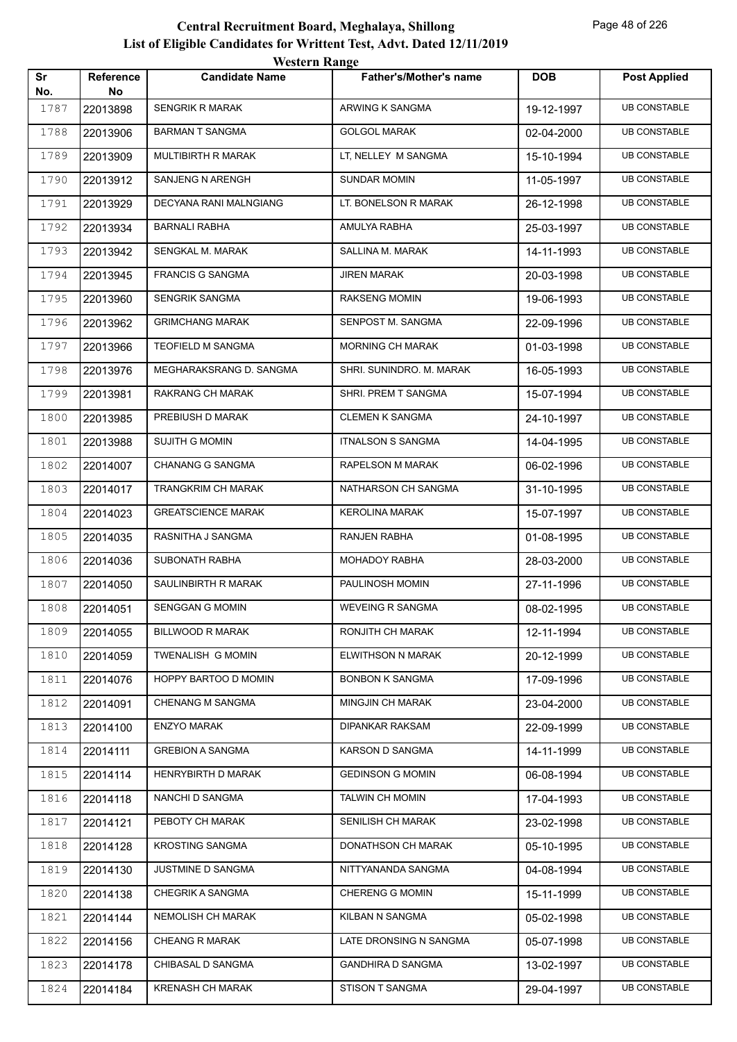# Central Recruitment Board, Meghalaya, Shillong

## List of Eligible Candidates for Writtent Test, Advt. Dated 12/11/2019

### Western Range

| Sr No. | Reference No | Candidate Name | Father's/Mother's name | DOB | Post Applied |
|---|---|---|---|---|---|
| 1787 | 22013898 | SENGRIK R MARAK | ARWING K SANGMA | 19-12-1997 | UB CONSTABLE |
| 1788 | 22013906 | BARMAN T SANGMA | GOLGOL MARAK | 02-04-2000 | UB CONSTABLE |
| 1789 | 22013909 | MULTIBIRTH R MARAK | LT, NELLEY M SANGMA | 15-10-1994 | UB CONSTABLE |
| 1790 | 22013912 | SANJENG N ARENGH | SUNDAR MOMIN | 11-05-1997 | UB CONSTABLE |
| 1791 | 22013929 | DECYANA RANI MALNGIANG | LT. BONELSON R MARAK | 26-12-1998 | UB CONSTABLE |
| 1792 | 22013934 | BARNALI RABHA | AMULYA RABHA | 25-03-1997 | UB CONSTABLE |
| 1793 | 22013942 | SENGKAL M. MARAK | SALLINA M. MARAK | 14-11-1993 | UB CONSTABLE |
| 1794 | 22013945 | FRANCIS G SANGMA | JIREN MARAK | 20-03-1998 | UB CONSTABLE |
| 1795 | 22013960 | SENGRIK SANGMA | RAKSENG MOMIN | 19-06-1993 | UB CONSTABLE |
| 1796 | 22013962 | GRIMCHANG MARAK | SENPOST M. SANGMA | 22-09-1996 | UB CONSTABLE |
| 1797 | 22013966 | TEOFIELD M SANGMA | MORNING CH MARAK | 01-03-1998 | UB CONSTABLE |
| 1798 | 22013976 | MEGHARAKSRANG D. SANGMA | SHRI. SUNINDRO. M. MARAK | 16-05-1993 | UB CONSTABLE |
| 1799 | 22013981 | RAKRANG CH MARAK | SHRI. PREM T SANGMA | 15-07-1994 | UB CONSTABLE |
| 1800 | 22013985 | PREBIUSH D MARAK | CLEMEN K SANGMA | 24-10-1997 | UB CONSTABLE |
| 1801 | 22013988 | SUJITH G MOMIN | ITNALSON S SANGMA | 14-04-1995 | UB CONSTABLE |
| 1802 | 22014007 | CHANANG G SANGMA | RAPELSON M MARAK | 06-02-1996 | UB CONSTABLE |
| 1803 | 22014017 | TRANGKRIM CH MARAK | NATHARSON CH SANGMA | 31-10-1995 | UB CONSTABLE |
| 1804 | 22014023 | GREATSCIENCE MARAK | KEROLINA MARAK | 15-07-1997 | UB CONSTABLE |
| 1805 | 22014035 | RASNITHA J SANGMA | RANJEN RABHA | 01-08-1995 | UB CONSTABLE |
| 1806 | 22014036 | SUBONATH RABHA | MOHADOY RABHA | 28-03-2000 | UB CONSTABLE |
| 1807 | 22014050 | SAULINBIRTH R MARAK | PAULINOSH MOMIN | 27-11-1996 | UB CONSTABLE |
| 1808 | 22014051 | SENGGAN G MOMIN | WEVEING R SANGMA | 08-02-1995 | UB CONSTABLE |
| 1809 | 22014055 | BILLWOOD R MARAK | RONJITH CH MARAK | 12-11-1994 | UB CONSTABLE |
| 1810 | 22014059 | TWENALISH G MOMIN | ELWITHSON N MARAK | 20-12-1999 | UB CONSTABLE |
| 1811 | 22014076 | HOPPY BARTOO D MOMIN | BONBON K SANGMA | 17-09-1996 | UB CONSTABLE |
| 1812 | 22014091 | CHENANG M SANGMA | MINGJIN CH MARAK | 23-04-2000 | UB CONSTABLE |
| 1813 | 22014100 | ENZYO MARAK | DIPANKAR RAKSAM | 22-09-1999 | UB CONSTABLE |
| 1814 | 22014111 | GREBION A SANGMA | KARSON D SANGMA | 14-11-1999 | UB CONSTABLE |
| 1815 | 22014114 | HENRYBIRTH D MARAK | GEDINSON G MOMIN | 06-08-1994 | UB CONSTABLE |
| 1816 | 22014118 | NANCHI D SANGMA | TALWIN CH MOMIN | 17-04-1993 | UB CONSTABLE |
| 1817 | 22014121 | PEBOTY CH MARAK | SENILISH CH MARAK | 23-02-1998 | UB CONSTABLE |
| 1818 | 22014128 | KROSTING SANGMA | DONATHSON CH MARAK | 05-10-1995 | UB CONSTABLE |
| 1819 | 22014130 | JUSTMINE D SANGMA | NITTYANANDA SANGMA | 04-08-1994 | UB CONSTABLE |
| 1820 | 22014138 | CHEGRIK A SANGMA | CHERENG G MOMIN | 15-11-1999 | UB CONSTABLE |
| 1821 | 22014144 | NEMOLISH CH MARAK | KILBAN N SANGMA | 05-02-1998 | UB CONSTABLE |
| 1822 | 22014156 | CHEANG R MARAK | LATE DRONSING N SANGMA | 05-07-1998 | UB CONSTABLE |
| 1823 | 22014178 | CHIBASAL D SANGMA | GANDHIRA D SANGMA | 13-02-1997 | UB CONSTABLE |
| 1824 | 22014184 | KRENASH CH MARAK | STISON T SANGMA | 29-04-1997 | UB CONSTABLE |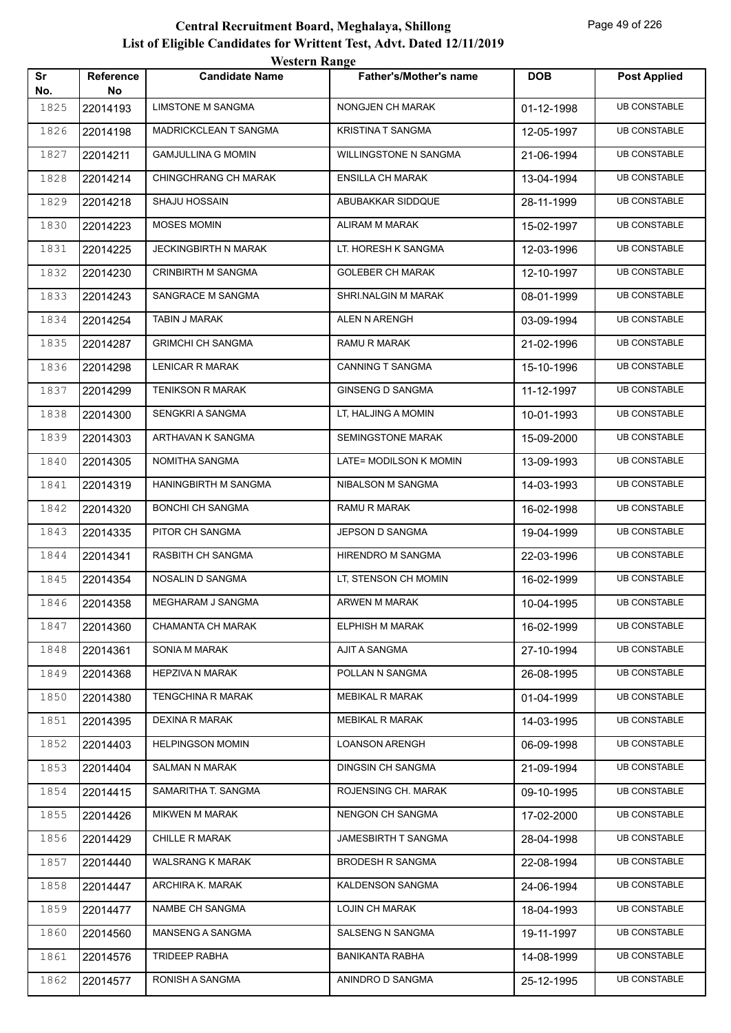# Central Recruitment Board, Meghalaya, Shillong

## List of Eligible Candidates for Writtent Test, Advt. Dated 12/11/2019

### Western Range

| Sr No. | Reference No | Candidate Name | Father's/Mother's name | DOB | Post Applied |
|---|---|---|---|---|---|
| 1825 | 22014193 | LIMSTONE M SANGMA | NONGJEN CH MARAK | 01-12-1998 | UB CONSTABLE |
| 1826 | 22014198 | MADRICKCLEAN T SANGMA | KRISTINA T SANGMA | 12-05-1997 | UB CONSTABLE |
| 1827 | 22014211 | GAMJULLINA G MOMIN | WILLINGSTONE N SANGMA | 21-06-1994 | UB CONSTABLE |
| 1828 | 22014214 | CHINGCHRANG CH MARAK | ENSILLA CH MARAK | 13-04-1994 | UB CONSTABLE |
| 1829 | 22014218 | SHAJU HOSSAIN | ABUBAKKAR SIDDQUE | 28-11-1999 | UB CONSTABLE |
| 1830 | 22014223 | MOSES MOMIN | ALIRAM M MARAK | 15-02-1997 | UB CONSTABLE |
| 1831 | 22014225 | JECKINGBIRTH N MARAK | LT. HORESH K SANGMA | 12-03-1996 | UB CONSTABLE |
| 1832 | 22014230 | CRINBIRTH M SANGMA | GOLEBER CH MARAK | 12-10-1997 | UB CONSTABLE |
| 1833 | 22014243 | SANGRACE M SANGMA | SHRI.NALGIN M MARAK | 08-01-1999 | UB CONSTABLE |
| 1834 | 22014254 | TABIN J MARAK | ALEN N ARENGH | 03-09-1994 | UB CONSTABLE |
| 1835 | 22014287 | GRIMCHI CH SANGMA | RAMU R MARAK | 21-02-1996 | UB CONSTABLE |
| 1836 | 22014298 | LENICAR R MARAK | CANNING T SANGMA | 15-10-1996 | UB CONSTABLE |
| 1837 | 22014299 | TENIKSON R MARAK | GINSENG D SANGMA | 11-12-1997 | UB CONSTABLE |
| 1838 | 22014300 | SENGKRI A SANGMA | LT, HALJING A MOMIN | 10-01-1993 | UB CONSTABLE |
| 1839 | 22014303 | ARTHAVAN K SANGMA | SEMINGSTONE MARAK | 15-09-2000 | UB CONSTABLE |
| 1840 | 22014305 | NOMITHA SANGMA | LATE= MODILSON K MOMIN | 13-09-1993 | UB CONSTABLE |
| 1841 | 22014319 | HANINGBIRTH M SANGMA | NIBALSON M SANGMA | 14-03-1993 | UB CONSTABLE |
| 1842 | 22014320 | BONCHI CH SANGMA | RAMU R MARAK | 16-02-1998 | UB CONSTABLE |
| 1843 | 22014335 | PITOR CH SANGMA | JEPSON D SANGMA | 19-04-1999 | UB CONSTABLE |
| 1844 | 22014341 | RASBITH CH SANGMA | HIRENDRO M SANGMA | 22-03-1996 | UB CONSTABLE |
| 1845 | 22014354 | NOSALIN D SANGMA | LT, STENSON CH MOMIN | 16-02-1999 | UB CONSTABLE |
| 1846 | 22014358 | MEGHARAM J SANGMA | ARWEN M MARAK | 10-04-1995 | UB CONSTABLE |
| 1847 | 22014360 | CHAMANTA CH MARAK | ELPHISH M MARAK | 16-02-1999 | UB CONSTABLE |
| 1848 | 22014361 | SONIA M MARAK | AJIT A SANGMA | 27-10-1994 | UB CONSTABLE |
| 1849 | 22014368 | HEPZIVA N MARAK | POLLAN N SANGMA | 26-08-1995 | UB CONSTABLE |
| 1850 | 22014380 | TENGCHINA R MARAK | MEBIKAL R MARAK | 01-04-1999 | UB CONSTABLE |
| 1851 | 22014395 | DEXINA R MARAK | MEBIKAL R MARAK | 14-03-1995 | UB CONSTABLE |
| 1852 | 22014403 | HELPINGSON MOMIN | LOANSON ARENGH | 06-09-1998 | UB CONSTABLE |
| 1853 | 22014404 | SALMAN N MARAK | DINGSIN CH SANGMA | 21-09-1994 | UB CONSTABLE |
| 1854 | 22014415 | SAMARITHA T. SANGMA | ROJENSING CH. MARAK | 09-10-1995 | UB CONSTABLE |
| 1855 | 22014426 | MIKWEN M MARAK | NENGON CH SANGMA | 17-02-2000 | UB CONSTABLE |
| 1856 | 22014429 | CHILLE R MARAK | JAMESBIRTH T SANGMA | 28-04-1998 | UB CONSTABLE |
| 1857 | 22014440 | WALSRANG K MARAK | BRODESH R SANGMA | 22-08-1994 | UB CONSTABLE |
| 1858 | 22014447 | ARCHIRA K. MARAK | KALDENSON SANGMA | 24-06-1994 | UB CONSTABLE |
| 1859 | 22014477 | NAMBE CH SANGMA | LOJIN CH MARAK | 18-04-1993 | UB CONSTABLE |
| 1860 | 22014560 | MANSENG A SANGMA | SALSENG N SANGMA | 19-11-1997 | UB CONSTABLE |
| 1861 | 22014576 | TRIDEEP RABHA | BANIKANTA RABHA | 14-08-1999 | UB CONSTABLE |
| 1862 | 22014577 | RONISH A SANGMA | ANINDRO D SANGMA | 25-12-1995 | UB CONSTABLE |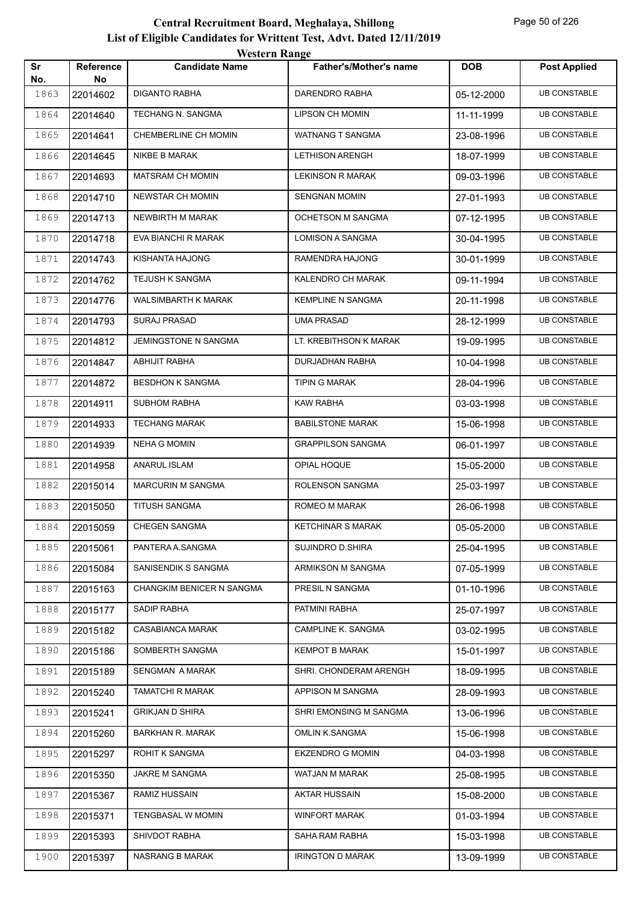# Central Recruitment Board, Meghalaya, Shillong
## List of Eligible Candidates for Writtent Test, Advt. Dated 12/11/2019
### Western Range

| Sr No. | Reference No | Candidate Name | Father's/Mother's name | DOB | Post Applied |
|---|---|---|---|---|---|
| 1863 | 22014602 | DIGANTO RABHA | DARENDRO RABHA | 05-12-2000 | UB CONSTABLE |
| 1864 | 22014640 | TECHANG N. SANGMA | LIPSON CH MOMIN | 11-11-1999 | UB CONSTABLE |
| 1865 | 22014641 | CHEMBERLINE CH MOMIN | WATNANG T SANGMA | 23-08-1996 | UB CONSTABLE |
| 1866 | 22014645 | NIKBE B MARAK | LETHISON ARENGH | 18-07-1999 | UB CONSTABLE |
| 1867 | 22014693 | MATSRAM CH MOMIN | LEKINSON R MARAK | 09-03-1996 | UB CONSTABLE |
| 1868 | 22014710 | NEWSTAR CH MOMIN | SENGNAN MOMIN | 27-01-1993 | UB CONSTABLE |
| 1869 | 22014713 | NEWBIRTH M MARAK | OCHETSON M SANGMA | 07-12-1995 | UB CONSTABLE |
| 1870 | 22014718 | EVA BIANCHI R MARAK | LOMISON A SANGMA | 30-04-1995 | UB CONSTABLE |
| 1871 | 22014743 | KISHANTA HAJONG | RAMENDRA HAJONG | 30-01-1999 | UB CONSTABLE |
| 1872 | 22014762 | TEJUSH K SANGMA | KALENDRO CH MARAK | 09-11-1994 | UB CONSTABLE |
| 1873 | 22014776 | WALSIMBARTH K MARAK | KEMPLINE N SANGMA | 20-11-1998 | UB CONSTABLE |
| 1874 | 22014793 | SURAJ PRASAD | UMA PRASAD | 28-12-1999 | UB CONSTABLE |
| 1875 | 22014812 | JEMINGSTONE N SANGMA | LT. KREBITHSON K MARAK | 19-09-1995 | UB CONSTABLE |
| 1876 | 22014847 | ABHIJIT RABHA | DURJADHAN RABHA | 10-04-1998 | UB CONSTABLE |
| 1877 | 22014872 | BESDHON K SANGMA | TIPIN G MARAK | 28-04-1996 | UB CONSTABLE |
| 1878 | 22014911 | SUBHOM RABHA | KAW RABHA | 03-03-1998 | UB CONSTABLE |
| 1879 | 22014933 | TECHANG MARAK | BABILSTONE MARAK | 15-06-1998 | UB CONSTABLE |
| 1880 | 22014939 | NEHA G MOMIN | GRAPPILSON SANGMA | 06-01-1997 | UB CONSTABLE |
| 1881 | 22014958 | ANARUL ISLAM | OPIAL HOQUE | 15-05-2000 | UB CONSTABLE |
| 1882 | 22015014 | MARCURIN M SANGMA | ROLENSON SANGMA | 25-03-1997 | UB CONSTABLE |
| 1883 | 22015050 | TITUSH SANGMA | ROMEO M MARAK | 26-06-1998 | UB CONSTABLE |
| 1884 | 22015059 | CHEGEN SANGMA | KETCHINAR S MARAK | 05-05-2000 | UB CONSTABLE |
| 1885 | 22015061 | PANTERA A.SANGMA | SUJINDRO D.SHIRA | 25-04-1995 | UB CONSTABLE |
| 1886 | 22015084 | SANISENDIK S SANGMA | ARMIKSON M SANGMA | 07-05-1999 | UB CONSTABLE |
| 1887 | 22015163 | CHANGKIM BENICER N SANGMA | PRESIL N SANGMA | 01-10-1996 | UB CONSTABLE |
| 1888 | 22015177 | SADIP RABHA | PATMINI RABHA | 25-07-1997 | UB CONSTABLE |
| 1889 | 22015182 | CASABIANCA MARAK | CAMPLINE K. SANGMA | 03-02-1995 | UB CONSTABLE |
| 1890 | 22015186 | SOMBERTH SANGMA | KEMPOT B MARAK | 15-01-1997 | UB CONSTABLE |
| 1891 | 22015189 | SENGMAN A MARAK | SHRI. CHONDERAM ARENGH | 18-09-1995 | UB CONSTABLE |
| 1892 | 22015240 | TAMATCHI R MARAK | APPISON M SANGMA | 28-09-1993 | UB CONSTABLE |
| 1893 | 22015241 | GRIKJAN D SHIRA | SHRI EMONSING M SANGMA | 13-06-1996 | UB CONSTABLE |
| 1894 | 22015260 | BARKHAN R. MARAK | OMLIN K.SANGMA | 15-06-1998 | UB CONSTABLE |
| 1895 | 22015297 | ROHIT K SANGMA | EKZENDRO G MOMIN | 04-03-1998 | UB CONSTABLE |
| 1896 | 22015350 | JAKRE M SANGMA | WATJAN M MARAK | 25-08-1995 | UB CONSTABLE |
| 1897 | 22015367 | RAMIZ HUSSAIN | AKTAR HUSSAIN | 15-08-2000 | UB CONSTABLE |
| 1898 | 22015371 | TENGBASAL W MOMIN | WINFORT MARAK | 01-03-1994 | UB CONSTABLE |
| 1899 | 22015393 | SHIVDOT RABHA | SAHA RAM RABHA | 15-03-1998 | UB CONSTABLE |
| 1900 | 22015397 | NASRANG B MARAK | IRINGTON D MARAK | 13-09-1999 | UB CONSTABLE |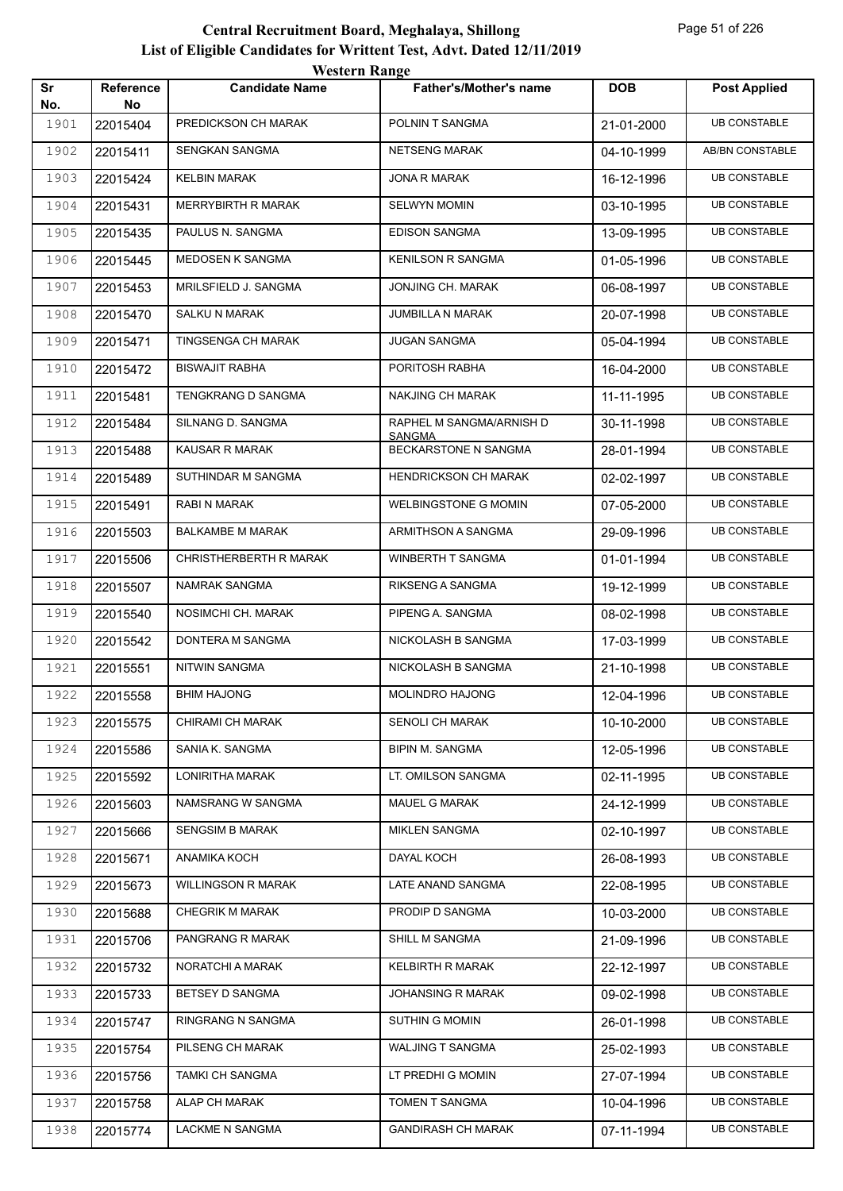# Central Recruitment Board, Meghalaya, Shillong

## List of Eligible Candidates for Writtent Test, Advt. Dated 12/11/2019

### Western Range

| Sr No. | Reference No | Candidate Name | Father's/Mother's name | DOB | Post Applied |
|---|---|---|---|---|---|
| 1901 | 22015404 | PREDICKSON CH MARAK | POLNIN T SANGMA | 21-01-2000 | UB CONSTABLE |
| 1902 | 22015411 | SENGKAN SANGMA | NETSENG MARAK | 04-10-1999 | AB/BN CONSTABLE |
| 1903 | 22015424 | KELBIN MARAK | JONA R MARAK | 16-12-1996 | UB CONSTABLE |
| 1904 | 22015431 | MERRYBIRTH R MARAK | SELWYN MOMIN | 03-10-1995 | UB CONSTABLE |
| 1905 | 22015435 | PAULUS N. SANGMA | EDISON SANGMA | 13-09-1995 | UB CONSTABLE |
| 1906 | 22015445 | MEDOSEN K SANGMA | KENILSON R SANGMA | 01-05-1996 | UB CONSTABLE |
| 1907 | 22015453 | MRILSFIELD J. SANGMA | JONJING CH. MARAK | 06-08-1997 | UB CONSTABLE |
| 1908 | 22015470 | SALKU N MARAK | JUMBILLA N MARAK | 20-07-1998 | UB CONSTABLE |
| 1909 | 22015471 | TINGSENGA CH MARAK | JUGAN SANGMA | 05-04-1994 | UB CONSTABLE |
| 1910 | 22015472 | BISWAJIT RABHA | PORITOSH RABHA | 16-04-2000 | UB CONSTABLE |
| 1911 | 22015481 | TENGKRANG D SANGMA | NAKJING CH MARAK | 11-11-1995 | UB CONSTABLE |
| 1912 | 22015484 | SILNANG D. SANGMA | RAPHEL M SANGMA/ARNISH D SANGMA | 30-11-1998 | UB CONSTABLE |
| 1913 | 22015488 | KAUSAR R MARAK | BECKARSTONE N SANGMA | 28-01-1994 | UB CONSTABLE |
| 1914 | 22015489 | SUTHINDAR M SANGMA | HENDRICKSON CH MARAK | 02-02-1997 | UB CONSTABLE |
| 1915 | 22015491 | RABI N MARAK | WELBINGSTONE G MOMIN | 07-05-2000 | UB CONSTABLE |
| 1916 | 22015503 | BALKAMBE M MARAK | ARMITHSON A SANGMA | 29-09-1996 | UB CONSTABLE |
| 1917 | 22015506 | CHRISTHERBERTH R MARAK | WINBERTH T SANGMA | 01-01-1994 | UB CONSTABLE |
| 1918 | 22015507 | NAMRAK SANGMA | RIKSENG A SANGMA | 19-12-1999 | UB CONSTABLE |
| 1919 | 22015540 | NOSIMCHI CH. MARAK | PIPENG A. SANGMA | 08-02-1998 | UB CONSTABLE |
| 1920 | 22015542 | DONTERA M SANGMA | NICKOLASH B SANGMA | 17-03-1999 | UB CONSTABLE |
| 1921 | 22015551 | NITWIN SANGMA | NICKOLASH B SANGMA | 21-10-1998 | UB CONSTABLE |
| 1922 | 22015558 | BHIM HAJONG | MOLINDRO HAJONG | 12-04-1996 | UB CONSTABLE |
| 1923 | 22015575 | CHIRAMI CH MARAK | SENOLI CH MARAK | 10-10-2000 | UB CONSTABLE |
| 1924 | 22015586 | SANIA K. SANGMA | BIPIN M. SANGMA | 12-05-1996 | UB CONSTABLE |
| 1925 | 22015592 | LONIRITHA MARAK | LT. OMILSON SANGMA | 02-11-1995 | UB CONSTABLE |
| 1926 | 22015603 | NAMSRANG W SANGMA | MAUEL G MARAK | 24-12-1999 | UB CONSTABLE |
| 1927 | 22015666 | SENGSIM B MARAK | MIKLEN SANGMA | 02-10-1997 | UB CONSTABLE |
| 1928 | 22015671 | ANAMIKA KOCH | DAYAL KOCH | 26-08-1993 | UB CONSTABLE |
| 1929 | 22015673 | WILLINGSON R MARAK | LATE ANAND SANGMA | 22-08-1995 | UB CONSTABLE |
| 1930 | 22015688 | CHEGRIK M MARAK | PRODIP D SANGMA | 10-03-2000 | UB CONSTABLE |
| 1931 | 22015706 | PANGRANG R MARAK | SHILL M SANGMA | 21-09-1996 | UB CONSTABLE |
| 1932 | 22015732 | NORATCHI A MARAK | KELBIRTH R MARAK | 22-12-1997 | UB CONSTABLE |
| 1933 | 22015733 | BETSEY D SANGMA | JOHANSING R MARAK | 09-02-1998 | UB CONSTABLE |
| 1934 | 22015747 | RINGRANG N SANGMA | SUTHIN G MOMIN | 26-01-1998 | UB CONSTABLE |
| 1935 | 22015754 | PILSENG CH MARAK | WALJING T SANGMA | 25-02-1993 | UB CONSTABLE |
| 1936 | 22015756 | TAMKI CH SANGMA | LT PREDHI G MOMIN | 27-07-1994 | UB CONSTABLE |
| 1937 | 22015758 | ALAP CH MARAK | TOMEN T SANGMA | 10-04-1996 | UB CONSTABLE |
| 1938 | 22015774 | LACKME N SANGMA | GANDIRASH CH MARAK | 07-11-1994 | UB CONSTABLE |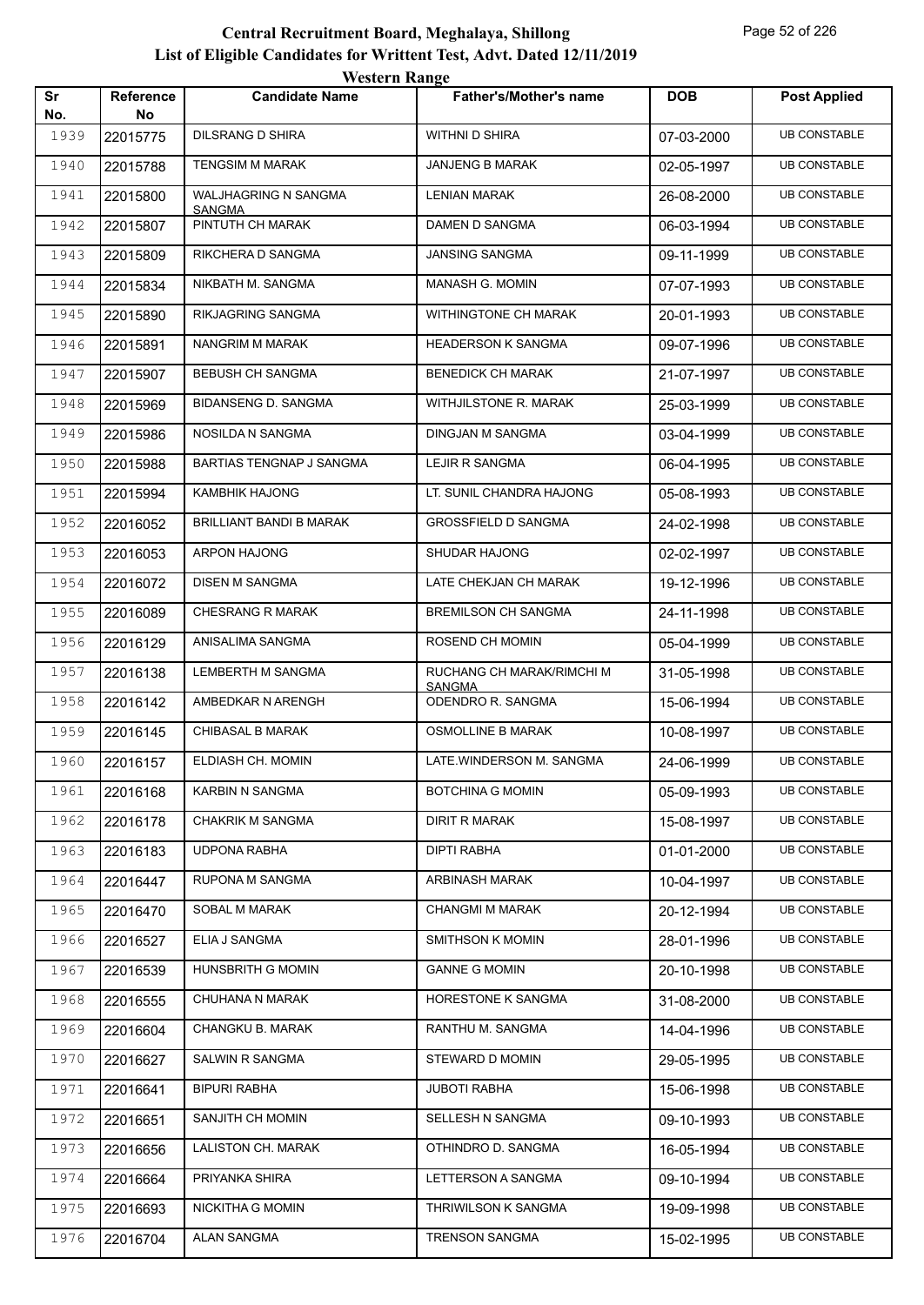# Central Recruitment Board, Meghalaya, Shillong

## List of Eligible Candidates for Writtent Test, Advt. Dated 12/11/2019

### Western Range

| Sr No. | Reference No | Candidate Name | Father's/Mother's name | DOB | Post Applied |
|---|---|---|---|---|---|
| 1939 | 22015775 | DILSRANG D SHIRA | WITHNI D SHIRA | 07-03-2000 | UB CONSTABLE |
| 1940 | 22015788 | TENGSIM M MARAK | JANJENG B MARAK | 02-05-1997 | UB CONSTABLE |
| 1941 | 22015800 | WALJHAGRING N SANGMA SANGMA | LENIAN MARAK | 26-08-2000 | UB CONSTABLE |
| 1942 | 22015807 | PINTUTH CH MARAK | DAMEN D SANGMA | 06-03-1994 | UB CONSTABLE |
| 1943 | 22015809 | RIKCHERA D SANGMA | JANSING SANGMA | 09-11-1999 | UB CONSTABLE |
| 1944 | 22015834 | NIKBATH M. SANGMA | MANASH G. MOMIN | 07-07-1993 | UB CONSTABLE |
| 1945 | 22015890 | RIKJAGRING SANGMA | WITHINGTONE CH MARAK | 20-01-1993 | UB CONSTABLE |
| 1946 | 22015891 | NANGRIM M MARAK | HEADERSON K SANGMA | 09-07-1996 | UB CONSTABLE |
| 1947 | 22015907 | BEBUSH CH SANGMA | BENEDICK CH MARAK | 21-07-1997 | UB CONSTABLE |
| 1948 | 22015969 | BIDANSENG D. SANGMA | WITHJILSTONE R. MARAK | 25-03-1999 | UB CONSTABLE |
| 1949 | 22015986 | NOSILDA N SANGMA | DINGJAN M SANGMA | 03-04-1999 | UB CONSTABLE |
| 1950 | 22015988 | BARTIAS TENGNAP J SANGMA | LEJIR R SANGMA | 06-04-1995 | UB CONSTABLE |
| 1951 | 22015994 | KAMBHIK HAJONG | LT. SUNIL CHANDRA HAJONG | 05-08-1993 | UB CONSTABLE |
| 1952 | 22016052 | BRILLIANT BANDI B MARAK | GROSSFIELD D SANGMA | 24-02-1998 | UB CONSTABLE |
| 1953 | 22016053 | ARPON HAJONG | SHUDAR HAJONG | 02-02-1997 | UB CONSTABLE |
| 1954 | 22016072 | DISEN M SANGMA | LATE CHEKJAN CH MARAK | 19-12-1996 | UB CONSTABLE |
| 1955 | 22016089 | CHESRANG R MARAK | BREMILSON CH SANGMA | 24-11-1998 | UB CONSTABLE |
| 1956 | 22016129 | ANISALIMA SANGMA | ROSEND CH MOMIN | 05-04-1999 | UB CONSTABLE |
| 1957 | 22016138 | LEMBERTH M SANGMA | RUCHANG CH MARAK/RIMCHI M SANGMA | 31-05-1998 | UB CONSTABLE |
| 1958 | 22016142 | AMBEDKAR N ARENGH | ODENDRO R. SANGMA | 15-06-1994 | UB CONSTABLE |
| 1959 | 22016145 | CHIBASAL B MARAK | OSMOLLINE B MARAK | 10-08-1997 | UB CONSTABLE |
| 1960 | 22016157 | ELDIASH CH. MOMIN | LATE.WINDERSON M. SANGMA | 24-06-1999 | UB CONSTABLE |
| 1961 | 22016168 | KARBIN N SANGMA | BOTCHINA G MOMIN | 05-09-1993 | UB CONSTABLE |
| 1962 | 22016178 | CHAKRIK M SANGMA | DIRIT R MARAK | 15-08-1997 | UB CONSTABLE |
| 1963 | 22016183 | UDPONA RABHA | DIPTI RABHA | 01-01-2000 | UB CONSTABLE |
| 1964 | 22016447 | RUPONA M SANGMA | ARBINASH MARAK | 10-04-1997 | UB CONSTABLE |
| 1965 | 22016470 | SOBAL M MARAK | CHANGMI M MARAK | 20-12-1994 | UB CONSTABLE |
| 1966 | 22016527 | ELIA J SANGMA | SMITHSON K MOMIN | 28-01-1996 | UB CONSTABLE |
| 1967 | 22016539 | HUNSBRITH G MOMIN | GANNE G MOMIN | 20-10-1998 | UB CONSTABLE |
| 1968 | 22016555 | CHUHANA N MARAK | HORESTONE K SANGMA | 31-08-2000 | UB CONSTABLE |
| 1969 | 22016604 | CHANGKU B. MARAK | RANTHU M. SANGMA | 14-04-1996 | UB CONSTABLE |
| 1970 | 22016627 | SALWIN R SANGMA | STEWARD D MOMIN | 29-05-1995 | UB CONSTABLE |
| 1971 | 22016641 | BIPURI RABHA | JUBOTI RABHA | 15-06-1998 | UB CONSTABLE |
| 1972 | 22016651 | SANJITH CH MOMIN | SELLESH N SANGMA | 09-10-1993 | UB CONSTABLE |
| 1973 | 22016656 | LALISTON CH. MARAK | OTHINDRO D. SANGMA | 16-05-1994 | UB CONSTABLE |
| 1974 | 22016664 | PRIYANKA SHIRA | LETTERSON A SANGMA | 09-10-1994 | UB CONSTABLE |
| 1975 | 22016693 | NICKITHA G MOMIN | THRIWILSON K SANGMA | 19-09-1998 | UB CONSTABLE |
| 1976 | 22016704 | ALAN SANGMA | TRENSON SANGMA | 15-02-1995 | UB CONSTABLE |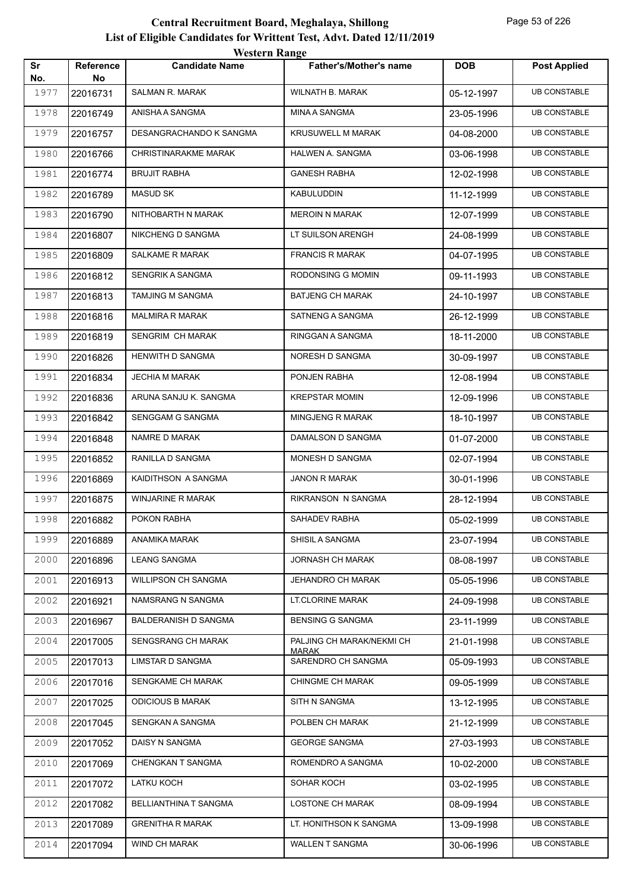# Central Recruitment Board, Meghalaya, Shillong
## List of Eligible Candidates for Writtent Test, Advt. Dated 12/11/2019
### Western Range

| Sr No. | Reference No | Candidate Name | Father's/Mother's name | DOB | Post Applied |
|---|---|---|---|---|---|
| 1977 | 22016731 | SALMAN R. MARAK | WILNATH B. MARAK | 05-12-1997 | UB CONSTABLE |
| 1978 | 22016749 | ANISHA A SANGMA | MINA A SANGMA | 23-05-1996 | UB CONSTABLE |
| 1979 | 22016757 | DESANGRACHANDO K SANGMA | KRUSUWELL M MARAK | 04-08-2000 | UB CONSTABLE |
| 1980 | 22016766 | CHRISTINARAKME MARAK | HALWEN A. SANGMA | 03-06-1998 | UB CONSTABLE |
| 1981 | 22016774 | BRUJIT RABHA | GANESH RABHA | 12-02-1998 | UB CONSTABLE |
| 1982 | 22016789 | MASUD SK | KABULUDDIN | 11-12-1999 | UB CONSTABLE |
| 1983 | 22016790 | NITHOBARTH N MARAK | MEROIN N MARAK | 12-07-1999 | UB CONSTABLE |
| 1984 | 22016807 | NIKCHENG D SANGMA | LT SUILSON ARENGH | 24-08-1999 | UB CONSTABLE |
| 1985 | 22016809 | SALKAME R MARAK | FRANCIS R MARAK | 04-07-1995 | UB CONSTABLE |
| 1986 | 22016812 | SENGRIK A SANGMA | RODONSING G MOMIN | 09-11-1993 | UB CONSTABLE |
| 1987 | 22016813 | TAMJING M SANGMA | BATJENG CH MARAK | 24-10-1997 | UB CONSTABLE |
| 1988 | 22016816 | MALMIRA R MARAK | SATNENG A SANGMA | 26-12-1999 | UB CONSTABLE |
| 1989 | 22016819 | SENGRIM CH MARAK | RINGGAN A SANGMA | 18-11-2000 | UB CONSTABLE |
| 1990 | 22016826 | HENWITH D SANGMA | NORESH D SANGMA | 30-09-1997 | UB CONSTABLE |
| 1991 | 22016834 | JECHIA M MARAK | PONJEN RABHA | 12-08-1994 | UB CONSTABLE |
| 1992 | 22016836 | ARUNA SANJU K. SANGMA | KREPSTAR MOMIN | 12-09-1996 | UB CONSTABLE |
| 1993 | 22016842 | SENGGAM G SANGMA | MINGJENG R MARAK | 18-10-1997 | UB CONSTABLE |
| 1994 | 22016848 | NAMRE D MARAK | DAMALSON D SANGMA | 01-07-2000 | UB CONSTABLE |
| 1995 | 22016852 | RANILLA D SANGMA | MONESH D SANGMA | 02-07-1994 | UB CONSTABLE |
| 1996 | 22016869 | KAIDITHSON A SANGMA | JANON R MARAK | 30-01-1996 | UB CONSTABLE |
| 1997 | 22016875 | WINJARINE R MARAK | RIKRANSON N SANGMA | 28-12-1994 | UB CONSTABLE |
| 1998 | 22016882 | POKON RABHA | SAHADEV RABHA | 05-02-1999 | UB CONSTABLE |
| 1999 | 22016889 | ANAMIKA MARAK | SHISIL A SANGMA | 23-07-1994 | UB CONSTABLE |
| 2000 | 22016896 | LEANG SANGMA | JORNASH CH MARAK | 08-08-1997 | UB CONSTABLE |
| 2001 | 22016913 | WILLIPSON CH SANGMA | JEHANDRO CH MARAK | 05-05-1996 | UB CONSTABLE |
| 2002 | 22016921 | NAMSRANG N SANGMA | LT.CLORINE MARAK | 24-09-1998 | UB CONSTABLE |
| 2003 | 22016967 | BALDERANISH D SANGMA | BENSING G SANGMA | 23-11-1999 | UB CONSTABLE |
| 2004 | 22017005 | SENGSRANG CH MARAK | PALJING CH MARAK/NEKMI CH MARAK | 21-01-1998 | UB CONSTABLE |
| 2005 | 22017013 | LIMSTAR D SANGMA | SARENDRO CH SANGMA | 05-09-1993 | UB CONSTABLE |
| 2006 | 22017016 | SENGKAME CH MARAK | CHINGME CH MARAK | 09-05-1999 | UB CONSTABLE |
| 2007 | 22017025 | ODICIOUS B MARAK | SITH N SANGMA | 13-12-1995 | UB CONSTABLE |
| 2008 | 22017045 | SENGKAN A SANGMA | POLBEN CH MARAK | 21-12-1999 | UB CONSTABLE |
| 2009 | 22017052 | DAISY N SANGMA | GEORGE SANGMA | 27-03-1993 | UB CONSTABLE |
| 2010 | 22017069 | CHENGKAN T SANGMA | ROMENDRO A SANGMA | 10-02-2000 | UB CONSTABLE |
| 2011 | 22017072 | LATKU KOCH | SOHAR KOCH | 03-02-1995 | UB CONSTABLE |
| 2012 | 22017082 | BELLIANTHINA T SANGMA | LOSTONE CH MARAK | 08-09-1994 | UB CONSTABLE |
| 2013 | 22017089 | GRENITHA R MARAK | LT. HONITHSON K SANGMA | 13-09-1998 | UB CONSTABLE |
| 2014 | 22017094 | WIND CH MARAK | WALLEN T SANGMA | 30-06-1996 | UB CONSTABLE |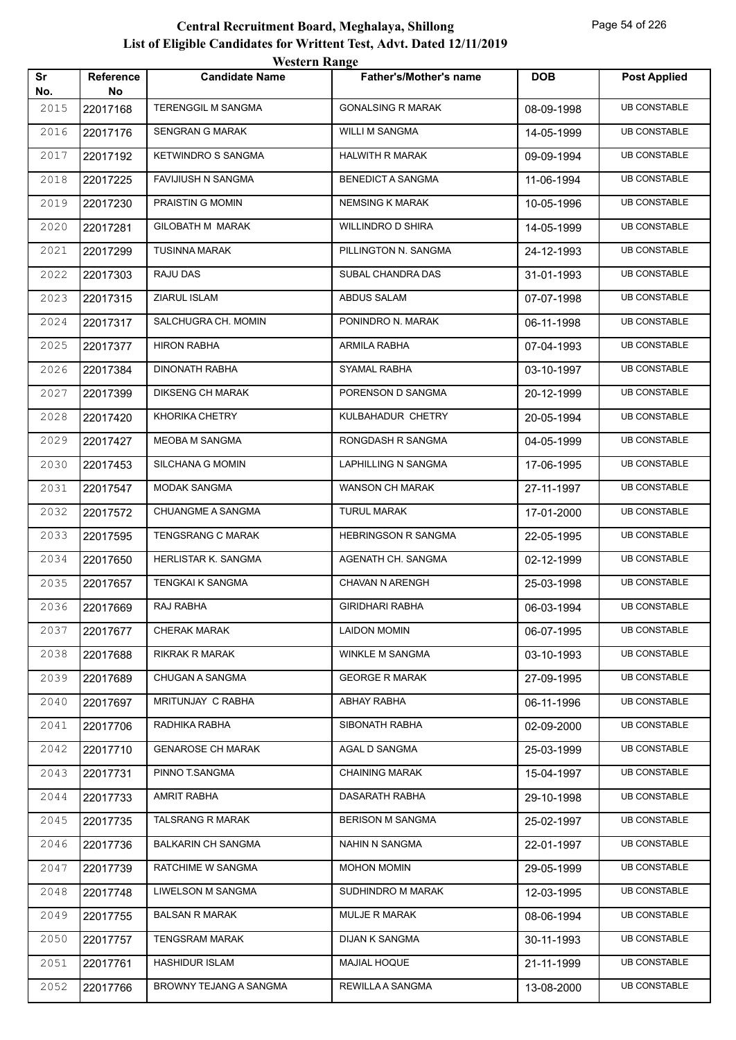# Central Recruitment Board, Meghalaya, Shillong

## List of Eligible Candidates for Writtent Test, Advt. Dated 12/11/2019

### Western Range

| Sr No. | Reference No | Candidate Name | Father's/Mother's name | DOB | Post Applied |
|---|---|---|---|---|---|
| 2015 | 22017168 | TERENGGIL M SANGMA | GONALSING R MARAK | 08-09-1998 | UB CONSTABLE |
| 2016 | 22017176 | SENGRAN G MARAK | WILLI M SANGMA | 14-05-1999 | UB CONSTABLE |
| 2017 | 22017192 | KETWINDRO S SANGMA | HALWITH R MARAK | 09-09-1994 | UB CONSTABLE |
| 2018 | 22017225 | FAVIJIUSH N SANGMA | BENEDICT A SANGMA | 11-06-1994 | UB CONSTABLE |
| 2019 | 22017230 | PRAISTIN G MOMIN | NEMSING K MARAK | 10-05-1996 | UB CONSTABLE |
| 2020 | 22017281 | GILOBATH M MARAK | WILLINDRO D SHIRA | 14-05-1999 | UB CONSTABLE |
| 2021 | 22017299 | TUSINNA MARAK | PILLINGTON N. SANGMA | 24-12-1993 | UB CONSTABLE |
| 2022 | 22017303 | RAJU DAS | SUBAL CHANDRA DAS | 31-01-1993 | UB CONSTABLE |
| 2023 | 22017315 | ZIARUL ISLAM | ABDUS SALAM | 07-07-1998 | UB CONSTABLE |
| 2024 | 22017317 | SALCHUGRA CH. MOMIN | PONINDRO N. MARAK | 06-11-1998 | UB CONSTABLE |
| 2025 | 22017377 | HIRON RABHA | ARMILA RABHA | 07-04-1993 | UB CONSTABLE |
| 2026 | 22017384 | DINONATH RABHA | SYAMAL RABHA | 03-10-1997 | UB CONSTABLE |
| 2027 | 22017399 | DIKSENG CH MARAK | PORENSON D SANGMA | 20-12-1999 | UB CONSTABLE |
| 2028 | 22017420 | KHORIKA CHETRY | KULBAHADUR CHETRY | 20-05-1994 | UB CONSTABLE |
| 2029 | 22017427 | MEOBA M SANGMA | RONGDASH R SANGMA | 04-05-1999 | UB CONSTABLE |
| 2030 | 22017453 | SILCHANA G MOMIN | LAPHILLING N SANGMA | 17-06-1995 | UB CONSTABLE |
| 2031 | 22017547 | MODAK SANGMA | WANSON CH MARAK | 27-11-1997 | UB CONSTABLE |
| 2032 | 22017572 | CHUANGME A SANGMA | TURUL MARAK | 17-01-2000 | UB CONSTABLE |
| 2033 | 22017595 | TENGSRANG C MARAK | HEBRINGSON R SANGMA | 22-05-1995 | UB CONSTABLE |
| 2034 | 22017650 | HERLISTAR K. SANGMA | AGENATH CH. SANGMA | 02-12-1999 | UB CONSTABLE |
| 2035 | 22017657 | TENGKAI K SANGMA | CHAVAN N ARENGH | 25-03-1998 | UB CONSTABLE |
| 2036 | 22017669 | RAJ RABHA | GIRIDHARI RABHA | 06-03-1994 | UB CONSTABLE |
| 2037 | 22017677 | CHERAK MARAK | LAIDON MOMIN | 06-07-1995 | UB CONSTABLE |
| 2038 | 22017688 | RIKRAK R MARAK | WINKLE M SANGMA | 03-10-1993 | UB CONSTABLE |
| 2039 | 22017689 | CHUGAN A SANGMA | GEORGE R MARAK | 27-09-1995 | UB CONSTABLE |
| 2040 | 22017697 | MRITUNJAY C RABHA | ABHAY RABHA | 06-11-1996 | UB CONSTABLE |
| 2041 | 22017706 | RADHIKA RABHA | SIBONATH RABHA | 02-09-2000 | UB CONSTABLE |
| 2042 | 22017710 | GENAROSE CH MARAK | AGAL D SANGMA | 25-03-1999 | UB CONSTABLE |
| 2043 | 22017731 | PINNO T.SANGMA | CHAINING MARAK | 15-04-1997 | UB CONSTABLE |
| 2044 | 22017733 | AMRIT RABHA | DASARATH RABHA | 29-10-1998 | UB CONSTABLE |
| 2045 | 22017735 | TALSRANG R MARAK | BERISON M SANGMA | 25-02-1997 | UB CONSTABLE |
| 2046 | 22017736 | BALKARIN CH SANGMA | NAHIN N SANGMA | 22-01-1997 | UB CONSTABLE |
| 2047 | 22017739 | RATCHIME W SANGMA | MOHON MOMIN | 29-05-1999 | UB CONSTABLE |
| 2048 | 22017748 | LIWELSON M SANGMA | SUDHINDRO M MARAK | 12-03-1995 | UB CONSTABLE |
| 2049 | 22017755 | BALSAN R MARAK | MULJE R MARAK | 08-06-1994 | UB CONSTABLE |
| 2050 | 22017757 | TENGSRAM MARAK | DIJAN K SANGMA | 30-11-1993 | UB CONSTABLE |
| 2051 | 22017761 | HASHIDUR ISLAM | MAJIAL HOQUE | 21-11-1999 | UB CONSTABLE |
| 2052 | 22017766 | BROWNY TEJANG A SANGMA | REWILLA A SANGMA | 13-08-2000 | UB CONSTABLE |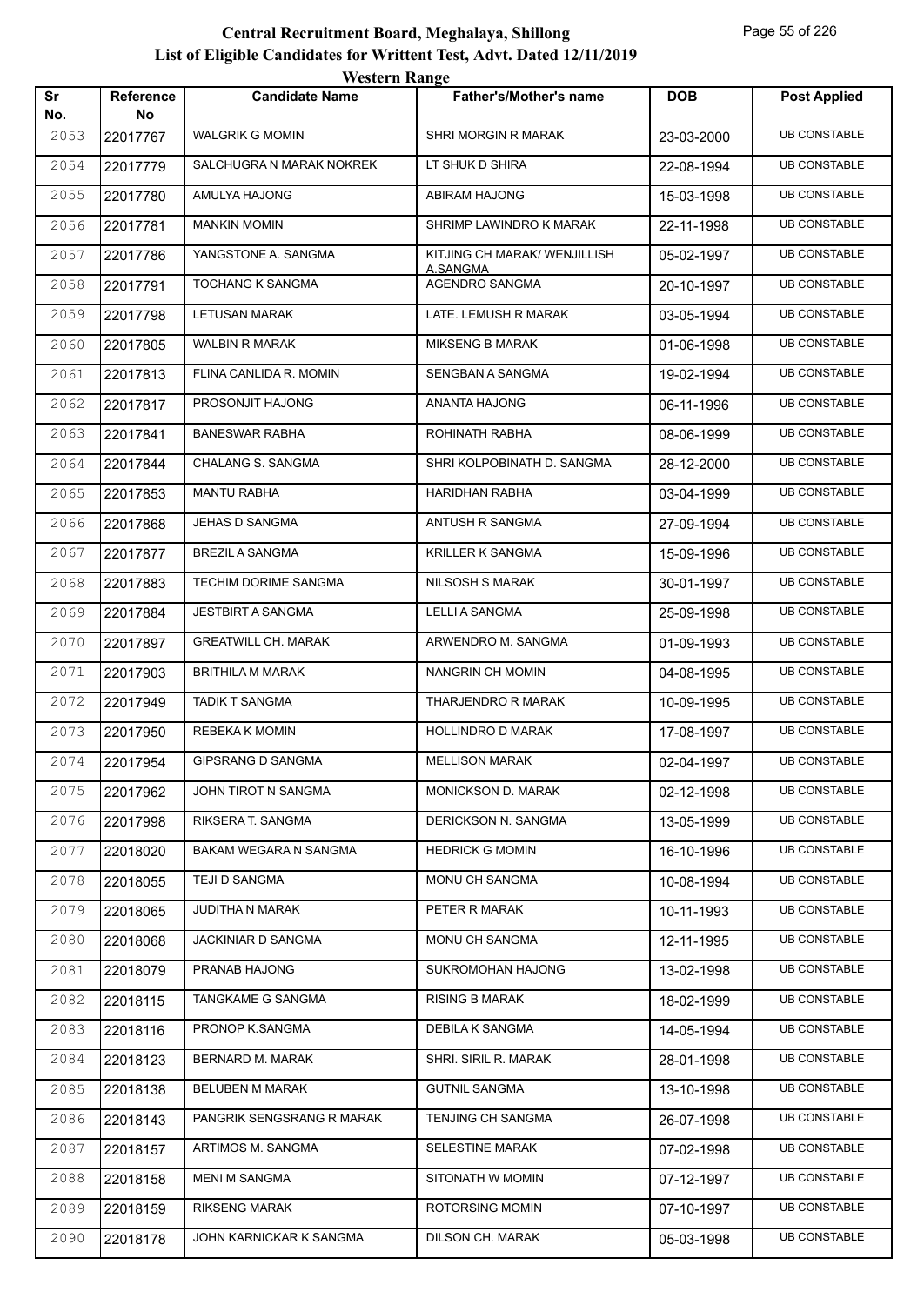# Central Recruitment Board, Meghalaya, Shillong
## List of Eligible Candidates for Writtent Test, Advt. Dated 12/11/2019
### Western Range

| Sr No. | Reference No | Candidate Name | Father's/Mother's name | DOB | Post Applied |
|---|---|---|---|---|---|
| 2053 | 22017767 | WALGRIK G MOMIN | SHRI MORGIN R MARAK | 23-03-2000 | UB CONSTABLE |
| 2054 | 22017779 | SALCHUGRA N MARAK NOKREK | LT SHUK D SHIRA | 22-08-1994 | UB CONSTABLE |
| 2055 | 22017780 | AMULYA HAJONG | ABIRAM HAJONG | 15-03-1998 | UB CONSTABLE |
| 2056 | 22017781 | MANKIN MOMIN | SHRIMP LAWINDRO K MARAK | 22-11-1998 | UB CONSTABLE |
| 2057 | 22017786 | YANGSTONE A. SANGMA | KITJING CH MARAK/ WENJILLISH A.SANGMA | 05-02-1997 | UB CONSTABLE |
| 2058 | 22017791 | TOCHANG K SANGMA | AGENDRO SANGMA | 20-10-1997 | UB CONSTABLE |
| 2059 | 22017798 | LETUSAN MARAK | LATE. LEMUSH R MARAK | 03-05-1994 | UB CONSTABLE |
| 2060 | 22017805 | WALBIN R MARAK | MIKSENG B MARAK | 01-06-1998 | UB CONSTABLE |
| 2061 | 22017813 | FLINA CANLIDA R. MOMIN | SENGBAN A SANGMA | 19-02-1994 | UB CONSTABLE |
| 2062 | 22017817 | PROSONJIT HAJONG | ANANTA HAJONG | 06-11-1996 | UB CONSTABLE |
| 2063 | 22017841 | BANESWAR RABHA | ROHINATH RABHA | 08-06-1999 | UB CONSTABLE |
| 2064 | 22017844 | CHALANG S. SANGMA | SHRI KOLPOBINATH D. SANGMA | 28-12-2000 | UB CONSTABLE |
| 2065 | 22017853 | MANTU RABHA | HARIDHAN RABHA | 03-04-1999 | UB CONSTABLE |
| 2066 | 22017868 | JEHAS D SANGMA | ANTUSH R SANGMA | 27-09-1994 | UB CONSTABLE |
| 2067 | 22017877 | BREZIL A SANGMA | KRILLER K SANGMA | 15-09-1996 | UB CONSTABLE |
| 2068 | 22017883 | TECHIM DORIME SANGMA | NILSOSH S MARAK | 30-01-1997 | UB CONSTABLE |
| 2069 | 22017884 | JESTBIRT A SANGMA | LELLI A SANGMA | 25-09-1998 | UB CONSTABLE |
| 2070 | 22017897 | GREATWILL CH. MARAK | ARWENDRO M. SANGMA | 01-09-1993 | UB CONSTABLE |
| 2071 | 22017903 | BRITHILA M MARAK | NANGRIN CH MOMIN | 04-08-1995 | UB CONSTABLE |
| 2072 | 22017949 | TADIK T SANGMA | THARJENDRO R MARAK | 10-09-1995 | UB CONSTABLE |
| 2073 | 22017950 | REBEKA K MOMIN | HOLLINDRO D MARAK | 17-08-1997 | UB CONSTABLE |
| 2074 | 22017954 | GIPSRANG D SANGMA | MELLISON MARAK | 02-04-1997 | UB CONSTABLE |
| 2075 | 22017962 | JOHN TIROT N SANGMA | MONICKSON D. MARAK | 02-12-1998 | UB CONSTABLE |
| 2076 | 22017998 | RIKSERA T. SANGMA | DERICKSON N. SANGMA | 13-05-1999 | UB CONSTABLE |
| 2077 | 22018020 | BAKAM WEGARA N SANGMA | HEDRICK G MOMIN | 16-10-1996 | UB CONSTABLE |
| 2078 | 22018055 | TEJI D SANGMA | MONU CH SANGMA | 10-08-1994 | UB CONSTABLE |
| 2079 | 22018065 | JUDITHA N MARAK | PETER R MARAK | 10-11-1993 | UB CONSTABLE |
| 2080 | 22018068 | JACKINIAR D SANGMA | MONU CH SANGMA | 12-11-1995 | UB CONSTABLE |
| 2081 | 22018079 | PRANAB HAJONG | SUKROMOHAN HAJONG | 13-02-1998 | UB CONSTABLE |
| 2082 | 22018115 | TANGKAME G SANGMA | RISING B MARAK | 18-02-1999 | UB CONSTABLE |
| 2083 | 22018116 | PRONOP K.SANGMA | DEBILA K SANGMA | 14-05-1994 | UB CONSTABLE |
| 2084 | 22018123 | BERNARD M. MARAK | SHRI. SIRIL R. MARAK | 28-01-1998 | UB CONSTABLE |
| 2085 | 22018138 | BELUBEN M MARAK | GUTNIL SANGMA | 13-10-1998 | UB CONSTABLE |
| 2086 | 22018143 | PANGRIK SENGSRANG R MARAK | TENJING CH SANGMA | 26-07-1998 | UB CONSTABLE |
| 2087 | 22018157 | ARTIMOS M. SANGMA | SELESTINE MARAK | 07-02-1998 | UB CONSTABLE |
| 2088 | 22018158 | MENI M SANGMA | SITONATH W MOMIN | 07-12-1997 | UB CONSTABLE |
| 2089 | 22018159 | RIKSENG MARAK | ROTORSING MOMIN | 07-10-1997 | UB CONSTABLE |
| 2090 | 22018178 | JOHN KARNICKAR K SANGMA | DILSON CH. MARAK | 05-03-1998 | UB CONSTABLE |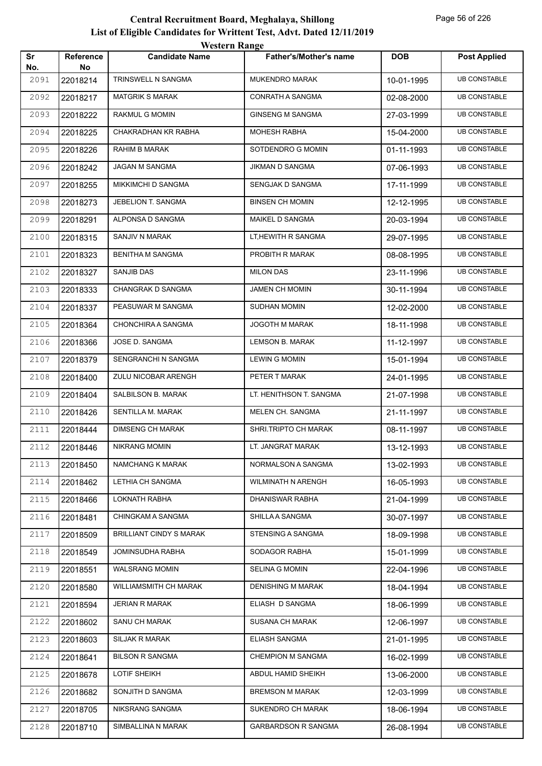# Central Recruitment Board, Meghalaya, Shillong

## List of Eligible Candidates for Writtent Test, Advt. Dated 12/11/2019

### Western Range

| Sr No. | Reference No | Candidate Name | Father's/Mother's name | DOB | Post Applied |
|---|---|---|---|---|---|
| 2091 | 22018214 | TRINSWELL N SANGMA | MUKENDRO MARAK | 10-01-1995 | UB CONSTABLE |
| 2092 | 22018217 | MATGRIK S MARAK | CONRATH A SANGMA | 02-08-2000 | UB CONSTABLE |
| 2093 | 22018222 | RAKMUL G MOMIN | GINSENG M SANGMA | 27-03-1999 | UB CONSTABLE |
| 2094 | 22018225 | CHAKRADHAN KR RABHA | MOHESH RABHA | 15-04-2000 | UB CONSTABLE |
| 2095 | 22018226 | RAHIM B MARAK | SOTDENDRO G MOMIN | 01-11-1993 | UB CONSTABLE |
| 2096 | 22018242 | JAGAN M SANGMA | JIKMAN D SANGMA | 07-06-1993 | UB CONSTABLE |
| 2097 | 22018255 | MIKKIMCHI D SANGMA | SENGJAK D SANGMA | 17-11-1999 | UB CONSTABLE |
| 2098 | 22018273 | JEBELION T. SANGMA | BINSEN CH MOMIN | 12-12-1995 | UB CONSTABLE |
| 2099 | 22018291 | ALPONSA D SANGMA | MAIKEL D SANGMA | 20-03-1994 | UB CONSTABLE |
| 2100 | 22018315 | SANJIV N MARAK | LT,HEWITH R SANGMA | 29-07-1995 | UB CONSTABLE |
| 2101 | 22018323 | BENITHA M SANGMA | PROBITH R MARAK | 08-08-1995 | UB CONSTABLE |
| 2102 | 22018327 | SANJIB DAS | MILON DAS | 23-11-1996 | UB CONSTABLE |
| 2103 | 22018333 | CHANGRAK D SANGMA | JAMEN CH MOMIN | 30-11-1994 | UB CONSTABLE |
| 2104 | 22018337 | PEASUWAR M SANGMA | SUDHAN MOMIN | 12-02-2000 | UB CONSTABLE |
| 2105 | 22018364 | CHONCHIRA A SANGMA | JOGOTH M MARAK | 18-11-1998 | UB CONSTABLE |
| 2106 | 22018366 | JOSE D. SANGMA | LEMSON B. MARAK | 11-12-1997 | UB CONSTABLE |
| 2107 | 22018379 | SENGRANCHI N SANGMA | LEWIN G MOMIN | 15-01-1994 | UB CONSTABLE |
| 2108 | 22018400 | ZULU NICOBAR ARENGH | PETER T MARAK | 24-01-1995 | UB CONSTABLE |
| 2109 | 22018404 | SALBILSON B. MARAK | LT. HENITHSON T. SANGMA | 21-07-1998 | UB CONSTABLE |
| 2110 | 22018426 | SENTILLA M. MARAK | MELEN CH. SANGMA | 21-11-1997 | UB CONSTABLE |
| 2111 | 22018444 | DIMSENG CH MARAK | SHRI.TRIPTO CH MARAK | 08-11-1997 | UB CONSTABLE |
| 2112 | 22018446 | NIKRANG MOMIN | LT. JANGRAT MARAK | 13-12-1993 | UB CONSTABLE |
| 2113 | 22018450 | NAMCHANG K MARAK | NORMALSON A SANGMA | 13-02-1993 | UB CONSTABLE |
| 2114 | 22018462 | LETHIA CH SANGMA | WILMINATH N ARENGH | 16-05-1993 | UB CONSTABLE |
| 2115 | 22018466 | LOKNATH RABHA | DHANISWAR RABHA | 21-04-1999 | UB CONSTABLE |
| 2116 | 22018481 | CHINGKAM A SANGMA | SHILLA A SANGMA | 30-07-1997 | UB CONSTABLE |
| 2117 | 22018509 | BRILLIANT CINDY S MARAK | STENSING A SANGMA | 18-09-1998 | UB CONSTABLE |
| 2118 | 22018549 | JOMINSUDHA RABHA | SODAGOR RABHA | 15-01-1999 | UB CONSTABLE |
| 2119 | 22018551 | WALSRANG MOMIN | SELINA G MOMIN | 22-04-1996 | UB CONSTABLE |
| 2120 | 22018580 | WILLIAMSMITH CH MARAK | DENISHING M MARAK | 18-04-1994 | UB CONSTABLE |
| 2121 | 22018594 | JERIAN R MARAK | ELIASH D SANGMA | 18-06-1999 | UB CONSTABLE |
| 2122 | 22018602 | SANU CH MARAK | SUSANA CH MARAK | 12-06-1997 | UB CONSTABLE |
| 2123 | 22018603 | SILJAK R MARAK | ELIASH SANGMA | 21-01-1995 | UB CONSTABLE |
| 2124 | 22018641 | BILSON R SANGMA | CHEMPION M SANGMA | 16-02-1999 | UB CONSTABLE |
| 2125 | 22018678 | LOTIF SHEIKH | ABDUL HAMID SHEIKH | 13-06-2000 | UB CONSTABLE |
| 2126 | 22018682 | SONJITH D SANGMA | BREMSON M MARAK | 12-03-1999 | UB CONSTABLE |
| 2127 | 22018705 | NIKSRANG SANGMA | SUKENDRO CH MARAK | 18-06-1994 | UB CONSTABLE |
| 2128 | 22018710 | SIMBALLINA N MARAK | GARBARDSON R SANGMA | 26-08-1994 | UB CONSTABLE |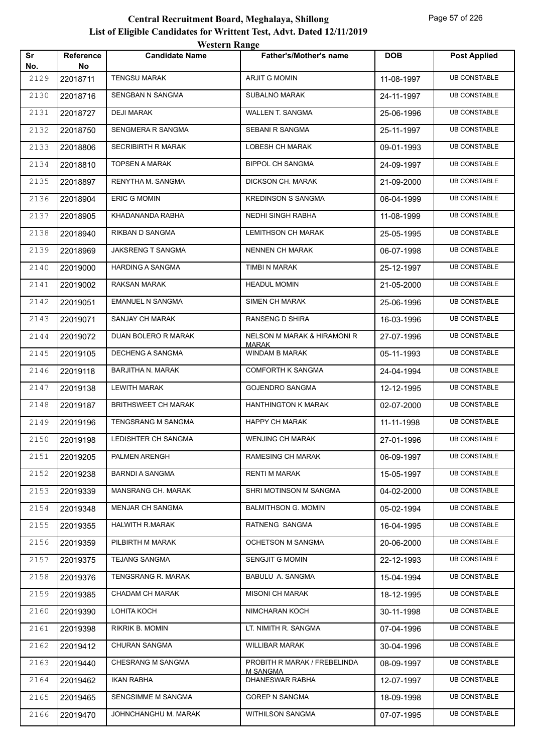# Central Recruitment Board, Meghalaya, Shillong

## List of Eligible Candidates for Writtent Test, Advt. Dated 12/11/2019

### Western Range

| Sr No. | Reference No | Candidate Name | Father's/Mother's name | DOB | Post Applied |
|---|---|---|---|---|---|
| 2129 | 22018711 | TENGSU MARAK | ARJIT G MOMIN | 11-08-1997 | UB CONSTABLE |
| 2130 | 22018716 | SENGBAN N SANGMA | SUBALNO MARAK | 24-11-1997 | UB CONSTABLE |
| 2131 | 22018727 | DEJI MARAK | WALLEN T. SANGMA | 25-06-1996 | UB CONSTABLE |
| 2132 | 22018750 | SENGMERA R SANGMA | SEBANI R SANGMA | 25-11-1997 | UB CONSTABLE |
| 2133 | 22018806 | SECRIBIRTH R MARAK | LOBESH CH MARAK | 09-01-1993 | UB CONSTABLE |
| 2134 | 22018810 | TOPSEN A MARAK | BIPPOL CH SANGMA | 24-09-1997 | UB CONSTABLE |
| 2135 | 22018897 | RENYTHA M. SANGMA | DICKSON CH. MARAK | 21-09-2000 | UB CONSTABLE |
| 2136 | 22018904 | ERIC G MOMIN | KREDINSON S SANGMA | 06-04-1999 | UB CONSTABLE |
| 2137 | 22018905 | KHADANANDA RABHA | NEDHI SINGH RABHA | 11-08-1999 | UB CONSTABLE |
| 2138 | 22018940 | RIKBAN D SANGMA | LEMITHSON CH MARAK | 25-05-1995 | UB CONSTABLE |
| 2139 | 22018969 | JAKSRENG T SANGMA | NENNEN CH MARAK | 06-07-1998 | UB CONSTABLE |
| 2140 | 22019000 | HARDING A SANGMA | TIMBI N MARAK | 25-12-1997 | UB CONSTABLE |
| 2141 | 22019002 | RAKSAN MARAK | HEADUL MOMIN | 21-05-2000 | UB CONSTABLE |
| 2142 | 22019051 | EMANUEL N SANGMA | SIMEN CH MARAK | 25-06-1996 | UB CONSTABLE |
| 2143 | 22019071 | SANJAY CH MARAK | RANSENG D SHIRA | 16-03-1996 | UB CONSTABLE |
| 2144 | 22019072 | DUAN BOLERO R MARAK | NELSON M MARAK & HIRAMONI R MARAK | 27-07-1996 | UB CONSTABLE |
| 2145 | 22019105 | DECHENG A SANGMA | WINDAM B MARAK | 05-11-1993 | UB CONSTABLE |
| 2146 | 22019118 | BARJITHA N. MARAK | COMFORTH K SANGMA | 24-04-1994 | UB CONSTABLE |
| 2147 | 22019138 | LEWITH MARAK | GOJENDRO SANGMA | 12-12-1995 | UB CONSTABLE |
| 2148 | 22019187 | BRITHSWEET CH MARAK | HANTHINGTON K MARAK | 02-07-2000 | UB CONSTABLE |
| 2149 | 22019196 | TENGSRANG M SANGMA | HAPPY CH MARAK | 11-11-1998 | UB CONSTABLE |
| 2150 | 22019198 | LEDISHTER CH SANGMA | WENJING CH MARAK | 27-01-1996 | UB CONSTABLE |
| 2151 | 22019205 | PALMEN ARENGH | RAMESING CH MARAK | 06-09-1997 | UB CONSTABLE |
| 2152 | 22019238 | BARNDI A SANGMA | RENTI M MARAK | 15-05-1997 | UB CONSTABLE |
| 2153 | 22019339 | MANSRANG CH. MARAK | SHRI MOTINSON M SANGMA | 04-02-2000 | UB CONSTABLE |
| 2154 | 22019348 | MENJAR CH SANGMA | BALMITHSON G. MOMIN | 05-02-1994 | UB CONSTABLE |
| 2155 | 22019355 | HALWITH R.MARAK | RATNENG SANGMA | 16-04-1995 | UB CONSTABLE |
| 2156 | 22019359 | PILBIRTH M MARAK | OCHETSON M SANGMA | 20-06-2000 | UB CONSTABLE |
| 2157 | 22019375 | TEJANG SANGMA | SENGJIT G MOMIN | 22-12-1993 | UB CONSTABLE |
| 2158 | 22019376 | TENGSRANG R. MARAK | BABULU A. SANGMA | 15-04-1994 | UB CONSTABLE |
| 2159 | 22019385 | CHADAM CH MARAK | MISONI CH MARAK | 18-12-1995 | UB CONSTABLE |
| 2160 | 22019390 | LOHITA KOCH | NIMCHARAN KOCH | 30-11-1998 | UB CONSTABLE |
| 2161 | 22019398 | RIKRIK B. MOMIN | LT. NIMITH R. SANGMA | 07-04-1996 | UB CONSTABLE |
| 2162 | 22019412 | CHURAN SANGMA | WILLIBAR MARAK | 30-04-1996 | UB CONSTABLE |
| 2163 | 22019440 | CHESRANG M SANGMA | PROBITH R MARAK / FREBELINDA M SANGMA | 08-09-1997 | UB CONSTABLE |
| 2164 | 22019462 | IKAN RABHA | DHANESWAR RABHA | 12-07-1997 | UB CONSTABLE |
| 2165 | 22019465 | SENGSIMME M SANGMA | GOREP N SANGMA | 18-09-1998 | UB CONSTABLE |
| 2166 | 22019470 | JOHNCHANGHU M. MARAK | WITHILSON SANGMA | 07-07-1995 | UB CONSTABLE |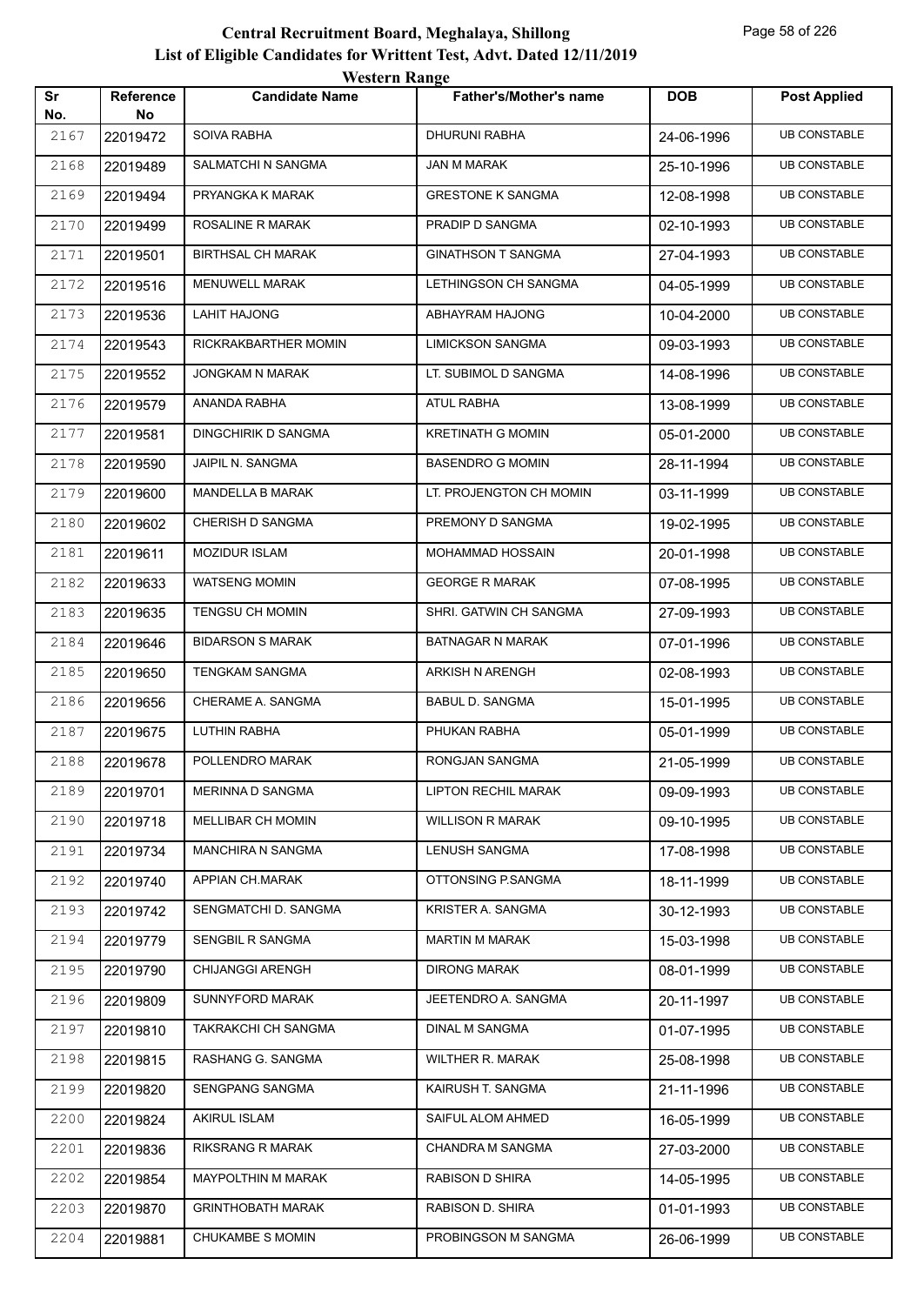# Central Recruitment Board, Meghalaya, Shillong

## List of Eligible Candidates for Writtent Test, Advt. Dated 12/11/2019

### Western Range

| Sr No. | Reference No | Candidate Name | Father's/Mother's name | DOB | Post Applied |
|---|---|---|---|---|---|
| 2167 | 22019472 | SOIVA RABHA | DHURUNI RABHA | 24-06-1996 | UB CONSTABLE |
| 2168 | 22019489 | SALMATCHI N SANGMA | JAN M MARAK | 25-10-1996 | UB CONSTABLE |
| 2169 | 22019494 | PRYANGKA K MARAK | GRESTONE K SANGMA | 12-08-1998 | UB CONSTABLE |
| 2170 | 22019499 | ROSALINE R MARAK | PRADIP D SANGMA | 02-10-1993 | UB CONSTABLE |
| 2171 | 22019501 | BIRTHSAL CH MARAK | GINATHSON T SANGMA | 27-04-1993 | UB CONSTABLE |
| 2172 | 22019516 | MENUWELL MARAK | LETHINGSON CH SANGMA | 04-05-1999 | UB CONSTABLE |
| 2173 | 22019536 | LAHIT HAJONG | ABHAYRAM HAJONG | 10-04-2000 | UB CONSTABLE |
| 2174 | 22019543 | RICKRAKBARTHER MOMIN | LIMICKSON SANGMA | 09-03-1993 | UB CONSTABLE |
| 2175 | 22019552 | JONGKAM N MARAK | LT. SUBIMOL D SANGMA | 14-08-1996 | UB CONSTABLE |
| 2176 | 22019579 | ANANDA RABHA | ATUL RABHA | 13-08-1999 | UB CONSTABLE |
| 2177 | 22019581 | DINGCHIRIK D SANGMA | KRETINATH G MOMIN | 05-01-2000 | UB CONSTABLE |
| 2178 | 22019590 | JAIPIL N. SANGMA | BASENDRO G MOMIN | 28-11-1994 | UB CONSTABLE |
| 2179 | 22019600 | MANDELLA B MARAK | LT. PROJENGTON CH MOMIN | 03-11-1999 | UB CONSTABLE |
| 2180 | 22019602 | CHERISH D SANGMA | PREMONY D SANGMA | 19-02-1995 | UB CONSTABLE |
| 2181 | 22019611 | MOZIDUR ISLAM | MOHAMMAD HOSSAIN | 20-01-1998 | UB CONSTABLE |
| 2182 | 22019633 | WATSENG MOMIN | GEORGE R MARAK | 07-08-1995 | UB CONSTABLE |
| 2183 | 22019635 | TENGSU CH MOMIN | SHRI. GATWIN CH SANGMA | 27-09-1993 | UB CONSTABLE |
| 2184 | 22019646 | BIDARSON S MARAK | BATNAGAR N MARAK | 07-01-1996 | UB CONSTABLE |
| 2185 | 22019650 | TENGKAM SANGMA | ARKISH N ARENGH | 02-08-1993 | UB CONSTABLE |
| 2186 | 22019656 | CHERAME A. SANGMA | BABUL D. SANGMA | 15-01-1995 | UB CONSTABLE |
| 2187 | 22019675 | LUTHIN RABHA | PHUKAN RABHA | 05-01-1999 | UB CONSTABLE |
| 2188 | 22019678 | POLLENDRO MARAK | RONGJAN SANGMA | 21-05-1999 | UB CONSTABLE |
| 2189 | 22019701 | MERINNA D SANGMA | LIPTON RECHIL MARAK | 09-09-1993 | UB CONSTABLE |
| 2190 | 22019718 | MELLIBAR CH MOMIN | WILLISON R MARAK | 09-10-1995 | UB CONSTABLE |
| 2191 | 22019734 | MANCHIRA N SANGMA | LENUSH SANGMA | 17-08-1998 | UB CONSTABLE |
| 2192 | 22019740 | APPIAN CH.MARAK | OTTONSING P.SANGMA | 18-11-1999 | UB CONSTABLE |
| 2193 | 22019742 | SENGMATCHI D. SANGMA | KRISTER A. SANGMA | 30-12-1993 | UB CONSTABLE |
| 2194 | 22019779 | SENGBIL R SANGMA | MARTIN M MARAK | 15-03-1998 | UB CONSTABLE |
| 2195 | 22019790 | CHIJANGGI ARENGH | DIRONG MARAK | 08-01-1999 | UB CONSTABLE |
| 2196 | 22019809 | SUNNYFORD MARAK | JEETENDRO A. SANGMA | 20-11-1997 | UB CONSTABLE |
| 2197 | 22019810 | TAKRAKCHI CH SANGMA | DINAL M SANGMA | 01-07-1995 | UB CONSTABLE |
| 2198 | 22019815 | RASHANG G. SANGMA | WILTHER R. MARAK | 25-08-1998 | UB CONSTABLE |
| 2199 | 22019820 | SENGPANG SANGMA | KAIRUSH T. SANGMA | 21-11-1996 | UB CONSTABLE |
| 2200 | 22019824 | AKIRUL ISLAM | SAIFUL ALOM AHMED | 16-05-1999 | UB CONSTABLE |
| 2201 | 22019836 | RIKSRANG R MARAK | CHANDRA M SANGMA | 27-03-2000 | UB CONSTABLE |
| 2202 | 22019854 | MAYPOLTHIN M MARAK | RABISON D SHIRA | 14-05-1995 | UB CONSTABLE |
| 2203 | 22019870 | GRINTHOBATH MARAK | RABISON D. SHIRA | 01-01-1993 | UB CONSTABLE |
| 2204 | 22019881 | CHUKAMBE S MOMIN | PROBINGSON M SANGMA | 26-06-1999 | UB CONSTABLE |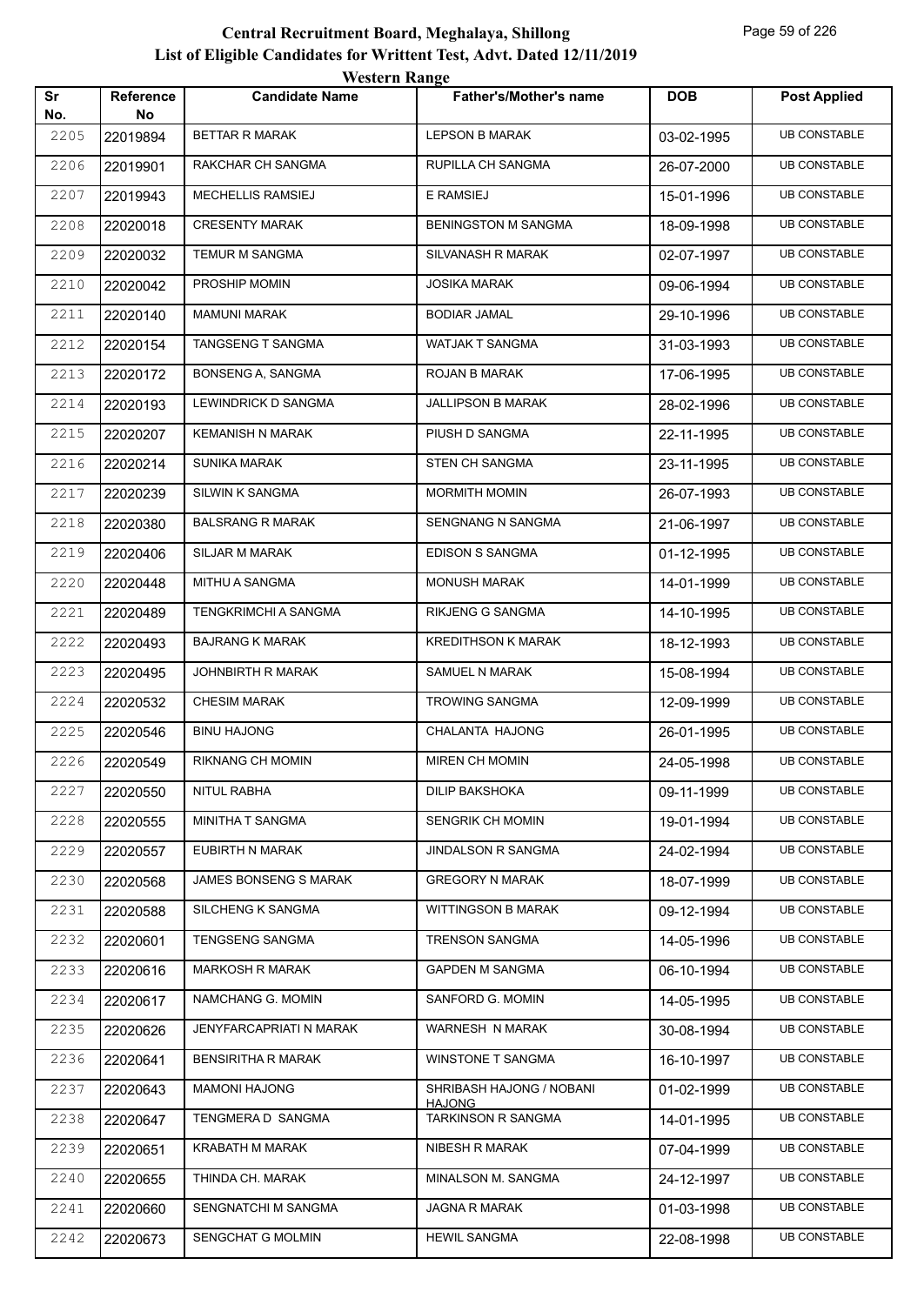# Central Recruitment Board, Meghalaya, Shillong
## List of Eligible Candidates for Writtent Test, Advt. Dated 12/11/2019
### Western Range

| Sr No. | Reference No | Candidate Name | Father's/Mother's name | DOB | Post Applied |
|---|---|---|---|---|---|
| 2205 | 22019894 | BETTAR R MARAK | LEPSON B MARAK | 03-02-1995 | UB CONSTABLE |
| 2206 | 22019901 | RAKCHAR CH SANGMA | RUPILLA CH SANGMA | 26-07-2000 | UB CONSTABLE |
| 2207 | 22019943 | MECHELLIS RAMSIEJ | E RAMSIEJ | 15-01-1996 | UB CONSTABLE |
| 2208 | 22020018 | CRESENTY MARAK | BENINGSTON M SANGMA | 18-09-1998 | UB CONSTABLE |
| 2209 | 22020032 | TEMUR M SANGMA | SILVANASH R MARAK | 02-07-1997 | UB CONSTABLE |
| 2210 | 22020042 | PROSHIP MOMIN | JOSIKA MARAK | 09-06-1994 | UB CONSTABLE |
| 2211 | 22020140 | MAMUNI MARAK | BODIAR JAMAL | 29-10-1996 | UB CONSTABLE |
| 2212 | 22020154 | TANGSENG T SANGMA | WATJAK T SANGMA | 31-03-1993 | UB CONSTABLE |
| 2213 | 22020172 | BONSENG A, SANGMA | ROJAN B MARAK | 17-06-1995 | UB CONSTABLE |
| 2214 | 22020193 | LEWINDRICK D SANGMA | JALLIPSON B MARAK | 28-02-1996 | UB CONSTABLE |
| 2215 | 22020207 | KEMANISH N MARAK | PIUSH D SANGMA | 22-11-1995 | UB CONSTABLE |
| 2216 | 22020214 | SUNIKA MARAK | STEN CH SANGMA | 23-11-1995 | UB CONSTABLE |
| 2217 | 22020239 | SILWIN K SANGMA | MORMITH MOMIN | 26-07-1993 | UB CONSTABLE |
| 2218 | 22020380 | BALSRANG R MARAK | SENGNANG N SANGMA | 21-06-1997 | UB CONSTABLE |
| 2219 | 22020406 | SILJAR M MARAK | EDISON S SANGMA | 01-12-1995 | UB CONSTABLE |
| 2220 | 22020448 | MITHU A SANGMA | MONUSH MARAK | 14-01-1999 | UB CONSTABLE |
| 2221 | 22020489 | TENGKRIMCHI A SANGMA | RIKJENG G SANGMA | 14-10-1995 | UB CONSTABLE |
| 2222 | 22020493 | BAJRANG K MARAK | KREDITHSON K MARAK | 18-12-1993 | UB CONSTABLE |
| 2223 | 22020495 | JOHNBIRTH R MARAK | SAMUEL N MARAK | 15-08-1994 | UB CONSTABLE |
| 2224 | 22020532 | CHESIM MARAK | TROWING SANGMA | 12-09-1999 | UB CONSTABLE |
| 2225 | 22020546 | BINU HAJONG | CHALANTA HAJONG | 26-01-1995 | UB CONSTABLE |
| 2226 | 22020549 | RIKNANG CH MOMIN | MIREN CH MOMIN | 24-05-1998 | UB CONSTABLE |
| 2227 | 22020550 | NITUL RABHA | DILIP BAKSHOKA | 09-11-1999 | UB CONSTABLE |
| 2228 | 22020555 | MINITHA T SANGMA | SENGRIK CH MOMIN | 19-01-1994 | UB CONSTABLE |
| 2229 | 22020557 | EUBIRTH N MARAK | JINDALSON R SANGMA | 24-02-1994 | UB CONSTABLE |
| 2230 | 22020568 | JAMES BONSENG S MARAK | GREGORY N MARAK | 18-07-1999 | UB CONSTABLE |
| 2231 | 22020588 | SILCHENG K SANGMA | WITTINGSON B MARAK | 09-12-1994 | UB CONSTABLE |
| 2232 | 22020601 | TENGSENG SANGMA | TRENSON SANGMA | 14-05-1996 | UB CONSTABLE |
| 2233 | 22020616 | MARKOSH R MARAK | GAPDEN M SANGMA | 06-10-1994 | UB CONSTABLE |
| 2234 | 22020617 | NAMCHANG G. MOMIN | SANFORD G. MOMIN | 14-05-1995 | UB CONSTABLE |
| 2235 | 22020626 | JENYFARCAPRIATI N MARAK | WARNESH N MARAK | 30-08-1994 | UB CONSTABLE |
| 2236 | 22020641 | BENSIRITHA R MARAK | WINSTONE T SANGMA | 16-10-1997 | UB CONSTABLE |
| 2237 | 22020643 | MAMONI HAJONG | SHRIBASH HAJONG / NOBANI HAJONG | 01-02-1999 | UB CONSTABLE |
| 2238 | 22020647 | TENGMERA D SANGMA | TARKINSON R SANGMA | 14-01-1995 | UB CONSTABLE |
| 2239 | 22020651 | KRABATH M MARAK | NIBESH R MARAK | 07-04-1999 | UB CONSTABLE |
| 2240 | 22020655 | THINDA CH. MARAK | MINALSON M. SANGMA | 24-12-1997 | UB CONSTABLE |
| 2241 | 22020660 | SENGNATCHI M SANGMA | JAGNA R MARAK | 01-03-1998 | UB CONSTABLE |
| 2242 | 22020673 | SENGCHAT G MOLMIN | HEWIL SANGMA | 22-08-1998 | UB CONSTABLE |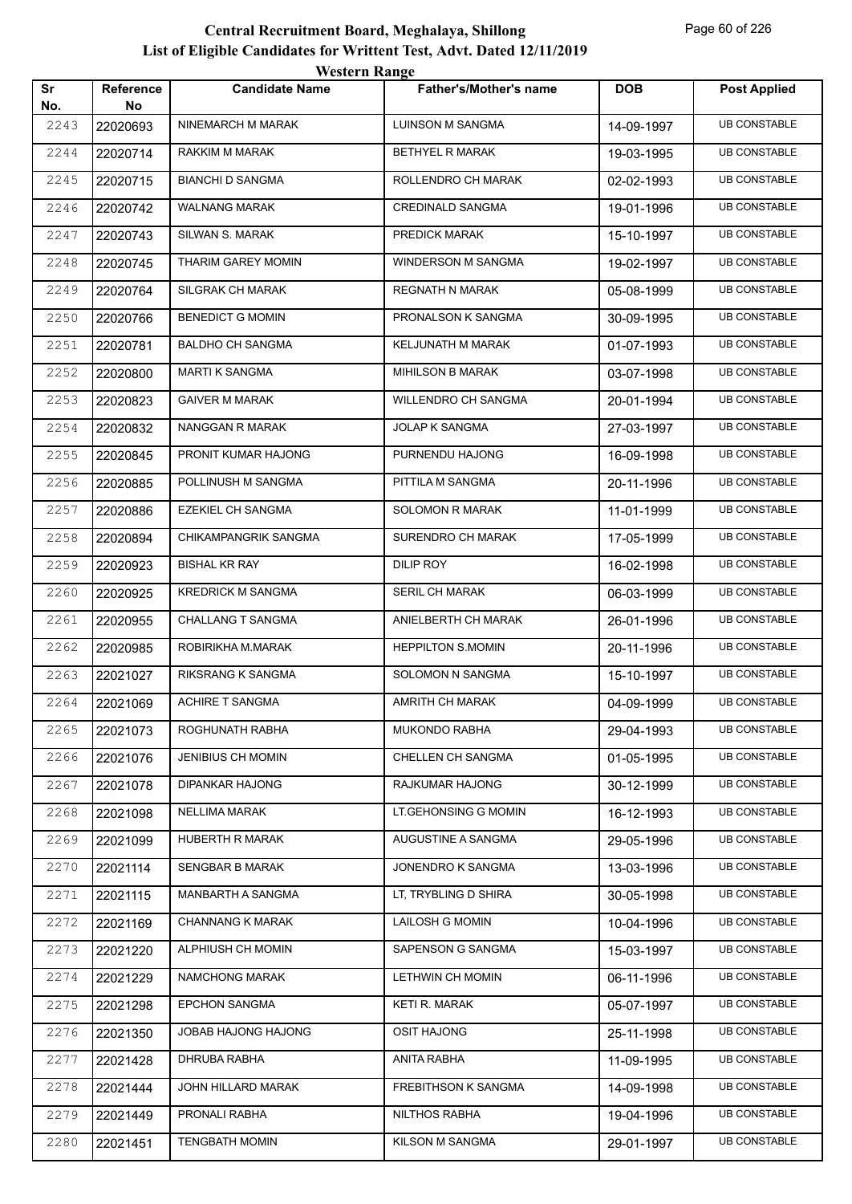# Central Recruitment Board, Meghalaya, Shillong

## List of Eligible Candidates for Writtent Test, Advt. Dated 12/11/2019

### Western Range

| Sr No. | Reference No | Candidate Name | Father's/Mother's name | DOB | Post Applied |
|---|---|---|---|---|---|
| 2243 | 22020693 | NINEMARCH M MARAK | LUINSON M SANGMA | 14-09-1997 | UB CONSTABLE |
| 2244 | 22020714 | RAKKIM M MARAK | BETHYEL R MARAK | 19-03-1995 | UB CONSTABLE |
| 2245 | 22020715 | BIANCHI D SANGMA | ROLLENDRO CH MARAK | 02-02-1993 | UB CONSTABLE |
| 2246 | 22020742 | WALNANG MARAK | CREDINALD SANGMA | 19-01-1996 | UB CONSTABLE |
| 2247 | 22020743 | SILWAN S. MARAK | PREDICK MARAK | 15-10-1997 | UB CONSTABLE |
| 2248 | 22020745 | THARIM GAREY MOMIN | WINDERSON M SANGMA | 19-02-1997 | UB CONSTABLE |
| 2249 | 22020764 | SILGRAK CH MARAK | REGNATH N MARAK | 05-08-1999 | UB CONSTABLE |
| 2250 | 22020766 | BENEDICT G MOMIN | PRONALSON K SANGMA | 30-09-1995 | UB CONSTABLE |
| 2251 | 22020781 | BALDHO CH SANGMA | KELJUNATH M MARAK | 01-07-1993 | UB CONSTABLE |
| 2252 | 22020800 | MARTI K SANGMA | MIHILSON B MARAK | 03-07-1998 | UB CONSTABLE |
| 2253 | 22020823 | GAIVER M MARAK | WILLENDRO CH SANGMA | 20-01-1994 | UB CONSTABLE |
| 2254 | 22020832 | NANGGAN R MARAK | JOLAP K SANGMA | 27-03-1997 | UB CONSTABLE |
| 2255 | 22020845 | PRONIT KUMAR HAJONG | PURNENDU HAJONG | 16-09-1998 | UB CONSTABLE |
| 2256 | 22020885 | POLLINUSH M SANGMA | PITTILA M SANGMA | 20-11-1996 | UB CONSTABLE |
| 2257 | 22020886 | EZEKIEL CH SANGMA | SOLOMON R MARAK | 11-01-1999 | UB CONSTABLE |
| 2258 | 22020894 | CHIKAMPANGRIK SANGMA | SURENDRO CH MARAK | 17-05-1999 | UB CONSTABLE |
| 2259 | 22020923 | BISHAL KR RAY | DILIP ROY | 16-02-1998 | UB CONSTABLE |
| 2260 | 22020925 | KREDRICK M SANGMA | SERIL CH MARAK | 06-03-1999 | UB CONSTABLE |
| 2261 | 22020955 | CHALLANG T SANGMA | ANIELBERTH CH MARAK | 26-01-1996 | UB CONSTABLE |
| 2262 | 22020985 | ROBIRIKHA M.MARAK | HEPPILTON S.MOMIN | 20-11-1996 | UB CONSTABLE |
| 2263 | 22021027 | RIKSRANG K SANGMA | SOLOMON N SANGMA | 15-10-1997 | UB CONSTABLE |
| 2264 | 22021069 | ACHIRE T SANGMA | AMRITH CH MARAK | 04-09-1999 | UB CONSTABLE |
| 2265 | 22021073 | ROGHUNATH RABHA | MUKONDO RABHA | 29-04-1993 | UB CONSTABLE |
| 2266 | 22021076 | JENIBIUS CH MOMIN | CHELLEN CH SANGMA | 01-05-1995 | UB CONSTABLE |
| 2267 | 22021078 | DIPANKAR HAJONG | RAJKUMAR HAJONG | 30-12-1999 | UB CONSTABLE |
| 2268 | 22021098 | NELLIMA MARAK | LT.GEHONSING G MOMIN | 16-12-1993 | UB CONSTABLE |
| 2269 | 22021099 | HUBERTH R MARAK | AUGUSTINE A SANGMA | 29-05-1996 | UB CONSTABLE |
| 2270 | 22021114 | SENGBAR B MARAK | JONENDRO K SANGMA | 13-03-1996 | UB CONSTABLE |
| 2271 | 22021115 | MANBARTH A SANGMA | LT, TRYBLING D SHIRA | 30-05-1998 | UB CONSTABLE |
| 2272 | 22021169 | CHANNANG K MARAK | LAILOSH G MOMIN | 10-04-1996 | UB CONSTABLE |
| 2273 | 22021220 | ALPHIUSH CH MOMIN | SAPENSON G SANGMA | 15-03-1997 | UB CONSTABLE |
| 2274 | 22021229 | NAMCHONG MARAK | LETHWIN CH MOMIN | 06-11-1996 | UB CONSTABLE |
| 2275 | 22021298 | EPCHON SANGMA | KETI R. MARAK | 05-07-1997 | UB CONSTABLE |
| 2276 | 22021350 | JOBAB HAJONG HAJONG | OSIT HAJONG | 25-11-1998 | UB CONSTABLE |
| 2277 | 22021428 | DHRUBA RABHA | ANITA RABHA | 11-09-1995 | UB CONSTABLE |
| 2278 | 22021444 | JOHN HILLARD MARAK | FREBITHSON K SANGMA | 14-09-1998 | UB CONSTABLE |
| 2279 | 22021449 | PRONALI RABHA | NILTHOS RABHA | 19-04-1996 | UB CONSTABLE |
| 2280 | 22021451 | TENGBATH MOMIN | KILSON M SANGMA | 29-01-1997 | UB CONSTABLE |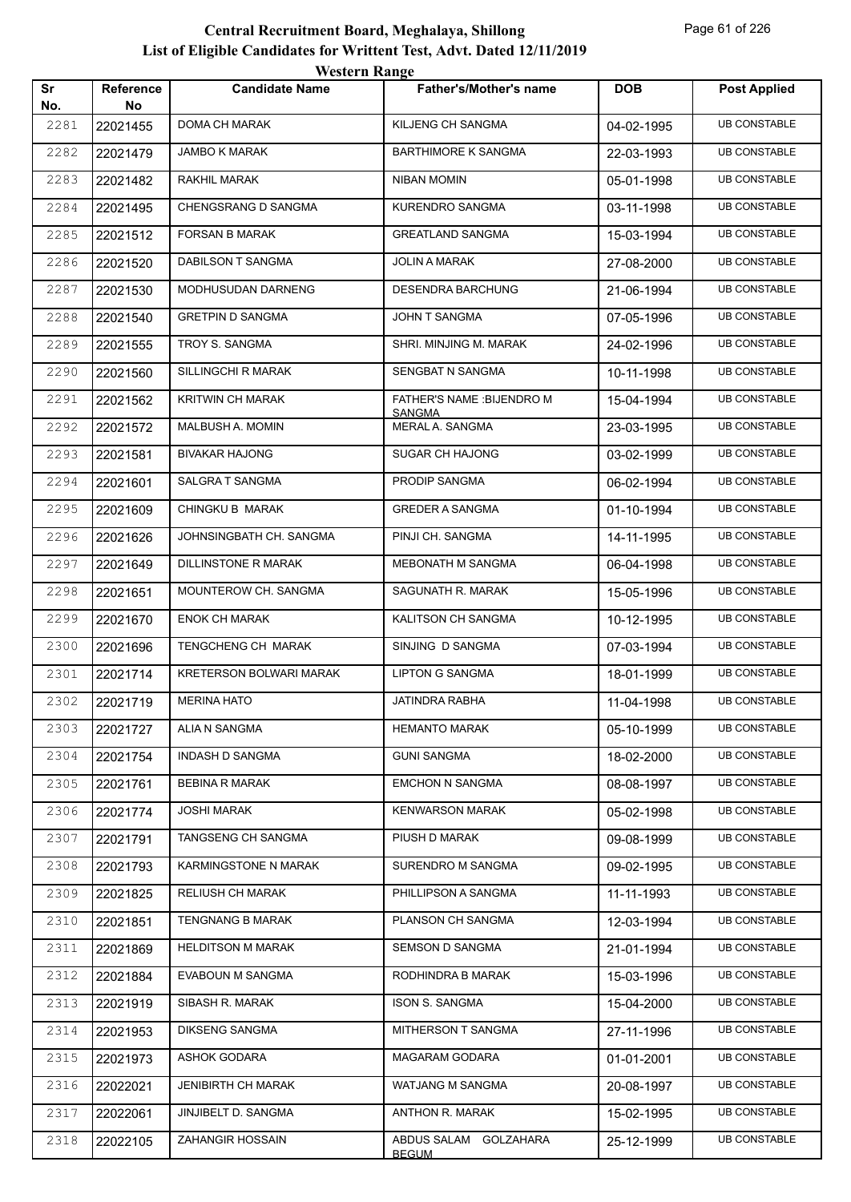# Central Recruitment Board, Meghalaya, Shillong

## List of Eligible Candidates for Writtent Test, Advt. Dated 12/11/2019

### Western Range

| Sr No. | Reference No | Candidate Name | Father's/Mother's name | DOB | Post Applied |
|---|---|---|---|---|---|
| 2281 | 22021455 | DOMA CH MARAK | KILJENG CH SANGMA | 04-02-1995 | UB CONSTABLE |
| 2282 | 22021479 | JAMBO K MARAK | BARTHIMORE K SANGMA | 22-03-1993 | UB CONSTABLE |
| 2283 | 22021482 | RAKHIL MARAK | NIBAN MOMIN | 05-01-1998 | UB CONSTABLE |
| 2284 | 22021495 | CHENGSRANG D SANGMA | KURENDRO SANGMA | 03-11-1998 | UB CONSTABLE |
| 2285 | 22021512 | FORSAN B MARAK | GREATLAND SANGMA | 15-03-1994 | UB CONSTABLE |
| 2286 | 22021520 | DABILSON T SANGMA | JOLIN A MARAK | 27-08-2000 | UB CONSTABLE |
| 2287 | 22021530 | MODHUSUDAN DARNENG | DESENDRA BARCHUNG | 21-06-1994 | UB CONSTABLE |
| 2288 | 22021540 | GRETPIN D SANGMA | JOHN T SANGMA | 07-05-1996 | UB CONSTABLE |
| 2289 | 22021555 | TROY S. SANGMA | SHRI. MINJING M. MARAK | 24-02-1996 | UB CONSTABLE |
| 2290 | 22021560 | SILLINGCHI R MARAK | SENGBAT N SANGMA | 10-11-1998 | UB CONSTABLE |
| 2291 | 22021562 | KRITWIN CH MARAK | FATHER'S NAME :BIJENDRO M SANGMA | 15-04-1994 | UB CONSTABLE |
| 2292 | 22021572 | MALBUSH A. MOMIN | MERAL A. SANGMA | 23-03-1995 | UB CONSTABLE |
| 2293 | 22021581 | BIVAKAR HAJONG | SUGAR CH HAJONG | 03-02-1999 | UB CONSTABLE |
| 2294 | 22021601 | SALGRA T SANGMA | PRODIP SANGMA | 06-02-1994 | UB CONSTABLE |
| 2295 | 22021609 | CHINGKU B MARAK | GREDER A SANGMA | 01-10-1994 | UB CONSTABLE |
| 2296 | 22021626 | JOHNSINGBATH CH. SANGMA | PINJI CH. SANGMA | 14-11-1995 | UB CONSTABLE |
| 2297 | 22021649 | DILLINSTONE R MARAK | MEBONATH M SANGMA | 06-04-1998 | UB CONSTABLE |
| 2298 | 22021651 | MOUNTEROW CH. SANGMA | SAGUNATH R. MARAK | 15-05-1996 | UB CONSTABLE |
| 2299 | 22021670 | ENOK CH MARAK | KALITSON CH SANGMA | 10-12-1995 | UB CONSTABLE |
| 2300 | 22021696 | TENGCHENG CH MARAK | SINJING D SANGMA | 07-03-1994 | UB CONSTABLE |
| 2301 | 22021714 | KRETERSON BOLWARI MARAK | LIPTON G SANGMA | 18-01-1999 | UB CONSTABLE |
| 2302 | 22021719 | MERINA HATO | JATINDRA RABHA | 11-04-1998 | UB CONSTABLE |
| 2303 | 22021727 | ALIA N SANGMA | HEMANTO MARAK | 05-10-1999 | UB CONSTABLE |
| 2304 | 22021754 | INDASH D SANGMA | GUNI SANGMA | 18-02-2000 | UB CONSTABLE |
| 2305 | 22021761 | BEBINA R MARAK | EMCHON N SANGMA | 08-08-1997 | UB CONSTABLE |
| 2306 | 22021774 | JOSHI MARAK | KENWARSON MARAK | 05-02-1998 | UB CONSTABLE |
| 2307 | 22021791 | TANGSENG CH SANGMA | PIUSH D MARAK | 09-08-1999 | UB CONSTABLE |
| 2308 | 22021793 | KARMINGSTONE N MARAK | SURENDRO M SANGMA | 09-02-1995 | UB CONSTABLE |
| 2309 | 22021825 | RELIUSH CH MARAK | PHILLIPSON A SANGMA | 11-11-1993 | UB CONSTABLE |
| 2310 | 22021851 | TENGNANG B MARAK | PLANSON CH SANGMA | 12-03-1994 | UB CONSTABLE |
| 2311 | 22021869 | HELDITSON M MARAK | SEMSON D SANGMA | 21-01-1994 | UB CONSTABLE |
| 2312 | 22021884 | EVABOUN M SANGMA | RODHINDRA B MARAK | 15-03-1996 | UB CONSTABLE |
| 2313 | 22021919 | SIBASH R. MARAK | ISON S. SANGMA | 15-04-2000 | UB CONSTABLE |
| 2314 | 22021953 | DIKSENG SANGMA | MITHERSON T SANGMA | 27-11-1996 | UB CONSTABLE |
| 2315 | 22021973 | ASHOK GODARA | MAGARAM GODARA | 01-01-2001 | UB CONSTABLE |
| 2316 | 22022021 | JENIBIRTH CH MARAK | WATJANG M SANGMA | 20-08-1997 | UB CONSTABLE |
| 2317 | 22022061 | JINJIBELT D. SANGMA | ANTHON R. MARAK | 15-02-1995 | UB CONSTABLE |
| 2318 | 22022105 | ZAHANGIR HOSSAIN | ABDUS SALAM GOLZAHARA BEGUM | 25-12-1999 | UB CONSTABLE |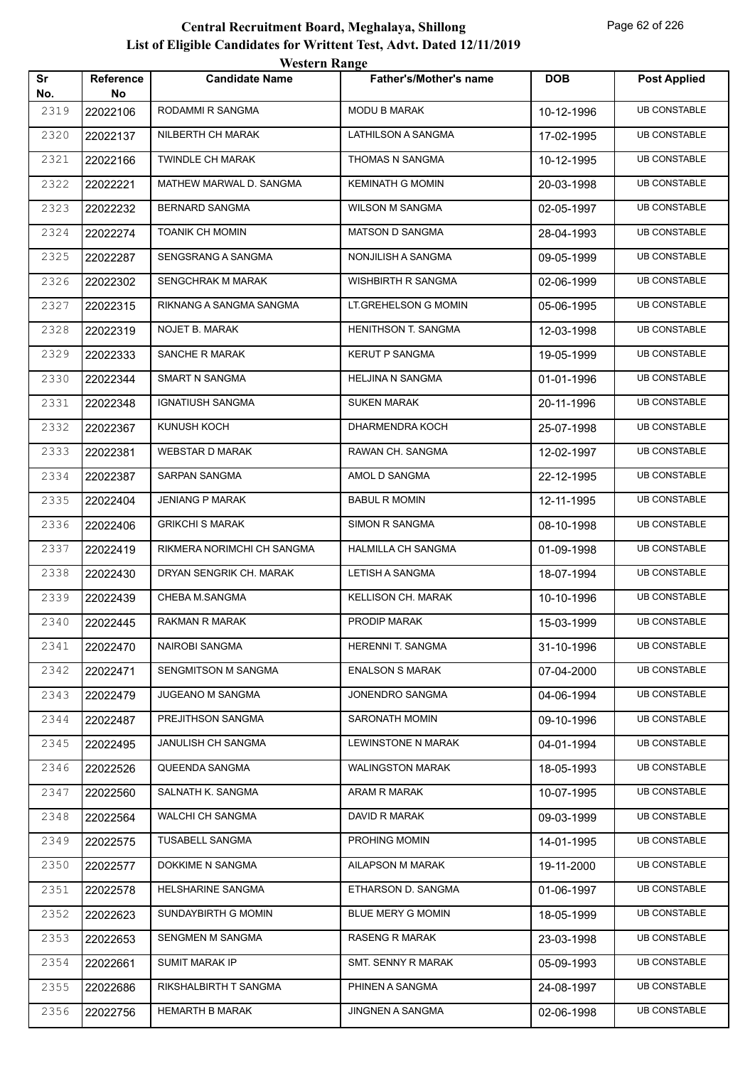# Central Recruitment Board, Meghalaya, Shillong

## List of Eligible Candidates for Writtent Test, Advt. Dated 12/11/2019

### Western Range

| Sr No. | Reference No | Candidate Name | Father's/Mother's name | DOB | Post Applied |
|---|---|---|---|---|---|
| 2319 | 22022106 | RODAMMI R SANGMA | MODU B MARAK | 10-12-1996 | UB CONSTABLE |
| 2320 | 22022137 | NILBERTH CH MARAK | LATHILSON A SANGMA | 17-02-1995 | UB CONSTABLE |
| 2321 | 22022166 | TWINDLE CH MARAK | THOMAS N SANGMA | 10-12-1995 | UB CONSTABLE |
| 2322 | 22022221 | MATHEW MARWAL D. SANGMA | KEMINATH G MOMIN | 20-03-1998 | UB CONSTABLE |
| 2323 | 22022232 | BERNARD SANGMA | WILSON M SANGMA | 02-05-1997 | UB CONSTABLE |
| 2324 | 22022274 | TOANIK CH MOMIN | MATSON D SANGMA | 28-04-1993 | UB CONSTABLE |
| 2325 | 22022287 | SENGSRANG A SANGMA | NONJILISH A SANGMA | 09-05-1999 | UB CONSTABLE |
| 2326 | 22022302 | SENGCHRAK M MARAK | WISHBIRTH R SANGMA | 02-06-1999 | UB CONSTABLE |
| 2327 | 22022315 | RIKNANG A SANGMA SANGMA | LT.GREHELSON G MOMIN | 05-06-1995 | UB CONSTABLE |
| 2328 | 22022319 | NOJET B. MARAK | HENITHSON T. SANGMA | 12-03-1998 | UB CONSTABLE |
| 2329 | 22022333 | SANCHE R MARAK | KERUT P SANGMA | 19-05-1999 | UB CONSTABLE |
| 2330 | 22022344 | SMART N SANGMA | HELJINA N SANGMA | 01-01-1996 | UB CONSTABLE |
| 2331 | 22022348 | IGNATIUSH SANGMA | SUKEN MARAK | 20-11-1996 | UB CONSTABLE |
| 2332 | 22022367 | KUNUSH KOCH | DHARMENDRA KOCH | 25-07-1998 | UB CONSTABLE |
| 2333 | 22022381 | WEBSTAR D MARAK | RAWAN CH. SANGMA | 12-02-1997 | UB CONSTABLE |
| 2334 | 22022387 | SARPAN SANGMA | AMOL D SANGMA | 22-12-1995 | UB CONSTABLE |
| 2335 | 22022404 | JENIANG P MARAK | BABUL R MOMIN | 12-11-1995 | UB CONSTABLE |
| 2336 | 22022406 | GRIKCHI S MARAK | SIMON R SANGMA | 08-10-1998 | UB CONSTABLE |
| 2337 | 22022419 | RIKMERA NORIMCHI CH SANGMA | HALMILLA CH SANGMA | 01-09-1998 | UB CONSTABLE |
| 2338 | 22022430 | DRYAN SENGRIK CH. MARAK | LETISH A SANGMA | 18-07-1994 | UB CONSTABLE |
| 2339 | 22022439 | CHEBA M.SANGMA | KELLISON CH. MARAK | 10-10-1996 | UB CONSTABLE |
| 2340 | 22022445 | RAKMAN R MARAK | PRODIP MARAK | 15-03-1999 | UB CONSTABLE |
| 2341 | 22022470 | NAIROBI SANGMA | HERENNI T. SANGMA | 31-10-1996 | UB CONSTABLE |
| 2342 | 22022471 | SENGMITSON M SANGMA | ENALSON S MARAK | 07-04-2000 | UB CONSTABLE |
| 2343 | 22022479 | JUGEANO M SANGMA | JONENDRO SANGMA | 04-06-1994 | UB CONSTABLE |
| 2344 | 22022487 | PREJITHSON SANGMA | SARONATH MOMIN | 09-10-1996 | UB CONSTABLE |
| 2345 | 22022495 | JANULISH CH SANGMA | LEWINSTONE N MARAK | 04-01-1994 | UB CONSTABLE |
| 2346 | 22022526 | QUEENDA SANGMA | WALINGSTON MARAK | 18-05-1993 | UB CONSTABLE |
| 2347 | 22022560 | SALNATH K. SANGMA | ARAM R MARAK | 10-07-1995 | UB CONSTABLE |
| 2348 | 22022564 | WALCHI CH SANGMA | DAVID R MARAK | 09-03-1999 | UB CONSTABLE |
| 2349 | 22022575 | TUSABELL SANGMA | PROHING MOMIN | 14-01-1995 | UB CONSTABLE |
| 2350 | 22022577 | DOKKIME N SANGMA | AILAPSON M MARAK | 19-11-2000 | UB CONSTABLE |
| 2351 | 22022578 | HELSHARINE SANGMA | ETHARSON D. SANGMA | 01-06-1997 | UB CONSTABLE |
| 2352 | 22022623 | SUNDAYBIRTH G MOMIN | BLUE MERY G MOMIN | 18-05-1999 | UB CONSTABLE |
| 2353 | 22022653 | SENGMEN M SANGMA | RASENG R MARAK | 23-03-1998 | UB CONSTABLE |
| 2354 | 22022661 | SUMIT MARAK IP | SMT. SENNY R MARAK | 05-09-1993 | UB CONSTABLE |
| 2355 | 22022686 | RIKSHALBIRTH T SANGMA | PHINEN A SANGMA | 24-08-1997 | UB CONSTABLE |
| 2356 | 22022756 | HEMARTH B MARAK | JINGNEN A SANGMA | 02-06-1998 | UB CONSTABLE |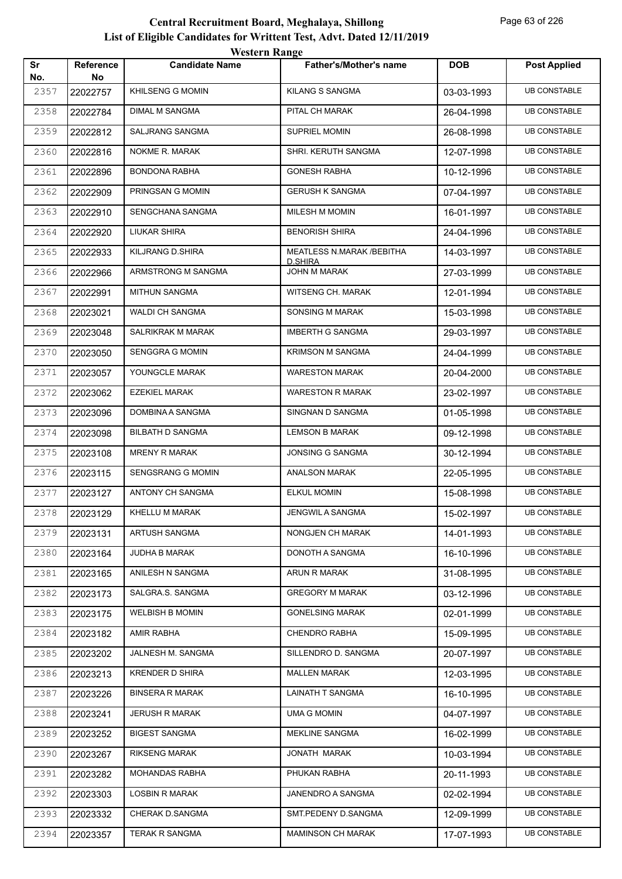# Central Recruitment Board, Meghalaya, Shillong

## List of Eligible Candidates for Writtent Test, Advt. Dated 12/11/2019

### Western Range

| Sr No. | Reference No | Candidate Name | Father's/Mother's name | DOB | Post Applied |
|---|---|---|---|---|---|
| 2357 | 22022757 | KHILSENG G MOMIN | KILANG S SANGMA | 03-03-1993 | UB CONSTABLE |
| 2358 | 22022784 | DIMAL M SANGMA | PITAL CH MARAK | 26-04-1998 | UB CONSTABLE |
| 2359 | 22022812 | SALJRANG SANGMA | SUPRIEL MOMIN | 26-08-1998 | UB CONSTABLE |
| 2360 | 22022816 | NOKME R. MARAK | SHRI. KERUTH SANGMA | 12-07-1998 | UB CONSTABLE |
| 2361 | 22022896 | BONDONA RABHA | GONESH RABHA | 10-12-1996 | UB CONSTABLE |
| 2362 | 22022909 | PRINGSAN G MOMIN | GERUSH K SANGMA | 07-04-1997 | UB CONSTABLE |
| 2363 | 22022910 | SENGCHANA SANGMA | MILESH M MOMIN | 16-01-1997 | UB CONSTABLE |
| 2364 | 22022920 | LIUKAR SHIRA | BENORISH SHIRA | 24-04-1996 | UB CONSTABLE |
| 2365 | 22022933 | KILJRANG D.SHIRA | MEATLESS N.MARAK /BEBITHA D.SHIRA | 14-03-1997 | UB CONSTABLE |
| 2366 | 22022966 | ARMSTRONG M SANGMA | JOHN M MARAK | 27-03-1999 | UB CONSTABLE |
| 2367 | 22022991 | MITHUN SANGMA | WITSENG CH. MARAK | 12-01-1994 | UB CONSTABLE |
| 2368 | 22023021 | WALDI CH SANGMA | SONSING M MARAK | 15-03-1998 | UB CONSTABLE |
| 2369 | 22023048 | SALRIKRAK M MARAK | IMBERTH G SANGMA | 29-03-1997 | UB CONSTABLE |
| 2370 | 22023050 | SENGGRA G MOMIN | KRIMSON M SANGMA | 24-04-1999 | UB CONSTABLE |
| 2371 | 22023057 | YOUNGCLE MARAK | WARESTON MARAK | 20-04-2000 | UB CONSTABLE |
| 2372 | 22023062 | EZEKIEL MARAK | WARESTON R MARAK | 23-02-1997 | UB CONSTABLE |
| 2373 | 22023096 | DOMBINA A SANGMA | SINGNAN D SANGMA | 01-05-1998 | UB CONSTABLE |
| 2374 | 22023098 | BILBATH D SANGMA | LEMSON B MARAK | 09-12-1998 | UB CONSTABLE |
| 2375 | 22023108 | MRENY R MARAK | JONSING G SANGMA | 30-12-1994 | UB CONSTABLE |
| 2376 | 22023115 | SENGSRANG G MOMIN | ANALSON MARAK | 22-05-1995 | UB CONSTABLE |
| 2377 | 22023127 | ANTONY CH SANGMA | ELKUL MOMIN | 15-08-1998 | UB CONSTABLE |
| 2378 | 22023129 | KHELLU M MARAK | JENGWIL A SANGMA | 15-02-1997 | UB CONSTABLE |
| 2379 | 22023131 | ARTUSH SANGMA | NONGJEN CH MARAK | 14-01-1993 | UB CONSTABLE |
| 2380 | 22023164 | JUDHA B MARAK | DONOTH A SANGMA | 16-10-1996 | UB CONSTABLE |
| 2381 | 22023165 | ANILESH N SANGMA | ARUN R MARAK | 31-08-1995 | UB CONSTABLE |
| 2382 | 22023173 | SALGRA.S. SANGMA | GREGORY M MARAK | 03-12-1996 | UB CONSTABLE |
| 2383 | 22023175 | WELBISH B MOMIN | GONELSING MARAK | 02-01-1999 | UB CONSTABLE |
| 2384 | 22023182 | AMIR RABHA | CHENDRO RABHA | 15-09-1995 | UB CONSTABLE |
| 2385 | 22023202 | JALNESH M. SANGMA | SILLENDRO D. SANGMA | 20-07-1997 | UB CONSTABLE |
| 2386 | 22023213 | KRENDER D SHIRA | MALLEN MARAK | 12-03-1995 | UB CONSTABLE |
| 2387 | 22023226 | BINSERA R MARAK | LAINATH T SANGMA | 16-10-1995 | UB CONSTABLE |
| 2388 | 22023241 | JERUSH R MARAK | UMA G MOMIN | 04-07-1997 | UB CONSTABLE |
| 2389 | 22023252 | BIGEST SANGMA | MEKLINE SANGMA | 16-02-1999 | UB CONSTABLE |
| 2390 | 22023267 | RIKSENG MARAK | JONATH MARAK | 10-03-1994 | UB CONSTABLE |
| 2391 | 22023282 | MOHANDAS RABHA | PHUKAN RABHA | 20-11-1993 | UB CONSTABLE |
| 2392 | 22023303 | LOSBIN R MARAK | JANENDRO A SANGMA | 02-02-1994 | UB CONSTABLE |
| 2393 | 22023332 | CHERAK D.SANGMA | SMT.PEDENY D.SANGMA | 12-09-1999 | UB CONSTABLE |
| 2394 | 22023357 | TERAK R SANGMA | MAMINSON CH MARAK | 17-07-1993 | UB CONSTABLE |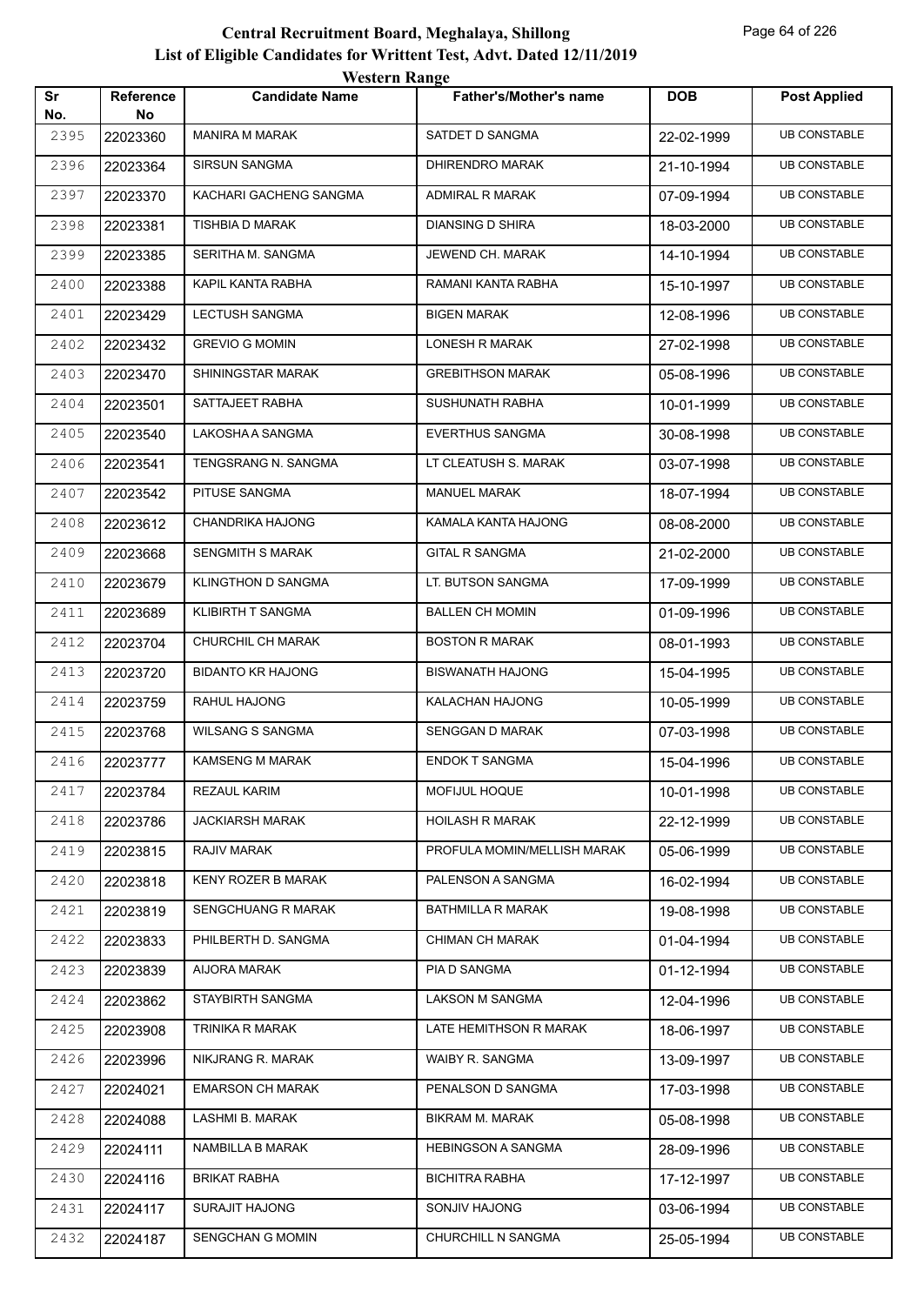# Central Recruitment Board, Meghalaya, Shillong

## List of Eligible Candidates for Writtent Test, Advt. Dated 12/11/2019

### Western Range

| Sr No. | Reference No | Candidate Name | Father's/Mother's name | DOB | Post Applied |
|---|---|---|---|---|---|
| 2395 | 22023360 | MANIRA M MARAK | SATDET D SANGMA | 22-02-1999 | UB CONSTABLE |
| 2396 | 22023364 | SIRSUN SANGMA | DHIRENDRO MARAK | 21-10-1994 | UB CONSTABLE |
| 2397 | 22023370 | KACHARI GACHENG SANGMA | ADMIRAL R MARAK | 07-09-1994 | UB CONSTABLE |
| 2398 | 22023381 | TISHBIA D MARAK | DIANSING D SHIRA | 18-03-2000 | UB CONSTABLE |
| 2399 | 22023385 | SERITHA M. SANGMA | JEWEND CH. MARAK | 14-10-1994 | UB CONSTABLE |
| 2400 | 22023388 | KAPIL KANTA RABHA | RAMANI KANTA RABHA | 15-10-1997 | UB CONSTABLE |
| 2401 | 22023429 | LECTUSH SANGMA | BIGEN MARAK | 12-08-1996 | UB CONSTABLE |
| 2402 | 22023432 | GREVIO G MOMIN | LONESH R MARAK | 27-02-1998 | UB CONSTABLE |
| 2403 | 22023470 | SHININGSTAR MARAK | GREBITHSON MARAK | 05-08-1996 | UB CONSTABLE |
| 2404 | 22023501 | SATTAJEET RABHA | SUSHUNATH RABHA | 10-01-1999 | UB CONSTABLE |
| 2405 | 22023540 | LAKOSHA A SANGMA | EVERTHUS SANGMA | 30-08-1998 | UB CONSTABLE |
| 2406 | 22023541 | TENGSRANG N. SANGMA | LT CLEATUSH S. MARAK | 03-07-1998 | UB CONSTABLE |
| 2407 | 22023542 | PITUSE SANGMA | MANUEL MARAK | 18-07-1994 | UB CONSTABLE |
| 2408 | 22023612 | CHANDRIKA HAJONG | KAMALA KANTA HAJONG | 08-08-2000 | UB CONSTABLE |
| 2409 | 22023668 | SENGMITH S MARAK | GITAL R SANGMA | 21-02-2000 | UB CONSTABLE |
| 2410 | 22023679 | KLINGTHON D SANGMA | LT. BUTSON SANGMA | 17-09-1999 | UB CONSTABLE |
| 2411 | 22023689 | KLIBIRTH T SANGMA | BALLEN CH MOMIN | 01-09-1996 | UB CONSTABLE |
| 2412 | 22023704 | CHURCHIL CH MARAK | BOSTON R MARAK | 08-01-1993 | UB CONSTABLE |
| 2413 | 22023720 | BIDANTO KR HAJONG | BISWANATH HAJONG | 15-04-1995 | UB CONSTABLE |
| 2414 | 22023759 | RAHUL HAJONG | KALACHAN HAJONG | 10-05-1999 | UB CONSTABLE |
| 2415 | 22023768 | WILSANG S SANGMA | SENGGAN D MARAK | 07-03-1998 | UB CONSTABLE |
| 2416 | 22023777 | KAMSENG M MARAK | ENDOK T SANGMA | 15-04-1996 | UB CONSTABLE |
| 2417 | 22023784 | REZAUL KARIM | MOFIJUL HOQUE | 10-01-1998 | UB CONSTABLE |
| 2418 | 22023786 | JACKIARSH MARAK | HOILASH R MARAK | 22-12-1999 | UB CONSTABLE |
| 2419 | 22023815 | RAJIV MARAK | PROFULA MOMIN/MELLISH MARAK | 05-06-1999 | UB CONSTABLE |
| 2420 | 22023818 | KENY ROZER B MARAK | PALENSON A SANGMA | 16-02-1994 | UB CONSTABLE |
| 2421 | 22023819 | SENGCHUANG R MARAK | BATHMILLA R MARAK | 19-08-1998 | UB CONSTABLE |
| 2422 | 22023833 | PHILBERTH D. SANGMA | CHIMAN CH MARAK | 01-04-1994 | UB CONSTABLE |
| 2423 | 22023839 | AIJORA MARAK | PIA D SANGMA | 01-12-1994 | UB CONSTABLE |
| 2424 | 22023862 | STAYBIRTH SANGMA | LAKSON M SANGMA | 12-04-1996 | UB CONSTABLE |
| 2425 | 22023908 | TRINIKA R MARAK | LATE HEMITHSON R MARAK | 18-06-1997 | UB CONSTABLE |
| 2426 | 22023996 | NIKJRANG R. MARAK | WAIBY R. SANGMA | 13-09-1997 | UB CONSTABLE |
| 2427 | 22024021 | EMARSON CH MARAK | PENALSON D SANGMA | 17-03-1998 | UB CONSTABLE |
| 2428 | 22024088 | LASHMI B. MARAK | BIKRAM M. MARAK | 05-08-1998 | UB CONSTABLE |
| 2429 | 22024111 | NAMBILLA B MARAK | HEBINGSON A SANGMA | 28-09-1996 | UB CONSTABLE |
| 2430 | 22024116 | BRIKAT RABHA | BICHITRA RABHA | 17-12-1997 | UB CONSTABLE |
| 2431 | 22024117 | SURAJIT HAJONG | SONJIV HAJONG | 03-06-1994 | UB CONSTABLE |
| 2432 | 22024187 | SENGCHAN G MOMIN | CHURCHILL N SANGMA | 25-05-1994 | UB CONSTABLE |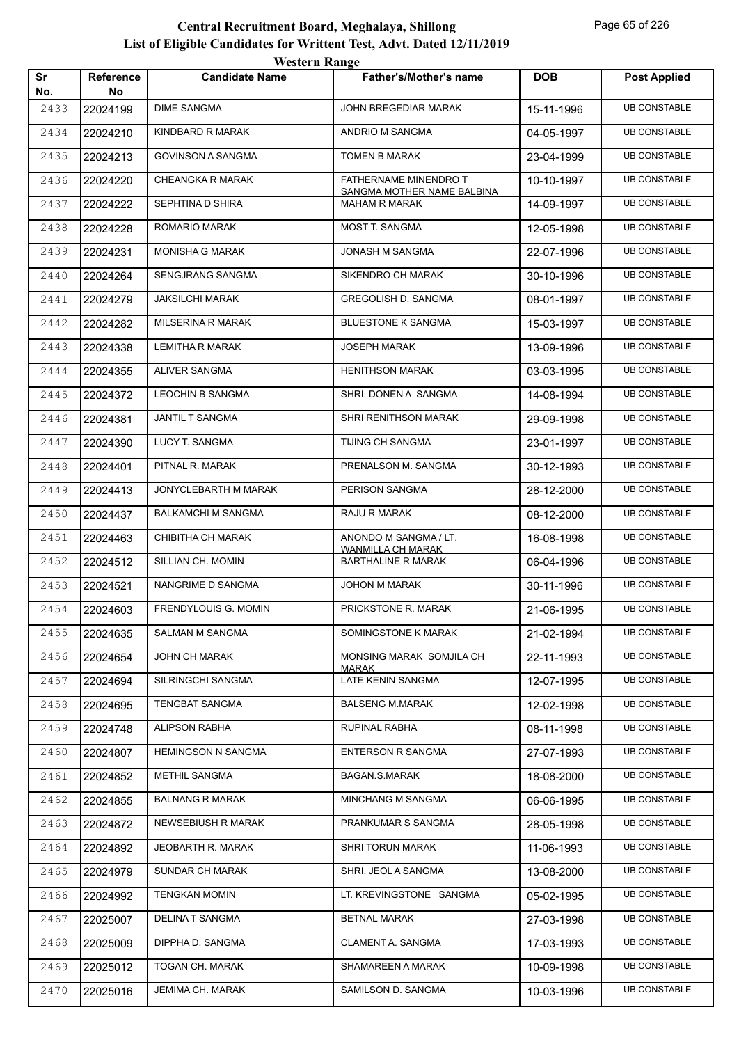# Central Recruitment Board, Meghalaya, Shillong

## List of Eligible Candidates for Writtent Test, Advt. Dated 12/11/2019

### Western Range

| Sr No. | Reference No | Candidate Name | Father's/Mother's name | DOB | Post Applied |
|---|---|---|---|---|---|
| 2433 | 22024199 | DIME SANGMA | JOHN BREGEDIAR MARAK | 15-11-1996 | UB CONSTABLE |
| 2434 | 22024210 | KINDBARD R MARAK | ANDRIO M SANGMA | 04-05-1997 | UB CONSTABLE |
| 2435 | 22024213 | GOVINSON A SANGMA | TOMEN B MARAK | 23-04-1999 | UB CONSTABLE |
| 2436 | 22024220 | CHEANGKA R MARAK | FATHERNAME MINENDRO T SANGMA MOTHER NAME BALBINA | 10-10-1997 | UB CONSTABLE |
| 2437 | 22024222 | SEPHTINA D SHIRA | MAHAM R MARAK | 14-09-1997 | UB CONSTABLE |
| 2438 | 22024228 | ROMARIO MARAK | MOST T. SANGMA | 12-05-1998 | UB CONSTABLE |
| 2439 | 22024231 | MONISHA G MARAK | JONASH M SANGMA | 22-07-1996 | UB CONSTABLE |
| 2440 | 22024264 | SENGJRANG SANGMA | SIKENDRO CH MARAK | 30-10-1996 | UB CONSTABLE |
| 2441 | 22024279 | JAKSILCHI MARAK | GREGOLISH D. SANGMA | 08-01-1997 | UB CONSTABLE |
| 2442 | 22024282 | MILSERINA R MARAK | BLUESTONE K SANGMA | 15-03-1997 | UB CONSTABLE |
| 2443 | 22024338 | LEMITHA R MARAK | JOSEPH MARAK | 13-09-1996 | UB CONSTABLE |
| 2444 | 22024355 | ALIVER SANGMA | HENITHSON MARAK | 03-03-1995 | UB CONSTABLE |
| 2445 | 22024372 | LEOCHIN B SANGMA | SHRI. DONEN A SANGMA | 14-08-1994 | UB CONSTABLE |
| 2446 | 22024381 | JANTIL T SANGMA | SHRI RENITHSON MARAK | 29-09-1998 | UB CONSTABLE |
| 2447 | 22024390 | LUCY T. SANGMA | TIJING CH SANGMA | 23-01-1997 | UB CONSTABLE |
| 2448 | 22024401 | PITNAL R. MARAK | PRENALSON M. SANGMA | 30-12-1993 | UB CONSTABLE |
| 2449 | 22024413 | JONYCLEBARTH M MARAK | PERISON SANGMA | 28-12-2000 | UB CONSTABLE |
| 2450 | 22024437 | BALKAMCHI M SANGMA | RAJU R MARAK | 08-12-2000 | UB CONSTABLE |
| 2451 | 22024463 | CHIBITHA CH MARAK | ANONDO M SANGMA / LT. WANMILLA CH MARAK | 16-08-1998 | UB CONSTABLE |
| 2452 | 22024512 | SILLIAN CH. MOMIN | BARTHALINE R MARAK | 06-04-1996 | UB CONSTABLE |
| 2453 | 22024521 | NANGRIME D SANGMA | JOHON M MARAK | 30-11-1996 | UB CONSTABLE |
| 2454 | 22024603 | FRENDYLOUIS G. MOMIN | PRICKSTONE R. MARAK | 21-06-1995 | UB CONSTABLE |
| 2455 | 22024635 | SALMAN M SANGMA | SOMINGSTONE K MARAK | 21-02-1994 | UB CONSTABLE |
| 2456 | 22024654 | JOHN CH MARAK | MONSING MARAK SOMJILA CH MARAK | 22-11-1993 | UB CONSTABLE |
| 2457 | 22024694 | SILRINGCHI SANGMA | LATE KENIN SANGMA | 12-07-1995 | UB CONSTABLE |
| 2458 | 22024695 | TENGBAT SANGMA | BALSENG M.MARAK | 12-02-1998 | UB CONSTABLE |
| 2459 | 22024748 | ALIPSON RABHA | RUPINAL RABHA | 08-11-1998 | UB CONSTABLE |
| 2460 | 22024807 | HEMINGSON N SANGMA | ENTERSON R SANGMA | 27-07-1993 | UB CONSTABLE |
| 2461 | 22024852 | METHIL SANGMA | BAGAN.S.MARAK | 18-08-2000 | UB CONSTABLE |
| 2462 | 22024855 | BALNANG R MARAK | MINCHANG M SANGMA | 06-06-1995 | UB CONSTABLE |
| 2463 | 22024872 | NEWSEBIUSH R MARAK | PRANKUMAR S SANGMA | 28-05-1998 | UB CONSTABLE |
| 2464 | 22024892 | JEOBARTH R. MARAK | SHRI TORUN MARAK | 11-06-1993 | UB CONSTABLE |
| 2465 | 22024979 | SUNDAR CH MARAK | SHRI. JEOL A SANGMA | 13-08-2000 | UB CONSTABLE |
| 2466 | 22024992 | TENGKAN MOMIN | LT. KREVINGSTONE SANGMA | 05-02-1995 | UB CONSTABLE |
| 2467 | 22025007 | DELINA T SANGMA | BETNAL MARAK | 27-03-1998 | UB CONSTABLE |
| 2468 | 22025009 | DIPPHA D. SANGMA | CLAMENT A. SANGMA | 17-03-1993 | UB CONSTABLE |
| 2469 | 22025012 | TOGAN CH. MARAK | SHAMAREEN A MARAK | 10-09-1998 | UB CONSTABLE |
| 2470 | 22025016 | JEMIMA CH. MARAK | SAMILSON D. SANGMA | 10-03-1996 | UB CONSTABLE |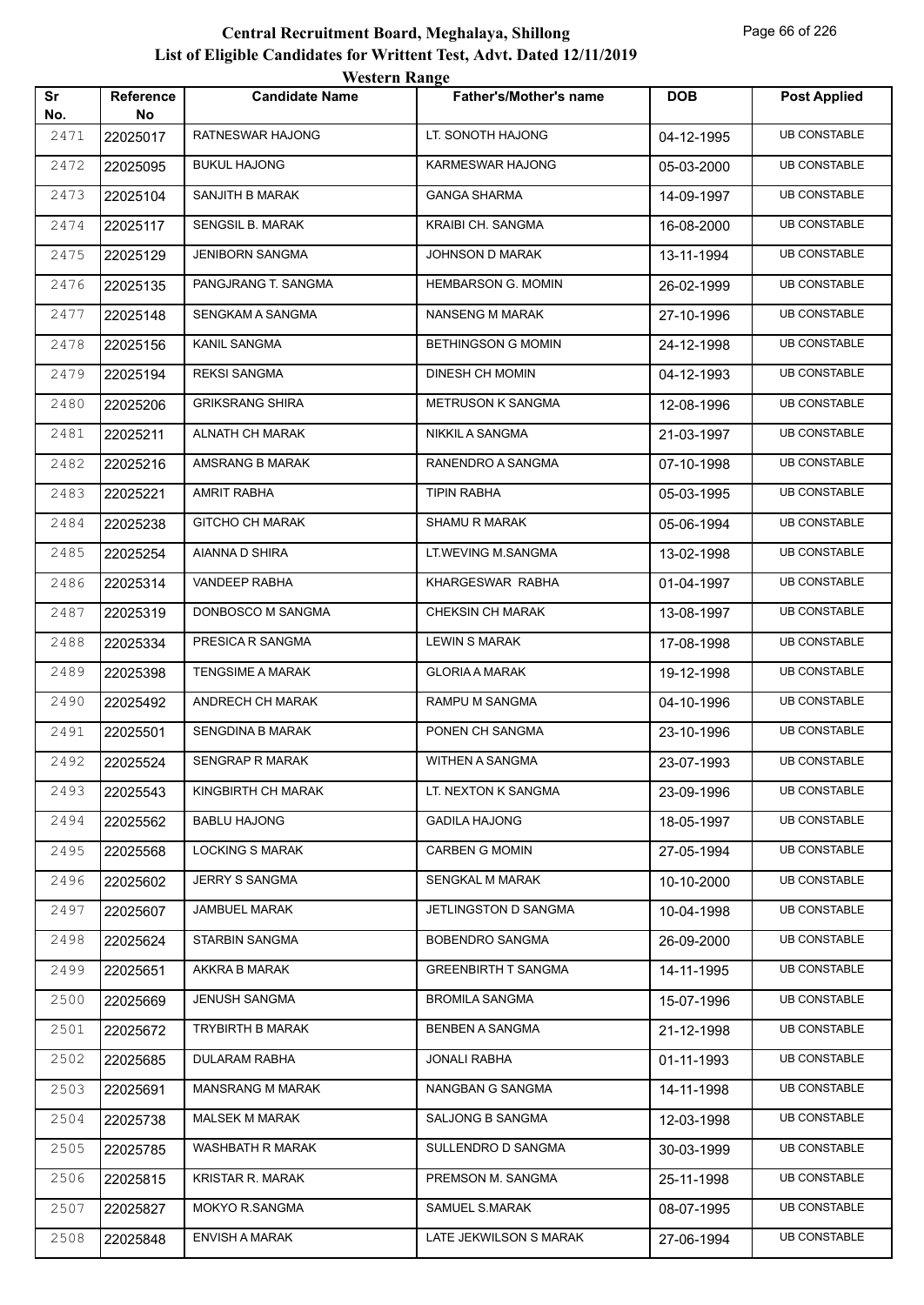# Central Recruitment Board, Meghalaya, Shillong

## List of Eligible Candidates for Writtent Test, Advt. Dated 12/11/2019

### Western Range

| Sr No. | Reference No | Candidate Name | Father's/Mother's name | DOB | Post Applied |
|---|---|---|---|---|---|
| 2471 | 22025017 | RATNESWAR HAJONG | LT. SONOTH HAJONG | 04-12-1995 | UB CONSTABLE |
| 2472 | 22025095 | BUKUL HAJONG | KARMESWAR HAJONG | 05-03-2000 | UB CONSTABLE |
| 2473 | 22025104 | SANJITH B MARAK | GANGA SHARMA | 14-09-1997 | UB CONSTABLE |
| 2474 | 22025117 | SENGSIL B. MARAK | KRAIBI CH. SANGMA | 16-08-2000 | UB CONSTABLE |
| 2475 | 22025129 | JENIBORN SANGMA | JOHNSON D MARAK | 13-11-1994 | UB CONSTABLE |
| 2476 | 22025135 | PANGJRANG T. SANGMA | HEMBARSON G. MOMIN | 26-02-1999 | UB CONSTABLE |
| 2477 | 22025148 | SENGKAM A SANGMA | NANSENG M MARAK | 27-10-1996 | UB CONSTABLE |
| 2478 | 22025156 | KANIL SANGMA | BETHINGSON G MOMIN | 24-12-1998 | UB CONSTABLE |
| 2479 | 22025194 | REKSI SANGMA | DINESH CH MOMIN | 04-12-1993 | UB CONSTABLE |
| 2480 | 22025206 | GRIKSRANG SHIRA | METRUSON K SANGMA | 12-08-1996 | UB CONSTABLE |
| 2481 | 22025211 | ALNATH CH MARAK | NIKKIL A SANGMA | 21-03-1997 | UB CONSTABLE |
| 2482 | 22025216 | AMSRANG B MARAK | RANENDRO A SANGMA | 07-10-1998 | UB CONSTABLE |
| 2483 | 22025221 | AMRIT RABHA | TIPIN RABHA | 05-03-1995 | UB CONSTABLE |
| 2484 | 22025238 | GITCHO CH MARAK | SHAMU R MARAK | 05-06-1994 | UB CONSTABLE |
| 2485 | 22025254 | AIANNA D SHIRA | LT.WEVING M.SANGMA | 13-02-1998 | UB CONSTABLE |
| 2486 | 22025314 | VANDEEP RABHA | KHARGESWAR RABHA | 01-04-1997 | UB CONSTABLE |
| 2487 | 22025319 | DONBOSCO M SANGMA | CHEKSIN CH MARAK | 13-08-1997 | UB CONSTABLE |
| 2488 | 22025334 | PRESICA R SANGMA | LEWIN S MARAK | 17-08-1998 | UB CONSTABLE |
| 2489 | 22025398 | TENGSIME A MARAK | GLORIA A MARAK | 19-12-1998 | UB CONSTABLE |
| 2490 | 22025492 | ANDRECH CH MARAK | RAMPU M SANGMA | 04-10-1996 | UB CONSTABLE |
| 2491 | 22025501 | SENGDINA B MARAK | PONEN CH SANGMA | 23-10-1996 | UB CONSTABLE |
| 2492 | 22025524 | SENGRAP R MARAK | WITHEN A SANGMA | 23-07-1993 | UB CONSTABLE |
| 2493 | 22025543 | KINGBIRTH CH MARAK | LT. NEXTON K SANGMA | 23-09-1996 | UB CONSTABLE |
| 2494 | 22025562 | BABLU HAJONG | GADILA HAJONG | 18-05-1997 | UB CONSTABLE |
| 2495 | 22025568 | LOCKING S MARAK | CARBEN G MOMIN | 27-05-1994 | UB CONSTABLE |
| 2496 | 22025602 | JERRY S SANGMA | SENGKAL M MARAK | 10-10-2000 | UB CONSTABLE |
| 2497 | 22025607 | JAMBUEL MARAK | JETLINGSTON D SANGMA | 10-04-1998 | UB CONSTABLE |
| 2498 | 22025624 | STARBIN SANGMA | BOBENDRO SANGMA | 26-09-2000 | UB CONSTABLE |
| 2499 | 22025651 | AKKRA B MARAK | GREENBIRTH T SANGMA | 14-11-1995 | UB CONSTABLE |
| 2500 | 22025669 | JENUSH SANGMA | BROMILA SANGMA | 15-07-1996 | UB CONSTABLE |
| 2501 | 22025672 | TRYBIRTH B MARAK | BENBEN A SANGMA | 21-12-1998 | UB CONSTABLE |
| 2502 | 22025685 | DULARAM RABHA | JONALI RABHA | 01-11-1993 | UB CONSTABLE |
| 2503 | 22025691 | MANSRANG M MARAK | NANGBAN G SANGMA | 14-11-1998 | UB CONSTABLE |
| 2504 | 22025738 | MALSEK M MARAK | SALJONG B SANGMA | 12-03-1998 | UB CONSTABLE |
| 2505 | 22025785 | WASHBATH R MARAK | SULLENDRO D SANGMA | 30-03-1999 | UB CONSTABLE |
| 2506 | 22025815 | KRISTAR R. MARAK | PREMSON M. SANGMA | 25-11-1998 | UB CONSTABLE |
| 2507 | 22025827 | MOKYO R.SANGMA | SAMUEL S.MARAK | 08-07-1995 | UB CONSTABLE |
| 2508 | 22025848 | ENVISH A MARAK | LATE JEKWILSON S MARAK | 27-06-1994 | UB CONSTABLE |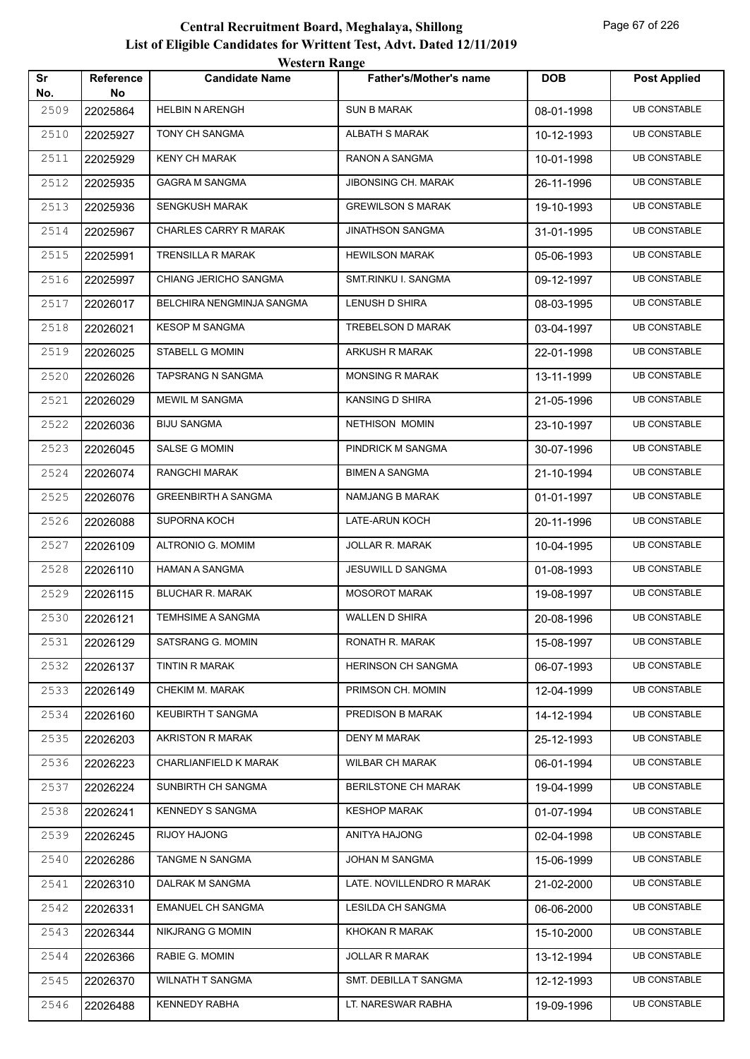# Central Recruitment Board, Meghalaya, Shillong
## List of Eligible Candidates for Writtent Test, Advt. Dated 12/11/2019
### Western Range

| Sr No. | Reference No | Candidate Name | Father's/Mother's name | DOB | Post Applied |
|---|---|---|---|---|---|
| 2509 | 22025864 | HELBIN N ARENGH | SUN B MARAK | 08-01-1998 | UB CONSTABLE |
| 2510 | 22025927 | TONY CH SANGMA | ALBATH S MARAK | 10-12-1993 | UB CONSTABLE |
| 2511 | 22025929 | KENY CH MARAK | RANON A SANGMA | 10-01-1998 | UB CONSTABLE |
| 2512 | 22025935 | GAGRA M SANGMA | JIBONSING CH. MARAK | 26-11-1996 | UB CONSTABLE |
| 2513 | 22025936 | SENGKUSH MARAK | GREWILSON S MARAK | 19-10-1993 | UB CONSTABLE |
| 2514 | 22025967 | CHARLES CARRY R MARAK | JINATHSON SANGMA | 31-01-1995 | UB CONSTABLE |
| 2515 | 22025991 | TRENSILLA R MARAK | HEWILSON MARAK | 05-06-1993 | UB CONSTABLE |
| 2516 | 22025997 | CHIANG JERICHO SANGMA | SMT.RINKU I. SANGMA | 09-12-1997 | UB CONSTABLE |
| 2517 | 22026017 | BELCHIRA NENGMINJA SANGMA | LENUSH D SHIRA | 08-03-1995 | UB CONSTABLE |
| 2518 | 22026021 | KESOP M SANGMA | TREBELSON D MARAK | 03-04-1997 | UB CONSTABLE |
| 2519 | 22026025 | STABELL G MOMIN | ARKUSH R MARAK | 22-01-1998 | UB CONSTABLE |
| 2520 | 22026026 | TAPSRANG N SANGMA | MONSING R MARAK | 13-11-1999 | UB CONSTABLE |
| 2521 | 22026029 | MEWIL M SANGMA | KANSING D SHIRA | 21-05-1996 | UB CONSTABLE |
| 2522 | 22026036 | BIJU SANGMA | NETHISON MOMIN | 23-10-1997 | UB CONSTABLE |
| 2523 | 22026045 | SALSE G MOMIN | PINDRICK M SANGMA | 30-07-1996 | UB CONSTABLE |
| 2524 | 22026074 | RANGCHI MARAK | BIMEN A SANGMA | 21-10-1994 | UB CONSTABLE |
| 2525 | 22026076 | GREENBIRTH A SANGMA | NAMJANG B MARAK | 01-01-1997 | UB CONSTABLE |
| 2526 | 22026088 | SUPORNA KOCH | LATE-ARUN KOCH | 20-11-1996 | UB CONSTABLE |
| 2527 | 22026109 | ALTRONIO G. MOMIM | JOLLAR R. MARAK | 10-04-1995 | UB CONSTABLE |
| 2528 | 22026110 | HAMAN A SANGMA | JESUWILL D SANGMA | 01-08-1993 | UB CONSTABLE |
| 2529 | 22026115 | BLUCHAR R. MARAK | MOSOROT MARAK | 19-08-1997 | UB CONSTABLE |
| 2530 | 22026121 | TEMHSIME A SANGMA | WALLEN D SHIRA | 20-08-1996 | UB CONSTABLE |
| 2531 | 22026129 | SATSRANG G. MOMIN | RONATH R. MARAK | 15-08-1997 | UB CONSTABLE |
| 2532 | 22026137 | TINTIN R MARAK | HERINSON CH SANGMA | 06-07-1993 | UB CONSTABLE |
| 2533 | 22026149 | CHEKIM M. MARAK | PRIMSON CH. MOMIN | 12-04-1999 | UB CONSTABLE |
| 2534 | 22026160 | KEUBIRTH T SANGMA | PREDISON B MARAK | 14-12-1994 | UB CONSTABLE |
| 2535 | 22026203 | AKRISTON R MARAK | DENY M MARAK | 25-12-1993 | UB CONSTABLE |
| 2536 | 22026223 | CHARLIANFIELD K MARAK | WILBAR CH MARAK | 06-01-1994 | UB CONSTABLE |
| 2537 | 22026224 | SUNBIRTH CH SANGMA | BERILSTONE CH MARAK | 19-04-1999 | UB CONSTABLE |
| 2538 | 22026241 | KENNEDY S SANGMA | KESHOP MARAK | 01-07-1994 | UB CONSTABLE |
| 2539 | 22026245 | RIJOY HAJONG | ANITYA HAJONG | 02-04-1998 | UB CONSTABLE |
| 2540 | 22026286 | TANGME N SANGMA | JOHAN M SANGMA | 15-06-1999 | UB CONSTABLE |
| 2541 | 22026310 | DALRAK M SANGMA | LATE. NOVILLENDRO R MARAK | 21-02-2000 | UB CONSTABLE |
| 2542 | 22026331 | EMANUEL CH SANGMA | LESILDA CH SANGMA | 06-06-2000 | UB CONSTABLE |
| 2543 | 22026344 | NIKJRANG G MOMIN | KHOKAN R MARAK | 15-10-2000 | UB CONSTABLE |
| 2544 | 22026366 | RABIE G. MOMIN | JOLLAR R MARAK | 13-12-1994 | UB CONSTABLE |
| 2545 | 22026370 | WILNATH T SANGMA | SMT. DEBILLA T SANGMA | 12-12-1993 | UB CONSTABLE |
| 2546 | 22026488 | KENNEDY RABHA | LT. NARESWAR RABHA | 19-09-1996 | UB CONSTABLE |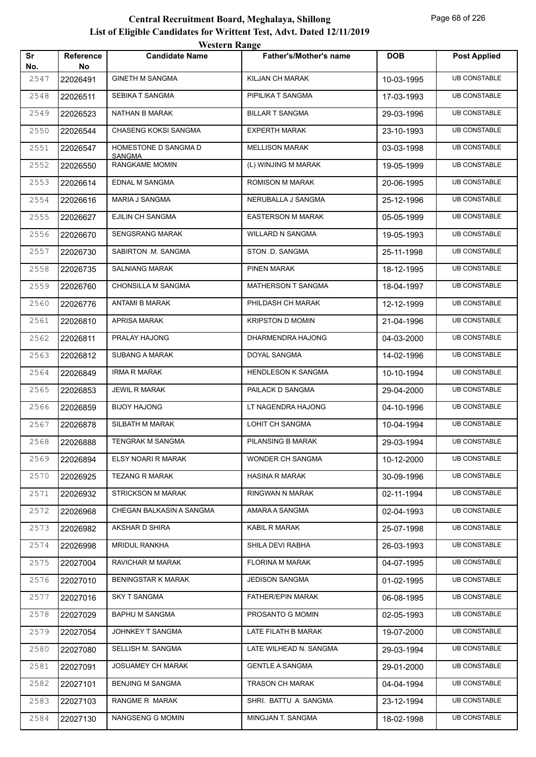# Central Recruitment Board, Meghalaya, Shillong
## List of Eligible Candidates for Writtent Test, Advt. Dated 12/11/2019
### Western Range

| Sr No. | Reference No | Candidate Name | Father's/Mother's name | DOB | Post Applied |
|---|---|---|---|---|---|
| 2547 | 22026491 | GINETH M SANGMA | KILJAN CH MARAK | 10-03-1995 | UB CONSTABLE |
| 2548 | 22026511 | SEBIKA T SANGMA | PIPILIKA T SANGMA | 17-03-1993 | UB CONSTABLE |
| 2549 | 22026523 | NATHAN B MARAK | BILLAR T SANGMA | 29-03-1996 | UB CONSTABLE |
| 2550 | 22026544 | CHASENG KOKSI SANGMA | EXPERTH MARAK | 23-10-1993 | UB CONSTABLE |
| 2551 | 22026547 | HOMESTONE D SANGMA D SANGMA | MELLISON MARAK | 03-03-1998 | UB CONSTABLE |
| 2552 | 22026550 | RANGKAME MOMIN | (L) WINJING M MARAK | 19-05-1999 | UB CONSTABLE |
| 2553 | 22026614 | EDNAL M SANGMA | ROMISON M MARAK | 20-06-1995 | UB CONSTABLE |
| 2554 | 22026616 | MARIA J SANGMA | NERUBALLA J SANGMA | 25-12-1996 | UB CONSTABLE |
| 2555 | 22026627 | EJILIN CH SANGMA | EASTERSON M MARAK | 05-05-1999 | UB CONSTABLE |
| 2556 | 22026670 | SENGSRANG MARAK | WILLARD N SANGMA | 19-05-1993 | UB CONSTABLE |
| 2557 | 22026730 | SABIRTON .M. SANGMA | STON .D. SANGMA | 25-11-1998 | UB CONSTABLE |
| 2558 | 22026735 | SALNIANG MARAK | PINEN MARAK | 18-12-1995 | UB CONSTABLE |
| 2559 | 22026760 | CHONSILLA M SANGMA | MATHERSON T SANGMA | 18-04-1997 | UB CONSTABLE |
| 2560 | 22026776 | ANTAMI B MARAK | PHILDASH CH MARAK | 12-12-1999 | UB CONSTABLE |
| 2561 | 22026810 | APRISA MARAK | KRIPSTON D MOMIN | 21-04-1996 | UB CONSTABLE |
| 2562 | 22026811 | PRALAY HAJONG | DHARMENDRA HAJONG | 04-03-2000 | UB CONSTABLE |
| 2563 | 22026812 | SUBANG A MARAK | DOYAL SANGMA | 14-02-1996 | UB CONSTABLE |
| 2564 | 22026849 | IRMA R MARAK | HENDLESON K SANGMA | 10-10-1994 | UB CONSTABLE |
| 2565 | 22026853 | JEWIL R MARAK | PAILACK D SANGMA | 29-04-2000 | UB CONSTABLE |
| 2566 | 22026859 | BIJOY HAJONG | LT NAGENDRA HAJONG | 04-10-1996 | UB CONSTABLE |
| 2567 | 22026878 | SILBATH M MARAK | LOHIT CH SANGMA | 10-04-1994 | UB CONSTABLE |
| 2568 | 22026888 | TENGRAK M SANGMA | PILANSING B MARAK | 29-03-1994 | UB CONSTABLE |
| 2569 | 22026894 | ELSY NOARI R MARAK | WONDER CH SANGMA | 10-12-2000 | UB CONSTABLE |
| 2570 | 22026925 | TEZANG R MARAK | HASINA R MARAK | 30-09-1996 | UB CONSTABLE |
| 2571 | 22026932 | STRICKSON M MARAK | RINGWAN N MARAK | 02-11-1994 | UB CONSTABLE |
| 2572 | 22026968 | CHEGAN BALKASIN A SANGMA | AMARA A SANGMA | 02-04-1993 | UB CONSTABLE |
| 2573 | 22026982 | AKSHAR D SHIRA | KABIL R MARAK | 25-07-1998 | UB CONSTABLE |
| 2574 | 22026998 | MRIDUL RANKHA | SHILA DEVI RABHA | 26-03-1993 | UB CONSTABLE |
| 2575 | 22027004 | RAVICHAR M MARAK | FLORINA M MARAK | 04-07-1995 | UB CONSTABLE |
| 2576 | 22027010 | BENINGSTAR K MARAK | JEDISON SANGMA | 01-02-1995 | UB CONSTABLE |
| 2577 | 22027016 | SKY T SANGMA | FATHER/EPIN MARAK | 06-08-1995 | UB CONSTABLE |
| 2578 | 22027029 | BAPHU M SANGMA | PROSANTO G MOMIN | 02-05-1993 | UB CONSTABLE |
| 2579 | 22027054 | JOHNKEY T SANGMA | LATE FILATH B MARAK | 19-07-2000 | UB CONSTABLE |
| 2580 | 22027080 | SELLISH M. SANGMA | LATE WILHEAD N. SANGMA | 29-03-1994 | UB CONSTABLE |
| 2581 | 22027091 | JOSUAMEY CH MARAK | GENTLE A SANGMA | 29-01-2000 | UB CONSTABLE |
| 2582 | 22027101 | BENJING M SANGMA | TRASON CH MARAK | 04-04-1994 | UB CONSTABLE |
| 2583 | 22027103 | RANGME R MARAK | SHRI. BATTU A SANGMA | 23-12-1994 | UB CONSTABLE |
| 2584 | 22027130 | NANGSENG G MOMIN | MINGJAN T. SANGMA | 18-02-1998 | UB CONSTABLE |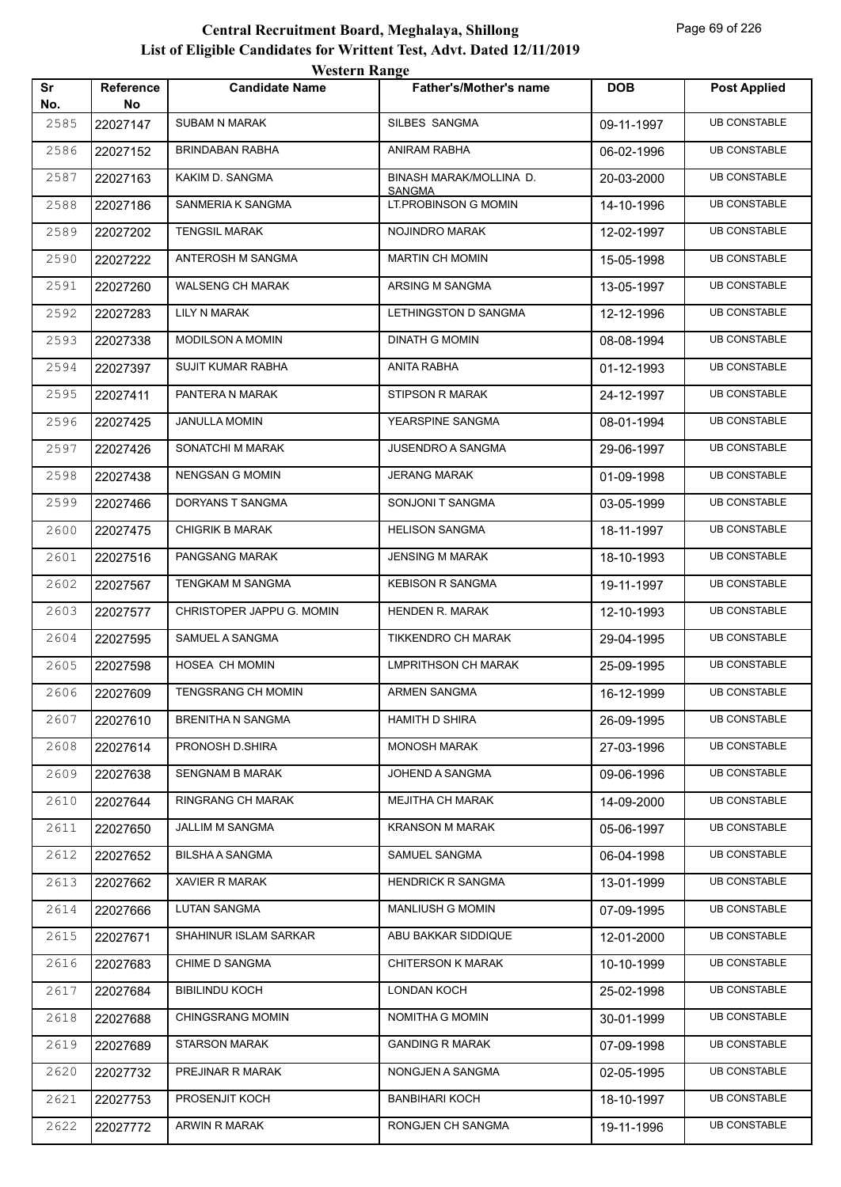# Central Recruitment Board, Meghalaya, Shillong

## List of Eligible Candidates for Writtent Test, Advt. Dated 12/11/2019

### Western Range

| Sr No. | Reference No | Candidate Name | Father's/Mother's name | DOB | Post Applied |
|---|---|---|---|---|---|
| 2585 | 22027147 | SUBAM N MARAK | SILBES SANGMA | 09-11-1997 | UB CONSTABLE |
| 2586 | 22027152 | BRINDABAN RABHA | ANIRAM RABHA | 06-02-1996 | UB CONSTABLE |
| 2587 | 22027163 | KAKIM D. SANGMA | BINASH MARAK/MOLLINA D. SANGMA | 20-03-2000 | UB CONSTABLE |
| 2588 | 22027186 | SANMERIA K SANGMA | LT.PROBINSON G MOMIN | 14-10-1996 | UB CONSTABLE |
| 2589 | 22027202 | TENGSIL MARAK | NOJINDRO MARAK | 12-02-1997 | UB CONSTABLE |
| 2590 | 22027222 | ANTEROSH M SANGMA | MARTIN CH MOMIN | 15-05-1998 | UB CONSTABLE |
| 2591 | 22027260 | WALSENG CH MARAK | ARSING M SANGMA | 13-05-1997 | UB CONSTABLE |
| 2592 | 22027283 | LILY N MARAK | LETHINGSTON D SANGMA | 12-12-1996 | UB CONSTABLE |
| 2593 | 22027338 | MODILSON A MOMIN | DINATH G MOMIN | 08-08-1994 | UB CONSTABLE |
| 2594 | 22027397 | SUJIT KUMAR RABHA | ANITA RABHA | 01-12-1993 | UB CONSTABLE |
| 2595 | 22027411 | PANTERA N MARAK | STIPSON R MARAK | 24-12-1997 | UB CONSTABLE |
| 2596 | 22027425 | JANULLA MOMIN | YEARSPINE SANGMA | 08-01-1994 | UB CONSTABLE |
| 2597 | 22027426 | SONATCHI M MARAK | JUSENDRO A SANGMA | 29-06-1997 | UB CONSTABLE |
| 2598 | 22027438 | NENGSAN G MOMIN | JERANG MARAK | 01-09-1998 | UB CONSTABLE |
| 2599 | 22027466 | DORYANS T SANGMA | SONJONI T SANGMA | 03-05-1999 | UB CONSTABLE |
| 2600 | 22027475 | CHIGRIK B MARAK | HELISON SANGMA | 18-11-1997 | UB CONSTABLE |
| 2601 | 22027516 | PANGSANG MARAK | JENSING M MARAK | 18-10-1993 | UB CONSTABLE |
| 2602 | 22027567 | TENGKAM M SANGMA | KEBISON R SANGMA | 19-11-1997 | UB CONSTABLE |
| 2603 | 22027577 | CHRISTOPER JAPPU G. MOMIN | HENDEN R. MARAK | 12-10-1993 | UB CONSTABLE |
| 2604 | 22027595 | SAMUEL A SANGMA | TIKKENDRO CH MARAK | 29-04-1995 | UB CONSTABLE |
| 2605 | 22027598 | HOSEA CH MOMIN | LMPRITHSON CH MARAK | 25-09-1995 | UB CONSTABLE |
| 2606 | 22027609 | TENGSRANG CH MOMIN | ARMEN SANGMA | 16-12-1999 | UB CONSTABLE |
| 2607 | 22027610 | BRENITHA N SANGMA | HAMITH D SHIRA | 26-09-1995 | UB CONSTABLE |
| 2608 | 22027614 | PRONOSH D.SHIRA | MONOSH MARAK | 27-03-1996 | UB CONSTABLE |
| 2609 | 22027638 | SENGNAM B MARAK | JOHEND A SANGMA | 09-06-1996 | UB CONSTABLE |
| 2610 | 22027644 | RINGRANG CH MARAK | MEJITHA CH MARAK | 14-09-2000 | UB CONSTABLE |
| 2611 | 22027650 | JALLIM M SANGMA | KRANSON M MARAK | 05-06-1997 | UB CONSTABLE |
| 2612 | 22027652 | BILSHA A SANGMA | SAMUEL SANGMA | 06-04-1998 | UB CONSTABLE |
| 2613 | 22027662 | XAVIER R MARAK | HENDRICK R SANGMA | 13-01-1999 | UB CONSTABLE |
| 2614 | 22027666 | LUTAN SANGMA | MANLIUSH G MOMIN | 07-09-1995 | UB CONSTABLE |
| 2615 | 22027671 | SHAHINUR ISLAM SARKAR | ABU BAKKAR SIDDIQUE | 12-01-2000 | UB CONSTABLE |
| 2616 | 22027683 | CHIME D SANGMA | CHITERSON K MARAK | 10-10-1999 | UB CONSTABLE |
| 2617 | 22027684 | BIBILINDU KOCH | LONDAN KOCH | 25-02-1998 | UB CONSTABLE |
| 2618 | 22027688 | CHINGSRANG MOMIN | NOMITHA G MOMIN | 30-01-1999 | UB CONSTABLE |
| 2619 | 22027689 | STARSON MARAK | GANDING R MARAK | 07-09-1998 | UB CONSTABLE |
| 2620 | 22027732 | PREJINAR R MARAK | NONGJEN A SANGMA | 02-05-1995 | UB CONSTABLE |
| 2621 | 22027753 | PROSENJIT KOCH | BANBIHARI KOCH | 18-10-1997 | UB CONSTABLE |
| 2622 | 22027772 | ARWIN R MARAK | RONGJEN CH SANGMA | 19-11-1996 | UB CONSTABLE |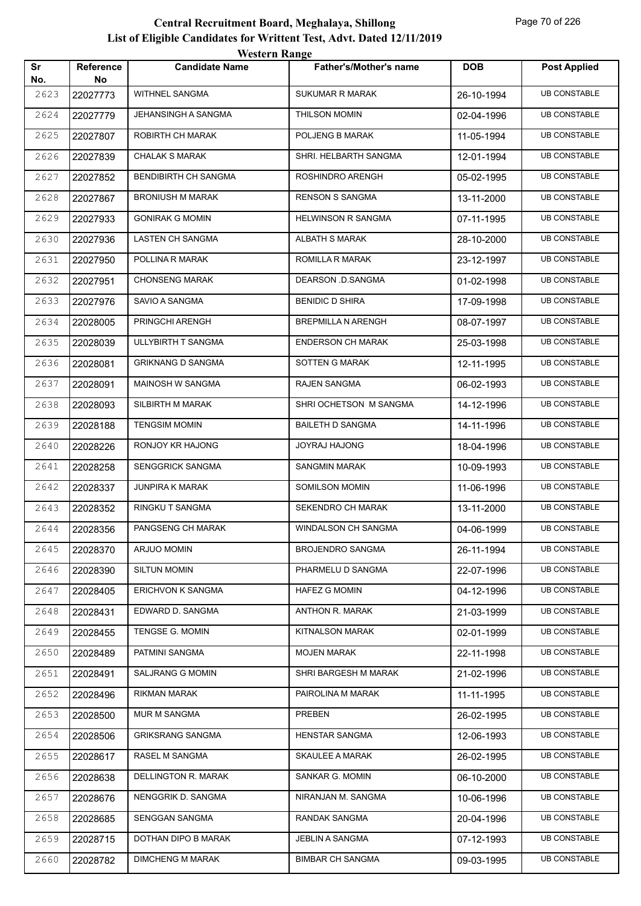# Central Recruitment Board, Meghalaya, Shillong

## List of Eligible Candidates for Writtent Test, Advt. Dated 12/11/2019

### Western Range

| Sr No. | Reference No | Candidate Name | Father's/Mother's name | DOB | Post Applied |
|---|---|---|---|---|---|
| 2623 | 22027773 | WITHNEL SANGMA | SUKUMAR R MARAK | 26-10-1994 | UB CONSTABLE |
| 2624 | 22027779 | JEHANSINGH A SANGMA | THILSON MOMIN | 02-04-1996 | UB CONSTABLE |
| 2625 | 22027807 | ROBIRTH CH MARAK | POLJENG B MARAK | 11-05-1994 | UB CONSTABLE |
| 2626 | 22027839 | CHALAK S MARAK | SHRI. HELBARTH SANGMA | 12-01-1994 | UB CONSTABLE |
| 2627 | 22027852 | BENDIBIRTH CH SANGMA | ROSHINDRO ARENGH | 05-02-1995 | UB CONSTABLE |
| 2628 | 22027867 | BRONIUSH M MARAK | RENSON S SANGMA | 13-11-2000 | UB CONSTABLE |
| 2629 | 22027933 | GONIRAK G MOMIN | HELWINSON R SANGMA | 07-11-1995 | UB CONSTABLE |
| 2630 | 22027936 | LASTEN CH SANGMA | ALBATH S MARAK | 28-10-2000 | UB CONSTABLE |
| 2631 | 22027950 | POLLINA R MARAK | ROMILLA R MARAK | 23-12-1997 | UB CONSTABLE |
| 2632 | 22027951 | CHONSENG MARAK | DEARSON .D.SANGMA | 01-02-1998 | UB CONSTABLE |
| 2633 | 22027976 | SAVIO A SANGMA | BENIDIC D SHIRA | 17-09-1998 | UB CONSTABLE |
| 2634 | 22028005 | PRINGCHI ARENGH | BREPMILLA N ARENGH | 08-07-1997 | UB CONSTABLE |
| 2635 | 22028039 | ULLYBIRTH T SANGMA | ENDERSON CH MARAK | 25-03-1998 | UB CONSTABLE |
| 2636 | 22028081 | GRIKNANG D SANGMA | SOTTEN G MARAK | 12-11-1995 | UB CONSTABLE |
| 2637 | 22028091 | MAINOSH W SANGMA | RAJEN SANGMA | 06-02-1993 | UB CONSTABLE |
| 2638 | 22028093 | SILBIRTH M MARAK | SHRI OCHETSON M SANGMA | 14-12-1996 | UB CONSTABLE |
| 2639 | 22028188 | TENGSIM MOMIN | BAILETH D SANGMA | 14-11-1996 | UB CONSTABLE |
| 2640 | 22028226 | RONJOY KR HAJONG | JOYRAJ HAJONG | 18-04-1996 | UB CONSTABLE |
| 2641 | 22028258 | SENGGRICK SANGMA | SANGMIN MARAK | 10-09-1993 | UB CONSTABLE |
| 2642 | 22028337 | JUNPIRA K MARAK | SOMILSON MOMIN | 11-06-1996 | UB CONSTABLE |
| 2643 | 22028352 | RINGKU T SANGMA | SEKENDRO CH MARAK | 13-11-2000 | UB CONSTABLE |
| 2644 | 22028356 | PANGSENG CH MARAK | WINDALSON CH SANGMA | 04-06-1999 | UB CONSTABLE |
| 2645 | 22028370 | ARJUO MOMIN | BROJENDRO SANGMA | 26-11-1994 | UB CONSTABLE |
| 2646 | 22028390 | SILTUN MOMIN | PHARMELU D SANGMA | 22-07-1996 | UB CONSTABLE |
| 2647 | 22028405 | ERICHVON K SANGMA | HAFEZ G MOMIN | 04-12-1996 | UB CONSTABLE |
| 2648 | 22028431 | EDWARD D. SANGMA | ANTHON R. MARAK | 21-03-1999 | UB CONSTABLE |
| 2649 | 22028455 | TENGSE G. MOMIN | KITNALSON MARAK | 02-01-1999 | UB CONSTABLE |
| 2650 | 22028489 | PATMINI SANGMA | MOJEN MARAK | 22-11-1998 | UB CONSTABLE |
| 2651 | 22028491 | SALJRANG G MOMIN | SHRI BARGESH M MARAK | 21-02-1996 | UB CONSTABLE |
| 2652 | 22028496 | RIKMAN MARAK | PAIROLINA M MARAK | 11-11-1995 | UB CONSTABLE |
| 2653 | 22028500 | MUR M SANGMA | PREBEN | 26-02-1995 | UB CONSTABLE |
| 2654 | 22028506 | GRIKSRANG SANGMA | HENSTAR SANGMA | 12-06-1993 | UB CONSTABLE |
| 2655 | 22028617 | RASEL M SANGMA | SKAULEE A MARAK | 26-02-1995 | UB CONSTABLE |
| 2656 | 22028638 | DELLINGTON R. MARAK | SANKAR G. MOMIN | 06-10-2000 | UB CONSTABLE |
| 2657 | 22028676 | NENGGRIK D. SANGMA | NIRANJAN M. SANGMA | 10-06-1996 | UB CONSTABLE |
| 2658 | 22028685 | SENGGAN SANGMA | RANDAK SANGMA | 20-04-1996 | UB CONSTABLE |
| 2659 | 22028715 | DOTHAN DIPO B MARAK | JEBLIN A SANGMA | 07-12-1993 | UB CONSTABLE |
| 2660 | 22028782 | DIMCHENG M MARAK | BIMBAR CH SANGMA | 09-03-1995 | UB CONSTABLE |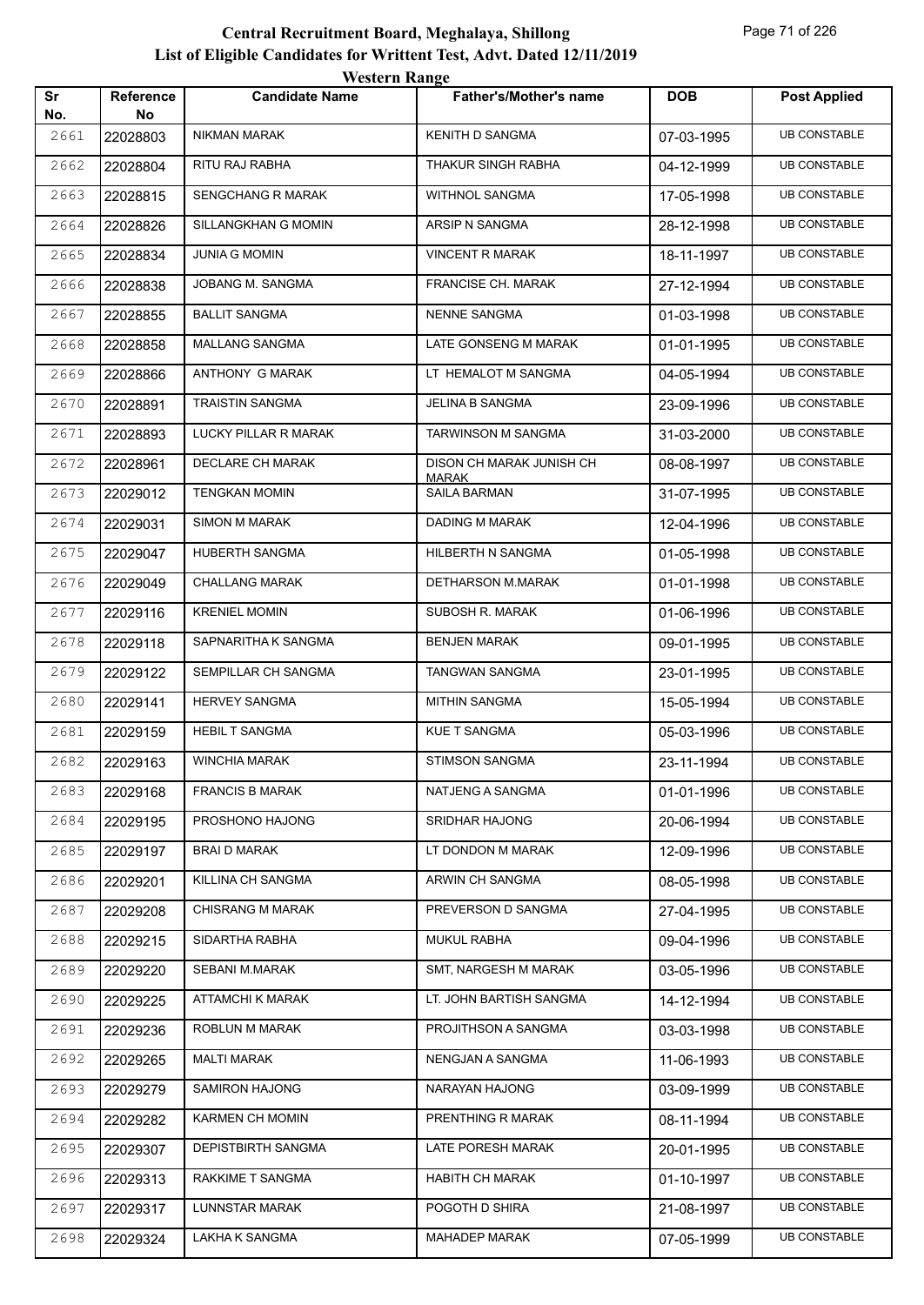# Central Recruitment Board, Meghalaya, Shillong

## List of Eligible Candidates for Writtent Test, Advt. Dated 12/11/2019

### Western Range

| Sr No. | Reference No | Candidate Name | Father's/Mother's name | DOB | Post Applied |
|---|---|---|---|---|---|
| 2661 | 22028803 | NIKMAN MARAK | KENITH D SANGMA | 07-03-1995 | UB CONSTABLE |
| 2662 | 22028804 | RITU RAJ RABHA | THAKUR SINGH RABHA | 04-12-1999 | UB CONSTABLE |
| 2663 | 22028815 | SENGCHANG R MARAK | WITHNOL SANGMA | 17-05-1998 | UB CONSTABLE |
| 2664 | 22028826 | SILLANGKHAN G MOMIN | ARSIP N SANGMA | 28-12-1998 | UB CONSTABLE |
| 2665 | 22028834 | JUNIA G MOMIN | VINCENT R MARAK | 18-11-1997 | UB CONSTABLE |
| 2666 | 22028838 | JOBANG M. SANGMA | FRANCISE CH. MARAK | 27-12-1994 | UB CONSTABLE |
| 2667 | 22028855 | BALLIT SANGMA | NENNE SANGMA | 01-03-1998 | UB CONSTABLE |
| 2668 | 22028858 | MALLANG SANGMA | LATE GONSENG M MARAK | 01-01-1995 | UB CONSTABLE |
| 2669 | 22028866 | ANTHONY G MARAK | LT HEMALOT M SANGMA | 04-05-1994 | UB CONSTABLE |
| 2670 | 22028891 | TRAISTIN SANGMA | JELINA B SANGMA | 23-09-1996 | UB CONSTABLE |
| 2671 | 22028893 | LUCKY PILLAR R MARAK | TARWINSON M SANGMA | 31-03-2000 | UB CONSTABLE |
| 2672 | 22028961 | DECLARE CH MARAK | DISON CH MARAK JUNISH CH MARAK | 08-08-1997 | UB CONSTABLE |
| 2673 | 22029012 | TENGKAN MOMIN | SAILA BARMAN | 31-07-1995 | UB CONSTABLE |
| 2674 | 22029031 | SIMON M MARAK | DADING M MARAK | 12-04-1996 | UB CONSTABLE |
| 2675 | 22029047 | HUBERTH SANGMA | HILBERTH N SANGMA | 01-05-1998 | UB CONSTABLE |
| 2676 | 22029049 | CHALLANG MARAK | DETHARSON M.MARAK | 01-01-1998 | UB CONSTABLE |
| 2677 | 22029116 | KRENIEL MOMIN | SUBOSH R. MARAK | 01-06-1996 | UB CONSTABLE |
| 2678 | 22029118 | SAPNARITHA K SANGMA | BENJEN MARAK | 09-01-1995 | UB CONSTABLE |
| 2679 | 22029122 | SEMPILLAR CH SANGMA | TANGWAN SANGMA | 23-01-1995 | UB CONSTABLE |
| 2680 | 22029141 | HERVEY SANGMA | MITHIN SANGMA | 15-05-1994 | UB CONSTABLE |
| 2681 | 22029159 | HEBIL T SANGMA | KUE T SANGMA | 05-03-1996 | UB CONSTABLE |
| 2682 | 22029163 | WINCHIA MARAK | STIMSON SANGMA | 23-11-1994 | UB CONSTABLE |
| 2683 | 22029168 | FRANCIS B MARAK | NATJENG A SANGMA | 01-01-1996 | UB CONSTABLE |
| 2684 | 22029195 | PROSHONO HAJONG | SRIDHAR HAJONG | 20-06-1994 | UB CONSTABLE |
| 2685 | 22029197 | BRAI D MARAK | LT DONDON M MARAK | 12-09-1996 | UB CONSTABLE |
| 2686 | 22029201 | KILLINA CH SANGMA | ARWIN CH SANGMA | 08-05-1998 | UB CONSTABLE |
| 2687 | 22029208 | CHISRANG M MARAK | PREVERSON D SANGMA | 27-04-1995 | UB CONSTABLE |
| 2688 | 22029215 | SIDARTHA RABHA | MUKUL RABHA | 09-04-1996 | UB CONSTABLE |
| 2689 | 22029220 | SEBANI M.MARAK | SMT, NARGESH M MARAK | 03-05-1996 | UB CONSTABLE |
| 2690 | 22029225 | ATTAMCHI K MARAK | LT. JOHN BARTISH SANGMA | 14-12-1994 | UB CONSTABLE |
| 2691 | 22029236 | ROBLUN M MARAK | PROJITHSON A SANGMA | 03-03-1998 | UB CONSTABLE |
| 2692 | 22029265 | MALTI MARAK | NENGJAN A SANGMA | 11-06-1993 | UB CONSTABLE |
| 2693 | 22029279 | SAMIRON HAJONG | NARAYAN HAJONG | 03-09-1999 | UB CONSTABLE |
| 2694 | 22029282 | KARMEN CH MOMIN | PRENTHING R MARAK | 08-11-1994 | UB CONSTABLE |
| 2695 | 22029307 | DEPISTBIRTH SANGMA | LATE PORESH MARAK | 20-01-1995 | UB CONSTABLE |
| 2696 | 22029313 | RAKKIME T SANGMA | HABITH CH MARAK | 01-10-1997 | UB CONSTABLE |
| 2697 | 22029317 | LUNNSTAR MARAK | POGOTH D SHIRA | 21-08-1997 | UB CONSTABLE |
| 2698 | 22029324 | LAKHA K SANGMA | MAHADEP MARAK | 07-05-1999 | UB CONSTABLE |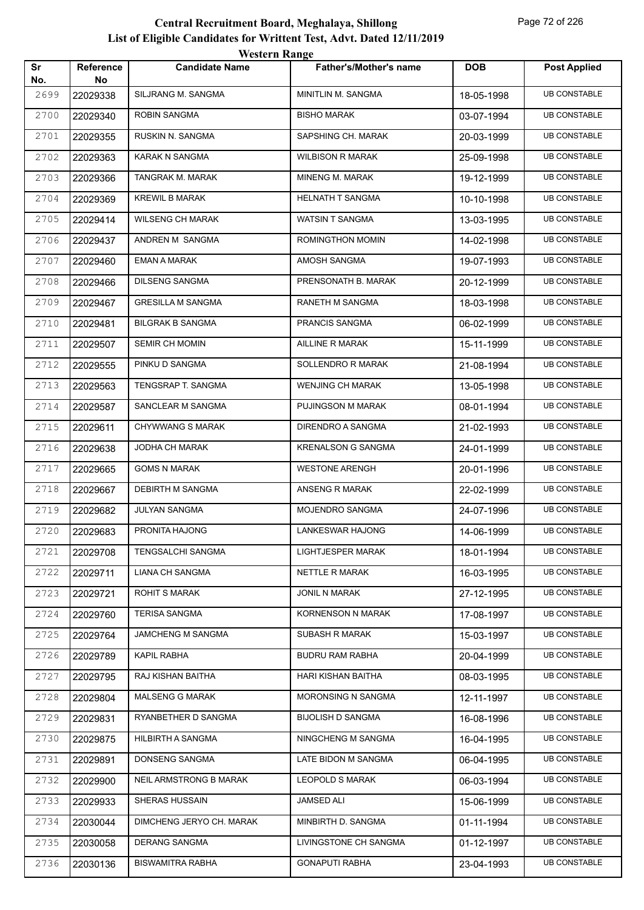# Central Recruitment Board, Meghalaya, Shillong

## List of Eligible Candidates for Writtent Test, Advt. Dated 12/11/2019

### Western Range

| Sr No. | Reference No | Candidate Name | Father's/Mother's name | DOB | Post Applied |
|---|---|---|---|---|---|
| 2699 | 22029338 | SILJRANG M. SANGMA | MINITLIN M. SANGMA | 18-05-1998 | UB CONSTABLE |
| 2700 | 22029340 | ROBIN SANGMA | BISHO MARAK | 03-07-1994 | UB CONSTABLE |
| 2701 | 22029355 | RUSKIN N. SANGMA | SAPSHING CH. MARAK | 20-03-1999 | UB CONSTABLE |
| 2702 | 22029363 | KARAK N SANGMA | WILBISON R MARAK | 25-09-1998 | UB CONSTABLE |
| 2703 | 22029366 | TANGRAK M. MARAK | MINENG M. MARAK | 19-12-1999 | UB CONSTABLE |
| 2704 | 22029369 | KREWIL B MARAK | HELNATH T SANGMA | 10-10-1998 | UB CONSTABLE |
| 2705 | 22029414 | WILSENG CH MARAK | WATSIN T SANGMA | 13-03-1995 | UB CONSTABLE |
| 2706 | 22029437 | ANDREN M SANGMA | ROMINGTHON MOMIN | 14-02-1998 | UB CONSTABLE |
| 2707 | 22029460 | EMAN A MARAK | AMOSH SANGMA | 19-07-1993 | UB CONSTABLE |
| 2708 | 22029466 | DILSENG SANGMA | PRENSONATH B. MARAK | 20-12-1999 | UB CONSTABLE |
| 2709 | 22029467 | GRESILLA M SANGMA | RANETH M SANGMA | 18-03-1998 | UB CONSTABLE |
| 2710 | 22029481 | BILGRAK B SANGMA | PRANCIS SANGMA | 06-02-1999 | UB CONSTABLE |
| 2711 | 22029507 | SEMIR CH MOMIN | AILLINE R MARAK | 15-11-1999 | UB CONSTABLE |
| 2712 | 22029555 | PINKU D SANGMA | SOLLENDRO R MARAK | 21-08-1994 | UB CONSTABLE |
| 2713 | 22029563 | TENGSRAP T. SANGMA | WENJING CH MARAK | 13-05-1998 | UB CONSTABLE |
| 2714 | 22029587 | SANCLEAR M SANGMA | PUJINGSON M MARAK | 08-01-1994 | UB CONSTABLE |
| 2715 | 22029611 | CHYWWANG S MARAK | DIRENDRO A SANGMA | 21-02-1993 | UB CONSTABLE |
| 2716 | 22029638 | JODHA CH MARAK | KRENALSON G SANGMA | 24-01-1999 | UB CONSTABLE |
| 2717 | 22029665 | GOMS N MARAK | WESTONE ARENGH | 20-01-1996 | UB CONSTABLE |
| 2718 | 22029667 | DEBIRTH M SANGMA | ANSENG R MARAK | 22-02-1999 | UB CONSTABLE |
| 2719 | 22029682 | JULYAN SANGMA | MOJENDRO SANGMA | 24-07-1996 | UB CONSTABLE |
| 2720 | 22029683 | PRONITA HAJONG | LANKESWAR HAJONG | 14-06-1999 | UB CONSTABLE |
| 2721 | 22029708 | TENGSALCHI SANGMA | LIGHTJESPER MARAK | 18-01-1994 | UB CONSTABLE |
| 2722 | 22029711 | LIANA CH SANGMA | NETTLE R MARAK | 16-03-1995 | UB CONSTABLE |
| 2723 | 22029721 | ROHIT S MARAK | JONIL N MARAK | 27-12-1995 | UB CONSTABLE |
| 2724 | 22029760 | TERISA SANGMA | KORNENSON N MARAK | 17-08-1997 | UB CONSTABLE |
| 2725 | 22029764 | JAMCHENG M SANGMA | SUBASH R MARAK | 15-03-1997 | UB CONSTABLE |
| 2726 | 22029789 | KAPIL RABHA | BUDRU RAM RABHA | 20-04-1999 | UB CONSTABLE |
| 2727 | 22029795 | RAJ KISHAN BAITHA | HARI KISHAN BAITHA | 08-03-1995 | UB CONSTABLE |
| 2728 | 22029804 | MALSENG G MARAK | MORONSING N SANGMA | 12-11-1997 | UB CONSTABLE |
| 2729 | 22029831 | RYANBETHER D SANGMA | BIJOLISH D SANGMA | 16-08-1996 | UB CONSTABLE |
| 2730 | 22029875 | HILBIRTH A SANGMA | NINGCHENG M SANGMA | 16-04-1995 | UB CONSTABLE |
| 2731 | 22029891 | DONSENG SANGMA | LATE BIDON M SANGMA | 06-04-1995 | UB CONSTABLE |
| 2732 | 22029900 | NEIL ARMSTRONG B MARAK | LEOPOLD S MARAK | 06-03-1994 | UB CONSTABLE |
| 2733 | 22029933 | SHERAS HUSSAIN | JAMSED ALI | 15-06-1999 | UB CONSTABLE |
| 2734 | 22030044 | DIMCHENG JERYO CH. MARAK | MINBIRTH D. SANGMA | 01-11-1994 | UB CONSTABLE |
| 2735 | 22030058 | DERANG SANGMA | LIVINGSTONE CH SANGMA | 01-12-1997 | UB CONSTABLE |
| 2736 | 22030136 | BISWAMITRA RABHA | GONAPUTI RABHA | 23-04-1993 | UB CONSTABLE |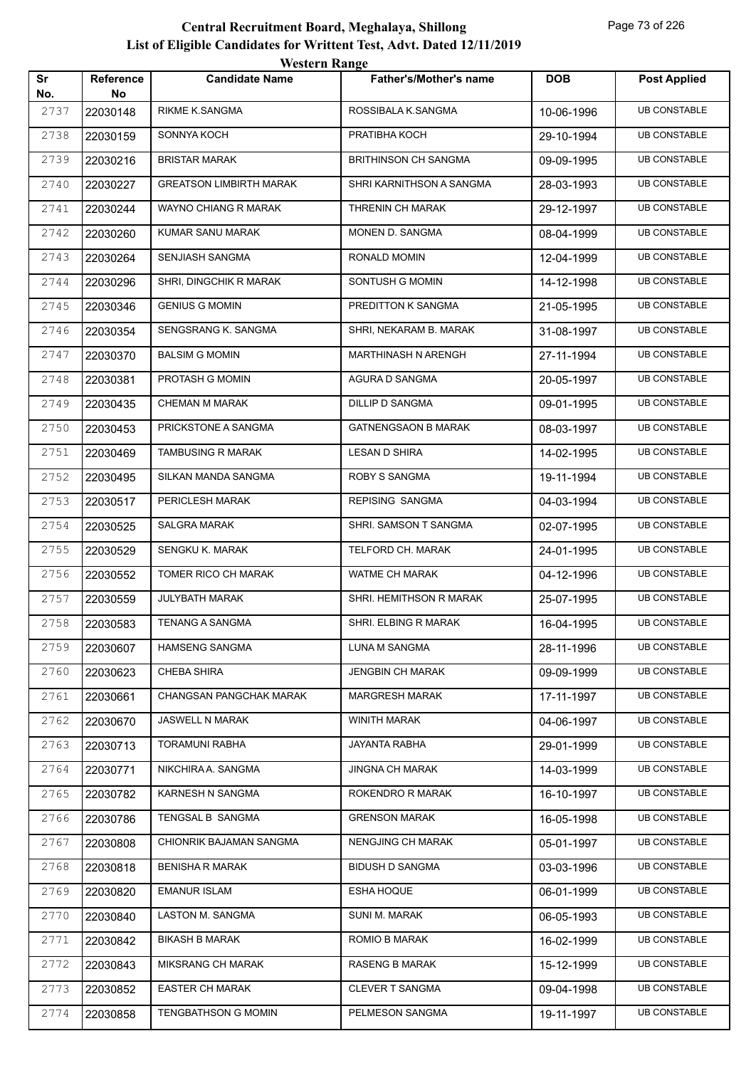# Central Recruitment Board, Meghalaya, Shillong

## List of Eligible Candidates for Writtent Test, Advt. Dated 12/11/2019

### Western Range

| Sr No. | Reference No | Candidate Name | Father's/Mother's name | DOB | Post Applied |
|---|---|---|---|---|---|
| 2737 | 22030148 | RIKME K.SANGMA | ROSSIBALA K.SANGMA | 10-06-1996 | UB CONSTABLE |
| 2738 | 22030159 | SONNYA KOCH | PRATIBHA KOCH | 29-10-1994 | UB CONSTABLE |
| 2739 | 22030216 | BRISTAR MARAK | BRITHINSON CH SANGMA | 09-09-1995 | UB CONSTABLE |
| 2740 | 22030227 | GREATSON LIMBIRTH MARAK | SHRI KARNITHSON A SANGMA | 28-03-1993 | UB CONSTABLE |
| 2741 | 22030244 | WAYNO CHIANG R MARAK | THRENIN CH MARAK | 29-12-1997 | UB CONSTABLE |
| 2742 | 22030260 | KUMAR SANU MARAK | MONEN D. SANGMA | 08-04-1999 | UB CONSTABLE |
| 2743 | 22030264 | SENJIASH SANGMA | RONALD MOMIN | 12-04-1999 | UB CONSTABLE |
| 2744 | 22030296 | SHRI, DINGCHIK R MARAK | SONTUSH G MOMIN | 14-12-1998 | UB CONSTABLE |
| 2745 | 22030346 | GENIUS G MOMIN | PREDITTON K SANGMA | 21-05-1995 | UB CONSTABLE |
| 2746 | 22030354 | SENGSRANG K. SANGMA | SHRI, NEKARAM B. MARAK | 31-08-1997 | UB CONSTABLE |
| 2747 | 22030370 | BALSIM G MOMIN | MARTHINASH N ARENGH | 27-11-1994 | UB CONSTABLE |
| 2748 | 22030381 | PROTASH G MOMIN | AGURA D SANGMA | 20-05-1997 | UB CONSTABLE |
| 2749 | 22030435 | CHEMAN M MARAK | DILLIP D SANGMA | 09-01-1995 | UB CONSTABLE |
| 2750 | 22030453 | PRICKSTONE A SANGMA | GATNENGSAON B MARAK | 08-03-1997 | UB CONSTABLE |
| 2751 | 22030469 | TAMBUSING R MARAK | LESAN D SHIRA | 14-02-1995 | UB CONSTABLE |
| 2752 | 22030495 | SILKAN MANDA SANGMA | ROBY S SANGMA | 19-11-1994 | UB CONSTABLE |
| 2753 | 22030517 | PERICLESH MARAK | REPISING SANGMA | 04-03-1994 | UB CONSTABLE |
| 2754 | 22030525 | SALGRA MARAK | SHRI. SAMSON T SANGMA | 02-07-1995 | UB CONSTABLE |
| 2755 | 22030529 | SENGKU K. MARAK | TELFORD CH. MARAK | 24-01-1995 | UB CONSTABLE |
| 2756 | 22030552 | TOMER RICO CH MARAK | WATME CH MARAK | 04-12-1996 | UB CONSTABLE |
| 2757 | 22030559 | JULYBATH MARAK | SHRI. HEMITHSON R MARAK | 25-07-1995 | UB CONSTABLE |
| 2758 | 22030583 | TENANG A SANGMA | SHRI. ELBING R MARAK | 16-04-1995 | UB CONSTABLE |
| 2759 | 22030607 | HAMSENG SANGMA | LUNA M SANGMA | 28-11-1996 | UB CONSTABLE |
| 2760 | 22030623 | CHEBA SHIRA | JENGBIN CH MARAK | 09-09-1999 | UB CONSTABLE |
| 2761 | 22030661 | CHANGSAN PANGCHAK MARAK | MARGRESH MARAK | 17-11-1997 | UB CONSTABLE |
| 2762 | 22030670 | JASWELL N MARAK | WINITH MARAK | 04-06-1997 | UB CONSTABLE |
| 2763 | 22030713 | TORAMUNI RABHA | JAYANTA RABHA | 29-01-1999 | UB CONSTABLE |
| 2764 | 22030771 | NIKCHIRA A. SANGMA | JINGNA CH MARAK | 14-03-1999 | UB CONSTABLE |
| 2765 | 22030782 | KARNESH N SANGMA | ROKENDRO R MARAK | 16-10-1997 | UB CONSTABLE |
| 2766 | 22030786 | TENGSAL B SANGMA | GRENSON MARAK | 16-05-1998 | UB CONSTABLE |
| 2767 | 22030808 | CHIONRIK BAJAMAN SANGMA | NENGJING CH MARAK | 05-01-1997 | UB CONSTABLE |
| 2768 | 22030818 | BENISHA R MARAK | BIDUSH D SANGMA | 03-03-1996 | UB CONSTABLE |
| 2769 | 22030820 | EMANUR ISLAM | ESHA HOQUE | 06-01-1999 | UB CONSTABLE |
| 2770 | 22030840 | LASTON M. SANGMA | SUNI M. MARAK | 06-05-1993 | UB CONSTABLE |
| 2771 | 22030842 | BIKASH B MARAK | ROMIO B MARAK | 16-02-1999 | UB CONSTABLE |
| 2772 | 22030843 | MIKSRANG CH MARAK | RASENG B MARAK | 15-12-1999 | UB CONSTABLE |
| 2773 | 22030852 | EASTER CH MARAK | CLEVER T SANGMA | 09-04-1998 | UB CONSTABLE |
| 2774 | 22030858 | TENGBATHSON G MOMIN | PELMESON SANGMA | 19-11-1997 | UB CONSTABLE |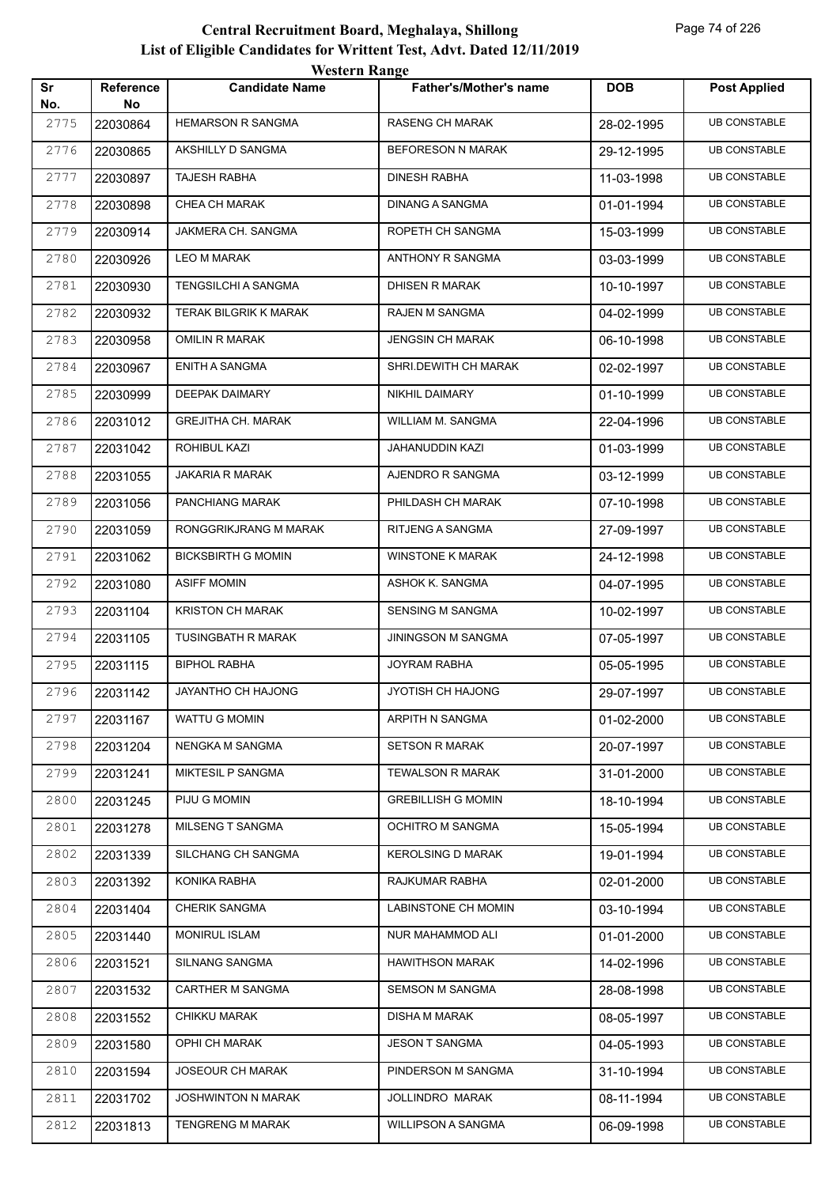# Central Recruitment Board, Meghalaya, Shillong

## List of Eligible Candidates for Writtent Test, Advt. Dated 12/11/2019

### Western Range

| Sr No. | Reference No | Candidate Name | Father's/Mother's name | DOB | Post Applied |
|---|---|---|---|---|---|
| 2775 | 22030864 | HEMARSON R SANGMA | RASENG CH MARAK | 28-02-1995 | UB CONSTABLE |
| 2776 | 22030865 | AKSHILLY D SANGMA | BEFORESON N MARAK | 29-12-1995 | UB CONSTABLE |
| 2777 | 22030897 | TAJESH RABHA | DINESH RABHA | 11-03-1998 | UB CONSTABLE |
| 2778 | 22030898 | CHEA CH MARAK | DINANG A SANGMA | 01-01-1994 | UB CONSTABLE |
| 2779 | 22030914 | JAKMERA CH. SANGMA | ROPETH CH SANGMA | 15-03-1999 | UB CONSTABLE |
| 2780 | 22030926 | LEO M MARAK | ANTHONY R SANGMA | 03-03-1999 | UB CONSTABLE |
| 2781 | 22030930 | TENGSILCHI A SANGMA | DHISEN R MARAK | 10-10-1997 | UB CONSTABLE |
| 2782 | 22030932 | TERAK BILGRIK K MARAK | RAJEN M SANGMA | 04-02-1999 | UB CONSTABLE |
| 2783 | 22030958 | OMILIN R MARAK | JENGSIN CH MARAK | 06-10-1998 | UB CONSTABLE |
| 2784 | 22030967 | ENITH A SANGMA | SHRI.DEWITH CH MARAK | 02-02-1997 | UB CONSTABLE |
| 2785 | 22030999 | DEEPAK DAIMARY | NIKHIL DAIMARY | 01-10-1999 | UB CONSTABLE |
| 2786 | 22031012 | GREJITHA CH. MARAK | WILLIAM M. SANGMA | 22-04-1996 | UB CONSTABLE |
| 2787 | 22031042 | ROHIBUL KAZI | JAHANUDDIN KAZI | 01-03-1999 | UB CONSTABLE |
| 2788 | 22031055 | JAKARIA R MARAK | AJENDRO R SANGMA | 03-12-1999 | UB CONSTABLE |
| 2789 | 22031056 | PANCHIANG MARAK | PHILDASH CH MARAK | 07-10-1998 | UB CONSTABLE |
| 2790 | 22031059 | RONGGRIKJRANG M MARAK | RITJENG A SANGMA | 27-09-1997 | UB CONSTABLE |
| 2791 | 22031062 | BICKSBIRTH G MOMIN | WINSTONE K MARAK | 24-12-1998 | UB CONSTABLE |
| 2792 | 22031080 | ASIFF MOMIN | ASHOK K. SANGMA | 04-07-1995 | UB CONSTABLE |
| 2793 | 22031104 | KRISTON CH MARAK | SENSING M SANGMA | 10-02-1997 | UB CONSTABLE |
| 2794 | 22031105 | TUSINGBATH R MARAK | JININGSON M SANGMA | 07-05-1997 | UB CONSTABLE |
| 2795 | 22031115 | BIPHOL RABHA | JOYRAM RABHA | 05-05-1995 | UB CONSTABLE |
| 2796 | 22031142 | JAYANTHO CH HAJONG | JYOTISH CH HAJONG | 29-07-1997 | UB CONSTABLE |
| 2797 | 22031167 | WATTU G MOMIN | ARPITH N SANGMA | 01-02-2000 | UB CONSTABLE |
| 2798 | 22031204 | NENGKA M SANGMA | SETSON R MARAK | 20-07-1997 | UB CONSTABLE |
| 2799 | 22031241 | MIKTESIL P SANGMA | TEWALSON R MARAK | 31-01-2000 | UB CONSTABLE |
| 2800 | 22031245 | PIJU G MOMIN | GREBILLISH G MOMIN | 18-10-1994 | UB CONSTABLE |
| 2801 | 22031278 | MILSENG T SANGMA | OCHITRO M SANGMA | 15-05-1994 | UB CONSTABLE |
| 2802 | 22031339 | SILCHANG CH SANGMA | KEROLSING D MARAK | 19-01-1994 | UB CONSTABLE |
| 2803 | 22031392 | KONIKA RABHA | RAJKUMAR RABHA | 02-01-2000 | UB CONSTABLE |
| 2804 | 22031404 | CHERIK SANGMA | LABINSTONE CH MOMIN | 03-10-1994 | UB CONSTABLE |
| 2805 | 22031440 | MONIRUL ISLAM | NUR MAHAMMOD ALI | 01-01-2000 | UB CONSTABLE |
| 2806 | 22031521 | SILNANG SANGMA | HAWITHSON MARAK | 14-02-1996 | UB CONSTABLE |
| 2807 | 22031532 | CARTHER M SANGMA | SEMSON M SANGMA | 28-08-1998 | UB CONSTABLE |
| 2808 | 22031552 | CHIKKU MARAK | DISHA M MARAK | 08-05-1997 | UB CONSTABLE |
| 2809 | 22031580 | OPHI CH MARAK | JESON T SANGMA | 04-05-1993 | UB CONSTABLE |
| 2810 | 22031594 | JOSEOUR CH MARAK | PINDERSON M SANGMA | 31-10-1994 | UB CONSTABLE |
| 2811 | 22031702 | JOSHWINTON N MARAK | JOLLINDRO MARAK | 08-11-1994 | UB CONSTABLE |
| 2812 | 22031813 | TENGRENG M MARAK | WILLIPSON A SANGMA | 06-09-1998 | UB CONSTABLE |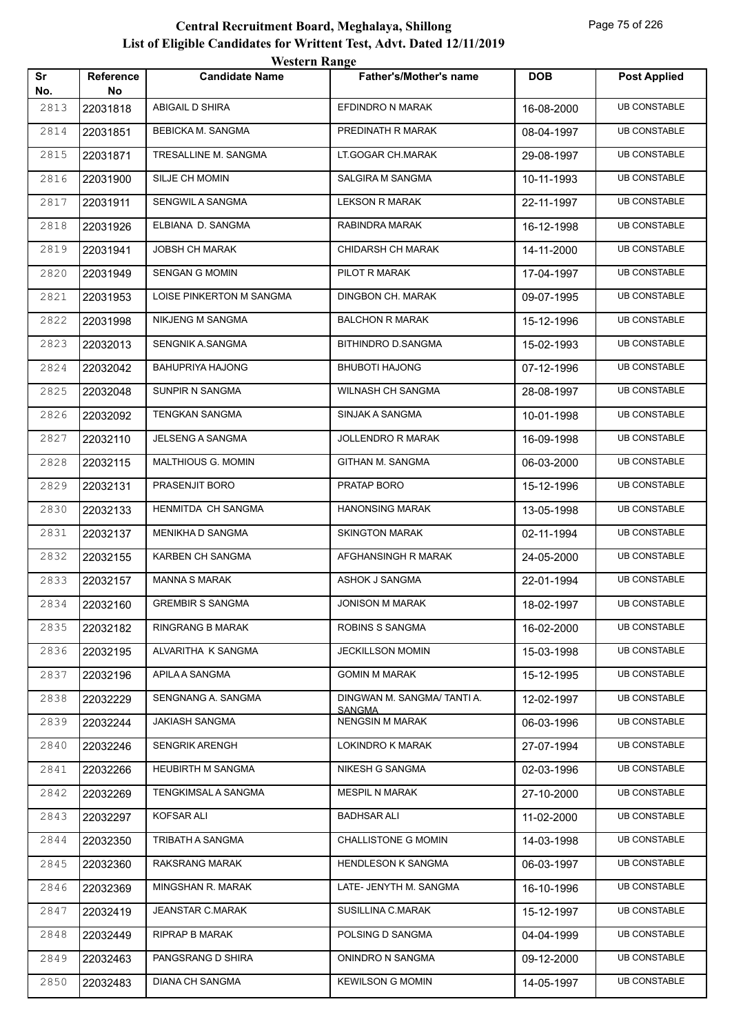# Central Recruitment Board, Meghalaya, Shillong

## List of Eligible Candidates for Writtent Test, Advt. Dated 12/11/2019

### Western Range

| Sr No. | Reference No | Candidate Name | Father's/Mother's name | DOB | Post Applied |
|---|---|---|---|---|---|
| 2813 | 22031818 | ABIGAIL D SHIRA | EFDINDRO N MARAK | 16-08-2000 | UB CONSTABLE |
| 2814 | 22031851 | BEBICKA M. SANGMA | PREDINATH R MARAK | 08-04-1997 | UB CONSTABLE |
| 2815 | 22031871 | TRESALLINE M. SANGMA | LT.GOGAR CH.MARAK | 29-08-1997 | UB CONSTABLE |
| 2816 | 22031900 | SILJE CH MOMIN | SALGIRA M SANGMA | 10-11-1993 | UB CONSTABLE |
| 2817 | 22031911 | SENGWIL A SANGMA | LEKSON R MARAK | 22-11-1997 | UB CONSTABLE |
| 2818 | 22031926 | ELBIANA D. SANGMA | RABINDRA MARAK | 16-12-1998 | UB CONSTABLE |
| 2819 | 22031941 | JOBSH CH MARAK | CHIDARSH CH MARAK | 14-11-2000 | UB CONSTABLE |
| 2820 | 22031949 | SENGAN G MOMIN | PILOT R MARAK | 17-04-1997 | UB CONSTABLE |
| 2821 | 22031953 | LOISE PINKERTON M SANGMA | DINGBON CH. MARAK | 09-07-1995 | UB CONSTABLE |
| 2822 | 22031998 | NIKJENG M SANGMA | BALCHON R MARAK | 15-12-1996 | UB CONSTABLE |
| 2823 | 22032013 | SENGNIK A.SANGMA | BITHINDRO D.SANGMA | 15-02-1993 | UB CONSTABLE |
| 2824 | 22032042 | BAHUPRIYA HAJONG | BHUBOTI HAJONG | 07-12-1996 | UB CONSTABLE |
| 2825 | 22032048 | SUNPIR N SANGMA | WILNASH CH SANGMA | 28-08-1997 | UB CONSTABLE |
| 2826 | 22032092 | TENGKAN SANGMA | SINJAK A SANGMA | 10-01-1998 | UB CONSTABLE |
| 2827 | 22032110 | JELSENG A SANGMA | JOLLENDRO R MARAK | 16-09-1998 | UB CONSTABLE |
| 2828 | 22032115 | MALTHIOUS G. MOMIN | GITHAN M. SANGMA | 06-03-2000 | UB CONSTABLE |
| 2829 | 22032131 | PRASENJIT BORO | PRATAP BORO | 15-12-1996 | UB CONSTABLE |
| 2830 | 22032133 | HENMITDA CH SANGMA | HANONSING MARAK | 13-05-1998 | UB CONSTABLE |
| 2831 | 22032137 | MENIKHA D SANGMA | SKINGTON MARAK | 02-11-1994 | UB CONSTABLE |
| 2832 | 22032155 | KARBEN CH SANGMA | AFGHANSINGH R MARAK | 24-05-2000 | UB CONSTABLE |
| 2833 | 22032157 | MANNA S MARAK | ASHOK J SANGMA | 22-01-1994 | UB CONSTABLE |
| 2834 | 22032160 | GREMBIR S SANGMA | JONISON M MARAK | 18-02-1997 | UB CONSTABLE |
| 2835 | 22032182 | RINGRANG B MARAK | ROBINS S SANGMA | 16-02-2000 | UB CONSTABLE |
| 2836 | 22032195 | ALVARITHA K SANGMA | JECKILLSON MOMIN | 15-03-1998 | UB CONSTABLE |
| 2837 | 22032196 | APILA A SANGMA | GOMIN M MARAK | 15-12-1995 | UB CONSTABLE |
| 2838 | 22032229 | SENGNANG A. SANGMA | DINGWAN M. SANGMA/ TANTI A. SANGMA | 12-02-1997 | UB CONSTABLE |
| 2839 | 22032244 | JAKIASH SANGMA | NENGSIN M MARAK | 06-03-1996 | UB CONSTABLE |
| 2840 | 22032246 | SENGRIK ARENGH | LOKINDRO K MARAK | 27-07-1994 | UB CONSTABLE |
| 2841 | 22032266 | HEUBIRTH M SANGMA | NIKESH G SANGMA | 02-03-1996 | UB CONSTABLE |
| 2842 | 22032269 | TENGKIMSAL A SANGMA | MESPIL N MARAK | 27-10-2000 | UB CONSTABLE |
| 2843 | 22032297 | KOFSAR ALI | BADHSAR ALI | 11-02-2000 | UB CONSTABLE |
| 2844 | 22032350 | TRIBATH A SANGMA | CHALLISTONE G MOMIN | 14-03-1998 | UB CONSTABLE |
| 2845 | 22032360 | RAKSRANG MARAK | HENDLESON K SANGMA | 06-03-1997 | UB CONSTABLE |
| 2846 | 22032369 | MINGSHAN R. MARAK | LATE- JENYTH M. SANGMA | 16-10-1996 | UB CONSTABLE |
| 2847 | 22032419 | JEANSTAR C.MARAK | SUSILLINA C.MARAK | 15-12-1997 | UB CONSTABLE |
| 2848 | 22032449 | RIPRAP B MARAK | POLSING D SANGMA | 04-04-1999 | UB CONSTABLE |
| 2849 | 22032463 | PANGSRANG D SHIRA | ONINDRO N SANGMA | 09-12-2000 | UB CONSTABLE |
| 2850 | 22032483 | DIANA CH SANGMA | KEWILSON G MOMIN | 14-05-1997 | UB CONSTABLE |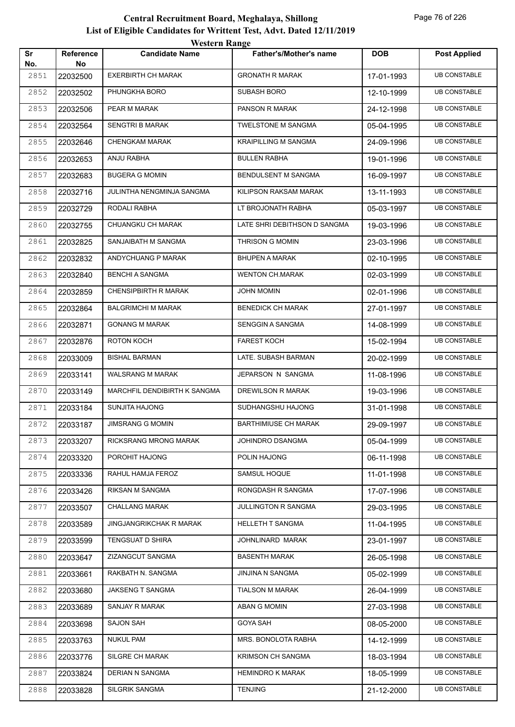# Central Recruitment Board, Meghalaya, Shillong

## List of Eligible Candidates for Writtent Test, Advt. Dated 12/11/2019

### Western Range

| Sr No. | Reference No | Candidate Name | Father's/Mother's name | DOB | Post Applied |
|---|---|---|---|---|---|
| 2851 | 22032500 | EXERBIRTH CH MARAK | GRONATH R MARAK | 17-01-1993 | UB CONSTABLE |
| 2852 | 22032502 | PHUNGKHA BORO | SUBASH BORO | 12-10-1999 | UB CONSTABLE |
| 2853 | 22032506 | PEAR M MARAK | PANSON R MARAK | 24-12-1998 | UB CONSTABLE |
| 2854 | 22032564 | SENGTRI B MARAK | TWELSTONE M SANGMA | 05-04-1995 | UB CONSTABLE |
| 2855 | 22032646 | CHENGKAM MARAK | KRAIPILLING M SANGMA | 24-09-1996 | UB CONSTABLE |
| 2856 | 22032653 | ANJU RABHA | BULLEN RABHA | 19-01-1996 | UB CONSTABLE |
| 2857 | 22032683 | BUGERA G MOMIN | BENDULSENT M SANGMA | 16-09-1997 | UB CONSTABLE |
| 2858 | 22032716 | JULINTHA NENGMINJA SANGMA | KILIPSON RAKSAM MARAK | 13-11-1993 | UB CONSTABLE |
| 2859 | 22032729 | RODALI RABHA | LT BROJONATH RABHA | 05-03-1997 | UB CONSTABLE |
| 2860 | 22032755 | CHUANGKU CH MARAK | LATE SHRI DEBITHSON D SANGMA | 19-03-1996 | UB CONSTABLE |
| 2861 | 22032825 | SANJAIBATH M SANGMA | THRISON G MOMIN | 23-03-1996 | UB CONSTABLE |
| 2862 | 22032832 | ANDYCHUANG P MARAK | BHUPEN A MARAK | 02-10-1995 | UB CONSTABLE |
| 2863 | 22032840 | BENCHI A SANGMA | WENTON CH.MARAK | 02-03-1999 | UB CONSTABLE |
| 2864 | 22032859 | CHENSIPBIRTH R MARAK | JOHN MOMIN | 02-01-1996 | UB CONSTABLE |
| 2865 | 22032864 | BALGRIMCHI M MARAK | BENEDICK CH MARAK | 27-01-1997 | UB CONSTABLE |
| 2866 | 22032871 | GONANG M MARAK | SENGGIN A SANGMA | 14-08-1999 | UB CONSTABLE |
| 2867 | 22032876 | ROTON KOCH | FAREST KOCH | 15-02-1994 | UB CONSTABLE |
| 2868 | 22033009 | BISHAL BARMAN | LATE. SUBASH BARMAN | 20-02-1999 | UB CONSTABLE |
| 2869 | 22033141 | WALSRANG M MARAK | JEPARSON N SANGMA | 11-08-1996 | UB CONSTABLE |
| 2870 | 22033149 | MARCHFIL DENDIBIRTH K SANGMA | DREWILSON R MARAK | 19-03-1996 | UB CONSTABLE |
| 2871 | 22033184 | SUNJITA HAJONG | SUDHANGSHU HAJONG | 31-01-1998 | UB CONSTABLE |
| 2872 | 22033187 | JIMSRANG G MOMIN | BARTHIMIUSE CH MARAK | 29-09-1997 | UB CONSTABLE |
| 2873 | 22033207 | RICKSRANG MRONG MARAK | JOHINDRO DSANGMA | 05-04-1999 | UB CONSTABLE |
| 2874 | 22033320 | POROHIT HAJONG | POLIN HAJONG | 06-11-1998 | UB CONSTABLE |
| 2875 | 22033336 | RAHUL HAMJA FEROZ | SAMSUL HOQUE | 11-01-1998 | UB CONSTABLE |
| 2876 | 22033426 | RIKSAN M SANGMA | RONGDASH R SANGMA | 17-07-1996 | UB CONSTABLE |
| 2877 | 22033507 | CHALLANG MARAK | JULLINGTON R SANGMA | 29-03-1995 | UB CONSTABLE |
| 2878 | 22033589 | JINGJANGRIKCHAK R MARAK | HELLETH T SANGMA | 11-04-1995 | UB CONSTABLE |
| 2879 | 22033599 | TENGSUAT D SHIRA | JOHNLINARD MARAK | 23-01-1997 | UB CONSTABLE |
| 2880 | 22033647 | ZIZANGCUT SANGMA | BASENTH MARAK | 26-05-1998 | UB CONSTABLE |
| 2881 | 22033661 | RAKBATH N. SANGMA | JINJINA N SANGMA | 05-02-1999 | UB CONSTABLE |
| 2882 | 22033680 | JAKSENG T SANGMA | TIALSON M MARAK | 26-04-1999 | UB CONSTABLE |
| 2883 | 22033689 | SANJAY R MARAK | ABAN G MOMIN | 27-03-1998 | UB CONSTABLE |
| 2884 | 22033698 | SAJON SAH | GOYA SAH | 08-05-2000 | UB CONSTABLE |
| 2885 | 22033763 | NUKUL PAM | MRS. BONOLOTA RABHA | 14-12-1999 | UB CONSTABLE |
| 2886 | 22033776 | SILGRE CH MARAK | KRIMSON CH SANGMA | 18-03-1994 | UB CONSTABLE |
| 2887 | 22033824 | DERIAN N SANGMA | HEMINDRO K MARAK | 18-05-1999 | UB CONSTABLE |
| 2888 | 22033828 | SILGRIK SANGMA | TENJING | 21-12-2000 | UB CONSTABLE |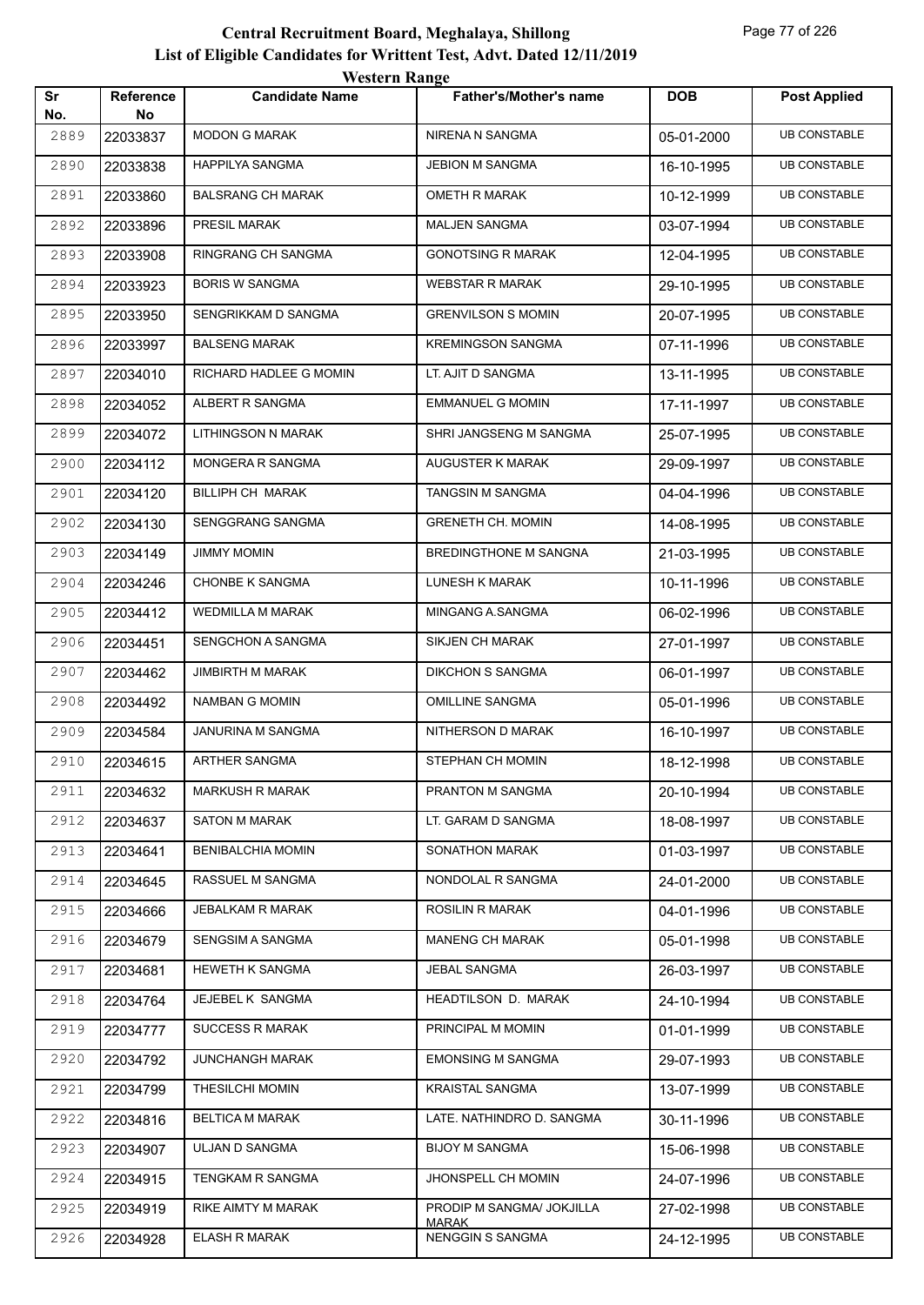# Central Recruitment Board, Meghalaya, Shillong

## List of Eligible Candidates for Writtent Test, Advt. Dated 12/11/2019

### Western Range

| Sr No. | Reference No | Candidate Name | Father's/Mother's name | DOB | Post Applied |
|---|---|---|---|---|---|
| 2889 | 22033837 | MODON G MARAK | NIRENA N SANGMA | 05-01-2000 | UB CONSTABLE |
| 2890 | 22033838 | HAPPILYA SANGMA | JEBION M SANGMA | 16-10-1995 | UB CONSTABLE |
| 2891 | 22033860 | BALSRANG CH MARAK | OMETH R MARAK | 10-12-1999 | UB CONSTABLE |
| 2892 | 22033896 | PRESIL MARAK | MALJEN SANGMA | 03-07-1994 | UB CONSTABLE |
| 2893 | 22033908 | RINGRANG CH SANGMA | GONOTSING R MARAK | 12-04-1995 | UB CONSTABLE |
| 2894 | 22033923 | BORIS W SANGMA | WEBSTAR R MARAK | 29-10-1995 | UB CONSTABLE |
| 2895 | 22033950 | SENGRIKKAM D SANGMA | GRENVILSON S MOMIN | 20-07-1995 | UB CONSTABLE |
| 2896 | 22033997 | BALSENG MARAK | KREMINGSON SANGMA | 07-11-1996 | UB CONSTABLE |
| 2897 | 22034010 | RICHARD HADLEE G MOMIN | LT. AJIT D SANGMA | 13-11-1995 | UB CONSTABLE |
| 2898 | 22034052 | ALBERT R SANGMA | EMMANUEL G MOMIN | 17-11-1997 | UB CONSTABLE |
| 2899 | 22034072 | LITHINGSON N MARAK | SHRI JANGSENG M SANGMA | 25-07-1995 | UB CONSTABLE |
| 2900 | 22034112 | MONGERA R SANGMA | AUGUSTER K MARAK | 29-09-1997 | UB CONSTABLE |
| 2901 | 22034120 | BILLIPH CH MARAK | TANGSIN M SANGMA | 04-04-1996 | UB CONSTABLE |
| 2902 | 22034130 | SENGGRANG SANGMA | GRENETH CH. MOMIN | 14-08-1995 | UB CONSTABLE |
| 2903 | 22034149 | JIMMY MOMIN | BREDINGTHONE M SANGNA | 21-03-1995 | UB CONSTABLE |
| 2904 | 22034246 | CHONBE K SANGMA | LUNESH K MARAK | 10-11-1996 | UB CONSTABLE |
| 2905 | 22034412 | WEDMILLA M MARAK | MINGANG A.SANGMA | 06-02-1996 | UB CONSTABLE |
| 2906 | 22034451 | SENGCHON A SANGMA | SIKJEN CH MARAK | 27-01-1997 | UB CONSTABLE |
| 2907 | 22034462 | JIMBIRTH M MARAK | DIKCHON S SANGMA | 06-01-1997 | UB CONSTABLE |
| 2908 | 22034492 | NAMBAN G MOMIN | OMILLINE SANGMA | 05-01-1996 | UB CONSTABLE |
| 2909 | 22034584 | JANURINA M SANGMA | NITHERSON D MARAK | 16-10-1997 | UB CONSTABLE |
| 2910 | 22034615 | ARTHER SANGMA | STEPHAN CH MOMIN | 18-12-1998 | UB CONSTABLE |
| 2911 | 22034632 | MARKUSH R MARAK | PRANTON M SANGMA | 20-10-1994 | UB CONSTABLE |
| 2912 | 22034637 | SATON M MARAK | LT. GARAM D SANGMA | 18-08-1997 | UB CONSTABLE |
| 2913 | 22034641 | BENIBALCHIA MOMIN | SONATHON MARAK | 01-03-1997 | UB CONSTABLE |
| 2914 | 22034645 | RASSUEL M SANGMA | NONDOLAL R SANGMA | 24-01-2000 | UB CONSTABLE |
| 2915 | 22034666 | JEBALKAM R MARAK | ROSILIN R MARAK | 04-01-1996 | UB CONSTABLE |
| 2916 | 22034679 | SENGSIM A SANGMA | MANENG CH MARAK | 05-01-1998 | UB CONSTABLE |
| 2917 | 22034681 | HEWETH K SANGMA | JEBAL SANGMA | 26-03-1997 | UB CONSTABLE |
| 2918 | 22034764 | JEJEBEL K SANGMA | HEADTILSON D. MARAK | 24-10-1994 | UB CONSTABLE |
| 2919 | 22034777 | SUCCESS R MARAK | PRINCIPAL M MOMIN | 01-01-1999 | UB CONSTABLE |
| 2920 | 22034792 | JUNCHANGH MARAK | EMONSING M SANGMA | 29-07-1993 | UB CONSTABLE |
| 2921 | 22034799 | THESILCHI MOMIN | KRAISTAL SANGMA | 13-07-1999 | UB CONSTABLE |
| 2922 | 22034816 | BELTICA M MARAK | LATE. NATHINDRO D. SANGMA | 30-11-1996 | UB CONSTABLE |
| 2923 | 22034907 | ULJAN D SANGMA | BIJOY M SANGMA | 15-06-1998 | UB CONSTABLE |
| 2924 | 22034915 | TENGKAM R SANGMA | JHONSPELL CH MOMIN | 24-07-1996 | UB CONSTABLE |
| 2925 | 22034919 | RIKE AIMTY M MARAK | PRODIP M SANGMA/ JOKJILLA MARAK | 27-02-1998 | UB CONSTABLE |
| 2926 | 22034928 | ELASH R MARAK | NENGGIN S SANGMA | 24-12-1995 | UB CONSTABLE |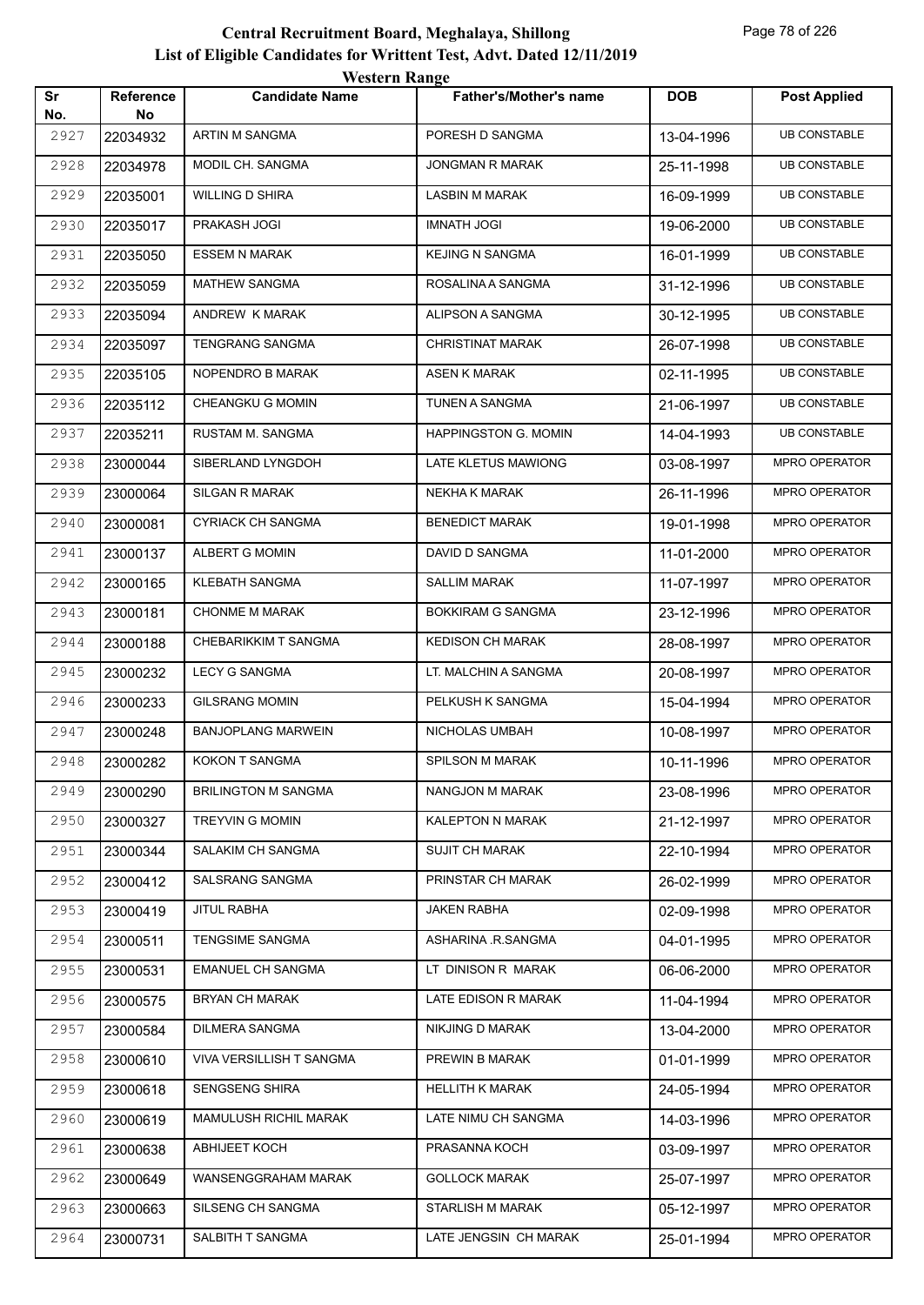# Central Recruitment Board, Meghalaya, Shillong

## List of Eligible Candidates for Writtent Test, Advt. Dated 12/11/2019

### Western Range

| Sr No. | Reference No | Candidate Name | Father's/Mother's name | DOB | Post Applied |
|---|---|---|---|---|---|
| 2927 | 22034932 | ARTIN M SANGMA | PORESH D SANGMA | 13-04-1996 | UB CONSTABLE |
| 2928 | 22034978 | MODIL CH. SANGMA | JONGMAN R MARAK | 25-11-1998 | UB CONSTABLE |
| 2929 | 22035001 | WILLING D SHIRA | LASBIN M MARAK | 16-09-1999 | UB CONSTABLE |
| 2930 | 22035017 | PRAKASH JOGI | IMNATH JOGI | 19-06-2000 | UB CONSTABLE |
| 2931 | 22035050 | ESSEM N MARAK | KEJING N SANGMA | 16-01-1999 | UB CONSTABLE |
| 2932 | 22035059 | MATHEW SANGMA | ROSALINA A SANGMA | 31-12-1996 | UB CONSTABLE |
| 2933 | 22035094 | ANDREW K MARAK | ALIPSON A SANGMA | 30-12-1995 | UB CONSTABLE |
| 2934 | 22035097 | TENGRANG SANGMA | CHRISTINAT MARAK | 26-07-1998 | UB CONSTABLE |
| 2935 | 22035105 | NOPENDRO B MARAK | ASEN K MARAK | 02-11-1995 | UB CONSTABLE |
| 2936 | 22035112 | CHEANGKU G MOMIN | TUNEN A SANGMA | 21-06-1997 | UB CONSTABLE |
| 2937 | 22035211 | RUSTAM M. SANGMA | HAPPINGSTON G. MOMIN | 14-04-1993 | UB CONSTABLE |
| 2938 | 23000044 | SIBERLAND LYNGDOH | LATE KLETUS MAWIONG | 03-08-1997 | MPRO OPERATOR |
| 2939 | 23000064 | SILGAN R MARAK | NEKHA K MARAK | 26-11-1996 | MPRO OPERATOR |
| 2940 | 23000081 | CYRIACK CH SANGMA | BENEDICT MARAK | 19-01-1998 | MPRO OPERATOR |
| 2941 | 23000137 | ALBERT G MOMIN | DAVID D SANGMA | 11-01-2000 | MPRO OPERATOR |
| 2942 | 23000165 | KLEBATH SANGMA | SALLIM MARAK | 11-07-1997 | MPRO OPERATOR |
| 2943 | 23000181 | CHONME M MARAK | BOKKIRAM G SANGMA | 23-12-1996 | MPRO OPERATOR |
| 2944 | 23000188 | CHEBARIKKIM T SANGMA | KEDISON CH MARAK | 28-08-1997 | MPRO OPERATOR |
| 2945 | 23000232 | LECY G SANGMA | LT. MALCHIN A SANGMA | 20-08-1997 | MPRO OPERATOR |
| 2946 | 23000233 | GILSRANG MOMIN | PELKUSH K SANGMA | 15-04-1994 | MPRO OPERATOR |
| 2947 | 23000248 | BANJOPLANG MARWEIN | NICHOLAS UMBAH | 10-08-1997 | MPRO OPERATOR |
| 2948 | 23000282 | KOKON T SANGMA | SPILSON M MARAK | 10-11-1996 | MPRO OPERATOR |
| 2949 | 23000290 | BRILINGTON M SANGMA | NANGJON M MARAK | 23-08-1996 | MPRO OPERATOR |
| 2950 | 23000327 | TREYVIN G MOMIN | KALEPTON N MARAK | 21-12-1997 | MPRO OPERATOR |
| 2951 | 23000344 | SALAKIM CH SANGMA | SUJIT CH MARAK | 22-10-1994 | MPRO OPERATOR |
| 2952 | 23000412 | SALSRANG SANGMA | PRINSTAR CH MARAK | 26-02-1999 | MPRO OPERATOR |
| 2953 | 23000419 | JITUL RABHA | JAKEN RABHA | 02-09-1998 | MPRO OPERATOR |
| 2954 | 23000511 | TENGSIME SANGMA | ASHARINA .R.SANGMA | 04-01-1995 | MPRO OPERATOR |
| 2955 | 23000531 | EMANUEL CH SANGMA | LT DINISON R MARAK | 06-06-2000 | MPRO OPERATOR |
| 2956 | 23000575 | BRYAN CH MARAK | LATE EDISON R MARAK | 11-04-1994 | MPRO OPERATOR |
| 2957 | 23000584 | DILMERA SANGMA | NIKJING D MARAK | 13-04-2000 | MPRO OPERATOR |
| 2958 | 23000610 | VIVA VERSILLISH T SANGMA | PREWIN B MARAK | 01-01-1999 | MPRO OPERATOR |
| 2959 | 23000618 | SENGSENG SHIRA | HELLITH K MARAK | 24-05-1994 | MPRO OPERATOR |
| 2960 | 23000619 | MAMULUSH RICHIL MARAK | LATE NIMU CH SANGMA | 14-03-1996 | MPRO OPERATOR |
| 2961 | 23000638 | ABHIJEET KOCH | PRASANNA KOCH | 03-09-1997 | MPRO OPERATOR |
| 2962 | 23000649 | WANSENGGRAHAM MARAK | GOLLOCK MARAK | 25-07-1997 | MPRO OPERATOR |
| 2963 | 23000663 | SILSENG CH SANGMA | STARLISH M MARAK | 05-12-1997 | MPRO OPERATOR |
| 2964 | 23000731 | SALBITH T SANGMA | LATE JENGSIN CH MARAK | 25-01-1994 | MPRO OPERATOR |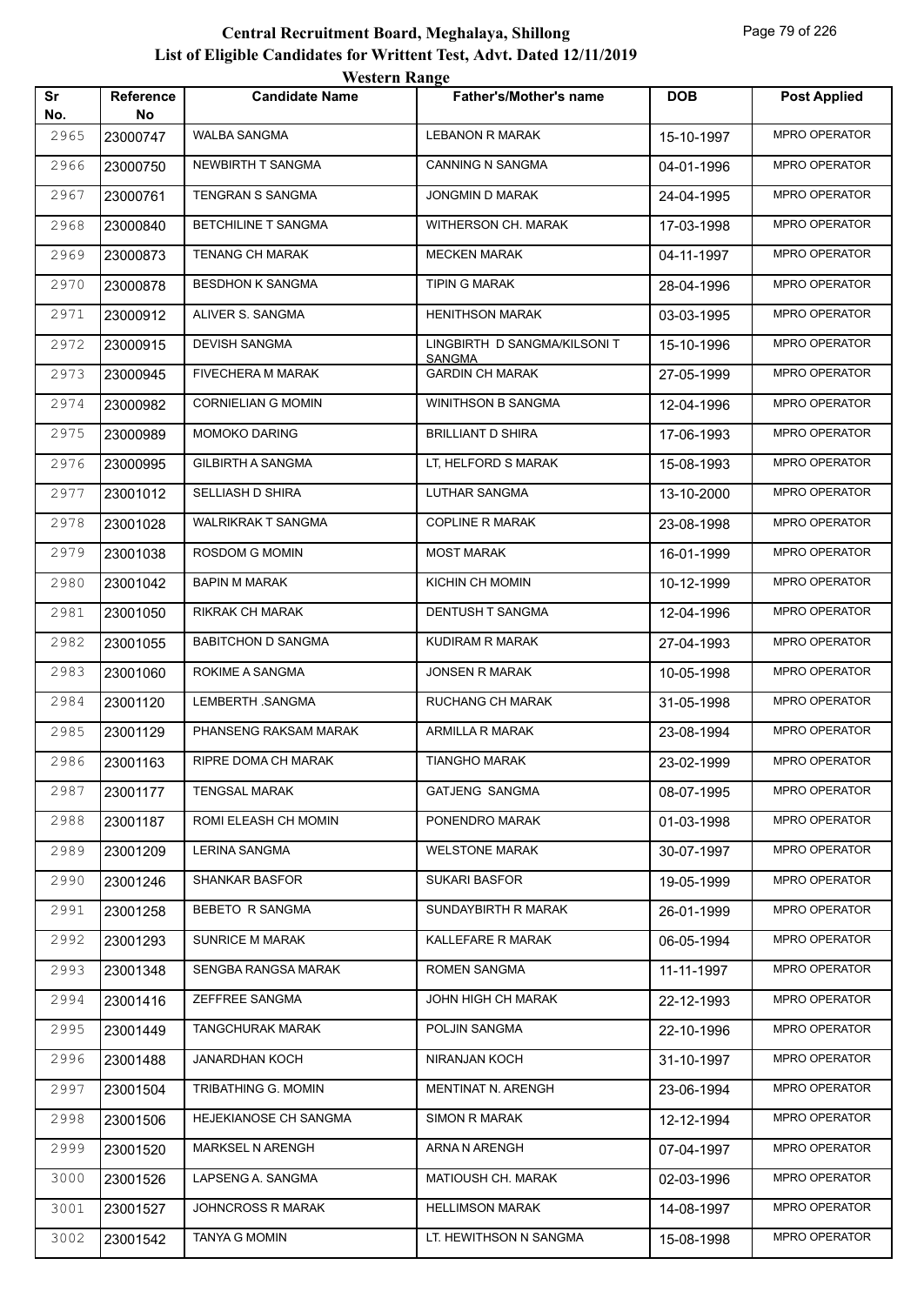# Central Recruitment Board, Meghalaya, Shillong
## List of Eligible Candidates for Writtent Test, Advt. Dated 12/11/2019
### Western Range

| Sr No. | Reference No | Candidate Name | Father's/Mother's name | DOB | Post Applied |
|---|---|---|---|---|---|
| 2965 | 23000747 | WALBA SANGMA | LEBANON R MARAK | 15-10-1997 | MPRO OPERATOR |
| 2966 | 23000750 | NEWBIRTH T SANGMA | CANNING N SANGMA | 04-01-1996 | MPRO OPERATOR |
| 2967 | 23000761 | TENGRAN S SANGMA | JONGMIN D MARAK | 24-04-1995 | MPRO OPERATOR |
| 2968 | 23000840 | BETCHILINE T SANGMA | WITHERSON CH. MARAK | 17-03-1998 | MPRO OPERATOR |
| 2969 | 23000873 | TENANG CH MARAK | MECKEN MARAK | 04-11-1997 | MPRO OPERATOR |
| 2970 | 23000878 | BESDHON K SANGMA | TIPIN G MARAK | 28-04-1996 | MPRO OPERATOR |
| 2971 | 23000912 | ALIVER S. SANGMA | HENITHSON MARAK | 03-03-1995 | MPRO OPERATOR |
| 2972 | 23000915 | DEVISH SANGMA | LINGBIRTH D SANGMA/KILSONI T SANGMA | 15-10-1996 | MPRO OPERATOR |
| 2973 | 23000945 | FIVECHERA M MARAK | GARDIN CH MARAK | 27-05-1999 | MPRO OPERATOR |
| 2974 | 23000982 | CORNIELIAN G MOMIN | WINITHSON B SANGMA | 12-04-1996 | MPRO OPERATOR |
| 2975 | 23000989 | MOMOKO DARING | BRILLIANT D SHIRA | 17-06-1993 | MPRO OPERATOR |
| 2976 | 23000995 | GILBIRTH A SANGMA | LT, HELFORD S MARAK | 15-08-1993 | MPRO OPERATOR |
| 2977 | 23001012 | SELLIASH D SHIRA | LUTHAR SANGMA | 13-10-2000 | MPRO OPERATOR |
| 2978 | 23001028 | WALRIKRAK T SANGMA | COPLINE R MARAK | 23-08-1998 | MPRO OPERATOR |
| 2979 | 23001038 | ROSDOM G MOMIN | MOST MARAK | 16-01-1999 | MPRO OPERATOR |
| 2980 | 23001042 | BAPIN M MARAK | KICHIN CH MOMIN | 10-12-1999 | MPRO OPERATOR |
| 2981 | 23001050 | RIKRAK CH MARAK | DENTUSH T SANGMA | 12-04-1996 | MPRO OPERATOR |
| 2982 | 23001055 | BABITCHON D SANGMA | KUDIRAM R MARAK | 27-04-1993 | MPRO OPERATOR |
| 2983 | 23001060 | ROKIME A SANGMA | JONSEN R MARAK | 10-05-1998 | MPRO OPERATOR |
| 2984 | 23001120 | LEMBERTH .SANGMA | RUCHANG CH MARAK | 31-05-1998 | MPRO OPERATOR |
| 2985 | 23001129 | PHANSENG RAKSAM MARAK | ARMILLA R MARAK | 23-08-1994 | MPRO OPERATOR |
| 2986 | 23001163 | RIPRE DOMA CH MARAK | TIANGHO MARAK | 23-02-1999 | MPRO OPERATOR |
| 2987 | 23001177 | TENGSAL MARAK | GATJENG SANGMA | 08-07-1995 | MPRO OPERATOR |
| 2988 | 23001187 | ROMI ELEASH CH MOMIN | PONENDRO MARAK | 01-03-1998 | MPRO OPERATOR |
| 2989 | 23001209 | LERINA SANGMA | WELSTONE MARAK | 30-07-1997 | MPRO OPERATOR |
| 2990 | 23001246 | SHANKAR BASFOR | SUKARI BASFOR | 19-05-1999 | MPRO OPERATOR |
| 2991 | 23001258 | BEBETO R SANGMA | SUNDAYBIRTH R MARAK | 26-01-1999 | MPRO OPERATOR |
| 2992 | 23001293 | SUNRICE M MARAK | KALLEFARE R MARAK | 06-05-1994 | MPRO OPERATOR |
| 2993 | 23001348 | SENGBA RANGSA MARAK | ROMEN SANGMA | 11-11-1997 | MPRO OPERATOR |
| 2994 | 23001416 | ZEFFREE SANGMA | JOHN HIGH CH MARAK | 22-12-1993 | MPRO OPERATOR |
| 2995 | 23001449 | TANGCHURAK MARAK | POLJIN SANGMA | 22-10-1996 | MPRO OPERATOR |
| 2996 | 23001488 | JANARDHAN KOCH | NIRANJAN KOCH | 31-10-1997 | MPRO OPERATOR |
| 2997 | 23001504 | TRIBATHING G. MOMIN | MENTINAT N. ARENGH | 23-06-1994 | MPRO OPERATOR |
| 2998 | 23001506 | HEJEKIANOSE CH SANGMA | SIMON R MARAK | 12-12-1994 | MPRO OPERATOR |
| 2999 | 23001520 | MARKSEL N ARENGH | ARNA N ARENGH | 07-04-1997 | MPRO OPERATOR |
| 3000 | 23001526 | LAPSENG A. SANGMA | MATIOUSH CH. MARAK | 02-03-1996 | MPRO OPERATOR |
| 3001 | 23001527 | JOHNCROSS R MARAK | HELLIMSON MARAK | 14-08-1997 | MPRO OPERATOR |
| 3002 | 23001542 | TANYA G MOMIN | LT. HEWITHSON N SANGMA | 15-08-1998 | MPRO OPERATOR |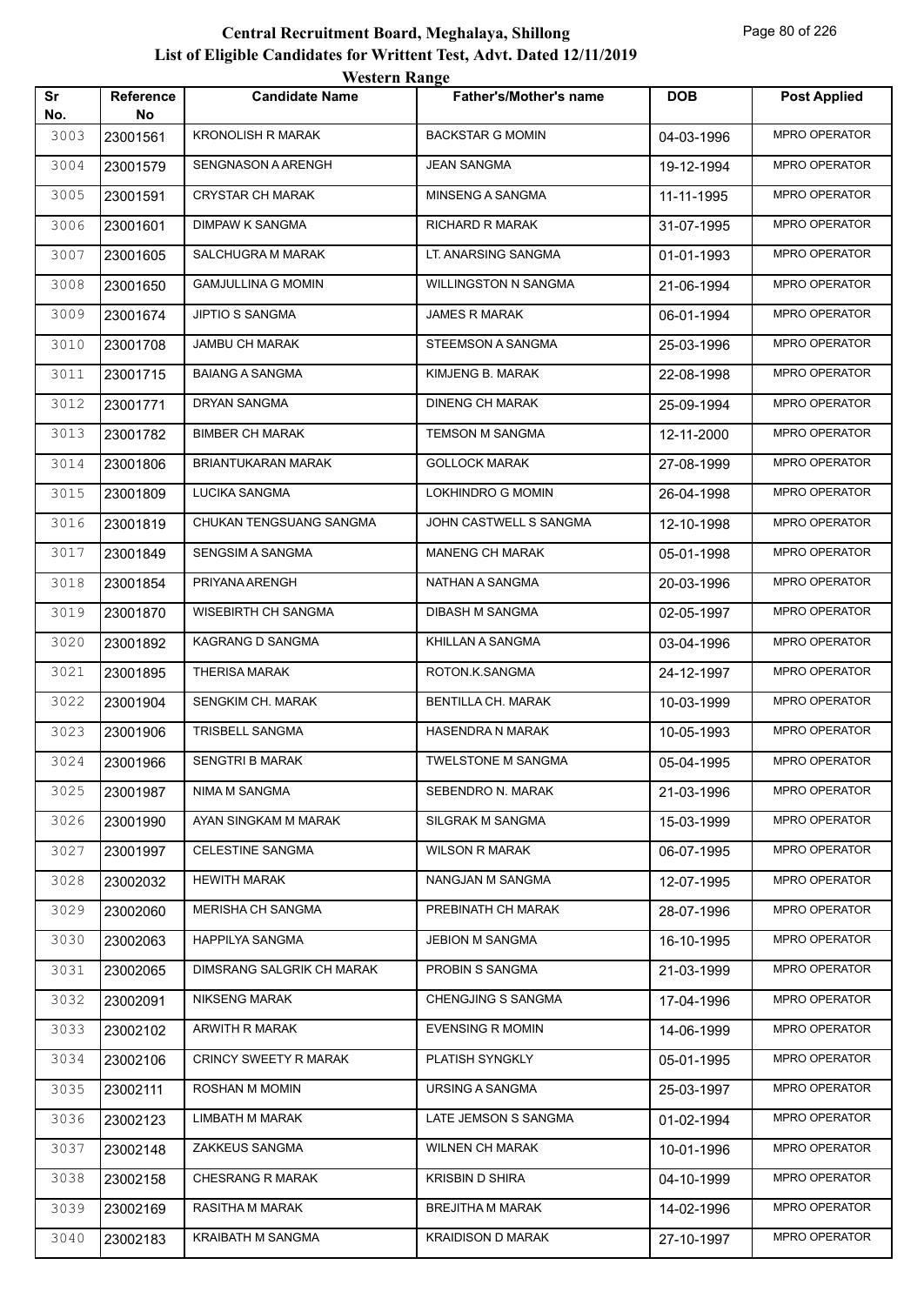# Central Recruitment Board, Meghalaya, Shillong

## List of Eligible Candidates for Writtent Test, Advt. Dated 12/11/2019

### Western Range

| Sr No. | Reference No | Candidate Name | Father's/Mother's name | DOB | Post Applied |
|---|---|---|---|---|---|
| 3003 | 23001561 | KRONOLISH R MARAK | BACKSTAR G MOMIN | 04-03-1996 | MPRO OPERATOR |
| 3004 | 23001579 | SENGNASON A ARENGH | JEAN SANGMA | 19-12-1994 | MPRO OPERATOR |
| 3005 | 23001591 | CRYSTAR CH MARAK | MINSENG A SANGMA | 11-11-1995 | MPRO OPERATOR |
| 3006 | 23001601 | DIMPAW K SANGMA | RICHARD R MARAK | 31-07-1995 | MPRO OPERATOR |
| 3007 | 23001605 | SALCHUGRA M MARAK | LT. ANARSING SANGMA | 01-01-1993 | MPRO OPERATOR |
| 3008 | 23001650 | GAMJULLINA G MOMIN | WILLINGSTON N SANGMA | 21-06-1994 | MPRO OPERATOR |
| 3009 | 23001674 | JIPTIO S SANGMA | JAMES R MARAK | 06-01-1994 | MPRO OPERATOR |
| 3010 | 23001708 | JAMBU CH MARAK | STEEMSON A SANGMA | 25-03-1996 | MPRO OPERATOR |
| 3011 | 23001715 | BAIANG A SANGMA | KIMJENG B. MARAK | 22-08-1998 | MPRO OPERATOR |
| 3012 | 23001771 | DRYAN SANGMA | DINENG CH MARAK | 25-09-1994 | MPRO OPERATOR |
| 3013 | 23001782 | BIMBER CH MARAK | TEMSON M SANGMA | 12-11-2000 | MPRO OPERATOR |
| 3014 | 23001806 | BRIANTUKARAN MARAK | GOLLOCK MARAK | 27-08-1999 | MPRO OPERATOR |
| 3015 | 23001809 | LUCIKA SANGMA | LOKHINDRO G MOMIN | 26-04-1998 | MPRO OPERATOR |
| 3016 | 23001819 | CHUKAN TENGSUANG SANGMA | JOHN CASTWELL S SANGMA | 12-10-1998 | MPRO OPERATOR |
| 3017 | 23001849 | SENGSIM A SANGMA | MANENG CH MARAK | 05-01-1998 | MPRO OPERATOR |
| 3018 | 23001854 | PRIYANA ARENGH | NATHAN A SANGMA | 20-03-1996 | MPRO OPERATOR |
| 3019 | 23001870 | WISEBIRTH CH SANGMA | DIBASH M SANGMA | 02-05-1997 | MPRO OPERATOR |
| 3020 | 23001892 | KAGRANG D SANGMA | KHILLAN A SANGMA | 03-04-1996 | MPRO OPERATOR |
| 3021 | 23001895 | THERISA MARAK | ROTON.K.SANGMA | 24-12-1997 | MPRO OPERATOR |
| 3022 | 23001904 | SENGKIM CH. MARAK | BENTILLA CH. MARAK | 10-03-1999 | MPRO OPERATOR |
| 3023 | 23001906 | TRISBELL SANGMA | HASENDRA N MARAK | 10-05-1993 | MPRO OPERATOR |
| 3024 | 23001966 | SENGTRI B MARAK | TWELSTONE M SANGMA | 05-04-1995 | MPRO OPERATOR |
| 3025 | 23001987 | NIMA M SANGMA | SEBENDRO N. MARAK | 21-03-1996 | MPRO OPERATOR |
| 3026 | 23001990 | AYAN SINGKAM M MARAK | SILGRAK M SANGMA | 15-03-1999 | MPRO OPERATOR |
| 3027 | 23001997 | CELESTINE SANGMA | WILSON R MARAK | 06-07-1995 | MPRO OPERATOR |
| 3028 | 23002032 | HEWITH MARAK | NANGJAN M SANGMA | 12-07-1995 | MPRO OPERATOR |
| 3029 | 23002060 | MERISHA CH SANGMA | PREBINATH CH MARAK | 28-07-1996 | MPRO OPERATOR |
| 3030 | 23002063 | HAPPILYA SANGMA | JEBION M SANGMA | 16-10-1995 | MPRO OPERATOR |
| 3031 | 23002065 | DIMSRANG SALGRIK CH MARAK | PROBIN S SANGMA | 21-03-1999 | MPRO OPERATOR |
| 3032 | 23002091 | NIKSENG MARAK | CHENGJING S SANGMA | 17-04-1996 | MPRO OPERATOR |
| 3033 | 23002102 | ARWITH R MARAK | EVENSING R MOMIN | 14-06-1999 | MPRO OPERATOR |
| 3034 | 23002106 | CRINCY SWEETY R MARAK | PLATISH SYNGKLY | 05-01-1995 | MPRO OPERATOR |
| 3035 | 23002111 | ROSHAN M MOMIN | URSING A SANGMA | 25-03-1997 | MPRO OPERATOR |
| 3036 | 23002123 | LIMBATH M MARAK | LATE JEMSON S SANGMA | 01-02-1994 | MPRO OPERATOR |
| 3037 | 23002148 | ZAKKEUS SANGMA | WILNEN CH MARAK | 10-01-1996 | MPRO OPERATOR |
| 3038 | 23002158 | CHESRANG R MARAK | KRISBIN D SHIRA | 04-10-1999 | MPRO OPERATOR |
| 3039 | 23002169 | RASITHA M MARAK | BREJITHA M MARAK | 14-02-1996 | MPRO OPERATOR |
| 3040 | 23002183 | KRAIBATH M SANGMA | KRAIDISON D MARAK | 27-10-1997 | MPRO OPERATOR |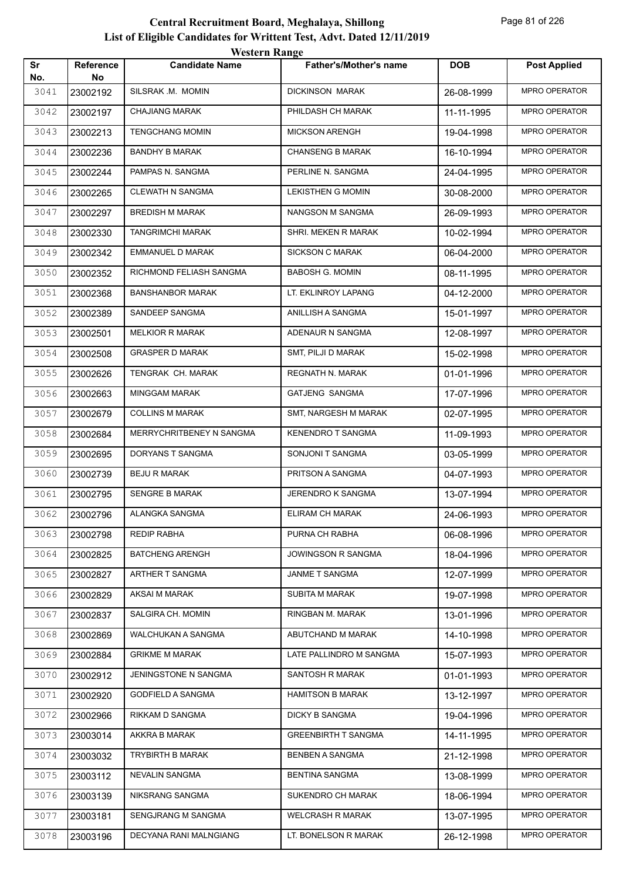# Central Recruitment Board, Meghalaya, Shillong

## List of Eligible Candidates for Writtent Test, Advt. Dated 12/11/2019

### Western Range

| Sr No. | Reference No | Candidate Name | Father's/Mother's name | DOB | Post Applied |
|---|---|---|---|---|---|
| 3041 | 23002192 | SILSRAK .M. MOMIN | DICKINSON MARAK | 26-08-1999 | MPRO OPERATOR |
| 3042 | 23002197 | CHAJIANG MARAK | PHILDASH CH MARAK | 11-11-1995 | MPRO OPERATOR |
| 3043 | 23002213 | TENGCHANG MOMIN | MICKSON ARENGH | 19-04-1998 | MPRO OPERATOR |
| 3044 | 23002236 | BANDHY B MARAK | CHANSENG B MARAK | 16-10-1994 | MPRO OPERATOR |
| 3045 | 23002244 | PAMPAS N. SANGMA | PERLINE N. SANGMA | 24-04-1995 | MPRO OPERATOR |
| 3046 | 23002265 | CLEWATH N SANGMA | LEKISTHEN G MOMIN | 30-08-2000 | MPRO OPERATOR |
| 3047 | 23002297 | BREDISH M MARAK | NANGSON M SANGMA | 26-09-1993 | MPRO OPERATOR |
| 3048 | 23002330 | TANGRIMCHI MARAK | SHRI. MEKEN R MARAK | 10-02-1994 | MPRO OPERATOR |
| 3049 | 23002342 | EMMANUEL D MARAK | SICKSON C MARAK | 06-04-2000 | MPRO OPERATOR |
| 3050 | 23002352 | RICHMOND FELIASH SANGMA | BABOSH G. MOMIN | 08-11-1995 | MPRO OPERATOR |
| 3051 | 23002368 | BANSHANBOR MARAK | LT. EKLINROY LAPANG | 04-12-2000 | MPRO OPERATOR |
| 3052 | 23002389 | SANDEEP SANGMA | ANILLISH A SANGMA | 15-01-1997 | MPRO OPERATOR |
| 3053 | 23002501 | MELKIOR R MARAK | ADENAUR N SANGMA | 12-08-1997 | MPRO OPERATOR |
| 3054 | 23002508 | GRASPER D MARAK | SMT, PILJI D MARAK | 15-02-1998 | MPRO OPERATOR |
| 3055 | 23002626 | TENGRAK CH. MARAK | REGNATH N. MARAK | 01-01-1996 | MPRO OPERATOR |
| 3056 | 23002663 | MINGGAM MARAK | GATJENG SANGMA | 17-07-1996 | MPRO OPERATOR |
| 3057 | 23002679 | COLLINS M MARAK | SMT, NARGESH M MARAK | 02-07-1995 | MPRO OPERATOR |
| 3058 | 23002684 | MERRYCHRITBENEY N SANGMA | KENENDRO T SANGMA | 11-09-1993 | MPRO OPERATOR |
| 3059 | 23002695 | DORYANS T SANGMA | SONJONI T SANGMA | 03-05-1999 | MPRO OPERATOR |
| 3060 | 23002739 | BEJU R MARAK | PRITSON A SANGMA | 04-07-1993 | MPRO OPERATOR |
| 3061 | 23002795 | SENGRE B MARAK | JERENDRO K SANGMA | 13-07-1994 | MPRO OPERATOR |
| 3062 | 23002796 | ALANGKA SANGMA | ELIRAM CH MARAK | 24-06-1993 | MPRO OPERATOR |
| 3063 | 23002798 | REDIP RABHA | PURNA CH RABHA | 06-08-1996 | MPRO OPERATOR |
| 3064 | 23002825 | BATCHENG ARENGH | JOWINGSON R SANGMA | 18-04-1996 | MPRO OPERATOR |
| 3065 | 23002827 | ARTHER T SANGMA | JANME T SANGMA | 12-07-1999 | MPRO OPERATOR |
| 3066 | 23002829 | AKSAI M MARAK | SUBITA M MARAK | 19-07-1998 | MPRO OPERATOR |
| 3067 | 23002837 | SALGIRA CH. MOMIN | RINGBAN M. MARAK | 13-01-1996 | MPRO OPERATOR |
| 3068 | 23002869 | WALCHUKAN A SANGMA | ABUTCHAND M MARAK | 14-10-1998 | MPRO OPERATOR |
| 3069 | 23002884 | GRIKME M MARAK | LATE PALLINDRO M SANGMA | 15-07-1993 | MPRO OPERATOR |
| 3070 | 23002912 | JENINGSTONE N SANGMA | SANTOSH R MARAK | 01-01-1993 | MPRO OPERATOR |
| 3071 | 23002920 | GODFIELD A SANGMA | HAMITSON B MARAK | 13-12-1997 | MPRO OPERATOR |
| 3072 | 23002966 | RIKKAM D SANGMA | DICKY B SANGMA | 19-04-1996 | MPRO OPERATOR |
| 3073 | 23003014 | AKKRA B MARAK | GREENBIRTH T SANGMA | 14-11-1995 | MPRO OPERATOR |
| 3074 | 23003032 | TRYBIRTH B MARAK | BENBEN A SANGMA | 21-12-1998 | MPRO OPERATOR |
| 3075 | 23003112 | NEVALIN SANGMA | BENTINA SANGMA | 13-08-1999 | MPRO OPERATOR |
| 3076 | 23003139 | NIKSRANG SANGMA | SUKENDRO CH MARAK | 18-06-1994 | MPRO OPERATOR |
| 3077 | 23003181 | SENGJRANG M SANGMA | WELCRASH R MARAK | 13-07-1995 | MPRO OPERATOR |
| 3078 | 23003196 | DECYANA RANI MALNGIANG | LT. BONELSON R MARAK | 26-12-1998 | MPRO OPERATOR |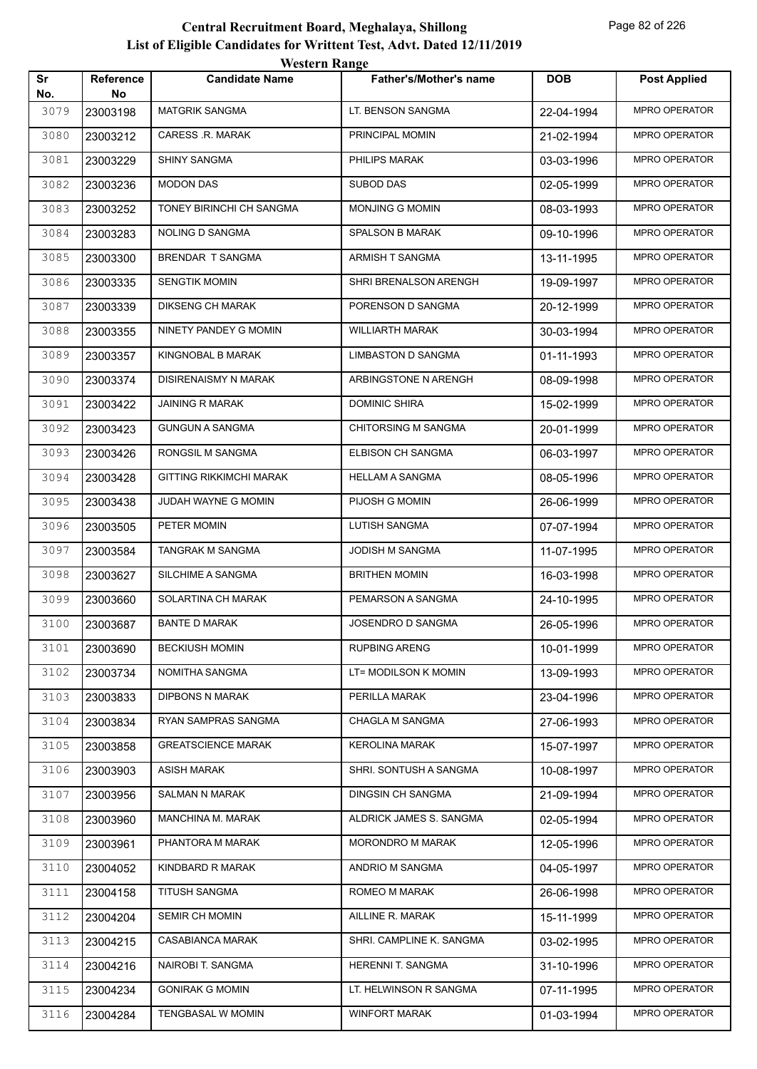# Central Recruitment Board, Meghalaya, Shillong
## List of Eligible Candidates for Writtent Test, Advt. Dated 12/11/2019
### Western Range

| Sr No. | Reference No | Candidate Name | Father's/Mother's name | DOB | Post Applied |
|---|---|---|---|---|---|
| 3079 | 23003198 | MATGRIK SANGMA | LT. BENSON SANGMA | 22-04-1994 | MPRO OPERATOR |
| 3080 | 23003212 | CARESS .R. MARAK | PRINCIPAL MOMIN | 21-02-1994 | MPRO OPERATOR |
| 3081 | 23003229 | SHINY SANGMA | PHILIPS MARAK | 03-03-1996 | MPRO OPERATOR |
| 3082 | 23003236 | MODON DAS | SUBOD DAS | 02-05-1999 | MPRO OPERATOR |
| 3083 | 23003252 | TONEY BIRINCHI CH SANGMA | MONJING G MOMIN | 08-03-1993 | MPRO OPERATOR |
| 3084 | 23003283 | NOLING D SANGMA | SPALSON B MARAK | 09-10-1996 | MPRO OPERATOR |
| 3085 | 23003300 | BRENDAR T SANGMA | ARMISH T SANGMA | 13-11-1995 | MPRO OPERATOR |
| 3086 | 23003335 | SENGTIK MOMIN | SHRI BRENALSON ARENGH | 19-09-1997 | MPRO OPERATOR |
| 3087 | 23003339 | DIKSENG CH MARAK | PORENSON D SANGMA | 20-12-1999 | MPRO OPERATOR |
| 3088 | 23003355 | NINETY PANDEY G MOMIN | WILLIARTH MARAK | 30-03-1994 | MPRO OPERATOR |
| 3089 | 23003357 | KINGNOBAL B MARAK | LIMBASTON D SANGMA | 01-11-1993 | MPRO OPERATOR |
| 3090 | 23003374 | DISIRENAISMY N MARAK | ARBINGSTONE N ARENGH | 08-09-1998 | MPRO OPERATOR |
| 3091 | 23003422 | JAINING R MARAK | DOMINIC SHIRA | 15-02-1999 | MPRO OPERATOR |
| 3092 | 23003423 | GUNGUN A SANGMA | CHITORSING M SANGMA | 20-01-1999 | MPRO OPERATOR |
| 3093 | 23003426 | RONGSIL M SANGMA | ELBISON CH SANGMA | 06-03-1997 | MPRO OPERATOR |
| 3094 | 23003428 | GITTING RIKKIMCHI MARAK | HELLAM A SANGMA | 08-05-1996 | MPRO OPERATOR |
| 3095 | 23003438 | JUDAH WAYNE G MOMIN | PIJOSH G MOMIN | 26-06-1999 | MPRO OPERATOR |
| 3096 | 23003505 | PETER MOMIN | LUTISH SANGMA | 07-07-1994 | MPRO OPERATOR |
| 3097 | 23003584 | TANGRAK M SANGMA | JODISH M SANGMA | 11-07-1995 | MPRO OPERATOR |
| 3098 | 23003627 | SILCHIME A SANGMA | BRITHEN MOMIN | 16-03-1998 | MPRO OPERATOR |
| 3099 | 23003660 | SOLARTINA CH MARAK | PEMARSON A SANGMA | 24-10-1995 | MPRO OPERATOR |
| 3100 | 23003687 | BANTE D MARAK | JOSENDRO D SANGMA | 26-05-1996 | MPRO OPERATOR |
| 3101 | 23003690 | BECKIUSH MOMIN | RUPBING ARENG | 10-01-1999 | MPRO OPERATOR |
| 3102 | 23003734 | NOMITHA SANGMA | LT= MODILSON K MOMIN | 13-09-1993 | MPRO OPERATOR |
| 3103 | 23003833 | DIPBONS N MARAK | PERILLA MARAK | 23-04-1996 | MPRO OPERATOR |
| 3104 | 23003834 | RYAN SAMPRAS SANGMA | CHAGLA M SANGMA | 27-06-1993 | MPRO OPERATOR |
| 3105 | 23003858 | GREATSCIENCE MARAK | KEROLINA MARAK | 15-07-1997 | MPRO OPERATOR |
| 3106 | 23003903 | ASISH MARAK | SHRI. SONTUSH A SANGMA | 10-08-1997 | MPRO OPERATOR |
| 3107 | 23003956 | SALMAN N MARAK | DINGSIN CH SANGMA | 21-09-1994 | MPRO OPERATOR |
| 3108 | 23003960 | MANCHINA M. MARAK | ALDRICK JAMES S. SANGMA | 02-05-1994 | MPRO OPERATOR |
| 3109 | 23003961 | PHANTORA M MARAK | MORONDRO M MARAK | 12-05-1996 | MPRO OPERATOR |
| 3110 | 23004052 | KINDBARD R MARAK | ANDRIO M SANGMA | 04-05-1997 | MPRO OPERATOR |
| 3111 | 23004158 | TITUSH SANGMA | ROMEO M MARAK | 26-06-1998 | MPRO OPERATOR |
| 3112 | 23004204 | SEMIR CH MOMIN | AILLINE R. MARAK | 15-11-1999 | MPRO OPERATOR |
| 3113 | 23004215 | CASABIANCA MARAK | SHRI. CAMPLINE K. SANGMA | 03-02-1995 | MPRO OPERATOR |
| 3114 | 23004216 | NAIROBI T. SANGMA | HERENNI T. SANGMA | 31-10-1996 | MPRO OPERATOR |
| 3115 | 23004234 | GONIRAK G MOMIN | LT. HELWINSON R SANGMA | 07-11-1995 | MPRO OPERATOR |
| 3116 | 23004284 | TENGBASAL W MOMIN | WINFORT MARAK | 01-03-1994 | MPRO OPERATOR |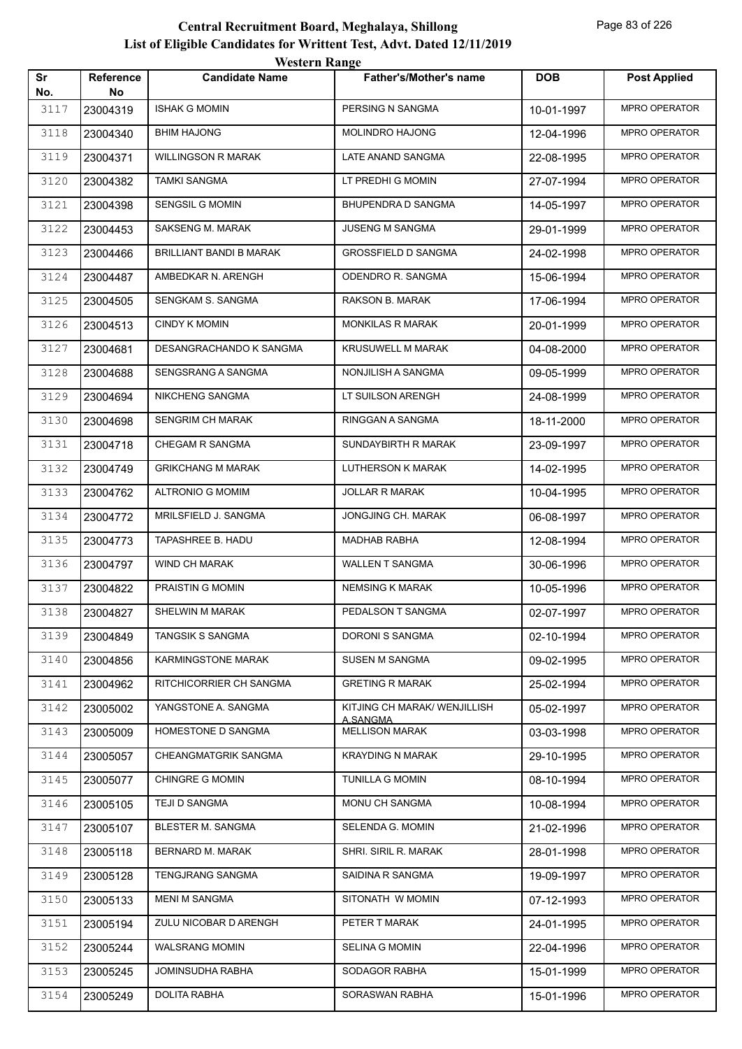# Central Recruitment Board, Meghalaya, Shillong

## List of Eligible Candidates for Writtent Test, Advt. Dated 12/11/2019

### Western Range

| Sr No. | Reference No | Candidate Name | Father's/Mother's name | DOB | Post Applied |
|---|---|---|---|---|---|
| 3117 | 23004319 | ISHAK G MOMIN | PERSING N SANGMA | 10-01-1997 | MPRO OPERATOR |
| 3118 | 23004340 | BHIM HAJONG | MOLINDRO HAJONG | 12-04-1996 | MPRO OPERATOR |
| 3119 | 23004371 | WILLINGSON R MARAK | LATE ANAND SANGMA | 22-08-1995 | MPRO OPERATOR |
| 3120 | 23004382 | TAMKI SANGMA | LT PREDHI G MOMIN | 27-07-1994 | MPRO OPERATOR |
| 3121 | 23004398 | SENGSIL G MOMIN | BHUPENDRA D SANGMA | 14-05-1997 | MPRO OPERATOR |
| 3122 | 23004453 | SAKSENG M. MARAK | JUSENG M SANGMA | 29-01-1999 | MPRO OPERATOR |
| 3123 | 23004466 | BRILLIANT BANDI B MARAK | GROSSFIELD D SANGMA | 24-02-1998 | MPRO OPERATOR |
| 3124 | 23004487 | AMBEDKAR N. ARENGH | ODENDRO R. SANGMA | 15-06-1994 | MPRO OPERATOR |
| 3125 | 23004505 | SENGKAM S. SANGMA | RAKSON B. MARAK | 17-06-1994 | MPRO OPERATOR |
| 3126 | 23004513 | CINDY K MOMIN | MONKILAS R MARAK | 20-01-1999 | MPRO OPERATOR |
| 3127 | 23004681 | DESANGRACHANDO K SANGMA | KRUSUWELL M MARAK | 04-08-2000 | MPRO OPERATOR |
| 3128 | 23004688 | SENGSRANG A SANGMA | NONJILISH A SANGMA | 09-05-1999 | MPRO OPERATOR |
| 3129 | 23004694 | NIKCHENG SANGMA | LT SUILSON ARENGH | 24-08-1999 | MPRO OPERATOR |
| 3130 | 23004698 | SENGRIM CH MARAK | RINGGAN A SANGMA | 18-11-2000 | MPRO OPERATOR |
| 3131 | 23004718 | CHEGAM R SANGMA | SUNDAYBIRTH R MARAK | 23-09-1997 | MPRO OPERATOR |
| 3132 | 23004749 | GRIKCHANG M MARAK | LUTHERSON K MARAK | 14-02-1995 | MPRO OPERATOR |
| 3133 | 23004762 | ALTRONIO G MOMIM | JOLLAR R MARAK | 10-04-1995 | MPRO OPERATOR |
| 3134 | 23004772 | MRILSFIELD J. SANGMA | JONGJING CH. MARAK | 06-08-1997 | MPRO OPERATOR |
| 3135 | 23004773 | TAPASHREE B. HADU | MADHAB RABHA | 12-08-1994 | MPRO OPERATOR |
| 3136 | 23004797 | WIND CH MARAK | WALLEN T SANGMA | 30-06-1996 | MPRO OPERATOR |
| 3137 | 23004822 | PRAISTIN G MOMIN | NEMSING K MARAK | 10-05-1996 | MPRO OPERATOR |
| 3138 | 23004827 | SHELWIN M MARAK | PEDALSON T SANGMA | 02-07-1997 | MPRO OPERATOR |
| 3139 | 23004849 | TANGSIK S SANGMA | DORONI S SANGMA | 02-10-1994 | MPRO OPERATOR |
| 3140 | 23004856 | KARMINGSTONE MARAK | SUSEN M SANGMA | 09-02-1995 | MPRO OPERATOR |
| 3141 | 23004962 | RITCHICORRIER CH SANGMA | GRETING R MARAK | 25-02-1994 | MPRO OPERATOR |
| 3142 | 23005002 | YANGSTONE A. SANGMA | KITJING CH MARAK/ WENJILLISH A.SANGMA | 05-02-1997 | MPRO OPERATOR |
| 3143 | 23005009 | HOMESTONE D SANGMA | MELLISON MARAK | 03-03-1998 | MPRO OPERATOR |
| 3144 | 23005057 | CHEANGMATGRIK SANGMA | KRAYDING N MARAK | 29-10-1995 | MPRO OPERATOR |
| 3145 | 23005077 | CHINGRE G MOMIN | TUNILLA G MOMIN | 08-10-1994 | MPRO OPERATOR |
| 3146 | 23005105 | TEJI D SANGMA | MONU CH SANGMA | 10-08-1994 | MPRO OPERATOR |
| 3147 | 23005107 | BLESTER M. SANGMA | SELENDA G. MOMIN | 21-02-1996 | MPRO OPERATOR |
| 3148 | 23005118 | BERNARD M. MARAK | SHRI. SIRIL R. MARAK | 28-01-1998 | MPRO OPERATOR |
| 3149 | 23005128 | TENGJRANG SANGMA | SAIDINA R SANGMA | 19-09-1997 | MPRO OPERATOR |
| 3150 | 23005133 | MENI M SANGMA | SITONATH W MOMIN | 07-12-1993 | MPRO OPERATOR |
| 3151 | 23005194 | ZULU NICOBAR D ARENGH | PETER T MARAK | 24-01-1995 | MPRO OPERATOR |
| 3152 | 23005244 | WALSRANG MOMIN | SELINA G MOMIN | 22-04-1996 | MPRO OPERATOR |
| 3153 | 23005245 | JOMINSUDHA RABHA | SODAGOR RABHA | 15-01-1999 | MPRO OPERATOR |
| 3154 | 23005249 | DOLITA RABHA | SORASWAN RABHA | 15-01-1996 | MPRO OPERATOR |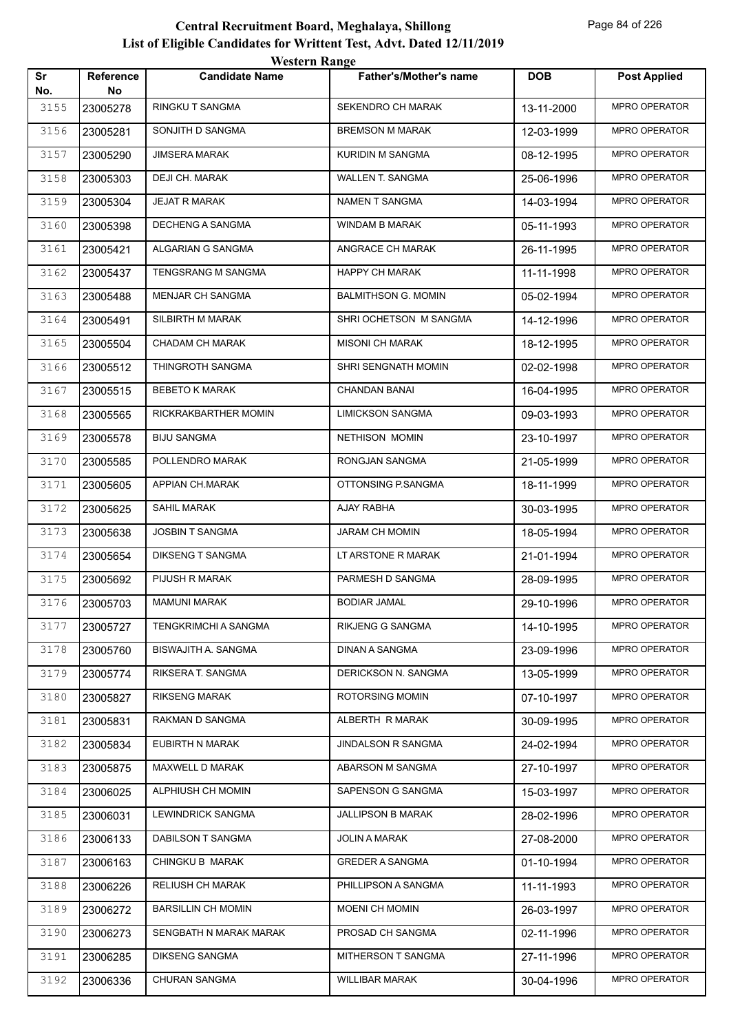# Central Recruitment Board, Meghalaya, Shillong

## List of Eligible Candidates for Writtent Test, Advt. Dated 12/11/2019

### Western Range

| Sr No. | Reference No | Candidate Name | Father's/Mother's name | DOB | Post Applied |
|---|---|---|---|---|---|
| 3155 | 23005278 | RINGKU T SANGMA | SEKENDRO CH MARAK | 13-11-2000 | MPRO OPERATOR |
| 3156 | 23005281 | SONJITH D SANGMA | BREMSON M MARAK | 12-03-1999 | MPRO OPERATOR |
| 3157 | 23005290 | JIMSERA MARAK | KURIDIN M SANGMA | 08-12-1995 | MPRO OPERATOR |
| 3158 | 23005303 | DEJI CH. MARAK | WALLEN T. SANGMA | 25-06-1996 | MPRO OPERATOR |
| 3159 | 23005304 | JEJAT R MARAK | NAMEN T SANGMA | 14-03-1994 | MPRO OPERATOR |
| 3160 | 23005398 | DECHENG A SANGMA | WINDAM B MARAK | 05-11-1993 | MPRO OPERATOR |
| 3161 | 23005421 | ALGARIAN G SANGMA | ANGRACE CH MARAK | 26-11-1995 | MPRO OPERATOR |
| 3162 | 23005437 | TENGSRANG M SANGMA | HAPPY CH MARAK | 11-11-1998 | MPRO OPERATOR |
| 3163 | 23005488 | MENJAR CH SANGMA | BALMITHSON G. MOMIN | 05-02-1994 | MPRO OPERATOR |
| 3164 | 23005491 | SILBIRTH M MARAK | SHRI OCHETSON M SANGMA | 14-12-1996 | MPRO OPERATOR |
| 3165 | 23005504 | CHADAM CH MARAK | MISONI CH MARAK | 18-12-1995 | MPRO OPERATOR |
| 3166 | 23005512 | THINGROTH SANGMA | SHRI SENGNATH MOMIN | 02-02-1998 | MPRO OPERATOR |
| 3167 | 23005515 | BEBETO K MARAK | CHANDAN BANAI | 16-04-1995 | MPRO OPERATOR |
| 3168 | 23005565 | RICKRAKBARTHER MOMIN | LIMICKSON SANGMA | 09-03-1993 | MPRO OPERATOR |
| 3169 | 23005578 | BIJU SANGMA | NETHISON MOMIN | 23-10-1997 | MPRO OPERATOR |
| 3170 | 23005585 | POLLENDRO MARAK | RONGJAN SANGMA | 21-05-1999 | MPRO OPERATOR |
| 3171 | 23005605 | APPIAN CH.MARAK | OTTONSING P.SANGMA | 18-11-1999 | MPRO OPERATOR |
| 3172 | 23005625 | SAHIL MARAK | AJAY RABHA | 30-03-1995 | MPRO OPERATOR |
| 3173 | 23005638 | JOSBIN T SANGMA | JARAM CH MOMIN | 18-05-1994 | MPRO OPERATOR |
| 3174 | 23005654 | DIKSENG T SANGMA | LT ARSTONE R MARAK | 21-01-1994 | MPRO OPERATOR |
| 3175 | 23005692 | PIJUSH R MARAK | PARMESH D SANGMA | 28-09-1995 | MPRO OPERATOR |
| 3176 | 23005703 | MAMUNI MARAK | BODIAR JAMAL | 29-10-1996 | MPRO OPERATOR |
| 3177 | 23005727 | TENGKRIMCHI A SANGMA | RIKJENG G SANGMA | 14-10-1995 | MPRO OPERATOR |
| 3178 | 23005760 | BISWAJITH A. SANGMA | DINAN A SANGMA | 23-09-1996 | MPRO OPERATOR |
| 3179 | 23005774 | RIKSERA T. SANGMA | DERICKSON N. SANGMA | 13-05-1999 | MPRO OPERATOR |
| 3180 | 23005827 | RIKSENG MARAK | ROTORSING MOMIN | 07-10-1997 | MPRO OPERATOR |
| 3181 | 23005831 | RAKMAN D SANGMA | ALBERTH R MARAK | 30-09-1995 | MPRO OPERATOR |
| 3182 | 23005834 | EUBIRTH N MARAK | JINDALSON R SANGMA | 24-02-1994 | MPRO OPERATOR |
| 3183 | 23005875 | MAXWELL D MARAK | ABARSON M SANGMA | 27-10-1997 | MPRO OPERATOR |
| 3184 | 23006025 | ALPHIUSH CH MOMIN | SAPENSON G SANGMA | 15-03-1997 | MPRO OPERATOR |
| 3185 | 23006031 | LEWINDRICK SANGMA | JALLIPSON B MARAK | 28-02-1996 | MPRO OPERATOR |
| 3186 | 23006133 | DABILSON T SANGMA | JOLIN A MARAK | 27-08-2000 | MPRO OPERATOR |
| 3187 | 23006163 | CHINGKU B MARAK | GREDER A SANGMA | 01-10-1994 | MPRO OPERATOR |
| 3188 | 23006226 | RELIUSH CH MARAK | PHILLIPSON A SANGMA | 11-11-1993 | MPRO OPERATOR |
| 3189 | 23006272 | BARSILLIN CH MOMIN | MOENI CH MOMIN | 26-03-1997 | MPRO OPERATOR |
| 3190 | 23006273 | SENGBATH N MARAK MARAK | PROSAD CH SANGMA | 02-11-1996 | MPRO OPERATOR |
| 3191 | 23006285 | DIKSENG SANGMA | MITHERSON T SANGMA | 27-11-1996 | MPRO OPERATOR |
| 3192 | 23006336 | CHURAN SANGMA | WILLIBAR MARAK | 30-04-1996 | MPRO OPERATOR |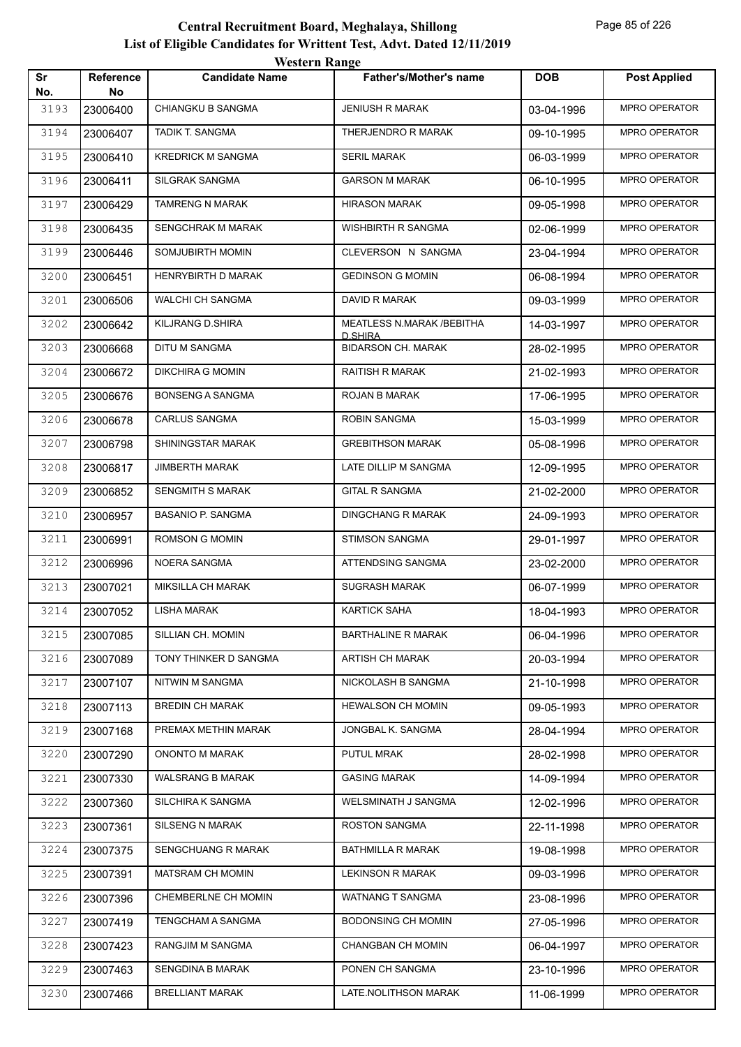# Central Recruitment Board, Meghalaya, Shillong

## List of Eligible Candidates for Writtent Test, Advt. Dated 12/11/2019

### Western Range

| Sr No. | Reference No | Candidate Name | Father's/Mother's name | DOB | Post Applied |
|---|---|---|---|---|---|
| 3193 | 23006400 | CHIANGKU B SANGMA | JENIUSH R MARAK | 03-04-1996 | MPRO OPERATOR |
| 3194 | 23006407 | TADIK T. SANGMA | THERJENDRO R MARAK | 09-10-1995 | MPRO OPERATOR |
| 3195 | 23006410 | KREDRICK M SANGMA | SERIL MARAK | 06-03-1999 | MPRO OPERATOR |
| 3196 | 23006411 | SILGRAK SANGMA | GARSON M MARAK | 06-10-1995 | MPRO OPERATOR |
| 3197 | 23006429 | TAMRENG N MARAK | HIRASON MARAK | 09-05-1998 | MPRO OPERATOR |
| 3198 | 23006435 | SENGCHRAK M MARAK | WISHBIRTH R SANGMA | 02-06-1999 | MPRO OPERATOR |
| 3199 | 23006446 | SOMJUBIRTH MOMIN | CLEVERSON N SANGMA | 23-04-1994 | MPRO OPERATOR |
| 3200 | 23006451 | HENRYBIRTH D MARAK | GEDINSON G MOMIN | 06-08-1994 | MPRO OPERATOR |
| 3201 | 23006506 | WALCHI CH SANGMA | DAVID R MARAK | 09-03-1999 | MPRO OPERATOR |
| 3202 | 23006642 | KILJRANG D.SHIRA | MEATLESS N.MARAK /BEBITHA D.SHIRA | 14-03-1997 | MPRO OPERATOR |
| 3203 | 23006668 | DITU M SANGMA | BIDARSON CH. MARAK | 28-02-1995 | MPRO OPERATOR |
| 3204 | 23006672 | DIKCHIRA G MOMIN | RAITISH R MARAK | 21-02-1993 | MPRO OPERATOR |
| 3205 | 23006676 | BONSENG A SANGMA | ROJAN B MARAK | 17-06-1995 | MPRO OPERATOR |
| 3206 | 23006678 | CARLUS SANGMA | ROBIN SANGMA | 15-03-1999 | MPRO OPERATOR |
| 3207 | 23006798 | SHININGSTAR MARAK | GREBITHSON MARAK | 05-08-1996 | MPRO OPERATOR |
| 3208 | 23006817 | JIMBERTH MARAK | LATE DILLIP M SANGMA | 12-09-1995 | MPRO OPERATOR |
| 3209 | 23006852 | SENGMITH S MARAK | GITAL R SANGMA | 21-02-2000 | MPRO OPERATOR |
| 3210 | 23006957 | BASANIO P. SANGMA | DINGCHANG R MARAK | 24-09-1993 | MPRO OPERATOR |
| 3211 | 23006991 | ROMSON G MOMIN | STIMSON SANGMA | 29-01-1997 | MPRO OPERATOR |
| 3212 | 23006996 | NOERA SANGMA | ATTENDSING SANGMA | 23-02-2000 | MPRO OPERATOR |
| 3213 | 23007021 | MIKSILLA CH MARAK | SUGRASH MARAK | 06-07-1999 | MPRO OPERATOR |
| 3214 | 23007052 | LISHA MARAK | KARTICK SAHA | 18-04-1993 | MPRO OPERATOR |
| 3215 | 23007085 | SILLIAN CH. MOMIN | BARTHALINE R MARAK | 06-04-1996 | MPRO OPERATOR |
| 3216 | 23007089 | TONY THINKER D SANGMA | ARTISH CH MARAK | 20-03-1994 | MPRO OPERATOR |
| 3217 | 23007107 | NITWIN M SANGMA | NICKOLASH B SANGMA | 21-10-1998 | MPRO OPERATOR |
| 3218 | 23007113 | BREDIN CH MARAK | HEWALSON CH MOMIN | 09-05-1993 | MPRO OPERATOR |
| 3219 | 23007168 | PREMAX METHIN MARAK | JONGBAL K. SANGMA | 28-04-1994 | MPRO OPERATOR |
| 3220 | 23007290 | ONONTO M MARAK | PUTUL MRAK | 28-02-1998 | MPRO OPERATOR |
| 3221 | 23007330 | WALSRANG B MARAK | GASING MARAK | 14-09-1994 | MPRO OPERATOR |
| 3222 | 23007360 | SILCHIRA K SANGMA | WELSMINATH J SANGMA | 12-02-1996 | MPRO OPERATOR |
| 3223 | 23007361 | SILSENG N MARAK | ROSTON SANGMA | 22-11-1998 | MPRO OPERATOR |
| 3224 | 23007375 | SENGCHUANG R MARAK | BATHMILLA R MARAK | 19-08-1998 | MPRO OPERATOR |
| 3225 | 23007391 | MATSRAM CH MOMIN | LEKINSON R MARAK | 09-03-1996 | MPRO OPERATOR |
| 3226 | 23007396 | CHEMBERLNE CH MOMIN | WATNANG T SANGMA | 23-08-1996 | MPRO OPERATOR |
| 3227 | 23007419 | TENGCHAM A SANGMA | BODONSING CH MOMIN | 27-05-1996 | MPRO OPERATOR |
| 3228 | 23007423 | RANGJIM M SANGMA | CHANGBAN CH MOMIN | 06-04-1997 | MPRO OPERATOR |
| 3229 | 23007463 | SENGDINA B MARAK | PONEN CH SANGMA | 23-10-1996 | MPRO OPERATOR |
| 3230 | 23007466 | BRELLIANT MARAK | LATE.NOLITHSON MARAK | 11-06-1999 | MPRO OPERATOR |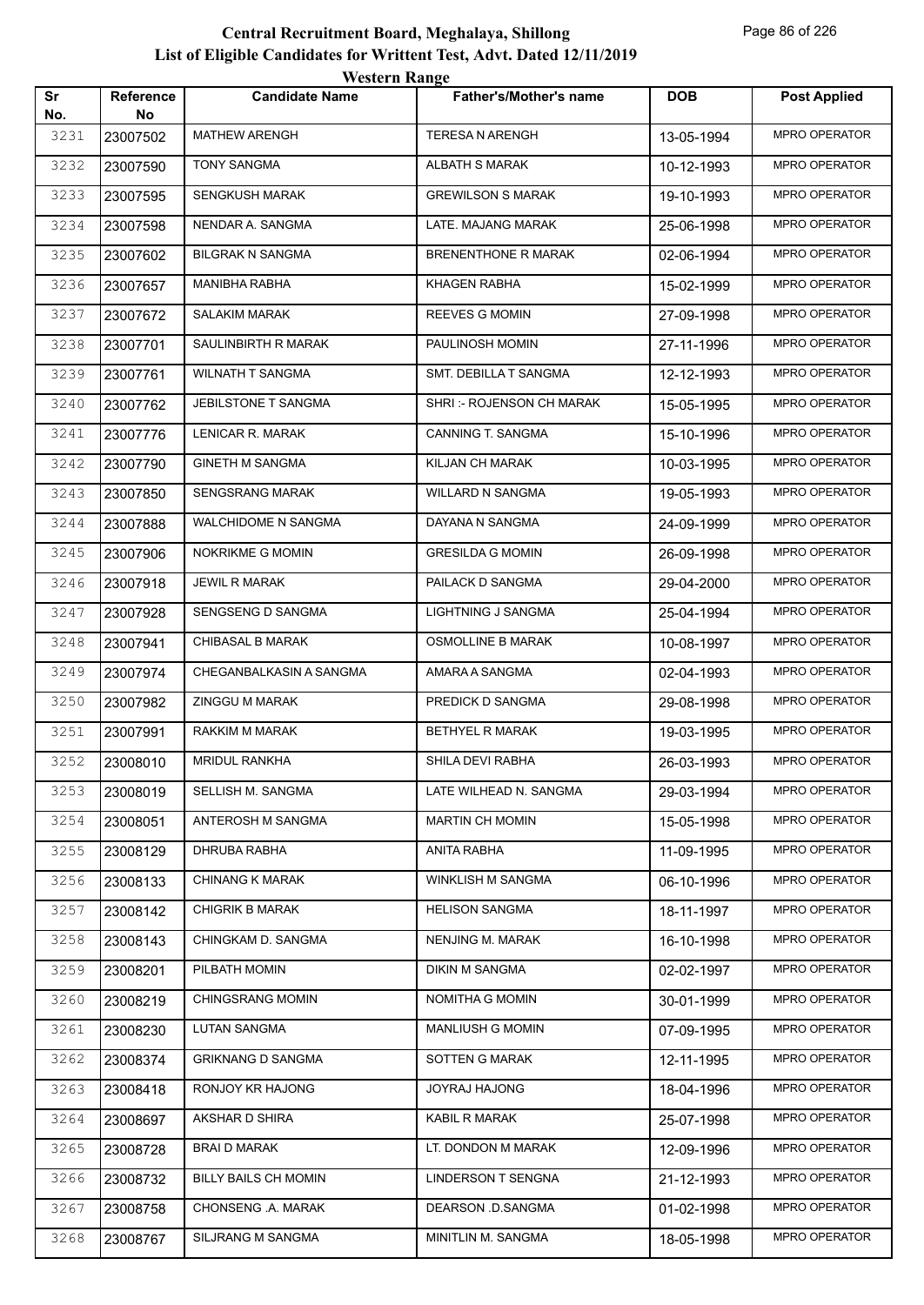# Central Recruitment Board, Meghalaya, Shillong

## List of Eligible Candidates for Writtent Test, Advt. Dated 12/11/2019

### Western Range

| Sr No. | Reference No | Candidate Name | Father's/Mother's name | DOB | Post Applied |
|---|---|---|---|---|---|
| 3231 | 23007502 | MATHEW ARENGH | TERESA N ARENGH | 13-05-1994 | MPRO OPERATOR |
| 3232 | 23007590 | TONY SANGMA | ALBATH S MARAK | 10-12-1993 | MPRO OPERATOR |
| 3233 | 23007595 | SENGKUSH MARAK | GREWILSON S MARAK | 19-10-1993 | MPRO OPERATOR |
| 3234 | 23007598 | NENDAR A. SANGMA | LATE. MAJANG MARAK | 25-06-1998 | MPRO OPERATOR |
| 3235 | 23007602 | BILGRAK N SANGMA | BRENENTHONE R MARAK | 02-06-1994 | MPRO OPERATOR |
| 3236 | 23007657 | MANIBHA RABHA | KHAGEN RABHA | 15-02-1999 | MPRO OPERATOR |
| 3237 | 23007672 | SALAKIM MARAK | REEVES G MOMIN | 27-09-1998 | MPRO OPERATOR |
| 3238 | 23007701 | SAULINBIRTH R MARAK | PAULINOSH MOMIN | 27-11-1996 | MPRO OPERATOR |
| 3239 | 23007761 | WILNATH T SANGMA | SMT. DEBILLA T SANGMA | 12-12-1993 | MPRO OPERATOR |
| 3240 | 23007762 | JEBILSTONE T SANGMA | SHRI :- ROJENSON CH MARAK | 15-05-1995 | MPRO OPERATOR |
| 3241 | 23007776 | LENICAR R. MARAK | CANNING T. SANGMA | 15-10-1996 | MPRO OPERATOR |
| 3242 | 23007790 | GINETH M SANGMA | KILJAN CH MARAK | 10-03-1995 | MPRO OPERATOR |
| 3243 | 23007850 | SENGSRANG MARAK | WILLARD N SANGMA | 19-05-1993 | MPRO OPERATOR |
| 3244 | 23007888 | WALCHIDOME N SANGMA | DAYANA N SANGMA | 24-09-1999 | MPRO OPERATOR |
| 3245 | 23007906 | NOKRIKME G MOMIN | GRESILDA G MOMIN | 26-09-1998 | MPRO OPERATOR |
| 3246 | 23007918 | JEWIL R MARAK | PAILACK D SANGMA | 29-04-2000 | MPRO OPERATOR |
| 3247 | 23007928 | SENGSENG D SANGMA | LIGHTNING J SANGMA | 25-04-1994 | MPRO OPERATOR |
| 3248 | 23007941 | CHIBASAL B MARAK | OSMOLLINE B MARAK | 10-08-1997 | MPRO OPERATOR |
| 3249 | 23007974 | CHEGANBALKASIN A SANGMA | AMARA A SANGMA | 02-04-1993 | MPRO OPERATOR |
| 3250 | 23007982 | ZINGGU M MARAK | PREDICK D SANGMA | 29-08-1998 | MPRO OPERATOR |
| 3251 | 23007991 | RAKKIM M MARAK | BETHYEL R MARAK | 19-03-1995 | MPRO OPERATOR |
| 3252 | 23008010 | MRIDUL RANKHA | SHILA DEVI RABHA | 26-03-1993 | MPRO OPERATOR |
| 3253 | 23008019 | SELLISH M. SANGMA | LATE WILHEAD N. SANGMA | 29-03-1994 | MPRO OPERATOR |
| 3254 | 23008051 | ANTEROSH M SANGMA | MARTIN CH MOMIN | 15-05-1998 | MPRO OPERATOR |
| 3255 | 23008129 | DHRUBA RABHA | ANITA RABHA | 11-09-1995 | MPRO OPERATOR |
| 3256 | 23008133 | CHINANG K MARAK | WINKLISH M SANGMA | 06-10-1996 | MPRO OPERATOR |
| 3257 | 23008142 | CHIGRIK B MARAK | HELISON SANGMA | 18-11-1997 | MPRO OPERATOR |
| 3258 | 23008143 | CHINGKAM D. SANGMA | NENJING M. MARAK | 16-10-1998 | MPRO OPERATOR |
| 3259 | 23008201 | PILBATH MOMIN | DIKIN M SANGMA | 02-02-1997 | MPRO OPERATOR |
| 3260 | 23008219 | CHINGSRANG MOMIN | NOMITHA G MOMIN | 30-01-1999 | MPRO OPERATOR |
| 3261 | 23008230 | LUTAN SANGMA | MANLIUSH G MOMIN | 07-09-1995 | MPRO OPERATOR |
| 3262 | 23008374 | GRIKNANG D SANGMA | SOTTEN G MARAK | 12-11-1995 | MPRO OPERATOR |
| 3263 | 23008418 | RONJOY KR HAJONG | JOYRAJ HAJONG | 18-04-1996 | MPRO OPERATOR |
| 3264 | 23008697 | AKSHAR D SHIRA | KABIL R MARAK | 25-07-1998 | MPRO OPERATOR |
| 3265 | 23008728 | BRAI D MARAK | LT. DONDON M MARAK | 12-09-1996 | MPRO OPERATOR |
| 3266 | 23008732 | BILLY BAILS CH MOMIN | LINDERSON T SENGNA | 21-12-1993 | MPRO OPERATOR |
| 3267 | 23008758 | CHONSENG .A. MARAK | DEARSON .D.SANGMA | 01-02-1998 | MPRO OPERATOR |
| 3268 | 23008767 | SILJRANG M SANGMA | MINITLIN M. SANGMA | 18-05-1998 | MPRO OPERATOR |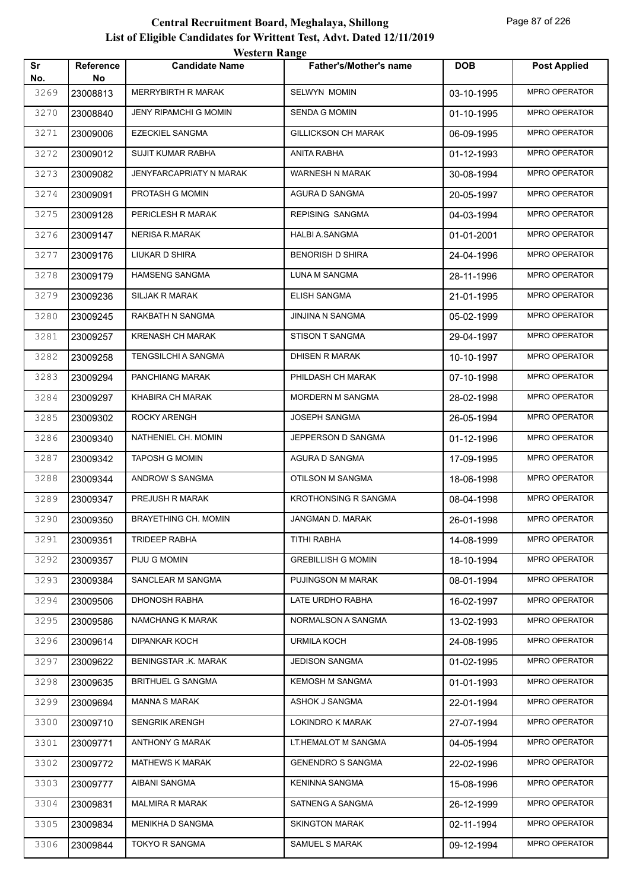# Central Recruitment Board, Meghalaya, Shillong
## List of Eligible Candidates for Writtent Test, Advt. Dated 12/11/2019
### Western Range

| Sr No. | Reference No | Candidate Name | Father's/Mother's name | DOB | Post Applied |
|---|---|---|---|---|---|
| 3269 | 23008813 | MERRYBIRTH R MARAK | SELWYN MOMIN | 03-10-1995 | MPRO OPERATOR |
| 3270 | 23008840 | JENY RIPAMCHI G MOMIN | SENDA G MOMIN | 01-10-1995 | MPRO OPERATOR |
| 3271 | 23009006 | EZECKIEL SANGMA | GILLICKSON CH MARAK | 06-09-1995 | MPRO OPERATOR |
| 3272 | 23009012 | SUJIT KUMAR RABHA | ANITA RABHA | 01-12-1993 | MPRO OPERATOR |
| 3273 | 23009082 | JENYFARCAPRIATY N MARAK | WARNESH N MARAK | 30-08-1994 | MPRO OPERATOR |
| 3274 | 23009091 | PROTASH G MOMIN | AGURA D SANGMA | 20-05-1997 | MPRO OPERATOR |
| 3275 | 23009128 | PERICLESH R MARAK | REPISING SANGMA | 04-03-1994 | MPRO OPERATOR |
| 3276 | 23009147 | NERISA R.MARAK | HALBI A.SANGMA | 01-01-2001 | MPRO OPERATOR |
| 3277 | 23009176 | LIUKAR D SHIRA | BENORISH D SHIRA | 24-04-1996 | MPRO OPERATOR |
| 3278 | 23009179 | HAMSENG SANGMA | LUNA M SANGMA | 28-11-1996 | MPRO OPERATOR |
| 3279 | 23009236 | SILJAK R MARAK | ELISH SANGMA | 21-01-1995 | MPRO OPERATOR |
| 3280 | 23009245 | RAKBATH N SANGMA | JINJINA N SANGMA | 05-02-1999 | MPRO OPERATOR |
| 3281 | 23009257 | KRENASH CH MARAK | STISON T SANGMA | 29-04-1997 | MPRO OPERATOR |
| 3282 | 23009258 | TENGSILCHI A SANGMA | DHISEN R MARAK | 10-10-1997 | MPRO OPERATOR |
| 3283 | 23009294 | PANCHIANG MARAK | PHILDASH CH MARAK | 07-10-1998 | MPRO OPERATOR |
| 3284 | 23009297 | KHABIRA CH MARAK | MORDERN M SANGMA | 28-02-1998 | MPRO OPERATOR |
| 3285 | 23009302 | ROCKY ARENGH | JOSEPH SANGMA | 26-05-1994 | MPRO OPERATOR |
| 3286 | 23009340 | NATHENIEL CH. MOMIN | JEPPERSON D SANGMA | 01-12-1996 | MPRO OPERATOR |
| 3287 | 23009342 | TAPOSH G MOMIN | AGURA D SANGMA | 17-09-1995 | MPRO OPERATOR |
| 3288 | 23009344 | ANDROW S SANGMA | OTILSON M SANGMA | 18-06-1998 | MPRO OPERATOR |
| 3289 | 23009347 | PREJUSH R MARAK | KROTHONSING R SANGMA | 08-04-1998 | MPRO OPERATOR |
| 3290 | 23009350 | BRAYETHING CH. MOMIN | JANGMAN D. MARAK | 26-01-1998 | MPRO OPERATOR |
| 3291 | 23009351 | TRIDEEP RABHA | TITHI RABHA | 14-08-1999 | MPRO OPERATOR |
| 3292 | 23009357 | PIJU G MOMIN | GREBILLISH G MOMIN | 18-10-1994 | MPRO OPERATOR |
| 3293 | 23009384 | SANCLEAR M SANGMA | PUJINGSON M MARAK | 08-01-1994 | MPRO OPERATOR |
| 3294 | 23009506 | DHONOSH RABHA | LATE URDHO RABHA | 16-02-1997 | MPRO OPERATOR |
| 3295 | 23009586 | NAMCHANG K MARAK | NORMALSON A SANGMA | 13-02-1993 | MPRO OPERATOR |
| 3296 | 23009614 | DIPANKAR KOCH | URMILA KOCH | 24-08-1995 | MPRO OPERATOR |
| 3297 | 23009622 | BENINGSTAR .K. MARAK | JEDISON SANGMA | 01-02-1995 | MPRO OPERATOR |
| 3298 | 23009635 | BRITHUEL G SANGMA | KEMOSH M SANGMA | 01-01-1993 | MPRO OPERATOR |
| 3299 | 23009694 | MANNA S MARAK | ASHOK J SANGMA | 22-01-1994 | MPRO OPERATOR |
| 3300 | 23009710 | SENGRIK ARENGH | LOKINDRO K MARAK | 27-07-1994 | MPRO OPERATOR |
| 3301 | 23009771 | ANTHONY G MARAK | LT.HEMALOT M SANGMA | 04-05-1994 | MPRO OPERATOR |
| 3302 | 23009772 | MATHEWS K MARAK | GENENDRO S SANGMA | 22-02-1996 | MPRO OPERATOR |
| 3303 | 23009777 | AIBANI SANGMA | KENINNA SANGMA | 15-08-1996 | MPRO OPERATOR |
| 3304 | 23009831 | MALMIRA R MARAK | SATNENG A SANGMA | 26-12-1999 | MPRO OPERATOR |
| 3305 | 23009834 | MENIKHA D SANGMA | SKINGTON MARAK | 02-11-1994 | MPRO OPERATOR |
| 3306 | 23009844 | TOKYO R SANGMA | SAMUEL S MARAK | 09-12-1994 | MPRO OPERATOR |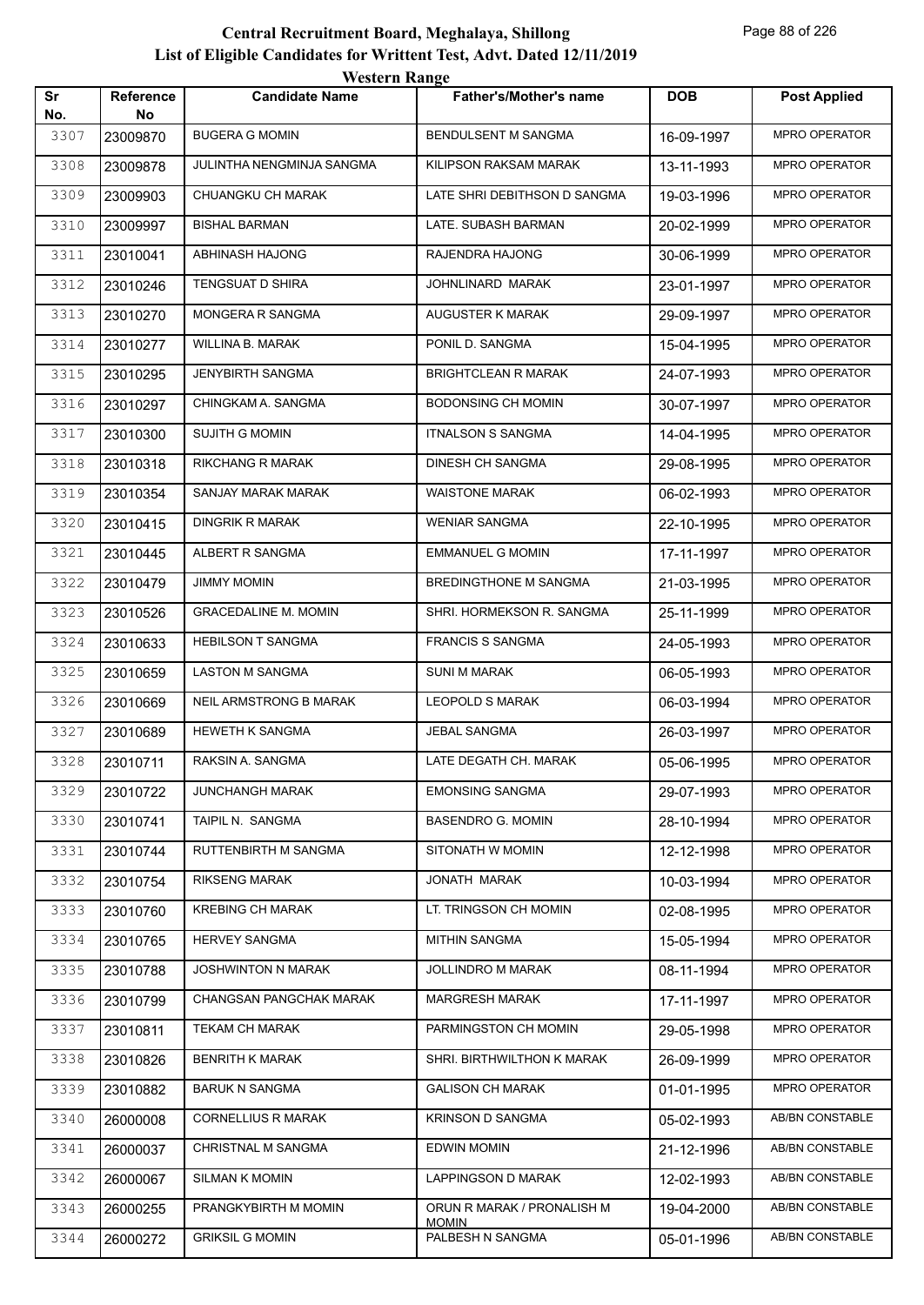# Central Recruitment Board, Meghalaya, Shillong

## List of Eligible Candidates for Writtent Test, Advt. Dated 12/11/2019

### Western Range

| Sr No. | Reference No | Candidate Name | Father's/Mother's name | DOB | Post Applied |
|---|---|---|---|---|---|
| 3307 | 23009870 | BUGERA G MOMIN | BENDULSENT M SANGMA | 16-09-1997 | MPRO OPERATOR |
| 3308 | 23009878 | JULINTHA NENGMINJA SANGMA | KILIPSON RAKSAM MARAK | 13-11-1993 | MPRO OPERATOR |
| 3309 | 23009903 | CHUANGKU CH MARAK | LATE SHRI DEBITHSON D SANGMA | 19-03-1996 | MPRO OPERATOR |
| 3310 | 23009997 | BISHAL BARMAN | LATE. SUBASH BARMAN | 20-02-1999 | MPRO OPERATOR |
| 3311 | 23010041 | ABHINASH HAJONG | RAJENDRA HAJONG | 30-06-1999 | MPRO OPERATOR |
| 3312 | 23010246 | TENGSUAT D SHIRA | JOHNLINARD MARAK | 23-01-1997 | MPRO OPERATOR |
| 3313 | 23010270 | MONGERA R SANGMA | AUGUSTER K MARAK | 29-09-1997 | MPRO OPERATOR |
| 3314 | 23010277 | WILLINA B. MARAK | PONIL D. SANGMA | 15-04-1995 | MPRO OPERATOR |
| 3315 | 23010295 | JENYBIRTH SANGMA | BRIGHTCLEAN R MARAK | 24-07-1993 | MPRO OPERATOR |
| 3316 | 23010297 | CHINGKAM A. SANGMA | BODONSING CH MOMIN | 30-07-1997 | MPRO OPERATOR |
| 3317 | 23010300 | SUJITH G MOMIN | ITNALSON S SANGMA | 14-04-1995 | MPRO OPERATOR |
| 3318 | 23010318 | RIKCHANG R MARAK | DINESH CH SANGMA | 29-08-1995 | MPRO OPERATOR |
| 3319 | 23010354 | SANJAY MARAK MARAK | WAISTONE MARAK | 06-02-1993 | MPRO OPERATOR |
| 3320 | 23010415 | DINGRIK R MARAK | WENIAR SANGMA | 22-10-1995 | MPRO OPERATOR |
| 3321 | 23010445 | ALBERT R SANGMA | EMMANUEL G MOMIN | 17-11-1997 | MPRO OPERATOR |
| 3322 | 23010479 | JIMMY MOMIN | BREDINGTHONE M SANGMA | 21-03-1995 | MPRO OPERATOR |
| 3323 | 23010526 | GRACEDALINE M. MOMIN | SHRI. HORMEKSON R. SANGMA | 25-11-1999 | MPRO OPERATOR |
| 3324 | 23010633 | HEBILSON T SANGMA | FRANCIS S SANGMA | 24-05-1993 | MPRO OPERATOR |
| 3325 | 23010659 | LASTON M SANGMA | SUNI M MARAK | 06-05-1993 | MPRO OPERATOR |
| 3326 | 23010669 | NEIL ARMSTRONG B MARAK | LEOPOLD S MARAK | 06-03-1994 | MPRO OPERATOR |
| 3327 | 23010689 | HEWETH K SANGMA | JEBAL SANGMA | 26-03-1997 | MPRO OPERATOR |
| 3328 | 23010711 | RAKSIN A. SANGMA | LATE DEGATH CH. MARAK | 05-06-1995 | MPRO OPERATOR |
| 3329 | 23010722 | JUNCHANGH MARAK | EMONSING SANGMA | 29-07-1993 | MPRO OPERATOR |
| 3330 | 23010741 | TAIPIL N. SANGMA | BASENDRO G. MOMIN | 28-10-1994 | MPRO OPERATOR |
| 3331 | 23010744 | RUTTENBIRTH M SANGMA | SITONATH W MOMIN | 12-12-1998 | MPRO OPERATOR |
| 3332 | 23010754 | RIKSENG MARAK | JONATH MARAK | 10-03-1994 | MPRO OPERATOR |
| 3333 | 23010760 | KREBING CH MARAK | LT. TRINGSON CH MOMIN | 02-08-1995 | MPRO OPERATOR |
| 3334 | 23010765 | HERVEY SANGMA | MITHIN SANGMA | 15-05-1994 | MPRO OPERATOR |
| 3335 | 23010788 | JOSHWINTON N MARAK | JOLLINDRO M MARAK | 08-11-1994 | MPRO OPERATOR |
| 3336 | 23010799 | CHANGSAN PANGCHAK MARAK | MARGRESH MARAK | 17-11-1997 | MPRO OPERATOR |
| 3337 | 23010811 | TEKAM CH MARAK | PARMINGSTON CH MOMIN | 29-05-1998 | MPRO OPERATOR |
| 3338 | 23010826 | BENRITH K MARAK | SHRI. BIRTHWILTHON K MARAK | 26-09-1999 | MPRO OPERATOR |
| 3339 | 23010882 | BARUK N SANGMA | GALISON CH MARAK | 01-01-1995 | MPRO OPERATOR |
| 3340 | 26000008 | CORNELLIUS R MARAK | KRINSON D SANGMA | 05-02-1993 | AB/BN CONSTABLE |
| 3341 | 26000037 | CHRISTNAL M SANGMA | EDWIN MOMIN | 21-12-1996 | AB/BN CONSTABLE |
| 3342 | 26000067 | SILMAN K MOMIN | LAPPINGSON D MARAK | 12-02-1993 | AB/BN CONSTABLE |
| 3343 | 26000255 | PRANGKYBIRTH M MOMIN | ORUN R MARAK / PRONALISH M MOMIN | 19-04-2000 | AB/BN CONSTABLE |
| 3344 | 26000272 | GRIKSIL G MOMIN | PALBESH N SANGMA | 05-01-1996 | AB/BN CONSTABLE |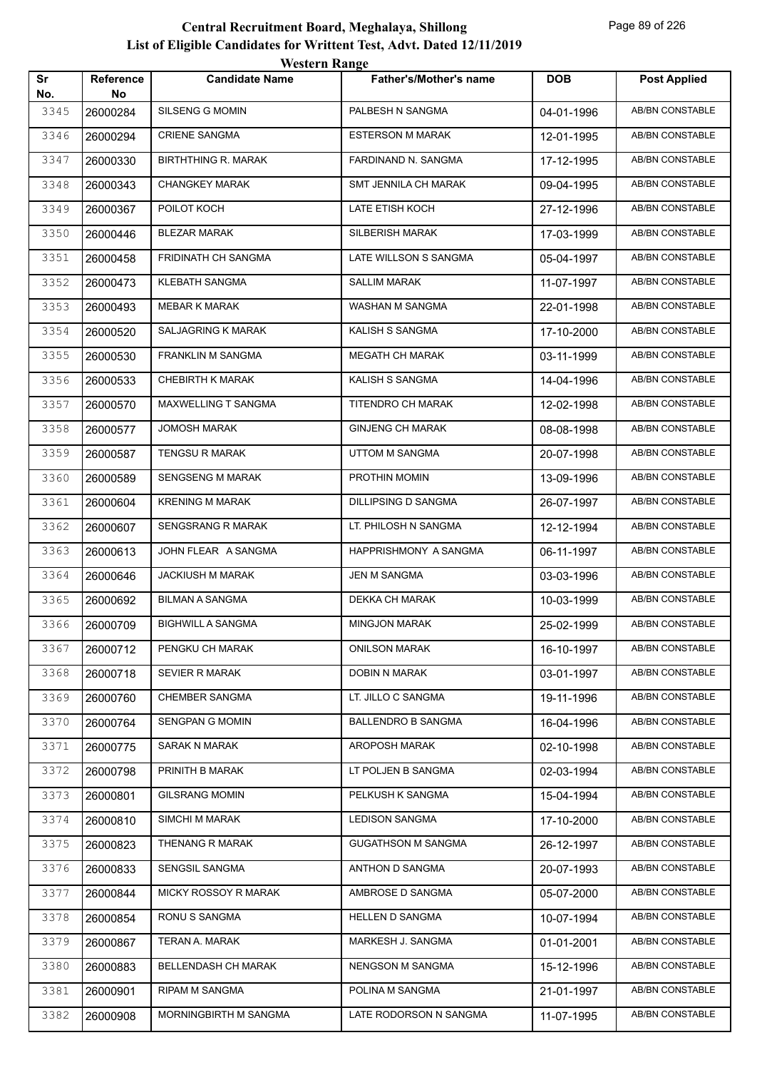# Central Recruitment Board, Meghalaya, Shillong
## List of Eligible Candidates for Writtent Test, Advt. Dated 12/11/2019
### Western Range

| Sr No. | Reference No | Candidate Name | Father's/Mother's name | DOB | Post Applied |
|---|---|---|---|---|---|
| 3345 | 26000284 | SILSENG G MOMIN | PALBESH N SANGMA | 04-01-1996 | AB/BN CONSTABLE |
| 3346 | 26000294 | CRIENE SANGMA | ESTERSON M MARAK | 12-01-1995 | AB/BN CONSTABLE |
| 3347 | 26000330 | BIRTHTHING R. MARAK | FARDINAND N. SANGMA | 17-12-1995 | AB/BN CONSTABLE |
| 3348 | 26000343 | CHANGKEY MARAK | SMT JENNILA CH MARAK | 09-04-1995 | AB/BN CONSTABLE |
| 3349 | 26000367 | POILOT KOCH | LATE ETISH KOCH | 27-12-1996 | AB/BN CONSTABLE |
| 3350 | 26000446 | BLEZAR MARAK | SILBERISH MARAK | 17-03-1999 | AB/BN CONSTABLE |
| 3351 | 26000458 | FRIDINATH CH SANGMA | LATE WILLSON S SANGMA | 05-04-1997 | AB/BN CONSTABLE |
| 3352 | 26000473 | KLEBATH SANGMA | SALLIM MARAK | 11-07-1997 | AB/BN CONSTABLE |
| 3353 | 26000493 | MEBAR K MARAK | WASHAN M SANGMA | 22-01-1998 | AB/BN CONSTABLE |
| 3354 | 26000520 | SALJAGRING K MARAK | KALISH S SANGMA | 17-10-2000 | AB/BN CONSTABLE |
| 3355 | 26000530 | FRANKLIN M SANGMA | MEGATH CH MARAK | 03-11-1999 | AB/BN CONSTABLE |
| 3356 | 26000533 | CHEBIRTH K MARAK | KALISH S SANGMA | 14-04-1996 | AB/BN CONSTABLE |
| 3357 | 26000570 | MAXWELLING T SANGMA | TITENDRO CH MARAK | 12-02-1998 | AB/BN CONSTABLE |
| 3358 | 26000577 | JOMOSH MARAK | GINJENG CH MARAK | 08-08-1998 | AB/BN CONSTABLE |
| 3359 | 26000587 | TENGSU R MARAK | UTTOM M SANGMA | 20-07-1998 | AB/BN CONSTABLE |
| 3360 | 26000589 | SENGSENG M MARAK | PROTHIN MOMIN | 13-09-1996 | AB/BN CONSTABLE |
| 3361 | 26000604 | KRENING M MARAK | DILLIPSING D SANGMA | 26-07-1997 | AB/BN CONSTABLE |
| 3362 | 26000607 | SENGSRANG R MARAK | LT. PHILOSH N SANGMA | 12-12-1994 | AB/BN CONSTABLE |
| 3363 | 26000613 | JOHN FLEAR A SANGMA | HAPPRISHMONY A SANGMA | 06-11-1997 | AB/BN CONSTABLE |
| 3364 | 26000646 | JACKIUSH M MARAK | JEN M SANGMA | 03-03-1996 | AB/BN CONSTABLE |
| 3365 | 26000692 | BILMAN A SANGMA | DEKKA CH MARAK | 10-03-1999 | AB/BN CONSTABLE |
| 3366 | 26000709 | BIGHWILL A SANGMA | MINGJON MARAK | 25-02-1999 | AB/BN CONSTABLE |
| 3367 | 26000712 | PENGKU CH MARAK | ONILSON MARAK | 16-10-1997 | AB/BN CONSTABLE |
| 3368 | 26000718 | SEVIER R MARAK | DOBIN N MARAK | 03-01-1997 | AB/BN CONSTABLE |
| 3369 | 26000760 | CHEMBER SANGMA | LT. JILLO C SANGMA | 19-11-1996 | AB/BN CONSTABLE |
| 3370 | 26000764 | SENGPAN G MOMIN | BALLENDRO B SANGMA | 16-04-1996 | AB/BN CONSTABLE |
| 3371 | 26000775 | SARAK N MARAK | AROPOSH MARAK | 02-10-1998 | AB/BN CONSTABLE |
| 3372 | 26000798 | PRINITH B MARAK | LT POLJEN B SANGMA | 02-03-1994 | AB/BN CONSTABLE |
| 3373 | 26000801 | GILSRANG MOMIN | PELKUSH K SANGMA | 15-04-1994 | AB/BN CONSTABLE |
| 3374 | 26000810 | SIMCHI M MARAK | LEDISON SANGMA | 17-10-2000 | AB/BN CONSTABLE |
| 3375 | 26000823 | THENANG R MARAK | GUGATHSON M SANGMA | 26-12-1997 | AB/BN CONSTABLE |
| 3376 | 26000833 | SENGSIL SANGMA | ANTHON D SANGMA | 20-07-1993 | AB/BN CONSTABLE |
| 3377 | 26000844 | MICKY ROSSOY R MARAK | AMBROSE D SANGMA | 05-07-2000 | AB/BN CONSTABLE |
| 3378 | 26000854 | RONU S SANGMA | HELLEN D SANGMA | 10-07-1994 | AB/BN CONSTABLE |
| 3379 | 26000867 | TERAN A. MARAK | MARKESH J. SANGMA | 01-01-2001 | AB/BN CONSTABLE |
| 3380 | 26000883 | BELLENDASH CH MARAK | NENGSON M SANGMA | 15-12-1996 | AB/BN CONSTABLE |
| 3381 | 26000901 | RIPAM M SANGMA | POLINA M SANGMA | 21-01-1997 | AB/BN CONSTABLE |
| 3382 | 26000908 | MORNINGBIRTH M SANGMA | LATE RODORSON N SANGMA | 11-07-1995 | AB/BN CONSTABLE |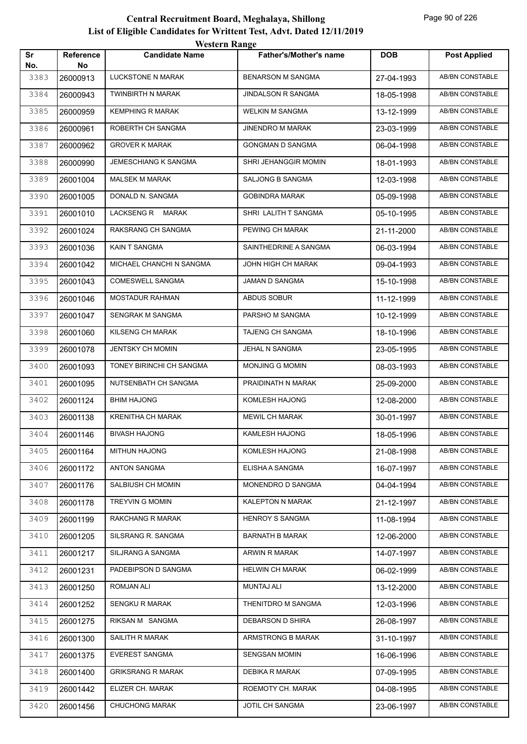# Central Recruitment Board, Meghalaya, Shillong

## List of Eligible Candidates for Writtent Test, Advt. Dated 12/11/2019

### Western Range

| Sr No. | Reference No | Candidate Name | Father's/Mother's name | DOB | Post Applied |
|---|---|---|---|---|---|
| 3383 | 26000913 | LUCKSTONE N MARAK | BENARSON M SANGMA | 27-04-1993 | AB/BN CONSTABLE |
| 3384 | 26000943 | TWINBIRTH N MARAK | JINDALSON R SANGMA | 18-05-1998 | AB/BN CONSTABLE |
| 3385 | 26000959 | KEMPHING R MARAK | WELKIN M SANGMA | 13-12-1999 | AB/BN CONSTABLE |
| 3386 | 26000961 | ROBERTH CH SANGMA | JINENDRO M MARAK | 23-03-1999 | AB/BN CONSTABLE |
| 3387 | 26000962 | GROVER K MARAK | GONGMAN D SANGMA | 06-04-1998 | AB/BN CONSTABLE |
| 3388 | 26000990 | JEMESCHIANG K SANGMA | SHRI JEHANGGIR MOMIN | 18-01-1993 | AB/BN CONSTABLE |
| 3389 | 26001004 | MALSEK M MARAK | SALJONG B SANGMA | 12-03-1998 | AB/BN CONSTABLE |
| 3390 | 26001005 | DONALD N. SANGMA | GOBINDRA MARAK | 05-09-1998 | AB/BN CONSTABLE |
| 3391 | 26001010 | LACKSENG R MARAK | SHRI LALITH T SANGMA | 05-10-1995 | AB/BN CONSTABLE |
| 3392 | 26001024 | RAKSRANG CH SANGMA | PEWING CH MARAK | 21-11-2000 | AB/BN CONSTABLE |
| 3393 | 26001036 | KAIN T SANGMA | SAINTHEDRINE A SANGMA | 06-03-1994 | AB/BN CONSTABLE |
| 3394 | 26001042 | MICHAEL CHANCHI N SANGMA | JOHN HIGH CH MARAK | 09-04-1993 | AB/BN CONSTABLE |
| 3395 | 26001043 | COMESWELL SANGMA | JAMAN D SANGMA | 15-10-1998 | AB/BN CONSTABLE |
| 3396 | 26001046 | MOSTADUR RAHMAN | ABDUS SOBUR | 11-12-1999 | AB/BN CONSTABLE |
| 3397 | 26001047 | SENGRAK M SANGMA | PARSHO M SANGMA | 10-12-1999 | AB/BN CONSTABLE |
| 3398 | 26001060 | KILSENG CH MARAK | TAJENG CH SANGMA | 18-10-1996 | AB/BN CONSTABLE |
| 3399 | 26001078 | JENTSKY CH MOMIN | JEHAL N SANGMA | 23-05-1995 | AB/BN CONSTABLE |
| 3400 | 26001093 | TONEY BIRINCHI CH SANGMA | MONJING G MOMIN | 08-03-1993 | AB/BN CONSTABLE |
| 3401 | 26001095 | NUTSENBATH CH SANGMA | PRAIDINATH N MARAK | 25-09-2000 | AB/BN CONSTABLE |
| 3402 | 26001124 | BHIM HAJONG | KOMLESH HAJONG | 12-08-2000 | AB/BN CONSTABLE |
| 3403 | 26001138 | KRENITHA CH MARAK | MEWIL CH MARAK | 30-01-1997 | AB/BN CONSTABLE |
| 3404 | 26001146 | BIVASH HAJONG | KAMLESH HAJONG | 18-05-1996 | AB/BN CONSTABLE |
| 3405 | 26001164 | MITHUN HAJONG | KOMLESH HAJONG | 21-08-1998 | AB/BN CONSTABLE |
| 3406 | 26001172 | ANTON SANGMA | ELISHA A SANGMA | 16-07-1997 | AB/BN CONSTABLE |
| 3407 | 26001176 | SALBIUSH CH MOMIN | MONENDRO D SANGMA | 04-04-1994 | AB/BN CONSTABLE |
| 3408 | 26001178 | TREYVIN G MOMIN | KALEPTON N MARAK | 21-12-1997 | AB/BN CONSTABLE |
| 3409 | 26001199 | RAKCHANG R MARAK | HENROY S SANGMA | 11-08-1994 | AB/BN CONSTABLE |
| 3410 | 26001205 | SILSRANG R. SANGMA | BARNATH B MARAK | 12-06-2000 | AB/BN CONSTABLE |
| 3411 | 26001217 | SILJRANG A SANGMA | ARWIN R MARAK | 14-07-1997 | AB/BN CONSTABLE |
| 3412 | 26001231 | PADEBIPSON D SANGMA | HELWIN CH MARAK | 06-02-1999 | AB/BN CONSTABLE |
| 3413 | 26001250 | ROMJAN ALI | MUNTAJ ALI | 13-12-2000 | AB/BN CONSTABLE |
| 3414 | 26001252 | SENGKU R MARAK | THENITDRO M SANGMA | 12-03-1996 | AB/BN CONSTABLE |
| 3415 | 26001275 | RIKSAN M SANGMA | DEBARSON D SHIRA | 26-08-1997 | AB/BN CONSTABLE |
| 3416 | 26001300 | SAILITH R MARAK | ARMSTRONG B MARAK | 31-10-1997 | AB/BN CONSTABLE |
| 3417 | 26001375 | EVEREST SANGMA | SENGSAN MOMIN | 16-06-1996 | AB/BN CONSTABLE |
| 3418 | 26001400 | GRIKSRANG R MARAK | DEBIKA R MARAK | 07-09-1995 | AB/BN CONSTABLE |
| 3419 | 26001442 | ELIZER CH. MARAK | ROEMOTY CH. MARAK | 04-08-1995 | AB/BN CONSTABLE |
| 3420 | 26001456 | CHUCHONG MARAK | JOTIL CH SANGMA | 23-06-1997 | AB/BN CONSTABLE |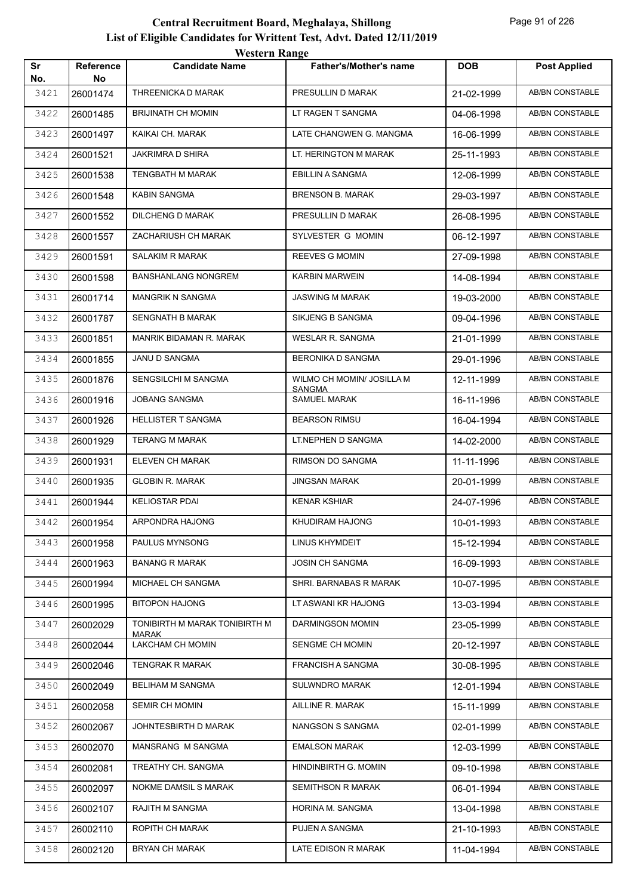# Central Recruitment Board, Meghalaya, Shillong

## List of Eligible Candidates for Writtent Test, Advt. Dated 12/11/2019

### Western Range

| Sr No. | Reference No | Candidate Name | Father's/Mother's name | DOB | Post Applied |
|---|---|---|---|---|---|
| 3421 | 26001474 | THREENICKA D MARAK | PRESULLIN D MARAK | 21-02-1999 | AB/BN CONSTABLE |
| 3422 | 26001485 | BRIJINATH CH MOMIN | LT RAGEN T SANGMA | 04-06-1998 | AB/BN CONSTABLE |
| 3423 | 26001497 | KAIKAI CH. MARAK | LATE CHANGWEN G. MANGMA | 16-06-1999 | AB/BN CONSTABLE |
| 3424 | 26001521 | JAKRIMRA D SHIRA | LT. HERINGTON M MARAK | 25-11-1993 | AB/BN CONSTABLE |
| 3425 | 26001538 | TENGBATH M MARAK | EBILLIN A SANGMA | 12-06-1999 | AB/BN CONSTABLE |
| 3426 | 26001548 | KABIN SANGMA | BRENSON B. MARAK | 29-03-1997 | AB/BN CONSTABLE |
| 3427 | 26001552 | DILCHENG D MARAK | PRESULLIN D MARAK | 26-08-1995 | AB/BN CONSTABLE |
| 3428 | 26001557 | ZACHARIUSH CH MARAK | SYLVESTER G MOMIN | 06-12-1997 | AB/BN CONSTABLE |
| 3429 | 26001591 | SALAKIM R MARAK | REEVES G MOMIN | 27-09-1998 | AB/BN CONSTABLE |
| 3430 | 26001598 | BANSHANLANG NONGREM | KARBIN MARWEIN | 14-08-1994 | AB/BN CONSTABLE |
| 3431 | 26001714 | MANGRIK N SANGMA | JASWING M MARAK | 19-03-2000 | AB/BN CONSTABLE |
| 3432 | 26001787 | SENGNATH B MARAK | SIKJENG B SANGMA | 09-04-1996 | AB/BN CONSTABLE |
| 3433 | 26001851 | MANRIK BIDAMAN R. MARAK | WESLAR R. SANGMA | 21-01-1999 | AB/BN CONSTABLE |
| 3434 | 26001855 | JANU D SANGMA | BERONIKA D SANGMA | 29-01-1996 | AB/BN CONSTABLE |
| 3435 | 26001876 | SENGSILCHI M SANGMA | WILMO CH MOMIN/ JOSILLA M SANGMA | 12-11-1999 | AB/BN CONSTABLE |
| 3436 | 26001916 | JOBANG SANGMA | SAMUEL MARAK | 16-11-1996 | AB/BN CONSTABLE |
| 3437 | 26001926 | HELLISTER T SANGMA | BEARSON RIMSU | 16-04-1994 | AB/BN CONSTABLE |
| 3438 | 26001929 | TERANG M MARAK | LT.NEPHEN D SANGMA | 14-02-2000 | AB/BN CONSTABLE |
| 3439 | 26001931 | ELEVEN CH MARAK | RIMSON DO SANGMA | 11-11-1996 | AB/BN CONSTABLE |
| 3440 | 26001935 | GLOBIN R. MARAK | JINGSAN MARAK | 20-01-1999 | AB/BN CONSTABLE |
| 3441 | 26001944 | KELIOSTAR PDAI | KENAR KSHIAR | 24-07-1996 | AB/BN CONSTABLE |
| 3442 | 26001954 | ARPONDRA HAJONG | KHUDIRAM HAJONG | 10-01-1993 | AB/BN CONSTABLE |
| 3443 | 26001958 | PAULUS MYNSONG | LINUS KHYMDEIT | 15-12-1994 | AB/BN CONSTABLE |
| 3444 | 26001963 | BANANG R MARAK | JOSIN CH SANGMA | 16-09-1993 | AB/BN CONSTABLE |
| 3445 | 26001994 | MICHAEL CH SANGMA | SHRI. BARNABAS R MARAK | 10-07-1995 | AB/BN CONSTABLE |
| 3446 | 26001995 | BITOPON HAJONG | LT ASWANI KR HAJONG | 13-03-1994 | AB/BN CONSTABLE |
| 3447 | 26002029 | TONIBIRTH M MARAK TONIBIRTH M MARAK | DARMINGSON MOMIN | 23-05-1999 | AB/BN CONSTABLE |
| 3448 | 26002044 | LAKCHAM CH MOMIN | SENGME CH MOMIN | 20-12-1997 | AB/BN CONSTABLE |
| 3449 | 26002046 | TENGRAK R MARAK | FRANCISH A SANGMA | 30-08-1995 | AB/BN CONSTABLE |
| 3450 | 26002049 | BELIHAM M SANGMA | SULWNDRO MARAK | 12-01-1994 | AB/BN CONSTABLE |
| 3451 | 26002058 | SEMIR CH MOMIN | AILLINE R. MARAK | 15-11-1999 | AB/BN CONSTABLE |
| 3452 | 26002067 | JOHNTESBIRTH D MARAK | NANGSON S SANGMA | 02-01-1999 | AB/BN CONSTABLE |
| 3453 | 26002070 | MANSRANG M SANGMA | EMALSON MARAK | 12-03-1999 | AB/BN CONSTABLE |
| 3454 | 26002081 | TREATHY CH. SANGMA | HINDINBIRTH G. MOMIN | 09-10-1998 | AB/BN CONSTABLE |
| 3455 | 26002097 | NOKME DAMSIL S MARAK | SEMITHSON R MARAK | 06-01-1994 | AB/BN CONSTABLE |
| 3456 | 26002107 | RAJITH M SANGMA | HORINA M. SANGMA | 13-04-1998 | AB/BN CONSTABLE |
| 3457 | 26002110 | ROPITH CH MARAK | PUJEN A SANGMA | 21-10-1993 | AB/BN CONSTABLE |
| 3458 | 26002120 | BRYAN CH MARAK | LATE EDISON R MARAK | 11-04-1994 | AB/BN CONSTABLE |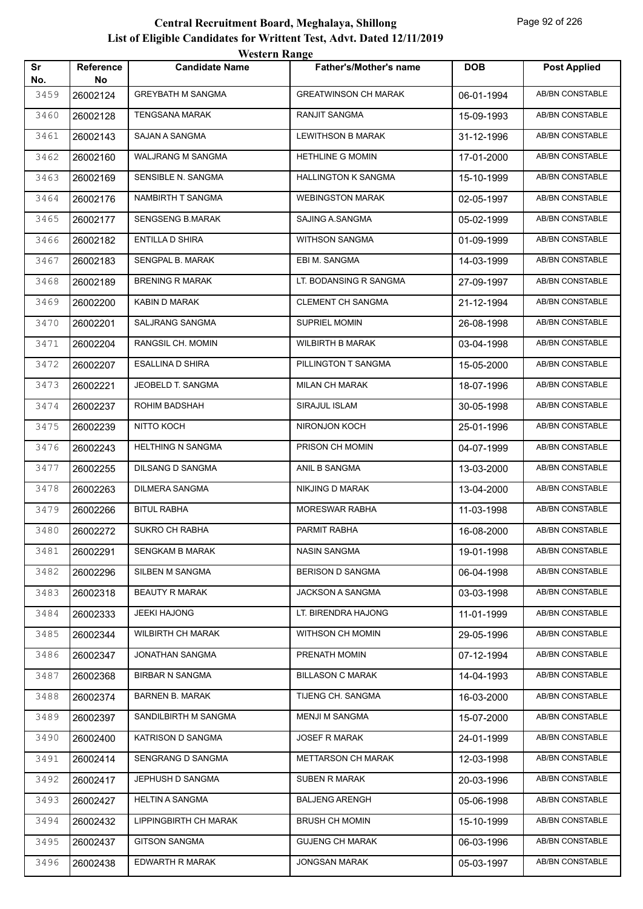# Central Recruitment Board, Meghalaya, Shillong

## List of Eligible Candidates for Writtent Test, Advt. Dated 12/11/2019

### Western Range

| Sr No. | Reference No | Candidate Name | Father's/Mother's name | DOB | Post Applied |
|---|---|---|---|---|---|
| 3459 | 26002124 | GREYBATH M SANGMA | GREATWINSON CH MARAK | 06-01-1994 | AB/BN CONSTABLE |
| 3460 | 26002128 | TENGSANA MARAK | RANJIT SANGMA | 15-09-1993 | AB/BN CONSTABLE |
| 3461 | 26002143 | SAJAN A SANGMA | LEWITHSON B MARAK | 31-12-1996 | AB/BN CONSTABLE |
| 3462 | 26002160 | WALJRANG M SANGMA | HETHLINE G MOMIN | 17-01-2000 | AB/BN CONSTABLE |
| 3463 | 26002169 | SENSIBLE N. SANGMA | HALLINGTON K SANGMA | 15-10-1999 | AB/BN CONSTABLE |
| 3464 | 26002176 | NAMBIRTH T SANGMA | WEBINGSTON MARAK | 02-05-1997 | AB/BN CONSTABLE |
| 3465 | 26002177 | SENGSENG B.MARAK | SAJING A.SANGMA | 05-02-1999 | AB/BN CONSTABLE |
| 3466 | 26002182 | ENTILLA D SHIRA | WITHSON SANGMA | 01-09-1999 | AB/BN CONSTABLE |
| 3467 | 26002183 | SENGPAL B. MARAK | EBI M. SANGMA | 14-03-1999 | AB/BN CONSTABLE |
| 3468 | 26002189 | BRENING R MARAK | LT. BODANSING R SANGMA | 27-09-1997 | AB/BN CONSTABLE |
| 3469 | 26002200 | KABIN D MARAK | CLEMENT CH SANGMA | 21-12-1994 | AB/BN CONSTABLE |
| 3470 | 26002201 | SALJRANG SANGMA | SUPRIEL MOMIN | 26-08-1998 | AB/BN CONSTABLE |
| 3471 | 26002204 | RANGSIL CH. MOMIN | WILBIRTH B MARAK | 03-04-1998 | AB/BN CONSTABLE |
| 3472 | 26002207 | ESALLINA D SHIRA | PILLINGTON T SANGMA | 15-05-2000 | AB/BN CONSTABLE |
| 3473 | 26002221 | JEOBELD T. SANGMA | MILAN CH MARAK | 18-07-1996 | AB/BN CONSTABLE |
| 3474 | 26002237 | ROHIM BADSHAH | SIRAJUL ISLAM | 30-05-1998 | AB/BN CONSTABLE |
| 3475 | 26002239 | NITTO KOCH | NIRONJON KOCH | 25-01-1996 | AB/BN CONSTABLE |
| 3476 | 26002243 | HELTHING N SANGMA | PRISON CH MOMIN | 04-07-1999 | AB/BN CONSTABLE |
| 3477 | 26002255 | DILSANG D SANGMA | ANIL B SANGMA | 13-03-2000 | AB/BN CONSTABLE |
| 3478 | 26002263 | DILMERA SANGMA | NIKJING D MARAK | 13-04-2000 | AB/BN CONSTABLE |
| 3479 | 26002266 | BITUL RABHA | MORESWAR RABHA | 11-03-1998 | AB/BN CONSTABLE |
| 3480 | 26002272 | SUKRO CH RABHA | PARMIT RABHA | 16-08-2000 | AB/BN CONSTABLE |
| 3481 | 26002291 | SENGKAM B MARAK | NASIN SANGMA | 19-01-1998 | AB/BN CONSTABLE |
| 3482 | 26002296 | SILBEN M SANGMA | BERISON D SANGMA | 06-04-1998 | AB/BN CONSTABLE |
| 3483 | 26002318 | BEAUTY R MARAK | JACKSON A SANGMA | 03-03-1998 | AB/BN CONSTABLE |
| 3484 | 26002333 | JEEKI HAJONG | LT. BIRENDRA HAJONG | 11-01-1999 | AB/BN CONSTABLE |
| 3485 | 26002344 | WILBIRTH CH MARAK | WITHSON CH MOMIN | 29-05-1996 | AB/BN CONSTABLE |
| 3486 | 26002347 | JONATHAN SANGMA | PRENATH MOMIN | 07-12-1994 | AB/BN CONSTABLE |
| 3487 | 26002368 | BIRBAR N SANGMA | BILLASON C MARAK | 14-04-1993 | AB/BN CONSTABLE |
| 3488 | 26002374 | BARNEN B. MARAK | TIJENG CH. SANGMA | 16-03-2000 | AB/BN CONSTABLE |
| 3489 | 26002397 | SANDILBIRTH M SANGMA | MENJI M SANGMA | 15-07-2000 | AB/BN CONSTABLE |
| 3490 | 26002400 | KATRISON D SANGMA | JOSEF R MARAK | 24-01-1999 | AB/BN CONSTABLE |
| 3491 | 26002414 | SENGRANG D SANGMA | METTARSON CH MARAK | 12-03-1998 | AB/BN CONSTABLE |
| 3492 | 26002417 | JEPHUSH D SANGMA | SUBEN R MARAK | 20-03-1996 | AB/BN CONSTABLE |
| 3493 | 26002427 | HELTIN A SANGMA | BALJENG ARENGH | 05-06-1998 | AB/BN CONSTABLE |
| 3494 | 26002432 | LIPPINGBIRTH CH MARAK | BRUSH CH MOMIN | 15-10-1999 | AB/BN CONSTABLE |
| 3495 | 26002437 | GITSON SANGMA | GUJENG CH MARAK | 06-03-1996 | AB/BN CONSTABLE |
| 3496 | 26002438 | EDWARTH R MARAK | JONGSAN MARAK | 05-03-1997 | AB/BN CONSTABLE |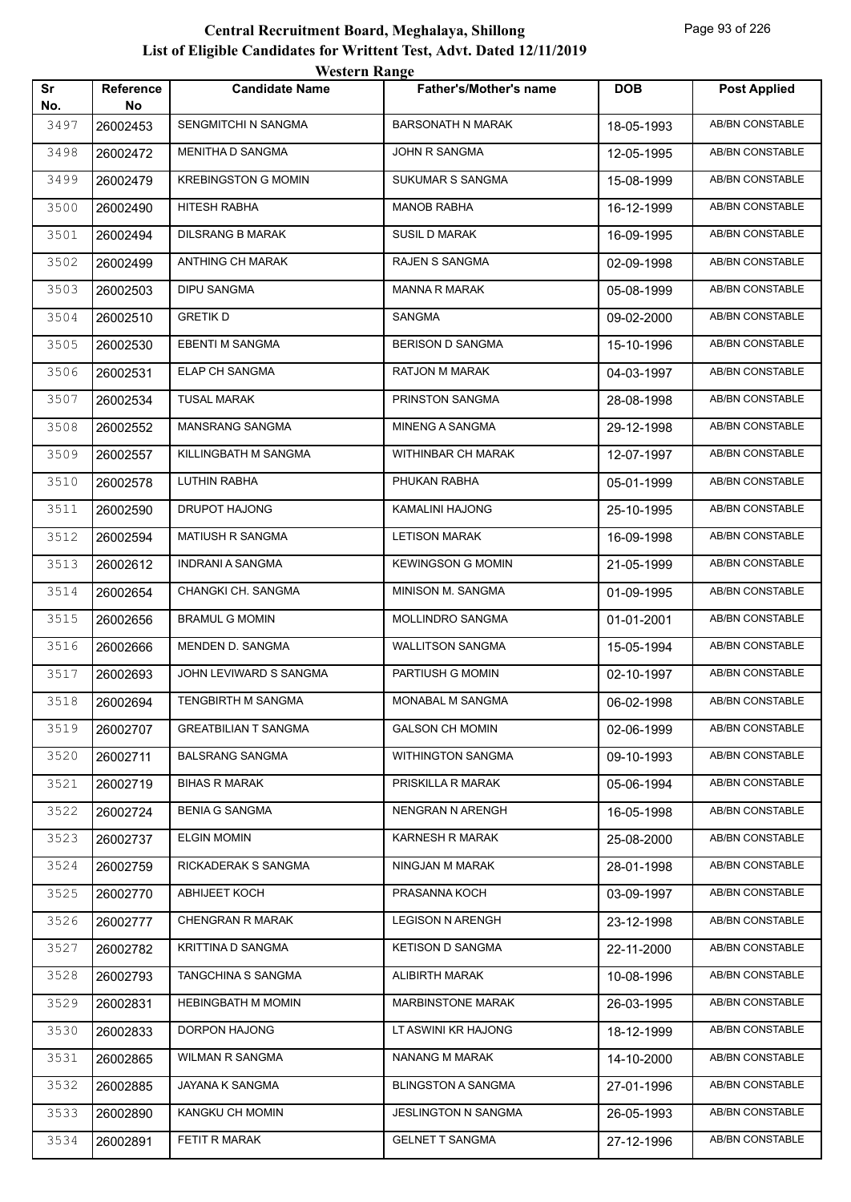# Central Recruitment Board, Meghalaya, Shillong
## List of Eligible Candidates for Writtent Test, Advt. Dated 12/11/2019
### Western Range

| Sr No. | Reference No | Candidate Name | Father's/Mother's name | DOB | Post Applied |
|---|---|---|---|---|---|
| 3497 | 26002453 | SENGMITCHI N SANGMA | BARSONATH N MARAK | 18-05-1993 | AB/BN CONSTABLE |
| 3498 | 26002472 | MENITHA D SANGMA | JOHN R SANGMA | 12-05-1995 | AB/BN CONSTABLE |
| 3499 | 26002479 | KREBINGSTON G MOMIN | SUKUMAR S SANGMA | 15-08-1999 | AB/BN CONSTABLE |
| 3500 | 26002490 | HITESH RABHA | MANOB RABHA | 16-12-1999 | AB/BN CONSTABLE |
| 3501 | 26002494 | DILSRANG B MARAK | SUSIL D MARAK | 16-09-1995 | AB/BN CONSTABLE |
| 3502 | 26002499 | ANTHING CH MARAK | RAJEN S SANGMA | 02-09-1998 | AB/BN CONSTABLE |
| 3503 | 26002503 | DIPU SANGMA | MANNA R MARAK | 05-08-1999 | AB/BN CONSTABLE |
| 3504 | 26002510 | GRETIK D | SANGMA | 09-02-2000 | AB/BN CONSTABLE |
| 3505 | 26002530 | EBENTI M SANGMA | BERISON D SANGMA | 15-10-1996 | AB/BN CONSTABLE |
| 3506 | 26002531 | ELAP CH SANGMA | RATJON M MARAK | 04-03-1997 | AB/BN CONSTABLE |
| 3507 | 26002534 | TUSAL MARAK | PRINSTON SANGMA | 28-08-1998 | AB/BN CONSTABLE |
| 3508 | 26002552 | MANSRANG SANGMA | MINENG A SANGMA | 29-12-1998 | AB/BN CONSTABLE |
| 3509 | 26002557 | KILLINGBATH M SANGMA | WITHINBAR CH MARAK | 12-07-1997 | AB/BN CONSTABLE |
| 3510 | 26002578 | LUTHIN RABHA | PHUKAN RABHA | 05-01-1999 | AB/BN CONSTABLE |
| 3511 | 26002590 | DRUPOT HAJONG | KAMALINI HAJONG | 25-10-1995 | AB/BN CONSTABLE |
| 3512 | 26002594 | MATIUSH R SANGMA | LETISON MARAK | 16-09-1998 | AB/BN CONSTABLE |
| 3513 | 26002612 | INDRANI A SANGMA | KEWINGSON G MOMIN | 21-05-1999 | AB/BN CONSTABLE |
| 3514 | 26002654 | CHANGKI CH. SANGMA | MINISON M. SANGMA | 01-09-1995 | AB/BN CONSTABLE |
| 3515 | 26002656 | BRAMUL G MOMIN | MOLLINDRO SANGMA | 01-01-2001 | AB/BN CONSTABLE |
| 3516 | 26002666 | MENDEN D. SANGMA | WALLITSON SANGMA | 15-05-1994 | AB/BN CONSTABLE |
| 3517 | 26002693 | JOHN LEVIWARD S SANGMA | PARTIUSH G MOMIN | 02-10-1997 | AB/BN CONSTABLE |
| 3518 | 26002694 | TENGBIRTH M SANGMA | MONABAL M SANGMA | 06-02-1998 | AB/BN CONSTABLE |
| 3519 | 26002707 | GREATBILIAN T SANGMA | GALSON CH MOMIN | 02-06-1999 | AB/BN CONSTABLE |
| 3520 | 26002711 | BALSRANG SANGMA | WITHINGTON SANGMA | 09-10-1993 | AB/BN CONSTABLE |
| 3521 | 26002719 | BIHAS R MARAK | PRISKILLA R MARAK | 05-06-1994 | AB/BN CONSTABLE |
| 3522 | 26002724 | BENIA G SANGMA | NENGRAN N ARENGH | 16-05-1998 | AB/BN CONSTABLE |
| 3523 | 26002737 | ELGIN MOMIN | KARNESH R MARAK | 25-08-2000 | AB/BN CONSTABLE |
| 3524 | 26002759 | RICKADERAK S SANGMA | NINGJAN M MARAK | 28-01-1998 | AB/BN CONSTABLE |
| 3525 | 26002770 | ABHIJEET KOCH | PRASANNA KOCH | 03-09-1997 | AB/BN CONSTABLE |
| 3526 | 26002777 | CHENGRAN R MARAK | LEGISON N ARENGH | 23-12-1998 | AB/BN CONSTABLE |
| 3527 | 26002782 | KRITTINA D SANGMA | KETISON D SANGMA | 22-11-2000 | AB/BN CONSTABLE |
| 3528 | 26002793 | TANGCHINA S SANGMA | ALIBIRTH MARAK | 10-08-1996 | AB/BN CONSTABLE |
| 3529 | 26002831 | HEBINGBATH M MOMIN | MARBINSTONE MARAK | 26-03-1995 | AB/BN CONSTABLE |
| 3530 | 26002833 | DORPON HAJONG | LT ASWINI KR HAJONG | 18-12-1999 | AB/BN CONSTABLE |
| 3531 | 26002865 | WILMAN R SANGMA | NANANG M MARAK | 14-10-2000 | AB/BN CONSTABLE |
| 3532 | 26002885 | JAYANA K SANGMA | BLINGSTON A SANGMA | 27-01-1996 | AB/BN CONSTABLE |
| 3533 | 26002890 | KANGKU CH MOMIN | JESLINGTON N SANGMA | 26-05-1993 | AB/BN CONSTABLE |
| 3534 | 26002891 | FETIT R MARAK | GELNET T SANGMA | 27-12-1996 | AB/BN CONSTABLE |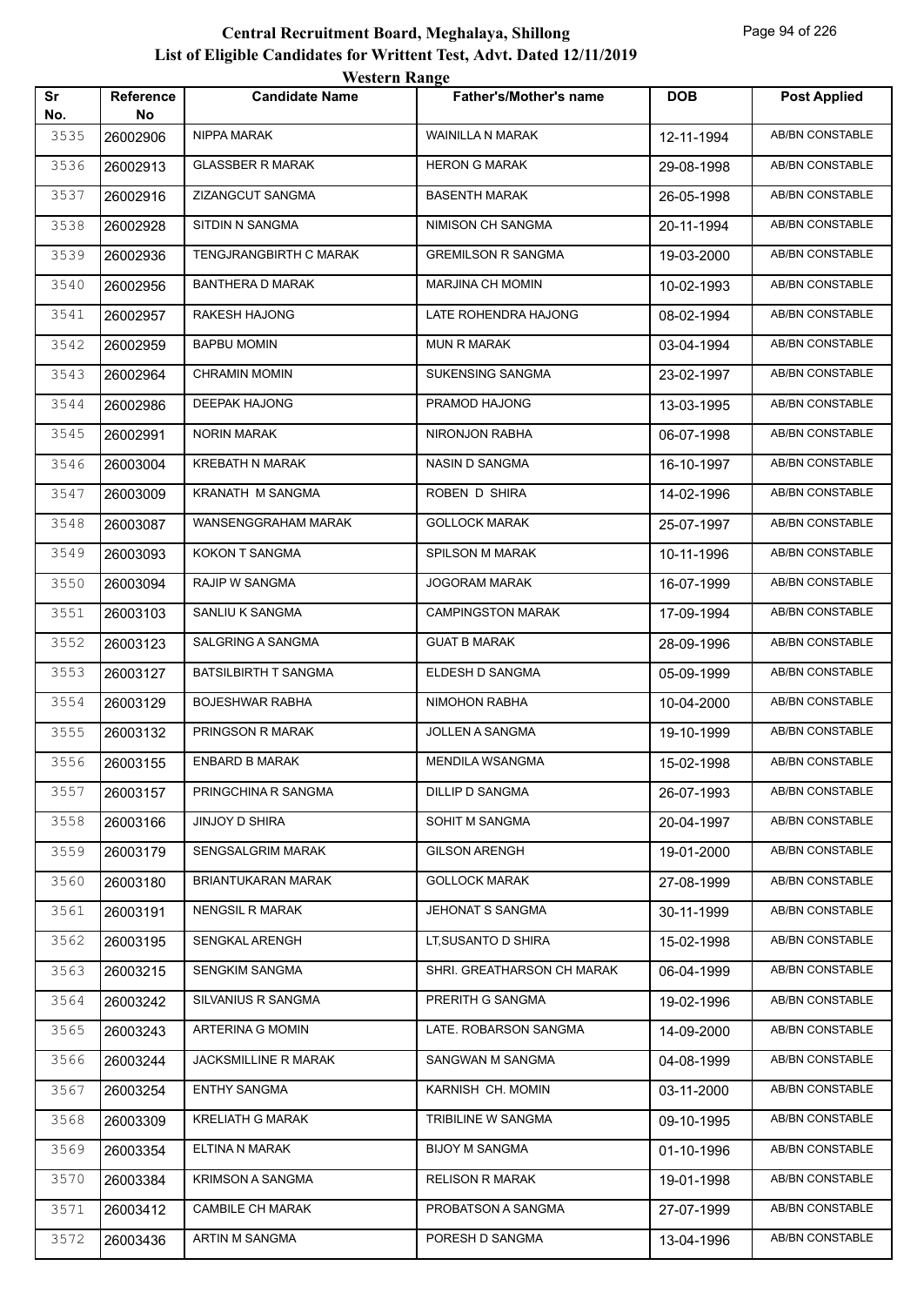# Central Recruitment Board, Meghalaya, Shillong

## List of Eligible Candidates for Writtent Test, Advt. Dated 12/11/2019

### Western Range

| Sr No. | Reference No | Candidate Name | Father's/Mother's name | DOB | Post Applied |
|---|---|---|---|---|---|
| 3535 | 26002906 | NIPPA MARAK | WAINILLA N MARAK | 12-11-1994 | AB/BN CONSTABLE |
| 3536 | 26002913 | GLASSBER R MARAK | HERON G MARAK | 29-08-1998 | AB/BN CONSTABLE |
| 3537 | 26002916 | ZIZANGCUT SANGMA | BASENTH MARAK | 26-05-1998 | AB/BN CONSTABLE |
| 3538 | 26002928 | SITDIN N SANGMA | NIMISON CH SANGMA | 20-11-1994 | AB/BN CONSTABLE |
| 3539 | 26002936 | TENGJRANGBIRTH C MARAK | GREMILSON R SANGMA | 19-03-2000 | AB/BN CONSTABLE |
| 3540 | 26002956 | BANTHERA D MARAK | MARJINA CH MOMIN | 10-02-1993 | AB/BN CONSTABLE |
| 3541 | 26002957 | RAKESH HAJONG | LATE ROHENDRA HAJONG | 08-02-1994 | AB/BN CONSTABLE |
| 3542 | 26002959 | BAPBU MOMIN | MUN R MARAK | 03-04-1994 | AB/BN CONSTABLE |
| 3543 | 26002964 | CHRAMIN MOMIN | SUKENSING SANGMA | 23-02-1997 | AB/BN CONSTABLE |
| 3544 | 26002986 | DEEPAK HAJONG | PRAMOD HAJONG | 13-03-1995 | AB/BN CONSTABLE |
| 3545 | 26002991 | NORIN MARAK | NIRONJON RABHA | 06-07-1998 | AB/BN CONSTABLE |
| 3546 | 26003004 | KREBATH N MARAK | NASIN D SANGMA | 16-10-1997 | AB/BN CONSTABLE |
| 3547 | 26003009 | KRANATH M SANGMA | ROBEN D SHIRA | 14-02-1996 | AB/BN CONSTABLE |
| 3548 | 26003087 | WANSENGGRAHAM MARAK | GOLLOCK MARAK | 25-07-1997 | AB/BN CONSTABLE |
| 3549 | 26003093 | KOKON T SANGMA | SPILSON M MARAK | 10-11-1996 | AB/BN CONSTABLE |
| 3550 | 26003094 | RAJIP W SANGMA | JOGORAM MARAK | 16-07-1999 | AB/BN CONSTABLE |
| 3551 | 26003103 | SANLIU K SANGMA | CAMPINGSTON MARAK | 17-09-1994 | AB/BN CONSTABLE |
| 3552 | 26003123 | SALGRING A SANGMA | GUAT B MARAK | 28-09-1996 | AB/BN CONSTABLE |
| 3553 | 26003127 | BATSILBIRTH T SANGMA | ELDESH D SANGMA | 05-09-1999 | AB/BN CONSTABLE |
| 3554 | 26003129 | BOJESHWAR RABHA | NIMOHON RABHA | 10-04-2000 | AB/BN CONSTABLE |
| 3555 | 26003132 | PRINGSON R MARAK | JOLLEN A SANGMA | 19-10-1999 | AB/BN CONSTABLE |
| 3556 | 26003155 | ENBARD B MARAK | MENDILA WSANGMA | 15-02-1998 | AB/BN CONSTABLE |
| 3557 | 26003157 | PRINGCHINA R SANGMA | DILLIP D SANGMA | 26-07-1993 | AB/BN CONSTABLE |
| 3558 | 26003166 | JINJOY D SHIRA | SOHIT M SANGMA | 20-04-1997 | AB/BN CONSTABLE |
| 3559 | 26003179 | SENGSALGRIM MARAK | GILSON ARENGH | 19-01-2000 | AB/BN CONSTABLE |
| 3560 | 26003180 | BRIANTUKARAN MARAK | GOLLOCK MARAK | 27-08-1999 | AB/BN CONSTABLE |
| 3561 | 26003191 | NENGSIL R MARAK | JEHONAT S SANGMA | 30-11-1999 | AB/BN CONSTABLE |
| 3562 | 26003195 | SENGKAL ARENGH | LT,SUSANTO D SHIRA | 15-02-1998 | AB/BN CONSTABLE |
| 3563 | 26003215 | SENGKIM SANGMA | SHRI. GREATHARSON CH MARAK | 06-04-1999 | AB/BN CONSTABLE |
| 3564 | 26003242 | SILVANIUS R SANGMA | PRERITH G SANGMA | 19-02-1996 | AB/BN CONSTABLE |
| 3565 | 26003243 | ARTERINA G MOMIN | LATE. ROBARSON SANGMA | 14-09-2000 | AB/BN CONSTABLE |
| 3566 | 26003244 | JACKSMILLINE R MARAK | SANGWAN M SANGMA | 04-08-1999 | AB/BN CONSTABLE |
| 3567 | 26003254 | ENTHY SANGMA | KARNISH CH. MOMIN | 03-11-2000 | AB/BN CONSTABLE |
| 3568 | 26003309 | KRELIATH G MARAK | TRIBILINE W SANGMA | 09-10-1995 | AB/BN CONSTABLE |
| 3569 | 26003354 | ELTINA N MARAK | BIJOY M SANGMA | 01-10-1996 | AB/BN CONSTABLE |
| 3570 | 26003384 | KRIMSON A SANGMA | RELISON R MARAK | 19-01-1998 | AB/BN CONSTABLE |
| 3571 | 26003412 | CAMBILE CH MARAK | PROBATSON A SANGMA | 27-07-1999 | AB/BN CONSTABLE |
| 3572 | 26003436 | ARTIN M SANGMA | PORESH D SANGMA | 13-04-1996 | AB/BN CONSTABLE |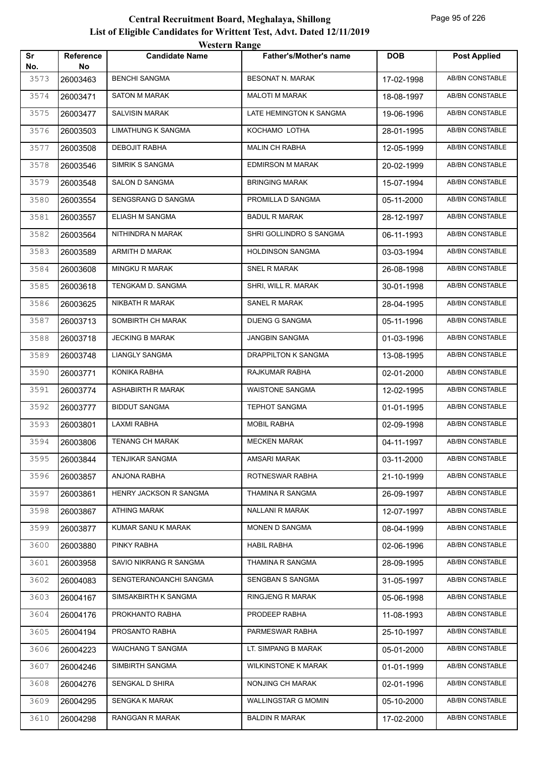# Central Recruitment Board, Meghalaya, Shillong

## List of Eligible Candidates for Writtent Test, Advt. Dated 12/11/2019

### Western Range

| Sr No. | Reference No | Candidate Name | Father's/Mother's name | DOB | Post Applied |
|---|---|---|---|---|---|
| 3573 | 26003463 | BENCHI SANGMA | BESONAT N. MARAK | 17-02-1998 | AB/BN CONSTABLE |
| 3574 | 26003471 | SATON M MARAK | MALOTI M MARAK | 18-08-1997 | AB/BN CONSTABLE |
| 3575 | 26003477 | SALVISIN MARAK | LATE HEMINGTON K SANGMA | 19-06-1996 | AB/BN CONSTABLE |
| 3576 | 26003503 | LIMATHUNG K SANGMA | KOCHAMO LOTHA | 28-01-1995 | AB/BN CONSTABLE |
| 3577 | 26003508 | DEBOJIT RABHA | MALIN CH RABHA | 12-05-1999 | AB/BN CONSTABLE |
| 3578 | 26003546 | SIMRIK S SANGMA | EDMIRSON M MARAK | 20-02-1999 | AB/BN CONSTABLE |
| 3579 | 26003548 | SALON D SANGMA | BRINGING MARAK | 15-07-1994 | AB/BN CONSTABLE |
| 3580 | 26003554 | SENGSRANG D SANGMA | PROMILLA D SANGMA | 05-11-2000 | AB/BN CONSTABLE |
| 3581 | 26003557 | ELIASH M SANGMA | BADUL R MARAK | 28-12-1997 | AB/BN CONSTABLE |
| 3582 | 26003564 | NITHINDRA N MARAK | SHRI GOLLINDRO S SANGMA | 06-11-1993 | AB/BN CONSTABLE |
| 3583 | 26003589 | ARMITH D MARAK | HOLDINSON SANGMA | 03-03-1994 | AB/BN CONSTABLE |
| 3584 | 26003608 | MINGKU R MARAK | SNEL R MARAK | 26-08-1998 | AB/BN CONSTABLE |
| 3585 | 26003618 | TENGKAM D. SANGMA | SHRI, WILL R. MARAK | 30-01-1998 | AB/BN CONSTABLE |
| 3586 | 26003625 | NIKBATH R MARAK | SANEL R MARAK | 28-04-1995 | AB/BN CONSTABLE |
| 3587 | 26003713 | SOMBIRTH CH MARAK | DIJENG G SANGMA | 05-11-1996 | AB/BN CONSTABLE |
| 3588 | 26003718 | JECKING B MARAK | JANGBIN SANGMA | 01-03-1996 | AB/BN CONSTABLE |
| 3589 | 26003748 | LIANGLY SANGMA | DRAPPILTON K SANGMA | 13-08-1995 | AB/BN CONSTABLE |
| 3590 | 26003771 | KONIKA RABHA | RAJKUMAR RABHA | 02-01-2000 | AB/BN CONSTABLE |
| 3591 | 26003774 | ASHABIRTH R MARAK | WAISTONE SANGMA | 12-02-1995 | AB/BN CONSTABLE |
| 3592 | 26003777 | BIDDUT SANGMA | TEPHOT SANGMA | 01-01-1995 | AB/BN CONSTABLE |
| 3593 | 26003801 | LAXMI RABHA | MOBIL RABHA | 02-09-1998 | AB/BN CONSTABLE |
| 3594 | 26003806 | TENANG CH MARAK | MECKEN MARAK | 04-11-1997 | AB/BN CONSTABLE |
| 3595 | 26003844 | TENJIKAR SANGMA | AMSARI MARAK | 03-11-2000 | AB/BN CONSTABLE |
| 3596 | 26003857 | ANJONA RABHA | ROTNESWAR RABHA | 21-10-1999 | AB/BN CONSTABLE |
| 3597 | 26003861 | HENRY JACKSON R SANGMA | THAMINA R SANGMA | 26-09-1997 | AB/BN CONSTABLE |
| 3598 | 26003867 | ATHING MARAK | NALLANI R MARAK | 12-07-1997 | AB/BN CONSTABLE |
| 3599 | 26003877 | KUMAR SANU K MARAK | MONEN D SANGMA | 08-04-1999 | AB/BN CONSTABLE |
| 3600 | 26003880 | PINKY RABHA | HABIL RABHA | 02-06-1996 | AB/BN CONSTABLE |
| 3601 | 26003958 | SAVIO NIKRANG R SANGMA | THAMINA R SANGMA | 28-09-1995 | AB/BN CONSTABLE |
| 3602 | 26004083 | SENGTERANOANCHI SANGMA | SENGBAN S SANGMA | 31-05-1997 | AB/BN CONSTABLE |
| 3603 | 26004167 | SIMSAKBIRTH K SANGMA | RINGJENG R MARAK | 05-06-1998 | AB/BN CONSTABLE |
| 3604 | 26004176 | PROKHANTO RABHA | PRODEEP RABHA | 11-08-1993 | AB/BN CONSTABLE |
| 3605 | 26004194 | PROSANTO RABHA | PARMESWAR RABHA | 25-10-1997 | AB/BN CONSTABLE |
| 3606 | 26004223 | WAICHANG T SANGMA | LT. SIMPANG B MARAK | 05-01-2000 | AB/BN CONSTABLE |
| 3607 | 26004246 | SIMBIRTH SANGMA | WILKINSTONE K MARAK | 01-01-1999 | AB/BN CONSTABLE |
| 3608 | 26004276 | SENGKAL D SHIRA | NONJING CH MARAK | 02-01-1996 | AB/BN CONSTABLE |
| 3609 | 26004295 | SENGKA K MARAK | WALLINGSTAR G MOMIN | 05-10-2000 | AB/BN CONSTABLE |
| 3610 | 26004298 | RANGGAN R MARAK | BALDIN R MARAK | 17-02-2000 | AB/BN CONSTABLE |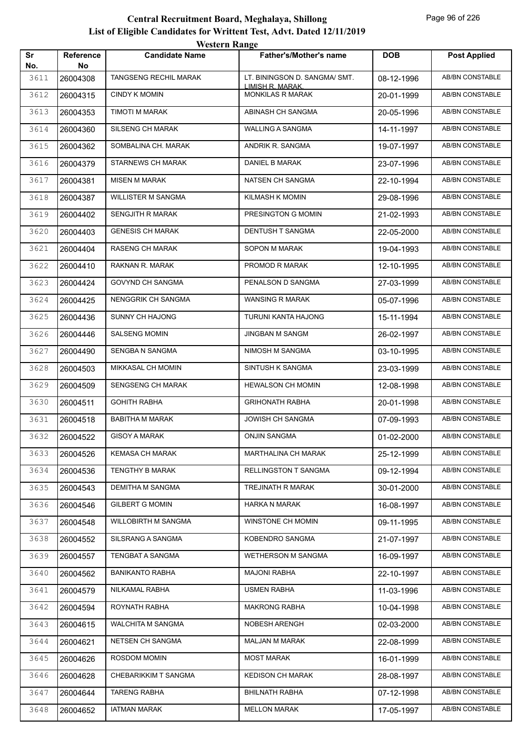# Central Recruitment Board, Meghalaya, Shillong

## List of Eligible Candidates for Writtent Test, Advt. Dated 12/11/2019

### Western Range

| Sr No. | Reference No | Candidate Name | Father's/Mother's name | DOB | Post Applied |
|---|---|---|---|---|---|
| 3611 | 26004308 | TANGSENG RECHIL MARAK | LT. BININGSON D. SANGMA/ SMT. LIMISH R. MARAK. | 08-12-1996 | AB/BN CONSTABLE |
| 3612 | 26004315 | CINDY K MOMIN | MONKILAS R MARAK | 20-01-1999 | AB/BN CONSTABLE |
| 3613 | 26004353 | TIMOTI M MARAK | ABINASH CH SANGMA | 20-05-1996 | AB/BN CONSTABLE |
| 3614 | 26004360 | SILSENG CH MARAK | WALLING A SANGMA | 14-11-1997 | AB/BN CONSTABLE |
| 3615 | 26004362 | SOMBALINA CH. MARAK | ANDRIK R. SANGMA | 19-07-1997 | AB/BN CONSTABLE |
| 3616 | 26004379 | STARNEWS CH MARAK | DANIEL B MARAK | 23-07-1996 | AB/BN CONSTABLE |
| 3617 | 26004381 | MISEN M MARAK | NATSEN CH SANGMA | 22-10-1994 | AB/BN CONSTABLE |
| 3618 | 26004387 | WILLISTER M SANGMA | KILMASH K MOMIN | 29-08-1996 | AB/BN CONSTABLE |
| 3619 | 26004402 | SENGJITH R MARAK | PRESINGTON G MOMIN | 21-02-1993 | AB/BN CONSTABLE |
| 3620 | 26004403 | GENESIS CH MARAK | DENTUSH T SANGMA | 22-05-2000 | AB/BN CONSTABLE |
| 3621 | 26004404 | RASENG CH MARAK | SOPON M MARAK | 19-04-1993 | AB/BN CONSTABLE |
| 3622 | 26004410 | RAKNAN R. MARAK | PROMOD R MARAK | 12-10-1995 | AB/BN CONSTABLE |
| 3623 | 26004424 | GOVYND CH SANGMA | PENALSON D SANGMA | 27-03-1999 | AB/BN CONSTABLE |
| 3624 | 26004425 | NENGGRIK CH SANGMA | WANSING R MARAK | 05-07-1996 | AB/BN CONSTABLE |
| 3625 | 26004436 | SUNNY CH HAJONG | TURUNI KANTA HAJONG | 15-11-1994 | AB/BN CONSTABLE |
| 3626 | 26004446 | SALSENG MOMIN | JINGBAN M SANGM | 26-02-1997 | AB/BN CONSTABLE |
| 3627 | 26004490 | SENGBA N SANGMA | NIMOSH M SANGMA | 03-10-1995 | AB/BN CONSTABLE |
| 3628 | 26004503 | MIKKASAL CH MOMIN | SINTUSH K SANGMA | 23-03-1999 | AB/BN CONSTABLE |
| 3629 | 26004509 | SENGSENG CH MARAK | HEWALSON CH MOMIN | 12-08-1998 | AB/BN CONSTABLE |
| 3630 | 26004511 | GOHITH RABHA | GRIHONATH RABHA | 20-01-1998 | AB/BN CONSTABLE |
| 3631 | 26004518 | BABITHA M MARAK | JOWISH CH SANGMA | 07-09-1993 | AB/BN CONSTABLE |
| 3632 | 26004522 | GISOY A MARAK | ONJIN SANGMA | 01-02-2000 | AB/BN CONSTABLE |
| 3633 | 26004526 | KEMASA CH MARAK | MARTHALINA CH MARAK | 25-12-1999 | AB/BN CONSTABLE |
| 3634 | 26004536 | TENGTHY B MARAK | RELLINGSTON T SANGMA | 09-12-1994 | AB/BN CONSTABLE |
| 3635 | 26004543 | DEMITHA M SANGMA | TREJINATH R MARAK | 30-01-2000 | AB/BN CONSTABLE |
| 3636 | 26004546 | GILBERT G MOMIN | HARKA N MARAK | 16-08-1997 | AB/BN CONSTABLE |
| 3637 | 26004548 | WILLOBIRTH M SANGMA | WINSTONE CH MOMIN | 09-11-1995 | AB/BN CONSTABLE |
| 3638 | 26004552 | SILSRANG A SANGMA | KOBENDRO SANGMA | 21-07-1997 | AB/BN CONSTABLE |
| 3639 | 26004557 | TENGBAT A SANGMA | WETHERSON M SANGMA | 16-09-1997 | AB/BN CONSTABLE |
| 3640 | 26004562 | BANIKANTO RABHA | MAJONI RABHA | 22-10-1997 | AB/BN CONSTABLE |
| 3641 | 26004579 | NILKAMAL RABHA | USMEN RABHA | 11-03-1996 | AB/BN CONSTABLE |
| 3642 | 26004594 | ROYNATH RABHA | MAKRONG RABHA | 10-04-1998 | AB/BN CONSTABLE |
| 3643 | 26004615 | WALCHITA M SANGMA | NOBESH ARENGH | 02-03-2000 | AB/BN CONSTABLE |
| 3644 | 26004621 | NETSEN CH SANGMA | MALJAN M MARAK | 22-08-1999 | AB/BN CONSTABLE |
| 3645 | 26004626 | ROSDOM MOMIN | MOST MARAK | 16-01-1999 | AB/BN CONSTABLE |
| 3646 | 26004628 | CHEBARIKKIM T SANGMA | KEDISON CH MARAK | 28-08-1997 | AB/BN CONSTABLE |
| 3647 | 26004644 | TARENG RABHA | BHILNATH RABHA | 07-12-1998 | AB/BN CONSTABLE |
| 3648 | 26004652 | IATMAN MARAK | MELLON MARAK | 17-05-1997 | AB/BN CONSTABLE |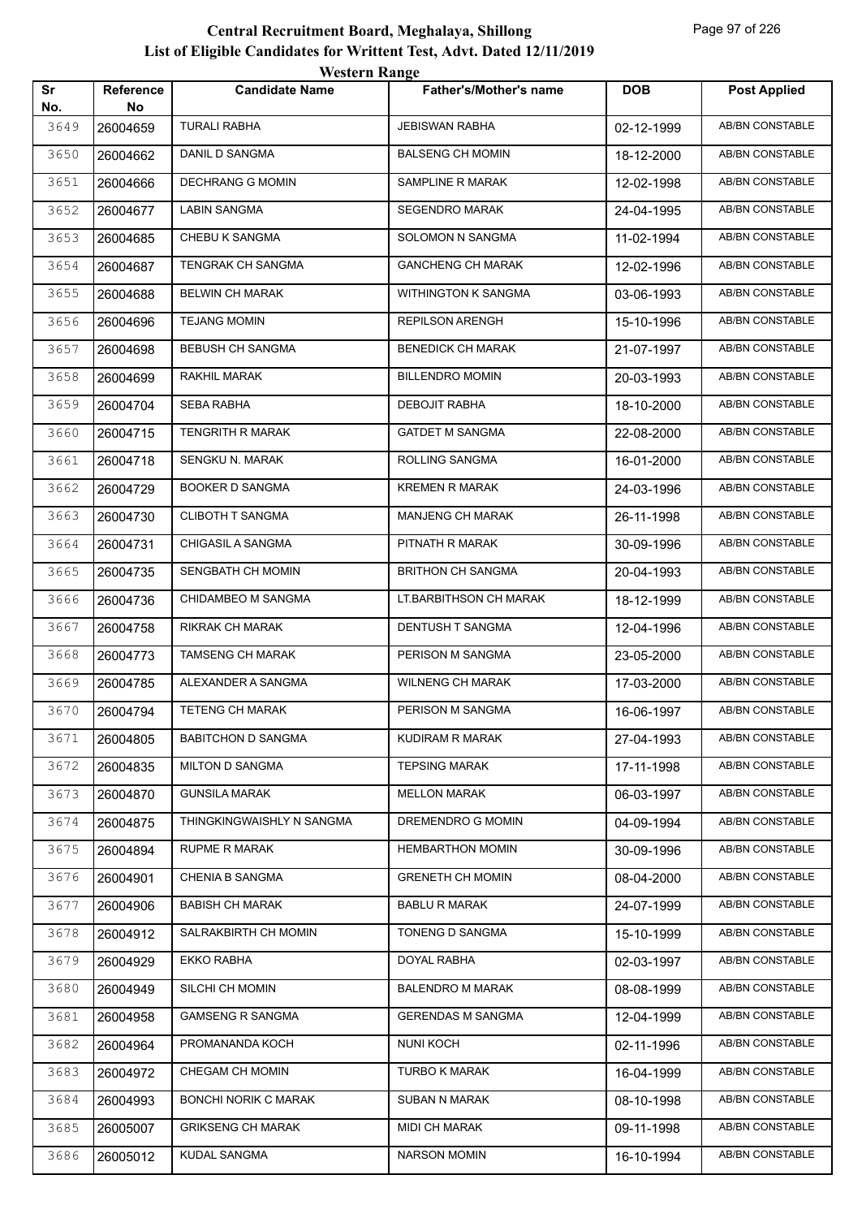# Central Recruitment Board, Meghalaya, Shillong

## List of Eligible Candidates for Writtent Test, Advt. Dated 12/11/2019

### Western Range

| Sr No. | Reference No | Candidate Name | Father's/Mother's name | DOB | Post Applied |
|---|---|---|---|---|---|
| 3649 | 26004659 | TURALI RABHA | JEBISWAN RABHA | 02-12-1999 | AB/BN CONSTABLE |
| 3650 | 26004662 | DANIL D SANGMA | BALSENG CH MOMIN | 18-12-2000 | AB/BN CONSTABLE |
| 3651 | 26004666 | DECHRANG G MOMIN | SAMPLINE R MARAK | 12-02-1998 | AB/BN CONSTABLE |
| 3652 | 26004677 | LABIN SANGMA | SEGENDRO MARAK | 24-04-1995 | AB/BN CONSTABLE |
| 3653 | 26004685 | CHEBU K SANGMA | SOLOMON N SANGMA | 11-02-1994 | AB/BN CONSTABLE |
| 3654 | 26004687 | TENGRAK CH SANGMA | GANCHENG CH MARAK | 12-02-1996 | AB/BN CONSTABLE |
| 3655 | 26004688 | BELWIN CH MARAK | WITHINGTON K SANGMA | 03-06-1993 | AB/BN CONSTABLE |
| 3656 | 26004696 | TEJANG MOMIN | REPILSON ARENGH | 15-10-1996 | AB/BN CONSTABLE |
| 3657 | 26004698 | BEBUSH CH SANGMA | BENEDICK CH MARAK | 21-07-1997 | AB/BN CONSTABLE |
| 3658 | 26004699 | RAKHIL MARAK | BILLENDRO MOMIN | 20-03-1993 | AB/BN CONSTABLE |
| 3659 | 26004704 | SEBA RABHA | DEBOJIT RABHA | 18-10-2000 | AB/BN CONSTABLE |
| 3660 | 26004715 | TENGRITH R MARAK | GATDET M SANGMA | 22-08-2000 | AB/BN CONSTABLE |
| 3661 | 26004718 | SENGKU N. MARAK | ROLLING SANGMA | 16-01-2000 | AB/BN CONSTABLE |
| 3662 | 26004729 | BOOKER D SANGMA | KREMEN R MARAK | 24-03-1996 | AB/BN CONSTABLE |
| 3663 | 26004730 | CLIBOTH T SANGMA | MANJENG CH MARAK | 26-11-1998 | AB/BN CONSTABLE |
| 3664 | 26004731 | CHIGASIL A SANGMA | PITNATH R MARAK | 30-09-1996 | AB/BN CONSTABLE |
| 3665 | 26004735 | SENGBATH CH MOMIN | BRITHON CH SANGMA | 20-04-1993 | AB/BN CONSTABLE |
| 3666 | 26004736 | CHIDAMBEO M SANGMA | LT.BARBITHSON CH MARAK | 18-12-1999 | AB/BN CONSTABLE |
| 3667 | 26004758 | RIKRAK CH MARAK | DENTUSH T SANGMA | 12-04-1996 | AB/BN CONSTABLE |
| 3668 | 26004773 | TAMSENG CH MARAK | PERISON M SANGMA | 23-05-2000 | AB/BN CONSTABLE |
| 3669 | 26004785 | ALEXANDER A SANGMA | WILNENG CH MARAK | 17-03-2000 | AB/BN CONSTABLE |
| 3670 | 26004794 | TETENG CH MARAK | PERISON M SANGMA | 16-06-1997 | AB/BN CONSTABLE |
| 3671 | 26004805 | BABITCHON D SANGMA | KUDIRAM R MARAK | 27-04-1993 | AB/BN CONSTABLE |
| 3672 | 26004835 | MILTON D SANGMA | TEPSING MARAK | 17-11-1998 | AB/BN CONSTABLE |
| 3673 | 26004870 | GUNSILA MARAK | MELLON MARAK | 06-03-1997 | AB/BN CONSTABLE |
| 3674 | 26004875 | THINGKINGWAISHLY N SANGMA | DREMENDRO G MOMIN | 04-09-1994 | AB/BN CONSTABLE |
| 3675 | 26004894 | RUPME R MARAK | HEMBARTHON MOMIN | 30-09-1996 | AB/BN CONSTABLE |
| 3676 | 26004901 | CHENIA B SANGMA | GRENETH CH MOMIN | 08-04-2000 | AB/BN CONSTABLE |
| 3677 | 26004906 | BABISH CH MARAK | BABLU R MARAK | 24-07-1999 | AB/BN CONSTABLE |
| 3678 | 26004912 | SALRAKBIRTH CH MOMIN | TONENG D SANGMA | 15-10-1999 | AB/BN CONSTABLE |
| 3679 | 26004929 | EKKO RABHA | DOYAL RABHA | 02-03-1997 | AB/BN CONSTABLE |
| 3680 | 26004949 | SILCHI CH MOMIN | BALENDRO M MARAK | 08-08-1999 | AB/BN CONSTABLE |
| 3681 | 26004958 | GAMSENG R SANGMA | GERENDAS M SANGMA | 12-04-1999 | AB/BN CONSTABLE |
| 3682 | 26004964 | PROMANANDA KOCH | NUNI KOCH | 02-11-1996 | AB/BN CONSTABLE |
| 3683 | 26004972 | CHEGAM CH MOMIN | TURBO K MARAK | 16-04-1999 | AB/BN CONSTABLE |
| 3684 | 26004993 | BONCHI NORIK C MARAK | SUBAN N MARAK | 08-10-1998 | AB/BN CONSTABLE |
| 3685 | 26005007 | GRIKSENG CH MARAK | MIDI CH MARAK | 09-11-1998 | AB/BN CONSTABLE |
| 3686 | 26005012 | KUDAL SANGMA | NARSON MOMIN | 16-10-1994 | AB/BN CONSTABLE |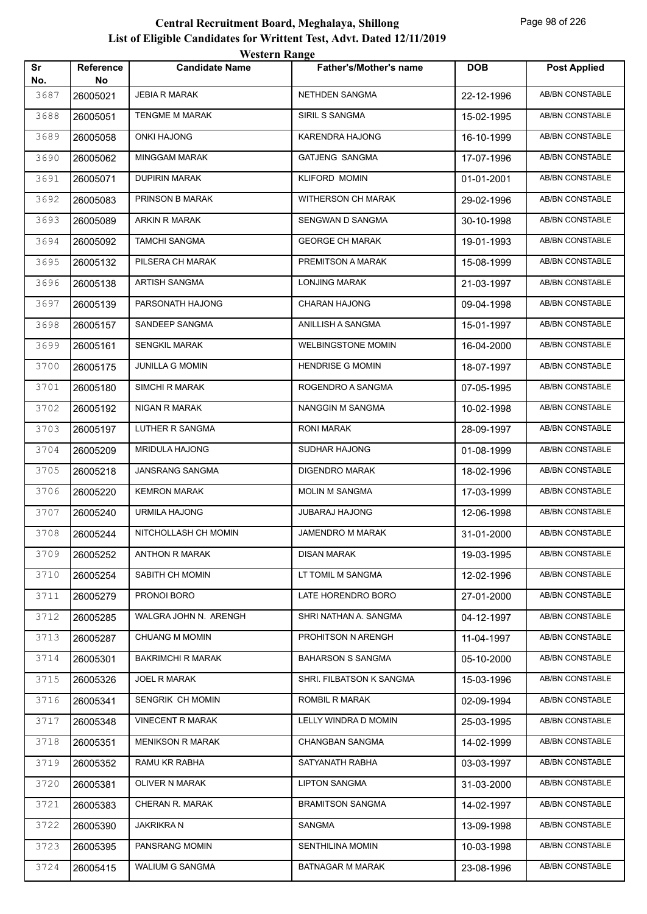# Central Recruitment Board, Meghalaya, Shillong

## List of Eligible Candidates for Writtent Test, Advt. Dated 12/11/2019

### Western Range

| Sr No. | Reference No | Candidate Name | Father's/Mother's name | DOB | Post Applied |
|---|---|---|---|---|---|
| 3687 | 26005021 | JEBIA R MARAK | NETHDEN SANGMA | 22-12-1996 | AB/BN CONSTABLE |
| 3688 | 26005051 | TENGME M MARAK | SIRIL S SANGMA | 15-02-1995 | AB/BN CONSTABLE |
| 3689 | 26005058 | ONKI HAJONG | KARENDRA HAJONG | 16-10-1999 | AB/BN CONSTABLE |
| 3690 | 26005062 | MINGGAM MARAK | GATJENG SANGMA | 17-07-1996 | AB/BN CONSTABLE |
| 3691 | 26005071 | DUPIRIN MARAK | KLIFORD MOMIN | 01-01-2001 | AB/BN CONSTABLE |
| 3692 | 26005083 | PRINSON B MARAK | WITHERSON CH MARAK | 29-02-1996 | AB/BN CONSTABLE |
| 3693 | 26005089 | ARKIN R MARAK | SENGWAN D SANGMA | 30-10-1998 | AB/BN CONSTABLE |
| 3694 | 26005092 | TAMCHI SANGMA | GEORGE CH MARAK | 19-01-1993 | AB/BN CONSTABLE |
| 3695 | 26005132 | PILSERA CH MARAK | PREMITSON A MARAK | 15-08-1999 | AB/BN CONSTABLE |
| 3696 | 26005138 | ARTISH SANGMA | LONJING MARAK | 21-03-1997 | AB/BN CONSTABLE |
| 3697 | 26005139 | PARSONATH HAJONG | CHARAN HAJONG | 09-04-1998 | AB/BN CONSTABLE |
| 3698 | 26005157 | SANDEEP SANGMA | ANILLISH A SANGMA | 15-01-1997 | AB/BN CONSTABLE |
| 3699 | 26005161 | SENGKIL MARAK | WELBINGSTONE MOMIN | 16-04-2000 | AB/BN CONSTABLE |
| 3700 | 26005175 | JUNILLA G MOMIN | HENDRISE G MOMIN | 18-07-1997 | AB/BN CONSTABLE |
| 3701 | 26005180 | SIMCHI R MARAK | ROGENDRO A SANGMA | 07-05-1995 | AB/BN CONSTABLE |
| 3702 | 26005192 | NIGAN R MARAK | NANGGIN M SANGMA | 10-02-1998 | AB/BN CONSTABLE |
| 3703 | 26005197 | LUTHER R SANGMA | RONI MARAK | 28-09-1997 | AB/BN CONSTABLE |
| 3704 | 26005209 | MRIDULA HAJONG | SUDHAR HAJONG | 01-08-1999 | AB/BN CONSTABLE |
| 3705 | 26005218 | JANSRANG SANGMA | DIGENDRO MARAK | 18-02-1996 | AB/BN CONSTABLE |
| 3706 | 26005220 | KEMRON MARAK | MOLIN M SANGMA | 17-03-1999 | AB/BN CONSTABLE |
| 3707 | 26005240 | URMILA HAJONG | JUBARAJ HAJONG | 12-06-1998 | AB/BN CONSTABLE |
| 3708 | 26005244 | NITCHOLLASH CH MOMIN | JAMENDRO M MARAK | 31-01-2000 | AB/BN CONSTABLE |
| 3709 | 26005252 | ANTHON R MARAK | DISAN MARAK | 19-03-1995 | AB/BN CONSTABLE |
| 3710 | 26005254 | SABITH CH MOMIN | LT TOMIL M SANGMA | 12-02-1996 | AB/BN CONSTABLE |
| 3711 | 26005279 | PRONOI BORO | LATE HORENDRO BORO | 27-01-2000 | AB/BN CONSTABLE |
| 3712 | 26005285 | WALGRA JOHN N. ARENGH | SHRI NATHAN A. SANGMA | 04-12-1997 | AB/BN CONSTABLE |
| 3713 | 26005287 | CHUANG M MOMIN | PROHITSON N ARENGH | 11-04-1997 | AB/BN CONSTABLE |
| 3714 | 26005301 | BAKRIMCHI R MARAK | BAHARSON S SANGMA | 05-10-2000 | AB/BN CONSTABLE |
| 3715 | 26005326 | JOEL R MARAK | SHRI. FILBATSON K SANGMA | 15-03-1996 | AB/BN CONSTABLE |
| 3716 | 26005341 | SENGRIK CH MOMIN | ROMBIL R MARAK | 02-09-1994 | AB/BN CONSTABLE |
| 3717 | 26005348 | VINECENT R MARAK | LELLY WINDRA D MOMIN | 25-03-1995 | AB/BN CONSTABLE |
| 3718 | 26005351 | MENIKSON R MARAK | CHANGBAN SANGMA | 14-02-1999 | AB/BN CONSTABLE |
| 3719 | 26005352 | RAMU KR RABHA | SATYANATH RABHA | 03-03-1997 | AB/BN CONSTABLE |
| 3720 | 26005381 | OLIVER N MARAK | LIPTON SANGMA | 31-03-2000 | AB/BN CONSTABLE |
| 3721 | 26005383 | CHERAN R. MARAK | BRAMITSON SANGMA | 14-02-1997 | AB/BN CONSTABLE |
| 3722 | 26005390 | JAKRIKRA N | SANGMA | 13-09-1998 | AB/BN CONSTABLE |
| 3723 | 26005395 | PANSRANG MOMIN | SENTHILINA MOMIN | 10-03-1998 | AB/BN CONSTABLE |
| 3724 | 26005415 | WALIUM G SANGMA | BATNAGAR M MARAK | 23-08-1996 | AB/BN CONSTABLE |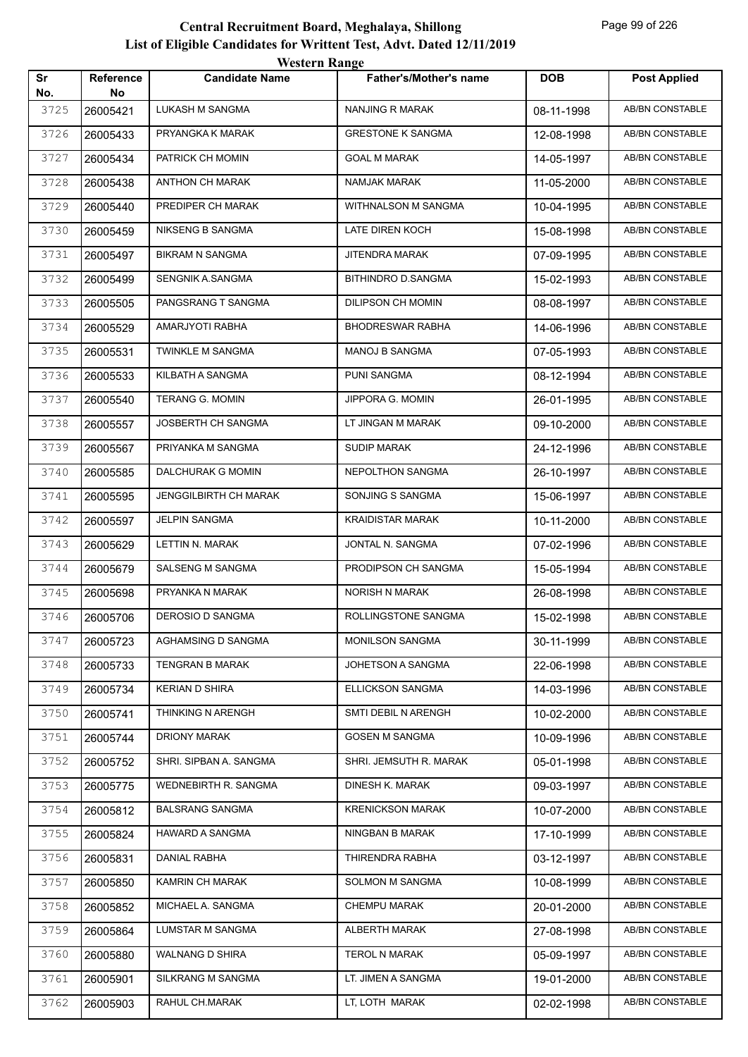# Central Recruitment Board, Meghalaya, Shillong
## List of Eligible Candidates for Writtent Test, Advt. Dated 12/11/2019
### Western Range

| Sr No. | Reference No | Candidate Name | Father's/Mother's name | DOB | Post Applied |
|---|---|---|---|---|---|
| 3725 | 26005421 | LUKASH M SANGMA | NANJING R MARAK | 08-11-1998 | AB/BN CONSTABLE |
| 3726 | 26005433 | PRYANGKA K MARAK | GRESTONE K SANGMA | 12-08-1998 | AB/BN CONSTABLE |
| 3727 | 26005434 | PATRICK CH MOMIN | GOAL M MARAK | 14-05-1997 | AB/BN CONSTABLE |
| 3728 | 26005438 | ANTHON CH MARAK | NAMJAK MARAK | 11-05-2000 | AB/BN CONSTABLE |
| 3729 | 26005440 | PREDIPER CH MARAK | WITHNALSON M SANGMA | 10-04-1995 | AB/BN CONSTABLE |
| 3730 | 26005459 | NIKSENG B SANGMA | LATE DIREN KOCH | 15-08-1998 | AB/BN CONSTABLE |
| 3731 | 26005497 | BIKRAM N SANGMA | JITENDRA MARAK | 07-09-1995 | AB/BN CONSTABLE |
| 3732 | 26005499 | SENGNIK A.SANGMA | BITHINDRO D.SANGMA | 15-02-1993 | AB/BN CONSTABLE |
| 3733 | 26005505 | PANGSRANG T SANGMA | DILIPSON CH MOMIN | 08-08-1997 | AB/BN CONSTABLE |
| 3734 | 26005529 | AMARJYOTI RABHA | BHODRESWAR RABHA | 14-06-1996 | AB/BN CONSTABLE |
| 3735 | 26005531 | TWINKLE M SANGMA | MANOJ B SANGMA | 07-05-1993 | AB/BN CONSTABLE |
| 3736 | 26005533 | KILBATH A SANGMA | PUNI SANGMA | 08-12-1994 | AB/BN CONSTABLE |
| 3737 | 26005540 | TERANG G. MOMIN | JIPPORA G. MOMIN | 26-01-1995 | AB/BN CONSTABLE |
| 3738 | 26005557 | JOSBERTH CH SANGMA | LT JINGAN M MARAK | 09-10-2000 | AB/BN CONSTABLE |
| 3739 | 26005567 | PRIYANKA M SANGMA | SUDIP MARAK | 24-12-1996 | AB/BN CONSTABLE |
| 3740 | 26005585 | DALCHURAK G MOMIN | NEPOLTHON SANGMA | 26-10-1997 | AB/BN CONSTABLE |
| 3741 | 26005595 | JENGGILBIRTH CH MARAK | SONJING S SANGMA | 15-06-1997 | AB/BN CONSTABLE |
| 3742 | 26005597 | JELPIN SANGMA | KRAIDISTAR MARAK | 10-11-2000 | AB/BN CONSTABLE |
| 3743 | 26005629 | LETTIN N. MARAK | JONTAL N. SANGMA | 07-02-1996 | AB/BN CONSTABLE |
| 3744 | 26005679 | SALSENG M SANGMA | PRODIPSON CH SANGMA | 15-05-1994 | AB/BN CONSTABLE |
| 3745 | 26005698 | PRYANKA N MARAK | NORISH N MARAK | 26-08-1998 | AB/BN CONSTABLE |
| 3746 | 26005706 | DEROSIO D SANGMA | ROLLINGSTONE SANGMA | 15-02-1998 | AB/BN CONSTABLE |
| 3747 | 26005723 | AGHAMSING D SANGMA | MONILSON SANGMA | 30-11-1999 | AB/BN CONSTABLE |
| 3748 | 26005733 | TENGRAN B MARAK | JOHETSON A SANGMA | 22-06-1998 | AB/BN CONSTABLE |
| 3749 | 26005734 | KERIAN D SHIRA | ELLICKSON SANGMA | 14-03-1996 | AB/BN CONSTABLE |
| 3750 | 26005741 | THINKING N ARENGH | SMTI DEBIL N ARENGH | 10-02-2000 | AB/BN CONSTABLE |
| 3751 | 26005744 | DRIONY MARAK | GOSEN M SANGMA | 10-09-1996 | AB/BN CONSTABLE |
| 3752 | 26005752 | SHRI. SIPBAN A. SANGMA | SHRI. JEMSUTH R. MARAK | 05-01-1998 | AB/BN CONSTABLE |
| 3753 | 26005775 | WEDNEBIRTH R. SANGMA | DINESH K. MARAK | 09-03-1997 | AB/BN CONSTABLE |
| 3754 | 26005812 | BALSRANG SANGMA | KRENICKSON MARAK | 10-07-2000 | AB/BN CONSTABLE |
| 3755 | 26005824 | HAWARD A SANGMA | NINGBAN B MARAK | 17-10-1999 | AB/BN CONSTABLE |
| 3756 | 26005831 | DANIAL RABHA | THIRENDRA RABHA | 03-12-1997 | AB/BN CONSTABLE |
| 3757 | 26005850 | KAMRIN CH MARAK | SOLMON M SANGMA | 10-08-1999 | AB/BN CONSTABLE |
| 3758 | 26005852 | MICHAEL A. SANGMA | CHEMPU MARAK | 20-01-2000 | AB/BN CONSTABLE |
| 3759 | 26005864 | LUMSTAR M SANGMA | ALBERTH MARAK | 27-08-1998 | AB/BN CONSTABLE |
| 3760 | 26005880 | WALNANG D SHIRA | TEROL N MARAK | 05-09-1997 | AB/BN CONSTABLE |
| 3761 | 26005901 | SILKRANG M SANGMA | LT. JIMEN A SANGMA | 19-01-2000 | AB/BN CONSTABLE |
| 3762 | 26005903 | RAHUL CH.MARAK | LT, LOTH MARAK | 02-02-1998 | AB/BN CONSTABLE |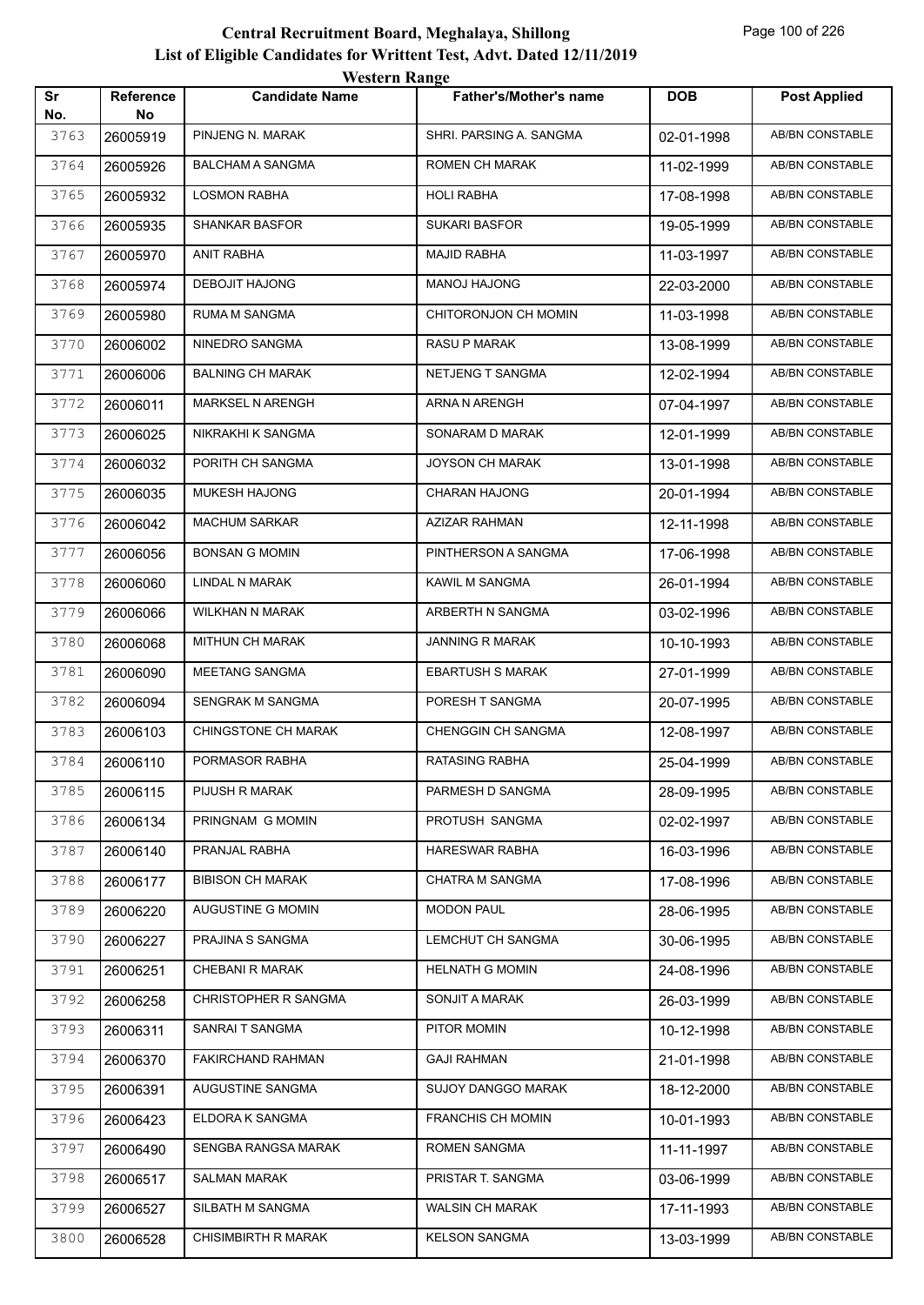# Central Recruitment Board, Meghalaya, Shillong
## List of Eligible Candidates for Writtent Test, Advt. Dated 12/11/2019
### Western Range

| Sr No. | Reference No | Candidate Name | Father's/Mother's name | DOB | Post Applied |
|---|---|---|---|---|---|
| 3763 | 26005919 | PINJENG N. MARAK | SHRI. PARSING A. SANGMA | 02-01-1998 | AB/BN CONSTABLE |
| 3764 | 26005926 | BALCHAM A SANGMA | ROMEN CH MARAK | 11-02-1999 | AB/BN CONSTABLE |
| 3765 | 26005932 | LOSMON RABHA | HOLI RABHA | 17-08-1998 | AB/BN CONSTABLE |
| 3766 | 26005935 | SHANKAR BASFOR | SUKARI BASFOR | 19-05-1999 | AB/BN CONSTABLE |
| 3767 | 26005970 | ANIT RABHA | MAJID RABHA | 11-03-1997 | AB/BN CONSTABLE |
| 3768 | 26005974 | DEBOJIT HAJONG | MANOJ HAJONG | 22-03-2000 | AB/BN CONSTABLE |
| 3769 | 26005980 | RUMA M SANGMA | CHITORONJON CH MOMIN | 11-03-1998 | AB/BN CONSTABLE |
| 3770 | 26006002 | NINEDRO SANGMA | RASU P MARAK | 13-08-1999 | AB/BN CONSTABLE |
| 3771 | 26006006 | BALNING CH MARAK | NETJENG T SANGMA | 12-02-1994 | AB/BN CONSTABLE |
| 3772 | 26006011 | MARKSEL N ARENGH | ARNA N ARENGH | 07-04-1997 | AB/BN CONSTABLE |
| 3773 | 26006025 | NIKRAKHI K SANGMA | SONARAM D MARAK | 12-01-1999 | AB/BN CONSTABLE |
| 3774 | 26006032 | PORITH CH SANGMA | JOYSON CH MARAK | 13-01-1998 | AB/BN CONSTABLE |
| 3775 | 26006035 | MUKESH HAJONG | CHARAN HAJONG | 20-01-1994 | AB/BN CONSTABLE |
| 3776 | 26006042 | MACHUM SARKAR | AZIZAR RAHMAN | 12-11-1998 | AB/BN CONSTABLE |
| 3777 | 26006056 | BONSAN G MOMIN | PINTHERSON A SANGMA | 17-06-1998 | AB/BN CONSTABLE |
| 3778 | 26006060 | LINDAL N MARAK | KAWIL M SANGMA | 26-01-1994 | AB/BN CONSTABLE |
| 3779 | 26006066 | WILKHAN N MARAK | ARBERTH N SANGMA | 03-02-1996 | AB/BN CONSTABLE |
| 3780 | 26006068 | MITHUN CH MARAK | JANNING R MARAK | 10-10-1993 | AB/BN CONSTABLE |
| 3781 | 26006090 | MEETANG SANGMA | EBARTUSH S MARAK | 27-01-1999 | AB/BN CONSTABLE |
| 3782 | 26006094 | SENGRAK M SANGMA | PORESH T SANGMA | 20-07-1995 | AB/BN CONSTABLE |
| 3783 | 26006103 | CHINGSTONE CH MARAK | CHENGGIN CH SANGMA | 12-08-1997 | AB/BN CONSTABLE |
| 3784 | 26006110 | PORMASOR RABHA | RATASING RABHA | 25-04-1999 | AB/BN CONSTABLE |
| 3785 | 26006115 | PIJUSH R MARAK | PARMESH D SANGMA | 28-09-1995 | AB/BN CONSTABLE |
| 3786 | 26006134 | PRINGNAM G MOMIN | PROTUSH SANGMA | 02-02-1997 | AB/BN CONSTABLE |
| 3787 | 26006140 | PRANJAL RABHA | HARESWAR RABHA | 16-03-1996 | AB/BN CONSTABLE |
| 3788 | 26006177 | BIBISON CH MARAK | CHATRA M SANGMA | 17-08-1996 | AB/BN CONSTABLE |
| 3789 | 26006220 | AUGUSTINE G MOMIN | MODON PAUL | 28-06-1995 | AB/BN CONSTABLE |
| 3790 | 26006227 | PRAJINA S SANGMA | LEMCHUT CH SANGMA | 30-06-1995 | AB/BN CONSTABLE |
| 3791 | 26006251 | CHEBANI R MARAK | HELNATH G MOMIN | 24-08-1996 | AB/BN CONSTABLE |
| 3792 | 26006258 | CHRISTOPHER R SANGMA | SONJIT A MARAK | 26-03-1999 | AB/BN CONSTABLE |
| 3793 | 26006311 | SANRAI T SANGMA | PITOR MOMIN | 10-12-1998 | AB/BN CONSTABLE |
| 3794 | 26006370 | FAKIRCHAND RAHMAN | GAJI RAHMAN | 21-01-1998 | AB/BN CONSTABLE |
| 3795 | 26006391 | AUGUSTINE SANGMA | SUJOY DANGGO MARAK | 18-12-2000 | AB/BN CONSTABLE |
| 3796 | 26006423 | ELDORA K SANGMA | FRANCHIS CH MOMIN | 10-01-1993 | AB/BN CONSTABLE |
| 3797 | 26006490 | SENGBA RANGSA MARAK | ROMEN SANGMA | 11-11-1997 | AB/BN CONSTABLE |
| 3798 | 26006517 | SALMAN MARAK | PRISTAR T. SANGMA | 03-06-1999 | AB/BN CONSTABLE |
| 3799 | 26006527 | SILBATH M SANGMA | WALSIN CH MARAK | 17-11-1993 | AB/BN CONSTABLE |
| 3800 | 26006528 | CHISIMBIRTH R MARAK | KELSON SANGMA | 13-03-1999 | AB/BN CONSTABLE |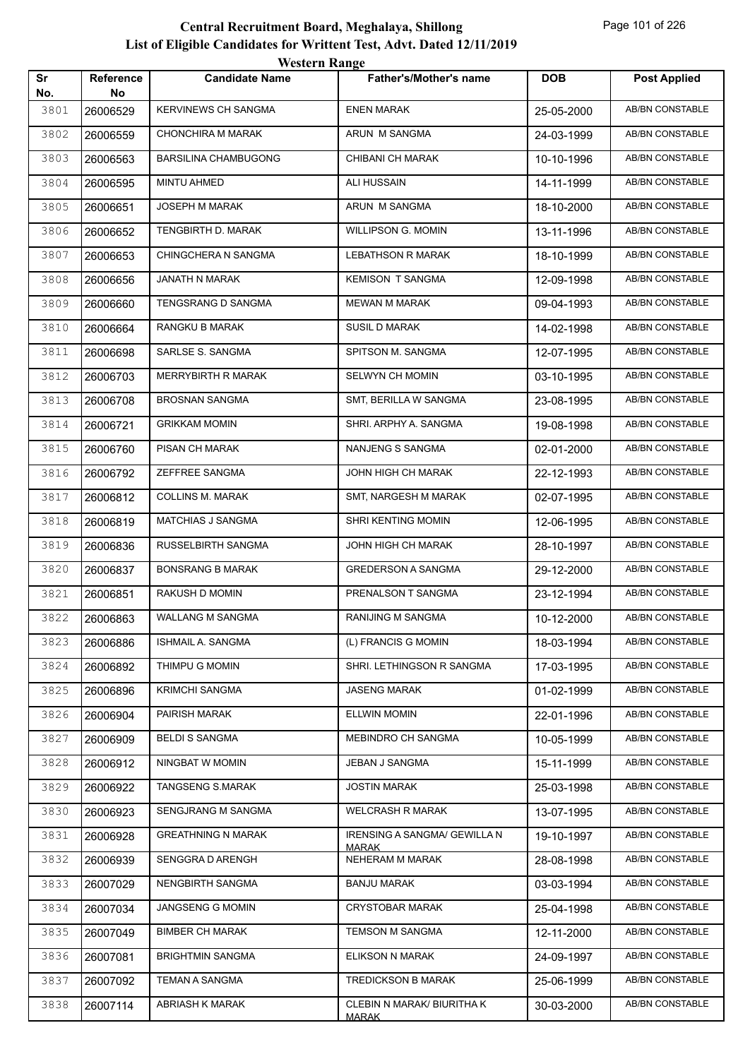# Central Recruitment Board, Meghalaya, Shillong

## List of Eligible Candidates for Writtent Test, Advt. Dated 12/11/2019

### Western Range

| Sr No. | Reference No | Candidate Name | Father's/Mother's name | DOB | Post Applied |
|---|---|---|---|---|---|
| 3801 | 26006529 | KERVINEWS CH SANGMA | ENEN MARAK | 25-05-2000 | AB/BN CONSTABLE |
| 3802 | 26006559 | CHONCHIRA M MARAK | ARUN M SANGMA | 24-03-1999 | AB/BN CONSTABLE |
| 3803 | 26006563 | BARSILINA CHAMBUGONG | CHIBANI CH MARAK | 10-10-1996 | AB/BN CONSTABLE |
| 3804 | 26006595 | MINTU AHMED | ALI HUSSAIN | 14-11-1999 | AB/BN CONSTABLE |
| 3805 | 26006651 | JOSEPH M MARAK | ARUN M SANGMA | 18-10-2000 | AB/BN CONSTABLE |
| 3806 | 26006652 | TENGBIRTH D. MARAK | WILLIPSON G. MOMIN | 13-11-1996 | AB/BN CONSTABLE |
| 3807 | 26006653 | CHINGCHERA N SANGMA | LEBATHSON R MARAK | 18-10-1999 | AB/BN CONSTABLE |
| 3808 | 26006656 | JANATH N MARAK | KEMISON T SANGMA | 12-09-1998 | AB/BN CONSTABLE |
| 3809 | 26006660 | TENGSRANG D SANGMA | MEWAN M MARAK | 09-04-1993 | AB/BN CONSTABLE |
| 3810 | 26006664 | RANGKU B MARAK | SUSIL D MARAK | 14-02-1998 | AB/BN CONSTABLE |
| 3811 | 26006698 | SARLSE S. SANGMA | SPITSON M. SANGMA | 12-07-1995 | AB/BN CONSTABLE |
| 3812 | 26006703 | MERRYBIRTH R MARAK | SELWYN CH MOMIN | 03-10-1995 | AB/BN CONSTABLE |
| 3813 | 26006708 | BROSNAN SANGMA | SMT, BERILLA W SANGMA | 23-08-1995 | AB/BN CONSTABLE |
| 3814 | 26006721 | GRIKKAM MOMIN | SHRI. ARPHY A. SANGMA | 19-08-1998 | AB/BN CONSTABLE |
| 3815 | 26006760 | PISAN CH MARAK | NANJENG S SANGMA | 02-01-2000 | AB/BN CONSTABLE |
| 3816 | 26006792 | ZEFFREE SANGMA | JOHN HIGH CH MARAK | 22-12-1993 | AB/BN CONSTABLE |
| 3817 | 26006812 | COLLINS M. MARAK | SMT, NARGESH M MARAK | 02-07-1995 | AB/BN CONSTABLE |
| 3818 | 26006819 | MATCHIAS J SANGMA | SHRI KENTING MOMIN | 12-06-1995 | AB/BN CONSTABLE |
| 3819 | 26006836 | RUSSELBIRTH SANGMA | JOHN HIGH CH MARAK | 28-10-1997 | AB/BN CONSTABLE |
| 3820 | 26006837 | BONSRANG B MARAK | GREDERSON A SANGMA | 29-12-2000 | AB/BN CONSTABLE |
| 3821 | 26006851 | RAKUSH D MOMIN | PRENALSON T SANGMA | 23-12-1994 | AB/BN CONSTABLE |
| 3822 | 26006863 | WALLANG M SANGMA | RANIJING M SANGMA | 10-12-2000 | AB/BN CONSTABLE |
| 3823 | 26006886 | ISHMAIL A. SANGMA | (L) FRANCIS G MOMIN | 18-03-1994 | AB/BN CONSTABLE |
| 3824 | 26006892 | THIMPU G MOMIN | SHRI. LETHINGSON R SANGMA | 17-03-1995 | AB/BN CONSTABLE |
| 3825 | 26006896 | KRIMCHI SANGMA | JASENG MARAK | 01-02-1999 | AB/BN CONSTABLE |
| 3826 | 26006904 | PAIRISH MARAK | ELLWIN MOMIN | 22-01-1996 | AB/BN CONSTABLE |
| 3827 | 26006909 | BELDI S SANGMA | MEBINDRO CH SANGMA | 10-05-1999 | AB/BN CONSTABLE |
| 3828 | 26006912 | NINGBAT W MOMIN | JEBAN J SANGMA | 15-11-1999 | AB/BN CONSTABLE |
| 3829 | 26006922 | TANGSENG S.MARAK | JOSTIN MARAK | 25-03-1998 | AB/BN CONSTABLE |
| 3830 | 26006923 | SENGJRANG M SANGMA | WELCRASH R MARAK | 13-07-1995 | AB/BN CONSTABLE |
| 3831 | 26006928 | GREATHNING N MARAK | IRENSING A SANGMA/ GEWILLA N MARAK | 19-10-1997 | AB/BN CONSTABLE |
| 3832 | 26006939 | SENGGRA D ARENGH | NEHERAM M MARAK | 28-08-1998 | AB/BN CONSTABLE |
| 3833 | 26007029 | NENGBIRTH SANGMA | BANJU MARAK | 03-03-1994 | AB/BN CONSTABLE |
| 3834 | 26007034 | JANGSENG G MOMIN | CRYSTOBAR MARAK | 25-04-1998 | AB/BN CONSTABLE |
| 3835 | 26007049 | BIMBER CH MARAK | TEMSON M SANGMA | 12-11-2000 | AB/BN CONSTABLE |
| 3836 | 26007081 | BRIGHTMIN SANGMA | ELIKSON N MARAK | 24-09-1997 | AB/BN CONSTABLE |
| 3837 | 26007092 | TEMAN A SANGMA | TREDICKSON B MARAK | 25-06-1999 | AB/BN CONSTABLE |
| 3838 | 26007114 | ABRIASH K MARAK | CLEBIN N MARAK/ BIURITHA K MARAK | 30-03-2000 | AB/BN CONSTABLE |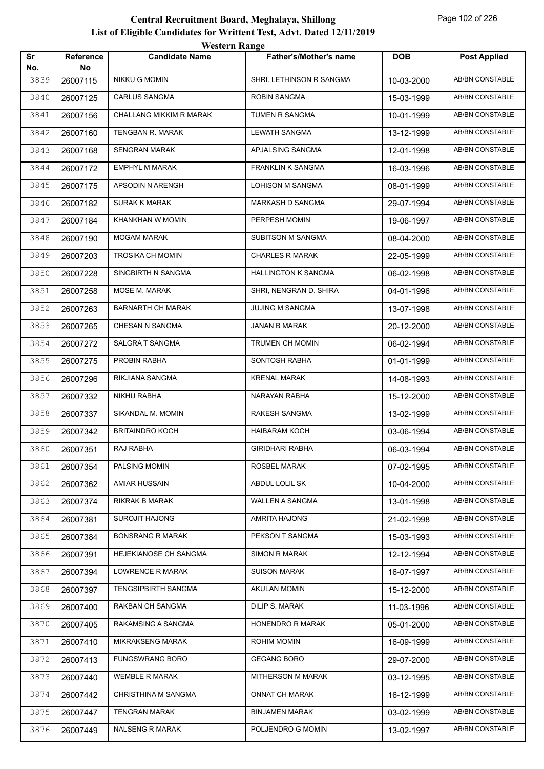# Central Recruitment Board, Meghalaya, Shillong

## List of Eligible Candidates for Writtent Test, Advt. Dated 12/11/2019

### Western Range

| Sr No. | Reference No | Candidate Name | Father's/Mother's name | DOB | Post Applied |
|---|---|---|---|---|---|
| 3839 | 26007115 | NIKKU G MOMIN | SHRI. LETHINSON R SANGMA | 10-03-2000 | AB/BN CONSTABLE |
| 3840 | 26007125 | CARLUS SANGMA | ROBIN SANGMA | 15-03-1999 | AB/BN CONSTABLE |
| 3841 | 26007156 | CHALLANG MIKKIM R MARAK | TUMEN R SANGMA | 10-01-1999 | AB/BN CONSTABLE |
| 3842 | 26007160 | TENGBAN R. MARAK | LEWATH SANGMA | 13-12-1999 | AB/BN CONSTABLE |
| 3843 | 26007168 | SENGRAN MARAK | APJALSING SANGMA | 12-01-1998 | AB/BN CONSTABLE |
| 3844 | 26007172 | EMPHYL M MARAK | FRANKLIN K SANGMA | 16-03-1996 | AB/BN CONSTABLE |
| 3845 | 26007175 | APSODIN N ARENGH | LOHISON M SANGMA | 08-01-1999 | AB/BN CONSTABLE |
| 3846 | 26007182 | SURAK K MARAK | MARKASH D SANGMA | 29-07-1994 | AB/BN CONSTABLE |
| 3847 | 26007184 | KHANKHAN W MOMIN | PERPESH MOMIN | 19-06-1997 | AB/BN CONSTABLE |
| 3848 | 26007190 | MOGAM MARAK | SUBITSON M SANGMA | 08-04-2000 | AB/BN CONSTABLE |
| 3849 | 26007203 | TROSIKA CH MOMIN | CHARLES R MARAK | 22-05-1999 | AB/BN CONSTABLE |
| 3850 | 26007228 | SINGBIRTH N SANGMA | HALLINGTON K SANGMA | 06-02-1998 | AB/BN CONSTABLE |
| 3851 | 26007258 | MOSE M. MARAK | SHRI, NENGRAN D. SHIRA | 04-01-1996 | AB/BN CONSTABLE |
| 3852 | 26007263 | BARNARTH CH MARAK | JUJING M SANGMA | 13-07-1998 | AB/BN CONSTABLE |
| 3853 | 26007265 | CHESAN N SANGMA | JANAN B MARAK | 20-12-2000 | AB/BN CONSTABLE |
| 3854 | 26007272 | SALGRA T SANGMA | TRUMEN CH MOMIN | 06-02-1994 | AB/BN CONSTABLE |
| 3855 | 26007275 | PROBIN RABHA | SONTOSH RABHA | 01-01-1999 | AB/BN CONSTABLE |
| 3856 | 26007296 | RIKJIANA SANGMA | KRENAL MARAK | 14-08-1993 | AB/BN CONSTABLE |
| 3857 | 26007332 | NIKHU RABHA | NARAYAN RABHA | 15-12-2000 | AB/BN CONSTABLE |
| 3858 | 26007337 | SIKANDAL M. MOMIN | RAKESH SANGMA | 13-02-1999 | AB/BN CONSTABLE |
| 3859 | 26007342 | BRITAINDRO KOCH | HAIBARAM KOCH | 03-06-1994 | AB/BN CONSTABLE |
| 3860 | 26007351 | RAJ RABHA | GIRIDHARI RABHA | 06-03-1994 | AB/BN CONSTABLE |
| 3861 | 26007354 | PALSING MOMIN | ROSBEL MARAK | 07-02-1995 | AB/BN CONSTABLE |
| 3862 | 26007362 | AMIAR HUSSAIN | ABDUL LOLIL SK | 10-04-2000 | AB/BN CONSTABLE |
| 3863 | 26007374 | RIKRAK B MARAK | WALLEN A SANGMA | 13-01-1998 | AB/BN CONSTABLE |
| 3864 | 26007381 | SUROJIT HAJONG | AMRITA HAJONG | 21-02-1998 | AB/BN CONSTABLE |
| 3865 | 26007384 | BONSRANG R MARAK | PEKSON T SANGMA | 15-03-1993 | AB/BN CONSTABLE |
| 3866 | 26007391 | HEJEKIANOSE CH SANGMA | SIMON R MARAK | 12-12-1994 | AB/BN CONSTABLE |
| 3867 | 26007394 | LOWRENCE R MARAK | SUISON MARAK | 16-07-1997 | AB/BN CONSTABLE |
| 3868 | 26007397 | TENGSIPBIRTH SANGMA | AKULAN MOMIN | 15-12-2000 | AB/BN CONSTABLE |
| 3869 | 26007400 | RAKBAN CH SANGMA | DILIP S. MARAK | 11-03-1996 | AB/BN CONSTABLE |
| 3870 | 26007405 | RAKAMSING A SANGMA | HONENDRO R MARAK | 05-01-2000 | AB/BN CONSTABLE |
| 3871 | 26007410 | MIKRAKSENG MARAK | ROHIM MOMIN | 16-09-1999 | AB/BN CONSTABLE |
| 3872 | 26007413 | FUNGSWRANG BORO | GEGANG BORO | 29-07-2000 | AB/BN CONSTABLE |
| 3873 | 26007440 | WEMBLE R MARAK | MITHERSON M MARAK | 03-12-1995 | AB/BN CONSTABLE |
| 3874 | 26007442 | CHRISTHINA M SANGMA | ONNAT CH MARAK | 16-12-1999 | AB/BN CONSTABLE |
| 3875 | 26007447 | TENGRAN MARAK | BINJAMEN MARAK | 03-02-1999 | AB/BN CONSTABLE |
| 3876 | 26007449 | NALSENG R MARAK | POLJENDRO G MOMIN | 13-02-1997 | AB/BN CONSTABLE |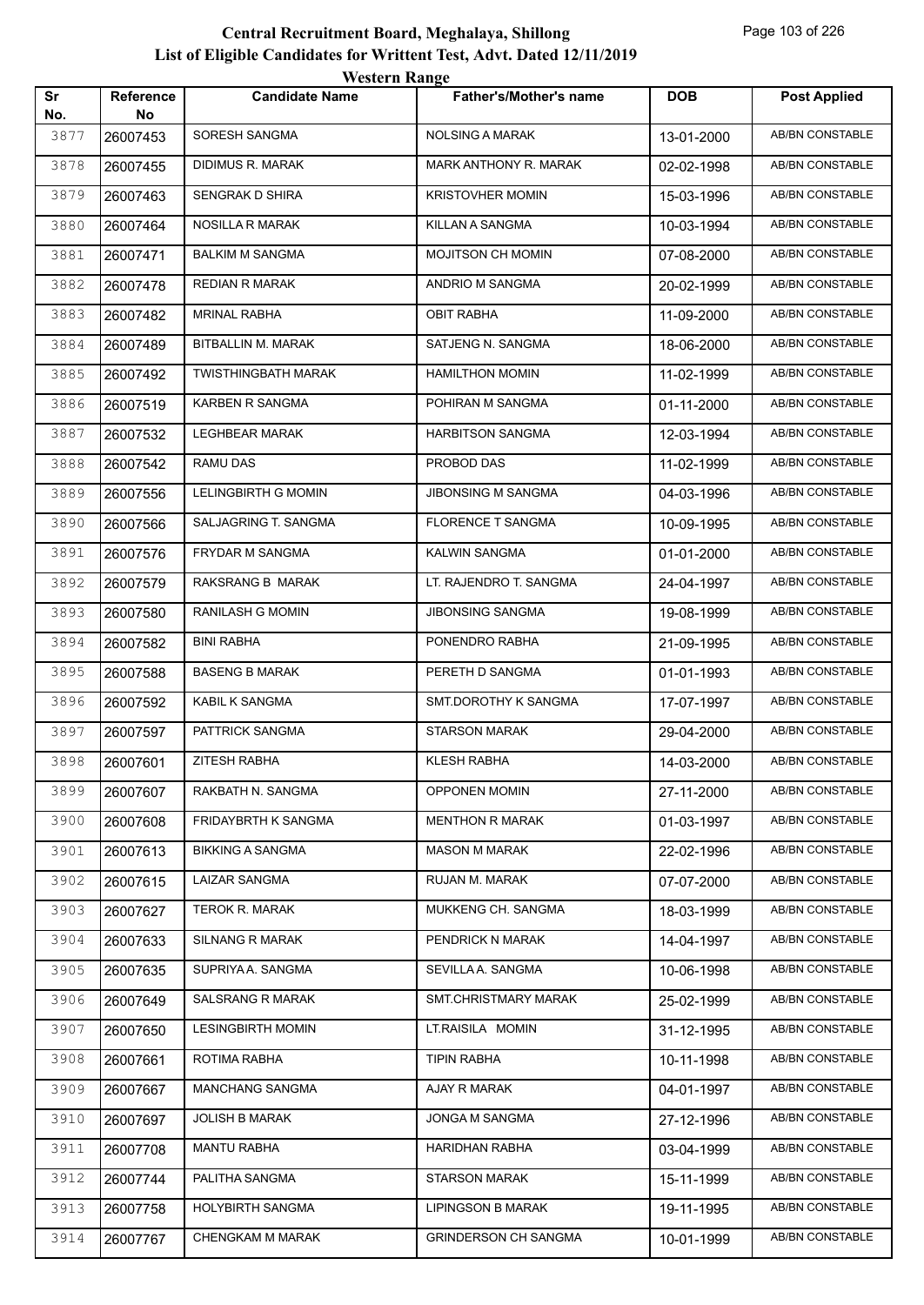# Central Recruitment Board, Meghalaya, Shillong

## List of Eligible Candidates for Writtent Test, Advt. Dated 12/11/2019

### Western Range

| Sr No. | Reference No | Candidate Name | Father's/Mother's name | DOB | Post Applied |
|---|---|---|---|---|---|
| 3877 | 26007453 | SORESH SANGMA | NOLSING A MARAK | 13-01-2000 | AB/BN CONSTABLE |
| 3878 | 26007455 | DIDIMUS R. MARAK | MARK ANTHONY R. MARAK | 02-02-1998 | AB/BN CONSTABLE |
| 3879 | 26007463 | SENGRAK D SHIRA | KRISTOVHER MOMIN | 15-03-1996 | AB/BN CONSTABLE |
| 3880 | 26007464 | NOSILLA R MARAK | KILLAN A SANGMA | 10-03-1994 | AB/BN CONSTABLE |
| 3881 | 26007471 | BALKIM M SANGMA | MOJITSON CH MOMIN | 07-08-2000 | AB/BN CONSTABLE |
| 3882 | 26007478 | REDIAN R MARAK | ANDRIO M SANGMA | 20-02-1999 | AB/BN CONSTABLE |
| 3883 | 26007482 | MRINAL RABHA | OBIT RABHA | 11-09-2000 | AB/BN CONSTABLE |
| 3884 | 26007489 | BITBALLIN M. MARAK | SATJENG N. SANGMA | 18-06-2000 | AB/BN CONSTABLE |
| 3885 | 26007492 | TWISTHINGBATH MARAK | HAMILTHON MOMIN | 11-02-1999 | AB/BN CONSTABLE |
| 3886 | 26007519 | KARBEN R SANGMA | POHIRAN M SANGMA | 01-11-2000 | AB/BN CONSTABLE |
| 3887 | 26007532 | LEGHBEAR MARAK | HARBITSON SANGMA | 12-03-1994 | AB/BN CONSTABLE |
| 3888 | 26007542 | RAMU DAS | PROBOD DAS | 11-02-1999 | AB/BN CONSTABLE |
| 3889 | 26007556 | LELINGBIRTH G MOMIN | JIBONSING M SANGMA | 04-03-1996 | AB/BN CONSTABLE |
| 3890 | 26007566 | SALJAGRING T. SANGMA | FLORENCE T SANGMA | 10-09-1995 | AB/BN CONSTABLE |
| 3891 | 26007576 | FRYDAR M SANGMA | KALWIN SANGMA | 01-01-2000 | AB/BN CONSTABLE |
| 3892 | 26007579 | RAKSRANG B MARAK | LT. RAJENDRO T. SANGMA | 24-04-1997 | AB/BN CONSTABLE |
| 3893 | 26007580 | RANILASH G MOMIN | JIBONSING SANGMA | 19-08-1999 | AB/BN CONSTABLE |
| 3894 | 26007582 | BINI RABHA | PONENDRO RABHA | 21-09-1995 | AB/BN CONSTABLE |
| 3895 | 26007588 | BASENG B MARAK | PERETH D SANGMA | 01-01-1993 | AB/BN CONSTABLE |
| 3896 | 26007592 | KABIL K SANGMA | SMT.DOROTHY K SANGMA | 17-07-1997 | AB/BN CONSTABLE |
| 3897 | 26007597 | PATTRICK SANGMA | STARSON MARAK | 29-04-2000 | AB/BN CONSTABLE |
| 3898 | 26007601 | ZITESH RABHA | KLESH RABHA | 14-03-2000 | AB/BN CONSTABLE |
| 3899 | 26007607 | RAKBATH N. SANGMA | OPPONEN MOMIN | 27-11-2000 | AB/BN CONSTABLE |
| 3900 | 26007608 | FRIDAYBRTH K SANGMA | MENTHON R MARAK | 01-03-1997 | AB/BN CONSTABLE |
| 3901 | 26007613 | BIKKING A SANGMA | MASON M MARAK | 22-02-1996 | AB/BN CONSTABLE |
| 3902 | 26007615 | LAIZAR SANGMA | RUJAN M. MARAK | 07-07-2000 | AB/BN CONSTABLE |
| 3903 | 26007627 | TEROK R. MARAK | MUKKENG CH. SANGMA | 18-03-1999 | AB/BN CONSTABLE |
| 3904 | 26007633 | SILNANG R MARAK | PENDRICK N MARAK | 14-04-1997 | AB/BN CONSTABLE |
| 3905 | 26007635 | SUPRIYA A. SANGMA | SEVILLA A. SANGMA | 10-06-1998 | AB/BN CONSTABLE |
| 3906 | 26007649 | SALSRANG R MARAK | SMT.CHRISTMARY MARAK | 25-02-1999 | AB/BN CONSTABLE |
| 3907 | 26007650 | LESINGBIRTH MOMIN | LT.RAISILA MOMIN | 31-12-1995 | AB/BN CONSTABLE |
| 3908 | 26007661 | ROTIMA RABHA | TIPIN RABHA | 10-11-1998 | AB/BN CONSTABLE |
| 3909 | 26007667 | MANCHANG SANGMA | AJAY R MARAK | 04-01-1997 | AB/BN CONSTABLE |
| 3910 | 26007697 | JOLISH B MARAK | JONGA M SANGMA | 27-12-1996 | AB/BN CONSTABLE |
| 3911 | 26007708 | MANTU RABHA | HARIDHAN RABHA | 03-04-1999 | AB/BN CONSTABLE |
| 3912 | 26007744 | PALITHA SANGMA | STARSON MARAK | 15-11-1999 | AB/BN CONSTABLE |
| 3913 | 26007758 | HOLYBIRTH SANGMA | LIPINGSON B MARAK | 19-11-1995 | AB/BN CONSTABLE |
| 3914 | 26007767 | CHENGKAM M MARAK | GRINDERSON CH SANGMA | 10-01-1999 | AB/BN CONSTABLE |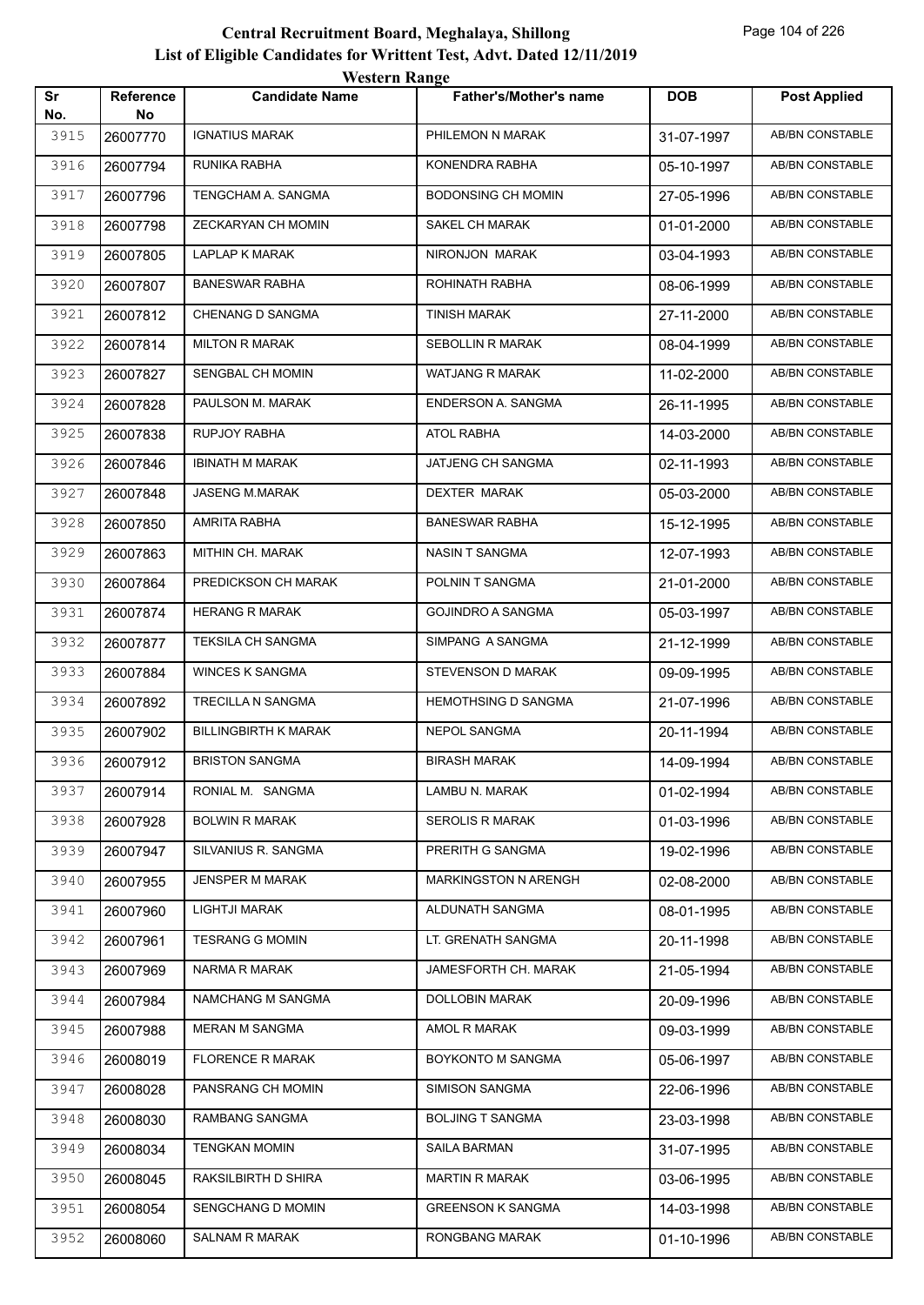# Central Recruitment Board, Meghalaya, Shillong

## List of Eligible Candidates for Writtent Test, Advt. Dated 12/11/2019

### Western Range

| Sr No. | Reference No | Candidate Name | Father's/Mother's name | DOB | Post Applied |
|---|---|---|---|---|---|
| 3915 | 26007770 | IGNATIUS MARAK | PHILEMON N MARAK | 31-07-1997 | AB/BN CONSTABLE |
| 3916 | 26007794 | RUNIKA RABHA | KONENDRA RABHA | 05-10-1997 | AB/BN CONSTABLE |
| 3917 | 26007796 | TENGCHAM A. SANGMA | BODONSING CH MOMIN | 27-05-1996 | AB/BN CONSTABLE |
| 3918 | 26007798 | ZECKARYAN CH MOMIN | SAKEL CH MARAK | 01-01-2000 | AB/BN CONSTABLE |
| 3919 | 26007805 | LAPLAP K MARAK | NIRONJON MARAK | 03-04-1993 | AB/BN CONSTABLE |
| 3920 | 26007807 | BANESWAR RABHA | ROHINATH RABHA | 08-06-1999 | AB/BN CONSTABLE |
| 3921 | 26007812 | CHENANG D SANGMA | TINISH MARAK | 27-11-2000 | AB/BN CONSTABLE |
| 3922 | 26007814 | MILTON R MARAK | SEBOLLIN R MARAK | 08-04-1999 | AB/BN CONSTABLE |
| 3923 | 26007827 | SENGBAL CH MOMIN | WATJANG R MARAK | 11-02-2000 | AB/BN CONSTABLE |
| 3924 | 26007828 | PAULSON M. MARAK | ENDERSON A. SANGMA | 26-11-1995 | AB/BN CONSTABLE |
| 3925 | 26007838 | RUPJOY RABHA | ATOL RABHA | 14-03-2000 | AB/BN CONSTABLE |
| 3926 | 26007846 | IBINATH M MARAK | JATJENG CH SANGMA | 02-11-1993 | AB/BN CONSTABLE |
| 3927 | 26007848 | JASENG M.MARAK | DEXTER MARAK | 05-03-2000 | AB/BN CONSTABLE |
| 3928 | 26007850 | AMRITA RABHA | BANESWAR RABHA | 15-12-1995 | AB/BN CONSTABLE |
| 3929 | 26007863 | MITHIN CH. MARAK | NASIN T SANGMA | 12-07-1993 | AB/BN CONSTABLE |
| 3930 | 26007864 | PREDICKSON CH MARAK | POLNIN T SANGMA | 21-01-2000 | AB/BN CONSTABLE |
| 3931 | 26007874 | HERANG R MARAK | GOJINDRO A SANGMA | 05-03-1997 | AB/BN CONSTABLE |
| 3932 | 26007877 | TEKSILA CH SANGMA | SIMPANG A SANGMA | 21-12-1999 | AB/BN CONSTABLE |
| 3933 | 26007884 | WINCES K SANGMA | STEVENSON D MARAK | 09-09-1995 | AB/BN CONSTABLE |
| 3934 | 26007892 | TRECILLA N SANGMA | HEMOTHSING D SANGMA | 21-07-1996 | AB/BN CONSTABLE |
| 3935 | 26007902 | BILLINGBIRTH K MARAK | NEPOL SANGMA | 20-11-1994 | AB/BN CONSTABLE |
| 3936 | 26007912 | BRISTON SANGMA | BIRASH MARAK | 14-09-1994 | AB/BN CONSTABLE |
| 3937 | 26007914 | RONIAL M. SANGMA | LAMBU N. MARAK | 01-02-1994 | AB/BN CONSTABLE |
| 3938 | 26007928 | BOLWIN R MARAK | SEROLIS R MARAK | 01-03-1996 | AB/BN CONSTABLE |
| 3939 | 26007947 | SILVANIUS R. SANGMA | PRERITH G SANGMA | 19-02-1996 | AB/BN CONSTABLE |
| 3940 | 26007955 | JENSPER M MARAK | MARKINGSTON N ARENGH | 02-08-2000 | AB/BN CONSTABLE |
| 3941 | 26007960 | LIGHTJI MARAK | ALDUNATH SANGMA | 08-01-1995 | AB/BN CONSTABLE |
| 3942 | 26007961 | TESRANG G MOMIN | LT. GRENATH SANGMA | 20-11-1998 | AB/BN CONSTABLE |
| 3943 | 26007969 | NARMA R MARAK | JAMESFORTH CH. MARAK | 21-05-1994 | AB/BN CONSTABLE |
| 3944 | 26007984 | NAMCHANG M SANGMA | DOLLOBIN MARAK | 20-09-1996 | AB/BN CONSTABLE |
| 3945 | 26007988 | MERAN M SANGMA | AMOL R MARAK | 09-03-1999 | AB/BN CONSTABLE |
| 3946 | 26008019 | FLORENCE R MARAK | BOYKONTO M SANGMA | 05-06-1997 | AB/BN CONSTABLE |
| 3947 | 26008028 | PANSRANG CH MOMIN | SIMISON SANGMA | 22-06-1996 | AB/BN CONSTABLE |
| 3948 | 26008030 | RAMBANG SANGMA | BOLJING T SANGMA | 23-03-1998 | AB/BN CONSTABLE |
| 3949 | 26008034 | TENGKAN MOMIN | SAILA BARMAN | 31-07-1995 | AB/BN CONSTABLE |
| 3950 | 26008045 | RAKSILBIRTH D SHIRA | MARTIN R MARAK | 03-06-1995 | AB/BN CONSTABLE |
| 3951 | 26008054 | SENGCHANG D MOMIN | GREENSON K SANGMA | 14-03-1998 | AB/BN CONSTABLE |
| 3952 | 26008060 | SALNAM R MARAK | RONGBANG MARAK | 01-10-1996 | AB/BN CONSTABLE |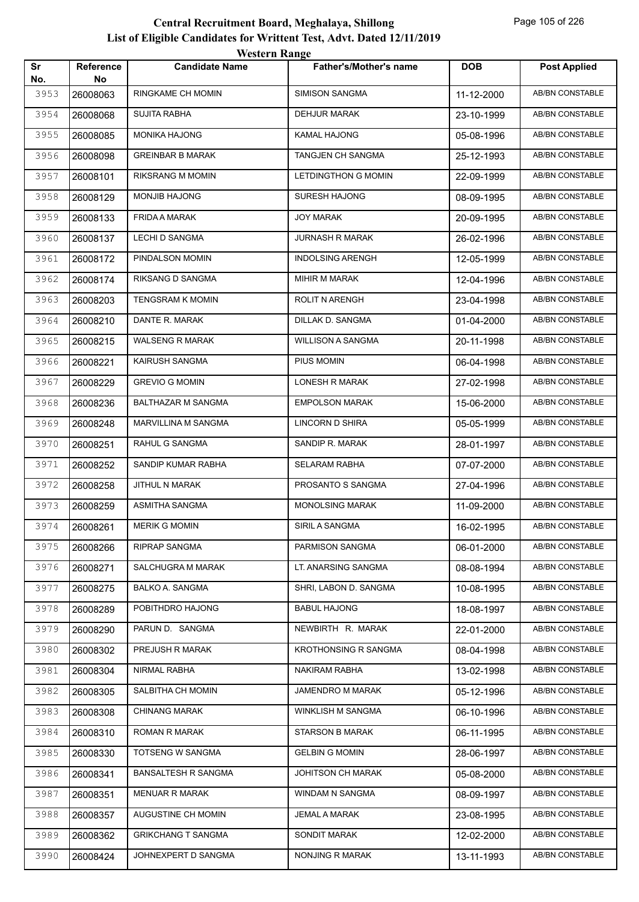# Central Recruitment Board, Meghalaya, Shillong
## List of Eligible Candidates for Writtent Test, Advt. Dated 12/11/2019
### Western Range

| Sr No. | Reference No | Candidate Name | Father's/Mother's name | DOB | Post Applied |
|---|---|---|---|---|---|
| 3953 | 26008063 | RINGKAME CH MOMIN | SIMISON SANGMA | 11-12-2000 | AB/BN CONSTABLE |
| 3954 | 26008068 | SUJITA RABHA | DEHJUR MARAK | 23-10-1999 | AB/BN CONSTABLE |
| 3955 | 26008085 | MONIKA HAJONG | KAMAL HAJONG | 05-08-1996 | AB/BN CONSTABLE |
| 3956 | 26008098 | GREINBAR B MARAK | TANGJEN CH SANGMA | 25-12-1993 | AB/BN CONSTABLE |
| 3957 | 26008101 | RIKSRANG M MOMIN | LETDINGTHON G MOMIN | 22-09-1999 | AB/BN CONSTABLE |
| 3958 | 26008129 | MONJIB HAJONG | SURESH HAJONG | 08-09-1995 | AB/BN CONSTABLE |
| 3959 | 26008133 | FRIDA A MARAK | JOY MARAK | 20-09-1995 | AB/BN CONSTABLE |
| 3960 | 26008137 | LECHI D SANGMA | JURNASH R MARAK | 26-02-1996 | AB/BN CONSTABLE |
| 3961 | 26008172 | PINDALSON MOMIN | INDOLSING ARENGH | 12-05-1999 | AB/BN CONSTABLE |
| 3962 | 26008174 | RIKSANG D SANGMA | MIHIR M MARAK | 12-04-1996 | AB/BN CONSTABLE |
| 3963 | 26008203 | TENGSRAM K MOMIN | ROLIT N ARENGH | 23-04-1998 | AB/BN CONSTABLE |
| 3964 | 26008210 | DANTE R. MARAK | DILLAK D. SANGMA | 01-04-2000 | AB/BN CONSTABLE |
| 3965 | 26008215 | WALSENG R MARAK | WILLISON A SANGMA | 20-11-1998 | AB/BN CONSTABLE |
| 3966 | 26008221 | KAIRUSH SANGMA | PIUS MOMIN | 06-04-1998 | AB/BN CONSTABLE |
| 3967 | 26008229 | GREVIO G MOMIN | LONESH R MARAK | 27-02-1998 | AB/BN CONSTABLE |
| 3968 | 26008236 | BALTHAZAR M SANGMA | EMPOLSON MARAK | 15-06-2000 | AB/BN CONSTABLE |
| 3969 | 26008248 | MARVILLINA M SANGMA | LINCORN D SHIRA | 05-05-1999 | AB/BN CONSTABLE |
| 3970 | 26008251 | RAHUL G SANGMA | SANDIP R. MARAK | 28-01-1997 | AB/BN CONSTABLE |
| 3971 | 26008252 | SANDIP KUMAR RABHA | SELARAM RABHA | 07-07-2000 | AB/BN CONSTABLE |
| 3972 | 26008258 | JITHUL N MARAK | PROSANTO S SANGMA | 27-04-1996 | AB/BN CONSTABLE |
| 3973 | 26008259 | ASMITHA SANGMA | MONOLSING MARAK | 11-09-2000 | AB/BN CONSTABLE |
| 3974 | 26008261 | MERIK G MOMIN | SIRIL A SANGMA | 16-02-1995 | AB/BN CONSTABLE |
| 3975 | 26008266 | RIPRAP SANGMA | PARMISON SANGMA | 06-01-2000 | AB/BN CONSTABLE |
| 3976 | 26008271 | SALCHUGRA M MARAK | LT. ANARSING SANGMA | 08-08-1994 | AB/BN CONSTABLE |
| 3977 | 26008275 | BALKO A. SANGMA | SHRI, LABON D. SANGMA | 10-08-1995 | AB/BN CONSTABLE |
| 3978 | 26008289 | POBITHDRO HAJONG | BABUL HAJONG | 18-08-1997 | AB/BN CONSTABLE |
| 3979 | 26008290 | PARUN D. SANGMA | NEWBIRTH R. MARAK | 22-01-2000 | AB/BN CONSTABLE |
| 3980 | 26008302 | PREJUSH R MARAK | KROTHONSING R SANGMA | 08-04-1998 | AB/BN CONSTABLE |
| 3981 | 26008304 | NIRMAL RABHA | NAKIRAM RABHA | 13-02-1998 | AB/BN CONSTABLE |
| 3982 | 26008305 | SALBITHA CH MOMIN | JAMENDRO M MARAK | 05-12-1996 | AB/BN CONSTABLE |
| 3983 | 26008308 | CHINANG MARAK | WINKLISH M SANGMA | 06-10-1996 | AB/BN CONSTABLE |
| 3984 | 26008310 | ROMAN R MARAK | STARSON B MARAK | 06-11-1995 | AB/BN CONSTABLE |
| 3985 | 26008330 | TOTSENG W SANGMA | GELBIN G MOMIN | 28-06-1997 | AB/BN CONSTABLE |
| 3986 | 26008341 | BANSALTESH R SANGMA | JOHITSON CH MARAK | 05-08-2000 | AB/BN CONSTABLE |
| 3987 | 26008351 | MENUAR R MARAK | WINDAM N SANGMA | 08-09-1997 | AB/BN CONSTABLE |
| 3988 | 26008357 | AUGUSTINE CH MOMIN | JEMAL A MARAK | 23-08-1995 | AB/BN CONSTABLE |
| 3989 | 26008362 | GRIKCHANG T SANGMA | SONDIT MARAK | 12-02-2000 | AB/BN CONSTABLE |
| 3990 | 26008424 | JOHNEXPERT D SANGMA | NONJING R MARAK | 13-11-1993 | AB/BN CONSTABLE |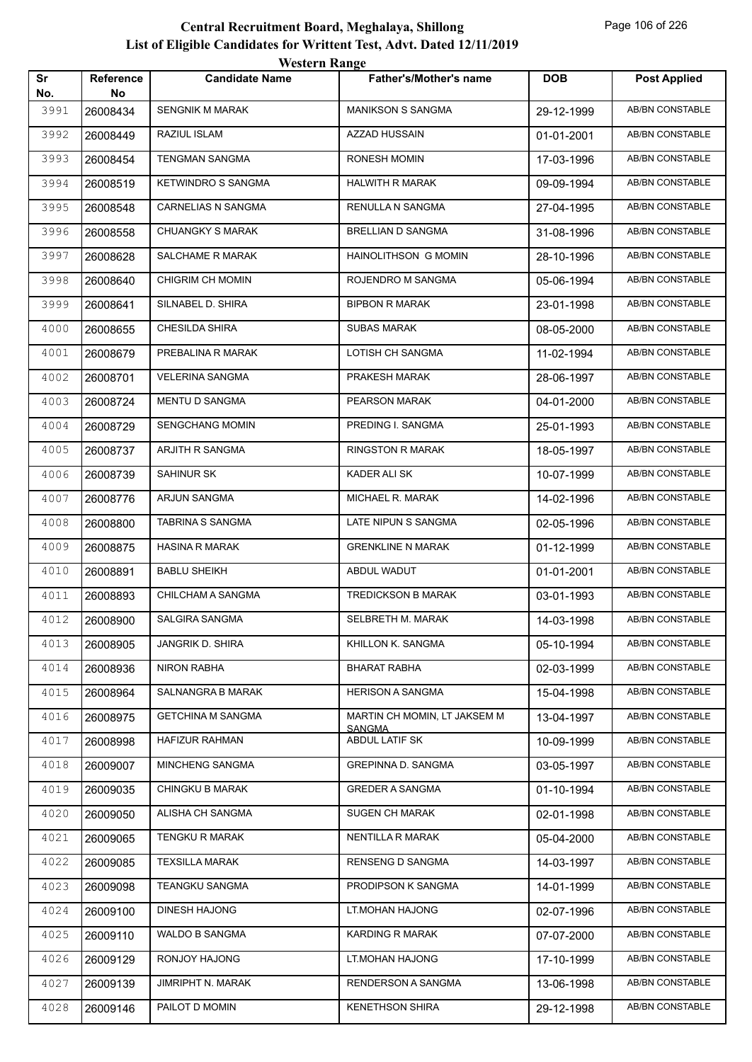# Central Recruitment Board, Meghalaya, Shillong

## List of Eligible Candidates for Writtent Test, Advt. Dated 12/11/2019

### Western Range

| Sr No. | Reference No | Candidate Name | Father's/Mother's name | DOB | Post Applied |
|---|---|---|---|---|---|
| 3991 | 26008434 | SENGNIK M MARAK | MANIKSON S SANGMA | 29-12-1999 | AB/BN CONSTABLE |
| 3992 | 26008449 | RAZIUL ISLAM | AZZAD HUSSAIN | 01-01-2001 | AB/BN CONSTABLE |
| 3993 | 26008454 | TENGMAN SANGMA | RONESH MOMIN | 17-03-1996 | AB/BN CONSTABLE |
| 3994 | 26008519 | KETWINDRO S SANGMA | HALWITH R MARAK | 09-09-1994 | AB/BN CONSTABLE |
| 3995 | 26008548 | CARNELIAS N SANGMA | RENULLA N SANGMA | 27-04-1995 | AB/BN CONSTABLE |
| 3996 | 26008558 | CHUANGKY S MARAK | BRELLIAN D SANGMA | 31-08-1996 | AB/BN CONSTABLE |
| 3997 | 26008628 | SALCHAME R MARAK | HAINOLITHSON G MOMIN | 28-10-1996 | AB/BN CONSTABLE |
| 3998 | 26008640 | CHIGRIM CH MOMIN | ROJENDRO M SANGMA | 05-06-1994 | AB/BN CONSTABLE |
| 3999 | 26008641 | SILNABEL D. SHIRA | BIPBON R MARAK | 23-01-1998 | AB/BN CONSTABLE |
| 4000 | 26008655 | CHESILDA SHIRA | SUBAS MARAK | 08-05-2000 | AB/BN CONSTABLE |
| 4001 | 26008679 | PREBALINA R MARAK | LOTISH CH SANGMA | 11-02-1994 | AB/BN CONSTABLE |
| 4002 | 26008701 | VELERINA SANGMA | PRAKESH MARAK | 28-06-1997 | AB/BN CONSTABLE |
| 4003 | 26008724 | MENTU D SANGMA | PEARSON MARAK | 04-01-2000 | AB/BN CONSTABLE |
| 4004 | 26008729 | SENGCHANG MOMIN | PREDING I. SANGMA | 25-01-1993 | AB/BN CONSTABLE |
| 4005 | 26008737 | ARJITH R SANGMA | RINGSTON R MARAK | 18-05-1997 | AB/BN CONSTABLE |
| 4006 | 26008739 | SAHINUR SK | KADER ALI SK | 10-07-1999 | AB/BN CONSTABLE |
| 4007 | 26008776 | ARJUN SANGMA | MICHAEL R. MARAK | 14-02-1996 | AB/BN CONSTABLE |
| 4008 | 26008800 | TABRINA S SANGMA | LATE NIPUN S SANGMA | 02-05-1996 | AB/BN CONSTABLE |
| 4009 | 26008875 | HASINA R MARAK | GRENKLINE N MARAK | 01-12-1999 | AB/BN CONSTABLE |
| 4010 | 26008891 | BABLU SHEIKH | ABDUL WADUT | 01-01-2001 | AB/BN CONSTABLE |
| 4011 | 26008893 | CHILCHAM A SANGMA | TREDICKSON B MARAK | 03-01-1993 | AB/BN CONSTABLE |
| 4012 | 26008900 | SALGIRA SANGMA | SELBRETH M. MARAK | 14-03-1998 | AB/BN CONSTABLE |
| 4013 | 26008905 | JANGRIK D. SHIRA | KHILLON K. SANGMA | 05-10-1994 | AB/BN CONSTABLE |
| 4014 | 26008936 | NIRON RABHA | BHARAT RABHA | 02-03-1999 | AB/BN CONSTABLE |
| 4015 | 26008964 | SALNANGRA B MARAK | HERISON A SANGMA | 15-04-1998 | AB/BN CONSTABLE |
| 4016 | 26008975 | GETCHINA M SANGMA | MARTIN CH MOMIN, LT JAKSEM M SANGMA | 13-04-1997 | AB/BN CONSTABLE |
| 4017 | 26008998 | HAFIZUR RAHMAN | ABDUL LATIF SK | 10-09-1999 | AB/BN CONSTABLE |
| 4018 | 26009007 | MINCHENG SANGMA | GREPINNA D. SANGMA | 03-05-1997 | AB/BN CONSTABLE |
| 4019 | 26009035 | CHINGKU B MARAK | GREDER A SANGMA | 01-10-1994 | AB/BN CONSTABLE |
| 4020 | 26009050 | ALISHA CH SANGMA | SUGEN CH MARAK | 02-01-1998 | AB/BN CONSTABLE |
| 4021 | 26009065 | TENGKU R MARAK | NENTILLA R MARAK | 05-04-2000 | AB/BN CONSTABLE |
| 4022 | 26009085 | TEXSILLA MARAK | RENSENG D SANGMA | 14-03-1997 | AB/BN CONSTABLE |
| 4023 | 26009098 | TEANGKU SANGMA | PRODIPSON K SANGMA | 14-01-1999 | AB/BN CONSTABLE |
| 4024 | 26009100 | DINESH HAJONG | LT.MOHAN HAJONG | 02-07-1996 | AB/BN CONSTABLE |
| 4025 | 26009110 | WALDO B SANGMA | KARDING R MARAK | 07-07-2000 | AB/BN CONSTABLE |
| 4026 | 26009129 | RONJOY HAJONG | LT.MOHAN HAJONG | 17-10-1999 | AB/BN CONSTABLE |
| 4027 | 26009139 | JIMRIPHT N. MARAK | RENDERSON A SANGMA | 13-06-1998 | AB/BN CONSTABLE |
| 4028 | 26009146 | PAILOT D MOMIN | KENETHSON SHIRA | 29-12-1998 | AB/BN CONSTABLE |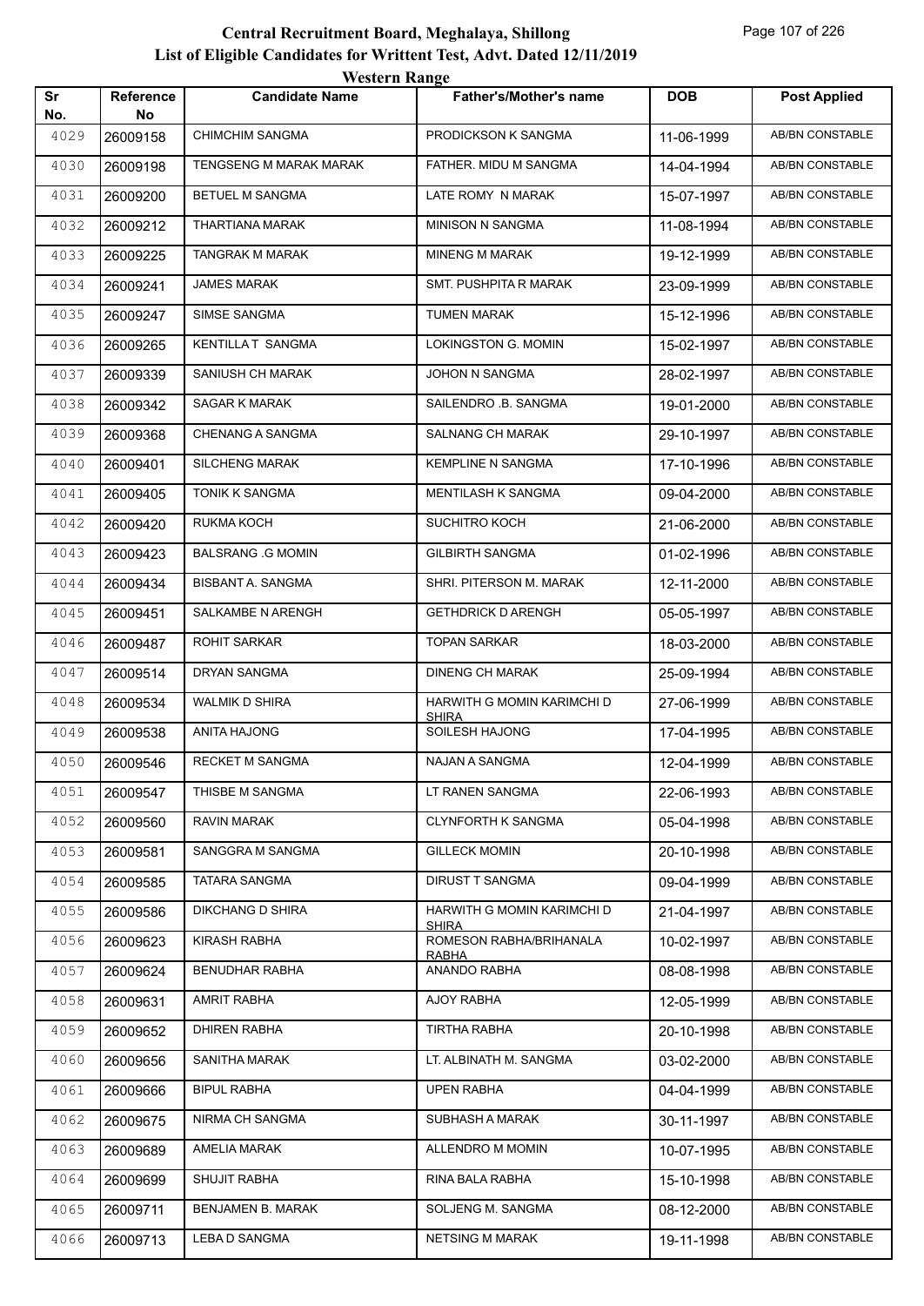# Central Recruitment Board, Meghalaya, Shillong
## List of Eligible Candidates for Writtent Test, Advt. Dated 12/11/2019
### Western Range

| Sr No. | Reference No | Candidate Name | Father's/Mother's name | DOB | Post Applied |
|---|---|---|---|---|---|
| 4029 | 26009158 | CHIMCHIM SANGMA | PRODICKSON K SANGMA | 11-06-1999 | AB/BN CONSTABLE |
| 4030 | 26009198 | TENGSENG M MARAK MARAK | FATHER. MIDU M SANGMA | 14-04-1994 | AB/BN CONSTABLE |
| 4031 | 26009200 | BETUEL M SANGMA | LATE ROMY N MARAK | 15-07-1997 | AB/BN CONSTABLE |
| 4032 | 26009212 | THARTIANA MARAK | MINISON N SANGMA | 11-08-1994 | AB/BN CONSTABLE |
| 4033 | 26009225 | TANGRAK M MARAK | MINENG M MARAK | 19-12-1999 | AB/BN CONSTABLE |
| 4034 | 26009241 | JAMES MARAK | SMT. PUSHPITA R MARAK | 23-09-1999 | AB/BN CONSTABLE |
| 4035 | 26009247 | SIMSE SANGMA | TUMEN MARAK | 15-12-1996 | AB/BN CONSTABLE |
| 4036 | 26009265 | KENTILLA T SANGMA | LOKINGSTON G. MOMIN | 15-02-1997 | AB/BN CONSTABLE |
| 4037 | 26009339 | SANIUSH CH MARAK | JOHON N SANGMA | 28-02-1997 | AB/BN CONSTABLE |
| 4038 | 26009342 | SAGAR K MARAK | SAILENDRO .B. SANGMA | 19-01-2000 | AB/BN CONSTABLE |
| 4039 | 26009368 | CHENANG A SANGMA | SALNANG CH MARAK | 29-10-1997 | AB/BN CONSTABLE |
| 4040 | 26009401 | SILCHENG MARAK | KEMPLINE N SANGMA | 17-10-1996 | AB/BN CONSTABLE |
| 4041 | 26009405 | TONIK K SANGMA | MENTILASH K SANGMA | 09-04-2000 | AB/BN CONSTABLE |
| 4042 | 26009420 | RUKMA KOCH | SUCHITRO KOCH | 21-06-2000 | AB/BN CONSTABLE |
| 4043 | 26009423 | BALSRANG .G MOMIN | GILBIRTH SANGMA | 01-02-1996 | AB/BN CONSTABLE |
| 4044 | 26009434 | BISBANT A. SANGMA | SHRI. PITERSON M. MARAK | 12-11-2000 | AB/BN CONSTABLE |
| 4045 | 26009451 | SALKAMBE N ARENGH | GETHDRICK D ARENGH | 05-05-1997 | AB/BN CONSTABLE |
| 4046 | 26009487 | ROHIT SARKAR | TOPAN SARKAR | 18-03-2000 | AB/BN CONSTABLE |
| 4047 | 26009514 | DRYAN SANGMA | DINENG CH MARAK | 25-09-1994 | AB/BN CONSTABLE |
| 4048 | 26009534 | WALMIK D SHIRA | HARWITH G MOMIN KARIMCHI D SHIRA | 27-06-1999 | AB/BN CONSTABLE |
| 4049 | 26009538 | ANITA HAJONG | SOILESH HAJONG | 17-04-1995 | AB/BN CONSTABLE |
| 4050 | 26009546 | RECKET M SANGMA | NAJAN A SANGMA | 12-04-1999 | AB/BN CONSTABLE |
| 4051 | 26009547 | THISBE M SANGMA | LT RANEN SANGMA | 22-06-1993 | AB/BN CONSTABLE |
| 4052 | 26009560 | RAVIN MARAK | CLYNFORTH K SANGMA | 05-04-1998 | AB/BN CONSTABLE |
| 4053 | 26009581 | SANGGRA M SANGMA | GILLECK MOMIN | 20-10-1998 | AB/BN CONSTABLE |
| 4054 | 26009585 | TATARA SANGMA | DIRUST T SANGMA | 09-04-1999 | AB/BN CONSTABLE |
| 4055 | 26009586 | DIKCHANG D SHIRA | HARWITH G MOMIN KARIMCHI D SHIRA | 21-04-1997 | AB/BN CONSTABLE |
| 4056 | 26009623 | KIRASH RABHA | ROMESON RABHA/BRIHANALA RABHA | 10-02-1997 | AB/BN CONSTABLE |
| 4057 | 26009624 | BENUDHAR RABHA | ANANDO RABHA | 08-08-1998 | AB/BN CONSTABLE |
| 4058 | 26009631 | AMRIT RABHA | AJOY RABHA | 12-05-1999 | AB/BN CONSTABLE |
| 4059 | 26009652 | DHIREN RABHA | TIRTHA RABHA | 20-10-1998 | AB/BN CONSTABLE |
| 4060 | 26009656 | SANITHA MARAK | LT. ALBINATH M. SANGMA | 03-02-2000 | AB/BN CONSTABLE |
| 4061 | 26009666 | BIPUL RABHA | UPEN RABHA | 04-04-1999 | AB/BN CONSTABLE |
| 4062 | 26009675 | NIRMA CH SANGMA | SUBHASH A MARAK | 30-11-1997 | AB/BN CONSTABLE |
| 4063 | 26009689 | AMELIA MARAK | ALLENDRO M MOMIN | 10-07-1995 | AB/BN CONSTABLE |
| 4064 | 26009699 | SHUJIT RABHA | RINA BALA RABHA | 15-10-1998 | AB/BN CONSTABLE |
| 4065 | 26009711 | BENJAMEN B. MARAK | SOLJENG M. SANGMA | 08-12-2000 | AB/BN CONSTABLE |
| 4066 | 26009713 | LEBA D SANGMA | NETSING M MARAK | 19-11-1998 | AB/BN CONSTABLE |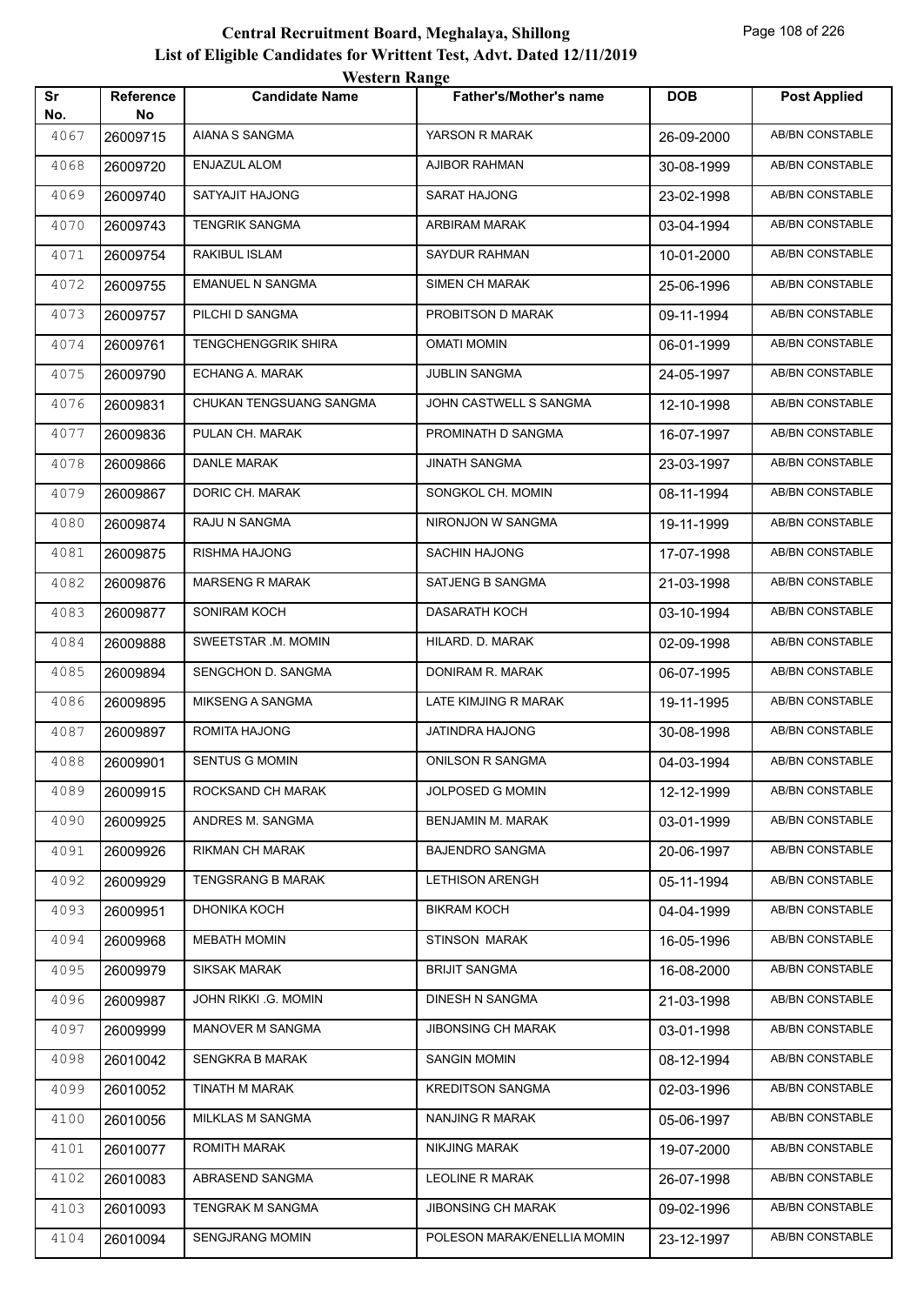# Central Recruitment Board, Meghalaya, Shillong

## List of Eligible Candidates for Writtent Test, Advt. Dated 12/11/2019

### Western Range

| Sr No. | Reference No | Candidate Name | Father's/Mother's name | DOB | Post Applied |
|---|---|---|---|---|---|
| 4067 | 26009715 | AIANA S SANGMA | YARSON R MARAK | 26-09-2000 | AB/BN CONSTABLE |
| 4068 | 26009720 | ENJAZUL ALOM | AJIBOR RAHMAN | 30-08-1999 | AB/BN CONSTABLE |
| 4069 | 26009740 | SATYAJIT HAJONG | SARAT HAJONG | 23-02-1998 | AB/BN CONSTABLE |
| 4070 | 26009743 | TENGRIK SANGMA | ARBIRAM MARAK | 03-04-1994 | AB/BN CONSTABLE |
| 4071 | 26009754 | RAKIBUL ISLAM | SAYDUR RAHMAN | 10-01-2000 | AB/BN CONSTABLE |
| 4072 | 26009755 | EMANUEL N SANGMA | SIMEN CH MARAK | 25-06-1996 | AB/BN CONSTABLE |
| 4073 | 26009757 | PILCHI D SANGMA | PROBITSON D MARAK | 09-11-1994 | AB/BN CONSTABLE |
| 4074 | 26009761 | TENGCHENGGRIK SHIRA | OMATI MOMIN | 06-01-1999 | AB/BN CONSTABLE |
| 4075 | 26009790 | ECHANG A. MARAK | JUBLIN SANGMA | 24-05-1997 | AB/BN CONSTABLE |
| 4076 | 26009831 | CHUKAN TENGSUANG SANGMA | JOHN CASTWELL S SANGMA | 12-10-1998 | AB/BN CONSTABLE |
| 4077 | 26009836 | PULAN CH. MARAK | PROMINATH D SANGMA | 16-07-1997 | AB/BN CONSTABLE |
| 4078 | 26009866 | DANLE MARAK | JINATH SANGMA | 23-03-1997 | AB/BN CONSTABLE |
| 4079 | 26009867 | DORIC CH. MARAK | SONGKOL CH. MOMIN | 08-11-1994 | AB/BN CONSTABLE |
| 4080 | 26009874 | RAJU N SANGMA | NIRONJON W SANGMA | 19-11-1999 | AB/BN CONSTABLE |
| 4081 | 26009875 | RISHMA HAJONG | SACHIN HAJONG | 17-07-1998 | AB/BN CONSTABLE |
| 4082 | 26009876 | MARSENG R MARAK | SATJENG B SANGMA | 21-03-1998 | AB/BN CONSTABLE |
| 4083 | 26009877 | SONIRAM KOCH | DASARATH KOCH | 03-10-1994 | AB/BN CONSTABLE |
| 4084 | 26009888 | SWEETSTAR .M. MOMIN | HILARD. D. MARAK | 02-09-1998 | AB/BN CONSTABLE |
| 4085 | 26009894 | SENGCHON D. SANGMA | DONIRAM R. MARAK | 06-07-1995 | AB/BN CONSTABLE |
| 4086 | 26009895 | MIKSENG A SANGMA | LATE KIMJING R MARAK | 19-11-1995 | AB/BN CONSTABLE |
| 4087 | 26009897 | ROMITA HAJONG | JATINDRA HAJONG | 30-08-1998 | AB/BN CONSTABLE |
| 4088 | 26009901 | SENTUS G MOMIN | ONILSON R SANGMA | 04-03-1994 | AB/BN CONSTABLE |
| 4089 | 26009915 | ROCKSAND CH MARAK | JOLPOSED G MOMIN | 12-12-1999 | AB/BN CONSTABLE |
| 4090 | 26009925 | ANDRES M. SANGMA | BENJAMIN M. MARAK | 03-01-1999 | AB/BN CONSTABLE |
| 4091 | 26009926 | RIKMAN CH MARAK | BAJENDRO SANGMA | 20-06-1997 | AB/BN CONSTABLE |
| 4092 | 26009929 | TENGSRANG B MARAK | LETHISON ARENGH | 05-11-1994 | AB/BN CONSTABLE |
| 4093 | 26009951 | DHONIKA KOCH | BIKRAM KOCH | 04-04-1999 | AB/BN CONSTABLE |
| 4094 | 26009968 | MEBATH MOMIN | STINSON MARAK | 16-05-1996 | AB/BN CONSTABLE |
| 4095 | 26009979 | SIKSAK MARAK | BRIJIT SANGMA | 16-08-2000 | AB/BN CONSTABLE |
| 4096 | 26009987 | JOHN RIKKI .G. MOMIN | DINESH N SANGMA | 21-03-1998 | AB/BN CONSTABLE |
| 4097 | 26009999 | MANOVER M SANGMA | JIBONSING CH MARAK | 03-01-1998 | AB/BN CONSTABLE |
| 4098 | 26010042 | SENGKRA B MARAK | SANGIN MOMIN | 08-12-1994 | AB/BN CONSTABLE |
| 4099 | 26010052 | TINATH M MARAK | KREDITSON SANGMA | 02-03-1996 | AB/BN CONSTABLE |
| 4100 | 26010056 | MILKLAS M SANGMA | NANJING R MARAK | 05-06-1997 | AB/BN CONSTABLE |
| 4101 | 26010077 | ROMITH MARAK | NIKJING MARAK | 19-07-2000 | AB/BN CONSTABLE |
| 4102 | 26010083 | ABRASEND SANGMA | LEOLINE R MARAK | 26-07-1998 | AB/BN CONSTABLE |
| 4103 | 26010093 | TENGRAK M SANGMA | JIBONSING CH MARAK | 09-02-1996 | AB/BN CONSTABLE |
| 4104 | 26010094 | SENGJRANG MOMIN | POLESON MARAK/ENELLIA MOMIN | 23-12-1997 | AB/BN CONSTABLE |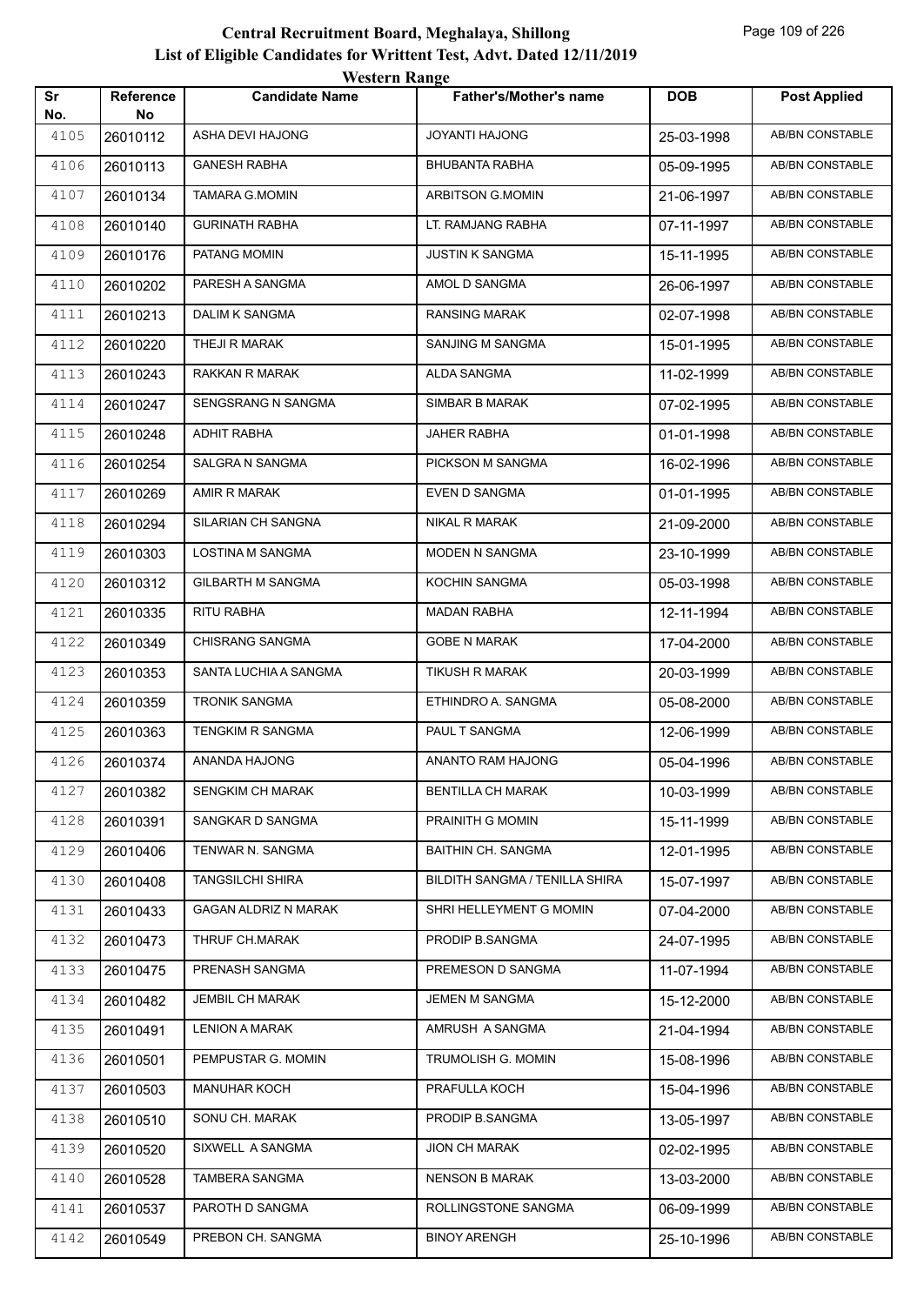# Central Recruitment Board, Meghalaya, Shillong

## List of Eligible Candidates for Writtent Test, Advt. Dated 12/11/2019

### Western Range

| Sr No. | Reference No | Candidate Name | Father's/Mother's name | DOB | Post Applied |
|---|---|---|---|---|---|
| 4105 | 26010112 | ASHA DEVI HAJONG | JOYANTI HAJONG | 25-03-1998 | AB/BN CONSTABLE |
| 4106 | 26010113 | GANESH RABHA | BHUBANTA RABHA | 05-09-1995 | AB/BN CONSTABLE |
| 4107 | 26010134 | TAMARA G.MOMIN | ARBITSON G.MOMIN | 21-06-1997 | AB/BN CONSTABLE |
| 4108 | 26010140 | GURINATH RABHA | LT. RAMJANG RABHA | 07-11-1997 | AB/BN CONSTABLE |
| 4109 | 26010176 | PATANG MOMIN | JUSTIN K SANGMA | 15-11-1995 | AB/BN CONSTABLE |
| 4110 | 26010202 | PARESH A SANGMA | AMOL D SANGMA | 26-06-1997 | AB/BN CONSTABLE |
| 4111 | 26010213 | DALIM K SANGMA | RANSING MARAK | 02-07-1998 | AB/BN CONSTABLE |
| 4112 | 26010220 | THEJI R MARAK | SANJING M SANGMA | 15-01-1995 | AB/BN CONSTABLE |
| 4113 | 26010243 | RAKKAN R MARAK | ALDA SANGMA | 11-02-1999 | AB/BN CONSTABLE |
| 4114 | 26010247 | SENGSRANG N SANGMA | SIMBAR B MARAK | 07-02-1995 | AB/BN CONSTABLE |
| 4115 | 26010248 | ADHIT RABHA | JAHER RABHA | 01-01-1998 | AB/BN CONSTABLE |
| 4116 | 26010254 | SALGRA N SANGMA | PICKSON M SANGMA | 16-02-1996 | AB/BN CONSTABLE |
| 4117 | 26010269 | AMIR R MARAK | EVEN D SANGMA | 01-01-1995 | AB/BN CONSTABLE |
| 4118 | 26010294 | SILARIAN CH SANGNA | NIKAL R MARAK | 21-09-2000 | AB/BN CONSTABLE |
| 4119 | 26010303 | LOSTINA M SANGMA | MODEN N SANGMA | 23-10-1999 | AB/BN CONSTABLE |
| 4120 | 26010312 | GILBARTH M SANGMA | KOCHIN SANGMA | 05-03-1998 | AB/BN CONSTABLE |
| 4121 | 26010335 | RITU RABHA | MADAN RABHA | 12-11-1994 | AB/BN CONSTABLE |
| 4122 | 26010349 | CHISRANG SANGMA | GOBE N MARAK | 17-04-2000 | AB/BN CONSTABLE |
| 4123 | 26010353 | SANTA LUCHIA A SANGMA | TIKUSH R MARAK | 20-03-1999 | AB/BN CONSTABLE |
| 4124 | 26010359 | TRONIK SANGMA | ETHINDRO A. SANGMA | 05-08-2000 | AB/BN CONSTABLE |
| 4125 | 26010363 | TENGKIM R SANGMA | PAUL T SANGMA | 12-06-1999 | AB/BN CONSTABLE |
| 4126 | 26010374 | ANANDA HAJONG | ANANTO RAM HAJONG | 05-04-1996 | AB/BN CONSTABLE |
| 4127 | 26010382 | SENGKIM CH MARAK | BENTILLA CH MARAK | 10-03-1999 | AB/BN CONSTABLE |
| 4128 | 26010391 | SANGKAR D SANGMA | PRAINITH G MOMIN | 15-11-1999 | AB/BN CONSTABLE |
| 4129 | 26010406 | TENWAR N. SANGMA | BAITHIN CH. SANGMA | 12-01-1995 | AB/BN CONSTABLE |
| 4130 | 26010408 | TANGSILCHI SHIRA | BILDITH SANGMA / TENILLA SHIRA | 15-07-1997 | AB/BN CONSTABLE |
| 4131 | 26010433 | GAGAN ALDRIZ N MARAK | SHRI HELLEYMENT G MOMIN | 07-04-2000 | AB/BN CONSTABLE |
| 4132 | 26010473 | THRUF CH.MARAK | PRODIP B.SANGMA | 24-07-1995 | AB/BN CONSTABLE |
| 4133 | 26010475 | PRENASH SANGMA | PREMESON D SANGMA | 11-07-1994 | AB/BN CONSTABLE |
| 4134 | 26010482 | JEMBIL CH MARAK | JEMEN M SANGMA | 15-12-2000 | AB/BN CONSTABLE |
| 4135 | 26010491 | LENION A MARAK | AMRUSH A SANGMA | 21-04-1994 | AB/BN CONSTABLE |
| 4136 | 26010501 | PEMPUSTAR G. MOMIN | TRUMOLISH G. MOMIN | 15-08-1996 | AB/BN CONSTABLE |
| 4137 | 26010503 | MANUHAR KOCH | PRAFULLA KOCH | 15-04-1996 | AB/BN CONSTABLE |
| 4138 | 26010510 | SONU CH. MARAK | PRODIP B.SANGMA | 13-05-1997 | AB/BN CONSTABLE |
| 4139 | 26010520 | SIXWELL A SANGMA | JION CH MARAK | 02-02-1995 | AB/BN CONSTABLE |
| 4140 | 26010528 | TAMBERA SANGMA | NENSON B MARAK | 13-03-2000 | AB/BN CONSTABLE |
| 4141 | 26010537 | PAROTH D SANGMA | ROLLINGSTONE SANGMA | 06-09-1999 | AB/BN CONSTABLE |
| 4142 | 26010549 | PREBON CH. SANGMA | BINOY ARENGH | 25-10-1996 | AB/BN CONSTABLE |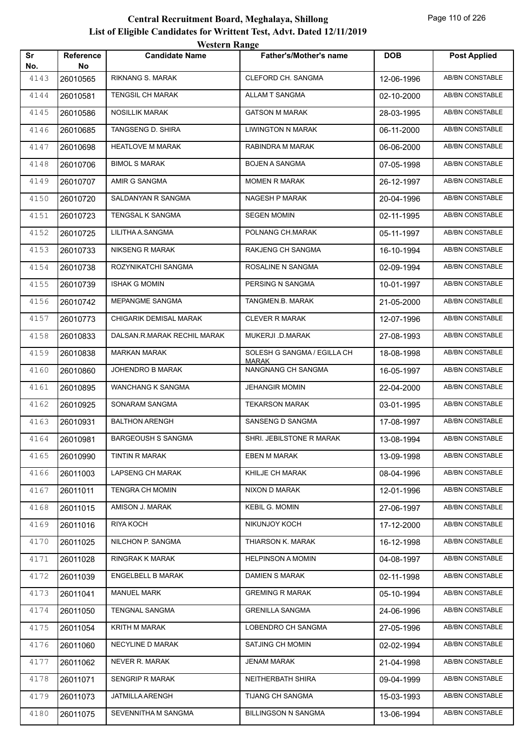# Central Recruitment Board, Meghalaya, Shillong

## List of Eligible Candidates for Writtent Test, Advt. Dated 12/11/2019

### Western Range

| Sr No. | Reference No | Candidate Name | Father's/Mother's name | DOB | Post Applied |
|---|---|---|---|---|---|
| 4143 | 26010565 | RIKNANG S. MARAK | CLEFORD CH. SANGMA | 12-06-1996 | AB/BN CONSTABLE |
| 4144 | 26010581 | TENGSIL CH MARAK | ALLAM T SANGMA | 02-10-2000 | AB/BN CONSTABLE |
| 4145 | 26010586 | NOSILLIK MARAK | GATSON M MARAK | 28-03-1995 | AB/BN CONSTABLE |
| 4146 | 26010685 | TANGSENG D. SHIRA | LIWINGTON N MARAK | 06-11-2000 | AB/BN CONSTABLE |
| 4147 | 26010698 | HEATLOVE M MARAK | RABINDRA M MARAK | 06-06-2000 | AB/BN CONSTABLE |
| 4148 | 26010706 | BIMOL S MARAK | BOJEN A SANGMA | 07-05-1998 | AB/BN CONSTABLE |
| 4149 | 26010707 | AMIR G SANGMA | MOMEN R MARAK | 26-12-1997 | AB/BN CONSTABLE |
| 4150 | 26010720 | SALDANYAN R SANGMA | NAGESH P MARAK | 20-04-1996 | AB/BN CONSTABLE |
| 4151 | 26010723 | TENGSAL K SANGMA | SEGEN MOMIN | 02-11-1995 | AB/BN CONSTABLE |
| 4152 | 26010725 | LILITHA A.SANGMA | POLNANG CH.MARAK | 05-11-1997 | AB/BN CONSTABLE |
| 4153 | 26010733 | NIKSENG R MARAK | RAKJENG CH SANGMA | 16-10-1994 | AB/BN CONSTABLE |
| 4154 | 26010738 | ROZYNIKATCHI SANGMA | ROSALINE N SANGMA | 02-09-1994 | AB/BN CONSTABLE |
| 4155 | 26010739 | ISHAK G MOMIN | PERSING N SANGMA | 10-01-1997 | AB/BN CONSTABLE |
| 4156 | 26010742 | MEPANGME SANGMA | TANGMEN.B. MARAK | 21-05-2000 | AB/BN CONSTABLE |
| 4157 | 26010773 | CHIGARIK DEMISAL MARAK | CLEVER R MARAK | 12-07-1996 | AB/BN CONSTABLE |
| 4158 | 26010833 | DALSAN.R.MARAK RECHIL MARAK | MUKERJI .D.MARAK | 27-08-1993 | AB/BN CONSTABLE |
| 4159 | 26010838 | MARKAN MARAK | SOLESH G SANGMA / EGILLA CH MARAK | 18-08-1998 | AB/BN CONSTABLE |
| 4160 | 26010860 | JOHENDRO B MARAK | NANGNANG CH SANGMA | 16-05-1997 | AB/BN CONSTABLE |
| 4161 | 26010895 | WANCHANG K SANGMA | JEHANGIR MOMIN | 22-04-2000 | AB/BN CONSTABLE |
| 4162 | 26010925 | SONARAM SANGMA | TEKARSON MARAK | 03-01-1995 | AB/BN CONSTABLE |
| 4163 | 26010931 | BALTHON ARENGH | SANSENG D SANGMA | 17-08-1997 | AB/BN CONSTABLE |
| 4164 | 26010981 | BARGEOUSH S SANGMA | SHRI. JEBILSTONE R MARAK | 13-08-1994 | AB/BN CONSTABLE |
| 4165 | 26010990 | TINTIN R MARAK | EBEN M MARAK | 13-09-1998 | AB/BN CONSTABLE |
| 4166 | 26011003 | LAPSENG CH MARAK | KHILJE CH MARAK | 08-04-1996 | AB/BN CONSTABLE |
| 4167 | 26011011 | TENGRA CH MOMIN | NIXON D MARAK | 12-01-1996 | AB/BN CONSTABLE |
| 4168 | 26011015 | AMISON J. MARAK | KEBIL G. MOMIN | 27-06-1997 | AB/BN CONSTABLE |
| 4169 | 26011016 | RIYA KOCH | NIKUNJOY KOCH | 17-12-2000 | AB/BN CONSTABLE |
| 4170 | 26011025 | NILCHON P. SANGMA | THIARSON K. MARAK | 16-12-1998 | AB/BN CONSTABLE |
| 4171 | 26011028 | RINGRAK K MARAK | HELPINSON A MOMIN | 04-08-1997 | AB/BN CONSTABLE |
| 4172 | 26011039 | ENGELBELL B MARAK | DAMIEN S MARAK | 02-11-1998 | AB/BN CONSTABLE |
| 4173 | 26011041 | MANUEL MARK | GREMING R MARAK | 05-10-1994 | AB/BN CONSTABLE |
| 4174 | 26011050 | TENGNAL SANGMA | GRENILLA SANGMA | 24-06-1996 | AB/BN CONSTABLE |
| 4175 | 26011054 | KRITH M MARAK | LOBENDRO CH SANGMA | 27-05-1996 | AB/BN CONSTABLE |
| 4176 | 26011060 | NECYLINE D MARAK | SATJING CH MOMIN | 02-02-1994 | AB/BN CONSTABLE |
| 4177 | 26011062 | NEVER R. MARAK | JENAM MARAK | 21-04-1998 | AB/BN CONSTABLE |
| 4178 | 26011071 | SENGRIP R MARAK | NEITHERBATH SHIRA | 09-04-1999 | AB/BN CONSTABLE |
| 4179 | 26011073 | JATMILLA ARENGH | TIJANG CH SANGMA | 15-03-1993 | AB/BN CONSTABLE |
| 4180 | 26011075 | SEVENNITHA M SANGMA | BILLINGSON N SANGMA | 13-06-1994 | AB/BN CONSTABLE |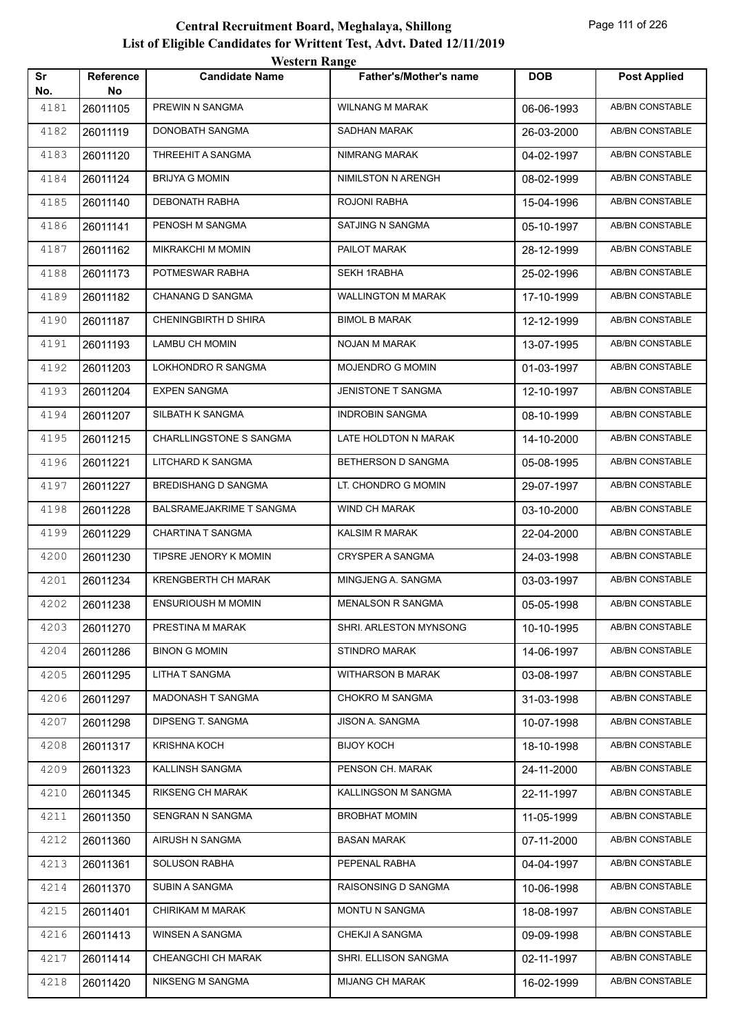# Central Recruitment Board, Meghalaya, Shillong

## List of Eligible Candidates for Writtent Test, Advt. Dated 12/11/2019

### Western Range

| Sr No. | Reference No | Candidate Name | Father's/Mother's name | DOB | Post Applied |
|---|---|---|---|---|---|
| 4181 | 26011105 | PREWIN N SANGMA | WILNANG M MARAK | 06-06-1993 | AB/BN CONSTABLE |
| 4182 | 26011119 | DONOBATH SANGMA | SADHAN MARAK | 26-03-2000 | AB/BN CONSTABLE |
| 4183 | 26011120 | THREEHIT A SANGMA | NIMRANG MARAK | 04-02-1997 | AB/BN CONSTABLE |
| 4184 | 26011124 | BRIJYA G MOMIN | NIMILSTON N ARENGH | 08-02-1999 | AB/BN CONSTABLE |
| 4185 | 26011140 | DEBONATH RABHA | ROJONI RABHA | 15-04-1996 | AB/BN CONSTABLE |
| 4186 | 26011141 | PENOSH M SANGMA | SATJING N SANGMA | 05-10-1997 | AB/BN CONSTABLE |
| 4187 | 26011162 | MIKRAKCHI M MOMIN | PAILOT MARAK | 28-12-1999 | AB/BN CONSTABLE |
| 4188 | 26011173 | POTMESWAR RABHA | SEKH 1RABHA | 25-02-1996 | AB/BN CONSTABLE |
| 4189 | 26011182 | CHANANG D SANGMA | WALLINGTON M MARAK | 17-10-1999 | AB/BN CONSTABLE |
| 4190 | 26011187 | CHENINGBIRTH D SHIRA | BIMOL B MARAK | 12-12-1999 | AB/BN CONSTABLE |
| 4191 | 26011193 | LAMBU CH MOMIN | NOJAN M MARAK | 13-07-1995 | AB/BN CONSTABLE |
| 4192 | 26011203 | LOKHONDRO R SANGMA | MOJENDRO G MOMIN | 01-03-1997 | AB/BN CONSTABLE |
| 4193 | 26011204 | EXPEN SANGMA | JENISTONE T SANGMA | 12-10-1997 | AB/BN CONSTABLE |
| 4194 | 26011207 | SILBATH K SANGMA | INDROBIN SANGMA | 08-10-1999 | AB/BN CONSTABLE |
| 4195 | 26011215 | CHARLLINGSTONE S SANGMA | LATE HOLDTON N MARAK | 14-10-2000 | AB/BN CONSTABLE |
| 4196 | 26011221 | LITCHARD K SANGMA | BETHERSON D SANGMA | 05-08-1995 | AB/BN CONSTABLE |
| 4197 | 26011227 | BREDISHANG D SANGMA | LT. CHONDRO G MOMIN | 29-07-1997 | AB/BN CONSTABLE |
| 4198 | 26011228 | BALSRAMEJAKRIME T SANGMA | WIND CH MARAK | 03-10-2000 | AB/BN CONSTABLE |
| 4199 | 26011229 | CHARTINA T SANGMA | KALSIM R MARAK | 22-04-2000 | AB/BN CONSTABLE |
| 4200 | 26011230 | TIPSRE JENORY K MOMIN | CRYSPER A SANGMA | 24-03-1998 | AB/BN CONSTABLE |
| 4201 | 26011234 | KRENGBERTH CH MARAK | MINGJENG A. SANGMA | 03-03-1997 | AB/BN CONSTABLE |
| 4202 | 26011238 | ENSURIOUSH M MOMIN | MENALSON R SANGMA | 05-05-1998 | AB/BN CONSTABLE |
| 4203 | 26011270 | PRESTINA M MARAK | SHRI. ARLESTON MYNSONG | 10-10-1995 | AB/BN CONSTABLE |
| 4204 | 26011286 | BINON G MOMIN | STINDRO MARAK | 14-06-1997 | AB/BN CONSTABLE |
| 4205 | 26011295 | LITHA T SANGMA | WITHARSON B MARAK | 03-08-1997 | AB/BN CONSTABLE |
| 4206 | 26011297 | MADONASH T SANGMA | CHOKRO M SANGMA | 31-03-1998 | AB/BN CONSTABLE |
| 4207 | 26011298 | DIPSENG T. SANGMA | JISON A. SANGMA | 10-07-1998 | AB/BN CONSTABLE |
| 4208 | 26011317 | KRISHNA KOCH | BIJOY KOCH | 18-10-1998 | AB/BN CONSTABLE |
| 4209 | 26011323 | KALLINSH SANGMA | PENSON CH. MARAK | 24-11-2000 | AB/BN CONSTABLE |
| 4210 | 26011345 | RIKSENG CH MARAK | KALLINGSON M SANGMA | 22-11-1997 | AB/BN CONSTABLE |
| 4211 | 26011350 | SENGRAN N SANGMA | BROBHAT MOMIN | 11-05-1999 | AB/BN CONSTABLE |
| 4212 | 26011360 | AIRUSH N SANGMA | BASAN MARAK | 07-11-2000 | AB/BN CONSTABLE |
| 4213 | 26011361 | SOLUSON RABHA | PEPENAL RABHA | 04-04-1997 | AB/BN CONSTABLE |
| 4214 | 26011370 | SUBIN A SANGMA | RAISONSING D SANGMA | 10-06-1998 | AB/BN CONSTABLE |
| 4215 | 26011401 | CHIRIKAM M MARAK | MONTU N SANGMA | 18-08-1997 | AB/BN CONSTABLE |
| 4216 | 26011413 | WINSEN A SANGMA | CHEKJI A SANGMA | 09-09-1998 | AB/BN CONSTABLE |
| 4217 | 26011414 | CHEANGCHI CH MARAK | SHRI. ELLISON SANGMA | 02-11-1997 | AB/BN CONSTABLE |
| 4218 | 26011420 | NIKSENG M SANGMA | MIJANG CH MARAK | 16-02-1999 | AB/BN CONSTABLE |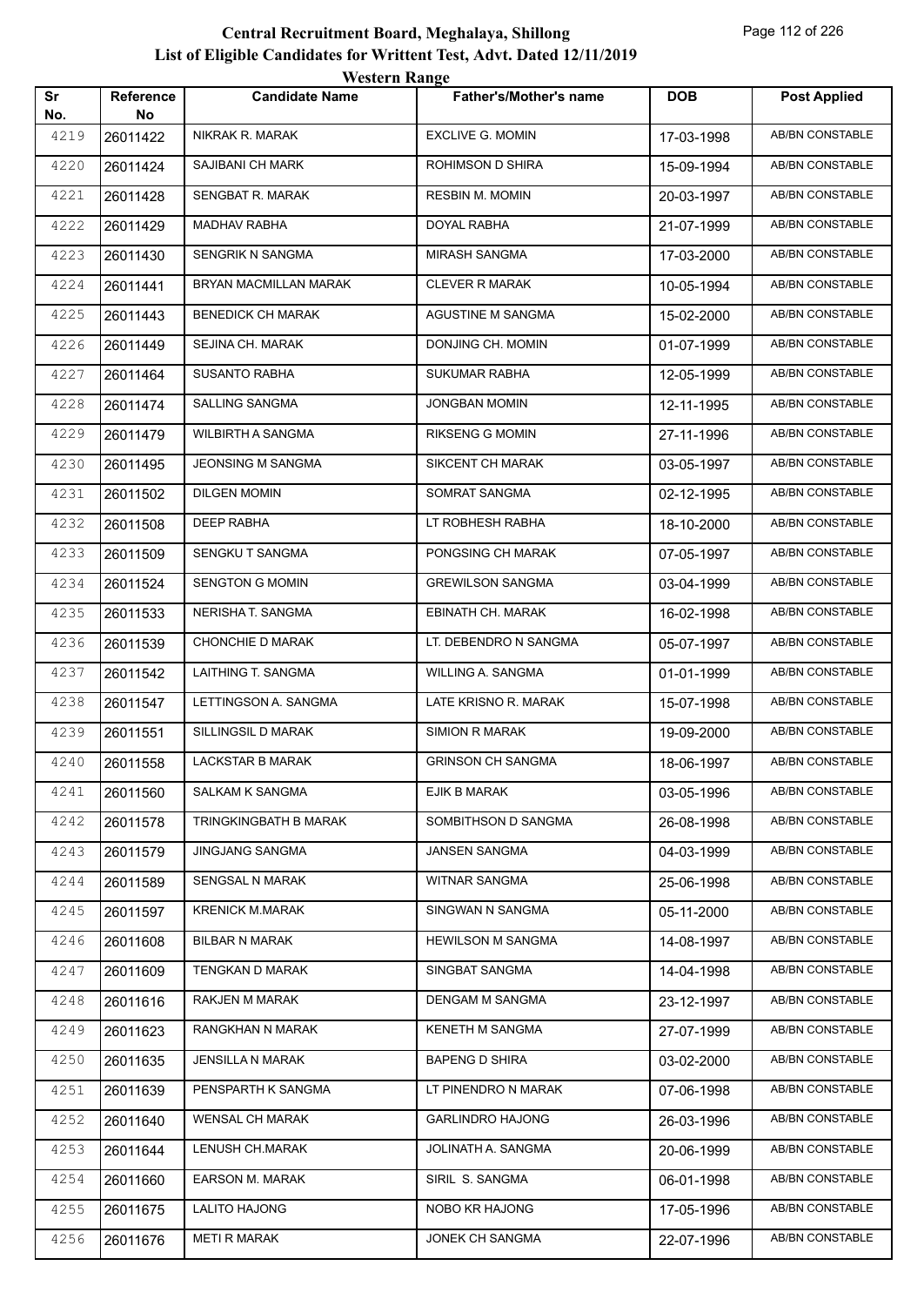# Central Recruitment Board, Meghalaya, Shillong

## List of Eligible Candidates for Writtent Test, Advt. Dated 12/11/2019

### Western Range

| Sr No. | Reference No | Candidate Name | Father's/Mother's name | DOB | Post Applied |
|---|---|---|---|---|---|
| 4219 | 26011422 | NIKRAK R. MARAK | EXCLIVE G. MOMIN | 17-03-1998 | AB/BN CONSTABLE |
| 4220 | 26011424 | SAJIBANI CH MARK | ROHIMSON D SHIRA | 15-09-1994 | AB/BN CONSTABLE |
| 4221 | 26011428 | SENGBAT R. MARAK | RESBIN M. MOMIN | 20-03-1997 | AB/BN CONSTABLE |
| 4222 | 26011429 | MADHAV RABHA | DOYAL RABHA | 21-07-1999 | AB/BN CONSTABLE |
| 4223 | 26011430 | SENGRIK N SANGMA | MIRASH SANGMA | 17-03-2000 | AB/BN CONSTABLE |
| 4224 | 26011441 | BRYAN MACMILLAN MARAK | CLEVER R MARAK | 10-05-1994 | AB/BN CONSTABLE |
| 4225 | 26011443 | BENEDICK CH MARAK | AGUSTINE M SANGMA | 15-02-2000 | AB/BN CONSTABLE |
| 4226 | 26011449 | SEJINA CH. MARAK | DONJING CH. MOMIN | 01-07-1999 | AB/BN CONSTABLE |
| 4227 | 26011464 | SUSANTO RABHA | SUKUMAR RABHA | 12-05-1999 | AB/BN CONSTABLE |
| 4228 | 26011474 | SALLING SANGMA | JONGBAN MOMIN | 12-11-1995 | AB/BN CONSTABLE |
| 4229 | 26011479 | WILBIRTH A SANGMA | RIKSENG G MOMIN | 27-11-1996 | AB/BN CONSTABLE |
| 4230 | 26011495 | JEONSING M SANGMA | SIKCENT CH MARAK | 03-05-1997 | AB/BN CONSTABLE |
| 4231 | 26011502 | DILGEN MOMIN | SOMRAT SANGMA | 02-12-1995 | AB/BN CONSTABLE |
| 4232 | 26011508 | DEEP RABHA | LT ROBHESH RABHA | 18-10-2000 | AB/BN CONSTABLE |
| 4233 | 26011509 | SENGKU T SANGMA | PONGSING CH MARAK | 07-05-1997 | AB/BN CONSTABLE |
| 4234 | 26011524 | SENGTON G MOMIN | GREWILSON SANGMA | 03-04-1999 | AB/BN CONSTABLE |
| 4235 | 26011533 | NERISHA T. SANGMA | EBINATH CH. MARAK | 16-02-1998 | AB/BN CONSTABLE |
| 4236 | 26011539 | CHONCHIE D MARAK | LT. DEBENDRO N SANGMA | 05-07-1997 | AB/BN CONSTABLE |
| 4237 | 26011542 | LAITHING T. SANGMA | WILLING A. SANGMA | 01-01-1999 | AB/BN CONSTABLE |
| 4238 | 26011547 | LETTINGSON A. SANGMA | LATE KRISNO R. MARAK | 15-07-1998 | AB/BN CONSTABLE |
| 4239 | 26011551 | SILLINGSIL D MARAK | SIMION R MARAK | 19-09-2000 | AB/BN CONSTABLE |
| 4240 | 26011558 | LACKSTAR B MARAK | GRINSON CH SANGMA | 18-06-1997 | AB/BN CONSTABLE |
| 4241 | 26011560 | SALKAM K SANGMA | EJIK B MARAK | 03-05-1996 | AB/BN CONSTABLE |
| 4242 | 26011578 | TRINGKINGBATH B MARAK | SOMBITHSON D SANGMA | 26-08-1998 | AB/BN CONSTABLE |
| 4243 | 26011579 | JINGJANG SANGMA | JANSEN SANGMA | 04-03-1999 | AB/BN CONSTABLE |
| 4244 | 26011589 | SENGSAL N MARAK | WITNAR SANGMA | 25-06-1998 | AB/BN CONSTABLE |
| 4245 | 26011597 | KRENICK M.MARAK | SINGWAN N SANGMA | 05-11-2000 | AB/BN CONSTABLE |
| 4246 | 26011608 | BILBAR N MARAK | HEWILSON M SANGMA | 14-08-1997 | AB/BN CONSTABLE |
| 4247 | 26011609 | TENGKAN D MARAK | SINGBAT SANGMA | 14-04-1998 | AB/BN CONSTABLE |
| 4248 | 26011616 | RAKJEN M MARAK | DENGAM M SANGMA | 23-12-1997 | AB/BN CONSTABLE |
| 4249 | 26011623 | RANGKHAN N MARAK | KENETH M SANGMA | 27-07-1999 | AB/BN CONSTABLE |
| 4250 | 26011635 | JENSILLA N MARAK | BAPENG D SHIRA | 03-02-2000 | AB/BN CONSTABLE |
| 4251 | 26011639 | PENSPARTH K SANGMA | LT PINENDRO N MARAK | 07-06-1998 | AB/BN CONSTABLE |
| 4252 | 26011640 | WENSAL CH MARAK | GARLINDRO HAJONG | 26-03-1996 | AB/BN CONSTABLE |
| 4253 | 26011644 | LENUSH CH.MARAK | JOLINATH A. SANGMA | 20-06-1999 | AB/BN CONSTABLE |
| 4254 | 26011660 | EARSON M. MARAK | SIRIL S. SANGMA | 06-01-1998 | AB/BN CONSTABLE |
| 4255 | 26011675 | LALITO HAJONG | NOBO KR HAJONG | 17-05-1996 | AB/BN CONSTABLE |
| 4256 | 26011676 | METI R MARAK | JONEK CH SANGMA | 22-07-1996 | AB/BN CONSTABLE |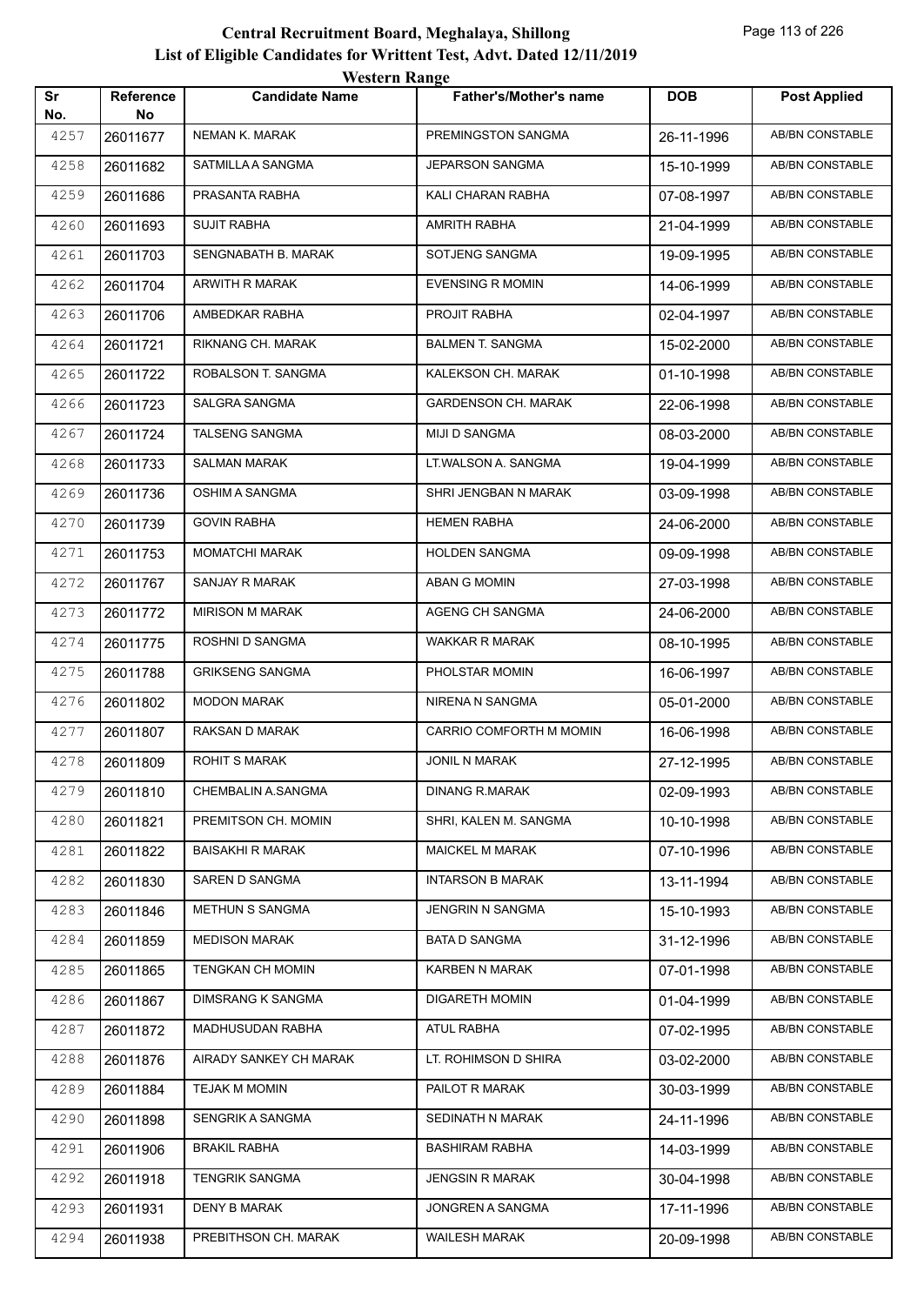# Central Recruitment Board, Meghalaya, Shillong

## List of Eligible Candidates for Writtent Test, Advt. Dated 12/11/2019

### Western Range

| Sr No. | Reference No | Candidate Name | Father's/Mother's name | DOB | Post Applied |
|---|---|---|---|---|---|
| 4257 | 26011677 | NEMAN K. MARAK | PREMINGSTON SANGMA | 26-11-1996 | AB/BN CONSTABLE |
| 4258 | 26011682 | SATMILLA A SANGMA | JEPARSON SANGMA | 15-10-1999 | AB/BN CONSTABLE |
| 4259 | 26011686 | PRASANTA RABHA | KALI CHARAN RABHA | 07-08-1997 | AB/BN CONSTABLE |
| 4260 | 26011693 | SUJIT RABHA | AMRITH RABHA | 21-04-1999 | AB/BN CONSTABLE |
| 4261 | 26011703 | SENGNABATH B. MARAK | SOTJENG SANGMA | 19-09-1995 | AB/BN CONSTABLE |
| 4262 | 26011704 | ARWITH R MARAK | EVENSING R MOMIN | 14-06-1999 | AB/BN CONSTABLE |
| 4263 | 26011706 | AMBEDKAR RABHA | PROJIT RABHA | 02-04-1997 | AB/BN CONSTABLE |
| 4264 | 26011721 | RIKNANG CH. MARAK | BALMEN T. SANGMA | 15-02-2000 | AB/BN CONSTABLE |
| 4265 | 26011722 | ROBALSON T. SANGMA | KALEKSON CH. MARAK | 01-10-1998 | AB/BN CONSTABLE |
| 4266 | 26011723 | SALGRA SANGMA | GARDENSON CH. MARAK | 22-06-1998 | AB/BN CONSTABLE |
| 4267 | 26011724 | TALSENG SANGMA | MIJI D SANGMA | 08-03-2000 | AB/BN CONSTABLE |
| 4268 | 26011733 | SALMAN MARAK | LT.WALSON A. SANGMA | 19-04-1999 | AB/BN CONSTABLE |
| 4269 | 26011736 | OSHIM A SANGMA | SHRI JENGBAN N MARAK | 03-09-1998 | AB/BN CONSTABLE |
| 4270 | 26011739 | GOVIN RABHA | HEMEN RABHA | 24-06-2000 | AB/BN CONSTABLE |
| 4271 | 26011753 | MOMATCHI MARAK | HOLDEN SANGMA | 09-09-1998 | AB/BN CONSTABLE |
| 4272 | 26011767 | SANJAY R MARAK | ABAN G MOMIN | 27-03-1998 | AB/BN CONSTABLE |
| 4273 | 26011772 | MIRISON M MARAK | AGENG CH SANGMA | 24-06-2000 | AB/BN CONSTABLE |
| 4274 | 26011775 | ROSHNI D SANGMA | WAKKAR R MARAK | 08-10-1995 | AB/BN CONSTABLE |
| 4275 | 26011788 | GRIKSENG SANGMA | PHOLSTAR MOMIN | 16-06-1997 | AB/BN CONSTABLE |
| 4276 | 26011802 | MODON MARAK | NIRENA N SANGMA | 05-01-2000 | AB/BN CONSTABLE |
| 4277 | 26011807 | RAKSAN D MARAK | CARRIO COMFORTH M MOMIN | 16-06-1998 | AB/BN CONSTABLE |
| 4278 | 26011809 | ROHIT S MARAK | JONIL N MARAK | 27-12-1995 | AB/BN CONSTABLE |
| 4279 | 26011810 | CHEMBALIN A.SANGMA | DINANG R.MARAK | 02-09-1993 | AB/BN CONSTABLE |
| 4280 | 26011821 | PREMITSON CH. MOMIN | SHRI, KALEN M. SANGMA | 10-10-1998 | AB/BN CONSTABLE |
| 4281 | 26011822 | BAISAKHI R MARAK | MAICKEL M MARAK | 07-10-1996 | AB/BN CONSTABLE |
| 4282 | 26011830 | SAREN D SANGMA | INTARSON B MARAK | 13-11-1994 | AB/BN CONSTABLE |
| 4283 | 26011846 | METHUN S SANGMA | JENGRIN N SANGMA | 15-10-1993 | AB/BN CONSTABLE |
| 4284 | 26011859 | MEDISON MARAK | BATA D SANGMA | 31-12-1996 | AB/BN CONSTABLE |
| 4285 | 26011865 | TENGKAN CH MOMIN | KARBEN N MARAK | 07-01-1998 | AB/BN CONSTABLE |
| 4286 | 26011867 | DIMSRANG K SANGMA | DIGARETH MOMIN | 01-04-1999 | AB/BN CONSTABLE |
| 4287 | 26011872 | MADHUSUDAN RABHA | ATUL RABHA | 07-02-1995 | AB/BN CONSTABLE |
| 4288 | 26011876 | AIRADY SANKEY CH MARAK | LT. ROHIMSON D SHIRA | 03-02-2000 | AB/BN CONSTABLE |
| 4289 | 26011884 | TEJAK M MOMIN | PAILOT R MARAK | 30-03-1999 | AB/BN CONSTABLE |
| 4290 | 26011898 | SENGRIK A SANGMA | SEDINATH N MARAK | 24-11-1996 | AB/BN CONSTABLE |
| 4291 | 26011906 | BRAKIL RABHA | BASHIRAM RABHA | 14-03-1999 | AB/BN CONSTABLE |
| 4292 | 26011918 | TENGRIK SANGMA | JENGSIN R MARAK | 30-04-1998 | AB/BN CONSTABLE |
| 4293 | 26011931 | DENY B MARAK | JONGREN A SANGMA | 17-11-1996 | AB/BN CONSTABLE |
| 4294 | 26011938 | PREBITHSON CH. MARAK | WAILESH MARAK | 20-09-1998 | AB/BN CONSTABLE |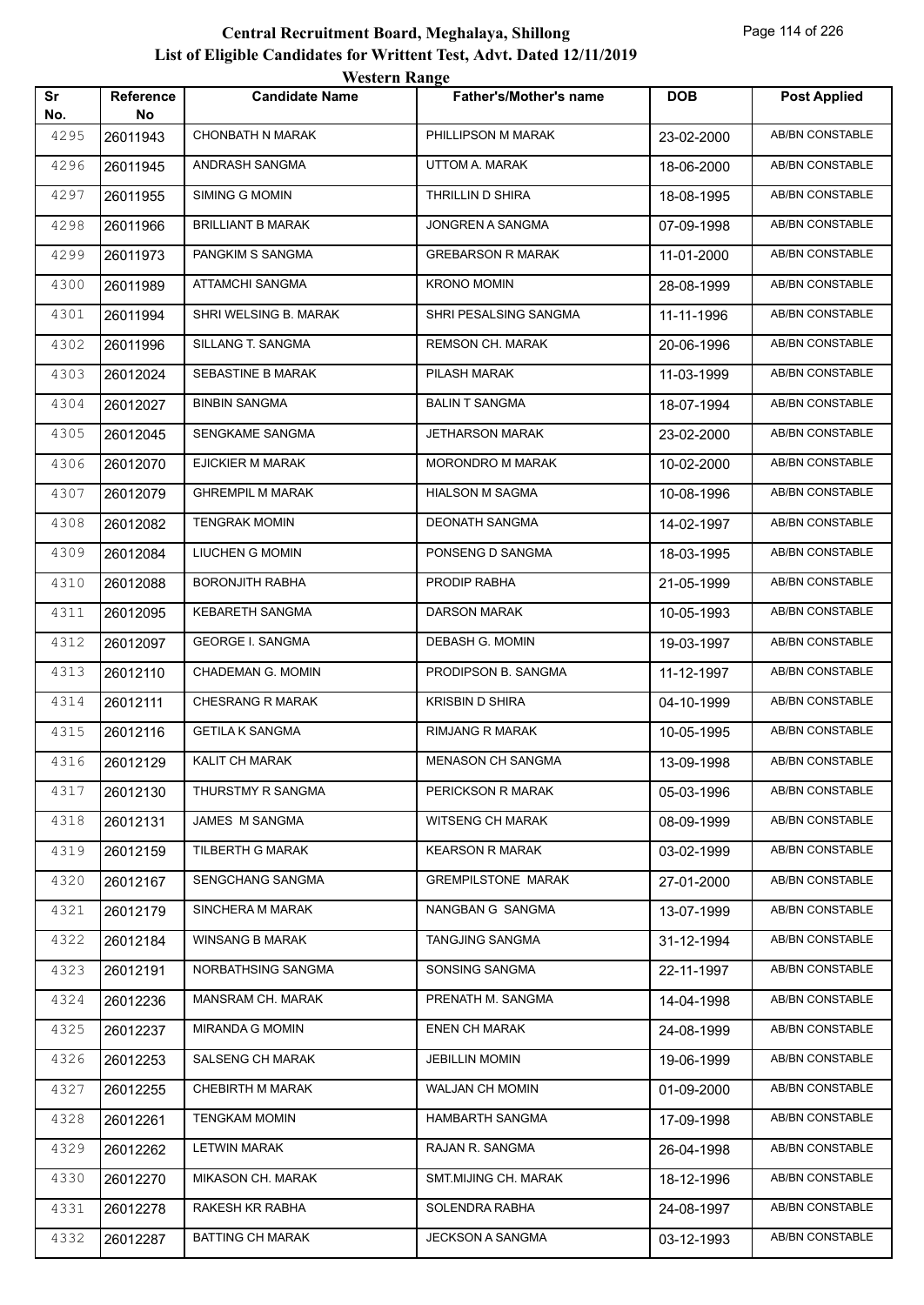# Central Recruitment Board, Meghalaya, Shillong
## List of Eligible Candidates for Writtent Test, Advt. Dated 12/11/2019
### Western Range

| Sr No. | Reference No | Candidate Name | Father's/Mother's name | DOB | Post Applied |
|---|---|---|---|---|---|
| 4295 | 26011943 | CHONBATH N MARAK | PHILLIPSON M MARAK | 23-02-2000 | AB/BN CONSTABLE |
| 4296 | 26011945 | ANDRASH SANGMA | UTTOM A. MARAK | 18-06-2000 | AB/BN CONSTABLE |
| 4297 | 26011955 | SIMING G MOMIN | THRILLIN D SHIRA | 18-08-1995 | AB/BN CONSTABLE |
| 4298 | 26011966 | BRILLIANT B MARAK | JONGREN A SANGMA | 07-09-1998 | AB/BN CONSTABLE |
| 4299 | 26011973 | PANGKIM S SANGMA | GREBARSON R MARAK | 11-01-2000 | AB/BN CONSTABLE |
| 4300 | 26011989 | ATTAMCHI SANGMA | KRONO MOMIN | 28-08-1999 | AB/BN CONSTABLE |
| 4301 | 26011994 | SHRI WELSING B. MARAK | SHRI PESALSING SANGMA | 11-11-1996 | AB/BN CONSTABLE |
| 4302 | 26011996 | SILLANG T. SANGMA | REMSON CH. MARAK | 20-06-1996 | AB/BN CONSTABLE |
| 4303 | 26012024 | SEBASTINE B MARAK | PILASH MARAK | 11-03-1999 | AB/BN CONSTABLE |
| 4304 | 26012027 | BINBIN SANGMA | BALIN T SANGMA | 18-07-1994 | AB/BN CONSTABLE |
| 4305 | 26012045 | SENGKAME SANGMA | JETHARSON MARAK | 23-02-2000 | AB/BN CONSTABLE |
| 4306 | 26012070 | EJICKIER M MARAK | MORONDRO M MARAK | 10-02-2000 | AB/BN CONSTABLE |
| 4307 | 26012079 | GHREMPIL M MARAK | HIALSON M SAGMA | 10-08-1996 | AB/BN CONSTABLE |
| 4308 | 26012082 | TENGRAK MOMIN | DEONATH SANGMA | 14-02-1997 | AB/BN CONSTABLE |
| 4309 | 26012084 | LIUCHEN G MOMIN | PONSENG D SANGMA | 18-03-1995 | AB/BN CONSTABLE |
| 4310 | 26012088 | BORONJITH RABHA | PRODIP RABHA | 21-05-1999 | AB/BN CONSTABLE |
| 4311 | 26012095 | KEBARETH SANGMA | DARSON MARAK | 10-05-1993 | AB/BN CONSTABLE |
| 4312 | 26012097 | GEORGE I. SANGMA | DEBASH G. MOMIN | 19-03-1997 | AB/BN CONSTABLE |
| 4313 | 26012110 | CHADEMAN G. MOMIN | PRODIPSON B. SANGMA | 11-12-1997 | AB/BN CONSTABLE |
| 4314 | 26012111 | CHESRANG R MARAK | KRISBIN D SHIRA | 04-10-1999 | AB/BN CONSTABLE |
| 4315 | 26012116 | GETILA K SANGMA | RIMJANG R MARAK | 10-05-1995 | AB/BN CONSTABLE |
| 4316 | 26012129 | KALIT CH MARAK | MENASON CH SANGMA | 13-09-1998 | AB/BN CONSTABLE |
| 4317 | 26012130 | THURSTMY R SANGMA | PERICKSON R MARAK | 05-03-1996 | AB/BN CONSTABLE |
| 4318 | 26012131 | JAMES M SANGMA | WITSENG CH MARAK | 08-09-1999 | AB/BN CONSTABLE |
| 4319 | 26012159 | TILBERTH G MARAK | KEARSON R MARAK | 03-02-1999 | AB/BN CONSTABLE |
| 4320 | 26012167 | SENGCHANG SANGMA | GREMPILSTONE MARAK | 27-01-2000 | AB/BN CONSTABLE |
| 4321 | 26012179 | SINCHERA M MARAK | NANGBAN G SANGMA | 13-07-1999 | AB/BN CONSTABLE |
| 4322 | 26012184 | WINSANG B MARAK | TANGJING SANGMA | 31-12-1994 | AB/BN CONSTABLE |
| 4323 | 26012191 | NORBATHSING SANGMA | SONSING SANGMA | 22-11-1997 | AB/BN CONSTABLE |
| 4324 | 26012236 | MANSRAM CH. MARAK | PRENATH M. SANGMA | 14-04-1998 | AB/BN CONSTABLE |
| 4325 | 26012237 | MIRANDA G MOMIN | ENEN CH MARAK | 24-08-1999 | AB/BN CONSTABLE |
| 4326 | 26012253 | SALSENG CH MARAK | JEBILLIN MOMIN | 19-06-1999 | AB/BN CONSTABLE |
| 4327 | 26012255 | CHEBIRTH M MARAK | WALJAN CH MOMIN | 01-09-2000 | AB/BN CONSTABLE |
| 4328 | 26012261 | TENGKAM MOMIN | HAMBARTH SANGMA | 17-09-1998 | AB/BN CONSTABLE |
| 4329 | 26012262 | LETWIN MARAK | RAJAN R. SANGMA | 26-04-1998 | AB/BN CONSTABLE |
| 4330 | 26012270 | MIKASON CH. MARAK | SMT.MIJING CH. MARAK | 18-12-1996 | AB/BN CONSTABLE |
| 4331 | 26012278 | RAKESH KR RABHA | SOLENDRA RABHA | 24-08-1997 | AB/BN CONSTABLE |
| 4332 | 26012287 | BATTING CH MARAK | JECKSON A SANGMA | 03-12-1993 | AB/BN CONSTABLE |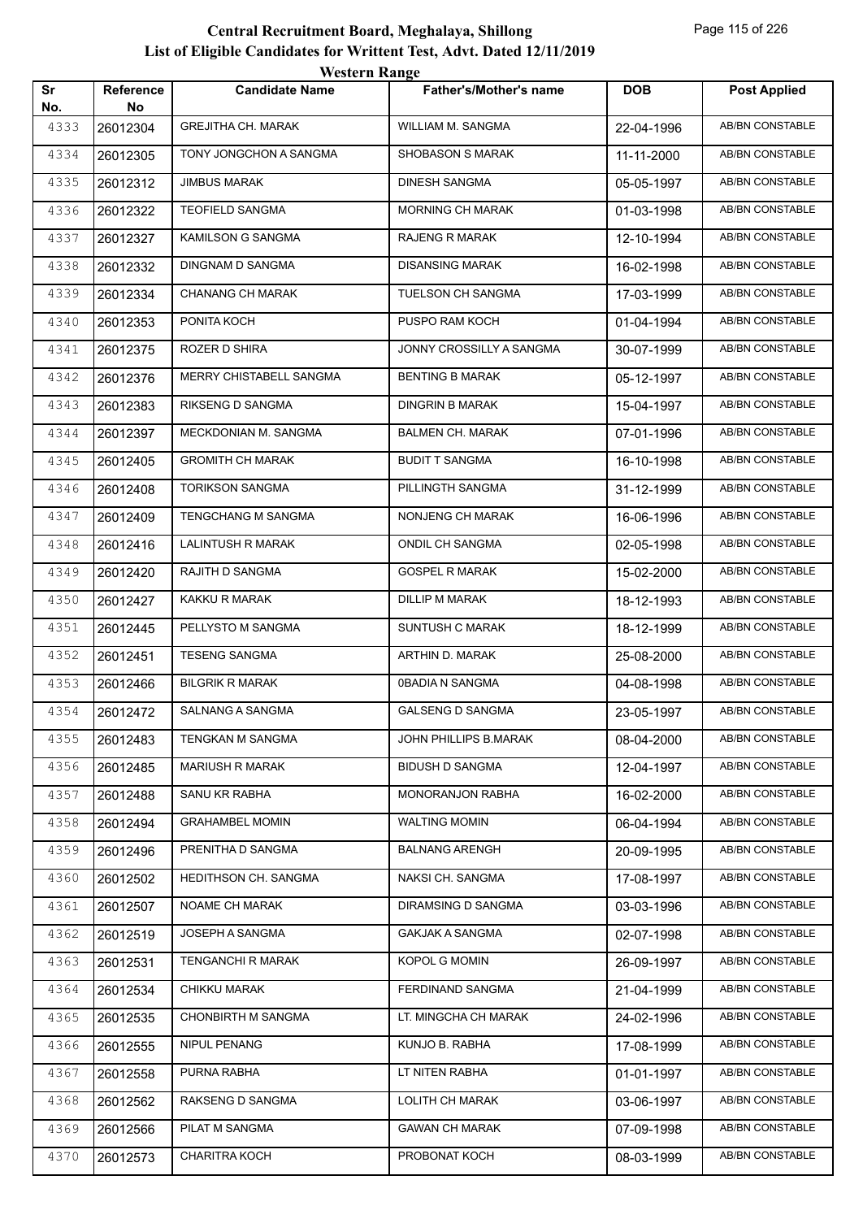# Central Recruitment Board, Meghalaya, Shillong
## List of Eligible Candidates for Writtent Test, Advt. Dated 12/11/2019
### Western Range

| Sr No. | Reference No | Candidate Name | Father's/Mother's name | DOB | Post Applied |
|---|---|---|---|---|---|
| 4333 | 26012304 | GREJITHA CH. MARAK | WILLIAM M. SANGMA | 22-04-1996 | AB/BN CONSTABLE |
| 4334 | 26012305 | TONY JONGCHON A SANGMA | SHOBASON S MARAK | 11-11-2000 | AB/BN CONSTABLE |
| 4335 | 26012312 | JIMBUS MARAK | DINESH SANGMA | 05-05-1997 | AB/BN CONSTABLE |
| 4336 | 26012322 | TEOFIELD SANGMA | MORNING CH MARAK | 01-03-1998 | AB/BN CONSTABLE |
| 4337 | 26012327 | KAMILSON G SANGMA | RAJENG R MARAK | 12-10-1994 | AB/BN CONSTABLE |
| 4338 | 26012332 | DINGNAM D SANGMA | DISANSING MARAK | 16-02-1998 | AB/BN CONSTABLE |
| 4339 | 26012334 | CHANANG CH MARAK | TUELSON CH SANGMA | 17-03-1999 | AB/BN CONSTABLE |
| 4340 | 26012353 | PONITA KOCH | PUSPO RAM KOCH | 01-04-1994 | AB/BN CONSTABLE |
| 4341 | 26012375 | ROZER D SHIRA | JONNY CROSSILLY A SANGMA | 30-07-1999 | AB/BN CONSTABLE |
| 4342 | 26012376 | MERRY CHISTABELL SANGMA | BENTING B MARAK | 05-12-1997 | AB/BN CONSTABLE |
| 4343 | 26012383 | RIKSENG D SANGMA | DINGRIN B MARAK | 15-04-1997 | AB/BN CONSTABLE |
| 4344 | 26012397 | MECKDONIAN M. SANGMA | BALMEN CH. MARAK | 07-01-1996 | AB/BN CONSTABLE |
| 4345 | 26012405 | GROMITH CH MARAK | BUDIT T SANGMA | 16-10-1998 | AB/BN CONSTABLE |
| 4346 | 26012408 | TORIKSON SANGMA | PILLINGTH SANGMA | 31-12-1999 | AB/BN CONSTABLE |
| 4347 | 26012409 | TENGCHANG M SANGMA | NONJENG CH MARAK | 16-06-1996 | AB/BN CONSTABLE |
| 4348 | 26012416 | LALINTUSH R MARAK | ONDIL CH SANGMA | 02-05-1998 | AB/BN CONSTABLE |
| 4349 | 26012420 | RAJITH D SANGMA | GOSPEL R MARAK | 15-02-2000 | AB/BN CONSTABLE |
| 4350 | 26012427 | KAKKU R MARAK | DILLIP M MARAK | 18-12-1993 | AB/BN CONSTABLE |
| 4351 | 26012445 | PELLYSTO M SANGMA | SUNTUSH C MARAK | 18-12-1999 | AB/BN CONSTABLE |
| 4352 | 26012451 | TESENG SANGMA | ARTHIN D. MARAK | 25-08-2000 | AB/BN CONSTABLE |
| 4353 | 26012466 | BILGRIK R MARAK | 0BADIA N SANGMA | 04-08-1998 | AB/BN CONSTABLE |
| 4354 | 26012472 | SALNANG A SANGMA | GALSENG D SANGMA | 23-05-1997 | AB/BN CONSTABLE |
| 4355 | 26012483 | TENGKAN M SANGMA | JOHN PHILLIPS B.MARAK | 08-04-2000 | AB/BN CONSTABLE |
| 4356 | 26012485 | MARIUSH R MARAK | BIDUSH D SANGMA | 12-04-1997 | AB/BN CONSTABLE |
| 4357 | 26012488 | SANU KR RABHA | MONORANJON RABHA | 16-02-2000 | AB/BN CONSTABLE |
| 4358 | 26012494 | GRAHAMBEL MOMIN | WALTING MOMIN | 06-04-1994 | AB/BN CONSTABLE |
| 4359 | 26012496 | PRENITHA D SANGMA | BALNANG ARENGH | 20-09-1995 | AB/BN CONSTABLE |
| 4360 | 26012502 | HEDITHSON CH. SANGMA | NAKSI CH. SANGMA | 17-08-1997 | AB/BN CONSTABLE |
| 4361 | 26012507 | NOAME CH MARAK | DIRAMSING D SANGMA | 03-03-1996 | AB/BN CONSTABLE |
| 4362 | 26012519 | JOSEPH A SANGMA | GAKJAK A SANGMA | 02-07-1998 | AB/BN CONSTABLE |
| 4363 | 26012531 | TENGANCHI R MARAK | KOPOL G MOMIN | 26-09-1997 | AB/BN CONSTABLE |
| 4364 | 26012534 | CHIKKU MARAK | FERDINAND SANGMA | 21-04-1999 | AB/BN CONSTABLE |
| 4365 | 26012535 | CHONBIRTH M SANGMA | LT. MINGCHA CH MARAK | 24-02-1996 | AB/BN CONSTABLE |
| 4366 | 26012555 | NIPUL PENANG | KUNJO B. RABHA | 17-08-1999 | AB/BN CONSTABLE |
| 4367 | 26012558 | PURNA RABHA | LT NITEN RABHA | 01-01-1997 | AB/BN CONSTABLE |
| 4368 | 26012562 | RAKSENG D SANGMA | LOLITH CH MARAK | 03-06-1997 | AB/BN CONSTABLE |
| 4369 | 26012566 | PILAT M SANGMA | GAWAN CH MARAK | 07-09-1998 | AB/BN CONSTABLE |
| 4370 | 26012573 | CHARITRA KOCH | PROBONAT KOCH | 08-03-1999 | AB/BN CONSTABLE |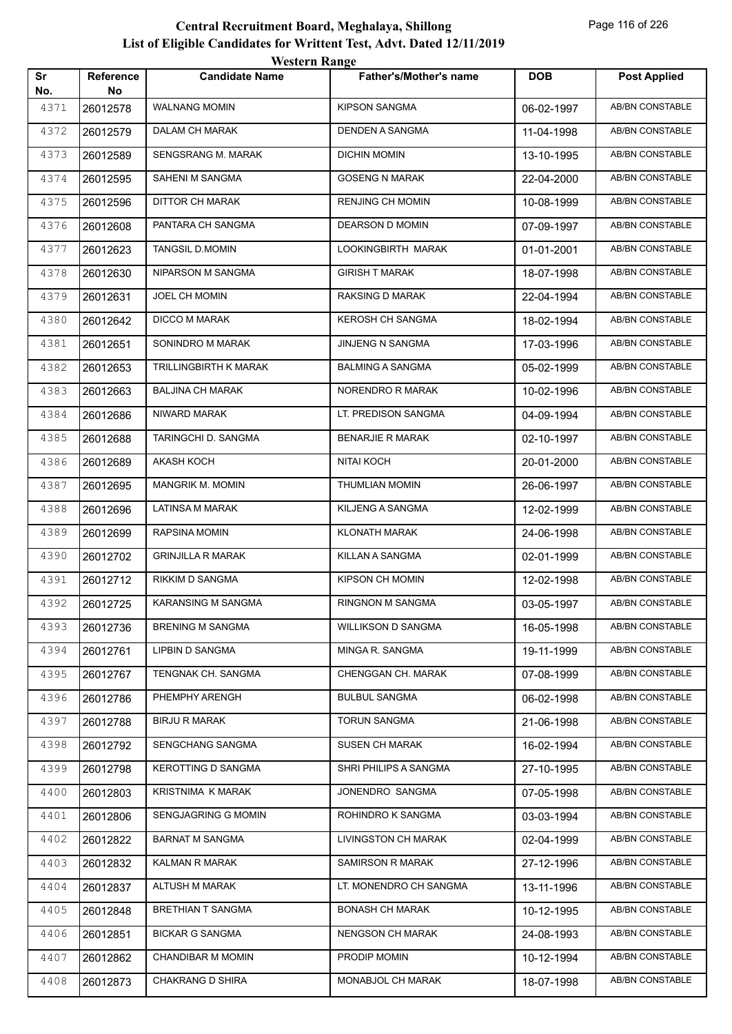# Central Recruitment Board, Meghalaya, Shillong

## List of Eligible Candidates for Writtent Test, Advt. Dated 12/11/2019

### Western Range

| Sr No. | Reference No | Candidate Name | Father's/Mother's name | DOB | Post Applied |
|---|---|---|---|---|---|
| 4371 | 26012578 | WALNANG MOMIN | KIPSON SANGMA | 06-02-1997 | AB/BN CONSTABLE |
| 4372 | 26012579 | DALAM CH MARAK | DENDEN A SANGMA | 11-04-1998 | AB/BN CONSTABLE |
| 4373 | 26012589 | SENGSRANG M. MARAK | DICHIN MOMIN | 13-10-1995 | AB/BN CONSTABLE |
| 4374 | 26012595 | SAHENI M SANGMA | GOSENG N MARAK | 22-04-2000 | AB/BN CONSTABLE |
| 4375 | 26012596 | DITTOR CH MARAK | RENJING CH MOMIN | 10-08-1999 | AB/BN CONSTABLE |
| 4376 | 26012608 | PANTARA CH SANGMA | DEARSON D MOMIN | 07-09-1997 | AB/BN CONSTABLE |
| 4377 | 26012623 | TANGSIL D.MOMIN | LOOKINGBIRTH MARAK | 01-01-2001 | AB/BN CONSTABLE |
| 4378 | 26012630 | NIPARSON M SANGMA | GIRISH T MARAK | 18-07-1998 | AB/BN CONSTABLE |
| 4379 | 26012631 | JOEL CH MOMIN | RAKSING D MARAK | 22-04-1994 | AB/BN CONSTABLE |
| 4380 | 26012642 | DICCO M MARAK | KEROSH CH SANGMA | 18-02-1994 | AB/BN CONSTABLE |
| 4381 | 26012651 | SONINDRO M MARAK | JINJENG N SANGMA | 17-03-1996 | AB/BN CONSTABLE |
| 4382 | 26012653 | TRILLINGBIRTH K MARAK | BALMING A SANGMA | 05-02-1999 | AB/BN CONSTABLE |
| 4383 | 26012663 | BALJINA CH MARAK | NORENDRO R MARAK | 10-02-1996 | AB/BN CONSTABLE |
| 4384 | 26012686 | NIWARD MARAK | LT. PREDISON SANGMA | 04-09-1994 | AB/BN CONSTABLE |
| 4385 | 26012688 | TARINGCHI D. SANGMA | BENARJIE R MARAK | 02-10-1997 | AB/BN CONSTABLE |
| 4386 | 26012689 | AKASH KOCH | NITAI KOCH | 20-01-2000 | AB/BN CONSTABLE |
| 4387 | 26012695 | MANGRIK M. MOMIN | THUMLIAN MOMIN | 26-06-1997 | AB/BN CONSTABLE |
| 4388 | 26012696 | LATINSA M MARAK | KILJENG A SANGMA | 12-02-1999 | AB/BN CONSTABLE |
| 4389 | 26012699 | RAPSINA MOMIN | KLONATH MARAK | 24-06-1998 | AB/BN CONSTABLE |
| 4390 | 26012702 | GRINJILLA R MARAK | KILLAN A SANGMA | 02-01-1999 | AB/BN CONSTABLE |
| 4391 | 26012712 | RIKKIM D SANGMA | KIPSON CH MOMIN | 12-02-1998 | AB/BN CONSTABLE |
| 4392 | 26012725 | KARANSING M SANGMA | RINGNON M SANGMA | 03-05-1997 | AB/BN CONSTABLE |
| 4393 | 26012736 | BRENING M SANGMA | WILLIKSON D SANGMA | 16-05-1998 | AB/BN CONSTABLE |
| 4394 | 26012761 | LIPBIN D SANGMA | MINGA R. SANGMA | 19-11-1999 | AB/BN CONSTABLE |
| 4395 | 26012767 | TENGNAK CH. SANGMA | CHENGGAN CH. MARAK | 07-08-1999 | AB/BN CONSTABLE |
| 4396 | 26012786 | PHEMPHY ARENGH | BULBUL SANGMA | 06-02-1998 | AB/BN CONSTABLE |
| 4397 | 26012788 | BIRJU R MARAK | TORUN SANGMA | 21-06-1998 | AB/BN CONSTABLE |
| 4398 | 26012792 | SENGCHANG SANGMA | SUSEN CH MARAK | 16-02-1994 | AB/BN CONSTABLE |
| 4399 | 26012798 | KEROTTING D SANGMA | SHRI PHILIPS A SANGMA | 27-10-1995 | AB/BN CONSTABLE |
| 4400 | 26012803 | KRISTNIMA K MARAK | JONENDRO SANGMA | 07-05-1998 | AB/BN CONSTABLE |
| 4401 | 26012806 | SENGJAGRING G MOMIN | ROHINDRO K SANGMA | 03-03-1994 | AB/BN CONSTABLE |
| 4402 | 26012822 | BARNAT M SANGMA | LIVINGSTON CH MARAK | 02-04-1999 | AB/BN CONSTABLE |
| 4403 | 26012832 | KALMAN R MARAK | SAMIRSON R MARAK | 27-12-1996 | AB/BN CONSTABLE |
| 4404 | 26012837 | ALTUSH M MARAK | LT. MONENDRO CH SANGMA | 13-11-1996 | AB/BN CONSTABLE |
| 4405 | 26012848 | BRETHIAN T SANGMA | BONASH CH MARAK | 10-12-1995 | AB/BN CONSTABLE |
| 4406 | 26012851 | BICKAR G SANGMA | NENGSON CH MARAK | 24-08-1993 | AB/BN CONSTABLE |
| 4407 | 26012862 | CHANDIBAR M MOMIN | PRODIP MOMIN | 10-12-1994 | AB/BN CONSTABLE |
| 4408 | 26012873 | CHAKRANG D SHIRA | MONABJOL CH MARAK | 18-07-1998 | AB/BN CONSTABLE |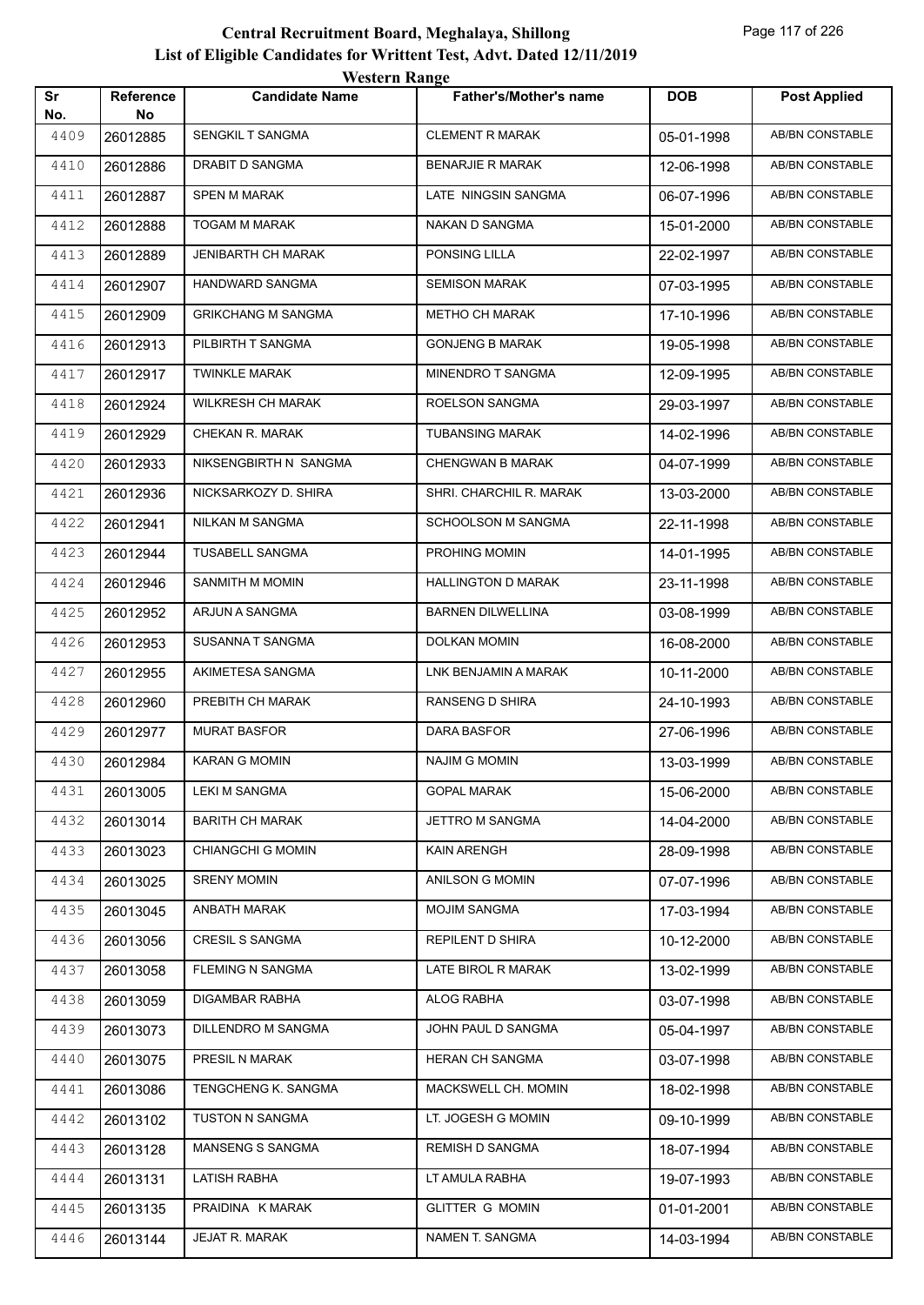# Central Recruitment Board, Meghalaya, Shillong
## List of Eligible Candidates for Writtent Test, Advt. Dated 12/11/2019
### Western Range

| Sr No. | Reference No | Candidate Name | Father's/Mother's name | DOB | Post Applied |
|---|---|---|---|---|---|
| 4409 | 26012885 | SENGKIL T SANGMA | CLEMENT R MARAK | 05-01-1998 | AB/BN CONSTABLE |
| 4410 | 26012886 | DRABIT D SANGMA | BENARJIE R MARAK | 12-06-1998 | AB/BN CONSTABLE |
| 4411 | 26012887 | SPEN M MARAK | LATE NINGSIN SANGMA | 06-07-1996 | AB/BN CONSTABLE |
| 4412 | 26012888 | TOGAM M MARAK | NAKAN D SANGMA | 15-01-2000 | AB/BN CONSTABLE |
| 4413 | 26012889 | JENIBARTH CH MARAK | PONSING LILLA | 22-02-1997 | AB/BN CONSTABLE |
| 4414 | 26012907 | HANDWARD SANGMA | SEMISON MARAK | 07-03-1995 | AB/BN CONSTABLE |
| 4415 | 26012909 | GRIKCHANG M SANGMA | METHO CH MARAK | 17-10-1996 | AB/BN CONSTABLE |
| 4416 | 26012913 | PILBIRTH T SANGMA | GONJENG B MARAK | 19-05-1998 | AB/BN CONSTABLE |
| 4417 | 26012917 | TWINKLE MARAK | MINENDRO T SANGMA | 12-09-1995 | AB/BN CONSTABLE |
| 4418 | 26012924 | WILKRESH CH MARAK | ROELSON SANGMA | 29-03-1997 | AB/BN CONSTABLE |
| 4419 | 26012929 | CHEKAN R. MARAK | TUBANSING MARAK | 14-02-1996 | AB/BN CONSTABLE |
| 4420 | 26012933 | NIKSENGBIRTH N SANGMA | CHENGWAN B MARAK | 04-07-1999 | AB/BN CONSTABLE |
| 4421 | 26012936 | NICKSARKOZY D. SHIRA | SHRI. CHARCHIL R. MARAK | 13-03-2000 | AB/BN CONSTABLE |
| 4422 | 26012941 | NILKAN M SANGMA | SCHOOLSON M SANGMA | 22-11-1998 | AB/BN CONSTABLE |
| 4423 | 26012944 | TUSABELL SANGMA | PROHING MOMIN | 14-01-1995 | AB/BN CONSTABLE |
| 4424 | 26012946 | SANMITH M MOMIN | HALLINGTON D MARAK | 23-11-1998 | AB/BN CONSTABLE |
| 4425 | 26012952 | ARJUN A SANGMA | BARNEN DILWELLINA | 03-08-1999 | AB/BN CONSTABLE |
| 4426 | 26012953 | SUSANNA T SANGMA | DOLKAN MOMIN | 16-08-2000 | AB/BN CONSTABLE |
| 4427 | 26012955 | AKIMETESA SANGMA | LNK BENJAMIN A MARAK | 10-11-2000 | AB/BN CONSTABLE |
| 4428 | 26012960 | PREBITH CH MARAK | RANSENG D SHIRA | 24-10-1993 | AB/BN CONSTABLE |
| 4429 | 26012977 | MURAT BASFOR | DARA BASFOR | 27-06-1996 | AB/BN CONSTABLE |
| 4430 | 26012984 | KARAN G MOMIN | NAJIM G MOMIN | 13-03-1999 | AB/BN CONSTABLE |
| 4431 | 26013005 | LEKI M SANGMA | GOPAL MARAK | 15-06-2000 | AB/BN CONSTABLE |
| 4432 | 26013014 | BARITH CH MARAK | JETTRO M SANGMA | 14-04-2000 | AB/BN CONSTABLE |
| 4433 | 26013023 | CHIANGCHI G MOMIN | KAIN ARENGH | 28-09-1998 | AB/BN CONSTABLE |
| 4434 | 26013025 | SRENY MOMIN | ANILSON G MOMIN | 07-07-1996 | AB/BN CONSTABLE |
| 4435 | 26013045 | ANBATH MARAK | MOJIM SANGMA | 17-03-1994 | AB/BN CONSTABLE |
| 4436 | 26013056 | CRESIL S SANGMA | REPILENT D SHIRA | 10-12-2000 | AB/BN CONSTABLE |
| 4437 | 26013058 | FLEMING N SANGMA | LATE BIROL R MARAK | 13-02-1999 | AB/BN CONSTABLE |
| 4438 | 26013059 | DIGAMBAR RABHA | ALOG RABHA | 03-07-1998 | AB/BN CONSTABLE |
| 4439 | 26013073 | DILLENDRO M SANGMA | JOHN PAUL D SANGMA | 05-04-1997 | AB/BN CONSTABLE |
| 4440 | 26013075 | PRESIL N MARAK | HERAN CH SANGMA | 03-07-1998 | AB/BN CONSTABLE |
| 4441 | 26013086 | TENGCHENG K. SANGMA | MACKSWELL CH. MOMIN | 18-02-1998 | AB/BN CONSTABLE |
| 4442 | 26013102 | TUSTON N SANGMA | LT. JOGESH G MOMIN | 09-10-1999 | AB/BN CONSTABLE |
| 4443 | 26013128 | MANSENG S SANGMA | REMISH D SANGMA | 18-07-1994 | AB/BN CONSTABLE |
| 4444 | 26013131 | LATISH RABHA | LT AMULA RABHA | 19-07-1993 | AB/BN CONSTABLE |
| 4445 | 26013135 | PRAIDINA K MARAK | GLITTER G MOMIN | 01-01-2001 | AB/BN CONSTABLE |
| 4446 | 26013144 | JEJAT R. MARAK | NAMEN T. SANGMA | 14-03-1994 | AB/BN CONSTABLE |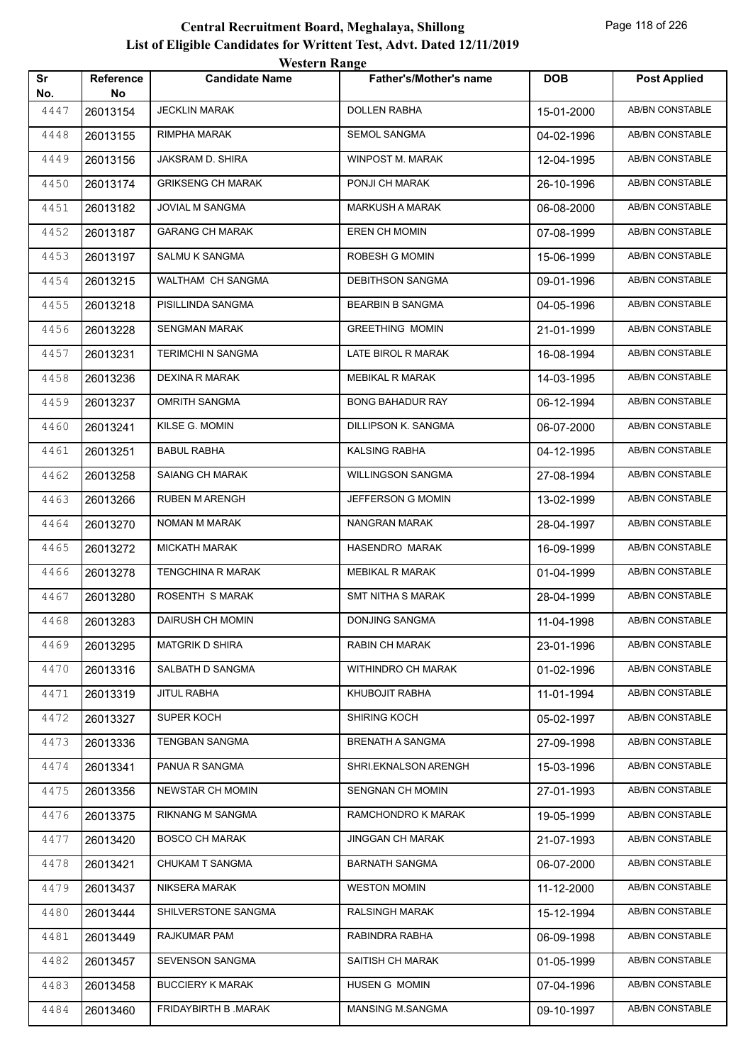# Central Recruitment Board, Meghalaya, Shillong

## List of Eligible Candidates for Writtent Test, Advt. Dated 12/11/2019

### Western Range

| Sr No. | Reference No | Candidate Name | Father's/Mother's name | DOB | Post Applied |
|---|---|---|---|---|---|
| 4447 | 26013154 | JECKLIN MARAK | DOLLEN RABHA | 15-01-2000 | AB/BN CONSTABLE |
| 4448 | 26013155 | RIMPHA MARAK | SEMOL SANGMA | 04-02-1996 | AB/BN CONSTABLE |
| 4449 | 26013156 | JAKSRAM D. SHIRA | WINPOST M. MARAK | 12-04-1995 | AB/BN CONSTABLE |
| 4450 | 26013174 | GRIKSENG CH MARAK | PONJI CH MARAK | 26-10-1996 | AB/BN CONSTABLE |
| 4451 | 26013182 | JOVIAL M SANGMA | MARKUSH A MARAK | 06-08-2000 | AB/BN CONSTABLE |
| 4452 | 26013187 | GARANG CH MARAK | EREN CH MOMIN | 07-08-1999 | AB/BN CONSTABLE |
| 4453 | 26013197 | SALMU K SANGMA | ROBESH G MOMIN | 15-06-1999 | AB/BN CONSTABLE |
| 4454 | 26013215 | WALTHAM CH SANGMA | DEBITHSON SANGMA | 09-01-1996 | AB/BN CONSTABLE |
| 4455 | 26013218 | PISILLINDA SANGMA | BEARBIN B SANGMA | 04-05-1996 | AB/BN CONSTABLE |
| 4456 | 26013228 | SENGMAN MARAK | GREETHING MOMIN | 21-01-1999 | AB/BN CONSTABLE |
| 4457 | 26013231 | TERIMCHI N SANGMA | LATE BIROL R MARAK | 16-08-1994 | AB/BN CONSTABLE |
| 4458 | 26013236 | DEXINA R MARAK | MEBIKAL R MARAK | 14-03-1995 | AB/BN CONSTABLE |
| 4459 | 26013237 | OMRITH SANGMA | BONG BAHADUR RAY | 06-12-1994 | AB/BN CONSTABLE |
| 4460 | 26013241 | KILSE G. MOMIN | DILLIPSON K. SANGMA | 06-07-2000 | AB/BN CONSTABLE |
| 4461 | 26013251 | BABUL RABHA | KALSING RABHA | 04-12-1995 | AB/BN CONSTABLE |
| 4462 | 26013258 | SAIANG CH MARAK | WILLINGSON SANGMA | 27-08-1994 | AB/BN CONSTABLE |
| 4463 | 26013266 | RUBEN M ARENGH | JEFFERSON G MOMIN | 13-02-1999 | AB/BN CONSTABLE |
| 4464 | 26013270 | NOMAN M MARAK | NANGRAN MARAK | 28-04-1997 | AB/BN CONSTABLE |
| 4465 | 26013272 | MICKATH MARAK | HASENDRO MARAK | 16-09-1999 | AB/BN CONSTABLE |
| 4466 | 26013278 | TENGCHINA R MARAK | MEBIKAL R MARAK | 01-04-1999 | AB/BN CONSTABLE |
| 4467 | 26013280 | ROSENTH S MARAK | SMT NITHA S MARAK | 28-04-1999 | AB/BN CONSTABLE |
| 4468 | 26013283 | DAIRUSH CH MOMIN | DONJING SANGMA | 11-04-1998 | AB/BN CONSTABLE |
| 4469 | 26013295 | MATGRIK D SHIRA | RABIN CH MARAK | 23-01-1996 | AB/BN CONSTABLE |
| 4470 | 26013316 | SALBATH D SANGMA | WITHINDRO CH MARAK | 01-02-1996 | AB/BN CONSTABLE |
| 4471 | 26013319 | JITUL RABHA | KHUBOJIT RABHA | 11-01-1994 | AB/BN CONSTABLE |
| 4472 | 26013327 | SUPER KOCH | SHIRING KOCH | 05-02-1997 | AB/BN CONSTABLE |
| 4473 | 26013336 | TENGBAN SANGMA | BRENATH A SANGMA | 27-09-1998 | AB/BN CONSTABLE |
| 4474 | 26013341 | PANUA R SANGMA | SHRI.EKNALSON ARENGH | 15-03-1996 | AB/BN CONSTABLE |
| 4475 | 26013356 | NEWSTAR CH MOMIN | SENGNAN CH MOMIN | 27-01-1993 | AB/BN CONSTABLE |
| 4476 | 26013375 | RIKNANG M SANGMA | RAMCHONDRO K MARAK | 19-05-1999 | AB/BN CONSTABLE |
| 4477 | 26013420 | BOSCO CH MARAK | JINGGAN CH MARAK | 21-07-1993 | AB/BN CONSTABLE |
| 4478 | 26013421 | CHUKAM T SANGMA | BARNATH SANGMA | 06-07-2000 | AB/BN CONSTABLE |
| 4479 | 26013437 | NIKSERA MARAK | WESTON MOMIN | 11-12-2000 | AB/BN CONSTABLE |
| 4480 | 26013444 | SHILVERSTONE SANGMA | RALSINGH MARAK | 15-12-1994 | AB/BN CONSTABLE |
| 4481 | 26013449 | RAJKUMAR PAM | RABINDRA RABHA | 06-09-1998 | AB/BN CONSTABLE |
| 4482 | 26013457 | SEVENSON SANGMA | SAITISH CH MARAK | 01-05-1999 | AB/BN CONSTABLE |
| 4483 | 26013458 | BUCCIERY K MARAK | HUSEN G MOMIN | 07-04-1996 | AB/BN CONSTABLE |
| 4484 | 26013460 | FRIDAYBIRTH B .MARAK | MANSING M.SANGMA | 09-10-1997 | AB/BN CONSTABLE |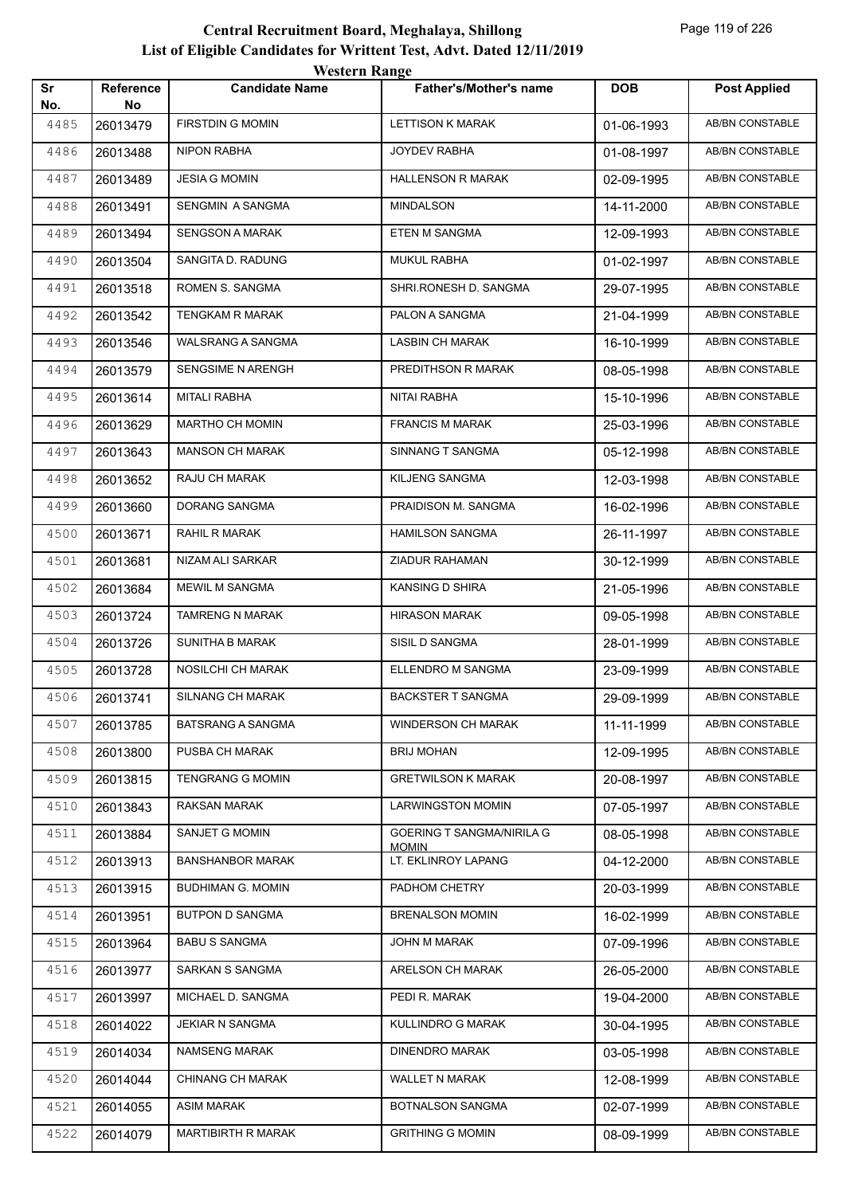# Central Recruitment Board, Meghalaya, Shillong

## List of Eligible Candidates for Writtent Test, Advt. Dated 12/11/2019

### Western Range

| Sr No. | Reference No | Candidate Name | Father's/Mother's name | DOB | Post Applied |
|---|---|---|---|---|---|
| 4485 | 26013479 | FIRSTDIN G MOMIN | LETTISON K MARAK | 01-06-1993 | AB/BN CONSTABLE |
| 4486 | 26013488 | NIPON RABHA | JOYDEV RABHA | 01-08-1997 | AB/BN CONSTABLE |
| 4487 | 26013489 | JESIA G MOMIN | HALLENSON R MARAK | 02-09-1995 | AB/BN CONSTABLE |
| 4488 | 26013491 | SENGMIN A SANGMA | MINDALSON | 14-11-2000 | AB/BN CONSTABLE |
| 4489 | 26013494 | SENGSON A MARAK | ETEN M SANGMA | 12-09-1993 | AB/BN CONSTABLE |
| 4490 | 26013504 | SANGITA D. RADUNG | MUKUL RABHA | 01-02-1997 | AB/BN CONSTABLE |
| 4491 | 26013518 | ROMEN S. SANGMA | SHRI.RONESH D. SANGMA | 29-07-1995 | AB/BN CONSTABLE |
| 4492 | 26013542 | TENGKAM R MARAK | PALON A SANGMA | 21-04-1999 | AB/BN CONSTABLE |
| 4493 | 26013546 | WALSRANG A SANGMA | LASBIN CH MARAK | 16-10-1999 | AB/BN CONSTABLE |
| 4494 | 26013579 | SENGSIME N ARENGH | PREDITHSON R MARAK | 08-05-1998 | AB/BN CONSTABLE |
| 4495 | 26013614 | MITALI RABHA | NITAI RABHA | 15-10-1996 | AB/BN CONSTABLE |
| 4496 | 26013629 | MARTHO CH MOMIN | FRANCIS M MARAK | 25-03-1996 | AB/BN CONSTABLE |
| 4497 | 26013643 | MANSON CH MARAK | SINNANG T SANGMA | 05-12-1998 | AB/BN CONSTABLE |
| 4498 | 26013652 | RAJU CH MARAK | KILJENG SANGMA | 12-03-1998 | AB/BN CONSTABLE |
| 4499 | 26013660 | DORANG SANGMA | PRAIDISON M. SANGMA | 16-02-1996 | AB/BN CONSTABLE |
| 4500 | 26013671 | RAHIL R MARAK | HAMILSON SANGMA | 26-11-1997 | AB/BN CONSTABLE |
| 4501 | 26013681 | NIZAM ALI SARKAR | ZIADUR RAHAMAN | 30-12-1999 | AB/BN CONSTABLE |
| 4502 | 26013684 | MEWIL M SANGMA | KANSING D SHIRA | 21-05-1996 | AB/BN CONSTABLE |
| 4503 | 26013724 | TAMRENG N MARAK | HIRASON MARAK | 09-05-1998 | AB/BN CONSTABLE |
| 4504 | 26013726 | SUNITHA B MARAK | SISIL D SANGMA | 28-01-1999 | AB/BN CONSTABLE |
| 4505 | 26013728 | NOSILCHI CH MARAK | ELLENDRO M SANGMA | 23-09-1999 | AB/BN CONSTABLE |
| 4506 | 26013741 | SILNANG CH MARAK | BACKSTER T SANGMA | 29-09-1999 | AB/BN CONSTABLE |
| 4507 | 26013785 | BATSRANG A SANGMA | WINDERSON CH MARAK | 11-11-1999 | AB/BN CONSTABLE |
| 4508 | 26013800 | PUSBA CH MARAK | BRIJ MOHAN | 12-09-1995 | AB/BN CONSTABLE |
| 4509 | 26013815 | TENGRANG G MOMIN | GRETWILSON K MARAK | 20-08-1997 | AB/BN CONSTABLE |
| 4510 | 26013843 | RAKSAN MARAK | LARWINGSTON MOMIN | 07-05-1997 | AB/BN CONSTABLE |
| 4511 | 26013884 | SANJET G MOMIN | GOERING T SANGMA/NIRILA G MOMIN | 08-05-1998 | AB/BN CONSTABLE |
| 4512 | 26013913 | BANSHANBOR MARAK | LT. EKLINROY LAPANG | 04-12-2000 | AB/BN CONSTABLE |
| 4513 | 26013915 | BUDHIMAN G. MOMIN | PADHOM CHETRY | 20-03-1999 | AB/BN CONSTABLE |
| 4514 | 26013951 | BUTPON D SANGMA | BRENALSON MOMIN | 16-02-1999 | AB/BN CONSTABLE |
| 4515 | 26013964 | BABU S SANGMA | JOHN M MARAK | 07-09-1996 | AB/BN CONSTABLE |
| 4516 | 26013977 | SARKAN S SANGMA | ARELSON CH MARAK | 26-05-2000 | AB/BN CONSTABLE |
| 4517 | 26013997 | MICHAEL D. SANGMA | PEDI R. MARAK | 19-04-2000 | AB/BN CONSTABLE |
| 4518 | 26014022 | JEKIAR N SANGMA | KULLINDRO G MARAK | 30-04-1995 | AB/BN CONSTABLE |
| 4519 | 26014034 | NAMSENG MARAK | DINENDRO MARAK | 03-05-1998 | AB/BN CONSTABLE |
| 4520 | 26014044 | CHINANG CH MARAK | WALLET N MARAK | 12-08-1999 | AB/BN CONSTABLE |
| 4521 | 26014055 | ASIM MARAK | BOTNALSON SANGMA | 02-07-1999 | AB/BN CONSTABLE |
| 4522 | 26014079 | MARTIBIRTH R MARAK | GRITHING G MOMIN | 08-09-1999 | AB/BN CONSTABLE |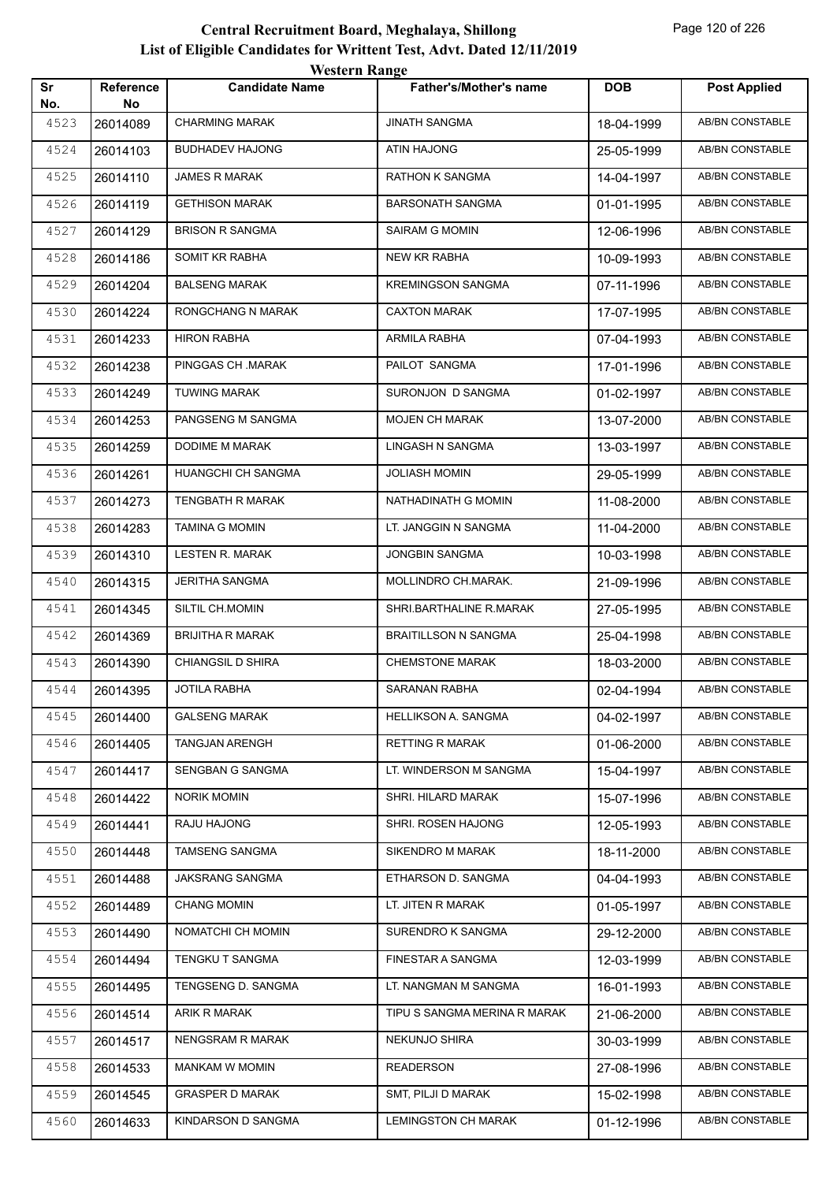# Central Recruitment Board, Meghalaya, Shillong

## List of Eligible Candidates for Writtent Test, Advt. Dated 12/11/2019

### Western Range

| Sr No. | Reference No | Candidate Name | Father's/Mother's name | DOB | Post Applied |
|---|---|---|---|---|---|
| 4523 | 26014089 | CHARMING MARAK | JINATH SANGMA | 18-04-1999 | AB/BN CONSTABLE |
| 4524 | 26014103 | BUDHADEV HAJONG | ATIN HAJONG | 25-05-1999 | AB/BN CONSTABLE |
| 4525 | 26014110 | JAMES R MARAK | RATHON K SANGMA | 14-04-1997 | AB/BN CONSTABLE |
| 4526 | 26014119 | GETHISON MARAK | BARSONATH SANGMA | 01-01-1995 | AB/BN CONSTABLE |
| 4527 | 26014129 | BRISON R SANGMA | SAIRAM G MOMIN | 12-06-1996 | AB/BN CONSTABLE |
| 4528 | 26014186 | SOMIT KR RABHA | NEW KR RABHA | 10-09-1993 | AB/BN CONSTABLE |
| 4529 | 26014204 | BALSENG MARAK | KREMINGSON SANGMA | 07-11-1996 | AB/BN CONSTABLE |
| 4530 | 26014224 | RONGCHANG N MARAK | CAXTON MARAK | 17-07-1995 | AB/BN CONSTABLE |
| 4531 | 26014233 | HIRON RABHA | ARMILA RABHA | 07-04-1993 | AB/BN CONSTABLE |
| 4532 | 26014238 | PINGGAS CH .MARAK | PAILOT SANGMA | 17-01-1996 | AB/BN CONSTABLE |
| 4533 | 26014249 | TUWING MARAK | SURONJON D SANGMA | 01-02-1997 | AB/BN CONSTABLE |
| 4534 | 26014253 | PANGSENG M SANGMA | MOJEN CH MARAK | 13-07-2000 | AB/BN CONSTABLE |
| 4535 | 26014259 | DODIME M MARAK | LINGASH N SANGMA | 13-03-1997 | AB/BN CONSTABLE |
| 4536 | 26014261 | HUANGCHI CH SANGMA | JOLIASH MOMIN | 29-05-1999 | AB/BN CONSTABLE |
| 4537 | 26014273 | TENGBATH R MARAK | NATHADINATH G MOMIN | 11-08-2000 | AB/BN CONSTABLE |
| 4538 | 26014283 | TAMINA G MOMIN | LT. JANGGIN N SANGMA | 11-04-2000 | AB/BN CONSTABLE |
| 4539 | 26014310 | LESTEN R. MARAK | JONGBIN SANGMA | 10-03-1998 | AB/BN CONSTABLE |
| 4540 | 26014315 | JERITHA SANGMA | MOLLINDRO CH.MARAK. | 21-09-1996 | AB/BN CONSTABLE |
| 4541 | 26014345 | SILTIL CH.MOMIN | SHRI.BARTHALINE R.MARAK | 27-05-1995 | AB/BN CONSTABLE |
| 4542 | 26014369 | BRIJITHA R MARAK | BRAITILLSON N SANGMA | 25-04-1998 | AB/BN CONSTABLE |
| 4543 | 26014390 | CHIANGSIL D SHIRA | CHEMSTONE MARAK | 18-03-2000 | AB/BN CONSTABLE |
| 4544 | 26014395 | JOTILA RABHA | SARANAN RABHA | 02-04-1994 | AB/BN CONSTABLE |
| 4545 | 26014400 | GALSENG MARAK | HELLIKSON A. SANGMA | 04-02-1997 | AB/BN CONSTABLE |
| 4546 | 26014405 | TANGJAN ARENGH | RETTING R MARAK | 01-06-2000 | AB/BN CONSTABLE |
| 4547 | 26014417 | SENGBAN G SANGMA | LT. WINDERSON M SANGMA | 15-04-1997 | AB/BN CONSTABLE |
| 4548 | 26014422 | NORIK MOMIN | SHRI. HILARD MARAK | 15-07-1996 | AB/BN CONSTABLE |
| 4549 | 26014441 | RAJU HAJONG | SHRI. ROSEN HAJONG | 12-05-1993 | AB/BN CONSTABLE |
| 4550 | 26014448 | TAMSENG SANGMA | SIKENDRO M MARAK | 18-11-2000 | AB/BN CONSTABLE |
| 4551 | 26014488 | JAKSRANG SANGMA | ETHARSON D. SANGMA | 04-04-1993 | AB/BN CONSTABLE |
| 4552 | 26014489 | CHANG MOMIN | LT. JITEN R MARAK | 01-05-1997 | AB/BN CONSTABLE |
| 4553 | 26014490 | NOMATCHI CH MOMIN | SURENDRO K SANGMA | 29-12-2000 | AB/BN CONSTABLE |
| 4554 | 26014494 | TENGKU T SANGMA | FINESTAR A SANGMA | 12-03-1999 | AB/BN CONSTABLE |
| 4555 | 26014495 | TENGSENG D. SANGMA | LT. NANGMAN M SANGMA | 16-01-1993 | AB/BN CONSTABLE |
| 4556 | 26014514 | ARIK R MARAK | TIPU S SANGMA MERINA R MARAK | 21-06-2000 | AB/BN CONSTABLE |
| 4557 | 26014517 | NENGSRAM R MARAK | NEKUNJO SHIRA | 30-03-1999 | AB/BN CONSTABLE |
| 4558 | 26014533 | MANKAM W MOMIN | READERSON | 27-08-1996 | AB/BN CONSTABLE |
| 4559 | 26014545 | GRASPER D MARAK | SMT, PILJI D MARAK | 15-02-1998 | AB/BN CONSTABLE |
| 4560 | 26014633 | KINDARSON D SANGMA | LEMINGSTON CH MARAK | 01-12-1996 | AB/BN CONSTABLE |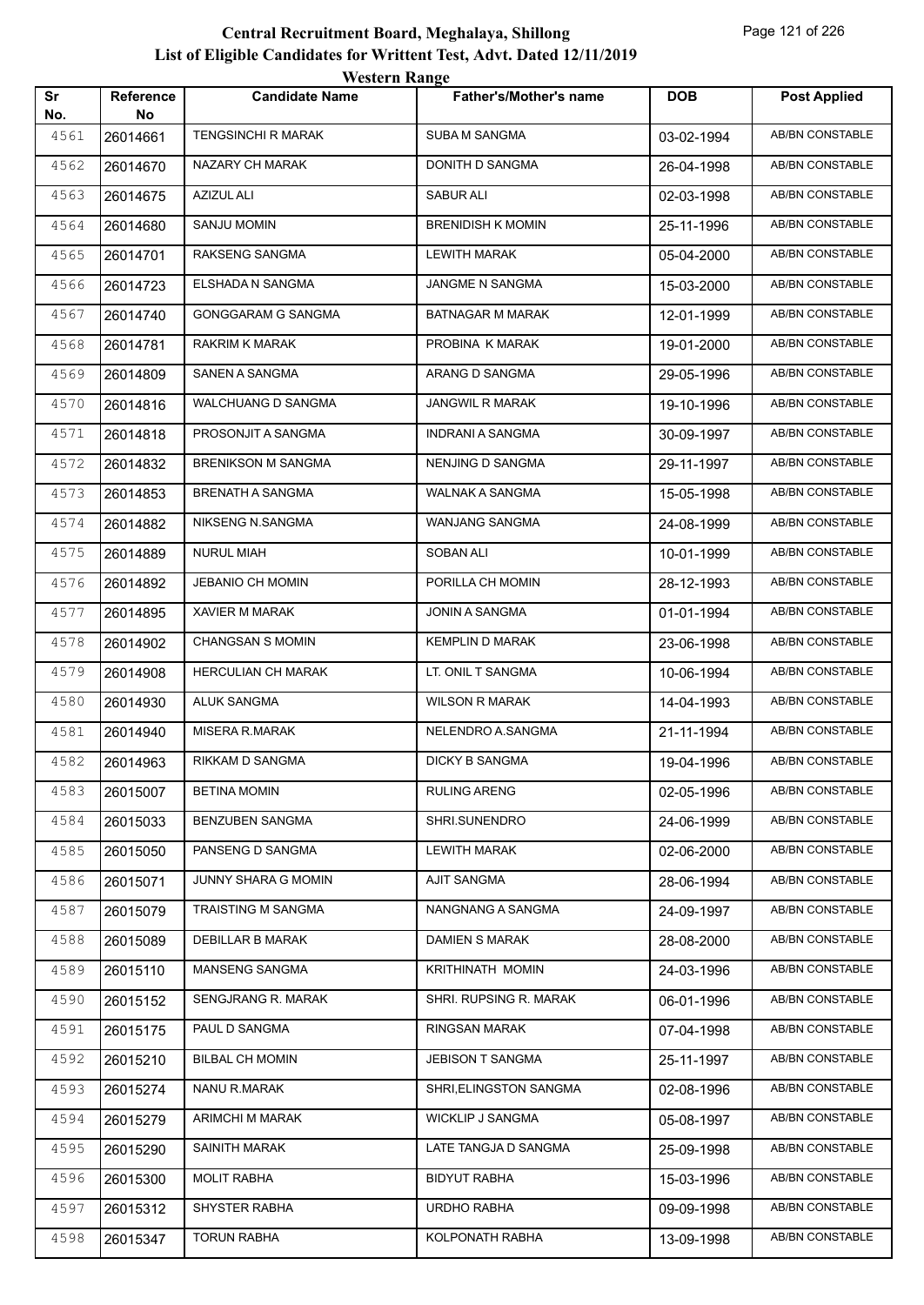# Central Recruitment Board, Meghalaya, Shillong

## List of Eligible Candidates for Writtent Test, Advt. Dated 12/11/2019

### Western Range

| Sr No. | Reference No | Candidate Name | Father's/Mother's name | DOB | Post Applied |
|---|---|---|---|---|---|
| 4561 | 26014661 | TENGSINCHI R MARAK | SUBA M SANGMA | 03-02-1994 | AB/BN CONSTABLE |
| 4562 | 26014670 | NAZARY CH MARAK | DONITH D SANGMA | 26-04-1998 | AB/BN CONSTABLE |
| 4563 | 26014675 | AZIZUL ALI | SABUR ALI | 02-03-1998 | AB/BN CONSTABLE |
| 4564 | 26014680 | SANJU MOMIN | BRENIDISH K MOMIN | 25-11-1996 | AB/BN CONSTABLE |
| 4565 | 26014701 | RAKSENG SANGMA | LEWITH MARAK | 05-04-2000 | AB/BN CONSTABLE |
| 4566 | 26014723 | ELSHADA N SANGMA | JANGME N SANGMA | 15-03-2000 | AB/BN CONSTABLE |
| 4567 | 26014740 | GONGGARAM G SANGMA | BATNAGAR M MARAK | 12-01-1999 | AB/BN CONSTABLE |
| 4568 | 26014781 | RAKRIM K MARAK | PROBINA K MARAK | 19-01-2000 | AB/BN CONSTABLE |
| 4569 | 26014809 | SANEN A SANGMA | ARANG D SANGMA | 29-05-1996 | AB/BN CONSTABLE |
| 4570 | 26014816 | WALCHUANG D SANGMA | JANGWIL R MARAK | 19-10-1996 | AB/BN CONSTABLE |
| 4571 | 26014818 | PROSONJIT A SANGMA | INDRANI A SANGMA | 30-09-1997 | AB/BN CONSTABLE |
| 4572 | 26014832 | BRENIKSON M SANGMA | NENJING D SANGMA | 29-11-1997 | AB/BN CONSTABLE |
| 4573 | 26014853 | BRENATH A SANGMA | WALNAK A SANGMA | 15-05-1998 | AB/BN CONSTABLE |
| 4574 | 26014882 | NIKSENG N.SANGMA | WANJANG SANGMA | 24-08-1999 | AB/BN CONSTABLE |
| 4575 | 26014889 | NURUL MIAH | SOBAN ALI | 10-01-1999 | AB/BN CONSTABLE |
| 4576 | 26014892 | JEBANIO CH MOMIN | PORILLA CH MOMIN | 28-12-1993 | AB/BN CONSTABLE |
| 4577 | 26014895 | XAVIER M MARAK | JONIN A SANGMA | 01-01-1994 | AB/BN CONSTABLE |
| 4578 | 26014902 | CHANGSAN S MOMIN | KEMPLIN D MARAK | 23-06-1998 | AB/BN CONSTABLE |
| 4579 | 26014908 | HERCULIAN CH MARAK | LT. ONIL T SANGMA | 10-06-1994 | AB/BN CONSTABLE |
| 4580 | 26014930 | ALUK SANGMA | WILSON R MARAK | 14-04-1993 | AB/BN CONSTABLE |
| 4581 | 26014940 | MISERA R.MARAK | NELENDRO A.SANGMA | 21-11-1994 | AB/BN CONSTABLE |
| 4582 | 26014963 | RIKKAM D SANGMA | DICKY B SANGMA | 19-04-1996 | AB/BN CONSTABLE |
| 4583 | 26015007 | BETINA MOMIN | RULING ARENG | 02-05-1996 | AB/BN CONSTABLE |
| 4584 | 26015033 | BENZUBEN SANGMA | SHRI.SUNENDRO | 24-06-1999 | AB/BN CONSTABLE |
| 4585 | 26015050 | PANSENG D SANGMA | LEWITH MARAK | 02-06-2000 | AB/BN CONSTABLE |
| 4586 | 26015071 | JUNNY SHARA G MOMIN | AJIT SANGMA | 28-06-1994 | AB/BN CONSTABLE |
| 4587 | 26015079 | TRAISTING M SANGMA | NANGNANG A SANGMA | 24-09-1997 | AB/BN CONSTABLE |
| 4588 | 26015089 | DEBILLAR B MARAK | DAMIEN S MARAK | 28-08-2000 | AB/BN CONSTABLE |
| 4589 | 26015110 | MANSENG SANGMA | KRITHINATH MOMIN | 24-03-1996 | AB/BN CONSTABLE |
| 4590 | 26015152 | SENGJRANG R. MARAK | SHRI. RUPSING R. MARAK | 06-01-1996 | AB/BN CONSTABLE |
| 4591 | 26015175 | PAUL D SANGMA | RINGSAN MARAK | 07-04-1998 | AB/BN CONSTABLE |
| 4592 | 26015210 | BILBAL CH MOMIN | JEBISON T SANGMA | 25-11-1997 | AB/BN CONSTABLE |
| 4593 | 26015274 | NANU R.MARAK | SHRI,ELINGSTON SANGMA | 02-08-1996 | AB/BN CONSTABLE |
| 4594 | 26015279 | ARIMCHI M MARAK | WICKLIP J SANGMA | 05-08-1997 | AB/BN CONSTABLE |
| 4595 | 26015290 | SAINITH MARAK | LATE TANGJA D SANGMA | 25-09-1998 | AB/BN CONSTABLE |
| 4596 | 26015300 | MOLIT RABHA | BIDYUT RABHA | 15-03-1996 | AB/BN CONSTABLE |
| 4597 | 26015312 | SHYSTER RABHA | URDHO RABHA | 09-09-1998 | AB/BN CONSTABLE |
| 4598 | 26015347 | TORUN RABHA | KOLPONATH RABHA | 13-09-1998 | AB/BN CONSTABLE |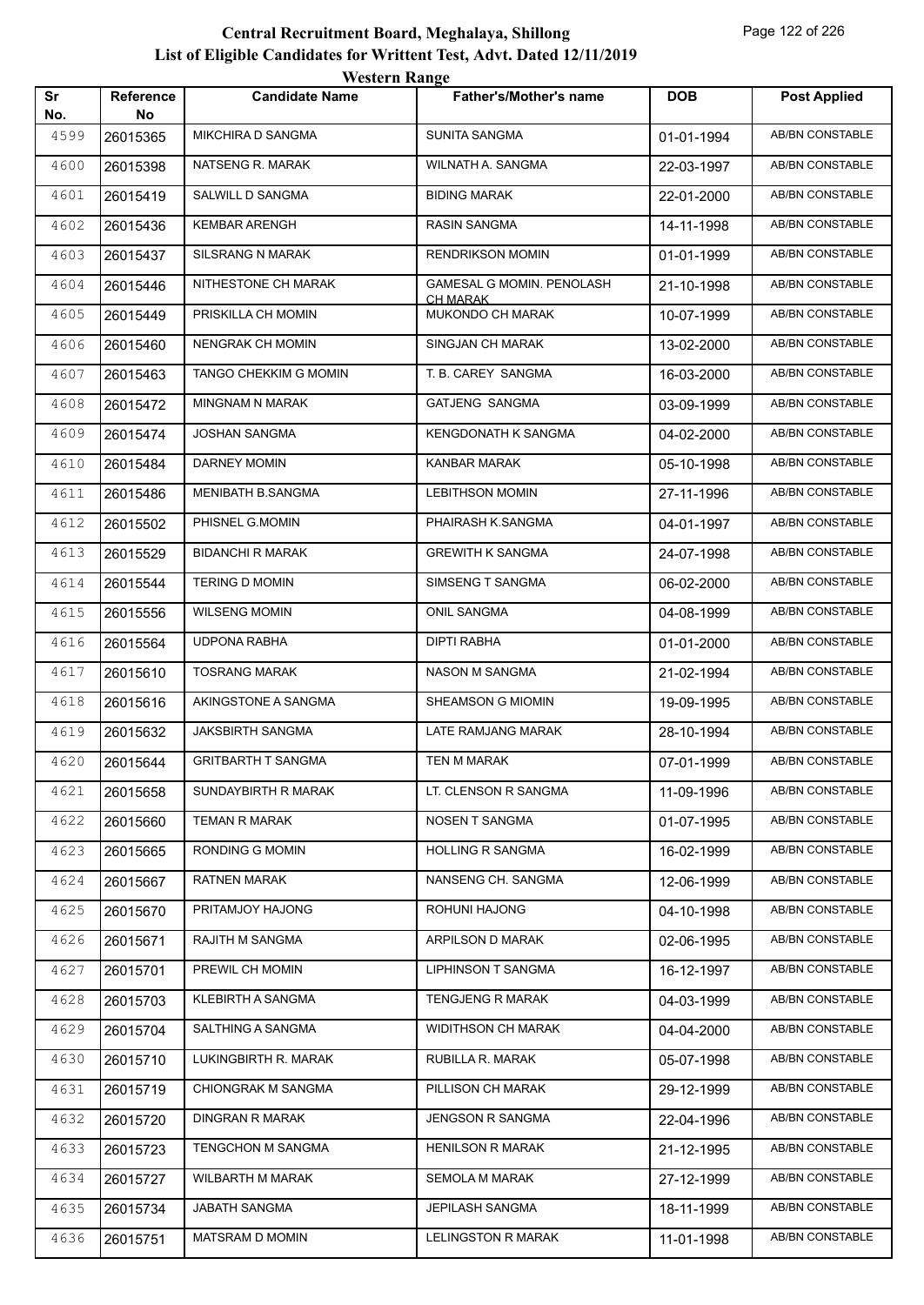# Central Recruitment Board, Meghalaya, Shillong

## List of Eligible Candidates for Writtent Test, Advt. Dated 12/11/2019

### Western Range

| Sr No. | Reference No | Candidate Name | Father's/Mother's name | DOB | Post Applied |
|---|---|---|---|---|---|
| 4599 | 26015365 | MIKCHIRA D SANGMA | SUNITA SANGMA | 01-01-1994 | AB/BN CONSTABLE |
| 4600 | 26015398 | NATSENG R. MARAK | WILNATH A. SANGMA | 22-03-1997 | AB/BN CONSTABLE |
| 4601 | 26015419 | SALWILL D SANGMA | BIDING MARAK | 22-01-2000 | AB/BN CONSTABLE |
| 4602 | 26015436 | KEMBAR ARENGH | RASIN SANGMA | 14-11-1998 | AB/BN CONSTABLE |
| 4603 | 26015437 | SILSRANG N MARAK | RENDRIKSON MOMIN | 01-01-1999 | AB/BN CONSTABLE |
| 4604 | 26015446 | NITHESTONE CH MARAK | GAMESAL G MOMIN. PENOLASH CH MARAK | 21-10-1998 | AB/BN CONSTABLE |
| 4605 | 26015449 | PRISKILLA CH MOMIN | MUKONDO CH MARAK | 10-07-1999 | AB/BN CONSTABLE |
| 4606 | 26015460 | NENGRAK CH MOMIN | SINGJAN CH MARAK | 13-02-2000 | AB/BN CONSTABLE |
| 4607 | 26015463 | TANGO CHEKKIM G MOMIN | T. B. CAREY SANGMA | 16-03-2000 | AB/BN CONSTABLE |
| 4608 | 26015472 | MINGNAM N MARAK | GATJENG SANGMA | 03-09-1999 | AB/BN CONSTABLE |
| 4609 | 26015474 | JOSHAN SANGMA | KENGDONATH K SANGMA | 04-02-2000 | AB/BN CONSTABLE |
| 4610 | 26015484 | DARNEY MOMIN | KANBAR MARAK | 05-10-1998 | AB/BN CONSTABLE |
| 4611 | 26015486 | MENIBATH B.SANGMA | LEBITHSON MOMIN | 27-11-1996 | AB/BN CONSTABLE |
| 4612 | 26015502 | PHISNEL G.MOMIN | PHAIRASH K.SANGMA | 04-01-1997 | AB/BN CONSTABLE |
| 4613 | 26015529 | BIDANCHI R MARAK | GREWITH K SANGMA | 24-07-1998 | AB/BN CONSTABLE |
| 4614 | 26015544 | TERING D MOMIN | SIMSENG T SANGMA | 06-02-2000 | AB/BN CONSTABLE |
| 4615 | 26015556 | WILSENG MOMIN | ONIL SANGMA | 04-08-1999 | AB/BN CONSTABLE |
| 4616 | 26015564 | UDPONA RABHA | DIPTI RABHA | 01-01-2000 | AB/BN CONSTABLE |
| 4617 | 26015610 | TOSRANG MARAK | NASON M SANGMA | 21-02-1994 | AB/BN CONSTABLE |
| 4618 | 26015616 | AKINGSTONE A SANGMA | SHEAMSON G MIOMIN | 19-09-1995 | AB/BN CONSTABLE |
| 4619 | 26015632 | JAKSBIRTH SANGMA | LATE RAMJANG MARAK | 28-10-1994 | AB/BN CONSTABLE |
| 4620 | 26015644 | GRITBARTH T SANGMA | TEN M MARAK | 07-01-1999 | AB/BN CONSTABLE |
| 4621 | 26015658 | SUNDAYBIRTH R MARAK | LT. CLENSON R SANGMA | 11-09-1996 | AB/BN CONSTABLE |
| 4622 | 26015660 | TEMAN R MARAK | NOSEN T SANGMA | 01-07-1995 | AB/BN CONSTABLE |
| 4623 | 26015665 | RONDING G MOMIN | HOLLING R SANGMA | 16-02-1999 | AB/BN CONSTABLE |
| 4624 | 26015667 | RATNEN MARAK | NANSENG CH. SANGMA | 12-06-1999 | AB/BN CONSTABLE |
| 4625 | 26015670 | PRITAMJOY HAJONG | ROHUNI HAJONG | 04-10-1998 | AB/BN CONSTABLE |
| 4626 | 26015671 | RAJITH M SANGMA | ARPILSON D MARAK | 02-06-1995 | AB/BN CONSTABLE |
| 4627 | 26015701 | PREWIL CH MOMIN | LIPHINSON T SANGMA | 16-12-1997 | AB/BN CONSTABLE |
| 4628 | 26015703 | KLEBIRTH A SANGMA | TENGJENG R MARAK | 04-03-1999 | AB/BN CONSTABLE |
| 4629 | 26015704 | SALTHING A SANGMA | WIDITHSON CH MARAK | 04-04-2000 | AB/BN CONSTABLE |
| 4630 | 26015710 | LUKINGBIRTH R. MARAK | RUBILLA R. MARAK | 05-07-1998 | AB/BN CONSTABLE |
| 4631 | 26015719 | CHIONGRAK M SANGMA | PILLISON CH MARAK | 29-12-1999 | AB/BN CONSTABLE |
| 4632 | 26015720 | DINGRAN R MARAK | JENGSON R SANGMA | 22-04-1996 | AB/BN CONSTABLE |
| 4633 | 26015723 | TENGCHON M SANGMA | HENILSON R MARAK | 21-12-1995 | AB/BN CONSTABLE |
| 4634 | 26015727 | WILBARTH M MARAK | SEMOLA M MARAK | 27-12-1999 | AB/BN CONSTABLE |
| 4635 | 26015734 | JABATH SANGMA | JEPILASH SANGMA | 18-11-1999 | AB/BN CONSTABLE |
| 4636 | 26015751 | MATSRAM D MOMIN | LELINGSTON R MARAK | 11-01-1998 | AB/BN CONSTABLE |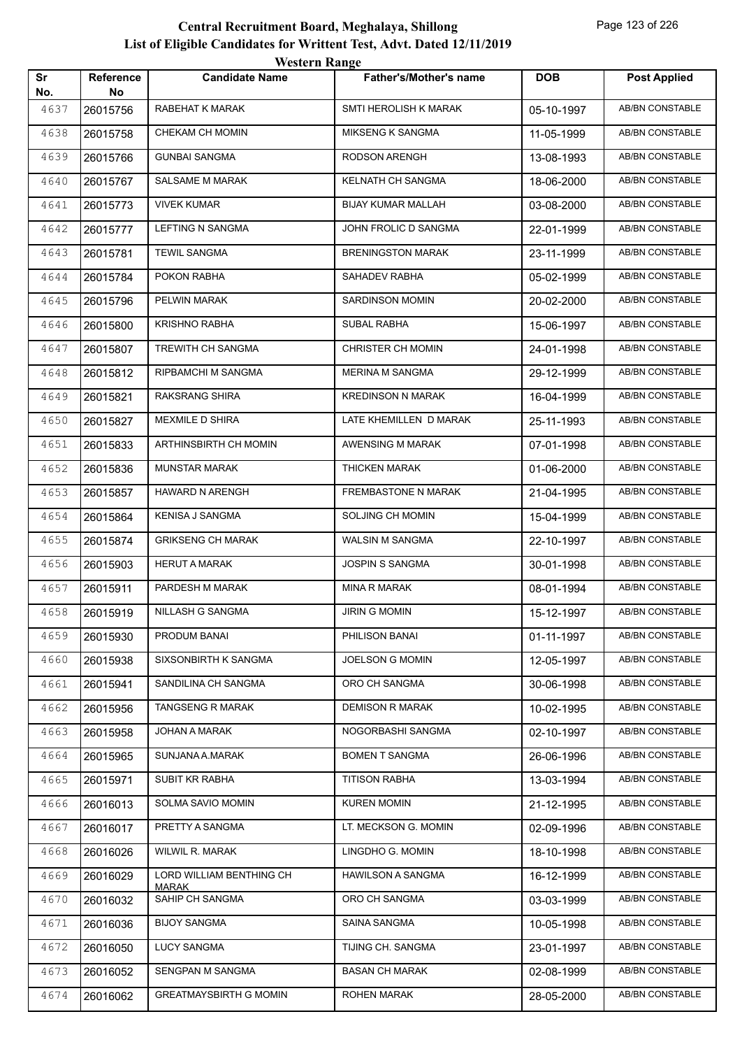# Central Recruitment Board, Meghalaya, Shillong

## List of Eligible Candidates for Writtent Test, Advt. Dated 12/11/2019

### Western Range

| Sr No. | Reference No | Candidate Name | Father's/Mother's name | DOB | Post Applied |
|---|---|---|---|---|---|
| 4637 | 26015756 | RABEHAT K MARAK | SMTI HEROLISH K MARAK | 05-10-1997 | AB/BN CONSTABLE |
| 4638 | 26015758 | CHEKAM CH MOMIN | MIKSENG K SANGMA | 11-05-1999 | AB/BN CONSTABLE |
| 4639 | 26015766 | GUNBAI SANGMA | RODSON ARENGH | 13-08-1993 | AB/BN CONSTABLE |
| 4640 | 26015767 | SALSAME M MARAK | KELNATH CH SANGMA | 18-06-2000 | AB/BN CONSTABLE |
| 4641 | 26015773 | VIVEK KUMAR | BIJAY KUMAR MALLAH | 03-08-2000 | AB/BN CONSTABLE |
| 4642 | 26015777 | LEFTING N SANGMA | JOHN FROLIC D SANGMA | 22-01-1999 | AB/BN CONSTABLE |
| 4643 | 26015781 | TEWIL SANGMA | BRENINGSTON MARAK | 23-11-1999 | AB/BN CONSTABLE |
| 4644 | 26015784 | POKON RABHA | SAHADEV RABHA | 05-02-1999 | AB/BN CONSTABLE |
| 4645 | 26015796 | PELWIN MARAK | SARDINSON MOMIN | 20-02-2000 | AB/BN CONSTABLE |
| 4646 | 26015800 | KRISHNO RABHA | SUBAL RABHA | 15-06-1997 | AB/BN CONSTABLE |
| 4647 | 26015807 | TREWITH CH SANGMA | CHRISTER CH MOMIN | 24-01-1998 | AB/BN CONSTABLE |
| 4648 | 26015812 | RIPBAMCHI M SANGMA | MERINA M SANGMA | 29-12-1999 | AB/BN CONSTABLE |
| 4649 | 26015821 | RAKSRANG SHIRA | KREDINSON N MARAK | 16-04-1999 | AB/BN CONSTABLE |
| 4650 | 26015827 | MEXMILE D SHIRA | LATE KHEMILLEN D MARAK | 25-11-1993 | AB/BN CONSTABLE |
| 4651 | 26015833 | ARTHINSBIRTH CH MOMIN | AWENSING M MARAK | 07-01-1998 | AB/BN CONSTABLE |
| 4652 | 26015836 | MUNSTAR MARAK | THICKEN MARAK | 01-06-2000 | AB/BN CONSTABLE |
| 4653 | 26015857 | HAWARD N ARENGH | FREMBASTONE N MARAK | 21-04-1995 | AB/BN CONSTABLE |
| 4654 | 26015864 | KENISA J SANGMA | SOLJING CH MOMIN | 15-04-1999 | AB/BN CONSTABLE |
| 4655 | 26015874 | GRIKSENG CH MARAK | WALSIN M SANGMA | 22-10-1997 | AB/BN CONSTABLE |
| 4656 | 26015903 | HERUT A MARAK | JOSPIN S SANGMA | 30-01-1998 | AB/BN CONSTABLE |
| 4657 | 26015911 | PARDESH M MARAK | MINA R MARAK | 08-01-1994 | AB/BN CONSTABLE |
| 4658 | 26015919 | NILLASH G SANGMA | JIRIN G MOMIN | 15-12-1997 | AB/BN CONSTABLE |
| 4659 | 26015930 | PRODUM BANAI | PHILISON BANAI | 01-11-1997 | AB/BN CONSTABLE |
| 4660 | 26015938 | SIXSONBIRTH K SANGMA | JOELSON G MOMIN | 12-05-1997 | AB/BN CONSTABLE |
| 4661 | 26015941 | SANDILINA CH SANGMA | ORO CH SANGMA | 30-06-1998 | AB/BN CONSTABLE |
| 4662 | 26015956 | TANGSENG R MARAK | DEMISON R MARAK | 10-02-1995 | AB/BN CONSTABLE |
| 4663 | 26015958 | JOHAN A MARAK | NOGORBASHI SANGMA | 02-10-1997 | AB/BN CONSTABLE |
| 4664 | 26015965 | SUNJANA A.MARAK | BOMEN T SANGMA | 26-06-1996 | AB/BN CONSTABLE |
| 4665 | 26015971 | SUBIT KR RABHA | TITISON RABHA | 13-03-1994 | AB/BN CONSTABLE |
| 4666 | 26016013 | SOLMA SAVIO MOMIN | KUREN MOMIN | 21-12-1995 | AB/BN CONSTABLE |
| 4667 | 26016017 | PRETTY A SANGMA | LT. MECKSON G. MOMIN | 02-09-1996 | AB/BN CONSTABLE |
| 4668 | 26016026 | WILWIL R. MARAK | LINGDHO G. MOMIN | 18-10-1998 | AB/BN CONSTABLE |
| 4669 | 26016029 | LORD WILLIAM BENTHING CH MARAK | HAWILSON A SANGMA | 16-12-1999 | AB/BN CONSTABLE |
| 4670 | 26016032 | SAHIP CH SANGMA | ORO CH SANGMA | 03-03-1999 | AB/BN CONSTABLE |
| 4671 | 26016036 | BIJOY SANGMA | SAINA SANGMA | 10-05-1998 | AB/BN CONSTABLE |
| 4672 | 26016050 | LUCY SANGMA | TIJING CH. SANGMA | 23-01-1997 | AB/BN CONSTABLE |
| 4673 | 26016052 | SENGPAN M SANGMA | BASAN CH MARAK | 02-08-1999 | AB/BN CONSTABLE |
| 4674 | 26016062 | GREATMAYSBIRTH G MOMIN | ROHEN MARAK | 28-05-2000 | AB/BN CONSTABLE |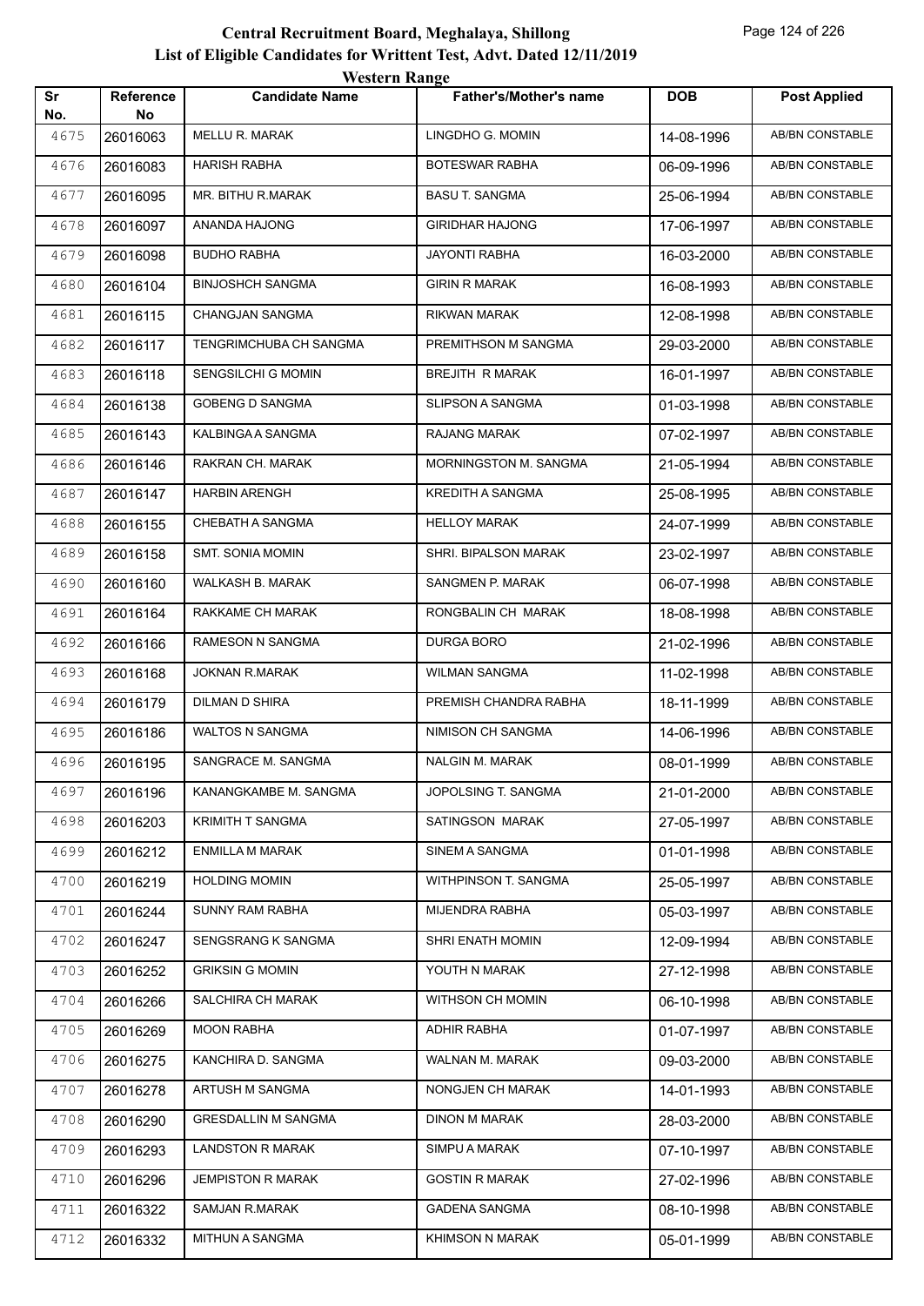# Central Recruitment Board, Meghalaya, Shillong

## List of Eligible Candidates for Writtent Test, Advt. Dated 12/11/2019

### Western Range

| Sr No. | Reference No | Candidate Name | Father's/Mother's name | DOB | Post Applied |
|---|---|---|---|---|---|
| 4675 | 26016063 | MELLU R. MARAK | LINGDHO G. MOMIN | 14-08-1996 | AB/BN CONSTABLE |
| 4676 | 26016083 | HARISH RABHA | BOTESWAR RABHA | 06-09-1996 | AB/BN CONSTABLE |
| 4677 | 26016095 | MR. BITHU R.MARAK | BASU T. SANGMA | 25-06-1994 | AB/BN CONSTABLE |
| 4678 | 26016097 | ANANDA HAJONG | GIRIDHAR HAJONG | 17-06-1997 | AB/BN CONSTABLE |
| 4679 | 26016098 | BUDHO RABHA | JAYONTI RABHA | 16-03-2000 | AB/BN CONSTABLE |
| 4680 | 26016104 | BINJOSHCH SANGMA | GIRIN R MARAK | 16-08-1993 | AB/BN CONSTABLE |
| 4681 | 26016115 | CHANGJAN SANGMA | RIKWAN MARAK | 12-08-1998 | AB/BN CONSTABLE |
| 4682 | 26016117 | TENGRIMCHUBA CH SANGMA | PREMITHSON M SANGMA | 29-03-2000 | AB/BN CONSTABLE |
| 4683 | 26016118 | SENGSILCHI G MOMIN | BREJITH R MARAK | 16-01-1997 | AB/BN CONSTABLE |
| 4684 | 26016138 | GOBENG D SANGMA | SLIPSON A SANGMA | 01-03-1998 | AB/BN CONSTABLE |
| 4685 | 26016143 | KALBINGA A SANGMA | RAJANG MARAK | 07-02-1997 | AB/BN CONSTABLE |
| 4686 | 26016146 | RAKRAN CH. MARAK | MORNINGSTON M. SANGMA | 21-05-1994 | AB/BN CONSTABLE |
| 4687 | 26016147 | HARBIN ARENGH | KREDITH A SANGMA | 25-08-1995 | AB/BN CONSTABLE |
| 4688 | 26016155 | CHEBATH A SANGMA | HELLOY MARAK | 24-07-1999 | AB/BN CONSTABLE |
| 4689 | 26016158 | SMT. SONIA MOMIN | SHRI. BIPALSON MARAK | 23-02-1997 | AB/BN CONSTABLE |
| 4690 | 26016160 | WALKASH B. MARAK | SANGMEN P. MARAK | 06-07-1998 | AB/BN CONSTABLE |
| 4691 | 26016164 | RAKKAME CH MARAK | RONGBALIN CH MARAK | 18-08-1998 | AB/BN CONSTABLE |
| 4692 | 26016166 | RAMESON N SANGMA | DURGA BORO | 21-02-1996 | AB/BN CONSTABLE |
| 4693 | 26016168 | JOKNAN R.MARAK | WILMAN SANGMA | 11-02-1998 | AB/BN CONSTABLE |
| 4694 | 26016179 | DILMAN D SHIRA | PREMISH CHANDRA RABHA | 18-11-1999 | AB/BN CONSTABLE |
| 4695 | 26016186 | WALTOS N SANGMA | NIMISON CH SANGMA | 14-06-1996 | AB/BN CONSTABLE |
| 4696 | 26016195 | SANGRACE M. SANGMA | NALGIN M. MARAK | 08-01-1999 | AB/BN CONSTABLE |
| 4697 | 26016196 | KANANGKAMBE M. SANGMA | JOPOLSING T. SANGMA | 21-01-2000 | AB/BN CONSTABLE |
| 4698 | 26016203 | KRIMITH T SANGMA | SATINGSON MARAK | 27-05-1997 | AB/BN CONSTABLE |
| 4699 | 26016212 | ENMILLA M MARAK | SINEM A SANGMA | 01-01-1998 | AB/BN CONSTABLE |
| 4700 | 26016219 | HOLDING MOMIN | WITHPINSON T. SANGMA | 25-05-1997 | AB/BN CONSTABLE |
| 4701 | 26016244 | SUNNY RAM RABHA | MIJENDRA RABHA | 05-03-1997 | AB/BN CONSTABLE |
| 4702 | 26016247 | SENGSRANG K SANGMA | SHRI ENATH MOMIN | 12-09-1994 | AB/BN CONSTABLE |
| 4703 | 26016252 | GRIKSIN G MOMIN | YOUTH N MARAK | 27-12-1998 | AB/BN CONSTABLE |
| 4704 | 26016266 | SALCHIRA CH MARAK | WITHSON CH MOMIN | 06-10-1998 | AB/BN CONSTABLE |
| 4705 | 26016269 | MOON RABHA | ADHIR RABHA | 01-07-1997 | AB/BN CONSTABLE |
| 4706 | 26016275 | KANCHIRA D. SANGMA | WALNAN M. MARAK | 09-03-2000 | AB/BN CONSTABLE |
| 4707 | 26016278 | ARTUSH M SANGMA | NONGJEN CH MARAK | 14-01-1993 | AB/BN CONSTABLE |
| 4708 | 26016290 | GRESDALLIN M SANGMA | DINON M MARAK | 28-03-2000 | AB/BN CONSTABLE |
| 4709 | 26016293 | LANDSTON R MARAK | SIMPU A MARAK | 07-10-1997 | AB/BN CONSTABLE |
| 4710 | 26016296 | JEMPISTON R MARAK | GOSTIN R MARAK | 27-02-1996 | AB/BN CONSTABLE |
| 4711 | 26016322 | SAMJAN R.MARAK | GADENA SANGMA | 08-10-1998 | AB/BN CONSTABLE |
| 4712 | 26016332 | MITHUN A SANGMA | KHIMSON N MARAK | 05-01-1999 | AB/BN CONSTABLE |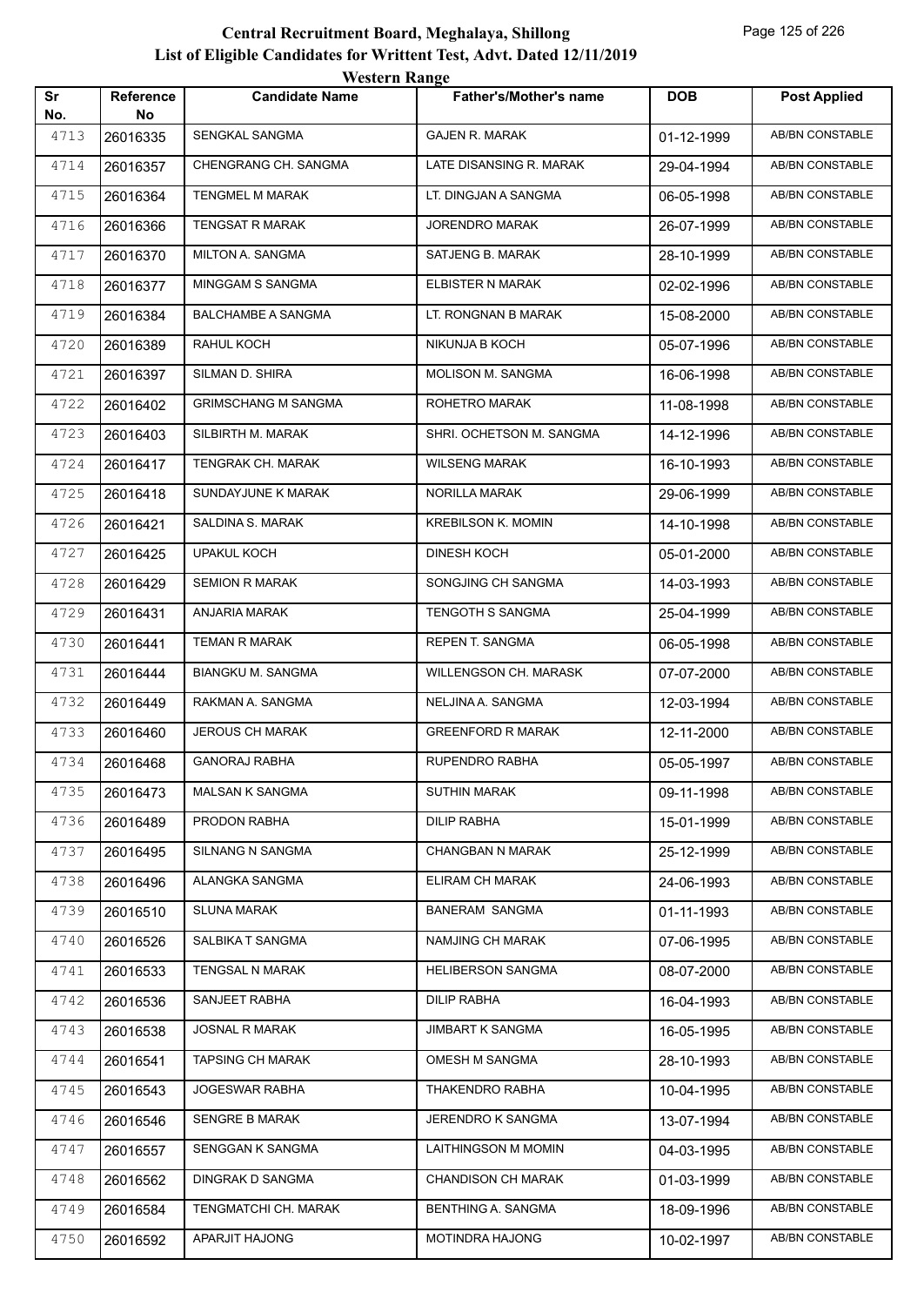# Central Recruitment Board, Meghalaya, Shillong

## List of Eligible Candidates for Writtent Test, Advt. Dated 12/11/2019

### Western Range

| Sr No. | Reference No | Candidate Name | Father's/Mother's name | DOB | Post Applied |
|---|---|---|---|---|---|
| 4713 | 26016335 | SENGKAL SANGMA | GAJEN R. MARAK | 01-12-1999 | AB/BN CONSTABLE |
| 4714 | 26016357 | CHENGRANG CH. SANGMA | LATE DISANSING R. MARAK | 29-04-1994 | AB/BN CONSTABLE |
| 4715 | 26016364 | TENGMEL M MARAK | LT. DINGJAN A SANGMA | 06-05-1998 | AB/BN CONSTABLE |
| 4716 | 26016366 | TENGSAT R MARAK | JORENDRO MARAK | 26-07-1999 | AB/BN CONSTABLE |
| 4717 | 26016370 | MILTON A. SANGMA | SATJENG B. MARAK | 28-10-1999 | AB/BN CONSTABLE |
| 4718 | 26016377 | MINGGAM S SANGMA | ELBISTER N MARAK | 02-02-1996 | AB/BN CONSTABLE |
| 4719 | 26016384 | BALCHAMBE A SANGMA | LT. RONGNAN B MARAK | 15-08-2000 | AB/BN CONSTABLE |
| 4720 | 26016389 | RAHUL KOCH | NIKUNJA B KOCH | 05-07-1996 | AB/BN CONSTABLE |
| 4721 | 26016397 | SILMAN D. SHIRA | MOLISON M. SANGMA | 16-06-1998 | AB/BN CONSTABLE |
| 4722 | 26016402 | GRIMSCHANG M SANGMA | ROHETRO MARAK | 11-08-1998 | AB/BN CONSTABLE |
| 4723 | 26016403 | SILBIRTH M. MARAK | SHRI. OCHETSON M. SANGMA | 14-12-1996 | AB/BN CONSTABLE |
| 4724 | 26016417 | TENGRAK CH. MARAK | WILSENG MARAK | 16-10-1993 | AB/BN CONSTABLE |
| 4725 | 26016418 | SUNDAYJUNE K MARAK | NORILLA MARAK | 29-06-1999 | AB/BN CONSTABLE |
| 4726 | 26016421 | SALDINA S. MARAK | KREBILSON K. MOMIN | 14-10-1998 | AB/BN CONSTABLE |
| 4727 | 26016425 | UPAKUL KOCH | DINESH KOCH | 05-01-2000 | AB/BN CONSTABLE |
| 4728 | 26016429 | SEMION R MARAK | SONGJING CH SANGMA | 14-03-1993 | AB/BN CONSTABLE |
| 4729 | 26016431 | ANJARIA MARAK | TENGOTH S SANGMA | 25-04-1999 | AB/BN CONSTABLE |
| 4730 | 26016441 | TEMAN R MARAK | REPEN T. SANGMA | 06-05-1998 | AB/BN CONSTABLE |
| 4731 | 26016444 | BIANGKU M. SANGMA | WILLENGSON CH. MARASK | 07-07-2000 | AB/BN CONSTABLE |
| 4732 | 26016449 | RAKMAN A. SANGMA | NELJINA A. SANGMA | 12-03-1994 | AB/BN CONSTABLE |
| 4733 | 26016460 | JEROUS CH MARAK | GREENFORD R MARAK | 12-11-2000 | AB/BN CONSTABLE |
| 4734 | 26016468 | GANORAJ RABHA | RUPENDRO RABHA | 05-05-1997 | AB/BN CONSTABLE |
| 4735 | 26016473 | MALSAN K SANGMA | SUTHIN MARAK | 09-11-1998 | AB/BN CONSTABLE |
| 4736 | 26016489 | PRODON RABHA | DILIP RABHA | 15-01-1999 | AB/BN CONSTABLE |
| 4737 | 26016495 | SILNANG N SANGMA | CHANGBAN N MARAK | 25-12-1999 | AB/BN CONSTABLE |
| 4738 | 26016496 | ALANGKA SANGMA | ELIRAM CH MARAK | 24-06-1993 | AB/BN CONSTABLE |
| 4739 | 26016510 | SLUNA MARAK | BANERAM SANGMA | 01-11-1993 | AB/BN CONSTABLE |
| 4740 | 26016526 | SALBIKA T SANGMA | NAMJING CH MARAK | 07-06-1995 | AB/BN CONSTABLE |
| 4741 | 26016533 | TENGSAL N MARAK | HELIBERSON SANGMA | 08-07-2000 | AB/BN CONSTABLE |
| 4742 | 26016536 | SANJEET RABHA | DILIP RABHA | 16-04-1993 | AB/BN CONSTABLE |
| 4743 | 26016538 | JOSNAL R MARAK | JIMBART K SANGMA | 16-05-1995 | AB/BN CONSTABLE |
| 4744 | 26016541 | TAPSING CH MARAK | OMESH M SANGMA | 28-10-1993 | AB/BN CONSTABLE |
| 4745 | 26016543 | JOGESWAR RABHA | THAKENDRO RABHA | 10-04-1995 | AB/BN CONSTABLE |
| 4746 | 26016546 | SENGRE B MARAK | JERENDRO K SANGMA | 13-07-1994 | AB/BN CONSTABLE |
| 4747 | 26016557 | SENGGAN K SANGMA | LAITHINGSON M MOMIN | 04-03-1995 | AB/BN CONSTABLE |
| 4748 | 26016562 | DINGRAK D SANGMA | CHANDISON CH MARAK | 01-03-1999 | AB/BN CONSTABLE |
| 4749 | 26016584 | TENGMATCHI CH. MARAK | BENTHING A. SANGMA | 18-09-1996 | AB/BN CONSTABLE |
| 4750 | 26016592 | APARJIT HAJONG | MOTINDRA HAJONG | 10-02-1997 | AB/BN CONSTABLE |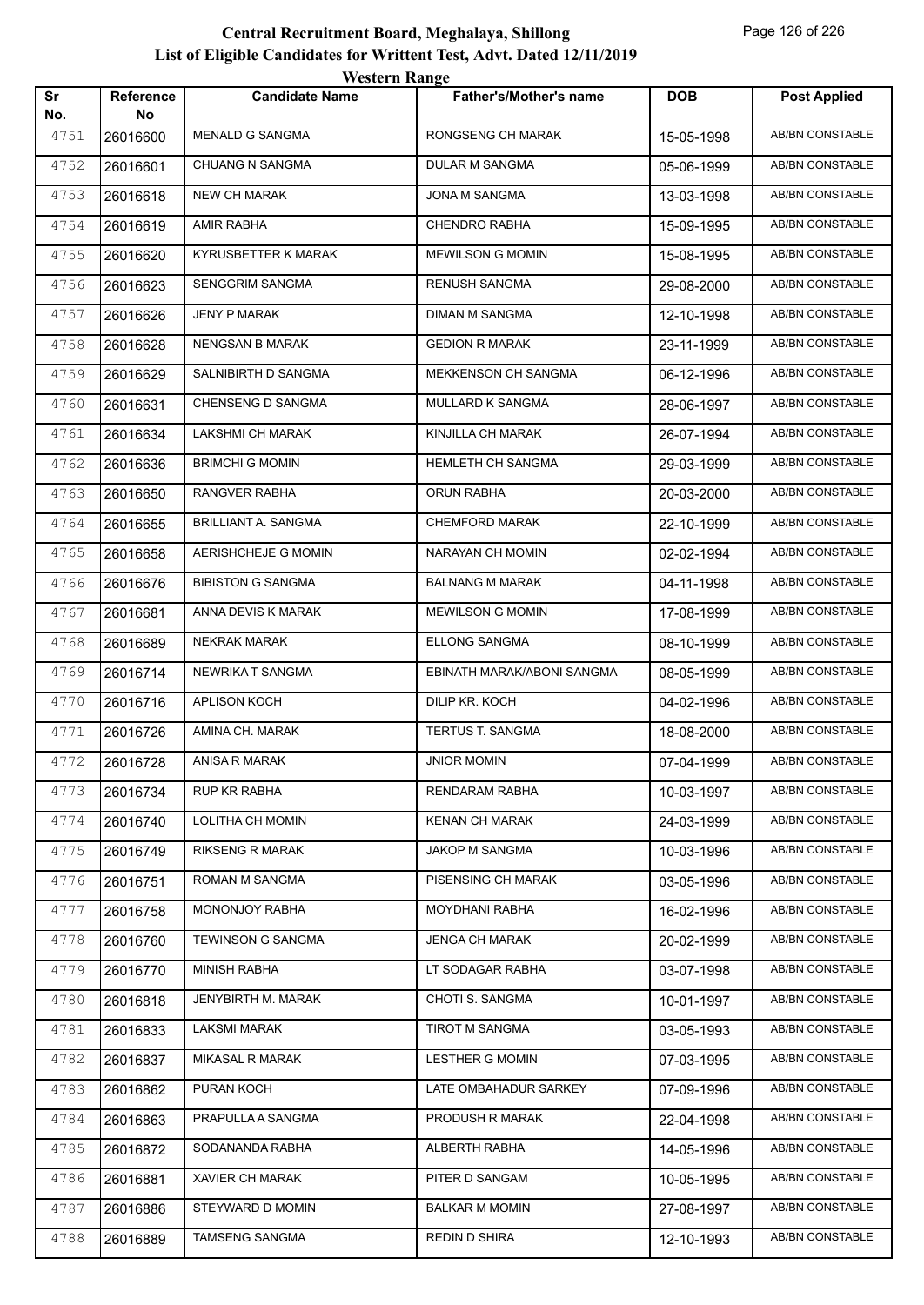# Central Recruitment Board, Meghalaya, Shillong

## List of Eligible Candidates for Writtent Test, Advt. Dated 12/11/2019

### Western Range

| Sr No. | Reference No | Candidate Name | Father's/Mother's name | DOB | Post Applied |
|---|---|---|---|---|---|
| 4751 | 26016600 | MENALD G SANGMA | RONGSENG CH MARAK | 15-05-1998 | AB/BN CONSTABLE |
| 4752 | 26016601 | CHUANG N SANGMA | DULAR M SANGMA | 05-06-1999 | AB/BN CONSTABLE |
| 4753 | 26016618 | NEW CH MARAK | JONA M SANGMA | 13-03-1998 | AB/BN CONSTABLE |
| 4754 | 26016619 | AMIR RABHA | CHENDRO RABHA | 15-09-1995 | AB/BN CONSTABLE |
| 4755 | 26016620 | KYRUSBETTER K MARAK | MEWILSON G MOMIN | 15-08-1995 | AB/BN CONSTABLE |
| 4756 | 26016623 | SENGGRIM SANGMA | RENUSH SANGMA | 29-08-2000 | AB/BN CONSTABLE |
| 4757 | 26016626 | JENY P MARAK | DIMAN M SANGMA | 12-10-1998 | AB/BN CONSTABLE |
| 4758 | 26016628 | NENGSAN B MARAK | GEDION R MARAK | 23-11-1999 | AB/BN CONSTABLE |
| 4759 | 26016629 | SALNIBIRTH D SANGMA | MEKKENSON CH SANGMA | 06-12-1996 | AB/BN CONSTABLE |
| 4760 | 26016631 | CHENSENG D SANGMA | MULLARD K SANGMA | 28-06-1997 | AB/BN CONSTABLE |
| 4761 | 26016634 | LAKSHMI CH MARAK | KINJILLA CH MARAK | 26-07-1994 | AB/BN CONSTABLE |
| 4762 | 26016636 | BRIMCHI G MOMIN | HEMLETH CH SANGMA | 29-03-1999 | AB/BN CONSTABLE |
| 4763 | 26016650 | RANGVER RABHA | ORUN RABHA | 20-03-2000 | AB/BN CONSTABLE |
| 4764 | 26016655 | BRILLIANT A. SANGMA | CHEMFORD MARAK | 22-10-1999 | AB/BN CONSTABLE |
| 4765 | 26016658 | AERISHCHEJE G MOMIN | NARAYAN CH MOMIN | 02-02-1994 | AB/BN CONSTABLE |
| 4766 | 26016676 | BIBISTON G SANGMA | BALNANG M MARAK | 04-11-1998 | AB/BN CONSTABLE |
| 4767 | 26016681 | ANNA DEVIS K MARAK | MEWILSON G MOMIN | 17-08-1999 | AB/BN CONSTABLE |
| 4768 | 26016689 | NEKRAK MARAK | ELLONG SANGMA | 08-10-1999 | AB/BN CONSTABLE |
| 4769 | 26016714 | NEWRIKA T SANGMA | EBINATH MARAK/ABONI SANGMA | 08-05-1999 | AB/BN CONSTABLE |
| 4770 | 26016716 | APLISON KOCH | DILIP KR. KOCH | 04-02-1996 | AB/BN CONSTABLE |
| 4771 | 26016726 | AMINA CH. MARAK | TERTUS T. SANGMA | 18-08-2000 | AB/BN CONSTABLE |
| 4772 | 26016728 | ANISA R MARAK | JNIOR MOMIN | 07-04-1999 | AB/BN CONSTABLE |
| 4773 | 26016734 | RUP KR RABHA | RENDARAM RABHA | 10-03-1997 | AB/BN CONSTABLE |
| 4774 | 26016740 | LOLITHA CH MOMIN | KENAN CH MARAK | 24-03-1999 | AB/BN CONSTABLE |
| 4775 | 26016749 | RIKSENG R MARAK | JAKOP M SANGMA | 10-03-1996 | AB/BN CONSTABLE |
| 4776 | 26016751 | ROMAN M SANGMA | PISENSING CH MARAK | 03-05-1996 | AB/BN CONSTABLE |
| 4777 | 26016758 | MONONJOY RABHA | MOYDHANI RABHA | 16-02-1996 | AB/BN CONSTABLE |
| 4778 | 26016760 | TEWINSON G SANGMA | JENGA CH MARAK | 20-02-1999 | AB/BN CONSTABLE |
| 4779 | 26016770 | MINISH RABHA | LT SODAGAR RABHA | 03-07-1998 | AB/BN CONSTABLE |
| 4780 | 26016818 | JENYBIRTH M. MARAK | CHOTI S. SANGMA | 10-01-1997 | AB/BN CONSTABLE |
| 4781 | 26016833 | LAKSMI MARAK | TIROT M SANGMA | 03-05-1993 | AB/BN CONSTABLE |
| 4782 | 26016837 | MIKASAL R MARAK | LESTHER G MOMIN | 07-03-1995 | AB/BN CONSTABLE |
| 4783 | 26016862 | PURAN KOCH | LATE OMBAHADUR SARKEY | 07-09-1996 | AB/BN CONSTABLE |
| 4784 | 26016863 | PRAPULLA A SANGMA | PRODUSH R MARAK | 22-04-1998 | AB/BN CONSTABLE |
| 4785 | 26016872 | SODANANDA RABHA | ALBERTH RABHA | 14-05-1996 | AB/BN CONSTABLE |
| 4786 | 26016881 | XAVIER CH MARAK | PITER D SANGAM | 10-05-1995 | AB/BN CONSTABLE |
| 4787 | 26016886 | STEYWARD D MOMIN | BALKAR M MOMIN | 27-08-1997 | AB/BN CONSTABLE |
| 4788 | 26016889 | TAMSENG SANGMA | REDIN D SHIRA | 12-10-1993 | AB/BN CONSTABLE |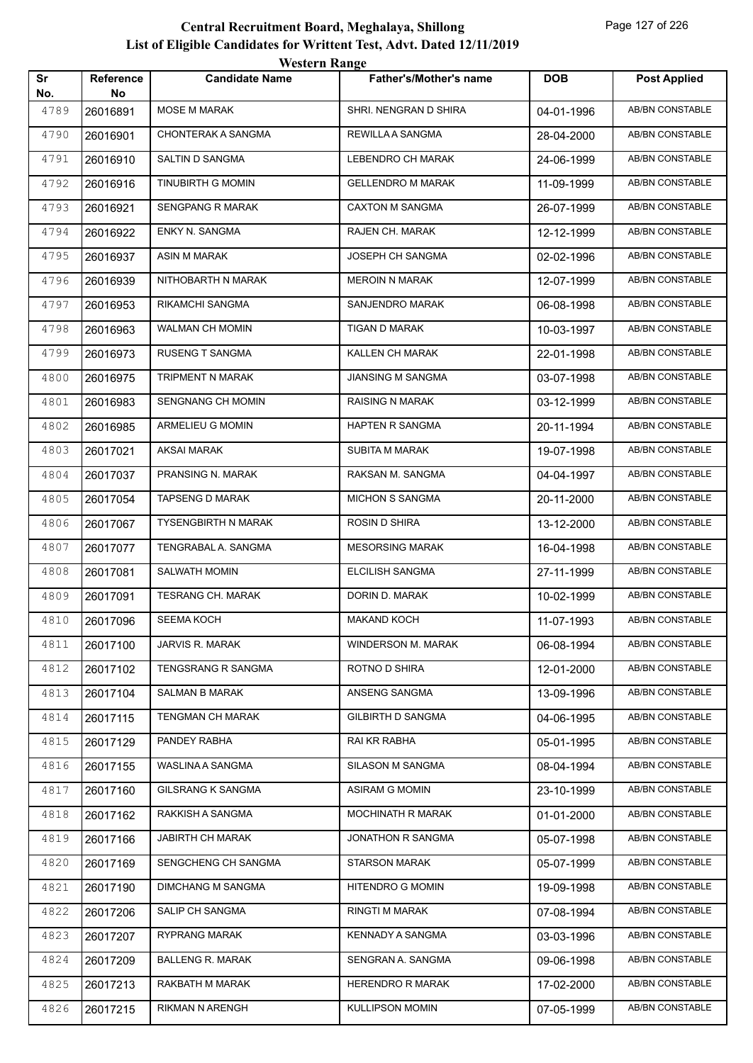# Central Recruitment Board, Meghalaya, Shillong

## List of Eligible Candidates for Writtent Test, Advt. Dated 12/11/2019

### Western Range

| Sr No. | Reference No | Candidate Name | Father's/Mother's name | DOB | Post Applied |
|---|---|---|---|---|---|
| 4789 | 26016891 | MOSE M MARAK | SHRI. NENGRAN D SHIRA | 04-01-1996 | AB/BN CONSTABLE |
| 4790 | 26016901 | CHONTERAK A SANGMA | REWILLA A SANGMA | 28-04-2000 | AB/BN CONSTABLE |
| 4791 | 26016910 | SALTIN D SANGMA | LEBENDRO CH MARAK | 24-06-1999 | AB/BN CONSTABLE |
| 4792 | 26016916 | TINUBIRTH G MOMIN | GELLENDRO M MARAK | 11-09-1999 | AB/BN CONSTABLE |
| 4793 | 26016921 | SENGPANG R MARAK | CAXTON M SANGMA | 26-07-1999 | AB/BN CONSTABLE |
| 4794 | 26016922 | ENKY N. SANGMA | RAJEN CH. MARAK | 12-12-1999 | AB/BN CONSTABLE |
| 4795 | 26016937 | ASIN M MARAK | JOSEPH CH SANGMA | 02-02-1996 | AB/BN CONSTABLE |
| 4796 | 26016939 | NITHOBARTH N MARAK | MEROIN N MARAK | 12-07-1999 | AB/BN CONSTABLE |
| 4797 | 26016953 | RIKAMCHI SANGMA | SANJENDRO MARAK | 06-08-1998 | AB/BN CONSTABLE |
| 4798 | 26016963 | WALMAN CH MOMIN | TIGAN D MARAK | 10-03-1997 | AB/BN CONSTABLE |
| 4799 | 26016973 | RUSENG T SANGMA | KALLEN CH MARAK | 22-01-1998 | AB/BN CONSTABLE |
| 4800 | 26016975 | TRIPMENT N MARAK | JIANSING M SANGMA | 03-07-1998 | AB/BN CONSTABLE |
| 4801 | 26016983 | SENGNANG CH MOMIN | RAISING N MARAK | 03-12-1999 | AB/BN CONSTABLE |
| 4802 | 26016985 | ARMELIEU G MOMIN | HAPTEN R SANGMA | 20-11-1994 | AB/BN CONSTABLE |
| 4803 | 26017021 | AKSAI MARAK | SUBITA M MARAK | 19-07-1998 | AB/BN CONSTABLE |
| 4804 | 26017037 | PRANSING N. MARAK | RAKSAN M. SANGMA | 04-04-1997 | AB/BN CONSTABLE |
| 4805 | 26017054 | TAPSENG D MARAK | MICHON S SANGMA | 20-11-2000 | AB/BN CONSTABLE |
| 4806 | 26017067 | TYSENGBIRTH N MARAK | ROSIN D SHIRA | 13-12-2000 | AB/BN CONSTABLE |
| 4807 | 26017077 | TENGRABAL A. SANGMA | MESORSING MARAK | 16-04-1998 | AB/BN CONSTABLE |
| 4808 | 26017081 | SALWATH MOMIN | ELCILISH SANGMA | 27-11-1999 | AB/BN CONSTABLE |
| 4809 | 26017091 | TESRANG CH. MARAK | DORIN D. MARAK | 10-02-1999 | AB/BN CONSTABLE |
| 4810 | 26017096 | SEEMA KOCH | MAKAND KOCH | 11-07-1993 | AB/BN CONSTABLE |
| 4811 | 26017100 | JARVIS R. MARAK | WINDERSON M. MARAK | 06-08-1994 | AB/BN CONSTABLE |
| 4812 | 26017102 | TENGSRANG R SANGMA | ROTNO D SHIRA | 12-01-2000 | AB/BN CONSTABLE |
| 4813 | 26017104 | SALMAN B MARAK | ANSENG SANGMA | 13-09-1996 | AB/BN CONSTABLE |
| 4814 | 26017115 | TENGMAN CH MARAK | GILBIRTH D SANGMA | 04-06-1995 | AB/BN CONSTABLE |
| 4815 | 26017129 | PANDEY RABHA | RAI KR RABHA | 05-01-1995 | AB/BN CONSTABLE |
| 4816 | 26017155 | WASLINA A SANGMA | SILASON M SANGMA | 08-04-1994 | AB/BN CONSTABLE |
| 4817 | 26017160 | GILSRANG K SANGMA | ASIRAM G MOMIN | 23-10-1999 | AB/BN CONSTABLE |
| 4818 | 26017162 | RAKKISH A SANGMA | MOCHINATH R MARAK | 01-01-2000 | AB/BN CONSTABLE |
| 4819 | 26017166 | JABIRTH CH MARAK | JONATHON R SANGMA | 05-07-1998 | AB/BN CONSTABLE |
| 4820 | 26017169 | SENGCHENG CH SANGMA | STARSON MARAK | 05-07-1999 | AB/BN CONSTABLE |
| 4821 | 26017190 | DIMCHANG M SANGMA | HITENDRO G MOMIN | 19-09-1998 | AB/BN CONSTABLE |
| 4822 | 26017206 | SALIP CH SANGMA | RINGTI M MARAK | 07-08-1994 | AB/BN CONSTABLE |
| 4823 | 26017207 | RYPRANG MARAK | KENNADY A SANGMA | 03-03-1996 | AB/BN CONSTABLE |
| 4824 | 26017209 | BALLENG R. MARAK | SENGRAN A. SANGMA | 09-06-1998 | AB/BN CONSTABLE |
| 4825 | 26017213 | RAKBATH M MARAK | HERENDRO R MARAK | 17-02-2000 | AB/BN CONSTABLE |
| 4826 | 26017215 | RIKMAN N ARENGH | KULLIPSON MOMIN | 07-05-1999 | AB/BN CONSTABLE |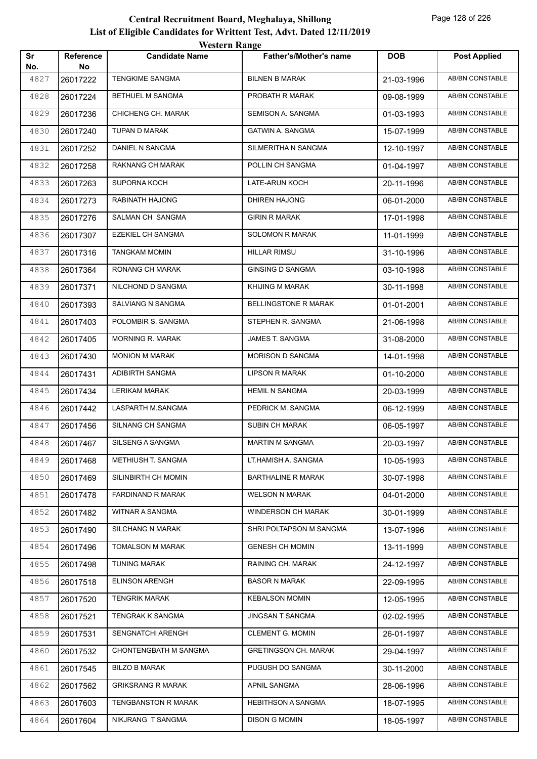# Central Recruitment Board, Meghalaya, Shillong

## List of Eligible Candidates for Writtent Test, Advt. Dated 12/11/2019

### Western Range

| Sr No. | Reference No | Candidate Name | Father's/Mother's name | DOB | Post Applied |
|---|---|---|---|---|---|
| 4827 | 26017222 | TENGKIME SANGMA | BILNEN B MARAK | 21-03-1996 | AB/BN CONSTABLE |
| 4828 | 26017224 | BETHUEL M SANGMA | PROBATH R MARAK | 09-08-1999 | AB/BN CONSTABLE |
| 4829 | 26017236 | CHICHENG CH. MARAK | SEMISON A. SANGMA | 01-03-1993 | AB/BN CONSTABLE |
| 4830 | 26017240 | TUPAN D MARAK | GATWIN A. SANGMA | 15-07-1999 | AB/BN CONSTABLE |
| 4831 | 26017252 | DANIEL N SANGMA | SILMERITHA N SANGMA | 12-10-1997 | AB/BN CONSTABLE |
| 4832 | 26017258 | RAKNANG CH MARAK | POLLIN CH SANGMA | 01-04-1997 | AB/BN CONSTABLE |
| 4833 | 26017263 | SUPORNA KOCH | LATE-ARUN KOCH | 20-11-1996 | AB/BN CONSTABLE |
| 4834 | 26017273 | RABINATH HAJONG | DHIREN HAJONG | 06-01-2000 | AB/BN CONSTABLE |
| 4835 | 26017276 | SALMAN CH SANGMA | GIRIN R MARAK | 17-01-1998 | AB/BN CONSTABLE |
| 4836 | 26017307 | EZEKIEL CH SANGMA | SOLOMON R MARAK | 11-01-1999 | AB/BN CONSTABLE |
| 4837 | 26017316 | TANGKAM MOMIN | HILLAR RIMSU | 31-10-1996 | AB/BN CONSTABLE |
| 4838 | 26017364 | RONANG CH MARAK | GINSING D SANGMA | 03-10-1998 | AB/BN CONSTABLE |
| 4839 | 26017371 | NILCHOND D SANGMA | KHIJING M MARAK | 30-11-1998 | AB/BN CONSTABLE |
| 4840 | 26017393 | SALVIANG N SANGMA | BELLINGSTONE R MARAK | 01-01-2001 | AB/BN CONSTABLE |
| 4841 | 26017403 | POLOMBIR S. SANGMA | STEPHEN R. SANGMA | 21-06-1998 | AB/BN CONSTABLE |
| 4842 | 26017405 | MORNING R. MARAK | JAMES T. SANGMA | 31-08-2000 | AB/BN CONSTABLE |
| 4843 | 26017430 | MONION M MARAK | MORISON D SANGMA | 14-01-1998 | AB/BN CONSTABLE |
| 4844 | 26017431 | ADIBIRTH SANGMA | LIPSON R MARAK | 01-10-2000 | AB/BN CONSTABLE |
| 4845 | 26017434 | LERIKAM MARAK | HEMIL N SANGMA | 20-03-1999 | AB/BN CONSTABLE |
| 4846 | 26017442 | LASPARTH M.SANGMA | PEDRICK M. SANGMA | 06-12-1999 | AB/BN CONSTABLE |
| 4847 | 26017456 | SILNANG CH SANGMA | SUBIN CH MARAK | 06-05-1997 | AB/BN CONSTABLE |
| 4848 | 26017467 | SILSENG A SANGMA | MARTIN M SANGMA | 20-03-1997 | AB/BN CONSTABLE |
| 4849 | 26017468 | METHIUSH T. SANGMA | LT.HAMISH A. SANGMA | 10-05-1993 | AB/BN CONSTABLE |
| 4850 | 26017469 | SILINBIRTH CH MOMIN | BARTHALINE R MARAK | 30-07-1998 | AB/BN CONSTABLE |
| 4851 | 26017478 | FARDINAND R MARAK | WELSON N MARAK | 04-01-2000 | AB/BN CONSTABLE |
| 4852 | 26017482 | WITNAR A SANGMA | WINDERSON CH MARAK | 30-01-1999 | AB/BN CONSTABLE |
| 4853 | 26017490 | SILCHANG N MARAK | SHRI POLTAPSON M SANGMA | 13-07-1996 | AB/BN CONSTABLE |
| 4854 | 26017496 | TOMALSON M MARAK | GENESH CH MOMIN | 13-11-1999 | AB/BN CONSTABLE |
| 4855 | 26017498 | TUNING MARAK | RAINING CH. MARAK | 24-12-1997 | AB/BN CONSTABLE |
| 4856 | 26017518 | ELINSON ARENGH | BASOR N MARAK | 22-09-1995 | AB/BN CONSTABLE |
| 4857 | 26017520 | TENGRIK MARAK | KEBALSON MOMIN | 12-05-1995 | AB/BN CONSTABLE |
| 4858 | 26017521 | TENGRAK K SANGMA | JINGSAN T SANGMA | 02-02-1995 | AB/BN CONSTABLE |
| 4859 | 26017531 | SENGNATCHI ARENGH | CLEMENT G. MOMIN | 26-01-1997 | AB/BN CONSTABLE |
| 4860 | 26017532 | CHONTENGBATH M SANGMA | GRETINGSON CH. MARAK | 29-04-1997 | AB/BN CONSTABLE |
| 4861 | 26017545 | BILZO B MARAK | PUGUSH DO SANGMA | 30-11-2000 | AB/BN CONSTABLE |
| 4862 | 26017562 | GRIKSRANG R MARAK | APNIL SANGMA | 28-06-1996 | AB/BN CONSTABLE |
| 4863 | 26017603 | TENGBANSTON R MARAK | HEBITHSON A SANGMA | 18-07-1995 | AB/BN CONSTABLE |
| 4864 | 26017604 | NIKJRANG T SANGMA | DISON G MOMIN | 18-05-1997 | AB/BN CONSTABLE |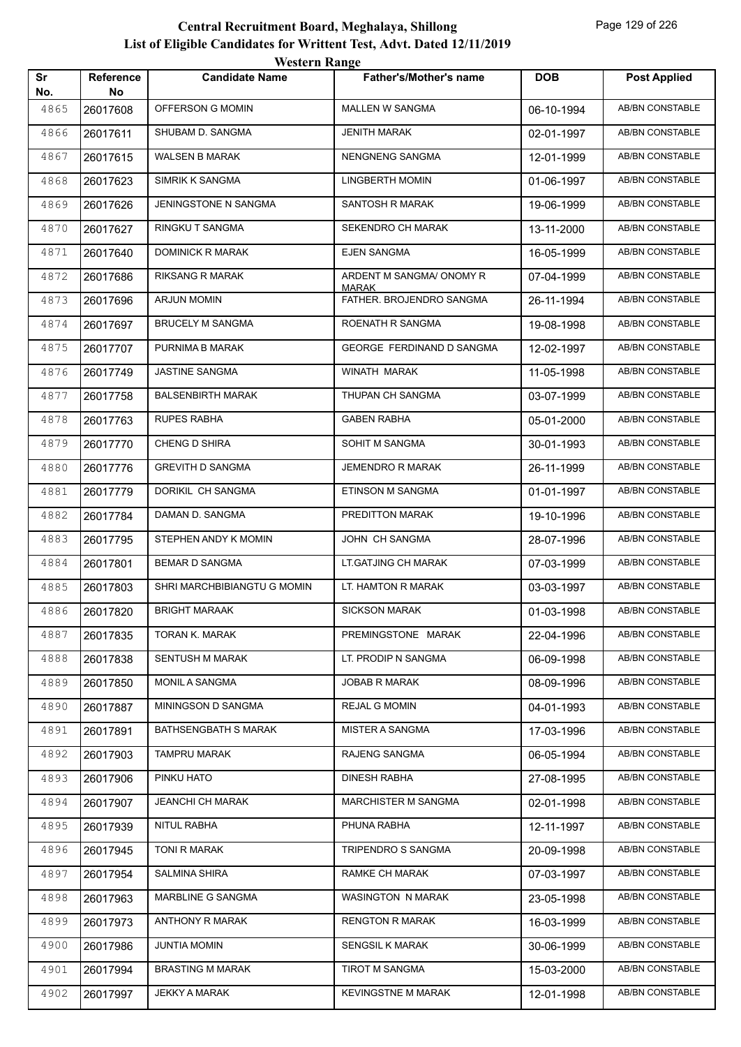# Central Recruitment Board, Meghalaya, Shillong
## List of Eligible Candidates for Writtent Test, Advt. Dated 12/11/2019
### Western Range

| Sr No. | Reference No | Candidate Name | Father's/Mother's name | DOB | Post Applied |
|---|---|---|---|---|---|
| 4865 | 26017608 | OFFERSON G MOMIN | MALLEN W SANGMA | 06-10-1994 | AB/BN CONSTABLE |
| 4866 | 26017611 | SHUBAM D. SANGMA | JENITH MARAK | 02-01-1997 | AB/BN CONSTABLE |
| 4867 | 26017615 | WALSEN B MARAK | NENGNENG SANGMA | 12-01-1999 | AB/BN CONSTABLE |
| 4868 | 26017623 | SIMRIK K SANGMA | LINGBERTH MOMIN | 01-06-1997 | AB/BN CONSTABLE |
| 4869 | 26017626 | JENINGSTONE N SANGMA | SANTOSH R MARAK | 19-06-1999 | AB/BN CONSTABLE |
| 4870 | 26017627 | RINGKU T SANGMA | SEKENDRO CH MARAK | 13-11-2000 | AB/BN CONSTABLE |
| 4871 | 26017640 | DOMINICK R MARAK | EJEN SANGMA | 16-05-1999 | AB/BN CONSTABLE |
| 4872 | 26017686 | RIKSANG R MARAK | ARDENT M SANGMA/ ONOMY R MARAK | 07-04-1999 | AB/BN CONSTABLE |
| 4873 | 26017696 | ARJUN MOMIN | FATHER. BROJENDRO SANGMA | 26-11-1994 | AB/BN CONSTABLE |
| 4874 | 26017697 | BRUCELY M SANGMA | ROENATH R SANGMA | 19-08-1998 | AB/BN CONSTABLE |
| 4875 | 26017707 | PURNIMA B MARAK | GEORGE FERDINAND D SANGMA | 12-02-1997 | AB/BN CONSTABLE |
| 4876 | 26017749 | JASTINE SANGMA | WINATH MARAK | 11-05-1998 | AB/BN CONSTABLE |
| 4877 | 26017758 | BALSENBIRTH MARAK | THUPAN CH SANGMA | 03-07-1999 | AB/BN CONSTABLE |
| 4878 | 26017763 | RUPES RABHA | GABEN RABHA | 05-01-2000 | AB/BN CONSTABLE |
| 4879 | 26017770 | CHENG D SHIRA | SOHIT M SANGMA | 30-01-1993 | AB/BN CONSTABLE |
| 4880 | 26017776 | GREVITH D SANGMA | JEMENDRO R MARAK | 26-11-1999 | AB/BN CONSTABLE |
| 4881 | 26017779 | DORIKIL CH SANGMA | ETINSON M SANGMA | 01-01-1997 | AB/BN CONSTABLE |
| 4882 | 26017784 | DAMAN D. SANGMA | PREDITTON MARAK | 19-10-1996 | AB/BN CONSTABLE |
| 4883 | 26017795 | STEPHEN ANDY K MOMIN | JOHN CH SANGMA | 28-07-1996 | AB/BN CONSTABLE |
| 4884 | 26017801 | BEMAR D SANGMA | LT.GATJING CH MARAK | 07-03-1999 | AB/BN CONSTABLE |
| 4885 | 26017803 | SHRI MARCHBIBIANGTU G MOMIN | LT. HAMTON R MARAK | 03-03-1997 | AB/BN CONSTABLE |
| 4886 | 26017820 | BRIGHT MARAAK | SICKSON MARAK | 01-03-1998 | AB/BN CONSTABLE |
| 4887 | 26017835 | TORAN K. MARAK | PREMINGSTONE MARAK | 22-04-1996 | AB/BN CONSTABLE |
| 4888 | 26017838 | SENTUSH M MARAK | LT. PRODIP N SANGMA | 06-09-1998 | AB/BN CONSTABLE |
| 4889 | 26017850 | MONIL A SANGMA | JOBAB R MARAK | 08-09-1996 | AB/BN CONSTABLE |
| 4890 | 26017887 | MININGSON D SANGMA | REJAL G MOMIN | 04-01-1993 | AB/BN CONSTABLE |
| 4891 | 26017891 | BATHSENGBATH S MARAK | MISTER A SANGMA | 17-03-1996 | AB/BN CONSTABLE |
| 4892 | 26017903 | TAMPRU MARAK | RAJENG SANGMA | 06-05-1994 | AB/BN CONSTABLE |
| 4893 | 26017906 | PINKU HATO | DINESH RABHA | 27-08-1995 | AB/BN CONSTABLE |
| 4894 | 26017907 | JEANCHI CH MARAK | MARCHISTER M SANGMA | 02-01-1998 | AB/BN CONSTABLE |
| 4895 | 26017939 | NITUL RABHA | PHUNA RABHA | 12-11-1997 | AB/BN CONSTABLE |
| 4896 | 26017945 | TONI R MARAK | TRIPENDRO S SANGMA | 20-09-1998 | AB/BN CONSTABLE |
| 4897 | 26017954 | SALMINA SHIRA | RAMKE CH MARAK | 07-03-1997 | AB/BN CONSTABLE |
| 4898 | 26017963 | MARBLINE G SANGMA | WASINGTON N MARAK | 23-05-1998 | AB/BN CONSTABLE |
| 4899 | 26017973 | ANTHONY R MARAK | RENGTON R MARAK | 16-03-1999 | AB/BN CONSTABLE |
| 4900 | 26017986 | JUNTIA MOMIN | SENGSIL K MARAK | 30-06-1999 | AB/BN CONSTABLE |
| 4901 | 26017994 | BRASTING M MARAK | TIROT M SANGMA | 15-03-2000 | AB/BN CONSTABLE |
| 4902 | 26017997 | JEKKY A MARAK | KEVINGSTNE M MARAK | 12-01-1998 | AB/BN CONSTABLE |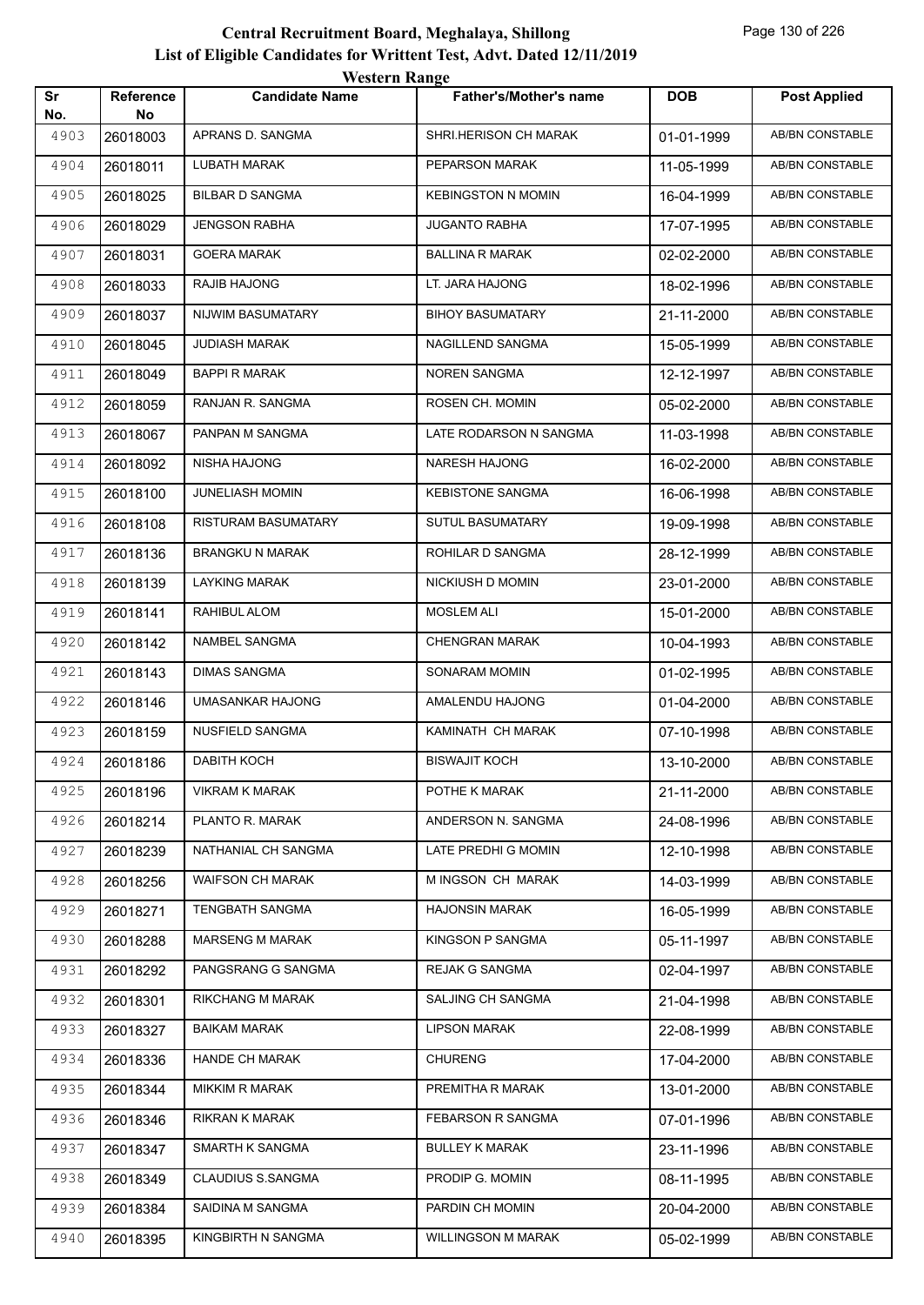# Central Recruitment Board, Meghalaya, Shillong
## List of Eligible Candidates for Writtent Test, Advt. Dated 12/11/2019
### Western Range

| Sr No. | Reference No | Candidate Name | Father's/Mother's name | DOB | Post Applied |
|---|---|---|---|---|---|
| 4903 | 26018003 | APRANS D. SANGMA | SHRI.HERISON CH MARAK | 01-01-1999 | AB/BN CONSTABLE |
| 4904 | 26018011 | LUBATH MARAK | PEPARSON MARAK | 11-05-1999 | AB/BN CONSTABLE |
| 4905 | 26018025 | BILBAR D SANGMA | KEBINGSTON N MOMIN | 16-04-1999 | AB/BN CONSTABLE |
| 4906 | 26018029 | JENGSON RABHA | JUGANTO RABHA | 17-07-1995 | AB/BN CONSTABLE |
| 4907 | 26018031 | GOERA MARAK | BALLINA R MARAK | 02-02-2000 | AB/BN CONSTABLE |
| 4908 | 26018033 | RAJIB HAJONG | LT. JARA HAJONG | 18-02-1996 | AB/BN CONSTABLE |
| 4909 | 26018037 | NIJWIM BASUMATARY | BIHOY BASUMATARY | 21-11-2000 | AB/BN CONSTABLE |
| 4910 | 26018045 | JUDIASH MARAK | NAGILLEND SANGMA | 15-05-1999 | AB/BN CONSTABLE |
| 4911 | 26018049 | BAPPI R MARAK | NOREN SANGMA | 12-12-1997 | AB/BN CONSTABLE |
| 4912 | 26018059 | RANJAN R. SANGMA | ROSEN CH. MOMIN | 05-02-2000 | AB/BN CONSTABLE |
| 4913 | 26018067 | PANPAN M SANGMA | LATE RODARSON N SANGMA | 11-03-1998 | AB/BN CONSTABLE |
| 4914 | 26018092 | NISHA HAJONG | NARESH HAJONG | 16-02-2000 | AB/BN CONSTABLE |
| 4915 | 26018100 | JUNELIASH MOMIN | KEBISTONE SANGMA | 16-06-1998 | AB/BN CONSTABLE |
| 4916 | 26018108 | RISTURAM BASUMATARY | SUTUL BASUMATARY | 19-09-1998 | AB/BN CONSTABLE |
| 4917 | 26018136 | BRANGKU N MARAK | ROHILAR D SANGMA | 28-12-1999 | AB/BN CONSTABLE |
| 4918 | 26018139 | LAYKING MARAK | NICKIUSH D MOMIN | 23-01-2000 | AB/BN CONSTABLE |
| 4919 | 26018141 | RAHIBUL ALOM | MOSLEM ALI | 15-01-2000 | AB/BN CONSTABLE |
| 4920 | 26018142 | NAMBEL SANGMA | CHENGRAN MARAK | 10-04-1993 | AB/BN CONSTABLE |
| 4921 | 26018143 | DIMAS SANGMA | SONARAM MOMIN | 01-02-1995 | AB/BN CONSTABLE |
| 4922 | 26018146 | UMASANKAR HAJONG | AMALENDU HAJONG | 01-04-2000 | AB/BN CONSTABLE |
| 4923 | 26018159 | NUSFIELD SANGMA | KAMINATH CH MARAK | 07-10-1998 | AB/BN CONSTABLE |
| 4924 | 26018186 | DABITH KOCH | BISWAJIT KOCH | 13-10-2000 | AB/BN CONSTABLE |
| 4925 | 26018196 | VIKRAM K MARAK | POTHE K MARAK | 21-11-2000 | AB/BN CONSTABLE |
| 4926 | 26018214 | PLANTO R. MARAK | ANDERSON N. SANGMA | 24-08-1996 | AB/BN CONSTABLE |
| 4927 | 26018239 | NATHANIAL CH SANGMA | LATE PREDHI G MOMIN | 12-10-1998 | AB/BN CONSTABLE |
| 4928 | 26018256 | WAIFSON CH MARAK | M INGSON CH MARAK | 14-03-1999 | AB/BN CONSTABLE |
| 4929 | 26018271 | TENGBATH SANGMA | HAJONSIN MARAK | 16-05-1999 | AB/BN CONSTABLE |
| 4930 | 26018288 | MARSENG M MARAK | KINGSON P SANGMA | 05-11-1997 | AB/BN CONSTABLE |
| 4931 | 26018292 | PANGSRANG G SANGMA | REJAK G SANGMA | 02-04-1997 | AB/BN CONSTABLE |
| 4932 | 26018301 | RIKCHANG M MARAK | SALJING CH SANGMA | 21-04-1998 | AB/BN CONSTABLE |
| 4933 | 26018327 | BAIKAM MARAK | LIPSON MARAK | 22-08-1999 | AB/BN CONSTABLE |
| 4934 | 26018336 | HANDE CH MARAK | CHURENG | 17-04-2000 | AB/BN CONSTABLE |
| 4935 | 26018344 | MIKKIM R MARAK | PREMITHA R MARAK | 13-01-2000 | AB/BN CONSTABLE |
| 4936 | 26018346 | RIKRAN K MARAK | FEBARSON R SANGMA | 07-01-1996 | AB/BN CONSTABLE |
| 4937 | 26018347 | SMARTH K SANGMA | BULLEY K MARAK | 23-11-1996 | AB/BN CONSTABLE |
| 4938 | 26018349 | CLAUDIUS S.SANGMA | PRODIP G. MOMIN | 08-11-1995 | AB/BN CONSTABLE |
| 4939 | 26018384 | SAIDINA M SANGMA | PARDIN CH MOMIN | 20-04-2000 | AB/BN CONSTABLE |
| 4940 | 26018395 | KINGBIRTH N SANGMA | WILLINGSON M MARAK | 05-02-1999 | AB/BN CONSTABLE |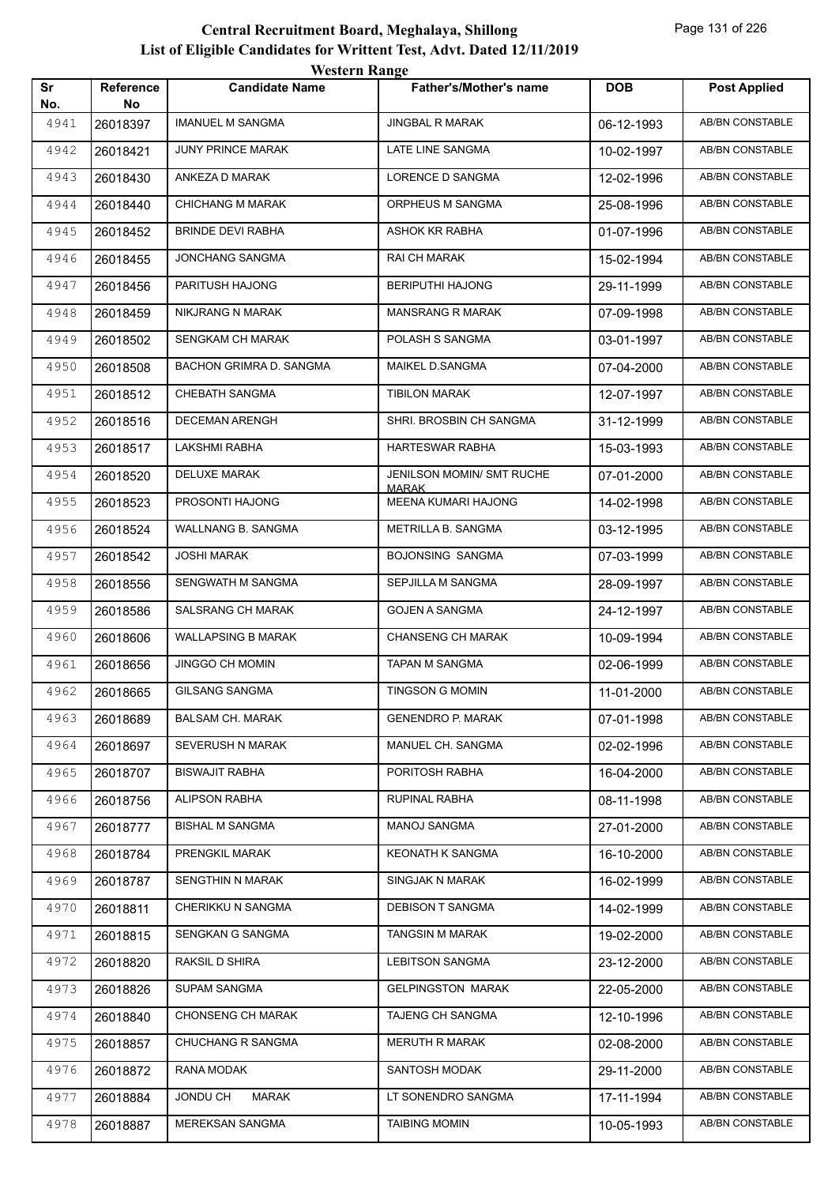# Central Recruitment Board, Meghalaya, Shillong

## List of Eligible Candidates for Writtent Test, Advt. Dated 12/11/2019

### Western Range

| Sr No. | Reference No | Candidate Name | Father's/Mother's name | DOB | Post Applied |
|---|---|---|---|---|---|
| 4941 | 26018397 | IMANUEL M SANGMA | JINGBAL R MARAK | 06-12-1993 | AB/BN CONSTABLE |
| 4942 | 26018421 | JUNY PRINCE MARAK | LATE LINE SANGMA | 10-02-1997 | AB/BN CONSTABLE |
| 4943 | 26018430 | ANKEZA D MARAK | LORENCE D SANGMA | 12-02-1996 | AB/BN CONSTABLE |
| 4944 | 26018440 | CHICHANG M MARAK | ORPHEUS M SANGMA | 25-08-1996 | AB/BN CONSTABLE |
| 4945 | 26018452 | BRINDE DEVI RABHA | ASHOK KR RABHA | 01-07-1996 | AB/BN CONSTABLE |
| 4946 | 26018455 | JONCHANG SANGMA | RAI CH MARAK | 15-02-1994 | AB/BN CONSTABLE |
| 4947 | 26018456 | PARITUSH HAJONG | BERIPUTHI HAJONG | 29-11-1999 | AB/BN CONSTABLE |
| 4948 | 26018459 | NIKJRANG N MARAK | MANSRANG R MARAK | 07-09-1998 | AB/BN CONSTABLE |
| 4949 | 26018502 | SENGKAM CH MARAK | POLASH S SANGMA | 03-01-1997 | AB/BN CONSTABLE |
| 4950 | 26018508 | BACHON GRIMRA D. SANGMA | MAIKEL D.SANGMA | 07-04-2000 | AB/BN CONSTABLE |
| 4951 | 26018512 | CHEBATH SANGMA | TIBILON MARAK | 12-07-1997 | AB/BN CONSTABLE |
| 4952 | 26018516 | DECEMAN ARENGH | SHRI. BROSBIN CH SANGMA | 31-12-1999 | AB/BN CONSTABLE |
| 4953 | 26018517 | LAKSHMI RABHA | HARTESWAR RABHA | 15-03-1993 | AB/BN CONSTABLE |
| 4954 | 26018520 | DELUXE MARAK | JENILSON MOMIN/ SMT RUCHE MARAK | 07-01-2000 | AB/BN CONSTABLE |
| 4955 | 26018523 | PROSONTI HAJONG | MEENA KUMARI HAJONG | 14-02-1998 | AB/BN CONSTABLE |
| 4956 | 26018524 | WALLNANG B. SANGMA | METRILLA B. SANGMA | 03-12-1995 | AB/BN CONSTABLE |
| 4957 | 26018542 | JOSHI MARAK | BOJONSING SANGMA | 07-03-1999 | AB/BN CONSTABLE |
| 4958 | 26018556 | SENGWATH M SANGMA | SEPJILLA M SANGMA | 28-09-1997 | AB/BN CONSTABLE |
| 4959 | 26018586 | SALSRANG CH MARAK | GOJEN A SANGMA | 24-12-1997 | AB/BN CONSTABLE |
| 4960 | 26018606 | WALLAPSING B MARAK | CHANSENG CH MARAK | 10-09-1994 | AB/BN CONSTABLE |
| 4961 | 26018656 | JINGGO CH MOMIN | TAPAN M SANGMA | 02-06-1999 | AB/BN CONSTABLE |
| 4962 | 26018665 | GILSANG SANGMA | TINGSON G MOMIN | 11-01-2000 | AB/BN CONSTABLE |
| 4963 | 26018689 | BALSAM CH. MARAK | GENENDRO P. MARAK | 07-01-1998 | AB/BN CONSTABLE |
| 4964 | 26018697 | SEVERUSH N MARAK | MANUEL CH. SANGMA | 02-02-1996 | AB/BN CONSTABLE |
| 4965 | 26018707 | BISWAJIT RABHA | PORITOSH RABHA | 16-04-2000 | AB/BN CONSTABLE |
| 4966 | 26018756 | ALIPSON RABHA | RUPINAL RABHA | 08-11-1998 | AB/BN CONSTABLE |
| 4967 | 26018777 | BISHAL M SANGMA | MANOJ SANGMA | 27-01-2000 | AB/BN CONSTABLE |
| 4968 | 26018784 | PRENGKIL MARAK | KEONATH K SANGMA | 16-10-2000 | AB/BN CONSTABLE |
| 4969 | 26018787 | SENGTHIN N MARAK | SINGJAK N MARAK | 16-02-1999 | AB/BN CONSTABLE |
| 4970 | 26018811 | CHERIKKU N SANGMA | DEBISON T SANGMA | 14-02-1999 | AB/BN CONSTABLE |
| 4971 | 26018815 | SENGKAN G SANGMA | TANGSIN M MARAK | 19-02-2000 | AB/BN CONSTABLE |
| 4972 | 26018820 | RAKSIL D SHIRA | LEBITSON SANGMA | 23-12-2000 | AB/BN CONSTABLE |
| 4973 | 26018826 | SUPAM SANGMA | GELPINGSTON MARAK | 22-05-2000 | AB/BN CONSTABLE |
| 4974 | 26018840 | CHONSENG CH MARAK | TAJENG CH SANGMA | 12-10-1996 | AB/BN CONSTABLE |
| 4975 | 26018857 | CHUCHANG R SANGMA | MERUTH R MARAK | 02-08-2000 | AB/BN CONSTABLE |
| 4976 | 26018872 | RANA MODAK | SANTOSH MODAK | 29-11-2000 | AB/BN CONSTABLE |
| 4977 | 26018884 | JONDU CH MARAK | LT SONENDRO SANGMA | 17-11-1994 | AB/BN CONSTABLE |
| 4978 | 26018887 | MEREKSAN SANGMA | TAIBING MOMIN | 10-05-1993 | AB/BN CONSTABLE |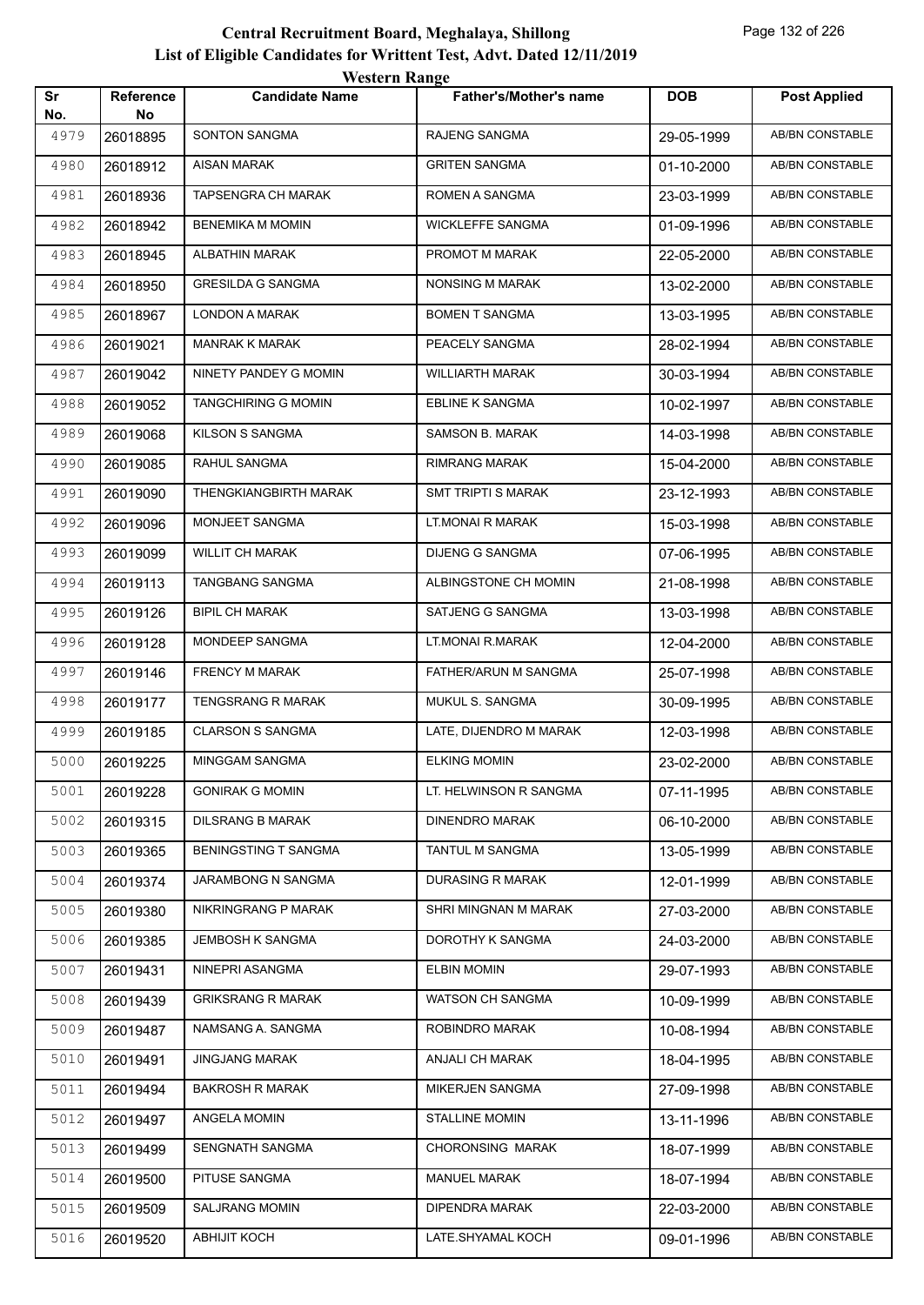# Central Recruitment Board, Meghalaya, Shillong
## List of Eligible Candidates for Writtent Test, Advt. Dated 12/11/2019
### Western Range

| Sr No. | Reference No | Candidate Name | Father's/Mother's name | DOB | Post Applied |
|---|---|---|---|---|---|
| 4979 | 26018895 | SONTON SANGMA | RAJENG SANGMA | 29-05-1999 | AB/BN CONSTABLE |
| 4980 | 26018912 | AISAN MARAK | GRITEN SANGMA | 01-10-2000 | AB/BN CONSTABLE |
| 4981 | 26018936 | TAPSENGRA CH MARAK | ROMEN A SANGMA | 23-03-1999 | AB/BN CONSTABLE |
| 4982 | 26018942 | BENEMIKA M MOMIN | WICKLEFFE SANGMA | 01-09-1996 | AB/BN CONSTABLE |
| 4983 | 26018945 | ALBATHIN MARAK | PROMOT M MARAK | 22-05-2000 | AB/BN CONSTABLE |
| 4984 | 26018950 | GRESILDA G SANGMA | NONSING M MARAK | 13-02-2000 | AB/BN CONSTABLE |
| 4985 | 26018967 | LONDON A MARAK | BOMEN T SANGMA | 13-03-1995 | AB/BN CONSTABLE |
| 4986 | 26019021 | MANRAK K MARAK | PEACELY SANGMA | 28-02-1994 | AB/BN CONSTABLE |
| 4987 | 26019042 | NINETY PANDEY G MOMIN | WILLIARTH MARAK | 30-03-1994 | AB/BN CONSTABLE |
| 4988 | 26019052 | TANGCHIRING G MOMIN | EBLINE K SANGMA | 10-02-1997 | AB/BN CONSTABLE |
| 4989 | 26019068 | KILSON S SANGMA | SAMSON B. MARAK | 14-03-1998 | AB/BN CONSTABLE |
| 4990 | 26019085 | RAHUL SANGMA | RIMRANG MARAK | 15-04-2000 | AB/BN CONSTABLE |
| 4991 | 26019090 | THENGKIANGBIRTH MARAK | SMT TRIPTI S MARAK | 23-12-1993 | AB/BN CONSTABLE |
| 4992 | 26019096 | MONJEET SANGMA | LT.MONAI R MARAK | 15-03-1998 | AB/BN CONSTABLE |
| 4993 | 26019099 | WILLIT CH MARAK | DIJENG G SANGMA | 07-06-1995 | AB/BN CONSTABLE |
| 4994 | 26019113 | TANGBANG SANGMA | ALBINGSTONE CH MOMIN | 21-08-1998 | AB/BN CONSTABLE |
| 4995 | 26019126 | BIPIL CH MARAK | SATJENG G SANGMA | 13-03-1998 | AB/BN CONSTABLE |
| 4996 | 26019128 | MONDEEP SANGMA | LT.MONAI R.MARAK | 12-04-2000 | AB/BN CONSTABLE |
| 4997 | 26019146 | FRENCY M MARAK | FATHER/ARUN M SANGMA | 25-07-1998 | AB/BN CONSTABLE |
| 4998 | 26019177 | TENGSRANG R MARAK | MUKUL S. SANGMA | 30-09-1995 | AB/BN CONSTABLE |
| 4999 | 26019185 | CLARSON S SANGMA | LATE, DIJENDRO M MARAK | 12-03-1998 | AB/BN CONSTABLE |
| 5000 | 26019225 | MINGGAM SANGMA | ELKING MOMIN | 23-02-2000 | AB/BN CONSTABLE |
| 5001 | 26019228 | GONIRAK G MOMIN | LT. HELWINSON R SANGMA | 07-11-1995 | AB/BN CONSTABLE |
| 5002 | 26019315 | DILSRANG B MARAK | DINENDRO MARAK | 06-10-2000 | AB/BN CONSTABLE |
| 5003 | 26019365 | BENINGSTING T SANGMA | TANTUL M SANGMA | 13-05-1999 | AB/BN CONSTABLE |
| 5004 | 26019374 | JARAMBONG N SANGMA | DURASING R MARAK | 12-01-1999 | AB/BN CONSTABLE |
| 5005 | 26019380 | NIKRINGRANG P MARAK | SHRI MINGNAN M MARAK | 27-03-2000 | AB/BN CONSTABLE |
| 5006 | 26019385 | JEMBOSH K SANGMA | DOROTHY K SANGMA | 24-03-2000 | AB/BN CONSTABLE |
| 5007 | 26019431 | NINEPRI ASANGMA | ELBIN MOMIN | 29-07-1993 | AB/BN CONSTABLE |
| 5008 | 26019439 | GRIKSRANG R MARAK | WATSON CH SANGMA | 10-09-1999 | AB/BN CONSTABLE |
| 5009 | 26019487 | NAMSANG A. SANGMA | ROBINDRO MARAK | 10-08-1994 | AB/BN CONSTABLE |
| 5010 | 26019491 | JINGJANG MARAK | ANJALI CH MARAK | 18-04-1995 | AB/BN CONSTABLE |
| 5011 | 26019494 | BAKROSH R MARAK | MIKERJEN SANGMA | 27-09-1998 | AB/BN CONSTABLE |
| 5012 | 26019497 | ANGELA MOMIN | STALLINE MOMIN | 13-11-1996 | AB/BN CONSTABLE |
| 5013 | 26019499 | SENGNATH SANGMA | CHORONSING MARAK | 18-07-1999 | AB/BN CONSTABLE |
| 5014 | 26019500 | PITUSE SANGMA | MANUEL MARAK | 18-07-1994 | AB/BN CONSTABLE |
| 5015 | 26019509 | SALJRANG MOMIN | DIPENDRA MARAK | 22-03-2000 | AB/BN CONSTABLE |
| 5016 | 26019520 | ABHIJIT KOCH | LATE.SHYAMAL KOCH | 09-01-1996 | AB/BN CONSTABLE |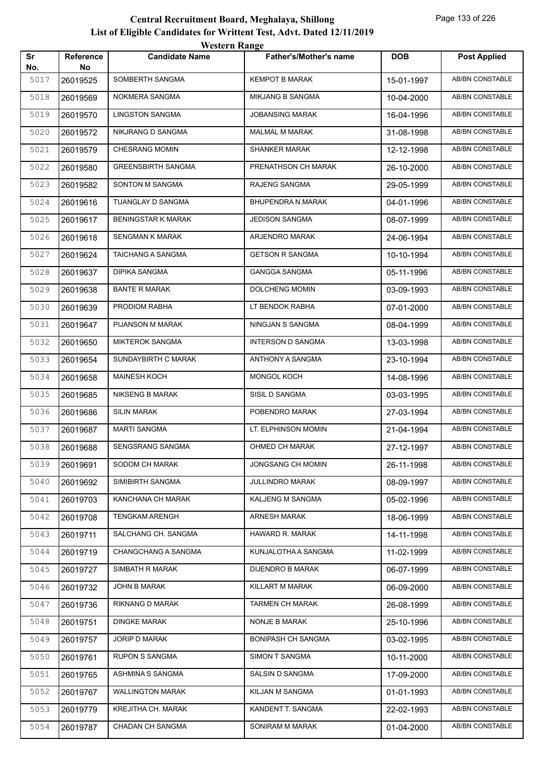# Central Recruitment Board, Meghalaya, Shillong

## List of Eligible Candidates for Writtent Test, Advt. Dated 12/11/2019

### Western Range

| Sr No. | Reference No | Candidate Name | Father's/Mother's name | DOB | Post Applied |
|---|---|---|---|---|---|
| 5017 | 26019525 | SOMBERTH SANGMA | KEMPOT B MARAK | 15-01-1997 | AB/BN CONSTABLE |
| 5018 | 26019569 | NOKMERA SANGMA | MIKJANG B SANGMA | 10-04-2000 | AB/BN CONSTABLE |
| 5019 | 26019570 | LINGSTON SANGMA | JOBANSING MARAK | 16-04-1996 | AB/BN CONSTABLE |
| 5020 | 26019572 | NIKJRANG D SANGMA | MALMAL M MARAK | 31-08-1998 | AB/BN CONSTABLE |
| 5021 | 26019579 | CHESRANG MOMIN | SHANKER MARAK | 12-12-1998 | AB/BN CONSTABLE |
| 5022 | 26019580 | GREENSBIRTH SANGMA | PRENATHSON CH MARAK | 26-10-2000 | AB/BN CONSTABLE |
| 5023 | 26019582 | SONTON M SANGMA | RAJENG SANGMA | 29-05-1999 | AB/BN CONSTABLE |
| 5024 | 26019616 | TUANGLAY D SANGMA | BHUPENDRA N.MARAK | 04-01-1996 | AB/BN CONSTABLE |
| 5025 | 26019617 | BENINGSTAR K MARAK | JEDISON SANGMA | 08-07-1999 | AB/BN CONSTABLE |
| 5026 | 26019618 | SENGMAN K MARAK | ARJENDRO MARAK | 24-06-1994 | AB/BN CONSTABLE |
| 5027 | 26019624 | TAICHANG A SANGMA | GETSON R SANGMA | 10-10-1994 | AB/BN CONSTABLE |
| 5028 | 26019637 | DIPIKA SANGMA | GANGGA SANGMA | 05-11-1996 | AB/BN CONSTABLE |
| 5029 | 26019638 | BANTE R MARAK | DOLCHENG MOMIN | 03-09-1993 | AB/BN CONSTABLE |
| 5030 | 26019639 | PRODIOM RABHA | LT BENDOK RABHA | 07-01-2000 | AB/BN CONSTABLE |
| 5031 | 26019647 | PIJANSON M MARAK | NINGJAN S SANGMA | 08-04-1999 | AB/BN CONSTABLE |
| 5032 | 26019650 | MIKTEROK SANGMA | INTERSON D SANGMA | 13-03-1998 | AB/BN CONSTABLE |
| 5033 | 26019654 | SUNDAYBIRTH C MARAK | ANTHONY A SANGMA | 23-10-1994 | AB/BN CONSTABLE |
| 5034 | 26019658 | MAINESH KOCH | MONGOL KOCH | 14-08-1996 | AB/BN CONSTABLE |
| 5035 | 26019685 | NIKSENG B MARAK | SISIL D SANGMA | 03-03-1995 | AB/BN CONSTABLE |
| 5036 | 26019686 | SILIN MARAK | POBENDRO MARAK | 27-03-1994 | AB/BN CONSTABLE |
| 5037 | 26019687 | MARTI SANGMA | LT. ELPHINSON MOMIN | 21-04-1994 | AB/BN CONSTABLE |
| 5038 | 26019688 | SENGSRANG SANGMA | OHMED CH MARAK | 27-12-1997 | AB/BN CONSTABLE |
| 5039 | 26019691 | SODOM CH MARAK | JONGSANG CH MOMIN | 26-11-1998 | AB/BN CONSTABLE |
| 5040 | 26019692 | SIMIBIRTH SANGMA | JULLINDRO MARAK | 08-09-1997 | AB/BN CONSTABLE |
| 5041 | 26019703 | KANCHANA CH MARAK | KALJENG M SANGMA | 05-02-1996 | AB/BN CONSTABLE |
| 5042 | 26019708 | TENGKAM ARENGH | ARNESH MARAK | 18-06-1999 | AB/BN CONSTABLE |
| 5043 | 26019711 | SALCHANG CH. SANGMA | HAWARD R. MARAK | 14-11-1998 | AB/BN CONSTABLE |
| 5044 | 26019719 | CHANGCHANG A SANGMA | KUNJALOTHA A SANGMA | 11-02-1999 | AB/BN CONSTABLE |
| 5045 | 26019727 | SIMBATH R MARAK | DIJENDRO B MARAK | 06-07-1999 | AB/BN CONSTABLE |
| 5046 | 26019732 | JOHN B MARAK | KILLART M MARAK | 06-09-2000 | AB/BN CONSTABLE |
| 5047 | 26019736 | RIKNANG D MARAK | TARMEN CH MARAK | 26-08-1999 | AB/BN CONSTABLE |
| 5048 | 26019751 | DINGKE MARAK | NONJE B MARAK | 25-10-1996 | AB/BN CONSTABLE |
| 5049 | 26019757 | JORIP D MARAK | BONIPASH CH SANGMA | 03-02-1995 | AB/BN CONSTABLE |
| 5050 | 26019761 | RUPON S SANGMA | SIMON T SANGMA | 10-11-2000 | AB/BN CONSTABLE |
| 5051 | 26019765 | ASHMINA S SANGMA | SALSIN D SANGMA | 17-09-2000 | AB/BN CONSTABLE |
| 5052 | 26019767 | WALLINGTON MARAK | KILJAN M SANGMA | 01-01-1993 | AB/BN CONSTABLE |
| 5053 | 26019779 | KREJITHA CH. MARAK | KANDENT T. SANGMA | 22-02-1993 | AB/BN CONSTABLE |
| 5054 | 26019787 | CHADAN CH SANGMA | SONIRAM M MARAK | 01-04-2000 | AB/BN CONSTABLE |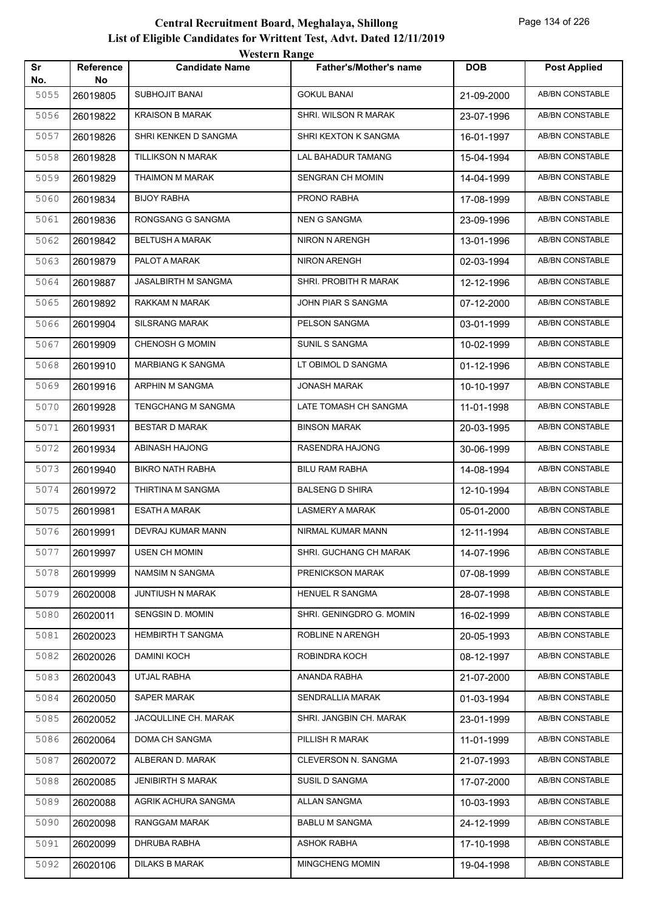# Central Recruitment Board, Meghalaya, Shillong
## List of Eligible Candidates for Writtent Test, Advt. Dated 12/11/2019
### Western Range

| Sr No. | Reference No | Candidate Name | Father's/Mother's name | DOB | Post Applied |
|---|---|---|---|---|---|
| 5055 | 26019805 | SUBHOJIT BANAI | GOKUL BANAI | 21-09-2000 | AB/BN CONSTABLE |
| 5056 | 26019822 | KRAISON B MARAK | SHRI. WILSON R MARAK | 23-07-1996 | AB/BN CONSTABLE |
| 5057 | 26019826 | SHRI KENKEN D SANGMA | SHRI KEXTON K SANGMA | 16-01-1997 | AB/BN CONSTABLE |
| 5058 | 26019828 | TILLIKSON N MARAK | LAL BAHADUR TAMANG | 15-04-1994 | AB/BN CONSTABLE |
| 5059 | 26019829 | THAIMON M MARAK | SENGRAN CH MOMIN | 14-04-1999 | AB/BN CONSTABLE |
| 5060 | 26019834 | BIJOY RABHA | PRONO RABHA | 17-08-1999 | AB/BN CONSTABLE |
| 5061 | 26019836 | RONGSANG G SANGMA | NEN G SANGMA | 23-09-1996 | AB/BN CONSTABLE |
| 5062 | 26019842 | BELTUSH A MARAK | NIRON N ARENGH | 13-01-1996 | AB/BN CONSTABLE |
| 5063 | 26019879 | PALOT A MARAK | NIRON ARENGH | 02-03-1994 | AB/BN CONSTABLE |
| 5064 | 26019887 | JASALBIRTH M SANGMA | SHRI. PROBITH R MARAK | 12-12-1996 | AB/BN CONSTABLE |
| 5065 | 26019892 | RAKKAM N MARAK | JOHN PIAR S SANGMA | 07-12-2000 | AB/BN CONSTABLE |
| 5066 | 26019904 | SILSRANG MARAK | PELSON SANGMA | 03-01-1999 | AB/BN CONSTABLE |
| 5067 | 26019909 | CHENOSH G MOMIN | SUNIL S SANGMA | 10-02-1999 | AB/BN CONSTABLE |
| 5068 | 26019910 | MARBIANG K SANGMA | LT OBIMOL D SANGMA | 01-12-1996 | AB/BN CONSTABLE |
| 5069 | 26019916 | ARPHIN M SANGMA | JONASH MARAK | 10-10-1997 | AB/BN CONSTABLE |
| 5070 | 26019928 | TENGCHANG M SANGMA | LATE TOMASH CH SANGMA | 11-01-1998 | AB/BN CONSTABLE |
| 5071 | 26019931 | BESTAR D MARAK | BINSON MARAK | 20-03-1995 | AB/BN CONSTABLE |
| 5072 | 26019934 | ABINASH HAJONG | RASENDRA HAJONG | 30-06-1999 | AB/BN CONSTABLE |
| 5073 | 26019940 | BIKRO NATH RABHA | BILU RAM RABHA | 14-08-1994 | AB/BN CONSTABLE |
| 5074 | 26019972 | THIRTINA M SANGMA | BALSENG D SHIRA | 12-10-1994 | AB/BN CONSTABLE |
| 5075 | 26019981 | ESATH A MARAK | LASMERY A MARAK | 05-01-2000 | AB/BN CONSTABLE |
| 5076 | 26019991 | DEVRAJ KUMAR MANN | NIRMAL KUMAR MANN | 12-11-1994 | AB/BN CONSTABLE |
| 5077 | 26019997 | USEN CH MOMIN | SHRI. GUCHANG CH MARAK | 14-07-1996 | AB/BN CONSTABLE |
| 5078 | 26019999 | NAMSIM N SANGMA | PRENICKSON MARAK | 07-08-1999 | AB/BN CONSTABLE |
| 5079 | 26020008 | JUNTIUSH N MARAK | HENUEL R SANGMA | 28-07-1998 | AB/BN CONSTABLE |
| 5080 | 26020011 | SENGSIN D. MOMIN | SHRI. GENINGDRO G. MOMIN | 16-02-1999 | AB/BN CONSTABLE |
| 5081 | 26020023 | HEMBIRTH T SANGMA | ROBLINE N ARENGH | 20-05-1993 | AB/BN CONSTABLE |
| 5082 | 26020026 | DAMINI KOCH | ROBINDRA KOCH | 08-12-1997 | AB/BN CONSTABLE |
| 5083 | 26020043 | UTJAL RABHA | ANANDA RABHA | 21-07-2000 | AB/BN CONSTABLE |
| 5084 | 26020050 | SAPER MARAK | SENDRALLIA MARAK | 01-03-1994 | AB/BN CONSTABLE |
| 5085 | 26020052 | JACQULLINE CH. MARAK | SHRI. JANGBIN CH. MARAK | 23-01-1999 | AB/BN CONSTABLE |
| 5086 | 26020064 | DOMA CH SANGMA | PILLISH R MARAK | 11-01-1999 | AB/BN CONSTABLE |
| 5087 | 26020072 | ALBERAN D. MARAK | CLEVERSON N. SANGMA | 21-07-1993 | AB/BN CONSTABLE |
| 5088 | 26020085 | JENIBIRTH S MARAK | SUSIL D SANGMA | 17-07-2000 | AB/BN CONSTABLE |
| 5089 | 26020088 | AGRIK ACHURA SANGMA | ALLAN SANGMA | 10-03-1993 | AB/BN CONSTABLE |
| 5090 | 26020098 | RANGGAM MARAK | BABLU M SANGMA | 24-12-1999 | AB/BN CONSTABLE |
| 5091 | 26020099 | DHRUBA RABHA | ASHOK RABHA | 17-10-1998 | AB/BN CONSTABLE |
| 5092 | 26020106 | DILAKS B MARAK | MINGCHENG MOMIN | 19-04-1998 | AB/BN CONSTABLE |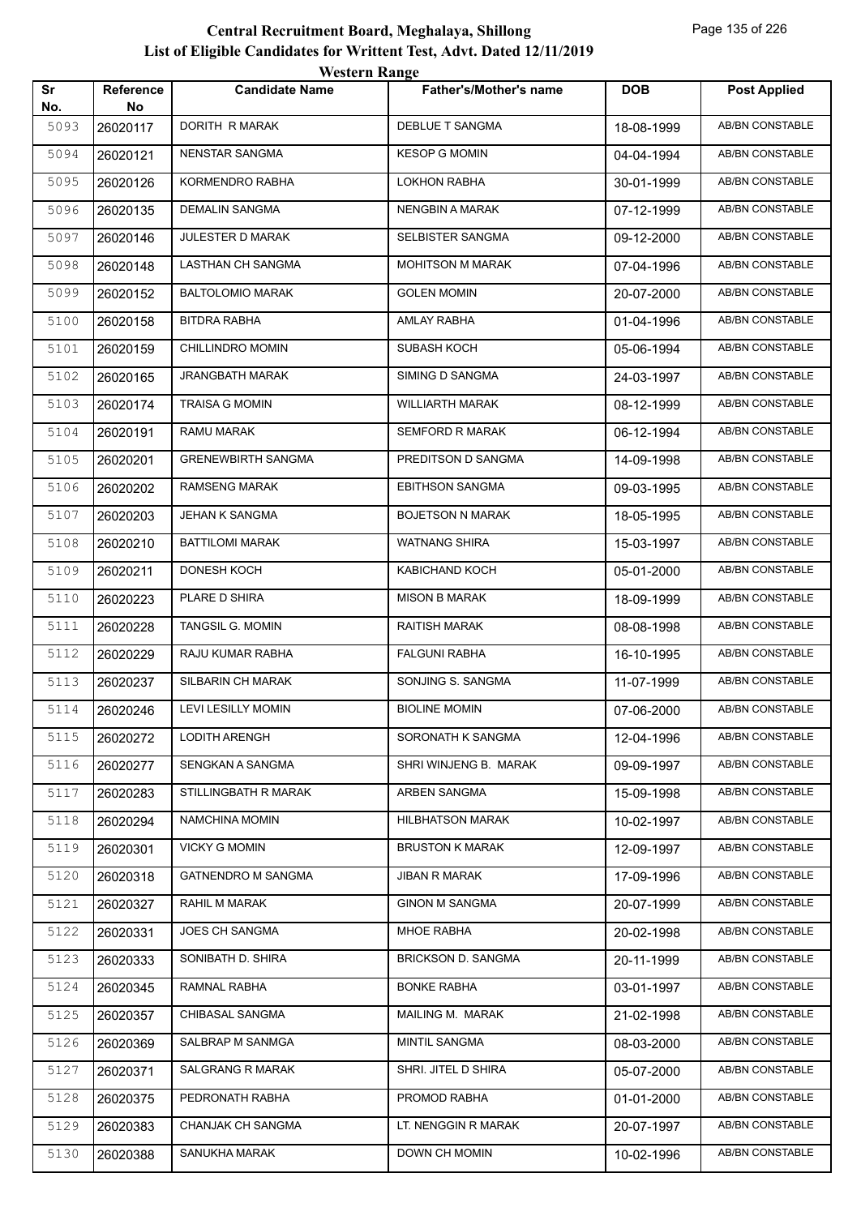# Central Recruitment Board, Meghalaya, Shillong

## List of Eligible Candidates for Writtent Test, Advt. Dated 12/11/2019

### Western Range

| Sr No. | Reference No | Candidate Name | Father's/Mother's name | DOB | Post Applied |
|---|---|---|---|---|---|
| 5093 | 26020117 | DORITH R MARAK | DEBLUE T SANGMA | 18-08-1999 | AB/BN CONSTABLE |
| 5094 | 26020121 | NENSTAR SANGMA | KESOP G MOMIN | 04-04-1994 | AB/BN CONSTABLE |
| 5095 | 26020126 | KORMENDRO RABHA | LOKHON RABHA | 30-01-1999 | AB/BN CONSTABLE |
| 5096 | 26020135 | DEMALIN SANGMA | NENGBIN A MARAK | 07-12-1999 | AB/BN CONSTABLE |
| 5097 | 26020146 | JULESTER D MARAK | SELBISTER SANGMA | 09-12-2000 | AB/BN CONSTABLE |
| 5098 | 26020148 | LASTHAN CH SANGMA | MOHITSON M MARAK | 07-04-1996 | AB/BN CONSTABLE |
| 5099 | 26020152 | BALTOLOMIO MARAK | GOLEN MOMIN | 20-07-2000 | AB/BN CONSTABLE |
| 5100 | 26020158 | BITDRA RABHA | AMLAY RABHA | 01-04-1996 | AB/BN CONSTABLE |
| 5101 | 26020159 | CHILLINDRO MOMIN | SUBASH KOCH | 05-06-1994 | AB/BN CONSTABLE |
| 5102 | 26020165 | JRANGBATH MARAK | SIMING D SANGMA | 24-03-1997 | AB/BN CONSTABLE |
| 5103 | 26020174 | TRAISA G MOMIN | WILLIARTH MARAK | 08-12-1999 | AB/BN CONSTABLE |
| 5104 | 26020191 | RAMU MARAK | SEMFORD R MARAK | 06-12-1994 | AB/BN CONSTABLE |
| 5105 | 26020201 | GRENEWBIRTH SANGMA | PREDITSON D SANGMA | 14-09-1998 | AB/BN CONSTABLE |
| 5106 | 26020202 | RAMSENG MARAK | EBITHSON SANGMA | 09-03-1995 | AB/BN CONSTABLE |
| 5107 | 26020203 | JEHAN K SANGMA | BOJETSON N MARAK | 18-05-1995 | AB/BN CONSTABLE |
| 5108 | 26020210 | BATTILOMI MARAK | WATNANG SHIRA | 15-03-1997 | AB/BN CONSTABLE |
| 5109 | 26020211 | DONESH KOCH | KABICHAND KOCH | 05-01-2000 | AB/BN CONSTABLE |
| 5110 | 26020223 | PLARE D SHIRA | MISON B MARAK | 18-09-1999 | AB/BN CONSTABLE |
| 5111 | 26020228 | TANGSIL G. MOMIN | RAITISH MARAK | 08-08-1998 | AB/BN CONSTABLE |
| 5112 | 26020229 | RAJU KUMAR RABHA | FALGUNI RABHA | 16-10-1995 | AB/BN CONSTABLE |
| 5113 | 26020237 | SILBARIN CH MARAK | SONJING S. SANGMA | 11-07-1999 | AB/BN CONSTABLE |
| 5114 | 26020246 | LEVI LESILLY MOMIN | BIOLINE MOMIN | 07-06-2000 | AB/BN CONSTABLE |
| 5115 | 26020272 | LODITH ARENGH | SORONATH K SANGMA | 12-04-1996 | AB/BN CONSTABLE |
| 5116 | 26020277 | SENGKAN A SANGMA | SHRI WINJENG B. MARAK | 09-09-1997 | AB/BN CONSTABLE |
| 5117 | 26020283 | STILLINGBATH R MARAK | ARBEN SANGMA | 15-09-1998 | AB/BN CONSTABLE |
| 5118 | 26020294 | NAMCHINA MOMIN | HILBHATSON MARAK | 10-02-1997 | AB/BN CONSTABLE |
| 5119 | 26020301 | VICKY G MOMIN | BRUSTON K MARAK | 12-09-1997 | AB/BN CONSTABLE |
| 5120 | 26020318 | GATNENDRO M SANGMA | JIBAN R MARAK | 17-09-1996 | AB/BN CONSTABLE |
| 5121 | 26020327 | RAHIL M MARAK | GINON M SANGMA | 20-07-1999 | AB/BN CONSTABLE |
| 5122 | 26020331 | JOES CH SANGMA | MHOE RABHA | 20-02-1998 | AB/BN CONSTABLE |
| 5123 | 26020333 | SONIBATH D. SHIRA | BRICKSON D. SANGMA | 20-11-1999 | AB/BN CONSTABLE |
| 5124 | 26020345 | RAMNAL RABHA | BONKE RABHA | 03-01-1997 | AB/BN CONSTABLE |
| 5125 | 26020357 | CHIBASAL SANGMA | MAILING M. MARAK | 21-02-1998 | AB/BN CONSTABLE |
| 5126 | 26020369 | SALBRAP M SANMGA | MINTIL SANGMA | 08-03-2000 | AB/BN CONSTABLE |
| 5127 | 26020371 | SALGRANG R MARAK | SHRI. JITEL D SHIRA | 05-07-2000 | AB/BN CONSTABLE |
| 5128 | 26020375 | PEDRONATH RABHA | PROMOD RABHA | 01-01-2000 | AB/BN CONSTABLE |
| 5129 | 26020383 | CHANJAK CH SANGMA | LT. NENGGIN R MARAK | 20-07-1997 | AB/BN CONSTABLE |
| 5130 | 26020388 | SANUKHA MARAK | DOWN CH MOMIN | 10-02-1996 | AB/BN CONSTABLE |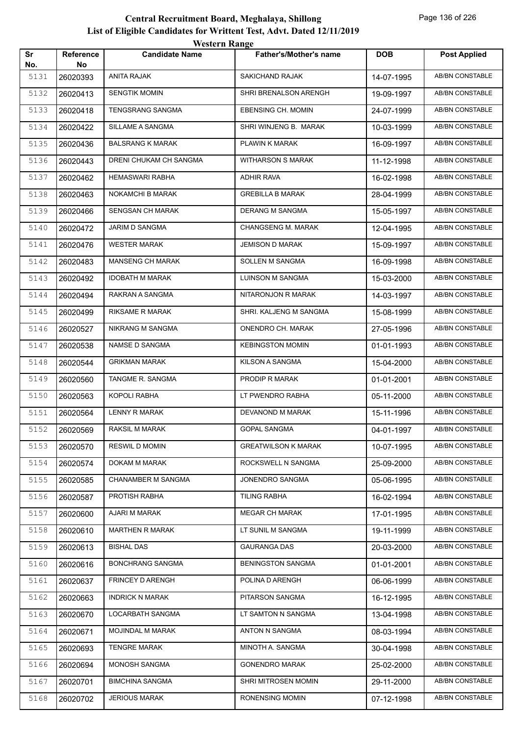# Central Recruitment Board, Meghalaya, Shillong
## List of Eligible Candidates for Writtent Test, Advt. Dated 12/11/2019
### Western Range

| Sr No. | Reference No | Candidate Name | Father's/Mother's name | DOB | Post Applied |
|---|---|---|---|---|---|
| 5131 | 26020393 | ANITA RAJAK | SAKICHAND RAJAK | 14-07-1995 | AB/BN CONSTABLE |
| 5132 | 26020413 | SENGTIK MOMIN | SHRI BRENALSON ARENGH | 19-09-1997 | AB/BN CONSTABLE |
| 5133 | 26020418 | TENGSRANG SANGMA | EBENSING CH. MOMIN | 24-07-1999 | AB/BN CONSTABLE |
| 5134 | 26020422 | SILLAME A SANGMA | SHRI WINJENG B. MARAK | 10-03-1999 | AB/BN CONSTABLE |
| 5135 | 26020436 | BALSRANG K MARAK | PLAWIN K MARAK | 16-09-1997 | AB/BN CONSTABLE |
| 5136 | 26020443 | DRENI CHUKAM CH SANGMA | WITHARSON S MARAK | 11-12-1998 | AB/BN CONSTABLE |
| 5137 | 26020462 | HEMASWARI RABHA | ADHIR RAVA | 16-02-1998 | AB/BN CONSTABLE |
| 5138 | 26020463 | NOKAMCHI B MARAK | GREBILLA B MARAK | 28-04-1999 | AB/BN CONSTABLE |
| 5139 | 26020466 | SENGSAN CH MARAK | DERANG M SANGMA | 15-05-1997 | AB/BN CONSTABLE |
| 5140 | 26020472 | JARIM D SANGMA | CHANGSENG M. MARAK | 12-04-1995 | AB/BN CONSTABLE |
| 5141 | 26020476 | WESTER MARAK | JEMISON D MARAK | 15-09-1997 | AB/BN CONSTABLE |
| 5142 | 26020483 | MANSENG CH MARAK | SOLLEN M SANGMA | 16-09-1998 | AB/BN CONSTABLE |
| 5143 | 26020492 | IDOBATH M MARAK | LUINSON M SANGMA | 15-03-2000 | AB/BN CONSTABLE |
| 5144 | 26020494 | RAKRAN A SANGMA | NITARONJON R MARAK | 14-03-1997 | AB/BN CONSTABLE |
| 5145 | 26020499 | RIKSAME R MARAK | SHRI. KALJENG M SANGMA | 15-08-1999 | AB/BN CONSTABLE |
| 5146 | 26020527 | NIKRANG M SANGMA | ONENDRO CH. MARAK | 27-05-1996 | AB/BN CONSTABLE |
| 5147 | 26020538 | NAMSE D SANGMA | KEBINGSTON MOMIN | 01-01-1993 | AB/BN CONSTABLE |
| 5148 | 26020544 | GRIKMAN MARAK | KILSON A SANGMA | 15-04-2000 | AB/BN CONSTABLE |
| 5149 | 26020560 | TANGME R. SANGMA | PRODIP R MARAK | 01-01-2001 | AB/BN CONSTABLE |
| 5150 | 26020563 | KOPOLI RABHA | LT PWENDRO RABHA | 05-11-2000 | AB/BN CONSTABLE |
| 5151 | 26020564 | LENNY R MARAK | DEVANOND M MARAK | 15-11-1996 | AB/BN CONSTABLE |
| 5152 | 26020569 | RAKSIL M MARAK | GOPAL SANGMA | 04-01-1997 | AB/BN CONSTABLE |
| 5153 | 26020570 | RESWIL D MOMIN | GREATWILSON K MARAK | 10-07-1995 | AB/BN CONSTABLE |
| 5154 | 26020574 | DOKAM M MARAK | ROCKSWELL N SANGMA | 25-09-2000 | AB/BN CONSTABLE |
| 5155 | 26020585 | CHANAMBER M SANGMA | JONENDRO SANGMA | 05-06-1995 | AB/BN CONSTABLE |
| 5156 | 26020587 | PROTISH RABHA | TILING RABHA | 16-02-1994 | AB/BN CONSTABLE |
| 5157 | 26020600 | AJARI M MARAK | MEGAR CH MARAK | 17-01-1995 | AB/BN CONSTABLE |
| 5158 | 26020610 | MARTHEN R MARAK | LT SUNIL M SANGMA | 19-11-1999 | AB/BN CONSTABLE |
| 5159 | 26020613 | BISHAL DAS | GAURANGA DAS | 20-03-2000 | AB/BN CONSTABLE |
| 5160 | 26020616 | BONCHRANG SANGMA | BENINGSTON SANGMA | 01-01-2001 | AB/BN CONSTABLE |
| 5161 | 26020637 | FRINCEY D ARENGH | POLINA D ARENGH | 06-06-1999 | AB/BN CONSTABLE |
| 5162 | 26020663 | INDRICK N MARAK | PITARSON SANGMA | 16-12-1995 | AB/BN CONSTABLE |
| 5163 | 26020670 | LOCARBATH SANGMA | LT SAMTON N SANGMA | 13-04-1998 | AB/BN CONSTABLE |
| 5164 | 26020671 | MOJINDAL M MARAK | ANTON N SANGMA | 08-03-1994 | AB/BN CONSTABLE |
| 5165 | 26020693 | TENGRE MARAK | MINOTH A. SANGMA | 30-04-1998 | AB/BN CONSTABLE |
| 5166 | 26020694 | MONOSH SANGMA | GONENDRO MARAK | 25-02-2000 | AB/BN CONSTABLE |
| 5167 | 26020701 | BIMCHINA SANGMA | SHRI MITROSEN MOMIN | 29-11-2000 | AB/BN CONSTABLE |
| 5168 | 26020702 | JERIOUS MARAK | RONENSING MOMIN | 07-12-1998 | AB/BN CONSTABLE |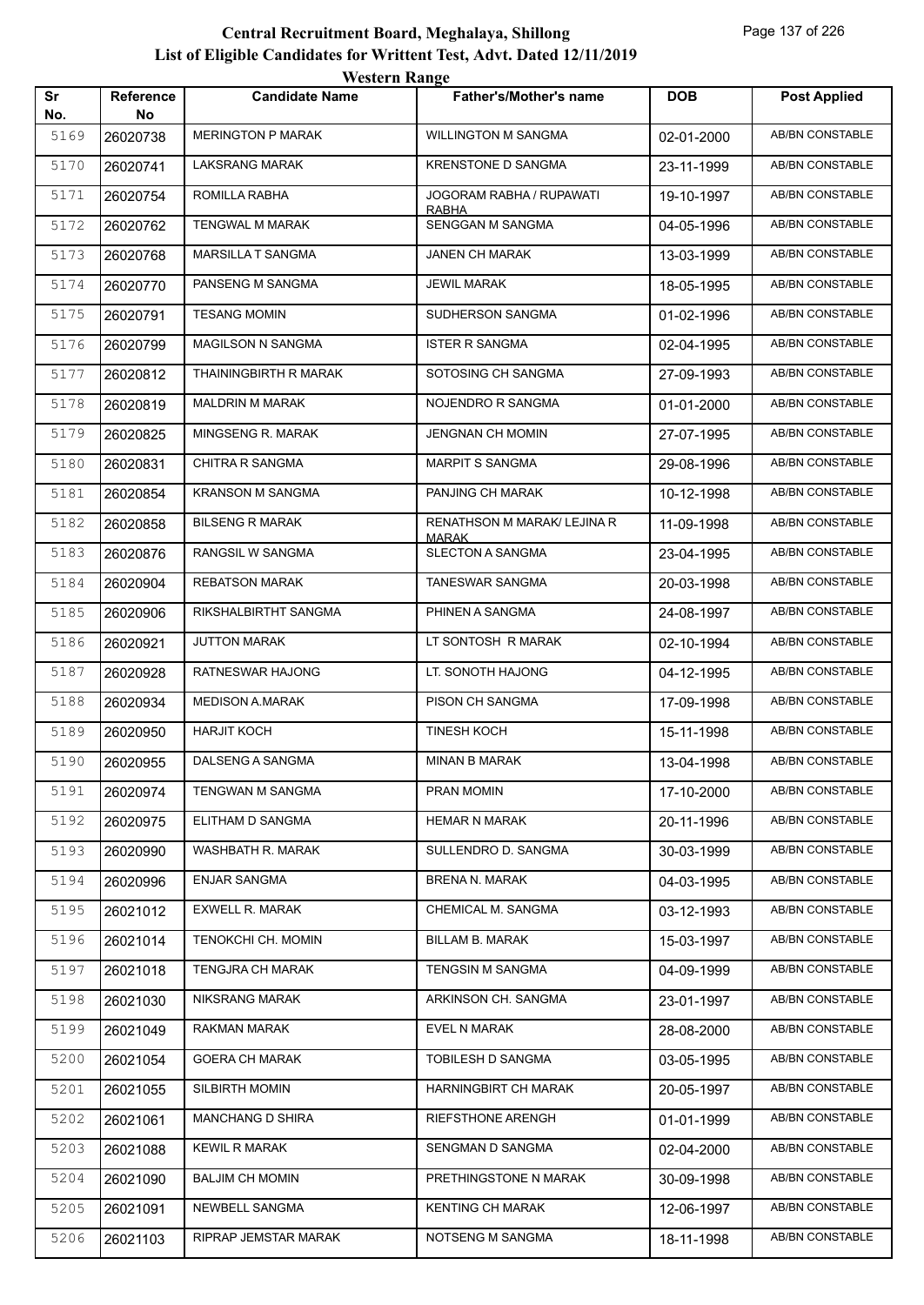# Central Recruitment Board, Meghalaya, Shillong

## List of Eligible Candidates for Writtent Test, Advt. Dated 12/11/2019

### Western Range

| Sr No. | Reference No | Candidate Name | Father's/Mother's name | DOB | Post Applied |
|---|---|---|---|---|---|
| 5169 | 26020738 | MERINGTON P MARAK | WILLINGTON M SANGMA | 02-01-2000 | AB/BN CONSTABLE |
| 5170 | 26020741 | LAKSRANG MARAK | KRENSTONE D SANGMA | 23-11-1999 | AB/BN CONSTABLE |
| 5171 | 26020754 | ROMILLA RABHA | JOGORAM RABHA / RUPAWATI RABHA | 19-10-1997 | AB/BN CONSTABLE |
| 5172 | 26020762 | TENGWAL M MARAK | SENGGAN M SANGMA | 04-05-1996 | AB/BN CONSTABLE |
| 5173 | 26020768 | MARSILLA T SANGMA | JANEN CH MARAK | 13-03-1999 | AB/BN CONSTABLE |
| 5174 | 26020770 | PANSENG M SANGMA | JEWIL MARAK | 18-05-1995 | AB/BN CONSTABLE |
| 5175 | 26020791 | TESANG MOMIN | SUDHERSON SANGMA | 01-02-1996 | AB/BN CONSTABLE |
| 5176 | 26020799 | MAGILSON N SANGMA | ISTER R SANGMA | 02-04-1995 | AB/BN CONSTABLE |
| 5177 | 26020812 | THAININGBIRTH R MARAK | SOTOSING CH SANGMA | 27-09-1993 | AB/BN CONSTABLE |
| 5178 | 26020819 | MALDRIN M MARAK | NOJENDRO R SANGMA | 01-01-2000 | AB/BN CONSTABLE |
| 5179 | 26020825 | MINGSENG R. MARAK | JENGNAN CH MOMIN | 27-07-1995 | AB/BN CONSTABLE |
| 5180 | 26020831 | CHITRA R SANGMA | MARPIT S SANGMA | 29-08-1996 | AB/BN CONSTABLE |
| 5181 | 26020854 | KRANSON M SANGMA | PANJING CH MARAK | 10-12-1998 | AB/BN CONSTABLE |
| 5182 | 26020858 | BILSENG R MARAK | RENATHSON M MARAK/ LEJINA R MARAK | 11-09-1998 | AB/BN CONSTABLE |
| 5183 | 26020876 | RANGSIL W SANGMA | SLECTON A SANGMA | 23-04-1995 | AB/BN CONSTABLE |
| 5184 | 26020904 | REBATSON MARAK | TANESWAR SANGMA | 20-03-1998 | AB/BN CONSTABLE |
| 5185 | 26020906 | RIKSHALBIRTHT SANGMA | PHINEN A SANGMA | 24-08-1997 | AB/BN CONSTABLE |
| 5186 | 26020921 | JUTTON MARAK | LT SONTOSH R MARAK | 02-10-1994 | AB/BN CONSTABLE |
| 5187 | 26020928 | RATNESWAR HAJONG | LT. SONOTH HAJONG | 04-12-1995 | AB/BN CONSTABLE |
| 5188 | 26020934 | MEDISON A.MARAK | PISON CH SANGMA | 17-09-1998 | AB/BN CONSTABLE |
| 5189 | 26020950 | HARJIT KOCH | TINESH KOCH | 15-11-1998 | AB/BN CONSTABLE |
| 5190 | 26020955 | DALSENG A SANGMA | MINAN B MARAK | 13-04-1998 | AB/BN CONSTABLE |
| 5191 | 26020974 | TENGWAN M SANGMA | PRAN MOMIN | 17-10-2000 | AB/BN CONSTABLE |
| 5192 | 26020975 | ELITHAM D SANGMA | HEMAR N MARAK | 20-11-1996 | AB/BN CONSTABLE |
| 5193 | 26020990 | WASHBATH R. MARAK | SULLENDRO D. SANGMA | 30-03-1999 | AB/BN CONSTABLE |
| 5194 | 26020996 | ENJAR SANGMA | BRENA N. MARAK | 04-03-1995 | AB/BN CONSTABLE |
| 5195 | 26021012 | EXWELL R. MARAK | CHEMICAL M. SANGMA | 03-12-1993 | AB/BN CONSTABLE |
| 5196 | 26021014 | TENOKCHI CH. MOMIN | BILLAM B. MARAK | 15-03-1997 | AB/BN CONSTABLE |
| 5197 | 26021018 | TENGJRA CH MARAK | TENGSIN M SANGMA | 04-09-1999 | AB/BN CONSTABLE |
| 5198 | 26021030 | NIKSRANG MARAK | ARKINSON CH. SANGMA | 23-01-1997 | AB/BN CONSTABLE |
| 5199 | 26021049 | RAKMAN MARAK | EVEL N MARAK | 28-08-2000 | AB/BN CONSTABLE |
| 5200 | 26021054 | GOERA CH MARAK | TOBILESH D SANGMA | 03-05-1995 | AB/BN CONSTABLE |
| 5201 | 26021055 | SILBIRTH MOMIN | HARNINGBIRT CH MARAK | 20-05-1997 | AB/BN CONSTABLE |
| 5202 | 26021061 | MANCHANG D SHIRA | RIEFSTHONE ARENGH | 01-01-1999 | AB/BN CONSTABLE |
| 5203 | 26021088 | KEWIL R MARAK | SENGMAN D SANGMA | 02-04-2000 | AB/BN CONSTABLE |
| 5204 | 26021090 | BALJIM CH MOMIN | PRETHINGSTONE N MARAK | 30-09-1998 | AB/BN CONSTABLE |
| 5205 | 26021091 | NEWBELL SANGMA | KENTING CH MARAK | 12-06-1997 | AB/BN CONSTABLE |
| 5206 | 26021103 | RIPRAP JEMSTAR MARAK | NOTSENG M SANGMA | 18-11-1998 | AB/BN CONSTABLE |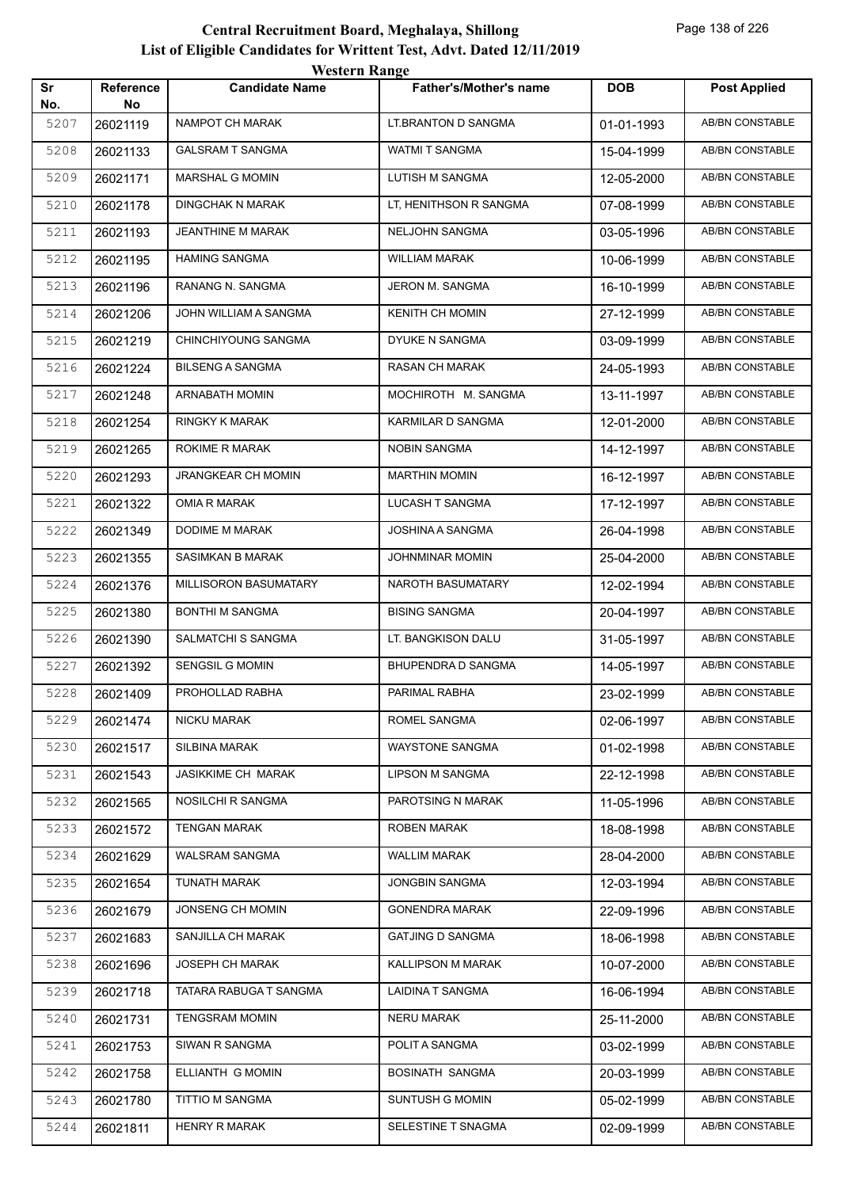# Central Recruitment Board, Meghalaya, Shillong

## List of Eligible Candidates for Writtent Test, Advt. Dated 12/11/2019

### Western Range

| Sr No. | Reference No | Candidate Name | Father's/Mother's name | DOB | Post Applied |
|---|---|---|---|---|---|
| 5207 | 26021119 | NAMPOT CH MARAK | LT.BRANTON D SANGMA | 01-01-1993 | AB/BN CONSTABLE |
| 5208 | 26021133 | GALSRAM T SANGMA | WATMI T SANGMA | 15-04-1999 | AB/BN CONSTABLE |
| 5209 | 26021171 | MARSHAL G MOMIN | LUTISH M SANGMA | 12-05-2000 | AB/BN CONSTABLE |
| 5210 | 26021178 | DINGCHAK N MARAK | LT, HENITHSON R SANGMA | 07-08-1999 | AB/BN CONSTABLE |
| 5211 | 26021193 | JEANTHINE M MARAK | NELJOHN SANGMA | 03-05-1996 | AB/BN CONSTABLE |
| 5212 | 26021195 | HAMING SANGMA | WILLIAM MARAK | 10-06-1999 | AB/BN CONSTABLE |
| 5213 | 26021196 | RANANG N. SANGMA | JERON M. SANGMA | 16-10-1999 | AB/BN CONSTABLE |
| 5214 | 26021206 | JOHN WILLIAM A SANGMA | KENITH CH MOMIN | 27-12-1999 | AB/BN CONSTABLE |
| 5215 | 26021219 | CHINCHIYOUNG SANGMA | DYUKE N SANGMA | 03-09-1999 | AB/BN CONSTABLE |
| 5216 | 26021224 | BILSENG A SANGMA | RASAN CH MARAK | 24-05-1993 | AB/BN CONSTABLE |
| 5217 | 26021248 | ARNABATH MOMIN | MOCHIROTH M. SANGMA | 13-11-1997 | AB/BN CONSTABLE |
| 5218 | 26021254 | RINGKY K MARAK | KARMILAR D SANGMA | 12-01-2000 | AB/BN CONSTABLE |
| 5219 | 26021265 | ROKIME R MARAK | NOBIN SANGMA | 14-12-1997 | AB/BN CONSTABLE |
| 5220 | 26021293 | JRANGKEAR CH MOMIN | MARTHIN MOMIN | 16-12-1997 | AB/BN CONSTABLE |
| 5221 | 26021322 | OMIA R MARAK | LUCASH T SANGMA | 17-12-1997 | AB/BN CONSTABLE |
| 5222 | 26021349 | DODIME M MARAK | JOSHINA A SANGMA | 26-04-1998 | AB/BN CONSTABLE |
| 5223 | 26021355 | SASIMKAN B MARAK | JOHNMINAR MOMIN | 25-04-2000 | AB/BN CONSTABLE |
| 5224 | 26021376 | MILLISORON BASUMATARY | NAROTH BASUMATARY | 12-02-1994 | AB/BN CONSTABLE |
| 5225 | 26021380 | BONTHI M SANGMA | BISING SANGMA | 20-04-1997 | AB/BN CONSTABLE |
| 5226 | 26021390 | SALMATCHI S SANGMA | LT. BANGKISON DALU | 31-05-1997 | AB/BN CONSTABLE |
| 5227 | 26021392 | SENGSIL G MOMIN | BHUPENDRA D SANGMA | 14-05-1997 | AB/BN CONSTABLE |
| 5228 | 26021409 | PROHOLLAD RABHA | PARIMAL RABHA | 23-02-1999 | AB/BN CONSTABLE |
| 5229 | 26021474 | NICKU MARAK | ROMEL SANGMA | 02-06-1997 | AB/BN CONSTABLE |
| 5230 | 26021517 | SILBINA MARAK | WAYSTONE SANGMA | 01-02-1998 | AB/BN CONSTABLE |
| 5231 | 26021543 | JASIKKIME CH MARAK | LIPSON M SANGMA | 22-12-1998 | AB/BN CONSTABLE |
| 5232 | 26021565 | NOSILCHI R SANGMA | PAROTSING N MARAK | 11-05-1996 | AB/BN CONSTABLE |
| 5233 | 26021572 | TENGAN MARAK | ROBEN MARAK | 18-08-1998 | AB/BN CONSTABLE |
| 5234 | 26021629 | WALSRAM SANGMA | WALLIM MARAK | 28-04-2000 | AB/BN CONSTABLE |
| 5235 | 26021654 | TUNATH MARAK | JONGBIN SANGMA | 12-03-1994 | AB/BN CONSTABLE |
| 5236 | 26021679 | JONSENG CH MOMIN | GONENDRA MARAK | 22-09-1996 | AB/BN CONSTABLE |
| 5237 | 26021683 | SANJILLA CH MARAK | GATJING D SANGMA | 18-06-1998 | AB/BN CONSTABLE |
| 5238 | 26021696 | JOSEPH CH MARAK | KALLIPSON M MARAK | 10-07-2000 | AB/BN CONSTABLE |
| 5239 | 26021718 | TATARA RABUGA T SANGMA | LAIDINA T SANGMA | 16-06-1994 | AB/BN CONSTABLE |
| 5240 | 26021731 | TENGSRAM MOMIN | NERU MARAK | 25-11-2000 | AB/BN CONSTABLE |
| 5241 | 26021753 | SIWAN R SANGMA | POLIT A SANGMA | 03-02-1999 | AB/BN CONSTABLE |
| 5242 | 26021758 | ELLIANTH G MOMIN | BOSINATH SANGMA | 20-03-1999 | AB/BN CONSTABLE |
| 5243 | 26021780 | TITTIO M SANGMA | SUNTUSH G MOMIN | 05-02-1999 | AB/BN CONSTABLE |
| 5244 | 26021811 | HENRY R MARAK | SELESTINE T SNAGMA | 02-09-1999 | AB/BN CONSTABLE |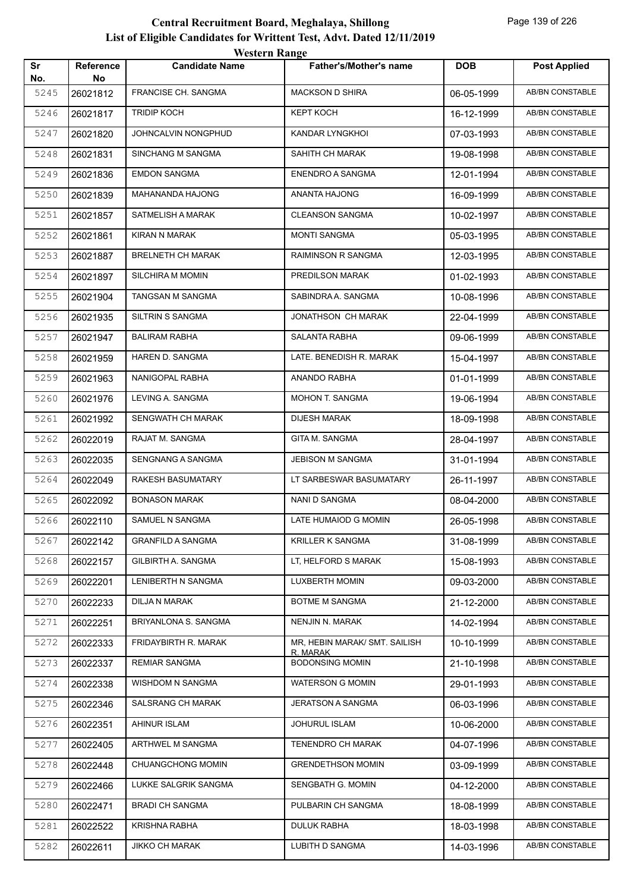# Central Recruitment Board, Meghalaya, Shillong

## List of Eligible Candidates for Writtent Test, Advt. Dated 12/11/2019

### Western Range

| Sr No. | Reference No | Candidate Name | Father's/Mother's name | DOB | Post Applied |
|---|---|---|---|---|---|
| 5245 | 26021812 | FRANCISE CH. SANGMA | MACKSON D SHIRA | 06-05-1999 | AB/BN CONSTABLE |
| 5246 | 26021817 | TRIDIP KOCH | KEPT KOCH | 16-12-1999 | AB/BN CONSTABLE |
| 5247 | 26021820 | JOHNCALVIN NONGPHUD | KANDAR LYNGKHOI | 07-03-1993 | AB/BN CONSTABLE |
| 5248 | 26021831 | SINCHANG M SANGMA | SAHITH CH MARAK | 19-08-1998 | AB/BN CONSTABLE |
| 5249 | 26021836 | EMDON SANGMA | ENENDRO A SANGMA | 12-01-1994 | AB/BN CONSTABLE |
| 5250 | 26021839 | MAHANANDA HAJONG | ANANTA HAJONG | 16-09-1999 | AB/BN CONSTABLE |
| 5251 | 26021857 | SATMELISH A MARAK | CLEANSON SANGMA | 10-02-1997 | AB/BN CONSTABLE |
| 5252 | 26021861 | KIRAN N MARAK | MONTI SANGMA | 05-03-1995 | AB/BN CONSTABLE |
| 5253 | 26021887 | BRELNETH CH MARAK | RAIMINSON R SANGMA | 12-03-1995 | AB/BN CONSTABLE |
| 5254 | 26021897 | SILCHIRA M MOMIN | PREDILSON MARAK | 01-02-1993 | AB/BN CONSTABLE |
| 5255 | 26021904 | TANGSAN M SANGMA | SABINDRA A. SANGMA | 10-08-1996 | AB/BN CONSTABLE |
| 5256 | 26021935 | SILTRIN S SANGMA | JONATHSON CH MARAK | 22-04-1999 | AB/BN CONSTABLE |
| 5257 | 26021947 | BALIRAM RABHA | SALANTA RABHA | 09-06-1999 | AB/BN CONSTABLE |
| 5258 | 26021959 | HAREN D. SANGMA | LATE. BENEDISH R. MARAK | 15-04-1997 | AB/BN CONSTABLE |
| 5259 | 26021963 | NANIGOPAL RABHA | ANANDO RABHA | 01-01-1999 | AB/BN CONSTABLE |
| 5260 | 26021976 | LEVING A. SANGMA | MOHON T. SANGMA | 19-06-1994 | AB/BN CONSTABLE |
| 5261 | 26021992 | SENGWATH CH MARAK | DIJESH MARAK | 18-09-1998 | AB/BN CONSTABLE |
| 5262 | 26022019 | RAJAT M. SANGMA | GITA M. SANGMA | 28-04-1997 | AB/BN CONSTABLE |
| 5263 | 26022035 | SENGNANG A SANGMA | JEBISON M SANGMA | 31-01-1994 | AB/BN CONSTABLE |
| 5264 | 26022049 | RAKESH BASUMATARY | LT SARBESWAR BASUMATARY | 26-11-1997 | AB/BN CONSTABLE |
| 5265 | 26022092 | BONASON MARAK | NANI D SANGMA | 08-04-2000 | AB/BN CONSTABLE |
| 5266 | 26022110 | SAMUEL N SANGMA | LATE HUMAIOD G MOMIN | 26-05-1998 | AB/BN CONSTABLE |
| 5267 | 26022142 | GRANFILD A SANGMA | KRILLER K SANGMA | 31-08-1999 | AB/BN CONSTABLE |
| 5268 | 26022157 | GILBIRTH A. SANGMA | LT, HELFORD S MARAK | 15-08-1993 | AB/BN CONSTABLE |
| 5269 | 26022201 | LENIBERTH N SANGMA | LUXBERTH MOMIN | 09-03-2000 | AB/BN CONSTABLE |
| 5270 | 26022233 | DILJA N MARAK | BOTME M SANGMA | 21-12-2000 | AB/BN CONSTABLE |
| 5271 | 26022251 | BRIYANLONA S. SANGMA | NENJIN N. MARAK | 14-02-1994 | AB/BN CONSTABLE |
| 5272 | 26022333 | FRIDAYBIRTH R. MARAK | MR, HEBIN MARAK/ SMT. SAILISH R. MARAK | 10-10-1999 | AB/BN CONSTABLE |
| 5273 | 26022337 | REMIAR SANGMA | BODONSING MOMIN | 21-10-1998 | AB/BN CONSTABLE |
| 5274 | 26022338 | WISHDOM N SANGMA | WATERSON G MOMIN | 29-01-1993 | AB/BN CONSTABLE |
| 5275 | 26022346 | SALSRANG CH MARAK | JERATSON A SANGMA | 06-03-1996 | AB/BN CONSTABLE |
| 5276 | 26022351 | AHINUR ISLAM | JOHURUL ISLAM | 10-06-2000 | AB/BN CONSTABLE |
| 5277 | 26022405 | ARTHWEL M SANGMA | TENENDRO CH MARAK | 04-07-1996 | AB/BN CONSTABLE |
| 5278 | 26022448 | CHUANGCHONG MOMIN | GRENDETHSON MOMIN | 03-09-1999 | AB/BN CONSTABLE |
| 5279 | 26022466 | LUKKE SALGRIK SANGMA | SENGBATH G. MOMIN | 04-12-2000 | AB/BN CONSTABLE |
| 5280 | 26022471 | BRADI CH SANGMA | PULBARIN CH SANGMA | 18-08-1999 | AB/BN CONSTABLE |
| 5281 | 26022522 | KRISHNA RABHA | DULUK RABHA | 18-03-1998 | AB/BN CONSTABLE |
| 5282 | 26022611 | JIKKO CH MARAK | LUBITH D SANGMA | 14-03-1996 | AB/BN CONSTABLE |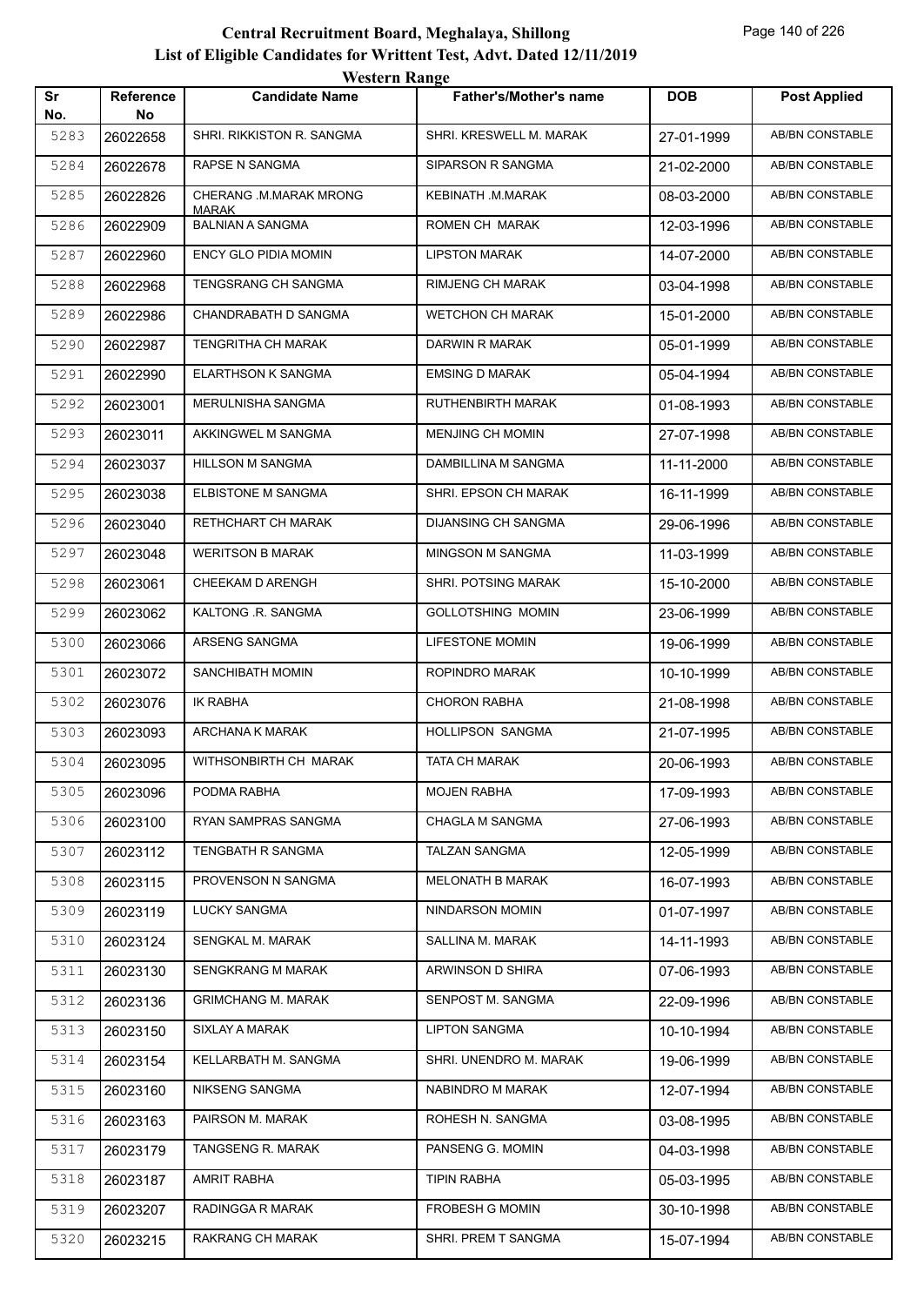# Central Recruitment Board, Meghalaya, Shillong

## List of Eligible Candidates for Writtent Test, Advt. Dated 12/11/2019

### Western Range

| Sr No. | Reference No | Candidate Name | Father's/Mother's name | DOB | Post Applied |
|---|---|---|---|---|---|
| 5283 | 26022658 | SHRI. RIKKISTON R. SANGMA | SHRI. KRESWELL M. MARAK | 27-01-1999 | AB/BN CONSTABLE |
| 5284 | 26022678 | RAPSE N SANGMA | SIPARSON R SANGMA | 21-02-2000 | AB/BN CONSTABLE |
| 5285 | 26022826 | CHERANG .M.MARAK MRONG MARAK | KEBINATH .M.MARAK | 08-03-2000 | AB/BN CONSTABLE |
| 5286 | 26022909 | BALNIAN A SANGMA | ROMEN CH MARAK | 12-03-1996 | AB/BN CONSTABLE |
| 5287 | 26022960 | ENCY GLO PIDIA MOMIN | LIPSTON MARAK | 14-07-2000 | AB/BN CONSTABLE |
| 5288 | 26022968 | TENGSRANG CH SANGMA | RIMJENG CH MARAK | 03-04-1998 | AB/BN CONSTABLE |
| 5289 | 26022986 | CHANDRABATH D SANGMA | WETCHON CH MARAK | 15-01-2000 | AB/BN CONSTABLE |
| 5290 | 26022987 | TENGRITHA CH MARAK | DARWIN R MARAK | 05-01-1999 | AB/BN CONSTABLE |
| 5291 | 26022990 | ELARTHSON K SANGMA | EMSING D MARAK | 05-04-1994 | AB/BN CONSTABLE |
| 5292 | 26023001 | MERULNISHA SANGMA | RUTHENBIRTH MARAK | 01-08-1993 | AB/BN CONSTABLE |
| 5293 | 26023011 | AKKINGWEL M SANGMA | MENJING CH MOMIN | 27-07-1998 | AB/BN CONSTABLE |
| 5294 | 26023037 | HILLSON M SANGMA | DAMBILLINA M SANGMA | 11-11-2000 | AB/BN CONSTABLE |
| 5295 | 26023038 | ELBISTONE M SANGMA | SHRI. EPSON CH MARAK | 16-11-1999 | AB/BN CONSTABLE |
| 5296 | 26023040 | RETHCHART CH MARAK | DIJANSING CH SANGMA | 29-06-1996 | AB/BN CONSTABLE |
| 5297 | 26023048 | WERITSON B MARAK | MINGSON M SANGMA | 11-03-1999 | AB/BN CONSTABLE |
| 5298 | 26023061 | CHEEKAM D ARENGH | SHRI. POTSING MARAK | 15-10-2000 | AB/BN CONSTABLE |
| 5299 | 26023062 | KALTONG .R. SANGMA | GOLLOTSHING MOMIN | 23-06-1999 | AB/BN CONSTABLE |
| 5300 | 26023066 | ARSENG SANGMA | LIFESTONE MOMIN | 19-06-1999 | AB/BN CONSTABLE |
| 5301 | 26023072 | SANCHIBATH MOMIN | ROPINDRO MARAK | 10-10-1999 | AB/BN CONSTABLE |
| 5302 | 26023076 | IK RABHA | CHORON RABHA | 21-08-1998 | AB/BN CONSTABLE |
| 5303 | 26023093 | ARCHANA K MARAK | HOLLIPSON SANGMA | 21-07-1995 | AB/BN CONSTABLE |
| 5304 | 26023095 | WITHSONBIRTH CH MARAK | TATA CH MARAK | 20-06-1993 | AB/BN CONSTABLE |
| 5305 | 26023096 | PODMA RABHA | MOJEN RABHA | 17-09-1993 | AB/BN CONSTABLE |
| 5306 | 26023100 | RYAN SAMPRAS SANGMA | CHAGLA M SANGMA | 27-06-1993 | AB/BN CONSTABLE |
| 5307 | 26023112 | TENGBATH R SANGMA | TALZAN SANGMA | 12-05-1999 | AB/BN CONSTABLE |
| 5308 | 26023115 | PROVENSON N SANGMA | MELONATH B MARAK | 16-07-1993 | AB/BN CONSTABLE |
| 5309 | 26023119 | LUCKY SANGMA | NINDARSON MOMIN | 01-07-1997 | AB/BN CONSTABLE |
| 5310 | 26023124 | SENGKAL M. MARAK | SALLINA M. MARAK | 14-11-1993 | AB/BN CONSTABLE |
| 5311 | 26023130 | SENGKRANG M MARAK | ARWINSON D SHIRA | 07-06-1993 | AB/BN CONSTABLE |
| 5312 | 26023136 | GRIMCHANG M. MARAK | SENPOST M. SANGMA | 22-09-1996 | AB/BN CONSTABLE |
| 5313 | 26023150 | SIXLAY A MARAK | LIPTON SANGMA | 10-10-1994 | AB/BN CONSTABLE |
| 5314 | 26023154 | KELLARBATH M. SANGMA | SHRI. UNENDRO M. MARAK | 19-06-1999 | AB/BN CONSTABLE |
| 5315 | 26023160 | NIKSENG SANGMA | NABINDRO M MARAK | 12-07-1994 | AB/BN CONSTABLE |
| 5316 | 26023163 | PAIRSON M. MARAK | ROHESH N. SANGMA | 03-08-1995 | AB/BN CONSTABLE |
| 5317 | 26023179 | TANGSENG R. MARAK | PANSENG G. MOMIN | 04-03-1998 | AB/BN CONSTABLE |
| 5318 | 26023187 | AMRIT RABHA | TIPIN RABHA | 05-03-1995 | AB/BN CONSTABLE |
| 5319 | 26023207 | RADINGGA R MARAK | FROBESH G MOMIN | 30-10-1998 | AB/BN CONSTABLE |
| 5320 | 26023215 | RAKRANG CH MARAK | SHRI. PREM T SANGMA | 15-07-1994 | AB/BN CONSTABLE |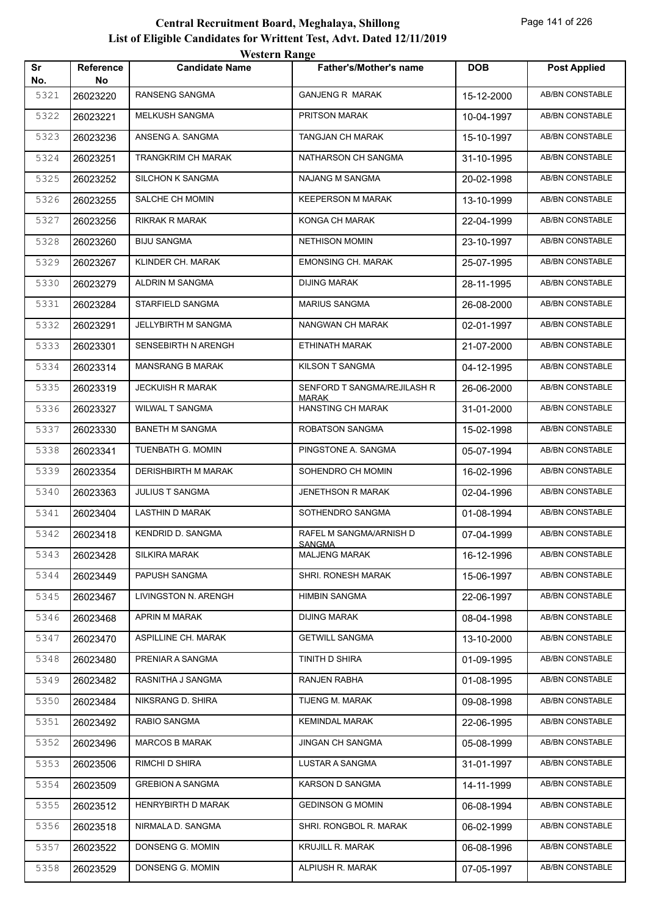# Central Recruitment Board, Meghalaya, Shillong
## List of Eligible Candidates for Writtent Test, Advt. Dated 12/11/2019
### Western Range

| Sr No. | Reference No | Candidate Name | Father's/Mother's name | DOB | Post Applied |
|---|---|---|---|---|---|
| 5321 | 26023220 | RANSENG SANGMA | GANJENG R MARAK | 15-12-2000 | AB/BN CONSTABLE |
| 5322 | 26023221 | MELKUSH SANGMA | PRITSON MARAK | 10-04-1997 | AB/BN CONSTABLE |
| 5323 | 26023236 | ANSENG A. SANGMA | TANGJAN CH MARAK | 15-10-1997 | AB/BN CONSTABLE |
| 5324 | 26023251 | TRANGKRIM CH MARAK | NATHARSON CH SANGMA | 31-10-1995 | AB/BN CONSTABLE |
| 5325 | 26023252 | SILCHON K SANGMA | NAJANG M SANGMA | 20-02-1998 | AB/BN CONSTABLE |
| 5326 | 26023255 | SALCHE CH MOMIN | KEEPERSON M MARAK | 13-10-1999 | AB/BN CONSTABLE |
| 5327 | 26023256 | RIKRAK R MARAK | KONGA CH MARAK | 22-04-1999 | AB/BN CONSTABLE |
| 5328 | 26023260 | BIJU SANGMA | NETHISON MOMIN | 23-10-1997 | AB/BN CONSTABLE |
| 5329 | 26023267 | KLINDER CH. MARAK | EMONSING CH. MARAK | 25-07-1995 | AB/BN CONSTABLE |
| 5330 | 26023279 | ALDRIN M SANGMA | DIJING MARAK | 28-11-1995 | AB/BN CONSTABLE |
| 5331 | 26023284 | STARFIELD SANGMA | MARIUS SANGMA | 26-08-2000 | AB/BN CONSTABLE |
| 5332 | 26023291 | JELLYBIRTH M SANGMA | NANGWAN CH MARAK | 02-01-1997 | AB/BN CONSTABLE |
| 5333 | 26023301 | SENSEBIRTH N ARENGH | ETHINATH MARAK | 21-07-2000 | AB/BN CONSTABLE |
| 5334 | 26023314 | MANSRANG B MARAK | KILSON T SANGMA | 04-12-1995 | AB/BN CONSTABLE |
| 5335 | 26023319 | JECKUISH R MARAK | SENFORD T SANGMA/REJILASH R MARAK | 26-06-2000 | AB/BN CONSTABLE |
| 5336 | 26023327 | WILWAL T SANGMA | HANSTING CH MARAK | 31-01-2000 | AB/BN CONSTABLE |
| 5337 | 26023330 | BANETH M SANGMA | ROBATSON SANGMA | 15-02-1998 | AB/BN CONSTABLE |
| 5338 | 26023341 | TUENBATH G. MOMIN | PINGSTONE A. SANGMA | 05-07-1994 | AB/BN CONSTABLE |
| 5339 | 26023354 | DERISHBIRTH M MARAK | SOHENDRO CH MOMIN | 16-02-1996 | AB/BN CONSTABLE |
| 5340 | 26023363 | JULIUS T SANGMA | JENETHSON R MARAK | 02-04-1996 | AB/BN CONSTABLE |
| 5341 | 26023404 | LASTHIN D MARAK | SOTHENDRO SANGMA | 01-08-1994 | AB/BN CONSTABLE |
| 5342 | 26023418 | KENDRID D. SANGMA | RAFEL M SANGMA/ARNISH D SANGMA | 07-04-1999 | AB/BN CONSTABLE |
| 5343 | 26023428 | SILKIRA MARAK | MALJENG MARAK | 16-12-1996 | AB/BN CONSTABLE |
| 5344 | 26023449 | PAPUSH SANGMA | SHRI. RONESH MARAK | 15-06-1997 | AB/BN CONSTABLE |
| 5345 | 26023467 | LIVINGSTON N. ARENGH | HIMBIN SANGMA | 22-06-1997 | AB/BN CONSTABLE |
| 5346 | 26023468 | APRIN M MARAK | DIJING MARAK | 08-04-1998 | AB/BN CONSTABLE |
| 5347 | 26023470 | ASPILLINE CH. MARAK | GETWILL SANGMA | 13-10-2000 | AB/BN CONSTABLE |
| 5348 | 26023480 | PRENIAR A SANGMA | TINITH D SHIRA | 01-09-1995 | AB/BN CONSTABLE |
| 5349 | 26023482 | RASNITHA J SANGMA | RANJEN RABHA | 01-08-1995 | AB/BN CONSTABLE |
| 5350 | 26023484 | NIKSRANG D. SHIRA | TIJENG M. MARAK | 09-08-1998 | AB/BN CONSTABLE |
| 5351 | 26023492 | RABIO SANGMA | KEMINDAL MARAK | 22-06-1995 | AB/BN CONSTABLE |
| 5352 | 26023496 | MARCOS B MARAK | JINGAN CH SANGMA | 05-08-1999 | AB/BN CONSTABLE |
| 5353 | 26023506 | RIMCHI D SHIRA | LUSTAR A SANGMA | 31-01-1997 | AB/BN CONSTABLE |
| 5354 | 26023509 | GREBION A SANGMA | KARSON D SANGMA | 14-11-1999 | AB/BN CONSTABLE |
| 5355 | 26023512 | HENRYBIRTH D MARAK | GEDINSON G MOMIN | 06-08-1994 | AB/BN CONSTABLE |
| 5356 | 26023518 | NIRMALA D. SANGMA | SHRI. RONGBOL R. MARAK | 06-02-1999 | AB/BN CONSTABLE |
| 5357 | 26023522 | DONSENG G. MOMIN | KRUJILL R. MARAK | 06-08-1996 | AB/BN CONSTABLE |
| 5358 | 26023529 | DONSENG G. MOMIN | ALPIUSH R. MARAK | 07-05-1997 | AB/BN CONSTABLE |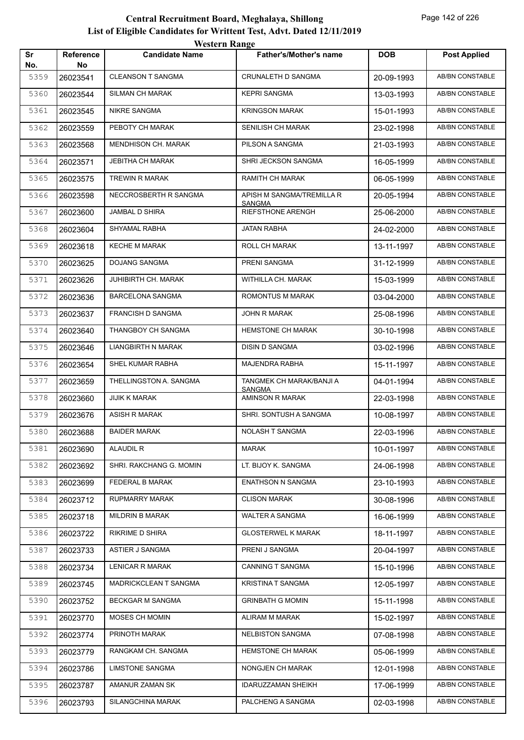# Central Recruitment Board, Meghalaya, Shillong

## List of Eligible Candidates for Writtent Test, Advt. Dated 12/11/2019

### Western Range

| Sr No. | Reference No | Candidate Name | Father's/Mother's name | DOB | Post Applied |
|---|---|---|---|---|---|
| 5359 | 26023541 | CLEANSON T SANGMA | CRUNALETH D SANGMA | 20-09-1993 | AB/BN CONSTABLE |
| 5360 | 26023544 | SILMAN CH MARAK | KEPRI SANGMA | 13-03-1993 | AB/BN CONSTABLE |
| 5361 | 26023545 | NIKRE SANGMA | KRINGSON MARAK | 15-01-1993 | AB/BN CONSTABLE |
| 5362 | 26023559 | PEBOTY CH MARAK | SENILISH CH MARAK | 23-02-1998 | AB/BN CONSTABLE |
| 5363 | 26023568 | MENDHISON CH. MARAK | PILSON A SANGMA | 21-03-1993 | AB/BN CONSTABLE |
| 5364 | 26023571 | JEBITHA CH MARAK | SHRI JECKSON SANGMA | 16-05-1999 | AB/BN CONSTABLE |
| 5365 | 26023575 | TREWIN R MARAK | RAMITH CH MARAK | 06-05-1999 | AB/BN CONSTABLE |
| 5366 | 26023598 | NECCROSBERTH R SANGMA | APISH M SANGMA/TREMILLA R SANGMA | 20-05-1994 | AB/BN CONSTABLE |
| 5367 | 26023600 | JAMBAL D SHIRA | RIEFSTHONE ARENGH | 25-06-2000 | AB/BN CONSTABLE |
| 5368 | 26023604 | SHYAMAL RABHA | JATAN RABHA | 24-02-2000 | AB/BN CONSTABLE |
| 5369 | 26023618 | KECHE M MARAK | ROLL CH MARAK | 13-11-1997 | AB/BN CONSTABLE |
| 5370 | 26023625 | DOJANG SANGMA | PRENI SANGMA | 31-12-1999 | AB/BN CONSTABLE |
| 5371 | 26023626 | JUHIBIRTH CH. MARAK | WITHILLA CH. MARAK | 15-03-1999 | AB/BN CONSTABLE |
| 5372 | 26023636 | BARCELONA SANGMA | ROMONTUS M MARAK | 03-04-2000 | AB/BN CONSTABLE |
| 5373 | 26023637 | FRANCISH D SANGMA | JOHN R MARAK | 25-08-1996 | AB/BN CONSTABLE |
| 5374 | 26023640 | THANGBOY CH SANGMA | HEMSTONE CH MARAK | 30-10-1998 | AB/BN CONSTABLE |
| 5375 | 26023646 | LIANGBIRTH N MARAK | DISIN D SANGMA | 03-02-1996 | AB/BN CONSTABLE |
| 5376 | 26023654 | SHEL KUMAR RABHA | MAJENDRA RABHA | 15-11-1997 | AB/BN CONSTABLE |
| 5377 | 26023659 | THELLINGSTON A. SANGMA | TANGMEK CH MARAK/BANJI A SANGMA | 04-01-1994 | AB/BN CONSTABLE |
| 5378 | 26023660 | JIJIK K MARAK | AMINSON R MARAK | 22-03-1998 | AB/BN CONSTABLE |
| 5379 | 26023676 | ASISH R MARAK | SHRI. SONTUSH A SANGMA | 10-08-1997 | AB/BN CONSTABLE |
| 5380 | 26023688 | BAIDER MARAK | NOLASH T SANGMA | 22-03-1996 | AB/BN CONSTABLE |
| 5381 | 26023690 | ALAUDIL R | MARAK | 10-01-1997 | AB/BN CONSTABLE |
| 5382 | 26023692 | SHRI. RAKCHANG G. MOMIN | LT. BIJOY K. SANGMA | 24-06-1998 | AB/BN CONSTABLE |
| 5383 | 26023699 | FEDERAL B MARAK | ENATHSON N SANGMA | 23-10-1993 | AB/BN CONSTABLE |
| 5384 | 26023712 | RUPMARRY MARAK | CLISON MARAK | 30-08-1996 | AB/BN CONSTABLE |
| 5385 | 26023718 | MILDRIN B MARAK | WALTER A SANGMA | 16-06-1999 | AB/BN CONSTABLE |
| 5386 | 26023722 | RIKRIME D SHIRA | GLOSTERWEL K MARAK | 18-11-1997 | AB/BN CONSTABLE |
| 5387 | 26023733 | ASTIER J SANGMA | PRENI J SANGMA | 20-04-1997 | AB/BN CONSTABLE |
| 5388 | 26023734 | LENICAR R MARAK | CANNING T SANGMA | 15-10-1996 | AB/BN CONSTABLE |
| 5389 | 26023745 | MADRICKCLEAN T SANGMA | KRISTINA T SANGMA | 12-05-1997 | AB/BN CONSTABLE |
| 5390 | 26023752 | BECKGAR M SANGMA | GRINBATH G MOMIN | 15-11-1998 | AB/BN CONSTABLE |
| 5391 | 26023770 | MOSES CH MOMIN | ALIRAM M MARAK | 15-02-1997 | AB/BN CONSTABLE |
| 5392 | 26023774 | PRINOTH MARAK | NELBISTON SANGMA | 07-08-1998 | AB/BN CONSTABLE |
| 5393 | 26023779 | RANGKAM CH. SANGMA | HEMSTONE CH MARAK | 05-06-1999 | AB/BN CONSTABLE |
| 5394 | 26023786 | LIMSTONE SANGMA | NONGJEN CH MARAK | 12-01-1998 | AB/BN CONSTABLE |
| 5395 | 26023787 | AMANUR ZAMAN SK | IDARUZZAMAN SHEIKH | 17-06-1999 | AB/BN CONSTABLE |
| 5396 | 26023793 | SILANGCHINA MARAK | PALCHENG A SANGMA | 02-03-1998 | AB/BN CONSTABLE |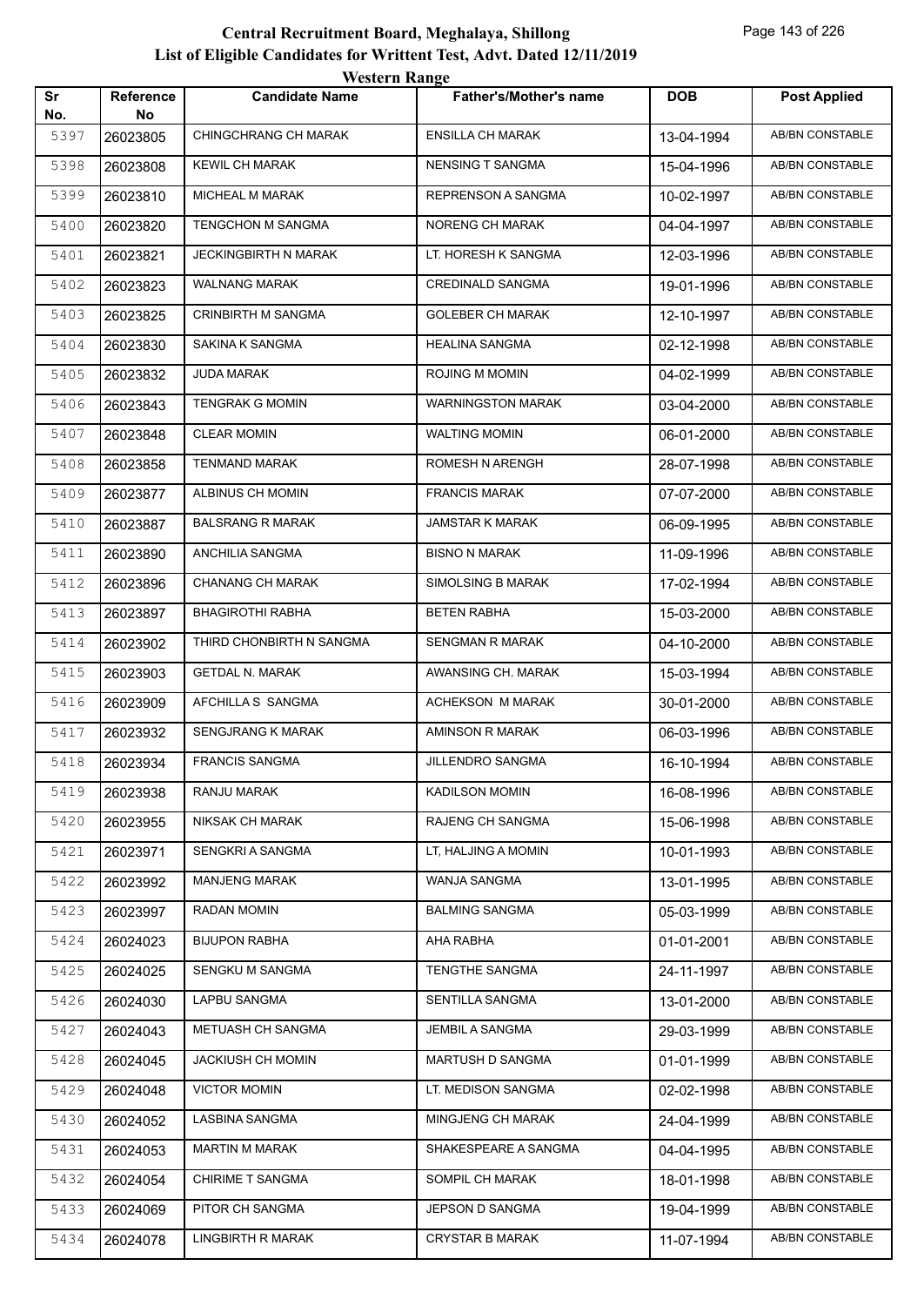# Central Recruitment Board, Meghalaya, Shillong

## List of Eligible Candidates for Writtent Test, Advt. Dated 12/11/2019

### Western Range

| Sr No. | Reference No | Candidate Name | Father's/Mother's name | DOB | Post Applied |
|---|---|---|---|---|---|
| 5397 | 26023805 | CHINGCHRANG CH MARAK | ENSILLA CH MARAK | 13-04-1994 | AB/BN CONSTABLE |
| 5398 | 26023808 | KEWIL CH MARAK | NENSING T SANGMA | 15-04-1996 | AB/BN CONSTABLE |
| 5399 | 26023810 | MICHEAL M MARAK | REPRENSON A SANGMA | 10-02-1997 | AB/BN CONSTABLE |
| 5400 | 26023820 | TENGCHON M SANGMA | NORENG CH MARAK | 04-04-1997 | AB/BN CONSTABLE |
| 5401 | 26023821 | JECKINGBIRTH N MARAK | LT. HORESH K SANGMA | 12-03-1996 | AB/BN CONSTABLE |
| 5402 | 26023823 | WALNANG MARAK | CREDINALD SANGMA | 19-01-1996 | AB/BN CONSTABLE |
| 5403 | 26023825 | CRINBIRTH M SANGMA | GOLEBER CH MARAK | 12-10-1997 | AB/BN CONSTABLE |
| 5404 | 26023830 | SAKINA K SANGMA | HEALINA SANGMA | 02-12-1998 | AB/BN CONSTABLE |
| 5405 | 26023832 | JUDA MARAK | ROJING M MOMIN | 04-02-1999 | AB/BN CONSTABLE |
| 5406 | 26023843 | TENGRAK G MOMIN | WARNINGSTON MARAK | 03-04-2000 | AB/BN CONSTABLE |
| 5407 | 26023848 | CLEAR MOMIN | WALTING MOMIN | 06-01-2000 | AB/BN CONSTABLE |
| 5408 | 26023858 | TENMAND MARAK | ROMESH N ARENGH | 28-07-1998 | AB/BN CONSTABLE |
| 5409 | 26023877 | ALBINUS CH MOMIN | FRANCIS MARAK | 07-07-2000 | AB/BN CONSTABLE |
| 5410 | 26023887 | BALSRANG R MARAK | JAMSTAR K MARAK | 06-09-1995 | AB/BN CONSTABLE |
| 5411 | 26023890 | ANCHILIA SANGMA | BISNO N MARAK | 11-09-1996 | AB/BN CONSTABLE |
| 5412 | 26023896 | CHANANG CH MARAK | SIMOLSING B MARAK | 17-02-1994 | AB/BN CONSTABLE |
| 5413 | 26023897 | BHAGIROTHI RABHA | BETEN RABHA | 15-03-2000 | AB/BN CONSTABLE |
| 5414 | 26023902 | THIRD CHONBIRTH N SANGMA | SENGMAN R MARAK | 04-10-2000 | AB/BN CONSTABLE |
| 5415 | 26023903 | GETDAL N. MARAK | AWANSING CH. MARAK | 15-03-1994 | AB/BN CONSTABLE |
| 5416 | 26023909 | AFCHILLA S SANGMA | ACHEKSON M MARAK | 30-01-2000 | AB/BN CONSTABLE |
| 5417 | 26023932 | SENGJRANG K MARAK | AMINSON R MARAK | 06-03-1996 | AB/BN CONSTABLE |
| 5418 | 26023934 | FRANCIS SANGMA | JILLENDRO SANGMA | 16-10-1994 | AB/BN CONSTABLE |
| 5419 | 26023938 | RANJU MARAK | KADILSON MOMIN | 16-08-1996 | AB/BN CONSTABLE |
| 5420 | 26023955 | NIKSAK CH MARAK | RAJENG CH SANGMA | 15-06-1998 | AB/BN CONSTABLE |
| 5421 | 26023971 | SENGKRI A SANGMA | LT, HALJING A MOMIN | 10-01-1993 | AB/BN CONSTABLE |
| 5422 | 26023992 | MANJENG MARAK | WANJA SANGMA | 13-01-1995 | AB/BN CONSTABLE |
| 5423 | 26023997 | RADAN MOMIN | BALMING SANGMA | 05-03-1999 | AB/BN CONSTABLE |
| 5424 | 26024023 | BIJUPON RABHA | AHA RABHA | 01-01-2001 | AB/BN CONSTABLE |
| 5425 | 26024025 | SENGKU M SANGMA | TENGTHE SANGMA | 24-11-1997 | AB/BN CONSTABLE |
| 5426 | 26024030 | LAPBU SANGMA | SENTILLA SANGMA | 13-01-2000 | AB/BN CONSTABLE |
| 5427 | 26024043 | METUASH CH SANGMA | JEMBIL A SANGMA | 29-03-1999 | AB/BN CONSTABLE |
| 5428 | 26024045 | JACKIUSH CH MOMIN | MARTUSH D SANGMA | 01-01-1999 | AB/BN CONSTABLE |
| 5429 | 26024048 | VICTOR MOMIN | LT. MEDISON SANGMA | 02-02-1998 | AB/BN CONSTABLE |
| 5430 | 26024052 | LASBINA SANGMA | MINGJENG CH MARAK | 24-04-1999 | AB/BN CONSTABLE |
| 5431 | 26024053 | MARTIN M MARAK | SHAKESPEARE A SANGMA | 04-04-1995 | AB/BN CONSTABLE |
| 5432 | 26024054 | CHIRIME T SANGMA | SOMPIL CH MARAK | 18-01-1998 | AB/BN CONSTABLE |
| 5433 | 26024069 | PITOR CH SANGMA | JEPSON D SANGMA | 19-04-1999 | AB/BN CONSTABLE |
| 5434 | 26024078 | LINGBIRTH R MARAK | CRYSTAR B MARAK | 11-07-1994 | AB/BN CONSTABLE |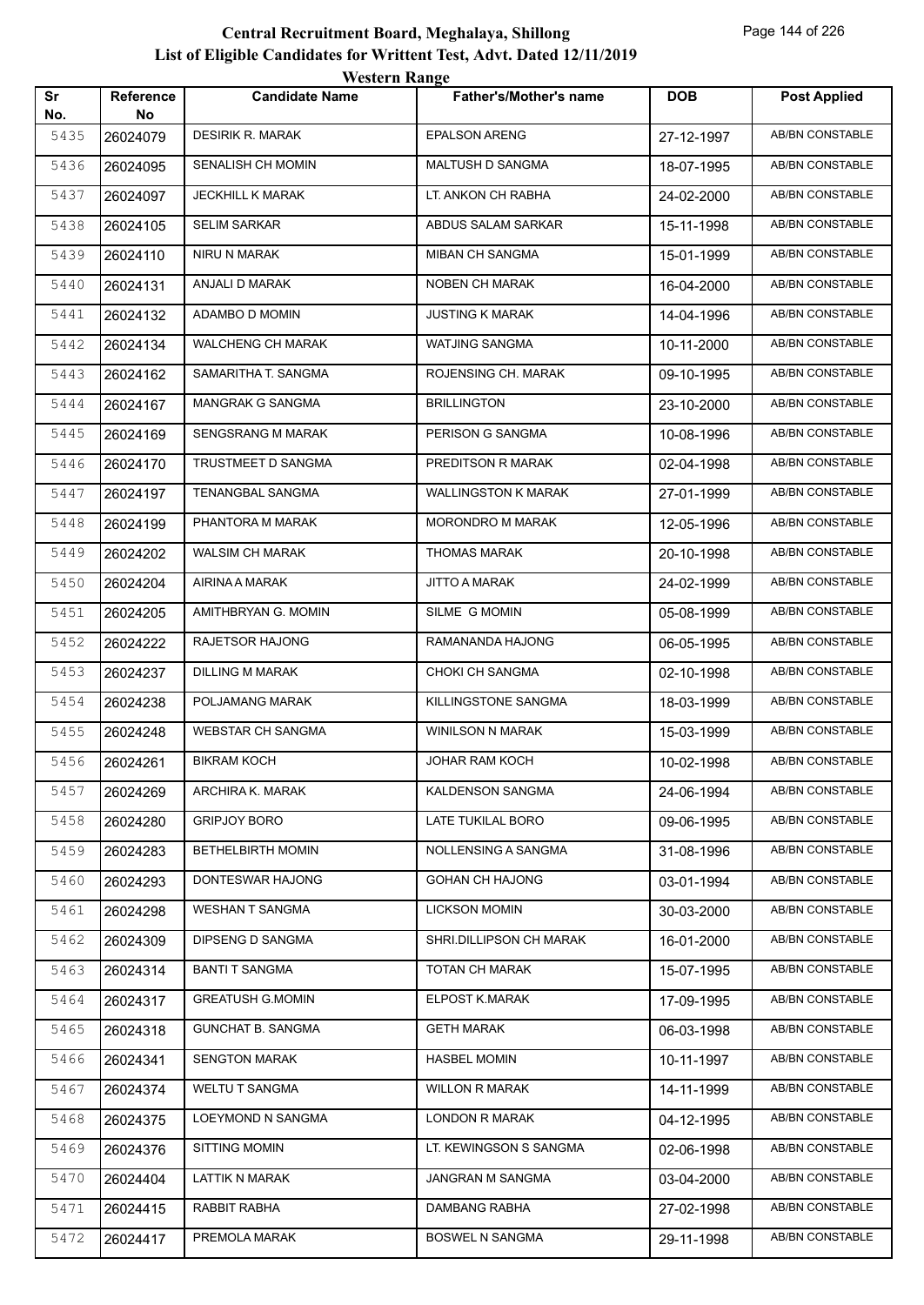# Central Recruitment Board, Meghalaya, Shillong

## List of Eligible Candidates for Writtent Test, Advt. Dated 12/11/2019

### Western Range

| Sr No. | Reference No | Candidate Name | Father's/Mother's name | DOB | Post Applied |
|---|---|---|---|---|---|
| 5435 | 26024079 | DESIRIK R. MARAK | EPALSON ARENG | 27-12-1997 | AB/BN CONSTABLE |
| 5436 | 26024095 | SENALISH CH MOMIN | MALTUSH D SANGMA | 18-07-1995 | AB/BN CONSTABLE |
| 5437 | 26024097 | JECKHILL K MARAK | LT. ANKON CH RABHA | 24-02-2000 | AB/BN CONSTABLE |
| 5438 | 26024105 | SELIM SARKAR | ABDUS SALAM SARKAR | 15-11-1998 | AB/BN CONSTABLE |
| 5439 | 26024110 | NIRU N MARAK | MIBAN CH SANGMA | 15-01-1999 | AB/BN CONSTABLE |
| 5440 | 26024131 | ANJALI D MARAK | NOBEN CH MARAK | 16-04-2000 | AB/BN CONSTABLE |
| 5441 | 26024132 | ADAMBO D MOMIN | JUSTING K MARAK | 14-04-1996 | AB/BN CONSTABLE |
| 5442 | 26024134 | WALCHENG CH MARAK | WATJING SANGMA | 10-11-2000 | AB/BN CONSTABLE |
| 5443 | 26024162 | SAMARITHA T. SANGMA | ROJENSING CH. MARAK | 09-10-1995 | AB/BN CONSTABLE |
| 5444 | 26024167 | MANGRAK G SANGMA | BRILLINGTON | 23-10-2000 | AB/BN CONSTABLE |
| 5445 | 26024169 | SENGSRANG M MARAK | PERISON G SANGMA | 10-08-1996 | AB/BN CONSTABLE |
| 5446 | 26024170 | TRUSTMEET D SANGMA | PREDITSON R MARAK | 02-04-1998 | AB/BN CONSTABLE |
| 5447 | 26024197 | TENANGBAL SANGMA | WALLINGSTON K MARAK | 27-01-1999 | AB/BN CONSTABLE |
| 5448 | 26024199 | PHANTORA M MARAK | MORONDRO M MARAK | 12-05-1996 | AB/BN CONSTABLE |
| 5449 | 26024202 | WALSIM CH MARAK | THOMAS MARAK | 20-10-1998 | AB/BN CONSTABLE |
| 5450 | 26024204 | AIRINA A MARAK | JITTO A MARAK | 24-02-1999 | AB/BN CONSTABLE |
| 5451 | 26024205 | AMITHBRYAN G. MOMIN | SILME G MOMIN | 05-08-1999 | AB/BN CONSTABLE |
| 5452 | 26024222 | RAJETSOR HAJONG | RAMANANDA HAJONG | 06-05-1995 | AB/BN CONSTABLE |
| 5453 | 26024237 | DILLING M MARAK | CHOKI CH SANGMA | 02-10-1998 | AB/BN CONSTABLE |
| 5454 | 26024238 | POLJAMANG MARAK | KILLINGSTONE SANGMA | 18-03-1999 | AB/BN CONSTABLE |
| 5455 | 26024248 | WEBSTAR CH SANGMA | WINILSON N MARAK | 15-03-1999 | AB/BN CONSTABLE |
| 5456 | 26024261 | BIKRAM KOCH | JOHAR RAM KOCH | 10-02-1998 | AB/BN CONSTABLE |
| 5457 | 26024269 | ARCHIRA K. MARAK | KALDENSON SANGMA | 24-06-1994 | AB/BN CONSTABLE |
| 5458 | 26024280 | GRIPJOY BORO | LATE TUKILAL BORO | 09-06-1995 | AB/BN CONSTABLE |
| 5459 | 26024283 | BETHELBIRTH MOMIN | NOLLENSING A SANGMA | 31-08-1996 | AB/BN CONSTABLE |
| 5460 | 26024293 | DONTESWAR HAJONG | GOHAN CH HAJONG | 03-01-1994 | AB/BN CONSTABLE |
| 5461 | 26024298 | WESHAN T SANGMA | LICKSON MOMIN | 30-03-2000 | AB/BN CONSTABLE |
| 5462 | 26024309 | DIPSENG D SANGMA | SHRI.DILLIPSON CH MARAK | 16-01-2000 | AB/BN CONSTABLE |
| 5463 | 26024314 | BANTI T SANGMA | TOTAN CH MARAK | 15-07-1995 | AB/BN CONSTABLE |
| 5464 | 26024317 | GREATUSH G.MOMIN | ELPOST K.MARAK | 17-09-1995 | AB/BN CONSTABLE |
| 5465 | 26024318 | GUNCHAT B. SANGMA | GETH MARAK | 06-03-1998 | AB/BN CONSTABLE |
| 5466 | 26024341 | SENGTON MARAK | HASBEL MOMIN | 10-11-1997 | AB/BN CONSTABLE |
| 5467 | 26024374 | WELTU T SANGMA | WILLON R MARAK | 14-11-1999 | AB/BN CONSTABLE |
| 5468 | 26024375 | LOEYMOND N SANGMA | LONDON R MARAK | 04-12-1995 | AB/BN CONSTABLE |
| 5469 | 26024376 | SITTING MOMIN | LT. KEWINGSON S SANGMA | 02-06-1998 | AB/BN CONSTABLE |
| 5470 | 26024404 | LATTIK N MARAK | JANGRAN M SANGMA | 03-04-2000 | AB/BN CONSTABLE |
| 5471 | 26024415 | RABBIT RABHA | DAMBANG RABHA | 27-02-1998 | AB/BN CONSTABLE |
| 5472 | 26024417 | PREMOLA MARAK | BOSWEL N SANGMA | 29-11-1998 | AB/BN CONSTABLE |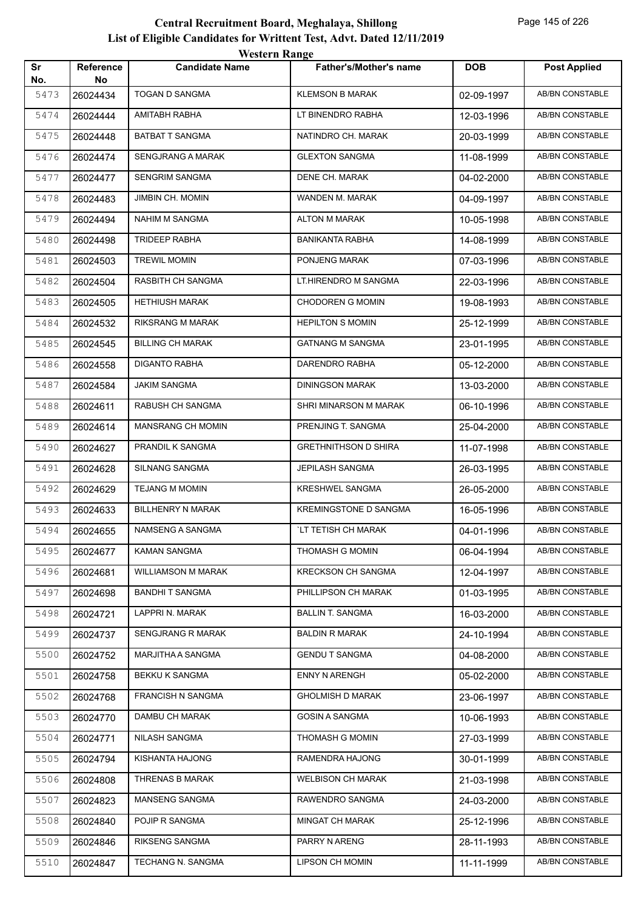# Central Recruitment Board, Meghalaya, Shillong

## List of Eligible Candidates for Writtent Test, Advt. Dated 12/11/2019

### Western Range

| Sr No. | Reference No | Candidate Name | Father's/Mother's name | DOB | Post Applied |
|---|---|---|---|---|---|
| 5473 | 26024434 | TOGAN D SANGMA | KLEMSON B MARAK | 02-09-1997 | AB/BN CONSTABLE |
| 5474 | 26024444 | AMITABH RABHA | LT BINENDRO RABHA | 12-03-1996 | AB/BN CONSTABLE |
| 5475 | 26024448 | BATBAT T SANGMA | NATINDRO CH. MARAK | 20-03-1999 | AB/BN CONSTABLE |
| 5476 | 26024474 | SENGJRANG A MARAK | GLEXTON SANGMA | 11-08-1999 | AB/BN CONSTABLE |
| 5477 | 26024477 | SENGRIM SANGMA | DENE CH. MARAK | 04-02-2000 | AB/BN CONSTABLE |
| 5478 | 26024483 | JIMBIN CH. MOMIN | WANDEN M. MARAK | 04-09-1997 | AB/BN CONSTABLE |
| 5479 | 26024494 | NAHIM M SANGMA | ALTON M MARAK | 10-05-1998 | AB/BN CONSTABLE |
| 5480 | 26024498 | TRIDEEP RABHA | BANIKANTA RABHA | 14-08-1999 | AB/BN CONSTABLE |
| 5481 | 26024503 | TREWIL MOMIN | PONJENG MARAK | 07-03-1996 | AB/BN CONSTABLE |
| 5482 | 26024504 | RASBITH CH SANGMA | LT.HIRENDRO M SANGMA | 22-03-1996 | AB/BN CONSTABLE |
| 5483 | 26024505 | HETHIUSH MARAK | CHODOREN G MOMIN | 19-08-1993 | AB/BN CONSTABLE |
| 5484 | 26024532 | RIKSRANG M MARAK | HEPILTON S MOMIN | 25-12-1999 | AB/BN CONSTABLE |
| 5485 | 26024545 | BILLING CH MARAK | GATNANG M SANGMA | 23-01-1995 | AB/BN CONSTABLE |
| 5486 | 26024558 | DIGANTO RABHA | DARENDRO RABHA | 05-12-2000 | AB/BN CONSTABLE |
| 5487 | 26024584 | JAKIM SANGMA | DININGSON MARAK | 13-03-2000 | AB/BN CONSTABLE |
| 5488 | 26024611 | RABUSH CH SANGMA | SHRI MINARSON M MARAK | 06-10-1996 | AB/BN CONSTABLE |
| 5489 | 26024614 | MANSRANG CH MOMIN | PRENJING T. SANGMA | 25-04-2000 | AB/BN CONSTABLE |
| 5490 | 26024627 | PRANDIL K SANGMA | GRETHNITHSON D SHIRA | 11-07-1998 | AB/BN CONSTABLE |
| 5491 | 26024628 | SILNANG SANGMA | JEPILASH SANGMA | 26-03-1995 | AB/BN CONSTABLE |
| 5492 | 26024629 | TEJANG M MOMIN | KRESHWEL SANGMA | 26-05-2000 | AB/BN CONSTABLE |
| 5493 | 26024633 | BILLHENRY N MARAK | KREMINGSTONE D SANGMA | 16-05-1996 | AB/BN CONSTABLE |
| 5494 | 26024655 | NAMSENG A SANGMA | `LT TETISH CH MARAK | 04-01-1996 | AB/BN CONSTABLE |
| 5495 | 26024677 | KAMAN SANGMA | THOMASH G MOMIN | 06-04-1994 | AB/BN CONSTABLE |
| 5496 | 26024681 | WILLIAMSON M MARAK | KRECKSON CH SANGMA | 12-04-1997 | AB/BN CONSTABLE |
| 5497 | 26024698 | BANDHI T SANGMA | PHILLIPSON CH MARAK | 01-03-1995 | AB/BN CONSTABLE |
| 5498 | 26024721 | LAPPRI N. MARAK | BALLIN T. SANGMA | 16-03-2000 | AB/BN CONSTABLE |
| 5499 | 26024737 | SENGJRANG R MARAK | BALDIN R MARAK | 24-10-1994 | AB/BN CONSTABLE |
| 5500 | 26024752 | MARJITHA A SANGMA | GENDU T SANGMA | 04-08-2000 | AB/BN CONSTABLE |
| 5501 | 26024758 | BEKKU K SANGMA | ENNY N ARENGH | 05-02-2000 | AB/BN CONSTABLE |
| 5502 | 26024768 | FRANCISH N SANGMA | GHOLMISH D MARAK | 23-06-1997 | AB/BN CONSTABLE |
| 5503 | 26024770 | DAMBU CH MARAK | GOSIN A SANGMA | 10-06-1993 | AB/BN CONSTABLE |
| 5504 | 26024771 | NILASH SANGMA | THOMASH G MOMIN | 27-03-1999 | AB/BN CONSTABLE |
| 5505 | 26024794 | KISHANTA HAJONG | RAMENDRA HAJONG | 30-01-1999 | AB/BN CONSTABLE |
| 5506 | 26024808 | THRENAS B MARAK | WELBISON CH MARAK | 21-03-1998 | AB/BN CONSTABLE |
| 5507 | 26024823 | MANSENG SANGMA | RAWENDRO SANGMA | 24-03-2000 | AB/BN CONSTABLE |
| 5508 | 26024840 | POJIP R SANGMA | MINGAT CH MARAK | 25-12-1996 | AB/BN CONSTABLE |
| 5509 | 26024846 | RIKSENG SANGMA | PARRY N ARENG | 28-11-1993 | AB/BN CONSTABLE |
| 5510 | 26024847 | TECHANG N. SANGMA | LIPSON CH MOMIN | 11-11-1999 | AB/BN CONSTABLE |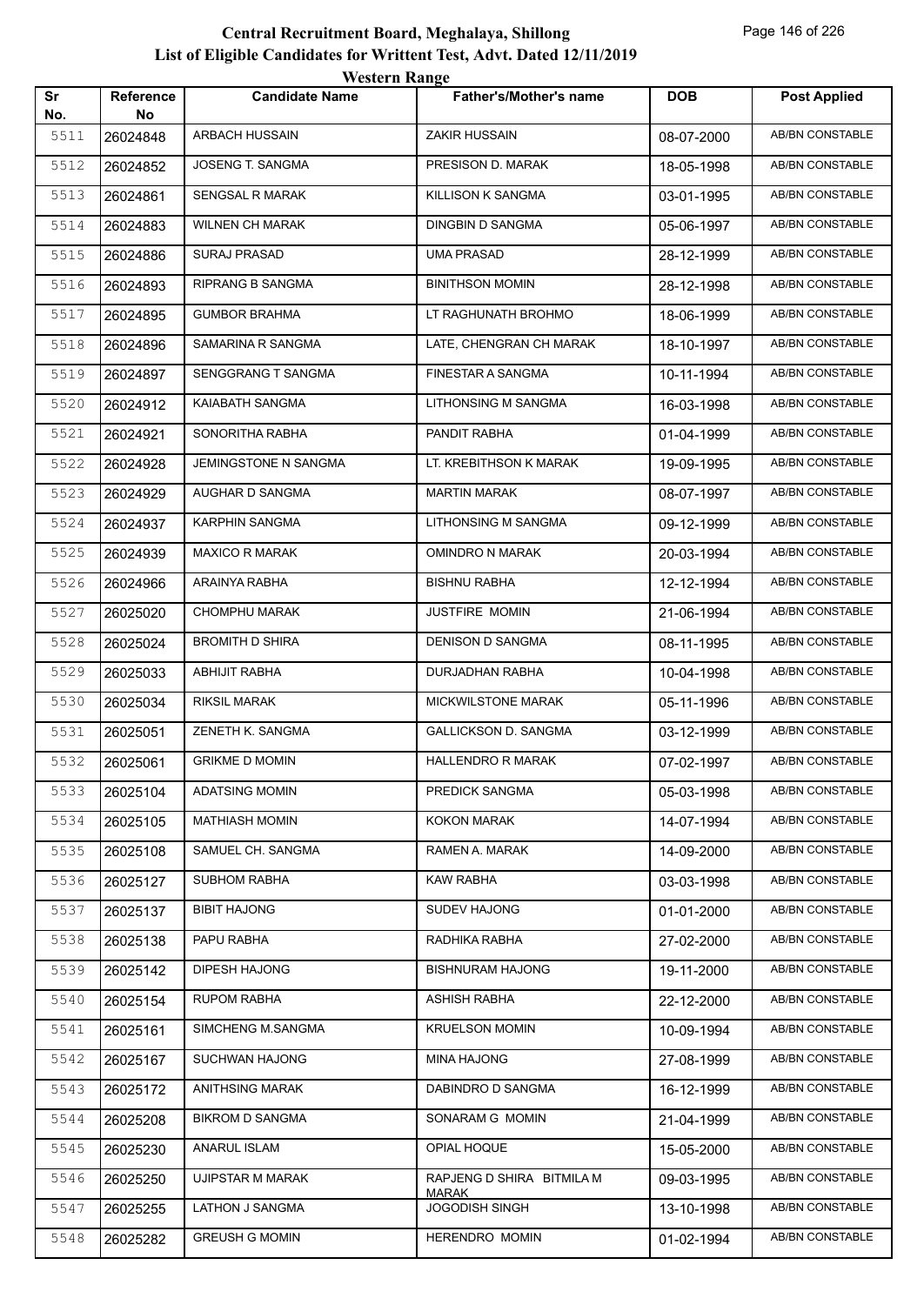# Central Recruitment Board, Meghalaya, Shillong

## List of Eligible Candidates for Writtent Test, Advt. Dated 12/11/2019

### Western Range

| Sr No. | Reference No | Candidate Name | Father's/Mother's name | DOB | Post Applied |
|---|---|---|---|---|---|
| 5511 | 26024848 | ARBACH HUSSAIN | ZAKIR HUSSAIN | 08-07-2000 | AB/BN CONSTABLE |
| 5512 | 26024852 | JOSENG T. SANGMA | PRESISON D. MARAK | 18-05-1998 | AB/BN CONSTABLE |
| 5513 | 26024861 | SENGSAL R MARAK | KILLISON K SANGMA | 03-01-1995 | AB/BN CONSTABLE |
| 5514 | 26024883 | WILNEN CH MARAK | DINGBIN D SANGMA | 05-06-1997 | AB/BN CONSTABLE |
| 5515 | 26024886 | SURAJ PRASAD | UMA PRASAD | 28-12-1999 | AB/BN CONSTABLE |
| 5516 | 26024893 | RIPRANG B SANGMA | BINITHSON MOMIN | 28-12-1998 | AB/BN CONSTABLE |
| 5517 | 26024895 | GUMBOR BRAHMA | LT RAGHUNATH BROHMO | 18-06-1999 | AB/BN CONSTABLE |
| 5518 | 26024896 | SAMARINA R SANGMA | LATE, CHENGRAN CH MARAK | 18-10-1997 | AB/BN CONSTABLE |
| 5519 | 26024897 | SENGGRANG T SANGMA | FINESTAR A SANGMA | 10-11-1994 | AB/BN CONSTABLE |
| 5520 | 26024912 | KAIABATH SANGMA | LITHONSING M SANGMA | 16-03-1998 | AB/BN CONSTABLE |
| 5521 | 26024921 | SONORITHA RABHA | PANDIT RABHA | 01-04-1999 | AB/BN CONSTABLE |
| 5522 | 26024928 | JEMINGSTONE N SANGMA | LT. KREBITHSON K MARAK | 19-09-1995 | AB/BN CONSTABLE |
| 5523 | 26024929 | AUGHAR D SANGMA | MARTIN MARAK | 08-07-1997 | AB/BN CONSTABLE |
| 5524 | 26024937 | KARPHIN SANGMA | LITHONSING M SANGMA | 09-12-1999 | AB/BN CONSTABLE |
| 5525 | 26024939 | MAXICO R MARAK | OMINDRO N MARAK | 20-03-1994 | AB/BN CONSTABLE |
| 5526 | 26024966 | ARAINYA RABHA | BISHNU RABHA | 12-12-1994 | AB/BN CONSTABLE |
| 5527 | 26025020 | CHOMPHU MARAK | JUSTFIRE MOMIN | 21-06-1994 | AB/BN CONSTABLE |
| 5528 | 26025024 | BROMITH D SHIRA | DENISON D SANGMA | 08-11-1995 | AB/BN CONSTABLE |
| 5529 | 26025033 | ABHIJIT RABHA | DURJADHAN RABHA | 10-04-1998 | AB/BN CONSTABLE |
| 5530 | 26025034 | RIKSIL MARAK | MICKWILSTONE MARAK | 05-11-1996 | AB/BN CONSTABLE |
| 5531 | 26025051 | ZENETH K. SANGMA | GALLICKSON D. SANGMA | 03-12-1999 | AB/BN CONSTABLE |
| 5532 | 26025061 | GRIKME D MOMIN | HALLENDRO R MARAK | 07-02-1997 | AB/BN CONSTABLE |
| 5533 | 26025104 | ADATSING MOMIN | PREDICK SANGMA | 05-03-1998 | AB/BN CONSTABLE |
| 5534 | 26025105 | MATHIASH MOMIN | KOKON MARAK | 14-07-1994 | AB/BN CONSTABLE |
| 5535 | 26025108 | SAMUEL CH. SANGMA | RAMEN A. MARAK | 14-09-2000 | AB/BN CONSTABLE |
| 5536 | 26025127 | SUBHOM RABHA | KAW RABHA | 03-03-1998 | AB/BN CONSTABLE |
| 5537 | 26025137 | BIBIT HAJONG | SUDEV HAJONG | 01-01-2000 | AB/BN CONSTABLE |
| 5538 | 26025138 | PAPU RABHA | RADHIKA RABHA | 27-02-2000 | AB/BN CONSTABLE |
| 5539 | 26025142 | DIPESH HAJONG | BISHNURAM HAJONG | 19-11-2000 | AB/BN CONSTABLE |
| 5540 | 26025154 | RUPOM RABHA | ASHISH RABHA | 22-12-2000 | AB/BN CONSTABLE |
| 5541 | 26025161 | SIMCHENG M.SANGMA | KRUELSON MOMIN | 10-09-1994 | AB/BN CONSTABLE |
| 5542 | 26025167 | SUCHWAN HAJONG | MINA HAJONG | 27-08-1999 | AB/BN CONSTABLE |
| 5543 | 26025172 | ANITHSING MARAK | DABINDRO D SANGMA | 16-12-1999 | AB/BN CONSTABLE |
| 5544 | 26025208 | BIKROM D SANGMA | SONARAM G MOMIN | 21-04-1999 | AB/BN CONSTABLE |
| 5545 | 26025230 | ANARUL ISLAM | OPIAL HOQUE | 15-05-2000 | AB/BN CONSTABLE |
| 5546 | 26025250 | UJIPSTAR M MARAK | RAPJENG D SHIRA BITMILA M MARAK | 09-03-1995 | AB/BN CONSTABLE |
| 5547 | 26025255 | LATHON J SANGMA | JOGODISH SINGH | 13-10-1998 | AB/BN CONSTABLE |
| 5548 | 26025282 | GREUSH G MOMIN | HERENDRO MOMIN | 01-02-1994 | AB/BN CONSTABLE |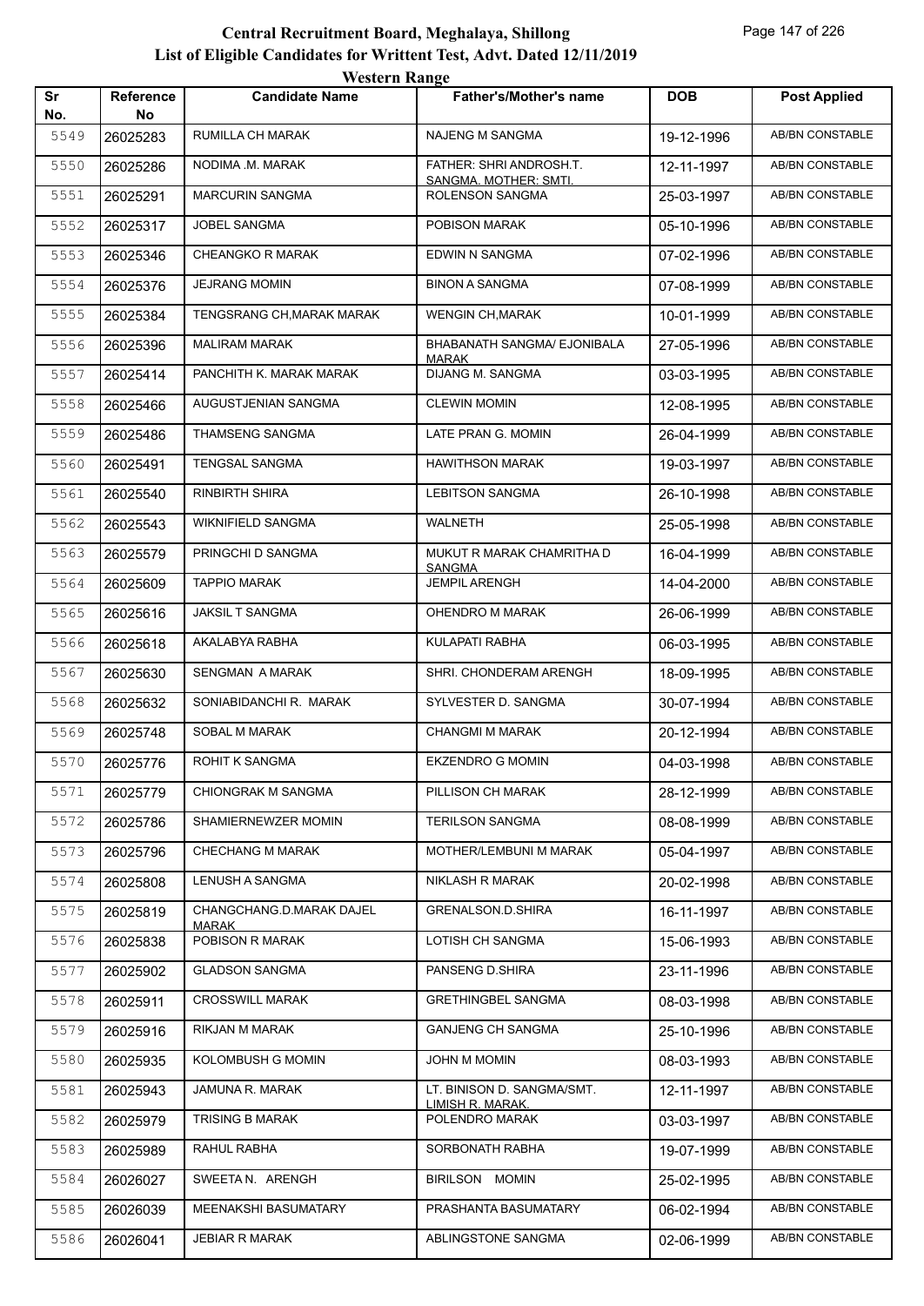# Central Recruitment Board, Meghalaya, Shillong
## List of Eligible Candidates for Writtent Test, Advt. Dated 12/11/2019
### Western Range

| Sr No. | Reference No | Candidate Name | Father's/Mother's name | DOB | Post Applied |
|---|---|---|---|---|---|
| 5549 | 26025283 | RUMILLA CH MARAK | NAJENG M SANGMA | 19-12-1996 | AB/BN CONSTABLE |
| 5550 | 26025286 | NODIMA .M. MARAK | FATHER: SHRI ANDROSH.T. SANGMA. MOTHER: SMTI. | 12-11-1997 | AB/BN CONSTABLE |
| 5551 | 26025291 | MARCURIN SANGMA | ROLENSON SANGMA | 25-03-1997 | AB/BN CONSTABLE |
| 5552 | 26025317 | JOBEL SANGMA | POBISON MARAK | 05-10-1996 | AB/BN CONSTABLE |
| 5553 | 26025346 | CHEANGKO R MARAK | EDWIN N SANGMA | 07-02-1996 | AB/BN CONSTABLE |
| 5554 | 26025376 | JEJRANG MOMIN | BINON A SANGMA | 07-08-1999 | AB/BN CONSTABLE |
| 5555 | 26025384 | TENGSRANG CH,MARAK MARAK | WENGIN CH,MARAK | 10-01-1999 | AB/BN CONSTABLE |
| 5556 | 26025396 | MALIRAM MARAK | BHABANATH SANGMA/ EJONIBALA MARAK | 27-05-1996 | AB/BN CONSTABLE |
| 5557 | 26025414 | PANCHITH K. MARAK MARAK | DIJANG M. SANGMA | 03-03-1995 | AB/BN CONSTABLE |
| 5558 | 26025466 | AUGUSTJENIAN SANGMA | CLEWIN MOMIN | 12-08-1995 | AB/BN CONSTABLE |
| 5559 | 26025486 | THAMSENG SANGMA | LATE PRAN G. MOMIN | 26-04-1999 | AB/BN CONSTABLE |
| 5560 | 26025491 | TENGSAL SANGMA | HAWITHSON MARAK | 19-03-1997 | AB/BN CONSTABLE |
| 5561 | 26025540 | RINBIRTH SHIRA | LEBITSON SANGMA | 26-10-1998 | AB/BN CONSTABLE |
| 5562 | 26025543 | WIKNIFIELD SANGMA | WALNETH | 25-05-1998 | AB/BN CONSTABLE |
| 5563 | 26025579 | PRINGCHI D SANGMA | MUKUT R MARAK CHAMRITHA D SANGMA | 16-04-1999 | AB/BN CONSTABLE |
| 5564 | 26025609 | TAPPIO MARAK | JEMPIL ARENGH | 14-04-2000 | AB/BN CONSTABLE |
| 5565 | 26025616 | JAKSIL T SANGMA | OHENDRO M MARAK | 26-06-1999 | AB/BN CONSTABLE |
| 5566 | 26025618 | AKALABYA RABHA | KULAPATI RABHA | 06-03-1995 | AB/BN CONSTABLE |
| 5567 | 26025630 | SENGMAN A MARAK | SHRI. CHONDERAM ARENGH | 18-09-1995 | AB/BN CONSTABLE |
| 5568 | 26025632 | SONIABIDANCHI R. MARAK | SYLVESTER D. SANGMA | 30-07-1994 | AB/BN CONSTABLE |
| 5569 | 26025748 | SOBAL M MARAK | CHANGMI M MARAK | 20-12-1994 | AB/BN CONSTABLE |
| 5570 | 26025776 | ROHIT K SANGMA | EKZENDRO G MOMIN | 04-03-1998 | AB/BN CONSTABLE |
| 5571 | 26025779 | CHIONGRAK M SANGMA | PILLISON CH MARAK | 28-12-1999 | AB/BN CONSTABLE |
| 5572 | 26025786 | SHAMIERNEWZER MOMIN | TERILSON SANGMA | 08-08-1999 | AB/BN CONSTABLE |
| 5573 | 26025796 | CHECHANG M MARAK | MOTHER/LEMBUNI M MARAK | 05-04-1997 | AB/BN CONSTABLE |
| 5574 | 26025808 | LENUSH A SANGMA | NIKLASH R MARAK | 20-02-1998 | AB/BN CONSTABLE |
| 5575 | 26025819 | CHANGCHANG.D.MARAK DAJEL MARAK | GRENALSON.D.SHIRA | 16-11-1997 | AB/BN CONSTABLE |
| 5576 | 26025838 | POBISON R MARAK | LOTISH CH SANGMA | 15-06-1993 | AB/BN CONSTABLE |
| 5577 | 26025902 | GLADSON SANGMA | PANSENG D.SHIRA | 23-11-1996 | AB/BN CONSTABLE |
| 5578 | 26025911 | CROSSWILL MARAK | GRETHINGBEL SANGMA | 08-03-1998 | AB/BN CONSTABLE |
| 5579 | 26025916 | RIKJAN M MARAK | GANJENG CH SANGMA | 25-10-1996 | AB/BN CONSTABLE |
| 5580 | 26025935 | KOLOMBUSH G MOMIN | JOHN M MOMIN | 08-03-1993 | AB/BN CONSTABLE |
| 5581 | 26025943 | JAMUNA R. MARAK | LT. BINISON D. SANGMA/SMT. LIMISH R. MARAK. | 12-11-1997 | AB/BN CONSTABLE |
| 5582 | 26025979 | TRISING B MARAK | POLENDRO MARAK | 03-03-1997 | AB/BN CONSTABLE |
| 5583 | 26025989 | RAHUL RABHA | SORBONATH RABHA | 19-07-1999 | AB/BN CONSTABLE |
| 5584 | 26026027 | SWEETA N. ARENGH | BIRILSON MOMIN | 25-02-1995 | AB/BN CONSTABLE |
| 5585 | 26026039 | MEENAKSHI BASUMATARY | PRASHANTA BASUMATARY | 06-02-1994 | AB/BN CONSTABLE |
| 5586 | 26026041 | JEBIAR R MARAK | ABLINGSTONE SANGMA | 02-06-1999 | AB/BN CONSTABLE |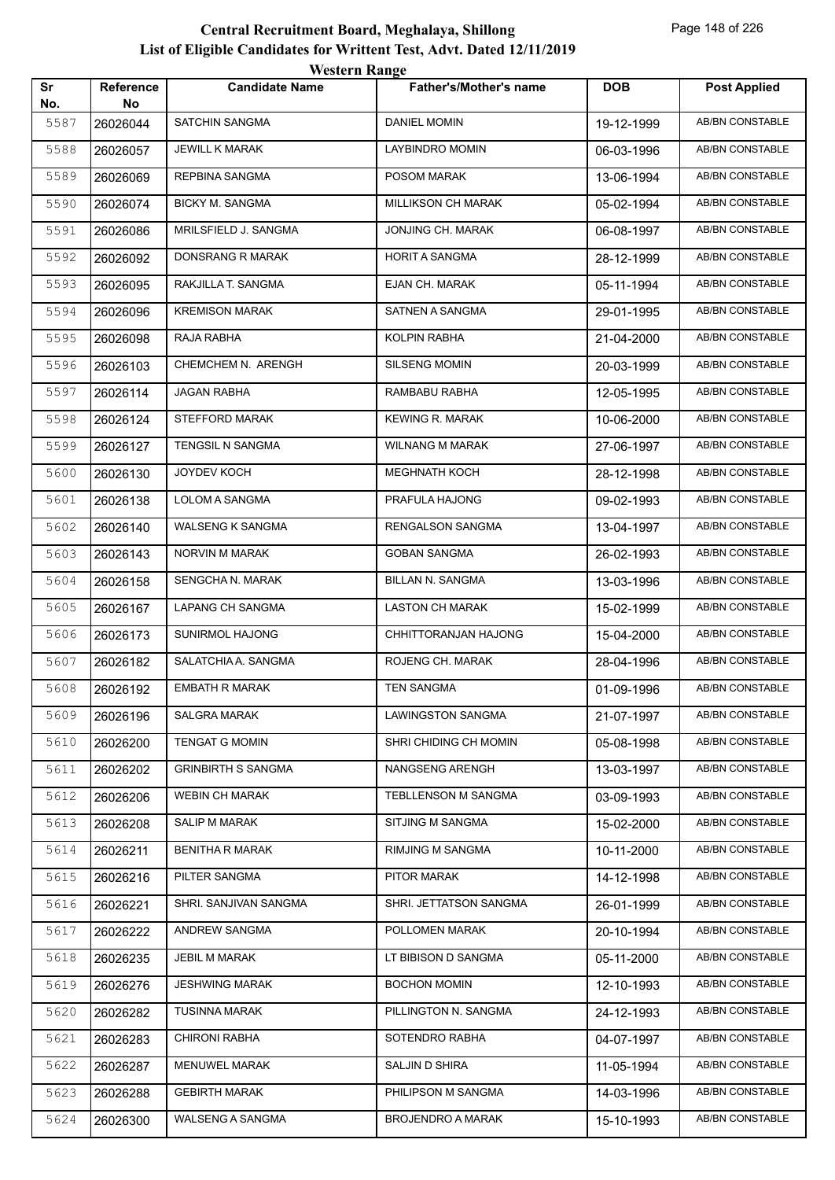# Central Recruitment Board, Meghalaya, Shillong

## List of Eligible Candidates for Writtent Test, Advt. Dated 12/11/2019

### Western Range

| Sr No. | Reference No | Candidate Name | Father's/Mother's name | DOB | Post Applied |
|---|---|---|---|---|---|
| 5587 | 26026044 | SATCHIN SANGMA | DANIEL MOMIN | 19-12-1999 | AB/BN CONSTABLE |
| 5588 | 26026057 | JEWILL K MARAK | LAYBINDRO MOMIN | 06-03-1996 | AB/BN CONSTABLE |
| 5589 | 26026069 | REPBINA SANGMA | POSOM MARAK | 13-06-1994 | AB/BN CONSTABLE |
| 5590 | 26026074 | BICKY M. SANGMA | MILLIKSON CH MARAK | 05-02-1994 | AB/BN CONSTABLE |
| 5591 | 26026086 | MRILSFIELD J. SANGMA | JONJING CH. MARAK | 06-08-1997 | AB/BN CONSTABLE |
| 5592 | 26026092 | DONSRANG R MARAK | HORIT A SANGMA | 28-12-1999 | AB/BN CONSTABLE |
| 5593 | 26026095 | RAKJILLA T. SANGMA | EJAN CH. MARAK | 05-11-1994 | AB/BN CONSTABLE |
| 5594 | 26026096 | KREMISON MARAK | SATNEN A SANGMA | 29-01-1995 | AB/BN CONSTABLE |
| 5595 | 26026098 | RAJA RABHA | KOLPIN RABHA | 21-04-2000 | AB/BN CONSTABLE |
| 5596 | 26026103 | CHEMCHEM N. ARENGH | SILSENG MOMIN | 20-03-1999 | AB/BN CONSTABLE |
| 5597 | 26026114 | JAGAN RABHA | RAMBABU RABHA | 12-05-1995 | AB/BN CONSTABLE |
| 5598 | 26026124 | STEFFORD MARAK | KEWING R. MARAK | 10-06-2000 | AB/BN CONSTABLE |
| 5599 | 26026127 | TENGSIL N SANGMA | WILNANG M MARAK | 27-06-1997 | AB/BN CONSTABLE |
| 5600 | 26026130 | JOYDEV KOCH | MEGHNATH KOCH | 28-12-1998 | AB/BN CONSTABLE |
| 5601 | 26026138 | LOLOM A SANGMA | PRAFULA HAJONG | 09-02-1993 | AB/BN CONSTABLE |
| 5602 | 26026140 | WALSENG K SANGMA | RENGALSON SANGMA | 13-04-1997 | AB/BN CONSTABLE |
| 5603 | 26026143 | NORVIN M MARAK | GOBAN SANGMA | 26-02-1993 | AB/BN CONSTABLE |
| 5604 | 26026158 | SENGCHA N. MARAK | BILLAN N. SANGMA | 13-03-1996 | AB/BN CONSTABLE |
| 5605 | 26026167 | LAPANG CH SANGMA | LASTON CH MARAK | 15-02-1999 | AB/BN CONSTABLE |
| 5606 | 26026173 | SUNIRMOL HAJONG | CHHITTORANJAN HAJONG | 15-04-2000 | AB/BN CONSTABLE |
| 5607 | 26026182 | SALATCHIA A. SANGMA | ROJENG CH. MARAK | 28-04-1996 | AB/BN CONSTABLE |
| 5608 | 26026192 | EMBATH R MARAK | TEN SANGMA | 01-09-1996 | AB/BN CONSTABLE |
| 5609 | 26026196 | SALGRA MARAK | LAWINGSTON SANGMA | 21-07-1997 | AB/BN CONSTABLE |
| 5610 | 26026200 | TENGAT G MOMIN | SHRI CHIDING CH MOMIN | 05-08-1998 | AB/BN CONSTABLE |
| 5611 | 26026202 | GRINBIRTH S SANGMA | NANGSENG ARENGH | 13-03-1997 | AB/BN CONSTABLE |
| 5612 | 26026206 | WEBIN CH MARAK | TEBLLENSON M SANGMA | 03-09-1993 | AB/BN CONSTABLE |
| 5613 | 26026208 | SALIP M MARAK | SITJING M SANGMA | 15-02-2000 | AB/BN CONSTABLE |
| 5614 | 26026211 | BENITHA R MARAK | RIMJING M SANGMA | 10-11-2000 | AB/BN CONSTABLE |
| 5615 | 26026216 | PILTER SANGMA | PITOR MARAK | 14-12-1998 | AB/BN CONSTABLE |
| 5616 | 26026221 | SHRI. SANJIVAN SANGMA | SHRI. JETTATSON SANGMA | 26-01-1999 | AB/BN CONSTABLE |
| 5617 | 26026222 | ANDREW SANGMA | POLLOMEN MARAK | 20-10-1994 | AB/BN CONSTABLE |
| 5618 | 26026235 | JEBIL M MARAK | LT BIBISON D SANGMA | 05-11-2000 | AB/BN CONSTABLE |
| 5619 | 26026276 | JESHWING MARAK | BOCHON MOMIN | 12-10-1993 | AB/BN CONSTABLE |
| 5620 | 26026282 | TUSINNA MARAK | PILLINGTON N. SANGMA | 24-12-1993 | AB/BN CONSTABLE |
| 5621 | 26026283 | CHIRONI RABHA | SOTENDRO RABHA | 04-07-1997 | AB/BN CONSTABLE |
| 5622 | 26026287 | MENUWEL MARAK | SALJIN D SHIRA | 11-05-1994 | AB/BN CONSTABLE |
| 5623 | 26026288 | GEBIRTH MARAK | PHILIPSON M SANGMA | 14-03-1996 | AB/BN CONSTABLE |
| 5624 | 26026300 | WALSENG A SANGMA | BROJENDRO A MARAK | 15-10-1993 | AB/BN CONSTABLE |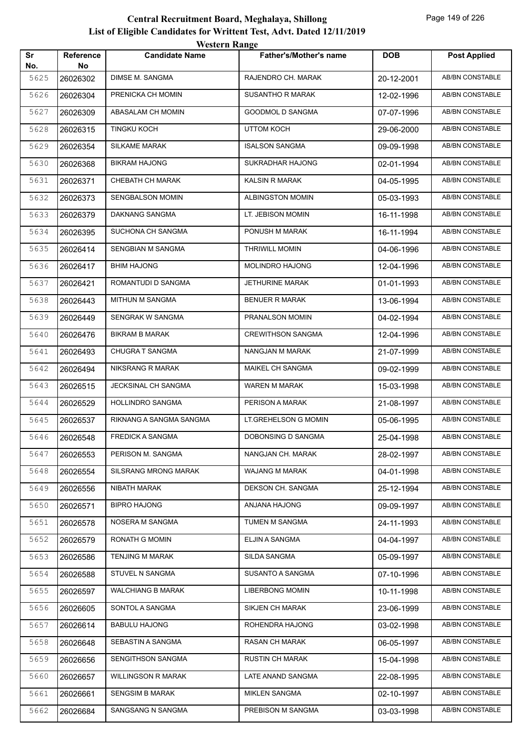# Central Recruitment Board, Meghalaya, Shillong

## List of Eligible Candidates for Writtent Test, Advt. Dated 12/11/2019

### Western Range

| Sr No. | Reference No | Candidate Name | Father's/Mother's name | DOB | Post Applied |
|---|---|---|---|---|---|
| 5625 | 26026302 | DIMSE M. SANGMA | RAJENDRO CH. MARAK | 20-12-2001 | AB/BN CONSTABLE |
| 5626 | 26026304 | PRENICKA CH MOMIN | SUSANTHO R MARAK | 12-02-1996 | AB/BN CONSTABLE |
| 5627 | 26026309 | ABASALAM CH MOMIN | GOODMOL D SANGMA | 07-07-1996 | AB/BN CONSTABLE |
| 5628 | 26026315 | TINGKU KOCH | UTTOM KOCH | 29-06-2000 | AB/BN CONSTABLE |
| 5629 | 26026354 | SILKAME MARAK | ISALSON SANGMA | 09-09-1998 | AB/BN CONSTABLE |
| 5630 | 26026368 | BIKRAM HAJONG | SUKRADHAR HAJONG | 02-01-1994 | AB/BN CONSTABLE |
| 5631 | 26026371 | CHEBATH CH MARAK | KALSIN R MARAK | 04-05-1995 | AB/BN CONSTABLE |
| 5632 | 26026373 | SENGBALSON MOMIN | ALBINGSTON MOMIN | 05-03-1993 | AB/BN CONSTABLE |
| 5633 | 26026379 | DAKNANG SANGMA | LT. JEBISON MOMIN | 16-11-1998 | AB/BN CONSTABLE |
| 5634 | 26026395 | SUCHONA CH SANGMA | PONUSH M MARAK | 16-11-1994 | AB/BN CONSTABLE |
| 5635 | 26026414 | SENGBIAN M SANGMA | THRIWILL MOMIN | 04-06-1996 | AB/BN CONSTABLE |
| 5636 | 26026417 | BHIM HAJONG | MOLINDRO HAJONG | 12-04-1996 | AB/BN CONSTABLE |
| 5637 | 26026421 | ROMANTUDI D SANGMA | JETHURINE MARAK | 01-01-1993 | AB/BN CONSTABLE |
| 5638 | 26026443 | MITHUN M SANGMA | BENUER R MARAK | 13-06-1994 | AB/BN CONSTABLE |
| 5639 | 26026449 | SENGRAK W SANGMA | PRANALSON MOMIN | 04-02-1994 | AB/BN CONSTABLE |
| 5640 | 26026476 | BIKRAM B MARAK | CREWITHSON SANGMA | 12-04-1996 | AB/BN CONSTABLE |
| 5641 | 26026493 | CHUGRA T SANGMA | NANGJAN M MARAK | 21-07-1999 | AB/BN CONSTABLE |
| 5642 | 26026494 | NIKSRANG R MARAK | MAIKEL CH SANGMA | 09-02-1999 | AB/BN CONSTABLE |
| 5643 | 26026515 | JECKSINAL CH SANGMA | WAREN M MARAK | 15-03-1998 | AB/BN CONSTABLE |
| 5644 | 26026529 | HOLLINDRO SANGMA | PERISON A MARAK | 21-08-1997 | AB/BN CONSTABLE |
| 5645 | 26026537 | RIKNANG A SANGMA SANGMA | LT.GREHELSON G MOMIN | 05-06-1995 | AB/BN CONSTABLE |
| 5646 | 26026548 | FREDICK A SANGMA | DOBONSING D SANGMA | 25-04-1998 | AB/BN CONSTABLE |
| 5647 | 26026553 | PERISON M. SANGMA | NANGJAN CH. MARAK | 28-02-1997 | AB/BN CONSTABLE |
| 5648 | 26026554 | SILSRANG MRONG MARAK | WAJANG M MARAK | 04-01-1998 | AB/BN CONSTABLE |
| 5649 | 26026556 | NIBATH MARAK | DEKSON CH. SANGMA | 25-12-1994 | AB/BN CONSTABLE |
| 5650 | 26026571 | BIPRO HAJONG | ANJANA HAJONG | 09-09-1997 | AB/BN CONSTABLE |
| 5651 | 26026578 | NOSERA M SANGMA | TUMEN M SANGMA | 24-11-1993 | AB/BN CONSTABLE |
| 5652 | 26026579 | RONATH G MOMIN | ELJIN A SANGMA | 04-04-1997 | AB/BN CONSTABLE |
| 5653 | 26026586 | TENJING M MARAK | SILDA SANGMA | 05-09-1997 | AB/BN CONSTABLE |
| 5654 | 26026588 | STUVEL N SANGMA | SUSANTO A SANGMA | 07-10-1996 | AB/BN CONSTABLE |
| 5655 | 26026597 | WALCHIANG B MARAK | LIBERBONG MOMIN | 10-11-1998 | AB/BN CONSTABLE |
| 5656 | 26026605 | SONTOL A SANGMA | SIKJEN CH MARAK | 23-06-1999 | AB/BN CONSTABLE |
| 5657 | 26026614 | BABULU HAJONG | ROHENDRA HAJONG | 03-02-1998 | AB/BN CONSTABLE |
| 5658 | 26026648 | SEBASTIN A SANGMA | RASAN CH MARAK | 06-05-1997 | AB/BN CONSTABLE |
| 5659 | 26026656 | SENGITHSON SANGMA | RUSTIN CH MARAK | 15-04-1998 | AB/BN CONSTABLE |
| 5660 | 26026657 | WILLINGSON R MARAK | LATE ANAND SANGMA | 22-08-1995 | AB/BN CONSTABLE |
| 5661 | 26026661 | SENGSIM B MARAK | MIKLEN SANGMA | 02-10-1997 | AB/BN CONSTABLE |
| 5662 | 26026684 | SANGSANG N SANGMA | PREBISON M SANGMA | 03-03-1998 | AB/BN CONSTABLE |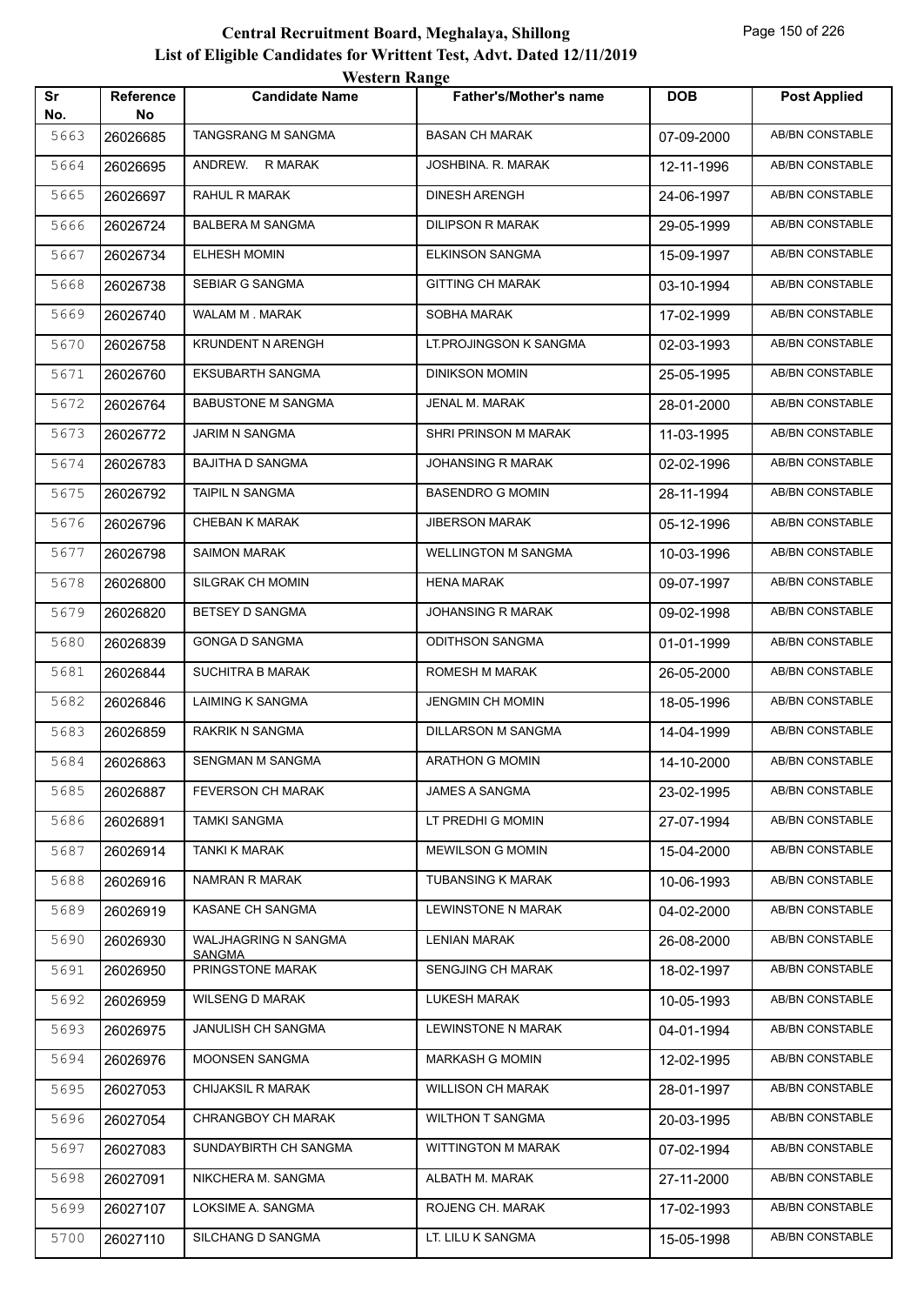# Central Recruitment Board, Meghalaya, Shillong

## List of Eligible Candidates for Writtent Test, Advt. Dated 12/11/2019

### Western Range

| Sr No. | Reference No | Candidate Name | Father's/Mother's name | DOB | Post Applied |
|---|---|---|---|---|---|
| 5663 | 26026685 | TANGSRANG M SANGMA | BASAN CH MARAK | 07-09-2000 | AB/BN CONSTABLE |
| 5664 | 26026695 | ANDREW. R MARAK | JOSHBINA. R. MARAK | 12-11-1996 | AB/BN CONSTABLE |
| 5665 | 26026697 | RAHUL R MARAK | DINESH ARENGH | 24-06-1997 | AB/BN CONSTABLE |
| 5666 | 26026724 | BALBERA M SANGMA | DILIPSON R MARAK | 29-05-1999 | AB/BN CONSTABLE |
| 5667 | 26026734 | ELHESH MOMIN | ELKINSON SANGMA | 15-09-1997 | AB/BN CONSTABLE |
| 5668 | 26026738 | SEBIAR G SANGMA | GITTING CH MARAK | 03-10-1994 | AB/BN CONSTABLE |
| 5669 | 26026740 | WALAM M . MARAK | SOBHA MARAK | 17-02-1999 | AB/BN CONSTABLE |
| 5670 | 26026758 | KRUNDENT N ARENGH | LT.PROJINGSON K SANGMA | 02-03-1993 | AB/BN CONSTABLE |
| 5671 | 26026760 | EKSUBARTH SANGMA | DINIKSON MOMIN | 25-05-1995 | AB/BN CONSTABLE |
| 5672 | 26026764 | BABUSTONE M SANGMA | JENAL M. MARAK | 28-01-2000 | AB/BN CONSTABLE |
| 5673 | 26026772 | JARIM N SANGMA | SHRI PRINSON M MARAK | 11-03-1995 | AB/BN CONSTABLE |
| 5674 | 26026783 | BAJITHA D SANGMA | JOHANSING R MARAK | 02-02-1996 | AB/BN CONSTABLE |
| 5675 | 26026792 | TAIPIL N SANGMA | BASENDRO G MOMIN | 28-11-1994 | AB/BN CONSTABLE |
| 5676 | 26026796 | CHEBAN K MARAK | JIBERSON MARAK | 05-12-1996 | AB/BN CONSTABLE |
| 5677 | 26026798 | SAIMON MARAK | WELLINGTON M SANGMA | 10-03-1996 | AB/BN CONSTABLE |
| 5678 | 26026800 | SILGRAK CH MOMIN | HENA MARAK | 09-07-1997 | AB/BN CONSTABLE |
| 5679 | 26026820 | BETSEY D SANGMA | JOHANSING R MARAK | 09-02-1998 | AB/BN CONSTABLE |
| 5680 | 26026839 | GONGA D SANGMA | ODITHSON SANGMA | 01-01-1999 | AB/BN CONSTABLE |
| 5681 | 26026844 | SUCHITRA B MARAK | ROMESH M MARAK | 26-05-2000 | AB/BN CONSTABLE |
| 5682 | 26026846 | LAIMING K SANGMA | JENGMIN CH MOMIN | 18-05-1996 | AB/BN CONSTABLE |
| 5683 | 26026859 | RAKRIK N SANGMA | DILLARSON M SANGMA | 14-04-1999 | AB/BN CONSTABLE |
| 5684 | 26026863 | SENGMAN M SANGMA | ARATHON G MOMIN | 14-10-2000 | AB/BN CONSTABLE |
| 5685 | 26026887 | FEVERSON CH MARAK | JAMES A SANGMA | 23-02-1995 | AB/BN CONSTABLE |
| 5686 | 26026891 | TAMKI SANGMA | LT PREDHI G MOMIN | 27-07-1994 | AB/BN CONSTABLE |
| 5687 | 26026914 | TANKI K MARAK | MEWILSON G MOMIN | 15-04-2000 | AB/BN CONSTABLE |
| 5688 | 26026916 | NAMRAN R MARAK | TUBANSING K MARAK | 10-06-1993 | AB/BN CONSTABLE |
| 5689 | 26026919 | KASANE CH SANGMA | LEWINSTONE N MARAK | 04-02-2000 | AB/BN CONSTABLE |
| 5690 | 26026930 | WALJHAGRING N SANGMA SANGMA | LENIAN MARAK | 26-08-2000 | AB/BN CONSTABLE |
| 5691 | 26026950 | PRINGSTONE MARAK | SENGJING CH MARAK | 18-02-1997 | AB/BN CONSTABLE |
| 5692 | 26026959 | WILSENG D MARAK | LUKESH MARAK | 10-05-1993 | AB/BN CONSTABLE |
| 5693 | 26026975 | JANULISH CH SANGMA | LEWINSTONE N MARAK | 04-01-1994 | AB/BN CONSTABLE |
| 5694 | 26026976 | MOONSEN SANGMA | MARKASH G MOMIN | 12-02-1995 | AB/BN CONSTABLE |
| 5695 | 26027053 | CHIJAKSIL R MARAK | WILLISON CH MARAK | 28-01-1997 | AB/BN CONSTABLE |
| 5696 | 26027054 | CHRANGBOY CH MARAK | WILTHON T SANGMA | 20-03-1995 | AB/BN CONSTABLE |
| 5697 | 26027083 | SUNDAYBIRTH CH SANGMA | WITTINGTON M MARAK | 07-02-1994 | AB/BN CONSTABLE |
| 5698 | 26027091 | NIKCHERA M. SANGMA | ALBATH M. MARAK | 27-11-2000 | AB/BN CONSTABLE |
| 5699 | 26027107 | LOKSIME A. SANGMA | ROJENG CH. MARAK | 17-02-1993 | AB/BN CONSTABLE |
| 5700 | 26027110 | SILCHANG D SANGMA | LT. LILU K SANGMA | 15-05-1998 | AB/BN CONSTABLE |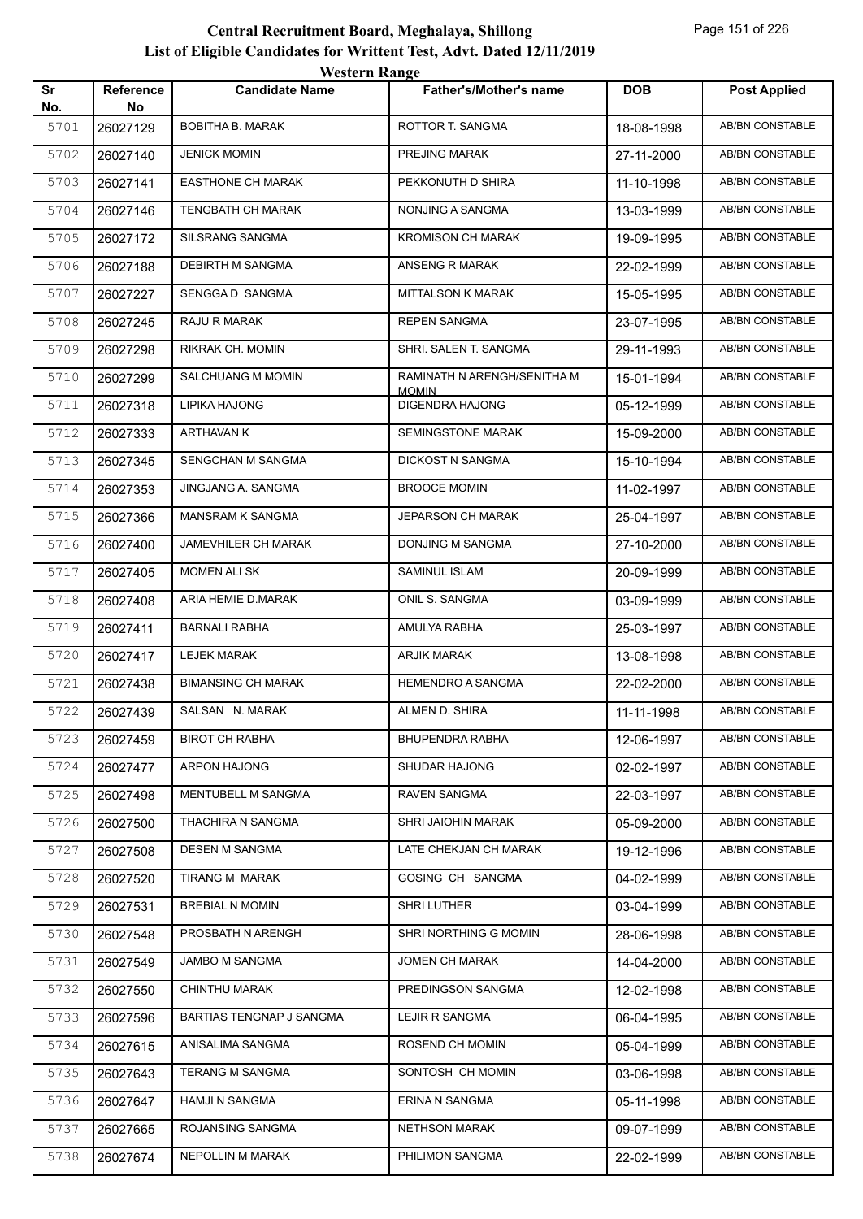# Central Recruitment Board, Meghalaya, Shillong

## List of Eligible Candidates for Writtent Test, Advt. Dated 12/11/2019

### Western Range

| Sr No. | Reference No | Candidate Name | Father's/Mother's name | DOB | Post Applied |
|---|---|---|---|---|---|
| 5701 | 26027129 | BOBITHA B. MARAK | ROTTOR T. SANGMA | 18-08-1998 | AB/BN CONSTABLE |
| 5702 | 26027140 | JENICK MOMIN | PREJING MARAK | 27-11-2000 | AB/BN CONSTABLE |
| 5703 | 26027141 | EASTHONE CH MARAK | PEKKONUTH D SHIRA | 11-10-1998 | AB/BN CONSTABLE |
| 5704 | 26027146 | TENGBATH CH MARAK | NONJING A SANGMA | 13-03-1999 | AB/BN CONSTABLE |
| 5705 | 26027172 | SILSRANG SANGMA | KROMISON CH MARAK | 19-09-1995 | AB/BN CONSTABLE |
| 5706 | 26027188 | DEBIRTH M SANGMA | ANSENG R MARAK | 22-02-1999 | AB/BN CONSTABLE |
| 5707 | 26027227 | SENGGA D SANGMA | MITTALSON K MARAK | 15-05-1995 | AB/BN CONSTABLE |
| 5708 | 26027245 | RAJU R MARAK | REPEN SANGMA | 23-07-1995 | AB/BN CONSTABLE |
| 5709 | 26027298 | RIKRAK CH. MOMIN | SHRI. SALEN T. SANGMA | 29-11-1993 | AB/BN CONSTABLE |
| 5710 | 26027299 | SALCHUANG M MOMIN | RAMINATH N ARENGH/SENITHA M MOMIN | 15-01-1994 | AB/BN CONSTABLE |
| 5711 | 26027318 | LIPIKA HAJONG | DIGENDRA HAJONG | 05-12-1999 | AB/BN CONSTABLE |
| 5712 | 26027333 | ARTHAVAN K | SEMINGSTONE MARAK | 15-09-2000 | AB/BN CONSTABLE |
| 5713 | 26027345 | SENGCHAN M SANGMA | DICKOST N SANGMA | 15-10-1994 | AB/BN CONSTABLE |
| 5714 | 26027353 | JINGJANG A. SANGMA | BROOCE MOMIN | 11-02-1997 | AB/BN CONSTABLE |
| 5715 | 26027366 | MANSRAM K SANGMA | JEPARSON CH MARAK | 25-04-1997 | AB/BN CONSTABLE |
| 5716 | 26027400 | JAMEVHILER CH MARAK | DONJING M SANGMA | 27-10-2000 | AB/BN CONSTABLE |
| 5717 | 26027405 | MOMEN ALI SK | SAMINUL ISLAM | 20-09-1999 | AB/BN CONSTABLE |
| 5718 | 26027408 | ARIA HEMIE D.MARAK | ONIL S. SANGMA | 03-09-1999 | AB/BN CONSTABLE |
| 5719 | 26027411 | BARNALI RABHA | AMULYA RABHA | 25-03-1997 | AB/BN CONSTABLE |
| 5720 | 26027417 | LEJEK MARAK | ARJIK MARAK | 13-08-1998 | AB/BN CONSTABLE |
| 5721 | 26027438 | BIMANSING CH MARAK | HEMENDRO A SANGMA | 22-02-2000 | AB/BN CONSTABLE |
| 5722 | 26027439 | SALSAN N. MARAK | ALMEN D. SHIRA | 11-11-1998 | AB/BN CONSTABLE |
| 5723 | 26027459 | BIROT CH RABHA | BHUPENDRA RABHA | 12-06-1997 | AB/BN CONSTABLE |
| 5724 | 26027477 | ARPON HAJONG | SHUDAR HAJONG | 02-02-1997 | AB/BN CONSTABLE |
| 5725 | 26027498 | MENTUBELL M SANGMA | RAVEN SANGMA | 22-03-1997 | AB/BN CONSTABLE |
| 5726 | 26027500 | THACHIRA N SANGMA | SHRI JAIOHIN MARAK | 05-09-2000 | AB/BN CONSTABLE |
| 5727 | 26027508 | DESEN M SANGMA | LATE CHEKJAN CH MARAK | 19-12-1996 | AB/BN CONSTABLE |
| 5728 | 26027520 | TIRANG M MARAK | GOSING CH SANGMA | 04-02-1999 | AB/BN CONSTABLE |
| 5729 | 26027531 | BREBIAL N MOMIN | SHRI LUTHER | 03-04-1999 | AB/BN CONSTABLE |
| 5730 | 26027548 | PROSBATH N ARENGH | SHRI NORTHING G MOMIN | 28-06-1998 | AB/BN CONSTABLE |
| 5731 | 26027549 | JAMBO M SANGMA | JOMEN CH MARAK | 14-04-2000 | AB/BN CONSTABLE |
| 5732 | 26027550 | CHINTHU MARAK | PREDINGSON SANGMA | 12-02-1998 | AB/BN CONSTABLE |
| 5733 | 26027596 | BARTIAS TENGNAP J SANGMA | LEJIR R SANGMA | 06-04-1995 | AB/BN CONSTABLE |
| 5734 | 26027615 | ANISALIMA SANGMA | ROSEND CH MOMIN | 05-04-1999 | AB/BN CONSTABLE |
| 5735 | 26027643 | TERANG M SANGMA | SONTOSH CH MOMIN | 03-06-1998 | AB/BN CONSTABLE |
| 5736 | 26027647 | HAMJI N SANGMA | ERINA N SANGMA | 05-11-1998 | AB/BN CONSTABLE |
| 5737 | 26027665 | ROJANSING SANGMA | NETHSON MARAK | 09-07-1999 | AB/BN CONSTABLE |
| 5738 | 26027674 | NEPOLLIN M MARAK | PHILIMON SANGMA | 22-02-1999 | AB/BN CONSTABLE |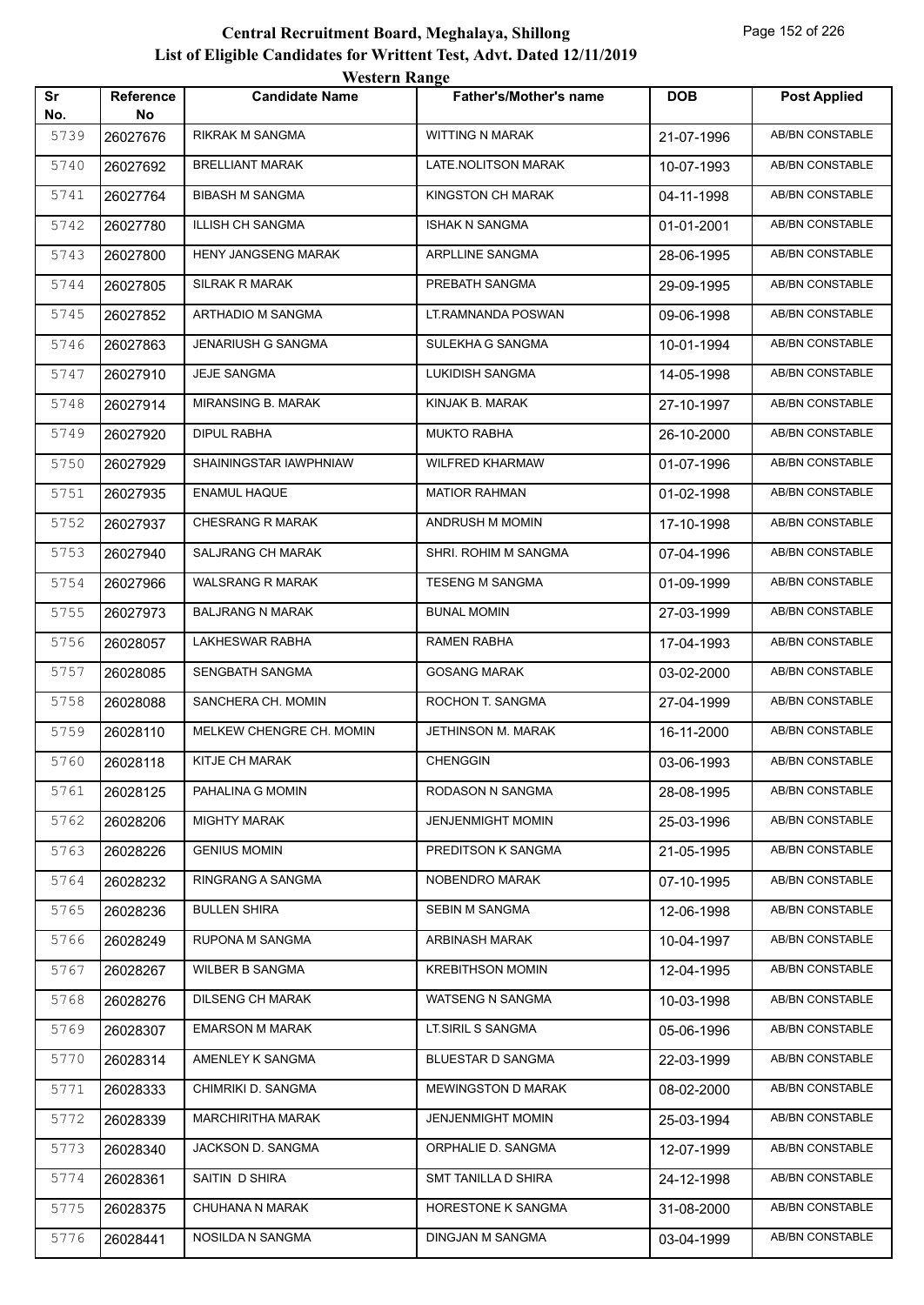# Central Recruitment Board, Meghalaya, Shillong

## List of Eligible Candidates for Writtent Test, Advt. Dated 12/11/2019

### Western Range

| Sr No. | Reference No | Candidate Name | Father's/Mother's name | DOB | Post Applied |
|---|---|---|---|---|---|
| 5739 | 26027676 | RIKRAK M SANGMA | WITTING N MARAK | 21-07-1996 | AB/BN CONSTABLE |
| 5740 | 26027692 | BRELLIANT MARAK | LATE.NOLITSON MARAK | 10-07-1993 | AB/BN CONSTABLE |
| 5741 | 26027764 | BIBASH M SANGMA | KINGSTON CH MARAK | 04-11-1998 | AB/BN CONSTABLE |
| 5742 | 26027780 | ILLISH CH SANGMA | ISHAK N SANGMA | 01-01-2001 | AB/BN CONSTABLE |
| 5743 | 26027800 | HENY JANGSENG MARAK | ARPLLINE SANGMA | 28-06-1995 | AB/BN CONSTABLE |
| 5744 | 26027805 | SILRAK R MARAK | PREBATH SANGMA | 29-09-1995 | AB/BN CONSTABLE |
| 5745 | 26027852 | ARTHADIO M SANGMA | LT.RAMNANDA POSWAN | 09-06-1998 | AB/BN CONSTABLE |
| 5746 | 26027863 | JENARIUSH G SANGMA | SULEKHA G SANGMA | 10-01-1994 | AB/BN CONSTABLE |
| 5747 | 26027910 | JEJE SANGMA | LUKIDISH SANGMA | 14-05-1998 | AB/BN CONSTABLE |
| 5748 | 26027914 | MIRANSING B. MARAK | KINJAK B. MARAK | 27-10-1997 | AB/BN CONSTABLE |
| 5749 | 26027920 | DIPUL RABHA | MUKTO RABHA | 26-10-2000 | AB/BN CONSTABLE |
| 5750 | 26027929 | SHAININGSTAR IAWPHNIAW | WILFRED KHARMAW | 01-07-1996 | AB/BN CONSTABLE |
| 5751 | 26027935 | ENAMUL HAQUE | MATIOR RAHMAN | 01-02-1998 | AB/BN CONSTABLE |
| 5752 | 26027937 | CHESRANG R MARAK | ANDRUSH M MOMIN | 17-10-1998 | AB/BN CONSTABLE |
| 5753 | 26027940 | SALJRANG CH MARAK | SHRI. ROHIM M SANGMA | 07-04-1996 | AB/BN CONSTABLE |
| 5754 | 26027966 | WALSRANG R MARAK | TESENG M SANGMA | 01-09-1999 | AB/BN CONSTABLE |
| 5755 | 26027973 | BALJRANG N MARAK | BUNAL MOMIN | 27-03-1999 | AB/BN CONSTABLE |
| 5756 | 26028057 | LAKHESWAR RABHA | RAMEN RABHA | 17-04-1993 | AB/BN CONSTABLE |
| 5757 | 26028085 | SENGBATH SANGMA | GOSANG MARAK | 03-02-2000 | AB/BN CONSTABLE |
| 5758 | 26028088 | SANCHERA CH. MOMIN | ROCHON T. SANGMA | 27-04-1999 | AB/BN CONSTABLE |
| 5759 | 26028110 | MELKEW CHENGRE CH. MOMIN | JETHINSON M. MARAK | 16-11-2000 | AB/BN CONSTABLE |
| 5760 | 26028118 | KITJE CH MARAK | CHENGGIN | 03-06-1993 | AB/BN CONSTABLE |
| 5761 | 26028125 | PAHALINA G MOMIN | RODASON N SANGMA | 28-08-1995 | AB/BN CONSTABLE |
| 5762 | 26028206 | MIGHTY MARAK | JENJENMIGHT MOMIN | 25-03-1996 | AB/BN CONSTABLE |
| 5763 | 26028226 | GENIUS MOMIN | PREDITSON K SANGMA | 21-05-1995 | AB/BN CONSTABLE |
| 5764 | 26028232 | RINGRANG A SANGMA | NOBENDRO MARAK | 07-10-1995 | AB/BN CONSTABLE |
| 5765 | 26028236 | BULLEN SHIRA | SEBIN M SANGMA | 12-06-1998 | AB/BN CONSTABLE |
| 5766 | 26028249 | RUPONA M SANGMA | ARBINASH MARAK | 10-04-1997 | AB/BN CONSTABLE |
| 5767 | 26028267 | WILBER B SANGMA | KREBITHSON MOMIN | 12-04-1995 | AB/BN CONSTABLE |
| 5768 | 26028276 | DILSENG CH MARAK | WATSENG N SANGMA | 10-03-1998 | AB/BN CONSTABLE |
| 5769 | 26028307 | EMARSON M MARAK | LT.SIRIL S SANGMA | 05-06-1996 | AB/BN CONSTABLE |
| 5770 | 26028314 | AMENLEY K SANGMA | BLUESTAR D SANGMA | 22-03-1999 | AB/BN CONSTABLE |
| 5771 | 26028333 | CHIMRIKI D. SANGMA | MEWINGSTON D MARAK | 08-02-2000 | AB/BN CONSTABLE |
| 5772 | 26028339 | MARCHIRITHA MARAK | JENJENMIGHT MOMIN | 25-03-1994 | AB/BN CONSTABLE |
| 5773 | 26028340 | JACKSON D. SANGMA | ORPHALIE D. SANGMA | 12-07-1999 | AB/BN CONSTABLE |
| 5774 | 26028361 | SAITIN D SHIRA | SMT TANILLA D SHIRA | 24-12-1998 | AB/BN CONSTABLE |
| 5775 | 26028375 | CHUHANA N MARAK | HORESTONE K SANGMA | 31-08-2000 | AB/BN CONSTABLE |
| 5776 | 26028441 | NOSILDA N SANGMA | DINGJAN M SANGMA | 03-04-1999 | AB/BN CONSTABLE |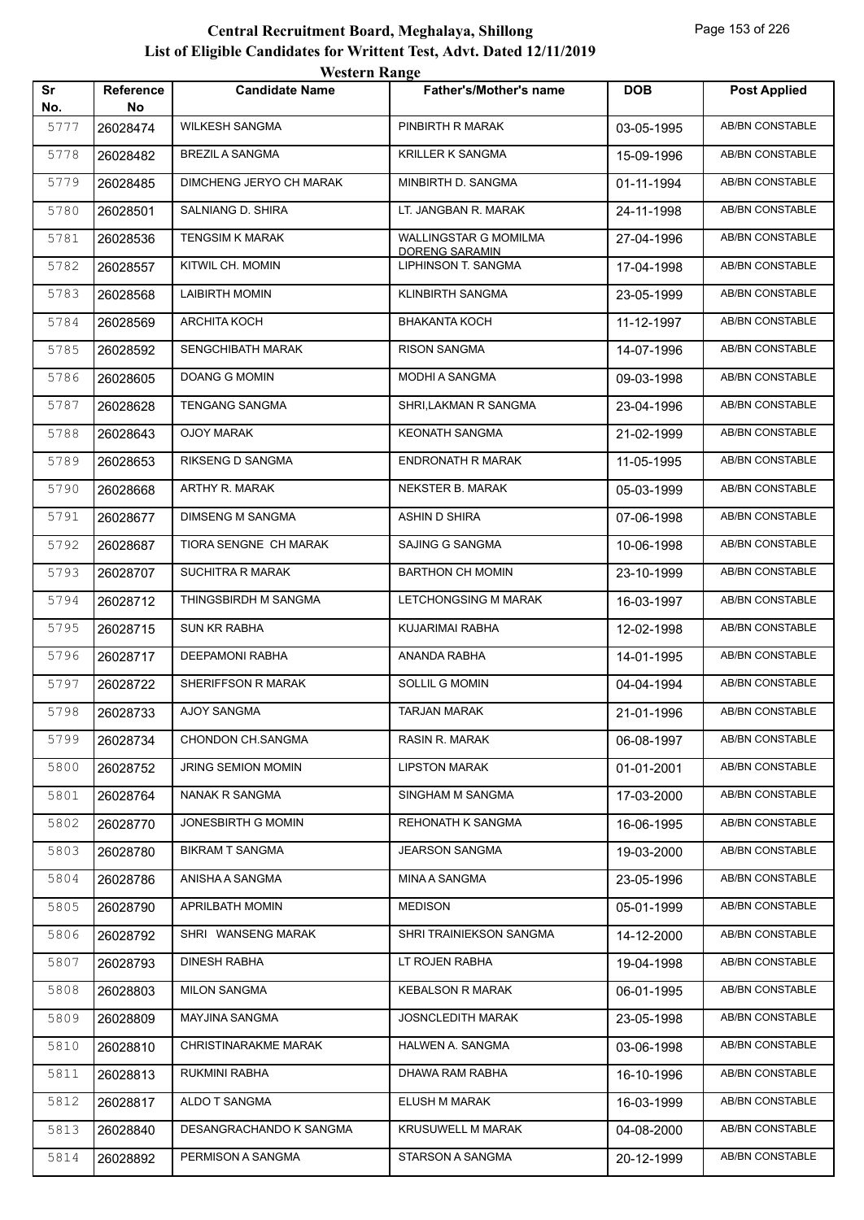# Central Recruitment Board, Meghalaya, Shillong
## List of Eligible Candidates for Writtent Test, Advt. Dated 12/11/2019
### Western Range

| Sr No. | Reference No | Candidate Name | Father's/Mother's name | DOB | Post Applied |
|---|---|---|---|---|---|
| 5777 | 26028474 | WILKESH SANGMA | PINBIRTH R MARAK | 03-05-1995 | AB/BN CONSTABLE |
| 5778 | 26028482 | BREZIL A SANGMA | KRILLER K SANGMA | 15-09-1996 | AB/BN CONSTABLE |
| 5779 | 26028485 | DIMCHENG JERYO CH MARAK | MINBIRTH D. SANGMA | 01-11-1994 | AB/BN CONSTABLE |
| 5780 | 26028501 | SALNIANG D. SHIRA | LT. JANGBAN R. MARAK | 24-11-1998 | AB/BN CONSTABLE |
| 5781 | 26028536 | TENGSIM K MARAK | WALLINGSTAR G MOMILMA DORENG SARAMIN | 27-04-1996 | AB/BN CONSTABLE |
| 5782 | 26028557 | KITWIL CH. MOMIN | LIPHINSON T. SANGMA | 17-04-1998 | AB/BN CONSTABLE |
| 5783 | 26028568 | LAIBIRTH MOMIN | KLINBIRTH SANGMA | 23-05-1999 | AB/BN CONSTABLE |
| 5784 | 26028569 | ARCHITA KOCH | BHAKANTA KOCH | 11-12-1997 | AB/BN CONSTABLE |
| 5785 | 26028592 | SENGCHIBATH MARAK | RISON SANGMA | 14-07-1996 | AB/BN CONSTABLE |
| 5786 | 26028605 | DOANG G MOMIN | MODHI A SANGMA | 09-03-1998 | AB/BN CONSTABLE |
| 5787 | 26028628 | TENGANG SANGMA | SHRI,LAKMAN R SANGMA | 23-04-1996 | AB/BN CONSTABLE |
| 5788 | 26028643 | OJOY MARAK | KEONATH SANGMA | 21-02-1999 | AB/BN CONSTABLE |
| 5789 | 26028653 | RIKSENG D SANGMA | ENDRONATH R MARAK | 11-05-1995 | AB/BN CONSTABLE |
| 5790 | 26028668 | ARTHY R. MARAK | NEKSTER B. MARAK | 05-03-1999 | AB/BN CONSTABLE |
| 5791 | 26028677 | DIMSENG M SANGMA | ASHIN D SHIRA | 07-06-1998 | AB/BN CONSTABLE |
| 5792 | 26028687 | TIORA SENGNE CH MARAK | SAJING G SANGMA | 10-06-1998 | AB/BN CONSTABLE |
| 5793 | 26028707 | SUCHITRA R MARAK | BARTHON CH MOMIN | 23-10-1999 | AB/BN CONSTABLE |
| 5794 | 26028712 | THINGSBIRDH M SANGMA | LETCHONGSING M MARAK | 16-03-1997 | AB/BN CONSTABLE |
| 5795 | 26028715 | SUN KR RABHA | KUJARIMAI RABHA | 12-02-1998 | AB/BN CONSTABLE |
| 5796 | 26028717 | DEEPAMONI RABHA | ANANDA RABHA | 14-01-1995 | AB/BN CONSTABLE |
| 5797 | 26028722 | SHERIFFSON R MARAK | SOLLIL G MOMIN | 04-04-1994 | AB/BN CONSTABLE |
| 5798 | 26028733 | AJOY SANGMA | TARJAN MARAK | 21-01-1996 | AB/BN CONSTABLE |
| 5799 | 26028734 | CHONDON CH.SANGMA | RASIN R. MARAK | 06-08-1997 | AB/BN CONSTABLE |
| 5800 | 26028752 | JRING SEMION MOMIN | LIPSTON MARAK | 01-01-2001 | AB/BN CONSTABLE |
| 5801 | 26028764 | NANAK R SANGMA | SINGHAM M SANGMA | 17-03-2000 | AB/BN CONSTABLE |
| 5802 | 26028770 | JONESBIRTH G MOMIN | REHONATH K SANGMA | 16-06-1995 | AB/BN CONSTABLE |
| 5803 | 26028780 | BIKRAM T SANGMA | JEARSON SANGMA | 19-03-2000 | AB/BN CONSTABLE |
| 5804 | 26028786 | ANISHA A SANGMA | MINA A SANGMA | 23-05-1996 | AB/BN CONSTABLE |
| 5805 | 26028790 | APRILBATH MOMIN | MEDISON | 05-01-1999 | AB/BN CONSTABLE |
| 5806 | 26028792 | SHRI WANSENG MARAK | SHRI TRAINIEKSON SANGMA | 14-12-2000 | AB/BN CONSTABLE |
| 5807 | 26028793 | DINESH RABHA | LT ROJEN RABHA | 19-04-1998 | AB/BN CONSTABLE |
| 5808 | 26028803 | MILON SANGMA | KEBALSON R MARAK | 06-01-1995 | AB/BN CONSTABLE |
| 5809 | 26028809 | MAYJINA SANGMA | JOSNCLEDITH MARAK | 23-05-1998 | AB/BN CONSTABLE |
| 5810 | 26028810 | CHRISTINARAKME MARAK | HALWEN A. SANGMA | 03-06-1998 | AB/BN CONSTABLE |
| 5811 | 26028813 | RUKMINI RABHA | DHAWA RAM RABHA | 16-10-1996 | AB/BN CONSTABLE |
| 5812 | 26028817 | ALDO T SANGMA | ELUSH M MARAK | 16-03-1999 | AB/BN CONSTABLE |
| 5813 | 26028840 | DESANGRACHANDO K SANGMA | KRUSUWELL M MARAK | 04-08-2000 | AB/BN CONSTABLE |
| 5814 | 26028892 | PERMISON A SANGMA | STARSON A SANGMA | 20-12-1999 | AB/BN CONSTABLE |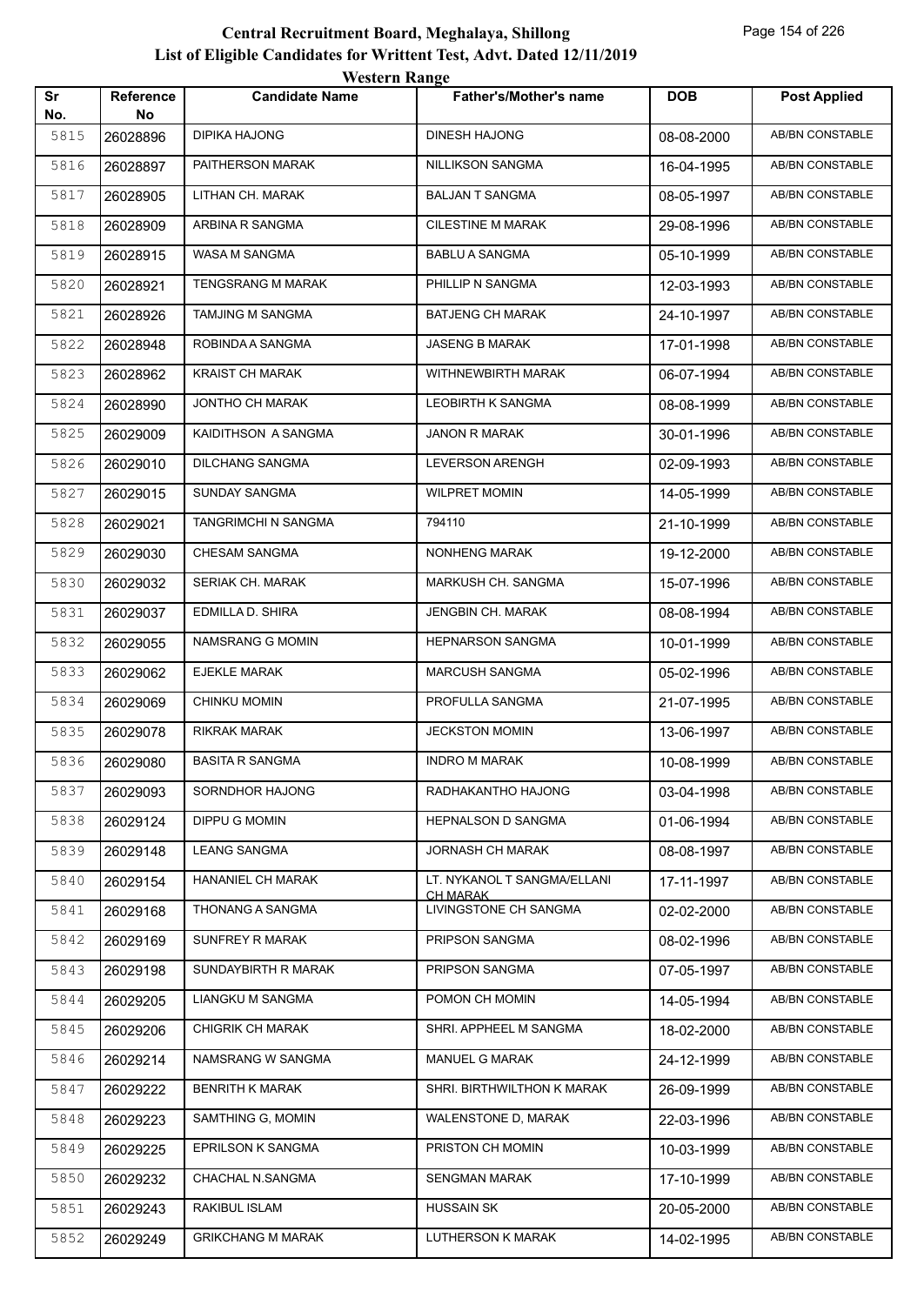# Central Recruitment Board, Meghalaya, Shillong

## List of Eligible Candidates for Writtent Test, Advt. Dated 12/11/2019

### Western Range

| Sr No. | Reference No | Candidate Name | Father's/Mother's name | DOB | Post Applied |
|---|---|---|---|---|---|
| 5815 | 26028896 | DIPIKA HAJONG | DINESH HAJONG | 08-08-2000 | AB/BN CONSTABLE |
| 5816 | 26028897 | PAITHERSON MARAK | NILLIKSON SANGMA | 16-04-1995 | AB/BN CONSTABLE |
| 5817 | 26028905 | LITHAN CH. MARAK | BALJAN T SANGMA | 08-05-1997 | AB/BN CONSTABLE |
| 5818 | 26028909 | ARBINA R SANGMA | CILESTINE M MARAK | 29-08-1996 | AB/BN CONSTABLE |
| 5819 | 26028915 | WASA M SANGMA | BABLU A SANGMA | 05-10-1999 | AB/BN CONSTABLE |
| 5820 | 26028921 | TENGSRANG M MARAK | PHILLIP N SANGMA | 12-03-1993 | AB/BN CONSTABLE |
| 5821 | 26028926 | TAMJING M SANGMA | BATJENG CH MARAK | 24-10-1997 | AB/BN CONSTABLE |
| 5822 | 26028948 | ROBINDA A SANGMA | JASENG B MARAK | 17-01-1998 | AB/BN CONSTABLE |
| 5823 | 26028962 | KRAIST CH MARAK | WITHNEWBIRTH MARAK | 06-07-1994 | AB/BN CONSTABLE |
| 5824 | 26028990 | JONTHO CH MARAK | LEOBIRTH K SANGMA | 08-08-1999 | AB/BN CONSTABLE |
| 5825 | 26029009 | KAIDITHSON A SANGMA | JANON R MARAK | 30-01-1996 | AB/BN CONSTABLE |
| 5826 | 26029010 | DILCHANG SANGMA | LEVERSON ARENGH | 02-09-1993 | AB/BN CONSTABLE |
| 5827 | 26029015 | SUNDAY SANGMA | WILPRET MOMIN | 14-05-1999 | AB/BN CONSTABLE |
| 5828 | 26029021 | TANGRIMCHI N SANGMA | 794110 | 21-10-1999 | AB/BN CONSTABLE |
| 5829 | 26029030 | CHESAM SANGMA | NONHENG MARAK | 19-12-2000 | AB/BN CONSTABLE |
| 5830 | 26029032 | SERIAK CH. MARAK | MARKUSH CH. SANGMA | 15-07-1996 | AB/BN CONSTABLE |
| 5831 | 26029037 | EDMILLA D. SHIRA | JENGBIN CH. MARAK | 08-08-1994 | AB/BN CONSTABLE |
| 5832 | 26029055 | NAMSRANG G MOMIN | HEPNARSON SANGMA | 10-01-1999 | AB/BN CONSTABLE |
| 5833 | 26029062 | EJEKLE MARAK | MARCUSH SANGMA | 05-02-1996 | AB/BN CONSTABLE |
| 5834 | 26029069 | CHINKU MOMIN | PROFULLA SANGMA | 21-07-1995 | AB/BN CONSTABLE |
| 5835 | 26029078 | RIKRAK MARAK | JECKSTON MOMIN | 13-06-1997 | AB/BN CONSTABLE |
| 5836 | 26029080 | BASITA R SANGMA | INDRO M MARAK | 10-08-1999 | AB/BN CONSTABLE |
| 5837 | 26029093 | SORNDHOR HAJONG | RADHAKANTHO HAJONG | 03-04-1998 | AB/BN CONSTABLE |
| 5838 | 26029124 | DIPPU G MOMIN | HEPNALSON D SANGMA | 01-06-1994 | AB/BN CONSTABLE |
| 5839 | 26029148 | LEANG SANGMA | JORNASH CH MARAK | 08-08-1997 | AB/BN CONSTABLE |
| 5840 | 26029154 | HANANIEL CH MARAK | LT. NYKANOL T SANGMA/ELLANI CH MARAK | 17-11-1997 | AB/BN CONSTABLE |
| 5841 | 26029168 | THONANG A SANGMA | LIVINGSTONE CH SANGMA | 02-02-2000 | AB/BN CONSTABLE |
| 5842 | 26029169 | SUNFREY R MARAK | PRIPSON SANGMA | 08-02-1996 | AB/BN CONSTABLE |
| 5843 | 26029198 | SUNDAYBIRTH R MARAK | PRIPSON SANGMA | 07-05-1997 | AB/BN CONSTABLE |
| 5844 | 26029205 | LIANGKU M SANGMA | POMON CH MOMIN | 14-05-1994 | AB/BN CONSTABLE |
| 5845 | 26029206 | CHIGRIK CH MARAK | SHRI. APPHEEL M SANGMA | 18-02-2000 | AB/BN CONSTABLE |
| 5846 | 26029214 | NAMSRANG W SANGMA | MANUEL G MARAK | 24-12-1999 | AB/BN CONSTABLE |
| 5847 | 26029222 | BENRITH K MARAK | SHRI. BIRTHWILTHON K MARAK | 26-09-1999 | AB/BN CONSTABLE |
| 5848 | 26029223 | SAMTHING G, MOMIN | WALENSTONE D, MARAK | 22-03-1996 | AB/BN CONSTABLE |
| 5849 | 26029225 | EPRILSON K SANGMA | PRISTON CH MOMIN | 10-03-1999 | AB/BN CONSTABLE |
| 5850 | 26029232 | CHACHAL N.SANGMA | SENGMAN MARAK | 17-10-1999 | AB/BN CONSTABLE |
| 5851 | 26029243 | RAKIBUL ISLAM | HUSSAIN SK | 20-05-2000 | AB/BN CONSTABLE |
| 5852 | 26029249 | GRIKCHANG M MARAK | LUTHERSON K MARAK | 14-02-1995 | AB/BN CONSTABLE |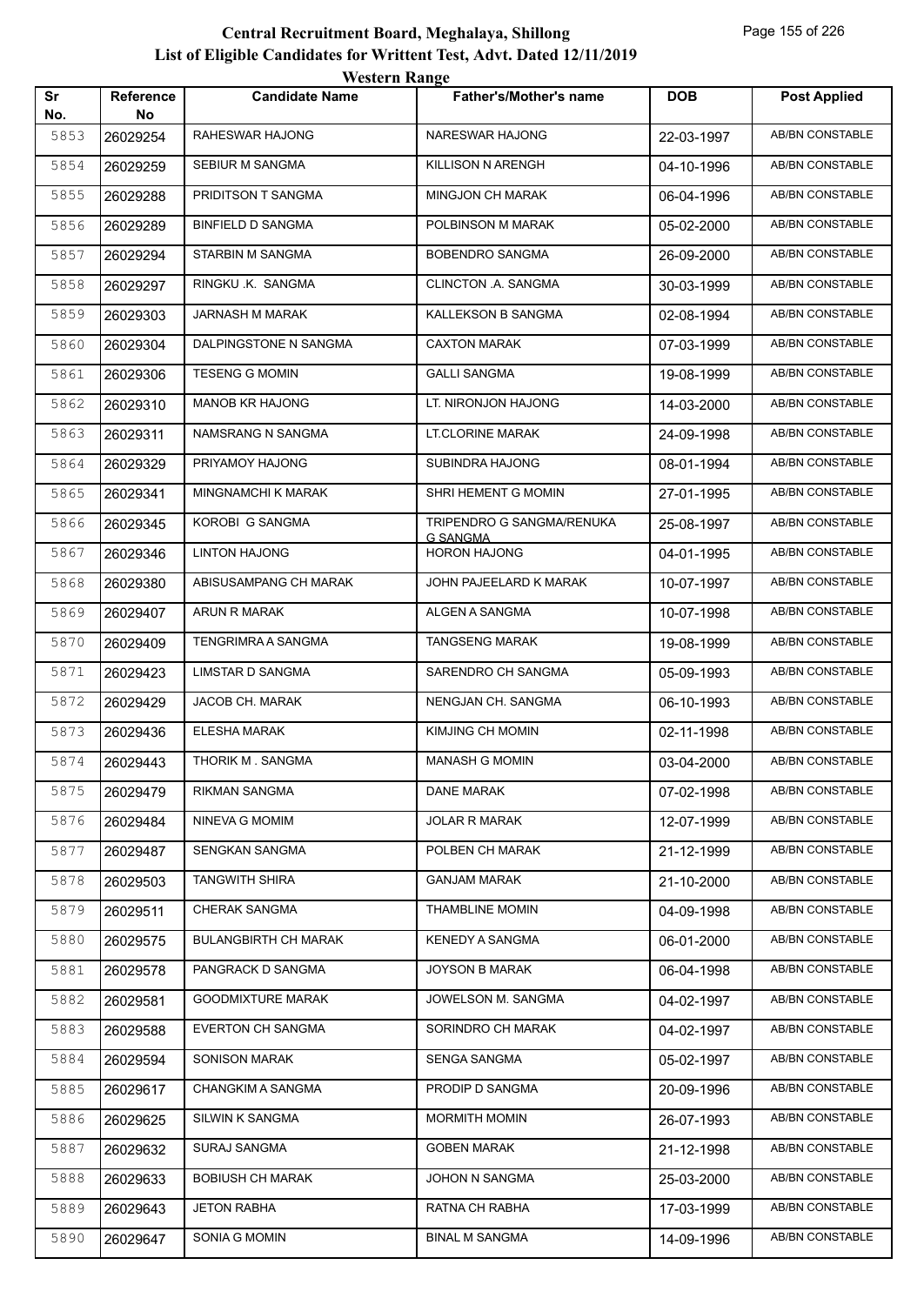# Central Recruitment Board, Meghalaya, Shillong

## List of Eligible Candidates for Writtent Test, Advt. Dated 12/11/2019

### Western Range

| Sr No. | Reference No | Candidate Name | Father's/Mother's name | DOB | Post Applied |
|---|---|---|---|---|---|
| 5853 | 26029254 | RAHESWAR HAJONG | NARESWAR HAJONG | 22-03-1997 | AB/BN CONSTABLE |
| 5854 | 26029259 | SEBIUR M SANGMA | KILLISON N ARENGH | 04-10-1996 | AB/BN CONSTABLE |
| 5855 | 26029288 | PRIDITSON T SANGMA | MINGJON CH MARAK | 06-04-1996 | AB/BN CONSTABLE |
| 5856 | 26029289 | BINFIELD D SANGMA | POLBINSON M MARAK | 05-02-2000 | AB/BN CONSTABLE |
| 5857 | 26029294 | STARBIN M SANGMA | BOBENDRO SANGMA | 26-09-2000 | AB/BN CONSTABLE |
| 5858 | 26029297 | RINGKU .K. SANGMA | CLINCTON .A. SANGMA | 30-03-1999 | AB/BN CONSTABLE |
| 5859 | 26029303 | JARNASH M MARAK | KALLEKSON B SANGMA | 02-08-1994 | AB/BN CONSTABLE |
| 5860 | 26029304 | DALPINGSTONE N SANGMA | CAXTON MARAK | 07-03-1999 | AB/BN CONSTABLE |
| 5861 | 26029306 | TESENG G MOMIN | GALLI SANGMA | 19-08-1999 | AB/BN CONSTABLE |
| 5862 | 26029310 | MANOB KR HAJONG | LT. NIRONJON HAJONG | 14-03-2000 | AB/BN CONSTABLE |
| 5863 | 26029311 | NAMSRANG N SANGMA | LT.CLORINE MARAK | 24-09-1998 | AB/BN CONSTABLE |
| 5864 | 26029329 | PRIYAMOY HAJONG | SUBINDRA HAJONG | 08-01-1994 | AB/BN CONSTABLE |
| 5865 | 26029341 | MINGNAMCHI K MARAK | SHRI HEMENT G MOMIN | 27-01-1995 | AB/BN CONSTABLE |
| 5866 | 26029345 | KOROBI G SANGMA | TRIPENDRO G SANGMA/RENUKA G SANGMA | 25-08-1997 | AB/BN CONSTABLE |
| 5867 | 26029346 | LINTON HAJONG | HORON HAJONG | 04-01-1995 | AB/BN CONSTABLE |
| 5868 | 26029380 | ABISUSAMPANG CH MARAK | JOHN PAJEELARD K MARAK | 10-07-1997 | AB/BN CONSTABLE |
| 5869 | 26029407 | ARUN R MARAK | ALGEN A SANGMA | 10-07-1998 | AB/BN CONSTABLE |
| 5870 | 26029409 | TENGRIMRA A SANGMA | TANGSENG MARAK | 19-08-1999 | AB/BN CONSTABLE |
| 5871 | 26029423 | LIMSTAR D SANGMA | SARENDRO CH SANGMA | 05-09-1993 | AB/BN CONSTABLE |
| 5872 | 26029429 | JACOB CH. MARAK | NENGJAN CH. SANGMA | 06-10-1993 | AB/BN CONSTABLE |
| 5873 | 26029436 | ELESHA MARAK | KIMJING CH MOMIN | 02-11-1998 | AB/BN CONSTABLE |
| 5874 | 26029443 | THORIK M . SANGMA | MANASH G MOMIN | 03-04-2000 | AB/BN CONSTABLE |
| 5875 | 26029479 | RIKMAN SANGMA | DANE MARAK | 07-02-1998 | AB/BN CONSTABLE |
| 5876 | 26029484 | NINEVA G MOMIM | JOLAR R MARAK | 12-07-1999 | AB/BN CONSTABLE |
| 5877 | 26029487 | SENGKAN SANGMA | POLBEN CH MARAK | 21-12-1999 | AB/BN CONSTABLE |
| 5878 | 26029503 | TANGWITH SHIRA | GANJAM MARAK | 21-10-2000 | AB/BN CONSTABLE |
| 5879 | 26029511 | CHERAK SANGMA | THAMBLINE MOMIN | 04-09-1998 | AB/BN CONSTABLE |
| 5880 | 26029575 | BULANGBIRTH CH MARAK | KENEDY A SANGMA | 06-01-2000 | AB/BN CONSTABLE |
| 5881 | 26029578 | PANGRACK D SANGMA | JOYSON B MARAK | 06-04-1998 | AB/BN CONSTABLE |
| 5882 | 26029581 | GOODMIXTURE MARAK | JOWELSON M. SANGMA | 04-02-1997 | AB/BN CONSTABLE |
| 5883 | 26029588 | EVERTON CH SANGMA | SORINDRO CH MARAK | 04-02-1997 | AB/BN CONSTABLE |
| 5884 | 26029594 | SONISON MARAK | SENGA SANGMA | 05-02-1997 | AB/BN CONSTABLE |
| 5885 | 26029617 | CHANGKIM A SANGMA | PRODIP D SANGMA | 20-09-1996 | AB/BN CONSTABLE |
| 5886 | 26029625 | SILWIN K SANGMA | MORMITH MOMIN | 26-07-1993 | AB/BN CONSTABLE |
| 5887 | 26029632 | SURAJ SANGMA | GOBEN MARAK | 21-12-1998 | AB/BN CONSTABLE |
| 5888 | 26029633 | BOBIUSH CH MARAK | JOHON N SANGMA | 25-03-2000 | AB/BN CONSTABLE |
| 5889 | 26029643 | JETON RABHA | RATNA CH RABHA | 17-03-1999 | AB/BN CONSTABLE |
| 5890 | 26029647 | SONIA G MOMIN | BINAL M SANGMA | 14-09-1996 | AB/BN CONSTABLE |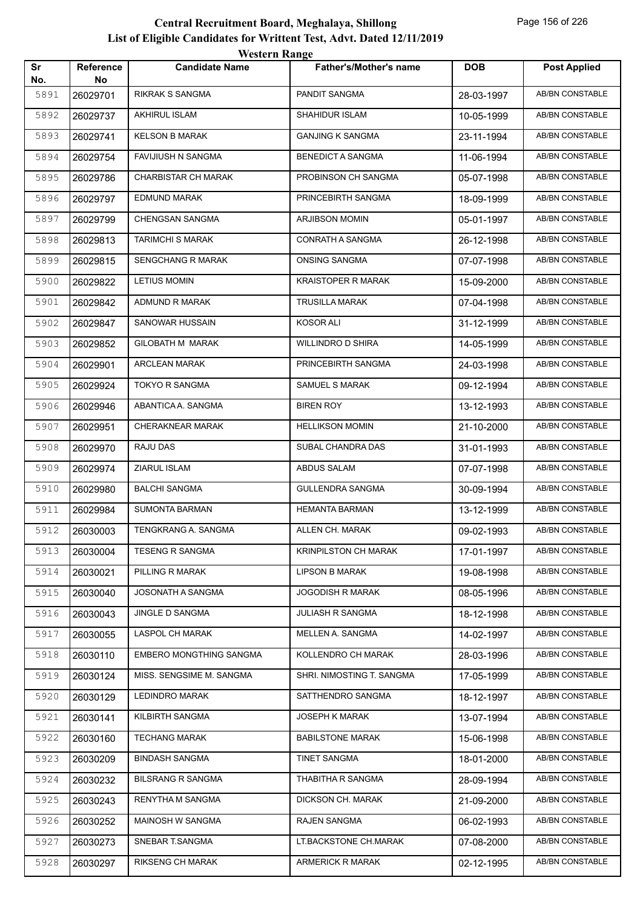# Central Recruitment Board, Meghalaya, Shillong

## List of Eligible Candidates for Writtent Test, Advt. Dated 12/11/2019

### Western Range

| Sr No. | Reference No | Candidate Name | Father's/Mother's name | DOB | Post Applied |
|---|---|---|---|---|---|
| 5891 | 26029701 | RIKRAK S SANGMA | PANDIT SANGMA | 28-03-1997 | AB/BN CONSTABLE |
| 5892 | 26029737 | AKHIRUL ISLAM | SHAHIDUR ISLAM | 10-05-1999 | AB/BN CONSTABLE |
| 5893 | 26029741 | KELSON B MARAK | GANJING K SANGMA | 23-11-1994 | AB/BN CONSTABLE |
| 5894 | 26029754 | FAVIJIUSH N SANGMA | BENEDICT A SANGMA | 11-06-1994 | AB/BN CONSTABLE |
| 5895 | 26029786 | CHARBISTAR CH MARAK | PROBINSON CH SANGMA | 05-07-1998 | AB/BN CONSTABLE |
| 5896 | 26029797 | EDMUND MARAK | PRINCEBIRTH SANGMA | 18-09-1999 | AB/BN CONSTABLE |
| 5897 | 26029799 | CHENGSAN SANGMA | ARJIBSON MOMIN | 05-01-1997 | AB/BN CONSTABLE |
| 5898 | 26029813 | TARIMCHI S MARAK | CONRATH A SANGMA | 26-12-1998 | AB/BN CONSTABLE |
| 5899 | 26029815 | SENGCHANG R MARAK | ONSING SANGMA | 07-07-1998 | AB/BN CONSTABLE |
| 5900 | 26029822 | LETIUS MOMIN | KRAISTOPER R MARAK | 15-09-2000 | AB/BN CONSTABLE |
| 5901 | 26029842 | ADMUND R MARAK | TRUSILLA MARAK | 07-04-1998 | AB/BN CONSTABLE |
| 5902 | 26029847 | SANOWAR HUSSAIN | KOSOR ALI | 31-12-1999 | AB/BN CONSTABLE |
| 5903 | 26029852 | GILOBATH M MARAK | WILLINDRO D SHIRA | 14-05-1999 | AB/BN CONSTABLE |
| 5904 | 26029901 | ARCLEAN MARAK | PRINCEBIRTH SANGMA | 24-03-1998 | AB/BN CONSTABLE |
| 5905 | 26029924 | TOKYO R SANGMA | SAMUEL S MARAK | 09-12-1994 | AB/BN CONSTABLE |
| 5906 | 26029946 | ABANTICA A. SANGMA | BIREN ROY | 13-12-1993 | AB/BN CONSTABLE |
| 5907 | 26029951 | CHERAKNEAR MARAK | HELLIKSON MOMIN | 21-10-2000 | AB/BN CONSTABLE |
| 5908 | 26029970 | RAJU DAS | SUBAL CHANDRA DAS | 31-01-1993 | AB/BN CONSTABLE |
| 5909 | 26029974 | ZIARUL ISLAM | ABDUS SALAM | 07-07-1998 | AB/BN CONSTABLE |
| 5910 | 26029980 | BALCHI SANGMA | GULLENDRA SANGMA | 30-09-1994 | AB/BN CONSTABLE |
| 5911 | 26029984 | SUMONTA BARMAN | HEMANTA BARMAN | 13-12-1999 | AB/BN CONSTABLE |
| 5912 | 26030003 | TENGKRANG A. SANGMA | ALLEN CH. MARAK | 09-02-1993 | AB/BN CONSTABLE |
| 5913 | 26030004 | TESENG R SANGMA | KRINPILSTON CH MARAK | 17-01-1997 | AB/BN CONSTABLE |
| 5914 | 26030021 | PILLING R MARAK | LIPSON B MARAK | 19-08-1998 | AB/BN CONSTABLE |
| 5915 | 26030040 | JOSONATH A SANGMA | JOGODISH R MARAK | 08-05-1996 | AB/BN CONSTABLE |
| 5916 | 26030043 | JINGLE D SANGMA | JULIASH R SANGMA | 18-12-1998 | AB/BN CONSTABLE |
| 5917 | 26030055 | LASPOL CH MARAK | MELLEN A. SANGMA | 14-02-1997 | AB/BN CONSTABLE |
| 5918 | 26030110 | EMBERO MONGTHING SANGMA | KOLLENDRO CH MARAK | 28-03-1996 | AB/BN CONSTABLE |
| 5919 | 26030124 | MISS. SENGSIME M. SANGMA | SHRI. NIMOSTING T. SANGMA | 17-05-1999 | AB/BN CONSTABLE |
| 5920 | 26030129 | LEDINDRO MARAK | SATTHENDRO SANGMA | 18-12-1997 | AB/BN CONSTABLE |
| 5921 | 26030141 | KILBIRTH SANGMA | JOSEPH K MARAK | 13-07-1994 | AB/BN CONSTABLE |
| 5922 | 26030160 | TECHANG MARAK | BABILSTONE MARAK | 15-06-1998 | AB/BN CONSTABLE |
| 5923 | 26030209 | BINDASH SANGMA | TINET SANGMA | 18-01-2000 | AB/BN CONSTABLE |
| 5924 | 26030232 | BILSRANG R SANGMA | THABITHA R SANGMA | 28-09-1994 | AB/BN CONSTABLE |
| 5925 | 26030243 | RENYTHA M SANGMA | DICKSON CH. MARAK | 21-09-2000 | AB/BN CONSTABLE |
| 5926 | 26030252 | MAINOSH W SANGMA | RAJEN SANGMA | 06-02-1993 | AB/BN CONSTABLE |
| 5927 | 26030273 | SNEBAR T.SANGMA | LT.BACKSTONE CH.MARAK | 07-08-2000 | AB/BN CONSTABLE |
| 5928 | 26030297 | RIKSENG CH MARAK | ARMERICK R MARAK | 02-12-1995 | AB/BN CONSTABLE |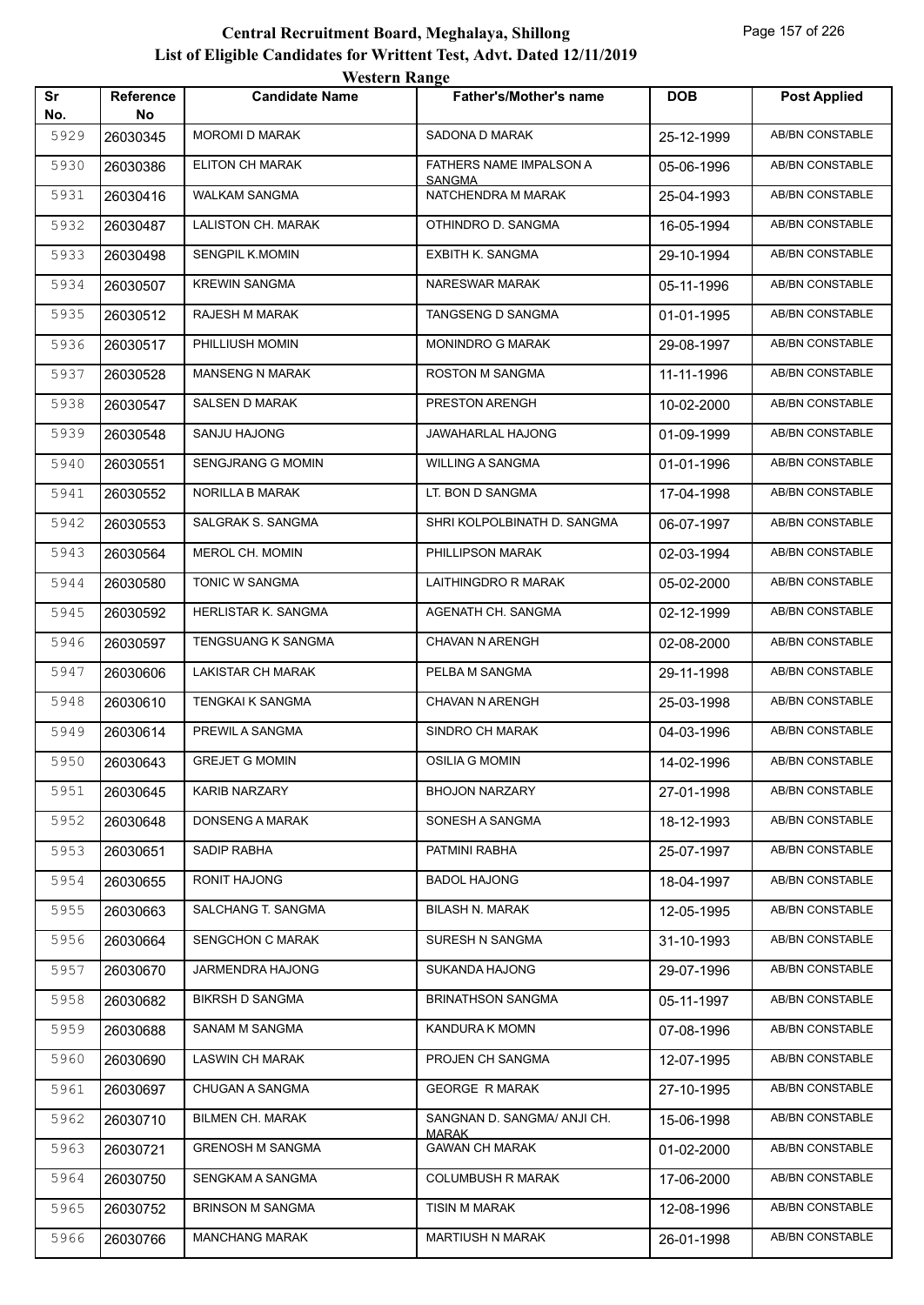# Central Recruitment Board, Meghalaya, Shillong

## List of Eligible Candidates for Writtent Test, Advt. Dated 12/11/2019

### Western Range

| Sr No. | Reference No | Candidate Name | Father's/Mother's name | DOB | Post Applied |
|---|---|---|---|---|---|
| 5929 | 26030345 | MOROMI D MARAK | SADONA D MARAK | 25-12-1999 | AB/BN CONSTABLE |
| 5930 | 26030386 | ELITON CH MARAK | FATHERS NAME IMPALSON A SANGMA | 05-06-1996 | AB/BN CONSTABLE |
| 5931 | 26030416 | WALKAM SANGMA | NATCHENDRA M MARAK | 25-04-1993 | AB/BN CONSTABLE |
| 5932 | 26030487 | LALISTON CH. MARAK | OTHINDRO D. SANGMA | 16-05-1994 | AB/BN CONSTABLE |
| 5933 | 26030498 | SENGPIL K.MOMIN | EXBITH K. SANGMA | 29-10-1994 | AB/BN CONSTABLE |
| 5934 | 26030507 | KREWIN SANGMA | NARESWAR MARAK | 05-11-1996 | AB/BN CONSTABLE |
| 5935 | 26030512 | RAJESH M MARAK | TANGSENG D SANGMA | 01-01-1995 | AB/BN CONSTABLE |
| 5936 | 26030517 | PHILLIUSH MOMIN | MONINDRO G MARAK | 29-08-1997 | AB/BN CONSTABLE |
| 5937 | 26030528 | MANSENG N MARAK | ROSTON M SANGMA | 11-11-1996 | AB/BN CONSTABLE |
| 5938 | 26030547 | SALSEN D MARAK | PRESTON ARENGH | 10-02-2000 | AB/BN CONSTABLE |
| 5939 | 26030548 | SANJU HAJONG | JAWAHARLAL HAJONG | 01-09-1999 | AB/BN CONSTABLE |
| 5940 | 26030551 | SENGJRANG G MOMIN | WILLING A SANGMA | 01-01-1996 | AB/BN CONSTABLE |
| 5941 | 26030552 | NORILLA B MARAK | LT. BON D SANGMA | 17-04-1998 | AB/BN CONSTABLE |
| 5942 | 26030553 | SALGRAK S. SANGMA | SHRI KOLPOLBINATH D. SANGMA | 06-07-1997 | AB/BN CONSTABLE |
| 5943 | 26030564 | MEROL CH. MOMIN | PHILLIPSON MARAK | 02-03-1994 | AB/BN CONSTABLE |
| 5944 | 26030580 | TONIC W SANGMA | LAITHINGDRO R MARAK | 05-02-2000 | AB/BN CONSTABLE |
| 5945 | 26030592 | HERLISTAR K. SANGMA | AGENATH CH. SANGMA | 02-12-1999 | AB/BN CONSTABLE |
| 5946 | 26030597 | TENGSUANG K SANGMA | CHAVAN N ARENGH | 02-08-2000 | AB/BN CONSTABLE |
| 5947 | 26030606 | LAKISTAR CH MARAK | PELBA M SANGMA | 29-11-1998 | AB/BN CONSTABLE |
| 5948 | 26030610 | TENGKAI K SANGMA | CHAVAN N ARENGH | 25-03-1998 | AB/BN CONSTABLE |
| 5949 | 26030614 | PREWIL A SANGMA | SINDRO CH MARAK | 04-03-1996 | AB/BN CONSTABLE |
| 5950 | 26030643 | GREJET G MOMIN | OSILIA G MOMIN | 14-02-1996 | AB/BN CONSTABLE |
| 5951 | 26030645 | KARIB NARZARY | BHOJON NARZARY | 27-01-1998 | AB/BN CONSTABLE |
| 5952 | 26030648 | DONSENG A MARAK | SONESH A SANGMA | 18-12-1993 | AB/BN CONSTABLE |
| 5953 | 26030651 | SADIP RABHA | PATMINI RABHA | 25-07-1997 | AB/BN CONSTABLE |
| 5954 | 26030655 | RONIT HAJONG | BADOL HAJONG | 18-04-1997 | AB/BN CONSTABLE |
| 5955 | 26030663 | SALCHANG T. SANGMA | BILASH N. MARAK | 12-05-1995 | AB/BN CONSTABLE |
| 5956 | 26030664 | SENGCHON C MARAK | SURESH N SANGMA | 31-10-1993 | AB/BN CONSTABLE |
| 5957 | 26030670 | JARMENDRA HAJONG | SUKANDA HAJONG | 29-07-1996 | AB/BN CONSTABLE |
| 5958 | 26030682 | BIKRSH D SANGMA | BRINATHSON SANGMA | 05-11-1997 | AB/BN CONSTABLE |
| 5959 | 26030688 | SANAM M SANGMA | KANDURA K MOMN | 07-08-1996 | AB/BN CONSTABLE |
| 5960 | 26030690 | LASWIN CH MARAK | PROJEN CH SANGMA | 12-07-1995 | AB/BN CONSTABLE |
| 5961 | 26030697 | CHUGAN A SANGMA | GEORGE R MARAK | 27-10-1995 | AB/BN CONSTABLE |
| 5962 | 26030710 | BILMEN CH. MARAK | SANGNAN D. SANGMA/ ANJI CH. MARAK | 15-06-1998 | AB/BN CONSTABLE |
| 5963 | 26030721 | GRENOSH M SANGMA | GAWAN CH MARAK | 01-02-2000 | AB/BN CONSTABLE |
| 5964 | 26030750 | SENGKAM A SANGMA | COLUMBUSH R MARAK | 17-06-2000 | AB/BN CONSTABLE |
| 5965 | 26030752 | BRINSON M SANGMA | TISIN M MARAK | 12-08-1996 | AB/BN CONSTABLE |
| 5966 | 26030766 | MANCHANG MARAK | MARTIUSH N MARAK | 26-01-1998 | AB/BN CONSTABLE |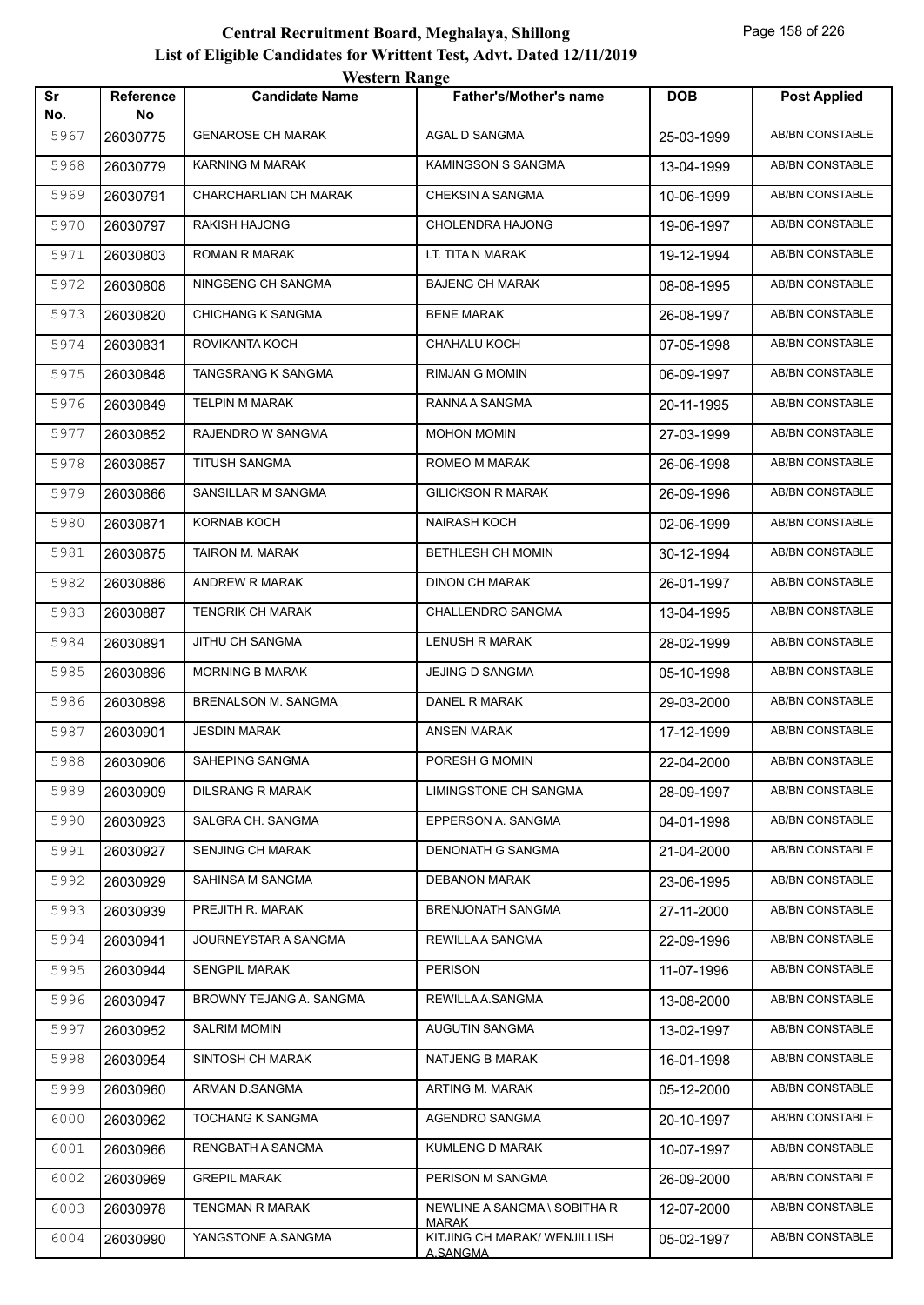# Central Recruitment Board, Meghalaya, Shillong

## List of Eligible Candidates for Writtent Test, Advt. Dated 12/11/2019

### Western Range

| Sr No. | Reference No | Candidate Name | Father's/Mother's name | DOB | Post Applied |
|---|---|---|---|---|---|
| 5967 | 26030775 | GENAROSE CH MARAK | AGAL D SANGMA | 25-03-1999 | AB/BN CONSTABLE |
| 5968 | 26030779 | KARNING M MARAK | KAMINGSON S SANGMA | 13-04-1999 | AB/BN CONSTABLE |
| 5969 | 26030791 | CHARCHARLIAN CH MARAK | CHEKSIN A SANGMA | 10-06-1999 | AB/BN CONSTABLE |
| 5970 | 26030797 | RAKISH HAJONG | CHOLENDRA HAJONG | 19-06-1997 | AB/BN CONSTABLE |
| 5971 | 26030803 | ROMAN R MARAK | LT. TITA N MARAK | 19-12-1994 | AB/BN CONSTABLE |
| 5972 | 26030808 | NINGSENG CH SANGMA | BAJENG CH MARAK | 08-08-1995 | AB/BN CONSTABLE |
| 5973 | 26030820 | CHICHANG K SANGMA | BENE MARAK | 26-08-1997 | AB/BN CONSTABLE |
| 5974 | 26030831 | ROVIKANTA KOCH | CHAHALU KOCH | 07-05-1998 | AB/BN CONSTABLE |
| 5975 | 26030848 | TANGSRANG K SANGMA | RIMJAN G MOMIN | 06-09-1997 | AB/BN CONSTABLE |
| 5976 | 26030849 | TELPIN M MARAK | RANNA A SANGMA | 20-11-1995 | AB/BN CONSTABLE |
| 5977 | 26030852 | RAJENDRO W SANGMA | MOHON MOMIN | 27-03-1999 | AB/BN CONSTABLE |
| 5978 | 26030857 | TITUSH SANGMA | ROMEO M MARAK | 26-06-1998 | AB/BN CONSTABLE |
| 5979 | 26030866 | SANSILLAR M SANGMA | GILICKSON R MARAK | 26-09-1996 | AB/BN CONSTABLE |
| 5980 | 26030871 | KORNAB KOCH | NAIRASH KOCH | 02-06-1999 | AB/BN CONSTABLE |
| 5981 | 26030875 | TAIRON M. MARAK | BETHLESH CH MOMIN | 30-12-1994 | AB/BN CONSTABLE |
| 5982 | 26030886 | ANDREW R MARAK | DINON CH MARAK | 26-01-1997 | AB/BN CONSTABLE |
| 5983 | 26030887 | TENGRIK CH MARAK | CHALLENDRO SANGMA | 13-04-1995 | AB/BN CONSTABLE |
| 5984 | 26030891 | JITHU CH SANGMA | LENUSH R MARAK | 28-02-1999 | AB/BN CONSTABLE |
| 5985 | 26030896 | MORNING B MARAK | JEJING D SANGMA | 05-10-1998 | AB/BN CONSTABLE |
| 5986 | 26030898 | BRENALSON M. SANGMA | DANEL R MARAK | 29-03-2000 | AB/BN CONSTABLE |
| 5987 | 26030901 | JESDIN MARAK | ANSEN MARAK | 17-12-1999 | AB/BN CONSTABLE |
| 5988 | 26030906 | SAHEPING SANGMA | PORESH G MOMIN | 22-04-2000 | AB/BN CONSTABLE |
| 5989 | 26030909 | DILSRANG R MARAK | LIMINGSTONE CH SANGMA | 28-09-1997 | AB/BN CONSTABLE |
| 5990 | 26030923 | SALGRA CH. SANGMA | EPPERSON A. SANGMA | 04-01-1998 | AB/BN CONSTABLE |
| 5991 | 26030927 | SENJING CH MARAK | DENONATH G SANGMA | 21-04-2000 | AB/BN CONSTABLE |
| 5992 | 26030929 | SAHINSA M SANGMA | DEBANON MARAK | 23-06-1995 | AB/BN CONSTABLE |
| 5993 | 26030939 | PREJITH R. MARAK | BRENJONATH SANGMA | 27-11-2000 | AB/BN CONSTABLE |
| 5994 | 26030941 | JOURNEYSTAR A SANGMA | REWILLA A SANGMA | 22-09-1996 | AB/BN CONSTABLE |
| 5995 | 26030944 | SENGPIL MARAK | PERISON | 11-07-1996 | AB/BN CONSTABLE |
| 5996 | 26030947 | BROWNY TEJANG A. SANGMA | REWILLA A.SANGMA | 13-08-2000 | AB/BN CONSTABLE |
| 5997 | 26030952 | SALRIM MOMIN | AUGUTIN SANGMA | 13-02-1997 | AB/BN CONSTABLE |
| 5998 | 26030954 | SINTOSH CH MARAK | NATJENG B MARAK | 16-01-1998 | AB/BN CONSTABLE |
| 5999 | 26030960 | ARMAN D.SANGMA | ARTING M. MARAK | 05-12-2000 | AB/BN CONSTABLE |
| 6000 | 26030962 | TOCHANG K SANGMA | AGENDRO SANGMA | 20-10-1997 | AB/BN CONSTABLE |
| 6001 | 26030966 | RENGBATH A SANGMA | KUMLENG D MARAK | 10-07-1997 | AB/BN CONSTABLE |
| 6002 | 26030969 | GREPIL MARAK | PERISON M SANGMA | 26-09-2000 | AB/BN CONSTABLE |
| 6003 | 26030978 | TENGMAN R MARAK | NEWLINE A SANGMA \ SOBITHA R MARAK | 12-07-2000 | AB/BN CONSTABLE |
| 6004 | 26030990 | YANGSTONE A.SANGMA | KITJING CH MARAK/ WENJILLISH A.SANGMA | 05-02-1997 | AB/BN CONSTABLE |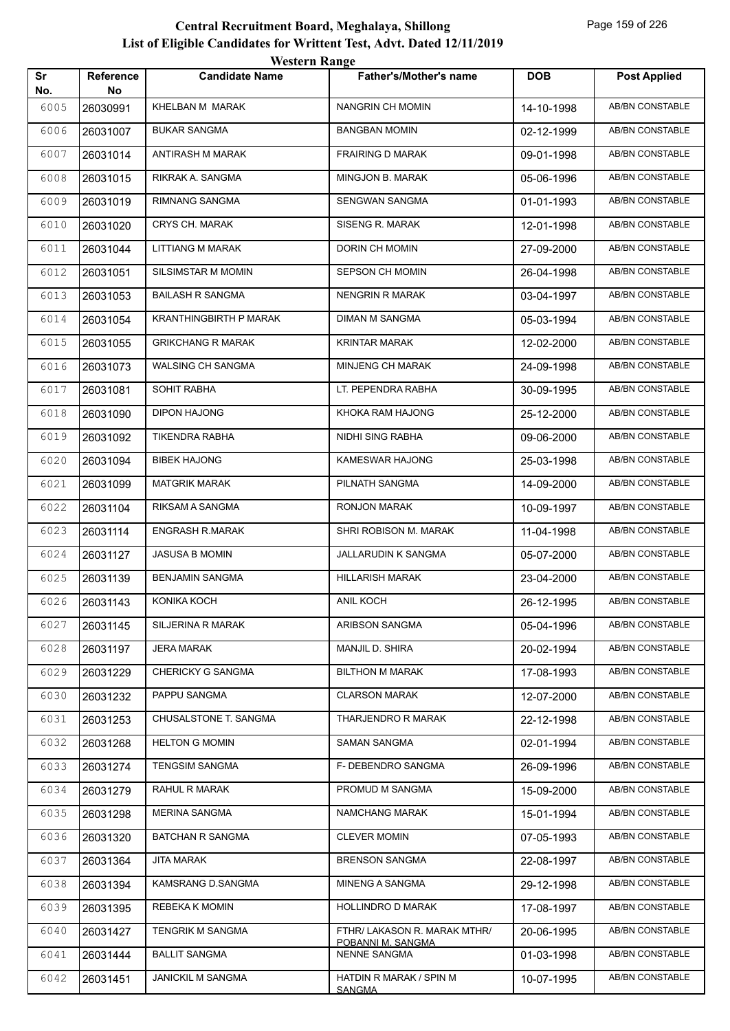# Central Recruitment Board, Meghalaya, Shillong

## List of Eligible Candidates for Writtent Test, Advt. Dated 12/11/2019

### Western Range

| Sr No. | Reference No | Candidate Name | Father's/Mother's name | DOB | Post Applied |
|---|---|---|---|---|---|
| 6005 | 26030991 | KHELBAN M MARAK | NANGRIN CH MOMIN | 14-10-1998 | AB/BN CONSTABLE |
| 6006 | 26031007 | BUKAR SANGMA | BANGBAN MOMIN | 02-12-1999 | AB/BN CONSTABLE |
| 6007 | 26031014 | ANTIRASH M MARAK | FRAIRING D MARAK | 09-01-1998 | AB/BN CONSTABLE |
| 6008 | 26031015 | RIKRAK A. SANGMA | MINGJON B. MARAK | 05-06-1996 | AB/BN CONSTABLE |
| 6009 | 26031019 | RIMNANG SANGMA | SENGWAN SANGMA | 01-01-1993 | AB/BN CONSTABLE |
| 6010 | 26031020 | CRYS CH. MARAK | SISENG R. MARAK | 12-01-1998 | AB/BN CONSTABLE |
| 6011 | 26031044 | LITTIANG M MARAK | DORIN CH MOMIN | 27-09-2000 | AB/BN CONSTABLE |
| 6012 | 26031051 | SILSIMSTAR M MOMIN | SEPSON CH MOMIN | 26-04-1998 | AB/BN CONSTABLE |
| 6013 | 26031053 | BAILASH R SANGMA | NENGRIN R MARAK | 03-04-1997 | AB/BN CONSTABLE |
| 6014 | 26031054 | KRANTHINGBIRTH P MARAK | DIMAN M SANGMA | 05-03-1994 | AB/BN CONSTABLE |
| 6015 | 26031055 | GRIKCHANG R MARAK | KRINTAR MARAK | 12-02-2000 | AB/BN CONSTABLE |
| 6016 | 26031073 | WALSING CH SANGMA | MINJENG CH MARAK | 24-09-1998 | AB/BN CONSTABLE |
| 6017 | 26031081 | SOHIT RABHA | LT. PEPENDRA RABHA | 30-09-1995 | AB/BN CONSTABLE |
| 6018 | 26031090 | DIPON HAJONG | KHOKA RAM HAJONG | 25-12-2000 | AB/BN CONSTABLE |
| 6019 | 26031092 | TIKENDRA RABHA | NIDHI SING RABHA | 09-06-2000 | AB/BN CONSTABLE |
| 6020 | 26031094 | BIBEK HAJONG | KAMESWAR HAJONG | 25-03-1998 | AB/BN CONSTABLE |
| 6021 | 26031099 | MATGRIK MARAK | PILNATH SANGMA | 14-09-2000 | AB/BN CONSTABLE |
| 6022 | 26031104 | RIKSAM A SANGMA | RONJON MARAK | 10-09-1997 | AB/BN CONSTABLE |
| 6023 | 26031114 | ENGRASH R.MARAK | SHRI ROBISON M. MARAK | 11-04-1998 | AB/BN CONSTABLE |
| 6024 | 26031127 | JASUSA B MOMIN | JALLARUDIN K SANGMA | 05-07-2000 | AB/BN CONSTABLE |
| 6025 | 26031139 | BENJAMIN SANGMA | HILLARISH MARAK | 23-04-2000 | AB/BN CONSTABLE |
| 6026 | 26031143 | KONIKA KOCH | ANIL KOCH | 26-12-1995 | AB/BN CONSTABLE |
| 6027 | 26031145 | SILJERINA R MARAK | ARIBSON SANGMA | 05-04-1996 | AB/BN CONSTABLE |
| 6028 | 26031197 | JERA MARAK | MANJIL D. SHIRA | 20-02-1994 | AB/BN CONSTABLE |
| 6029 | 26031229 | CHERICKY G SANGMA | BILTHON M MARAK | 17-08-1993 | AB/BN CONSTABLE |
| 6030 | 26031232 | PAPPU SANGMA | CLARSON MARAK | 12-07-2000 | AB/BN CONSTABLE |
| 6031 | 26031253 | CHUSALSTONE T. SANGMA | THARJENDRO R MARAK | 22-12-1998 | AB/BN CONSTABLE |
| 6032 | 26031268 | HELTON G MOMIN | SAMAN SANGMA | 02-01-1994 | AB/BN CONSTABLE |
| 6033 | 26031274 | TENGSIM SANGMA | F- DEBENDRO SANGMA | 26-09-1996 | AB/BN CONSTABLE |
| 6034 | 26031279 | RAHUL R MARAK | PROMUD M SANGMA | 15-09-2000 | AB/BN CONSTABLE |
| 6035 | 26031298 | MERINA SANGMA | NAMCHANG MARAK | 15-01-1994 | AB/BN CONSTABLE |
| 6036 | 26031320 | BATCHAN R SANGMA | CLEVER MOMIN | 07-05-1993 | AB/BN CONSTABLE |
| 6037 | 26031364 | JITA MARAK | BRENSON SANGMA | 22-08-1997 | AB/BN CONSTABLE |
| 6038 | 26031394 | KAMSRANG D.SANGMA | MINENG A SANGMA | 29-12-1998 | AB/BN CONSTABLE |
| 6039 | 26031395 | REBEKA K MOMIN | HOLLINDRO D MARAK | 17-08-1997 | AB/BN CONSTABLE |
| 6040 | 26031427 | TENGRIK M SANGMA | FTHR/ LAKASON R. MARAK MTHR/ POBANNI M. SANGMA | 20-06-1995 | AB/BN CONSTABLE |
| 6041 | 26031444 | BALLIT SANGMA | NENNE SANGMA | 01-03-1998 | AB/BN CONSTABLE |
| 6042 | 26031451 | JANICKIL M SANGMA | HATDIN R MARAK / SPIN M SANGMA | 10-07-1995 | AB/BN CONSTABLE |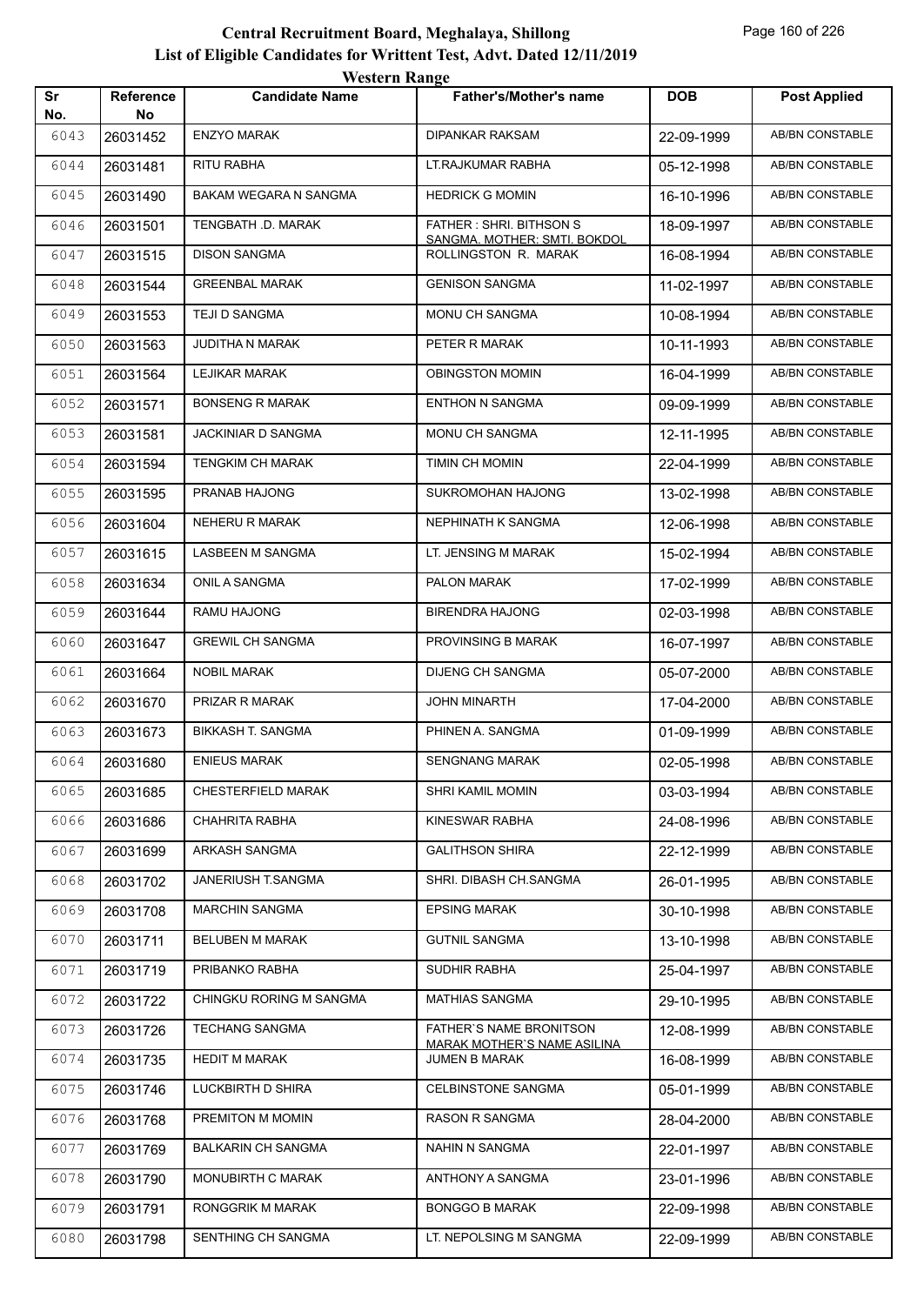# Central Recruitment Board, Meghalaya, Shillong
## List of Eligible Candidates for Writtent Test, Advt. Dated 12/11/2019
### Western Range

| Sr No. | Reference No | Candidate Name | Father's/Mother's name | DOB | Post Applied |
|---|---|---|---|---|---|
| 6043 | 26031452 | ENZYO MARAK | DIPANKAR RAKSAM | 22-09-1999 | AB/BN CONSTABLE |
| 6044 | 26031481 | RITU RABHA | LT.RAJKUMAR RABHA | 05-12-1998 | AB/BN CONSTABLE |
| 6045 | 26031490 | BAKAM WEGARA N SANGMA | HEDRICK G MOMIN | 16-10-1996 | AB/BN CONSTABLE |
| 6046 | 26031501 | TENGBATH .D. MARAK | FATHER : SHRI. BITHSON S SANGMA. MOTHER: SMTI. BOKDOL | 18-09-1997 | AB/BN CONSTABLE |
| 6047 | 26031515 | DISON SANGMA | ROLLINGSTON R. MARAK | 16-08-1994 | AB/BN CONSTABLE |
| 6048 | 26031544 | GREENBAL MARAK | GENISON SANGMA | 11-02-1997 | AB/BN CONSTABLE |
| 6049 | 26031553 | TEJI D SANGMA | MONU CH SANGMA | 10-08-1994 | AB/BN CONSTABLE |
| 6050 | 26031563 | JUDITHA N MARAK | PETER R MARAK | 10-11-1993 | AB/BN CONSTABLE |
| 6051 | 26031564 | LEJIKAR MARAK | OBINGSTON MOMIN | 16-04-1999 | AB/BN CONSTABLE |
| 6052 | 26031571 | BONSENG R MARAK | ENTHON N SANGMA | 09-09-1999 | AB/BN CONSTABLE |
| 6053 | 26031581 | JACKINIAR D SANGMA | MONU CH SANGMA | 12-11-1995 | AB/BN CONSTABLE |
| 6054 | 26031594 | TENGKIM CH MARAK | TIMIN CH MOMIN | 22-04-1999 | AB/BN CONSTABLE |
| 6055 | 26031595 | PRANAB HAJONG | SUKROMOHAN HAJONG | 13-02-1998 | AB/BN CONSTABLE |
| 6056 | 26031604 | NEHERU R MARAK | NEPHINATH K SANGMA | 12-06-1998 | AB/BN CONSTABLE |
| 6057 | 26031615 | LASBEEN M SANGMA | LT. JENSING M MARAK | 15-02-1994 | AB/BN CONSTABLE |
| 6058 | 26031634 | ONIL A SANGMA | PALON MARAK | 17-02-1999 | AB/BN CONSTABLE |
| 6059 | 26031644 | RAMU HAJONG | BIRENDRA HAJONG | 02-03-1998 | AB/BN CONSTABLE |
| 6060 | 26031647 | GREWIL CH SANGMA | PROVINSING B MARAK | 16-07-1997 | AB/BN CONSTABLE |
| 6061 | 26031664 | NOBIL MARAK | DIJENG CH SANGMA | 05-07-2000 | AB/BN CONSTABLE |
| 6062 | 26031670 | PRIZAR R MARAK | JOHN MINARTH | 17-04-2000 | AB/BN CONSTABLE |
| 6063 | 26031673 | BIKKASH T. SANGMA | PHINEN A. SANGMA | 01-09-1999 | AB/BN CONSTABLE |
| 6064 | 26031680 | ENIEUS MARAK | SENGNANG MARAK | 02-05-1998 | AB/BN CONSTABLE |
| 6065 | 26031685 | CHESTERFIELD MARAK | SHRI KAMIL MOMIN | 03-03-1994 | AB/BN CONSTABLE |
| 6066 | 26031686 | CHAHRITA RABHA | KINESWAR RABHA | 24-08-1996 | AB/BN CONSTABLE |
| 6067 | 26031699 | ARKASH SANGMA | GALITHSON SHIRA | 22-12-1999 | AB/BN CONSTABLE |
| 6068 | 26031702 | JANERIUSH T.SANGMA | SHRI. DIBASH CH.SANGMA | 26-01-1995 | AB/BN CONSTABLE |
| 6069 | 26031708 | MARCHIN SANGMA | EPSING MARAK | 30-10-1998 | AB/BN CONSTABLE |
| 6070 | 26031711 | BELUBEN M MARAK | GUTNIL SANGMA | 13-10-1998 | AB/BN CONSTABLE |
| 6071 | 26031719 | PRIBANKO RABHA | SUDHIR RABHA | 25-04-1997 | AB/BN CONSTABLE |
| 6072 | 26031722 | CHINGKU RORING M SANGMA | MATHIAS SANGMA | 29-10-1995 | AB/BN CONSTABLE |
| 6073 | 26031726 | TECHANG SANGMA | FATHER`S NAME BRONITSON MARAK MOTHER`S NAME ASILINA | 12-08-1999 | AB/BN CONSTABLE |
| 6074 | 26031735 | HEDIT M MARAK | JUMEN B MARAK | 16-08-1999 | AB/BN CONSTABLE |
| 6075 | 26031746 | LUCKBIRTH D SHIRA | CELBINSTONE SANGMA | 05-01-1999 | AB/BN CONSTABLE |
| 6076 | 26031768 | PREMITON M MOMIN | RASON R SANGMA | 28-04-2000 | AB/BN CONSTABLE |
| 6077 | 26031769 | BALKARIN CH SANGMA | NAHIN N SANGMA | 22-01-1997 | AB/BN CONSTABLE |
| 6078 | 26031790 | MONUBIRTH C MARAK | ANTHONY A SANGMA | 23-01-1996 | AB/BN CONSTABLE |
| 6079 | 26031791 | RONGGRIK M MARAK | BONGGO B MARAK | 22-09-1998 | AB/BN CONSTABLE |
| 6080 | 26031798 | SENTHING CH SANGMA | LT. NEPOLSING M SANGMA | 22-09-1999 | AB/BN CONSTABLE |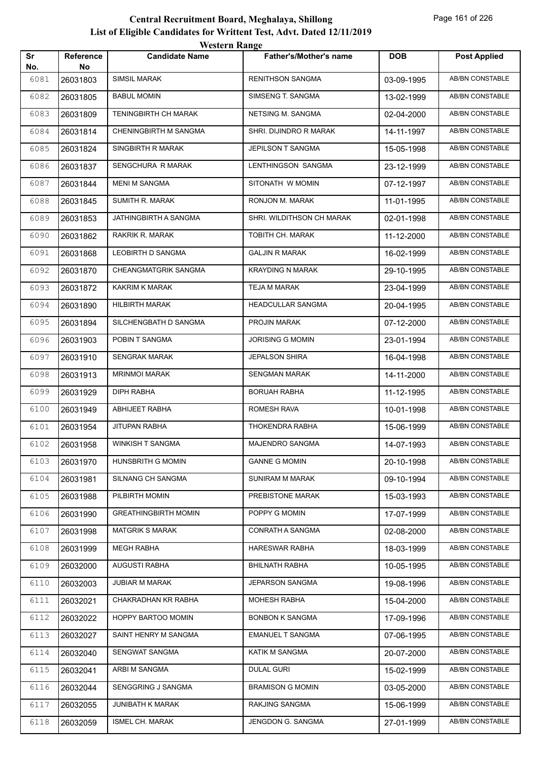# Central Recruitment Board, Meghalaya, Shillong

## List of Eligible Candidates for Writtent Test, Advt. Dated 12/11/2019

### Western Range

| Sr No. | Reference No | Candidate Name | Father's/Mother's name | DOB | Post Applied |
|---|---|---|---|---|---|
| 6081 | 26031803 | SIMSIL MARAK | RENITHSON SANGMA | 03-09-1995 | AB/BN CONSTABLE |
| 6082 | 26031805 | BABUL MOMIN | SIMSENG T. SANGMA | 13-02-1999 | AB/BN CONSTABLE |
| 6083 | 26031809 | TENINGBIRTH CH MARAK | NETSING M. SANGMA | 02-04-2000 | AB/BN CONSTABLE |
| 6084 | 26031814 | CHENINGBIRTH M SANGMA | SHRI. DIJINDRO R MARAK | 14-11-1997 | AB/BN CONSTABLE |
| 6085 | 26031824 | SINGBIRTH R MARAK | JEPILSON T SANGMA | 15-05-1998 | AB/BN CONSTABLE |
| 6086 | 26031837 | SENGCHURA R MARAK | LENTHINGSON SANGMA | 23-12-1999 | AB/BN CONSTABLE |
| 6087 | 26031844 | MENI M SANGMA | SITONATH W MOMIN | 07-12-1997 | AB/BN CONSTABLE |
| 6088 | 26031845 | SUMITH R. MARAK | RONJON M. MARAK | 11-01-1995 | AB/BN CONSTABLE |
| 6089 | 26031853 | JATHINGBIRTH A SANGMA | SHRI. WILDITHSON CH MARAK | 02-01-1998 | AB/BN CONSTABLE |
| 6090 | 26031862 | RAKRIK R. MARAK | TOBITH CH. MARAK | 11-12-2000 | AB/BN CONSTABLE |
| 6091 | 26031868 | LEOBIRTH D SANGMA | GALJIN R MARAK | 16-02-1999 | AB/BN CONSTABLE |
| 6092 | 26031870 | CHEANGMATGRIK SANGMA | KRAYDING N MARAK | 29-10-1995 | AB/BN CONSTABLE |
| 6093 | 26031872 | KAKRIM K MARAK | TEJA M MARAK | 23-04-1999 | AB/BN CONSTABLE |
| 6094 | 26031890 | HILBIRTH MARAK | HEADCULLAR SANGMA | 20-04-1995 | AB/BN CONSTABLE |
| 6095 | 26031894 | SILCHENGBATH D SANGMA | PROJIN MARAK | 07-12-2000 | AB/BN CONSTABLE |
| 6096 | 26031903 | POBIN T SANGMA | JORISING G MOMIN | 23-01-1994 | AB/BN CONSTABLE |
| 6097 | 26031910 | SENGRAK MARAK | JEPALSON SHIRA | 16-04-1998 | AB/BN CONSTABLE |
| 6098 | 26031913 | MRINMOI MARAK | SENGMAN MARAK | 14-11-2000 | AB/BN CONSTABLE |
| 6099 | 26031929 | DIPH RABHA | BORUAH RABHA | 11-12-1995 | AB/BN CONSTABLE |
| 6100 | 26031949 | ABHIJEET RABHA | ROMESH RAVA | 10-01-1998 | AB/BN CONSTABLE |
| 6101 | 26031954 | JITUPAN RABHA | THOKENDRA RABHA | 15-06-1999 | AB/BN CONSTABLE |
| 6102 | 26031958 | WINKISH T SANGMA | MAJENDRO SANGMA | 14-07-1993 | AB/BN CONSTABLE |
| 6103 | 26031970 | HUNSBRITH G MOMIN | GANNE G MOMIN | 20-10-1998 | AB/BN CONSTABLE |
| 6104 | 26031981 | SILNANG CH SANGMA | SUNIRAM M MARAK | 09-10-1994 | AB/BN CONSTABLE |
| 6105 | 26031988 | PILBIRTH MOMIN | PREBISTONE MARAK | 15-03-1993 | AB/BN CONSTABLE |
| 6106 | 26031990 | GREATHINGBIRTH MOMIN | POPPY G MOMIN | 17-07-1999 | AB/BN CONSTABLE |
| 6107 | 26031998 | MATGRIK S MARAK | CONRATH A SANGMA | 02-08-2000 | AB/BN CONSTABLE |
| 6108 | 26031999 | MEGH RABHA | HARESWAR RABHA | 18-03-1999 | AB/BN CONSTABLE |
| 6109 | 26032000 | AUGUSTI RABHA | BHILNATH RABHA | 10-05-1995 | AB/BN CONSTABLE |
| 6110 | 26032003 | JUBIAR M MARAK | JEPARSON SANGMA | 19-08-1996 | AB/BN CONSTABLE |
| 6111 | 26032021 | CHAKRADHAN KR RABHA | MOHESH RABHA | 15-04-2000 | AB/BN CONSTABLE |
| 6112 | 26032022 | HOPPY BARTOO MOMIN | BONBON K SANGMA | 17-09-1996 | AB/BN CONSTABLE |
| 6113 | 26032027 | SAINT HENRY M SANGMA | EMANUEL T SANGMA | 07-06-1995 | AB/BN CONSTABLE |
| 6114 | 26032040 | SENGWAT SANGMA | KATIK M SANGMA | 20-07-2000 | AB/BN CONSTABLE |
| 6115 | 26032041 | ARBI M SANGMA | DULAL GURI | 15-02-1999 | AB/BN CONSTABLE |
| 6116 | 26032044 | SENGGRING J SANGMA | BRAMISON G MOMIN | 03-05-2000 | AB/BN CONSTABLE |
| 6117 | 26032055 | JUNIBATH K MARAK | RAKJING SANGMA | 15-06-1999 | AB/BN CONSTABLE |
| 6118 | 26032059 | ISMEL CH. MARAK | JENGDON G. SANGMA | 27-01-1999 | AB/BN CONSTABLE |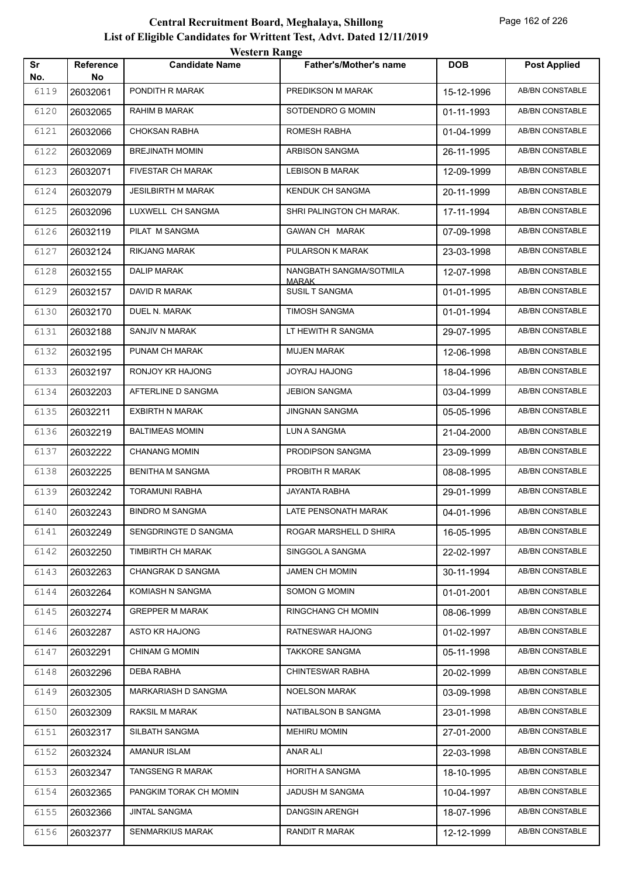# Central Recruitment Board, Meghalaya, Shillong

## List of Eligible Candidates for Writtent Test, Advt. Dated 12/11/2019

### Western Range

| Sr No. | Reference No | Candidate Name | Father's/Mother's name | DOB | Post Applied |
|---|---|---|---|---|---|
| 6119 | 26032061 | PONDITH R MARAK | PREDIKSON M MARAK | 15-12-1996 | AB/BN CONSTABLE |
| 6120 | 26032065 | RAHIM B MARAK | SOTDENDRO G MOMIN | 01-11-1993 | AB/BN CONSTABLE |
| 6121 | 26032066 | CHOKSAN RABHA | ROMESH RABHA | 01-04-1999 | AB/BN CONSTABLE |
| 6122 | 26032069 | BREJINATH MOMIN | ARBISON SANGMA | 26-11-1995 | AB/BN CONSTABLE |
| 6123 | 26032071 | FIVESTAR CH MARAK | LEBISON B MARAK | 12-09-1999 | AB/BN CONSTABLE |
| 6124 | 26032079 | JESILBIRTH M MARAK | KENDUK CH SANGMA | 20-11-1999 | AB/BN CONSTABLE |
| 6125 | 26032096 | LUXWELL CH SANGMA | SHRI PALINGTON CH MARAK. | 17-11-1994 | AB/BN CONSTABLE |
| 6126 | 26032119 | PILAT M SANGMA | GAWAN CH MARAK | 07-09-1998 | AB/BN CONSTABLE |
| 6127 | 26032124 | RIKJANG MARAK | PULARSON K MARAK | 23-03-1998 | AB/BN CONSTABLE |
| 6128 | 26032155 | DALIP MARAK | NANGBATH SANGMA/SOTMILA MARAK | 12-07-1998 | AB/BN CONSTABLE |
| 6129 | 26032157 | DAVID R MARAK | SUSIL T SANGMA | 01-01-1995 | AB/BN CONSTABLE |
| 6130 | 26032170 | DUEL N. MARAK | TIMOSH SANGMA | 01-01-1994 | AB/BN CONSTABLE |
| 6131 | 26032188 | SANJIV N MARAK | LT HEWITH R SANGMA | 29-07-1995 | AB/BN CONSTABLE |
| 6132 | 26032195 | PUNAM CH MARAK | MUJEN MARAK | 12-06-1998 | AB/BN CONSTABLE |
| 6133 | 26032197 | RONJOY KR HAJONG | JOYRAJ HAJONG | 18-04-1996 | AB/BN CONSTABLE |
| 6134 | 26032203 | AFTERLINE D SANGMA | JEBION SANGMA | 03-04-1999 | AB/BN CONSTABLE |
| 6135 | 26032211 | EXBIRTH N MARAK | JINGNAN SANGMA | 05-05-1996 | AB/BN CONSTABLE |
| 6136 | 26032219 | BALTIMEAS MOMIN | LUN A SANGMA | 21-04-2000 | AB/BN CONSTABLE |
| 6137 | 26032222 | CHANANG MOMIN | PRODIPSON SANGMA | 23-09-1999 | AB/BN CONSTABLE |
| 6138 | 26032225 | BENITHA M SANGMA | PROBITH R MARAK | 08-08-1995 | AB/BN CONSTABLE |
| 6139 | 26032242 | TORAMUNI RABHA | JAYANTA RABHA | 29-01-1999 | AB/BN CONSTABLE |
| 6140 | 26032243 | BINDRO M SANGMA | LATE PENSONATH MARAK | 04-01-1996 | AB/BN CONSTABLE |
| 6141 | 26032249 | SENGDRINGTE D SANGMA | ROGAR MARSHELL D SHIRA | 16-05-1995 | AB/BN CONSTABLE |
| 6142 | 26032250 | TIMBIRTH CH MARAK | SINGGOL A SANGMA | 22-02-1997 | AB/BN CONSTABLE |
| 6143 | 26032263 | CHANGRAK D SANGMA | JAMEN CH MOMIN | 30-11-1994 | AB/BN CONSTABLE |
| 6144 | 26032264 | KOMIASH N SANGMA | SOMON G MOMIN | 01-01-2001 | AB/BN CONSTABLE |
| 6145 | 26032274 | GREPPER M MARAK | RINGCHANG CH MOMIN | 08-06-1999 | AB/BN CONSTABLE |
| 6146 | 26032287 | ASTO KR HAJONG | RATNESWAR HAJONG | 01-02-1997 | AB/BN CONSTABLE |
| 6147 | 26032291 | CHINAM G MOMIN | TAKKORE SANGMA | 05-11-1998 | AB/BN CONSTABLE |
| 6148 | 26032296 | DEBA RABHA | CHINTESWAR RABHA | 20-02-1999 | AB/BN CONSTABLE |
| 6149 | 26032305 | MARKARIASH D SANGMA | NOELSON MARAK | 03-09-1998 | AB/BN CONSTABLE |
| 6150 | 26032309 | RAKSIL M MARAK | NATIBALSON B SANGMA | 23-01-1998 | AB/BN CONSTABLE |
| 6151 | 26032317 | SILBATH SANGMA | MEHIRU MOMIN | 27-01-2000 | AB/BN CONSTABLE |
| 6152 | 26032324 | AMANUR ISLAM | ANAR ALI | 22-03-1998 | AB/BN CONSTABLE |
| 6153 | 26032347 | TANGSENG R MARAK | HORITH A SANGMA | 18-10-1995 | AB/BN CONSTABLE |
| 6154 | 26032365 | PANGKIM TORAK CH MOMIN | JADUSH M SANGMA | 10-04-1997 | AB/BN CONSTABLE |
| 6155 | 26032366 | JINTAL SANGMA | DANGSIN ARENGH | 18-07-1996 | AB/BN CONSTABLE |
| 6156 | 26032377 | SENMARKIUS MARAK | RANDIT R MARAK | 12-12-1999 | AB/BN CONSTABLE |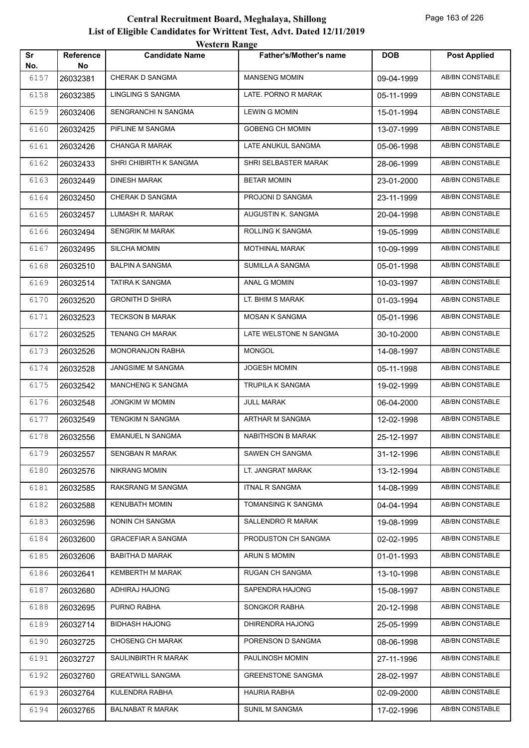# Central Recruitment Board, Meghalaya, Shillong

## List of Eligible Candidates for Writtent Test, Advt. Dated 12/11/2019

### Western Range

| Sr No. | Reference No | Candidate Name | Father's/Mother's name | DOB | Post Applied |
|---|---|---|---|---|---|
| 6157 | 26032381 | CHERAK D SANGMA | MANSENG MOMIN | 09-04-1999 | AB/BN CONSTABLE |
| 6158 | 26032385 | LINGLING S SANGMA | LATE. PORNO R MARAK | 05-11-1999 | AB/BN CONSTABLE |
| 6159 | 26032406 | SENGRANCHI N SANGMA | LEWIN G MOMIN | 15-01-1994 | AB/BN CONSTABLE |
| 6160 | 26032425 | PIFLINE M SANGMA | GOBENG CH MOMIN | 13-07-1999 | AB/BN CONSTABLE |
| 6161 | 26032426 | CHANGA R MARAK | LATE ANUKUL SANGMA | 05-06-1998 | AB/BN CONSTABLE |
| 6162 | 26032433 | SHRI CHIBIRTH K SANGMA | SHRI SELBASTER MARAK | 28-06-1999 | AB/BN CONSTABLE |
| 6163 | 26032449 | DINESH MARAK | BETAR MOMIN | 23-01-2000 | AB/BN CONSTABLE |
| 6164 | 26032450 | CHERAK D SANGMA | PROJONI D SANGMA | 23-11-1999 | AB/BN CONSTABLE |
| 6165 | 26032457 | LUMASH R. MARAK | AUGUSTIN K. SANGMA | 20-04-1998 | AB/BN CONSTABLE |
| 6166 | 26032494 | SENGRIK M MARAK | ROLLING K SANGMA | 19-05-1999 | AB/BN CONSTABLE |
| 6167 | 26032495 | SILCHA MOMIN | MOTHINAL MARAK | 10-09-1999 | AB/BN CONSTABLE |
| 6168 | 26032510 | BALPIN A SANGMA | SUMILLA A SANGMA | 05-01-1998 | AB/BN CONSTABLE |
| 6169 | 26032514 | TATIRA K SANGMA | ANAL G MOMIN | 10-03-1997 | AB/BN CONSTABLE |
| 6170 | 26032520 | GRONITH D SHIRA | LT. BHIM S MARAK | 01-03-1994 | AB/BN CONSTABLE |
| 6171 | 26032523 | TECKSON B MARAK | MOSAN K SANGMA | 05-01-1996 | AB/BN CONSTABLE |
| 6172 | 26032525 | TENANG CH MARAK | LATE WELSTONE N SANGMA | 30-10-2000 | AB/BN CONSTABLE |
| 6173 | 26032526 | MONORANJON RABHA | MONGOL | 14-08-1997 | AB/BN CONSTABLE |
| 6174 | 26032528 | JANGSIME M SANGMA | JOGESH MOMIN | 05-11-1998 | AB/BN CONSTABLE |
| 6175 | 26032542 | MANCHENG K SANGMA | TRUPILA K SANGMA | 19-02-1999 | AB/BN CONSTABLE |
| 6176 | 26032548 | JONGKIM W MOMIN | JULL MARAK | 06-04-2000 | AB/BN CONSTABLE |
| 6177 | 26032549 | TENGKIM N SANGMA | ARTHAR M SANGMA | 12-02-1998 | AB/BN CONSTABLE |
| 6178 | 26032556 | EMANUEL N SANGMA | NABITHSON B MARAK | 25-12-1997 | AB/BN CONSTABLE |
| 6179 | 26032557 | SENGBAN R MARAK | SAWEN CH SANGMA | 31-12-1996 | AB/BN CONSTABLE |
| 6180 | 26032576 | NIKRANG MOMIN | LT. JANGRAT MARAK | 13-12-1994 | AB/BN CONSTABLE |
| 6181 | 26032585 | RAKSRANG M SANGMA | ITNAL R SANGMA | 14-08-1999 | AB/BN CONSTABLE |
| 6182 | 26032588 | KENUBATH MOMIN | TOMANSING K SANGMA | 04-04-1994 | AB/BN CONSTABLE |
| 6183 | 26032596 | NONIN CH SANGMA | SALLENDRO R MARAK | 19-08-1999 | AB/BN CONSTABLE |
| 6184 | 26032600 | GRACEFIAR A SANGMA | PRODUSTON CH SANGMA | 02-02-1995 | AB/BN CONSTABLE |
| 6185 | 26032606 | BABITHA D MARAK | ARUN S MOMIN | 01-01-1993 | AB/BN CONSTABLE |
| 6186 | 26032641 | KEMBERTH M MARAK | RUGAN CH SANGMA | 13-10-1998 | AB/BN CONSTABLE |
| 6187 | 26032680 | ADHIRAJ HAJONG | SAPENDRA HAJONG | 15-08-1997 | AB/BN CONSTABLE |
| 6188 | 26032695 | PURNO RABHA | SONGKOR RABHA | 20-12-1998 | AB/BN CONSTABLE |
| 6189 | 26032714 | BIDHASH HAJONG | DHIRENDRA HAJONG | 25-05-1999 | AB/BN CONSTABLE |
| 6190 | 26032725 | CHOSENG CH MARAK | PORENSON D SANGMA | 08-06-1998 | AB/BN CONSTABLE |
| 6191 | 26032727 | SAULINBIRTH R MARAK | PAULINOSH MOMIN | 27-11-1996 | AB/BN CONSTABLE |
| 6192 | 26032760 | GREATWILL SANGMA | GREENSTONE SANGMA | 28-02-1997 | AB/BN CONSTABLE |
| 6193 | 26032764 | KULENDRA RABHA | HAURIA RABHA | 02-09-2000 | AB/BN CONSTABLE |
| 6194 | 26032765 | BALNABAT R MARAK | SUNIL M SANGMA | 17-02-1996 | AB/BN CONSTABLE |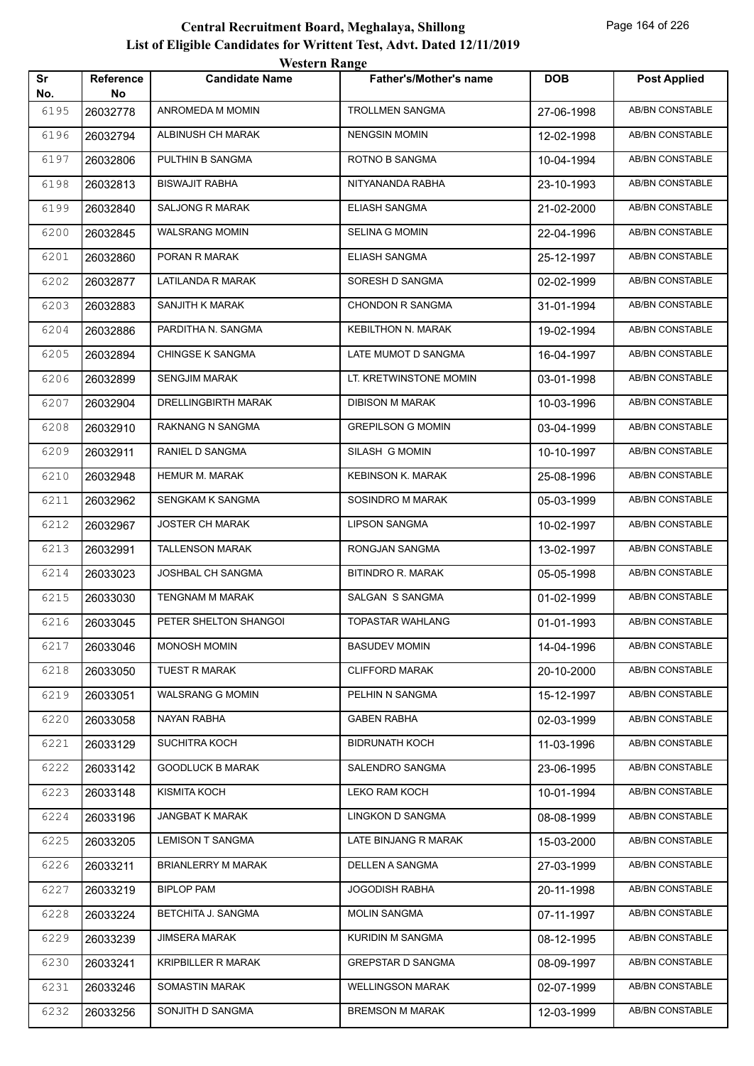# Central Recruitment Board, Meghalaya, Shillong

## List of Eligible Candidates for Writtent Test, Advt. Dated 12/11/2019

### Western Range

| Sr No. | Reference No | Candidate Name | Father's/Mother's name | DOB | Post Applied |
|---|---|---|---|---|---|
| 6195 | 26032778 | ANROMEDA M MOMIN | TROLLMEN SANGMA | 27-06-1998 | AB/BN CONSTABLE |
| 6196 | 26032794 | ALBINUSH CH MARAK | NENGSIN MOMIN | 12-02-1998 | AB/BN CONSTABLE |
| 6197 | 26032806 | PULTHIN B SANGMA | ROTNO B SANGMA | 10-04-1994 | AB/BN CONSTABLE |
| 6198 | 26032813 | BISWAJIT RABHA | NITYANANDA RABHA | 23-10-1993 | AB/BN CONSTABLE |
| 6199 | 26032840 | SALJONG R MARAK | ELIASH SANGMA | 21-02-2000 | AB/BN CONSTABLE |
| 6200 | 26032845 | WALSRANG MOMIN | SELINA G MOMIN | 22-04-1996 | AB/BN CONSTABLE |
| 6201 | 26032860 | PORAN R MARAK | ELIASH SANGMA | 25-12-1997 | AB/BN CONSTABLE |
| 6202 | 26032877 | LATILANDA R MARAK | SORESH D SANGMA | 02-02-1999 | AB/BN CONSTABLE |
| 6203 | 26032883 | SANJITH K MARAK | CHONDON R SANGMA | 31-01-1994 | AB/BN CONSTABLE |
| 6204 | 26032886 | PARDITHA N. SANGMA | KEBILTHON N. MARAK | 19-02-1994 | AB/BN CONSTABLE |
| 6205 | 26032894 | CHINGSE K SANGMA | LATE MUMOT D SANGMA | 16-04-1997 | AB/BN CONSTABLE |
| 6206 | 26032899 | SENGJIM MARAK | LT. KRETWINSTONE MOMIN | 03-01-1998 | AB/BN CONSTABLE |
| 6207 | 26032904 | DRELLINGBIRTH MARAK | DIBISON M MARAK | 10-03-1996 | AB/BN CONSTABLE |
| 6208 | 26032910 | RAKNANG N SANGMA | GREPILSON G MOMIN | 03-04-1999 | AB/BN CONSTABLE |
| 6209 | 26032911 | RANIEL D SANGMA | SILASH G MOMIN | 10-10-1997 | AB/BN CONSTABLE |
| 6210 | 26032948 | HEMUR M. MARAK | KEBINSON K. MARAK | 25-08-1996 | AB/BN CONSTABLE |
| 6211 | 26032962 | SENGKAM K SANGMA | SOSINDRO M MARAK | 05-03-1999 | AB/BN CONSTABLE |
| 6212 | 26032967 | JOSTER CH MARAK | LIPSON SANGMA | 10-02-1997 | AB/BN CONSTABLE |
| 6213 | 26032991 | TALLENSON MARAK | RONGJAN SANGMA | 13-02-1997 | AB/BN CONSTABLE |
| 6214 | 26033023 | JOSHBAL CH SANGMA | BITINDRO R. MARAK | 05-05-1998 | AB/BN CONSTABLE |
| 6215 | 26033030 | TENGNAM M MARAK | SALGAN S SANGMA | 01-02-1999 | AB/BN CONSTABLE |
| 6216 | 26033045 | PETER SHELTON SHANGOI | TOPASTAR WAHLANG | 01-01-1993 | AB/BN CONSTABLE |
| 6217 | 26033046 | MONOSH MOMIN | BASUDEV MOMIN | 14-04-1996 | AB/BN CONSTABLE |
| 6218 | 26033050 | TUEST R MARAK | CLIFFORD MARAK | 20-10-2000 | AB/BN CONSTABLE |
| 6219 | 26033051 | WALSRANG G MOMIN | PELHIN N SANGMA | 15-12-1997 | AB/BN CONSTABLE |
| 6220 | 26033058 | NAYAN RABHA | GABEN RABHA | 02-03-1999 | AB/BN CONSTABLE |
| 6221 | 26033129 | SUCHITRA KOCH | BIDRUNATH KOCH | 11-03-1996 | AB/BN CONSTABLE |
| 6222 | 26033142 | GOODLUCK B MARAK | SALENDRO SANGMA | 23-06-1995 | AB/BN CONSTABLE |
| 6223 | 26033148 | KISMITA KOCH | LEKO RAM KOCH | 10-01-1994 | AB/BN CONSTABLE |
| 6224 | 26033196 | JANGBAT K MARAK | LINGKON D SANGMA | 08-08-1999 | AB/BN CONSTABLE |
| 6225 | 26033205 | LEMISON T SANGMA | LATE BINJANG R MARAK | 15-03-2000 | AB/BN CONSTABLE |
| 6226 | 26033211 | BRIANLERRY M MARAK | DELLEN A SANGMA | 27-03-1999 | AB/BN CONSTABLE |
| 6227 | 26033219 | BIPLOP PAM | JOGODISH RABHA | 20-11-1998 | AB/BN CONSTABLE |
| 6228 | 26033224 | BETCHITA J. SANGMA | MOLIN SANGMA | 07-11-1997 | AB/BN CONSTABLE |
| 6229 | 26033239 | JIMSERA MARAK | KURIDIN M SANGMA | 08-12-1995 | AB/BN CONSTABLE |
| 6230 | 26033241 | KRIPBILLER R MARAK | GREPSTAR D SANGMA | 08-09-1997 | AB/BN CONSTABLE |
| 6231 | 26033246 | SOMASTIN MARAK | WELLINGSON MARAK | 02-07-1999 | AB/BN CONSTABLE |
| 6232 | 26033256 | SONJITH D SANGMA | BREMSON M MARAK | 12-03-1999 | AB/BN CONSTABLE |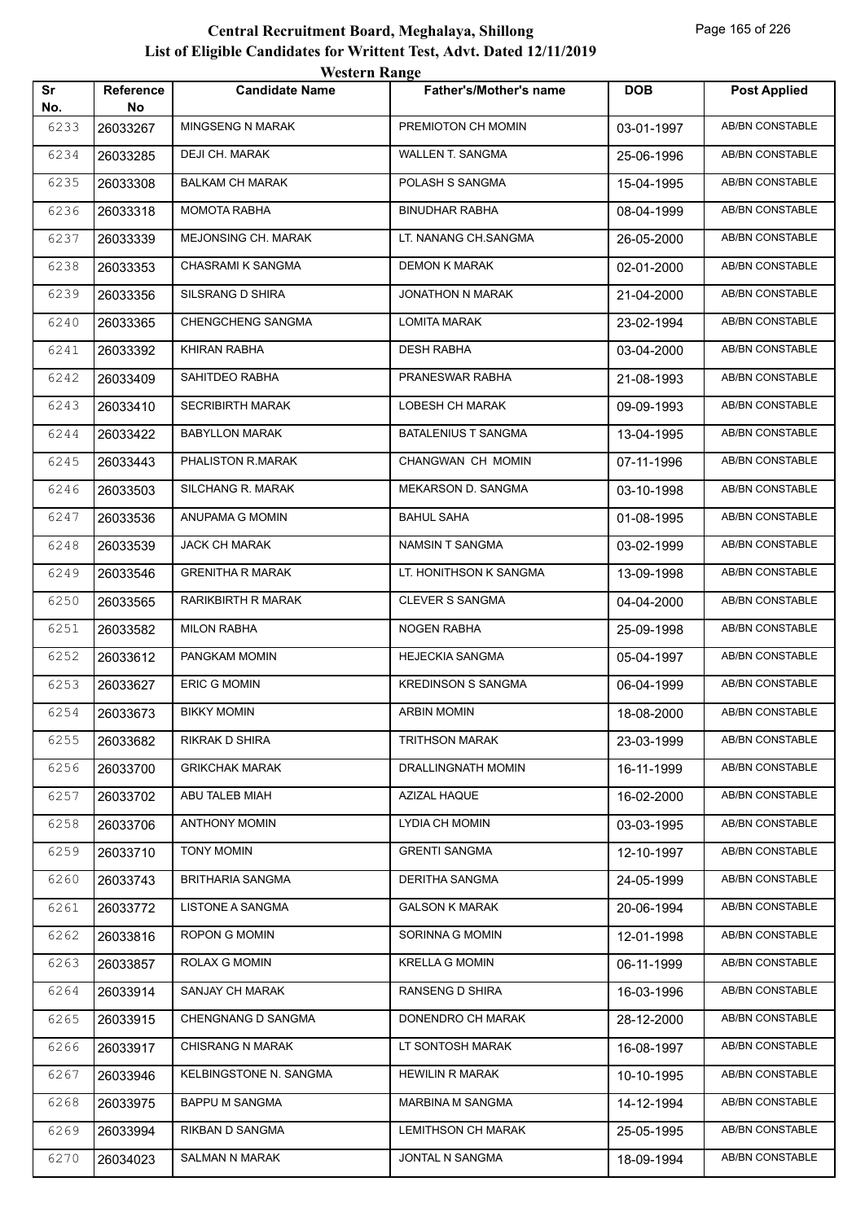# Central Recruitment Board, Meghalaya, Shillong

## List of Eligible Candidates for Writtent Test, Advt. Dated 12/11/2019

### Western Range

| Sr No. | Reference No | Candidate Name | Father's/Mother's name | DOB | Post Applied |
|---|---|---|---|---|---|
| 6233 | 26033267 | MINGSENG N MARAK | PREMIOTON CH MOMIN | 03-01-1997 | AB/BN CONSTABLE |
| 6234 | 26033285 | DEJI CH. MARAK | WALLEN T. SANGMA | 25-06-1996 | AB/BN CONSTABLE |
| 6235 | 26033308 | BALKAM CH MARAK | POLASH S SANGMA | 15-04-1995 | AB/BN CONSTABLE |
| 6236 | 26033318 | MOMOTA RABHA | BINUDHAR RABHA | 08-04-1999 | AB/BN CONSTABLE |
| 6237 | 26033339 | MEJONSING CH. MARAK | LT. NANANG CH.SANGMA | 26-05-2000 | AB/BN CONSTABLE |
| 6238 | 26033353 | CHASRAMI K SANGMA | DEMON K MARAK | 02-01-2000 | AB/BN CONSTABLE |
| 6239 | 26033356 | SILSRANG D SHIRA | JONATHON N MARAK | 21-04-2000 | AB/BN CONSTABLE |
| 6240 | 26033365 | CHENGCHENG SANGMA | LOMITA MARAK | 23-02-1994 | AB/BN CONSTABLE |
| 6241 | 26033392 | KHIRAN RABHA | DESH RABHA | 03-04-2000 | AB/BN CONSTABLE |
| 6242 | 26033409 | SAHITDEO RABHA | PRANESWAR RABHA | 21-08-1993 | AB/BN CONSTABLE |
| 6243 | 26033410 | SECRIBIRTH MARAK | LOBESH CH MARAK | 09-09-1993 | AB/BN CONSTABLE |
| 6244 | 26033422 | BABYLLON MARAK | BATALENIUS T SANGMA | 13-04-1995 | AB/BN CONSTABLE |
| 6245 | 26033443 | PHALISTON R.MARAK | CHANGWAN CH MOMIN | 07-11-1996 | AB/BN CONSTABLE |
| 6246 | 26033503 | SILCHANG R. MARAK | MEKARSON D. SANGMA | 03-10-1998 | AB/BN CONSTABLE |
| 6247 | 26033536 | ANUPAMA G MOMIN | BAHUL SAHA | 01-08-1995 | AB/BN CONSTABLE |
| 6248 | 26033539 | JACK CH MARAK | NAMSIN T SANGMA | 03-02-1999 | AB/BN CONSTABLE |
| 6249 | 26033546 | GRENITHA R MARAK | LT. HONITHSON K SANGMA | 13-09-1998 | AB/BN CONSTABLE |
| 6250 | 26033565 | RARIKBIRTH R MARAK | CLEVER S SANGMA | 04-04-2000 | AB/BN CONSTABLE |
| 6251 | 26033582 | MILON RABHA | NOGEN RABHA | 25-09-1998 | AB/BN CONSTABLE |
| 6252 | 26033612 | PANGKAM MOMIN | HEJECKIA SANGMA | 05-04-1997 | AB/BN CONSTABLE |
| 6253 | 26033627 | ERIC G MOMIN | KREDINSON S SANGMA | 06-04-1999 | AB/BN CONSTABLE |
| 6254 | 26033673 | BIKKY MOMIN | ARBIN MOMIN | 18-08-2000 | AB/BN CONSTABLE |
| 6255 | 26033682 | RIKRAK D SHIRA | TRITHSON MARAK | 23-03-1999 | AB/BN CONSTABLE |
| 6256 | 26033700 | GRIKCHAK MARAK | DRALLINGNATH MOMIN | 16-11-1999 | AB/BN CONSTABLE |
| 6257 | 26033702 | ABU TALEB MIAH | AZIZAL HAQUE | 16-02-2000 | AB/BN CONSTABLE |
| 6258 | 26033706 | ANTHONY MOMIN | LYDIA CH MOMIN | 03-03-1995 | AB/BN CONSTABLE |
| 6259 | 26033710 | TONY MOMIN | GRENTI SANGMA | 12-10-1997 | AB/BN CONSTABLE |
| 6260 | 26033743 | BRITHARIA SANGMA | DERITHA SANGMA | 24-05-1999 | AB/BN CONSTABLE |
| 6261 | 26033772 | LISTONE A SANGMA | GALSON K MARAK | 20-06-1994 | AB/BN CONSTABLE |
| 6262 | 26033816 | ROPON G MOMIN | SORINNA G MOMIN | 12-01-1998 | AB/BN CONSTABLE |
| 6263 | 26033857 | ROLAX G MOMIN | KRELLA G MOMIN | 06-11-1999 | AB/BN CONSTABLE |
| 6264 | 26033914 | SANJAY CH MARAK | RANSENG D SHIRA | 16-03-1996 | AB/BN CONSTABLE |
| 6265 | 26033915 | CHENGNANG D SANGMA | DONENDRO CH MARAK | 28-12-2000 | AB/BN CONSTABLE |
| 6266 | 26033917 | CHISRANG N MARAK | LT SONTOSH MARAK | 16-08-1997 | AB/BN CONSTABLE |
| 6267 | 26033946 | KELBINGSTONE N. SANGMA | HEWILIN R MARAK | 10-10-1995 | AB/BN CONSTABLE |
| 6268 | 26033975 | BAPPU M SANGMA | MARBINA M SANGMA | 14-12-1994 | AB/BN CONSTABLE |
| 6269 | 26033994 | RIKBAN D SANGMA | LEMITHSON CH MARAK | 25-05-1995 | AB/BN CONSTABLE |
| 6270 | 26034023 | SALMAN N MARAK | JONTAL N SANGMA | 18-09-1994 | AB/BN CONSTABLE |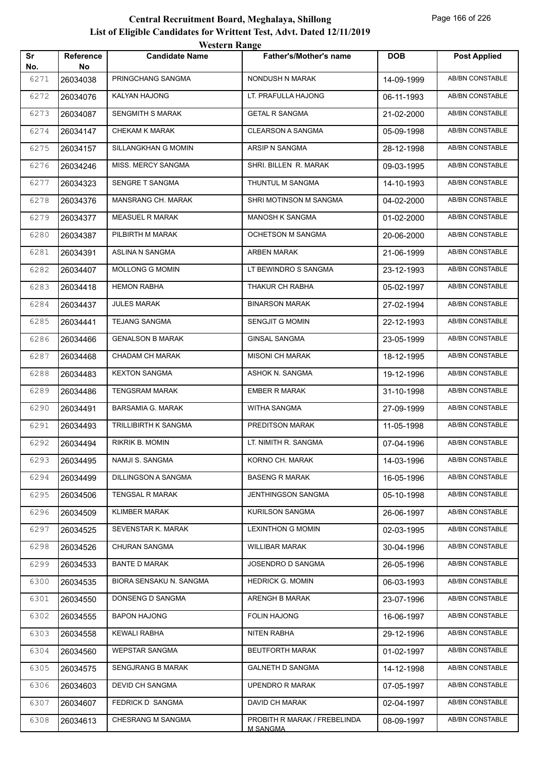# Central Recruitment Board, Meghalaya, Shillong
## List of Eligible Candidates for Writtent Test, Advt. Dated 12/11/2019
### Western Range

| Sr No. | Reference No | Candidate Name | Father's/Mother's name | DOB | Post Applied |
|---|---|---|---|---|---|
| 6271 | 26034038 | PRINGCHANG SANGMA | NONDUSH N MARAK | 14-09-1999 | AB/BN CONSTABLE |
| 6272 | 26034076 | KALYAN HAJONG | LT. PRAFULLA HAJONG | 06-11-1993 | AB/BN CONSTABLE |
| 6273 | 26034087 | SENGMITH S MARAK | GETAL R SANGMA | 21-02-2000 | AB/BN CONSTABLE |
| 6274 | 26034147 | CHEKAM K MARAK | CLEARSON A SANGMA | 05-09-1998 | AB/BN CONSTABLE |
| 6275 | 26034157 | SILLANGKHAN G MOMIN | ARSIP N SANGMA | 28-12-1998 | AB/BN CONSTABLE |
| 6276 | 26034246 | MISS. MERCY SANGMA | SHRI. BILLEN R. MARAK | 09-03-1995 | AB/BN CONSTABLE |
| 6277 | 26034323 | SENGRE T SANGMA | THUNTUL M SANGMA | 14-10-1993 | AB/BN CONSTABLE |
| 6278 | 26034376 | MANSRANG CH. MARAK | SHRI MOTINSON M SANGMA | 04-02-2000 | AB/BN CONSTABLE |
| 6279 | 26034377 | MEASUEL R MARAK | MANOSH K SANGMA | 01-02-2000 | AB/BN CONSTABLE |
| 6280 | 26034387 | PILBIRTH M MARAK | OCHETSON M SANGMA | 20-06-2000 | AB/BN CONSTABLE |
| 6281 | 26034391 | ASLINA N SANGMA | ARBEN MARAK | 21-06-1999 | AB/BN CONSTABLE |
| 6282 | 26034407 | MOLLONG G MOMIN | LT BEWINDRO S SANGMA | 23-12-1993 | AB/BN CONSTABLE |
| 6283 | 26034418 | HEMON RABHA | THAKUR CH RABHA | 05-02-1997 | AB/BN CONSTABLE |
| 6284 | 26034437 | JULES MARAK | BINARSON MARAK | 27-02-1994 | AB/BN CONSTABLE |
| 6285 | 26034441 | TEJANG SANGMA | SENGJIT G MOMIN | 22-12-1993 | AB/BN CONSTABLE |
| 6286 | 26034466 | GENALSON B MARAK | GINSAL SANGMA | 23-05-1999 | AB/BN CONSTABLE |
| 6287 | 26034468 | CHADAM CH MARAK | MISONI CH MARAK | 18-12-1995 | AB/BN CONSTABLE |
| 6288 | 26034483 | KEXTON SANGMA | ASHOK N. SANGMA | 19-12-1996 | AB/BN CONSTABLE |
| 6289 | 26034486 | TENGSRAM MARAK | EMBER R MARAK | 31-10-1998 | AB/BN CONSTABLE |
| 6290 | 26034491 | BARSAMIA G. MARAK | WITHA SANGMA | 27-09-1999 | AB/BN CONSTABLE |
| 6291 | 26034493 | TRILLIBIRTH K SANGMA | PREDITSON MARAK | 11-05-1998 | AB/BN CONSTABLE |
| 6292 | 26034494 | RIKRIK B. MOMIN | LT. NIMITH R. SANGMA | 07-04-1996 | AB/BN CONSTABLE |
| 6293 | 26034495 | NAMJI S. SANGMA | KORNO CH. MARAK | 14-03-1996 | AB/BN CONSTABLE |
| 6294 | 26034499 | DILLINGSON A SANGMA | BASENG R MARAK | 16-05-1996 | AB/BN CONSTABLE |
| 6295 | 26034506 | TENGSAL R MARAK | JENTHINGSON SANGMA | 05-10-1998 | AB/BN CONSTABLE |
| 6296 | 26034509 | KLIMBER MARAK | KURILSON SANGMA | 26-06-1997 | AB/BN CONSTABLE |
| 6297 | 26034525 | SEVENSTAR K. MARAK | LEXINTHON G MOMIN | 02-03-1995 | AB/BN CONSTABLE |
| 6298 | 26034526 | CHURAN SANGMA | WILLIBAR MARAK | 30-04-1996 | AB/BN CONSTABLE |
| 6299 | 26034533 | BANTE D MARAK | JOSENDRO D SANGMA | 26-05-1996 | AB/BN CONSTABLE |
| 6300 | 26034535 | BIORA SENSAKU N. SANGMA | HEDRICK G. MOMIN | 06-03-1993 | AB/BN CONSTABLE |
| 6301 | 26034550 | DONSENG D SANGMA | ARENGH B MARAK | 23-07-1996 | AB/BN CONSTABLE |
| 6302 | 26034555 | BAPON HAJONG | FOLIN HAJONG | 16-06-1997 | AB/BN CONSTABLE |
| 6303 | 26034558 | KEWALI RABHA | NITEN RABHA | 29-12-1996 | AB/BN CONSTABLE |
| 6304 | 26034560 | WEPSTAR SANGMA | BEUTFORTH MARAK | 01-02-1997 | AB/BN CONSTABLE |
| 6305 | 26034575 | SENGJRANG B MARAK | GALNETH D SANGMA | 14-12-1998 | AB/BN CONSTABLE |
| 6306 | 26034603 | DEVID CH SANGMA | UPENDRO R MARAK | 07-05-1997 | AB/BN CONSTABLE |
| 6307 | 26034607 | FEDRICK D SANGMA | DAVID CH MARAK | 02-04-1997 | AB/BN CONSTABLE |
| 6308 | 26034613 | CHESRANG M SANGMA | PROBITH R MARAK / FREBELINDA M SANGMA | 08-09-1997 | AB/BN CONSTABLE |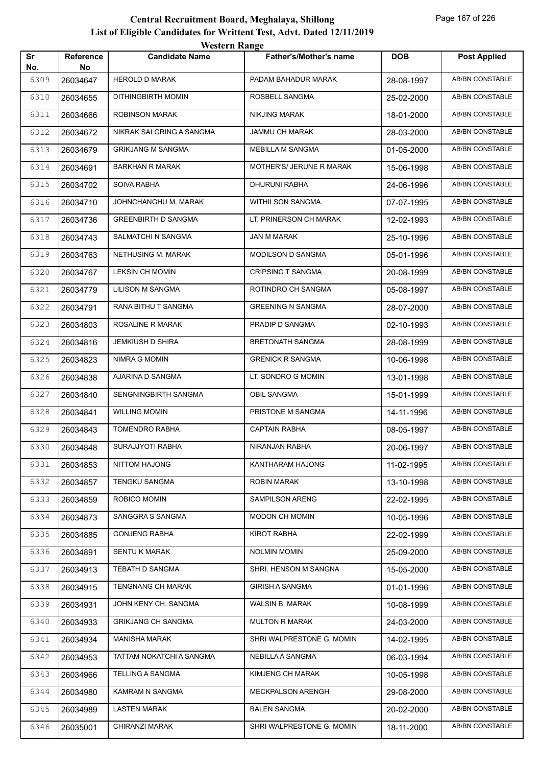# Central Recruitment Board, Meghalaya, Shillong

## List of Eligible Candidates for Writtent Test, Advt. Dated 12/11/2019

### Western Range

| Sr No. | Reference No | Candidate Name | Father's/Mother's name | DOB | Post Applied |
|---|---|---|---|---|---|
| 6309 | 26034647 | HEROLD D MARAK | PADAM BAHADUR MARAK | 28-08-1997 | AB/BN CONSTABLE |
| 6310 | 26034655 | DITHINGBIRTH MOMIN | ROSBELL SANGMA | 25-02-2000 | AB/BN CONSTABLE |
| 6311 | 26034666 | ROBINSON MARAK | NIKJING MARAK | 18-01-2000 | AB/BN CONSTABLE |
| 6312 | 26034672 | NIKRAK SALGRING A SANGMA | JAMMU CH MARAK | 28-03-2000 | AB/BN CONSTABLE |
| 6313 | 26034679 | GRIKJANG M SANGMA | MEBILLA M SANGMA | 01-05-2000 | AB/BN CONSTABLE |
| 6314 | 26034691 | BARKHAN R MARAK | MOTHER'S/ JERUNE R MARAK | 15-06-1998 | AB/BN CONSTABLE |
| 6315 | 26034702 | SOIVA RABHA | DHURUNI RABHA | 24-06-1996 | AB/BN CONSTABLE |
| 6316 | 26034710 | JOHNCHANGHU M. MARAK | WITHILSON SANGMA | 07-07-1995 | AB/BN CONSTABLE |
| 6317 | 26034736 | GREENBIRTH D SANGMA | LT. PRINERSON CH MARAK | 12-02-1993 | AB/BN CONSTABLE |
| 6318 | 26034743 | SALMATCHI N SANGMA | JAN M MARAK | 25-10-1996 | AB/BN CONSTABLE |
| 6319 | 26034763 | NETHUSING M. MARAK | MODILSON D SANGMA | 05-01-1996 | AB/BN CONSTABLE |
| 6320 | 26034767 | LEKSIN CH MOMIN | CRIPSING T SANGMA | 20-08-1999 | AB/BN CONSTABLE |
| 6321 | 26034779 | LILISON M SANGMA | ROTINDRO CH SANGMA | 05-08-1997 | AB/BN CONSTABLE |
| 6322 | 26034791 | RANA BITHU T SANGMA | GREENING N SANGMA | 28-07-2000 | AB/BN CONSTABLE |
| 6323 | 26034803 | ROSALINE R MARAK | PRADIP D SANGMA | 02-10-1993 | AB/BN CONSTABLE |
| 6324 | 26034816 | JEMKIUSH D SHIRA | BRETONATH SANGMA | 28-08-1999 | AB/BN CONSTABLE |
| 6325 | 26034823 | NIMRA G MOMIN | GRENICK R SANGMA | 10-06-1998 | AB/BN CONSTABLE |
| 6326 | 26034838 | AJARINA D SANGMA | LT. SONDRO G MOMIN | 13-01-1998 | AB/BN CONSTABLE |
| 6327 | 26034840 | SENGNINGBIRTH SANGMA | OBIL SANGMA | 15-01-1999 | AB/BN CONSTABLE |
| 6328 | 26034841 | WILLING MOMIN | PRISTONE M SANGMA | 14-11-1996 | AB/BN CONSTABLE |
| 6329 | 26034843 | TOMENDRO RABHA | CAPTAIN RABHA | 08-05-1997 | AB/BN CONSTABLE |
| 6330 | 26034848 | SURAJJYOTI RABHA | NIRANJAN RABHA | 20-06-1997 | AB/BN CONSTABLE |
| 6331 | 26034853 | NITTOM HAJONG | KANTHARAM HAJONG | 11-02-1995 | AB/BN CONSTABLE |
| 6332 | 26034857 | TENGKU SANGMA | ROBIN MARAK | 13-10-1998 | AB/BN CONSTABLE |
| 6333 | 26034859 | ROBICO MOMIN | SAMPILSON ARENG | 22-02-1995 | AB/BN CONSTABLE |
| 6334 | 26034873 | SANGGRA S SANGMA | MODON CH MOMIN | 10-05-1996 | AB/BN CONSTABLE |
| 6335 | 26034885 | GONJENG RABHA | KIROT RABHA | 22-02-1999 | AB/BN CONSTABLE |
| 6336 | 26034891 | SENTU K MARAK | NOLMIN MOMIN | 25-09-2000 | AB/BN CONSTABLE |
| 6337 | 26034913 | TEBATH D SANGMA | SHRI. HENSON M SANGNA | 15-05-2000 | AB/BN CONSTABLE |
| 6338 | 26034915 | TENGNANG CH MARAK | GIRISH A SANGMA | 01-01-1996 | AB/BN CONSTABLE |
| 6339 | 26034931 | JOHN KENY CH. SANGMA | WALSIN B. MARAK | 10-08-1999 | AB/BN CONSTABLE |
| 6340 | 26034933 | GRIKJANG CH SANGMA | MULTON R MARAK | 24-03-2000 | AB/BN CONSTABLE |
| 6341 | 26034934 | MANISHA MARAK | SHRI WALPRESTONE G. MOMIN | 14-02-1995 | AB/BN CONSTABLE |
| 6342 | 26034953 | TATTAM NOKATCHI A SANGMA | NEBILLA A SANGMA | 06-03-1994 | AB/BN CONSTABLE |
| 6343 | 26034966 | TELLING A SANGMA | KIMJENG CH MARAK | 10-05-1998 | AB/BN CONSTABLE |
| 6344 | 26034980 | KAMRAM N SANGMA | MECKPALSON ARENGH | 29-08-2000 | AB/BN CONSTABLE |
| 6345 | 26034989 | LASTEN MARAK | BALEN SANGMA | 20-02-2000 | AB/BN CONSTABLE |
| 6346 | 26035001 | CHIRANZI MARAK | SHRI WALPRESTONE G. MOMIN | 18-11-2000 | AB/BN CONSTABLE |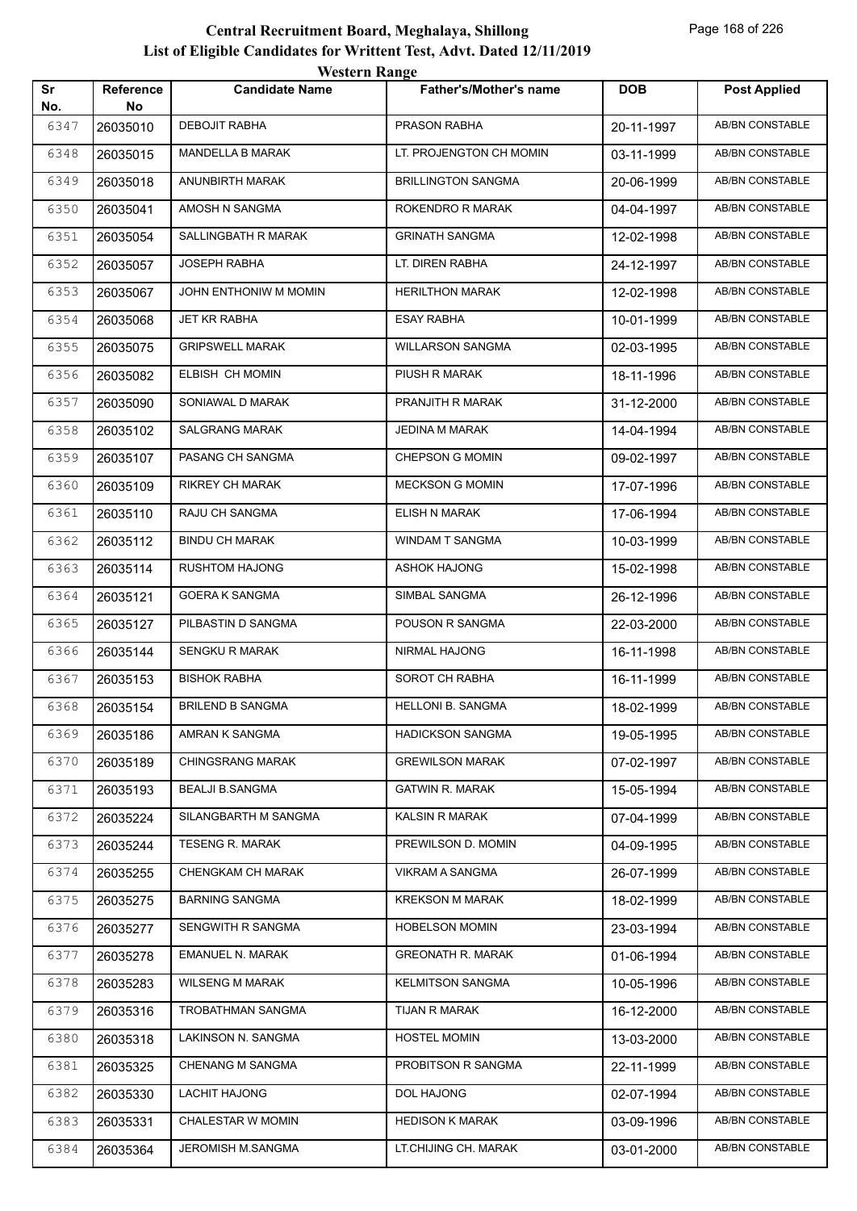# Central Recruitment Board, Meghalaya, Shillong
## List of Eligible Candidates for Writtent Test, Advt. Dated 12/11/2019
### Western Range

| Sr No. | Reference No | Candidate Name | Father's/Mother's name | DOB | Post Applied |
|---|---|---|---|---|---|
| 6347 | 26035010 | DEBOJIT RABHA | PRASON RABHA | 20-11-1997 | AB/BN CONSTABLE |
| 6348 | 26035015 | MANDELLA B MARAK | LT. PROJENGTON CH MOMIN | 03-11-1999 | AB/BN CONSTABLE |
| 6349 | 26035018 | ANUNBIRTH MARAK | BRILLINGTON SANGMA | 20-06-1999 | AB/BN CONSTABLE |
| 6350 | 26035041 | AMOSH N SANGMA | ROKENDRO R MARAK | 04-04-1997 | AB/BN CONSTABLE |
| 6351 | 26035054 | SALLINGBATH R MARAK | GRINATH SANGMA | 12-02-1998 | AB/BN CONSTABLE |
| 6352 | 26035057 | JOSEPH RABHA | LT. DIREN RABHA | 24-12-1997 | AB/BN CONSTABLE |
| 6353 | 26035067 | JOHN ENTHONIW M MOMIN | HERILTHON MARAK | 12-02-1998 | AB/BN CONSTABLE |
| 6354 | 26035068 | JET KR RABHA | ESAY RABHA | 10-01-1999 | AB/BN CONSTABLE |
| 6355 | 26035075 | GRIPSWELL MARAK | WILLARSON SANGMA | 02-03-1995 | AB/BN CONSTABLE |
| 6356 | 26035082 | ELBISH CH MOMIN | PIUSH R MARAK | 18-11-1996 | AB/BN CONSTABLE |
| 6357 | 26035090 | SONIAWAL D MARAK | PRANJITH R MARAK | 31-12-2000 | AB/BN CONSTABLE |
| 6358 | 26035102 | SALGRANG MARAK | JEDINA M MARAK | 14-04-1994 | AB/BN CONSTABLE |
| 6359 | 26035107 | PASANG CH SANGMA | CHEPSON G MOMIN | 09-02-1997 | AB/BN CONSTABLE |
| 6360 | 26035109 | RIKREY CH MARAK | MECKSON G MOMIN | 17-07-1996 | AB/BN CONSTABLE |
| 6361 | 26035110 | RAJU CH SANGMA | ELISH N MARAK | 17-06-1994 | AB/BN CONSTABLE |
| 6362 | 26035112 | BINDU CH MARAK | WINDAM T SANGMA | 10-03-1999 | AB/BN CONSTABLE |
| 6363 | 26035114 | RUSHTOM HAJONG | ASHOK HAJONG | 15-02-1998 | AB/BN CONSTABLE |
| 6364 | 26035121 | GOERA K SANGMA | SIMBAL SANGMA | 26-12-1996 | AB/BN CONSTABLE |
| 6365 | 26035127 | PILBASTIN D SANGMA | POUSON R SANGMA | 22-03-2000 | AB/BN CONSTABLE |
| 6366 | 26035144 | SENGKU R MARAK | NIRMAL HAJONG | 16-11-1998 | AB/BN CONSTABLE |
| 6367 | 26035153 | BISHOK RABHA | SOROT CH RABHA | 16-11-1999 | AB/BN CONSTABLE |
| 6368 | 26035154 | BRILEND B SANGMA | HELLONI B. SANGMA | 18-02-1999 | AB/BN CONSTABLE |
| 6369 | 26035186 | AMRAN K SANGMA | HADICKSON SANGMA | 19-05-1995 | AB/BN CONSTABLE |
| 6370 | 26035189 | CHINGSRANG MARAK | GREWILSON MARAK | 07-02-1997 | AB/BN CONSTABLE |
| 6371 | 26035193 | BEALJI B.SANGMA | GATWIN R. MARAK | 15-05-1994 | AB/BN CONSTABLE |
| 6372 | 26035224 | SILANGBARTH M SANGMA | KALSIN R MARAK | 07-04-1999 | AB/BN CONSTABLE |
| 6373 | 26035244 | TESENG R. MARAK | PREWILSON D. MOMIN | 04-09-1995 | AB/BN CONSTABLE |
| 6374 | 26035255 | CHENGKAM CH MARAK | VIKRAM A SANGMA | 26-07-1999 | AB/BN CONSTABLE |
| 6375 | 26035275 | BARNING SANGMA | KREKSON M MARAK | 18-02-1999 | AB/BN CONSTABLE |
| 6376 | 26035277 | SENGWITH R SANGMA | HOBELSON MOMIN | 23-03-1994 | AB/BN CONSTABLE |
| 6377 | 26035278 | EMANUEL N. MARAK | GREONATH R. MARAK | 01-06-1994 | AB/BN CONSTABLE |
| 6378 | 26035283 | WILSENG M MARAK | KELMITSON SANGMA | 10-05-1996 | AB/BN CONSTABLE |
| 6379 | 26035316 | TROBATHMAN SANGMA | TIJAN R MARAK | 16-12-2000 | AB/BN CONSTABLE |
| 6380 | 26035318 | LAKINSON N. SANGMA | HOSTEL MOMIN | 13-03-2000 | AB/BN CONSTABLE |
| 6381 | 26035325 | CHENANG M SANGMA | PROBITSON R SANGMA | 22-11-1999 | AB/BN CONSTABLE |
| 6382 | 26035330 | LACHIT HAJONG | DOL HAJONG | 02-07-1994 | AB/BN CONSTABLE |
| 6383 | 26035331 | CHALESTAR W MOMIN | HEDISON K MARAK | 03-09-1996 | AB/BN CONSTABLE |
| 6384 | 26035364 | JEROMISH M.SANGMA | LT.CHIJING CH. MARAK | 03-01-2000 | AB/BN CONSTABLE |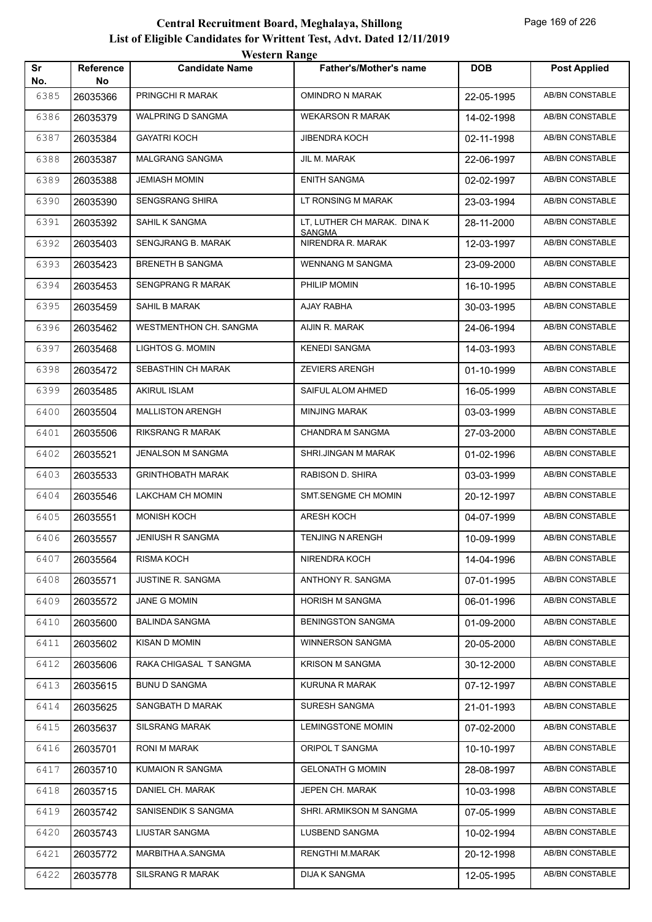# Central Recruitment Board, Meghalaya, Shillong

## List of Eligible Candidates for Writtent Test, Advt. Dated 12/11/2019

### Western Range

| Sr No. | Reference No | Candidate Name | Father's/Mother's name | DOB | Post Applied |
|---|---|---|---|---|---|
| 6385 | 26035366 | PRINGCHI R MARAK | OMINDRO N MARAK | 22-05-1995 | AB/BN CONSTABLE |
| 6386 | 26035379 | WALPRING D SANGMA | WEKARSON R MARAK | 14-02-1998 | AB/BN CONSTABLE |
| 6387 | 26035384 | GAYATRI KOCH | JIBENDRA KOCH | 02-11-1998 | AB/BN CONSTABLE |
| 6388 | 26035387 | MALGRANG SANGMA | JIL M. MARAK | 22-06-1997 | AB/BN CONSTABLE |
| 6389 | 26035388 | JEMIASH MOMIN | ENITH SANGMA | 02-02-1997 | AB/BN CONSTABLE |
| 6390 | 26035390 | SENGSRANG SHIRA | LT RONSING M MARAK | 23-03-1994 | AB/BN CONSTABLE |
| 6391 | 26035392 | SAHIL K SANGMA | LT, LUTHER CH MARAK. DINA K SANGMA | 28-11-2000 | AB/BN CONSTABLE |
| 6392 | 26035403 | SENGJRANG B. MARAK | NIRENDRA R. MARAK | 12-03-1997 | AB/BN CONSTABLE |
| 6393 | 26035423 | BRENETH B SANGMA | WENNANG M SANGMA | 23-09-2000 | AB/BN CONSTABLE |
| 6394 | 26035453 | SENGPRANG R MARAK | PHILIP MOMIN | 16-10-1995 | AB/BN CONSTABLE |
| 6395 | 26035459 | SAHIL B MARAK | AJAY RABHA | 30-03-1995 | AB/BN CONSTABLE |
| 6396 | 26035462 | WESTMENTHON CH. SANGMA | AIJIN R. MARAK | 24-06-1994 | AB/BN CONSTABLE |
| 6397 | 26035468 | LIGHTOS G. MOMIN | KENEDI SANGMA | 14-03-1993 | AB/BN CONSTABLE |
| 6398 | 26035472 | SEBASTHIN CH MARAK | ZEVIERS ARENGH | 01-10-1999 | AB/BN CONSTABLE |
| 6399 | 26035485 | AKIRUL ISLAM | SAIFUL ALOM AHMED | 16-05-1999 | AB/BN CONSTABLE |
| 6400 | 26035504 | MALLISTON ARENGH | MINJING MARAK | 03-03-1999 | AB/BN CONSTABLE |
| 6401 | 26035506 | RIKSRANG R MARAK | CHANDRA M SANGMA | 27-03-2000 | AB/BN CONSTABLE |
| 6402 | 26035521 | JENALSON M SANGMA | SHRI.JINGAN M MARAK | 01-02-1996 | AB/BN CONSTABLE |
| 6403 | 26035533 | GRINTHOBATH MARAK | RABISON D. SHIRA | 03-03-1999 | AB/BN CONSTABLE |
| 6404 | 26035546 | LAKCHAM CH MOMIN | SMT.SENGME CH MOMIN | 20-12-1997 | AB/BN CONSTABLE |
| 6405 | 26035551 | MONISH KOCH | ARESH KOCH | 04-07-1999 | AB/BN CONSTABLE |
| 6406 | 26035557 | JENIUSH R SANGMA | TENJING N ARENGH | 10-09-1999 | AB/BN CONSTABLE |
| 6407 | 26035564 | RISMA KOCH | NIRENDRA KOCH | 14-04-1996 | AB/BN CONSTABLE |
| 6408 | 26035571 | JUSTINE R. SANGMA | ANTHONY R. SANGMA | 07-01-1995 | AB/BN CONSTABLE |
| 6409 | 26035572 | JANE G MOMIN | HORISH M SANGMA | 06-01-1996 | AB/BN CONSTABLE |
| 6410 | 26035600 | BALINDA SANGMA | BENINGSTON SANGMA | 01-09-2000 | AB/BN CONSTABLE |
| 6411 | 26035602 | KISAN D MOMIN | WINNERSON SANGMA | 20-05-2000 | AB/BN CONSTABLE |
| 6412 | 26035606 | RAKA CHIGASAL T SANGMA | KRISON M SANGMA | 30-12-2000 | AB/BN CONSTABLE |
| 6413 | 26035615 | BUNU D SANGMA | KURUNA R MARAK | 07-12-1997 | AB/BN CONSTABLE |
| 6414 | 26035625 | SANGBATH D MARAK | SURESH SANGMA | 21-01-1993 | AB/BN CONSTABLE |
| 6415 | 26035637 | SILSRANG MARAK | LEMINGSTONE MOMIN | 07-02-2000 | AB/BN CONSTABLE |
| 6416 | 26035701 | RONI M MARAK | ORIPOL T SANGMA | 10-10-1997 | AB/BN CONSTABLE |
| 6417 | 26035710 | KUMAION R SANGMA | GELONATH G MOMIN | 28-08-1997 | AB/BN CONSTABLE |
| 6418 | 26035715 | DANIEL CH. MARAK | JEPEN CH. MARAK | 10-03-1998 | AB/BN CONSTABLE |
| 6419 | 26035742 | SANISENDIK S SANGMA | SHRI. ARMIKSON M SANGMA | 07-05-1999 | AB/BN CONSTABLE |
| 6420 | 26035743 | LIUSTAR SANGMA | LUSBEND SANGMA | 10-02-1994 | AB/BN CONSTABLE |
| 6421 | 26035772 | MARBITHA A.SANGMA | RENGTHI M.MARAK | 20-12-1998 | AB/BN CONSTABLE |
| 6422 | 26035778 | SILSRANG R MARAK | DIJA K SANGMA | 12-05-1995 | AB/BN CONSTABLE |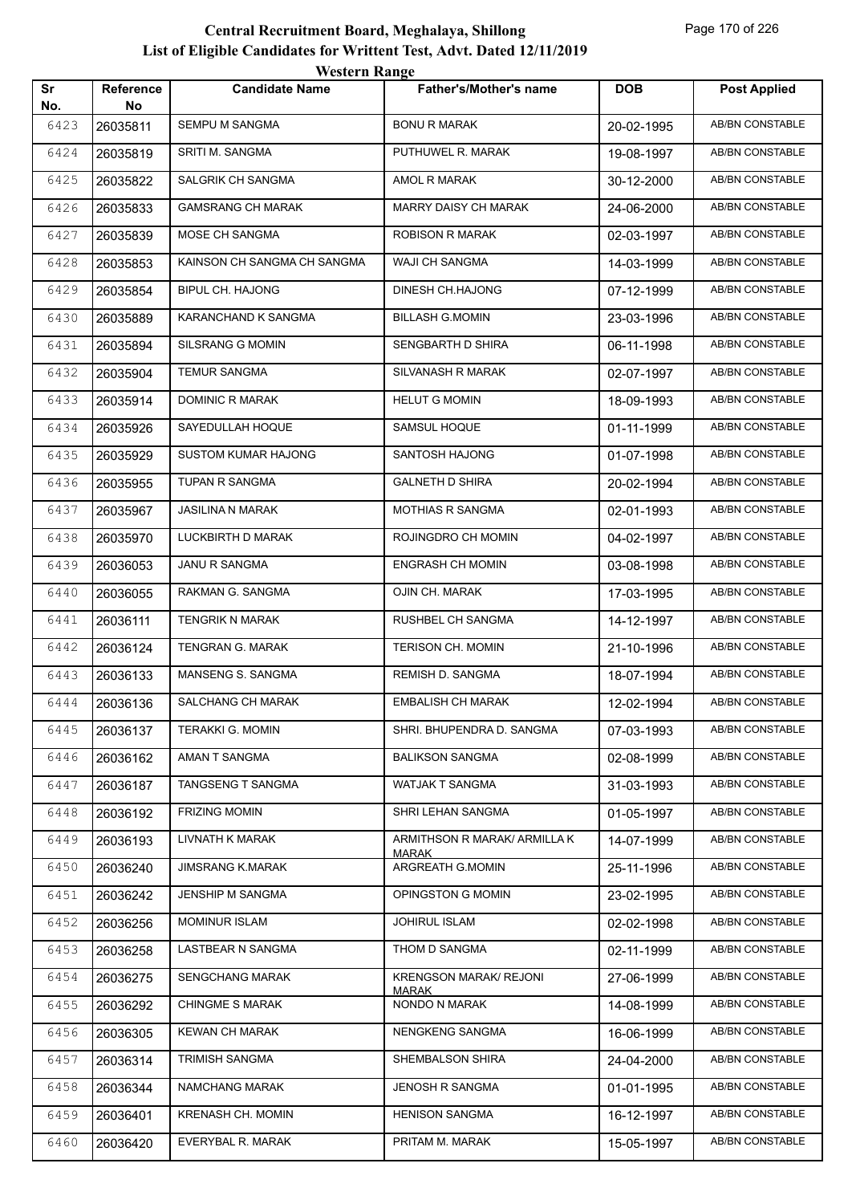# Central Recruitment Board, Meghalaya, Shillong

## List of Eligible Candidates for Writtent Test, Advt. Dated 12/11/2019

### Western Range

| Sr No. | Reference No | Candidate Name | Father's/Mother's name | DOB | Post Applied |
|---|---|---|---|---|---|
| 6423 | 26035811 | SEMPU M SANGMA | BONU R MARAK | 20-02-1995 | AB/BN CONSTABLE |
| 6424 | 26035819 | SRITI M. SANGMA | PUTHUWEL R. MARAK | 19-08-1997 | AB/BN CONSTABLE |
| 6425 | 26035822 | SALGRIK CH SANGMA | AMOL R MARAK | 30-12-2000 | AB/BN CONSTABLE |
| 6426 | 26035833 | GAMSRANG CH MARAK | MARRY DAISY CH MARAK | 24-06-2000 | AB/BN CONSTABLE |
| 6427 | 26035839 | MOSE CH SANGMA | ROBISON R MARAK | 02-03-1997 | AB/BN CONSTABLE |
| 6428 | 26035853 | KAINSON CH SANGMA CH SANGMA | WAJI CH SANGMA | 14-03-1999 | AB/BN CONSTABLE |
| 6429 | 26035854 | BIPUL CH. HAJONG | DINESH CH.HAJONG | 07-12-1999 | AB/BN CONSTABLE |
| 6430 | 26035889 | KARANCHAND K SANGMA | BILLASH G.MOMIN | 23-03-1996 | AB/BN CONSTABLE |
| 6431 | 26035894 | SILSRANG G MOMIN | SENGBARTH D SHIRA | 06-11-1998 | AB/BN CONSTABLE |
| 6432 | 26035904 | TEMUR SANGMA | SILVANASH R MARAK | 02-07-1997 | AB/BN CONSTABLE |
| 6433 | 26035914 | DOMINIC R MARAK | HELUT G MOMIN | 18-09-1993 | AB/BN CONSTABLE |
| 6434 | 26035926 | SAYEDULLAH HOQUE | SAMSUL HOQUE | 01-11-1999 | AB/BN CONSTABLE |
| 6435 | 26035929 | SUSTOM KUMAR HAJONG | SANTOSH HAJONG | 01-07-1998 | AB/BN CONSTABLE |
| 6436 | 26035955 | TUPAN R SANGMA | GALNETH D SHIRA | 20-02-1994 | AB/BN CONSTABLE |
| 6437 | 26035967 | JASILINA N MARAK | MOTHIAS R SANGMA | 02-01-1993 | AB/BN CONSTABLE |
| 6438 | 26035970 | LUCKBIRTH D MARAK | ROJINGDRO CH MOMIN | 04-02-1997 | AB/BN CONSTABLE |
| 6439 | 26036053 | JANU R SANGMA | ENGRASH CH MOMIN | 03-08-1998 | AB/BN CONSTABLE |
| 6440 | 26036055 | RAKMAN G. SANGMA | OJIN CH. MARAK | 17-03-1995 | AB/BN CONSTABLE |
| 6441 | 26036111 | TENGRIK N MARAK | RUSHBEL CH SANGMA | 14-12-1997 | AB/BN CONSTABLE |
| 6442 | 26036124 | TENGRAN G. MARAK | TERISON CH. MOMIN | 21-10-1996 | AB/BN CONSTABLE |
| 6443 | 26036133 | MANSENG S. SANGMA | REMISH D. SANGMA | 18-07-1994 | AB/BN CONSTABLE |
| 6444 | 26036136 | SALCHANG CH MARAK | EMBALISH CH MARAK | 12-02-1994 | AB/BN CONSTABLE |
| 6445 | 26036137 | TERAKKI G. MOMIN | SHRI. BHUPENDRA D. SANGMA | 07-03-1993 | AB/BN CONSTABLE |
| 6446 | 26036162 | AMAN T SANGMA | BALIKSON SANGMA | 02-08-1999 | AB/BN CONSTABLE |
| 6447 | 26036187 | TANGSENG T SANGMA | WATJAK T SANGMA | 31-03-1993 | AB/BN CONSTABLE |
| 6448 | 26036192 | FRIZING MOMIN | SHRI LEHAN SANGMA | 01-05-1997 | AB/BN CONSTABLE |
| 6449 | 26036193 | LIVNATH K MARAK | ARMITHSON R MARAK/ ARMILLA K MARAK | 14-07-1999 | AB/BN CONSTABLE |
| 6450 | 26036240 | JIMSRANG K.MARAK | ARGREATH G.MOMIN | 25-11-1996 | AB/BN CONSTABLE |
| 6451 | 26036242 | JENSHIP M SANGMA | OPINGSTON G MOMIN | 23-02-1995 | AB/BN CONSTABLE |
| 6452 | 26036256 | MOMINUR ISLAM | JOHIRUL ISLAM | 02-02-1998 | AB/BN CONSTABLE |
| 6453 | 26036258 | LASTBEAR N SANGMA | THOM D SANGMA | 02-11-1999 | AB/BN CONSTABLE |
| 6454 | 26036275 | SENGCHANG MARAK | KRENGSON MARAK/ REJONI MARAK | 27-06-1999 | AB/BN CONSTABLE |
| 6455 | 26036292 | CHINGME S MARAK | NONDO N MARAK | 14-08-1999 | AB/BN CONSTABLE |
| 6456 | 26036305 | KEWAN CH MARAK | NENGKENG SANGMA | 16-06-1999 | AB/BN CONSTABLE |
| 6457 | 26036314 | TRIMISH SANGMA | SHEMBALSON SHIRA | 24-04-2000 | AB/BN CONSTABLE |
| 6458 | 26036344 | NAMCHANG MARAK | JENOSH R SANGMA | 01-01-1995 | AB/BN CONSTABLE |
| 6459 | 26036401 | KRENASH CH. MOMIN | HENISON SANGMA | 16-12-1997 | AB/BN CONSTABLE |
| 6460 | 26036420 | EVERYBAL R. MARAK | PRITAM M. MARAK | 15-05-1997 | AB/BN CONSTABLE |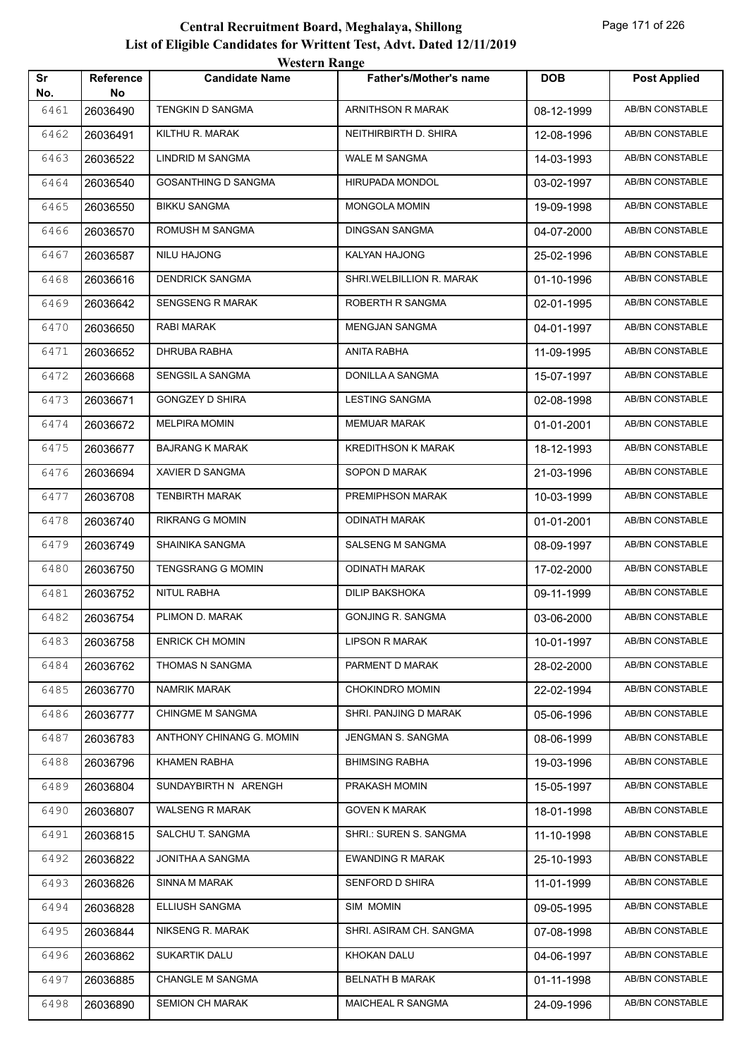# Central Recruitment Board, Meghalaya, Shillong

## List of Eligible Candidates for Writtent Test, Advt. Dated 12/11/2019

### Western Range

| Sr No. | Reference No | Candidate Name | Father's/Mother's name | DOB | Post Applied |
|---|---|---|---|---|---|
| 6461 | 26036490 | TENGKIN D SANGMA | ARNITHSON R MARAK | 08-12-1999 | AB/BN CONSTABLE |
| 6462 | 26036491 | KILTHU R. MARAK | NEITHIRBIRTH D. SHIRA | 12-08-1996 | AB/BN CONSTABLE |
| 6463 | 26036522 | LINDRID M SANGMA | WALE M SANGMA | 14-03-1993 | AB/BN CONSTABLE |
| 6464 | 26036540 | GOSANTHING D SANGMA | HIRUPADA MONDOL | 03-02-1997 | AB/BN CONSTABLE |
| 6465 | 26036550 | BIKKU SANGMA | MONGOLA MOMIN | 19-09-1998 | AB/BN CONSTABLE |
| 6466 | 26036570 | ROMUSH M SANGMA | DINGSAN SANGMA | 04-07-2000 | AB/BN CONSTABLE |
| 6467 | 26036587 | NILU HAJONG | KALYAN HAJONG | 25-02-1996 | AB/BN CONSTABLE |
| 6468 | 26036616 | DENDRICK SANGMA | SHRI.WELBILLION R. MARAK | 01-10-1996 | AB/BN CONSTABLE |
| 6469 | 26036642 | SENGSENG R MARAK | ROBERTH R SANGMA | 02-01-1995 | AB/BN CONSTABLE |
| 6470 | 26036650 | RABI MARAK | MENGJAN SANGMA | 04-01-1997 | AB/BN CONSTABLE |
| 6471 | 26036652 | DHRUBA RABHA | ANITA RABHA | 11-09-1995 | AB/BN CONSTABLE |
| 6472 | 26036668 | SENGSIL A SANGMA | DONILLA A SANGMA | 15-07-1997 | AB/BN CONSTABLE |
| 6473 | 26036671 | GONGZEY D SHIRA | LESTING SANGMA | 02-08-1998 | AB/BN CONSTABLE |
| 6474 | 26036672 | MELPIRA MOMIN | MEMUAR MARAK | 01-01-2001 | AB/BN CONSTABLE |
| 6475 | 26036677 | BAJRANG K MARAK | KREDITHSON K MARAK | 18-12-1993 | AB/BN CONSTABLE |
| 6476 | 26036694 | XAVIER D SANGMA | SOPON D MARAK | 21-03-1996 | AB/BN CONSTABLE |
| 6477 | 26036708 | TENBIRTH MARAK | PREMIPHSON MARAK | 10-03-1999 | AB/BN CONSTABLE |
| 6478 | 26036740 | RIKRANG G MOMIN | ODINATH MARAK | 01-01-2001 | AB/BN CONSTABLE |
| 6479 | 26036749 | SHAINIKA SANGMA | SALSENG M SANGMA | 08-09-1997 | AB/BN CONSTABLE |
| 6480 | 26036750 | TENGSRANG G MOMIN | ODINATH MARAK | 17-02-2000 | AB/BN CONSTABLE |
| 6481 | 26036752 | NITUL RABHA | DILIP BAKSHOKA | 09-11-1999 | AB/BN CONSTABLE |
| 6482 | 26036754 | PLIMON D. MARAK | GONJING R. SANGMA | 03-06-2000 | AB/BN CONSTABLE |
| 6483 | 26036758 | ENRICK CH MOMIN | LIPSON R MARAK | 10-01-1997 | AB/BN CONSTABLE |
| 6484 | 26036762 | THOMAS N SANGMA | PARMENT D MARAK | 28-02-2000 | AB/BN CONSTABLE |
| 6485 | 26036770 | NAMRIK MARAK | CHOKINDRO MOMIN | 22-02-1994 | AB/BN CONSTABLE |
| 6486 | 26036777 | CHINGME M SANGMA | SHRI. PANJING D MARAK | 05-06-1996 | AB/BN CONSTABLE |
| 6487 | 26036783 | ANTHONY CHINANG G. MOMIN | JENGMAN S. SANGMA | 08-06-1999 | AB/BN CONSTABLE |
| 6488 | 26036796 | KHAMEN RABHA | BHIMSING RABHA | 19-03-1996 | AB/BN CONSTABLE |
| 6489 | 26036804 | SUNDAYBIRTH N ARENGH | PRAKASH MOMIN | 15-05-1997 | AB/BN CONSTABLE |
| 6490 | 26036807 | WALSENG R MARAK | GOVEN K MARAK | 18-01-1998 | AB/BN CONSTABLE |
| 6491 | 26036815 | SALCHU T. SANGMA | SHRI.: SUREN S. SANGMA | 11-10-1998 | AB/BN CONSTABLE |
| 6492 | 26036822 | JONITHA A SANGMA | EWANDING R MARAK | 25-10-1993 | AB/BN CONSTABLE |
| 6493 | 26036826 | SINNA M MARAK | SENFORD D SHIRA | 11-01-1999 | AB/BN CONSTABLE |
| 6494 | 26036828 | ELLIUSH SANGMA | SIM MOMIN | 09-05-1995 | AB/BN CONSTABLE |
| 6495 | 26036844 | NIKSENG R. MARAK | SHRI. ASIRAM CH. SANGMA | 07-08-1998 | AB/BN CONSTABLE |
| 6496 | 26036862 | SUKARTIK DALU | KHOKAN DALU | 04-06-1997 | AB/BN CONSTABLE |
| 6497 | 26036885 | CHANGLE M SANGMA | BELNATH B MARAK | 01-11-1998 | AB/BN CONSTABLE |
| 6498 | 26036890 | SEMION CH MARAK | MAICHEAL R SANGMA | 24-09-1996 | AB/BN CONSTABLE |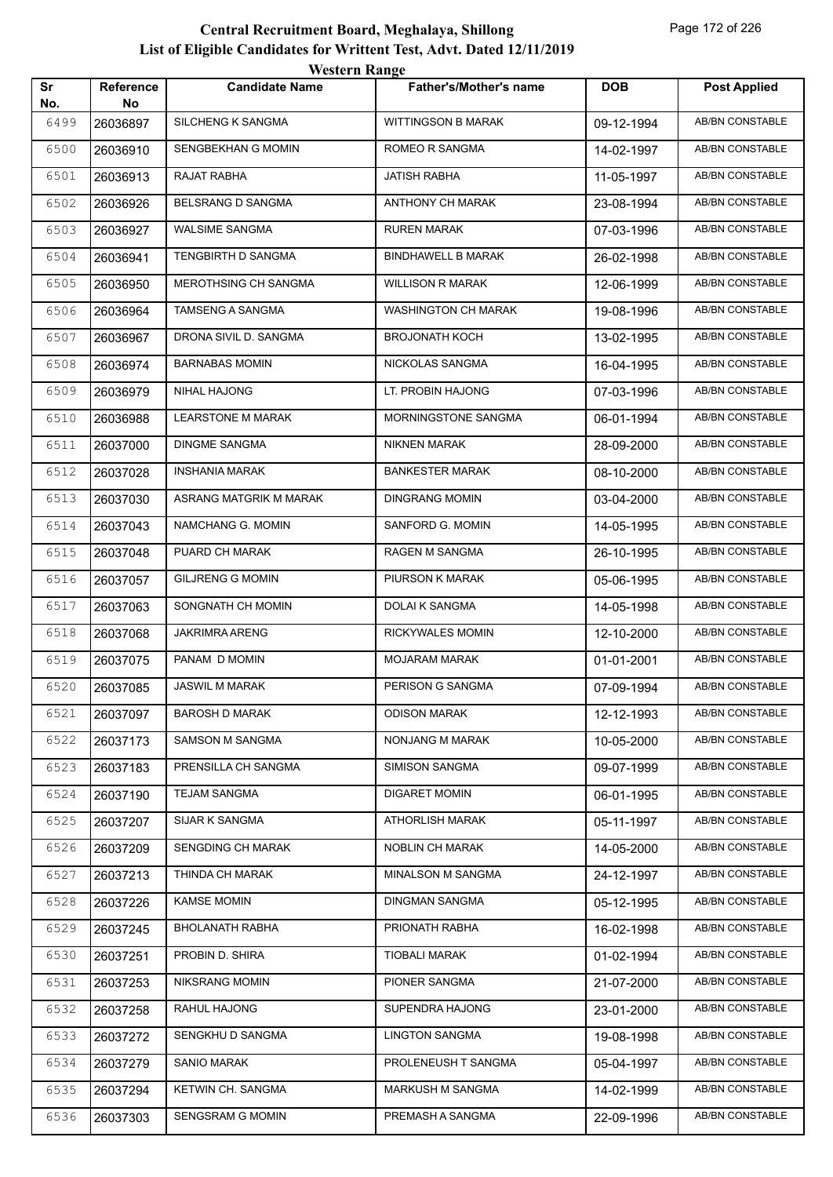# Central Recruitment Board, Meghalaya, Shillong
## List of Eligible Candidates for Writtent Test, Advt. Dated 12/11/2019
### Western Range

| Sr No. | Reference No | Candidate Name | Father's/Mother's name | DOB | Post Applied |
|---|---|---|---|---|---|
| 6499 | 26036897 | SILCHENG K SANGMA | WITTINGSON B MARAK | 09-12-1994 | AB/BN CONSTABLE |
| 6500 | 26036910 | SENGBEKHAN G MOMIN | ROMEO R SANGMA | 14-02-1997 | AB/BN CONSTABLE |
| 6501 | 26036913 | RAJAT RABHA | JATISH RABHA | 11-05-1997 | AB/BN CONSTABLE |
| 6502 | 26036926 | BELSRANG D SANGMA | ANTHONY CH MARAK | 23-08-1994 | AB/BN CONSTABLE |
| 6503 | 26036927 | WALSIME SANGMA | RUREN MARAK | 07-03-1996 | AB/BN CONSTABLE |
| 6504 | 26036941 | TENGBIRTH D SANGMA | BINDHAWELL B MARAK | 26-02-1998 | AB/BN CONSTABLE |
| 6505 | 26036950 | MEROTHSING CH SANGMA | WILLISON R MARAK | 12-06-1999 | AB/BN CONSTABLE |
| 6506 | 26036964 | TAMSENG A SANGMA | WASHINGTON CH MARAK | 19-08-1996 | AB/BN CONSTABLE |
| 6507 | 26036967 | DRONA SIVIL D. SANGMA | BROJONATH KOCH | 13-02-1995 | AB/BN CONSTABLE |
| 6508 | 26036974 | BARNABAS MOMIN | NICKOLAS SANGMA | 16-04-1995 | AB/BN CONSTABLE |
| 6509 | 26036979 | NIHAL HAJONG | LT. PROBIN HAJONG | 07-03-1996 | AB/BN CONSTABLE |
| 6510 | 26036988 | LEARSTONE M MARAK | MORNINGSTONE SANGMA | 06-01-1994 | AB/BN CONSTABLE |
| 6511 | 26037000 | DINGME SANGMA | NIKNEN MARAK | 28-09-2000 | AB/BN CONSTABLE |
| 6512 | 26037028 | INSHANIA MARAK | BANKESTER MARAK | 08-10-2000 | AB/BN CONSTABLE |
| 6513 | 26037030 | ASRANG MATGRIK M MARAK | DINGRANG MOMIN | 03-04-2000 | AB/BN CONSTABLE |
| 6514 | 26037043 | NAMCHANG G. MOMIN | SANFORD G. MOMIN | 14-05-1995 | AB/BN CONSTABLE |
| 6515 | 26037048 | PUARD CH MARAK | RAGEN M SANGMA | 26-10-1995 | AB/BN CONSTABLE |
| 6516 | 26037057 | GILJRENG G MOMIN | PIURSON K MARAK | 05-06-1995 | AB/BN CONSTABLE |
| 6517 | 26037063 | SONGNATH CH MOMIN | DOLAI K SANGMA | 14-05-1998 | AB/BN CONSTABLE |
| 6518 | 26037068 | JAKRIMRA ARENG | RICKYWALES MOMIN | 12-10-2000 | AB/BN CONSTABLE |
| 6519 | 26037075 | PANAM D MOMIN | MOJARAM MARAK | 01-01-2001 | AB/BN CONSTABLE |
| 6520 | 26037085 | JASWIL M MARAK | PERISON G SANGMA | 07-09-1994 | AB/BN CONSTABLE |
| 6521 | 26037097 | BAROSH D MARAK | ODISON MARAK | 12-12-1993 | AB/BN CONSTABLE |
| 6522 | 26037173 | SAMSON M SANGMA | NONJANG M MARAK | 10-05-2000 | AB/BN CONSTABLE |
| 6523 | 26037183 | PRENSILLA CH SANGMA | SIMISON SANGMA | 09-07-1999 | AB/BN CONSTABLE |
| 6524 | 26037190 | TEJAM SANGMA | DIGARET MOMIN | 06-01-1995 | AB/BN CONSTABLE |
| 6525 | 26037207 | SIJAR K SANGMA | ATHORLISH MARAK | 05-11-1997 | AB/BN CONSTABLE |
| 6526 | 26037209 | SENGDING CH MARAK | NOBLIN CH MARAK | 14-05-2000 | AB/BN CONSTABLE |
| 6527 | 26037213 | THINDA CH MARAK | MINALSON M SANGMA | 24-12-1997 | AB/BN CONSTABLE |
| 6528 | 26037226 | KAMSE MOMIN | DINGMAN SANGMA | 05-12-1995 | AB/BN CONSTABLE |
| 6529 | 26037245 | BHOLANATH RABHA | PRIONATH RABHA | 16-02-1998 | AB/BN CONSTABLE |
| 6530 | 26037251 | PROBIN D. SHIRA | TIOBALI MARAK | 01-02-1994 | AB/BN CONSTABLE |
| 6531 | 26037253 | NIKSRANG MOMIN | PIONER SANGMA | 21-07-2000 | AB/BN CONSTABLE |
| 6532 | 26037258 | RAHUL HAJONG | SUPENDRA HAJONG | 23-01-2000 | AB/BN CONSTABLE |
| 6533 | 26037272 | SENGKHU D SANGMA | LINGTON SANGMA | 19-08-1998 | AB/BN CONSTABLE |
| 6534 | 26037279 | SANIO MARAK | PROLENEUSH T SANGMA | 05-04-1997 | AB/BN CONSTABLE |
| 6535 | 26037294 | KETWIN CH. SANGMA | MARKUSH M SANGMA | 14-02-1999 | AB/BN CONSTABLE |
| 6536 | 26037303 | SENGSRAM G MOMIN | PREMASH A SANGMA | 22-09-1996 | AB/BN CONSTABLE |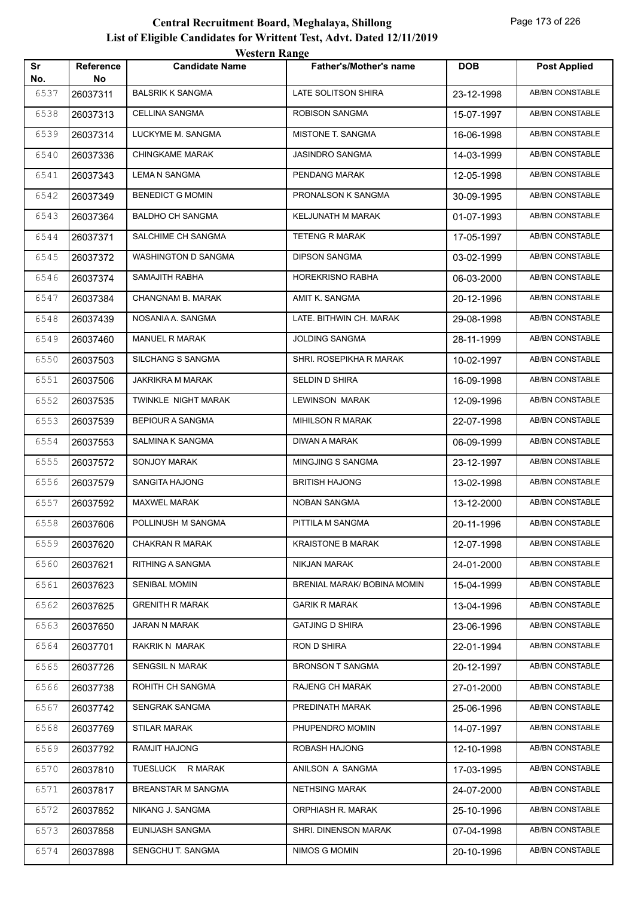# Central Recruitment Board, Meghalaya, Shillong

## List of Eligible Candidates for Writtent Test, Advt. Dated 12/11/2019

### Western Range

| Sr No. | Reference No | Candidate Name | Father's/Mother's name | DOB | Post Applied |
|---|---|---|---|---|---|
| 6537 | 26037311 | BALSRIK K SANGMA | LATE SOLITSON SHIRA | 23-12-1998 | AB/BN CONSTABLE |
| 6538 | 26037313 | CELLINA SANGMA | ROBISON SANGMA | 15-07-1997 | AB/BN CONSTABLE |
| 6539 | 26037314 | LUCKYME M. SANGMA | MISTONE T. SANGMA | 16-06-1998 | AB/BN CONSTABLE |
| 6540 | 26037336 | CHINGKAME MARAK | JASINDRO SANGMA | 14-03-1999 | AB/BN CONSTABLE |
| 6541 | 26037343 | LEMA N SANGMA | PENDANG MARAK | 12-05-1998 | AB/BN CONSTABLE |
| 6542 | 26037349 | BENEDICT G MOMIN | PRONALSON K SANGMA | 30-09-1995 | AB/BN CONSTABLE |
| 6543 | 26037364 | BALDHO CH SANGMA | KELJUNATH M MARAK | 01-07-1993 | AB/BN CONSTABLE |
| 6544 | 26037371 | SALCHIME CH SANGMA | TETENG R MARAK | 17-05-1997 | AB/BN CONSTABLE |
| 6545 | 26037372 | WASHINGTON D SANGMA | DIPSON SANGMA | 03-02-1999 | AB/BN CONSTABLE |
| 6546 | 26037374 | SAMAJITH RABHA | HOREKRISNO RABHA | 06-03-2000 | AB/BN CONSTABLE |
| 6547 | 26037384 | CHANGNAM B. MARAK | AMIT K. SANGMA | 20-12-1996 | AB/BN CONSTABLE |
| 6548 | 26037439 | NOSANIA A. SANGMA | LATE. BITHWIN CH. MARAK | 29-08-1998 | AB/BN CONSTABLE |
| 6549 | 26037460 | MANUEL R MARAK | JOLDING SANGMA | 28-11-1999 | AB/BN CONSTABLE |
| 6550 | 26037503 | SILCHANG S SANGMA | SHRI. ROSEPIKHA R MARAK | 10-02-1997 | AB/BN CONSTABLE |
| 6551 | 26037506 | JAKRIKRA M MARAK | SELDIN D SHIRA | 16-09-1998 | AB/BN CONSTABLE |
| 6552 | 26037535 | TWINKLE NIGHT MARAK | LEWINSON MARAK | 12-09-1996 | AB/BN CONSTABLE |
| 6553 | 26037539 | BEPIOUR A SANGMA | MIHILSON R MARAK | 22-07-1998 | AB/BN CONSTABLE |
| 6554 | 26037553 | SALMINA K SANGMA | DIWAN A MARAK | 06-09-1999 | AB/BN CONSTABLE |
| 6555 | 26037572 | SONJOY MARAK | MINGJING S SANGMA | 23-12-1997 | AB/BN CONSTABLE |
| 6556 | 26037579 | SANGITA HAJONG | BRITISH HAJONG | 13-02-1998 | AB/BN CONSTABLE |
| 6557 | 26037592 | MAXWEL MARAK | NOBAN SANGMA | 13-12-2000 | AB/BN CONSTABLE |
| 6558 | 26037606 | POLLINUSH M SANGMA | PITTILA M SANGMA | 20-11-1996 | AB/BN CONSTABLE |
| 6559 | 26037620 | CHAKRAN R MARAK | KRAISTONE B MARAK | 12-07-1998 | AB/BN CONSTABLE |
| 6560 | 26037621 | RITHING A SANGMA | NIKJAN MARAK | 24-01-2000 | AB/BN CONSTABLE |
| 6561 | 26037623 | SENIBAL MOMIN | BRENIAL MARAK/ BOBINA MOMIN | 15-04-1999 | AB/BN CONSTABLE |
| 6562 | 26037625 | GRENITH R MARAK | GARIK R MARAK | 13-04-1996 | AB/BN CONSTABLE |
| 6563 | 26037650 | JARAN N MARAK | GATJING D SHIRA | 23-06-1996 | AB/BN CONSTABLE |
| 6564 | 26037701 | RAKRIK N MARAK | RON D SHIRA | 22-01-1994 | AB/BN CONSTABLE |
| 6565 | 26037726 | SENGSIL N MARAK | BRONSON T SANGMA | 20-12-1997 | AB/BN CONSTABLE |
| 6566 | 26037738 | ROHITH CH SANGMA | RAJENG CH MARAK | 27-01-2000 | AB/BN CONSTABLE |
| 6567 | 26037742 | SENGRAK SANGMA | PREDINATH MARAK | 25-06-1996 | AB/BN CONSTABLE |
| 6568 | 26037769 | STILAR MARAK | PHUPENDRO MOMIN | 14-07-1997 | AB/BN CONSTABLE |
| 6569 | 26037792 | RAMJIT HAJONG | ROBASH HAJONG | 12-10-1998 | AB/BN CONSTABLE |
| 6570 | 26037810 | TUESLUCK R MARAK | ANILSON A SANGMA | 17-03-1995 | AB/BN CONSTABLE |
| 6571 | 26037817 | BREANSTAR M SANGMA | NETHSING MARAK | 24-07-2000 | AB/BN CONSTABLE |
| 6572 | 26037852 | NIKANG J. SANGMA | ORPHIASH R. MARAK | 25-10-1996 | AB/BN CONSTABLE |
| 6573 | 26037858 | EUNIJASH SANGMA | SHRI. DINENSON MARAK | 07-04-1998 | AB/BN CONSTABLE |
| 6574 | 26037898 | SENGCHU T. SANGMA | NIMOS G MOMIN | 20-10-1996 | AB/BN CONSTABLE |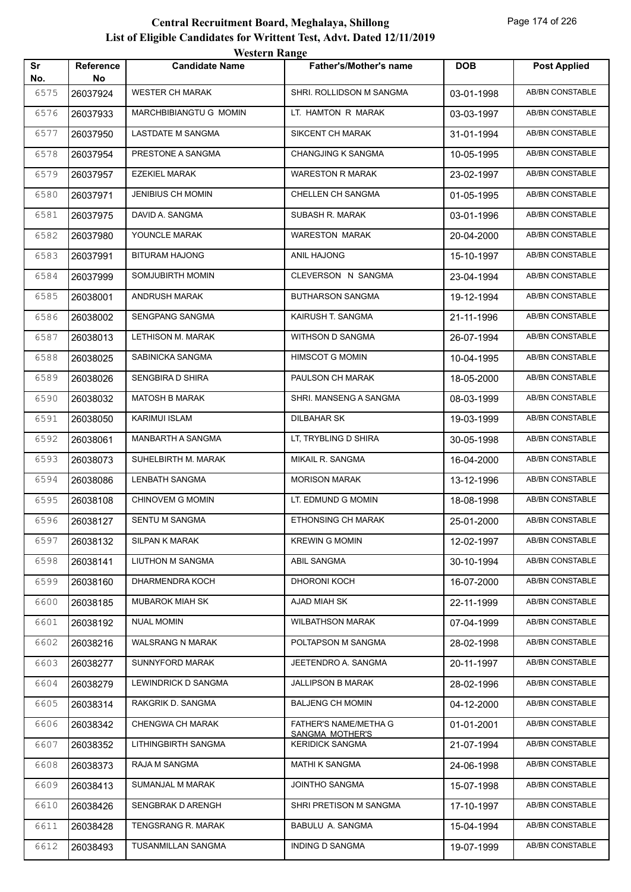# Central Recruitment Board, Meghalaya, Shillong

## List of Eligible Candidates for Writtent Test, Advt. Dated 12/11/2019

### Western Range

| Sr No. | Reference No | Candidate Name | Father's/Mother's name | DOB | Post Applied |
|---|---|---|---|---|---|
| 6575 | 26037924 | WESTER CH MARAK | SHRI. ROLLIDSON M SANGMA | 03-01-1998 | AB/BN CONSTABLE |
| 6576 | 26037933 | MARCHBIBIANGTU G MOMIN | LT. HAMTON R MARAK | 03-03-1997 | AB/BN CONSTABLE |
| 6577 | 26037950 | LASTDATE M SANGMA | SIKCENT CH MARAK | 31-01-1994 | AB/BN CONSTABLE |
| 6578 | 26037954 | PRESTONE A SANGMA | CHANGJING K SANGMA | 10-05-1995 | AB/BN CONSTABLE |
| 6579 | 26037957 | EZEKIEL MARAK | WARESTON R MARAK | 23-02-1997 | AB/BN CONSTABLE |
| 6580 | 26037971 | JENIBIUS CH MOMIN | CHELLEN CH SANGMA | 01-05-1995 | AB/BN CONSTABLE |
| 6581 | 26037975 | DAVID A. SANGMA | SUBASH R. MARAK | 03-01-1996 | AB/BN CONSTABLE |
| 6582 | 26037980 | YOUNCLE MARAK | WARESTON MARAK | 20-04-2000 | AB/BN CONSTABLE |
| 6583 | 26037991 | BITURAM HAJONG | ANIL HAJONG | 15-10-1997 | AB/BN CONSTABLE |
| 6584 | 26037999 | SOMJUBIRTH MOMIN | CLEVERSON N SANGMA | 23-04-1994 | AB/BN CONSTABLE |
| 6585 | 26038001 | ANDRUSH MARAK | BUTHARSON SANGMA | 19-12-1994 | AB/BN CONSTABLE |
| 6586 | 26038002 | SENGPANG SANGMA | KAIRUSH T. SANGMA | 21-11-1996 | AB/BN CONSTABLE |
| 6587 | 26038013 | LETHISON M. MARAK | WITHSON D SANGMA | 26-07-1994 | AB/BN CONSTABLE |
| 6588 | 26038025 | SABINICKA SANGMA | HIMSCOT G MOMIN | 10-04-1995 | AB/BN CONSTABLE |
| 6589 | 26038026 | SENGBIRA D SHIRA | PAULSON CH MARAK | 18-05-2000 | AB/BN CONSTABLE |
| 6590 | 26038032 | MATOSH B MARAK | SHRI. MANSENG A SANGMA | 08-03-1999 | AB/BN CONSTABLE |
| 6591 | 26038050 | KARIMUI ISLAM | DILBAHAR SK | 19-03-1999 | AB/BN CONSTABLE |
| 6592 | 26038061 | MANBARTH A SANGMA | LT, TRYBLING D SHIRA | 30-05-1998 | AB/BN CONSTABLE |
| 6593 | 26038073 | SUHELBIRTH M. MARAK | MIKAIL R. SANGMA | 16-04-2000 | AB/BN CONSTABLE |
| 6594 | 26038086 | LENBATH SANGMA | MORISON MARAK | 13-12-1996 | AB/BN CONSTABLE |
| 6595 | 26038108 | CHINOVEM G MOMIN | LT. EDMUND G MOMIN | 18-08-1998 | AB/BN CONSTABLE |
| 6596 | 26038127 | SENTU M SANGMA | ETHONSING CH MARAK | 25-01-2000 | AB/BN CONSTABLE |
| 6597 | 26038132 | SILPAN K MARAK | KREWIN G MOMIN | 12-02-1997 | AB/BN CONSTABLE |
| 6598 | 26038141 | LIUTHON M SANGMA | ABIL SANGMA | 30-10-1994 | AB/BN CONSTABLE |
| 6599 | 26038160 | DHARMENDRA KOCH | DHORONI KOCH | 16-07-2000 | AB/BN CONSTABLE |
| 6600 | 26038185 | MUBAROK MIAH SK | AJAD MIAH SK | 22-11-1999 | AB/BN CONSTABLE |
| 6601 | 26038192 | NUAL MOMIN | WILBATHSON MARAK | 07-04-1999 | AB/BN CONSTABLE |
| 6602 | 26038216 | WALSRANG N MARAK | POLTAPSON M SANGMA | 28-02-1998 | AB/BN CONSTABLE |
| 6603 | 26038277 | SUNNYFORD MARAK | JEETENDRO A. SANGMA | 20-11-1997 | AB/BN CONSTABLE |
| 6604 | 26038279 | LEWINDRICK D SANGMA | JALLIPSON B MARAK | 28-02-1996 | AB/BN CONSTABLE |
| 6605 | 26038314 | RAKGRIK D. SANGMA | BALJENG CH MOMIN | 04-12-2000 | AB/BN CONSTABLE |
| 6606 | 26038342 | CHENGWA CH MARAK | FATHER'S NAME/METHA G SANGMA MOTHER'S | 01-01-2001 | AB/BN CONSTABLE |
| 6607 | 26038352 | LITHINGBIRTH SANGMA | KERIDICK SANGMA | 21-07-1994 | AB/BN CONSTABLE |
| 6608 | 26038373 | RAJA M SANGMA | MATHI K SANGMA | 24-06-1998 | AB/BN CONSTABLE |
| 6609 | 26038413 | SUMANJAL M MARAK | JOINTHO SANGMA | 15-07-1998 | AB/BN CONSTABLE |
| 6610 | 26038426 | SENGBRAK D ARENGH | SHRI PRETISON M SANGMA | 17-10-1997 | AB/BN CONSTABLE |
| 6611 | 26038428 | TENGSRANG R. MARAK | BABULU A. SANGMA | 15-04-1994 | AB/BN CONSTABLE |
| 6612 | 26038493 | TUSANMILLAN SANGMA | INDING D SANGMA | 19-07-1999 | AB/BN CONSTABLE |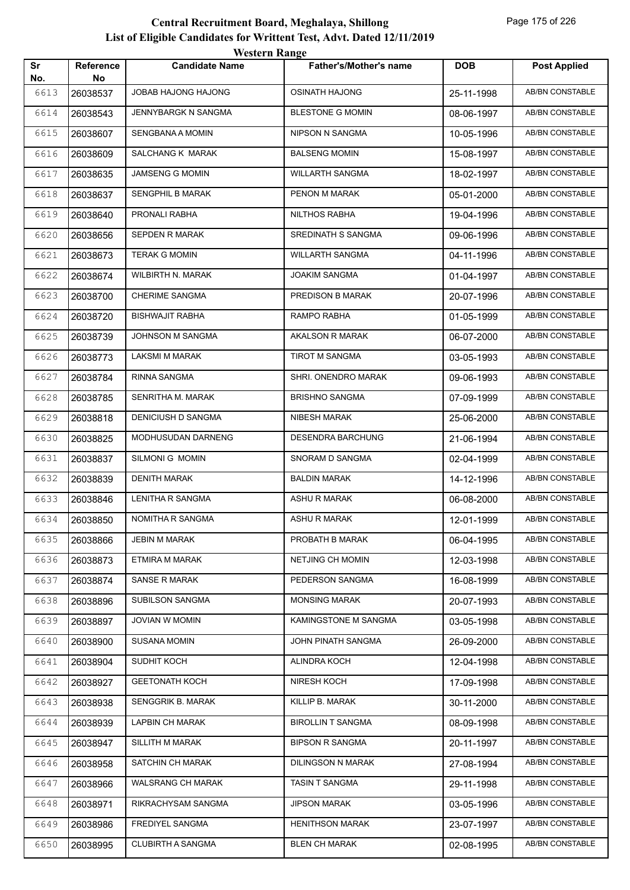# Central Recruitment Board, Meghalaya, Shillong

## List of Eligible Candidates for Writtent Test, Advt. Dated 12/11/2019

### Western Range

| Sr No. | Reference No | Candidate Name | Father's/Mother's name | DOB | Post Applied |
|---|---|---|---|---|---|
| 6613 | 26038537 | JOBAB HAJONG HAJONG | OSINATH HAJONG | 25-11-1998 | AB/BN CONSTABLE |
| 6614 | 26038543 | JENNYBARGK N SANGMA | BLESTONE G MOMIN | 08-06-1997 | AB/BN CONSTABLE |
| 6615 | 26038607 | SENGBANA A MOMIN | NIPSON N SANGMA | 10-05-1996 | AB/BN CONSTABLE |
| 6616 | 26038609 | SALCHANG K MARAK | BALSENG MOMIN | 15-08-1997 | AB/BN CONSTABLE |
| 6617 | 26038635 | JAMSENG G MOMIN | WILLARTH SANGMA | 18-02-1997 | AB/BN CONSTABLE |
| 6618 | 26038637 | SENGPHIL B MARAK | PENON M MARAK | 05-01-2000 | AB/BN CONSTABLE |
| 6619 | 26038640 | PRONALI RABHA | NILTHOS RABHA | 19-04-1996 | AB/BN CONSTABLE |
| 6620 | 26038656 | SEPDEN R MARAK | SREDINATH S SANGMA | 09-06-1996 | AB/BN CONSTABLE |
| 6621 | 26038673 | TERAK G MOMIN | WILLARTH SANGMA | 04-11-1996 | AB/BN CONSTABLE |
| 6622 | 26038674 | WILBIRTH N. MARAK | JOAKIM SANGMA | 01-04-1997 | AB/BN CONSTABLE |
| 6623 | 26038700 | CHERIME SANGMA | PREDISON B MARAK | 20-07-1996 | AB/BN CONSTABLE |
| 6624 | 26038720 | BISHWAJIT RABHA | RAMPO RABHA | 01-05-1999 | AB/BN CONSTABLE |
| 6625 | 26038739 | JOHNSON M SANGMA | AKALSON R MARAK | 06-07-2000 | AB/BN CONSTABLE |
| 6626 | 26038773 | LAKSMI M MARAK | TIROT M SANGMA | 03-05-1993 | AB/BN CONSTABLE |
| 6627 | 26038784 | RINNA SANGMA | SHRI. ONENDRO MARAK | 09-06-1993 | AB/BN CONSTABLE |
| 6628 | 26038785 | SENRITHA M. MARAK | BRISHNO SANGMA | 07-09-1999 | AB/BN CONSTABLE |
| 6629 | 26038818 | DENICIUSH D SANGMA | NIBESH MARAK | 25-06-2000 | AB/BN CONSTABLE |
| 6630 | 26038825 | MODHUSUDAN DARNENG | DESENDRA BARCHUNG | 21-06-1994 | AB/BN CONSTABLE |
| 6631 | 26038837 | SILMONI G MOMIN | SNORAM D SANGMA | 02-04-1999 | AB/BN CONSTABLE |
| 6632 | 26038839 | DENITH MARAK | BALDIN MARAK | 14-12-1996 | AB/BN CONSTABLE |
| 6633 | 26038846 | LENITHA R SANGMA | ASHU R MARAK | 06-08-2000 | AB/BN CONSTABLE |
| 6634 | 26038850 | NOMITHA R SANGMA | ASHU R MARAK | 12-01-1999 | AB/BN CONSTABLE |
| 6635 | 26038866 | JEBIN M MARAK | PROBATH B MARAK | 06-04-1995 | AB/BN CONSTABLE |
| 6636 | 26038873 | ETMIRA M MARAK | NETJING CH MOMIN | 12-03-1998 | AB/BN CONSTABLE |
| 6637 | 26038874 | SANSE R MARAK | PEDERSON SANGMA | 16-08-1999 | AB/BN CONSTABLE |
| 6638 | 26038896 | SUBILSON SANGMA | MONSING MARAK | 20-07-1993 | AB/BN CONSTABLE |
| 6639 | 26038897 | JOVIAN W MOMIN | KAMINGSTONE M SANGMA | 03-05-1998 | AB/BN CONSTABLE |
| 6640 | 26038900 | SUSANA MOMIN | JOHN PINATH SANGMA | 26-09-2000 | AB/BN CONSTABLE |
| 6641 | 26038904 | SUDHIT KOCH | ALINDRA KOCH | 12-04-1998 | AB/BN CONSTABLE |
| 6642 | 26038927 | GEETONATH KOCH | NIRESH KOCH | 17-09-1998 | AB/BN CONSTABLE |
| 6643 | 26038938 | SENGGRIK B. MARAK | KILLIP B. MARAK | 30-11-2000 | AB/BN CONSTABLE |
| 6644 | 26038939 | LAPBIN CH MARAK | BIROLLIN T SANGMA | 08-09-1998 | AB/BN CONSTABLE |
| 6645 | 26038947 | SILLITH M MARAK | BIPSON R SANGMA | 20-11-1997 | AB/BN CONSTABLE |
| 6646 | 26038958 | SATCHIN CH MARAK | DILINGSON N MARAK | 27-08-1994 | AB/BN CONSTABLE |
| 6647 | 26038966 | WALSRANG CH MARAK | TASIN T SANGMA | 29-11-1998 | AB/BN CONSTABLE |
| 6648 | 26038971 | RIKRACHYSAM SANGMA | JIPSON MARAK | 03-05-1996 | AB/BN CONSTABLE |
| 6649 | 26038986 | FREDIYEL SANGMA | HENITHSON MARAK | 23-07-1997 | AB/BN CONSTABLE |
| 6650 | 26038995 | CLUBIRTH A SANGMA | BLEN CH MARAK | 02-08-1995 | AB/BN CONSTABLE |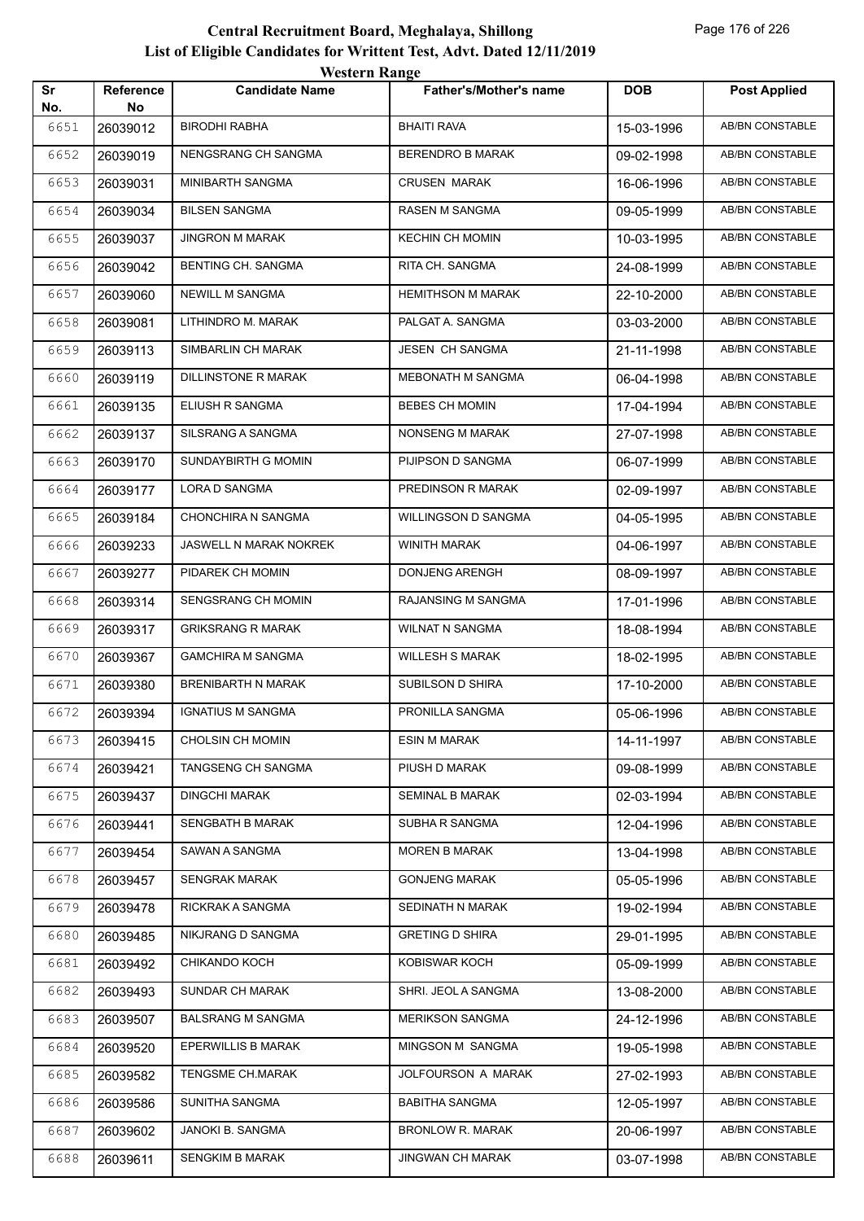# Central Recruitment Board, Meghalaya, Shillong

## List of Eligible Candidates for Writtent Test, Advt. Dated 12/11/2019

### Western Range

| Sr No. | Reference No | Candidate Name | Father's/Mother's name | DOB | Post Applied |
|---|---|---|---|---|---|
| 6651 | 26039012 | BIRODHI RABHA | BHAITI RAVA | 15-03-1996 | AB/BN CONSTABLE |
| 6652 | 26039019 | NENGSRANG CH SANGMA | BERENDRO B MARAK | 09-02-1998 | AB/BN CONSTABLE |
| 6653 | 26039031 | MINIBARTH SANGMA | CRUSEN MARAK | 16-06-1996 | AB/BN CONSTABLE |
| 6654 | 26039034 | BILSEN SANGMA | RASEN M SANGMA | 09-05-1999 | AB/BN CONSTABLE |
| 6655 | 26039037 | JINGRON M MARAK | KECHIN CH MOMIN | 10-03-1995 | AB/BN CONSTABLE |
| 6656 | 26039042 | BENTING CH. SANGMA | RITA CH. SANGMA | 24-08-1999 | AB/BN CONSTABLE |
| 6657 | 26039060 | NEWILL M SANGMA | HEMITHSON M MARAK | 22-10-2000 | AB/BN CONSTABLE |
| 6658 | 26039081 | LITHINDRO M. MARAK | PALGAT A. SANGMA | 03-03-2000 | AB/BN CONSTABLE |
| 6659 | 26039113 | SIMBARLIN CH MARAK | JESEN CH SANGMA | 21-11-1998 | AB/BN CONSTABLE |
| 6660 | 26039119 | DILLINSTONE R MARAK | MEBONATH M SANGMA | 06-04-1998 | AB/BN CONSTABLE |
| 6661 | 26039135 | ELIUSH R SANGMA | BEBES CH MOMIN | 17-04-1994 | AB/BN CONSTABLE |
| 6662 | 26039137 | SILSRANG A SANGMA | NONSENG M MARAK | 27-07-1998 | AB/BN CONSTABLE |
| 6663 | 26039170 | SUNDAYBIRTH G MOMIN | PIJIPSON D SANGMA | 06-07-1999 | AB/BN CONSTABLE |
| 6664 | 26039177 | LORA D SANGMA | PREDINSON R MARAK | 02-09-1997 | AB/BN CONSTABLE |
| 6665 | 26039184 | CHONCHIRA N SANGMA | WILLINGSON D SANGMA | 04-05-1995 | AB/BN CONSTABLE |
| 6666 | 26039233 | JASWELL N MARAK NOKREK | WINITH MARAK | 04-06-1997 | AB/BN CONSTABLE |
| 6667 | 26039277 | PIDAREK CH MOMIN | DONJENG ARENGH | 08-09-1997 | AB/BN CONSTABLE |
| 6668 | 26039314 | SENGSRANG CH MOMIN | RAJANSING M SANGMA | 17-01-1996 | AB/BN CONSTABLE |
| 6669 | 26039317 | GRIKSRANG R MARAK | WILNAT N SANGMA | 18-08-1994 | AB/BN CONSTABLE |
| 6670 | 26039367 | GAMCHIRA M SANGMA | WILLESH S MARAK | 18-02-1995 | AB/BN CONSTABLE |
| 6671 | 26039380 | BRENIBARTH N MARAK | SUBILSON D SHIRA | 17-10-2000 | AB/BN CONSTABLE |
| 6672 | 26039394 | IGNATIUS M SANGMA | PRONILLA SANGMA | 05-06-1996 | AB/BN CONSTABLE |
| 6673 | 26039415 | CHOLSIN CH MOMIN | ESIN M MARAK | 14-11-1997 | AB/BN CONSTABLE |
| 6674 | 26039421 | TANGSENG CH SANGMA | PIUSH D MARAK | 09-08-1999 | AB/BN CONSTABLE |
| 6675 | 26039437 | DINGCHI MARAK | SEMINAL B MARAK | 02-03-1994 | AB/BN CONSTABLE |
| 6676 | 26039441 | SENGBATH B MARAK | SUBHA R SANGMA | 12-04-1996 | AB/BN CONSTABLE |
| 6677 | 26039454 | SAWAN A SANGMA | MOREN B MARAK | 13-04-1998 | AB/BN CONSTABLE |
| 6678 | 26039457 | SENGRAK MARAK | GONJENG MARAK | 05-05-1996 | AB/BN CONSTABLE |
| 6679 | 26039478 | RICKRAK A SANGMA | SEDINATH N MARAK | 19-02-1994 | AB/BN CONSTABLE |
| 6680 | 26039485 | NIKJRANG D SANGMA | GRETING D SHIRA | 29-01-1995 | AB/BN CONSTABLE |
| 6681 | 26039492 | CHIKANDO KOCH | KOBISWAR KOCH | 05-09-1999 | AB/BN CONSTABLE |
| 6682 | 26039493 | SUNDAR CH MARAK | SHRI. JEOL A SANGMA | 13-08-2000 | AB/BN CONSTABLE |
| 6683 | 26039507 | BALSRANG M SANGMA | MERIKSON SANGMA | 24-12-1996 | AB/BN CONSTABLE |
| 6684 | 26039520 | EPERWILLIS B MARAK | MINGSON M SANGMA | 19-05-1998 | AB/BN CONSTABLE |
| 6685 | 26039582 | TENGSME CH.MARAK | JOLFOURSON A MARAK | 27-02-1993 | AB/BN CONSTABLE |
| 6686 | 26039586 | SUNITHA SANGMA | BABITHA SANGMA | 12-05-1997 | AB/BN CONSTABLE |
| 6687 | 26039602 | JANOKI B. SANGMA | BRONLOW R. MARAK | 20-06-1997 | AB/BN CONSTABLE |
| 6688 | 26039611 | SENGKIM B MARAK | JINGWAN CH MARAK | 03-07-1998 | AB/BN CONSTABLE |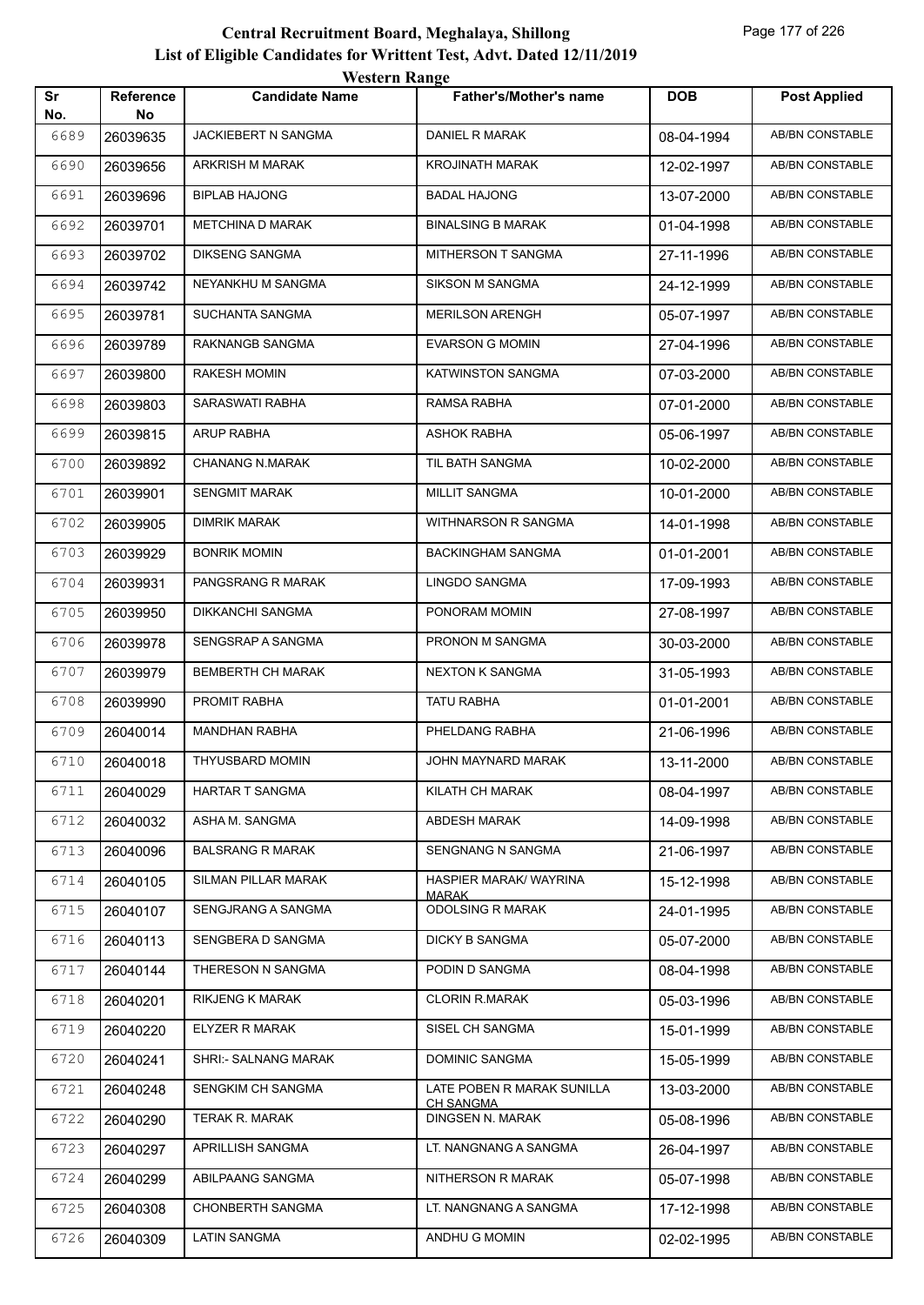# Central Recruitment Board, Meghalaya, Shillong

## List of Eligible Candidates for Writtent Test, Advt. Dated 12/11/2019

### Western Range

| Sr No. | Reference No | Candidate Name | Father's/Mother's name | DOB | Post Applied |
|---|---|---|---|---|---|
| 6689 | 26039635 | JACKIEBERT N SANGMA | DANIEL R MARAK | 08-04-1994 | AB/BN CONSTABLE |
| 6690 | 26039656 | ARKRISH M MARAK | KROJINATH MARAK | 12-02-1997 | AB/BN CONSTABLE |
| 6691 | 26039696 | BIPLAB HAJONG | BADAL HAJONG | 13-07-2000 | AB/BN CONSTABLE |
| 6692 | 26039701 | METCHINA D MARAK | BINALSING B MARAK | 01-04-1998 | AB/BN CONSTABLE |
| 6693 | 26039702 | DIKSENG SANGMA | MITHERSON T SANGMA | 27-11-1996 | AB/BN CONSTABLE |
| 6694 | 26039742 | NEYANKHU M SANGMA | SIKSON M SANGMA | 24-12-1999 | AB/BN CONSTABLE |
| 6695 | 26039781 | SUCHANTA SANGMA | MERILSON ARENGH | 05-07-1997 | AB/BN CONSTABLE |
| 6696 | 26039789 | RAKNANGB SANGMA | EVARSON G MOMIN | 27-04-1996 | AB/BN CONSTABLE |
| 6697 | 26039800 | RAKESH MOMIN | KATWINSTON SANGMA | 07-03-2000 | AB/BN CONSTABLE |
| 6698 | 26039803 | SARASWATI RABHA | RAMSA RABHA | 07-01-2000 | AB/BN CONSTABLE |
| 6699 | 26039815 | ARUP RABHA | ASHOK RABHA | 05-06-1997 | AB/BN CONSTABLE |
| 6700 | 26039892 | CHANANG N.MARAK | TIL BATH SANGMA | 10-02-2000 | AB/BN CONSTABLE |
| 6701 | 26039901 | SENGMIT MARAK | MILLIT SANGMA | 10-01-2000 | AB/BN CONSTABLE |
| 6702 | 26039905 | DIMRIK MARAK | WITHNARSON R SANGMA | 14-01-1998 | AB/BN CONSTABLE |
| 6703 | 26039929 | BONRIK MOMIN | BACKINGHAM SANGMA | 01-01-2001 | AB/BN CONSTABLE |
| 6704 | 26039931 | PANGSRANG R MARAK | LINGDO SANGMA | 17-09-1993 | AB/BN CONSTABLE |
| 6705 | 26039950 | DIKKANCHI SANGMA | PONORAM MOMIN | 27-08-1997 | AB/BN CONSTABLE |
| 6706 | 26039978 | SENGSRAP A SANGMA | PRONON M SANGMA | 30-03-2000 | AB/BN CONSTABLE |
| 6707 | 26039979 | BEMBERTH CH MARAK | NEXTON K SANGMA | 31-05-1993 | AB/BN CONSTABLE |
| 6708 | 26039990 | PROMIT RABHA | TATU RABHA | 01-01-2001 | AB/BN CONSTABLE |
| 6709 | 26040014 | MANDHAN RABHA | PHELDANG RABHA | 21-06-1996 | AB/BN CONSTABLE |
| 6710 | 26040018 | THYUSBARD MOMIN | JOHN MAYNARD MARAK | 13-11-2000 | AB/BN CONSTABLE |
| 6711 | 26040029 | HARTAR T SANGMA | KILATH CH MARAK | 08-04-1997 | AB/BN CONSTABLE |
| 6712 | 26040032 | ASHA M. SANGMA | ABDESH MARAK | 14-09-1998 | AB/BN CONSTABLE |
| 6713 | 26040096 | BALSRANG R MARAK | SENGNANG N SANGMA | 21-06-1997 | AB/BN CONSTABLE |
| 6714 | 26040105 | SILMAN PILLAR MARAK | HASPIER MARAK/ WAYRINA MARAK | 15-12-1998 | AB/BN CONSTABLE |
| 6715 | 26040107 | SENGJRANG A SANGMA | ODOLSING R MARAK | 24-01-1995 | AB/BN CONSTABLE |
| 6716 | 26040113 | SENGBERA D SANGMA | DICKY B SANGMA | 05-07-2000 | AB/BN CONSTABLE |
| 6717 | 26040144 | THERESON N SANGMA | PODIN D SANGMA | 08-04-1998 | AB/BN CONSTABLE |
| 6718 | 26040201 | RIKJENG K MARAK | CLORIN R.MARAK | 05-03-1996 | AB/BN CONSTABLE |
| 6719 | 26040220 | ELYZER R MARAK | SISEL CH SANGMA | 15-01-1999 | AB/BN CONSTABLE |
| 6720 | 26040241 | SHRI:- SALNANG MARAK | DOMINIC SANGMA | 15-05-1999 | AB/BN CONSTABLE |
| 6721 | 26040248 | SENGKIM CH SANGMA | LATE POBEN R MARAK SUNILLA CH SANGMA | 13-03-2000 | AB/BN CONSTABLE |
| 6722 | 26040290 | TERAK R. MARAK | DINGSEN N. MARAK | 05-08-1996 | AB/BN CONSTABLE |
| 6723 | 26040297 | APRILLISH SANGMA | LT. NANGNANG A SANGMA | 26-04-1997 | AB/BN CONSTABLE |
| 6724 | 26040299 | ABILPAANG SANGMA | NITHERSON R MARAK | 05-07-1998 | AB/BN CONSTABLE |
| 6725 | 26040308 | CHONBERTH SANGMA | LT. NANGNANG A SANGMA | 17-12-1998 | AB/BN CONSTABLE |
| 6726 | 26040309 | LATIN SANGMA | ANDHU G MOMIN | 02-02-1995 | AB/BN CONSTABLE |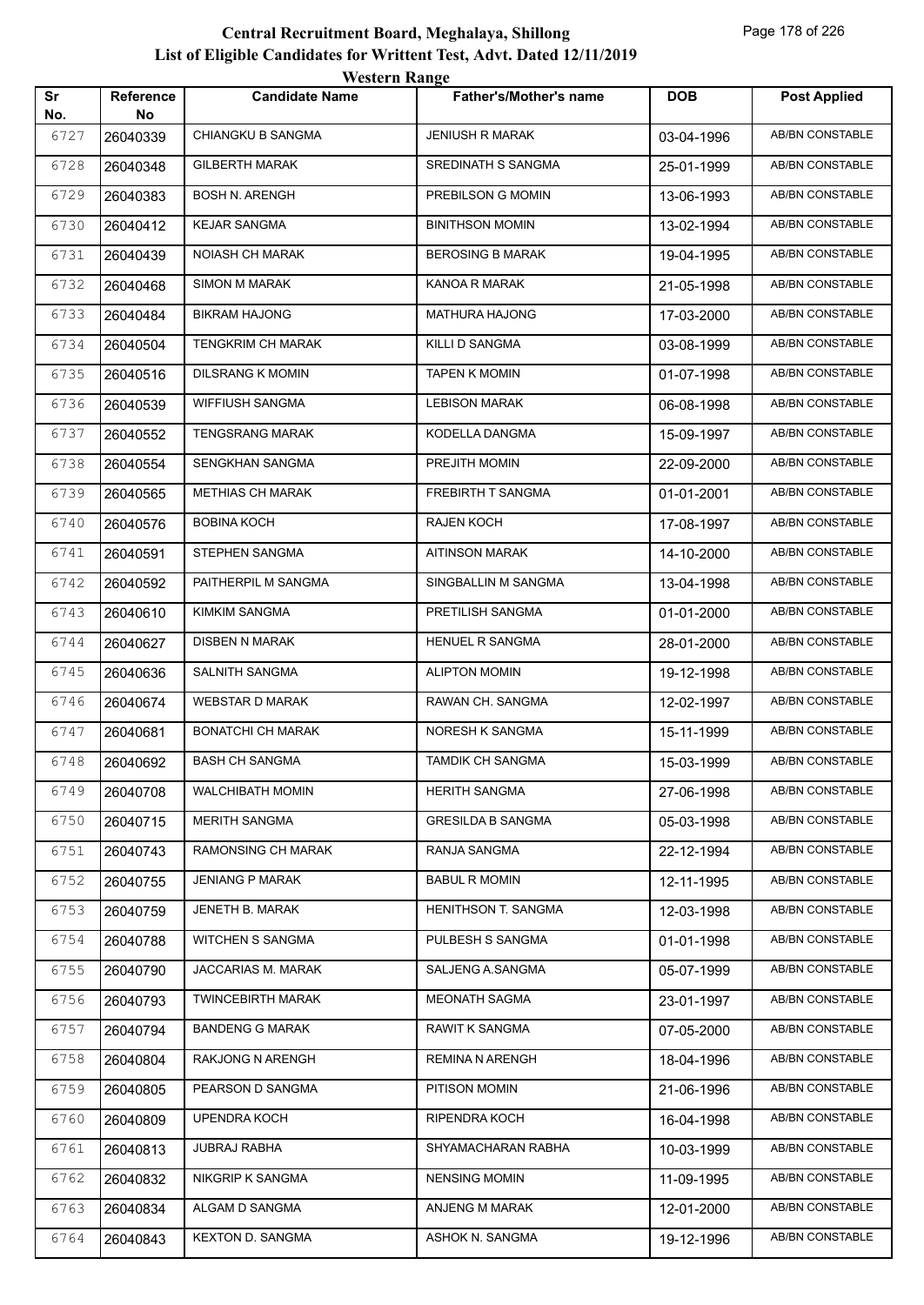# Central Recruitment Board, Meghalaya, Shillong
## List of Eligible Candidates for Writtent Test, Advt. Dated 12/11/2019
### Western Range

| Sr No. | Reference No | Candidate Name | Father's/Mother's name | DOB | Post Applied |
|---|---|---|---|---|---|
| 6727 | 26040339 | CHIANGKU B SANGMA | JENIUSH R MARAK | 03-04-1996 | AB/BN CONSTABLE |
| 6728 | 26040348 | GILBERTH MARAK | SREDINATH S SANGMA | 25-01-1999 | AB/BN CONSTABLE |
| 6729 | 26040383 | BOSH N. ARENGH | PREBILSON G MOMIN | 13-06-1993 | AB/BN CONSTABLE |
| 6730 | 26040412 | KEJAR SANGMA | BINITHSON MOMIN | 13-02-1994 | AB/BN CONSTABLE |
| 6731 | 26040439 | NOIASH CH MARAK | BEROSING B MARAK | 19-04-1995 | AB/BN CONSTABLE |
| 6732 | 26040468 | SIMON M MARAK | KANOA R MARAK | 21-05-1998 | AB/BN CONSTABLE |
| 6733 | 26040484 | BIKRAM HAJONG | MATHURA HAJONG | 17-03-2000 | AB/BN CONSTABLE |
| 6734 | 26040504 | TENGKRIM CH MARAK | KILLI D SANGMA | 03-08-1999 | AB/BN CONSTABLE |
| 6735 | 26040516 | DILSRANG K MOMIN | TAPEN K MOMIN | 01-07-1998 | AB/BN CONSTABLE |
| 6736 | 26040539 | WIFFIUSH SANGMA | LEBISON MARAK | 06-08-1998 | AB/BN CONSTABLE |
| 6737 | 26040552 | TENGSRANG MARAK | KODELLA DANGMA | 15-09-1997 | AB/BN CONSTABLE |
| 6738 | 26040554 | SENGKHAN SANGMA | PREJITH MOMIN | 22-09-2000 | AB/BN CONSTABLE |
| 6739 | 26040565 | METHIAS CH MARAK | FREBIRTH T SANGMA | 01-01-2001 | AB/BN CONSTABLE |
| 6740 | 26040576 | BOBINA KOCH | RAJEN KOCH | 17-08-1997 | AB/BN CONSTABLE |
| 6741 | 26040591 | STEPHEN SANGMA | AITINSON MARAK | 14-10-2000 | AB/BN CONSTABLE |
| 6742 | 26040592 | PAITHERPIL M SANGMA | SINGBALLIN M SANGMA | 13-04-1998 | AB/BN CONSTABLE |
| 6743 | 26040610 | KIMKIM SANGMA | PRETILISH SANGMA | 01-01-2000 | AB/BN CONSTABLE |
| 6744 | 26040627 | DISBEN N MARAK | HENUEL R SANGMA | 28-01-2000 | AB/BN CONSTABLE |
| 6745 | 26040636 | SALNITH SANGMA | ALIPTON MOMIN | 19-12-1998 | AB/BN CONSTABLE |
| 6746 | 26040674 | WEBSTAR D MARAK | RAWAN CH. SANGMA | 12-02-1997 | AB/BN CONSTABLE |
| 6747 | 26040681 | BONATCHI CH MARAK | NORESH K SANGMA | 15-11-1999 | AB/BN CONSTABLE |
| 6748 | 26040692 | BASH CH SANGMA | TAMDIK CH SANGMA | 15-03-1999 | AB/BN CONSTABLE |
| 6749 | 26040708 | WALCHIBATH MOMIN | HERITH SANGMA | 27-06-1998 | AB/BN CONSTABLE |
| 6750 | 26040715 | MERITH SANGMA | GRESILDA B SANGMA | 05-03-1998 | AB/BN CONSTABLE |
| 6751 | 26040743 | RAMONSING CH MARAK | RANJA SANGMA | 22-12-1994 | AB/BN CONSTABLE |
| 6752 | 26040755 | JENIANG P MARAK | BABUL R MOMIN | 12-11-1995 | AB/BN CONSTABLE |
| 6753 | 26040759 | JENETH B. MARAK | HENITHSON T. SANGMA | 12-03-1998 | AB/BN CONSTABLE |
| 6754 | 26040788 | WITCHEN S SANGMA | PULBESH S SANGMA | 01-01-1998 | AB/BN CONSTABLE |
| 6755 | 26040790 | JACCARIAS M. MARAK | SALJENG A.SANGMA | 05-07-1999 | AB/BN CONSTABLE |
| 6756 | 26040793 | TWINCEBIRTH MARAK | MEONATH SAGMA | 23-01-1997 | AB/BN CONSTABLE |
| 6757 | 26040794 | BANDENG G MARAK | RAWIT K SANGMA | 07-05-2000 | AB/BN CONSTABLE |
| 6758 | 26040804 | RAKJONG N ARENGH | REMINA N ARENGH | 18-04-1996 | AB/BN CONSTABLE |
| 6759 | 26040805 | PEARSON D SANGMA | PITISON MOMIN | 21-06-1996 | AB/BN CONSTABLE |
| 6760 | 26040809 | UPENDRA KOCH | RIPENDRA KOCH | 16-04-1998 | AB/BN CONSTABLE |
| 6761 | 26040813 | JUBRAJ RABHA | SHYAMACHARAN RABHA | 10-03-1999 | AB/BN CONSTABLE |
| 6762 | 26040832 | NIKGRIP K SANGMA | NENSING MOMIN | 11-09-1995 | AB/BN CONSTABLE |
| 6763 | 26040834 | ALGAM D SANGMA | ANJENG M MARAK | 12-01-2000 | AB/BN CONSTABLE |
| 6764 | 26040843 | KEXTON D. SANGMA | ASHOK N. SANGMA | 19-12-1996 | AB/BN CONSTABLE |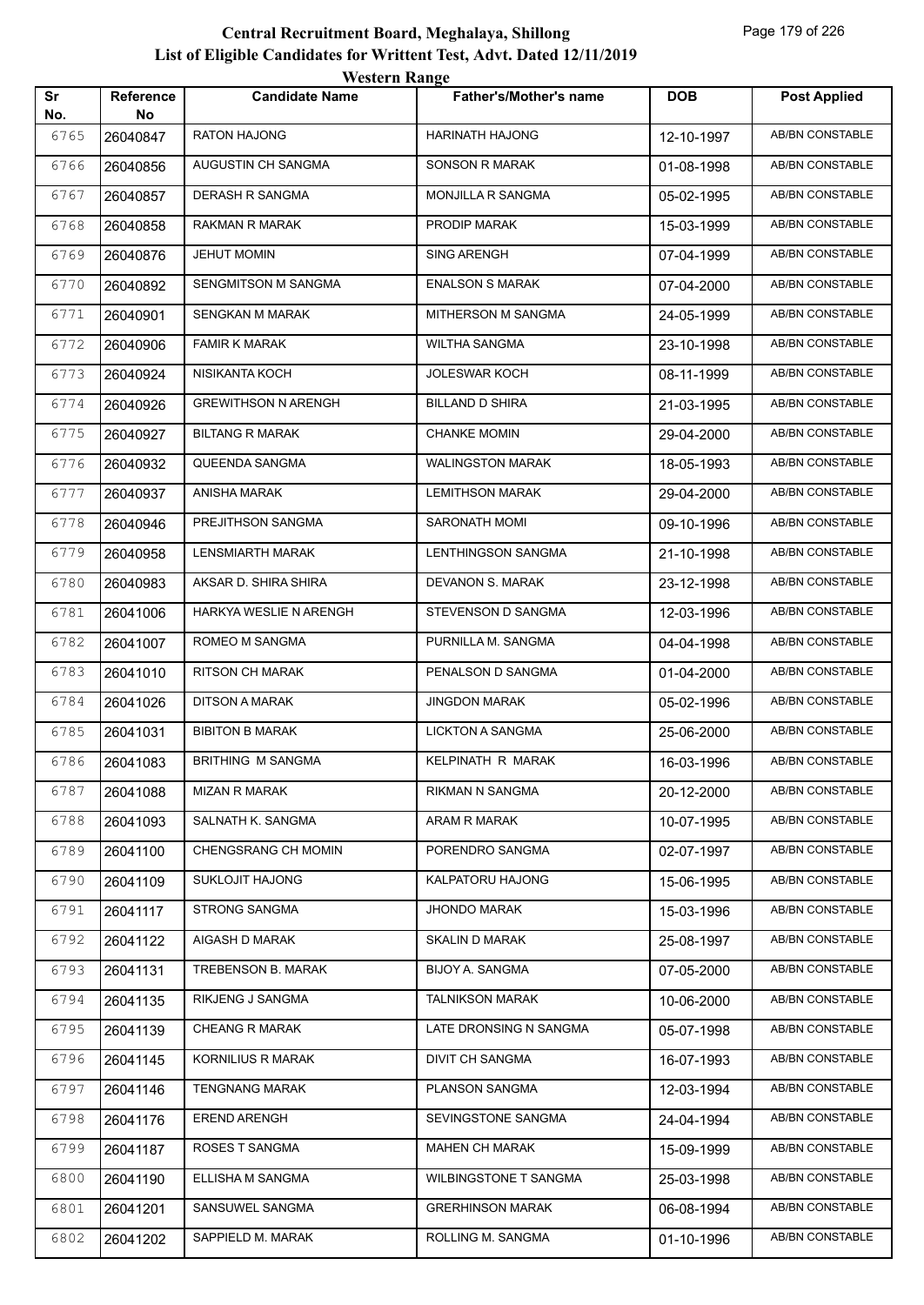# Central Recruitment Board, Meghalaya, Shillong

## List of Eligible Candidates for Writtent Test, Advt. Dated 12/11/2019

### Western Range

| Sr No. | Reference No | Candidate Name | Father's/Mother's name | DOB | Post Applied |
|---|---|---|---|---|---|
| 6765 | 26040847 | RATON HAJONG | HARINATH HAJONG | 12-10-1997 | AB/BN CONSTABLE |
| 6766 | 26040856 | AUGUSTIN CH SANGMA | SONSON R MARAK | 01-08-1998 | AB/BN CONSTABLE |
| 6767 | 26040857 | DERASH R SANGMA | MONJILLA R SANGMA | 05-02-1995 | AB/BN CONSTABLE |
| 6768 | 26040858 | RAKMAN R MARAK | PRODIP MARAK | 15-03-1999 | AB/BN CONSTABLE |
| 6769 | 26040876 | JEHUT MOMIN | SING ARENGH | 07-04-1999 | AB/BN CONSTABLE |
| 6770 | 26040892 | SENGMITSON M SANGMA | ENALSON S MARAK | 07-04-2000 | AB/BN CONSTABLE |
| 6771 | 26040901 | SENGKAN M MARAK | MITHERSON M SANGMA | 24-05-1999 | AB/BN CONSTABLE |
| 6772 | 26040906 | FAMIR K MARAK | WILTHA SANGMA | 23-10-1998 | AB/BN CONSTABLE |
| 6773 | 26040924 | NISIKANTA KOCH | JOLESWAR KOCH | 08-11-1999 | AB/BN CONSTABLE |
| 6774 | 26040926 | GREWITHSON N ARENGH | BILLAND D SHIRA | 21-03-1995 | AB/BN CONSTABLE |
| 6775 | 26040927 | BILTANG R MARAK | CHANKE MOMIN | 29-04-2000 | AB/BN CONSTABLE |
| 6776 | 26040932 | QUEENDA SANGMA | WALINGSTON MARAK | 18-05-1993 | AB/BN CONSTABLE |
| 6777 | 26040937 | ANISHA MARAK | LEMITHSON MARAK | 29-04-2000 | AB/BN CONSTABLE |
| 6778 | 26040946 | PREJITHSON SANGMA | SARONATH MOMI | 09-10-1996 | AB/BN CONSTABLE |
| 6779 | 26040958 | LENSMIARTH MARAK | LENTHINGSON SANGMA | 21-10-1998 | AB/BN CONSTABLE |
| 6780 | 26040983 | AKSAR D. SHIRA SHIRA | DEVANON S. MARAK | 23-12-1998 | AB/BN CONSTABLE |
| 6781 | 26041006 | HARKYA WESLIE N ARENGH | STEVENSON D SANGMA | 12-03-1996 | AB/BN CONSTABLE |
| 6782 | 26041007 | ROMEO M SANGMA | PURNILLA M. SANGMA | 04-04-1998 | AB/BN CONSTABLE |
| 6783 | 26041010 | RITSON CH MARAK | PENALSON D SANGMA | 01-04-2000 | AB/BN CONSTABLE |
| 6784 | 26041026 | DITSON A MARAK | JINGDON MARAK | 05-02-1996 | AB/BN CONSTABLE |
| 6785 | 26041031 | BIBITON B MARAK | LICKTON A SANGMA | 25-06-2000 | AB/BN CONSTABLE |
| 6786 | 26041083 | BRITHING M SANGMA | KELPINATH R MARAK | 16-03-1996 | AB/BN CONSTABLE |
| 6787 | 26041088 | MIZAN R MARAK | RIKMAN N SANGMA | 20-12-2000 | AB/BN CONSTABLE |
| 6788 | 26041093 | SALNATH K. SANGMA | ARAM R MARAK | 10-07-1995 | AB/BN CONSTABLE |
| 6789 | 26041100 | CHENGSRANG CH MOMIN | PORENDRO SANGMA | 02-07-1997 | AB/BN CONSTABLE |
| 6790 | 26041109 | SUKLOJIT HAJONG | KALPATORU HAJONG | 15-06-1995 | AB/BN CONSTABLE |
| 6791 | 26041117 | STRONG SANGMA | JHONDO MARAK | 15-03-1996 | AB/BN CONSTABLE |
| 6792 | 26041122 | AIGASH D MARAK | SKALIN D MARAK | 25-08-1997 | AB/BN CONSTABLE |
| 6793 | 26041131 | TREBENSON B. MARAK | BIJOY A. SANGMA | 07-05-2000 | AB/BN CONSTABLE |
| 6794 | 26041135 | RIKJENG J SANGMA | TALNIKSON MARAK | 10-06-2000 | AB/BN CONSTABLE |
| 6795 | 26041139 | CHEANG R MARAK | LATE DRONSING N SANGMA | 05-07-1998 | AB/BN CONSTABLE |
| 6796 | 26041145 | KORNILIUS R MARAK | DIVIT CH SANGMA | 16-07-1993 | AB/BN CONSTABLE |
| 6797 | 26041146 | TENGNANG MARAK | PLANSON SANGMA | 12-03-1994 | AB/BN CONSTABLE |
| 6798 | 26041176 | EREND ARENGH | SEVINGSTONE SANGMA | 24-04-1994 | AB/BN CONSTABLE |
| 6799 | 26041187 | ROSES T SANGMA | MAHEN CH MARAK | 15-09-1999 | AB/BN CONSTABLE |
| 6800 | 26041190 | ELLISHA M SANGMA | WILBINGSTONE T SANGMA | 25-03-1998 | AB/BN CONSTABLE |
| 6801 | 26041201 | SANSUWEL SANGMA | GRERHINSON MARAK | 06-08-1994 | AB/BN CONSTABLE |
| 6802 | 26041202 | SAPPIELD M. MARAK | ROLLING M. SANGMA | 01-10-1996 | AB/BN CONSTABLE |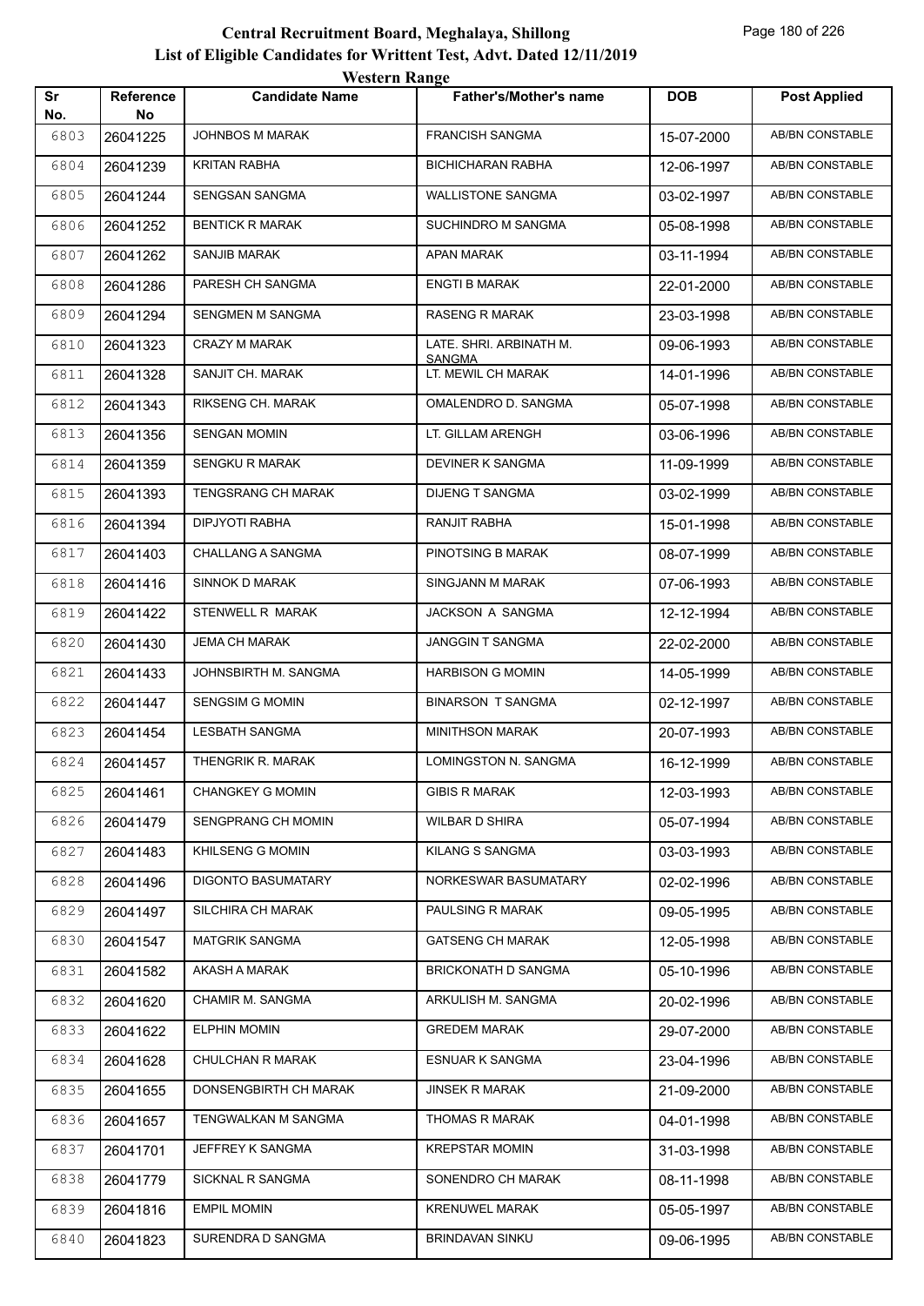# Central Recruitment Board, Meghalaya, Shillong

## List of Eligible Candidates for Writtent Test, Advt. Dated 12/11/2019

### Western Range

| Sr No. | Reference No | Candidate Name | Father's/Mother's name | DOB | Post Applied |
|---|---|---|---|---|---|
| 6803 | 26041225 | JOHNBOS M MARAK | FRANCISH SANGMA | 15-07-2000 | AB/BN CONSTABLE |
| 6804 | 26041239 | KRITAN RABHA | BICHICHARAN RABHA | 12-06-1997 | AB/BN CONSTABLE |
| 6805 | 26041244 | SENGSAN SANGMA | WALLISTONE SANGMA | 03-02-1997 | AB/BN CONSTABLE |
| 6806 | 26041252 | BENTICK R MARAK | SUCHINDRO M SANGMA | 05-08-1998 | AB/BN CONSTABLE |
| 6807 | 26041262 | SANJIB MARAK | APAN MARAK | 03-11-1994 | AB/BN CONSTABLE |
| 6808 | 26041286 | PARESH CH SANGMA | ENGTI B MARAK | 22-01-2000 | AB/BN CONSTABLE |
| 6809 | 26041294 | SENGMEN M SANGMA | RASENG R MARAK | 23-03-1998 | AB/BN CONSTABLE |
| 6810 | 26041323 | CRAZY M MARAK | LATE. SHRI. ARBINATH M. SANGMA | 09-06-1993 | AB/BN CONSTABLE |
| 6811 | 26041328 | SANJIT CH. MARAK | LT. MEWIL CH MARAK | 14-01-1996 | AB/BN CONSTABLE |
| 6812 | 26041343 | RIKSENG CH. MARAK | OMALENDRO D. SANGMA | 05-07-1998 | AB/BN CONSTABLE |
| 6813 | 26041356 | SENGAN MOMIN | LT. GILLAM ARENGH | 03-06-1996 | AB/BN CONSTABLE |
| 6814 | 26041359 | SENGKU R MARAK | DEVINER K SANGMA | 11-09-1999 | AB/BN CONSTABLE |
| 6815 | 26041393 | TENGSRANG CH MARAK | DIJENG T SANGMA | 03-02-1999 | AB/BN CONSTABLE |
| 6816 | 26041394 | DIPJYOTI RABHA | RANJIT RABHA | 15-01-1998 | AB/BN CONSTABLE |
| 6817 | 26041403 | CHALLANG A SANGMA | PINOTSING B MARAK | 08-07-1999 | AB/BN CONSTABLE |
| 6818 | 26041416 | SINNOK D MARAK | SINGJANN M MARAK | 07-06-1993 | AB/BN CONSTABLE |
| 6819 | 26041422 | STENWELL R MARAK | JACKSON A SANGMA | 12-12-1994 | AB/BN CONSTABLE |
| 6820 | 26041430 | JEMA CH MARAK | JANGGIN T SANGMA | 22-02-2000 | AB/BN CONSTABLE |
| 6821 | 26041433 | JOHNSBIRTH M. SANGMA | HARBISON G MOMIN | 14-05-1999 | AB/BN CONSTABLE |
| 6822 | 26041447 | SENGSIM G MOMIN | BINARSON T SANGMA | 02-12-1997 | AB/BN CONSTABLE |
| 6823 | 26041454 | LESBATH SANGMA | MINITHSON MARAK | 20-07-1993 | AB/BN CONSTABLE |
| 6824 | 26041457 | THENGRIK R. MARAK | LOMINGSTON N. SANGMA | 16-12-1999 | AB/BN CONSTABLE |
| 6825 | 26041461 | CHANGKEY G MOMIN | GIBIS R MARAK | 12-03-1993 | AB/BN CONSTABLE |
| 6826 | 26041479 | SENGPRANG CH MOMIN | WILBAR D SHIRA | 05-07-1994 | AB/BN CONSTABLE |
| 6827 | 26041483 | KHILSENG G MOMIN | KILANG S SANGMA | 03-03-1993 | AB/BN CONSTABLE |
| 6828 | 26041496 | DIGONTO BASUMATARY | NORKESWAR BASUMATARY | 02-02-1996 | AB/BN CONSTABLE |
| 6829 | 26041497 | SILCHIRA CH MARAK | PAULSING R MARAK | 09-05-1995 | AB/BN CONSTABLE |
| 6830 | 26041547 | MATGRIK SANGMA | GATSENG CH MARAK | 12-05-1998 | AB/BN CONSTABLE |
| 6831 | 26041582 | AKASH A MARAK | BRICKONATH D SANGMA | 05-10-1996 | AB/BN CONSTABLE |
| 6832 | 26041620 | CHAMIR M. SANGMA | ARKULISH M. SANGMA | 20-02-1996 | AB/BN CONSTABLE |
| 6833 | 26041622 | ELPHIN MOMIN | GREDEM MARAK | 29-07-2000 | AB/BN CONSTABLE |
| 6834 | 26041628 | CHULCHAN R MARAK | ESNUAR K SANGMA | 23-04-1996 | AB/BN CONSTABLE |
| 6835 | 26041655 | DONSENGBIRTH CH MARAK | JINSEK R MARAK | 21-09-2000 | AB/BN CONSTABLE |
| 6836 | 26041657 | TENGWALKAN M SANGMA | THOMAS R MARAK | 04-01-1998 | AB/BN CONSTABLE |
| 6837 | 26041701 | JEFFREY K SANGMA | KREPSTAR MOMIN | 31-03-1998 | AB/BN CONSTABLE |
| 6838 | 26041779 | SICKNAL R SANGMA | SONENDRO CH MARAK | 08-11-1998 | AB/BN CONSTABLE |
| 6839 | 26041816 | EMPIL MOMIN | KRENUWEL MARAK | 05-05-1997 | AB/BN CONSTABLE |
| 6840 | 26041823 | SURENDRA D SANGMA | BRINDAVAN SINKU | 09-06-1995 | AB/BN CONSTABLE |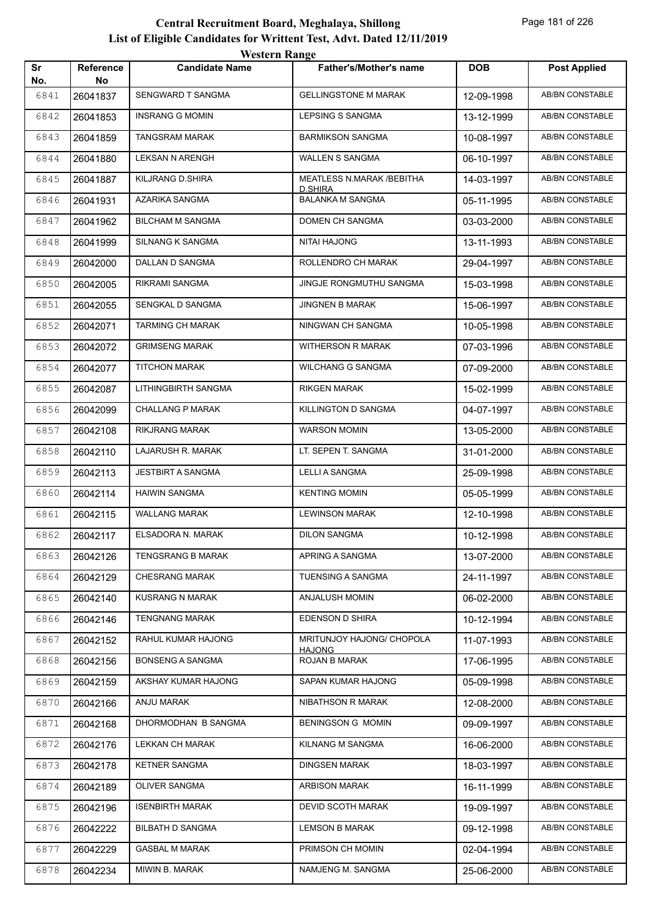# Central Recruitment Board, Meghalaya, Shillong

## List of Eligible Candidates for Writtent Test, Advt. Dated 12/11/2019

### Western Range

| Sr No. | Reference No | Candidate Name | Father's/Mother's name | DOB | Post Applied |
|---|---|---|---|---|---|
| 6841 | 26041837 | SENGWARD T SANGMA | GELLINGSTONE M MARAK | 12-09-1998 | AB/BN CONSTABLE |
| 6842 | 26041853 | INSRANG G MOMIN | LEPSING S SANGMA | 13-12-1999 | AB/BN CONSTABLE |
| 6843 | 26041859 | TANGSRAM MARAK | BARMIKSON SANGMA | 10-08-1997 | AB/BN CONSTABLE |
| 6844 | 26041880 | LEKSAN N ARENGH | WALLEN S SANGMA | 06-10-1997 | AB/BN CONSTABLE |
| 6845 | 26041887 | KILJRANG D.SHIRA | MEATLESS N.MARAK /BEBITHA D.SHIRA | 14-03-1997 | AB/BN CONSTABLE |
| 6846 | 26041931 | AZARIKA SANGMA | BALANKA M SANGMA | 05-11-1995 | AB/BN CONSTABLE |
| 6847 | 26041962 | BILCHAM M SANGMA | DOMEN CH SANGMA | 03-03-2000 | AB/BN CONSTABLE |
| 6848 | 26041999 | SILNANG K SANGMA | NITAI HAJONG | 13-11-1993 | AB/BN CONSTABLE |
| 6849 | 26042000 | DALLAN D SANGMA | ROLLENDRO CH MARAK | 29-04-1997 | AB/BN CONSTABLE |
| 6850 | 26042005 | RIKRAMI SANGMA | JINGJE RONGMUTHU SANGMA | 15-03-1998 | AB/BN CONSTABLE |
| 6851 | 26042055 | SENGKAL D SANGMA | JINGNEN B MARAK | 15-06-1997 | AB/BN CONSTABLE |
| 6852 | 26042071 | TARMING CH MARAK | NINGWAN CH SANGMA | 10-05-1998 | AB/BN CONSTABLE |
| 6853 | 26042072 | GRIMSENG MARAK | WITHERSON R MARAK | 07-03-1996 | AB/BN CONSTABLE |
| 6854 | 26042077 | TITCHON MARAK | WILCHANG G SANGMA | 07-09-2000 | AB/BN CONSTABLE |
| 6855 | 26042087 | LITHINGBIRTH SANGMA | RIKGEN MARAK | 15-02-1999 | AB/BN CONSTABLE |
| 6856 | 26042099 | CHALLANG P MARAK | KILLINGTON D SANGMA | 04-07-1997 | AB/BN CONSTABLE |
| 6857 | 26042108 | RIKJRANG MARAK | WARSON MOMIN | 13-05-2000 | AB/BN CONSTABLE |
| 6858 | 26042110 | LAJARUSH R. MARAK | LT. SEPEN T. SANGMA | 31-01-2000 | AB/BN CONSTABLE |
| 6859 | 26042113 | JESTBIRT A SANGMA | LELLI A SANGMA | 25-09-1998 | AB/BN CONSTABLE |
| 6860 | 26042114 | HAIWIN SANGMA | KENTING MOMIN | 05-05-1999 | AB/BN CONSTABLE |
| 6861 | 26042115 | WALLANG MARAK | LEWINSON MARAK | 12-10-1998 | AB/BN CONSTABLE |
| 6862 | 26042117 | ELSADORA N. MARAK | DILON SANGMA | 10-12-1998 | AB/BN CONSTABLE |
| 6863 | 26042126 | TENGSRANG B MARAK | APRING A SANGMA | 13-07-2000 | AB/BN CONSTABLE |
| 6864 | 26042129 | CHESRANG MARAK | TUENSING A SANGMA | 24-11-1997 | AB/BN CONSTABLE |
| 6865 | 26042140 | KUSRANG N MARAK | ANJALUSH MOMIN | 06-02-2000 | AB/BN CONSTABLE |
| 6866 | 26042146 | TENGNANG MARAK | EDENSON D SHIRA | 10-12-1994 | AB/BN CONSTABLE |
| 6867 | 26042152 | RAHUL KUMAR HAJONG | MRITUNJOY HAJONG/ CHOPOLA HAJONG | 11-07-1993 | AB/BN CONSTABLE |
| 6868 | 26042156 | BONSENG A SANGMA | ROJAN B MARAK | 17-06-1995 | AB/BN CONSTABLE |
| 6869 | 26042159 | AKSHAY KUMAR HAJONG | SAPAN KUMAR HAJONG | 05-09-1998 | AB/BN CONSTABLE |
| 6870 | 26042166 | ANJU MARAK | NIBATHSON R MARAK | 12-08-2000 | AB/BN CONSTABLE |
| 6871 | 26042168 | DHORMODHAN B SANGMA | BENINGSON G MOMIN | 09-09-1997 | AB/BN CONSTABLE |
| 6872 | 26042176 | LEKKAN CH MARAK | KILNANG M SANGMA | 16-06-2000 | AB/BN CONSTABLE |
| 6873 | 26042178 | KETNER SANGMA | DINGSEN MARAK | 18-03-1997 | AB/BN CONSTABLE |
| 6874 | 26042189 | OLIVER SANGMA | ARBISON MARAK | 16-11-1999 | AB/BN CONSTABLE |
| 6875 | 26042196 | ISENBIRTH MARAK | DEVID SCOTH MARAK | 19-09-1997 | AB/BN CONSTABLE |
| 6876 | 26042222 | BILBATH D SANGMA | LEMSON B MARAK | 09-12-1998 | AB/BN CONSTABLE |
| 6877 | 26042229 | GASBAL M MARAK | PRIMSON CH MOMIN | 02-04-1994 | AB/BN CONSTABLE |
| 6878 | 26042234 | MIWIN B. MARAK | NAMJENG M. SANGMA | 25-06-2000 | AB/BN CONSTABLE |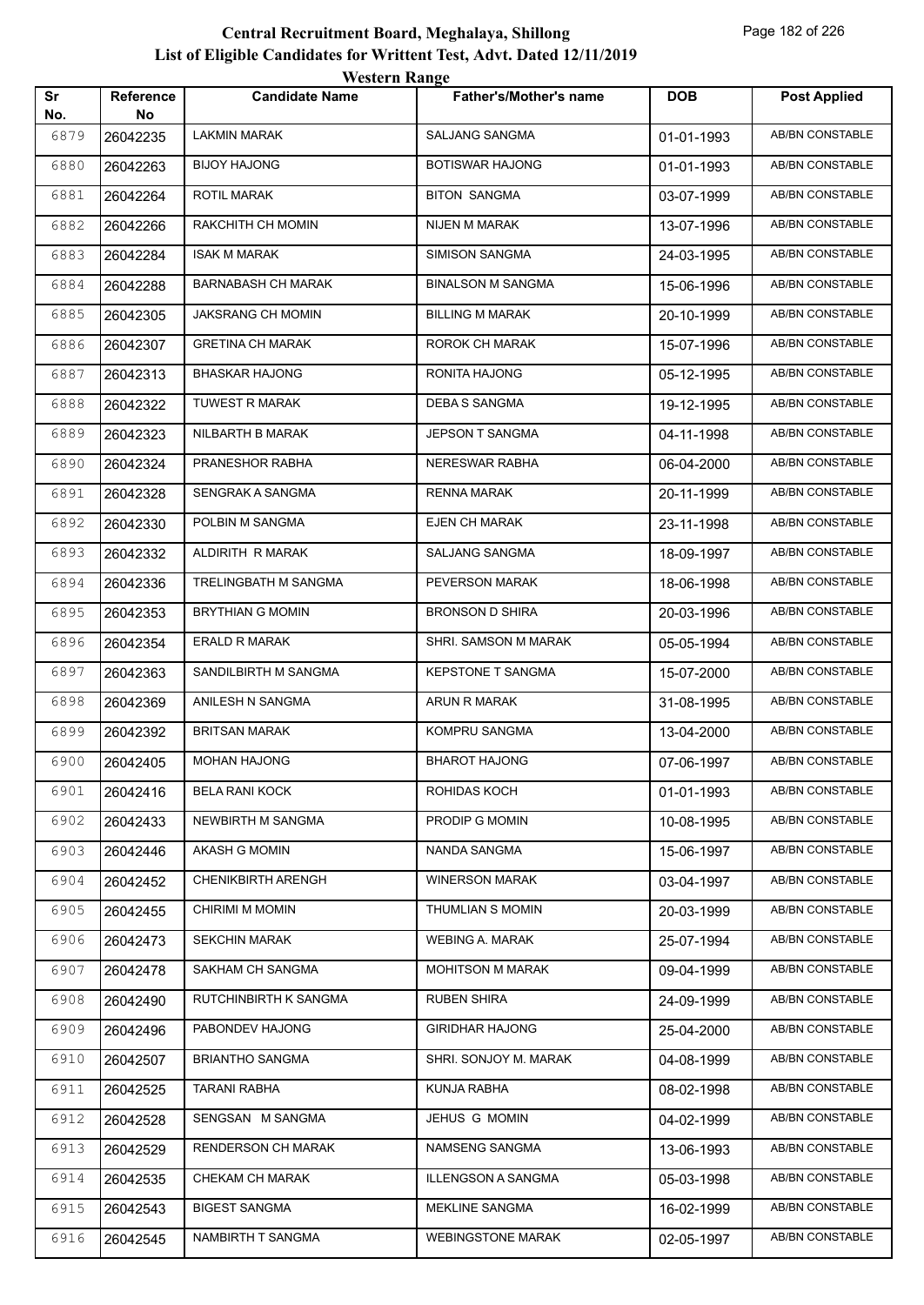# Central Recruitment Board, Meghalaya, Shillong

## List of Eligible Candidates for Writtent Test, Advt. Dated 12/11/2019

### Western Range

| Sr No. | Reference No | Candidate Name | Father's/Mother's name | DOB | Post Applied |
|---|---|---|---|---|---|
| 6879 | 26042235 | LAKMIN MARAK | SALJANG SANGMA | 01-01-1993 | AB/BN CONSTABLE |
| 6880 | 26042263 | BIJOY HAJONG | BOTISWAR HAJONG | 01-01-1993 | AB/BN CONSTABLE |
| 6881 | 26042264 | ROTIL MARAK | BITON SANGMA | 03-07-1999 | AB/BN CONSTABLE |
| 6882 | 26042266 | RAKCHITH CH MOMIN | NIJEN M MARAK | 13-07-1996 | AB/BN CONSTABLE |
| 6883 | 26042284 | ISAK M MARAK | SIMISON SANGMA | 24-03-1995 | AB/BN CONSTABLE |
| 6884 | 26042288 | BARNABASH CH MARAK | BINALSON M SANGMA | 15-06-1996 | AB/BN CONSTABLE |
| 6885 | 26042305 | JAKSRANG CH MOMIN | BILLING M MARAK | 20-10-1999 | AB/BN CONSTABLE |
| 6886 | 26042307 | GRETINA CH MARAK | ROROK CH MARAK | 15-07-1996 | AB/BN CONSTABLE |
| 6887 | 26042313 | BHASKAR HAJONG | RONITA HAJONG | 05-12-1995 | AB/BN CONSTABLE |
| 6888 | 26042322 | TUWEST R MARAK | DEBA S SANGMA | 19-12-1995 | AB/BN CONSTABLE |
| 6889 | 26042323 | NILBARTH B MARAK | JEPSON T SANGMA | 04-11-1998 | AB/BN CONSTABLE |
| 6890 | 26042324 | PRANESHOR RABHA | NERESWAR RABHA | 06-04-2000 | AB/BN CONSTABLE |
| 6891 | 26042328 | SENGRAK A SANGMA | RENNA MARAK | 20-11-1999 | AB/BN CONSTABLE |
| 6892 | 26042330 | POLBIN M SANGMA | EJEN CH MARAK | 23-11-1998 | AB/BN CONSTABLE |
| 6893 | 26042332 | ALDIRITH R MARAK | SALJANG SANGMA | 18-09-1997 | AB/BN CONSTABLE |
| 6894 | 26042336 | TRELINGBATH M SANGMA | PEVERSON MARAK | 18-06-1998 | AB/BN CONSTABLE |
| 6895 | 26042353 | BRYTHIAN G MOMIN | BRONSON D SHIRA | 20-03-1996 | AB/BN CONSTABLE |
| 6896 | 26042354 | ERALD R MARAK | SHRI. SAMSON M MARAK | 05-05-1994 | AB/BN CONSTABLE |
| 6897 | 26042363 | SANDILBIRTH M SANGMA | KEPSTONE T SANGMA | 15-07-2000 | AB/BN CONSTABLE |
| 6898 | 26042369 | ANILESH N SANGMA | ARUN R MARAK | 31-08-1995 | AB/BN CONSTABLE |
| 6899 | 26042392 | BRITSAN MARAK | KOMPRU SANGMA | 13-04-2000 | AB/BN CONSTABLE |
| 6900 | 26042405 | MOHAN HAJONG | BHAROT HAJONG | 07-06-1997 | AB/BN CONSTABLE |
| 6901 | 26042416 | BELA RANI KOCK | ROHIDAS KOCH | 01-01-1993 | AB/BN CONSTABLE |
| 6902 | 26042433 | NEWBIRTH M SANGMA | PRODIP G MOMIN | 10-08-1995 | AB/BN CONSTABLE |
| 6903 | 26042446 | AKASH G MOMIN | NANDA SANGMA | 15-06-1997 | AB/BN CONSTABLE |
| 6904 | 26042452 | CHENIKBIRTH ARENGH | WINERSON MARAK | 03-04-1997 | AB/BN CONSTABLE |
| 6905 | 26042455 | CHIRIMI M MOMIN | THUMLIAN S MOMIN | 20-03-1999 | AB/BN CONSTABLE |
| 6906 | 26042473 | SEKCHIN MARAK | WEBING A. MARAK | 25-07-1994 | AB/BN CONSTABLE |
| 6907 | 26042478 | SAKHAM CH SANGMA | MOHITSON M MARAK | 09-04-1999 | AB/BN CONSTABLE |
| 6908 | 26042490 | RUTCHINBIRTH K SANGMA | RUBEN SHIRA | 24-09-1999 | AB/BN CONSTABLE |
| 6909 | 26042496 | PABONDEV HAJONG | GIRIDHAR HAJONG | 25-04-2000 | AB/BN CONSTABLE |
| 6910 | 26042507 | BRIANTHO SANGMA | SHRI. SONJOY M. MARAK | 04-08-1999 | AB/BN CONSTABLE |
| 6911 | 26042525 | TARANI RABHA | KUNJA RABHA | 08-02-1998 | AB/BN CONSTABLE |
| 6912 | 26042528 | SENGSAN M SANGMA | JEHUS G MOMIN | 04-02-1999 | AB/BN CONSTABLE |
| 6913 | 26042529 | RENDERSON CH MARAK | NAMSENG SANGMA | 13-06-1993 | AB/BN CONSTABLE |
| 6914 | 26042535 | CHEKAM CH MARAK | ILLENGSON A SANGMA | 05-03-1998 | AB/BN CONSTABLE |
| 6915 | 26042543 | BIGEST SANGMA | MEKLINE SANGMA | 16-02-1999 | AB/BN CONSTABLE |
| 6916 | 26042545 | NAMBIRTH T SANGMA | WEBINGSTONE MARAK | 02-05-1997 | AB/BN CONSTABLE |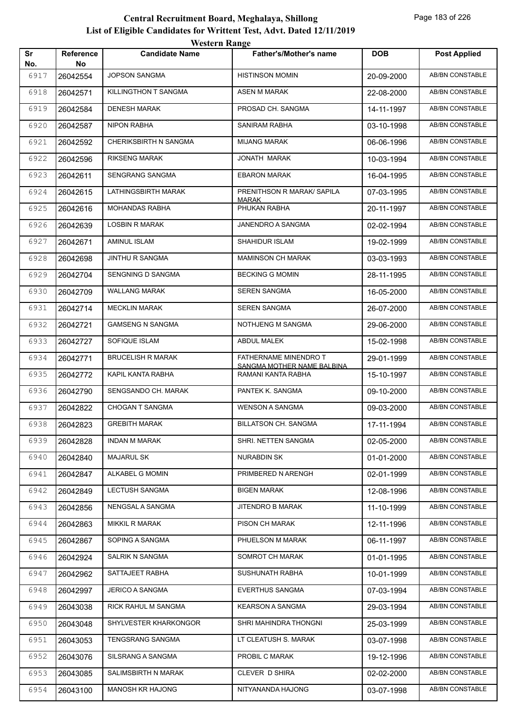# Central Recruitment Board, Meghalaya, Shillong

## List of Eligible Candidates for Writtent Test, Advt. Dated 12/11/2019

### Western Range

| Sr No. | Reference No | Candidate Name | Father's/Mother's name | DOB | Post Applied |
|---|---|---|---|---|---|
| 6917 | 26042554 | JOPSON SANGMA | HISTINSON MOMIN | 20-09-2000 | AB/BN CONSTABLE |
| 6918 | 26042571 | KILLINGTHON T SANGMA | ASEN M MARAK | 22-08-2000 | AB/BN CONSTABLE |
| 6919 | 26042584 | DENESH MARAK | PROSAD CH. SANGMA | 14-11-1997 | AB/BN CONSTABLE |
| 6920 | 26042587 | NIPON RABHA | SANIRAM RABHA | 03-10-1998 | AB/BN CONSTABLE |
| 6921 | 26042592 | CHERIKSBIRTH N SANGMA | MIJANG MARAK | 06-06-1996 | AB/BN CONSTABLE |
| 6922 | 26042596 | RIKSENG MARAK | JONATH MARAK | 10-03-1994 | AB/BN CONSTABLE |
| 6923 | 26042611 | SENGRANG SANGMA | EBARON MARAK | 16-04-1995 | AB/BN CONSTABLE |
| 6924 | 26042615 | LATHINGSBIRTH MARAK | PRENITHSON R MARAK/ SAPILA MARAK | 07-03-1995 | AB/BN CONSTABLE |
| 6925 | 26042616 | MOHANDAS RABHA | PHUKAN RABHA | 20-11-1997 | AB/BN CONSTABLE |
| 6926 | 26042639 | LOSBIN R MARAK | JANENDRO A SANGMA | 02-02-1994 | AB/BN CONSTABLE |
| 6927 | 26042671 | AMINUL ISLAM | SHAHIDUR ISLAM | 19-02-1999 | AB/BN CONSTABLE |
| 6928 | 26042698 | JINTHU R SANGMA | MAMINSON CH MARAK | 03-03-1993 | AB/BN CONSTABLE |
| 6929 | 26042704 | SENGNING D SANGMA | BECKING G MOMIN | 28-11-1995 | AB/BN CONSTABLE |
| 6930 | 26042709 | WALLANG MARAK | SEREN SANGMA | 16-05-2000 | AB/BN CONSTABLE |
| 6931 | 26042714 | MECKLIN MARAK | SEREN SANGMA | 26-07-2000 | AB/BN CONSTABLE |
| 6932 | 26042721 | GAMSENG N SANGMA | NOTHJENG M SANGMA | 29-06-2000 | AB/BN CONSTABLE |
| 6933 | 26042727 | SOFIQUE ISLAM | ABDUL MALEK | 15-02-1998 | AB/BN CONSTABLE |
| 6934 | 26042771 | BRUCELISH R MARAK | FATHERNAME MINENDRO T SANGMA MOTHER NAME BALBINA | 29-01-1999 | AB/BN CONSTABLE |
| 6935 | 26042772 | KAPIL KANTA RABHA | RAMANI KANTA RABHA | 15-10-1997 | AB/BN CONSTABLE |
| 6936 | 26042790 | SENGSANDO CH. MARAK | PANTEK K. SANGMA | 09-10-2000 | AB/BN CONSTABLE |
| 6937 | 26042822 | CHOGAN T SANGMA | WENSON A SANGMA | 09-03-2000 | AB/BN CONSTABLE |
| 6938 | 26042823 | GREBITH MARAK | BILLATSON CH. SANGMA | 17-11-1994 | AB/BN CONSTABLE |
| 6939 | 26042828 | INDAN M MARAK | SHRI. NETTEN SANGMA | 02-05-2000 | AB/BN CONSTABLE |
| 6940 | 26042840 | MAJARUL SK | NURABDIN SK | 01-01-2000 | AB/BN CONSTABLE |
| 6941 | 26042847 | ALKABEL G MOMIN | PRIMBERED N ARENGH | 02-01-1999 | AB/BN CONSTABLE |
| 6942 | 26042849 | LECTUSH SANGMA | BIGEN MARAK | 12-08-1996 | AB/BN CONSTABLE |
| 6943 | 26042856 | NENGSAL A SANGMA | JITENDRO B MARAK | 11-10-1999 | AB/BN CONSTABLE |
| 6944 | 26042863 | MIKKIL R MARAK | PISON CH MARAK | 12-11-1996 | AB/BN CONSTABLE |
| 6945 | 26042867 | SOPING A SANGMA | PHUELSON M MARAK | 06-11-1997 | AB/BN CONSTABLE |
| 6946 | 26042924 | SALRIK N SANGMA | SOMROT CH MARAK | 01-01-1995 | AB/BN CONSTABLE |
| 6947 | 26042962 | SATTAJEET RABHA | SUSHUNATH RABHA | 10-01-1999 | AB/BN CONSTABLE |
| 6948 | 26042997 | JERICO A SANGMA | EVERTHUS SANGMA | 07-03-1994 | AB/BN CONSTABLE |
| 6949 | 26043038 | RICK RAHUL M SANGMA | KEARSON A SANGMA | 29-03-1994 | AB/BN CONSTABLE |
| 6950 | 26043048 | SHYLVESTER KHARKONGOR | SHRI MAHINDRA THONGNI | 25-03-1999 | AB/BN CONSTABLE |
| 6951 | 26043053 | TENGSRANG SANGMA | LT CLEATUSH S. MARAK | 03-07-1998 | AB/BN CONSTABLE |
| 6952 | 26043076 | SILSRANG A SANGMA | PROBIL C MARAK | 19-12-1996 | AB/BN CONSTABLE |
| 6953 | 26043085 | SALIMSBIRTH N MARAK | CLEVER D SHIRA | 02-02-2000 | AB/BN CONSTABLE |
| 6954 | 26043100 | MANOSH KR HAJONG | NITYANANDA HAJONG | 03-07-1998 | AB/BN CONSTABLE |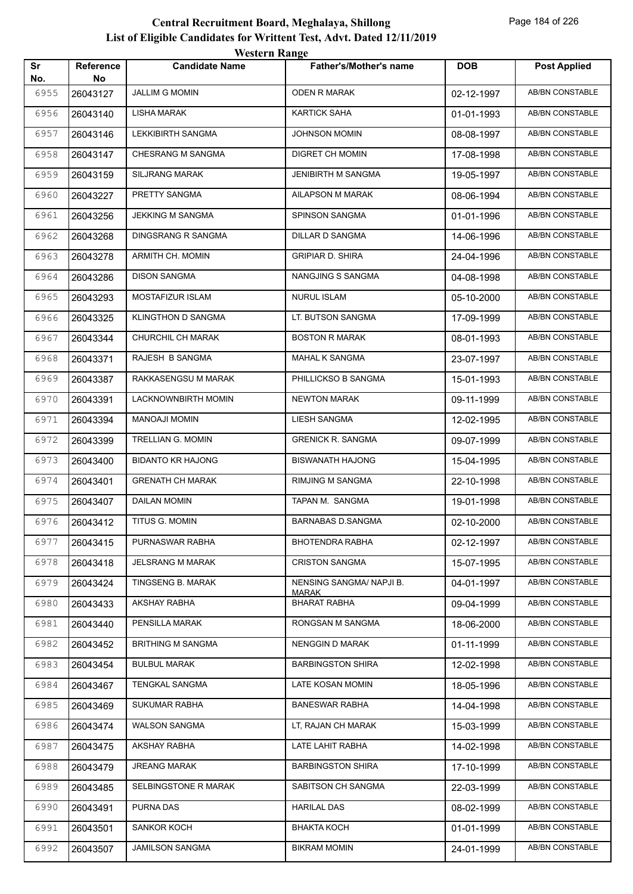# Central Recruitment Board, Meghalaya, Shillong
## List of Eligible Candidates for Writtent Test, Advt. Dated 12/11/2019
### Western Range

| Sr No. | Reference No | Candidate Name | Father's/Mother's name | DOB | Post Applied |
|---|---|---|---|---|---|
| 6955 | 26043127 | JALLIM G MOMIN | ODEN R MARAK | 02-12-1997 | AB/BN CONSTABLE |
| 6956 | 26043140 | LISHA MARAK | KARTICK SAHA | 01-01-1993 | AB/BN CONSTABLE |
| 6957 | 26043146 | LEKKIBIRTH SANGMA | JOHNSON MOMIN | 08-08-1997 | AB/BN CONSTABLE |
| 6958 | 26043147 | CHESRANG M SANGMA | DIGRET CH MOMIN | 17-08-1998 | AB/BN CONSTABLE |
| 6959 | 26043159 | SILJRANG MARAK | JENIBIRTH M SANGMA | 19-05-1997 | AB/BN CONSTABLE |
| 6960 | 26043227 | PRETTY SANGMA | AILAPSON M MARAK | 08-06-1994 | AB/BN CONSTABLE |
| 6961 | 26043256 | JEKKING M SANGMA | SPINSON SANGMA | 01-01-1996 | AB/BN CONSTABLE |
| 6962 | 26043268 | DINGSRANG R SANGMA | DILLAR D SANGMA | 14-06-1996 | AB/BN CONSTABLE |
| 6963 | 26043278 | ARMITH CH. MOMIN | GRIPIAR D. SHIRA | 24-04-1996 | AB/BN CONSTABLE |
| 6964 | 26043286 | DISON SANGMA | NANGJING S SANGMA | 04-08-1998 | AB/BN CONSTABLE |
| 6965 | 26043293 | MOSTAFIZUR ISLAM | NURUL ISLAM | 05-10-2000 | AB/BN CONSTABLE |
| 6966 | 26043325 | KLINGTHON D SANGMA | LT. BUTSON SANGMA | 17-09-1999 | AB/BN CONSTABLE |
| 6967 | 26043344 | CHURCHIL CH MARAK | BOSTON R MARAK | 08-01-1993 | AB/BN CONSTABLE |
| 6968 | 26043371 | RAJESH B SANGMA | MAHAL K SANGMA | 23-07-1997 | AB/BN CONSTABLE |
| 6969 | 26043387 | RAKKASENGSU M MARAK | PHILLICKSO B SANGMA | 15-01-1993 | AB/BN CONSTABLE |
| 6970 | 26043391 | LACKNOWNBIRTH MOMIN | NEWTON MARAK | 09-11-1999 | AB/BN CONSTABLE |
| 6971 | 26043394 | MANOAJI MOMIN | LIESH SANGMA | 12-02-1995 | AB/BN CONSTABLE |
| 6972 | 26043399 | TRELLIAN G. MOMIN | GRENICK R. SANGMA | 09-07-1999 | AB/BN CONSTABLE |
| 6973 | 26043400 | BIDANTO KR HAJONG | BISWANATH HAJONG | 15-04-1995 | AB/BN CONSTABLE |
| 6974 | 26043401 | GRENATH CH MARAK | RIMJING M SANGMA | 22-10-1998 | AB/BN CONSTABLE |
| 6975 | 26043407 | DAILAN MOMIN | TAPAN M. SANGMA | 19-01-1998 | AB/BN CONSTABLE |
| 6976 | 26043412 | TITUS G. MOMIN | BARNABAS D.SANGMA | 02-10-2000 | AB/BN CONSTABLE |
| 6977 | 26043415 | PURNASWAR RABHA | BHOTENDRA RABHA | 02-12-1997 | AB/BN CONSTABLE |
| 6978 | 26043418 | JELSRANG M MARAK | CRISTON SANGMA | 15-07-1995 | AB/BN CONSTABLE |
| 6979 | 26043424 | TINGSENG B. MARAK | NENSING SANGMA/ NAPJI B. MARAK | 04-01-1997 | AB/BN CONSTABLE |
| 6980 | 26043433 | AKSHAY RABHA | BHARAT RABHA | 09-04-1999 | AB/BN CONSTABLE |
| 6981 | 26043440 | PENSILLA MARAK | RONGSAN M SANGMA | 18-06-2000 | AB/BN CONSTABLE |
| 6982 | 26043452 | BRITHING M SANGMA | NENGGIN D MARAK | 01-11-1999 | AB/BN CONSTABLE |
| 6983 | 26043454 | BULBUL MARAK | BARBINGSTON SHIRA | 12-02-1998 | AB/BN CONSTABLE |
| 6984 | 26043467 | TENGKAL SANGMA | LATE KOSAN MOMIN | 18-05-1996 | AB/BN CONSTABLE |
| 6985 | 26043469 | SUKUMAR RABHA | BANESWAR RABHA | 14-04-1998 | AB/BN CONSTABLE |
| 6986 | 26043474 | WALSON SANGMA | LT, RAJAN CH MARAK | 15-03-1999 | AB/BN CONSTABLE |
| 6987 | 26043475 | AKSHAY RABHA | LATE LAHIT RABHA | 14-02-1998 | AB/BN CONSTABLE |
| 6988 | 26043479 | JREANG MARAK | BARBINGSTON SHIRA | 17-10-1999 | AB/BN CONSTABLE |
| 6989 | 26043485 | SELBINGSTONE R MARAK | SABITSON CH SANGMA | 22-03-1999 | AB/BN CONSTABLE |
| 6990 | 26043491 | PURNA DAS | HARILAL DAS | 08-02-1999 | AB/BN CONSTABLE |
| 6991 | 26043501 | SANKOR KOCH | BHAKTA KOCH | 01-01-1999 | AB/BN CONSTABLE |
| 6992 | 26043507 | JAMILSON SANGMA | BIKRAM MOMIN | 24-01-1999 | AB/BN CONSTABLE |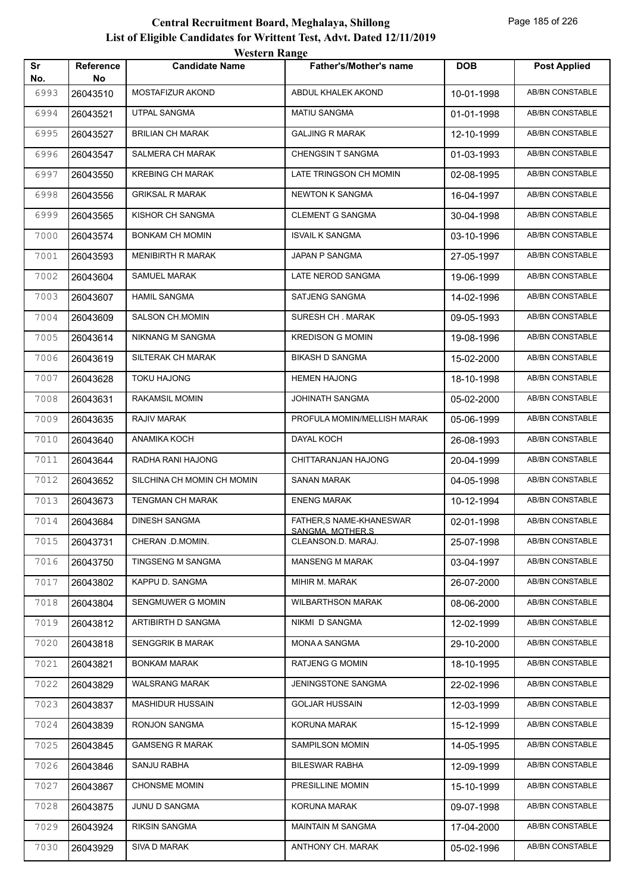# Central Recruitment Board, Meghalaya, Shillong

## List of Eligible Candidates for Writtent Test, Advt. Dated 12/11/2019

### Western Range

| Sr No. | Reference No | Candidate Name | Father's/Mother's name | DOB | Post Applied |
|---|---|---|---|---|---|
| 6993 | 26043510 | MOSTAFIZUR AKOND | ABDUL KHALEK AKOND | 10-01-1998 | AB/BN CONSTABLE |
| 6994 | 26043521 | UTPAL SANGMA | MATIU SANGMA | 01-01-1998 | AB/BN CONSTABLE |
| 6995 | 26043527 | BRILIAN CH MARAK | GALJING R MARAK | 12-10-1999 | AB/BN CONSTABLE |
| 6996 | 26043547 | SALMERA CH MARAK | CHENGSIN T SANGMA | 01-03-1993 | AB/BN CONSTABLE |
| 6997 | 26043550 | KREBING CH MARAK | LATE TRINGSON CH MOMIN | 02-08-1995 | AB/BN CONSTABLE |
| 6998 | 26043556 | GRIKSAL R MARAK | NEWTON K SANGMA | 16-04-1997 | AB/BN CONSTABLE |
| 6999 | 26043565 | KISHOR CH SANGMA | CLEMENT G SANGMA | 30-04-1998 | AB/BN CONSTABLE |
| 7000 | 26043574 | BONKAM CH MOMIN | ISVAIL K SANGMA | 03-10-1996 | AB/BN CONSTABLE |
| 7001 | 26043593 | MENIBIRTH R MARAK | JAPAN P SANGMA | 27-05-1997 | AB/BN CONSTABLE |
| 7002 | 26043604 | SAMUEL MARAK | LATE NEROD SANGMA | 19-06-1999 | AB/BN CONSTABLE |
| 7003 | 26043607 | HAMIL SANGMA | SATJENG SANGMA | 14-02-1996 | AB/BN CONSTABLE |
| 7004 | 26043609 | SALSON CH.MOMIN | SURESH CH . MARAK | 09-05-1993 | AB/BN CONSTABLE |
| 7005 | 26043614 | NIKNANG M SANGMA | KREDISON G MOMIN | 19-08-1996 | AB/BN CONSTABLE |
| 7006 | 26043619 | SILTERAK CH MARAK | BIKASH D SANGMA | 15-02-2000 | AB/BN CONSTABLE |
| 7007 | 26043628 | TOKU HAJONG | HEMEN HAJONG | 18-10-1998 | AB/BN CONSTABLE |
| 7008 | 26043631 | RAKAMSIL MOMIN | JOHINATH SANGMA | 05-02-2000 | AB/BN CONSTABLE |
| 7009 | 26043635 | RAJIV MARAK | PROFULA MOMIN/MELLISH MARAK | 05-06-1999 | AB/BN CONSTABLE |
| 7010 | 26043640 | ANAMIKA KOCH | DAYAL KOCH | 26-08-1993 | AB/BN CONSTABLE |
| 7011 | 26043644 | RADHA RANI HAJONG | CHITTARANJAN HAJONG | 20-04-1999 | AB/BN CONSTABLE |
| 7012 | 26043652 | SILCHINA CH MOMIN CH MOMIN | SANAN MARAK | 04-05-1998 | AB/BN CONSTABLE |
| 7013 | 26043673 | TENGMAN CH MARAK | ENENG MARAK | 10-12-1994 | AB/BN CONSTABLE |
| 7014 | 26043684 | DINESH SANGMA | FATHER,S NAME-KHANESWAR SANGMA, MOTHER,S | 02-01-1998 | AB/BN CONSTABLE |
| 7015 | 26043731 | CHERAN .D.MOMIN. | CLEANSON.D. MARAJ. | 25-07-1998 | AB/BN CONSTABLE |
| 7016 | 26043750 | TINGSENG M SANGMA | MANSENG M MARAK | 03-04-1997 | AB/BN CONSTABLE |
| 7017 | 26043802 | KAPPU D. SANGMA | MIHIR M. MARAK | 26-07-2000 | AB/BN CONSTABLE |
| 7018 | 26043804 | SENGMUWER G MOMIN | WILBARTHSON MARAK | 08-06-2000 | AB/BN CONSTABLE |
| 7019 | 26043812 | ARTIBIRTH D SANGMA | NIKMI D SANGMA | 12-02-1999 | AB/BN CONSTABLE |
| 7020 | 26043818 | SENGGRIK B MARAK | MONA A SANGMA | 29-10-2000 | AB/BN CONSTABLE |
| 7021 | 26043821 | BONKAM MARAK | RATJENG G MOMIN | 18-10-1995 | AB/BN CONSTABLE |
| 7022 | 26043829 | WALSRANG MARAK | JENINGSTONE SANGMA | 22-02-1996 | AB/BN CONSTABLE |
| 7023 | 26043837 | MASHIDUR HUSSAIN | GOLJAR HUSSAIN | 12-03-1999 | AB/BN CONSTABLE |
| 7024 | 26043839 | RONJON SANGMA | KORUNA MARAK | 15-12-1999 | AB/BN CONSTABLE |
| 7025 | 26043845 | GAMSENG R MARAK | SAMPILSON MOMIN | 14-05-1995 | AB/BN CONSTABLE |
| 7026 | 26043846 | SANJU RABHA | BILESWAR RABHA | 12-09-1999 | AB/BN CONSTABLE |
| 7027 | 26043867 | CHONSME MOMIN | PRESILLINE MOMIN | 15-10-1999 | AB/BN CONSTABLE |
| 7028 | 26043875 | JUNU D SANGMA | KORUNA MARAK | 09-07-1998 | AB/BN CONSTABLE |
| 7029 | 26043924 | RIKSIN SANGMA | MAINTAIN M SANGMA | 17-04-2000 | AB/BN CONSTABLE |
| 7030 | 26043929 | SIVA D MARAK | ANTHONY CH. MARAK | 05-02-1996 | AB/BN CONSTABLE |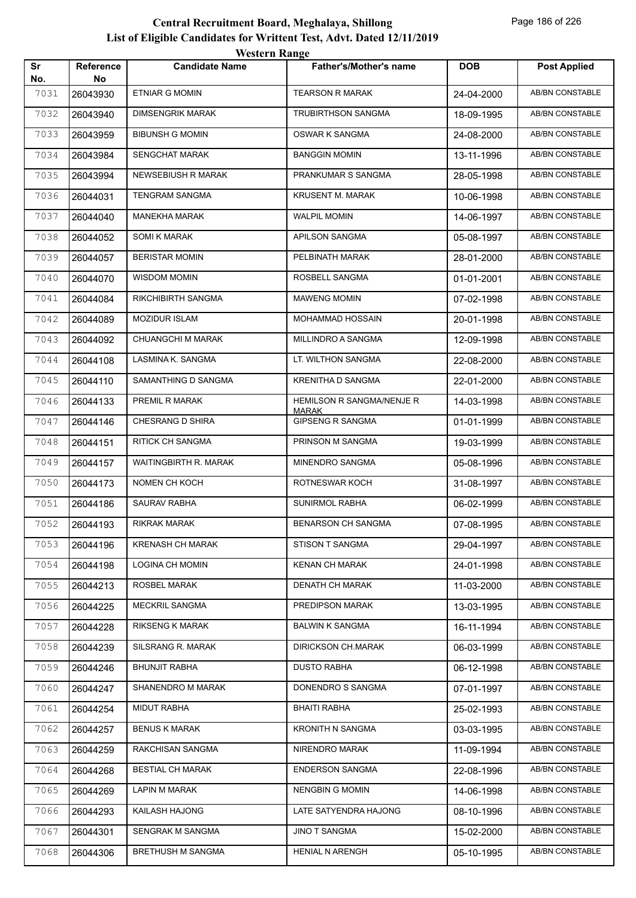# Central Recruitment Board, Meghalaya, Shillong

## List of Eligible Candidates for Writtent Test, Advt. Dated 12/11/2019

### Western Range

| Sr No. | Reference No | Candidate Name | Father's/Mother's name | DOB | Post Applied |
|---|---|---|---|---|---|
| 7031 | 26043930 | ETNIAR G MOMIN | TEARSON R MARAK | 24-04-2000 | AB/BN CONSTABLE |
| 7032 | 26043940 | DIMSENGRIK MARAK | TRUBIRTHSON SANGMA | 18-09-1995 | AB/BN CONSTABLE |
| 7033 | 26043959 | BIBUNSH G MOMIN | OSWAR K SANGMA | 24-08-2000 | AB/BN CONSTABLE |
| 7034 | 26043984 | SENGCHAT MARAK | BANGGIN MOMIN | 13-11-1996 | AB/BN CONSTABLE |
| 7035 | 26043994 | NEWSEBIUSH R MARAK | PRANKUMAR S SANGMA | 28-05-1998 | AB/BN CONSTABLE |
| 7036 | 26044031 | TENGRAM SANGMA | KRUSENT M. MARAK | 10-06-1998 | AB/BN CONSTABLE |
| 7037 | 26044040 | MANEKHA MARAK | WALPIL MOMIN | 14-06-1997 | AB/BN CONSTABLE |
| 7038 | 26044052 | SOMI K MARAK | APILSON SANGMA | 05-08-1997 | AB/BN CONSTABLE |
| 7039 | 26044057 | BERISTAR MOMIN | PELBINATH MARAK | 28-01-2000 | AB/BN CONSTABLE |
| 7040 | 26044070 | WISDOM MOMIN | ROSBELL SANGMA | 01-01-2001 | AB/BN CONSTABLE |
| 7041 | 26044084 | RIKCHIBIRTH SANGMA | MAWENG MOMIN | 07-02-1998 | AB/BN CONSTABLE |
| 7042 | 26044089 | MOZIDUR ISLAM | MOHAMMAD HOSSAIN | 20-01-1998 | AB/BN CONSTABLE |
| 7043 | 26044092 | CHUANGCHI M MARAK | MILLINDRO A SANGMA | 12-09-1998 | AB/BN CONSTABLE |
| 7044 | 26044108 | LASMINA K. SANGMA | LT. WILTHON SANGMA | 22-08-2000 | AB/BN CONSTABLE |
| 7045 | 26044110 | SAMANTHING D SANGMA | KRENITHA D SANGMA | 22-01-2000 | AB/BN CONSTABLE |
| 7046 | 26044133 | PREMIL R MARAK | HEMILSON R SANGMA/NENJE R MARAK | 14-03-1998 | AB/BN CONSTABLE |
| 7047 | 26044146 | CHESRANG D SHIRA | GIPSENG R SANGMA | 01-01-1999 | AB/BN CONSTABLE |
| 7048 | 26044151 | RITICK CH SANGMA | PRINSON M SANGMA | 19-03-1999 | AB/BN CONSTABLE |
| 7049 | 26044157 | WAITINGBIRTH R. MARAK | MINENDRO SANGMA | 05-08-1996 | AB/BN CONSTABLE |
| 7050 | 26044173 | NOMEN CH KOCH | ROTNESWAR KOCH | 31-08-1997 | AB/BN CONSTABLE |
| 7051 | 26044186 | SAURAV RABHA | SUNIRMOL RABHA | 06-02-1999 | AB/BN CONSTABLE |
| 7052 | 26044193 | RIKRAK MARAK | BENARSON CH SANGMA | 07-08-1995 | AB/BN CONSTABLE |
| 7053 | 26044196 | KRENASH CH MARAK | STISON T SANGMA | 29-04-1997 | AB/BN CONSTABLE |
| 7054 | 26044198 | LOGINA CH MOMIN | KENAN CH MARAK | 24-01-1998 | AB/BN CONSTABLE |
| 7055 | 26044213 | ROSBEL MARAK | DENATH CH MARAK | 11-03-2000 | AB/BN CONSTABLE |
| 7056 | 26044225 | MECKRIL SANGMA | PREDIPSON MARAK | 13-03-1995 | AB/BN CONSTABLE |
| 7057 | 26044228 | RIKSENG K MARAK | BALWIN K SANGMA | 16-11-1994 | AB/BN CONSTABLE |
| 7058 | 26044239 | SILSRANG R. MARAK | DIRICKSON CH.MARAK | 06-03-1999 | AB/BN CONSTABLE |
| 7059 | 26044246 | BHUNJIT RABHA | DUSTO RABHA | 06-12-1998 | AB/BN CONSTABLE |
| 7060 | 26044247 | SHANENDRO M MARAK | DONENDRO S SANGMA | 07-01-1997 | AB/BN CONSTABLE |
| 7061 | 26044254 | MIDUT RABHA | BHAITI RABHA | 25-02-1993 | AB/BN CONSTABLE |
| 7062 | 26044257 | BENUS K MARAK | KRONITH N SANGMA | 03-03-1995 | AB/BN CONSTABLE |
| 7063 | 26044259 | RAKCHISAN SANGMA | NIRENDRO MARAK | 11-09-1994 | AB/BN CONSTABLE |
| 7064 | 26044268 | BESTIAL CH MARAK | ENDERSON SANGMA | 22-08-1996 | AB/BN CONSTABLE |
| 7065 | 26044269 | LAPIN M MARAK | NENGBIN G MOMIN | 14-06-1998 | AB/BN CONSTABLE |
| 7066 | 26044293 | KAILASH HAJONG | LATE SATYENDRA HAJONG | 08-10-1996 | AB/BN CONSTABLE |
| 7067 | 26044301 | SENGRAK M SANGMA | JINO T SANGMA | 15-02-2000 | AB/BN CONSTABLE |
| 7068 | 26044306 | BRETHUSH M SANGMA | HENIAL N ARENGH | 05-10-1995 | AB/BN CONSTABLE |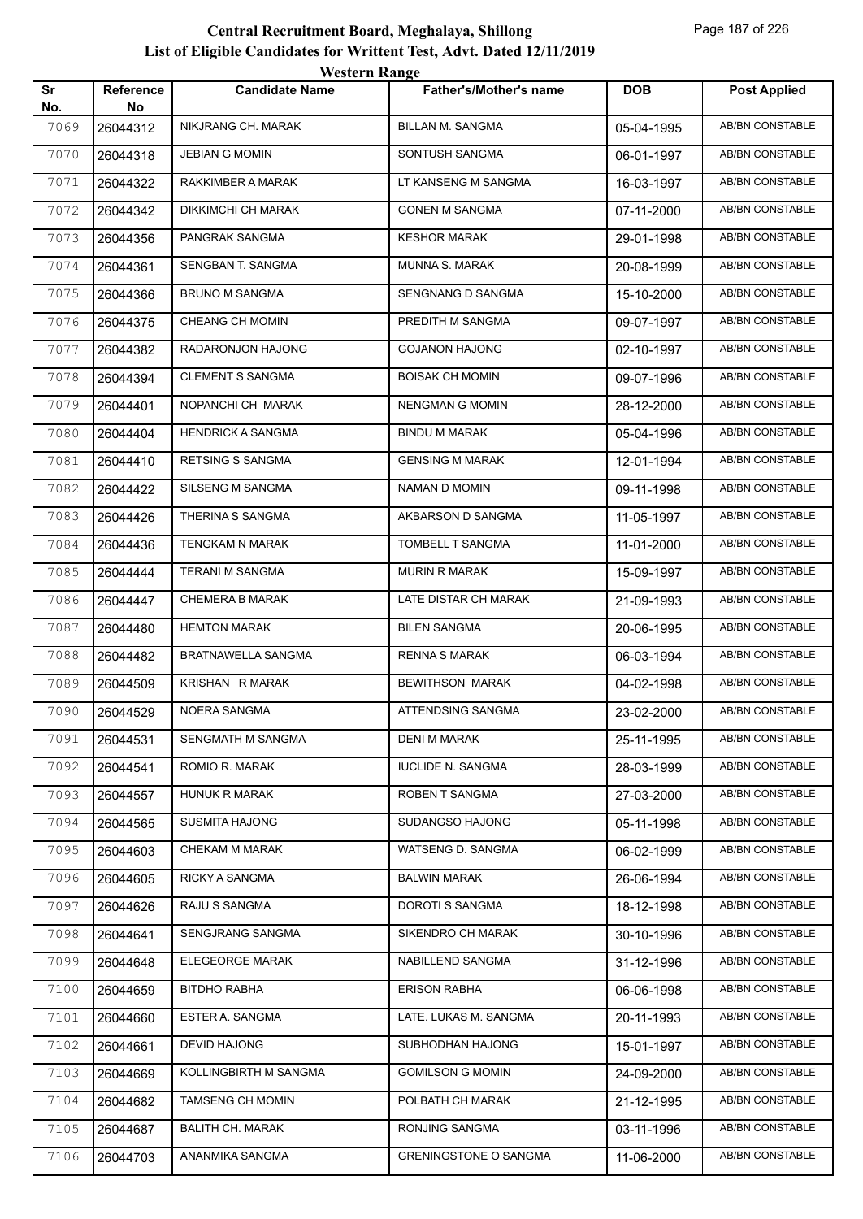# Central Recruitment Board, Meghalaya, Shillong

## List of Eligible Candidates for Writtent Test, Advt. Dated 12/11/2019

### Western Range

| Sr No. | Reference No | Candidate Name | Father's/Mother's name | DOB | Post Applied |
|---|---|---|---|---|---|
| 7069 | 26044312 | NIKJRANG CH. MARAK | BILLAN M. SANGMA | 05-04-1995 | AB/BN CONSTABLE |
| 7070 | 26044318 | JEBIAN G MOMIN | SONTUSH SANGMA | 06-01-1997 | AB/BN CONSTABLE |
| 7071 | 26044322 | RAKKIMBER A MARAK | LT KANSENG M SANGMA | 16-03-1997 | AB/BN CONSTABLE |
| 7072 | 26044342 | DIKKIMCHI CH MARAK | GONEN M SANGMA | 07-11-2000 | AB/BN CONSTABLE |
| 7073 | 26044356 | PANGRAK SANGMA | KESHOR MARAK | 29-01-1998 | AB/BN CONSTABLE |
| 7074 | 26044361 | SENGBAN T. SANGMA | MUNNA S. MARAK | 20-08-1999 | AB/BN CONSTABLE |
| 7075 | 26044366 | BRUNO M SANGMA | SENGNANG D SANGMA | 15-10-2000 | AB/BN CONSTABLE |
| 7076 | 26044375 | CHEANG CH MOMIN | PREDITH M SANGMA | 09-07-1997 | AB/BN CONSTABLE |
| 7077 | 26044382 | RADARONJON HAJONG | GOJANON HAJONG | 02-10-1997 | AB/BN CONSTABLE |
| 7078 | 26044394 | CLEMENT S SANGMA | BOISAK CH MOMIN | 09-07-1996 | AB/BN CONSTABLE |
| 7079 | 26044401 | NOPANCHI CH MARAK | NENGMAN G MOMIN | 28-12-2000 | AB/BN CONSTABLE |
| 7080 | 26044404 | HENDRICK A SANGMA | BINDU M MARAK | 05-04-1996 | AB/BN CONSTABLE |
| 7081 | 26044410 | RETSING S SANGMA | GENSING M MARAK | 12-01-1994 | AB/BN CONSTABLE |
| 7082 | 26044422 | SILSENG M SANGMA | NAMAN D MOMIN | 09-11-1998 | AB/BN CONSTABLE |
| 7083 | 26044426 | THERINA S SANGMA | AKBARSON D SANGMA | 11-05-1997 | AB/BN CONSTABLE |
| 7084 | 26044436 | TENGKAM N MARAK | TOMBELL T SANGMA | 11-01-2000 | AB/BN CONSTABLE |
| 7085 | 26044444 | TERANI M SANGMA | MURIN R MARAK | 15-09-1997 | AB/BN CONSTABLE |
| 7086 | 26044447 | CHEMERA B MARAK | LATE DISTAR CH MARAK | 21-09-1993 | AB/BN CONSTABLE |
| 7087 | 26044480 | HEMTON MARAK | BILEN SANGMA | 20-06-1995 | AB/BN CONSTABLE |
| 7088 | 26044482 | BRATNAWELLA SANGMA | RENNA S MARAK | 06-03-1994 | AB/BN CONSTABLE |
| 7089 | 26044509 | KRISHAN R MARAK | BEWITHSON MARAK | 04-02-1998 | AB/BN CONSTABLE |
| 7090 | 26044529 | NOERA SANGMA | ATTENDSING SANGMA | 23-02-2000 | AB/BN CONSTABLE |
| 7091 | 26044531 | SENGMATH M SANGMA | DENI M MARAK | 25-11-1995 | AB/BN CONSTABLE |
| 7092 | 26044541 | ROMIO R. MARAK | IUCLIDE N. SANGMA | 28-03-1999 | AB/BN CONSTABLE |
| 7093 | 26044557 | HUNUK R MARAK | ROBEN T SANGMA | 27-03-2000 | AB/BN CONSTABLE |
| 7094 | 26044565 | SUSMITA HAJONG | SUDANGSO HAJONG | 05-11-1998 | AB/BN CONSTABLE |
| 7095 | 26044603 | CHEKAM M MARAK | WATSENG D. SANGMA | 06-02-1999 | AB/BN CONSTABLE |
| 7096 | 26044605 | RICKY A SANGMA | BALWIN MARAK | 26-06-1994 | AB/BN CONSTABLE |
| 7097 | 26044626 | RAJU S SANGMA | DOROTI S SANGMA | 18-12-1998 | AB/BN CONSTABLE |
| 7098 | 26044641 | SENGJRANG SANGMA | SIKENDRO CH MARAK | 30-10-1996 | AB/BN CONSTABLE |
| 7099 | 26044648 | ELEGEORGE MARAK | NABILLEND SANGMA | 31-12-1996 | AB/BN CONSTABLE |
| 7100 | 26044659 | BITDHO RABHA | ERISON RABHA | 06-06-1998 | AB/BN CONSTABLE |
| 7101 | 26044660 | ESTER A. SANGMA | LATE. LUKAS M. SANGMA | 20-11-1993 | AB/BN CONSTABLE |
| 7102 | 26044661 | DEVID HAJONG | SUBHODHAN HAJONG | 15-01-1997 | AB/BN CONSTABLE |
| 7103 | 26044669 | KOLLINGBIRTH M SANGMA | GOMILSON G MOMIN | 24-09-2000 | AB/BN CONSTABLE |
| 7104 | 26044682 | TAMSENG CH MOMIN | POLBATH CH MARAK | 21-12-1995 | AB/BN CONSTABLE |
| 7105 | 26044687 | BALITH CH. MARAK | RONJING SANGMA | 03-11-1996 | AB/BN CONSTABLE |
| 7106 | 26044703 | ANANMIKA SANGMA | GRENINGSTONE O SANGMA | 11-06-2000 | AB/BN CONSTABLE |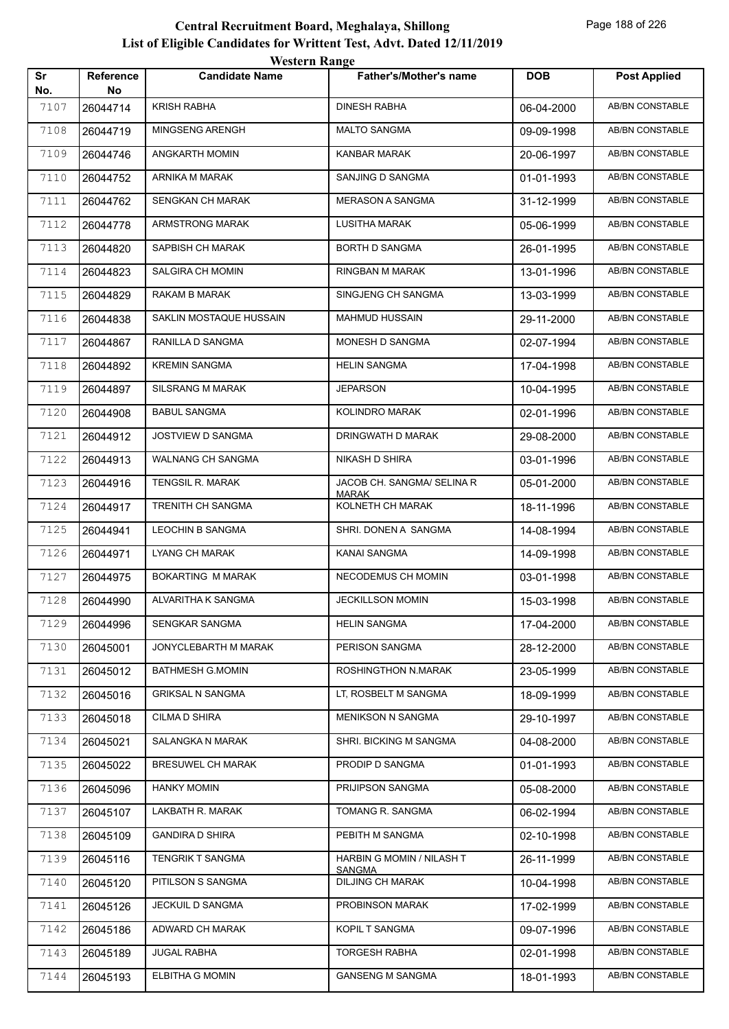# Central Recruitment Board, Meghalaya, Shillong
## List of Eligible Candidates for Writtent Test, Advt. Dated 12/11/2019
### Western Range

| Sr No. | Reference No | Candidate Name | Father's/Mother's name | DOB | Post Applied |
|---|---|---|---|---|---|
| 7107 | 26044714 | KRISH RABHA | DINESH RABHA | 06-04-2000 | AB/BN CONSTABLE |
| 7108 | 26044719 | MINGSENG ARENGH | MALTO SANGMA | 09-09-1998 | AB/BN CONSTABLE |
| 7109 | 26044746 | ANGKARTH MOMIN | KANBAR MARAK | 20-06-1997 | AB/BN CONSTABLE |
| 7110 | 26044752 | ARNIKA M MARAK | SANJING D SANGMA | 01-01-1993 | AB/BN CONSTABLE |
| 7111 | 26044762 | SENGKAN CH MARAK | MERASON A SANGMA | 31-12-1999 | AB/BN CONSTABLE |
| 7112 | 26044778 | ARMSTRONG MARAK | LUSITHA MARAK | 05-06-1999 | AB/BN CONSTABLE |
| 7113 | 26044820 | SAPBISH CH MARAK | BORTH D SANGMA | 26-01-1995 | AB/BN CONSTABLE |
| 7114 | 26044823 | SALGIRA CH MOMIN | RINGBAN M MARAK | 13-01-1996 | AB/BN CONSTABLE |
| 7115 | 26044829 | RAKAM B MARAK | SINGJENG CH SANGMA | 13-03-1999 | AB/BN CONSTABLE |
| 7116 | 26044838 | SAKLIN MOSTAQUE HUSSAIN | MAHMUD HUSSAIN | 29-11-2000 | AB/BN CONSTABLE |
| 7117 | 26044867 | RANILLA D SANGMA | MONESH D SANGMA | 02-07-1994 | AB/BN CONSTABLE |
| 7118 | 26044892 | KREMIN SANGMA | HELIN SANGMA | 17-04-1998 | AB/BN CONSTABLE |
| 7119 | 26044897 | SILSRANG M MARAK | JEPARSON | 10-04-1995 | AB/BN CONSTABLE |
| 7120 | 26044908 | BABUL SANGMA | KOLINDRO MARAK | 02-01-1996 | AB/BN CONSTABLE |
| 7121 | 26044912 | JOSTVIEW D SANGMA | DRINGWATH D MARAK | 29-08-2000 | AB/BN CONSTABLE |
| 7122 | 26044913 | WALNANG CH SANGMA | NIKASH D SHIRA | 03-01-1996 | AB/BN CONSTABLE |
| 7123 | 26044916 | TENGSIL R. MARAK | JACOB CH. SANGMA/ SELINA R MARAK | 05-01-2000 | AB/BN CONSTABLE |
| 7124 | 26044917 | TRENITH CH SANGMA | KOLNETH CH MARAK | 18-11-1996 | AB/BN CONSTABLE |
| 7125 | 26044941 | LEOCHIN B SANGMA | SHRI. DONEN A SANGMA | 14-08-1994 | AB/BN CONSTABLE |
| 7126 | 26044971 | LYANG CH MARAK | KANAI SANGMA | 14-09-1998 | AB/BN CONSTABLE |
| 7127 | 26044975 | BOKARTING M MARAK | NECODEMUS CH MOMIN | 03-01-1998 | AB/BN CONSTABLE |
| 7128 | 26044990 | ALVARITHA K SANGMA | JECKILLSON MOMIN | 15-03-1998 | AB/BN CONSTABLE |
| 7129 | 26044996 | SENGKAR SANGMA | HELIN SANGMA | 17-04-2000 | AB/BN CONSTABLE |
| 7130 | 26045001 | JONYCLEBARTH M MARAK | PERISON SANGMA | 28-12-2000 | AB/BN CONSTABLE |
| 7131 | 26045012 | BATHMESH G.MOMIN | ROSHINGTHON N.MARAK | 23-05-1999 | AB/BN CONSTABLE |
| 7132 | 26045016 | GRIKSAL N SANGMA | LT, ROSBELT M SANGMA | 18-09-1999 | AB/BN CONSTABLE |
| 7133 | 26045018 | CILMA D SHIRA | MENIKSON N SANGMA | 29-10-1997 | AB/BN CONSTABLE |
| 7134 | 26045021 | SALANGKA N MARAK | SHRI. BICKING M SANGMA | 04-08-2000 | AB/BN CONSTABLE |
| 7135 | 26045022 | BRESUWEL CH MARAK | PRODIP D SANGMA | 01-01-1993 | AB/BN CONSTABLE |
| 7136 | 26045096 | HANKY MOMIN | PRIJIPSON SANGMA | 05-08-2000 | AB/BN CONSTABLE |
| 7137 | 26045107 | LAKBATH R. MARAK | TOMANG R. SANGMA | 06-02-1994 | AB/BN CONSTABLE |
| 7138 | 26045109 | GANDIRA D SHIRA | PEBITH M SANGMA | 02-10-1998 | AB/BN CONSTABLE |
| 7139 | 26045116 | TENGRIK T SANGMA | HARBIN G MOMIN / NILASH T SANGMA | 26-11-1999 | AB/BN CONSTABLE |
| 7140 | 26045120 | PITILSON S SANGMA | DILJING CH MARAK | 10-04-1998 | AB/BN CONSTABLE |
| 7141 | 26045126 | JECKUIL D SANGMA | PROBINSON MARAK | 17-02-1999 | AB/BN CONSTABLE |
| 7142 | 26045186 | ADWARD CH MARAK | KOPIL T SANGMA | 09-07-1996 | AB/BN CONSTABLE |
| 7143 | 26045189 | JUGAL RABHA | TORGESH RABHA | 02-01-1998 | AB/BN CONSTABLE |
| 7144 | 26045193 | ELBITHA G MOMIN | GANSENG M SANGMA | 18-01-1993 | AB/BN CONSTABLE |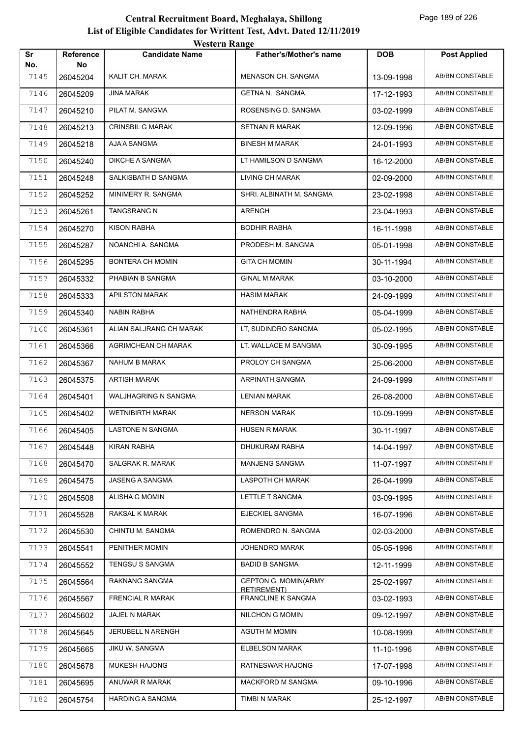# Central Recruitment Board, Meghalaya, Shillong
## List of Eligible Candidates for Writtent Test, Advt. Dated 12/11/2019
### Western Range

| Sr No. | Reference No | Candidate Name | Father's/Mother's name | DOB | Post Applied |
|---|---|---|---|---|---|
| 7145 | 26045204 | KALIT CH. MARAK | MENASON CH. SANGMA | 13-09-1998 | AB/BN CONSTABLE |
| 7146 | 26045209 | JINA MARAK | GETNA N. SANGMA | 17-12-1993 | AB/BN CONSTABLE |
| 7147 | 26045210 | PILAT M. SANGMA | ROSENSING D. SANGMA | 03-02-1999 | AB/BN CONSTABLE |
| 7148 | 26045213 | CRINSBIL G MARAK | SETNAN R MARAK | 12-09-1996 | AB/BN CONSTABLE |
| 7149 | 26045218 | AJA A SANGMA | BINESH M MARAK | 24-01-1993 | AB/BN CONSTABLE |
| 7150 | 26045240 | DIKCHE A SANGMA | LT HAMILSON D SANGMA | 16-12-2000 | AB/BN CONSTABLE |
| 7151 | 26045248 | SALKISBATH D SANGMA | LIVING CH MARAK | 02-09-2000 | AB/BN CONSTABLE |
| 7152 | 26045252 | MINIMERY R. SANGMA | SHRI. ALBINATH M. SANGMA | 23-02-1998 | AB/BN CONSTABLE |
| 7153 | 26045261 | TANGSRANG N | ARENGH | 23-04-1993 | AB/BN CONSTABLE |
| 7154 | 26045270 | KISON RABHA | BODHIR RABHA | 16-11-1998 | AB/BN CONSTABLE |
| 7155 | 26045287 | NOANCHI A. SANGMA | PRODESH M. SANGMA | 05-01-1998 | AB/BN CONSTABLE |
| 7156 | 26045295 | BONTERA CH MOMIN | GITA CH MOMIN | 30-11-1994 | AB/BN CONSTABLE |
| 7157 | 26045332 | PHABIAN B SANGMA | GINAL M MARAK | 03-10-2000 | AB/BN CONSTABLE |
| 7158 | 26045333 | APILSTON MARAK | HASIM MARAK | 24-09-1999 | AB/BN CONSTABLE |
| 7159 | 26045340 | NABIN RABHA | NATHENDRA RABHA | 05-04-1999 | AB/BN CONSTABLE |
| 7160 | 26045361 | ALIAN SALJRANG CH MARAK | LT, SUDINDRO SANGMA | 05-02-1995 | AB/BN CONSTABLE |
| 7161 | 26045366 | AGRIMCHEAN CH MARAK | LT. WALLACE M SANGMA | 30-09-1995 | AB/BN CONSTABLE |
| 7162 | 26045367 | NAHUM B MARAK | PROLOY CH SANGMA | 25-06-2000 | AB/BN CONSTABLE |
| 7163 | 26045375 | ARTISH MARAK | ARPINATH SANGMA | 24-09-1999 | AB/BN CONSTABLE |
| 7164 | 26045401 | WALJHAGRING N SANGMA | LENIAN MARAK | 26-08-2000 | AB/BN CONSTABLE |
| 7165 | 26045402 | WETNIBIRTH MARAK | NERSON MARAK | 10-09-1999 | AB/BN CONSTABLE |
| 7166 | 26045405 | LASTONE N SANGMA | HUSEN R MARAK | 30-11-1997 | AB/BN CONSTABLE |
| 7167 | 26045448 | KIRAN RABHA | DHUKURAM RABHA | 14-04-1997 | AB/BN CONSTABLE |
| 7168 | 26045470 | SALGRAK R. MARAK | MANJENG SANGMA | 11-07-1997 | AB/BN CONSTABLE |
| 7169 | 26045475 | JASENG A SANGMA | LASPOTH CH MARAK | 26-04-1999 | AB/BN CONSTABLE |
| 7170 | 26045508 | ALISHA G MOMIN | LETTLE T SANGMA | 03-09-1995 | AB/BN CONSTABLE |
| 7171 | 26045528 | RAKSAL K MARAK | EJECKIEL SANGMA | 16-07-1996 | AB/BN CONSTABLE |
| 7172 | 26045530 | CHINTU M. SANGMA | ROMENDRO N. SANGMA | 02-03-2000 | AB/BN CONSTABLE |
| 7173 | 26045541 | PENITHER MOMIN | JOHENDRO MARAK | 05-05-1996 | AB/BN CONSTABLE |
| 7174 | 26045552 | TENGSU S SANGMA | BADID B SANGMA | 12-11-1999 | AB/BN CONSTABLE |
| 7175 | 26045564 | RAKNANG SANGMA | GEPTON G. MOMIN(ARMY RETIREMENT) | 25-02-1997 | AB/BN CONSTABLE |
| 7176 | 26045567 | FRENCIAL R MARAK | FRANCLINE K SANGMA | 03-02-1993 | AB/BN CONSTABLE |
| 7177 | 26045602 | JAJEL N MARAK | NILCHON G MOMIN | 09-12-1997 | AB/BN CONSTABLE |
| 7178 | 26045645 | JERUBELL N ARENGH | AGUTH M MOMIN | 10-08-1999 | AB/BN CONSTABLE |
| 7179 | 26045665 | JIKU W. SANGMA | ELBELSON MARAK | 11-10-1996 | AB/BN CONSTABLE |
| 7180 | 26045678 | MUKESH HAJONG | RATNESWAR HAJONG | 17-07-1998 | AB/BN CONSTABLE |
| 7181 | 26045695 | ANUWAR R MARAK | MACKFORD M SANGMA | 09-10-1996 | AB/BN CONSTABLE |
| 7182 | 26045754 | HARDING A SANGMA | TIMBI N MARAK | 25-12-1997 | AB/BN CONSTABLE |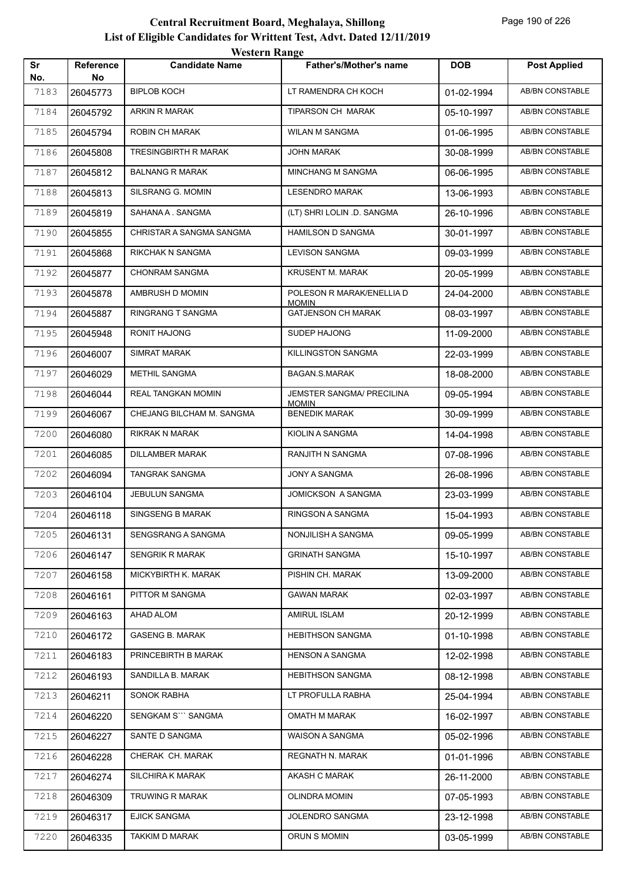# Central Recruitment Board, Meghalaya, Shillong

## List of Eligible Candidates for Writtent Test, Advt. Dated 12/11/2019

### Western Range

| Sr No. | Reference No | Candidate Name | Father's/Mother's name | DOB | Post Applied |
|---|---|---|---|---|---|
| 7183 | 26045773 | BIPLOB KOCH | LT RAMENDRA CH KOCH | 01-02-1994 | AB/BN CONSTABLE |
| 7184 | 26045792 | ARKIN R MARAK | TIPARSON CH MARAK | 05-10-1997 | AB/BN CONSTABLE |
| 7185 | 26045794 | ROBIN CH MARAK | WILAN M SANGMA | 01-06-1995 | AB/BN CONSTABLE |
| 7186 | 26045808 | TRESINGBIRTH R MARAK | JOHN MARAK | 30-08-1999 | AB/BN CONSTABLE |
| 7187 | 26045812 | BALNANG R MARAK | MINCHANG M SANGMA | 06-06-1995 | AB/BN CONSTABLE |
| 7188 | 26045813 | SILSRANG G. MOMIN | LESENDRO MARAK | 13-06-1993 | AB/BN CONSTABLE |
| 7189 | 26045819 | SAHANA A . SANGMA | (LT) SHRI LOLIN .D. SANGMA | 26-10-1996 | AB/BN CONSTABLE |
| 7190 | 26045855 | CHRISTAR A SANGMA SANGMA | HAMILSON D SANGMA | 30-01-1997 | AB/BN CONSTABLE |
| 7191 | 26045868 | RIKCHAK N SANGMA | LEVISON SANGMA | 09-03-1999 | AB/BN CONSTABLE |
| 7192 | 26045877 | CHONRAM SANGMA | KRUSENT M. MARAK | 20-05-1999 | AB/BN CONSTABLE |
| 7193 | 26045878 | AMBRUSH D MOMIN | POLESON R MARAK/ENELLIA D MOMIN | 24-04-2000 | AB/BN CONSTABLE |
| 7194 | 26045887 | RINGRANG T SANGMA | GATJENSON CH MARAK | 08-03-1997 | AB/BN CONSTABLE |
| 7195 | 26045948 | RONIT HAJONG | SUDEP HAJONG | 11-09-2000 | AB/BN CONSTABLE |
| 7196 | 26046007 | SIMRAT MARAK | KILLINGSTON SANGMA | 22-03-1999 | AB/BN CONSTABLE |
| 7197 | 26046029 | METHIL SANGMA | BAGAN.S.MARAK | 18-08-2000 | AB/BN CONSTABLE |
| 7198 | 26046044 | REAL TANGKAN MOMIN | JEMSTER SANGMA/ PRECILINA MOMIN | 09-05-1994 | AB/BN CONSTABLE |
| 7199 | 26046067 | CHEJANG BILCHAM M. SANGMA | BENEDIK MARAK | 30-09-1999 | AB/BN CONSTABLE |
| 7200 | 26046080 | RIKRAK N MARAK | KIOLIN A SANGMA | 14-04-1998 | AB/BN CONSTABLE |
| 7201 | 26046085 | DILLAMBER MARAK | RANJITH N SANGMA | 07-08-1996 | AB/BN CONSTABLE |
| 7202 | 26046094 | TANGRAK SANGMA | JONY A SANGMA | 26-08-1996 | AB/BN CONSTABLE |
| 7203 | 26046104 | JEBULUN SANGMA | JOMICKSON A SANGMA | 23-03-1999 | AB/BN CONSTABLE |
| 7204 | 26046118 | SINGSENG B MARAK | RINGSON A SANGMA | 15-04-1993 | AB/BN CONSTABLE |
| 7205 | 26046131 | SENGSRANG A SANGMA | NONJILISH A SANGMA | 09-05-1999 | AB/BN CONSTABLE |
| 7206 | 26046147 | SENGRIK R MARAK | GRINATH SANGMA | 15-10-1997 | AB/BN CONSTABLE |
| 7207 | 26046158 | MICKYBIRTH K. MARAK | PISHIN CH. MARAK | 13-09-2000 | AB/BN CONSTABLE |
| 7208 | 26046161 | PITTOR M SANGMA | GAWAN MARAK | 02-03-1997 | AB/BN CONSTABLE |
| 7209 | 26046163 | AHAD ALOM | AMIRUL ISLAM | 20-12-1999 | AB/BN CONSTABLE |
| 7210 | 26046172 | GASENG B. MARAK | HEBITHSON SANGMA | 01-10-1998 | AB/BN CONSTABLE |
| 7211 | 26046183 | PRINCEBIRTH B MARAK | HENSON A SANGMA | 12-02-1998 | AB/BN CONSTABLE |
| 7212 | 26046193 | SANDILLA B. MARAK | HEBITHSON SANGMA | 08-12-1998 | AB/BN CONSTABLE |
| 7213 | 26046211 | SONOK RABHA | LT PROFULLA RABHA | 25-04-1994 | AB/BN CONSTABLE |
| 7214 | 26046220 | SENGKAM S``` SANGMA | OMATH M MARAK | 16-02-1997 | AB/BN CONSTABLE |
| 7215 | 26046227 | SANTE D SANGMA | WAISON A SANGMA | 05-02-1996 | AB/BN CONSTABLE |
| 7216 | 26046228 | CHERAK CH. MARAK | REGNATH N. MARAK | 01-01-1996 | AB/BN CONSTABLE |
| 7217 | 26046274 | SILCHIRA K MARAK | AKASH C MARAK | 26-11-2000 | AB/BN CONSTABLE |
| 7218 | 26046309 | TRUWING R MARAK | OLINDRA MOMIN | 07-05-1993 | AB/BN CONSTABLE |
| 7219 | 26046317 | EJICK SANGMA | JOLENDRO SANGMA | 23-12-1998 | AB/BN CONSTABLE |
| 7220 | 26046335 | TAKKIM D MARAK | ORUN S MOMIN | 03-05-1999 | AB/BN CONSTABLE |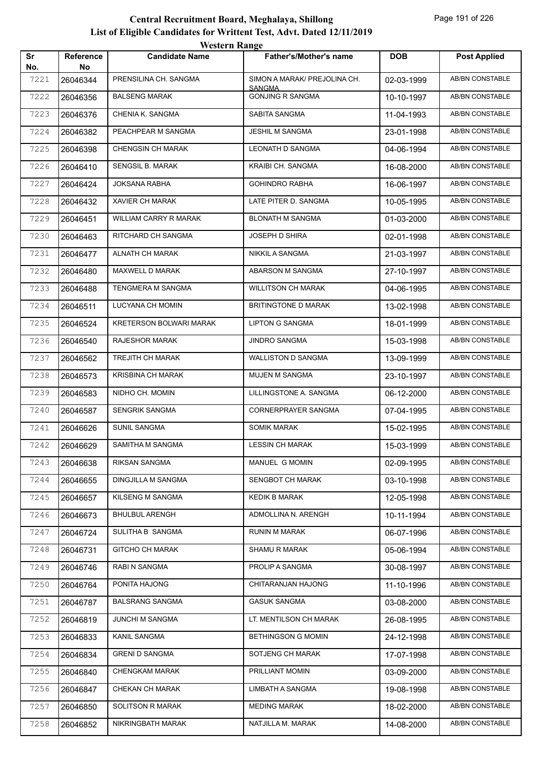# Central Recruitment Board, Meghalaya, Shillong

## List of Eligible Candidates for Writtent Test, Advt. Dated 12/11/2019

### Western Range

| Sr No. | Reference No | Candidate Name | Father's/Mother's name | DOB | Post Applied |
|---|---|---|---|---|---|
| 7221 | 26046344 | PRENSILINA CH. SANGMA | SIMON A MARAK/ PREJOLINA CH. SANGMA | 02-03-1999 | AB/BN CONSTABLE |
| 7222 | 26046356 | BALSENG MARAK | GONJING R SANGMA | 10-10-1997 | AB/BN CONSTABLE |
| 7223 | 26046376 | CHENIA K. SANGMA | SABITA SANGMA | 11-04-1993 | AB/BN CONSTABLE |
| 7224 | 26046382 | PEACHPEAR M SANGMA | JESHIL M SANGMA | 23-01-1998 | AB/BN CONSTABLE |
| 7225 | 26046398 | CHENGSIN CH MARAK | LEONATH D SANGMA | 04-06-1994 | AB/BN CONSTABLE |
| 7226 | 26046410 | SENGSIL B. MARAK | KRAIBI CH. SANGMA | 16-08-2000 | AB/BN CONSTABLE |
| 7227 | 26046424 | JOKSANA RABHA | GOHINDRO RABHA | 16-06-1997 | AB/BN CONSTABLE |
| 7228 | 26046432 | XAVIER CH MARAK | LATE PITER D. SANGMA | 10-05-1995 | AB/BN CONSTABLE |
| 7229 | 26046451 | WILLIAM CARRY R MARAK | BLONATH M SANGMA | 01-03-2000 | AB/BN CONSTABLE |
| 7230 | 26046463 | RITCHARD CH SANGMA | JOSEPH D SHIRA | 02-01-1998 | AB/BN CONSTABLE |
| 7231 | 26046477 | ALNATH CH MARAK | NIKKIL A SANGMA | 21-03-1997 | AB/BN CONSTABLE |
| 7232 | 26046480 | MAXWELL D MARAK | ABARSON M SANGMA | 27-10-1997 | AB/BN CONSTABLE |
| 7233 | 26046488 | TENGMERA M SANGMA | WILLITSON CH MARAK | 04-06-1995 | AB/BN CONSTABLE |
| 7234 | 26046511 | LUCYANA CH MOMIN | BRITINGTONE D MARAK | 13-02-1998 | AB/BN CONSTABLE |
| 7235 | 26046524 | KRETERSON BOLWARI MARAK | LIPTON G SANGMA | 18-01-1999 | AB/BN CONSTABLE |
| 7236 | 26046540 | RAJESHOR MARAK | JINDRO SANGMA | 15-03-1998 | AB/BN CONSTABLE |
| 7237 | 26046562 | TREJITH CH MARAK | WALLISTON D SANGMA | 13-09-1999 | AB/BN CONSTABLE |
| 7238 | 26046573 | KRISBINA CH MARAK | MUJEN M SANGMA | 23-10-1997 | AB/BN CONSTABLE |
| 7239 | 26046583 | NIDHO CH. MOMIN | LILLINGSTONE A. SANGMA | 06-12-2000 | AB/BN CONSTABLE |
| 7240 | 26046587 | SENGRIK SANGMA | CORNERPRAYER SANGMA | 07-04-1995 | AB/BN CONSTABLE |
| 7241 | 26046626 | SUNIL SANGMA | SOMIK MARAK | 15-02-1995 | AB/BN CONSTABLE |
| 7242 | 26046629 | SAMITHA M SANGMA | LESSIN CH MARAK | 15-03-1999 | AB/BN CONSTABLE |
| 7243 | 26046638 | RIKSAN SANGMA | MANUEL G MOMIN | 02-09-1995 | AB/BN CONSTABLE |
| 7244 | 26046655 | DINGJILLA M SANGMA | SENGBOT CH MARAK | 03-10-1998 | AB/BN CONSTABLE |
| 7245 | 26046657 | KILSENG M SANGMA | KEDIK B MARAK | 12-05-1998 | AB/BN CONSTABLE |
| 7246 | 26046673 | BHULBUL ARENGH | ADMOLLINA N. ARENGH | 10-11-1994 | AB/BN CONSTABLE |
| 7247 | 26046724 | SULITHA B SANGMA | RUNIN M MARAK | 06-07-1996 | AB/BN CONSTABLE |
| 7248 | 26046731 | GITCHO CH MARAK | SHAMU R MARAK | 05-06-1994 | AB/BN CONSTABLE |
| 7249 | 26046746 | RABI N SANGMA | PROLIP A SANGMA | 30-08-1997 | AB/BN CONSTABLE |
| 7250 | 26046764 | PONITA HAJONG | CHITARANJAN HAJONG | 11-10-1996 | AB/BN CONSTABLE |
| 7251 | 26046787 | BALSRANG SANGMA | GASUK SANGMA | 03-08-2000 | AB/BN CONSTABLE |
| 7252 | 26046819 | JUNCHI M SANGMA | LT. MENTILSON CH MARAK | 26-08-1995 | AB/BN CONSTABLE |
| 7253 | 26046833 | KANIL SANGMA | BETHINGSON G MOMIN | 24-12-1998 | AB/BN CONSTABLE |
| 7254 | 26046834 | GRENI D SANGMA | SOTJENG CH MARAK | 17-07-1998 | AB/BN CONSTABLE |
| 7255 | 26046840 | CHENGKAM MARAK | PRILLIANT MOMIN | 03-09-2000 | AB/BN CONSTABLE |
| 7256 | 26046847 | CHEKAN CH MARAK | LIMBATH A SANGMA | 19-08-1998 | AB/BN CONSTABLE |
| 7257 | 26046850 | SOLITSON R MARAK | MEDING MARAK | 18-02-2000 | AB/BN CONSTABLE |
| 7258 | 26046852 | NIKRINGBATH MARAK | NATJILLA M. MARAK | 14-08-2000 | AB/BN CONSTABLE |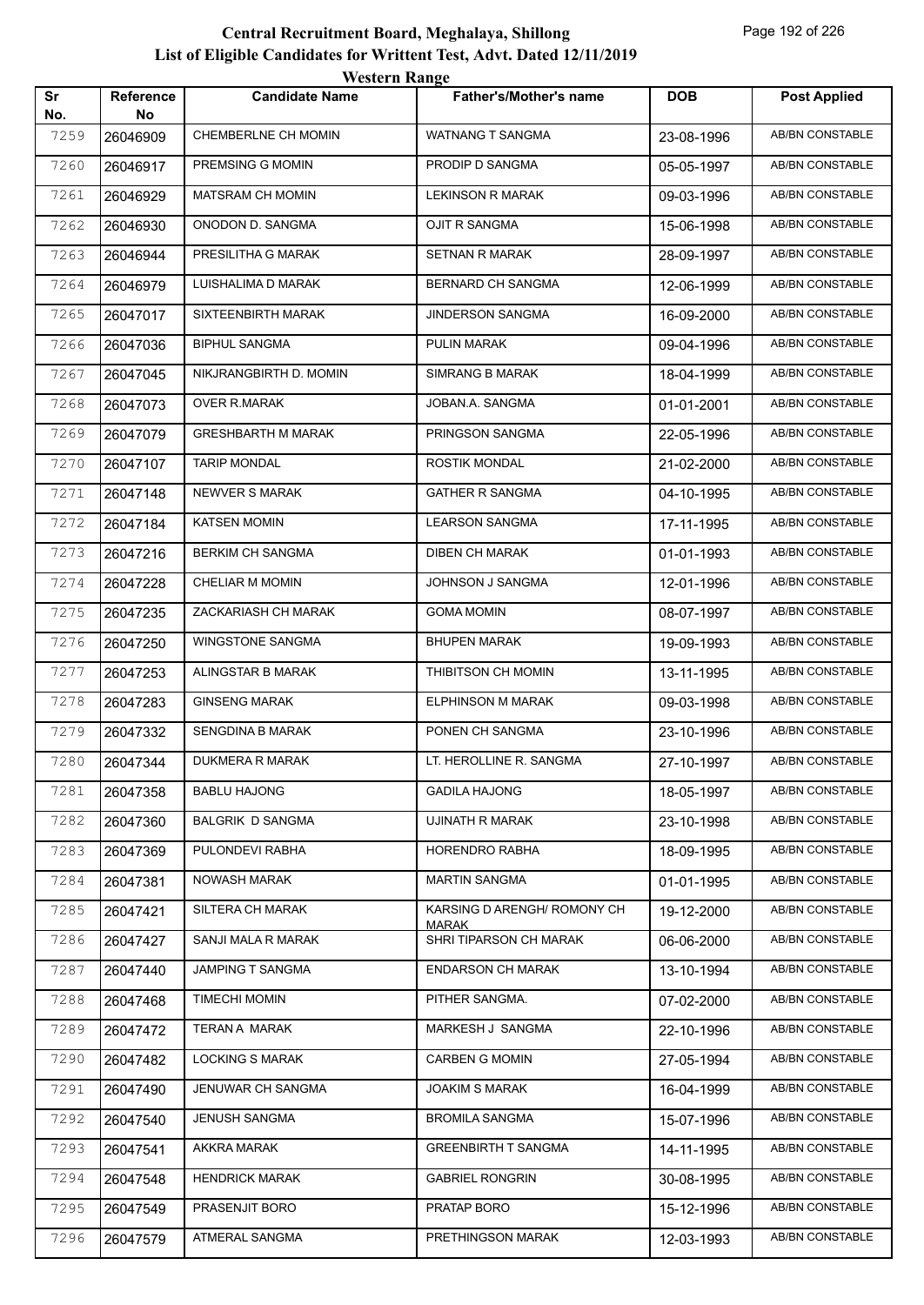# Central Recruitment Board, Meghalaya, Shillong

## List of Eligible Candidates for Writtent Test, Advt. Dated 12/11/2019

### Western Range

| Sr No. | Reference No | Candidate Name | Father's/Mother's name | DOB | Post Applied |
|---|---|---|---|---|---|
| 7259 | 26046909 | CHEMBERLNE CH MOMIN | WATNANG T SANGMA | 23-08-1996 | AB/BN CONSTABLE |
| 7260 | 26046917 | PREMSING G MOMIN | PRODIP D SANGMA | 05-05-1997 | AB/BN CONSTABLE |
| 7261 | 26046929 | MATSRAM CH MOMIN | LEKINSON R MARAK | 09-03-1996 | AB/BN CONSTABLE |
| 7262 | 26046930 | ONODON D. SANGMA | OJIT R SANGMA | 15-06-1998 | AB/BN CONSTABLE |
| 7263 | 26046944 | PRESILITHA G MARAK | SETNAN R MARAK | 28-09-1997 | AB/BN CONSTABLE |
| 7264 | 26046979 | LUISHALIMA D MARAK | BERNARD CH SANGMA | 12-06-1999 | AB/BN CONSTABLE |
| 7265 | 26047017 | SIXTEENBIRTH MARAK | JINDERSON SANGMA | 16-09-2000 | AB/BN CONSTABLE |
| 7266 | 26047036 | BIPHUL SANGMA | PULIN MARAK | 09-04-1996 | AB/BN CONSTABLE |
| 7267 | 26047045 | NIKJRANGBIRTH D. MOMIN | SIMRANG B MARAK | 18-04-1999 | AB/BN CONSTABLE |
| 7268 | 26047073 | OVER R.MARAK | JOBAN.A. SANGMA | 01-01-2001 | AB/BN CONSTABLE |
| 7269 | 26047079 | GRESHBARTH M MARAK | PRINGSON SANGMA | 22-05-1996 | AB/BN CONSTABLE |
| 7270 | 26047107 | TARIP MONDAL | ROSTIK MONDAL | 21-02-2000 | AB/BN CONSTABLE |
| 7271 | 26047148 | NEWVER S MARAK | GATHER R SANGMA | 04-10-1995 | AB/BN CONSTABLE |
| 7272 | 26047184 | KATSEN MOMIN | LEARSON SANGMA | 17-11-1995 | AB/BN CONSTABLE |
| 7273 | 26047216 | BERKIM CH SANGMA | DIBEN CH MARAK | 01-01-1993 | AB/BN CONSTABLE |
| 7274 | 26047228 | CHELIAR M MOMIN | JOHNSON J SANGMA | 12-01-1996 | AB/BN CONSTABLE |
| 7275 | 26047235 | ZACKARIASH CH MARAK | GOMA MOMIN | 08-07-1997 | AB/BN CONSTABLE |
| 7276 | 26047250 | WINGSTONE SANGMA | BHUPEN MARAK | 19-09-1993 | AB/BN CONSTABLE |
| 7277 | 26047253 | ALINGSTAR B MARAK | THIBITSON CH MOMIN | 13-11-1995 | AB/BN CONSTABLE |
| 7278 | 26047283 | GINSENG MARAK | ELPHINSON M MARAK | 09-03-1998 | AB/BN CONSTABLE |
| 7279 | 26047332 | SENGDINA B MARAK | PONEN CH SANGMA | 23-10-1996 | AB/BN CONSTABLE |
| 7280 | 26047344 | DUKMERA R MARAK | LT. HEROLLINE R. SANGMA | 27-10-1997 | AB/BN CONSTABLE |
| 7281 | 26047358 | BABLU HAJONG | GADILA HAJONG | 18-05-1997 | AB/BN CONSTABLE |
| 7282 | 26047360 | BALGRIK D SANGMA | UJINATH R MARAK | 23-10-1998 | AB/BN CONSTABLE |
| 7283 | 26047369 | PULONDEVI RABHA | HORENDRO RABHA | 18-09-1995 | AB/BN CONSTABLE |
| 7284 | 26047381 | NOWASH MARAK | MARTIN SANGMA | 01-01-1995 | AB/BN CONSTABLE |
| 7285 | 26047421 | SILTERA CH MARAK | KARSING D ARENGH/ ROMONY CH MARAK | 19-12-2000 | AB/BN CONSTABLE |
| 7286 | 26047427 | SANJI MALA R MARAK | SHRI TIPARSON CH MARAK | 06-06-2000 | AB/BN CONSTABLE |
| 7287 | 26047440 | JAMPING T SANGMA | ENDARSON CH MARAK | 13-10-1994 | AB/BN CONSTABLE |
| 7288 | 26047468 | TIMECHI MOMIN | PITHER SANGMA. | 07-02-2000 | AB/BN CONSTABLE |
| 7289 | 26047472 | TERAN A MARAK | MARKESH J SANGMA | 22-10-1996 | AB/BN CONSTABLE |
| 7290 | 26047482 | LOCKING S MARAK | CARBEN G MOMIN | 27-05-1994 | AB/BN CONSTABLE |
| 7291 | 26047490 | JENUWAR CH SANGMA | JOAKIM S MARAK | 16-04-1999 | AB/BN CONSTABLE |
| 7292 | 26047540 | JENUSH SANGMA | BROMILA SANGMA | 15-07-1996 | AB/BN CONSTABLE |
| 7293 | 26047541 | AKKRA MARAK | GREENBIRTH T SANGMA | 14-11-1995 | AB/BN CONSTABLE |
| 7294 | 26047548 | HENDRICK MARAK | GABRIEL RONGRIN | 30-08-1995 | AB/BN CONSTABLE |
| 7295 | 26047549 | PRASENJIT BORO | PRATAP BORO | 15-12-1996 | AB/BN CONSTABLE |
| 7296 | 26047579 | ATMERAL SANGMA | PRETHINGSON MARAK | 12-03-1993 | AB/BN CONSTABLE |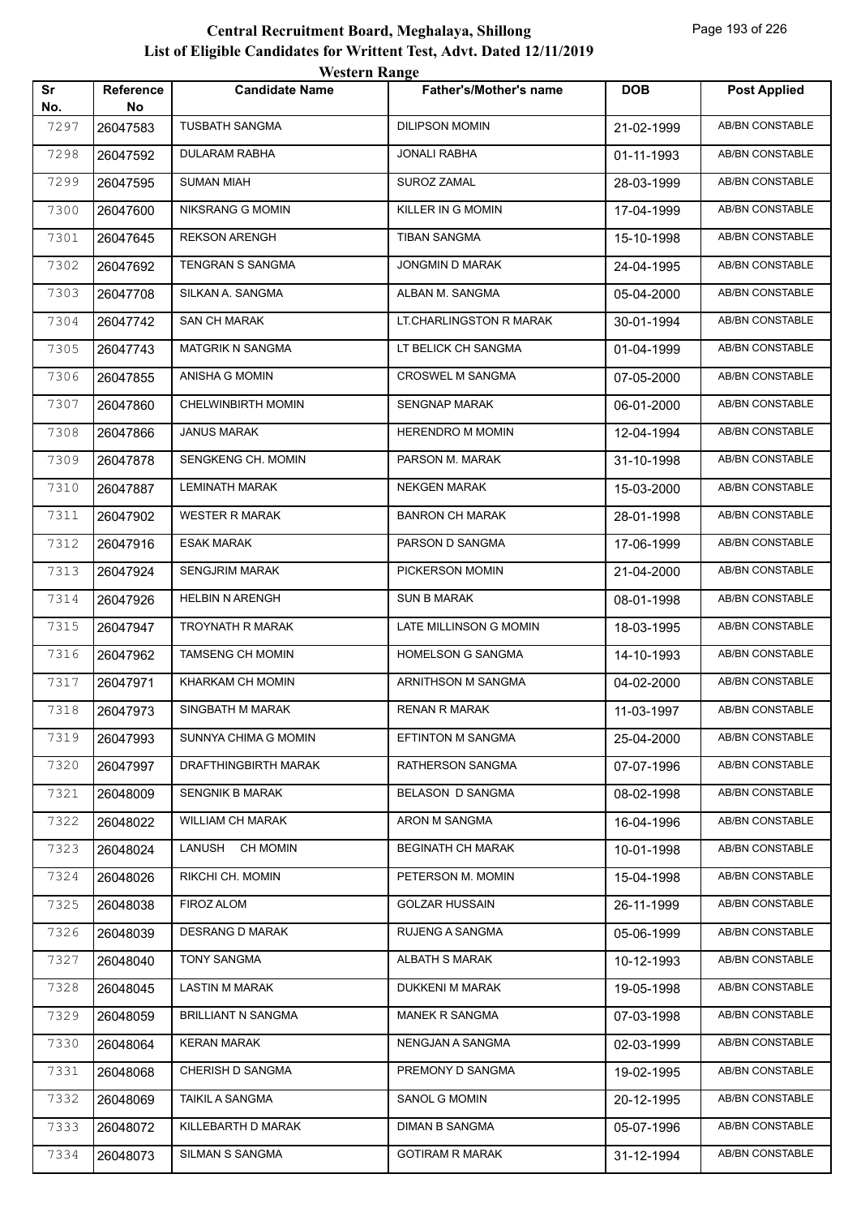# Central Recruitment Board, Meghalaya, Shillong

## List of Eligible Candidates for Writtent Test, Advt. Dated 12/11/2019

### Western Range

| Sr No. | Reference No | Candidate Name | Father's/Mother's name | DOB | Post Applied |
|---|---|---|---|---|---|
| 7297 | 26047583 | TUSBATH SANGMA | DILIPSON MOMIN | 21-02-1999 | AB/BN CONSTABLE |
| 7298 | 26047592 | DULARAM RABHA | JONALI RABHA | 01-11-1993 | AB/BN CONSTABLE |
| 7299 | 26047595 | SUMAN MIAH | SUROZ ZAMAL | 28-03-1999 | AB/BN CONSTABLE |
| 7300 | 26047600 | NIKSRANG G MOMIN | KILLER IN G MOMIN | 17-04-1999 | AB/BN CONSTABLE |
| 7301 | 26047645 | REKSON ARENGH | TIBAN SANGMA | 15-10-1998 | AB/BN CONSTABLE |
| 7302 | 26047692 | TENGRAN S SANGMA | JONGMIN D MARAK | 24-04-1995 | AB/BN CONSTABLE |
| 7303 | 26047708 | SILKAN A. SANGMA | ALBAN M. SANGMA | 05-04-2000 | AB/BN CONSTABLE |
| 7304 | 26047742 | SAN CH MARAK | LT.CHARLINGSTON R MARAK | 30-01-1994 | AB/BN CONSTABLE |
| 7305 | 26047743 | MATGRIK N SANGMA | LT BELICK CH SANGMA | 01-04-1999 | AB/BN CONSTABLE |
| 7306 | 26047855 | ANISHA G MOMIN | CROSWEL M SANGMA | 07-05-2000 | AB/BN CONSTABLE |
| 7307 | 26047860 | CHELWINBIRTH MOMIN | SENGNAP MARAK | 06-01-2000 | AB/BN CONSTABLE |
| 7308 | 26047866 | JANUS MARAK | HERENDRO M MOMIN | 12-04-1994 | AB/BN CONSTABLE |
| 7309 | 26047878 | SENGKENG CH. MOMIN | PARSON M. MARAK | 31-10-1998 | AB/BN CONSTABLE |
| 7310 | 26047887 | LEMINATH MARAK | NEKGEN MARAK | 15-03-2000 | AB/BN CONSTABLE |
| 7311 | 26047902 | WESTER R MARAK | BANRON CH MARAK | 28-01-1998 | AB/BN CONSTABLE |
| 7312 | 26047916 | ESAK MARAK | PARSON D SANGMA | 17-06-1999 | AB/BN CONSTABLE |
| 7313 | 26047924 | SENGJRIM MARAK | PICKERSON MOMIN | 21-04-2000 | AB/BN CONSTABLE |
| 7314 | 26047926 | HELBIN N ARENGH | SUN B MARAK | 08-01-1998 | AB/BN CONSTABLE |
| 7315 | 26047947 | TROYNATH R MARAK | LATE MILLINSON G MOMIN | 18-03-1995 | AB/BN CONSTABLE |
| 7316 | 26047962 | TAMSENG CH MOMIN | HOMELSON G SANGMA | 14-10-1993 | AB/BN CONSTABLE |
| 7317 | 26047971 | KHARKAM CH MOMIN | ARNITHSON M SANGMA | 04-02-2000 | AB/BN CONSTABLE |
| 7318 | 26047973 | SINGBATH M MARAK | RENAN R MARAK | 11-03-1997 | AB/BN CONSTABLE |
| 7319 | 26047993 | SUNNYA CHIMA G MOMIN | EFTINTON M SANGMA | 25-04-2000 | AB/BN CONSTABLE |
| 7320 | 26047997 | DRAFTHINGBIRTH MARAK | RATHERSON SANGMA | 07-07-1996 | AB/BN CONSTABLE |
| 7321 | 26048009 | SENGNIK B MARAK | BELASON D SANGMA | 08-02-1998 | AB/BN CONSTABLE |
| 7322 | 26048022 | WILLIAM CH MARAK | ARON M SANGMA | 16-04-1996 | AB/BN CONSTABLE |
| 7323 | 26048024 | LANUSH CH MOMIN | BEGINATH CH MARAK | 10-01-1998 | AB/BN CONSTABLE |
| 7324 | 26048026 | RIKCHI CH. MOMIN | PETERSON M. MOMIN | 15-04-1998 | AB/BN CONSTABLE |
| 7325 | 26048038 | FIROZ ALOM | GOLZAR HUSSAIN | 26-11-1999 | AB/BN CONSTABLE |
| 7326 | 26048039 | DESRANG D MARAK | RUJENG A SANGMA | 05-06-1999 | AB/BN CONSTABLE |
| 7327 | 26048040 | TONY SANGMA | ALBATH S MARAK | 10-12-1993 | AB/BN CONSTABLE |
| 7328 | 26048045 | LASTIN M MARAK | DUKKENI M MARAK | 19-05-1998 | AB/BN CONSTABLE |
| 7329 | 26048059 | BRILLIANT N SANGMA | MANEK R SANGMA | 07-03-1998 | AB/BN CONSTABLE |
| 7330 | 26048064 | KERAN MARAK | NENGJAN A SANGMA | 02-03-1999 | AB/BN CONSTABLE |
| 7331 | 26048068 | CHERISH D SANGMA | PREMONY D SANGMA | 19-02-1995 | AB/BN CONSTABLE |
| 7332 | 26048069 | TAIKIL A SANGMA | SANOL G MOMIN | 20-12-1995 | AB/BN CONSTABLE |
| 7333 | 26048072 | KILLEBARTH D MARAK | DIMAN B SANGMA | 05-07-1996 | AB/BN CONSTABLE |
| 7334 | 26048073 | SILMAN S SANGMA | GOTIRAM R MARAK | 31-12-1994 | AB/BN CONSTABLE |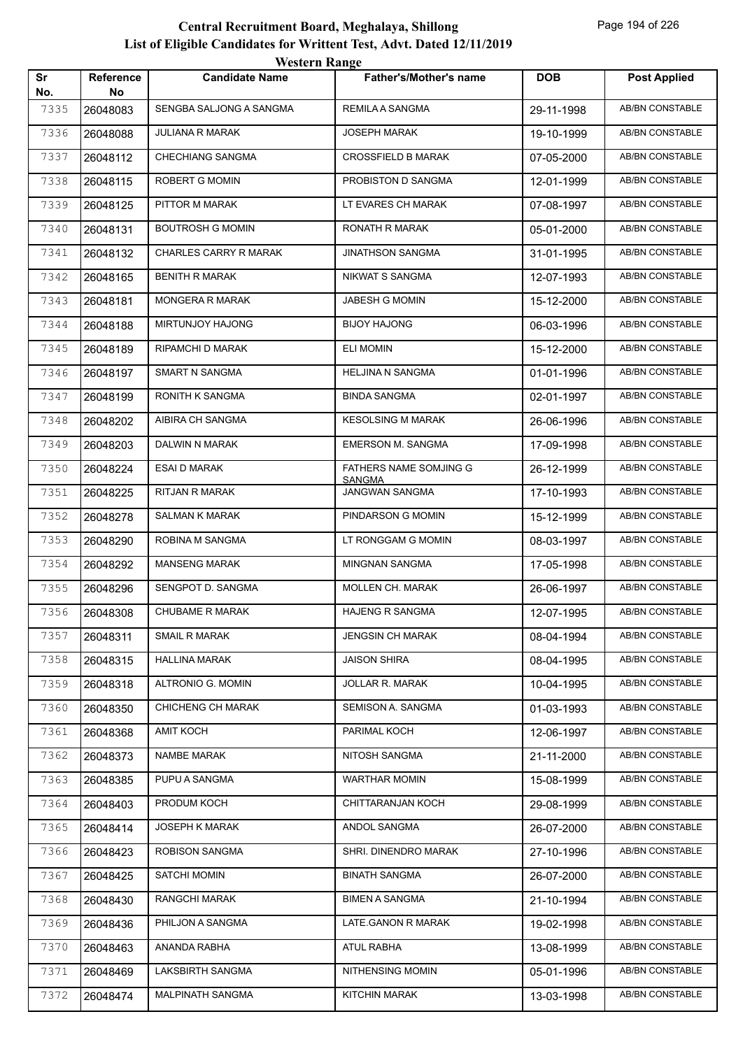# Central Recruitment Board, Meghalaya, Shillong

## List of Eligible Candidates for Writtent Test, Advt. Dated 12/11/2019

### Western Range

| Sr No. | Reference No | Candidate Name | Father's/Mother's name | DOB | Post Applied |
|---|---|---|---|---|---|
| 7335 | 26048083 | SENGBA SALJONG A SANGMA | REMILA A SANGMA | 29-11-1998 | AB/BN CONSTABLE |
| 7336 | 26048088 | JULIANA R MARAK | JOSEPH MARAK | 19-10-1999 | AB/BN CONSTABLE |
| 7337 | 26048112 | CHECHIANG SANGMA | CROSSFIELD B MARAK | 07-05-2000 | AB/BN CONSTABLE |
| 7338 | 26048115 | ROBERT G MOMIN | PROBISTON D SANGMA | 12-01-1999 | AB/BN CONSTABLE |
| 7339 | 26048125 | PITTOR M MARAK | LT EVARES CH MARAK | 07-08-1997 | AB/BN CONSTABLE |
| 7340 | 26048131 | BOUTROSH G MOMIN | RONATH R MARAK | 05-01-2000 | AB/BN CONSTABLE |
| 7341 | 26048132 | CHARLES CARRY R MARAK | JINATHSON SANGMA | 31-01-1995 | AB/BN CONSTABLE |
| 7342 | 26048165 | BENITH R MARAK | NIKWAT S SANGMA | 12-07-1993 | AB/BN CONSTABLE |
| 7343 | 26048181 | MONGERA R MARAK | JABESH G MOMIN | 15-12-2000 | AB/BN CONSTABLE |
| 7344 | 26048188 | MIRTUNJOY HAJONG | BIJOY HAJONG | 06-03-1996 | AB/BN CONSTABLE |
| 7345 | 26048189 | RIPAMCHI D MARAK | ELI MOMIN | 15-12-2000 | AB/BN CONSTABLE |
| 7346 | 26048197 | SMART N SANGMA | HELJINA N SANGMA | 01-01-1996 | AB/BN CONSTABLE |
| 7347 | 26048199 | RONITH K SANGMA | BINDA SANGMA | 02-01-1997 | AB/BN CONSTABLE |
| 7348 | 26048202 | AIBIRA CH SANGMA | KESOLSING M MARAK | 26-06-1996 | AB/BN CONSTABLE |
| 7349 | 26048203 | DALWIN N MARAK | EMERSON M. SANGMA | 17-09-1998 | AB/BN CONSTABLE |
| 7350 | 26048224 | ESAI D MARAK | FATHERS NAME SOMJING G SANGMA | 26-12-1999 | AB/BN CONSTABLE |
| 7351 | 26048225 | RITJAN R MARAK | JANGWAN SANGMA | 17-10-1993 | AB/BN CONSTABLE |
| 7352 | 26048278 | SALMAN K MARAK | PINDARSON G MOMIN | 15-12-1999 | AB/BN CONSTABLE |
| 7353 | 26048290 | ROBINA M SANGMA | LT RONGGAM G MOMIN | 08-03-1997 | AB/BN CONSTABLE |
| 7354 | 26048292 | MANSENG MARAK | MINGNAN SANGMA | 17-05-1998 | AB/BN CONSTABLE |
| 7355 | 26048296 | SENGPOT D. SANGMA | MOLLEN CH. MARAK | 26-06-1997 | AB/BN CONSTABLE |
| 7356 | 26048308 | CHUBAME R MARAK | HAJENG R SANGMA | 12-07-1995 | AB/BN CONSTABLE |
| 7357 | 26048311 | SMAIL R MARAK | JENGSIN CH MARAK | 08-04-1994 | AB/BN CONSTABLE |
| 7358 | 26048315 | HALLINA MARAK | JAISON SHIRA | 08-04-1995 | AB/BN CONSTABLE |
| 7359 | 26048318 | ALTRONIO G. MOMIN | JOLLAR R. MARAK | 10-04-1995 | AB/BN CONSTABLE |
| 7360 | 26048350 | CHICHENG CH MARAK | SEMISON A. SANGMA | 01-03-1993 | AB/BN CONSTABLE |
| 7361 | 26048368 | AMIT KOCH | PARIMAL KOCH | 12-06-1997 | AB/BN CONSTABLE |
| 7362 | 26048373 | NAMBE MARAK | NITOSH SANGMA | 21-11-2000 | AB/BN CONSTABLE |
| 7363 | 26048385 | PUPU A SANGMA | WARTHAR MOMIN | 15-08-1999 | AB/BN CONSTABLE |
| 7364 | 26048403 | PRODUM KOCH | CHITTARANJAN KOCH | 29-08-1999 | AB/BN CONSTABLE |
| 7365 | 26048414 | JOSEPH K MARAK | ANDOL SANGMA | 26-07-2000 | AB/BN CONSTABLE |
| 7366 | 26048423 | ROBISON SANGMA | SHRI. DINENDRO MARAK | 27-10-1996 | AB/BN CONSTABLE |
| 7367 | 26048425 | SATCHI MOMIN | BINATH SANGMA | 26-07-2000 | AB/BN CONSTABLE |
| 7368 | 26048430 | RANGCHI MARAK | BIMEN A SANGMA | 21-10-1994 | AB/BN CONSTABLE |
| 7369 | 26048436 | PHILJON A SANGMA | LATE.GANON R MARAK | 19-02-1998 | AB/BN CONSTABLE |
| 7370 | 26048463 | ANANDA RABHA | ATUL RABHA | 13-08-1999 | AB/BN CONSTABLE |
| 7371 | 26048469 | LAKSBIRTH SANGMA | NITHENSING MOMIN | 05-01-1996 | AB/BN CONSTABLE |
| 7372 | 26048474 | MALPINATH SANGMA | KITCHIN MARAK | 13-03-1998 | AB/BN CONSTABLE |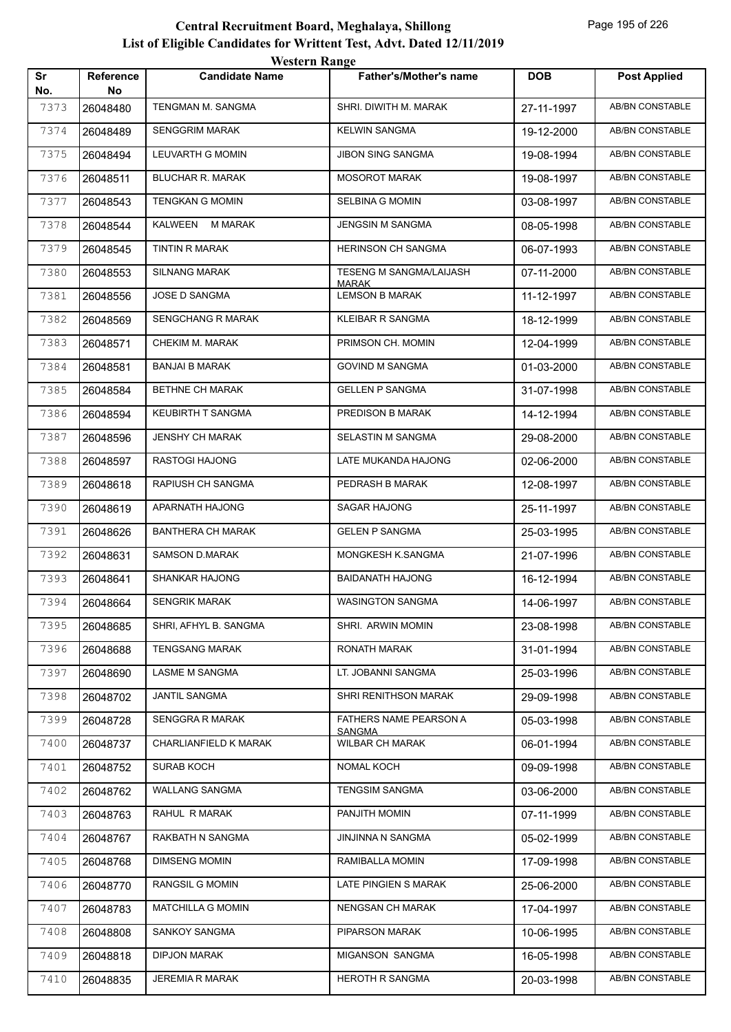# Central Recruitment Board, Meghalaya, Shillong

## List of Eligible Candidates for Writtent Test, Advt. Dated 12/11/2019

### Western Range

| Sr No. | Reference No | Candidate Name | Father's/Mother's name | DOB | Post Applied |
|---|---|---|---|---|---|
| 7373 | 26048480 | TENGMAN M. SANGMA | SHRI. DIWITH M. MARAK | 27-11-1997 | AB/BN CONSTABLE |
| 7374 | 26048489 | SENGGRIM MARAK | KELWIN SANGMA | 19-12-2000 | AB/BN CONSTABLE |
| 7375 | 26048494 | LEUVARTH G MOMIN | JIBON SING SANGMA | 19-08-1994 | AB/BN CONSTABLE |
| 7376 | 26048511 | BLUCHAR R. MARAK | MOSOROT MARAK | 19-08-1997 | AB/BN CONSTABLE |
| 7377 | 26048543 | TENGKAN G MOMIN | SELBINA G MOMIN | 03-08-1997 | AB/BN CONSTABLE |
| 7378 | 26048544 | KALWEEN M MARAK | JENGSIN M SANGMA | 08-05-1998 | AB/BN CONSTABLE |
| 7379 | 26048545 | TINTIN R MARAK | HERINSON CH SANGMA | 06-07-1993 | AB/BN CONSTABLE |
| 7380 | 26048553 | SILNANG MARAK | TESENG M SANGMA/LAIJASH MARAK | 07-11-2000 | AB/BN CONSTABLE |
| 7381 | 26048556 | JOSE D SANGMA | LEMSON B MARAK | 11-12-1997 | AB/BN CONSTABLE |
| 7382 | 26048569 | SENGCHANG R MARAK | KLEIBAR R SANGMA | 18-12-1999 | AB/BN CONSTABLE |
| 7383 | 26048571 | CHEKIM M. MARAK | PRIMSON CH. MOMIN | 12-04-1999 | AB/BN CONSTABLE |
| 7384 | 26048581 | BANJAI B MARAK | GOVIND M SANGMA | 01-03-2000 | AB/BN CONSTABLE |
| 7385 | 26048584 | BETHNE CH MARAK | GELLEN P SANGMA | 31-07-1998 | AB/BN CONSTABLE |
| 7386 | 26048594 | KEUBIRTH T SANGMA | PREDISON B MARAK | 14-12-1994 | AB/BN CONSTABLE |
| 7387 | 26048596 | JENSHY CH MARAK | SELASTIN M SANGMA | 29-08-2000 | AB/BN CONSTABLE |
| 7388 | 26048597 | RASTOGI HAJONG | LATE MUKANDA HAJONG | 02-06-2000 | AB/BN CONSTABLE |
| 7389 | 26048618 | RAPIUSH CH SANGMA | PEDRASH B MARAK | 12-08-1997 | AB/BN CONSTABLE |
| 7390 | 26048619 | APARNATH HAJONG | SAGAR HAJONG | 25-11-1997 | AB/BN CONSTABLE |
| 7391 | 26048626 | BANTHERA CH MARAK | GELEN P SANGMA | 25-03-1995 | AB/BN CONSTABLE |
| 7392 | 26048631 | SAMSON D.MARAK | MONGKESH K.SANGMA | 21-07-1996 | AB/BN CONSTABLE |
| 7393 | 26048641 | SHANKAR HAJONG | BAIDANATH HAJONG | 16-12-1994 | AB/BN CONSTABLE |
| 7394 | 26048664 | SENGRIK MARAK | WASINGTON SANGMA | 14-06-1997 | AB/BN CONSTABLE |
| 7395 | 26048685 | SHRI, AFHYL B. SANGMA | SHRI. ARWIN MOMIN | 23-08-1998 | AB/BN CONSTABLE |
| 7396 | 26048688 | TENGSANG MARAK | RONATH MARAK | 31-01-1994 | AB/BN CONSTABLE |
| 7397 | 26048690 | LASME M SANGMA | LT. JOBANNI SANGMA | 25-03-1996 | AB/BN CONSTABLE |
| 7398 | 26048702 | JANTIL SANGMA | SHRI RENITHSON MARAK | 29-09-1998 | AB/BN CONSTABLE |
| 7399 | 26048728 | SENGGRA R MARAK | FATHERS NAME PEARSON A SANGMA | 05-03-1998 | AB/BN CONSTABLE |
| 7400 | 26048737 | CHARLIANFIELD K MARAK | WILBAR CH MARAK | 06-01-1994 | AB/BN CONSTABLE |
| 7401 | 26048752 | SURAB KOCH | NOMAL KOCH | 09-09-1998 | AB/BN CONSTABLE |
| 7402 | 26048762 | WALLANG SANGMA | TENGSIM SANGMA | 03-06-2000 | AB/BN CONSTABLE |
| 7403 | 26048763 | RAHUL R MARAK | PANJITH MOMIN | 07-11-1999 | AB/BN CONSTABLE |
| 7404 | 26048767 | RAKBATH N SANGMA | JINJINNA N SANGMA | 05-02-1999 | AB/BN CONSTABLE |
| 7405 | 26048768 | DIMSENG MOMIN | RAMIBALLA MOMIN | 17-09-1998 | AB/BN CONSTABLE |
| 7406 | 26048770 | RANGSIL G MOMIN | LATE PINGIEN S MARAK | 25-06-2000 | AB/BN CONSTABLE |
| 7407 | 26048783 | MATCHILLA G MOMIN | NENGSAN CH MARAK | 17-04-1997 | AB/BN CONSTABLE |
| 7408 | 26048808 | SANKOY SANGMA | PIPARSON MARAK | 10-06-1995 | AB/BN CONSTABLE |
| 7409 | 26048818 | DIPJON MARAK | MIGANSON SANGMA | 16-05-1998 | AB/BN CONSTABLE |
| 7410 | 26048835 | JEREMIA R MARAK | HEROTH R SANGMA | 20-03-1998 | AB/BN CONSTABLE |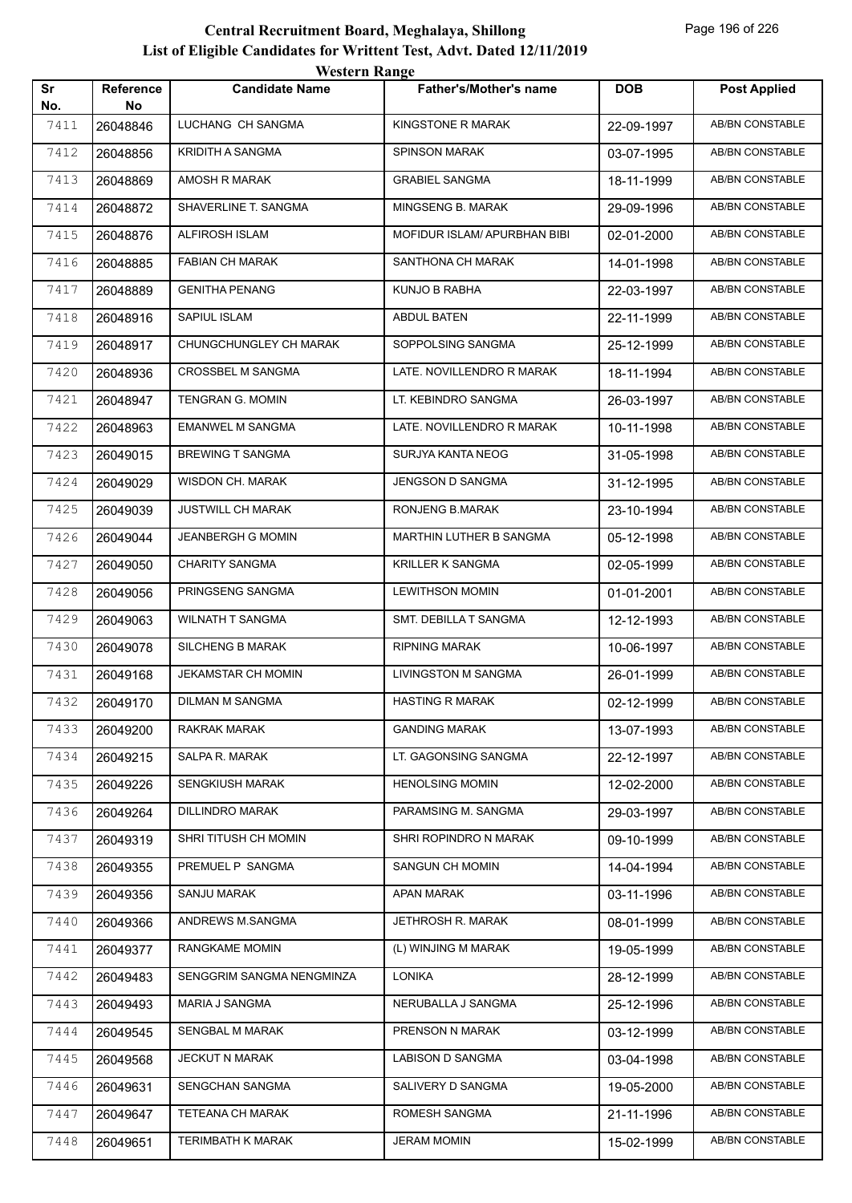# Central Recruitment Board, Meghalaya, Shillong

## List of Eligible Candidates for Writtent Test, Advt. Dated 12/11/2019

### Western Range

| Sr No. | Reference No | Candidate Name | Father's/Mother's name | DOB | Post Applied |
|---|---|---|---|---|---|
| 7411 | 26048846 | LUCHANG CH SANGMA | KINGSTONE R MARAK | 22-09-1997 | AB/BN CONSTABLE |
| 7412 | 26048856 | KRIDITH A SANGMA | SPINSON MARAK | 03-07-1995 | AB/BN CONSTABLE |
| 7413 | 26048869 | AMOSH R MARAK | GRABIEL SANGMA | 18-11-1999 | AB/BN CONSTABLE |
| 7414 | 26048872 | SHAVERLINE T. SANGMA | MINGSENG B. MARAK | 29-09-1996 | AB/BN CONSTABLE |
| 7415 | 26048876 | ALFIROSH ISLAM | MOFIDUR ISLAM/ APURBHAN BIBI | 02-01-2000 | AB/BN CONSTABLE |
| 7416 | 26048885 | FABIAN CH MARAK | SANTHONA CH MARAK | 14-01-1998 | AB/BN CONSTABLE |
| 7417 | 26048889 | GENITHA PENANG | KUNJO B RABHA | 22-03-1997 | AB/BN CONSTABLE |
| 7418 | 26048916 | SAPIUL ISLAM | ABDUL BATEN | 22-11-1999 | AB/BN CONSTABLE |
| 7419 | 26048917 | CHUNGCHUNGLEY CH MARAK | SOPPOLSING SANGMA | 25-12-1999 | AB/BN CONSTABLE |
| 7420 | 26048936 | CROSSBEL M SANGMA | LATE. NOVILLENDRO R MARAK | 18-11-1994 | AB/BN CONSTABLE |
| 7421 | 26048947 | TENGRAN G. MOMIN | LT. KEBINDRO SANGMA | 26-03-1997 | AB/BN CONSTABLE |
| 7422 | 26048963 | EMANWEL M SANGMA | LATE. NOVILLENDRO R MARAK | 10-11-1998 | AB/BN CONSTABLE |
| 7423 | 26049015 | BREWING T SANGMA | SURJYA KANTA NEOG | 31-05-1998 | AB/BN CONSTABLE |
| 7424 | 26049029 | WISDON CH. MARAK | JENGSON D SANGMA | 31-12-1995 | AB/BN CONSTABLE |
| 7425 | 26049039 | JUSTWILL CH MARAK | RONJENG B.MARAK | 23-10-1994 | AB/BN CONSTABLE |
| 7426 | 26049044 | JEANBERGH G MOMIN | MARTHIN LUTHER B SANGMA | 05-12-1998 | AB/BN CONSTABLE |
| 7427 | 26049050 | CHARITY SANGMA | KRILLER K SANGMA | 02-05-1999 | AB/BN CONSTABLE |
| 7428 | 26049056 | PRINGSENG SANGMA | LEWITHSON MOMIN | 01-01-2001 | AB/BN CONSTABLE |
| 7429 | 26049063 | WILNATH T SANGMA | SMT. DEBILLA T SANGMA | 12-12-1993 | AB/BN CONSTABLE |
| 7430 | 26049078 | SILCHENG B MARAK | RIPNING MARAK | 10-06-1997 | AB/BN CONSTABLE |
| 7431 | 26049168 | JEKAMSTAR CH MOMIN | LIVINGSTON M SANGMA | 26-01-1999 | AB/BN CONSTABLE |
| 7432 | 26049170 | DILMAN M SANGMA | HASTING R MARAK | 02-12-1999 | AB/BN CONSTABLE |
| 7433 | 26049200 | RAKRAK MARAK | GANDING MARAK | 13-07-1993 | AB/BN CONSTABLE |
| 7434 | 26049215 | SALPA R. MARAK | LT. GAGONSING SANGMA | 22-12-1997 | AB/BN CONSTABLE |
| 7435 | 26049226 | SENGKIUSH MARAK | HENOLSING MOMIN | 12-02-2000 | AB/BN CONSTABLE |
| 7436 | 26049264 | DILLINDRO MARAK | PARAMSING M. SANGMA | 29-03-1997 | AB/BN CONSTABLE |
| 7437 | 26049319 | SHRI TITUSH CH MOMIN | SHRI ROPINDRO N MARAK | 09-10-1999 | AB/BN CONSTABLE |
| 7438 | 26049355 | PREMUEL P SANGMA | SANGUN CH MOMIN | 14-04-1994 | AB/BN CONSTABLE |
| 7439 | 26049356 | SANJU MARAK | APAN MARAK | 03-11-1996 | AB/BN CONSTABLE |
| 7440 | 26049366 | ANDREWS M.SANGMA | JETHROSH R. MARAK | 08-01-1999 | AB/BN CONSTABLE |
| 7441 | 26049377 | RANGKAME MOMIN | (L) WINJING M MARAK | 19-05-1999 | AB/BN CONSTABLE |
| 7442 | 26049483 | SENGGRIM SANGMA NENGMINZA | LONIKA | 28-12-1999 | AB/BN CONSTABLE |
| 7443 | 26049493 | MARIA J SANGMA | NERUBALLA J SANGMA | 25-12-1996 | AB/BN CONSTABLE |
| 7444 | 26049545 | SENGBAL M MARAK | PRENSON N MARAK | 03-12-1999 | AB/BN CONSTABLE |
| 7445 | 26049568 | JECKUT N MARAK | LABISON D SANGMA | 03-04-1998 | AB/BN CONSTABLE |
| 7446 | 26049631 | SENGCHAN SANGMA | SALIVERY D SANGMA | 19-05-2000 | AB/BN CONSTABLE |
| 7447 | 26049647 | TETEANA CH MARAK | ROMESH SANGMA | 21-11-1996 | AB/BN CONSTABLE |
| 7448 | 26049651 | TERIMBATH K MARAK | JERAM MOMIN | 15-02-1999 | AB/BN CONSTABLE |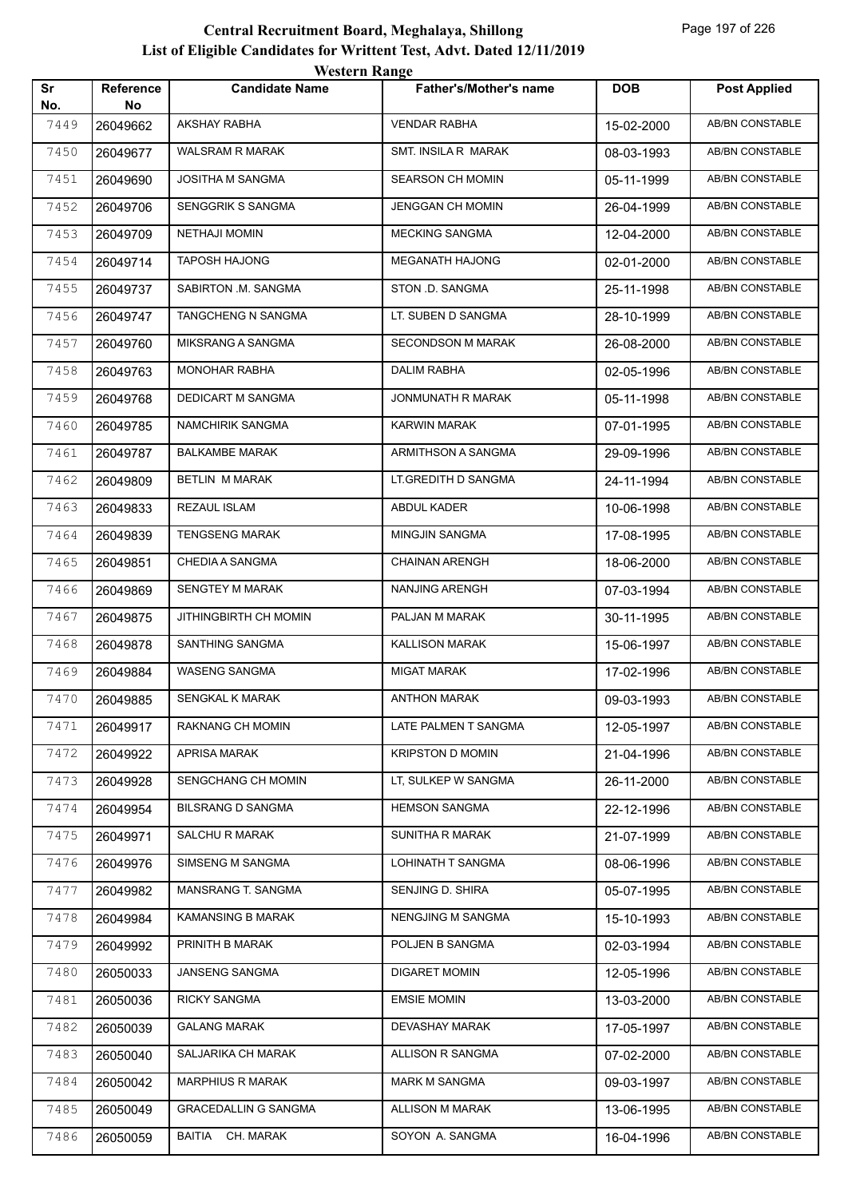# Central Recruitment Board, Meghalaya, Shillong
## List of Eligible Candidates for Writtent Test, Advt. Dated 12/11/2019
### Western Range

| Sr No. | Reference No | Candidate Name | Father's/Mother's name | DOB | Post Applied |
|---|---|---|---|---|---|
| 7449 | 26049662 | AKSHAY RABHA | VENDAR RABHA | 15-02-2000 | AB/BN CONSTABLE |
| 7450 | 26049677 | WALSRAM R MARAK | SMT. INSILA R MARAK | 08-03-1993 | AB/BN CONSTABLE |
| 7451 | 26049690 | JOSITHA M SANGMA | SEARSON CH MOMIN | 05-11-1999 | AB/BN CONSTABLE |
| 7452 | 26049706 | SENGGRIK S SANGMA | JENGGAN CH MOMIN | 26-04-1999 | AB/BN CONSTABLE |
| 7453 | 26049709 | NETHAJI MOMIN | MECKING SANGMA | 12-04-2000 | AB/BN CONSTABLE |
| 7454 | 26049714 | TAPOSH HAJONG | MEGANATH HAJONG | 02-01-2000 | AB/BN CONSTABLE |
| 7455 | 26049737 | SABIRTON .M. SANGMA | STON .D. SANGMA | 25-11-1998 | AB/BN CONSTABLE |
| 7456 | 26049747 | TANGCHENG N SANGMA | LT. SUBEN D SANGMA | 28-10-1999 | AB/BN CONSTABLE |
| 7457 | 26049760 | MIKSRANG A SANGMA | SECONDSON M MARAK | 26-08-2000 | AB/BN CONSTABLE |
| 7458 | 26049763 | MONOHAR RABHA | DALIM RABHA | 02-05-1996 | AB/BN CONSTABLE |
| 7459 | 26049768 | DEDICART M SANGMA | JONMUNATH R MARAK | 05-11-1998 | AB/BN CONSTABLE |
| 7460 | 26049785 | NAMCHIRIK SANGMA | KARWIN MARAK | 07-01-1995 | AB/BN CONSTABLE |
| 7461 | 26049787 | BALKAMBE MARAK | ARMITHSON A SANGMA | 29-09-1996 | AB/BN CONSTABLE |
| 7462 | 26049809 | BETLIN M MARAK | LT.GREDITH D SANGMA | 24-11-1994 | AB/BN CONSTABLE |
| 7463 | 26049833 | REZAUL ISLAM | ABDUL KADER | 10-06-1998 | AB/BN CONSTABLE |
| 7464 | 26049839 | TENGSENG MARAK | MINGJIN SANGMA | 17-08-1995 | AB/BN CONSTABLE |
| 7465 | 26049851 | CHEDIA A SANGMA | CHAINAN ARENGH | 18-06-2000 | AB/BN CONSTABLE |
| 7466 | 26049869 | SENGTEY M MARAK | NANJING ARENGH | 07-03-1994 | AB/BN CONSTABLE |
| 7467 | 26049875 | JITHINGBIRTH CH MOMIN | PALJAN M MARAK | 30-11-1995 | AB/BN CONSTABLE |
| 7468 | 26049878 | SANTHING SANGMA | KALLISON MARAK | 15-06-1997 | AB/BN CONSTABLE |
| 7469 | 26049884 | WASENG SANGMA | MIGAT MARAK | 17-02-1996 | AB/BN CONSTABLE |
| 7470 | 26049885 | SENGKAL K MARAK | ANTHON MARAK | 09-03-1993 | AB/BN CONSTABLE |
| 7471 | 26049917 | RAKNANG CH MOMIN | LATE PALMEN T SANGMA | 12-05-1997 | AB/BN CONSTABLE |
| 7472 | 26049922 | APRISA MARAK | KRIPSTON D MOMIN | 21-04-1996 | AB/BN CONSTABLE |
| 7473 | 26049928 | SENGCHANG CH MOMIN | LT, SULKEP W SANGMA | 26-11-2000 | AB/BN CONSTABLE |
| 7474 | 26049954 | BILSRANG D SANGMA | HEMSON SANGMA | 22-12-1996 | AB/BN CONSTABLE |
| 7475 | 26049971 | SALCHU R MARAK | SUNITHA R MARAK | 21-07-1999 | AB/BN CONSTABLE |
| 7476 | 26049976 | SIMSENG M SANGMA | LOHINATH T SANGMA | 08-06-1996 | AB/BN CONSTABLE |
| 7477 | 26049982 | MANSRANG T. SANGMA | SENJING D. SHIRA | 05-07-1995 | AB/BN CONSTABLE |
| 7478 | 26049984 | KAMANSING B MARAK | NENGJING M SANGMA | 15-10-1993 | AB/BN CONSTABLE |
| 7479 | 26049992 | PRINITH B MARAK | POLJEN B SANGMA | 02-03-1994 | AB/BN CONSTABLE |
| 7480 | 26050033 | JANSENG SANGMA | DIGARET MOMIN | 12-05-1996 | AB/BN CONSTABLE |
| 7481 | 26050036 | RICKY SANGMA | EMSIE MOMIN | 13-03-2000 | AB/BN CONSTABLE |
| 7482 | 26050039 | GALANG MARAK | DEVASHAY MARAK | 17-05-1997 | AB/BN CONSTABLE |
| 7483 | 26050040 | SALJARIKA CH MARAK | ALLISON R SANGMA | 07-02-2000 | AB/BN CONSTABLE |
| 7484 | 26050042 | MARPHIUS R MARAK | MARK M SANGMA | 09-03-1997 | AB/BN CONSTABLE |
| 7485 | 26050049 | GRACEDALLIN G SANGMA | ALLISON M MARAK | 13-06-1995 | AB/BN CONSTABLE |
| 7486 | 26050059 | BAITIA CH. MARAK | SOYON A. SANGMA | 16-04-1996 | AB/BN CONSTABLE |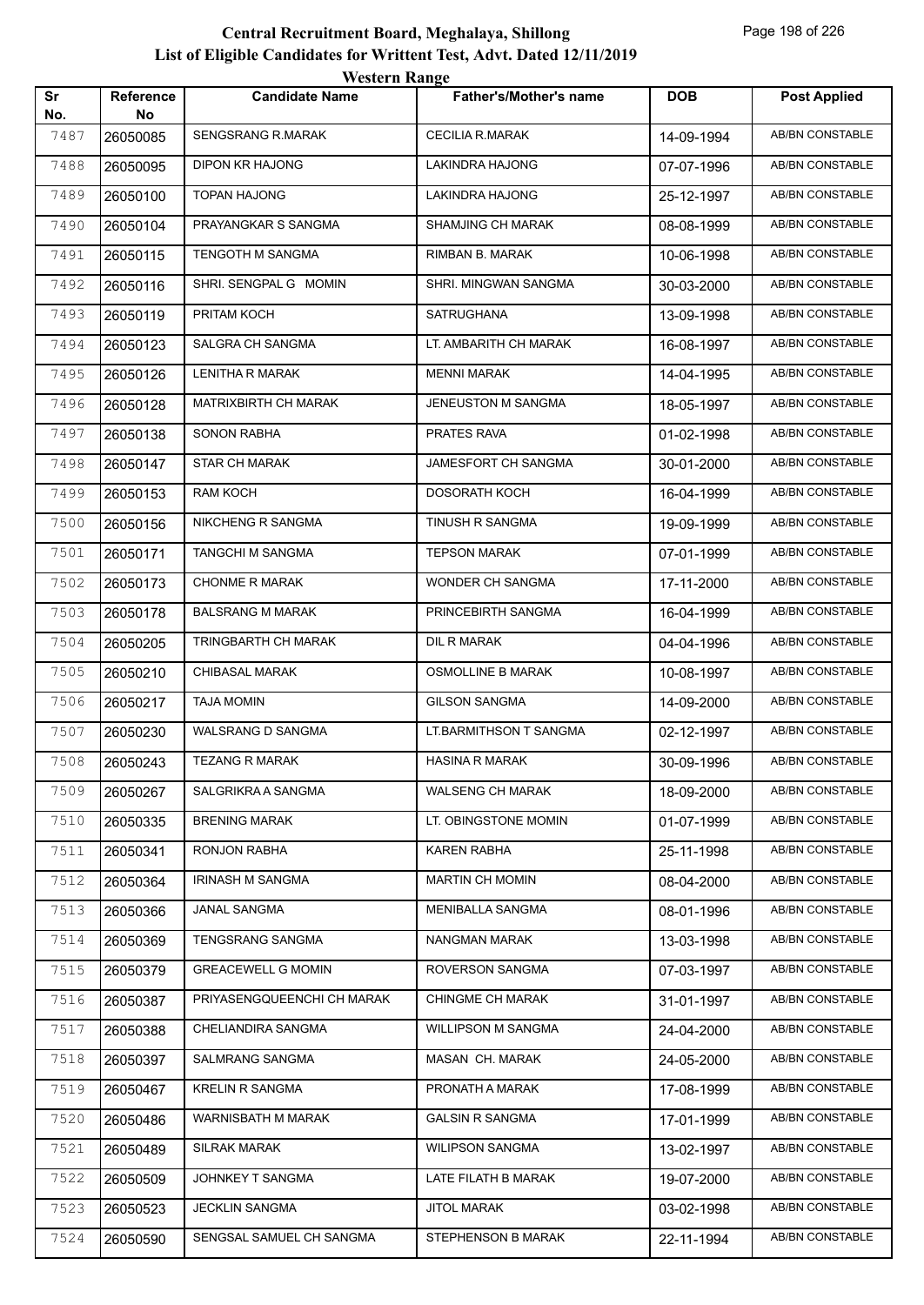# Central Recruitment Board, Meghalaya, Shillong

## List of Eligible Candidates for Writtent Test, Advt. Dated 12/11/2019

### Western Range

| Sr No. | Reference No | Candidate Name | Father's/Mother's name | DOB | Post Applied |
|---|---|---|---|---|---|
| 7487 | 26050085 | SENGSRANG R.MARAK | CECILIA R.MARAK | 14-09-1994 | AB/BN CONSTABLE |
| 7488 | 26050095 | DIPON KR HAJONG | LAKINDRA HAJONG | 07-07-1996 | AB/BN CONSTABLE |
| 7489 | 26050100 | TOPAN HAJONG | LAKINDRA HAJONG | 25-12-1997 | AB/BN CONSTABLE |
| 7490 | 26050104 | PRAYANGKAR S SANGMA | SHAMJING CH MARAK | 08-08-1999 | AB/BN CONSTABLE |
| 7491 | 26050115 | TENGOTH M SANGMA | RIMBAN B. MARAK | 10-06-1998 | AB/BN CONSTABLE |
| 7492 | 26050116 | SHRI. SENGPAL G MOMIN | SHRI. MINGWAN SANGMA | 30-03-2000 | AB/BN CONSTABLE |
| 7493 | 26050119 | PRITAM KOCH | SATRUGHANA | 13-09-1998 | AB/BN CONSTABLE |
| 7494 | 26050123 | SALGRA CH SANGMA | LT. AMBARITH CH MARAK | 16-08-1997 | AB/BN CONSTABLE |
| 7495 | 26050126 | LENITHA R MARAK | MENNI MARAK | 14-04-1995 | AB/BN CONSTABLE |
| 7496 | 26050128 | MATRIXBIRTH CH MARAK | JENEUSTON M SANGMA | 18-05-1997 | AB/BN CONSTABLE |
| 7497 | 26050138 | SONON RABHA | PRATES RAVA | 01-02-1998 | AB/BN CONSTABLE |
| 7498 | 26050147 | STAR CH MARAK | JAMESFORT CH SANGMA | 30-01-2000 | AB/BN CONSTABLE |
| 7499 | 26050153 | RAM KOCH | DOSORATH KOCH | 16-04-1999 | AB/BN CONSTABLE |
| 7500 | 26050156 | NIKCHENG R SANGMA | TINUSH R SANGMA | 19-09-1999 | AB/BN CONSTABLE |
| 7501 | 26050171 | TANGCHI M SANGMA | TEPSON MARAK | 07-01-1999 | AB/BN CONSTABLE |
| 7502 | 26050173 | CHONME R MARAK | WONDER CH SANGMA | 17-11-2000 | AB/BN CONSTABLE |
| 7503 | 26050178 | BALSRANG M MARAK | PRINCEBIRTH SANGMA | 16-04-1999 | AB/BN CONSTABLE |
| 7504 | 26050205 | TRINGBARTH CH MARAK | DIL R MARAK | 04-04-1996 | AB/BN CONSTABLE |
| 7505 | 26050210 | CHIBASAL MARAK | OSMOLLINE B MARAK | 10-08-1997 | AB/BN CONSTABLE |
| 7506 | 26050217 | TAJA MOMIN | GILSON SANGMA | 14-09-2000 | AB/BN CONSTABLE |
| 7507 | 26050230 | WALSRANG D SANGMA | LT.BARMITHSON T SANGMA | 02-12-1997 | AB/BN CONSTABLE |
| 7508 | 26050243 | TEZANG R MARAK | HASINA R MARAK | 30-09-1996 | AB/BN CONSTABLE |
| 7509 | 26050267 | SALGRIKRA A SANGMA | WALSENG CH MARAK | 18-09-2000 | AB/BN CONSTABLE |
| 7510 | 26050335 | BRENING MARAK | LT. OBINGSTONE MOMIN | 01-07-1999 | AB/BN CONSTABLE |
| 7511 | 26050341 | RONJON RABHA | KAREN RABHA | 25-11-1998 | AB/BN CONSTABLE |
| 7512 | 26050364 | IRINASH M SANGMA | MARTIN CH MOMIN | 08-04-2000 | AB/BN CONSTABLE |
| 7513 | 26050366 | JANAL SANGMA | MENIBALLA SANGMA | 08-01-1996 | AB/BN CONSTABLE |
| 7514 | 26050369 | TENGSRANG SANGMA | NANGMAN MARAK | 13-03-1998 | AB/BN CONSTABLE |
| 7515 | 26050379 | GREACEWELL G MOMIN | ROVERSON SANGMA | 07-03-1997 | AB/BN CONSTABLE |
| 7516 | 26050387 | PRIYASENGQUEENCHI CH MARAK | CHINGME CH MARAK | 31-01-1997 | AB/BN CONSTABLE |
| 7517 | 26050388 | CHELIANDIRA SANGMA | WILLIPSON M SANGMA | 24-04-2000 | AB/BN CONSTABLE |
| 7518 | 26050397 | SALMRANG SANGMA | MASAN CH. MARAK | 24-05-2000 | AB/BN CONSTABLE |
| 7519 | 26050467 | KRELIN R SANGMA | PRONATH A MARAK | 17-08-1999 | AB/BN CONSTABLE |
| 7520 | 26050486 | WARNISBATH M MARAK | GALSIN R SANGMA | 17-01-1999 | AB/BN CONSTABLE |
| 7521 | 26050489 | SILRAK MARAK | WILIPSON SANGMA | 13-02-1997 | AB/BN CONSTABLE |
| 7522 | 26050509 | JOHNKEY T SANGMA | LATE FILATH B MARAK | 19-07-2000 | AB/BN CONSTABLE |
| 7523 | 26050523 | JECKLIN SANGMA | JITOL MARAK | 03-02-1998 | AB/BN CONSTABLE |
| 7524 | 26050590 | SENGSAL SAMUEL CH SANGMA | STEPHENSON B MARAK | 22-11-1994 | AB/BN CONSTABLE |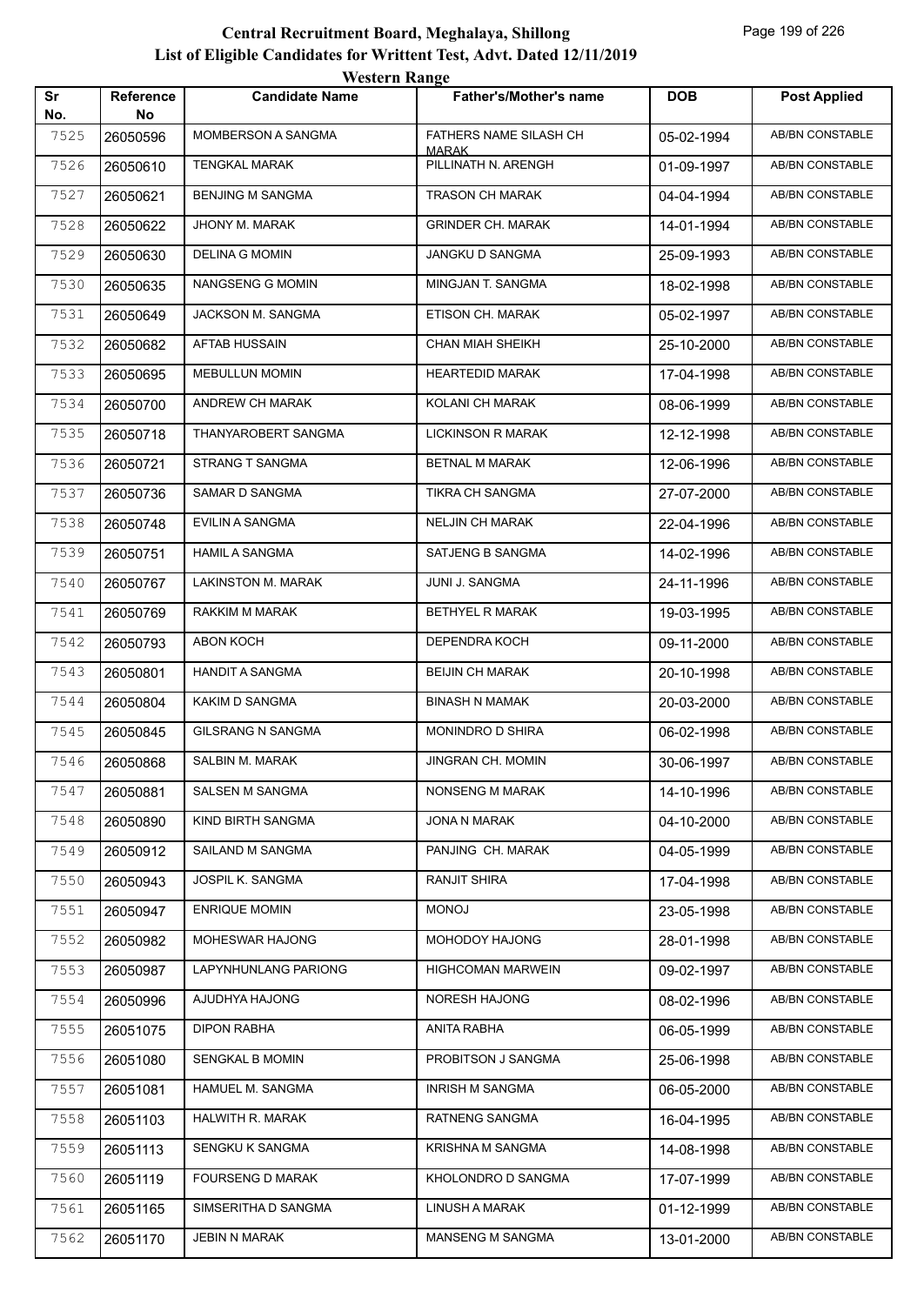# Central Recruitment Board, Meghalaya, Shillong

## List of Eligible Candidates for Writtent Test, Advt. Dated 12/11/2019

### Western Range

| Sr No. | Reference No | Candidate Name | Father's/Mother's name | DOB | Post Applied |
|---|---|---|---|---|---|
| 7525 | 26050596 | MOMBERSON A SANGMA | FATHERS NAME SILASH CH MARAK | 05-02-1994 | AB/BN CONSTABLE |
| 7526 | 26050610 | TENGKAL MARAK | PILLINATH N. ARENGH | 01-09-1997 | AB/BN CONSTABLE |
| 7527 | 26050621 | BENJING M SANGMA | TRASON CH MARAK | 04-04-1994 | AB/BN CONSTABLE |
| 7528 | 26050622 | JHONY M. MARAK | GRINDER CH. MARAK | 14-01-1994 | AB/BN CONSTABLE |
| 7529 | 26050630 | DELINA G MOMIN | JANGKU D SANGMA | 25-09-1993 | AB/BN CONSTABLE |
| 7530 | 26050635 | NANGSENG G MOMIN | MINGJAN T. SANGMA | 18-02-1998 | AB/BN CONSTABLE |
| 7531 | 26050649 | JACKSON M. SANGMA | ETISON CH. MARAK | 05-02-1997 | AB/BN CONSTABLE |
| 7532 | 26050682 | AFTAB HUSSAIN | CHAN MIAH SHEIKH | 25-10-2000 | AB/BN CONSTABLE |
| 7533 | 26050695 | MEBULLUN MOMIN | HEARTEDID MARAK | 17-04-1998 | AB/BN CONSTABLE |
| 7534 | 26050700 | ANDREW CH MARAK | KOLANI CH MARAK | 08-06-1999 | AB/BN CONSTABLE |
| 7535 | 26050718 | THANYAROBERT SANGMA | LICKINSON R MARAK | 12-12-1998 | AB/BN CONSTABLE |
| 7536 | 26050721 | STRANG T SANGMA | BETNAL M MARAK | 12-06-1996 | AB/BN CONSTABLE |
| 7537 | 26050736 | SAMAR D SANGMA | TIKRA CH SANGMA | 27-07-2000 | AB/BN CONSTABLE |
| 7538 | 26050748 | EVILIN A SANGMA | NELJIN CH MARAK | 22-04-1996 | AB/BN CONSTABLE |
| 7539 | 26050751 | HAMIL A SANGMA | SATJENG B SANGMA | 14-02-1996 | AB/BN CONSTABLE |
| 7540 | 26050767 | LAKINSTON M. MARAK | JUNI J. SANGMA | 24-11-1996 | AB/BN CONSTABLE |
| 7541 | 26050769 | RAKKIM M MARAK | BETHYEL R MARAK | 19-03-1995 | AB/BN CONSTABLE |
| 7542 | 26050793 | ABON KOCH | DEPENDRA KOCH | 09-11-2000 | AB/BN CONSTABLE |
| 7543 | 26050801 | HANDIT A SANGMA | BEIJIN CH MARAK | 20-10-1998 | AB/BN CONSTABLE |
| 7544 | 26050804 | KAKIM D SANGMA | BINASH N MAMAK | 20-03-2000 | AB/BN CONSTABLE |
| 7545 | 26050845 | GILSRANG N SANGMA | MONINDRO D SHIRA | 06-02-1998 | AB/BN CONSTABLE |
| 7546 | 26050868 | SALBIN M. MARAK | JINGRAN CH. MOMIN | 30-06-1997 | AB/BN CONSTABLE |
| 7547 | 26050881 | SALSEN M SANGMA | NONSENG M MARAK | 14-10-1996 | AB/BN CONSTABLE |
| 7548 | 26050890 | KIND BIRTH SANGMA | JONA N MARAK | 04-10-2000 | AB/BN CONSTABLE |
| 7549 | 26050912 | SAILAND M SANGMA | PANJING CH. MARAK | 04-05-1999 | AB/BN CONSTABLE |
| 7550 | 26050943 | JOSPIL K. SANGMA | RANJIT SHIRA | 17-04-1998 | AB/BN CONSTABLE |
| 7551 | 26050947 | ENRIQUE MOMIN | MONOJ | 23-05-1998 | AB/BN CONSTABLE |
| 7552 | 26050982 | MOHESWAR HAJONG | MOHODOY HAJONG | 28-01-1998 | AB/BN CONSTABLE |
| 7553 | 26050987 | LAPYNHUNLANG PARIONG | HIGHCOMAN MARWEIN | 09-02-1997 | AB/BN CONSTABLE |
| 7554 | 26050996 | AJUDHYA HAJONG | NORESH HAJONG | 08-02-1996 | AB/BN CONSTABLE |
| 7555 | 26051075 | DIPON RABHA | ANITA RABHA | 06-05-1999 | AB/BN CONSTABLE |
| 7556 | 26051080 | SENGKAL B MOMIN | PROBITSON J SANGMA | 25-06-1998 | AB/BN CONSTABLE |
| 7557 | 26051081 | HAMUEL M. SANGMA | INRISH M SANGMA | 06-05-2000 | AB/BN CONSTABLE |
| 7558 | 26051103 | HALWITH R. MARAK | RATNENG SANGMA | 16-04-1995 | AB/BN CONSTABLE |
| 7559 | 26051113 | SENGKU K SANGMA | KRISHNA M SANGMA | 14-08-1998 | AB/BN CONSTABLE |
| 7560 | 26051119 | FOURSENG D MARAK | KHOLONDRO D SANGMA | 17-07-1999 | AB/BN CONSTABLE |
| 7561 | 26051165 | SIMSERITHA D SANGMA | LINUSH A MARAK | 01-12-1999 | AB/BN CONSTABLE |
| 7562 | 26051170 | JEBIN N MARAK | MANSENG M SANGMA | 13-01-2000 | AB/BN CONSTABLE |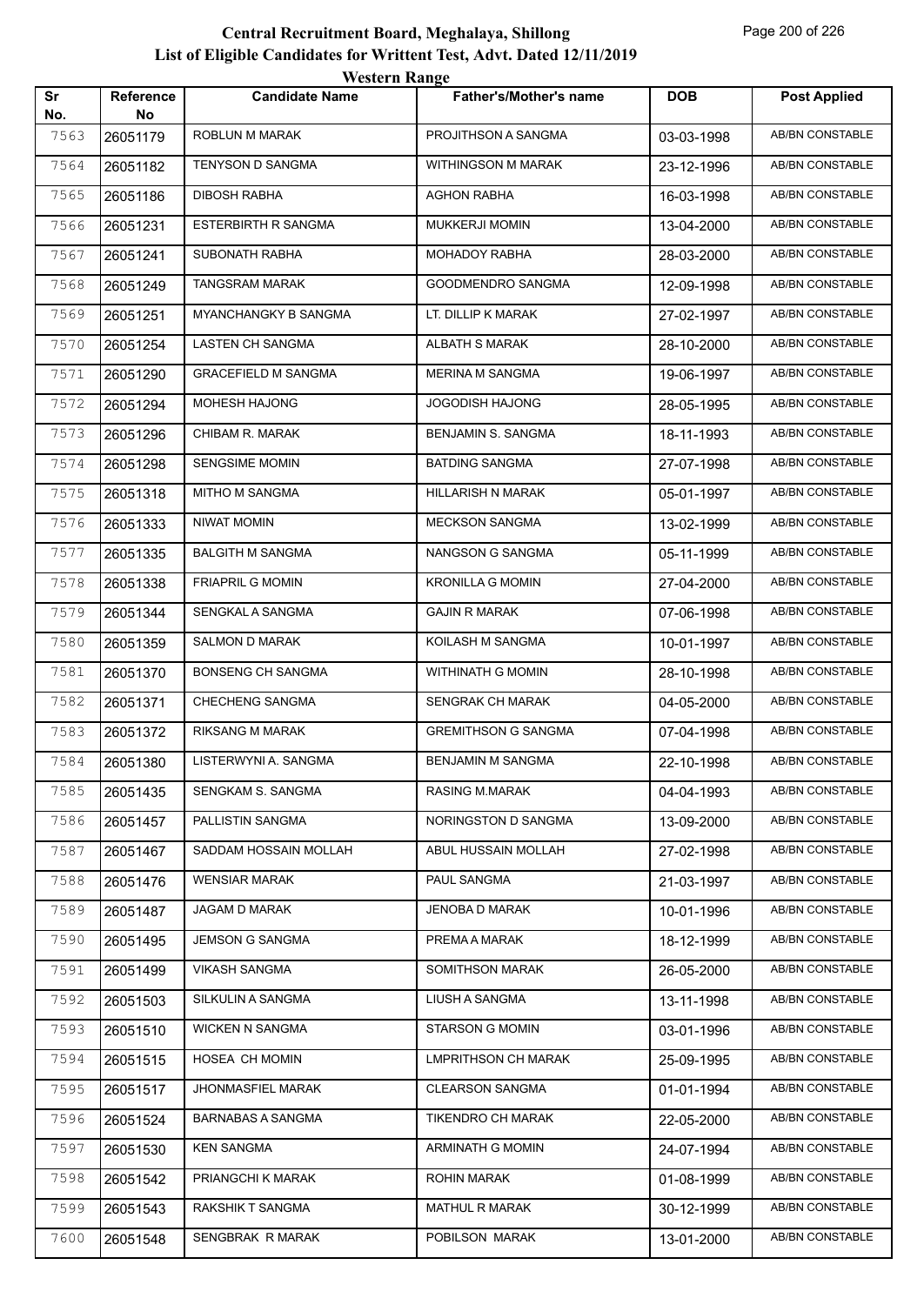# Central Recruitment Board, Meghalaya, Shillong
## List of Eligible Candidates for Writtent Test, Advt. Dated 12/11/2019
### Western Range

| Sr No. | Reference No | Candidate Name | Father's/Mother's name | DOB | Post Applied |
|---|---|---|---|---|---|
| 7563 | 26051179 | ROBLUN M MARAK | PROJITHSON A SANGMA | 03-03-1998 | AB/BN CONSTABLE |
| 7564 | 26051182 | TENYSON D SANGMA | WITHINGSON M MARAK | 23-12-1996 | AB/BN CONSTABLE |
| 7565 | 26051186 | DIBOSH RABHA | AGHON RABHA | 16-03-1998 | AB/BN CONSTABLE |
| 7566 | 26051231 | ESTERBIRTH R SANGMA | MUKKERJI MOMIN | 13-04-2000 | AB/BN CONSTABLE |
| 7567 | 26051241 | SUBONATH RABHA | MOHADOY RABHA | 28-03-2000 | AB/BN CONSTABLE |
| 7568 | 26051249 | TANGSRAM MARAK | GOODMENDRO SANGMA | 12-09-1998 | AB/BN CONSTABLE |
| 7569 | 26051251 | MYANCHANGKY B SANGMA | LT. DILLIP K MARAK | 27-02-1997 | AB/BN CONSTABLE |
| 7570 | 26051254 | LASTEN CH SANGMA | ALBATH S MARAK | 28-10-2000 | AB/BN CONSTABLE |
| 7571 | 26051290 | GRACEFIELD M SANGMA | MERINA M SANGMA | 19-06-1997 | AB/BN CONSTABLE |
| 7572 | 26051294 | MOHESH HAJONG | JOGODISH HAJONG | 28-05-1995 | AB/BN CONSTABLE |
| 7573 | 26051296 | CHIBAM R. MARAK | BENJAMIN S. SANGMA | 18-11-1993 | AB/BN CONSTABLE |
| 7574 | 26051298 | SENGSIME MOMIN | BATDING SANGMA | 27-07-1998 | AB/BN CONSTABLE |
| 7575 | 26051318 | MITHO M SANGMA | HILLARISH N MARAK | 05-01-1997 | AB/BN CONSTABLE |
| 7576 | 26051333 | NIWAT MOMIN | MECKSON SANGMA | 13-02-1999 | AB/BN CONSTABLE |
| 7577 | 26051335 | BALGITH M SANGMA | NANGSON G SANGMA | 05-11-1999 | AB/BN CONSTABLE |
| 7578 | 26051338 | FRIAPRIL G MOMIN | KRONILLA G MOMIN | 27-04-2000 | AB/BN CONSTABLE |
| 7579 | 26051344 | SENGKAL A SANGMA | GAJIN R MARAK | 07-06-1998 | AB/BN CONSTABLE |
| 7580 | 26051359 | SALMON D MARAK | KOILASH M SANGMA | 10-01-1997 | AB/BN CONSTABLE |
| 7581 | 26051370 | BONSENG CH SANGMA | WITHINATH G MOMIN | 28-10-1998 | AB/BN CONSTABLE |
| 7582 | 26051371 | CHECHENG SANGMA | SENGRAK CH MARAK | 04-05-2000 | AB/BN CONSTABLE |
| 7583 | 26051372 | RIKSANG M MARAK | GREMITHSON G SANGMA | 07-04-1998 | AB/BN CONSTABLE |
| 7584 | 26051380 | LISTERWYNI A. SANGMA | BENJAMIN M SANGMA | 22-10-1998 | AB/BN CONSTABLE |
| 7585 | 26051435 | SENGKAM S. SANGMA | RASING M.MARAK | 04-04-1993 | AB/BN CONSTABLE |
| 7586 | 26051457 | PALLISTIN SANGMA | NORINGSTON D SANGMA | 13-09-2000 | AB/BN CONSTABLE |
| 7587 | 26051467 | SADDAM HOSSAIN MOLLAH | ABUL HUSSAIN MOLLAH | 27-02-1998 | AB/BN CONSTABLE |
| 7588 | 26051476 | WENSIAR MARAK | PAUL SANGMA | 21-03-1997 | AB/BN CONSTABLE |
| 7589 | 26051487 | JAGAM D MARAK | JENOBA D MARAK | 10-01-1996 | AB/BN CONSTABLE |
| 7590 | 26051495 | JEMSON G SANGMA | PREMA A MARAK | 18-12-1999 | AB/BN CONSTABLE |
| 7591 | 26051499 | VIKASH SANGMA | SOMITHSON MARAK | 26-05-2000 | AB/BN CONSTABLE |
| 7592 | 26051503 | SILKULIN A SANGMA | LIUSH A SANGMA | 13-11-1998 | AB/BN CONSTABLE |
| 7593 | 26051510 | WICKEN N SANGMA | STARSON G MOMIN | 03-01-1996 | AB/BN CONSTABLE |
| 7594 | 26051515 | HOSEA CH MOMIN | LMPRITHSON CH MARAK | 25-09-1995 | AB/BN CONSTABLE |
| 7595 | 26051517 | JHONMASFIEL MARAK | CLEARSON SANGMA | 01-01-1994 | AB/BN CONSTABLE |
| 7596 | 26051524 | BARNABAS A SANGMA | TIKENDRO CH MARAK | 22-05-2000 | AB/BN CONSTABLE |
| 7597 | 26051530 | KEN SANGMA | ARMINATH G MOMIN | 24-07-1994 | AB/BN CONSTABLE |
| 7598 | 26051542 | PRIANGCHI K MARAK | ROHIN MARAK | 01-08-1999 | AB/BN CONSTABLE |
| 7599 | 26051543 | RAKSHIK T SANGMA | MATHUL R MARAK | 30-12-1999 | AB/BN CONSTABLE |
| 7600 | 26051548 | SENGBRAK R MARAK | POBILSON MARAK | 13-01-2000 | AB/BN CONSTABLE |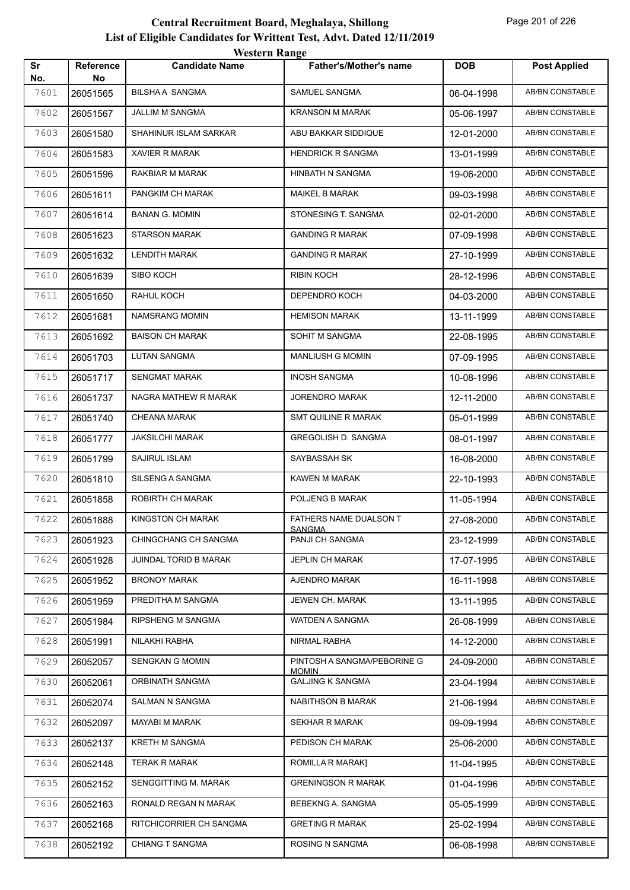# Central Recruitment Board, Meghalaya, Shillong

## List of Eligible Candidates for Writtent Test, Advt. Dated 12/11/2019

### Western Range

| Sr No. | Reference No | Candidate Name | Father's/Mother's name | DOB | Post Applied |
|---|---|---|---|---|---|
| 7601 | 26051565 | BILSHA A SANGMA | SAMUEL SANGMA | 06-04-1998 | AB/BN CONSTABLE |
| 7602 | 26051567 | JALLIM M SANGMA | KRANSON M MARAK | 05-06-1997 | AB/BN CONSTABLE |
| 7603 | 26051580 | SHAHINUR ISLAM SARKAR | ABU BAKKAR SIDDIQUE | 12-01-2000 | AB/BN CONSTABLE |
| 7604 | 26051583 | XAVIER R MARAK | HENDRICK R SANGMA | 13-01-1999 | AB/BN CONSTABLE |
| 7605 | 26051596 | RAKBIAR M MARAK | HINBATH N SANGMA | 19-06-2000 | AB/BN CONSTABLE |
| 7606 | 26051611 | PANGKIM CH MARAK | MAIKEL B MARAK | 09-03-1998 | AB/BN CONSTABLE |
| 7607 | 26051614 | BANAN G. MOMIN | STONESING T. SANGMA | 02-01-2000 | AB/BN CONSTABLE |
| 7608 | 26051623 | STARSON MARAK | GANDING R MARAK | 07-09-1998 | AB/BN CONSTABLE |
| 7609 | 26051632 | LENDITH MARAK | GANDING R MARAK | 27-10-1999 | AB/BN CONSTABLE |
| 7610 | 26051639 | SIBO KOCH | RIBIN KOCH | 28-12-1996 | AB/BN CONSTABLE |
| 7611 | 26051650 | RAHUL KOCH | DEPENDRO KOCH | 04-03-2000 | AB/BN CONSTABLE |
| 7612 | 26051681 | NAMSRANG MOMIN | HEMISON MARAK | 13-11-1999 | AB/BN CONSTABLE |
| 7613 | 26051692 | BAISON CH MARAK | SOHIT M SANGMA | 22-08-1995 | AB/BN CONSTABLE |
| 7614 | 26051703 | LUTAN SANGMA | MANLIUSH G MOMIN | 07-09-1995 | AB/BN CONSTABLE |
| 7615 | 26051717 | SENGMAT MARAK | INOSH SANGMA | 10-08-1996 | AB/BN CONSTABLE |
| 7616 | 26051737 | NAGRA MATHEW R MARAK | JORENDRO MARAK | 12-11-2000 | AB/BN CONSTABLE |
| 7617 | 26051740 | CHEANA MARAK | SMT QUILINE R MARAK | 05-01-1999 | AB/BN CONSTABLE |
| 7618 | 26051777 | JAKSILCHI MARAK | GREGOLISH D. SANGMA | 08-01-1997 | AB/BN CONSTABLE |
| 7619 | 26051799 | SAJIRUL ISLAM | SAYBASSAH SK | 16-08-2000 | AB/BN CONSTABLE |
| 7620 | 26051810 | SILSENG A SANGMA | KAWEN M MARAK | 22-10-1993 | AB/BN CONSTABLE |
| 7621 | 26051858 | ROBIRTH CH MARAK | POLJENG B MARAK | 11-05-1994 | AB/BN CONSTABLE |
| 7622 | 26051888 | KINGSTON CH MARAK | FATHERS NAME DUALSON T SANGMA | 27-08-2000 | AB/BN CONSTABLE |
| 7623 | 26051923 | CHINGCHANG CH SANGMA | PANJI CH SANGMA | 23-12-1999 | AB/BN CONSTABLE |
| 7624 | 26051928 | JUINDAL TORID B MARAK | JEPLIN CH MARAK | 17-07-1995 | AB/BN CONSTABLE |
| 7625 | 26051952 | BRONOY MARAK | AJENDRO MARAK | 16-11-1998 | AB/BN CONSTABLE |
| 7626 | 26051959 | PREDITHA M SANGMA | JEWEN CH. MARAK | 13-11-1995 | AB/BN CONSTABLE |
| 7627 | 26051984 | RIPSHENG M SANGMA | WATDEN A SANGMA | 26-08-1999 | AB/BN CONSTABLE |
| 7628 | 26051991 | NILAKHI RABHA | NIRMAL RABHA | 14-12-2000 | AB/BN CONSTABLE |
| 7629 | 26052057 | SENGKAN G MOMIN | PINTOSH A SANGMA/PEBORINE G MOMIN | 24-09-2000 | AB/BN CONSTABLE |
| 7630 | 26052061 | ORBINATH SANGMA | GALJING K SANGMA | 23-04-1994 | AB/BN CONSTABLE |
| 7631 | 26052074 | SALMAN N SANGMA | NABITHSON B MARAK | 21-06-1994 | AB/BN CONSTABLE |
| 7632 | 26052097 | MAYABI M MARAK | SEKHAR R MARAK | 09-09-1994 | AB/BN CONSTABLE |
| 7633 | 26052137 | KRETH M SANGMA | PEDISON CH MARAK | 25-06-2000 | AB/BN CONSTABLE |
| 7634 | 26052148 | TERAK R MARAK | ROMILLA R MARAK] | 11-04-1995 | AB/BN CONSTABLE |
| 7635 | 26052152 | SENGGITTING M. MARAK | GRENINGSON R MARAK | 01-04-1996 | AB/BN CONSTABLE |
| 7636 | 26052163 | RONALD REGAN N MARAK | BEBEKNG A. SANGMA | 05-05-1999 | AB/BN CONSTABLE |
| 7637 | 26052168 | RITCHICORRIER CH SANGMA | GRETING R MARAK | 25-02-1994 | AB/BN CONSTABLE |
| 7638 | 26052192 | CHIANG T SANGMA | ROSING N SANGMA | 06-08-1998 | AB/BN CONSTABLE |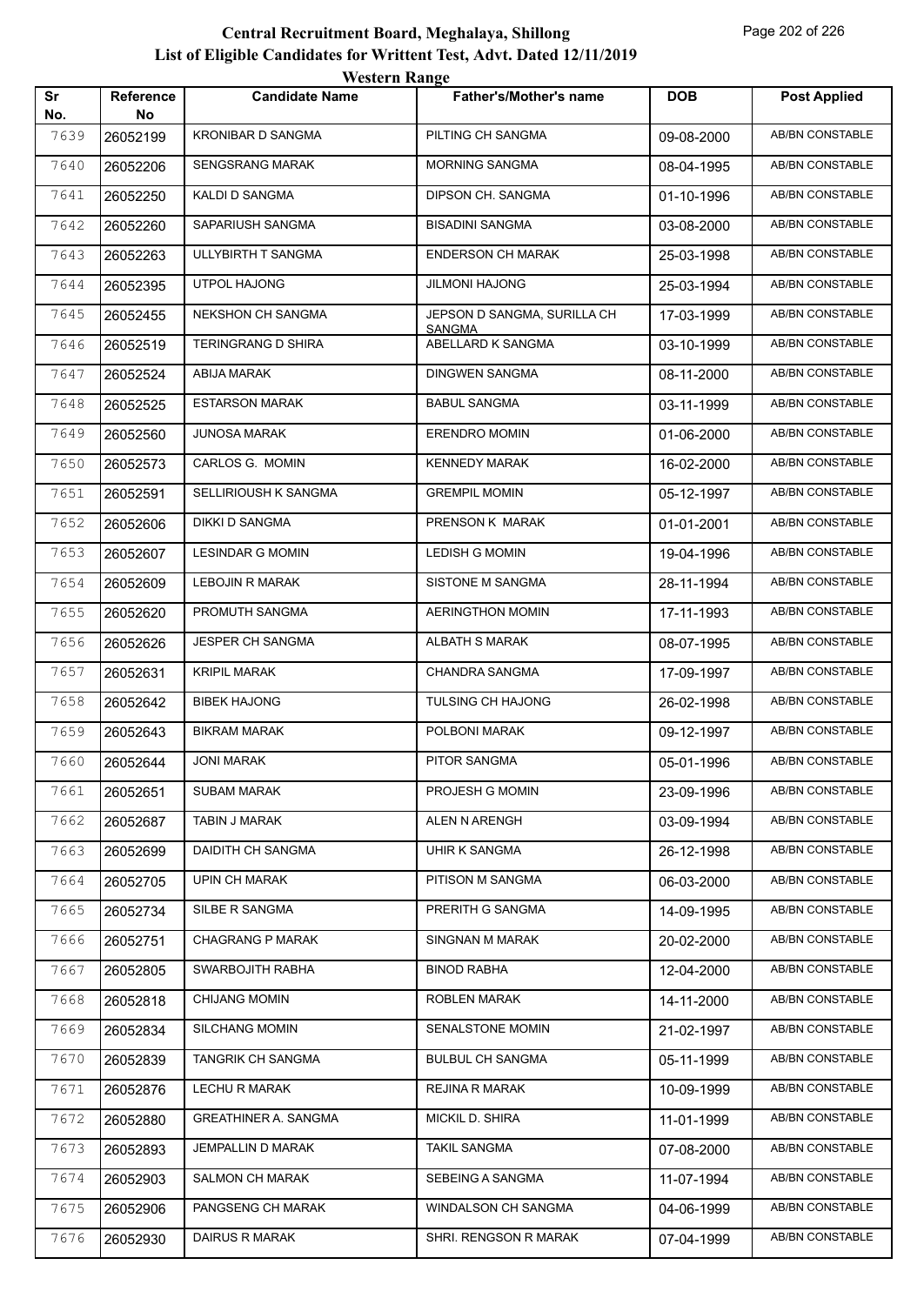# Central Recruitment Board, Meghalaya, Shillong
## List of Eligible Candidates for Writtent Test, Advt. Dated 12/11/2019
### Western Range

| Sr No. | Reference No | Candidate Name | Father's/Mother's name | DOB | Post Applied |
|---|---|---|---|---|---|
| 7639 | 26052199 | KRONIBAR D SANGMA | PILTING CH SANGMA | 09-08-2000 | AB/BN CONSTABLE |
| 7640 | 26052206 | SENGSRANG MARAK | MORNING SANGMA | 08-04-1995 | AB/BN CONSTABLE |
| 7641 | 26052250 | KALDI D SANGMA | DIPSON CH. SANGMA | 01-10-1996 | AB/BN CONSTABLE |
| 7642 | 26052260 | SAPARIUSH SANGMA | BISADINI SANGMA | 03-08-2000 | AB/BN CONSTABLE |
| 7643 | 26052263 | ULLYBIRTH T SANGMA | ENDERSON CH MARAK | 25-03-1998 | AB/BN CONSTABLE |
| 7644 | 26052395 | UTPOL HAJONG | JILMONI HAJONG | 25-03-1994 | AB/BN CONSTABLE |
| 7645 | 26052455 | NEKSHON CH SANGMA | JEPSON D SANGMA, SURILLA CH SANGMA | 17-03-1999 | AB/BN CONSTABLE |
| 7646 | 26052519 | TERINGRANG D SHIRA | ABELLARD K SANGMA | 03-10-1999 | AB/BN CONSTABLE |
| 7647 | 26052524 | ABIJA MARAK | DINGWEN SANGMA | 08-11-2000 | AB/BN CONSTABLE |
| 7648 | 26052525 | ESTARSON MARAK | BABUL SANGMA | 03-11-1999 | AB/BN CONSTABLE |
| 7649 | 26052560 | JUNOSA MARAK | ERENDRO MOMIN | 01-06-2000 | AB/BN CONSTABLE |
| 7650 | 26052573 | CARLOS G. MOMIN | KENNEDY MARAK | 16-02-2000 | AB/BN CONSTABLE |
| 7651 | 26052591 | SELLIRIOUSH K SANGMA | GREMPIL MOMIN | 05-12-1997 | AB/BN CONSTABLE |
| 7652 | 26052606 | DIKKI D SANGMA | PRENSON K MARAK | 01-01-2001 | AB/BN CONSTABLE |
| 7653 | 26052607 | LESINDAR G MOMIN | LEDISH G MOMIN | 19-04-1996 | AB/BN CONSTABLE |
| 7654 | 26052609 | LEBOJIN R MARAK | SISTONE M SANGMA | 28-11-1994 | AB/BN CONSTABLE |
| 7655 | 26052620 | PROMUTH SANGMA | AERINGTHON MOMIN | 17-11-1993 | AB/BN CONSTABLE |
| 7656 | 26052626 | JESPER CH SANGMA | ALBATH S MARAK | 08-07-1995 | AB/BN CONSTABLE |
| 7657 | 26052631 | KRIPIL MARAK | CHANDRA SANGMA | 17-09-1997 | AB/BN CONSTABLE |
| 7658 | 26052642 | BIBEK HAJONG | TULSING CH HAJONG | 26-02-1998 | AB/BN CONSTABLE |
| 7659 | 26052643 | BIKRAM MARAK | POLBONI MARAK | 09-12-1997 | AB/BN CONSTABLE |
| 7660 | 26052644 | JONI MARAK | PITOR SANGMA | 05-01-1996 | AB/BN CONSTABLE |
| 7661 | 26052651 | SUBAM MARAK | PROJESH G MOMIN | 23-09-1996 | AB/BN CONSTABLE |
| 7662 | 26052687 | TABIN J MARAK | ALEN N ARENGH | 03-09-1994 | AB/BN CONSTABLE |
| 7663 | 26052699 | DAIDITH CH SANGMA | UHIR K SANGMA | 26-12-1998 | AB/BN CONSTABLE |
| 7664 | 26052705 | UPIN CH MARAK | PITISON M SANGMA | 06-03-2000 | AB/BN CONSTABLE |
| 7665 | 26052734 | SILBE R SANGMA | PRERITH G SANGMA | 14-09-1995 | AB/BN CONSTABLE |
| 7666 | 26052751 | CHAGRANG P MARAK | SINGNAN M MARAK | 20-02-2000 | AB/BN CONSTABLE |
| 7667 | 26052805 | SWARBOJITH RABHA | BINOD RABHA | 12-04-2000 | AB/BN CONSTABLE |
| 7668 | 26052818 | CHIJANG MOMIN | ROBLEN MARAK | 14-11-2000 | AB/BN CONSTABLE |
| 7669 | 26052834 | SILCHANG MOMIN | SENALSTONE MOMIN | 21-02-1997 | AB/BN CONSTABLE |
| 7670 | 26052839 | TANGRIK CH SANGMA | BULBUL CH SANGMA | 05-11-1999 | AB/BN CONSTABLE |
| 7671 | 26052876 | LECHU R MARAK | REJINA R MARAK | 10-09-1999 | AB/BN CONSTABLE |
| 7672 | 26052880 | GREATHINER A. SANGMA | MICKIL D. SHIRA | 11-01-1999 | AB/BN CONSTABLE |
| 7673 | 26052893 | JEMPALLIN D MARAK | TAKIL SANGMA | 07-08-2000 | AB/BN CONSTABLE |
| 7674 | 26052903 | SALMON CH MARAK | SEBEING A SANGMA | 11-07-1994 | AB/BN CONSTABLE |
| 7675 | 26052906 | PANGSENG CH MARAK | WINDALSON CH SANGMA | 04-06-1999 | AB/BN CONSTABLE |
| 7676 | 26052930 | DAIRUS R MARAK | SHRI. RENGSON R MARAK | 07-04-1999 | AB/BN CONSTABLE |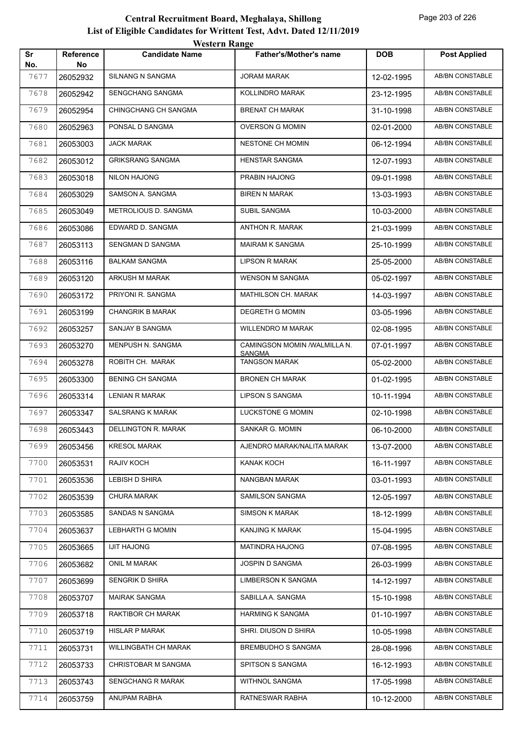# Central Recruitment Board, Meghalaya, Shillong
## List of Eligible Candidates for Writtent Test, Advt. Dated 12/11/2019
### Western Range

| Sr No. | Reference No | Candidate Name | Father's/Mother's name | DOB | Post Applied |
|---|---|---|---|---|---|
| 7677 | 26052932 | SILNANG N SANGMA | JORAM MARAK | 12-02-1995 | AB/BN CONSTABLE |
| 7678 | 26052942 | SENGCHANG SANGMA | KOLLINDRO MARAK | 23-12-1995 | AB/BN CONSTABLE |
| 7679 | 26052954 | CHINGCHANG CH SANGMA | BRENAT CH MARAK | 31-10-1998 | AB/BN CONSTABLE |
| 7680 | 26052963 | PONSAL D SANGMA | OVERSON G MOMIN | 02-01-2000 | AB/BN CONSTABLE |
| 7681 | 26053003 | JACK MARAK | NESTONE CH MOMIN | 06-12-1994 | AB/BN CONSTABLE |
| 7682 | 26053012 | GRIKSRANG SANGMA | HENSTAR SANGMA | 12-07-1993 | AB/BN CONSTABLE |
| 7683 | 26053018 | NILON HAJONG | PRABIN HAJONG | 09-01-1998 | AB/BN CONSTABLE |
| 7684 | 26053029 | SAMSON A. SANGMA | BIREN N MARAK | 13-03-1993 | AB/BN CONSTABLE |
| 7685 | 26053049 | METROLIOUS D. SANGMA | SUBIL SANGMA | 10-03-2000 | AB/BN CONSTABLE |
| 7686 | 26053086 | EDWARD D. SANGMA | ANTHON R. MARAK | 21-03-1999 | AB/BN CONSTABLE |
| 7687 | 26053113 | SENGMAN D SANGMA | MAIRAM K SANGMA | 25-10-1999 | AB/BN CONSTABLE |
| 7688 | 26053116 | BALKAM SANGMA | LIPSON R MARAK | 25-05-2000 | AB/BN CONSTABLE |
| 7689 | 26053120 | ARKUSH M MARAK | WENSON M SANGMA | 05-02-1997 | AB/BN CONSTABLE |
| 7690 | 26053172 | PRIYONI R. SANGMA | MATHILSON CH. MARAK | 14-03-1997 | AB/BN CONSTABLE |
| 7691 | 26053199 | CHANGRIK B MARAK | DEGRETH G MOMIN | 03-05-1996 | AB/BN CONSTABLE |
| 7692 | 26053257 | SANJAY B SANGMA | WILLENDRO M MARAK | 02-08-1995 | AB/BN CONSTABLE |
| 7693 | 26053270 | MENPUSH N. SANGMA | CAMINGSON MOMIN /WALMILLA N. SANGMA | 07-01-1997 | AB/BN CONSTABLE |
| 7694 | 26053278 | ROBITH CH. MARAK | TANGSON MARAK | 05-02-2000 | AB/BN CONSTABLE |
| 7695 | 26053300 | BENING CH SANGMA | BRONEN CH MARAK | 01-02-1995 | AB/BN CONSTABLE |
| 7696 | 26053314 | LENIAN R MARAK | LIPSON S SANGMA | 10-11-1994 | AB/BN CONSTABLE |
| 7697 | 26053347 | SALSRANG K MARAK | LUCKSTONE G MOMIN | 02-10-1998 | AB/BN CONSTABLE |
| 7698 | 26053443 | DELLINGTON R. MARAK | SANKAR G. MOMIN | 06-10-2000 | AB/BN CONSTABLE |
| 7699 | 26053456 | KRESOL MARAK | AJENDRO MARAK/NALITA MARAK | 13-07-2000 | AB/BN CONSTABLE |
| 7700 | 26053531 | RAJIV KOCH | KANAK KOCH | 16-11-1997 | AB/BN CONSTABLE |
| 7701 | 26053536 | LEBISH D SHIRA | NANGBAN MARAK | 03-01-1993 | AB/BN CONSTABLE |
| 7702 | 26053539 | CHURA MARAK | SAMILSON SANGMA | 12-05-1997 | AB/BN CONSTABLE |
| 7703 | 26053585 | SANDAS N SANGMA | SIMSON K MARAK | 18-12-1999 | AB/BN CONSTABLE |
| 7704 | 26053637 | LEBHARTH G MOMIN | KANJING K MARAK | 15-04-1995 | AB/BN CONSTABLE |
| 7705 | 26053665 | IJIT HAJONG | MATINDRA HAJONG | 07-08-1995 | AB/BN CONSTABLE |
| 7706 | 26053682 | ONIL M MARAK | JOSPIN D SANGMA | 26-03-1999 | AB/BN CONSTABLE |
| 7707 | 26053699 | SENGRIK D SHIRA | LIMBERSON K SANGMA | 14-12-1997 | AB/BN CONSTABLE |
| 7708 | 26053707 | MAIRAK SANGMA | SABILLA A. SANGMA | 15-10-1998 | AB/BN CONSTABLE |
| 7709 | 26053718 | RAKTIBOR CH MARAK | HARMING K SANGMA | 01-10-1997 | AB/BN CONSTABLE |
| 7710 | 26053719 | HISLAR P MARAK | SHRI. DIUSON D SHIRA | 10-05-1998 | AB/BN CONSTABLE |
| 7711 | 26053731 | WILLINGBATH CH MARAK | BREMBUDHO S SANGMA | 28-08-1996 | AB/BN CONSTABLE |
| 7712 | 26053733 | CHRISTOBAR M SANGMA | SPITSON S SANGMA | 16-12-1993 | AB/BN CONSTABLE |
| 7713 | 26053743 | SENGCHANG R MARAK | WITHNOL SANGMA | 17-05-1998 | AB/BN CONSTABLE |
| 7714 | 26053759 | ANUPAM RABHA | RATNESWAR RABHA | 10-12-2000 | AB/BN CONSTABLE |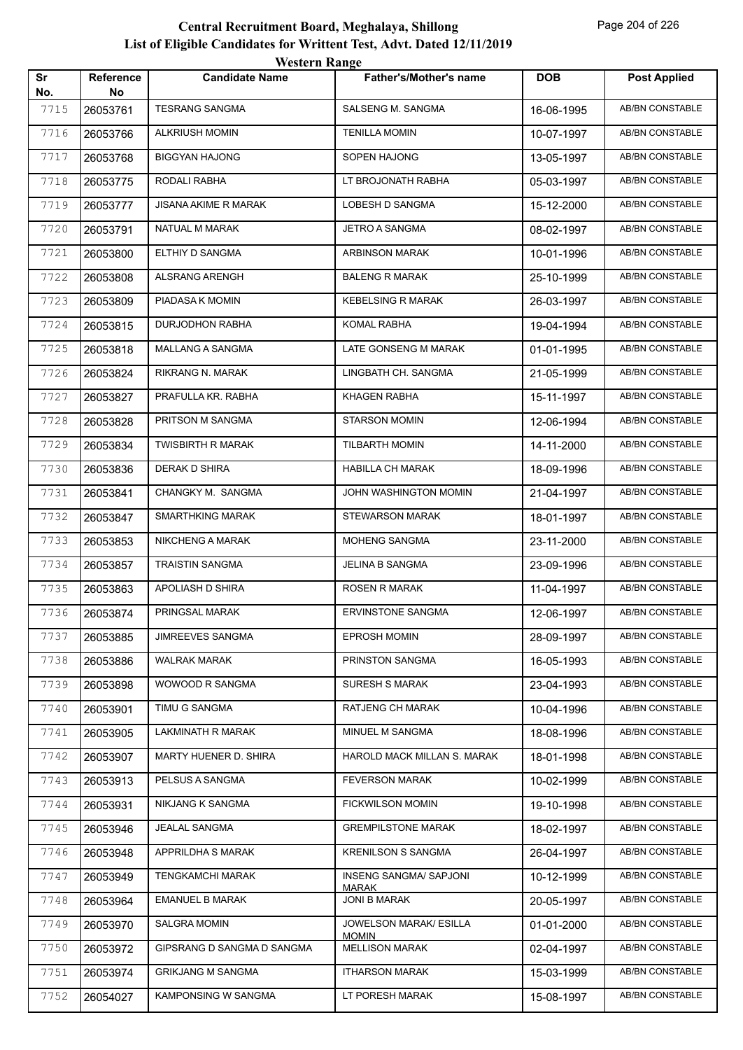# Central Recruitment Board, Meghalaya, Shillong
## List of Eligible Candidates for Writtent Test, Advt. Dated 12/11/2019
### Western Range

| Sr No. | Reference No | Candidate Name | Father's/Mother's name | DOB | Post Applied |
|---|---|---|---|---|---|
| 7715 | 26053761 | TESRANG SANGMA | SALSENG M. SANGMA | 16-06-1995 | AB/BN CONSTABLE |
| 7716 | 26053766 | ALKRIUSH MOMIN | TENILLA MOMIN | 10-07-1997 | AB/BN CONSTABLE |
| 7717 | 26053768 | BIGGYAN HAJONG | SOPEN HAJONG | 13-05-1997 | AB/BN CONSTABLE |
| 7718 | 26053775 | RODALI RABHA | LT BROJONATH RABHA | 05-03-1997 | AB/BN CONSTABLE |
| 7719 | 26053777 | JISANA AKIME R MARAK | LOBESH D SANGMA | 15-12-2000 | AB/BN CONSTABLE |
| 7720 | 26053791 | NATUAL M MARAK | JETRO A SANGMA | 08-02-1997 | AB/BN CONSTABLE |
| 7721 | 26053800 | ELTHIY D SANGMA | ARBINSON MARAK | 10-01-1996 | AB/BN CONSTABLE |
| 7722 | 26053808 | ALSRANG ARENGH | BALENG R MARAK | 25-10-1999 | AB/BN CONSTABLE |
| 7723 | 26053809 | PIADASA K MOMIN | KEBELSING R MARAK | 26-03-1997 | AB/BN CONSTABLE |
| 7724 | 26053815 | DURJODHON RABHA | KOMAL RABHA | 19-04-1994 | AB/BN CONSTABLE |
| 7725 | 26053818 | MALLANG A SANGMA | LATE GONSENG M MARAK | 01-01-1995 | AB/BN CONSTABLE |
| 7726 | 26053824 | RIKRANG N. MARAK | LINGBATH CH. SANGMA | 21-05-1999 | AB/BN CONSTABLE |
| 7727 | 26053827 | PRAFULLA KR. RABHA | KHAGEN RABHA | 15-11-1997 | AB/BN CONSTABLE |
| 7728 | 26053828 | PRITSON M SANGMA | STARSON MOMIN | 12-06-1994 | AB/BN CONSTABLE |
| 7729 | 26053834 | TWISBIRTH R MARAK | TILBARTH MOMIN | 14-11-2000 | AB/BN CONSTABLE |
| 7730 | 26053836 | DERAK D SHIRA | HABILLA CH MARAK | 18-09-1996 | AB/BN CONSTABLE |
| 7731 | 26053841 | CHANGKY M. SANGMA | JOHN WASHINGTON MOMIN | 21-04-1997 | AB/BN CONSTABLE |
| 7732 | 26053847 | SMARTHKING MARAK | STEWARSON MARAK | 18-01-1997 | AB/BN CONSTABLE |
| 7733 | 26053853 | NIKCHENG A MARAK | MOHENG SANGMA | 23-11-2000 | AB/BN CONSTABLE |
| 7734 | 26053857 | TRAISTIN SANGMA | JELINA B SANGMA | 23-09-1996 | AB/BN CONSTABLE |
| 7735 | 26053863 | APOLIASH D SHIRA | ROSEN R MARAK | 11-04-1997 | AB/BN CONSTABLE |
| 7736 | 26053874 | PRINGSAL MARAK | ERVINSTONE SANGMA | 12-06-1997 | AB/BN CONSTABLE |
| 7737 | 26053885 | JIMREEVES SANGMA | EPROSH MOMIN | 28-09-1997 | AB/BN CONSTABLE |
| 7738 | 26053886 | WALRAK MARAK | PRINSTON SANGMA | 16-05-1993 | AB/BN CONSTABLE |
| 7739 | 26053898 | WOWOOD R SANGMA | SURESH S MARAK | 23-04-1993 | AB/BN CONSTABLE |
| 7740 | 26053901 | TIMU G SANGMA | RATJENG CH MARAK | 10-04-1996 | AB/BN CONSTABLE |
| 7741 | 26053905 | LAKMINATH R MARAK | MINUEL M SANGMA | 18-08-1996 | AB/BN CONSTABLE |
| 7742 | 26053907 | MARTY HUENER D. SHIRA | HAROLD MACK MILLAN S. MARAK | 18-01-1998 | AB/BN CONSTABLE |
| 7743 | 26053913 | PELSUS A SANGMA | FEVERSON MARAK | 10-02-1999 | AB/BN CONSTABLE |
| 7744 | 26053931 | NIKJANG K SANGMA | FICKWILSON MOMIN | 19-10-1998 | AB/BN CONSTABLE |
| 7745 | 26053946 | JEALAL SANGMA | GREMPILSTONE MARAK | 18-02-1997 | AB/BN CONSTABLE |
| 7746 | 26053948 | APPRILDHA S MARAK | KRENILSON S SANGMA | 26-04-1997 | AB/BN CONSTABLE |
| 7747 | 26053949 | TENGKAMCHI MARAK | INSENG SANGMA/ SAPJONI MARAK | 10-12-1999 | AB/BN CONSTABLE |
| 7748 | 26053964 | EMANUEL B MARAK | JONI B MARAK | 20-05-1997 | AB/BN CONSTABLE |
| 7749 | 26053970 | SALGRA MOMIN | JOWELSON MARAK/ ESILLA MOMIN | 01-01-2000 | AB/BN CONSTABLE |
| 7750 | 26053972 | GIPSRANG D SANGMA D SANGMA | MELLISON MARAK | 02-04-1997 | AB/BN CONSTABLE |
| 7751 | 26053974 | GRIKJANG M SANGMA | ITHARSON MARAK | 15-03-1999 | AB/BN CONSTABLE |
| 7752 | 26054027 | KAMPONSING W SANGMA | LT PORESH MARAK | 15-08-1997 | AB/BN CONSTABLE |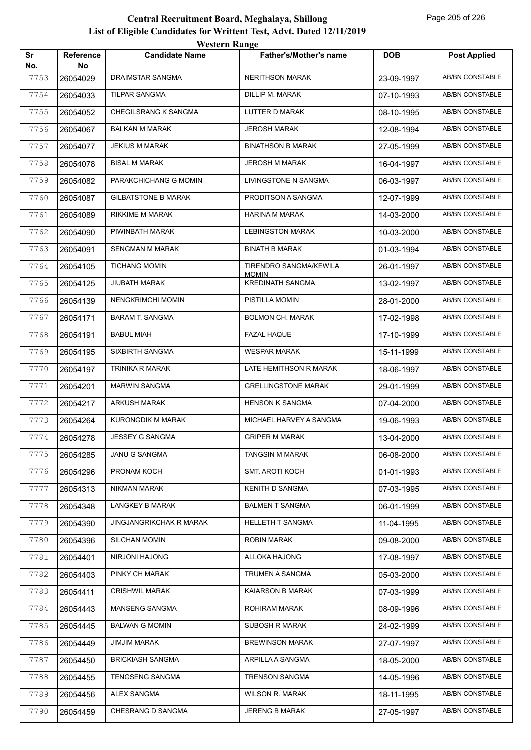# Central Recruitment Board, Meghalaya, Shillong

## List of Eligible Candidates for Writtent Test, Advt. Dated 12/11/2019

### Western Range

| Sr No. | Reference No | Candidate Name | Father's/Mother's name | DOB | Post Applied |
|---|---|---|---|---|---|
| 7753 | 26054029 | DRAIMSTAR SANGMA | NERITHSON MARAK | 23-09-1997 | AB/BN CONSTABLE |
| 7754 | 26054033 | TILPAR SANGMA | DILLIP M. MARAK | 07-10-1993 | AB/BN CONSTABLE |
| 7755 | 26054052 | CHEGILSRANG K SANGMA | LUTTER D MARAK | 08-10-1995 | AB/BN CONSTABLE |
| 7756 | 26054067 | BALKAN M MARAK | JEROSH MARAK | 12-08-1994 | AB/BN CONSTABLE |
| 7757 | 26054077 | JEKIUS M MARAK | BINATHSON B MARAK | 27-05-1999 | AB/BN CONSTABLE |
| 7758 | 26054078 | BISAL M MARAK | JEROSH M MARAK | 16-04-1997 | AB/BN CONSTABLE |
| 7759 | 26054082 | PARAKCHICHANG G MOMIN | LIVINGSTONE N SANGMA | 06-03-1997 | AB/BN CONSTABLE |
| 7760 | 26054087 | GILBATSTONE B MARAK | PRODITSON A SANGMA | 12-07-1999 | AB/BN CONSTABLE |
| 7761 | 26054089 | RIKKIME M MARAK | HARINA M MARAK | 14-03-2000 | AB/BN CONSTABLE |
| 7762 | 26054090 | PIWINBATH MARAK | LEBINGSTON MARAK | 10-03-2000 | AB/BN CONSTABLE |
| 7763 | 26054091 | SENGMAN M MARAK | BINATH B MARAK | 01-03-1994 | AB/BN CONSTABLE |
| 7764 | 26054105 | TICHANG MOMIN | TIRENDRO SANGMA/KEWILA MOMIN | 26-01-1997 | AB/BN CONSTABLE |
| 7765 | 26054125 | JIUBATH MARAK | KREDINATH SANGMA | 13-02-1997 | AB/BN CONSTABLE |
| 7766 | 26054139 | NENGKRIMCHI MOMIN | PISTILLA MOMIN | 28-01-2000 | AB/BN CONSTABLE |
| 7767 | 26054171 | BARAM T. SANGMA | BOLMON CH. MARAK | 17-02-1998 | AB/BN CONSTABLE |
| 7768 | 26054191 | BABUL MIAH | FAZAL HAQUE | 17-10-1999 | AB/BN CONSTABLE |
| 7769 | 26054195 | SIXBIRTH SANGMA | WESPAR MARAK | 15-11-1999 | AB/BN CONSTABLE |
| 7770 | 26054197 | TRINIKA R MARAK | LATE HEMITHSON R MARAK | 18-06-1997 | AB/BN CONSTABLE |
| 7771 | 26054201 | MARWIN SANGMA | GRELLINGSTONE MARAK | 29-01-1999 | AB/BN CONSTABLE |
| 7772 | 26054217 | ARKUSH MARAK | HENSON K SANGMA | 07-04-2000 | AB/BN CONSTABLE |
| 7773 | 26054264 | KURONGDIK M MARAK | MICHAEL HARVEY A SANGMA | 19-06-1993 | AB/BN CONSTABLE |
| 7774 | 26054278 | JESSEY G SANGMA | GRIPER M MARAK | 13-04-2000 | AB/BN CONSTABLE |
| 7775 | 26054285 | JANU G SANGMA | TANGSIN M MARAK | 06-08-2000 | AB/BN CONSTABLE |
| 7776 | 26054296 | PRONAM KOCH | SMT. AROTI KOCH | 01-01-1993 | AB/BN CONSTABLE |
| 7777 | 26054313 | NIKMAN MARAK | KENITH D SANGMA | 07-03-1995 | AB/BN CONSTABLE |
| 7778 | 26054348 | LANGKEY B MARAK | BALMEN T SANGMA | 06-01-1999 | AB/BN CONSTABLE |
| 7779 | 26054390 | JINGJANGRIKCHAK R MARAK | HELLETH T SANGMA | 11-04-1995 | AB/BN CONSTABLE |
| 7780 | 26054396 | SILCHAN MOMIN | ROBIN MARAK | 09-08-2000 | AB/BN CONSTABLE |
| 7781 | 26054401 | NIRJONI HAJONG | ALLOKA HAJONG | 17-08-1997 | AB/BN CONSTABLE |
| 7782 | 26054403 | PINKY CH MARAK | TRUMEN A SANGMA | 05-03-2000 | AB/BN CONSTABLE |
| 7783 | 26054411 | CRISHWIL MARAK | KAIARSON B MARAK | 07-03-1999 | AB/BN CONSTABLE |
| 7784 | 26054443 | MANSENG SANGMA | ROHIRAM MARAK | 08-09-1996 | AB/BN CONSTABLE |
| 7785 | 26054445 | BALWAN G MOMIN | SUBOSH R MARAK | 24-02-1999 | AB/BN CONSTABLE |
| 7786 | 26054449 | JIMJIM MARAK | BREWINSON MARAK | 27-07-1997 | AB/BN CONSTABLE |
| 7787 | 26054450 | BRICKIASH SANGMA | ARPILLA A SANGMA | 18-05-2000 | AB/BN CONSTABLE |
| 7788 | 26054455 | TENGSENG SANGMA | TRENSON SANGMA | 14-05-1996 | AB/BN CONSTABLE |
| 7789 | 26054456 | ALEX SANGMA | WILSON R. MARAK | 18-11-1995 | AB/BN CONSTABLE |
| 7790 | 26054459 | CHESRANG D SANGMA | JERENG B MARAK | 27-05-1997 | AB/BN CONSTABLE |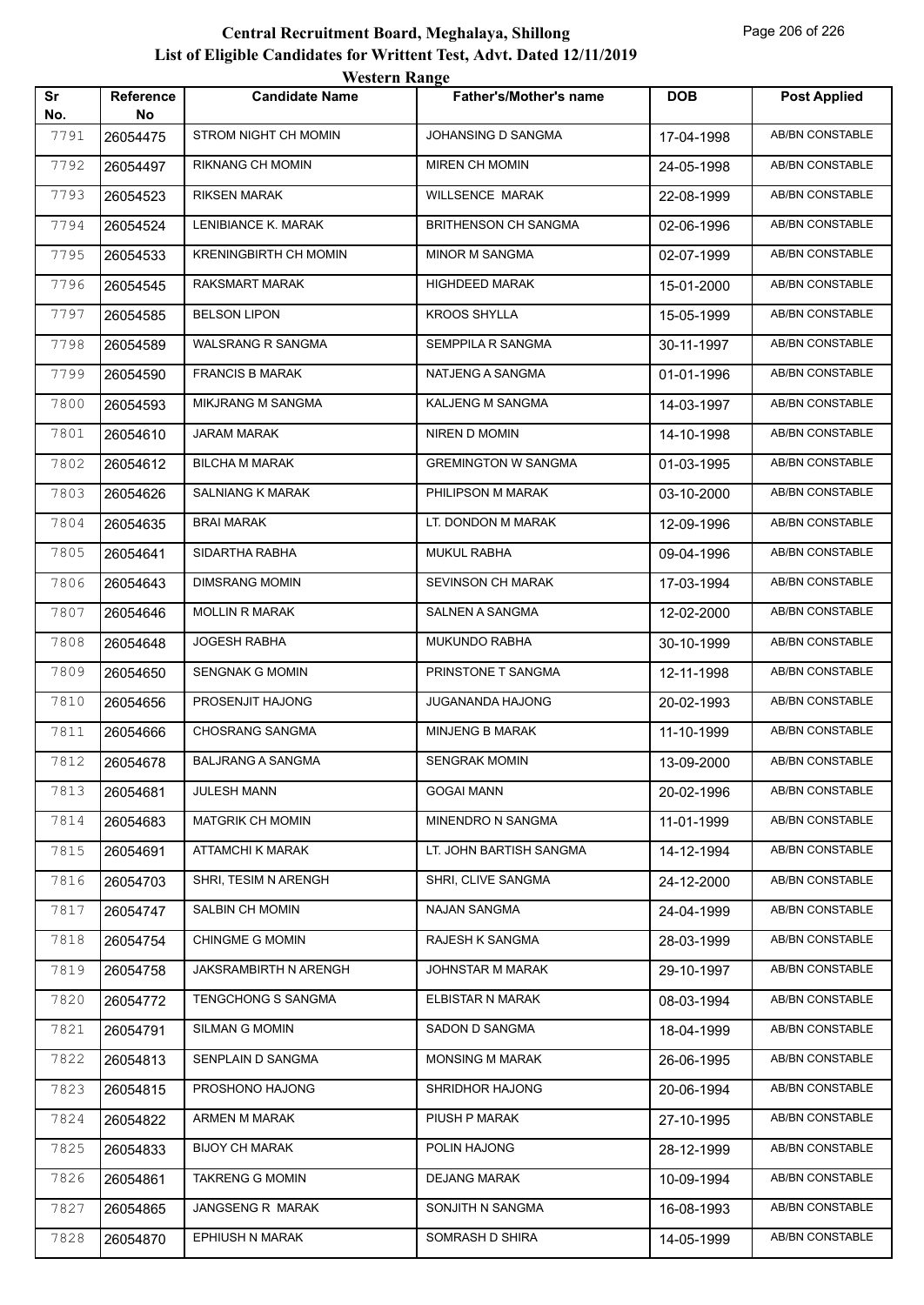# Central Recruitment Board, Meghalaya, Shillong

## List of Eligible Candidates for Writtent Test, Advt. Dated 12/11/2019

### Western Range

| Sr No. | Reference No | Candidate Name | Father's/Mother's name | DOB | Post Applied |
|---|---|---|---|---|---|
| 7791 | 26054475 | STROM NIGHT CH MOMIN | JOHANSING D SANGMA | 17-04-1998 | AB/BN CONSTABLE |
| 7792 | 26054497 | RIKNANG CH MOMIN | MIREN CH MOMIN | 24-05-1998 | AB/BN CONSTABLE |
| 7793 | 26054523 | RIKSEN MARAK | WILLSENCE MARAK | 22-08-1999 | AB/BN CONSTABLE |
| 7794 | 26054524 | LENIBIANCE K. MARAK | BRITHENSON CH SANGMA | 02-06-1996 | AB/BN CONSTABLE |
| 7795 | 26054533 | KRENINGBIRTH CH MOMIN | MINOR M SANGMA | 02-07-1999 | AB/BN CONSTABLE |
| 7796 | 26054545 | RAKSMART MARAK | HIGHDEED MARAK | 15-01-2000 | AB/BN CONSTABLE |
| 7797 | 26054585 | BELSON LIPON | KROOS SHYLLA | 15-05-1999 | AB/BN CONSTABLE |
| 7798 | 26054589 | WALSRANG R SANGMA | SEMPPILA R SANGMA | 30-11-1997 | AB/BN CONSTABLE |
| 7799 | 26054590 | FRANCIS B MARAK | NATJENG A SANGMA | 01-01-1996 | AB/BN CONSTABLE |
| 7800 | 26054593 | MIKJRANG M SANGMA | KALJENG M SANGMA | 14-03-1997 | AB/BN CONSTABLE |
| 7801 | 26054610 | JARAM MARAK | NIREN D MOMIN | 14-10-1998 | AB/BN CONSTABLE |
| 7802 | 26054612 | BILCHA M MARAK | GREMINGTON W SANGMA | 01-03-1995 | AB/BN CONSTABLE |
| 7803 | 26054626 | SALNIANG K MARAK | PHILIPSON M MARAK | 03-10-2000 | AB/BN CONSTABLE |
| 7804 | 26054635 | BRAI MARAK | LT. DONDON M MARAK | 12-09-1996 | AB/BN CONSTABLE |
| 7805 | 26054641 | SIDARTHA RABHA | MUKUL RABHA | 09-04-1996 | AB/BN CONSTABLE |
| 7806 | 26054643 | DIMSRANG MOMIN | SEVINSON CH MARAK | 17-03-1994 | AB/BN CONSTABLE |
| 7807 | 26054646 | MOLLIN R MARAK | SALNEN A SANGMA | 12-02-2000 | AB/BN CONSTABLE |
| 7808 | 26054648 | JOGESH RABHA | MUKUNDO RABHA | 30-10-1999 | AB/BN CONSTABLE |
| 7809 | 26054650 | SENGNAK G MOMIN | PRINSTONE T SANGMA | 12-11-1998 | AB/BN CONSTABLE |
| 7810 | 26054656 | PROSENJIT HAJONG | JUGANANDA HAJONG | 20-02-1993 | AB/BN CONSTABLE |
| 7811 | 26054666 | CHOSRANG SANGMA | MINJENG B MARAK | 11-10-1999 | AB/BN CONSTABLE |
| 7812 | 26054678 | BALJRANG A SANGMA | SENGRAK MOMIN | 13-09-2000 | AB/BN CONSTABLE |
| 7813 | 26054681 | JULESH MANN | GOGAI MANN | 20-02-1996 | AB/BN CONSTABLE |
| 7814 | 26054683 | MATGRIK CH MOMIN | MINENDRO N SANGMA | 11-01-1999 | AB/BN CONSTABLE |
| 7815 | 26054691 | ATTAMCHI K MARAK | LT. JOHN BARTISH SANGMA | 14-12-1994 | AB/BN CONSTABLE |
| 7816 | 26054703 | SHRI, TESIM N ARENGH | SHRI, CLIVE SANGMA | 24-12-2000 | AB/BN CONSTABLE |
| 7817 | 26054747 | SALBIN CH MOMIN | NAJAN SANGMA | 24-04-1999 | AB/BN CONSTABLE |
| 7818 | 26054754 | CHINGME G MOMIN | RAJESH K SANGMA | 28-03-1999 | AB/BN CONSTABLE |
| 7819 | 26054758 | JAKSRAMBIRTH N ARENGH | JOHNSTAR M MARAK | 29-10-1997 | AB/BN CONSTABLE |
| 7820 | 26054772 | TENGCHONG S SANGMA | ELBISTAR N MARAK | 08-03-1994 | AB/BN CONSTABLE |
| 7821 | 26054791 | SILMAN G MOMIN | SADON D SANGMA | 18-04-1999 | AB/BN CONSTABLE |
| 7822 | 26054813 | SENPLAIN D SANGMA | MONSING M MARAK | 26-06-1995 | AB/BN CONSTABLE |
| 7823 | 26054815 | PROSHONO HAJONG | SHRIDHOR HAJONG | 20-06-1994 | AB/BN CONSTABLE |
| 7824 | 26054822 | ARMEN M MARAK | PIUSH P MARAK | 27-10-1995 | AB/BN CONSTABLE |
| 7825 | 26054833 | BIJOY CH MARAK | POLIN HAJONG | 28-12-1999 | AB/BN CONSTABLE |
| 7826 | 26054861 | TAKRENG G MOMIN | DEJANG MARAK | 10-09-1994 | AB/BN CONSTABLE |
| 7827 | 26054865 | JANGSENG R MARAK | SONJITH N SANGMA | 16-08-1993 | AB/BN CONSTABLE |
| 7828 | 26054870 | EPHIUSH N MARAK | SOMRASH D SHIRA | 14-05-1999 | AB/BN CONSTABLE |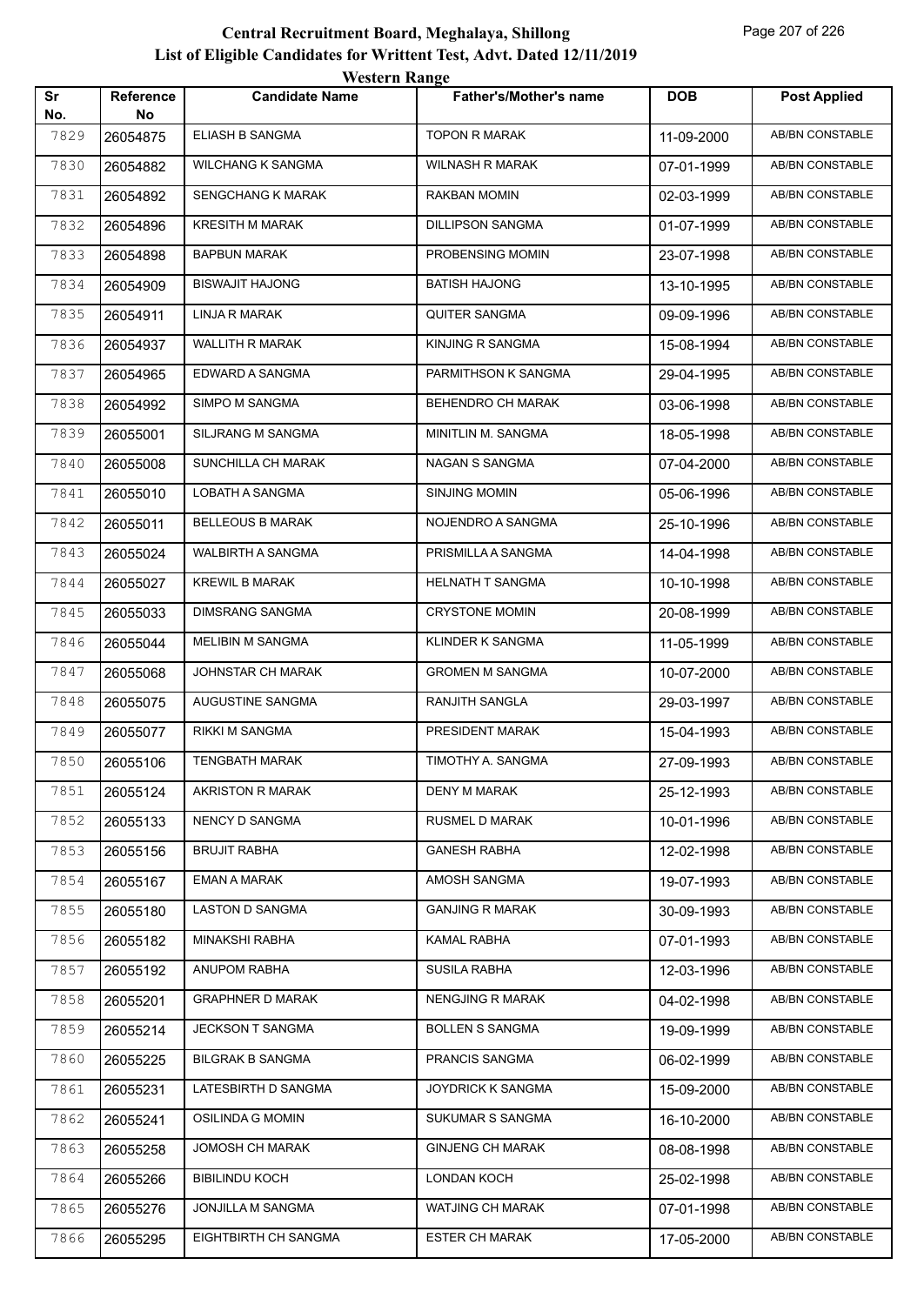# Central Recruitment Board, Meghalaya, Shillong

## List of Eligible Candidates for Writtent Test, Advt. Dated 12/11/2019

### Western Range

| Sr No. | Reference No | Candidate Name | Father's/Mother's name | DOB | Post Applied |
|---|---|---|---|---|---|
| 7829 | 26054875 | ELIASH B SANGMA | TOPON R MARAK | 11-09-2000 | AB/BN CONSTABLE |
| 7830 | 26054882 | WILCHANG K SANGMA | WILNASH R MARAK | 07-01-1999 | AB/BN CONSTABLE |
| 7831 | 26054892 | SENGCHANG K MARAK | RAKBAN MOMIN | 02-03-1999 | AB/BN CONSTABLE |
| 7832 | 26054896 | KRESITH M MARAK | DILLIPSON SANGMA | 01-07-1999 | AB/BN CONSTABLE |
| 7833 | 26054898 | BAPBUN MARAK | PROBENSING MOMIN | 23-07-1998 | AB/BN CONSTABLE |
| 7834 | 26054909 | BISWAJIT HAJONG | BATISH HAJONG | 13-10-1995 | AB/BN CONSTABLE |
| 7835 | 26054911 | LINJA R MARAK | QUITER SANGMA | 09-09-1996 | AB/BN CONSTABLE |
| 7836 | 26054937 | WALLITH R MARAK | KINJING R SANGMA | 15-08-1994 | AB/BN CONSTABLE |
| 7837 | 26054965 | EDWARD A SANGMA | PARMITHSON K SANGMA | 29-04-1995 | AB/BN CONSTABLE |
| 7838 | 26054992 | SIMPO M SANGMA | BEHENDRO CH MARAK | 03-06-1998 | AB/BN CONSTABLE |
| 7839 | 26055001 | SILJRANG M SANGMA | MINITLIN M. SANGMA | 18-05-1998 | AB/BN CONSTABLE |
| 7840 | 26055008 | SUNCHILLA CH MARAK | NAGAN S SANGMA | 07-04-2000 | AB/BN CONSTABLE |
| 7841 | 26055010 | LOBATH A SANGMA | SINJING MOMIN | 05-06-1996 | AB/BN CONSTABLE |
| 7842 | 26055011 | BELLEOUS B MARAK | NOJENDRO A SANGMA | 25-10-1996 | AB/BN CONSTABLE |
| 7843 | 26055024 | WALBIRTH A SANGMA | PRISMILLA A SANGMA | 14-04-1998 | AB/BN CONSTABLE |
| 7844 | 26055027 | KREWIL B MARAK | HELNATH T SANGMA | 10-10-1998 | AB/BN CONSTABLE |
| 7845 | 26055033 | DIMSRANG SANGMA | CRYSTONE MOMIN | 20-08-1999 | AB/BN CONSTABLE |
| 7846 | 26055044 | MELIBIN M SANGMA | KLINDER K SANGMA | 11-05-1999 | AB/BN CONSTABLE |
| 7847 | 26055068 | JOHNSTAR CH MARAK | GROMEN M SANGMA | 10-07-2000 | AB/BN CONSTABLE |
| 7848 | 26055075 | AUGUSTINE SANGMA | RANJITH SANGLA | 29-03-1997 | AB/BN CONSTABLE |
| 7849 | 26055077 | RIKKI M SANGMA | PRESIDENT MARAK | 15-04-1993 | AB/BN CONSTABLE |
| 7850 | 26055106 | TENGBATH MARAK | TIMOTHY A. SANGMA | 27-09-1993 | AB/BN CONSTABLE |
| 7851 | 26055124 | AKRISTON R MARAK | DENY M MARAK | 25-12-1993 | AB/BN CONSTABLE |
| 7852 | 26055133 | NENCY D SANGMA | RUSMEL D MARAK | 10-01-1996 | AB/BN CONSTABLE |
| 7853 | 26055156 | BRUJIT RABHA | GANESH RABHA | 12-02-1998 | AB/BN CONSTABLE |
| 7854 | 26055167 | EMAN A MARAK | AMOSH SANGMA | 19-07-1993 | AB/BN CONSTABLE |
| 7855 | 26055180 | LASTON D SANGMA | GANJING R MARAK | 30-09-1993 | AB/BN CONSTABLE |
| 7856 | 26055182 | MINAKSHI RABHA | KAMAL RABHA | 07-01-1993 | AB/BN CONSTABLE |
| 7857 | 26055192 | ANUPOM RABHA | SUSILA RABHA | 12-03-1996 | AB/BN CONSTABLE |
| 7858 | 26055201 | GRAPHNER D MARAK | NENGJING R MARAK | 04-02-1998 | AB/BN CONSTABLE |
| 7859 | 26055214 | JECKSON T SANGMA | BOLLEN S SANGMA | 19-09-1999 | AB/BN CONSTABLE |
| 7860 | 26055225 | BILGRAK B SANGMA | PRANCIS SANGMA | 06-02-1999 | AB/BN CONSTABLE |
| 7861 | 26055231 | LATESBIRTH D SANGMA | JOYDRICK K SANGMA | 15-09-2000 | AB/BN CONSTABLE |
| 7862 | 26055241 | OSILINDA G MOMIN | SUKUMAR S SANGMA | 16-10-2000 | AB/BN CONSTABLE |
| 7863 | 26055258 | JOMOSH CH MARAK | GINJENG CH MARAK | 08-08-1998 | AB/BN CONSTABLE |
| 7864 | 26055266 | BIBILINDU KOCH | LONDAN KOCH | 25-02-1998 | AB/BN CONSTABLE |
| 7865 | 26055276 | JONJILLA M SANGMA | WATJING CH MARAK | 07-01-1998 | AB/BN CONSTABLE |
| 7866 | 26055295 | EIGHTBIRTH CH SANGMA | ESTER CH MARAK | 17-05-2000 | AB/BN CONSTABLE |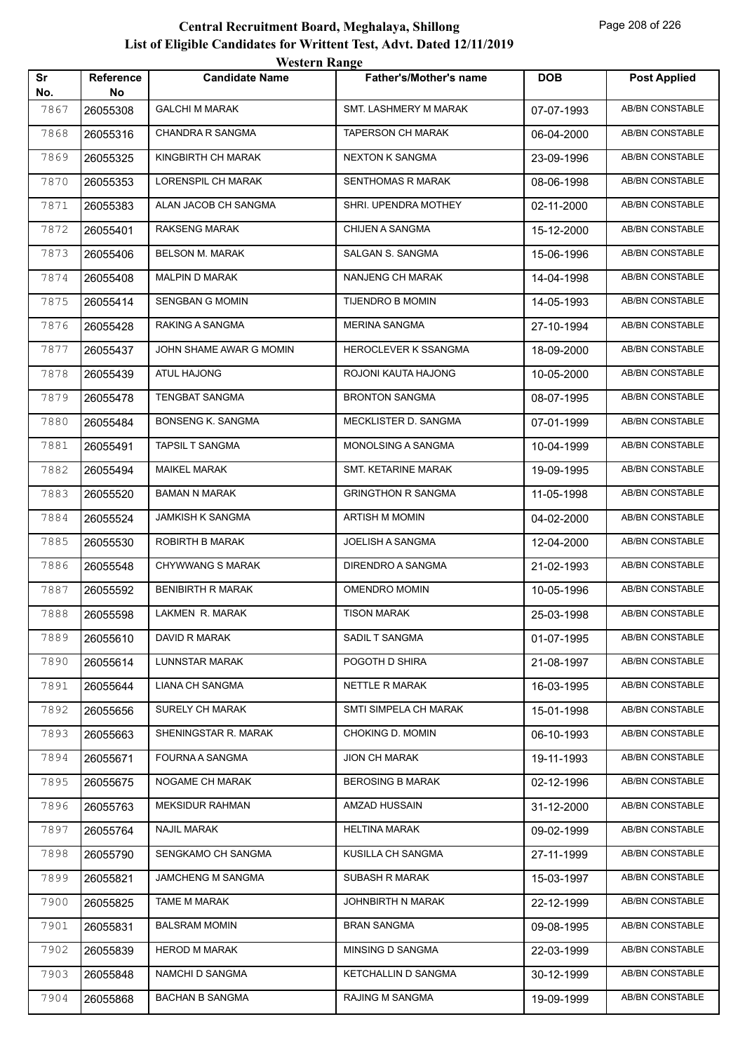# Central Recruitment Board, Meghalaya, Shillong
## List of Eligible Candidates for Writtent Test, Advt. Dated 12/11/2019
### Western Range

| Sr No. | Reference No | Candidate Name | Father's/Mother's name | DOB | Post Applied |
|---|---|---|---|---|---|
| 7867 | 26055308 | GALCHI M MARAK | SMT. LASHMERY M MARAK | 07-07-1993 | AB/BN CONSTABLE |
| 7868 | 26055316 | CHANDRA R SANGMA | TAPERSON CH MARAK | 06-04-2000 | AB/BN CONSTABLE |
| 7869 | 26055325 | KINGBIRTH CH MARAK | NEXTON K SANGMA | 23-09-1996 | AB/BN CONSTABLE |
| 7870 | 26055353 | LORENSPIL CH MARAK | SENTHOMAS R MARAK | 08-06-1998 | AB/BN CONSTABLE |
| 7871 | 26055383 | ALAN JACOB CH SANGMA | SHRI. UPENDRA MOTHEY | 02-11-2000 | AB/BN CONSTABLE |
| 7872 | 26055401 | RAKSENG MARAK | CHIJEN A SANGMA | 15-12-2000 | AB/BN CONSTABLE |
| 7873 | 26055406 | BELSON M. MARAK | SALGAN S. SANGMA | 15-06-1996 | AB/BN CONSTABLE |
| 7874 | 26055408 | MALPIN D MARAK | NANJENG CH MARAK | 14-04-1998 | AB/BN CONSTABLE |
| 7875 | 26055414 | SENGBAN G MOMIN | TIJENDRO B MOMIN | 14-05-1993 | AB/BN CONSTABLE |
| 7876 | 26055428 | RAKING A SANGMA | MERINA SANGMA | 27-10-1994 | AB/BN CONSTABLE |
| 7877 | 26055437 | JOHN SHAME AWAR G MOMIN | HEROCLEVER K SSANGMA | 18-09-2000 | AB/BN CONSTABLE |
| 7878 | 26055439 | ATUL HAJONG | ROJONI KAUTA HAJONG | 10-05-2000 | AB/BN CONSTABLE |
| 7879 | 26055478 | TENGBAT SANGMA | BRONTON SANGMA | 08-07-1995 | AB/BN CONSTABLE |
| 7880 | 26055484 | BONSENG K. SANGMA | MECKLISTER D. SANGMA | 07-01-1999 | AB/BN CONSTABLE |
| 7881 | 26055491 | TAPSIL T SANGMA | MONOLSING A SANGMA | 10-04-1999 | AB/BN CONSTABLE |
| 7882 | 26055494 | MAIKEL MARAK | SMT. KETARINE MARAK | 19-09-1995 | AB/BN CONSTABLE |
| 7883 | 26055520 | BAMAN N MARAK | GRINGTHON R SANGMA | 11-05-1998 | AB/BN CONSTABLE |
| 7884 | 26055524 | JAMKISH K SANGMA | ARTISH M MOMIN | 04-02-2000 | AB/BN CONSTABLE |
| 7885 | 26055530 | ROBIRTH B MARAK | JOELISH A SANGMA | 12-04-2000 | AB/BN CONSTABLE |
| 7886 | 26055548 | CHYWWANG S MARAK | DIRENDRO A SANGMA | 21-02-1993 | AB/BN CONSTABLE |
| 7887 | 26055592 | BENIBIRTH R MARAK | OMENDRO MOMIN | 10-05-1996 | AB/BN CONSTABLE |
| 7888 | 26055598 | LAKMEN R. MARAK | TISON MARAK | 25-03-1998 | AB/BN CONSTABLE |
| 7889 | 26055610 | DAVID R MARAK | SADIL T SANGMA | 01-07-1995 | AB/BN CONSTABLE |
| 7890 | 26055614 | LUNNSTAR MARAK | POGOTH D SHIRA | 21-08-1997 | AB/BN CONSTABLE |
| 7891 | 26055644 | LIANA CH SANGMA | NETTLE R MARAK | 16-03-1995 | AB/BN CONSTABLE |
| 7892 | 26055656 | SURELY CH MARAK | SMTI SIMPELA CH MARAK | 15-01-1998 | AB/BN CONSTABLE |
| 7893 | 26055663 | SHENINGSTAR R. MARAK | CHOKING D. MOMIN | 06-10-1993 | AB/BN CONSTABLE |
| 7894 | 26055671 | FOURNA A SANGMA | JION CH MARAK | 19-11-1993 | AB/BN CONSTABLE |
| 7895 | 26055675 | NOGAME CH MARAK | BEROSING B MARAK | 02-12-1996 | AB/BN CONSTABLE |
| 7896 | 26055763 | MEKSIDUR RAHMAN | AMZAD HUSSAIN | 31-12-2000 | AB/BN CONSTABLE |
| 7897 | 26055764 | NAJIL MARAK | HELTINA MARAK | 09-02-1999 | AB/BN CONSTABLE |
| 7898 | 26055790 | SENGKAMO CH SANGMA | KUSILLA CH SANGMA | 27-11-1999 | AB/BN CONSTABLE |
| 7899 | 26055821 | JAMCHENG M SANGMA | SUBASH R MARAK | 15-03-1997 | AB/BN CONSTABLE |
| 7900 | 26055825 | TAME M MARAK | JOHNBIRTH N MARAK | 22-12-1999 | AB/BN CONSTABLE |
| 7901 | 26055831 | BALSRAM MOMIN | BRAN SANGMA | 09-08-1995 | AB/BN CONSTABLE |
| 7902 | 26055839 | HEROD M MARAK | MINSING D SANGMA | 22-03-1999 | AB/BN CONSTABLE |
| 7903 | 26055848 | NAMCHI D SANGMA | KETCHALLIN D SANGMA | 30-12-1999 | AB/BN CONSTABLE |
| 7904 | 26055868 | BACHAN B SANGMA | RAJING M SANGMA | 19-09-1999 | AB/BN CONSTABLE |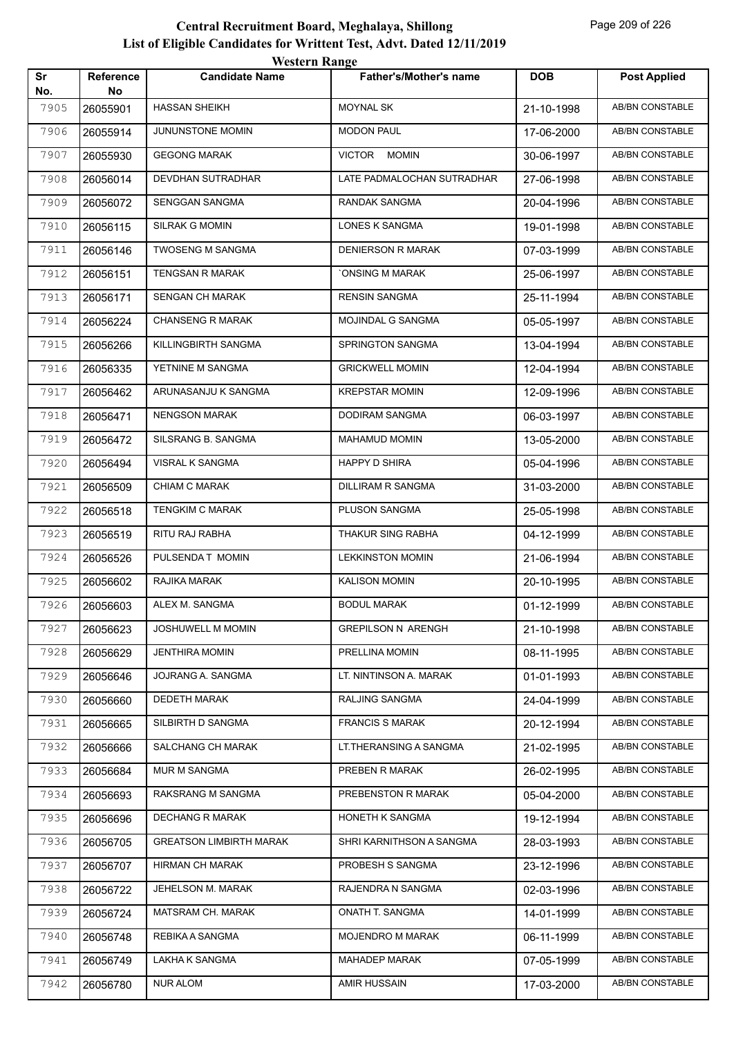# Central Recruitment Board, Meghalaya, Shillong

## List of Eligible Candidates for Writtent Test, Advt. Dated 12/11/2019

### Western Range

| Sr No. | Reference No | Candidate Name | Father's/Mother's name | DOB | Post Applied |
|---|---|---|---|---|---|
| 7905 | 26055901 | HASSAN SHEIKH | MOYNAL SK | 21-10-1998 | AB/BN CONSTABLE |
| 7906 | 26055914 | JUNUNSTONE MOMIN | MODON PAUL | 17-06-2000 | AB/BN CONSTABLE |
| 7907 | 26055930 | GEGONG MARAK | VICTOR MOMIN | 30-06-1997 | AB/BN CONSTABLE |
| 7908 | 26056014 | DEVDHAN SUTRADHAR | LATE PADMALOCHAN SUTRADHAR | 27-06-1998 | AB/BN CONSTABLE |
| 7909 | 26056072 | SENGGAN SANGMA | RANDAK SANGMA | 20-04-1996 | AB/BN CONSTABLE |
| 7910 | 26056115 | SILRAK G MOMIN | LONES K SANGMA | 19-01-1998 | AB/BN CONSTABLE |
| 7911 | 26056146 | TWOSENG M SANGMA | DENIERSON R MARAK | 07-03-1999 | AB/BN CONSTABLE |
| 7912 | 26056151 | TENGSAN R MARAK | `ONSING M MARAK | 25-06-1997 | AB/BN CONSTABLE |
| 7913 | 26056171 | SENGAN CH MARAK | RENSIN SANGMA | 25-11-1994 | AB/BN CONSTABLE |
| 7914 | 26056224 | CHANSENG R MARAK | MOJINDAL G SANGMA | 05-05-1997 | AB/BN CONSTABLE |
| 7915 | 26056266 | KILLINGBIRTH SANGMA | SPRINGTON SANGMA | 13-04-1994 | AB/BN CONSTABLE |
| 7916 | 26056335 | YETNINE M SANGMA | GRICKWELL MOMIN | 12-04-1994 | AB/BN CONSTABLE |
| 7917 | 26056462 | ARUNASANJU K SANGMA | KREPSTAR MOMIN | 12-09-1996 | AB/BN CONSTABLE |
| 7918 | 26056471 | NENGSON MARAK | DODIRAM SANGMA | 06-03-1997 | AB/BN CONSTABLE |
| 7919 | 26056472 | SILSRANG B. SANGMA | MAHAMUD MOMIN | 13-05-2000 | AB/BN CONSTABLE |
| 7920 | 26056494 | VISRAL K SANGMA | HAPPY D SHIRA | 05-04-1996 | AB/BN CONSTABLE |
| 7921 | 26056509 | CHIAM C MARAK | DILLIRAM R SANGMA | 31-03-2000 | AB/BN CONSTABLE |
| 7922 | 26056518 | TENGKIM C MARAK | PLUSON SANGMA | 25-05-1998 | AB/BN CONSTABLE |
| 7923 | 26056519 | RITU RAJ RABHA | THAKUR SING RABHA | 04-12-1999 | AB/BN CONSTABLE |
| 7924 | 26056526 | PULSENDA T MOMIN | LEKKINSTON MOMIN | 21-06-1994 | AB/BN CONSTABLE |
| 7925 | 26056602 | RAJIKA MARAK | KALISON MOMIN | 20-10-1995 | AB/BN CONSTABLE |
| 7926 | 26056603 | ALEX M. SANGMA | BODUL MARAK | 01-12-1999 | AB/BN CONSTABLE |
| 7927 | 26056623 | JOSHUWELL M MOMIN | GREPILSON N ARENGH | 21-10-1998 | AB/BN CONSTABLE |
| 7928 | 26056629 | JENTHIRA MOMIN | PRELLINA MOMIN | 08-11-1995 | AB/BN CONSTABLE |
| 7929 | 26056646 | JOJRANG A. SANGMA | LT. NINTINSON A. MARAK | 01-01-1993 | AB/BN CONSTABLE |
| 7930 | 26056660 | DEDETH MARAK | RALJING SANGMA | 24-04-1999 | AB/BN CONSTABLE |
| 7931 | 26056665 | SILBIRTH D SANGMA | FRANCIS S MARAK | 20-12-1994 | AB/BN CONSTABLE |
| 7932 | 26056666 | SALCHANG CH MARAK | LT.THERANSING A SANGMA | 21-02-1995 | AB/BN CONSTABLE |
| 7933 | 26056684 | MUR M SANGMA | PREBEN R MARAK | 26-02-1995 | AB/BN CONSTABLE |
| 7934 | 26056693 | RAKSRANG M SANGMA | PREBENSTON R MARAK | 05-04-2000 | AB/BN CONSTABLE |
| 7935 | 26056696 | DECHANG R MARAK | HONETH K SANGMA | 19-12-1994 | AB/BN CONSTABLE |
| 7936 | 26056705 | GREATSON LIMBIRTH MARAK | SHRI KARNITHSON A SANGMA | 28-03-1993 | AB/BN CONSTABLE |
| 7937 | 26056707 | HIRMAN CH MARAK | PROBESH S SANGMA | 23-12-1996 | AB/BN CONSTABLE |
| 7938 | 26056722 | JEHELSON M. MARAK | RAJENDRA N SANGMA | 02-03-1996 | AB/BN CONSTABLE |
| 7939 | 26056724 | MATSRAM CH. MARAK | ONATH T. SANGMA | 14-01-1999 | AB/BN CONSTABLE |
| 7940 | 26056748 | REBIKA A SANGMA | MOJENDRO M MARAK | 06-11-1999 | AB/BN CONSTABLE |
| 7941 | 26056749 | LAKHA K SANGMA | MAHADEP MARAK | 07-05-1999 | AB/BN CONSTABLE |
| 7942 | 26056780 | NUR ALOM | AMIR HUSSAIN | 17-03-2000 | AB/BN CONSTABLE |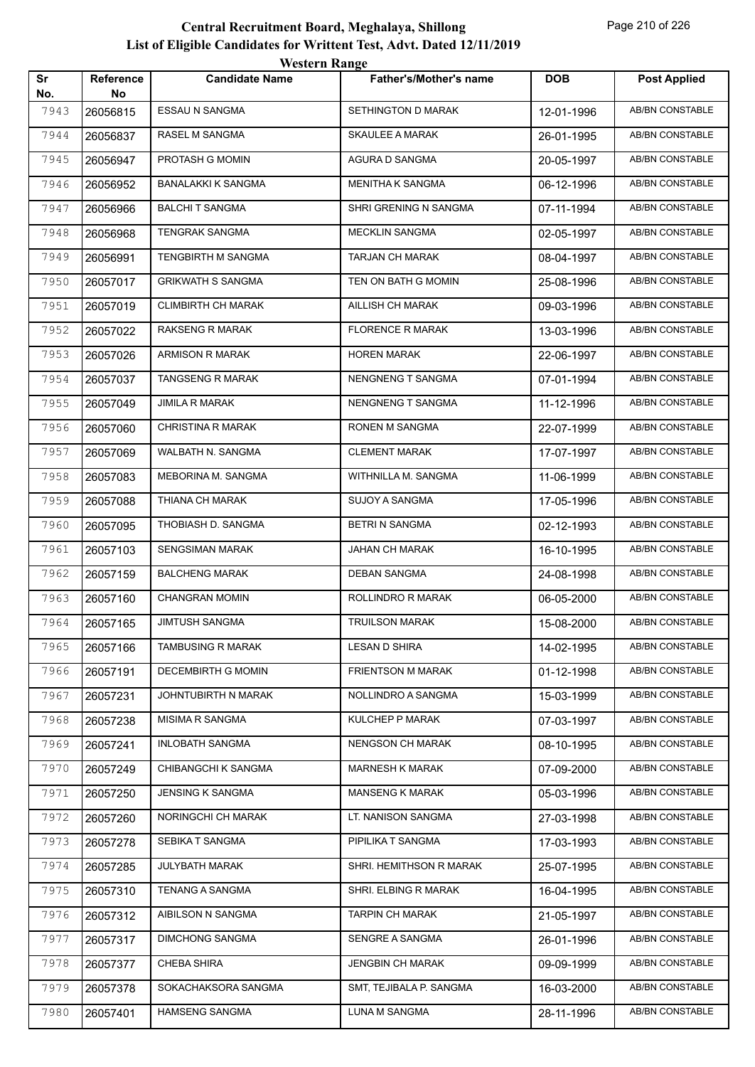# Central Recruitment Board, Meghalaya, Shillong

## List of Eligible Candidates for Writtent Test, Advt. Dated 12/11/2019

### Western Range

| Sr No. | Reference No | Candidate Name | Father's/Mother's name | DOB | Post Applied |
|---|---|---|---|---|---|
| 7943 | 26056815 | ESSAU N SANGMA | SETHINGTON D MARAK | 12-01-1996 | AB/BN CONSTABLE |
| 7944 | 26056837 | RASEL M SANGMA | SKAULEE A MARAK | 26-01-1995 | AB/BN CONSTABLE |
| 7945 | 26056947 | PROTASH G MOMIN | AGURA D SANGMA | 20-05-1997 | AB/BN CONSTABLE |
| 7946 | 26056952 | BANALAKKI K SANGMA | MENITHA K SANGMA | 06-12-1996 | AB/BN CONSTABLE |
| 7947 | 26056966 | BALCHI T SANGMA | SHRI GRENING N SANGMA | 07-11-1994 | AB/BN CONSTABLE |
| 7948 | 26056968 | TENGRAK SANGMA | MECKLIN SANGMA | 02-05-1997 | AB/BN CONSTABLE |
| 7949 | 26056991 | TENGBIRTH M SANGMA | TARJAN CH MARAK | 08-04-1997 | AB/BN CONSTABLE |
| 7950 | 26057017 | GRIKWATH S SANGMA | TEN ON BATH G MOMIN | 25-08-1996 | AB/BN CONSTABLE |
| 7951 | 26057019 | CLIMBIRTH CH MARAK | AILLISH CH MARAK | 09-03-1996 | AB/BN CONSTABLE |
| 7952 | 26057022 | RAKSENG R MARAK | FLORENCE R MARAK | 13-03-1996 | AB/BN CONSTABLE |
| 7953 | 26057026 | ARMISON R MARAK | HOREN MARAK | 22-06-1997 | AB/BN CONSTABLE |
| 7954 | 26057037 | TANGSENG R MARAK | NENGNENG T SANGMA | 07-01-1994 | AB/BN CONSTABLE |
| 7955 | 26057049 | JIMILA R MARAK | NENGNENG T SANGMA | 11-12-1996 | AB/BN CONSTABLE |
| 7956 | 26057060 | CHRISTINA R MARAK | RONEN M SANGMA | 22-07-1999 | AB/BN CONSTABLE |
| 7957 | 26057069 | WALBATH N. SANGMA | CLEMENT MARAK | 17-07-1997 | AB/BN CONSTABLE |
| 7958 | 26057083 | MEBORINA M. SANGMA | WITHNILLA M. SANGMA | 11-06-1999 | AB/BN CONSTABLE |
| 7959 | 26057088 | THIANA CH MARAK | SUJOY A SANGMA | 17-05-1996 | AB/BN CONSTABLE |
| 7960 | 26057095 | THOBIASH D. SANGMA | BETRI N SANGMA | 02-12-1993 | AB/BN CONSTABLE |
| 7961 | 26057103 | SENGSIMAN MARAK | JAHAN CH MARAK | 16-10-1995 | AB/BN CONSTABLE |
| 7962 | 26057159 | BALCHENG MARAK | DEBAN SANGMA | 24-08-1998 | AB/BN CONSTABLE |
| 7963 | 26057160 | CHANGRAN MOMIN | ROLLINDRO R MARAK | 06-05-2000 | AB/BN CONSTABLE |
| 7964 | 26057165 | JIMTUSH SANGMA | TRUILSON MARAK | 15-08-2000 | AB/BN CONSTABLE |
| 7965 | 26057166 | TAMBUSING R MARAK | LESAN D SHIRA | 14-02-1995 | AB/BN CONSTABLE |
| 7966 | 26057191 | DECEMBIRTH G MOMIN | FRIENTSON M MARAK | 01-12-1998 | AB/BN CONSTABLE |
| 7967 | 26057231 | JOHNTUBIRTH N MARAK | NOLLINDRO A SANGMA | 15-03-1999 | AB/BN CONSTABLE |
| 7968 | 26057238 | MISIMA R SANGMA | KULCHEP P MARAK | 07-03-1997 | AB/BN CONSTABLE |
| 7969 | 26057241 | INLOBATH SANGMA | NENGSON CH MARAK | 08-10-1995 | AB/BN CONSTABLE |
| 7970 | 26057249 | CHIBANGCHI K SANGMA | MARNESH K MARAK | 07-09-2000 | AB/BN CONSTABLE |
| 7971 | 26057250 | JENSING K SANGMA | MANSENG K MARAK | 05-03-1996 | AB/BN CONSTABLE |
| 7972 | 26057260 | NORINGCHI CH MARAK | LT. NANISON SANGMA | 27-03-1998 | AB/BN CONSTABLE |
| 7973 | 26057278 | SEBIKA T SANGMA | PIPILIKA T SANGMA | 17-03-1993 | AB/BN CONSTABLE |
| 7974 | 26057285 | JULYBATH MARAK | SHRI. HEMITHSON R MARAK | 25-07-1995 | AB/BN CONSTABLE |
| 7975 | 26057310 | TENANG A SANGMA | SHRI. ELBING R MARAK | 16-04-1995 | AB/BN CONSTABLE |
| 7976 | 26057312 | AIBILSON N SANGMA | TARPIN CH MARAK | 21-05-1997 | AB/BN CONSTABLE |
| 7977 | 26057317 | DIMCHONG SANGMA | SENGRE A SANGMA | 26-01-1996 | AB/BN CONSTABLE |
| 7978 | 26057377 | CHEBA SHIRA | JENGBIN CH MARAK | 09-09-1999 | AB/BN CONSTABLE |
| 7979 | 26057378 | SOKACHAKSORA SANGMA | SMT, TEJIBALA P. SANGMA | 16-03-2000 | AB/BN CONSTABLE |
| 7980 | 26057401 | HAMSENG SANGMA | LUNA M SANGMA | 28-11-1996 | AB/BN CONSTABLE |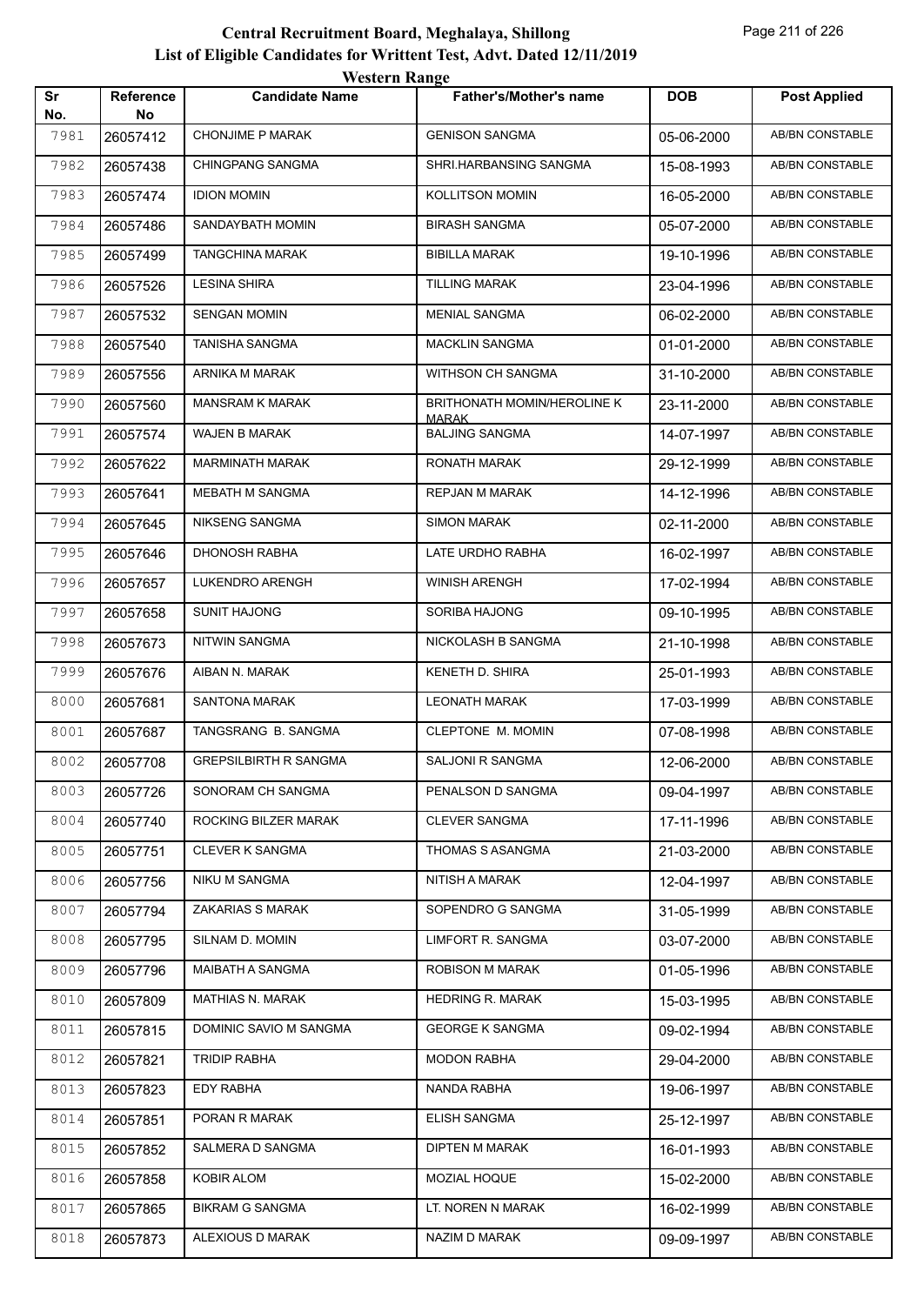# Central Recruitment Board, Meghalaya, Shillong

## List of Eligible Candidates for Writtent Test, Advt. Dated 12/11/2019

### Western Range

| Sr No. | Reference No | Candidate Name | Father's/Mother's name | DOB | Post Applied |
|---|---|---|---|---|---|
| 7981 | 26057412 | CHONJIME P MARAK | GENISON SANGMA | 05-06-2000 | AB/BN CONSTABLE |
| 7982 | 26057438 | CHINGPANG SANGMA | SHRI.HARBANSING SANGMA | 15-08-1993 | AB/BN CONSTABLE |
| 7983 | 26057474 | IDION MOMIN | KOLLITSON MOMIN | 16-05-2000 | AB/BN CONSTABLE |
| 7984 | 26057486 | SANDAYBATH MOMIN | BIRASH SANGMA | 05-07-2000 | AB/BN CONSTABLE |
| 7985 | 26057499 | TANGCHINA MARAK | BIBILLA MARAK | 19-10-1996 | AB/BN CONSTABLE |
| 7986 | 26057526 | LESINA SHIRA | TILLING MARAK | 23-04-1996 | AB/BN CONSTABLE |
| 7987 | 26057532 | SENGAN MOMIN | MENIAL SANGMA | 06-02-2000 | AB/BN CONSTABLE |
| 7988 | 26057540 | TANISHA SANGMA | MACKLIN SANGMA | 01-01-2000 | AB/BN CONSTABLE |
| 7989 | 26057556 | ARNIKA M MARAK | WITHSON CH SANGMA | 31-10-2000 | AB/BN CONSTABLE |
| 7990 | 26057560 | MANSRAM K MARAK | BRITHONATH MOMIN/HEROLINE K MARAK | 23-11-2000 | AB/BN CONSTABLE |
| 7991 | 26057574 | WAJEN B MARAK | BALJING SANGMA | 14-07-1997 | AB/BN CONSTABLE |
| 7992 | 26057622 | MARMINATH MARAK | RONATH MARAK | 29-12-1999 | AB/BN CONSTABLE |
| 7993 | 26057641 | MEBATH M SANGMA | REPJAN M MARAK | 14-12-1996 | AB/BN CONSTABLE |
| 7994 | 26057645 | NIKSENG SANGMA | SIMON MARAK | 02-11-2000 | AB/BN CONSTABLE |
| 7995 | 26057646 | DHONOSH RABHA | LATE URDHO RABHA | 16-02-1997 | AB/BN CONSTABLE |
| 7996 | 26057657 | LUKENDRO ARENGH | WINISH ARENGH | 17-02-1994 | AB/BN CONSTABLE |
| 7997 | 26057658 | SUNIT HAJONG | SORIBA HAJONG | 09-10-1995 | AB/BN CONSTABLE |
| 7998 | 26057673 | NITWIN SANGMA | NICKOLASH B SANGMA | 21-10-1998 | AB/BN CONSTABLE |
| 7999 | 26057676 | AIBAN N. MARAK | KENETH D. SHIRA | 25-01-1993 | AB/BN CONSTABLE |
| 8000 | 26057681 | SANTONA MARAK | LEONATH MARAK | 17-03-1999 | AB/BN CONSTABLE |
| 8001 | 26057687 | TANGSRANG B. SANGMA | CLEPTONE M. MOMIN | 07-08-1998 | AB/BN CONSTABLE |
| 8002 | 26057708 | GREPSILBIRTH R SANGMA | SALJONI R SANGMA | 12-06-2000 | AB/BN CONSTABLE |
| 8003 | 26057726 | SONORAM CH SANGMA | PENALSON D SANGMA | 09-04-1997 | AB/BN CONSTABLE |
| 8004 | 26057740 | ROCKING BILZER MARAK | CLEVER SANGMA | 17-11-1996 | AB/BN CONSTABLE |
| 8005 | 26057751 | CLEVER K SANGMA | THOMAS S ASANGMA | 21-03-2000 | AB/BN CONSTABLE |
| 8006 | 26057756 | NIKU M SANGMA | NITISH A MARAK | 12-04-1997 | AB/BN CONSTABLE |
| 8007 | 26057794 | ZAKARIAS S MARAK | SOPENDRO G SANGMA | 31-05-1999 | AB/BN CONSTABLE |
| 8008 | 26057795 | SILNAM D. MOMIN | LIMFORT R. SANGMA | 03-07-2000 | AB/BN CONSTABLE |
| 8009 | 26057796 | MAIBATH A SANGMA | ROBISON M MARAK | 01-05-1996 | AB/BN CONSTABLE |
| 8010 | 26057809 | MATHIAS N. MARAK | HEDRING R. MARAK | 15-03-1995 | AB/BN CONSTABLE |
| 8011 | 26057815 | DOMINIC SAVIO M SANGMA | GEORGE K SANGMA | 09-02-1994 | AB/BN CONSTABLE |
| 8012 | 26057821 | TRIDIP RABHA | MODON RABHA | 29-04-2000 | AB/BN CONSTABLE |
| 8013 | 26057823 | EDY RABHA | NANDA RABHA | 19-06-1997 | AB/BN CONSTABLE |
| 8014 | 26057851 | PORAN R MARAK | ELISH SANGMA | 25-12-1997 | AB/BN CONSTABLE |
| 8015 | 26057852 | SALMERA D SANGMA | DIPTEN M MARAK | 16-01-1993 | AB/BN CONSTABLE |
| 8016 | 26057858 | KOBIR ALOM | MOZIAL HOQUE | 15-02-2000 | AB/BN CONSTABLE |
| 8017 | 26057865 | BIKRAM G SANGMA | LT. NOREN N MARAK | 16-02-1999 | AB/BN CONSTABLE |
| 8018 | 26057873 | ALEXIOUS D MARAK | NAZIM D MARAK | 09-09-1997 | AB/BN CONSTABLE |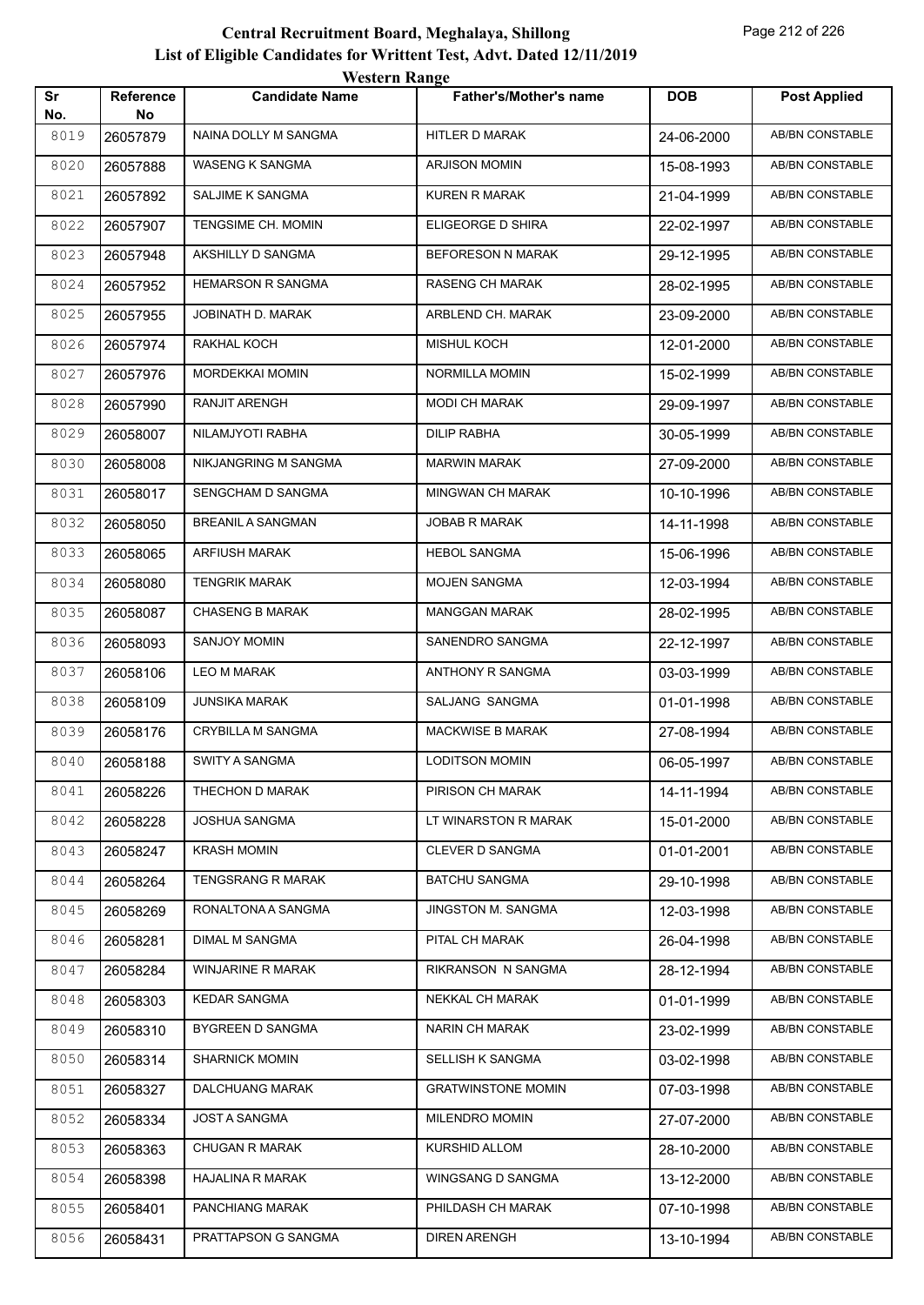# Central Recruitment Board, Meghalaya, Shillong

## List of Eligible Candidates for Writtent Test, Advt. Dated 12/11/2019

### Western Range

| Sr No. | Reference No | Candidate Name | Father's/Mother's name | DOB | Post Applied |
|---|---|---|---|---|---|
| 8019 | 26057879 | NAINA DOLLY M SANGMA | HITLER D MARAK | 24-06-2000 | AB/BN CONSTABLE |
| 8020 | 26057888 | WASENG K SANGMA | ARJISON MOMIN | 15-08-1993 | AB/BN CONSTABLE |
| 8021 | 26057892 | SALJIME K SANGMA | KUREN R MARAK | 21-04-1999 | AB/BN CONSTABLE |
| 8022 | 26057907 | TENGSIME CH. MOMIN | ELIGEORGE D SHIRA | 22-02-1997 | AB/BN CONSTABLE |
| 8023 | 26057948 | AKSHILLY D SANGMA | BEFORESON N MARAK | 29-12-1995 | AB/BN CONSTABLE |
| 8024 | 26057952 | HEMARSON R SANGMA | RASENG CH MARAK | 28-02-1995 | AB/BN CONSTABLE |
| 8025 | 26057955 | JOBINATH D. MARAK | ARBLEND CH. MARAK | 23-09-2000 | AB/BN CONSTABLE |
| 8026 | 26057974 | RAKHAL KOCH | MISHUL KOCH | 12-01-2000 | AB/BN CONSTABLE |
| 8027 | 26057976 | MORDEKKAI MOMIN | NORMILLA MOMIN | 15-02-1999 | AB/BN CONSTABLE |
| 8028 | 26057990 | RANJIT ARENGH | MODI CH MARAK | 29-09-1997 | AB/BN CONSTABLE |
| 8029 | 26058007 | NILAMJYOTI RABHA | DILIP RABHA | 30-05-1999 | AB/BN CONSTABLE |
| 8030 | 26058008 | NIKJANGRING M SANGMA | MARWIN MARAK | 27-09-2000 | AB/BN CONSTABLE |
| 8031 | 26058017 | SENGCHAM D SANGMA | MINGWAN CH MARAK | 10-10-1996 | AB/BN CONSTABLE |
| 8032 | 26058050 | BREANIL A SANGMAN | JOBAB R MARAK | 14-11-1998 | AB/BN CONSTABLE |
| 8033 | 26058065 | ARFIUSH MARAK | HEBOL SANGMA | 15-06-1996 | AB/BN CONSTABLE |
| 8034 | 26058080 | TENGRIK MARAK | MOJEN SANGMA | 12-03-1994 | AB/BN CONSTABLE |
| 8035 | 26058087 | CHASENG B MARAK | MANGGAN MARAK | 28-02-1995 | AB/BN CONSTABLE |
| 8036 | 26058093 | SANJOY MOMIN | SANENDRO SANGMA | 22-12-1997 | AB/BN CONSTABLE |
| 8037 | 26058106 | LEO M MARAK | ANTHONY R SANGMA | 03-03-1999 | AB/BN CONSTABLE |
| 8038 | 26058109 | JUNSIKA MARAK | SALJANG SANGMA | 01-01-1998 | AB/BN CONSTABLE |
| 8039 | 26058176 | CRYBILLA M SANGMA | MACKWISE B MARAK | 27-08-1994 | AB/BN CONSTABLE |
| 8040 | 26058188 | SWITY A SANGMA | LODITSON MOMIN | 06-05-1997 | AB/BN CONSTABLE |
| 8041 | 26058226 | THECHON D MARAK | PIRISON CH MARAK | 14-11-1994 | AB/BN CONSTABLE |
| 8042 | 26058228 | JOSHUA SANGMA | LT WINARSTON R MARAK | 15-01-2000 | AB/BN CONSTABLE |
| 8043 | 26058247 | KRASH MOMIN | CLEVER D SANGMA | 01-01-2001 | AB/BN CONSTABLE |
| 8044 | 26058264 | TENGSRANG R MARAK | BATCHU SANGMA | 29-10-1998 | AB/BN CONSTABLE |
| 8045 | 26058269 | RONALTONA A SANGMA | JINGSTON M. SANGMA | 12-03-1998 | AB/BN CONSTABLE |
| 8046 | 26058281 | DIMAL M SANGMA | PITAL CH MARAK | 26-04-1998 | AB/BN CONSTABLE |
| 8047 | 26058284 | WINJARINE R MARAK | RIKRANSON N SANGMA | 28-12-1994 | AB/BN CONSTABLE |
| 8048 | 26058303 | KEDAR SANGMA | NEKKAL CH MARAK | 01-01-1999 | AB/BN CONSTABLE |
| 8049 | 26058310 | BYGREEN D SANGMA | NARIN CH MARAK | 23-02-1999 | AB/BN CONSTABLE |
| 8050 | 26058314 | SHARNICK MOMIN | SELLISH K SANGMA | 03-02-1998 | AB/BN CONSTABLE |
| 8051 | 26058327 | DALCHUANG MARAK | GRATWINSTONE MOMIN | 07-03-1998 | AB/BN CONSTABLE |
| 8052 | 26058334 | JOST A SANGMA | MILENDRO MOMIN | 27-07-2000 | AB/BN CONSTABLE |
| 8053 | 26058363 | CHUGAN R MARAK | KURSHID ALLOM | 28-10-2000 | AB/BN CONSTABLE |
| 8054 | 26058398 | HAJALINA R MARAK | WINGSANG D SANGMA | 13-12-2000 | AB/BN CONSTABLE |
| 8055 | 26058401 | PANCHIANG MARAK | PHILDASH CH MARAK | 07-10-1998 | AB/BN CONSTABLE |
| 8056 | 26058431 | PRATTAPSON G SANGMA | DIREN ARENGH | 13-10-1994 | AB/BN CONSTABLE |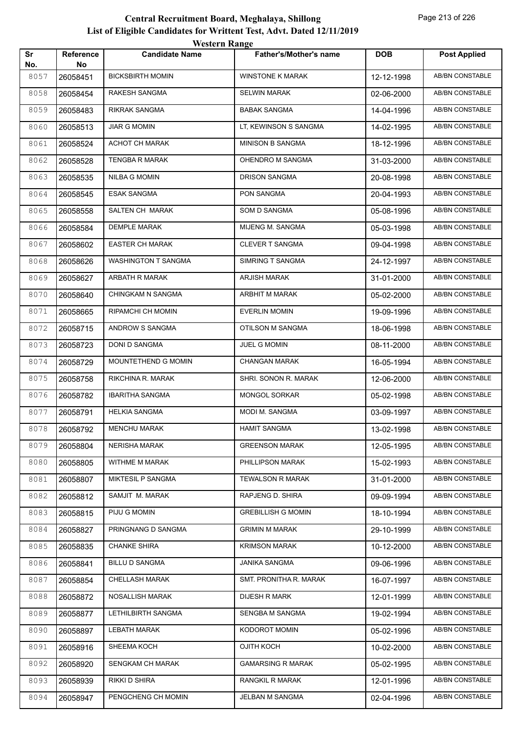# Central Recruitment Board, Meghalaya, Shillong

## List of Eligible Candidates for Writtent Test, Advt. Dated 12/11/2019

### Western Range

| Sr No. | Reference No | Candidate Name | Father's/Mother's name | DOB | Post Applied |
|---|---|---|---|---|---|
| 8057 | 26058451 | BICKSBIRTH MOMIN | WINSTONE K MARAK | 12-12-1998 | AB/BN CONSTABLE |
| 8058 | 26058454 | RAKESH SANGMA | SELWIN MARAK | 02-06-2000 | AB/BN CONSTABLE |
| 8059 | 26058483 | RIKRAK SANGMA | BABAK SANGMA | 14-04-1996 | AB/BN CONSTABLE |
| 8060 | 26058513 | JIAR G MOMIN | LT, KEWINSON S SANGMA | 14-02-1995 | AB/BN CONSTABLE |
| 8061 | 26058524 | ACHOT CH MARAK | MINISON B SANGMA | 18-12-1996 | AB/BN CONSTABLE |
| 8062 | 26058528 | TENGBA R MARAK | OHENDRO M SANGMA | 31-03-2000 | AB/BN CONSTABLE |
| 8063 | 26058535 | NILBA G MOMIN | DRISON SANGMA | 20-08-1998 | AB/BN CONSTABLE |
| 8064 | 26058545 | ESAK SANGMA | PON SANGMA | 20-04-1993 | AB/BN CONSTABLE |
| 8065 | 26058558 | SALTEN CH MARAK | SOM D SANGMA | 05-08-1996 | AB/BN CONSTABLE |
| 8066 | 26058584 | DEMPLE MARAK | MIJENG M. SANGMA | 05-03-1998 | AB/BN CONSTABLE |
| 8067 | 26058602 | EASTER CH MARAK | CLEVER T SANGMA | 09-04-1998 | AB/BN CONSTABLE |
| 8068 | 26058626 | WASHINGTON T SANGMA | SIMRING T SANGMA | 24-12-1997 | AB/BN CONSTABLE |
| 8069 | 26058627 | ARBATH R MARAK | ARJISH MARAK | 31-01-2000 | AB/BN CONSTABLE |
| 8070 | 26058640 | CHINGKAM N SANGMA | ARBHIT M MARAK | 05-02-2000 | AB/BN CONSTABLE |
| 8071 | 26058665 | RIPAMCHI CH MOMIN | EVERLIN MOMIN | 19-09-1996 | AB/BN CONSTABLE |
| 8072 | 26058715 | ANDROW S SANGMA | OTILSON M SANGMA | 18-06-1998 | AB/BN CONSTABLE |
| 8073 | 26058723 | DONI D SANGMA | JUEL G MOMIN | 08-11-2000 | AB/BN CONSTABLE |
| 8074 | 26058729 | MOUNTETHEND G MOMIN | CHANGAN MARAK | 16-05-1994 | AB/BN CONSTABLE |
| 8075 | 26058758 | RIKCHINA R. MARAK | SHRI. SONON R. MARAK | 12-06-2000 | AB/BN CONSTABLE |
| 8076 | 26058782 | IBARITHA SANGMA | MONGOL SORKAR | 05-02-1998 | AB/BN CONSTABLE |
| 8077 | 26058791 | HELKIA SANGMA | MODI M. SANGMA | 03-09-1997 | AB/BN CONSTABLE |
| 8078 | 26058792 | MENCHU MARAK | HAMIT SANGMA | 13-02-1998 | AB/BN CONSTABLE |
| 8079 | 26058804 | NERISHA MARAK | GREENSON MARAK | 12-05-1995 | AB/BN CONSTABLE |
| 8080 | 26058805 | WITHME M MARAK | PHILLIPSON MARAK | 15-02-1993 | AB/BN CONSTABLE |
| 8081 | 26058807 | MIKTESIL P SANGMA | TEWALSON R MARAK | 31-01-2000 | AB/BN CONSTABLE |
| 8082 | 26058812 | SAMJIT M. MARAK | RAPJENG D. SHIRA | 09-09-1994 | AB/BN CONSTABLE |
| 8083 | 26058815 | PIJU G MOMIN | GREBILLISH G MOMIN | 18-10-1994 | AB/BN CONSTABLE |
| 8084 | 26058827 | PRINGNANG D SANGMA | GRIMIN M MARAK | 29-10-1999 | AB/BN CONSTABLE |
| 8085 | 26058835 | CHANKE SHIRA | KRIMSON MARAK | 10-12-2000 | AB/BN CONSTABLE |
| 8086 | 26058841 | BILLU D SANGMA | JANIKA SANGMA | 09-06-1996 | AB/BN CONSTABLE |
| 8087 | 26058854 | CHELLASH MARAK | SMT. PRONITHA R. MARAK | 16-07-1997 | AB/BN CONSTABLE |
| 8088 | 26058872 | NOSALLISH MARAK | DIJESH R MARK | 12-01-1999 | AB/BN CONSTABLE |
| 8089 | 26058877 | LETHILBIRTH SANGMA | SENGBA M SANGMA | 19-02-1994 | AB/BN CONSTABLE |
| 8090 | 26058897 | LEBATH MARAK | KODOROT MOMIN | 05-02-1996 | AB/BN CONSTABLE |
| 8091 | 26058916 | SHEEMA KOCH | OJITH KOCH | 10-02-2000 | AB/BN CONSTABLE |
| 8092 | 26058920 | SENGKAM CH MARAK | GAMARSING R MARAK | 05-02-1995 | AB/BN CONSTABLE |
| 8093 | 26058939 | RIKKI D SHIRA | RANGKIL R MARAK | 12-01-1996 | AB/BN CONSTABLE |
| 8094 | 26058947 | PENGCHENG CH MOMIN | JELBAN M SANGMA | 02-04-1996 | AB/BN CONSTABLE |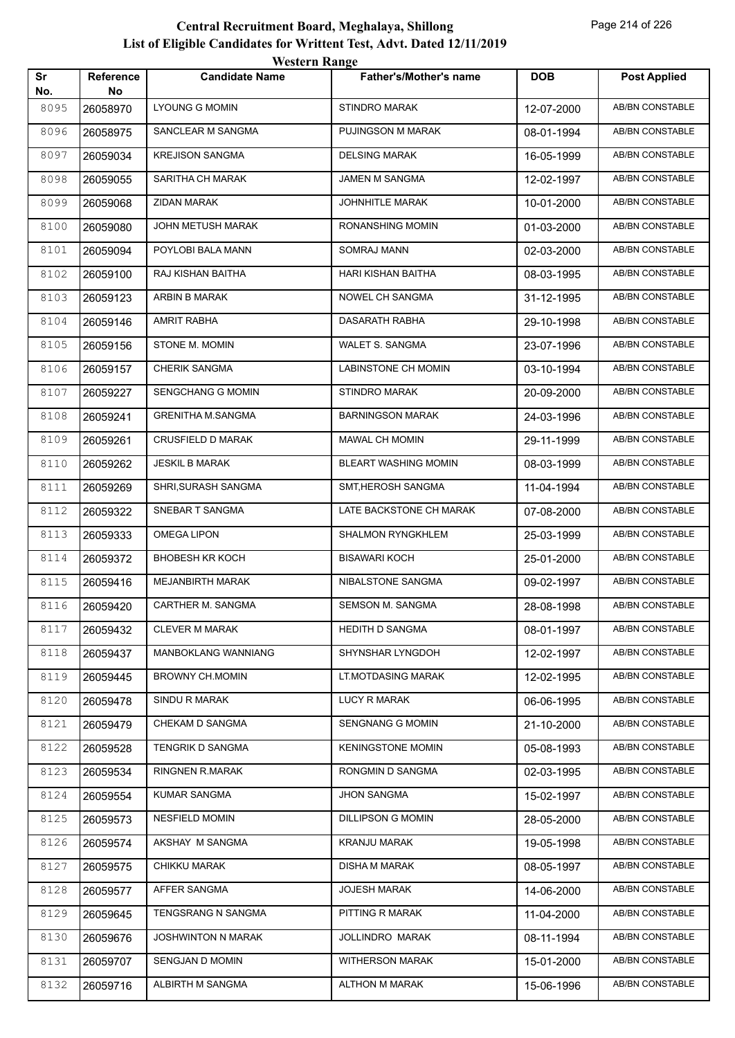# Central Recruitment Board, Meghalaya, Shillong

## List of Eligible Candidates for Writtent Test, Advt. Dated 12/11/2019

### Western Range

| Sr No. | Reference No | Candidate Name | Father's/Mother's name | DOB | Post Applied |
|---|---|---|---|---|---|
| 8095 | 26058970 | LYOUNG G MOMIN | STINDRO MARAK | 12-07-2000 | AB/BN CONSTABLE |
| 8096 | 26058975 | SANCLEAR M SANGMA | PUJINGSON M MARAK | 08-01-1994 | AB/BN CONSTABLE |
| 8097 | 26059034 | KREJISON SANGMA | DELSING MARAK | 16-05-1999 | AB/BN CONSTABLE |
| 8098 | 26059055 | SARITHA CH MARAK | JAMEN M SANGMA | 12-02-1997 | AB/BN CONSTABLE |
| 8099 | 26059068 | ZIDAN MARAK | JOHNHITLE MARAK | 10-01-2000 | AB/BN CONSTABLE |
| 8100 | 26059080 | JOHN METUSH MARAK | RONANSHING MOMIN | 01-03-2000 | AB/BN CONSTABLE |
| 8101 | 26059094 | POYLOBI BALA MANN | SOMRAJ MANN | 02-03-2000 | AB/BN CONSTABLE |
| 8102 | 26059100 | RAJ KISHAN BAITHA | HARI KISHAN BAITHA | 08-03-1995 | AB/BN CONSTABLE |
| 8103 | 26059123 | ARBIN B MARAK | NOWEL CH SANGMA | 31-12-1995 | AB/BN CONSTABLE |
| 8104 | 26059146 | AMRIT RABHA | DASARATH RABHA | 29-10-1998 | AB/BN CONSTABLE |
| 8105 | 26059156 | STONE M. MOMIN | WALET S. SANGMA | 23-07-1996 | AB/BN CONSTABLE |
| 8106 | 26059157 | CHERIK SANGMA | LABINSTONE CH MOMIN | 03-10-1994 | AB/BN CONSTABLE |
| 8107 | 26059227 | SENGCHANG G MOMIN | STINDRO MARAK | 20-09-2000 | AB/BN CONSTABLE |
| 8108 | 26059241 | GRENITHA M.SANGMA | BARNINGSON MARAK | 24-03-1996 | AB/BN CONSTABLE |
| 8109 | 26059261 | CRUSFIELD D MARAK | MAWAL CH MOMIN | 29-11-1999 | AB/BN CONSTABLE |
| 8110 | 26059262 | JESKIL B MARAK | BLEART WASHING MOMIN | 08-03-1999 | AB/BN CONSTABLE |
| 8111 | 26059269 | SHRI,SURASH SANGMA | SMT,HEROSH SANGMA | 11-04-1994 | AB/BN CONSTABLE |
| 8112 | 26059322 | SNEBAR T SANGMA | LATE BACKSTONE CH MARAK | 07-08-2000 | AB/BN CONSTABLE |
| 8113 | 26059333 | OMEGA LIPON | SHALMON RYNGKHLEM | 25-03-1999 | AB/BN CONSTABLE |
| 8114 | 26059372 | BHOBESH KR KOCH | BISAWARI KOCH | 25-01-2000 | AB/BN CONSTABLE |
| 8115 | 26059416 | MEJANBIRTH MARAK | NIBALSTONE SANGMA | 09-02-1997 | AB/BN CONSTABLE |
| 8116 | 26059420 | CARTHER M. SANGMA | SEMSON M. SANGMA | 28-08-1998 | AB/BN CONSTABLE |
| 8117 | 26059432 | CLEVER M MARAK | HEDITH D SANGMA | 08-01-1997 | AB/BN CONSTABLE |
| 8118 | 26059437 | MANBOKLANG WANNIANG | SHYNSHAR LYNGDOH | 12-02-1997 | AB/BN CONSTABLE |
| 8119 | 26059445 | BROWNY CH.MOMIN | LT.MOTDASING MARAK | 12-02-1995 | AB/BN CONSTABLE |
| 8120 | 26059478 | SINDU R MARAK | LUCY R MARAK | 06-06-1995 | AB/BN CONSTABLE |
| 8121 | 26059479 | CHEKAM D SANGMA | SENGNANG G MOMIN | 21-10-2000 | AB/BN CONSTABLE |
| 8122 | 26059528 | TENGRIK D SANGMA | KENINGSTONE MOMIN | 05-08-1993 | AB/BN CONSTABLE |
| 8123 | 26059534 | RINGNEN R.MARAK | RONGMIN D SANGMA | 02-03-1995 | AB/BN CONSTABLE |
| 8124 | 26059554 | KUMAR SANGMA | JHON SANGMA | 15-02-1997 | AB/BN CONSTABLE |
| 8125 | 26059573 | NESFIELD MOMIN | DILLIPSON G MOMIN | 28-05-2000 | AB/BN CONSTABLE |
| 8126 | 26059574 | AKSHAY M SANGMA | KRANJU MARAK | 19-05-1998 | AB/BN CONSTABLE |
| 8127 | 26059575 | CHIKKU MARAK | DISHA M MARAK | 08-05-1997 | AB/BN CONSTABLE |
| 8128 | 26059577 | AFFER SANGMA | JOJESH MARAK | 14-06-2000 | AB/BN CONSTABLE |
| 8129 | 26059645 | TENGSRANG N SANGMA | PITTING R MARAK | 11-04-2000 | AB/BN CONSTABLE |
| 8130 | 26059676 | JOSHWINTON N MARAK | JOLLINDRO MARAK | 08-11-1994 | AB/BN CONSTABLE |
| 8131 | 26059707 | SENGJAN D MOMIN | WITHERSON MARAK | 15-01-2000 | AB/BN CONSTABLE |
| 8132 | 26059716 | ALBIRTH M SANGMA | ALTHON M MARAK | 15-06-1996 | AB/BN CONSTABLE |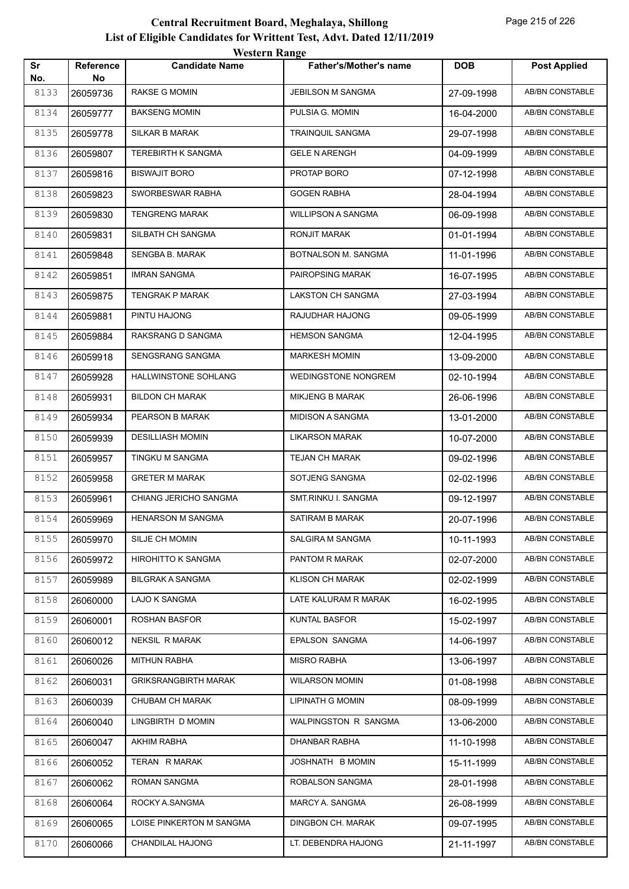# Central Recruitment Board, Meghalaya, Shillong

## List of Eligible Candidates for Writtent Test, Advt. Dated 12/11/2019

### Western Range

| Sr No. | Reference No | Candidate Name | Father's/Mother's name | DOB | Post Applied |
|---|---|---|---|---|---|
| 8133 | 26059736 | RAKSE G MOMIN | JEBILSON M SANGMA | 27-09-1998 | AB/BN CONSTABLE |
| 8134 | 26059777 | BAKSENG MOMIN | PULSIA G. MOMIN | 16-04-2000 | AB/BN CONSTABLE |
| 8135 | 26059778 | SILKAR B MARAK | TRAINQUIL SANGMA | 29-07-1998 | AB/BN CONSTABLE |
| 8136 | 26059807 | TEREBIRTH K SANGMA | GELE N ARENGH | 04-09-1999 | AB/BN CONSTABLE |
| 8137 | 26059816 | BISWAJIT BORO | PROTAP BORO | 07-12-1998 | AB/BN CONSTABLE |
| 8138 | 26059823 | SWORBESWAR RABHA | GOGEN RABHA | 28-04-1994 | AB/BN CONSTABLE |
| 8139 | 26059830 | TENGRENG MARAK | WILLIPSON A SANGMA | 06-09-1998 | AB/BN CONSTABLE |
| 8140 | 26059831 | SILBATH CH SANGMA | RONJIT MARAK | 01-01-1994 | AB/BN CONSTABLE |
| 8141 | 26059848 | SENGBA B. MARAK | BOTNALSON M. SANGMA | 11-01-1996 | AB/BN CONSTABLE |
| 8142 | 26059851 | IMRAN SANGMA | PAIROPSING MARAK | 16-07-1995 | AB/BN CONSTABLE |
| 8143 | 26059875 | TENGRAK P MARAK | LAKSTON CH SANGMA | 27-03-1994 | AB/BN CONSTABLE |
| 8144 | 26059881 | PINTU HAJONG | RAJUDHAR HAJONG | 09-05-1999 | AB/BN CONSTABLE |
| 8145 | 26059884 | RAKSRANG D SANGMA | HEMSON SANGMA | 12-04-1995 | AB/BN CONSTABLE |
| 8146 | 26059918 | SENGSRANG SANGMA | MARKESH MOMIN | 13-09-2000 | AB/BN CONSTABLE |
| 8147 | 26059928 | HALLWINSTONE SOHLANG | WEDINGSTONE NONGREM | 02-10-1994 | AB/BN CONSTABLE |
| 8148 | 26059931 | BILDON CH MARAK | MIKJENG B MARAK | 26-06-1996 | AB/BN CONSTABLE |
| 8149 | 26059934 | PEARSON B MARAK | MIDISON A SANGMA | 13-01-2000 | AB/BN CONSTABLE |
| 8150 | 26059939 | DESILLIASH MOMIN | LIKARSON MARAK | 10-07-2000 | AB/BN CONSTABLE |
| 8151 | 26059957 | TINGKU M SANGMA | TEJAN CH MARAK | 09-02-1996 | AB/BN CONSTABLE |
| 8152 | 26059958 | GRETER M MARAK | SOTJENG SANGMA | 02-02-1996 | AB/BN CONSTABLE |
| 8153 | 26059961 | CHIANG JERICHO SANGMA | SMT.RINKU I. SANGMA | 09-12-1997 | AB/BN CONSTABLE |
| 8154 | 26059969 | HENARSON M SANGMA | SATIRAM B MARAK | 20-07-1996 | AB/BN CONSTABLE |
| 8155 | 26059970 | SILJE CH MOMIN | SALGIRA M SANGMA | 10-11-1993 | AB/BN CONSTABLE |
| 8156 | 26059972 | HIROHITTO K SANGMA | PANTOM R MARAK | 02-07-2000 | AB/BN CONSTABLE |
| 8157 | 26059989 | BILGRAK A SANGMA | KLISON CH MARAK | 02-02-1999 | AB/BN CONSTABLE |
| 8158 | 26060000 | LAJO K SANGMA | LATE KALURAM R MARAK | 16-02-1995 | AB/BN CONSTABLE |
| 8159 | 26060001 | ROSHAN BASFOR | KUNTAL BASFOR | 15-02-1997 | AB/BN CONSTABLE |
| 8160 | 26060012 | NEKSIL R MARAK | EPALSON SANGMA | 14-06-1997 | AB/BN CONSTABLE |
| 8161 | 26060026 | MITHUN RABHA | MISRO RABHA | 13-06-1997 | AB/BN CONSTABLE |
| 8162 | 26060031 | GRIKSRANGBIRTH MARAK | WILARSON MOMIN | 01-08-1998 | AB/BN CONSTABLE |
| 8163 | 26060039 | CHUBAM CH MARAK | LIPINATH G MOMIN | 08-09-1999 | AB/BN CONSTABLE |
| 8164 | 26060040 | LINGBIRTH D MOMIN | WALPINGSTON R SANGMA | 13-06-2000 | AB/BN CONSTABLE |
| 8165 | 26060047 | AKHIM RABHA | DHANBAR RABHA | 11-10-1998 | AB/BN CONSTABLE |
| 8166 | 26060052 | TERAN R MARAK | JOSHNATH B MOMIN | 15-11-1999 | AB/BN CONSTABLE |
| 8167 | 26060062 | ROMAN SANGMA | ROBALSON SANGMA | 28-01-1998 | AB/BN CONSTABLE |
| 8168 | 26060064 | ROCKY A.SANGMA | MARCY A. SANGMA | 26-08-1999 | AB/BN CONSTABLE |
| 8169 | 26060065 | LOISE PINKERTON M SANGMA | DINGBON CH. MARAK | 09-07-1995 | AB/BN CONSTABLE |
| 8170 | 26060066 | CHANDILAL HAJONG | LT. DEBENDRA HAJONG | 21-11-1997 | AB/BN CONSTABLE |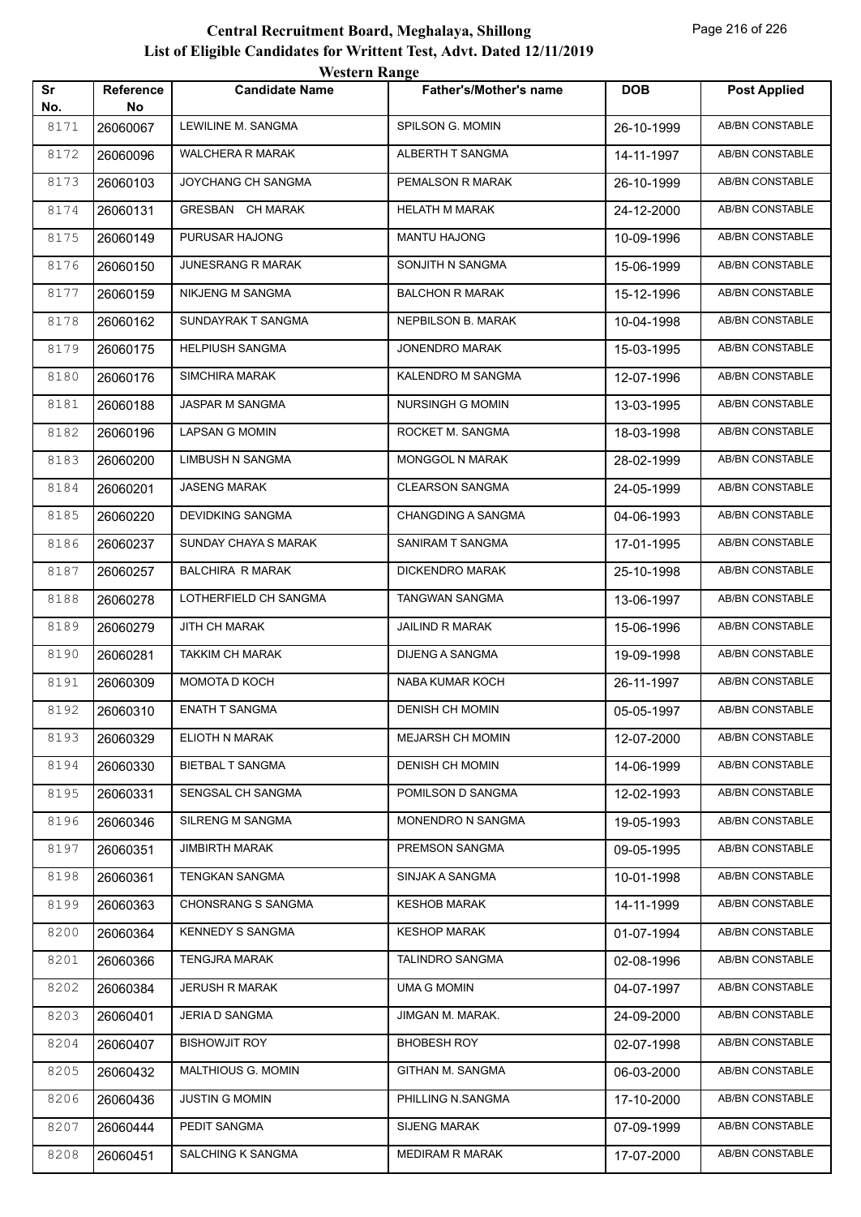# Central Recruitment Board, Meghalaya, Shillong
## List of Eligible Candidates for Writtent Test, Advt. Dated 12/11/2019
### Western Range

| Sr No. | Reference No | Candidate Name | Father's/Mother's name | DOB | Post Applied |
|---|---|---|---|---|---|
| 8171 | 26060067 | LEWILINE M. SANGMA | SPILSON G. MOMIN | 26-10-1999 | AB/BN CONSTABLE |
| 8172 | 26060096 | WALCHERA R MARAK | ALBERTH T SANGMA | 14-11-1997 | AB/BN CONSTABLE |
| 8173 | 26060103 | JOYCHANG CH SANGMA | PEMALSON R MARAK | 26-10-1999 | AB/BN CONSTABLE |
| 8174 | 26060131 | GRESBAN CH MARAK | HELATH M MARAK | 24-12-2000 | AB/BN CONSTABLE |
| 8175 | 26060149 | PURUSAR HAJONG | MANTU HAJONG | 10-09-1996 | AB/BN CONSTABLE |
| 8176 | 26060150 | JUNESRANG R MARAK | SONJITH N SANGMA | 15-06-1999 | AB/BN CONSTABLE |
| 8177 | 26060159 | NIKJENG M SANGMA | BALCHON R MARAK | 15-12-1996 | AB/BN CONSTABLE |
| 8178 | 26060162 | SUNDAYRAK T SANGMA | NEPBILSON B. MARAK | 10-04-1998 | AB/BN CONSTABLE |
| 8179 | 26060175 | HELPIUSH SANGMA | JONENDRO MARAK | 15-03-1995 | AB/BN CONSTABLE |
| 8180 | 26060176 | SIMCHIRA MARAK | KALENDRO M SANGMA | 12-07-1996 | AB/BN CONSTABLE |
| 8181 | 26060188 | JASPAR M SANGMA | NURSINGH G MOMIN | 13-03-1995 | AB/BN CONSTABLE |
| 8182 | 26060196 | LAPSAN G MOMIN | ROCKET M. SANGMA | 18-03-1998 | AB/BN CONSTABLE |
| 8183 | 26060200 | LIMBUSH N SANGMA | MONGGOL N MARAK | 28-02-1999 | AB/BN CONSTABLE |
| 8184 | 26060201 | JASENG MARAK | CLEARSON SANGMA | 24-05-1999 | AB/BN CONSTABLE |
| 8185 | 26060220 | DEVIDKING SANGMA | CHANGDING A SANGMA | 04-06-1993 | AB/BN CONSTABLE |
| 8186 | 26060237 | SUNDAY CHAYA S MARAK | SANIRAM T SANGMA | 17-01-1995 | AB/BN CONSTABLE |
| 8187 | 26060257 | BALCHIRA R MARAK | DICKENDRO MARAK | 25-10-1998 | AB/BN CONSTABLE |
| 8188 | 26060278 | LOTHERFIELD CH SANGMA | TANGWAN SANGMA | 13-06-1997 | AB/BN CONSTABLE |
| 8189 | 26060279 | JITH CH MARAK | JAILIND R MARAK | 15-06-1996 | AB/BN CONSTABLE |
| 8190 | 26060281 | TAKKIM CH MARAK | DIJENG A SANGMA | 19-09-1998 | AB/BN CONSTABLE |
| 8191 | 26060309 | MOMOTA D KOCH | NABA KUMAR KOCH | 26-11-1997 | AB/BN CONSTABLE |
| 8192 | 26060310 | ENATH T SANGMA | DENISH CH MOMIN | 05-05-1997 | AB/BN CONSTABLE |
| 8193 | 26060329 | ELIOTH N MARAK | MEJARSH CH MOMIN | 12-07-2000 | AB/BN CONSTABLE |
| 8194 | 26060330 | BIETBAL T SANGMA | DENISH CH MOMIN | 14-06-1999 | AB/BN CONSTABLE |
| 8195 | 26060331 | SENGSAL CH SANGMA | POMILSON D SANGMA | 12-02-1993 | AB/BN CONSTABLE |
| 8196 | 26060346 | SILRENG M SANGMA | MONENDRO N SANGMA | 19-05-1993 | AB/BN CONSTABLE |
| 8197 | 26060351 | JIMBIRTH MARAK | PREMSON SANGMA | 09-05-1995 | AB/BN CONSTABLE |
| 8198 | 26060361 | TENGKAN SANGMA | SINJAK A SANGMA | 10-01-1998 | AB/BN CONSTABLE |
| 8199 | 26060363 | CHONSRANG S SANGMA | KESHOB MARAK | 14-11-1999 | AB/BN CONSTABLE |
| 8200 | 26060364 | KENNEDY S SANGMA | KESHOP MARAK | 01-07-1994 | AB/BN CONSTABLE |
| 8201 | 26060366 | TENGJRA MARAK | TALINDRO SANGMA | 02-08-1996 | AB/BN CONSTABLE |
| 8202 | 26060384 | JERUSH R MARAK | UMA G MOMIN | 04-07-1997 | AB/BN CONSTABLE |
| 8203 | 26060401 | JERIA D SANGMA | JIMGAN M. MARAK. | 24-09-2000 | AB/BN CONSTABLE |
| 8204 | 26060407 | BISHOWJIT ROY | BHOBESH ROY | 02-07-1998 | AB/BN CONSTABLE |
| 8205 | 26060432 | MALTHIOUS G. MOMIN | GITHAN M. SANGMA | 06-03-2000 | AB/BN CONSTABLE |
| 8206 | 26060436 | JUSTIN G MOMIN | PHILLING N.SANGMA | 17-10-2000 | AB/BN CONSTABLE |
| 8207 | 26060444 | PEDIT SANGMA | SIJENG MARAK | 07-09-1999 | AB/BN CONSTABLE |
| 8208 | 26060451 | SALCHING K SANGMA | MEDIRAM R MARAK | 17-07-2000 | AB/BN CONSTABLE |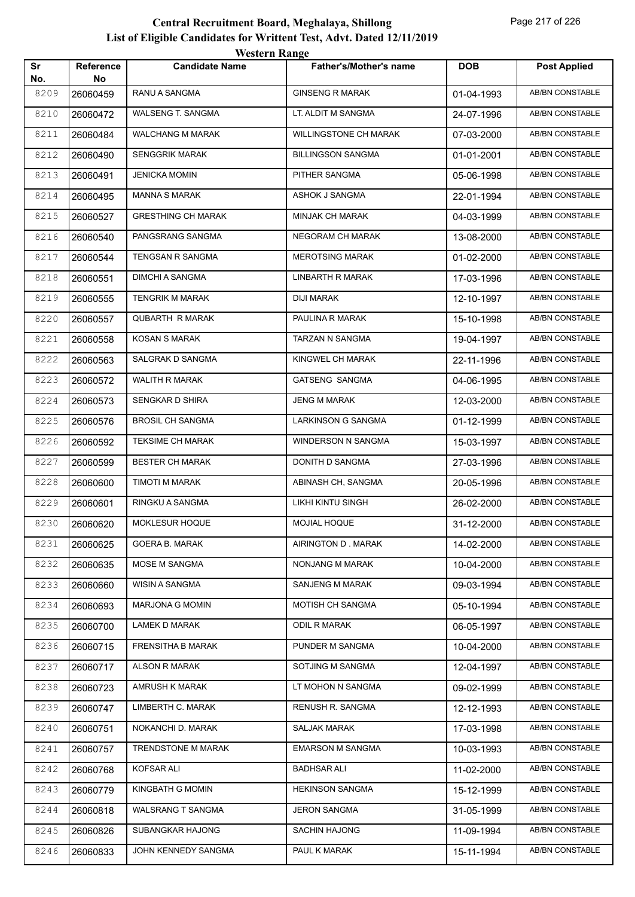# Central Recruitment Board, Meghalaya, Shillong

## List of Eligible Candidates for Writtent Test, Advt. Dated 12/11/2019

### Western Range

| Sr No. | Reference No | Candidate Name | Father's/Mother's name | DOB | Post Applied |
|---|---|---|---|---|---|
| 8209 | 26060459 | RANU A SANGMA | GINSENG R MARAK | 01-04-1993 | AB/BN CONSTABLE |
| 8210 | 26060472 | WALSENG T. SANGMA | LT. ALDIT M SANGMA | 24-07-1996 | AB/BN CONSTABLE |
| 8211 | 26060484 | WALCHANG M MARAK | WILLINGSTONE CH MARAK | 07-03-2000 | AB/BN CONSTABLE |
| 8212 | 26060490 | SENGGRIK MARAK | BILLINGSON SANGMA | 01-01-2001 | AB/BN CONSTABLE |
| 8213 | 26060491 | JENICKA MOMIN | PITHER SANGMA | 05-06-1998 | AB/BN CONSTABLE |
| 8214 | 26060495 | MANNA S MARAK | ASHOK J SANGMA | 22-01-1994 | AB/BN CONSTABLE |
| 8215 | 26060527 | GRESTHING CH MARAK | MINJAK CH MARAK | 04-03-1999 | AB/BN CONSTABLE |
| 8216 | 26060540 | PANGSRANG SANGMA | NEGORAM CH MARAK | 13-08-2000 | AB/BN CONSTABLE |
| 8217 | 26060544 | TENGSAN R SANGMA | MEROTSING MARAK | 01-02-2000 | AB/BN CONSTABLE |
| 8218 | 26060551 | DIMCHI A SANGMA | LINBARTH R MARAK | 17-03-1996 | AB/BN CONSTABLE |
| 8219 | 26060555 | TENGRIK M MARAK | DIJI MARAK | 12-10-1997 | AB/BN CONSTABLE |
| 8220 | 26060557 | QUBARTH R MARAK | PAULINA R MARAK | 15-10-1998 | AB/BN CONSTABLE |
| 8221 | 26060558 | KOSAN S MARAK | TARZAN N SANGMA | 19-04-1997 | AB/BN CONSTABLE |
| 8222 | 26060563 | SALGRAK D SANGMA | KINGWEL CH MARAK | 22-11-1996 | AB/BN CONSTABLE |
| 8223 | 26060572 | WALITH R MARAK | GATSENG SANGMA | 04-06-1995 | AB/BN CONSTABLE |
| 8224 | 26060573 | SENGKAR D SHIRA | JENG M MARAK | 12-03-2000 | AB/BN CONSTABLE |
| 8225 | 26060576 | BROSIL CH SANGMA | LARKINSON G SANGMA | 01-12-1999 | AB/BN CONSTABLE |
| 8226 | 26060592 | TEKSIME CH MARAK | WINDERSON N SANGMA | 15-03-1997 | AB/BN CONSTABLE |
| 8227 | 26060599 | BESTER CH MARAK | DONITH D SANGMA | 27-03-1996 | AB/BN CONSTABLE |
| 8228 | 26060600 | TIMOTI M MARAK | ABINASH CH, SANGMA | 20-05-1996 | AB/BN CONSTABLE |
| 8229 | 26060601 | RINGKU A SANGMA | LIKHI KINTU SINGH | 26-02-2000 | AB/BN CONSTABLE |
| 8230 | 26060620 | MOKLESUR HOQUE | MOJIAL HOQUE | 31-12-2000 | AB/BN CONSTABLE |
| 8231 | 26060625 | GOERA B. MARAK | AIRINGTON D . MARAK | 14-02-2000 | AB/BN CONSTABLE |
| 8232 | 26060635 | MOSE M SANGMA | NONJANG M MARAK | 10-04-2000 | AB/BN CONSTABLE |
| 8233 | 26060660 | WISIN A SANGMA | SANJENG M MARAK | 09-03-1994 | AB/BN CONSTABLE |
| 8234 | 26060693 | MARJONA G MOMIN | MOTISH CH SANGMA | 05-10-1994 | AB/BN CONSTABLE |
| 8235 | 26060700 | LAMEK D MARAK | ODIL R MARAK | 06-05-1997 | AB/BN CONSTABLE |
| 8236 | 26060715 | FRENSITHA B MARAK | PUNDER M SANGMA | 10-04-2000 | AB/BN CONSTABLE |
| 8237 | 26060717 | ALSON R MARAK | SOTJING M SANGMA | 12-04-1997 | AB/BN CONSTABLE |
| 8238 | 26060723 | AMRUSH K MARAK | LT MOHON N SANGMA | 09-02-1999 | AB/BN CONSTABLE |
| 8239 | 26060747 | LIMBERTH C. MARAK | RENUSH R. SANGMA | 12-12-1993 | AB/BN CONSTABLE |
| 8240 | 26060751 | NOKANCHI D. MARAK | SALJAK MARAK | 17-03-1998 | AB/BN CONSTABLE |
| 8241 | 26060757 | TRENDSTONE M MARAK | EMARSON M SANGMA | 10-03-1993 | AB/BN CONSTABLE |
| 8242 | 26060768 | KOFSAR ALI | BADHSAR ALI | 11-02-2000 | AB/BN CONSTABLE |
| 8243 | 26060779 | KINGBATH G MOMIN | HEKINSON SANGMA | 15-12-1999 | AB/BN CONSTABLE |
| 8244 | 26060818 | WALSRANG T SANGMA | JERON SANGMA | 31-05-1999 | AB/BN CONSTABLE |
| 8245 | 26060826 | SUBANGKAR HAJONG | SACHIN HAJONG | 11-09-1994 | AB/BN CONSTABLE |
| 8246 | 26060833 | JOHN KENNEDY SANGMA | PAUL K MARAK | 15-11-1994 | AB/BN CONSTABLE |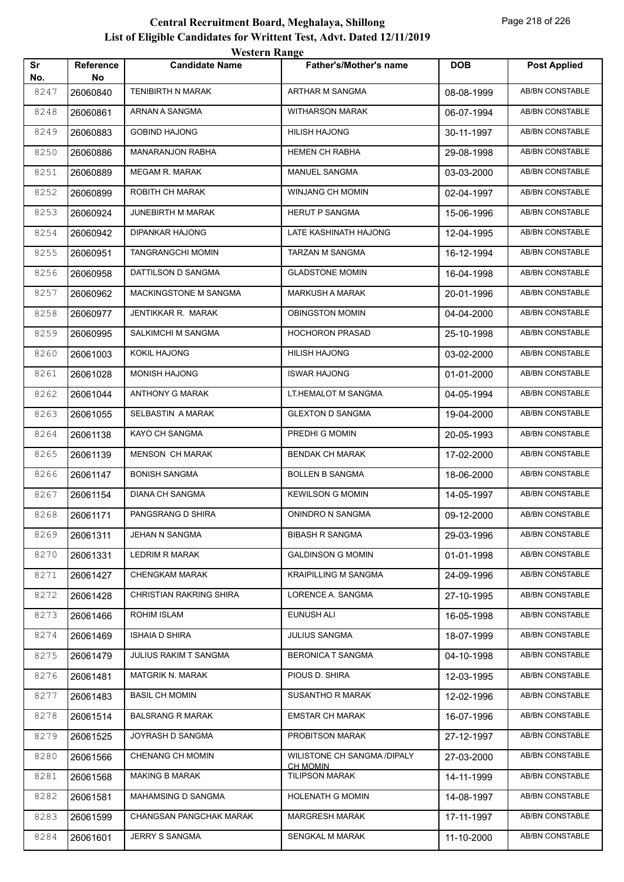# Central Recruitment Board, Meghalaya, Shillong

## List of Eligible Candidates for Writtent Test, Advt. Dated 12/11/2019

### Western Range

| Sr No. | Reference No | Candidate Name | Father's/Mother's name | DOB | Post Applied |
|---|---|---|---|---|---|
| 8247 | 26060840 | TENIBIRTH N MARAK | ARTHAR M SANGMA | 08-08-1999 | AB/BN CONSTABLE |
| 8248 | 26060861 | ARNAN A SANGMA | WITHARSON MARAK | 06-07-1994 | AB/BN CONSTABLE |
| 8249 | 26060883 | GOBIND HAJONG | HILISH HAJONG | 30-11-1997 | AB/BN CONSTABLE |
| 8250 | 26060886 | MANARANJON RABHA | HEMEN CH RABHA | 29-08-1998 | AB/BN CONSTABLE |
| 8251 | 26060889 | MEGAM R. MARAK | MANUEL SANGMA | 03-03-2000 | AB/BN CONSTABLE |
| 8252 | 26060899 | ROBITH CH MARAK | WINJANG CH MOMIN | 02-04-1997 | AB/BN CONSTABLE |
| 8253 | 26060924 | JUNEBIRTH M MARAK | HERUT P SANGMA | 15-06-1996 | AB/BN CONSTABLE |
| 8254 | 26060942 | DIPANKAR HAJONG | LATE KASHINATH HAJONG | 12-04-1995 | AB/BN CONSTABLE |
| 8255 | 26060951 | TANGRANGCHI MOMIN | TARZAN M SANGMA | 16-12-1994 | AB/BN CONSTABLE |
| 8256 | 26060958 | DATTILSON D SANGMA | GLADSTONE MOMIN | 16-04-1998 | AB/BN CONSTABLE |
| 8257 | 26060962 | MACKINGSTONE M SANGMA | MARKUSH A MARAK | 20-01-1996 | AB/BN CONSTABLE |
| 8258 | 26060977 | JENTIKKAR R. MARAK | OBINGSTON MOMIN | 04-04-2000 | AB/BN CONSTABLE |
| 8259 | 26060995 | SALKIMCHI M SANGMA | HOCHORON PRASAD | 25-10-1998 | AB/BN CONSTABLE |
| 8260 | 26061003 | KOKIL HAJONG | HILISH HAJONG | 03-02-2000 | AB/BN CONSTABLE |
| 8261 | 26061028 | MONISH HAJONG | ISWAR HAJONG | 01-01-2000 | AB/BN CONSTABLE |
| 8262 | 26061044 | ANTHONY G MARAK | LT.HEMALOT M SANGMA | 04-05-1994 | AB/BN CONSTABLE |
| 8263 | 26061055 | SELBASTIN A MARAK | GLEXTON D SANGMA | 19-04-2000 | AB/BN CONSTABLE |
| 8264 | 26061138 | KAYO CH SANGMA | PREDHI G MOMIN | 20-05-1993 | AB/BN CONSTABLE |
| 8265 | 26061139 | MENSON CH MARAK | BENDAK CH MARAK | 17-02-2000 | AB/BN CONSTABLE |
| 8266 | 26061147 | BONISH SANGMA | BOLLEN B SANGMA | 18-06-2000 | AB/BN CONSTABLE |
| 8267 | 26061154 | DIANA CH SANGMA | KEWILSON G MOMIN | 14-05-1997 | AB/BN CONSTABLE |
| 8268 | 26061171 | PANGSRANG D SHIRA | ONINDRO N SANGMA | 09-12-2000 | AB/BN CONSTABLE |
| 8269 | 26061311 | JEHAN N SANGMA | BIBASH R SANGMA | 29-03-1996 | AB/BN CONSTABLE |
| 8270 | 26061331 | LEDRIM R MARAK | GALDINSON G MOMIN | 01-01-1998 | AB/BN CONSTABLE |
| 8271 | 26061427 | CHENGKAM MARAK | KRAIPILLING M SANGMA | 24-09-1996 | AB/BN CONSTABLE |
| 8272 | 26061428 | CHRISTIAN RAKRING SHIRA | LORENCE A. SANGMA | 27-10-1995 | AB/BN CONSTABLE |
| 8273 | 26061466 | ROHIM ISLAM | EUNUSH ALI | 16-05-1998 | AB/BN CONSTABLE |
| 8274 | 26061469 | ISHAIA D SHIRA | JULIUS SANGMA | 18-07-1999 | AB/BN CONSTABLE |
| 8275 | 26061479 | JULIUS RAKIM T SANGMA | BERONICA T SANGMA | 04-10-1998 | AB/BN CONSTABLE |
| 8276 | 26061481 | MATGRIK N. MARAK | PIOUS D. SHIRA | 12-03-1995 | AB/BN CONSTABLE |
| 8277 | 26061483 | BASIL CH MOMIN | SUSANTHO R MARAK | 12-02-1996 | AB/BN CONSTABLE |
| 8278 | 26061514 | BALSRANG R MARAK | EMSTAR CH MARAK | 16-07-1996 | AB/BN CONSTABLE |
| 8279 | 26061525 | JOYRASH D SANGMA | PROBITSON MARAK | 27-12-1997 | AB/BN CONSTABLE |
| 8280 | 26061566 | CHENANG CH MOMIN | WILISTONE CH SANGMA /DIPALY CH MOMIN | 27-03-2000 | AB/BN CONSTABLE |
| 8281 | 26061568 | MAKING B MARAK | TILIPSON MARAK | 14-11-1999 | AB/BN CONSTABLE |
| 8282 | 26061581 | MAHAMSING D SANGMA | HOLENATH G MOMIN | 14-08-1997 | AB/BN CONSTABLE |
| 8283 | 26061599 | CHANGSAN PANGCHAK MARAK | MARGRESH MARAK | 17-11-1997 | AB/BN CONSTABLE |
| 8284 | 26061601 | JERRY S SANGMA | SENGKAL M MARAK | 11-10-2000 | AB/BN CONSTABLE |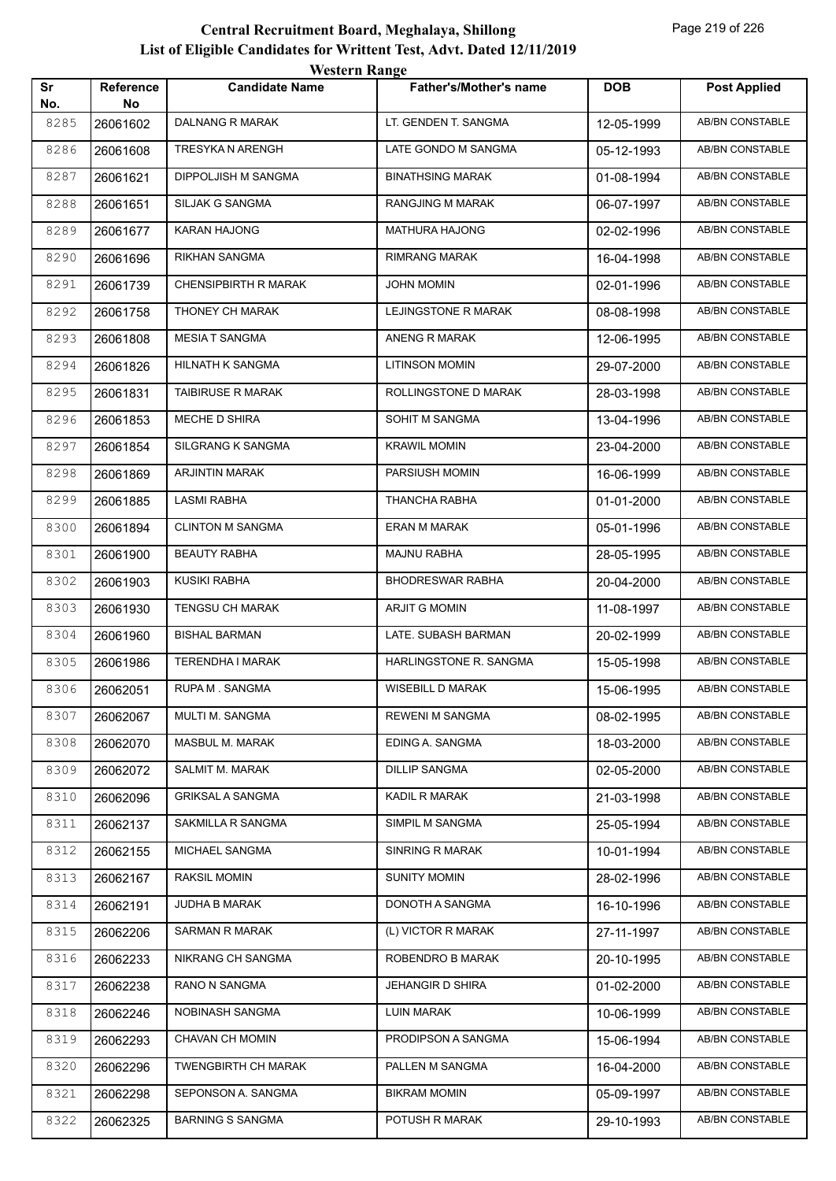# Central Recruitment Board, Meghalaya, Shillong
## List of Eligible Candidates for Writtent Test, Advt. Dated 12/11/2019
### Western Range

| Sr No. | Reference No | Candidate Name | Father's/Mother's name | DOB | Post Applied |
|---|---|---|---|---|---|
| 8285 | 26061602 | DALNANG R MARAK | LT. GENDEN T. SANGMA | 12-05-1999 | AB/BN CONSTABLE |
| 8286 | 26061608 | TRESYKA N ARENGH | LATE GONDO M SANGMA | 05-12-1993 | AB/BN CONSTABLE |
| 8287 | 26061621 | DIPPOLJISH M SANGMA | BINATHSING MARAK | 01-08-1994 | AB/BN CONSTABLE |
| 8288 | 26061651 | SILJAK G SANGMA | RANGJING M MARAK | 06-07-1997 | AB/BN CONSTABLE |
| 8289 | 26061677 | KARAN HAJONG | MATHURA HAJONG | 02-02-1996 | AB/BN CONSTABLE |
| 8290 | 26061696 | RIKHAN SANGMA | RIMRANG MARAK | 16-04-1998 | AB/BN CONSTABLE |
| 8291 | 26061739 | CHENSIPBIRTH R MARAK | JOHN MOMIN | 02-01-1996 | AB/BN CONSTABLE |
| 8292 | 26061758 | THONEY CH MARAK | LEJINGSTONE R MARAK | 08-08-1998 | AB/BN CONSTABLE |
| 8293 | 26061808 | MESIA T SANGMA | ANENG R MARAK | 12-06-1995 | AB/BN CONSTABLE |
| 8294 | 26061826 | HILNATH K SANGMA | LITINSON MOMIN | 29-07-2000 | AB/BN CONSTABLE |
| 8295 | 26061831 | TAIBIRUSE R MARAK | ROLLINGSTONE D MARAK | 28-03-1998 | AB/BN CONSTABLE |
| 8296 | 26061853 | MECHE D SHIRA | SOHIT M SANGMA | 13-04-1996 | AB/BN CONSTABLE |
| 8297 | 26061854 | SILGRANG K SANGMA | KRAWIL MOMIN | 23-04-2000 | AB/BN CONSTABLE |
| 8298 | 26061869 | ARJINTIN MARAK | PARSIUSH MOMIN | 16-06-1999 | AB/BN CONSTABLE |
| 8299 | 26061885 | LASMI RABHA | THANCHA RABHA | 01-01-2000 | AB/BN CONSTABLE |
| 8300 | 26061894 | CLINTON M SANGMA | ERAN M MARAK | 05-01-1996 | AB/BN CONSTABLE |
| 8301 | 26061900 | BEAUTY RABHA | MAJNU RABHA | 28-05-1995 | AB/BN CONSTABLE |
| 8302 | 26061903 | KUSIKI RABHA | BHODRESWAR RABHA | 20-04-2000 | AB/BN CONSTABLE |
| 8303 | 26061930 | TENGSU CH MARAK | ARJIT G MOMIN | 11-08-1997 | AB/BN CONSTABLE |
| 8304 | 26061960 | BISHAL BARMAN | LATE. SUBASH BARMAN | 20-02-1999 | AB/BN CONSTABLE |
| 8305 | 26061986 | TERENDHA I MARAK | HARLINGSTONE R. SANGMA | 15-05-1998 | AB/BN CONSTABLE |
| 8306 | 26062051 | RUPA M . SANGMA | WISEBILL D MARAK | 15-06-1995 | AB/BN CONSTABLE |
| 8307 | 26062067 | MULTI M. SANGMA | REWENI M SANGMA | 08-02-1995 | AB/BN CONSTABLE |
| 8308 | 26062070 | MASBUL M. MARAK | EDING A. SANGMA | 18-03-2000 | AB/BN CONSTABLE |
| 8309 | 26062072 | SALMIT M. MARAK | DILLIP SANGMA | 02-05-2000 | AB/BN CONSTABLE |
| 8310 | 26062096 | GRIKSAL A SANGMA | KADIL R MARAK | 21-03-1998 | AB/BN CONSTABLE |
| 8311 | 26062137 | SAKMILLA R SANGMA | SIMPIL M SANGMA | 25-05-1994 | AB/BN CONSTABLE |
| 8312 | 26062155 | MICHAEL SANGMA | SINRING R MARAK | 10-01-1994 | AB/BN CONSTABLE |
| 8313 | 26062167 | RAKSIL MOMIN | SUNITY MOMIN | 28-02-1996 | AB/BN CONSTABLE |
| 8314 | 26062191 | JUDHA B MARAK | DONOTH A SANGMA | 16-10-1996 | AB/BN CONSTABLE |
| 8315 | 26062206 | SARMAN R MARAK | (L) VICTOR R MARAK | 27-11-1997 | AB/BN CONSTABLE |
| 8316 | 26062233 | NIKRANG CH SANGMA | ROBENDRO B MARAK | 20-10-1995 | AB/BN CONSTABLE |
| 8317 | 26062238 | RANO N SANGMA | JEHANGIR D SHIRA | 01-02-2000 | AB/BN CONSTABLE |
| 8318 | 26062246 | NOBINASH SANGMA | LUIN MARAK | 10-06-1999 | AB/BN CONSTABLE |
| 8319 | 26062293 | CHAVAN CH MOMIN | PRODIPSON A SANGMA | 15-06-1994 | AB/BN CONSTABLE |
| 8320 | 26062296 | TWENGBIRTH CH MARAK | PALLEN M SANGMA | 16-04-2000 | AB/BN CONSTABLE |
| 8321 | 26062298 | SEPONSON A. SANGMA | BIKRAM MOMIN | 05-09-1997 | AB/BN CONSTABLE |
| 8322 | 26062325 | BARNING S SANGMA | POTUSH R MARAK | 29-10-1993 | AB/BN CONSTABLE |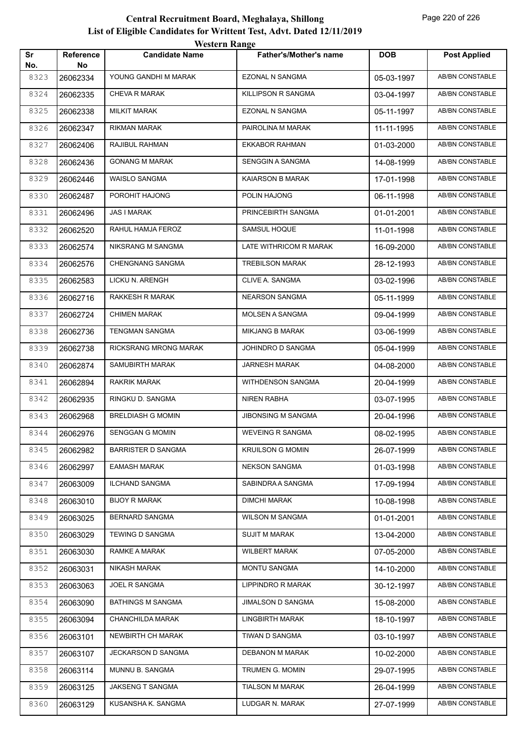# Central Recruitment Board, Meghalaya, Shillong
## List of Eligible Candidates for Writtent Test, Advt. Dated 12/11/2019
### Western Range

| Sr No. | Reference No | Candidate Name | Father's/Mother's name | DOB | Post Applied |
|---|---|---|---|---|---|
| 8323 | 26062334 | YOUNG GANDHI M MARAK | EZONAL N SANGMA | 05-03-1997 | AB/BN CONSTABLE |
| 8324 | 26062335 | CHEVA R MARAK | KILLIPSON R SANGMA | 03-04-1997 | AB/BN CONSTABLE |
| 8325 | 26062338 | MILKIT MARAK | EZONAL N SANGMA | 05-11-1997 | AB/BN CONSTABLE |
| 8326 | 26062347 | RIKMAN MARAK | PAIROLINA M MARAK | 11-11-1995 | AB/BN CONSTABLE |
| 8327 | 26062406 | RAJIBUL RAHMAN | EKKABOR RAHMAN | 01-03-2000 | AB/BN CONSTABLE |
| 8328 | 26062436 | GONANG M MARAK | SENGGIN A SANGMA | 14-08-1999 | AB/BN CONSTABLE |
| 8329 | 26062446 | WAISLO SANGMA | KAIARSON B MARAK | 17-01-1998 | AB/BN CONSTABLE |
| 8330 | 26062487 | POROHIT HAJONG | POLIN HAJONG | 06-11-1998 | AB/BN CONSTABLE |
| 8331 | 26062496 | JAS I MARAK | PRINCEBIRTH SANGMA | 01-01-2001 | AB/BN CONSTABLE |
| 8332 | 26062520 | RAHUL HAMJA FEROZ | SAMSUL HOQUE | 11-01-1998 | AB/BN CONSTABLE |
| 8333 | 26062574 | NIKSRANG M SANGMA | LATE WITHRICOM R MARAK | 16-09-2000 | AB/BN CONSTABLE |
| 8334 | 26062576 | CHENGNANG SANGMA | TREBILSON MARAK | 28-12-1993 | AB/BN CONSTABLE |
| 8335 | 26062583 | LICKU N. ARENGH | CLIVE A. SANGMA | 03-02-1996 | AB/BN CONSTABLE |
| 8336 | 26062716 | RAKKESH R MARAK | NEARSON SANGMA | 05-11-1999 | AB/BN CONSTABLE |
| 8337 | 26062724 | CHIMEN MARAK | MOLSEN A SANGMA | 09-04-1999 | AB/BN CONSTABLE |
| 8338 | 26062736 | TENGMAN SANGMA | MIKJANG B MARAK | 03-06-1999 | AB/BN CONSTABLE |
| 8339 | 26062738 | RICKSRANG MRONG MARAK | JOHINDRO D SANGMA | 05-04-1999 | AB/BN CONSTABLE |
| 8340 | 26062874 | SAMUBIRTH MARAK | JARNESH MARAK | 04-08-2000 | AB/BN CONSTABLE |
| 8341 | 26062894 | RAKRIK MARAK | WITHDENSON SANGMA | 20-04-1999 | AB/BN CONSTABLE |
| 8342 | 26062935 | RINGKU D. SANGMA | NIREN RABHA | 03-07-1995 | AB/BN CONSTABLE |
| 8343 | 26062968 | BRELDIASH G MOMIN | JIBONSING M SANGMA | 20-04-1996 | AB/BN CONSTABLE |
| 8344 | 26062976 | SENGGAN G MOMIN | WEVEING R SANGMA | 08-02-1995 | AB/BN CONSTABLE |
| 8345 | 26062982 | BARRISTER D SANGMA | KRUILSON G MOMIN | 26-07-1999 | AB/BN CONSTABLE |
| 8346 | 26062997 | EAMASH MARAK | NEKSON SANGMA | 01-03-1998 | AB/BN CONSTABLE |
| 8347 | 26063009 | ILCHAND SANGMA | SABINDRA A SANGMA | 17-09-1994 | AB/BN CONSTABLE |
| 8348 | 26063010 | BIJOY R MARAK | DIMCHI MARAK | 10-08-1998 | AB/BN CONSTABLE |
| 8349 | 26063025 | BERNARD SANGMA | WILSON M SANGMA | 01-01-2001 | AB/BN CONSTABLE |
| 8350 | 26063029 | TEWING D SANGMA | SUJIT M MARAK | 13-04-2000 | AB/BN CONSTABLE |
| 8351 | 26063030 | RAMKE A MARAK | WILBERT MARAK | 07-05-2000 | AB/BN CONSTABLE |
| 8352 | 26063031 | NIKASH MARAK | MONTU SANGMA | 14-10-2000 | AB/BN CONSTABLE |
| 8353 | 26063063 | JOEL R SANGMA | LIPPINDRO R MARAK | 30-12-1997 | AB/BN CONSTABLE |
| 8354 | 26063090 | BATHINGS M SANGMA | JIMALSON D SANGMA | 15-08-2000 | AB/BN CONSTABLE |
| 8355 | 26063094 | CHANCHILDA MARAK | LINGBIRTH MARAK | 18-10-1997 | AB/BN CONSTABLE |
| 8356 | 26063101 | NEWBIRTH CH MARAK | TIWAN D SANGMA | 03-10-1997 | AB/BN CONSTABLE |
| 8357 | 26063107 | JECKARSON D SANGMA | DEBANON M MARAK | 10-02-2000 | AB/BN CONSTABLE |
| 8358 | 26063114 | MUNNU B. SANGMA | TRUMEN G. MOMIN | 29-07-1995 | AB/BN CONSTABLE |
| 8359 | 26063125 | JAKSENG T SANGMA | TIALSON M MARAK | 26-04-1999 | AB/BN CONSTABLE |
| 8360 | 26063129 | KUSANSHA K. SANGMA | LUDGAR N. MARAK | 27-07-1999 | AB/BN CONSTABLE |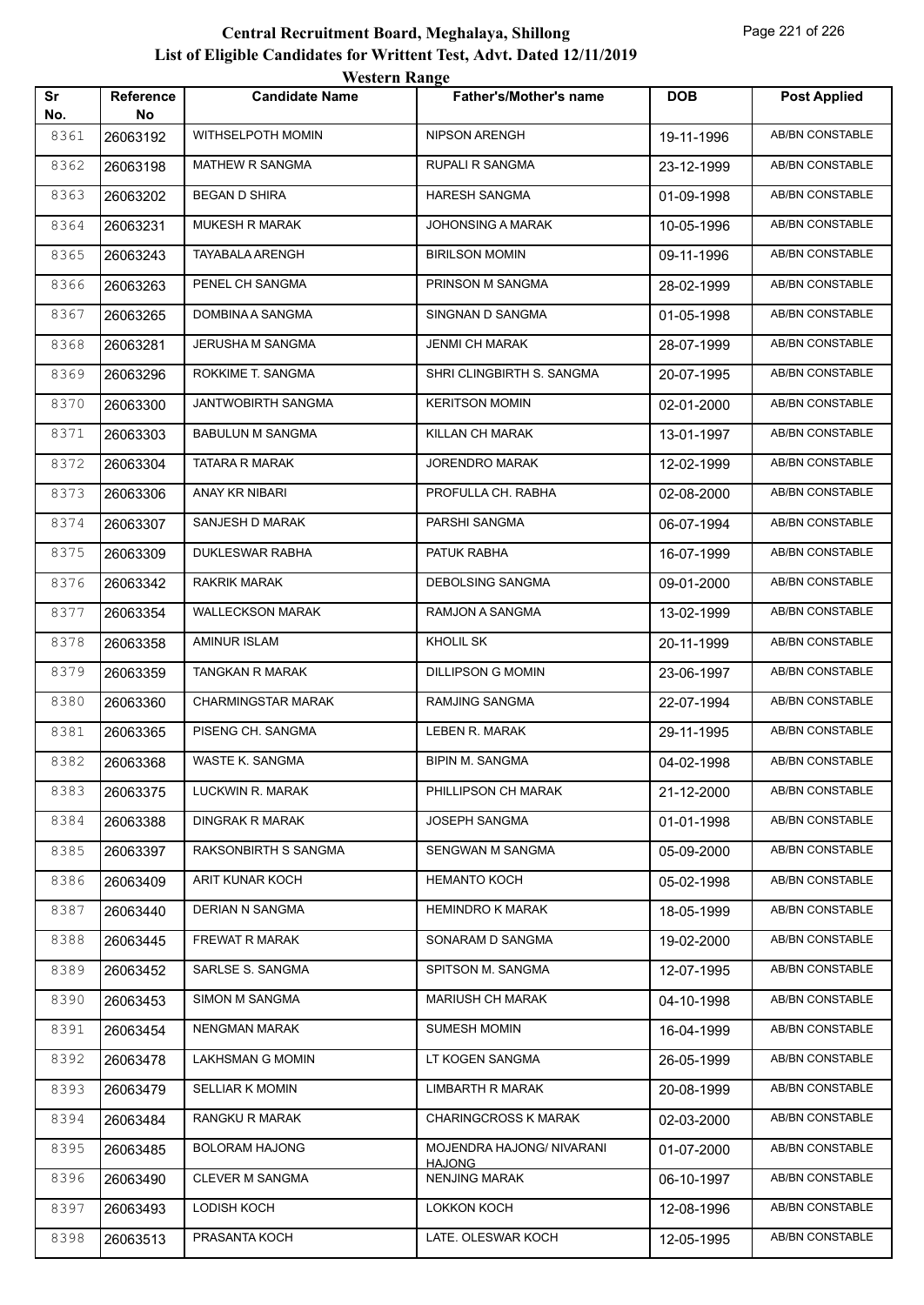# Central Recruitment Board, Meghalaya, Shillong
## List of Eligible Candidates for Writtent Test, Advt. Dated 12/11/2019
### Western Range

| Sr No. | Reference No | Candidate Name | Father's/Mother's name | DOB | Post Applied |
|---|---|---|---|---|---|
| 8361 | 26063192 | WITHSELPOTH MOMIN | NIPSON ARENGH | 19-11-1996 | AB/BN CONSTABLE |
| 8362 | 26063198 | MATHEW R SANGMA | RUPALI R SANGMA | 23-12-1999 | AB/BN CONSTABLE |
| 8363 | 26063202 | BEGAN D SHIRA | HARESH SANGMA | 01-09-1998 | AB/BN CONSTABLE |
| 8364 | 26063231 | MUKESH R MARAK | JOHONSING A MARAK | 10-05-1996 | AB/BN CONSTABLE |
| 8365 | 26063243 | TAYABALA ARENGH | BIRILSON MOMIN | 09-11-1996 | AB/BN CONSTABLE |
| 8366 | 26063263 | PENEL CH SANGMA | PRINSON M SANGMA | 28-02-1999 | AB/BN CONSTABLE |
| 8367 | 26063265 | DOMBINA A SANGMA | SINGNAN D SANGMA | 01-05-1998 | AB/BN CONSTABLE |
| 8368 | 26063281 | JERUSHA M SANGMA | JENMI CH MARAK | 28-07-1999 | AB/BN CONSTABLE |
| 8369 | 26063296 | ROKKIME T. SANGMA | SHRI CLINGBIRTH S. SANGMA | 20-07-1995 | AB/BN CONSTABLE |
| 8370 | 26063300 | JANTWOBIRTH SANGMA | KERITSON MOMIN | 02-01-2000 | AB/BN CONSTABLE |
| 8371 | 26063303 | BABULUN M SANGMA | KILLAN CH MARAK | 13-01-1997 | AB/BN CONSTABLE |
| 8372 | 26063304 | TATARA R MARAK | JORENDRO MARAK | 12-02-1999 | AB/BN CONSTABLE |
| 8373 | 26063306 | ANAY KR NIBARI | PROFULLA CH. RABHA | 02-08-2000 | AB/BN CONSTABLE |
| 8374 | 26063307 | SANJESH D MARAK | PARSHI SANGMA | 06-07-1994 | AB/BN CONSTABLE |
| 8375 | 26063309 | DUKLESWAR RABHA | PATUK RABHA | 16-07-1999 | AB/BN CONSTABLE |
| 8376 | 26063342 | RAKRIK MARAK | DEBOLSING SANGMA | 09-01-2000 | AB/BN CONSTABLE |
| 8377 | 26063354 | WALLECKSON MARAK | RAMJON A SANGMA | 13-02-1999 | AB/BN CONSTABLE |
| 8378 | 26063358 | AMINUR ISLAM | KHOLIL SK | 20-11-1999 | AB/BN CONSTABLE |
| 8379 | 26063359 | TANGKAN R MARAK | DILLIPSON G MOMIN | 23-06-1997 | AB/BN CONSTABLE |
| 8380 | 26063360 | CHARMINGSTAR MARAK | RAMJING SANGMA | 22-07-1994 | AB/BN CONSTABLE |
| 8381 | 26063365 | PISENG CH. SANGMA | LEBEN R. MARAK | 29-11-1995 | AB/BN CONSTABLE |
| 8382 | 26063368 | WASTE K. SANGMA | BIPIN M. SANGMA | 04-02-1998 | AB/BN CONSTABLE |
| 8383 | 26063375 | LUCKWIN R. MARAK | PHILLIPSON CH MARAK | 21-12-2000 | AB/BN CONSTABLE |
| 8384 | 26063388 | DINGRAK R MARAK | JOSEPH SANGMA | 01-01-1998 | AB/BN CONSTABLE |
| 8385 | 26063397 | RAKSONBIRTH S SANGMA | SENGWAN M SANGMA | 05-09-2000 | AB/BN CONSTABLE |
| 8386 | 26063409 | ARIT KUNAR KOCH | HEMANTO KOCH | 05-02-1998 | AB/BN CONSTABLE |
| 8387 | 26063440 | DERIAN N SANGMA | HEMINDRO K MARAK | 18-05-1999 | AB/BN CONSTABLE |
| 8388 | 26063445 | FREWAT R MARAK | SONARAM D SANGMA | 19-02-2000 | AB/BN CONSTABLE |
| 8389 | 26063452 | SARLSE S. SANGMA | SPITSON M. SANGMA | 12-07-1995 | AB/BN CONSTABLE |
| 8390 | 26063453 | SIMON M SANGMA | MARIUSH CH MARAK | 04-10-1998 | AB/BN CONSTABLE |
| 8391 | 26063454 | NENGMAN MARAK | SUMESH MOMIN | 16-04-1999 | AB/BN CONSTABLE |
| 8392 | 26063478 | LAKHSMAN G MOMIN | LT KOGEN SANGMA | 26-05-1999 | AB/BN CONSTABLE |
| 8393 | 26063479 | SELLIAR K MOMIN | LIMBARTH R MARAK | 20-08-1999 | AB/BN CONSTABLE |
| 8394 | 26063484 | RANGKU R MARAK | CHARINGCROSS K MARAK | 02-03-2000 | AB/BN CONSTABLE |
| 8395 | 26063485 | BOLORAM HAJONG | MOJENDRA HAJONG/ NIVARANI HAJONG | 01-07-2000 | AB/BN CONSTABLE |
| 8396 | 26063490 | CLEVER M SANGMA | NENJING MARAK | 06-10-1997 | AB/BN CONSTABLE |
| 8397 | 26063493 | LODISH KOCH | LOKKON KOCH | 12-08-1996 | AB/BN CONSTABLE |
| 8398 | 26063513 | PRASANTA KOCH | LATE. OLESWAR KOCH | 12-05-1995 | AB/BN CONSTABLE |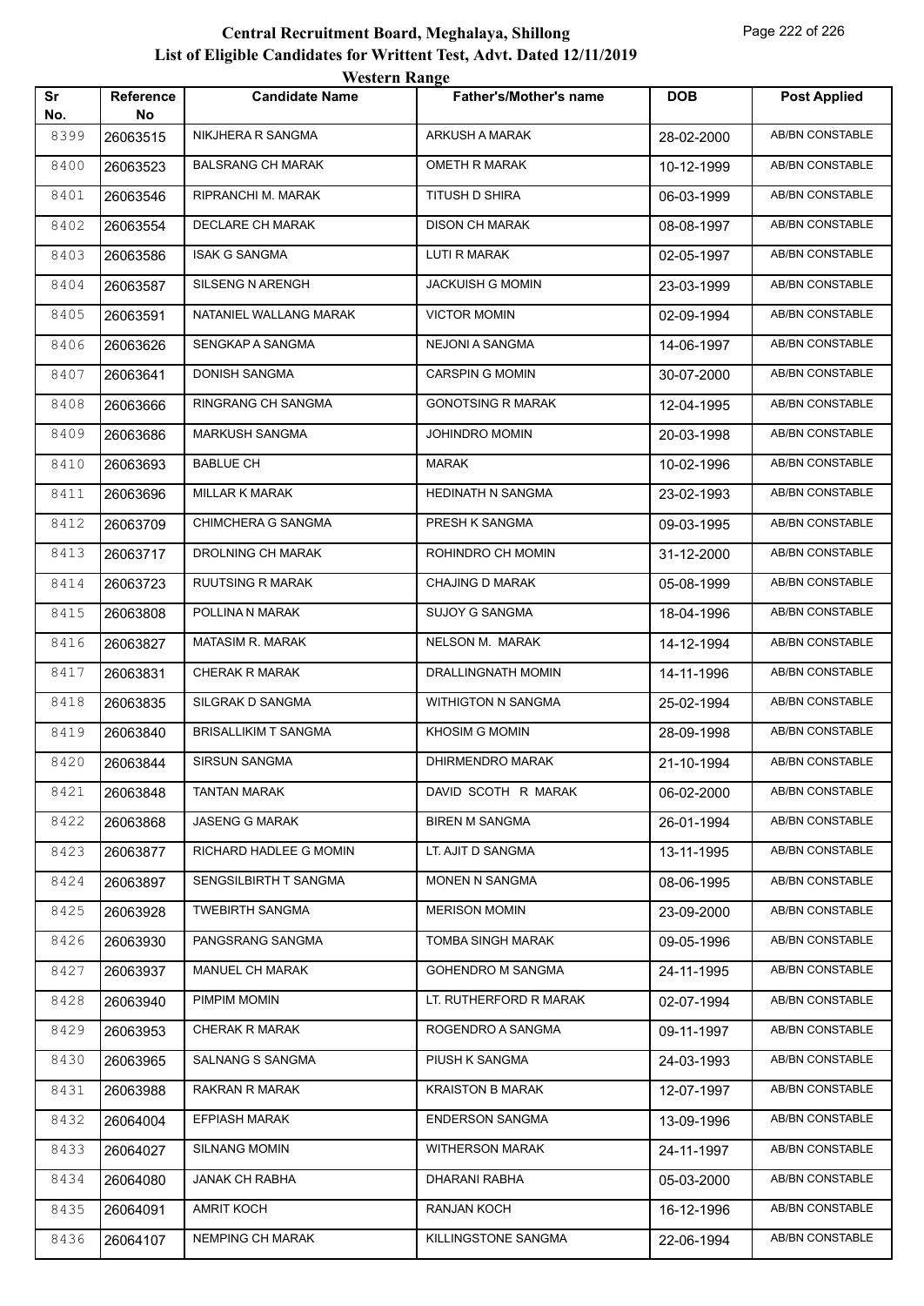# Central Recruitment Board, Meghalaya, Shillong

## List of Eligible Candidates for Writtent Test, Advt. Dated 12/11/2019

### Western Range

| Sr No. | Reference No | Candidate Name | Father's/Mother's name | DOB | Post Applied |
|---|---|---|---|---|---|
| 8399 | 26063515 | NIKJHERA R SANGMA | ARKUSH A MARAK | 28-02-2000 | AB/BN CONSTABLE |
| 8400 | 26063523 | BALSRANG CH MARAK | OMETH R MARAK | 10-12-1999 | AB/BN CONSTABLE |
| 8401 | 26063546 | RIPRANCHI M. MARAK | TITUSH D SHIRA | 06-03-1999 | AB/BN CONSTABLE |
| 8402 | 26063554 | DECLARE CH MARAK | DISON CH MARAK | 08-08-1997 | AB/BN CONSTABLE |
| 8403 | 26063586 | ISAK G SANGMA | LUTI R MARAK | 02-05-1997 | AB/BN CONSTABLE |
| 8404 | 26063587 | SILSENG N ARENGH | JACKUISH G MOMIN | 23-03-1999 | AB/BN CONSTABLE |
| 8405 | 26063591 | NATANIEL WALLANG MARAK | VICTOR MOMIN | 02-09-1994 | AB/BN CONSTABLE |
| 8406 | 26063626 | SENGKAP A SANGMA | NEJONI A SANGMA | 14-06-1997 | AB/BN CONSTABLE |
| 8407 | 26063641 | DONISH SANGMA | CARSPIN G MOMIN | 30-07-2000 | AB/BN CONSTABLE |
| 8408 | 26063666 | RINGRANG CH SANGMA | GONOTSING R MARAK | 12-04-1995 | AB/BN CONSTABLE |
| 8409 | 26063686 | MARKUSH SANGMA | JOHINDRO MOMIN | 20-03-1998 | AB/BN CONSTABLE |
| 8410 | 26063693 | BABLUE CH | MARAK | 10-02-1996 | AB/BN CONSTABLE |
| 8411 | 26063696 | MILLAR K MARAK | HEDINATH N SANGMA | 23-02-1993 | AB/BN CONSTABLE |
| 8412 | 26063709 | CHIMCHERA G SANGMA | PRESH K SANGMA | 09-03-1995 | AB/BN CONSTABLE |
| 8413 | 26063717 | DROLNING CH MARAK | ROHINDRO CH MOMIN | 31-12-2000 | AB/BN CONSTABLE |
| 8414 | 26063723 | RUUTSING R MARAK | CHAJING D MARAK | 05-08-1999 | AB/BN CONSTABLE |
| 8415 | 26063808 | POLLINA N MARAK | SUJOY G SANGMA | 18-04-1996 | AB/BN CONSTABLE |
| 8416 | 26063827 | MATASIM R. MARAK | NELSON M. MARAK | 14-12-1994 | AB/BN CONSTABLE |
| 8417 | 26063831 | CHERAK R MARAK | DRALLINGNATH MOMIN | 14-11-1996 | AB/BN CONSTABLE |
| 8418 | 26063835 | SILGRAK D SANGMA | WITHIGTON N SANGMA | 25-02-1994 | AB/BN CONSTABLE |
| 8419 | 26063840 | BRISALLIKIM T SANGMA | KHOSIM G MOMIN | 28-09-1998 | AB/BN CONSTABLE |
| 8420 | 26063844 | SIRSUN SANGMA | DHIRMENDRO MARAK | 21-10-1994 | AB/BN CONSTABLE |
| 8421 | 26063848 | TANTAN MARAK | DAVID SCOTH R MARAK | 06-02-2000 | AB/BN CONSTABLE |
| 8422 | 26063868 | JASENG G MARAK | BIREN M SANGMA | 26-01-1994 | AB/BN CONSTABLE |
| 8423 | 26063877 | RICHARD HADLEE G MOMIN | LT. AJIT D SANGMA | 13-11-1995 | AB/BN CONSTABLE |
| 8424 | 26063897 | SENGSILBIRTH T SANGMA | MONEN N SANGMA | 08-06-1995 | AB/BN CONSTABLE |
| 8425 | 26063928 | TWEBIRTH SANGMA | MERISON MOMIN | 23-09-2000 | AB/BN CONSTABLE |
| 8426 | 26063930 | PANGSRANG SANGMA | TOMBA SINGH MARAK | 09-05-1996 | AB/BN CONSTABLE |
| 8427 | 26063937 | MANUEL CH MARAK | GOHENDRO M SANGMA | 24-11-1995 | AB/BN CONSTABLE |
| 8428 | 26063940 | PIMPIM MOMIN | LT. RUTHERFORD R MARAK | 02-07-1994 | AB/BN CONSTABLE |
| 8429 | 26063953 | CHERAK R MARAK | ROGENDRO A SANGMA | 09-11-1997 | AB/BN CONSTABLE |
| 8430 | 26063965 | SALNANG S SANGMA | PIUSH K SANGMA | 24-03-1993 | AB/BN CONSTABLE |
| 8431 | 26063988 | RAKRAN R MARAK | KRAISTON B MARAK | 12-07-1997 | AB/BN CONSTABLE |
| 8432 | 26064004 | EFPIASH MARAK | ENDERSON SANGMA | 13-09-1996 | AB/BN CONSTABLE |
| 8433 | 26064027 | SILNANG MOMIN | WITHERSON MARAK | 24-11-1997 | AB/BN CONSTABLE |
| 8434 | 26064080 | JANAK CH RABHA | DHARANI RABHA | 05-03-2000 | AB/BN CONSTABLE |
| 8435 | 26064091 | AMRIT KOCH | RANJAN KOCH | 16-12-1996 | AB/BN CONSTABLE |
| 8436 | 26064107 | NEMPING CH MARAK | KILLINGSTONE SANGMA | 22-06-1994 | AB/BN CONSTABLE |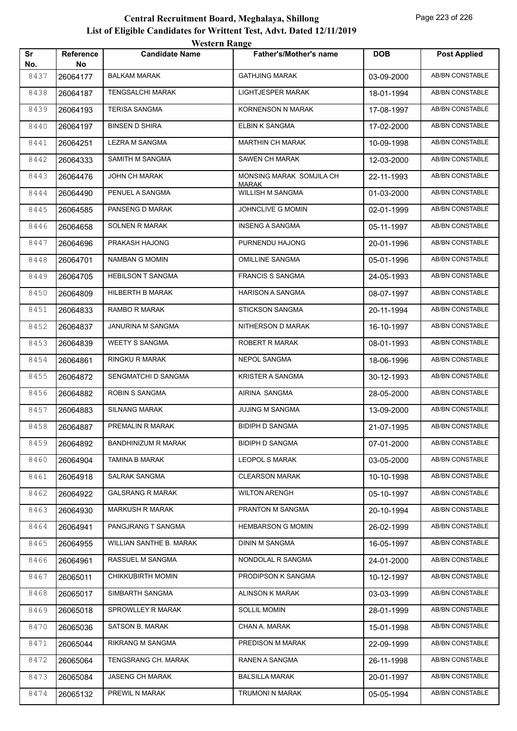# Central Recruitment Board, Meghalaya, Shillong

## List of Eligible Candidates for Writtent Test, Advt. Dated 12/11/2019

### Western Range

| Sr No. | Reference No | Candidate Name | Father's/Mother's name | DOB | Post Applied |
|---|---|---|---|---|---|
| 8437 | 26064177 | BALKAM MARAK | GATHJING MARAK | 03-09-2000 | AB/BN CONSTABLE |
| 8438 | 26064187 | TENGSALCHI MARAK | LIGHTJESPER MARAK | 18-01-1994 | AB/BN CONSTABLE |
| 8439 | 26064193 | TERISA SANGMA | KORNENSON N MARAK | 17-08-1997 | AB/BN CONSTABLE |
| 8440 | 26064197 | BINSEN D SHIRA | ELBIN K SANGMA | 17-02-2000 | AB/BN CONSTABLE |
| 8441 | 26064251 | LEZRA M SANGMA | MARTHIN CH MARAK | 10-09-1998 | AB/BN CONSTABLE |
| 8442 | 26064333 | SAMITH M SANGMA | SAWEN CH MARAK | 12-03-2000 | AB/BN CONSTABLE |
| 8443 | 26064476 | JOHN CH MARAK | MONSING MARAK SOMJILA CH MARAK | 22-11-1993 | AB/BN CONSTABLE |
| 8444 | 26064490 | PENUEL A SANGMA | WILLISH M SANGMA | 01-03-2000 | AB/BN CONSTABLE |
| 8445 | 26064585 | PANSENG D MARAK | JOHNCLIVE G MOMIN | 02-01-1999 | AB/BN CONSTABLE |
| 8446 | 26064658 | SOLNEN R MARAK | INSENG A SANGMA | 05-11-1997 | AB/BN CONSTABLE |
| 8447 | 26064696 | PRAKASH HAJONG | PURNENDU HAJONG | 20-01-1996 | AB/BN CONSTABLE |
| 8448 | 26064701 | NAMBAN G MOMIN | OMILLINE SANGMA | 05-01-1996 | AB/BN CONSTABLE |
| 8449 | 26064705 | HEBILSON T SANGMA | FRANCIS S SANGMA | 24-05-1993 | AB/BN CONSTABLE |
| 8450 | 26064809 | HILBERTH B MARAK | HARISON A SANGMA | 08-07-1997 | AB/BN CONSTABLE |
| 8451 | 26064833 | RAMBO R MARAK | STICKSON SANGMA | 20-11-1994 | AB/BN CONSTABLE |
| 8452 | 26064837 | JANURINA M SANGMA | NITHERSON D MARAK | 16-10-1997 | AB/BN CONSTABLE |
| 8453 | 26064839 | WEETY S SANGMA | ROBERT R MARAK | 08-01-1993 | AB/BN CONSTABLE |
| 8454 | 26064861 | RINGKU R MARAK | NEPOL SANGMA | 18-06-1996 | AB/BN CONSTABLE |
| 8455 | 26064872 | SENGMATCHI D SANGMA | KRISTER A SANGMA | 30-12-1993 | AB/BN CONSTABLE |
| 8456 | 26064882 | ROBIN S SANGMA | AIRINA SANGMA | 28-05-2000 | AB/BN CONSTABLE |
| 8457 | 26064883 | SILNANG MARAK | JUJING M SANGMA | 13-09-2000 | AB/BN CONSTABLE |
| 8458 | 26064887 | PREMALIN R MARAK | BIDIPH D SANGMA | 21-07-1995 | AB/BN CONSTABLE |
| 8459 | 26064892 | BANDHINIZUM R MARAK | BIDIPH D SANGMA | 07-01-2000 | AB/BN CONSTABLE |
| 8460 | 26064904 | TAMINA B MARAK | LEOPOL S MARAK | 03-05-2000 | AB/BN CONSTABLE |
| 8461 | 26064918 | SALRAK SANGMA | CLEARSON MARAK | 10-10-1998 | AB/BN CONSTABLE |
| 8462 | 26064922 | GALSRANG R MARAK | WILTON ARENGH | 05-10-1997 | AB/BN CONSTABLE |
| 8463 | 26064930 | MARKUSH R MARAK | PRANTON M SANGMA | 20-10-1994 | AB/BN CONSTABLE |
| 8464 | 26064941 | PANGJRANG T SANGMA | HEMBARSON G MOMIN | 26-02-1999 | AB/BN CONSTABLE |
| 8465 | 26064955 | WILLIAN SANTHE B. MARAK | DININ M SANGMA | 16-05-1997 | AB/BN CONSTABLE |
| 8466 | 26064961 | RASSUEL M SANGMA | NONDOLAL R SANGMA | 24-01-2000 | AB/BN CONSTABLE |
| 8467 | 26065011 | CHIKKUBIRTH MOMIN | PRODIPSON K SANGMA | 10-12-1997 | AB/BN CONSTABLE |
| 8468 | 26065017 | SIMBARTH SANGMA | ALINSON K MARAK | 03-03-1999 | AB/BN CONSTABLE |
| 8469 | 26065018 | SPROWLLEY R MARAK | SOLLIL MOMIN | 28-01-1999 | AB/BN CONSTABLE |
| 8470 | 26065036 | SATSON B. MARAK | CHAN A. MARAK | 15-01-1998 | AB/BN CONSTABLE |
| 8471 | 26065044 | RIKRANG M SANGMA | PREDISON M MARAK | 22-09-1999 | AB/BN CONSTABLE |
| 8472 | 26065064 | TENGSRANG CH. MARAK | RANEN A SANGMA | 26-11-1998 | AB/BN CONSTABLE |
| 8473 | 26065084 | JASENG CH MARAK | BALSILLA MARAK | 20-01-1997 | AB/BN CONSTABLE |
| 8474 | 26065132 | PREWIL N MARAK | TRUMONI N MARAK | 05-05-1994 | AB/BN CONSTABLE |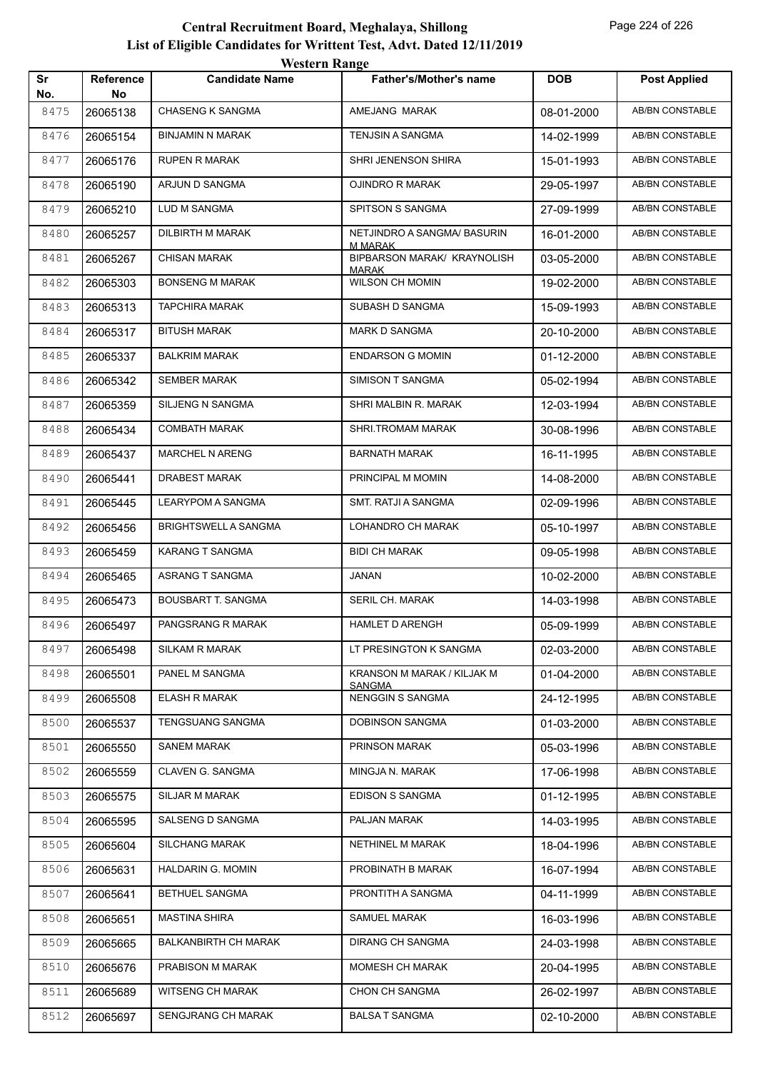# Central Recruitment Board, Meghalaya, Shillong

## List of Eligible Candidates for Writtent Test, Advt. Dated 12/11/2019

### Western Range

| Sr No. | Reference No | Candidate Name | Father's/Mother's name | DOB | Post Applied |
|---|---|---|---|---|---|
| 8475 | 26065138 | CHASENG K SANGMA | AMEJANG MARAK | 08-01-2000 | AB/BN CONSTABLE |
| 8476 | 26065154 | BINJAMIN N MARAK | TENJSIN A SANGMA | 14-02-1999 | AB/BN CONSTABLE |
| 8477 | 26065176 | RUPEN R MARAK | SHRI JENENSON SHIRA | 15-01-1993 | AB/BN CONSTABLE |
| 8478 | 26065190 | ARJUN D SANGMA | OJINDRO R MARAK | 29-05-1997 | AB/BN CONSTABLE |
| 8479 | 26065210 | LUD M SANGMA | SPITSON S SANGMA | 27-09-1999 | AB/BN CONSTABLE |
| 8480 | 26065257 | DILBIRTH M MARAK | NETJINDRO A SANGMA/ BASURIN M MARAK | 16-01-2000 | AB/BN CONSTABLE |
| 8481 | 26065267 | CHISAN MARAK | BIPBARSON MARAK/ KRAYNOLISH MARAK | 03-05-2000 | AB/BN CONSTABLE |
| 8482 | 26065303 | BONSENG M MARAK | WILSON CH MOMIN | 19-02-2000 | AB/BN CONSTABLE |
| 8483 | 26065313 | TAPCHIRA MARAK | SUBASH D SANGMA | 15-09-1993 | AB/BN CONSTABLE |
| 8484 | 26065317 | BITUSH MARAK | MARK D SANGMA | 20-10-2000 | AB/BN CONSTABLE |
| 8485 | 26065337 | BALKRIM MARAK | ENDARSON G MOMIN | 01-12-2000 | AB/BN CONSTABLE |
| 8486 | 26065342 | SEMBER MARAK | SIMISON T SANGMA | 05-02-1994 | AB/BN CONSTABLE |
| 8487 | 26065359 | SILJENG N SANGMA | SHRI MALBIN R. MARAK | 12-03-1994 | AB/BN CONSTABLE |
| 8488 | 26065434 | COMBATH MARAK | SHRI.TROMAM MARAK | 30-08-1996 | AB/BN CONSTABLE |
| 8489 | 26065437 | MARCHEL N ARENG | BARNATH MARAK | 16-11-1995 | AB/BN CONSTABLE |
| 8490 | 26065441 | DRABEST MARAK | PRINCIPAL M MOMIN | 14-08-2000 | AB/BN CONSTABLE |
| 8491 | 26065445 | LEARYPOM A SANGMA | SMT. RATJI A SANGMA | 02-09-1996 | AB/BN CONSTABLE |
| 8492 | 26065456 | BRIGHTSWELL A SANGMA | LOHANDRO CH MARAK | 05-10-1997 | AB/BN CONSTABLE |
| 8493 | 26065459 | KARANG T SANGMA | BIDI CH MARAK | 09-05-1998 | AB/BN CONSTABLE |
| 8494 | 26065465 | ASRANG T SANGMA | JANAN | 10-02-2000 | AB/BN CONSTABLE |
| 8495 | 26065473 | BOUSBART T. SANGMA | SERIL CH. MARAK | 14-03-1998 | AB/BN CONSTABLE |
| 8496 | 26065497 | PANGSRANG R MARAK | HAMLET D ARENGH | 05-09-1999 | AB/BN CONSTABLE |
| 8497 | 26065498 | SILKAM R MARAK | LT PRESINGTON K SANGMA | 02-03-2000 | AB/BN CONSTABLE |
| 8498 | 26065501 | PANEL M SANGMA | KRANSON M MARAK / KILJAK M SANGMA | 01-04-2000 | AB/BN CONSTABLE |
| 8499 | 26065508 | ELASH R MARAK | NENGGIN S SANGMA | 24-12-1995 | AB/BN CONSTABLE |
| 8500 | 26065537 | TENGSUANG SANGMA | DOBINSON SANGMA | 01-03-2000 | AB/BN CONSTABLE |
| 8501 | 26065550 | SANEM MARAK | PRINSON MARAK | 05-03-1996 | AB/BN CONSTABLE |
| 8502 | 26065559 | CLAVEN G. SANGMA | MINGJA N. MARAK | 17-06-1998 | AB/BN CONSTABLE |
| 8503 | 26065575 | SILJAR M MARAK | EDISON S SANGMA | 01-12-1995 | AB/BN CONSTABLE |
| 8504 | 26065595 | SALSENG D SANGMA | PALJAN MARAK | 14-03-1995 | AB/BN CONSTABLE |
| 8505 | 26065604 | SILCHANG MARAK | NETHINEL M MARAK | 18-04-1996 | AB/BN CONSTABLE |
| 8506 | 26065631 | HALDARIN G. MOMIN | PROBINATH B MARAK | 16-07-1994 | AB/BN CONSTABLE |
| 8507 | 26065641 | BETHUEL SANGMA | PRONTITH A SANGMA | 04-11-1999 | AB/BN CONSTABLE |
| 8508 | 26065651 | MASTINA SHIRA | SAMUEL MARAK | 16-03-1996 | AB/BN CONSTABLE |
| 8509 | 26065665 | BALKANBIRTH CH MARAK | DIRANG CH SANGMA | 24-03-1998 | AB/BN CONSTABLE |
| 8510 | 26065676 | PRABISON M MARAK | MOMESH CH MARAK | 20-04-1995 | AB/BN CONSTABLE |
| 8511 | 26065689 | WITSENG CH MARAK | CHON CH SANGMA | 26-02-1997 | AB/BN CONSTABLE |
| 8512 | 26065697 | SENGJRANG CH MARAK | BALSA T SANGMA | 02-10-2000 | AB/BN CONSTABLE |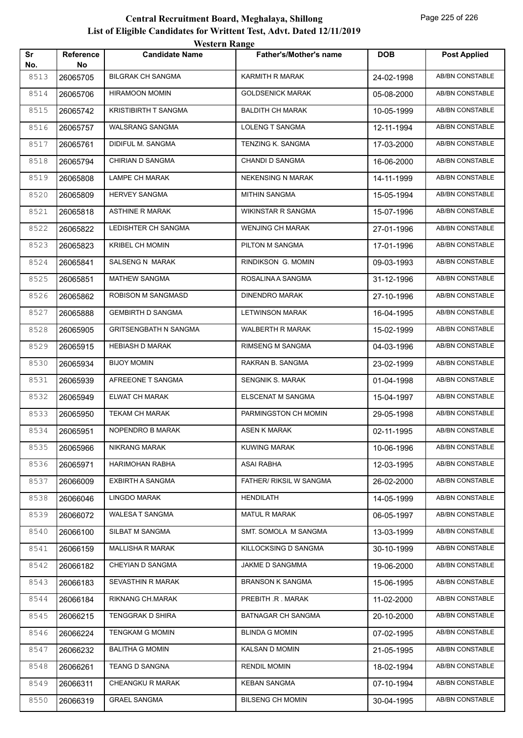# Central Recruitment Board, Meghalaya, Shillong
## List of Eligible Candidates for Writtent Test, Advt. Dated 12/11/2019
### Western Range

| Sr No. | Reference No | Candidate Name | Father's/Mother's name | DOB | Post Applied |
|---|---|---|---|---|---|
| 8513 | 26065705 | BILGRAK CH SANGMA | KARMITH R MARAK | 24-02-1998 | AB/BN CONSTABLE |
| 8514 | 26065706 | HIRAMOON MOMIN | GOLDSENICK MARAK | 05-08-2000 | AB/BN CONSTABLE |
| 8515 | 26065742 | KRISTIBIRTH T SANGMA | BALDITH CH MARAK | 10-05-1999 | AB/BN CONSTABLE |
| 8516 | 26065757 | WALSRANG SANGMA | LOLENG T SANGMA | 12-11-1994 | AB/BN CONSTABLE |
| 8517 | 26065761 | DIDIFUL M. SANGMA | TENZING K. SANGMA | 17-03-2000 | AB/BN CONSTABLE |
| 8518 | 26065794 | CHIRIAN D SANGMA | CHANDI D SANGMA | 16-06-2000 | AB/BN CONSTABLE |
| 8519 | 26065808 | LAMPE CH MARAK | NEKENSING N MARAK | 14-11-1999 | AB/BN CONSTABLE |
| 8520 | 26065809 | HERVEY SANGMA | MITHIN SANGMA | 15-05-1994 | AB/BN CONSTABLE |
| 8521 | 26065818 | ASTHINE R MARAK | WIKINSTAR R SANGMA | 15-07-1996 | AB/BN CONSTABLE |
| 8522 | 26065822 | LEDISHTER CH SANGMA | WENJING CH MARAK | 27-01-1996 | AB/BN CONSTABLE |
| 8523 | 26065823 | KRIBEL CH MOMIN | PILTON M SANGMA | 17-01-1996 | AB/BN CONSTABLE |
| 8524 | 26065841 | SALSENG N MARAK | RINDIKSON G. MOMIN | 09-03-1993 | AB/BN CONSTABLE |
| 8525 | 26065851 | MATHEW SANGMA | ROSALINA A SANGMA | 31-12-1996 | AB/BN CONSTABLE |
| 8526 | 26065862 | ROBISON M SANGMASD | DINENDRO MARAK | 27-10-1996 | AB/BN CONSTABLE |
| 8527 | 26065888 | GEMBIRTH D SANGMA | LETWINSON MARAK | 16-04-1995 | AB/BN CONSTABLE |
| 8528 | 26065905 | GRITSENGBATH N SANGMA | WALBERTH R MARAK | 15-02-1999 | AB/BN CONSTABLE |
| 8529 | 26065915 | HEBIASH D MARAK | RIMSENG M SANGMA | 04-03-1996 | AB/BN CONSTABLE |
| 8530 | 26065934 | BIJOY MOMIN | RAKRAN B. SANGMA | 23-02-1999 | AB/BN CONSTABLE |
| 8531 | 26065939 | AFREEONE T SANGMA | SENGNIK S. MARAK | 01-04-1998 | AB/BN CONSTABLE |
| 8532 | 26065949 | ELWAT CH MARAK | ELSCENAT M SANGMA | 15-04-1997 | AB/BN CONSTABLE |
| 8533 | 26065950 | TEKAM CH MARAK | PARMINGSTON CH MOMIN | 29-05-1998 | AB/BN CONSTABLE |
| 8534 | 26065951 | NOPENDRO B MARAK | ASEN K MARAK | 02-11-1995 | AB/BN CONSTABLE |
| 8535 | 26065966 | NIKRANG MARAK | KUWING MARAK | 10-06-1996 | AB/BN CONSTABLE |
| 8536 | 26065971 | HARIMOHAN RABHA | ASAI RABHA | 12-03-1995 | AB/BN CONSTABLE |
| 8537 | 26066009 | EXBIRTH A SANGMA | FATHER/ RIKSIL W SANGMA | 26-02-2000 | AB/BN CONSTABLE |
| 8538 | 26066046 | LINGDO MARAK | HENDILATH | 14-05-1999 | AB/BN CONSTABLE |
| 8539 | 26066072 | WALESA T SANGMA | MATUL R MARAK | 06-05-1997 | AB/BN CONSTABLE |
| 8540 | 26066100 | SILBAT M SANGMA | SMT. SOMOLA M SANGMA | 13-03-1999 | AB/BN CONSTABLE |
| 8541 | 26066159 | MALLISHA R MARAK | KILLOCKSING D SANGMA | 30-10-1999 | AB/BN CONSTABLE |
| 8542 | 26066182 | CHEYIAN D SANGMA | JAKME D SANGMMA | 19-06-2000 | AB/BN CONSTABLE |
| 8543 | 26066183 | SEVASTHIN R MARAK | BRANSON K SANGMA | 15-06-1995 | AB/BN CONSTABLE |
| 8544 | 26066184 | RIKNANG CH.MARAK | PREBITH .R . MARAK | 11-02-2000 | AB/BN CONSTABLE |
| 8545 | 26066215 | TENGGRAK D SHIRA | BATNAGAR CH SANGMA | 20-10-2000 | AB/BN CONSTABLE |
| 8546 | 26066224 | TENGKAM G MOMIN | BLINDA G MOMIN | 07-02-1995 | AB/BN CONSTABLE |
| 8547 | 26066232 | BALITHA G MOMIN | KALSAN D MOMIN | 21-05-1995 | AB/BN CONSTABLE |
| 8548 | 26066261 | TEANG D SANGNA | RENDIL MOMIN | 18-02-1994 | AB/BN CONSTABLE |
| 8549 | 26066311 | CHEANGKU R MARAK | KEBAN SANGMA | 07-10-1994 | AB/BN CONSTABLE |
| 8550 | 26066319 | GRAEL SANGMA | BILSENG CH MOMIN | 30-04-1995 | AB/BN CONSTABLE |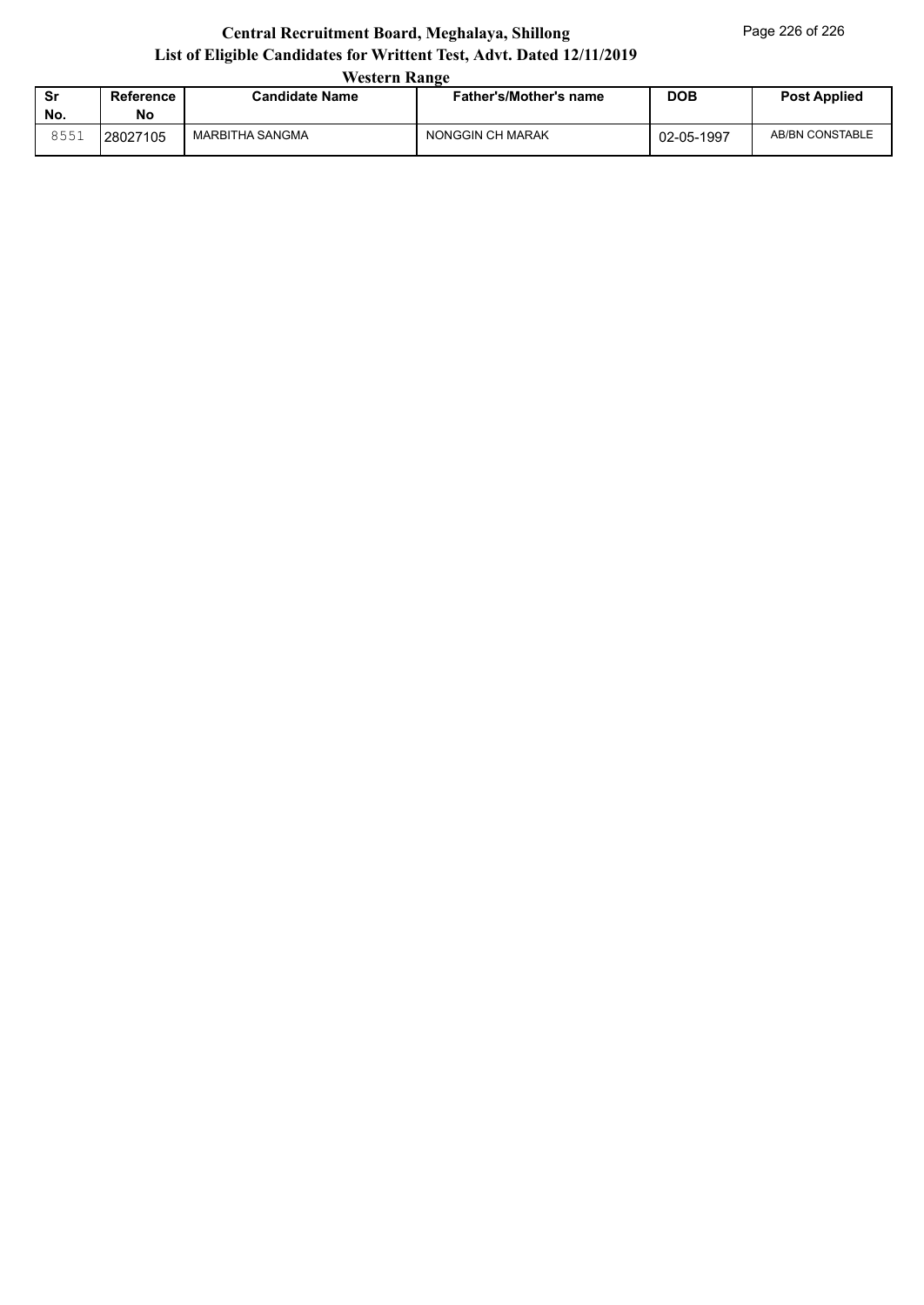# Central Recruitment Board, Meghalaya, Shillong

## List of Eligible Candidates for Writtent Test, Advt. Dated 12/11/2019

### Western Range

| Sr No. | Reference No | Candidate Name | Father's/Mother's name | DOB | Post Applied |
|---|---|---|---|---|---|
| 8551 | 28027105 | MARBITHA SANGMA | NONGGIN CH MARAK | 02-05-1997 | AB/BN CONSTABLE |